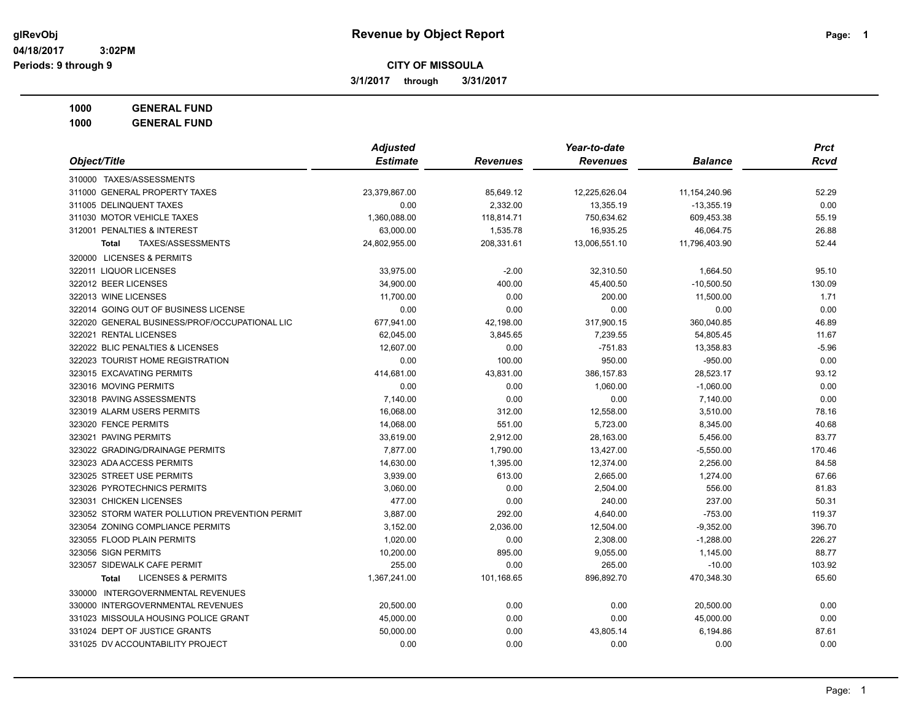glRevObj
04/18/2017 3:02PM
Periods: 9 through 9

# Revenue by Object Report

**CITY OF MISSOULA**

**3/1/2017 through 3/31/2017**

**1000 GENERAL FUND**
**1000 GENERAL FUND**

| Object/Title | Adjusted Estimate | Revenues | Year-to-date Revenues | Balance | Prct Rcvd |
|---|---|---|---|---|---|
| 310000 TAXES/ASSESSMENTS | | | | | |
| 311000 GENERAL PROPERTY TAXES | 23,379,867.00 | 85,649.12 | 12,225,626.04 | 11,154,240.96 | 52.29 |
| 311005 DELINQUENT TAXES | 0.00 | 2,332.00 | 13,355.19 | -13,355.19 | 0.00 |
| 311030 MOTOR VEHICLE TAXES | 1,360,088.00 | 118,814.71 | 750,634.62 | 609,453.38 | 55.19 |
| 312001 PENALTIES & INTEREST | 63,000.00 | 1,535.78 | 16,935.25 | 46,064.75 | 26.88 |
| **Total** TAXES/ASSESSMENTS | 24,802,955.00 | 208,331.61 | 13,006,551.10 | 11,796,403.90 | 52.44 |
| 320000 LICENSES & PERMITS | | | | | |
| 322011 LIQUOR LICENSES | 33,975.00 | -2.00 | 32,310.50 | 1,664.50 | 95.10 |
| 322012 BEER LICENSES | 34,900.00 | 400.00 | 45,400.50 | -10,500.50 | 130.09 |
| 322013 WINE LICENSES | 11,700.00 | 0.00 | 200.00 | 11,500.00 | 1.71 |
| 322014 GOING OUT OF BUSINESS LICENSE | 0.00 | 0.00 | 0.00 | 0.00 | 0.00 |
| 322020 GENERAL BUSINESS/PROF/OCCUPATIONAL LIC | 677,941.00 | 42,198.00 | 317,900.15 | 360,040.85 | 46.89 |
| 322021 RENTAL LICENSES | 62,045.00 | 3,845.65 | 7,239.55 | 54,805.45 | 11.67 |
| 322022 BLIC PENALTIES & LICENSES | 12,607.00 | 0.00 | -751.83 | 13,358.83 | -5.96 |
| 322023 TOURIST HOME REGISTRATION | 0.00 | 100.00 | 950.00 | -950.00 | 0.00 |
| 323015 EXCAVATING PERMITS | 414,681.00 | 43,831.00 | 386,157.83 | 28,523.17 | 93.12 |
| 323016 MOVING PERMITS | 0.00 | 0.00 | 1,060.00 | -1,060.00 | 0.00 |
| 323018 PAVING ASSESSMENTS | 7,140.00 | 0.00 | 0.00 | 7,140.00 | 0.00 |
| 323019 ALARM USERS PERMITS | 16,068.00 | 312.00 | 12,558.00 | 3,510.00 | 78.16 |
| 323020 FENCE PERMITS | 14,068.00 | 551.00 | 5,723.00 | 8,345.00 | 40.68 |
| 323021 PAVING PERMITS | 33,619.00 | 2,912.00 | 28,163.00 | 5,456.00 | 83.77 |
| 323022 GRADING/DRAINAGE PERMITS | 7,877.00 | 1,790.00 | 13,427.00 | -5,550.00 | 170.46 |
| 323023 ADA ACCESS PERMITS | 14,630.00 | 1,395.00 | 12,374.00 | 2,256.00 | 84.58 |
| 323025 STREET USE PERMITS | 3,939.00 | 613.00 | 2,665.00 | 1,274.00 | 67.66 |
| 323026 PYROTECHNICS PERMITS | 3,060.00 | 0.00 | 2,504.00 | 556.00 | 81.83 |
| 323031 CHICKEN LICENSES | 477.00 | 0.00 | 240.00 | 237.00 | 50.31 |
| 323052 STORM WATER POLLUTION PREVENTION PERMIT | 3,887.00 | 292.00 | 4,640.00 | -753.00 | 119.37 |
| 323054 ZONING COMPLIANCE PERMITS | 3,152.00 | 2,036.00 | 12,504.00 | -9,352.00 | 396.70 |
| 323055 FLOOD PLAIN PERMITS | 1,020.00 | 0.00 | 2,308.00 | -1,288.00 | 226.27 |
| 323056 SIGN PERMITS | 10,200.00 | 895.00 | 9,055.00 | 1,145.00 | 88.77 |
| 323057 SIDEWALK CAFE PERMIT | 255.00 | 0.00 | 265.00 | -10.00 | 103.92 |
| **Total** LICENSES & PERMITS | 1,367,241.00 | 101,168.65 | 896,892.70 | 470,348.30 | 65.60 |
| 330000 INTERGOVERNMENTAL REVENUES | | | | | |
| 330000 INTERGOVERNMENTAL REVENUES | 20,500.00 | 0.00 | 0.00 | 20,500.00 | 0.00 |
| 331023 MISSOULA HOUSING POLICE GRANT | 45,000.00 | 0.00 | 0.00 | 45,000.00 | 0.00 |
| 331024 DEPT OF JUSTICE GRANTS | 50,000.00 | 0.00 | 43,805.14 | 6,194.86 | 87.61 |
| 331025 DV ACCOUNTABILITY PROJECT | 0.00 | 0.00 | 0.00 | 0.00 | 0.00 |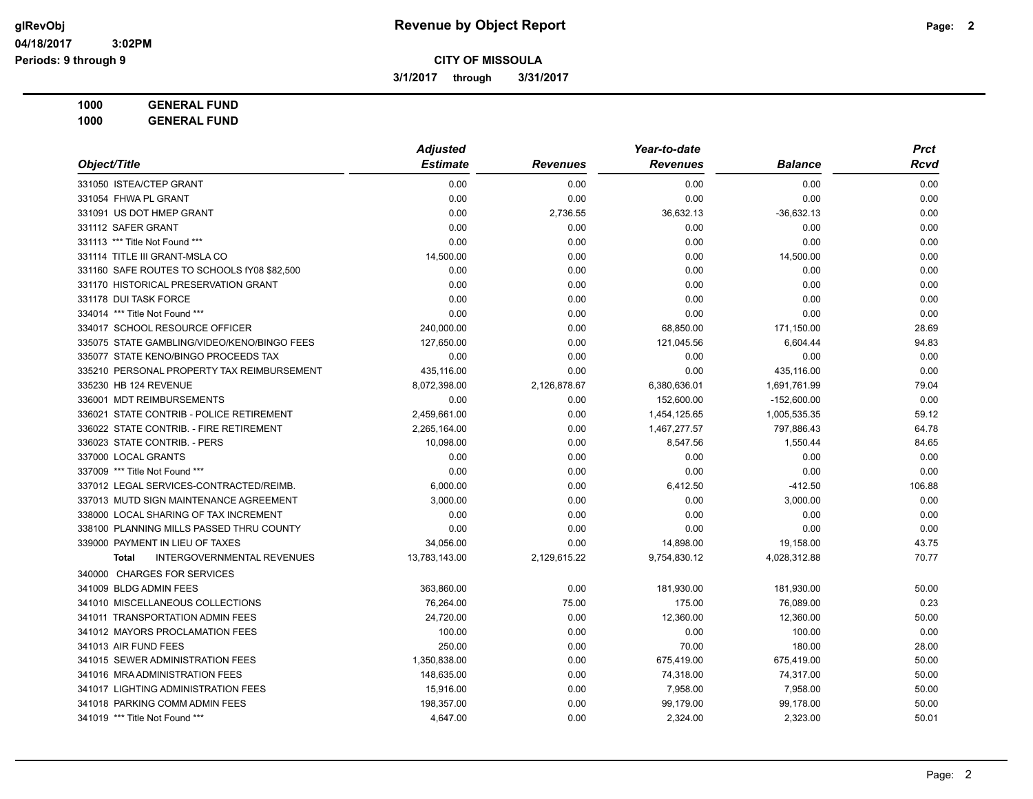**Revenue by Object Report**

**CITY OF MISSOULA**

**3/1/2017 through 3/31/2017**

glRevObj
04/18/2017 3:02PM
Periods: 9 through 9

**1000 GENERAL FUND**
**1000 GENERAL FUND**

| Object/Title | Adjusted Estimate | Revenues | Year-to-date Revenues | Balance | Prct Rcvd |
|---|---|---|---|---|---|
| 331050 ISTEA/CTEP GRANT | 0.00 | 0.00 | 0.00 | 0.00 | 0.00 |
| 331054 FHWA PL GRANT | 0.00 | 0.00 | 0.00 | 0.00 | 0.00 |
| 331091 US DOT HMEP GRANT | 0.00 | 2,736.55 | 36,632.13 | -36,632.13 | 0.00 |
| 331112 SAFER GRANT | 0.00 | 0.00 | 0.00 | 0.00 | 0.00 |
| 331113 *** Title Not Found *** | 0.00 | 0.00 | 0.00 | 0.00 | 0.00 |
| 331114 TITLE III GRANT-MSLA CO | 14,500.00 | 0.00 | 0.00 | 14,500.00 | 0.00 |
| 331160 SAFE ROUTES TO SCHOOLS fY08 $82,500 | 0.00 | 0.00 | 0.00 | 0.00 | 0.00 |
| 331170 HISTORICAL PRESERVATION GRANT | 0.00 | 0.00 | 0.00 | 0.00 | 0.00 |
| 331178 DUI TASK FORCE | 0.00 | 0.00 | 0.00 | 0.00 | 0.00 |
| 334014 *** Title Not Found *** | 0.00 | 0.00 | 0.00 | 0.00 | 0.00 |
| 334017 SCHOOL RESOURCE OFFICER | 240,000.00 | 0.00 | 68,850.00 | 171,150.00 | 28.69 |
| 335075 STATE GAMBLING/VIDEO/KENO/BINGO FEES | 127,650.00 | 0.00 | 121,045.56 | 6,604.44 | 94.83 |
| 335077 STATE KENO/BINGO PROCEEDS TAX | 0.00 | 0.00 | 0.00 | 0.00 | 0.00 |
| 335210 PERSONAL PROPERTY TAX REIMBURSEMENT | 435,116.00 | 0.00 | 0.00 | 435,116.00 | 0.00 |
| 335230 HB 124 REVENUE | 8,072,398.00 | 2,126,878.67 | 6,380,636.01 | 1,691,761.99 | 79.04 |
| 336001 MDT REIMBURSEMENTS | 0.00 | 0.00 | 152,600.00 | -152,600.00 | 0.00 |
| 336021 STATE CONTRIB - POLICE RETIREMENT | 2,459,661.00 | 0.00 | 1,454,125.65 | 1,005,535.35 | 59.12 |
| 336022 STATE CONTRIB. - FIRE RETIREMENT | 2,265,164.00 | 0.00 | 1,467,277.57 | 797,886.43 | 64.78 |
| 336023 STATE CONTRIB. - PERS | 10,098.00 | 0.00 | 8,547.56 | 1,550.44 | 84.65 |
| 337000 LOCAL GRANTS | 0.00 | 0.00 | 0.00 | 0.00 | 0.00 |
| 337009 *** Title Not Found *** | 0.00 | 0.00 | 0.00 | 0.00 | 0.00 |
| 337012 LEGAL SERVICES-CONTRACTED/REIMB. | 6,000.00 | 0.00 | 6,412.50 | -412.50 | 106.88 |
| 337013 MUTD SIGN MAINTENANCE AGREEMENT | 3,000.00 | 0.00 | 0.00 | 3,000.00 | 0.00 |
| 338000 LOCAL SHARING OF TAX INCREMENT | 0.00 | 0.00 | 0.00 | 0.00 | 0.00 |
| 338100 PLANNING MILLS PASSED THRU COUNTY | 0.00 | 0.00 | 0.00 | 0.00 | 0.00 |
| 339000 PAYMENT IN LIEU OF TAXES | 34,056.00 | 0.00 | 14,898.00 | 19,158.00 | 43.75 |
| **Total** INTERGOVERNMENTAL REVENUES | 13,783,143.00 | 2,129,615.22 | 9,754,830.12 | 4,028,312.88 | 70.77 |
| 340000 CHARGES FOR SERVICES | | | | | |
| 341009 BLDG ADMIN FEES | 363,860.00 | 0.00 | 181,930.00 | 181,930.00 | 50.00 |
| 341010 MISCELLANEOUS COLLECTIONS | 76,264.00 | 75.00 | 175.00 | 76,089.00 | 0.23 |
| 341011 TRANSPORTATION ADMIN FEES | 24,720.00 | 0.00 | 12,360.00 | 12,360.00 | 50.00 |
| 341012 MAYORS PROCLAMATION FEES | 100.00 | 0.00 | 0.00 | 100.00 | 0.00 |
| 341013 AIR FUND FEES | 250.00 | 0.00 | 70.00 | 180.00 | 28.00 |
| 341015 SEWER ADMINISTRATION FEES | 1,350,838.00 | 0.00 | 675,419.00 | 675,419.00 | 50.00 |
| 341016 MRA ADMINISTRATION FEES | 148,635.00 | 0.00 | 74,318.00 | 74,317.00 | 50.00 |
| 341017 LIGHTING ADMINISTRATION FEES | 15,916.00 | 0.00 | 7,958.00 | 7,958.00 | 50.00 |
| 341018 PARKING COMM ADMIN FEES | 198,357.00 | 0.00 | 99,179.00 | 99,178.00 | 50.00 |
| 341019 *** Title Not Found *** | 4,647.00 | 0.00 | 2,324.00 | 2,323.00 | 50.01 |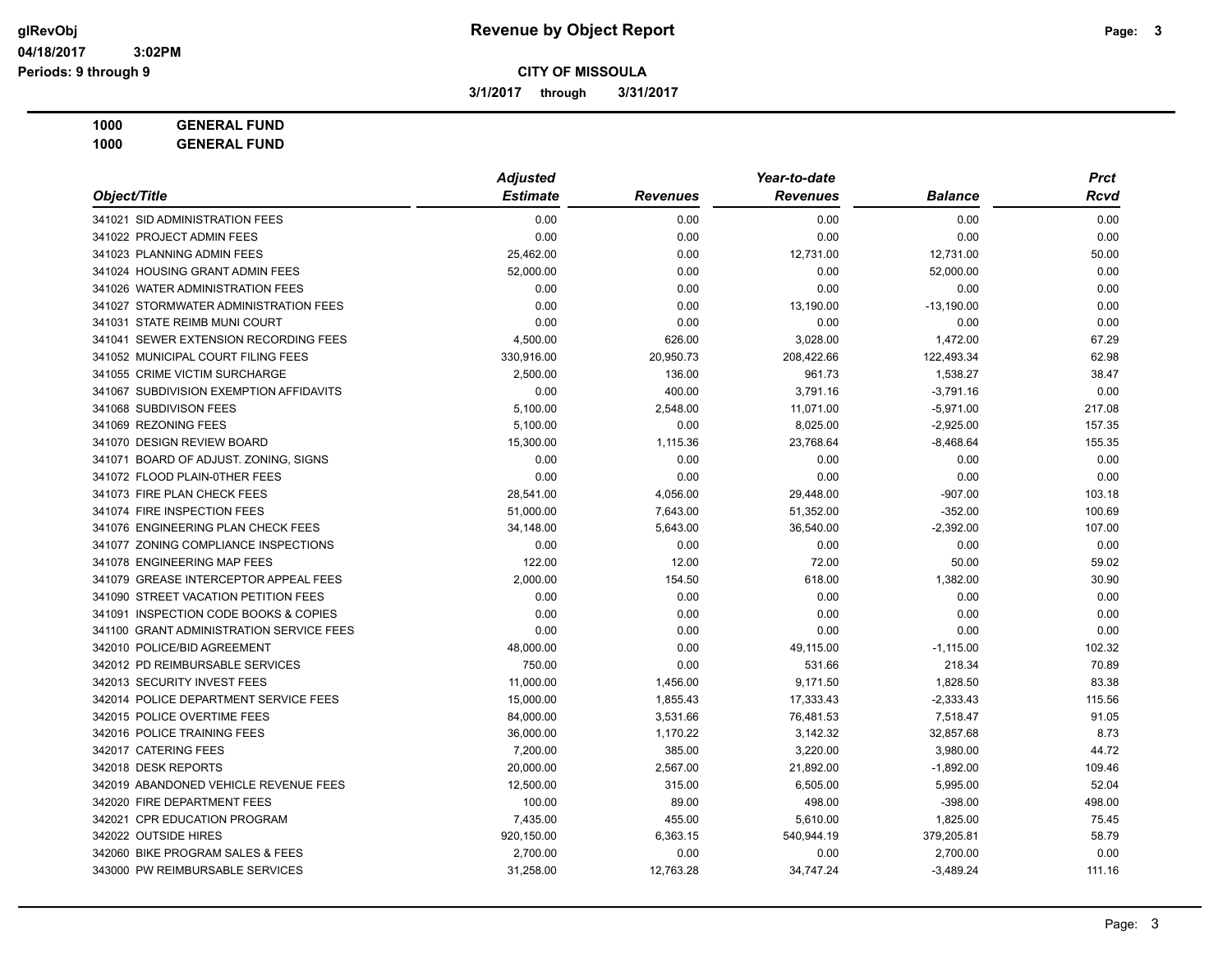# Revenue by Object Report

**CITY OF MISSOULA**

**3/1/2017 through 3/31/2017**

glRevObj
04/18/2017 3:02PM
Periods: 9 through 9

**1000 GENERAL FUND**
**1000 GENERAL FUND**

| Object/Title | Adjusted Estimate | Revenues | Year-to-date Revenues | Balance | Prct Rcvd |
|---|---|---|---|---|---|
| 341021 SID ADMINISTRATION FEES | 0.00 | 0.00 | 0.00 | 0.00 | 0.00 |
| 341022 PROJECT ADMIN FEES | 0.00 | 0.00 | 0.00 | 0.00 | 0.00 |
| 341023 PLANNING ADMIN FEES | 25,462.00 | 0.00 | 12,731.00 | 12,731.00 | 50.00 |
| 341024 HOUSING GRANT ADMIN FEES | 52,000.00 | 0.00 | 0.00 | 52,000.00 | 0.00 |
| 341026 WATER ADMINISTRATION FEES | 0.00 | 0.00 | 0.00 | 0.00 | 0.00 |
| 341027 STORMWATER ADMINISTRATION FEES | 0.00 | 0.00 | 13,190.00 | -13,190.00 | 0.00 |
| 341031 STATE REIMB MUNI COURT | 0.00 | 0.00 | 0.00 | 0.00 | 0.00 |
| 341041 SEWER EXTENSION RECORDING FEES | 4,500.00 | 626.00 | 3,028.00 | 1,472.00 | 67.29 |
| 341052 MUNICIPAL COURT FILING FEES | 330,916.00 | 20,950.73 | 208,422.66 | 122,493.34 | 62.98 |
| 341055 CRIME VICTIM SURCHARGE | 2,500.00 | 136.00 | 961.73 | 1,538.27 | 38.47 |
| 341067 SUBDIVISION EXEMPTION AFFIDAVITS | 0.00 | 400.00 | 3,791.16 | -3,791.16 | 0.00 |
| 341068 SUBDIVISON FEES | 5,100.00 | 2,548.00 | 11,071.00 | -5,971.00 | 217.08 |
| 341069 REZONING FEES | 5,100.00 | 0.00 | 8,025.00 | -2,925.00 | 157.35 |
| 341070 DESIGN REVIEW BOARD | 15,300.00 | 1,115.36 | 23,768.64 | -8,468.64 | 155.35 |
| 341071 BOARD OF ADJUST. ZONING, SIGNS | 0.00 | 0.00 | 0.00 | 0.00 | 0.00 |
| 341072 FLOOD PLAIN-0THER FEES | 0.00 | 0.00 | 0.00 | 0.00 | 0.00 |
| 341073 FIRE PLAN CHECK FEES | 28,541.00 | 4,056.00 | 29,448.00 | -907.00 | 103.18 |
| 341074 FIRE INSPECTION FEES | 51,000.00 | 7,643.00 | 51,352.00 | -352.00 | 100.69 |
| 341076 ENGINEERING PLAN CHECK FEES | 34,148.00 | 5,643.00 | 36,540.00 | -2,392.00 | 107.00 |
| 341077 ZONING COMPLIANCE INSPECTIONS | 0.00 | 0.00 | 0.00 | 0.00 | 0.00 |
| 341078 ENGINEERING MAP FEES | 122.00 | 12.00 | 72.00 | 50.00 | 59.02 |
| 341079 GREASE INTERCEPTOR APPEAL FEES | 2,000.00 | 154.50 | 618.00 | 1,382.00 | 30.90 |
| 341090 STREET VACATION PETITION FEES | 0.00 | 0.00 | 0.00 | 0.00 | 0.00 |
| 341091 INSPECTION CODE BOOKS & COPIES | 0.00 | 0.00 | 0.00 | 0.00 | 0.00 |
| 341100 GRANT ADMINISTRATION SERVICE FEES | 0.00 | 0.00 | 0.00 | 0.00 | 0.00 |
| 342010 POLICE/BID AGREEMENT | 48,000.00 | 0.00 | 49,115.00 | -1,115.00 | 102.32 |
| 342012 PD REIMBURSABLE SERVICES | 750.00 | 0.00 | 531.66 | 218.34 | 70.89 |
| 342013 SECURITY INVEST FEES | 11,000.00 | 1,456.00 | 9,171.50 | 1,828.50 | 83.38 |
| 342014 POLICE DEPARTMENT SERVICE FEES | 15,000.00 | 1,855.43 | 17,333.43 | -2,333.43 | 115.56 |
| 342015 POLICE OVERTIME FEES | 84,000.00 | 3,531.66 | 76,481.53 | 7,518.47 | 91.05 |
| 342016 POLICE TRAINING FEES | 36,000.00 | 1,170.22 | 3,142.32 | 32,857.68 | 8.73 |
| 342017 CATERING FEES | 7,200.00 | 385.00 | 3,220.00 | 3,980.00 | 44.72 |
| 342018 DESK REPORTS | 20,000.00 | 2,567.00 | 21,892.00 | -1,892.00 | 109.46 |
| 342019 ABANDONED VEHICLE REVENUE FEES | 12,500.00 | 315.00 | 6,505.00 | 5,995.00 | 52.04 |
| 342020 FIRE DEPARTMENT FEES | 100.00 | 89.00 | 498.00 | -398.00 | 498.00 |
| 342021 CPR EDUCATION PROGRAM | 7,435.00 | 455.00 | 5,610.00 | 1,825.00 | 75.45 |
| 342022 OUTSIDE HIRES | 920,150.00 | 6,363.15 | 540,944.19 | 379,205.81 | 58.79 |
| 342060 BIKE PROGRAM SALES & FEES | 2,700.00 | 0.00 | 0.00 | 2,700.00 | 0.00 |
| 343000 PW REIMBURSABLE SERVICES | 31,258.00 | 12,763.28 | 34,747.24 | -3,489.24 | 111.16 |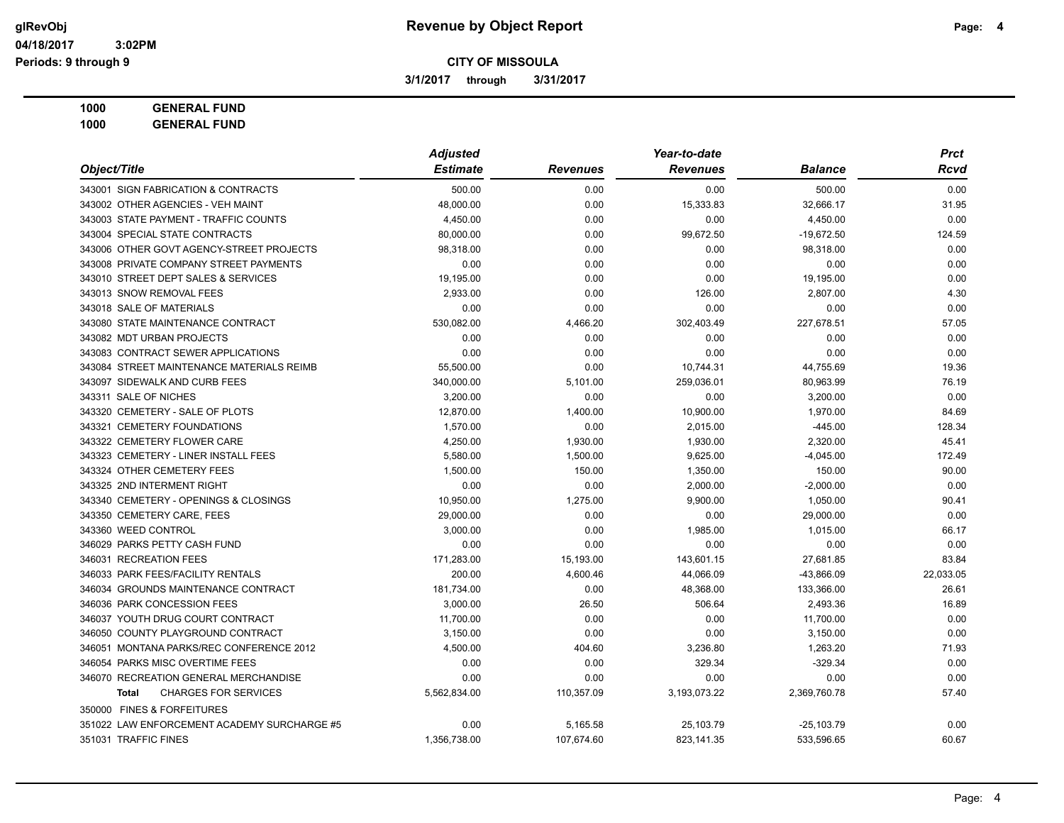**CITY OF MISSOULA**

**3/1/2017 through 3/31/2017**

**1000 GENERAL FUND**

**1000 GENERAL FUND**

| Object/Title | Adjusted Estimate | Revenues | Year-to-date Revenues | Balance | Prct Rcvd |
|---|---|---|---|---|---|
| 343001 SIGN FABRICATION & CONTRACTS | 500.00 | 0.00 | 0.00 | 500.00 | 0.00 |
| 343002 OTHER AGENCIES - VEH MAINT | 48,000.00 | 0.00 | 15,333.83 | 32,666.17 | 31.95 |
| 343003 STATE PAYMENT - TRAFFIC COUNTS | 4,450.00 | 0.00 | 0.00 | 4,450.00 | 0.00 |
| 343004 SPECIAL STATE CONTRACTS | 80,000.00 | 0.00 | 99,672.50 | -19,672.50 | 124.59 |
| 343006 OTHER GOVT AGENCY-STREET PROJECTS | 98,318.00 | 0.00 | 0.00 | 98,318.00 | 0.00 |
| 343008 PRIVATE COMPANY STREET PAYMENTS | 0.00 | 0.00 | 0.00 | 0.00 | 0.00 |
| 343010 STREET DEPT SALES & SERVICES | 19,195.00 | 0.00 | 0.00 | 19,195.00 | 0.00 |
| 343013 SNOW REMOVAL FEES | 2,933.00 | 0.00 | 126.00 | 2,807.00 | 4.30 |
| 343018 SALE OF MATERIALS | 0.00 | 0.00 | 0.00 | 0.00 | 0.00 |
| 343080 STATE MAINTENANCE CONTRACT | 530,082.00 | 4,466.20 | 302,403.49 | 227,678.51 | 57.05 |
| 343082 MDT URBAN PROJECTS | 0.00 | 0.00 | 0.00 | 0.00 | 0.00 |
| 343083 CONTRACT SEWER APPLICATIONS | 0.00 | 0.00 | 0.00 | 0.00 | 0.00 |
| 343084 STREET MAINTENANCE MATERIALS REIMB | 55,500.00 | 0.00 | 10,744.31 | 44,755.69 | 19.36 |
| 343097 SIDEWALK AND CURB FEES | 340,000.00 | 5,101.00 | 259,036.01 | 80,963.99 | 76.19 |
| 343311 SALE OF NICHES | 3,200.00 | 0.00 | 0.00 | 3,200.00 | 0.00 |
| 343320 CEMETERY - SALE OF PLOTS | 12,870.00 | 1,400.00 | 10,900.00 | 1,970.00 | 84.69 |
| 343321 CEMETERY FOUNDATIONS | 1,570.00 | 0.00 | 2,015.00 | -445.00 | 128.34 |
| 343322 CEMETERY FLOWER CARE | 4,250.00 | 1,930.00 | 1,930.00 | 2,320.00 | 45.41 |
| 343323 CEMETERY - LINER INSTALL FEES | 5,580.00 | 1,500.00 | 9,625.00 | -4,045.00 | 172.49 |
| 343324 OTHER CEMETERY FEES | 1,500.00 | 150.00 | 1,350.00 | 150.00 | 90.00 |
| 343325 2ND INTERMENT RIGHT | 0.00 | 0.00 | 2,000.00 | -2,000.00 | 0.00 |
| 343340 CEMETERY - OPENINGS & CLOSINGS | 10,950.00 | 1,275.00 | 9,900.00 | 1,050.00 | 90.41 |
| 343350 CEMETERY CARE, FEES | 29,000.00 | 0.00 | 0.00 | 29,000.00 | 0.00 |
| 343360 WEED CONTROL | 3,000.00 | 0.00 | 1,985.00 | 1,015.00 | 66.17 |
| 346029 PARKS PETTY CASH FUND | 0.00 | 0.00 | 0.00 | 0.00 | 0.00 |
| 346031 RECREATION FEES | 171,283.00 | 15,193.00 | 143,601.15 | 27,681.85 | 83.84 |
| 346033 PARK FEES/FACILITY RENTALS | 200.00 | 4,600.46 | 44,066.09 | -43,866.09 | 22,033.05 |
| 346034 GROUNDS MAINTENANCE CONTRACT | 181,734.00 | 0.00 | 48,368.00 | 133,366.00 | 26.61 |
| 346036 PARK CONCESSION FEES | 3,000.00 | 26.50 | 506.64 | 2,493.36 | 16.89 |
| 346037 YOUTH DRUG COURT CONTRACT | 11,700.00 | 0.00 | 0.00 | 11,700.00 | 0.00 |
| 346050 COUNTY PLAYGROUND CONTRACT | 3,150.00 | 0.00 | 0.00 | 3,150.00 | 0.00 |
| 346051 MONTANA PARKS/REC CONFERENCE 2012 | 4,500.00 | 404.60 | 3,236.80 | 1,263.20 | 71.93 |
| 346054 PARKS MISC OVERTIME FEES | 0.00 | 0.00 | 329.34 | -329.34 | 0.00 |
| 346070 RECREATION GENERAL MERCHANDISE | 0.00 | 0.00 | 0.00 | 0.00 | 0.00 |
| **Total** CHARGES FOR SERVICES | 5,562,834.00 | 110,357.09 | 3,193,073.22 | 2,369,760.78 | 57.40 |
| 350000 FINES & FORFEITURES | | | | | |
| 351022 LAW ENFORCEMENT ACADEMY SURCHARGE #5 | 0.00 | 5,165.58 | 25,103.79 | -25,103.79 | 0.00 |
| 351031 TRAFFIC FINES | 1,356,738.00 | 107,674.60 | 823,141.35 | 533,596.65 | 60.67 |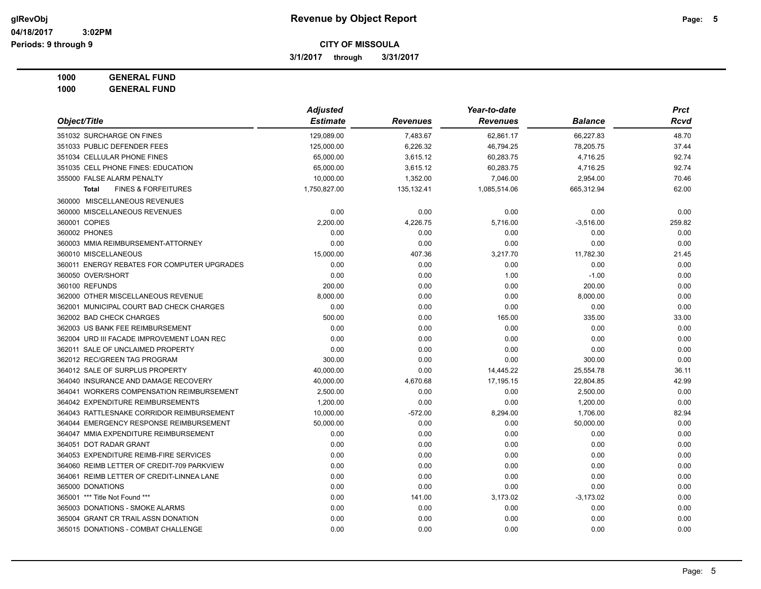**Revenue by Object Report**

**CITY OF MISSOULA**

**3/1/2017 through 3/31/2017**

glRevObj
04/18/2017 3:02PM
Periods: 9 through 9

**1000 GENERAL FUND**
**1000 GENERAL FUND**

| Object/Title | Adjusted Estimate | Revenues | Year-to-date Revenues | Balance | Prct Rcvd |
|---|---|---|---|---|---|
| 351032 SURCHARGE ON FINES | 129,089.00 | 7,483.67 | 62,861.17 | 66,227.83 | 48.70 |
| 351033 PUBLIC DEFENDER FEES | 125,000.00 | 6,226.32 | 46,794.25 | 78,205.75 | 37.44 |
| 351034 CELLULAR PHONE FINES | 65,000.00 | 3,615.12 | 60,283.75 | 4,716.25 | 92.74 |
| 351035 CELL PHONE FINES: EDUCATION | 65,000.00 | 3,615.12 | 60,283.75 | 4,716.25 | 92.74 |
| 355000 FALSE ALARM PENALTY | 10,000.00 | 1,352.00 | 7,046.00 | 2,954.00 | 70.46 |
| **Total** FINES & FORFEITURES | 1,750,827.00 | 135,132.41 | 1,085,514.06 | 665,312.94 | 62.00 |
| 360000 MISCELLANEOUS REVENUES | | | | | |
| 360000 MISCELLANEOUS REVENUES | 0.00 | 0.00 | 0.00 | 0.00 | 0.00 |
| 360001 COPIES | 2,200.00 | 4,226.75 | 5,716.00 | -3,516.00 | 259.82 |
| 360002 PHONES | 0.00 | 0.00 | 0.00 | 0.00 | 0.00 |
| 360003 MMIA REIMBURSEMENT-ATTORNEY | 0.00 | 0.00 | 0.00 | 0.00 | 0.00 |
| 360010 MISCELLANEOUS | 15,000.00 | 407.36 | 3,217.70 | 11,782.30 | 21.45 |
| 360011 ENERGY REBATES FOR COMPUTER UPGRADES | 0.00 | 0.00 | 0.00 | 0.00 | 0.00 |
| 360050 OVER/SHORT | 0.00 | 0.00 | 1.00 | -1.00 | 0.00 |
| 360100 REFUNDS | 200.00 | 0.00 | 0.00 | 200.00 | 0.00 |
| 362000 OTHER MISCELLANEOUS REVENUE | 8,000.00 | 0.00 | 0.00 | 8,000.00 | 0.00 |
| 362001 MUNICIPAL COURT BAD CHECK CHARGES | 0.00 | 0.00 | 0.00 | 0.00 | 0.00 |
| 362002 BAD CHECK CHARGES | 500.00 | 0.00 | 165.00 | 335.00 | 33.00 |
| 362003 US BANK FEE REIMBURSEMENT | 0.00 | 0.00 | 0.00 | 0.00 | 0.00 |
| 362004 URD III FACADE IMPROVEMENT LOAN REC | 0.00 | 0.00 | 0.00 | 0.00 | 0.00 |
| 362011 SALE OF UNCLAIMED PROPERTY | 0.00 | 0.00 | 0.00 | 0.00 | 0.00 |
| 362012 REC/GREEN TAG PROGRAM | 300.00 | 0.00 | 0.00 | 300.00 | 0.00 |
| 364012 SALE OF SURPLUS PROPERTY | 40,000.00 | 0.00 | 14,445.22 | 25,554.78 | 36.11 |
| 364040 INSURANCE AND DAMAGE RECOVERY | 40,000.00 | 4,670.68 | 17,195.15 | 22,804.85 | 42.99 |
| 364041 WORKERS COMPENSATION REIMBURSEMENT | 2,500.00 | 0.00 | 0.00 | 2,500.00 | 0.00 |
| 364042 EXPENDITURE REIMBURSEMENTS | 1,200.00 | 0.00 | 0.00 | 1,200.00 | 0.00 |
| 364043 RATTLESNAKE CORRIDOR REIMBURSEMENT | 10,000.00 | -572.00 | 8,294.00 | 1,706.00 | 82.94 |
| 364044 EMERGENCY RESPONSE REIMBURSEMENT | 50,000.00 | 0.00 | 0.00 | 50,000.00 | 0.00 |
| 364047 MMIA EXPENDITURE REIMBURSEMENT | 0.00 | 0.00 | 0.00 | 0.00 | 0.00 |
| 364051 DOT RADAR GRANT | 0.00 | 0.00 | 0.00 | 0.00 | 0.00 |
| 364053 EXPENDITURE REIMB-FIRE SERVICES | 0.00 | 0.00 | 0.00 | 0.00 | 0.00 |
| 364060 REIMB LETTER OF CREDIT-709 PARKVIEW | 0.00 | 0.00 | 0.00 | 0.00 | 0.00 |
| 364061 REIMB LETTER OF CREDIT-LINNEA LANE | 0.00 | 0.00 | 0.00 | 0.00 | 0.00 |
| 365000 DONATIONS | 0.00 | 0.00 | 0.00 | 0.00 | 0.00 |
| 365001 *** Title Not Found *** | 0.00 | 141.00 | 3,173.02 | -3,173.02 | 0.00 |
| 365003 DONATIONS - SMOKE ALARMS | 0.00 | 0.00 | 0.00 | 0.00 | 0.00 |
| 365004 GRANT CR TRAIL ASSN DONATION | 0.00 | 0.00 | 0.00 | 0.00 | 0.00 |
| 365015 DONATIONS - COMBAT CHALLENGE | 0.00 | 0.00 | 0.00 | 0.00 | 0.00 |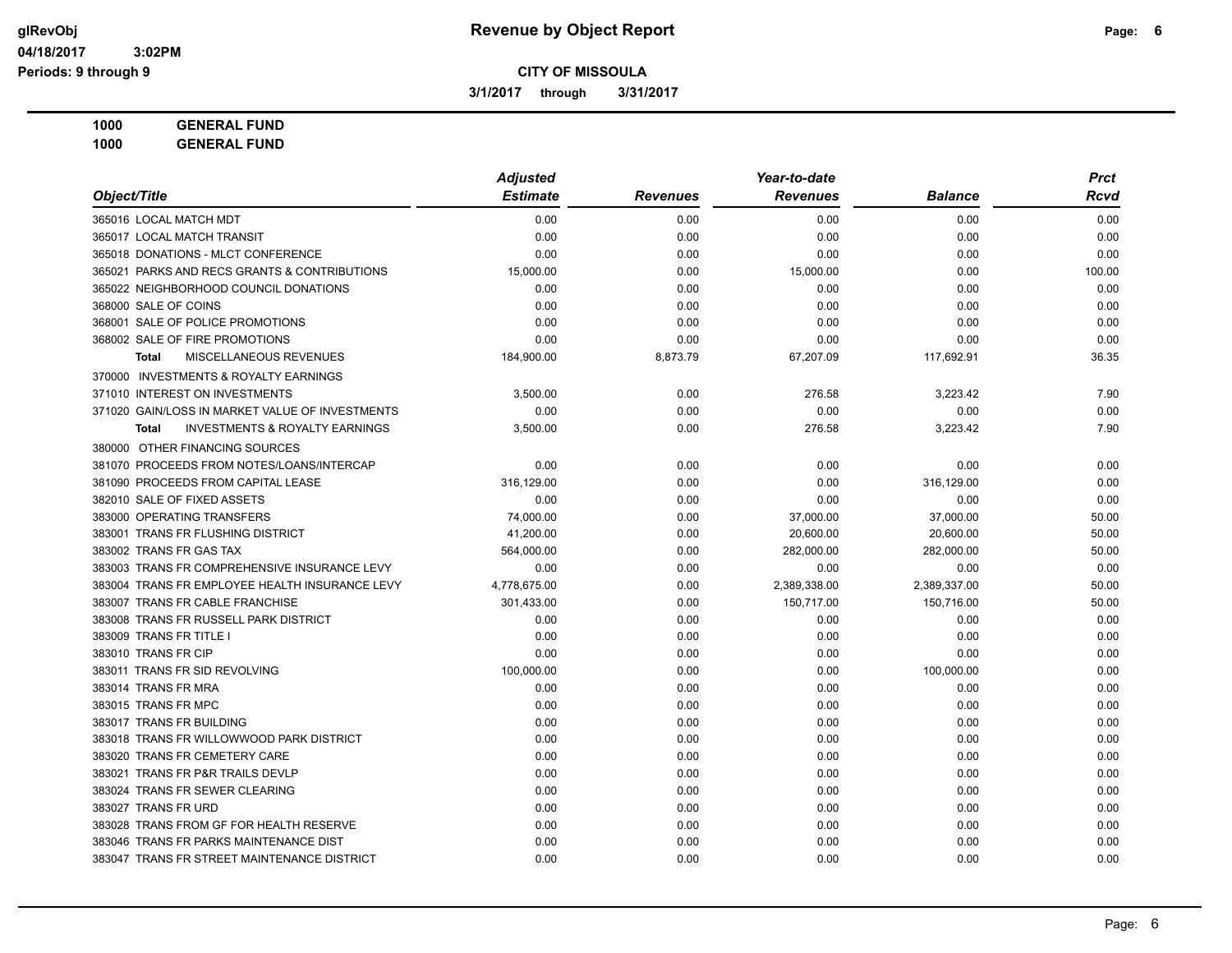# Revenue by Object Report

glRevObj
04/18/2017 3:02PM
Periods: 9 through 9

**CITY OF MISSOULA**

3/1/2017 through 3/31/2017

**1000 GENERAL FUND**
**1000 GENERAL FUND**

| Object/Title | Adjusted Estimate | Revenues | Year-to-date Revenues | Balance | Prct Rcvd |
|---|---|---|---|---|---|
| 365016 LOCAL MATCH MDT | 0.00 | 0.00 | 0.00 | 0.00 | 0.00 |
| 365017 LOCAL MATCH TRANSIT | 0.00 | 0.00 | 0.00 | 0.00 | 0.00 |
| 365018 DONATIONS - MLCT CONFERENCE | 0.00 | 0.00 | 0.00 | 0.00 | 0.00 |
| 365021 PARKS AND RECS GRANTS & CONTRIBUTIONS | 15,000.00 | 0.00 | 15,000.00 | 0.00 | 100.00 |
| 365022 NEIGHBORHOOD COUNCIL DONATIONS | 0.00 | 0.00 | 0.00 | 0.00 | 0.00 |
| 368000 SALE OF COINS | 0.00 | 0.00 | 0.00 | 0.00 | 0.00 |
| 368001 SALE OF POLICE PROMOTIONS | 0.00 | 0.00 | 0.00 | 0.00 | 0.00 |
| 368002 SALE OF FIRE PROMOTIONS | 0.00 | 0.00 | 0.00 | 0.00 | 0.00 |
| **Total** MISCELLANEOUS REVENUES | 184,900.00 | 8,873.79 | 67,207.09 | 117,692.91 | 36.35 |
| 370000 INVESTMENTS & ROYALTY EARNINGS | | | | | |
| 371010 INTEREST ON INVESTMENTS | 3,500.00 | 0.00 | 276.58 | 3,223.42 | 7.90 |
| 371020 GAIN/LOSS IN MARKET VALUE OF INVESTMENTS | 0.00 | 0.00 | 0.00 | 0.00 | 0.00 |
| **Total** INVESTMENTS & ROYALTY EARNINGS | 3,500.00 | 0.00 | 276.58 | 3,223.42 | 7.90 |
| 380000 OTHER FINANCING SOURCES | | | | | |
| 381070 PROCEEDS FROM NOTES/LOANS/INTERCAP | 0.00 | 0.00 | 0.00 | 0.00 | 0.00 |
| 381090 PROCEEDS FROM CAPITAL LEASE | 316,129.00 | 0.00 | 0.00 | 316,129.00 | 0.00 |
| 382010 SALE OF FIXED ASSETS | 0.00 | 0.00 | 0.00 | 0.00 | 0.00 |
| 383000 OPERATING TRANSFERS | 74,000.00 | 0.00 | 37,000.00 | 37,000.00 | 50.00 |
| 383001 TRANS FR FLUSHING DISTRICT | 41,200.00 | 0.00 | 20,600.00 | 20,600.00 | 50.00 |
| 383002 TRANS FR GAS TAX | 564,000.00 | 0.00 | 282,000.00 | 282,000.00 | 50.00 |
| 383003 TRANS FR COMPREHENSIVE INSURANCE LEVY | 0.00 | 0.00 | 0.00 | 0.00 | 0.00 |
| 383004 TRANS FR EMPLOYEE HEALTH INSURANCE LEVY | 4,778,675.00 | 0.00 | 2,389,338.00 | 2,389,337.00 | 50.00 |
| 383007 TRANS FR CABLE FRANCHISE | 301,433.00 | 0.00 | 150,717.00 | 150,716.00 | 50.00 |
| 383008 TRANS FR RUSSELL PARK DISTRICT | 0.00 | 0.00 | 0.00 | 0.00 | 0.00 |
| 383009 TRANS FR TITLE I | 0.00 | 0.00 | 0.00 | 0.00 | 0.00 |
| 383010 TRANS FR CIP | 0.00 | 0.00 | 0.00 | 0.00 | 0.00 |
| 383011 TRANS FR SID REVOLVING | 100,000.00 | 0.00 | 0.00 | 100,000.00 | 0.00 |
| 383014 TRANS FR MRA | 0.00 | 0.00 | 0.00 | 0.00 | 0.00 |
| 383015 TRANS FR MPC | 0.00 | 0.00 | 0.00 | 0.00 | 0.00 |
| 383017 TRANS FR BUILDING | 0.00 | 0.00 | 0.00 | 0.00 | 0.00 |
| 383018 TRANS FR WILLOWWOOD PARK DISTRICT | 0.00 | 0.00 | 0.00 | 0.00 | 0.00 |
| 383020 TRANS FR CEMETERY CARE | 0.00 | 0.00 | 0.00 | 0.00 | 0.00 |
| 383021 TRANS FR P&R TRAILS DEVLP | 0.00 | 0.00 | 0.00 | 0.00 | 0.00 |
| 383024 TRANS FR SEWER CLEARING | 0.00 | 0.00 | 0.00 | 0.00 | 0.00 |
| 383027 TRANS FR URD | 0.00 | 0.00 | 0.00 | 0.00 | 0.00 |
| 383028 TRANS FROM GF FOR HEALTH RESERVE | 0.00 | 0.00 | 0.00 | 0.00 | 0.00 |
| 383046 TRANS FR PARKS MAINTENANCE DIST | 0.00 | 0.00 | 0.00 | 0.00 | 0.00 |
| 383047 TRANS FR STREET MAINTENANCE DISTRICT | 0.00 | 0.00 | 0.00 | 0.00 | 0.00 |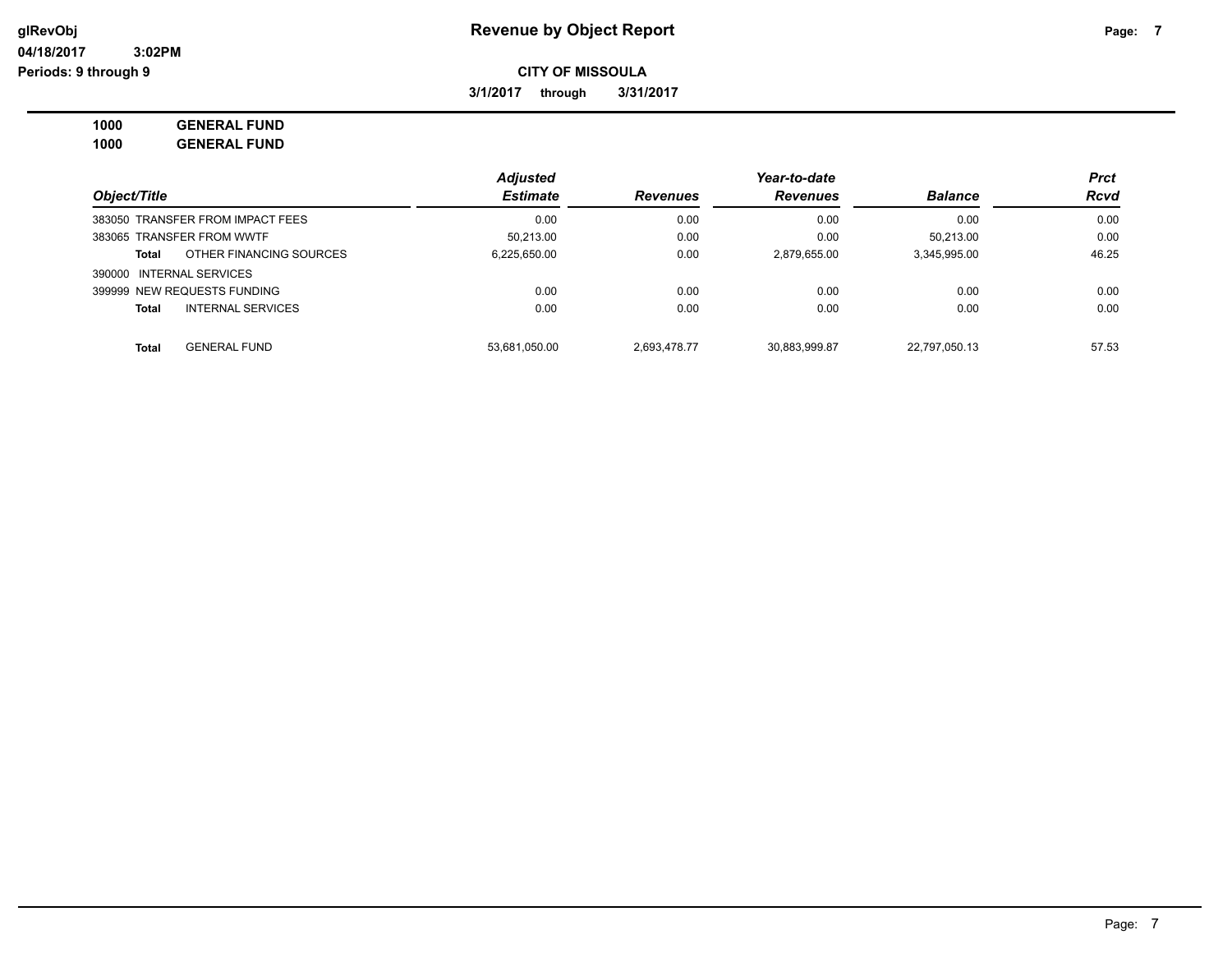**glRevObj** **Revenue by Object Report**

**04/18/2017 3:02PM**

**Periods: 9 through 9**

**CITY OF MISSOULA**

**3/1/2017 through 3/31/2017**

**1000 GENERAL FUND**

**1000 GENERAL FUND**

| Object/Title | | Adjusted Estimate | Revenues | Year-to-date Revenues | Balance | Prct Rcvd |
|---|---|---|---|---|---|---|
| 383050 TRANSFER FROM IMPACT FEES | | 0.00 | 0.00 | 0.00 | 0.00 | 0.00 |
| 383065 TRANSFER FROM WWTF | | 50,213.00 | 0.00 | 0.00 | 50,213.00 | 0.00 |
| **Total** | OTHER FINANCING SOURCES | 6,225,650.00 | 0.00 | 2,879,655.00 | 3,345,995.00 | 46.25 |
| 390000 INTERNAL SERVICES | | | | | | |
| 399999 NEW REQUESTS FUNDING | | 0.00 | 0.00 | 0.00 | 0.00 | 0.00 |
| **Total** | INTERNAL SERVICES | 0.00 | 0.00 | 0.00 | 0.00 | 0.00 |
| **Total** | GENERAL FUND | 53,681,050.00 | 2,693,478.77 | 30,883,999.87 | 22,797,050.13 | 57.53 |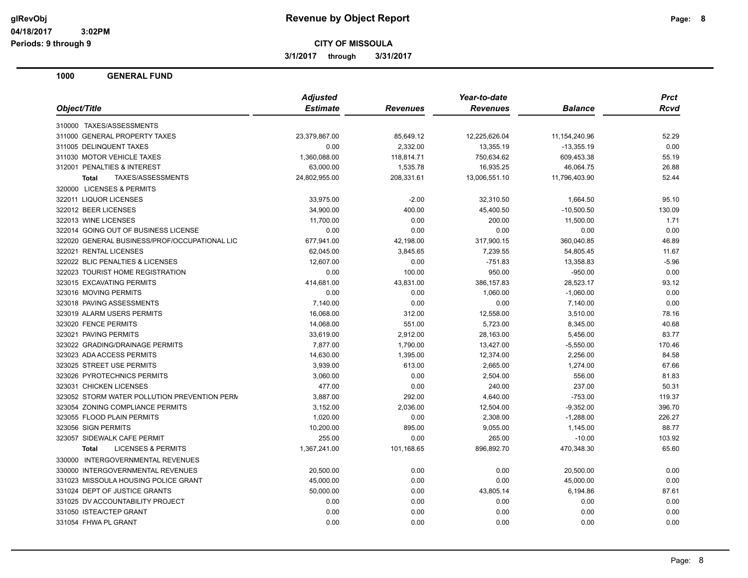# Revenue by Object Report

glRevObj
04/18/2017 3:02PM
Periods: 9 through 9

**CITY OF MISSOULA**

3/1/2017 through 3/31/2017

## 1000 GENERAL FUND

| Object/Title | Adjusted Estimate | Revenues | Year-to-date Revenues | Balance | Prct Rcvd |
|---|---|---|---|---|---|
| 310000 TAXES/ASSESSMENTS | | | | | |
| 311000 GENERAL PROPERTY TAXES | 23,379,867.00 | 85,649.12 | 12,225,626.04 | 11,154,240.96 | 52.29 |
| 311005 DELINQUENT TAXES | 0.00 | 2,332.00 | 13,355.19 | -13,355.19 | 0.00 |
| 311030 MOTOR VEHICLE TAXES | 1,360,088.00 | 118,814.71 | 750,634.62 | 609,453.38 | 55.19 |
| 312001 PENALTIES & INTEREST | 63,000.00 | 1,535.78 | 16,935.25 | 46,064.75 | 26.88 |
| **Total** TAXES/ASSESSMENTS | 24,802,955.00 | 208,331.61 | 13,006,551.10 | 11,796,403.90 | 52.44 |
| 320000 LICENSES & PERMITS | | | | | |
| 322011 LIQUOR LICENSES | 33,975.00 | -2.00 | 32,310.50 | 1,664.50 | 95.10 |
| 322012 BEER LICENSES | 34,900.00 | 400.00 | 45,400.50 | -10,500.50 | 130.09 |
| 322013 WINE LICENSES | 11,700.00 | 0.00 | 200.00 | 11,500.00 | 1.71 |
| 322014 GOING OUT OF BUSINESS LICENSE | 0.00 | 0.00 | 0.00 | 0.00 | 0.00 |
| 322020 GENERAL BUSINESS/PROF/OCCUPATIONAL LIC | 677,941.00 | 42,198.00 | 317,900.15 | 360,040.85 | 46.89 |
| 322021 RENTAL LICENSES | 62,045.00 | 3,845.65 | 7,239.55 | 54,805.45 | 11.67 |
| 322022 BLIC PENALTIES & LICENSES | 12,607.00 | 0.00 | -751.83 | 13,358.83 | -5.96 |
| 322023 TOURIST HOME REGISTRATION | 0.00 | 100.00 | 950.00 | -950.00 | 0.00 |
| 323015 EXCAVATING PERMITS | 414,681.00 | 43,831.00 | 386,157.83 | 28,523.17 | 93.12 |
| 323016 MOVING PERMITS | 0.00 | 0.00 | 1,060.00 | -1,060.00 | 0.00 |
| 323018 PAVING ASSESSMENTS | 7,140.00 | 0.00 | 0.00 | 7,140.00 | 0.00 |
| 323019 ALARM USERS PERMITS | 16,068.00 | 312.00 | 12,558.00 | 3,510.00 | 78.16 |
| 323020 FENCE PERMITS | 14,068.00 | 551.00 | 5,723.00 | 8,345.00 | 40.68 |
| 323021 PAVING PERMITS | 33,619.00 | 2,912.00 | 28,163.00 | 5,456.00 | 83.77 |
| 323022 GRADING/DRAINAGE PERMITS | 7,877.00 | 1,790.00 | 13,427.00 | -5,550.00 | 170.46 |
| 323023 ADA ACCESS PERMITS | 14,630.00 | 1,395.00 | 12,374.00 | 2,256.00 | 84.58 |
| 323025 STREET USE PERMITS | 3,939.00 | 613.00 | 2,665.00 | 1,274.00 | 67.66 |
| 323026 PYROTECHNICS PERMITS | 3,060.00 | 0.00 | 2,504.00 | 556.00 | 81.83 |
| 323031 CHICKEN LICENSES | 477.00 | 0.00 | 240.00 | 237.00 | 50.31 |
| 323052 STORM WATER POLLUTION PREVENTION PERM | 3,887.00 | 292.00 | 4,640.00 | -753.00 | 119.37 |
| 323054 ZONING COMPLIANCE PERMITS | 3,152.00 | 2,036.00 | 12,504.00 | -9,352.00 | 396.70 |
| 323055 FLOOD PLAIN PERMITS | 1,020.00 | 0.00 | 2,308.00 | -1,288.00 | 226.27 |
| 323056 SIGN PERMITS | 10,200.00 | 895.00 | 9,055.00 | 1,145.00 | 88.77 |
| 323057 SIDEWALK CAFE PERMIT | 255.00 | 0.00 | 265.00 | -10.00 | 103.92 |
| **Total** LICENSES & PERMITS | 1,367,241.00 | 101,168.65 | 896,892.70 | 470,348.30 | 65.60 |
| 330000 INTERGOVERNMENTAL REVENUES | | | | | |
| 330000 INTERGOVERNMENTAL REVENUES | 20,500.00 | 0.00 | 0.00 | 20,500.00 | 0.00 |
| 331023 MISSOULA HOUSING POLICE GRANT | 45,000.00 | 0.00 | 0.00 | 45,000.00 | 0.00 |
| 331024 DEPT OF JUSTICE GRANTS | 50,000.00 | 0.00 | 43,805.14 | 6,194.86 | 87.61 |
| 331025 DV ACCOUNTABILITY PROJECT | 0.00 | 0.00 | 0.00 | 0.00 | 0.00 |
| 331050 ISTEA/CTEP GRANT | 0.00 | 0.00 | 0.00 | 0.00 | 0.00 |
| 331054 FHWA PL GRANT | 0.00 | 0.00 | 0.00 | 0.00 | 0.00 |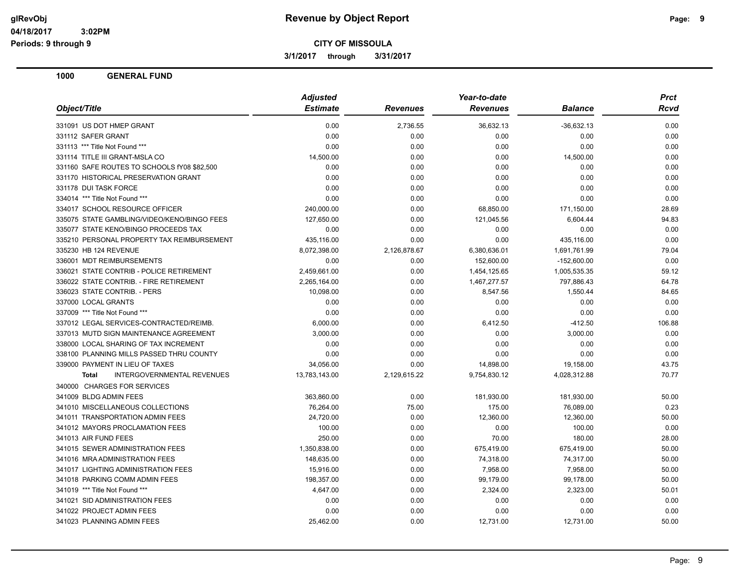# Revenue by Object Report

**CITY OF MISSOULA**

**3/1/2017 through 3/31/2017**

glRevObj
04/18/2017 3:02PM
Periods: 9 through 9

## 1000 GENERAL FUND

| Object/Title | Adjusted Estimate | Revenues | Year-to-date Revenues | Balance | Prct Rcvd |
|---|---|---|---|---|---|
| 331091 US DOT HMEP GRANT | 0.00 | 2,736.55 | 36,632.13 | -36,632.13 | 0.00 |
| 331112 SAFER GRANT | 0.00 | 0.00 | 0.00 | 0.00 | 0.00 |
| 331113 *** Title Not Found *** | 0.00 | 0.00 | 0.00 | 0.00 | 0.00 |
| 331114 TITLE III GRANT-MSLA CO | 14,500.00 | 0.00 | 0.00 | 14,500.00 | 0.00 |
| 331160 SAFE ROUTES TO SCHOOLS fY08 $82,500 | 0.00 | 0.00 | 0.00 | 0.00 | 0.00 |
| 331170 HISTORICAL PRESERVATION GRANT | 0.00 | 0.00 | 0.00 | 0.00 | 0.00 |
| 331178 DUI TASK FORCE | 0.00 | 0.00 | 0.00 | 0.00 | 0.00 |
| 334014 *** Title Not Found *** | 0.00 | 0.00 | 0.00 | 0.00 | 0.00 |
| 334017 SCHOOL RESOURCE OFFICER | 240,000.00 | 0.00 | 68,850.00 | 171,150.00 | 28.69 |
| 335075 STATE GAMBLING/VIDEO/KENO/BINGO FEES | 127,650.00 | 0.00 | 121,045.56 | 6,604.44 | 94.83 |
| 335077 STATE KENO/BINGO PROCEEDS TAX | 0.00 | 0.00 | 0.00 | 0.00 | 0.00 |
| 335210 PERSONAL PROPERTY TAX REIMBURSEMENT | 435,116.00 | 0.00 | 0.00 | 435,116.00 | 0.00 |
| 335230 HB 124 REVENUE | 8,072,398.00 | 2,126,878.67 | 6,380,636.01 | 1,691,761.99 | 79.04 |
| 336001 MDT REIMBURSEMENTS | 0.00 | 0.00 | 152,600.00 | -152,600.00 | 0.00 |
| 336021 STATE CONTRIB - POLICE RETIREMENT | 2,459,661.00 | 0.00 | 1,454,125.65 | 1,005,535.35 | 59.12 |
| 336022 STATE CONTRIB. - FIRE RETIREMENT | 2,265,164.00 | 0.00 | 1,467,277.57 | 797,886.43 | 64.78 |
| 336023 STATE CONTRIB. - PERS | 10,098.00 | 0.00 | 8,547.56 | 1,550.44 | 84.65 |
| 337000 LOCAL GRANTS | 0.00 | 0.00 | 0.00 | 0.00 | 0.00 |
| 337009 *** Title Not Found *** | 0.00 | 0.00 | 0.00 | 0.00 | 0.00 |
| 337012 LEGAL SERVICES-CONTRACTED/REIMB. | 6,000.00 | 0.00 | 6,412.50 | -412.50 | 106.88 |
| 337013 MUTD SIGN MAINTENANCE AGREEMENT | 3,000.00 | 0.00 | 0.00 | 3,000.00 | 0.00 |
| 338000 LOCAL SHARING OF TAX INCREMENT | 0.00 | 0.00 | 0.00 | 0.00 | 0.00 |
| 338100 PLANNING MILLS PASSED THRU COUNTY | 0.00 | 0.00 | 0.00 | 0.00 | 0.00 |
| 339000 PAYMENT IN LIEU OF TAXES | 34,056.00 | 0.00 | 14,898.00 | 19,158.00 | 43.75 |
| **Total** INTERGOVERNMENTAL REVENUES | 13,783,143.00 | 2,129,615.22 | 9,754,830.12 | 4,028,312.88 | 70.77 |
| 340000 CHARGES FOR SERVICES | | | | | |
| 341009 BLDG ADMIN FEES | 363,860.00 | 0.00 | 181,930.00 | 181,930.00 | 50.00 |
| 341010 MISCELLANEOUS COLLECTIONS | 76,264.00 | 75.00 | 175.00 | 76,089.00 | 0.23 |
| 341011 TRANSPORTATION ADMIN FEES | 24,720.00 | 0.00 | 12,360.00 | 12,360.00 | 50.00 |
| 341012 MAYORS PROCLAMATION FEES | 100.00 | 0.00 | 0.00 | 100.00 | 0.00 |
| 341013 AIR FUND FEES | 250.00 | 0.00 | 70.00 | 180.00 | 28.00 |
| 341015 SEWER ADMINISTRATION FEES | 1,350,838.00 | 0.00 | 675,419.00 | 675,419.00 | 50.00 |
| 341016 MRA ADMINISTRATION FEES | 148,635.00 | 0.00 | 74,318.00 | 74,317.00 | 50.00 |
| 341017 LIGHTING ADMINISTRATION FEES | 15,916.00 | 0.00 | 7,958.00 | 7,958.00 | 50.00 |
| 341018 PARKING COMM ADMIN FEES | 198,357.00 | 0.00 | 99,179.00 | 99,178.00 | 50.00 |
| 341019 *** Title Not Found *** | 4,647.00 | 0.00 | 2,324.00 | 2,323.00 | 50.01 |
| 341021 SID ADMINISTRATION FEES | 0.00 | 0.00 | 0.00 | 0.00 | 0.00 |
| 341022 PROJECT ADMIN FEES | 0.00 | 0.00 | 0.00 | 0.00 | 0.00 |
| 341023 PLANNING ADMIN FEES | 25,462.00 | 0.00 | 12,731.00 | 12,731.00 | 50.00 |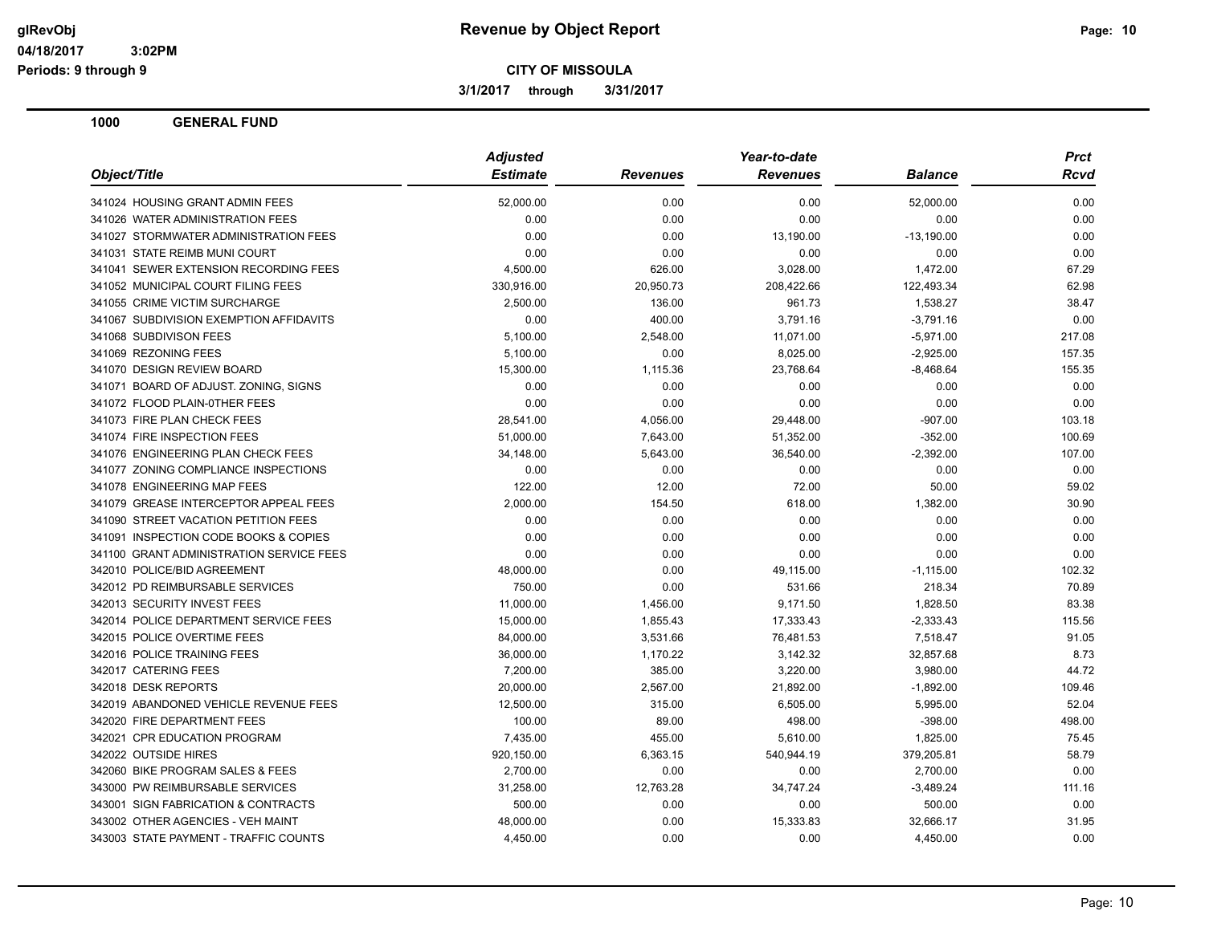# Revenue by Object Report

glRevObj
04/18/2017 3:02PM
Periods: 9 through 9

**CITY OF MISSOULA**

3/1/2017 through 3/31/2017

## 1000 GENERAL FUND

| Object/Title | Adjusted Estimate | Revenues | Year-to-date Revenues | Balance | Prct Rcvd |
|---|---|---|---|---|---|
| 341024 HOUSING GRANT ADMIN FEES | 52,000.00 | 0.00 | 0.00 | 52,000.00 | 0.00 |
| 341026 WATER ADMINISTRATION FEES | 0.00 | 0.00 | 0.00 | 0.00 | 0.00 |
| 341027 STORMWATER ADMINISTRATION FEES | 0.00 | 0.00 | 13,190.00 | -13,190.00 | 0.00 |
| 341031 STATE REIMB MUNI COURT | 0.00 | 0.00 | 0.00 | 0.00 | 0.00 |
| 341041 SEWER EXTENSION RECORDING FEES | 4,500.00 | 626.00 | 3,028.00 | 1,472.00 | 67.29 |
| 341052 MUNICIPAL COURT FILING FEES | 330,916.00 | 20,950.73 | 208,422.66 | 122,493.34 | 62.98 |
| 341055 CRIME VICTIM SURCHARGE | 2,500.00 | 136.00 | 961.73 | 1,538.27 | 38.47 |
| 341067 SUBDIVISION EXEMPTION AFFIDAVITS | 0.00 | 400.00 | 3,791.16 | -3,791.16 | 0.00 |
| 341068 SUBDIVISON FEES | 5,100.00 | 2,548.00 | 11,071.00 | -5,971.00 | 217.08 |
| 341069 REZONING FEES | 5,100.00 | 0.00 | 8,025.00 | -2,925.00 | 157.35 |
| 341070 DESIGN REVIEW BOARD | 15,300.00 | 1,115.36 | 23,768.64 | -8,468.64 | 155.35 |
| 341071 BOARD OF ADJUST. ZONING, SIGNS | 0.00 | 0.00 | 0.00 | 0.00 | 0.00 |
| 341072 FLOOD PLAIN-0THER FEES | 0.00 | 0.00 | 0.00 | 0.00 | 0.00 |
| 341073 FIRE PLAN CHECK FEES | 28,541.00 | 4,056.00 | 29,448.00 | -907.00 | 103.18 |
| 341074 FIRE INSPECTION FEES | 51,000.00 | 7,643.00 | 51,352.00 | -352.00 | 100.69 |
| 341076 ENGINEERING PLAN CHECK FEES | 34,148.00 | 5,643.00 | 36,540.00 | -2,392.00 | 107.00 |
| 341077 ZONING COMPLIANCE INSPECTIONS | 0.00 | 0.00 | 0.00 | 0.00 | 0.00 |
| 341078 ENGINEERING MAP FEES | 122.00 | 12.00 | 72.00 | 50.00 | 59.02 |
| 341079 GREASE INTERCEPTOR APPEAL FEES | 2,000.00 | 154.50 | 618.00 | 1,382.00 | 30.90 |
| 341090 STREET VACATION PETITION FEES | 0.00 | 0.00 | 0.00 | 0.00 | 0.00 |
| 341091 INSPECTION CODE BOOKS & COPIES | 0.00 | 0.00 | 0.00 | 0.00 | 0.00 |
| 341100 GRANT ADMINISTRATION SERVICE FEES | 0.00 | 0.00 | 0.00 | 0.00 | 0.00 |
| 342010 POLICE/BID AGREEMENT | 48,000.00 | 0.00 | 49,115.00 | -1,115.00 | 102.32 |
| 342012 PD REIMBURSABLE SERVICES | 750.00 | 0.00 | 531.66 | 218.34 | 70.89 |
| 342013 SECURITY INVEST FEES | 11,000.00 | 1,456.00 | 9,171.50 | 1,828.50 | 83.38 |
| 342014 POLICE DEPARTMENT SERVICE FEES | 15,000.00 | 1,855.43 | 17,333.43 | -2,333.43 | 115.56 |
| 342015 POLICE OVERTIME FEES | 84,000.00 | 3,531.66 | 76,481.53 | 7,518.47 | 91.05 |
| 342016 POLICE TRAINING FEES | 36,000.00 | 1,170.22 | 3,142.32 | 32,857.68 | 8.73 |
| 342017 CATERING FEES | 7,200.00 | 385.00 | 3,220.00 | 3,980.00 | 44.72 |
| 342018 DESK REPORTS | 20,000.00 | 2,567.00 | 21,892.00 | -1,892.00 | 109.46 |
| 342019 ABANDONED VEHICLE REVENUE FEES | 12,500.00 | 315.00 | 6,505.00 | 5,995.00 | 52.04 |
| 342020 FIRE DEPARTMENT FEES | 100.00 | 89.00 | 498.00 | -398.00 | 498.00 |
| 342021 CPR EDUCATION PROGRAM | 7,435.00 | 455.00 | 5,610.00 | 1,825.00 | 75.45 |
| 342022 OUTSIDE HIRES | 920,150.00 | 6,363.15 | 540,944.19 | 379,205.81 | 58.79 |
| 342060 BIKE PROGRAM SALES & FEES | 2,700.00 | 0.00 | 0.00 | 2,700.00 | 0.00 |
| 343000 PW REIMBURSABLE SERVICES | 31,258.00 | 12,763.28 | 34,747.24 | -3,489.24 | 111.16 |
| 343001 SIGN FABRICATION & CONTRACTS | 500.00 | 0.00 | 0.00 | 500.00 | 0.00 |
| 343002 OTHER AGENCIES - VEH MAINT | 48,000.00 | 0.00 | 15,333.83 | 32,666.17 | 31.95 |
| 343003 STATE PAYMENT - TRAFFIC COUNTS | 4,450.00 | 0.00 | 0.00 | 4,450.00 | 0.00 |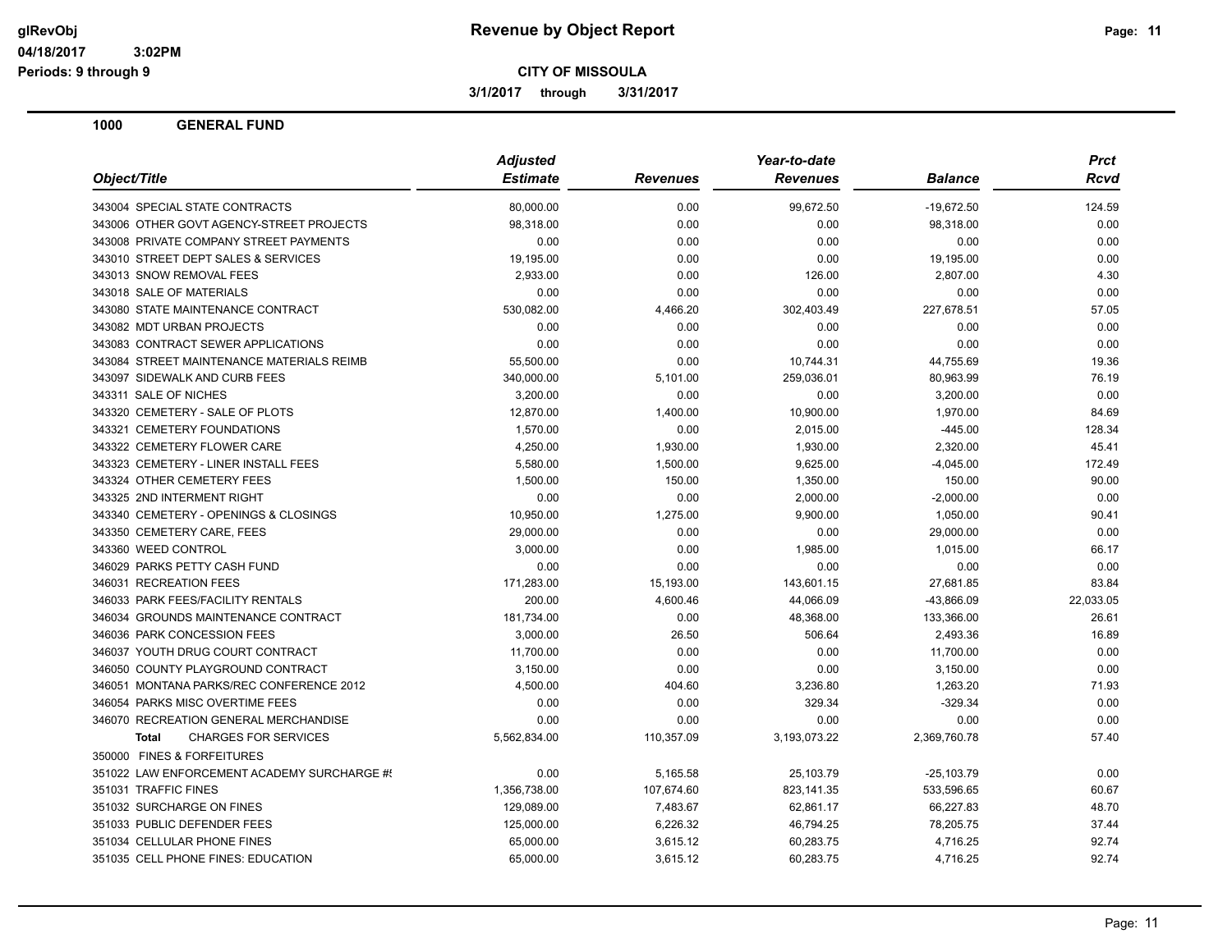**Revenue by Object Report**

**CITY OF MISSOULA**

**3/1/2017 through 3/31/2017**

glRevObj
04/18/2017 3:02PM
Periods: 9 through 9

## 1000 GENERAL FUND

| Object/Title | Adjusted Estimate | Revenues | Year-to-date Revenues | Balance | Prct Rcvd |
|---|---|---|---|---|---|
| 343004 SPECIAL STATE CONTRACTS | 80,000.00 | 0.00 | 99,672.50 | -19,672.50 | 124.59 |
| 343006 OTHER GOVT AGENCY-STREET PROJECTS | 98,318.00 | 0.00 | 0.00 | 98,318.00 | 0.00 |
| 343008 PRIVATE COMPANY STREET PAYMENTS | 0.00 | 0.00 | 0.00 | 0.00 | 0.00 |
| 343010 STREET DEPT SALES & SERVICES | 19,195.00 | 0.00 | 0.00 | 19,195.00 | 0.00 |
| 343013 SNOW REMOVAL FEES | 2,933.00 | 0.00 | 126.00 | 2,807.00 | 4.30 |
| 343018 SALE OF MATERIALS | 0.00 | 0.00 | 0.00 | 0.00 | 0.00 |
| 343080 STATE MAINTENANCE CONTRACT | 530,082.00 | 4,466.20 | 302,403.49 | 227,678.51 | 57.05 |
| 343082 MDT URBAN PROJECTS | 0.00 | 0.00 | 0.00 | 0.00 | 0.00 |
| 343083 CONTRACT SEWER APPLICATIONS | 0.00 | 0.00 | 0.00 | 0.00 | 0.00 |
| 343084 STREET MAINTENANCE MATERIALS REIMB | 55,500.00 | 0.00 | 10,744.31 | 44,755.69 | 19.36 |
| 343097 SIDEWALK AND CURB FEES | 340,000.00 | 5,101.00 | 259,036.01 | 80,963.99 | 76.19 |
| 343311 SALE OF NICHES | 3,200.00 | 0.00 | 0.00 | 3,200.00 | 0.00 |
| 343320 CEMETERY - SALE OF PLOTS | 12,870.00 | 1,400.00 | 10,900.00 | 1,970.00 | 84.69 |
| 343321 CEMETERY FOUNDATIONS | 1,570.00 | 0.00 | 2,015.00 | -445.00 | 128.34 |
| 343322 CEMETERY FLOWER CARE | 4,250.00 | 1,930.00 | 1,930.00 | 2,320.00 | 45.41 |
| 343323 CEMETERY - LINER INSTALL FEES | 5,580.00 | 1,500.00 | 9,625.00 | -4,045.00 | 172.49 |
| 343324 OTHER CEMETERY FEES | 1,500.00 | 150.00 | 1,350.00 | 150.00 | 90.00 |
| 343325 2ND INTERMENT RIGHT | 0.00 | 0.00 | 2,000.00 | -2,000.00 | 0.00 |
| 343340 CEMETERY - OPENINGS & CLOSINGS | 10,950.00 | 1,275.00 | 9,900.00 | 1,050.00 | 90.41 |
| 343350 CEMETERY CARE, FEES | 29,000.00 | 0.00 | 0.00 | 29,000.00 | 0.00 |
| 343360 WEED CONTROL | 3,000.00 | 0.00 | 1,985.00 | 1,015.00 | 66.17 |
| 346029 PARKS PETTY CASH FUND | 0.00 | 0.00 | 0.00 | 0.00 | 0.00 |
| 346031 RECREATION FEES | 171,283.00 | 15,193.00 | 143,601.15 | 27,681.85 | 83.84 |
| 346033 PARK FEES/FACILITY RENTALS | 200.00 | 4,600.46 | 44,066.09 | -43,866.09 | 22,033.05 |
| 346034 GROUNDS MAINTENANCE CONTRACT | 181,734.00 | 0.00 | 48,368.00 | 133,366.00 | 26.61 |
| 346036 PARK CONCESSION FEES | 3,000.00 | 26.50 | 506.64 | 2,493.36 | 16.89 |
| 346037 YOUTH DRUG COURT CONTRACT | 11,700.00 | 0.00 | 0.00 | 11,700.00 | 0.00 |
| 346050 COUNTY PLAYGROUND CONTRACT | 3,150.00 | 0.00 | 0.00 | 3,150.00 | 0.00 |
| 346051 MONTANA PARKS/REC CONFERENCE 2012 | 4,500.00 | 404.60 | 3,236.80 | 1,263.20 | 71.93 |
| 346054 PARKS MISC OVERTIME FEES | 0.00 | 0.00 | 329.34 | -329.34 | 0.00 |
| 346070 RECREATION GENERAL MERCHANDISE | 0.00 | 0.00 | 0.00 | 0.00 | 0.00 |
| **Total** CHARGES FOR SERVICES | 5,562,834.00 | 110,357.09 | 3,193,073.22 | 2,369,760.78 | 57.40 |
| 350000 FINES & FORFEITURES | | | | | |
| 351022 LAW ENFORCEMENT ACADEMY SURCHARGE #! | 0.00 | 5,165.58 | 25,103.79 | -25,103.79 | 0.00 |
| 351031 TRAFFIC FINES | 1,356,738.00 | 107,674.60 | 823,141.35 | 533,596.65 | 60.67 |
| 351032 SURCHARGE ON FINES | 129,089.00 | 7,483.67 | 62,861.17 | 66,227.83 | 48.70 |
| 351033 PUBLIC DEFENDER FEES | 125,000.00 | 6,226.32 | 46,794.25 | 78,205.75 | 37.44 |
| 351034 CELLULAR PHONE FINES | 65,000.00 | 3,615.12 | 60,283.75 | 4,716.25 | 92.74 |
| 351035 CELL PHONE FINES: EDUCATION | 65,000.00 | 3,615.12 | 60,283.75 | 4,716.25 | 92.74 |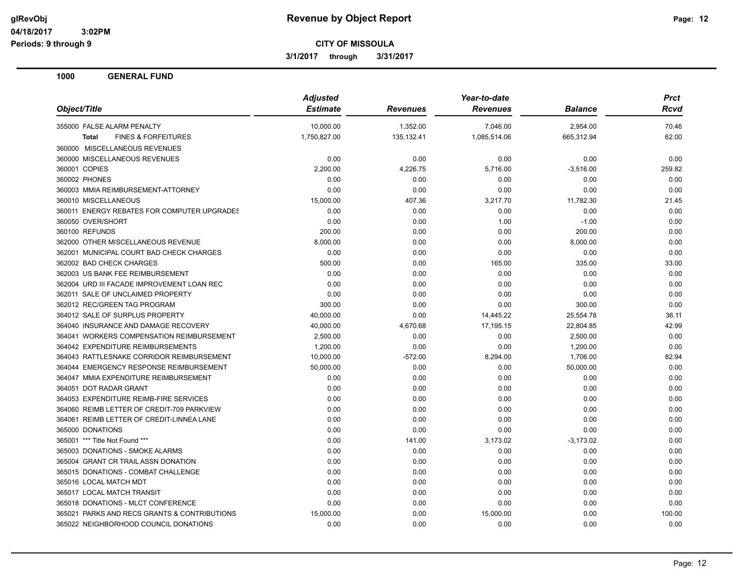# Revenue by Object Report

**CITY OF MISSOULA**

3/1/2017 through 3/31/2017

glRevObj
04/18/2017 3:02PM
Periods: 9 through 9

## 1000 GENERAL FUND

| Object/Title | Adjusted Estimate | Revenues | Year-to-date Revenues | Balance | Prct Rcvd |
|---|---|---|---|---|---|
| 355000 FALSE ALARM PENALTY | 10,000.00 | 1,352.00 | 7,046.00 | 2,954.00 | 70.46 |
| **Total** FINES & FORFEITURES | 1,750,827.00 | 135,132.41 | 1,085,514.06 | 665,312.94 | 62.00 |
| 360000 MISCELLANEOUS REVENUES | | | | | |
| 360000 MISCELLANEOUS REVENUES | 0.00 | 0.00 | 0.00 | 0.00 | 0.00 |
| 360001 COPIES | 2,200.00 | 4,226.75 | 5,716.00 | -3,516.00 | 259.82 |
| 360002 PHONES | 0.00 | 0.00 | 0.00 | 0.00 | 0.00 |
| 360003 MMIA REIMBURSEMENT-ATTORNEY | 0.00 | 0.00 | 0.00 | 0.00 | 0.00 |
| 360010 MISCELLANEOUS | 15,000.00 | 407.36 | 3,217.70 | 11,782.30 | 21.45 |
| 360011 ENERGY REBATES FOR COMPUTER UPGRADES | 0.00 | 0.00 | 0.00 | 0.00 | 0.00 |
| 360050 OVER/SHORT | 0.00 | 0.00 | 1.00 | -1.00 | 0.00 |
| 360100 REFUNDS | 200.00 | 0.00 | 0.00 | 200.00 | 0.00 |
| 362000 OTHER MISCELLANEOUS REVENUE | 8,000.00 | 0.00 | 0.00 | 8,000.00 | 0.00 |
| 362001 MUNICIPAL COURT BAD CHECK CHARGES | 0.00 | 0.00 | 0.00 | 0.00 | 0.00 |
| 362002 BAD CHECK CHARGES | 500.00 | 0.00 | 165.00 | 335.00 | 33.00 |
| 362003 US BANK FEE REIMBURSEMENT | 0.00 | 0.00 | 0.00 | 0.00 | 0.00 |
| 362004 URD III FACADE IMPROVEMENT LOAN REC | 0.00 | 0.00 | 0.00 | 0.00 | 0.00 |
| 362011 SALE OF UNCLAIMED PROPERTY | 0.00 | 0.00 | 0.00 | 0.00 | 0.00 |
| 362012 REC/GREEN TAG PROGRAM | 300.00 | 0.00 | 0.00 | 300.00 | 0.00 |
| 364012 SALE OF SURPLUS PROPERTY | 40,000.00 | 0.00 | 14,445.22 | 25,554.78 | 36.11 |
| 364040 INSURANCE AND DAMAGE RECOVERY | 40,000.00 | 4,670.68 | 17,195.15 | 22,804.85 | 42.99 |
| 364041 WORKERS COMPENSATION REIMBURSEMENT | 2,500.00 | 0.00 | 0.00 | 2,500.00 | 0.00 |
| 364042 EXPENDITURE REIMBURSEMENTS | 1,200.00 | 0.00 | 0.00 | 1,200.00 | 0.00 |
| 364043 RATTLESNAKE CORRIDOR REIMBURSEMENT | 10,000.00 | -572.00 | 8,294.00 | 1,706.00 | 82.94 |
| 364044 EMERGENCY RESPONSE REIMBURSEMENT | 50,000.00 | 0.00 | 0.00 | 50,000.00 | 0.00 |
| 364047 MMIA EXPENDITURE REIMBURSEMENT | 0.00 | 0.00 | 0.00 | 0.00 | 0.00 |
| 364051 DOT RADAR GRANT | 0.00 | 0.00 | 0.00 | 0.00 | 0.00 |
| 364053 EXPENDITURE REIMB-FIRE SERVICES | 0.00 | 0.00 | 0.00 | 0.00 | 0.00 |
| 364060 REIMB LETTER OF CREDIT-709 PARKVIEW | 0.00 | 0.00 | 0.00 | 0.00 | 0.00 |
| 364061 REIMB LETTER OF CREDIT-LINNEA LANE | 0.00 | 0.00 | 0.00 | 0.00 | 0.00 |
| 365000 DONATIONS | 0.00 | 0.00 | 0.00 | 0.00 | 0.00 |
| 365001 *** Title Not Found *** | 0.00 | 141.00 | 3,173.02 | -3,173.02 | 0.00 |
| 365003 DONATIONS - SMOKE ALARMS | 0.00 | 0.00 | 0.00 | 0.00 | 0.00 |
| 365004 GRANT CR TRAIL ASSN DONATION | 0.00 | 0.00 | 0.00 | 0.00 | 0.00 |
| 365015 DONATIONS - COMBAT CHALLENGE | 0.00 | 0.00 | 0.00 | 0.00 | 0.00 |
| 365016 LOCAL MATCH MDT | 0.00 | 0.00 | 0.00 | 0.00 | 0.00 |
| 365017 LOCAL MATCH TRANSIT | 0.00 | 0.00 | 0.00 | 0.00 | 0.00 |
| 365018 DONATIONS - MLCT CONFERENCE | 0.00 | 0.00 | 0.00 | 0.00 | 0.00 |
| 365021 PARKS AND RECS GRANTS & CONTRIBUTIONS | 15,000.00 | 0.00 | 15,000.00 | 0.00 | 100.00 |
| 365022 NEIGHBORHOOD COUNCIL DONATIONS | 0.00 | 0.00 | 0.00 | 0.00 | 0.00 |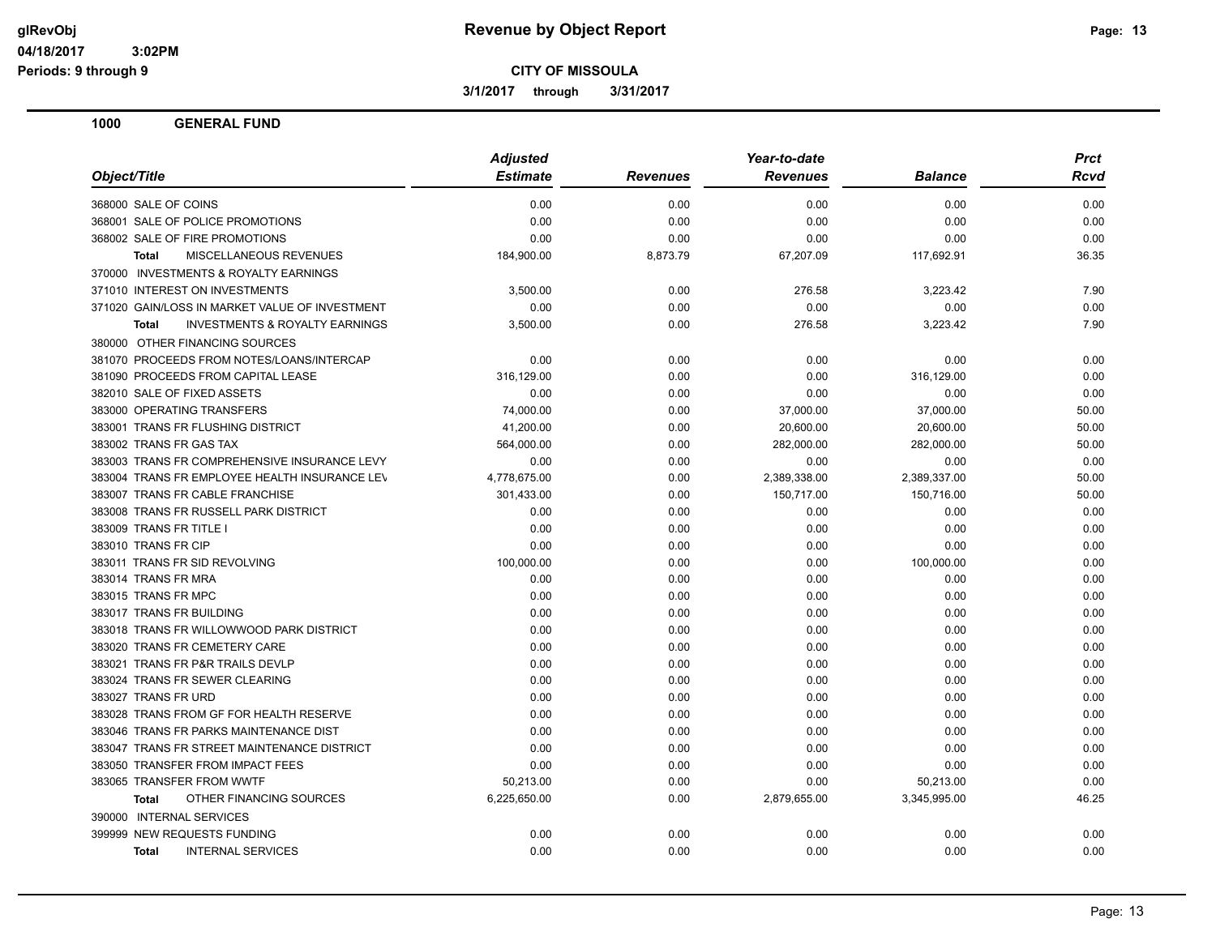**Revenue by Object Report**

**CITY OF MISSOULA**

**3/1/2017 through 3/31/2017**

glRevObj
04/18/2017 3:02PM
Periods: 9 through 9

## 1000 GENERAL FUND

| Object/Title | Adjusted Estimate | Revenues | Year-to-date Revenues | Balance | Prct Rcvd |
|---|---|---|---|---|---|
| 368000 SALE OF COINS | 0.00 | 0.00 | 0.00 | 0.00 | 0.00 |
| 368001 SALE OF POLICE PROMOTIONS | 0.00 | 0.00 | 0.00 | 0.00 | 0.00 |
| 368002 SALE OF FIRE PROMOTIONS | 0.00 | 0.00 | 0.00 | 0.00 | 0.00 |
| **Total** MISCELLANEOUS REVENUES | 184,900.00 | 8,873.79 | 67,207.09 | 117,692.91 | 36.35 |
| 370000 INVESTMENTS & ROYALTY EARNINGS | | | | | |
| 371010 INTEREST ON INVESTMENTS | 3,500.00 | 0.00 | 276.58 | 3,223.42 | 7.90 |
| 371020 GAIN/LOSS IN MARKET VALUE OF INVESTMENT | 0.00 | 0.00 | 0.00 | 0.00 | 0.00 |
| **Total** INVESTMENTS & ROYALTY EARNINGS | 3,500.00 | 0.00 | 276.58 | 3,223.42 | 7.90 |
| 380000 OTHER FINANCING SOURCES | | | | | |
| 381070 PROCEEDS FROM NOTES/LOANS/INTERCAP | 0.00 | 0.00 | 0.00 | 0.00 | 0.00 |
| 381090 PROCEEDS FROM CAPITAL LEASE | 316,129.00 | 0.00 | 0.00 | 316,129.00 | 0.00 |
| 382010 SALE OF FIXED ASSETS | 0.00 | 0.00 | 0.00 | 0.00 | 0.00 |
| 383000 OPERATING TRANSFERS | 74,000.00 | 0.00 | 37,000.00 | 37,000.00 | 50.00 |
| 383001 TRANS FR FLUSHING DISTRICT | 41,200.00 | 0.00 | 20,600.00 | 20,600.00 | 50.00 |
| 383002 TRANS FR GAS TAX | 564,000.00 | 0.00 | 282,000.00 | 282,000.00 | 50.00 |
| 383003 TRANS FR COMPREHENSIVE INSURANCE LEVY | 0.00 | 0.00 | 0.00 | 0.00 | 0.00 |
| 383004 TRANS FR EMPLOYEE HEALTH INSURANCE LEV | 4,778,675.00 | 0.00 | 2,389,338.00 | 2,389,337.00 | 50.00 |
| 383007 TRANS FR CABLE FRANCHISE | 301,433.00 | 0.00 | 150,717.00 | 150,716.00 | 50.00 |
| 383008 TRANS FR RUSSELL PARK DISTRICT | 0.00 | 0.00 | 0.00 | 0.00 | 0.00 |
| 383009 TRANS FR TITLE I | 0.00 | 0.00 | 0.00 | 0.00 | 0.00 |
| 383010 TRANS FR CIP | 0.00 | 0.00 | 0.00 | 0.00 | 0.00 |
| 383011 TRANS FR SID REVOLVING | 100,000.00 | 0.00 | 0.00 | 100,000.00 | 0.00 |
| 383014 TRANS FR MRA | 0.00 | 0.00 | 0.00 | 0.00 | 0.00 |
| 383015 TRANS FR MPC | 0.00 | 0.00 | 0.00 | 0.00 | 0.00 |
| 383017 TRANS FR BUILDING | 0.00 | 0.00 | 0.00 | 0.00 | 0.00 |
| 383018 TRANS FR WILLOWWOOD PARK DISTRICT | 0.00 | 0.00 | 0.00 | 0.00 | 0.00 |
| 383020 TRANS FR CEMETERY CARE | 0.00 | 0.00 | 0.00 | 0.00 | 0.00 |
| 383021 TRANS FR P&R TRAILS DEVLP | 0.00 | 0.00 | 0.00 | 0.00 | 0.00 |
| 383024 TRANS FR SEWER CLEARING | 0.00 | 0.00 | 0.00 | 0.00 | 0.00 |
| 383027 TRANS FR URD | 0.00 | 0.00 | 0.00 | 0.00 | 0.00 |
| 383028 TRANS FROM GF FOR HEALTH RESERVE | 0.00 | 0.00 | 0.00 | 0.00 | 0.00 |
| 383046 TRANS FR PARKS MAINTENANCE DIST | 0.00 | 0.00 | 0.00 | 0.00 | 0.00 |
| 383047 TRANS FR STREET MAINTENANCE DISTRICT | 0.00 | 0.00 | 0.00 | 0.00 | 0.00 |
| 383050 TRANSFER FROM IMPACT FEES | 0.00 | 0.00 | 0.00 | 0.00 | 0.00 |
| 383065 TRANSFER FROM WWTF | 50,213.00 | 0.00 | 0.00 | 50,213.00 | 0.00 |
| **Total** OTHER FINANCING SOURCES | 6,225,650.00 | 0.00 | 2,879,655.00 | 3,345,995.00 | 46.25 |
| 390000 INTERNAL SERVICES | | | | | |
| 399999 NEW REQUESTS FUNDING | 0.00 | 0.00 | 0.00 | 0.00 | 0.00 |
| **Total** INTERNAL SERVICES | 0.00 | 0.00 | 0.00 | 0.00 | 0.00 |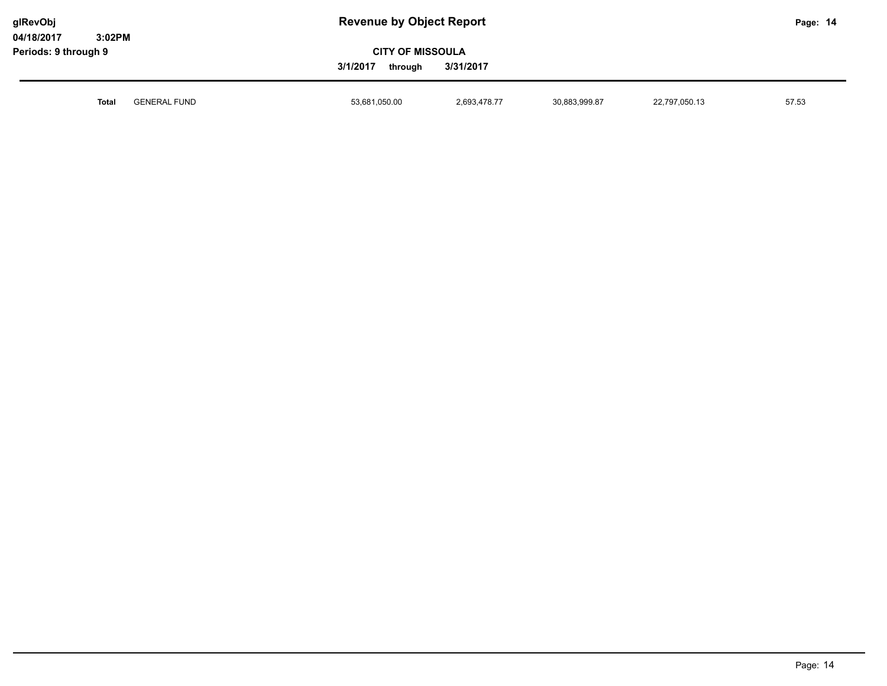| | | | | | | |
|---|---|---|---|---|---|---|
| **Total** | GENERAL FUND | 53,681,050.00 | 2,693,478.77 | 30,883,999.87 | 22,797,050.13 | 57.53 |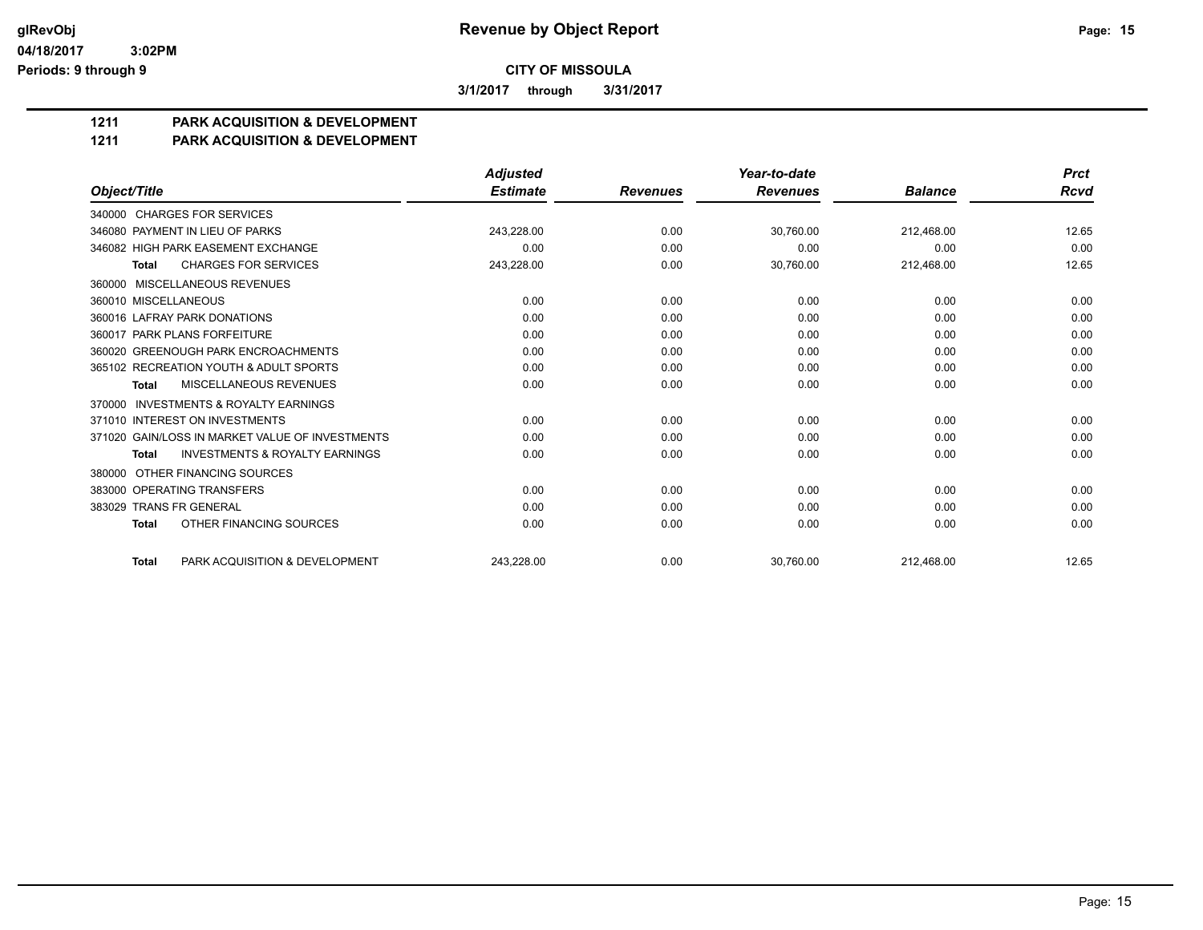# Revenue by Object Report

glRevObj
04/18/2017 3:02PM
Periods: 9 through 9

**CITY OF MISSOULA**

**3/1/2017 through 3/31/2017**

## 1211 PARK ACQUISITION & DEVELOPMENT
## 1211 PARK ACQUISITION & DEVELOPMENT

| Object/Title | Adjusted Estimate | Revenues | Year-to-date Revenues | Balance | Prct Rcvd |
|---|---|---|---|---|---|
| 340000 CHARGES FOR SERVICES | | | | | |
| 346080 PAYMENT IN LIEU OF PARKS | 243,228.00 | 0.00 | 30,760.00 | 212,468.00 | 12.65 |
| 346082 HIGH PARK EASEMENT EXCHANGE | 0.00 | 0.00 | 0.00 | 0.00 | 0.00 |
| **Total** CHARGES FOR SERVICES | 243,228.00 | 0.00 | 30,760.00 | 212,468.00 | 12.65 |
| 360000 MISCELLANEOUS REVENUES | | | | | |
| 360010 MISCELLANEOUS | 0.00 | 0.00 | 0.00 | 0.00 | 0.00 |
| 360016 LAFRAY PARK DONATIONS | 0.00 | 0.00 | 0.00 | 0.00 | 0.00 |
| 360017 PARK PLANS FORFEITURE | 0.00 | 0.00 | 0.00 | 0.00 | 0.00 |
| 360020 GREENOUGH PARK ENCROACHMENTS | 0.00 | 0.00 | 0.00 | 0.00 | 0.00 |
| 365102 RECREATION YOUTH & ADULT SPORTS | 0.00 | 0.00 | 0.00 | 0.00 | 0.00 |
| **Total** MISCELLANEOUS REVENUES | 0.00 | 0.00 | 0.00 | 0.00 | 0.00 |
| 370000 INVESTMENTS & ROYALTY EARNINGS | | | | | |
| 371010 INTEREST ON INVESTMENTS | 0.00 | 0.00 | 0.00 | 0.00 | 0.00 |
| 371020 GAIN/LOSS IN MARKET VALUE OF INVESTMENTS | 0.00 | 0.00 | 0.00 | 0.00 | 0.00 |
| **Total** INVESTMENTS & ROYALTY EARNINGS | 0.00 | 0.00 | 0.00 | 0.00 | 0.00 |
| 380000 OTHER FINANCING SOURCES | | | | | |
| 383000 OPERATING TRANSFERS | 0.00 | 0.00 | 0.00 | 0.00 | 0.00 |
| 383029 TRANS FR GENERAL | 0.00 | 0.00 | 0.00 | 0.00 | 0.00 |
| **Total** OTHER FINANCING SOURCES | 0.00 | 0.00 | 0.00 | 0.00 | 0.00 |
| **Total** PARK ACQUISITION & DEVELOPMENT | 243,228.00 | 0.00 | 30,760.00 | 212,468.00 | 12.65 |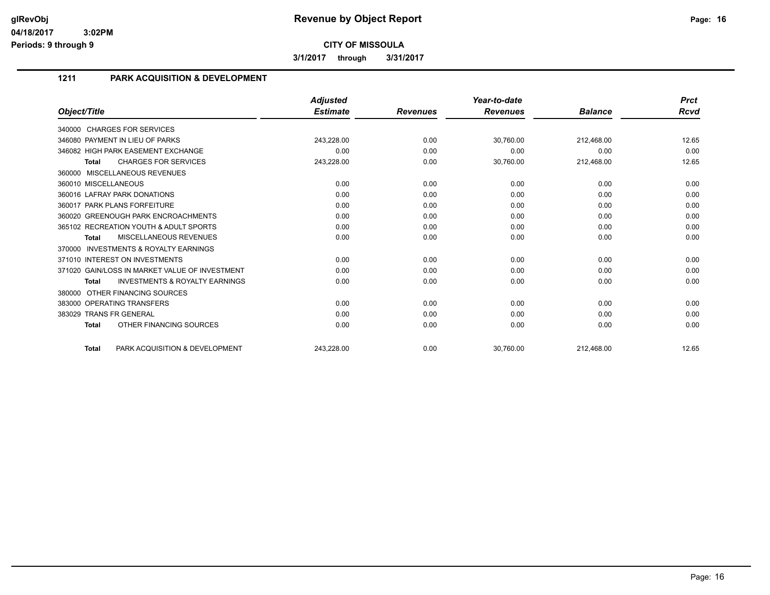# Revenue by Object Report

glRevObj
04/18/2017 3:02PM
Periods: 9 through 9

**CITY OF MISSOULA**

**3/1/2017 through 3/31/2017**

## 1211 PARK ACQUISITION & DEVELOPMENT

| Object/Title | Adjusted Estimate | Revenues | Year-to-date Revenues | Balance | Prct Rcvd |
|---|---|---|---|---|---|
| 340000 CHARGES FOR SERVICES | | | | | |
| 346080 PAYMENT IN LIEU OF PARKS | 243,228.00 | 0.00 | 30,760.00 | 212,468.00 | 12.65 |
| 346082 HIGH PARK EASEMENT EXCHANGE | 0.00 | 0.00 | 0.00 | 0.00 | 0.00 |
| **Total** CHARGES FOR SERVICES | 243,228.00 | 0.00 | 30,760.00 | 212,468.00 | 12.65 |
| 360000 MISCELLANEOUS REVENUES | | | | | |
| 360010 MISCELLANEOUS | 0.00 | 0.00 | 0.00 | 0.00 | 0.00 |
| 360016 LAFRAY PARK DONATIONS | 0.00 | 0.00 | 0.00 | 0.00 | 0.00 |
| 360017 PARK PLANS FORFEITURE | 0.00 | 0.00 | 0.00 | 0.00 | 0.00 |
| 360020 GREENOUGH PARK ENCROACHMENTS | 0.00 | 0.00 | 0.00 | 0.00 | 0.00 |
| 365102 RECREATION YOUTH & ADULT SPORTS | 0.00 | 0.00 | 0.00 | 0.00 | 0.00 |
| **Total** MISCELLANEOUS REVENUES | 0.00 | 0.00 | 0.00 | 0.00 | 0.00 |
| 370000 INVESTMENTS & ROYALTY EARNINGS | | | | | |
| 371010 INTEREST ON INVESTMENTS | 0.00 | 0.00 | 0.00 | 0.00 | 0.00 |
| 371020 GAIN/LOSS IN MARKET VALUE OF INVESTMENT | 0.00 | 0.00 | 0.00 | 0.00 | 0.00 |
| **Total** INVESTMENTS & ROYALTY EARNINGS | 0.00 | 0.00 | 0.00 | 0.00 | 0.00 |
| 380000 OTHER FINANCING SOURCES | | | | | |
| 383000 OPERATING TRANSFERS | 0.00 | 0.00 | 0.00 | 0.00 | 0.00 |
| 383029 TRANS FR GENERAL | 0.00 | 0.00 | 0.00 | 0.00 | 0.00 |
| **Total** OTHER FINANCING SOURCES | 0.00 | 0.00 | 0.00 | 0.00 | 0.00 |
| **Total** PARK ACQUISITION & DEVELOPMENT | 243,228.00 | 0.00 | 30,760.00 | 212,468.00 | 12.65 |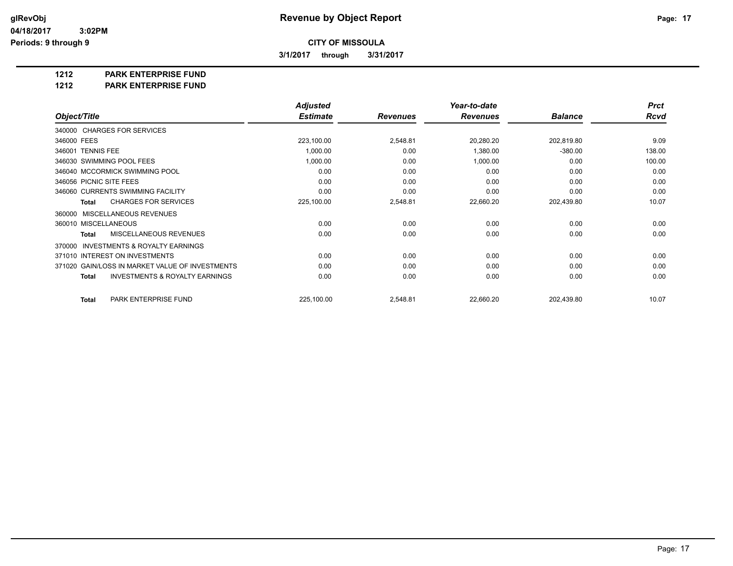# Revenue by Object Report

glRevObj
04/18/2017 3:02PM
Periods: 9 through 9

**CITY OF MISSOULA**

**3/1/2017 through 3/31/2017**

**1212 PARK ENTERPRISE FUND**
**1212 PARK ENTERPRISE FUND**

| Object/Title | Adjusted Estimate | Revenues | Year-to-date Revenues | Balance | Prct Rcvd |
|---|---|---|---|---|---|
| 340000 CHARGES FOR SERVICES | | | | | |
| 346000 FEES | 223,100.00 | 2,548.81 | 20,280.20 | 202,819.80 | 9.09 |
| 346001 TENNIS FEE | 1,000.00 | 0.00 | 1,380.00 | -380.00 | 138.00 |
| 346030 SWIMMING POOL FEES | 1,000.00 | 0.00 | 1,000.00 | 0.00 | 100.00 |
| 346040 MCCORMICK SWIMMING POOL | 0.00 | 0.00 | 0.00 | 0.00 | 0.00 |
| 346056 PICNIC SITE FEES | 0.00 | 0.00 | 0.00 | 0.00 | 0.00 |
| 346060 CURRENTS SWIMMING FACILITY | 0.00 | 0.00 | 0.00 | 0.00 | 0.00 |
| **Total** CHARGES FOR SERVICES | 225,100.00 | 2,548.81 | 22,660.20 | 202,439.80 | 10.07 |
| 360000 MISCELLANEOUS REVENUES | | | | | |
| 360010 MISCELLANEOUS | 0.00 | 0.00 | 0.00 | 0.00 | 0.00 |
| **Total** MISCELLANEOUS REVENUES | 0.00 | 0.00 | 0.00 | 0.00 | 0.00 |
| 370000 INVESTMENTS & ROYALTY EARNINGS | | | | | |
| 371010 INTEREST ON INVESTMENTS | 0.00 | 0.00 | 0.00 | 0.00 | 0.00 |
| 371020 GAIN/LOSS IN MARKET VALUE OF INVESTMENTS | 0.00 | 0.00 | 0.00 | 0.00 | 0.00 |
| **Total** INVESTMENTS & ROYALTY EARNINGS | 0.00 | 0.00 | 0.00 | 0.00 | 0.00 |
| **Total** PARK ENTERPRISE FUND | 225,100.00 | 2,548.81 | 22,660.20 | 202,439.80 | 10.07 |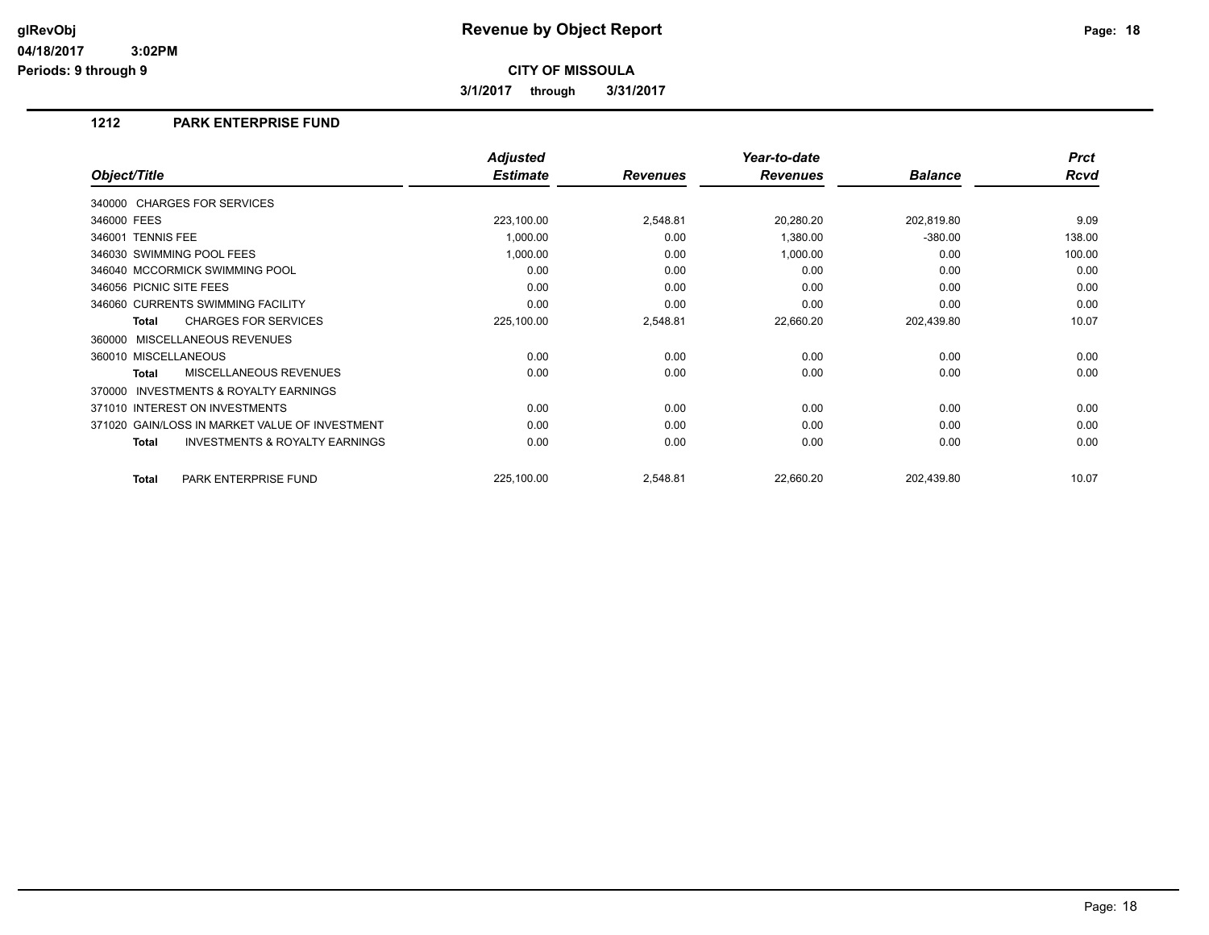# Revenue by Object Report

**CITY OF MISSOULA**

**3/1/2017 through 3/31/2017**

glRevObj
04/18/2017 3:02PM
Periods: 9 through 9

## 1212 PARK ENTERPRISE FUND

| Object/Title | Adjusted Estimate | Revenues | Year-to-date Revenues | Balance | Prct Rcvd |
|---|---|---|---|---|---|
| 340000 CHARGES FOR SERVICES | | | | | |
| 346000 FEES | 223,100.00 | 2,548.81 | 20,280.20 | 202,819.80 | 9.09 |
| 346001 TENNIS FEE | 1,000.00 | 0.00 | 1,380.00 | -380.00 | 138.00 |
| 346030 SWIMMING POOL FEES | 1,000.00 | 0.00 | 1,000.00 | 0.00 | 100.00 |
| 346040 MCCORMICK SWIMMING POOL | 0.00 | 0.00 | 0.00 | 0.00 | 0.00 |
| 346056 PICNIC SITE FEES | 0.00 | 0.00 | 0.00 | 0.00 | 0.00 |
| 346060 CURRENTS SWIMMING FACILITY | 0.00 | 0.00 | 0.00 | 0.00 | 0.00 |
| **Total** CHARGES FOR SERVICES | 225,100.00 | 2,548.81 | 22,660.20 | 202,439.80 | 10.07 |
| 360000 MISCELLANEOUS REVENUES | | | | | |
| 360010 MISCELLANEOUS | 0.00 | 0.00 | 0.00 | 0.00 | 0.00 |
| **Total** MISCELLANEOUS REVENUES | 0.00 | 0.00 | 0.00 | 0.00 | 0.00 |
| 370000 INVESTMENTS & ROYALTY EARNINGS | | | | | |
| 371010 INTEREST ON INVESTMENTS | 0.00 | 0.00 | 0.00 | 0.00 | 0.00 |
| 371020 GAIN/LOSS IN MARKET VALUE OF INVESTMENT | 0.00 | 0.00 | 0.00 | 0.00 | 0.00 |
| **Total** INVESTMENTS & ROYALTY EARNINGS | 0.00 | 0.00 | 0.00 | 0.00 | 0.00 |
| **Total** PARK ENTERPRISE FUND | 225,100.00 | 2,548.81 | 22,660.20 | 202,439.80 | 10.07 |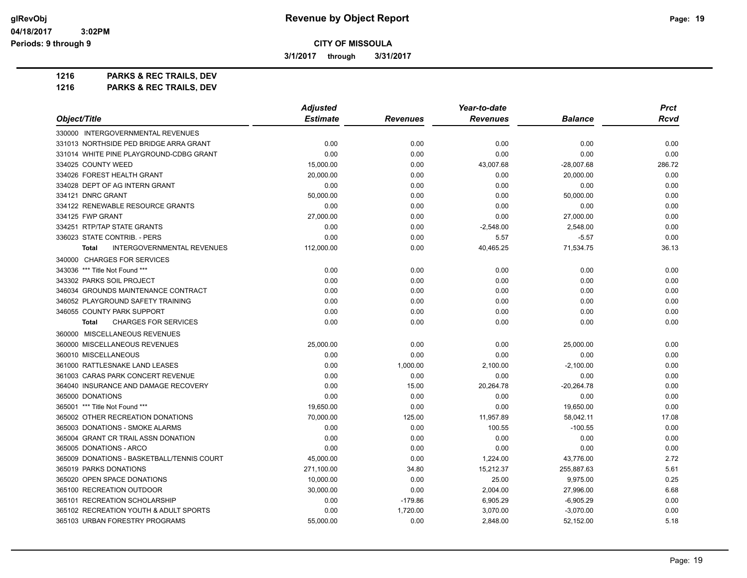# Revenue by Object Report

glRevObj
04/18/2017 3:02PM
Periods: 9 through 9

**CITY OF MISSOULA**

**3/1/2017 through 3/31/2017**

**1216 PARKS & REC TRAILS, DEV**
**1216 PARKS & REC TRAILS, DEV**

| Object/Title | Adjusted Estimate | Revenues | Year-to-date Revenues | Balance | Prct Rcvd |
|---|---|---|---|---|---|
| 330000 INTERGOVERNMENTAL REVENUES | | | | | |
| 331013 NORTHSIDE PED BRIDGE ARRA GRANT | 0.00 | 0.00 | 0.00 | 0.00 | 0.00 |
| 331014 WHITE PINE PLAYGROUND-CDBG GRANT | 0.00 | 0.00 | 0.00 | 0.00 | 0.00 |
| 334025 COUNTY WEED | 15,000.00 | 0.00 | 43,007.68 | -28,007.68 | 286.72 |
| 334026 FOREST HEALTH GRANT | 20,000.00 | 0.00 | 0.00 | 20,000.00 | 0.00 |
| 334028 DEPT OF AG INTERN GRANT | 0.00 | 0.00 | 0.00 | 0.00 | 0.00 |
| 334121 DNRC GRANT | 50,000.00 | 0.00 | 0.00 | 50,000.00 | 0.00 |
| 334122 RENEWABLE RESOURCE GRANTS | 0.00 | 0.00 | 0.00 | 0.00 | 0.00 |
| 334125 FWP GRANT | 27,000.00 | 0.00 | 0.00 | 27,000.00 | 0.00 |
| 334251 RTP/TAP STATE GRANTS | 0.00 | 0.00 | -2,548.00 | 2,548.00 | 0.00 |
| 336023 STATE CONTRIB. - PERS | 0.00 | 0.00 | 5.57 | -5.57 | 0.00 |
| **Total** INTERGOVERNMENTAL REVENUES | 112,000.00 | 0.00 | 40,465.25 | 71,534.75 | 36.13 |
| 340000 CHARGES FOR SERVICES | | | | | |
| 343036 *** Title Not Found *** | 0.00 | 0.00 | 0.00 | 0.00 | 0.00 |
| 343302 PARKS SOIL PROJECT | 0.00 | 0.00 | 0.00 | 0.00 | 0.00 |
| 346034 GROUNDS MAINTENANCE CONTRACT | 0.00 | 0.00 | 0.00 | 0.00 | 0.00 |
| 346052 PLAYGROUND SAFETY TRAINING | 0.00 | 0.00 | 0.00 | 0.00 | 0.00 |
| 346055 COUNTY PARK SUPPORT | 0.00 | 0.00 | 0.00 | 0.00 | 0.00 |
| **Total** CHARGES FOR SERVICES | 0.00 | 0.00 | 0.00 | 0.00 | 0.00 |
| 360000 MISCELLANEOUS REVENUES | | | | | |
| 360000 MISCELLANEOUS REVENUES | 25,000.00 | 0.00 | 0.00 | 25,000.00 | 0.00 |
| 360010 MISCELLANEOUS | 0.00 | 0.00 | 0.00 | 0.00 | 0.00 |
| 361000 RATTLESNAKE LAND LEASES | 0.00 | 1,000.00 | 2,100.00 | -2,100.00 | 0.00 |
| 361003 CARAS PARK CONCERT REVENUE | 0.00 | 0.00 | 0.00 | 0.00 | 0.00 |
| 364040 INSURANCE AND DAMAGE RECOVERY | 0.00 | 15.00 | 20,264.78 | -20,264.78 | 0.00 |
| 365000 DONATIONS | 0.00 | 0.00 | 0.00 | 0.00 | 0.00 |
| 365001 *** Title Not Found *** | 19,650.00 | 0.00 | 0.00 | 19,650.00 | 0.00 |
| 365002 OTHER RECREATION DONATIONS | 70,000.00 | 125.00 | 11,957.89 | 58,042.11 | 17.08 |
| 365003 DONATIONS - SMOKE ALARMS | 0.00 | 0.00 | 100.55 | -100.55 | 0.00 |
| 365004 GRANT CR TRAIL ASSN DONATION | 0.00 | 0.00 | 0.00 | 0.00 | 0.00 |
| 365005 DONATIONS - ARCO | 0.00 | 0.00 | 0.00 | 0.00 | 0.00 |
| 365009 DONATIONS - BASKETBALL/TENNIS COURT | 45,000.00 | 0.00 | 1,224.00 | 43,776.00 | 2.72 |
| 365019 PARKS DONATIONS | 271,100.00 | 34.80 | 15,212.37 | 255,887.63 | 5.61 |
| 365020 OPEN SPACE DONATIONS | 10,000.00 | 0.00 | 25.00 | 9,975.00 | 0.25 |
| 365100 RECREATION OUTDOOR | 30,000.00 | 0.00 | 2,004.00 | 27,996.00 | 6.68 |
| 365101 RECREATION SCHOLARSHIP | 0.00 | -179.86 | 6,905.29 | -6,905.29 | 0.00 |
| 365102 RECREATION YOUTH & ADULT SPORTS | 0.00 | 1,720.00 | 3,070.00 | -3,070.00 | 0.00 |
| 365103 URBAN FORESTRY PROGRAMS | 55,000.00 | 0.00 | 2,848.00 | 52,152.00 | 5.18 |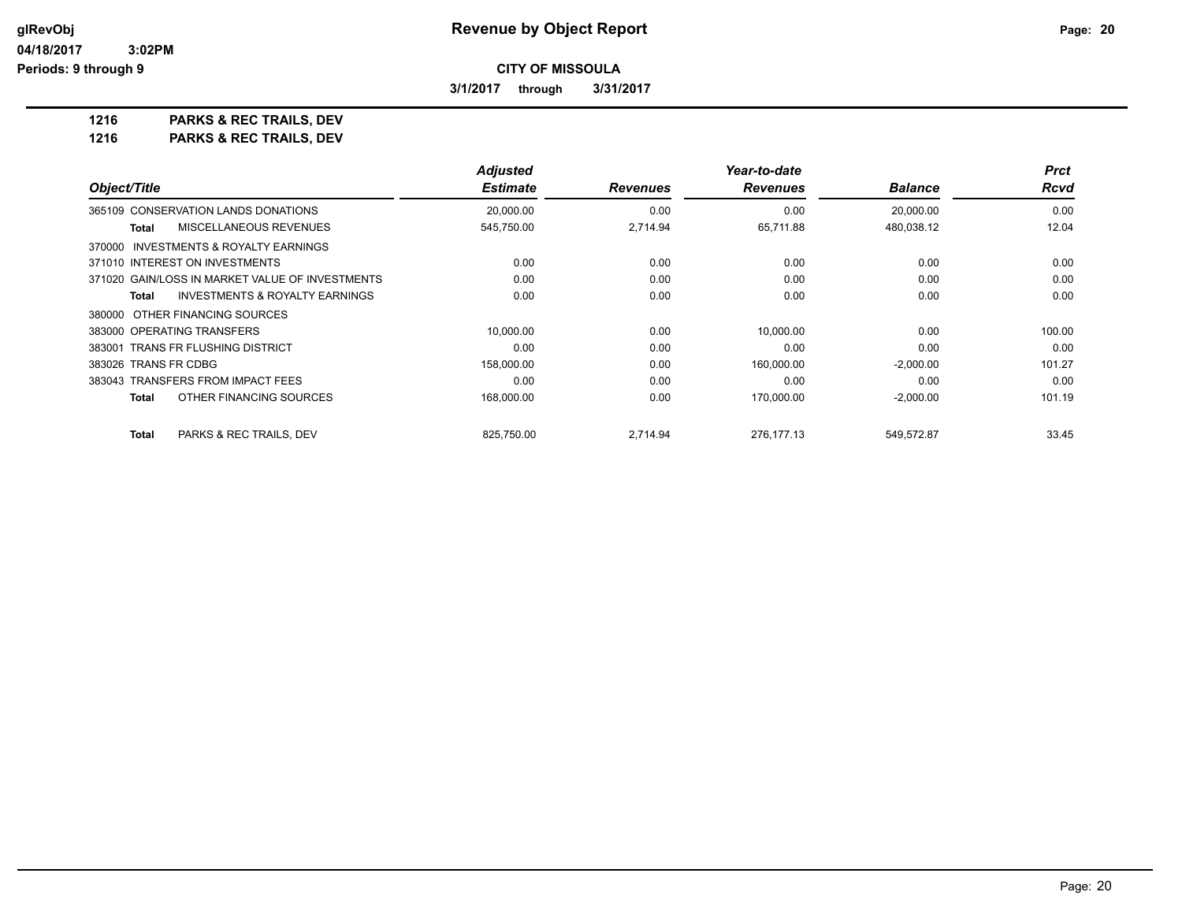# Revenue by Object Report

**CITY OF MISSOULA**

**3/1/2017 through 3/31/2017**

glRevObj
04/18/2017 3:02PM
Periods: 9 through 9

**1216 PARKS & REC TRAILS, DEV**
**1216 PARKS & REC TRAILS, DEV**

| Object/Title | Adjusted Estimate | Revenues | Year-to-date Revenues | Balance | Prct Rcvd |
|---|---|---|---|---|---|
| 365109 CONSERVATION LANDS DONATIONS | 20,000.00 | 0.00 | 0.00 | 20,000.00 | 0.00 |
| **Total** MISCELLANEOUS REVENUES | 545,750.00 | 2,714.94 | 65,711.88 | 480,038.12 | 12.04 |
| 370000 INVESTMENTS & ROYALTY EARNINGS | | | | | |
| 371010 INTEREST ON INVESTMENTS | 0.00 | 0.00 | 0.00 | 0.00 | 0.00 |
| 371020 GAIN/LOSS IN MARKET VALUE OF INVESTMENTS | 0.00 | 0.00 | 0.00 | 0.00 | 0.00 |
| **Total** INVESTMENTS & ROYALTY EARNINGS | 0.00 | 0.00 | 0.00 | 0.00 | 0.00 |
| 380000 OTHER FINANCING SOURCES | | | | | |
| 383000 OPERATING TRANSFERS | 10,000.00 | 0.00 | 10,000.00 | 0.00 | 100.00 |
| 383001 TRANS FR FLUSHING DISTRICT | 0.00 | 0.00 | 0.00 | 0.00 | 0.00 |
| 383026 TRANS FR CDBG | 158,000.00 | 0.00 | 160,000.00 | -2,000.00 | 101.27 |
| 383043 TRANSFERS FROM IMPACT FEES | 0.00 | 0.00 | 0.00 | 0.00 | 0.00 |
| **Total** OTHER FINANCING SOURCES | 168,000.00 | 0.00 | 170,000.00 | -2,000.00 | 101.19 |
| **Total** PARKS & REC TRAILS, DEV | 825,750.00 | 2,714.94 | 276,177.13 | 549,572.87 | 33.45 |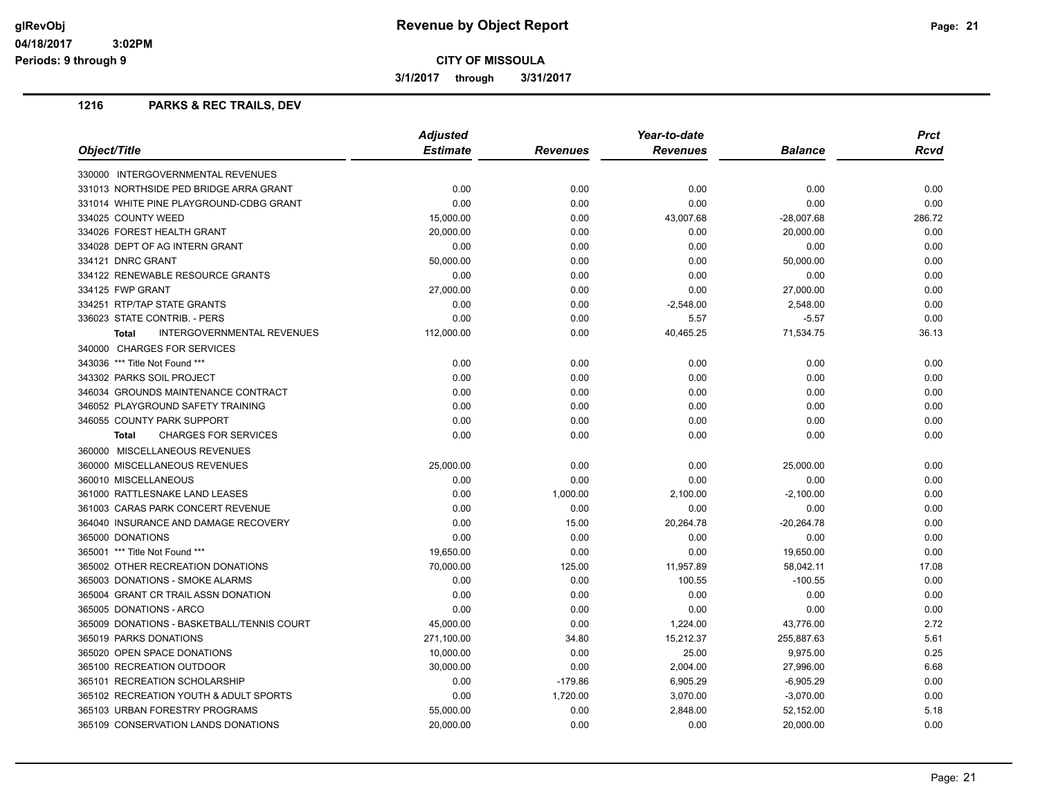# Revenue by Object Report

**CITY OF MISSOULA**

**3/1/2017 through 3/31/2017**

glRevObj
04/18/2017 3:02PM
Periods: 9 through 9

## 1216 PARKS & REC TRAILS, DEV

| Object/Title | Adjusted Estimate | Revenues | Year-to-date Revenues | Balance | Prct Rcvd |
|---|---|---|---|---|---|
| 330000 INTERGOVERNMENTAL REVENUES | | | | | |
| 331013 NORTHSIDE PED BRIDGE ARRA GRANT | 0.00 | 0.00 | 0.00 | 0.00 | 0.00 |
| 331014 WHITE PINE PLAYGROUND-CDBG GRANT | 0.00 | 0.00 | 0.00 | 0.00 | 0.00 |
| 334025 COUNTY WEED | 15,000.00 | 0.00 | 43,007.68 | -28,007.68 | 286.72 |
| 334026 FOREST HEALTH GRANT | 20,000.00 | 0.00 | 0.00 | 20,000.00 | 0.00 |
| 334028 DEPT OF AG INTERN GRANT | 0.00 | 0.00 | 0.00 | 0.00 | 0.00 |
| 334121 DNRC GRANT | 50,000.00 | 0.00 | 0.00 | 50,000.00 | 0.00 |
| 334122 RENEWABLE RESOURCE GRANTS | 0.00 | 0.00 | 0.00 | 0.00 | 0.00 |
| 334125 FWP GRANT | 27,000.00 | 0.00 | 0.00 | 27,000.00 | 0.00 |
| 334251 RTP/TAP STATE GRANTS | 0.00 | 0.00 | -2,548.00 | 2,548.00 | 0.00 |
| 336023 STATE CONTRIB. - PERS | 0.00 | 0.00 | 5.57 | -5.57 | 0.00 |
| **Total** INTERGOVERNMENTAL REVENUES | 112,000.00 | 0.00 | 40,465.25 | 71,534.75 | 36.13 |
| 340000 CHARGES FOR SERVICES | | | | | |
| 343036 *** Title Not Found *** | 0.00 | 0.00 | 0.00 | 0.00 | 0.00 |
| 343302 PARKS SOIL PROJECT | 0.00 | 0.00 | 0.00 | 0.00 | 0.00 |
| 346034 GROUNDS MAINTENANCE CONTRACT | 0.00 | 0.00 | 0.00 | 0.00 | 0.00 |
| 346052 PLAYGROUND SAFETY TRAINING | 0.00 | 0.00 | 0.00 | 0.00 | 0.00 |
| 346055 COUNTY PARK SUPPORT | 0.00 | 0.00 | 0.00 | 0.00 | 0.00 |
| **Total** CHARGES FOR SERVICES | 0.00 | 0.00 | 0.00 | 0.00 | 0.00 |
| 360000 MISCELLANEOUS REVENUES | | | | | |
| 360000 MISCELLANEOUS REVENUES | 25,000.00 | 0.00 | 0.00 | 25,000.00 | 0.00 |
| 360010 MISCELLANEOUS | 0.00 | 0.00 | 0.00 | 0.00 | 0.00 |
| 361000 RATTLESNAKE LAND LEASES | 0.00 | 1,000.00 | 2,100.00 | -2,100.00 | 0.00 |
| 361003 CARAS PARK CONCERT REVENUE | 0.00 | 0.00 | 0.00 | 0.00 | 0.00 |
| 364040 INSURANCE AND DAMAGE RECOVERY | 0.00 | 15.00 | 20,264.78 | -20,264.78 | 0.00 |
| 365000 DONATIONS | 0.00 | 0.00 | 0.00 | 0.00 | 0.00 |
| 365001 *** Title Not Found *** | 19,650.00 | 0.00 | 0.00 | 19,650.00 | 0.00 |
| 365002 OTHER RECREATION DONATIONS | 70,000.00 | 125.00 | 11,957.89 | 58,042.11 | 17.08 |
| 365003 DONATIONS - SMOKE ALARMS | 0.00 | 0.00 | 100.55 | -100.55 | 0.00 |
| 365004 GRANT CR TRAIL ASSN DONATION | 0.00 | 0.00 | 0.00 | 0.00 | 0.00 |
| 365005 DONATIONS - ARCO | 0.00 | 0.00 | 0.00 | 0.00 | 0.00 |
| 365009 DONATIONS - BASKETBALL/TENNIS COURT | 45,000.00 | 0.00 | 1,224.00 | 43,776.00 | 2.72 |
| 365019 PARKS DONATIONS | 271,100.00 | 34.80 | 15,212.37 | 255,887.63 | 5.61 |
| 365020 OPEN SPACE DONATIONS | 10,000.00 | 0.00 | 25.00 | 9,975.00 | 0.25 |
| 365100 RECREATION OUTDOOR | 30,000.00 | 0.00 | 2,004.00 | 27,996.00 | 6.68 |
| 365101 RECREATION SCHOLARSHIP | 0.00 | -179.86 | 6,905.29 | -6,905.29 | 0.00 |
| 365102 RECREATION YOUTH & ADULT SPORTS | 0.00 | 1,720.00 | 3,070.00 | -3,070.00 | 0.00 |
| 365103 URBAN FORESTRY PROGRAMS | 55,000.00 | 0.00 | 2,848.00 | 52,152.00 | 5.18 |
| 365109 CONSERVATION LANDS DONATIONS | 20,000.00 | 0.00 | 0.00 | 20,000.00 | 0.00 |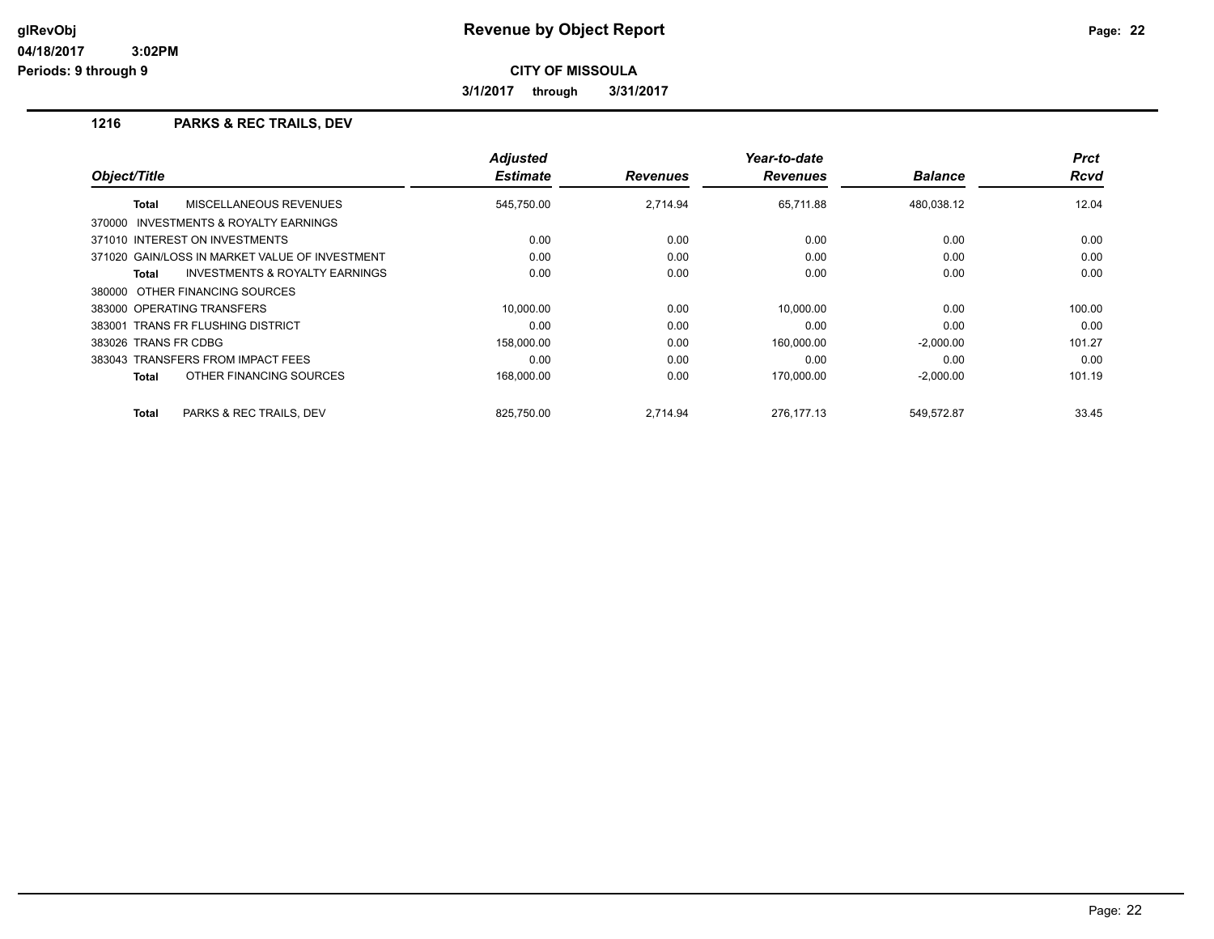# Revenue by Object Report

glRevObj
04/18/2017 3:02PM
Periods: 9 through 9

**CITY OF MISSOULA**

**3/1/2017 through 3/31/2017**

## 1216 PARKS & REC TRAILS, DEV

| Object/Title | Adjusted Estimate | Revenues | Year-to-date Revenues | Balance | Prct Rcvd |
|---|---|---|---|---|---|
| **Total** MISCELLANEOUS REVENUES | 545,750.00 | 2,714.94 | 65,711.88 | 480,038.12 | 12.04 |
| 370000 INVESTMENTS & ROYALTY EARNINGS | | | | | |
| 371010 INTEREST ON INVESTMENTS | 0.00 | 0.00 | 0.00 | 0.00 | 0.00 |
| 371020 GAIN/LOSS IN MARKET VALUE OF INVESTMENT | 0.00 | 0.00 | 0.00 | 0.00 | 0.00 |
| **Total** INVESTMENTS & ROYALTY EARNINGS | 0.00 | 0.00 | 0.00 | 0.00 | 0.00 |
| 380000 OTHER FINANCING SOURCES | | | | | |
| 383000 OPERATING TRANSFERS | 10,000.00 | 0.00 | 10,000.00 | 0.00 | 100.00 |
| 383001 TRANS FR FLUSHING DISTRICT | 0.00 | 0.00 | 0.00 | 0.00 | 0.00 |
| 383026 TRANS FR CDBG | 158,000.00 | 0.00 | 160,000.00 | -2,000.00 | 101.27 |
| 383043 TRANSFERS FROM IMPACT FEES | 0.00 | 0.00 | 0.00 | 0.00 | 0.00 |
| **Total** OTHER FINANCING SOURCES | 168,000.00 | 0.00 | 170,000.00 | -2,000.00 | 101.19 |
| **Total** PARKS & REC TRAILS, DEV | 825,750.00 | 2,714.94 | 276,177.13 | 549,572.87 | 33.45 |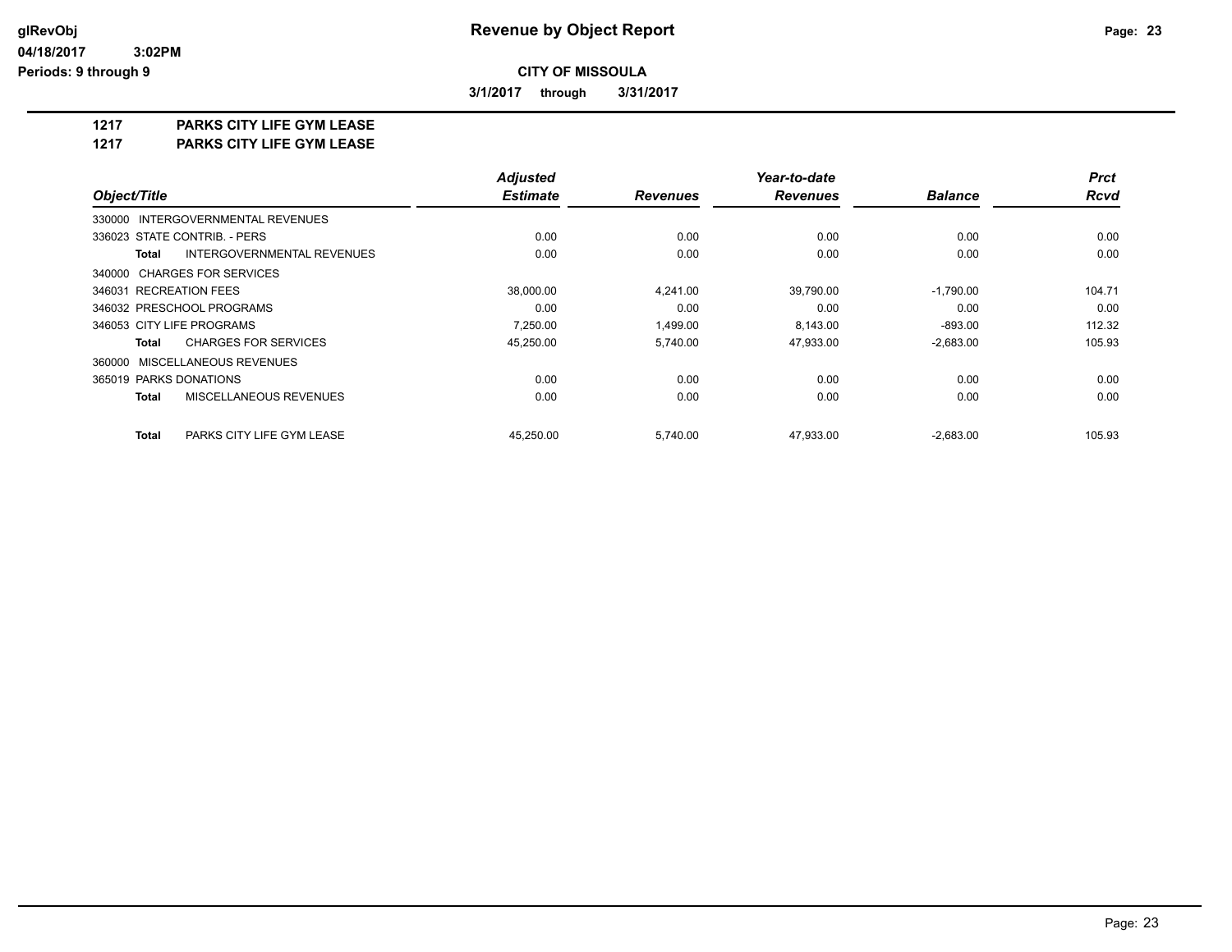# Revenue by Object Report

glRevObj
04/18/2017 3:02PM
Periods: 9 through 9

**CITY OF MISSOULA**

**3/1/2017 through 3/31/2017**

**1217 PARKS CITY LIFE GYM LEASE**
**1217 PARKS CITY LIFE GYM LEASE**

| Object/Title | Adjusted Estimate | Revenues | Year-to-date Revenues | Balance | Prct Rcvd |
|---|---|---|---|---|---|
| 330000 INTERGOVERNMENTAL REVENUES | | | | | |
| 336023 STATE CONTRIB. - PERS | 0.00 | 0.00 | 0.00 | 0.00 | 0.00 |
| **Total** INTERGOVERNMENTAL REVENUES | 0.00 | 0.00 | 0.00 | 0.00 | 0.00 |
| 340000 CHARGES FOR SERVICES | | | | | |
| 346031 RECREATION FEES | 38,000.00 | 4,241.00 | 39,790.00 | -1,790.00 | 104.71 |
| 346032 PRESCHOOL PROGRAMS | 0.00 | 0.00 | 0.00 | 0.00 | 0.00 |
| 346053 CITY LIFE PROGRAMS | 7,250.00 | 1,499.00 | 8,143.00 | -893.00 | 112.32 |
| **Total** CHARGES FOR SERVICES | 45,250.00 | 5,740.00 | 47,933.00 | -2,683.00 | 105.93 |
| 360000 MISCELLANEOUS REVENUES | | | | | |
| 365019 PARKS DONATIONS | 0.00 | 0.00 | 0.00 | 0.00 | 0.00 |
| **Total** MISCELLANEOUS REVENUES | 0.00 | 0.00 | 0.00 | 0.00 | 0.00 |
| **Total** PARKS CITY LIFE GYM LEASE | 45,250.00 | 5,740.00 | 47,933.00 | -2,683.00 | 105.93 |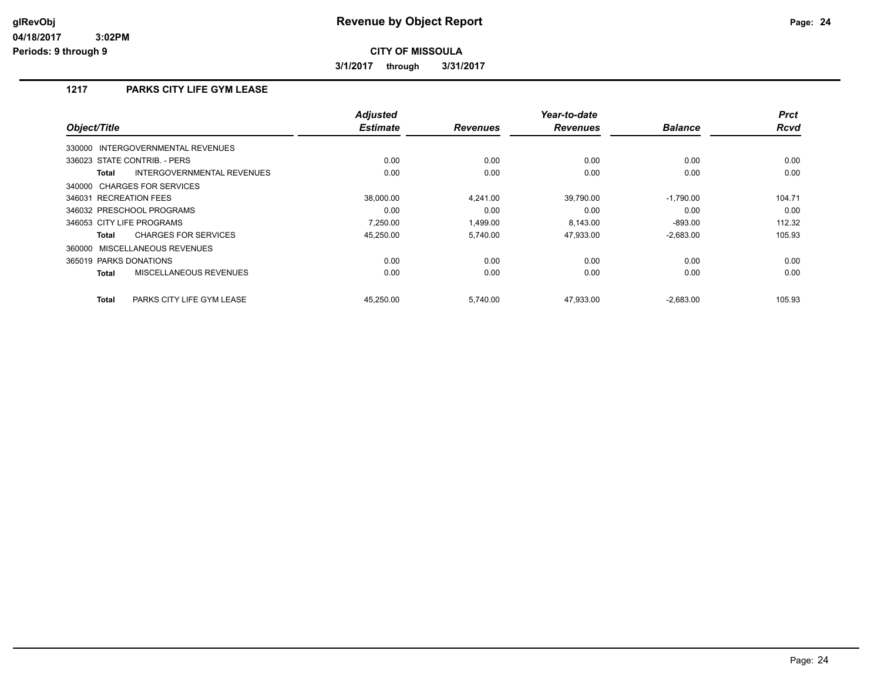# Revenue by Object Report

**CITY OF MISSOULA**

**3/1/2017 through 3/31/2017**

glRevObj
04/18/2017 3:02PM
Periods: 9 through 9

## 1217 PARKS CITY LIFE GYM LEASE

| Object/Title | Adjusted Estimate | Revenues | Year-to-date Revenues | Balance | Prct Rcvd |
|---|---|---|---|---|---|
| 330000 INTERGOVERNMENTAL REVENUES | | | | | |
| 336023 STATE CONTRIB. - PERS | 0.00 | 0.00 | 0.00 | 0.00 | 0.00 |
| **Total** INTERGOVERNMENTAL REVENUES | 0.00 | 0.00 | 0.00 | 0.00 | 0.00 |
| 340000 CHARGES FOR SERVICES | | | | | |
| 346031 RECREATION FEES | 38,000.00 | 4,241.00 | 39,790.00 | -1,790.00 | 104.71 |
| 346032 PRESCHOOL PROGRAMS | 0.00 | 0.00 | 0.00 | 0.00 | 0.00 |
| 346053 CITY LIFE PROGRAMS | 7,250.00 | 1,499.00 | 8,143.00 | -893.00 | 112.32 |
| **Total** CHARGES FOR SERVICES | 45,250.00 | 5,740.00 | 47,933.00 | -2,683.00 | 105.93 |
| 360000 MISCELLANEOUS REVENUES | | | | | |
| 365019 PARKS DONATIONS | 0.00 | 0.00 | 0.00 | 0.00 | 0.00 |
| **Total** MISCELLANEOUS REVENUES | 0.00 | 0.00 | 0.00 | 0.00 | 0.00 |
| **Total** PARKS CITY LIFE GYM LEASE | 45,250.00 | 5,740.00 | 47,933.00 | -2,683.00 | 105.93 |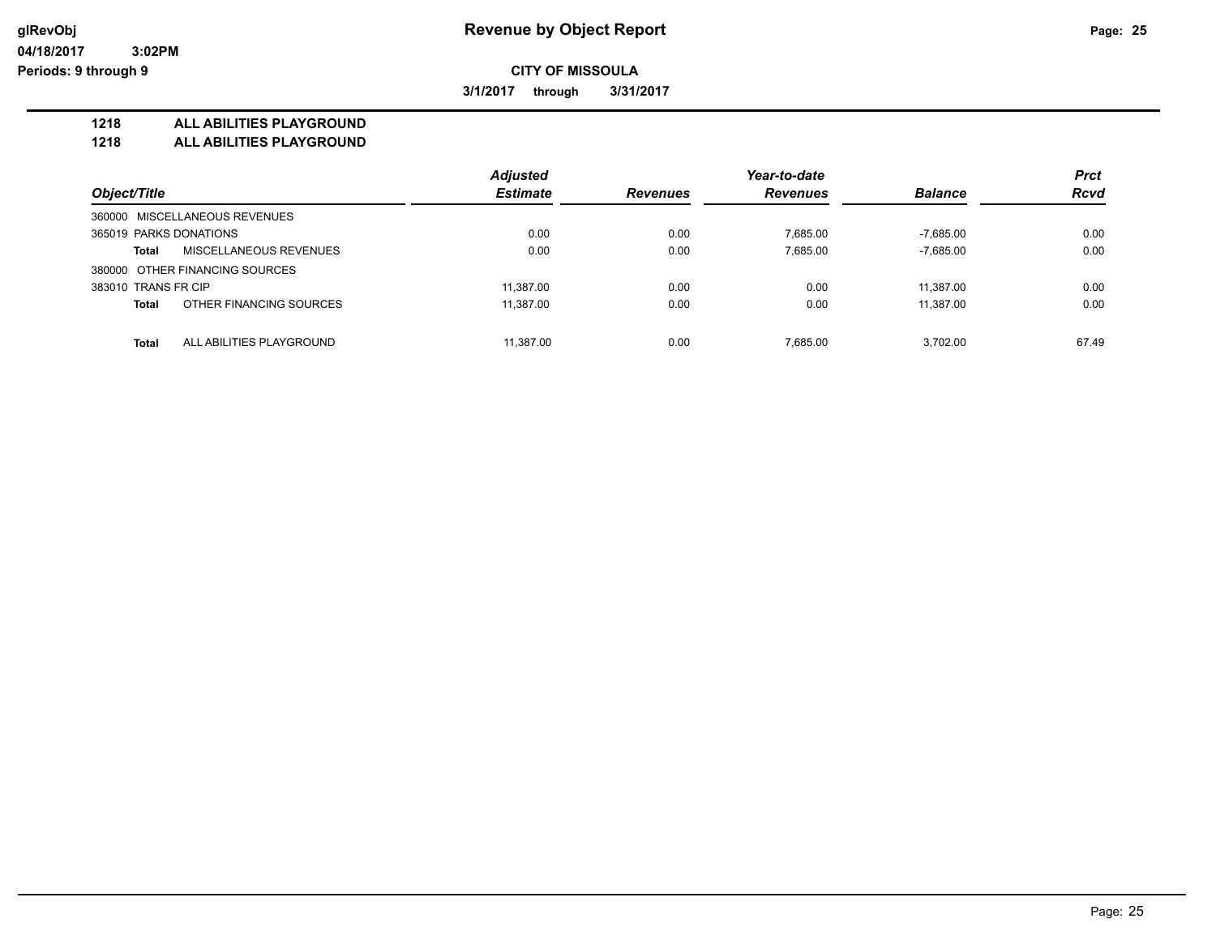glRevObj
04/18/2017 3:02PM
Periods: 9 through 9

# Revenue by Object Report

**CITY OF MISSOULA**

**3/1/2017 through 3/31/2017**

**1218 ALL ABILITIES PLAYGROUND**
**1218 ALL ABILITIES PLAYGROUND**

| Object/Title | Adjusted Estimate | Revenues | Year-to-date Revenues | Balance | Prct Rcvd |
|---|---|---|---|---|---|
| 360000 MISCELLANEOUS REVENUES | | | | | |
| 365019 PARKS DONATIONS | 0.00 | 0.00 | 7,685.00 | -7,685.00 | 0.00 |
| **Total** MISCELLANEOUS REVENUES | 0.00 | 0.00 | 7,685.00 | -7,685.00 | 0.00 |
| 380000 OTHER FINANCING SOURCES | | | | | |
| 383010 TRANS FR CIP | 11,387.00 | 0.00 | 0.00 | 11,387.00 | 0.00 |
| **Total** OTHER FINANCING SOURCES | 11,387.00 | 0.00 | 0.00 | 11,387.00 | 0.00 |
| **Total** ALL ABILITIES PLAYGROUND | 11,387.00 | 0.00 | 7,685.00 | 3,702.00 | 67.49 |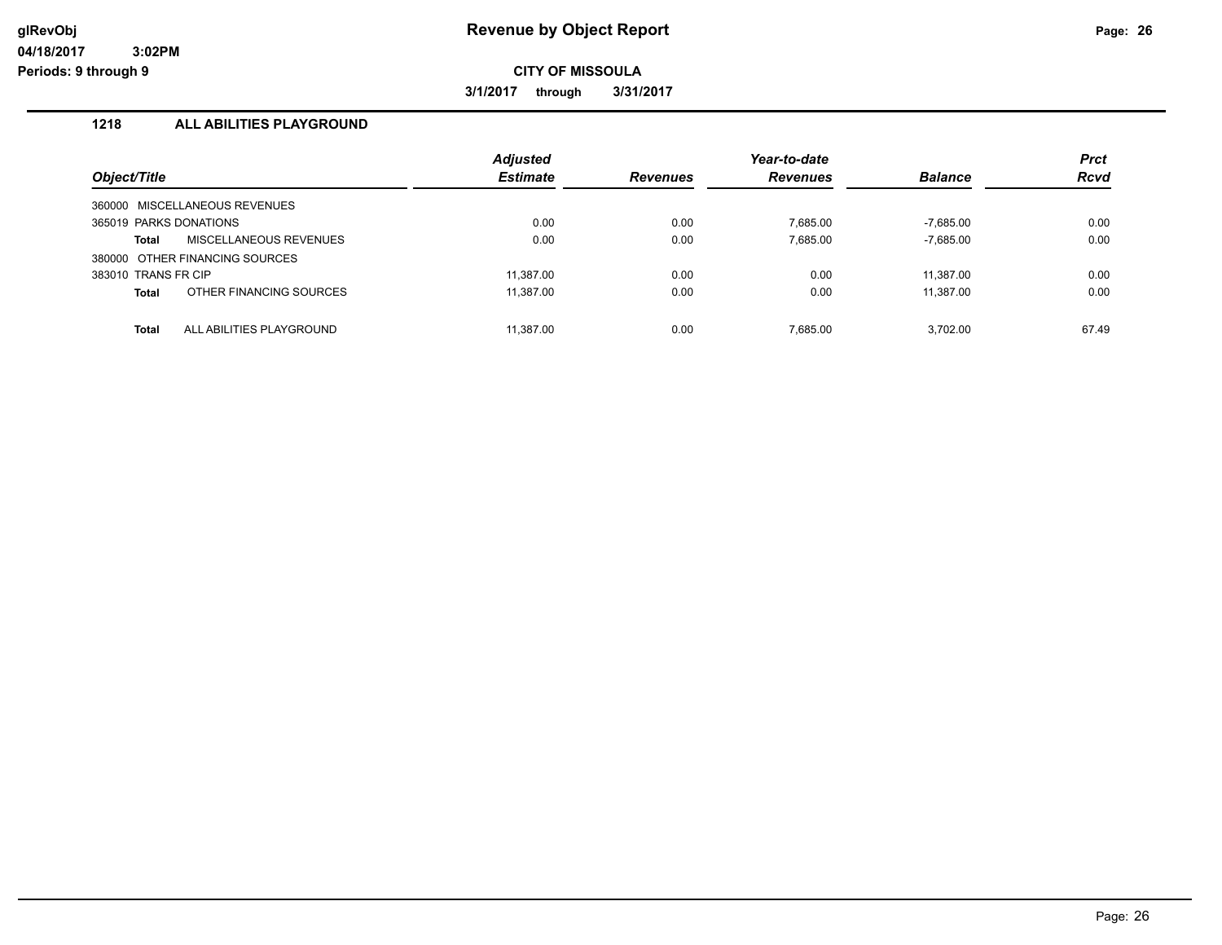# Revenue by Object Report

glRevObj
04/18/2017 3:02PM
Periods: 9 through 9

**CITY OF MISSOULA**

**3/1/2017 through 3/31/2017**

## 1218 ALL ABILITIES PLAYGROUND

| Object/Title | Adjusted Estimate | Revenues | Year-to-date Revenues | Balance | Prct Rcvd |
|---|---|---|---|---|---|
| 360000 MISCELLANEOUS REVENUES | | | | | |
| 365019 PARKS DONATIONS | 0.00 | 0.00 | 7,685.00 | -7,685.00 | 0.00 |
| **Total** MISCELLANEOUS REVENUES | 0.00 | 0.00 | 7,685.00 | -7,685.00 | 0.00 |
| 380000 OTHER FINANCING SOURCES | | | | | |
| 383010 TRANS FR CIP | 11,387.00 | 0.00 | 0.00 | 11,387.00 | 0.00 |
| **Total** OTHER FINANCING SOURCES | 11,387.00 | 0.00 | 0.00 | 11,387.00 | 0.00 |
| **Total** ALL ABILITIES PLAYGROUND | 11,387.00 | 0.00 | 7,685.00 | 3,702.00 | 67.49 |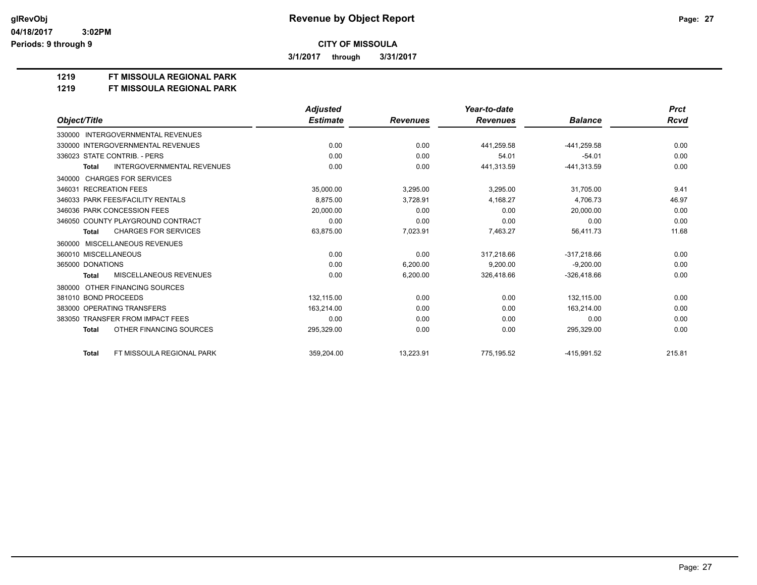# Revenue by Object Report

glRevObj
04/18/2017 3:02PM
Periods: 9 through 9

**CITY OF MISSOULA**

**3/1/2017 through 3/31/2017**

**1219 FT MISSOULA REGIONAL PARK**
**1219 FT MISSOULA REGIONAL PARK**

| Object/Title | Adjusted Estimate | Revenues | Year-to-date Revenues | Balance | Prct Rcvd |
|---|---|---|---|---|---|
| 330000 INTERGOVERNMENTAL REVENUES | | | | | |
| 330000 INTERGOVERNMENTAL REVENUES | 0.00 | 0.00 | 441,259.58 | -441,259.58 | 0.00 |
| 336023 STATE CONTRIB. - PERS | 0.00 | 0.00 | 54.01 | -54.01 | 0.00 |
| **Total** INTERGOVERNMENTAL REVENUES | 0.00 | 0.00 | 441,313.59 | -441,313.59 | 0.00 |
| 340000 CHARGES FOR SERVICES | | | | | |
| 346031 RECREATION FEES | 35,000.00 | 3,295.00 | 3,295.00 | 31,705.00 | 9.41 |
| 346033 PARK FEES/FACILITY RENTALS | 8,875.00 | 3,728.91 | 4,168.27 | 4,706.73 | 46.97 |
| 346036 PARK CONCESSION FEES | 20,000.00 | 0.00 | 0.00 | 20,000.00 | 0.00 |
| 346050 COUNTY PLAYGROUND CONTRACT | 0.00 | 0.00 | 0.00 | 0.00 | 0.00 |
| **Total** CHARGES FOR SERVICES | 63,875.00 | 7,023.91 | 7,463.27 | 56,411.73 | 11.68 |
| 360000 MISCELLANEOUS REVENUES | | | | | |
| 360010 MISCELLANEOUS | 0.00 | 0.00 | 317,218.66 | -317,218.66 | 0.00 |
| 365000 DONATIONS | 0.00 | 6,200.00 | 9,200.00 | -9,200.00 | 0.00 |
| **Total** MISCELLANEOUS REVENUES | 0.00 | 6,200.00 | 326,418.66 | -326,418.66 | 0.00 |
| 380000 OTHER FINANCING SOURCES | | | | | |
| 381010 BOND PROCEEDS | 132,115.00 | 0.00 | 0.00 | 132,115.00 | 0.00 |
| 383000 OPERATING TRANSFERS | 163,214.00 | 0.00 | 0.00 | 163,214.00 | 0.00 |
| 383050 TRANSFER FROM IMPACT FEES | 0.00 | 0.00 | 0.00 | 0.00 | 0.00 |
| **Total** OTHER FINANCING SOURCES | 295,329.00 | 0.00 | 0.00 | 295,329.00 | 0.00 |
| **Total** FT MISSOULA REGIONAL PARK | 359,204.00 | 13,223.91 | 775,195.52 | -415,991.52 | 215.81 |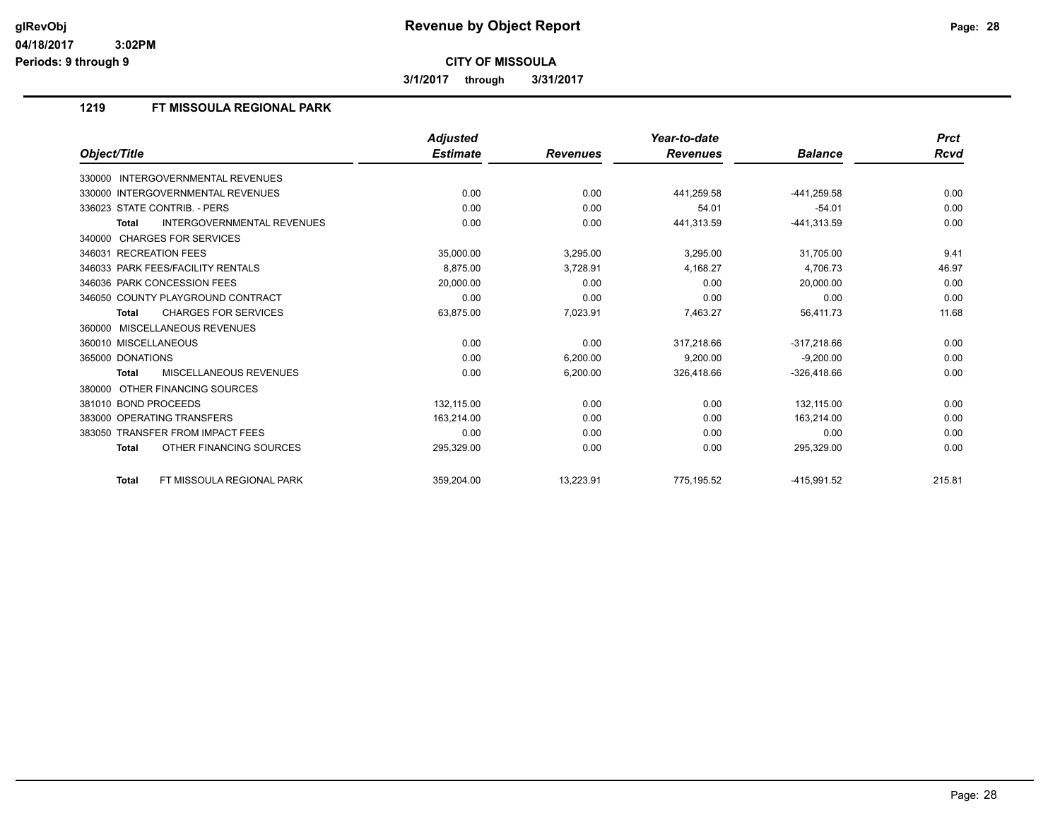glRevObj
04/18/2017 3:02PM
Periods: 9 through 9

# Revenue by Object Report

**CITY OF MISSOULA**

**3/1/2017 through 3/31/2017**

## 1219 FT MISSOULA REGIONAL PARK

| Object/Title | Adjusted Estimate | Revenues | Year-to-date Revenues | Balance | Prct Rcvd |
|---|---|---|---|---|---|
| 330000 INTERGOVERNMENTAL REVENUES | | | | | |
| 330000 INTERGOVERNMENTAL REVENUES | 0.00 | 0.00 | 441,259.58 | -441,259.58 | 0.00 |
| 336023 STATE CONTRIB. - PERS | 0.00 | 0.00 | 54.01 | -54.01 | 0.00 |
| **Total** INTERGOVERNMENTAL REVENUES | 0.00 | 0.00 | 441,313.59 | -441,313.59 | 0.00 |
| 340000 CHARGES FOR SERVICES | | | | | |
| 346031 RECREATION FEES | 35,000.00 | 3,295.00 | 3,295.00 | 31,705.00 | 9.41 |
| 346033 PARK FEES/FACILITY RENTALS | 8,875.00 | 3,728.91 | 4,168.27 | 4,706.73 | 46.97 |
| 346036 PARK CONCESSION FEES | 20,000.00 | 0.00 | 0.00 | 20,000.00 | 0.00 |
| 346050 COUNTY PLAYGROUND CONTRACT | 0.00 | 0.00 | 0.00 | 0.00 | 0.00 |
| **Total** CHARGES FOR SERVICES | 63,875.00 | 7,023.91 | 7,463.27 | 56,411.73 | 11.68 |
| 360000 MISCELLANEOUS REVENUES | | | | | |
| 360010 MISCELLANEOUS | 0.00 | 0.00 | 317,218.66 | -317,218.66 | 0.00 |
| 365000 DONATIONS | 0.00 | 6,200.00 | 9,200.00 | -9,200.00 | 0.00 |
| **Total** MISCELLANEOUS REVENUES | 0.00 | 6,200.00 | 326,418.66 | -326,418.66 | 0.00 |
| 380000 OTHER FINANCING SOURCES | | | | | |
| 381010 BOND PROCEEDS | 132,115.00 | 0.00 | 0.00 | 132,115.00 | 0.00 |
| 383000 OPERATING TRANSFERS | 163,214.00 | 0.00 | 0.00 | 163,214.00 | 0.00 |
| 383050 TRANSFER FROM IMPACT FEES | 0.00 | 0.00 | 0.00 | 0.00 | 0.00 |
| **Total** OTHER FINANCING SOURCES | 295,329.00 | 0.00 | 0.00 | 295,329.00 | 0.00 |
| **Total** FT MISSOULA REGIONAL PARK | 359,204.00 | 13,223.91 | 775,195.52 | -415,991.52 | 215.81 |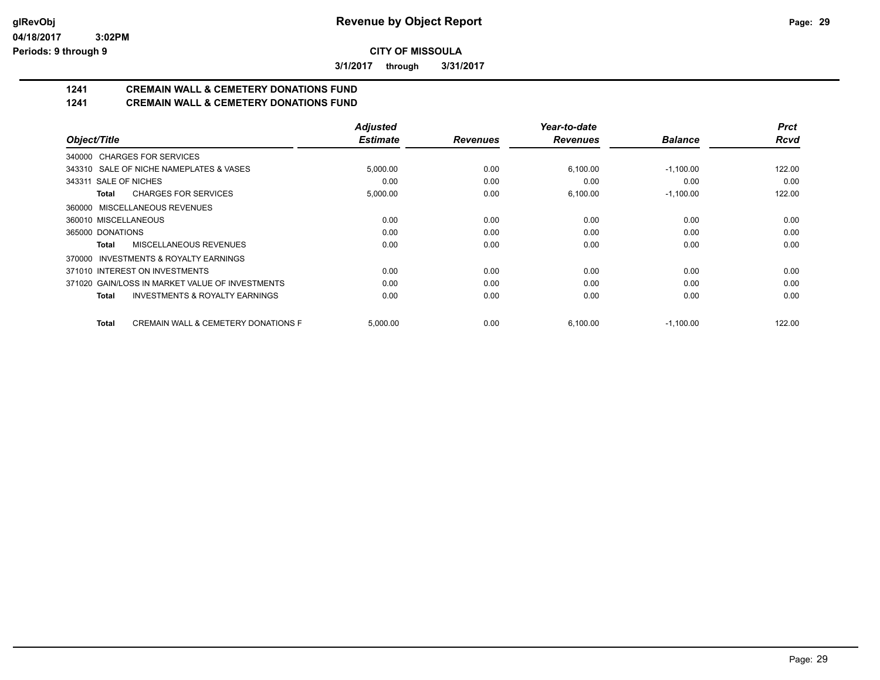# Revenue by Object Report

glRevObj
04/18/2017 3:02PM
Periods: 9 through 9

**CITY OF MISSOULA**

**3/1/2017 through 3/31/2017**

## 1241 CREMAIN WALL & CEMETERY DONATIONS FUND
## 1241 CREMAIN WALL & CEMETERY DONATIONS FUND

| Object/Title | | Adjusted Estimate | Revenues | Year-to-date Revenues | Balance | Prct Rcvd |
|---|---|---|---|---|---|---|
| 340000 CHARGES FOR SERVICES | | | | | | |
| 343310 SALE OF NICHE NAMEPLATES & VASES | | 5,000.00 | 0.00 | 6,100.00 | -1,100.00 | 122.00 |
| 343311 SALE OF NICHES | | 0.00 | 0.00 | 0.00 | 0.00 | 0.00 |
| Total | CHARGES FOR SERVICES | 5,000.00 | 0.00 | 6,100.00 | -1,100.00 | 122.00 |
| 360000 MISCELLANEOUS REVENUES | | | | | | |
| 360010 MISCELLANEOUS | | 0.00 | 0.00 | 0.00 | 0.00 | 0.00 |
| 365000 DONATIONS | | 0.00 | 0.00 | 0.00 | 0.00 | 0.00 |
| Total | MISCELLANEOUS REVENUES | 0.00 | 0.00 | 0.00 | 0.00 | 0.00 |
| 370000 INVESTMENTS & ROYALTY EARNINGS | | | | | | |
| 371010 INTEREST ON INVESTMENTS | | 0.00 | 0.00 | 0.00 | 0.00 | 0.00 |
| 371020 GAIN/LOSS IN MARKET VALUE OF INVESTMENTS | | 0.00 | 0.00 | 0.00 | 0.00 | 0.00 |
| Total | INVESTMENTS & ROYALTY EARNINGS | 0.00 | 0.00 | 0.00 | 0.00 | 0.00 |
| Total | CREMAIN WALL & CEMETERY DONATIONS F | 5,000.00 | 0.00 | 6,100.00 | -1,100.00 | 122.00 |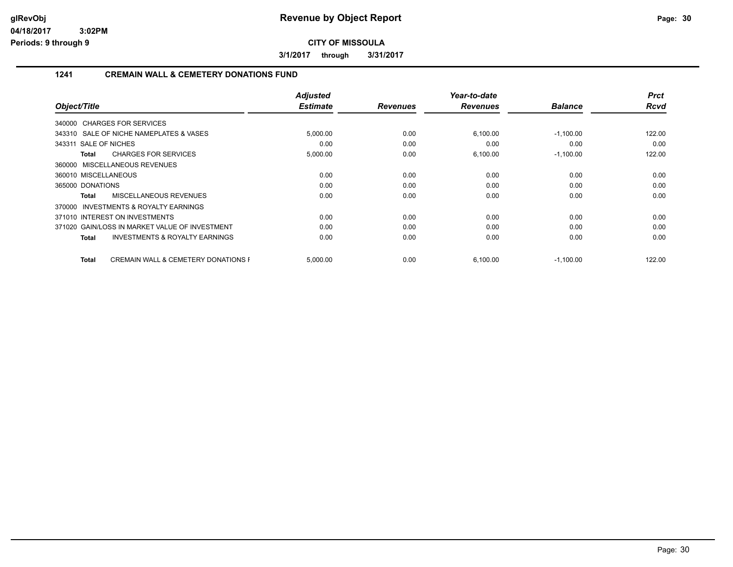**Revenue by Object Report**

**CITY OF MISSOULA**

**3/1/2017 through 3/31/2017**

glRevObj
04/18/2017 3:02PM
Periods: 9 through 9

## 1241 CREMAIN WALL & CEMETERY DONATIONS FUND

| Object/Title | | Adjusted Estimate | Revenues | Year-to-date Revenues | Balance | Prct Rcvd |
|---|---|---|---|---|---|---|
| 340000 CHARGES FOR SERVICES | | | | | | |
| 343310 SALE OF NICHE NAMEPLATES & VASES | | 5,000.00 | 0.00 | 6,100.00 | -1,100.00 | 122.00 |
| 343311 SALE OF NICHES | | 0.00 | 0.00 | 0.00 | 0.00 | 0.00 |
| **Total** | CHARGES FOR SERVICES | 5,000.00 | 0.00 | 6,100.00 | -1,100.00 | 122.00 |
| 360000 MISCELLANEOUS REVENUES | | | | | | |
| 360010 MISCELLANEOUS | | 0.00 | 0.00 | 0.00 | 0.00 | 0.00 |
| 365000 DONATIONS | | 0.00 | 0.00 | 0.00 | 0.00 | 0.00 |
| **Total** | MISCELLANEOUS REVENUES | 0.00 | 0.00 | 0.00 | 0.00 | 0.00 |
| 370000 INVESTMENTS & ROYALTY EARNINGS | | | | | | |
| 371010 INTEREST ON INVESTMENTS | | 0.00 | 0.00 | 0.00 | 0.00 | 0.00 |
| 371020 GAIN/LOSS IN MARKET VALUE OF INVESTMENT | | 0.00 | 0.00 | 0.00 | 0.00 | 0.00 |
| **Total** | INVESTMENTS & ROYALTY EARNINGS | 0.00 | 0.00 | 0.00 | 0.00 | 0.00 |
| **Total** | CREMAIN WALL & CEMETERY DONATIONS F | 5,000.00 | 0.00 | 6,100.00 | -1,100.00 | 122.00 |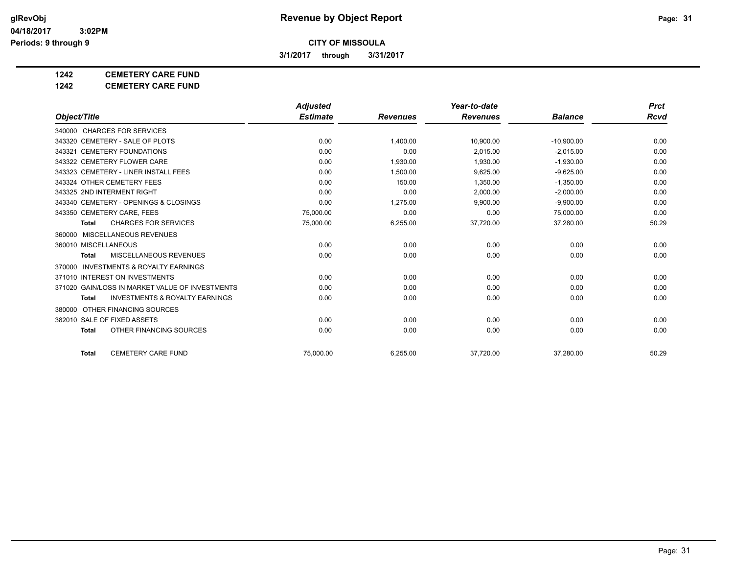# Revenue by Object Report

glRevObj
04/18/2017 3:02PM
Periods: 9 through 9

**CITY OF MISSOULA**

**3/1/2017 through 3/31/2017**

**1242 CEMETERY CARE FUND**
**1242 CEMETERY CARE FUND**

| Object/Title | Adjusted Estimate | Revenues | Year-to-date Revenues | Balance | Prct Rcvd |
|---|---|---|---|---|---|
| 340000 CHARGES FOR SERVICES | | | | | |
| 343320 CEMETERY - SALE OF PLOTS | 0.00 | 1,400.00 | 10,900.00 | -10,900.00 | 0.00 |
| 343321 CEMETERY FOUNDATIONS | 0.00 | 0.00 | 2,015.00 | -2,015.00 | 0.00 |
| 343322 CEMETERY FLOWER CARE | 0.00 | 1,930.00 | 1,930.00 | -1,930.00 | 0.00 |
| 343323 CEMETERY - LINER INSTALL FEES | 0.00 | 1,500.00 | 9,625.00 | -9,625.00 | 0.00 |
| 343324 OTHER CEMETERY FEES | 0.00 | 150.00 | 1,350.00 | -1,350.00 | 0.00 |
| 343325 2ND INTERMENT RIGHT | 0.00 | 0.00 | 2,000.00 | -2,000.00 | 0.00 |
| 343340 CEMETERY - OPENINGS & CLOSINGS | 0.00 | 1,275.00 | 9,900.00 | -9,900.00 | 0.00 |
| 343350 CEMETERY CARE, FEES | 75,000.00 | 0.00 | 0.00 | 75,000.00 | 0.00 |
| **Total** CHARGES FOR SERVICES | 75,000.00 | 6,255.00 | 37,720.00 | 37,280.00 | 50.29 |
| 360000 MISCELLANEOUS REVENUES | | | | | |
| 360010 MISCELLANEOUS | 0.00 | 0.00 | 0.00 | 0.00 | 0.00 |
| **Total** MISCELLANEOUS REVENUES | 0.00 | 0.00 | 0.00 | 0.00 | 0.00 |
| 370000 INVESTMENTS & ROYALTY EARNINGS | | | | | |
| 371010 INTEREST ON INVESTMENTS | 0.00 | 0.00 | 0.00 | 0.00 | 0.00 |
| 371020 GAIN/LOSS IN MARKET VALUE OF INVESTMENTS | 0.00 | 0.00 | 0.00 | 0.00 | 0.00 |
| **Total** INVESTMENTS & ROYALTY EARNINGS | 0.00 | 0.00 | 0.00 | 0.00 | 0.00 |
| 380000 OTHER FINANCING SOURCES | | | | | |
| 382010 SALE OF FIXED ASSETS | 0.00 | 0.00 | 0.00 | 0.00 | 0.00 |
| **Total** OTHER FINANCING SOURCES | 0.00 | 0.00 | 0.00 | 0.00 | 0.00 |
| **Total** CEMETERY CARE FUND | 75,000.00 | 6,255.00 | 37,720.00 | 37,280.00 | 50.29 |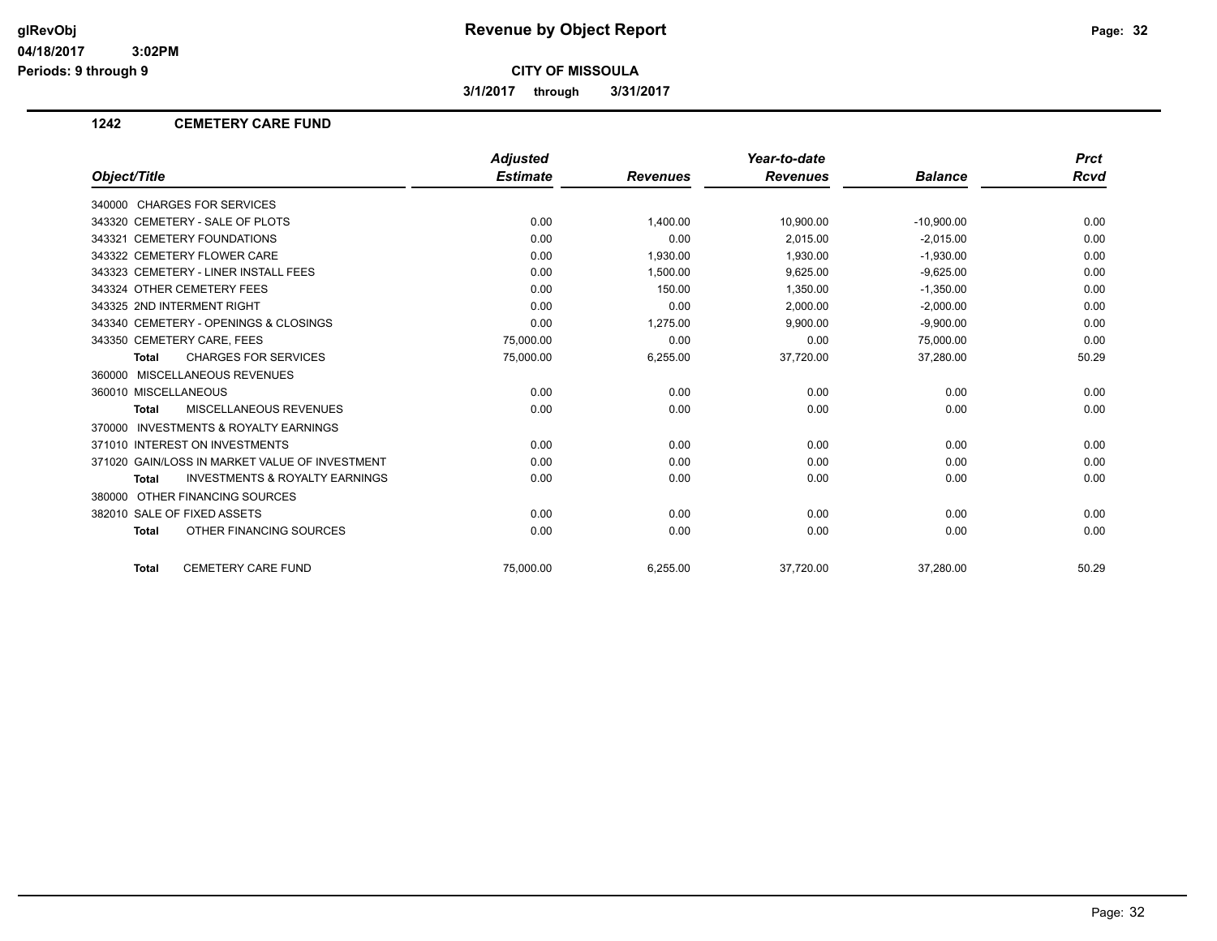# Revenue by Object Report

**CITY OF MISSOULA**

**3/1/2017 through 3/31/2017**

glRevObj
04/18/2017 3:02PM
Periods: 9 through 9

## 1242 CEMETERY CARE FUND

| Object/Title | Adjusted Estimate | Revenues | Year-to-date Revenues | Balance | Prct Rcvd |
|---|---|---|---|---|---|
| 340000 CHARGES FOR SERVICES | | | | | |
| 343320 CEMETERY - SALE OF PLOTS | 0.00 | 1,400.00 | 10,900.00 | -10,900.00 | 0.00 |
| 343321 CEMETERY FOUNDATIONS | 0.00 | 0.00 | 2,015.00 | -2,015.00 | 0.00 |
| 343322 CEMETERY FLOWER CARE | 0.00 | 1,930.00 | 1,930.00 | -1,930.00 | 0.00 |
| 343323 CEMETERY - LINER INSTALL FEES | 0.00 | 1,500.00 | 9,625.00 | -9,625.00 | 0.00 |
| 343324 OTHER CEMETERY FEES | 0.00 | 150.00 | 1,350.00 | -1,350.00 | 0.00 |
| 343325 2ND INTERMENT RIGHT | 0.00 | 0.00 | 2,000.00 | -2,000.00 | 0.00 |
| 343340 CEMETERY - OPENINGS & CLOSINGS | 0.00 | 1,275.00 | 9,900.00 | -9,900.00 | 0.00 |
| 343350 CEMETERY CARE, FEES | 75,000.00 | 0.00 | 0.00 | 75,000.00 | 0.00 |
| **Total** CHARGES FOR SERVICES | 75,000.00 | 6,255.00 | 37,720.00 | 37,280.00 | 50.29 |
| 360000 MISCELLANEOUS REVENUES | | | | | |
| 360010 MISCELLANEOUS | 0.00 | 0.00 | 0.00 | 0.00 | 0.00 |
| **Total** MISCELLANEOUS REVENUES | 0.00 | 0.00 | 0.00 | 0.00 | 0.00 |
| 370000 INVESTMENTS & ROYALTY EARNINGS | | | | | |
| 371010 INTEREST ON INVESTMENTS | 0.00 | 0.00 | 0.00 | 0.00 | 0.00 |
| 371020 GAIN/LOSS IN MARKET VALUE OF INVESTMENT | 0.00 | 0.00 | 0.00 | 0.00 | 0.00 |
| **Total** INVESTMENTS & ROYALTY EARNINGS | 0.00 | 0.00 | 0.00 | 0.00 | 0.00 |
| 380000 OTHER FINANCING SOURCES | | | | | |
| 382010 SALE OF FIXED ASSETS | 0.00 | 0.00 | 0.00 | 0.00 | 0.00 |
| **Total** OTHER FINANCING SOURCES | 0.00 | 0.00 | 0.00 | 0.00 | 0.00 |
| **Total** CEMETERY CARE FUND | 75,000.00 | 6,255.00 | 37,720.00 | 37,280.00 | 50.29 |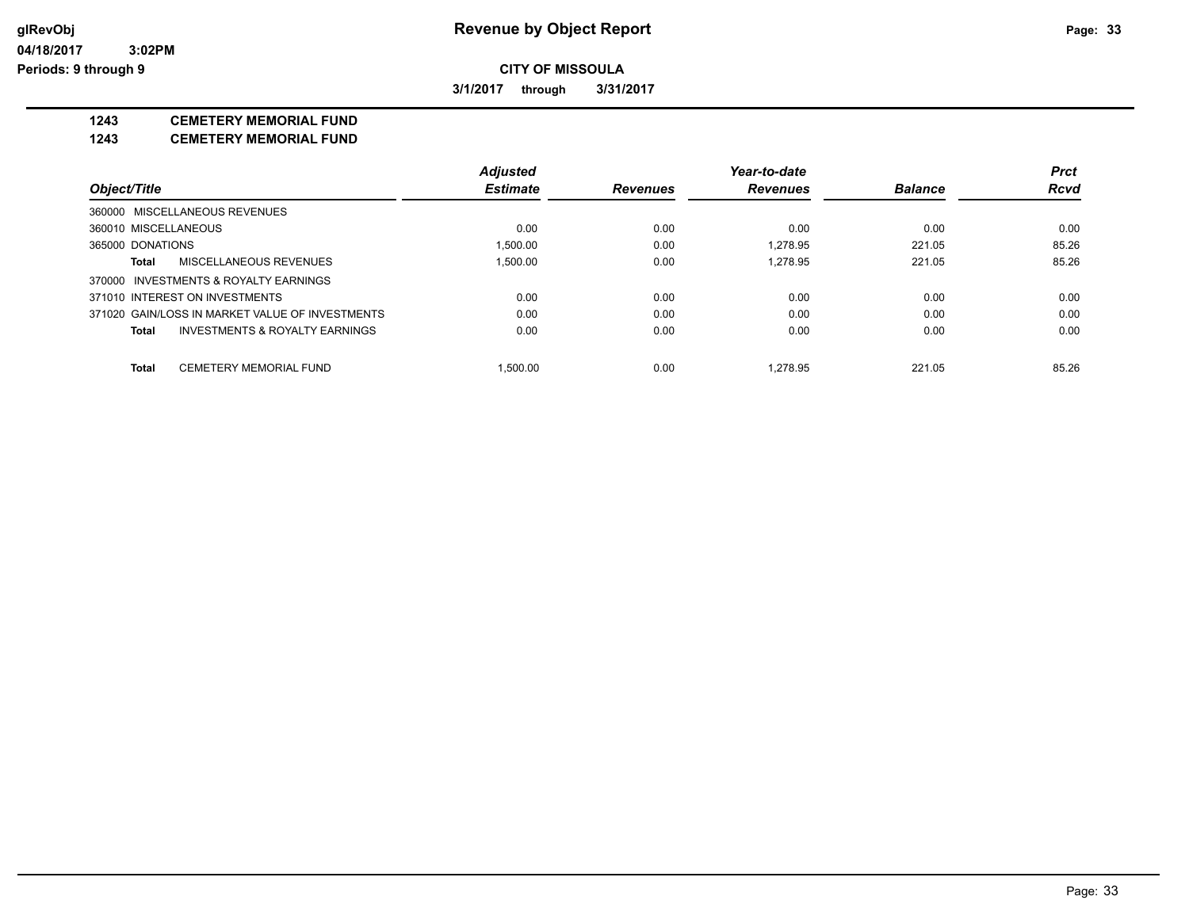glRevObj
04/18/2017 3:02PM
Periods: 9 through 9

# Revenue by Object Report

**CITY OF MISSOULA**

**3/1/2017 through 3/31/2017**

**1243 CEMETERY MEMORIAL FUND**
**1243 CEMETERY MEMORIAL FUND**

| Object/Title | Adjusted Estimate | Revenues | Year-to-date Revenues | Balance | Prct Rcvd |
|---|---|---|---|---|---|
| 360000 MISCELLANEOUS REVENUES | | | | | |
| 360010 MISCELLANEOUS | 0.00 | 0.00 | 0.00 | 0.00 | 0.00 |
| 365000 DONATIONS | 1,500.00 | 0.00 | 1,278.95 | 221.05 | 85.26 |
| **Total** MISCELLANEOUS REVENUES | 1,500.00 | 0.00 | 1,278.95 | 221.05 | 85.26 |
| 370000 INVESTMENTS & ROYALTY EARNINGS | | | | | |
| 371010 INTEREST ON INVESTMENTS | 0.00 | 0.00 | 0.00 | 0.00 | 0.00 |
| 371020 GAIN/LOSS IN MARKET VALUE OF INVESTMENTS | 0.00 | 0.00 | 0.00 | 0.00 | 0.00 |
| **Total** INVESTMENTS & ROYALTY EARNINGS | 0.00 | 0.00 | 0.00 | 0.00 | 0.00 |
| **Total** CEMETERY MEMORIAL FUND | 1,500.00 | 0.00 | 1,278.95 | 221.05 | 85.26 |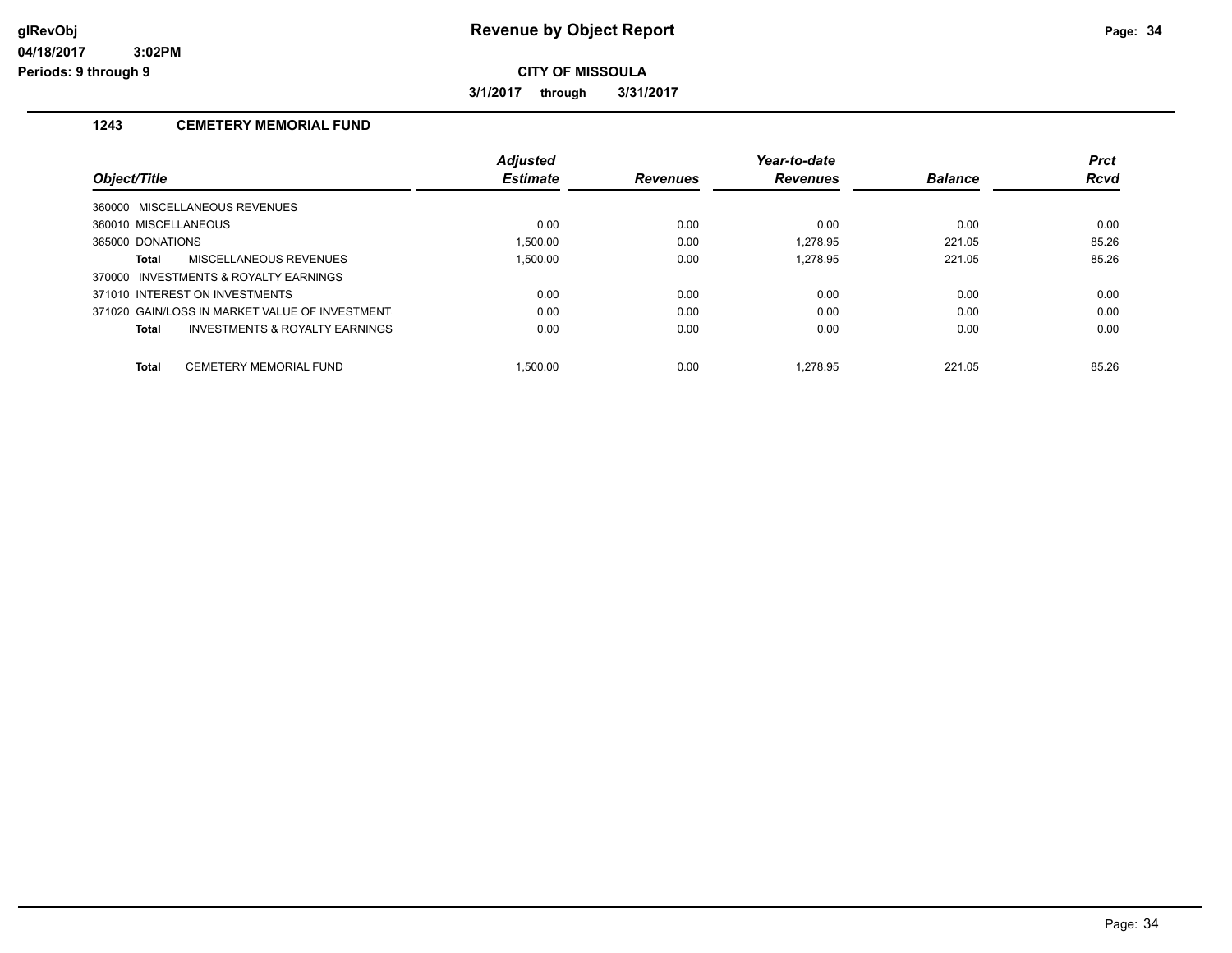**Revenue by Object Report**

**CITY OF MISSOULA**

**3/1/2017 through 3/31/2017**

glRevObj
04/18/2017 3:02PM
Periods: 9 through 9

### 1243 CEMETERY MEMORIAL FUND

| Object/Title | Adjusted Estimate | Revenues | Year-to-date Revenues | Balance | Prct Rcvd |
|---|---|---|---|---|---|
| 360000 MISCELLANEOUS REVENUES | | | | | |
| 360010 MISCELLANEOUS | 0.00 | 0.00 | 0.00 | 0.00 | 0.00 |
| 365000 DONATIONS | 1,500.00 | 0.00 | 1,278.95 | 221.05 | 85.26 |
| **Total** MISCELLANEOUS REVENUES | 1,500.00 | 0.00 | 1,278.95 | 221.05 | 85.26 |
| 370000 INVESTMENTS & ROYALTY EARNINGS | | | | | |
| 371010 INTEREST ON INVESTMENTS | 0.00 | 0.00 | 0.00 | 0.00 | 0.00 |
| 371020 GAIN/LOSS IN MARKET VALUE OF INVESTMENT | 0.00 | 0.00 | 0.00 | 0.00 | 0.00 |
| **Total** INVESTMENTS & ROYALTY EARNINGS | 0.00 | 0.00 | 0.00 | 0.00 | 0.00 |
| **Total** CEMETERY MEMORIAL FUND | 1,500.00 | 0.00 | 1,278.95 | 221.05 | 85.26 |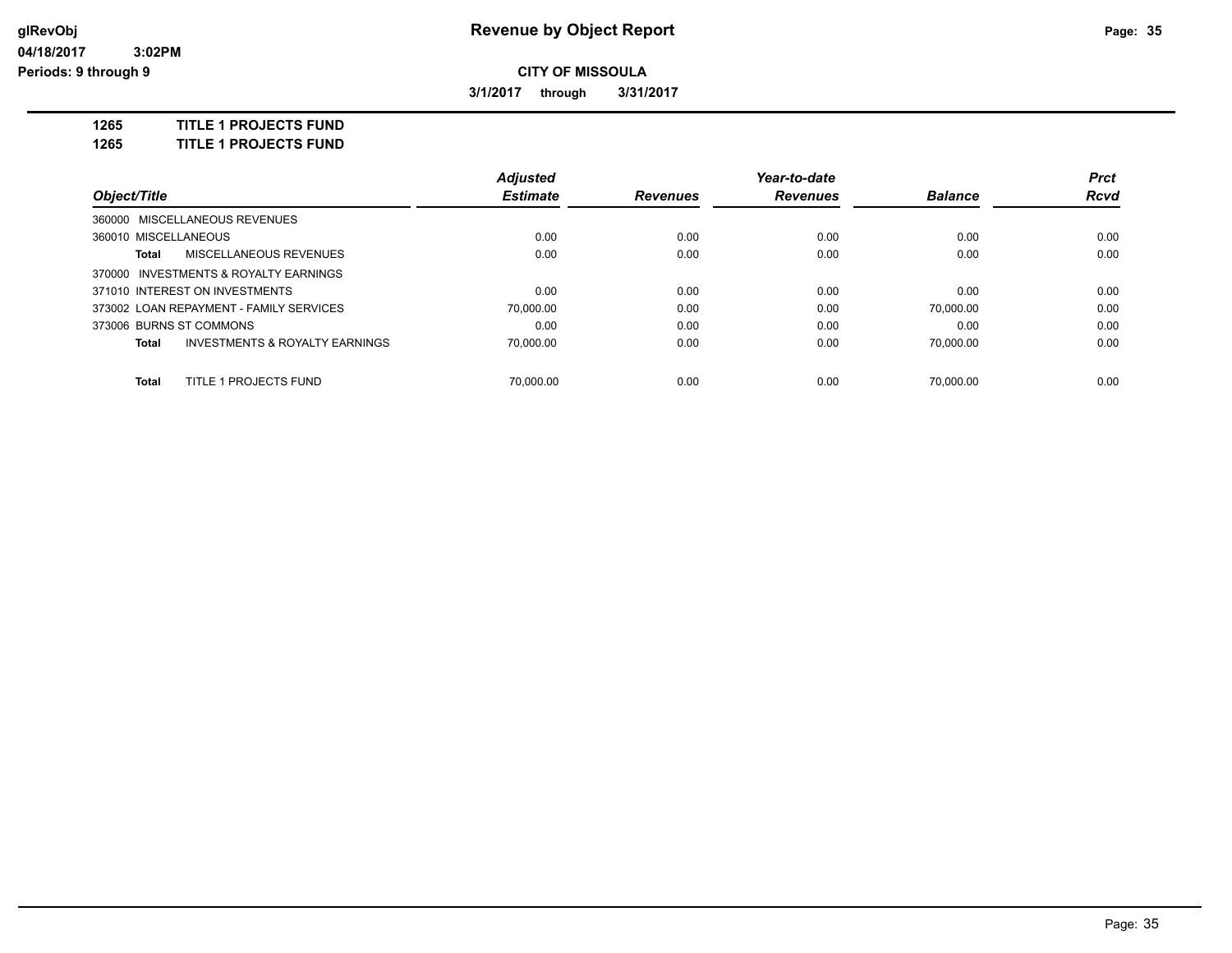glRevObj
04/18/2017 3:02PM
Periods: 9 through 9

# Revenue by Object Report

**CITY OF MISSOULA**

**3/1/2017 through 3/31/2017**

**1265 TITLE 1 PROJECTS FUND**
**1265 TITLE 1 PROJECTS FUND**

| Object/Title | Adjusted Estimate | Revenues | Year-to-date Revenues | Balance | Prct Rcvd |
|---|---|---|---|---|---|
| 360000 MISCELLANEOUS REVENUES | | | | | |
| 360010 MISCELLANEOUS | 0.00 | 0.00 | 0.00 | 0.00 | 0.00 |
| **Total** MISCELLANEOUS REVENUES | 0.00 | 0.00 | 0.00 | 0.00 | 0.00 |
| 370000 INVESTMENTS & ROYALTY EARNINGS | | | | | |
| 371010 INTEREST ON INVESTMENTS | 0.00 | 0.00 | 0.00 | 0.00 | 0.00 |
| 373002 LOAN REPAYMENT - FAMILY SERVICES | 70,000.00 | 0.00 | 0.00 | 70,000.00 | 0.00 |
| 373006 BURNS ST COMMONS | 0.00 | 0.00 | 0.00 | 0.00 | 0.00 |
| **Total** INVESTMENTS & ROYALTY EARNINGS | 70,000.00 | 0.00 | 0.00 | 70,000.00 | 0.00 |
| **Total** TITLE 1 PROJECTS FUND | 70,000.00 | 0.00 | 0.00 | 70,000.00 | 0.00 |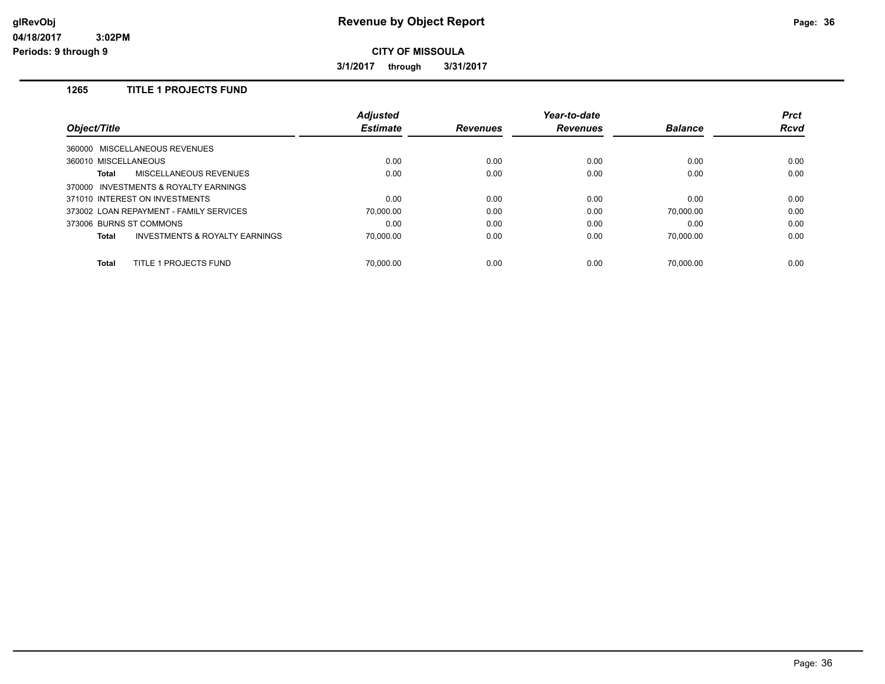# Revenue by Object Report

glRevObj
04/18/2017 3:02PM
Periods: 9 through 9

**CITY OF MISSOULA**

**3/1/2017 through 3/31/2017**

## 1265 TITLE 1 PROJECTS FUND

| Object/Title | Adjusted Estimate | Revenues | Year-to-date Revenues | Balance | Prct Rcvd |
|---|---|---|---|---|---|
| 360000 MISCELLANEOUS REVENUES | | | | | |
| 360010 MISCELLANEOUS | 0.00 | 0.00 | 0.00 | 0.00 | 0.00 |
| **Total** MISCELLANEOUS REVENUES | 0.00 | 0.00 | 0.00 | 0.00 | 0.00 |
| 370000 INVESTMENTS & ROYALTY EARNINGS | | | | | |
| 371010 INTEREST ON INVESTMENTS | 0.00 | 0.00 | 0.00 | 0.00 | 0.00 |
| 373002 LOAN REPAYMENT - FAMILY SERVICES | 70,000.00 | 0.00 | 0.00 | 70,000.00 | 0.00 |
| 373006 BURNS ST COMMONS | 0.00 | 0.00 | 0.00 | 0.00 | 0.00 |
| **Total** INVESTMENTS & ROYALTY EARNINGS | 70,000.00 | 0.00 | 0.00 | 70,000.00 | 0.00 |
| **Total** TITLE 1 PROJECTS FUND | 70,000.00 | 0.00 | 0.00 | 70,000.00 | 0.00 |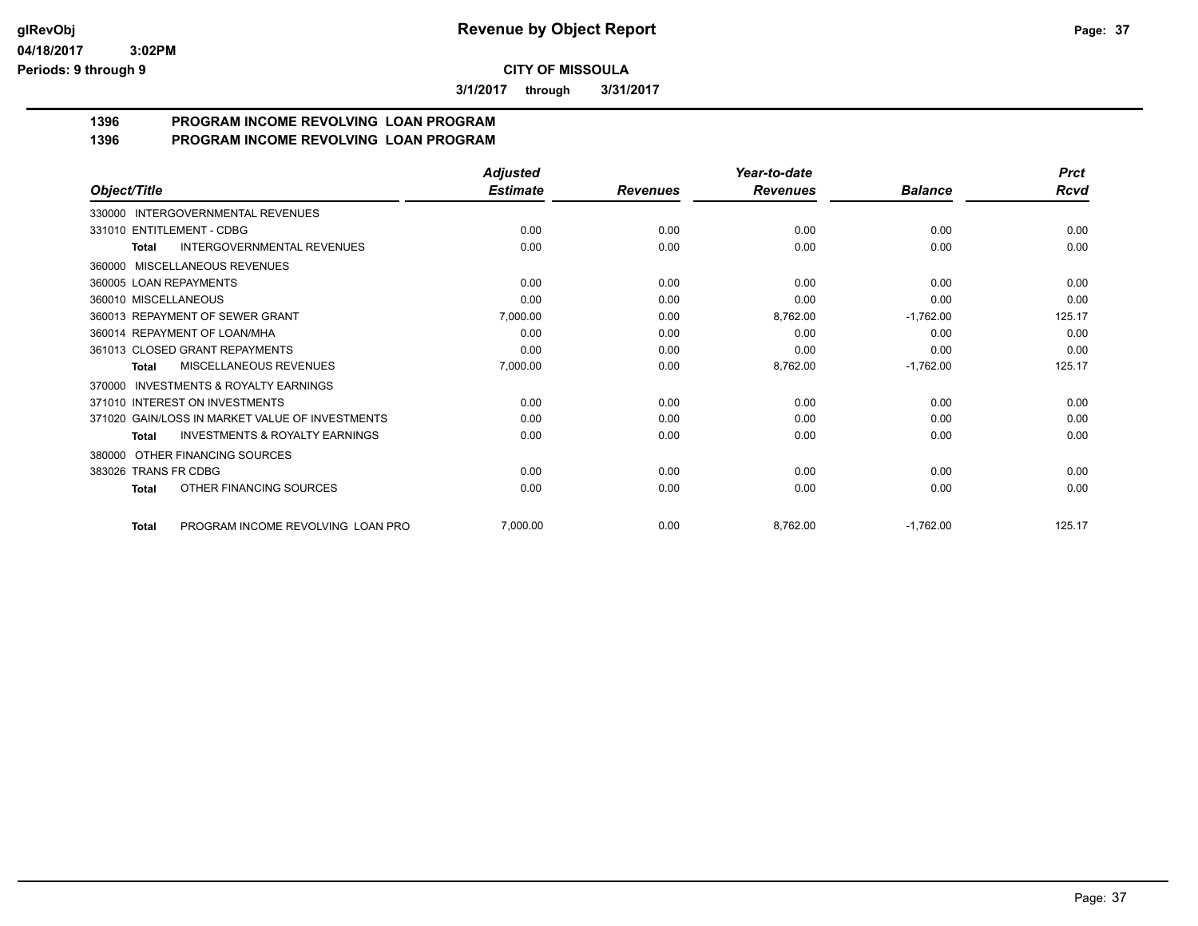**Revenue by Object Report**

**CITY OF MISSOULA**

**3/1/2017 through 3/31/2017**

## 1396 PROGRAM INCOME REVOLVING LOAN PROGRAM
## 1396 PROGRAM INCOME REVOLVING LOAN PROGRAM

| Object/Title | Adjusted Estimate | Revenues | Year-to-date Revenues | Balance | Prct Rcvd |
|---|---|---|---|---|---|
| 330000 INTERGOVERNMENTAL REVENUES | | | | | |
| 331010 ENTITLEMENT - CDBG | 0.00 | 0.00 | 0.00 | 0.00 | 0.00 |
| **Total** INTERGOVERNMENTAL REVENUES | 0.00 | 0.00 | 0.00 | 0.00 | 0.00 |
| 360000 MISCELLANEOUS REVENUES | | | | | |
| 360005 LOAN REPAYMENTS | 0.00 | 0.00 | 0.00 | 0.00 | 0.00 |
| 360010 MISCELLANEOUS | 0.00 | 0.00 | 0.00 | 0.00 | 0.00 |
| 360013 REPAYMENT OF SEWER GRANT | 7,000.00 | 0.00 | 8,762.00 | -1,762.00 | 125.17 |
| 360014 REPAYMENT OF LOAN/MHA | 0.00 | 0.00 | 0.00 | 0.00 | 0.00 |
| 361013 CLOSED GRANT REPAYMENTS | 0.00 | 0.00 | 0.00 | 0.00 | 0.00 |
| **Total** MISCELLANEOUS REVENUES | 7,000.00 | 0.00 | 8,762.00 | -1,762.00 | 125.17 |
| 370000 INVESTMENTS & ROYALTY EARNINGS | | | | | |
| 371010 INTEREST ON INVESTMENTS | 0.00 | 0.00 | 0.00 | 0.00 | 0.00 |
| 371020 GAIN/LOSS IN MARKET VALUE OF INVESTMENTS | 0.00 | 0.00 | 0.00 | 0.00 | 0.00 |
| **Total** INVESTMENTS & ROYALTY EARNINGS | 0.00 | 0.00 | 0.00 | 0.00 | 0.00 |
| 380000 OTHER FINANCING SOURCES | | | | | |
| 383026 TRANS FR CDBG | 0.00 | 0.00 | 0.00 | 0.00 | 0.00 |
| **Total** OTHER FINANCING SOURCES | 0.00 | 0.00 | 0.00 | 0.00 | 0.00 |
| **Total** PROGRAM INCOME REVOLVING LOAN PRO | 7,000.00 | 0.00 | 8,762.00 | -1,762.00 | 125.17 |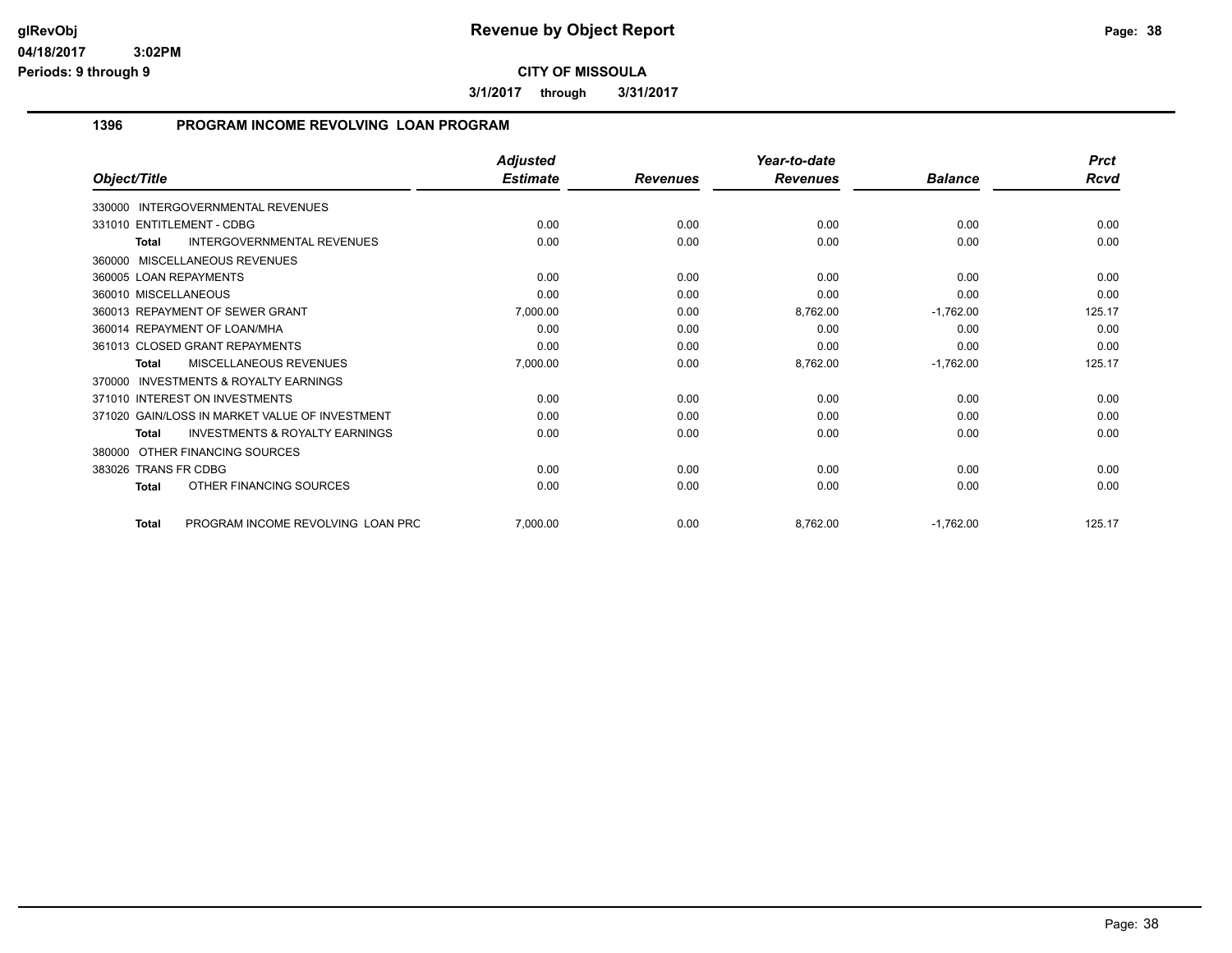# Revenue by Object Report

**CITY OF MISSOULA**

**3/1/2017 through 3/31/2017**

glRevObj
04/18/2017 3:02PM
Periods: 9 through 9

## 1396 PROGRAM INCOME REVOLVING LOAN PROGRAM

| Object/Title | Adjusted Estimate | Revenues | Year-to-date Revenues | Balance | Prct Rcvd |
|---|---|---|---|---|---|
| 330000 INTERGOVERNMENTAL REVENUES | | | | | |
| 331010 ENTITLEMENT - CDBG | 0.00 | 0.00 | 0.00 | 0.00 | 0.00 |
| **Total** INTERGOVERNMENTAL REVENUES | 0.00 | 0.00 | 0.00 | 0.00 | 0.00 |
| 360000 MISCELLANEOUS REVENUES | | | | | |
| 360005 LOAN REPAYMENTS | 0.00 | 0.00 | 0.00 | 0.00 | 0.00 |
| 360010 MISCELLANEOUS | 0.00 | 0.00 | 0.00 | 0.00 | 0.00 |
| 360013 REPAYMENT OF SEWER GRANT | 7,000.00 | 0.00 | 8,762.00 | -1,762.00 | 125.17 |
| 360014 REPAYMENT OF LOAN/MHA | 0.00 | 0.00 | 0.00 | 0.00 | 0.00 |
| 361013 CLOSED GRANT REPAYMENTS | 0.00 | 0.00 | 0.00 | 0.00 | 0.00 |
| **Total** MISCELLANEOUS REVENUES | 7,000.00 | 0.00 | 8,762.00 | -1,762.00 | 125.17 |
| 370000 INVESTMENTS & ROYALTY EARNINGS | | | | | |
| 371010 INTEREST ON INVESTMENTS | 0.00 | 0.00 | 0.00 | 0.00 | 0.00 |
| 371020 GAIN/LOSS IN MARKET VALUE OF INVESTMENT | 0.00 | 0.00 | 0.00 | 0.00 | 0.00 |
| **Total** INVESTMENTS & ROYALTY EARNINGS | 0.00 | 0.00 | 0.00 | 0.00 | 0.00 |
| 380000 OTHER FINANCING SOURCES | | | | | |
| 383026 TRANS FR CDBG | 0.00 | 0.00 | 0.00 | 0.00 | 0.00 |
| **Total** OTHER FINANCING SOURCES | 0.00 | 0.00 | 0.00 | 0.00 | 0.00 |
| **Total** PROGRAM INCOME REVOLVING LOAN PRC | 7,000.00 | 0.00 | 8,762.00 | -1,762.00 | 125.17 |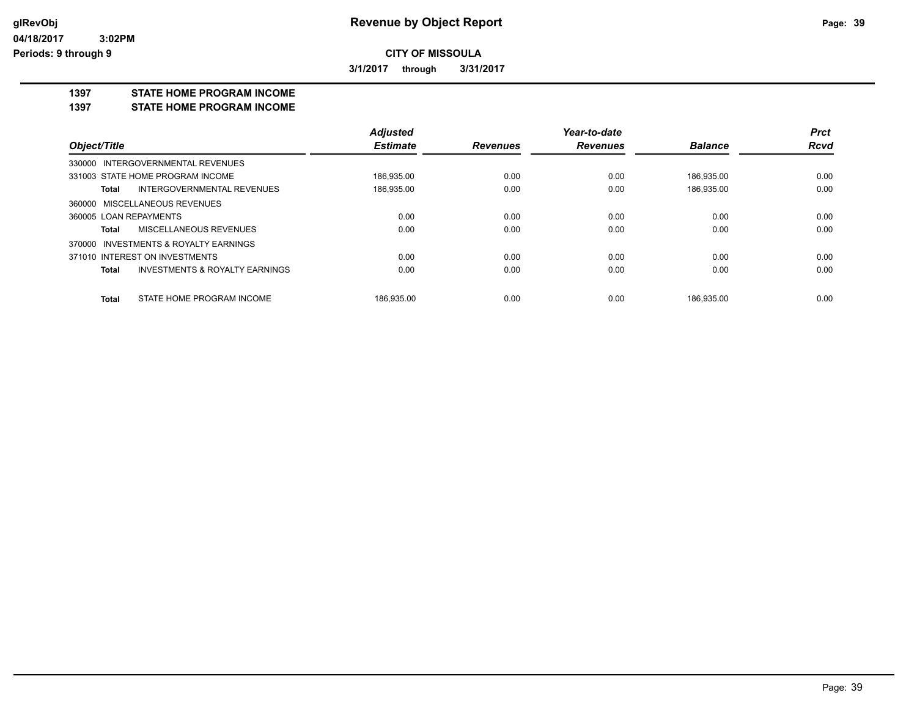# Revenue by Object Report

glRevObj
04/18/2017 3:02PM
Periods: 9 through 9

**CITY OF MISSOULA**

**3/1/2017 through 3/31/2017**

## 1397 STATE HOME PROGRAM INCOME
## 1397 STATE HOME PROGRAM INCOME

| Object/Title | Adjusted Estimate | Revenues | Year-to-date Revenues | Balance | Prct Rcvd |
|---|---|---|---|---|---|
| 330000 INTERGOVERNMENTAL REVENUES | | | | | |
| 331003 STATE HOME PROGRAM INCOME | 186,935.00 | 0.00 | 0.00 | 186,935.00 | 0.00 |
| **Total** INTERGOVERNMENTAL REVENUES | 186,935.00 | 0.00 | 0.00 | 186,935.00 | 0.00 |
| 360000 MISCELLANEOUS REVENUES | | | | | |
| 360005 LOAN REPAYMENTS | 0.00 | 0.00 | 0.00 | 0.00 | 0.00 |
| **Total** MISCELLANEOUS REVENUES | 0.00 | 0.00 | 0.00 | 0.00 | 0.00 |
| 370000 INVESTMENTS & ROYALTY EARNINGS | | | | | |
| 371010 INTEREST ON INVESTMENTS | 0.00 | 0.00 | 0.00 | 0.00 | 0.00 |
| **Total** INVESTMENTS & ROYALTY EARNINGS | 0.00 | 0.00 | 0.00 | 0.00 | 0.00 |
| **Total** STATE HOME PROGRAM INCOME | 186,935.00 | 0.00 | 0.00 | 186,935.00 | 0.00 |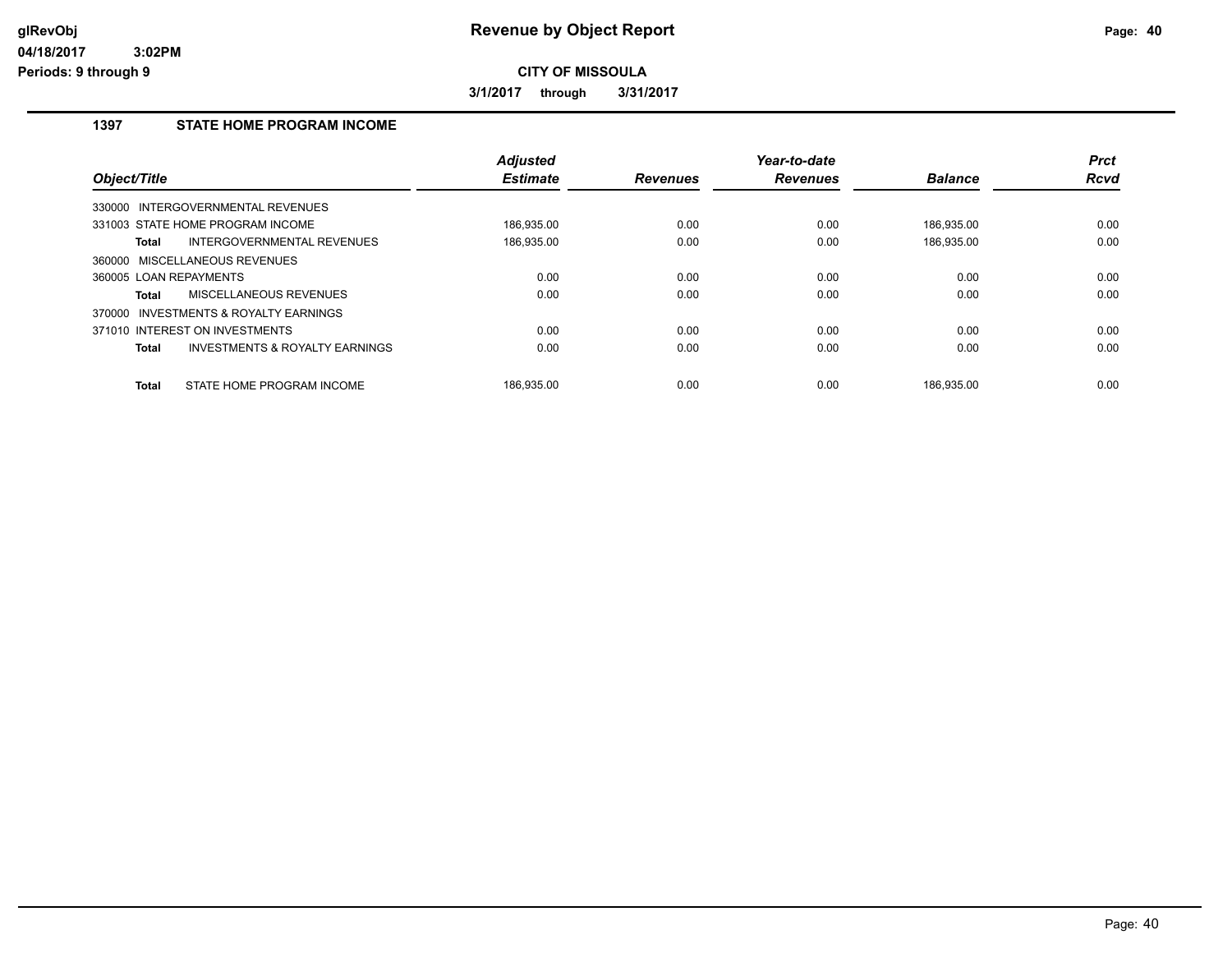# Revenue by Object Report

glRevObj
04/18/2017 3:02PM
Periods: 9 through 9

**CITY OF MISSOULA**

**3/1/2017 through 3/31/2017**

## 1397 STATE HOME PROGRAM INCOME

| Object/Title | Adjusted Estimate | Revenues | Year-to-date Revenues | Balance | Prct Rcvd |
|---|---|---|---|---|---|
| 330000 INTERGOVERNMENTAL REVENUES | | | | | |
| 331003 STATE HOME PROGRAM INCOME | 186,935.00 | 0.00 | 0.00 | 186,935.00 | 0.00 |
| **Total** INTERGOVERNMENTAL REVENUES | 186,935.00 | 0.00 | 0.00 | 186,935.00 | 0.00 |
| 360000 MISCELLANEOUS REVENUES | | | | | |
| 360005 LOAN REPAYMENTS | 0.00 | 0.00 | 0.00 | 0.00 | 0.00 |
| **Total** MISCELLANEOUS REVENUES | 0.00 | 0.00 | 0.00 | 0.00 | 0.00 |
| 370000 INVESTMENTS & ROYALTY EARNINGS | | | | | |
| 371010 INTEREST ON INVESTMENTS | 0.00 | 0.00 | 0.00 | 0.00 | 0.00 |
| **Total** INVESTMENTS & ROYALTY EARNINGS | 0.00 | 0.00 | 0.00 | 0.00 | 0.00 |
| **Total** STATE HOME PROGRAM INCOME | 186,935.00 | 0.00 | 0.00 | 186,935.00 | 0.00 |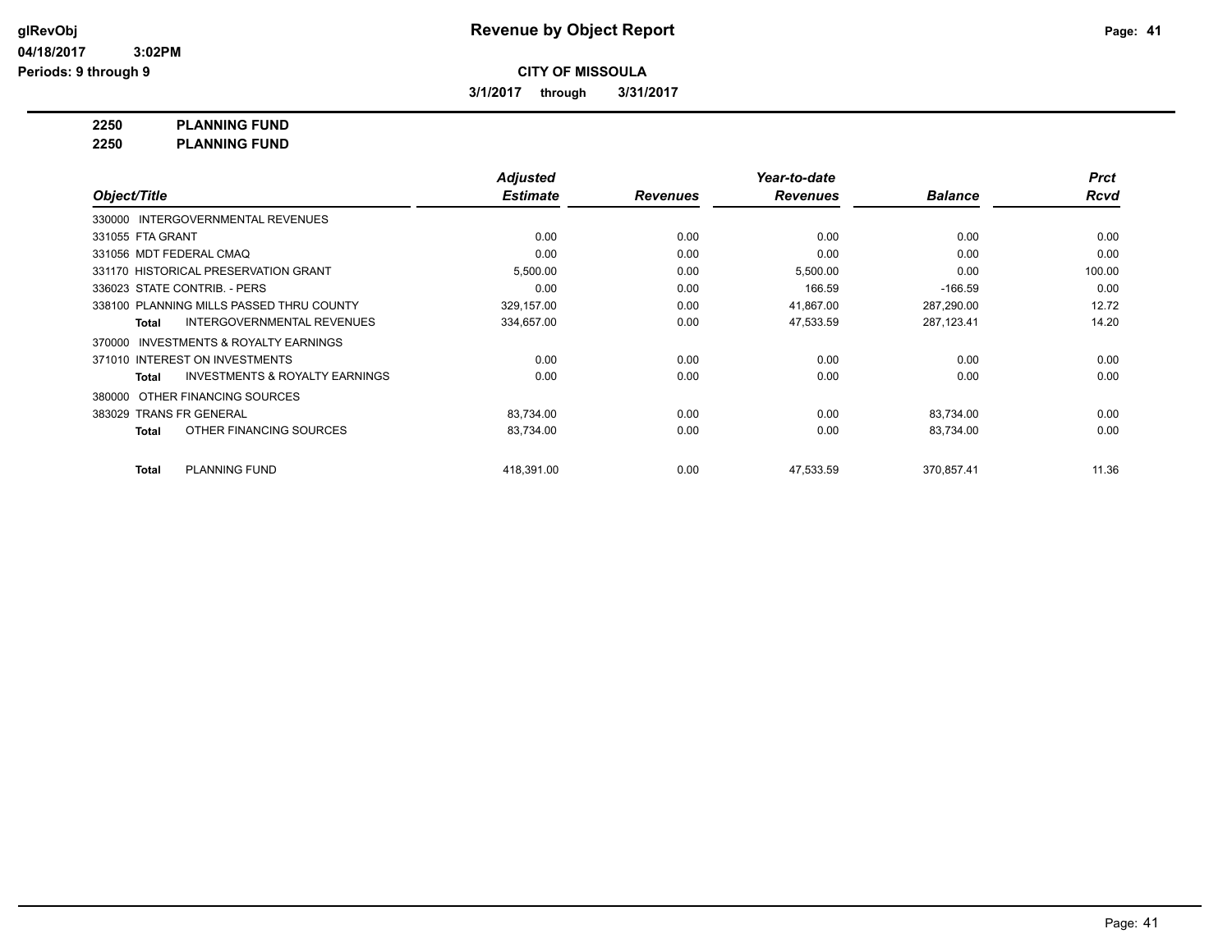**Revenue by Object Report**

**CITY OF MISSOULA**

**3/1/2017 through 3/31/2017**

glRevObj
04/18/2017 3:02PM
Periods: 9 through 9

**2250 PLANNING FUND**
**2250 PLANNING FUND**

| Object/Title | Adjusted Estimate | Revenues | Year-to-date Revenues | Balance | Prct Rcvd |
|---|---|---|---|---|---|
| 330000 INTERGOVERNMENTAL REVENUES | | | | | |
| 331055 FTA GRANT | 0.00 | 0.00 | 0.00 | 0.00 | 0.00 |
| 331056 MDT FEDERAL CMAQ | 0.00 | 0.00 | 0.00 | 0.00 | 0.00 |
| 331170 HISTORICAL PRESERVATION GRANT | 5,500.00 | 0.00 | 5,500.00 | 0.00 | 100.00 |
| 336023 STATE CONTRIB. - PERS | 0.00 | 0.00 | 166.59 | -166.59 | 0.00 |
| 338100 PLANNING MILLS PASSED THRU COUNTY | 329,157.00 | 0.00 | 41,867.00 | 287,290.00 | 12.72 |
| **Total** INTERGOVERNMENTAL REVENUES | 334,657.00 | 0.00 | 47,533.59 | 287,123.41 | 14.20 |
| 370000 INVESTMENTS & ROYALTY EARNINGS | | | | | |
| 371010 INTEREST ON INVESTMENTS | 0.00 | 0.00 | 0.00 | 0.00 | 0.00 |
| **Total** INVESTMENTS & ROYALTY EARNINGS | 0.00 | 0.00 | 0.00 | 0.00 | 0.00 |
| 380000 OTHER FINANCING SOURCES | | | | | |
| 383029 TRANS FR GENERAL | 83,734.00 | 0.00 | 0.00 | 83,734.00 | 0.00 |
| **Total** OTHER FINANCING SOURCES | 83,734.00 | 0.00 | 0.00 | 83,734.00 | 0.00 |
| **Total** PLANNING FUND | 418,391.00 | 0.00 | 47,533.59 | 370,857.41 | 11.36 |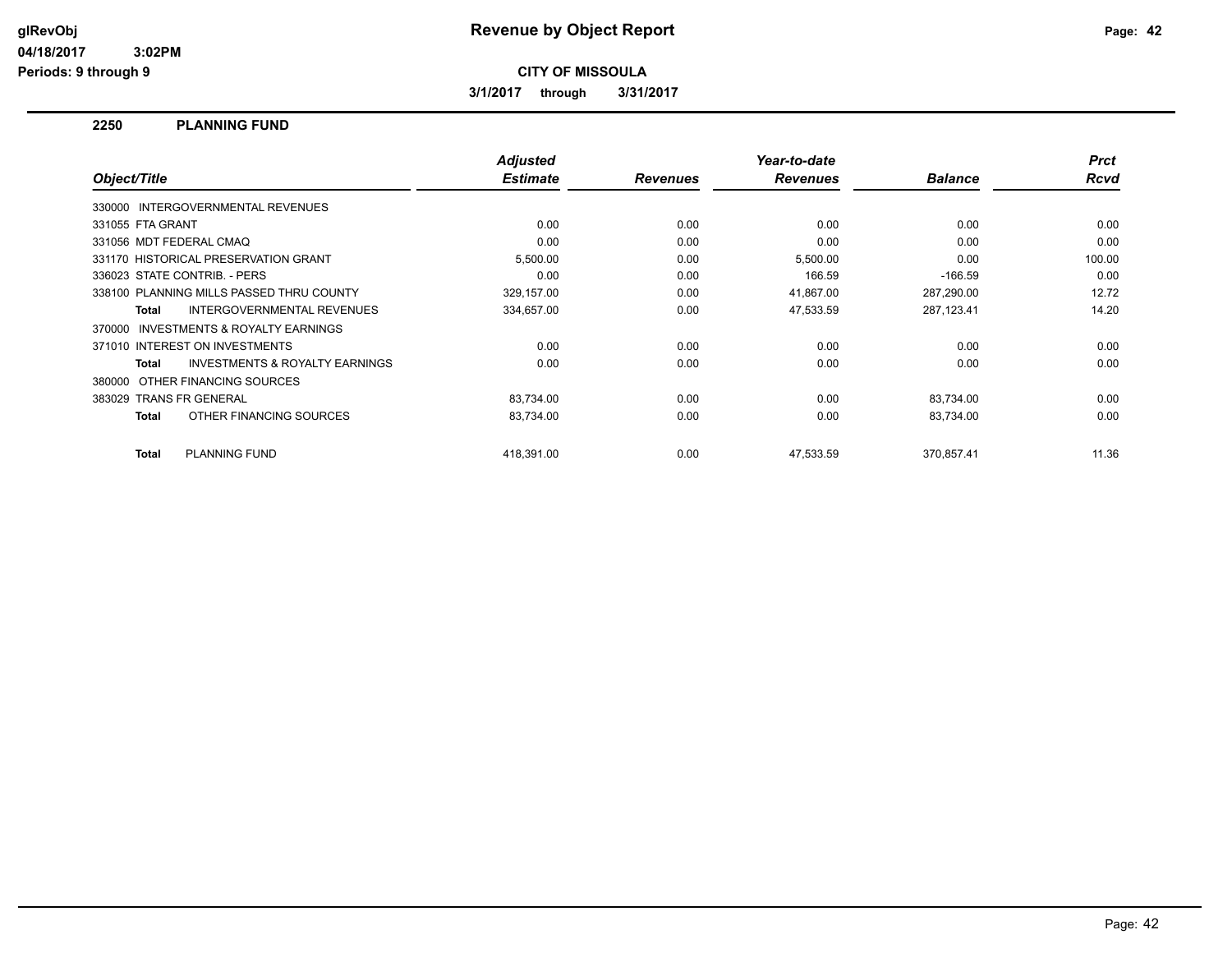# Revenue by Object Report

**CITY OF MISSOULA**

**3/1/2017 through 3/31/2017**

## 2250 PLANNING FUND

| Object/Title | Adjusted Estimate | Revenues | Year-to-date Revenues | Balance | Prct Rcvd |
|---|---|---|---|---|---|
| 330000 INTERGOVERNMENTAL REVENUES | | | | | |
| 331055 FTA GRANT | 0.00 | 0.00 | 0.00 | 0.00 | 0.00 |
| 331056 MDT FEDERAL CMAQ | 0.00 | 0.00 | 0.00 | 0.00 | 0.00 |
| 331170 HISTORICAL PRESERVATION GRANT | 5,500.00 | 0.00 | 5,500.00 | 0.00 | 100.00 |
| 336023 STATE CONTRIB. - PERS | 0.00 | 0.00 | 166.59 | -166.59 | 0.00 |
| 338100 PLANNING MILLS PASSED THRU COUNTY | 329,157.00 | 0.00 | 41,867.00 | 287,290.00 | 12.72 |
| **Total** INTERGOVERNMENTAL REVENUES | 334,657.00 | 0.00 | 47,533.59 | 287,123.41 | 14.20 |
| 370000 INVESTMENTS & ROYALTY EARNINGS | | | | | |
| 371010 INTEREST ON INVESTMENTS | 0.00 | 0.00 | 0.00 | 0.00 | 0.00 |
| **Total** INVESTMENTS & ROYALTY EARNINGS | 0.00 | 0.00 | 0.00 | 0.00 | 0.00 |
| 380000 OTHER FINANCING SOURCES | | | | | |
| 383029 TRANS FR GENERAL | 83,734.00 | 0.00 | 0.00 | 83,734.00 | 0.00 |
| **Total** OTHER FINANCING SOURCES | 83,734.00 | 0.00 | 0.00 | 83,734.00 | 0.00 |
| **Total** PLANNING FUND | 418,391.00 | 0.00 | 47,533.59 | 370,857.41 | 11.36 |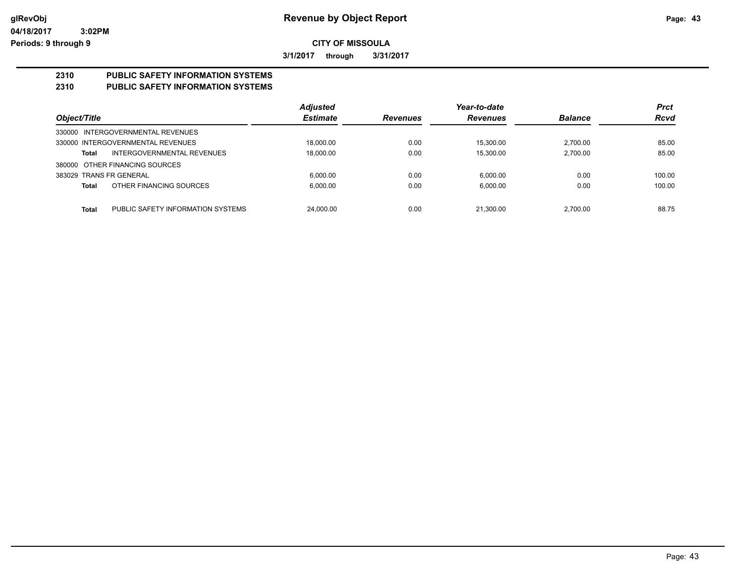# Revenue by Object Report

glRevObj
04/18/2017 3:02PM
Periods: 9 through 9

**CITY OF MISSOULA**

**3/1/2017 through 3/31/2017**

## 2310 PUBLIC SAFETY INFORMATION SYSTEMS
## 2310 PUBLIC SAFETY INFORMATION SYSTEMS

| Object/Title | Adjusted Estimate | Revenues | Year-to-date Revenues | Balance | Prct Rcvd |
|---|---|---|---|---|---|
| 330000 INTERGOVERNMENTAL REVENUES | | | | | |
| 330000 INTERGOVERNMENTAL REVENUES | 18,000.00 | 0.00 | 15,300.00 | 2,700.00 | 85.00 |
| **Total** INTERGOVERNMENTAL REVENUES | 18,000.00 | 0.00 | 15,300.00 | 2,700.00 | 85.00 |
| 380000 OTHER FINANCING SOURCES | | | | | |
| 383029 TRANS FR GENERAL | 6,000.00 | 0.00 | 6,000.00 | 0.00 | 100.00 |
| **Total** OTHER FINANCING SOURCES | 6,000.00 | 0.00 | 6,000.00 | 0.00 | 100.00 |
| **Total** PUBLIC SAFETY INFORMATION SYSTEMS | 24,000.00 | 0.00 | 21,300.00 | 2,700.00 | 88.75 |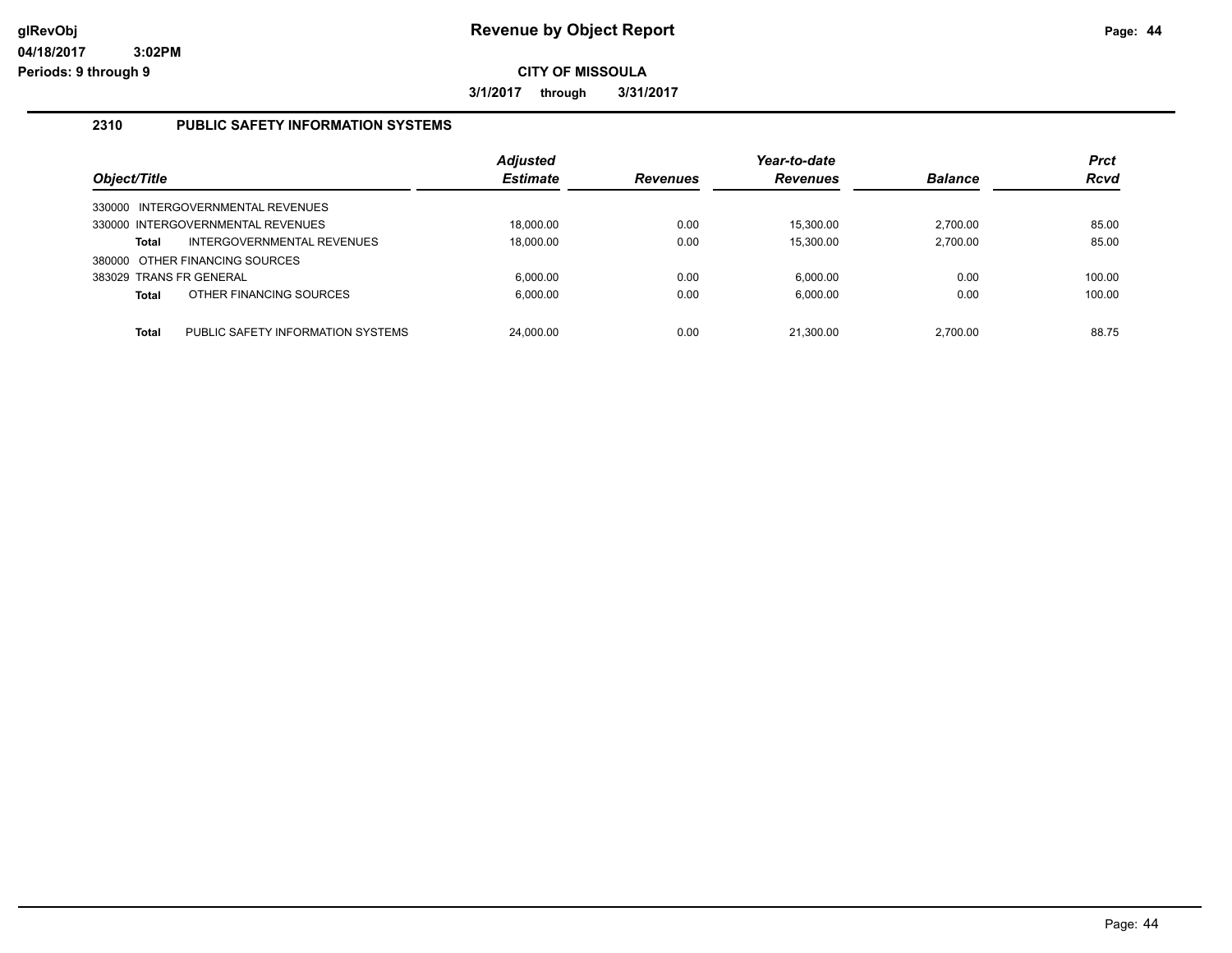# Revenue by Object Report

**CITY OF MISSOULA**

**3/1/2017 through 3/31/2017**

glRevObj
04/18/2017 3:02PM
Periods: 9 through 9

## 2310 PUBLIC SAFETY INFORMATION SYSTEMS

| Object/Title | Adjusted Estimate | Revenues | Year-to-date Revenues | Balance | Prct Rcvd |
|---|---|---|---|---|---|
| 330000 INTERGOVERNMENTAL REVENUES | | | | | |
| 330000 INTERGOVERNMENTAL REVENUES | 18,000.00 | 0.00 | 15,300.00 | 2,700.00 | 85.00 |
| **Total** INTERGOVERNMENTAL REVENUES | 18,000.00 | 0.00 | 15,300.00 | 2,700.00 | 85.00 |
| 380000 OTHER FINANCING SOURCES | | | | | |
| 383029 TRANS FR GENERAL | 6,000.00 | 0.00 | 6,000.00 | 0.00 | 100.00 |
| **Total** OTHER FINANCING SOURCES | 6,000.00 | 0.00 | 6,000.00 | 0.00 | 100.00 |
| **Total** PUBLIC SAFETY INFORMATION SYSTEMS | 24,000.00 | 0.00 | 21,300.00 | 2,700.00 | 88.75 |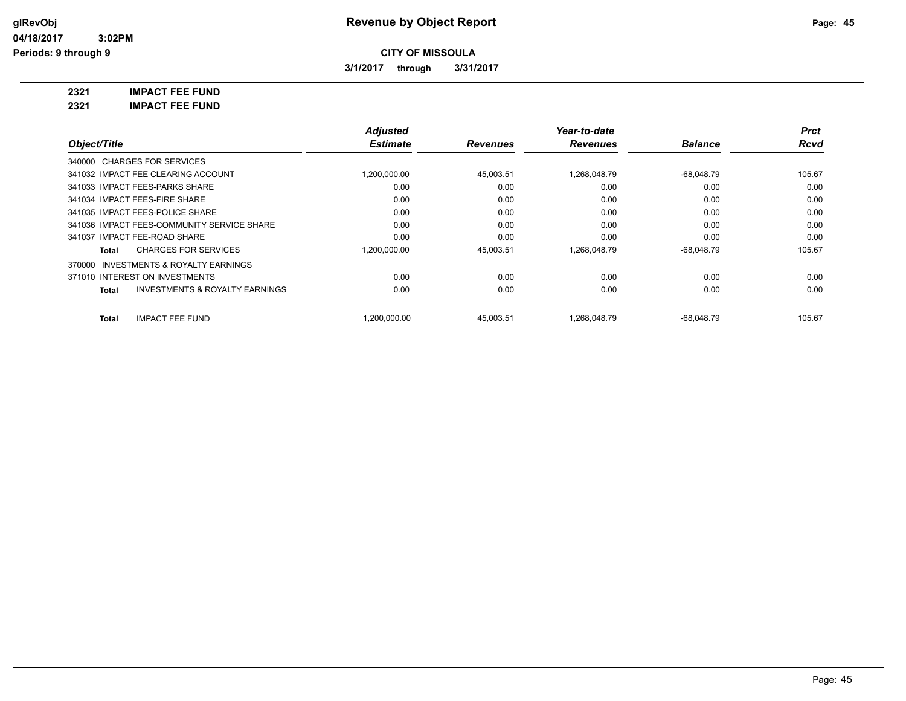# Revenue by Object Report

glRevObj
04/18/2017 3:02PM
Periods: 9 through 9

**CITY OF MISSOULA**

**3/1/2017 through 3/31/2017**

**2321 IMPACT FEE FUND**
**2321 IMPACT FEE FUND**

| Object/Title | Adjusted Estimate | Revenues | Year-to-date Revenues | Balance | Prct Rcvd |
|---|---|---|---|---|---|
| 340000 CHARGES FOR SERVICES | | | | | |
| 341032 IMPACT FEE CLEARING ACCOUNT | 1,200,000.00 | 45,003.51 | 1,268,048.79 | -68,048.79 | 105.67 |
| 341033 IMPACT FEES-PARKS SHARE | 0.00 | 0.00 | 0.00 | 0.00 | 0.00 |
| 341034 IMPACT FEES-FIRE SHARE | 0.00 | 0.00 | 0.00 | 0.00 | 0.00 |
| 341035 IMPACT FEES-POLICE SHARE | 0.00 | 0.00 | 0.00 | 0.00 | 0.00 |
| 341036 IMPACT FEES-COMMUNITY SERVICE SHARE | 0.00 | 0.00 | 0.00 | 0.00 | 0.00 |
| 341037 IMPACT FEE-ROAD SHARE | 0.00 | 0.00 | 0.00 | 0.00 | 0.00 |
| **Total** CHARGES FOR SERVICES | 1,200,000.00 | 45,003.51 | 1,268,048.79 | -68,048.79 | 105.67 |
| 370000 INVESTMENTS & ROYALTY EARNINGS | | | | | |
| 371010 INTEREST ON INVESTMENTS | 0.00 | 0.00 | 0.00 | 0.00 | 0.00 |
| **Total** INVESTMENTS & ROYALTY EARNINGS | 0.00 | 0.00 | 0.00 | 0.00 | 0.00 |
| **Total** IMPACT FEE FUND | 1,200,000.00 | 45,003.51 | 1,268,048.79 | -68,048.79 | 105.67 |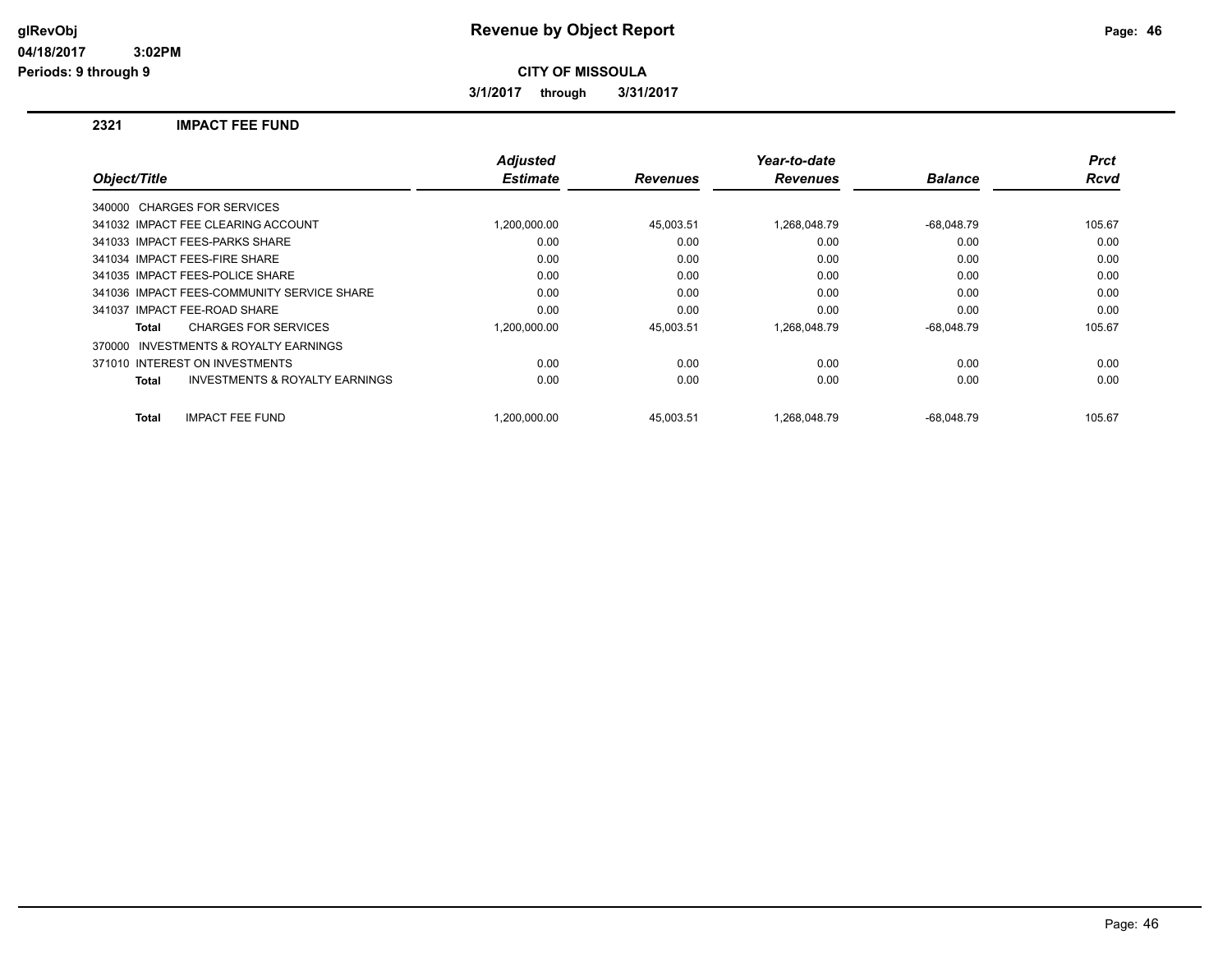# Revenue by Object Report

glRevObj
04/18/2017 3:02PM
Periods: 9 through 9

**CITY OF MISSOULA**

**3/1/2017 through 3/31/2017**

## 2321 IMPACT FEE FUND

| Object/Title | Adjusted Estimate | Revenues | Year-to-date Revenues | Balance | Prct Rcvd |
|---|---|---|---|---|---|
| 340000 CHARGES FOR SERVICES | | | | | |
| 341032 IMPACT FEE CLEARING ACCOUNT | 1,200,000.00 | 45,003.51 | 1,268,048.79 | -68,048.79 | 105.67 |
| 341033 IMPACT FEES-PARKS SHARE | 0.00 | 0.00 | 0.00 | 0.00 | 0.00 |
| 341034 IMPACT FEES-FIRE SHARE | 0.00 | 0.00 | 0.00 | 0.00 | 0.00 |
| 341035 IMPACT FEES-POLICE SHARE | 0.00 | 0.00 | 0.00 | 0.00 | 0.00 |
| 341036 IMPACT FEES-COMMUNITY SERVICE SHARE | 0.00 | 0.00 | 0.00 | 0.00 | 0.00 |
| 341037 IMPACT FEE-ROAD SHARE | 0.00 | 0.00 | 0.00 | 0.00 | 0.00 |
| **Total** CHARGES FOR SERVICES | 1,200,000.00 | 45,003.51 | 1,268,048.79 | -68,048.79 | 105.67 |
| 370000 INVESTMENTS & ROYALTY EARNINGS | | | | | |
| 371010 INTEREST ON INVESTMENTS | 0.00 | 0.00 | 0.00 | 0.00 | 0.00 |
| **Total** INVESTMENTS & ROYALTY EARNINGS | 0.00 | 0.00 | 0.00 | 0.00 | 0.00 |
| **Total** IMPACT FEE FUND | 1,200,000.00 | 45,003.51 | 1,268,048.79 | -68,048.79 | 105.67 |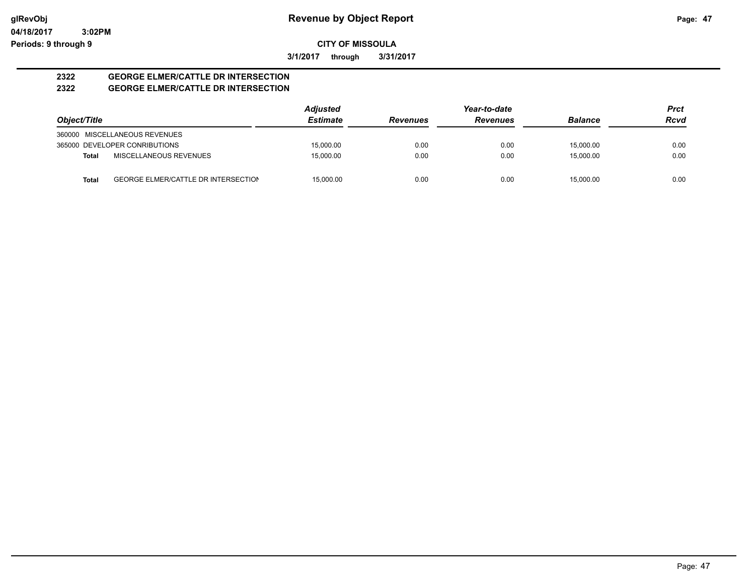# Revenue by Object Report

glRevObj
04/18/2017 3:02PM
Periods: 9 through 9

**CITY OF MISSOULA**

**3/1/2017 through 3/31/2017**

## 2322 GEORGE ELMER/CATTLE DR INTERSECTION
## 2322 GEORGE ELMER/CATTLE DR INTERSECTION

| Object/Title | | Adjusted Estimate | Revenues | Year-to-date Revenues | Balance | Prct Rcvd |
|---|---|---|---|---|---|---|
| 360000 | MISCELLANEOUS REVENUES | | | | | |
| 365000 | DEVELOPER CONRIBUTIONS | 15,000.00 | 0.00 | 0.00 | 15,000.00 | 0.00 |
| **Total** | MISCELLANEOUS REVENUES | 15,000.00 | 0.00 | 0.00 | 15,000.00 | 0.00 |
| **Total** | GEORGE ELMER/CATTLE DR INTERSECTION | 15,000.00 | 0.00 | 0.00 | 15,000.00 | 0.00 |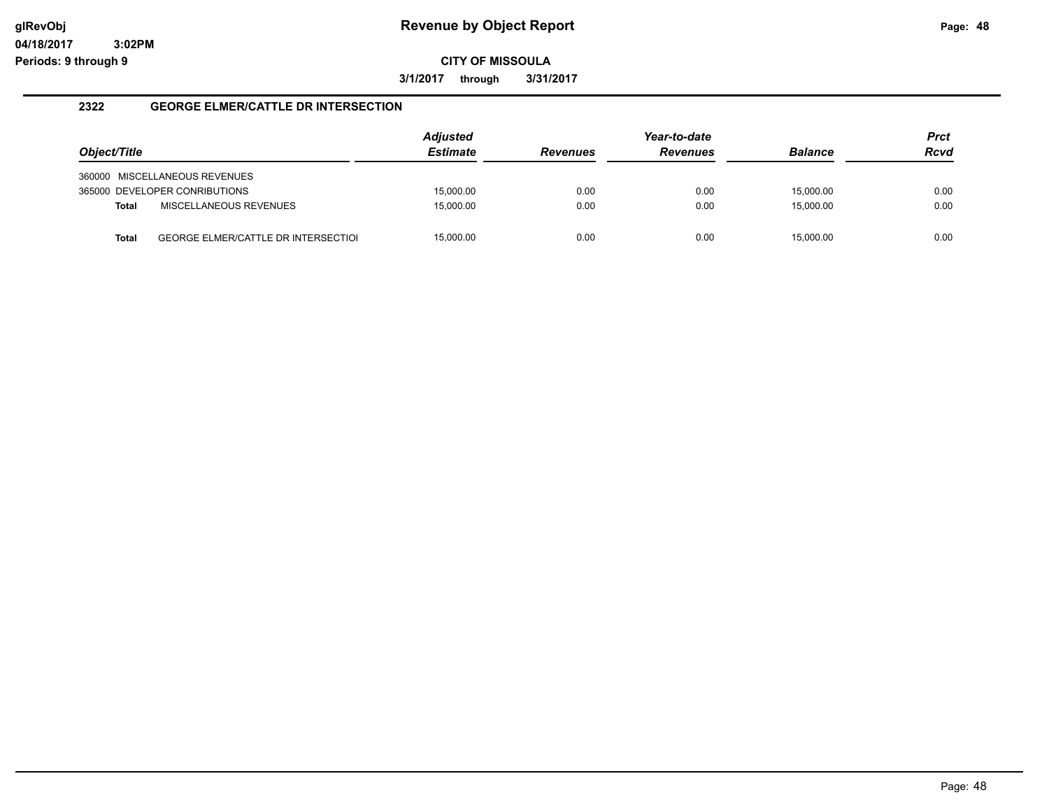# Revenue by Object Report

glRevObj
04/18/2017 3:02PM
Periods: 9 through 9

**CITY OF MISSOULA**

**3/1/2017 through 3/31/2017**

## 2322 GEORGE ELMER/CATTLE DR INTERSECTION

| Object/Title | Adjusted Estimate | Revenues | Year-to-date Revenues | Balance | Prct Rcvd |
|---|---|---|---|---|---|
| 360000 MISCELLANEOUS REVENUES | | | | | |
| 365000 DEVELOPER CONRIBUTIONS | 15,000.00 | 0.00 | 0.00 | 15,000.00 | 0.00 |
| **Total** MISCELLANEOUS REVENUES | 15,000.00 | 0.00 | 0.00 | 15,000.00 | 0.00 |
| **Total** GEORGE ELMER/CATTLE DR INTERSECTIOI | 15,000.00 | 0.00 | 0.00 | 15,000.00 | 0.00 |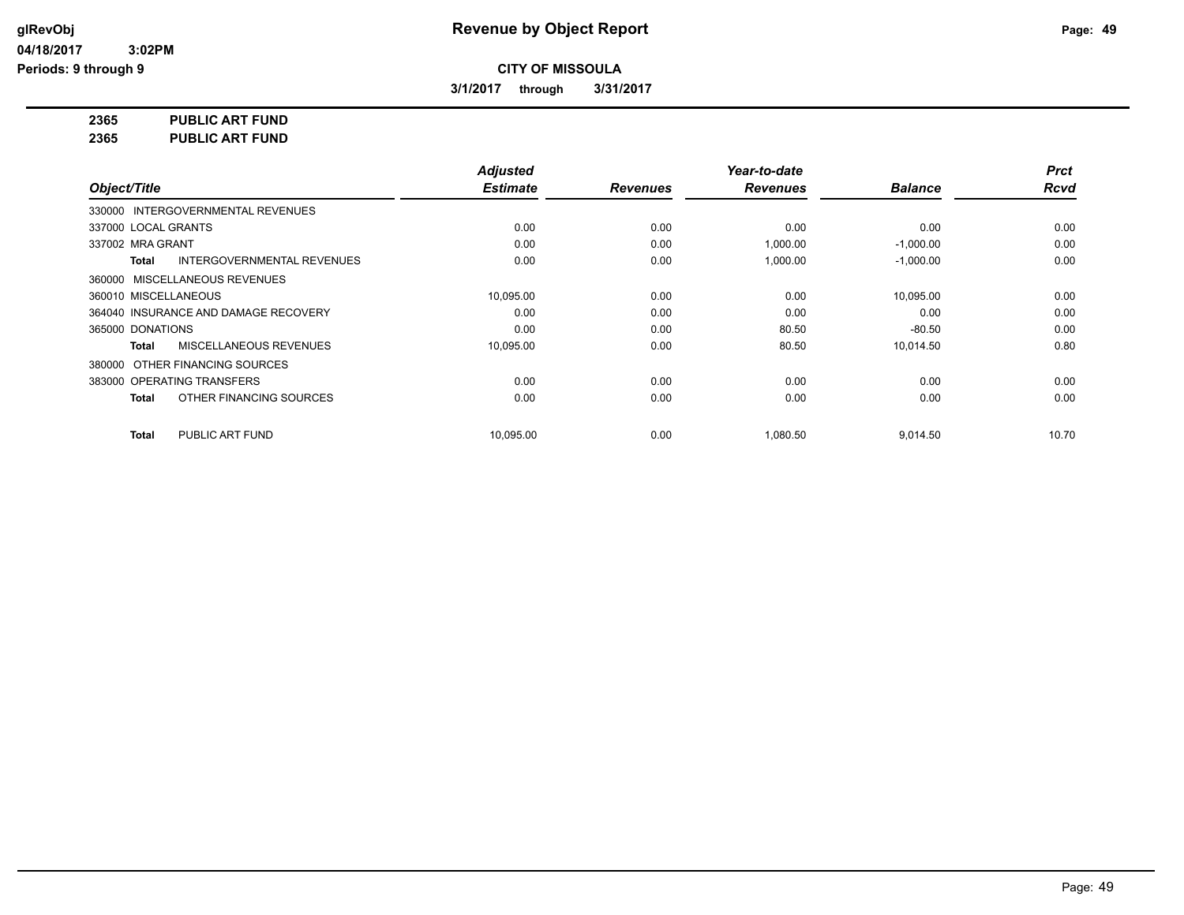# Revenue by Object Report

glRevObj
04/18/2017 3:02PM
Periods: 9 through 9

**CITY OF MISSOULA**

**3/1/2017 through 3/31/2017**

**2365 PUBLIC ART FUND**
**2365 PUBLIC ART FUND**

| Object/Title | Adjusted Estimate | Revenues | Year-to-date Revenues | Balance | Prct Rcvd |
|---|---|---|---|---|---|
| 330000 INTERGOVERNMENTAL REVENUES | | | | | |
| 337000 LOCAL GRANTS | 0.00 | 0.00 | 0.00 | 0.00 | 0.00 |
| 337002 MRA GRANT | 0.00 | 0.00 | 1,000.00 | -1,000.00 | 0.00 |
| **Total** INTERGOVERNMENTAL REVENUES | 0.00 | 0.00 | 1,000.00 | -1,000.00 | 0.00 |
| 360000 MISCELLANEOUS REVENUES | | | | | |
| 360010 MISCELLANEOUS | 10,095.00 | 0.00 | 0.00 | 10,095.00 | 0.00 |
| 364040 INSURANCE AND DAMAGE RECOVERY | 0.00 | 0.00 | 0.00 | 0.00 | 0.00 |
| 365000 DONATIONS | 0.00 | 0.00 | 80.50 | -80.50 | 0.00 |
| **Total** MISCELLANEOUS REVENUES | 10,095.00 | 0.00 | 80.50 | 10,014.50 | 0.80 |
| 380000 OTHER FINANCING SOURCES | | | | | |
| 383000 OPERATING TRANSFERS | 0.00 | 0.00 | 0.00 | 0.00 | 0.00 |
| **Total** OTHER FINANCING SOURCES | 0.00 | 0.00 | 0.00 | 0.00 | 0.00 |
| **Total** PUBLIC ART FUND | 10,095.00 | 0.00 | 1,080.50 | 9,014.50 | 10.70 |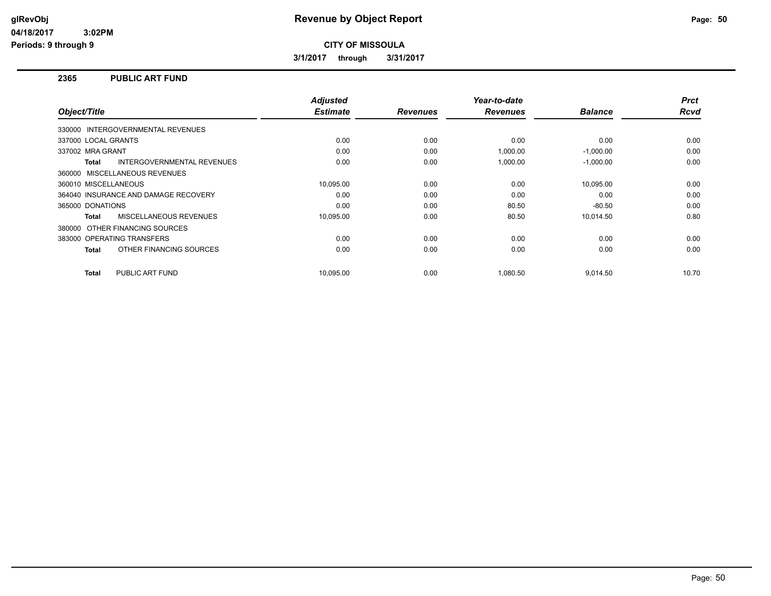# Revenue by Object Report

glRevObj
04/18/2017 3:02PM
Periods: 9 through 9

**CITY OF MISSOULA**

**3/1/2017 through 3/31/2017**

## 2365 PUBLIC ART FUND

| Object/Title | Adjusted Estimate | Revenues | Year-to-date Revenues | Balance | Prct Rcvd |
|---|---|---|---|---|---|
| 330000 INTERGOVERNMENTAL REVENUES | | | | | |
| 337000 LOCAL GRANTS | 0.00 | 0.00 | 0.00 | 0.00 | 0.00 |
| 337002 MRA GRANT | 0.00 | 0.00 | 1,000.00 | -1,000.00 | 0.00 |
| **Total** INTERGOVERNMENTAL REVENUES | 0.00 | 0.00 | 1,000.00 | -1,000.00 | 0.00 |
| 360000 MISCELLANEOUS REVENUES | | | | | |
| 360010 MISCELLANEOUS | 10,095.00 | 0.00 | 0.00 | 10,095.00 | 0.00 |
| 364040 INSURANCE AND DAMAGE RECOVERY | 0.00 | 0.00 | 0.00 | 0.00 | 0.00 |
| 365000 DONATIONS | 0.00 | 0.00 | 80.50 | -80.50 | 0.00 |
| **Total** MISCELLANEOUS REVENUES | 10,095.00 | 0.00 | 80.50 | 10,014.50 | 0.80 |
| 380000 OTHER FINANCING SOURCES | | | | | |
| 383000 OPERATING TRANSFERS | 0.00 | 0.00 | 0.00 | 0.00 | 0.00 |
| **Total** OTHER FINANCING SOURCES | 0.00 | 0.00 | 0.00 | 0.00 | 0.00 |
| **Total** PUBLIC ART FUND | 10,095.00 | 0.00 | 1,080.50 | 9,014.50 | 10.70 |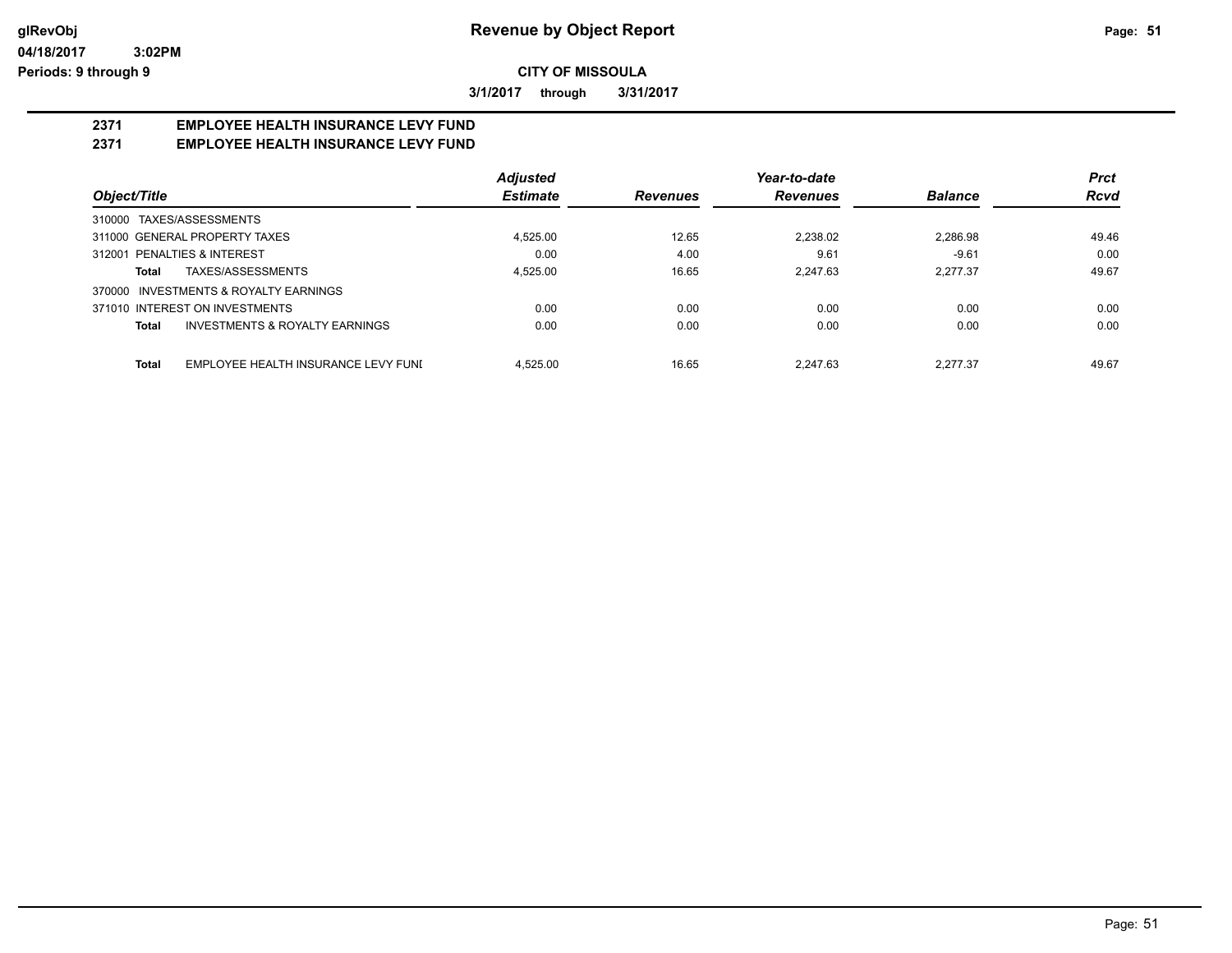# Revenue by Object Report

glRevObj
04/18/2017 3:02PM
Periods: 9 through 9

**CITY OF MISSOULA**

**3/1/2017 through 3/31/2017**

## 2371 EMPLOYEE HEALTH INSURANCE LEVY FUND
## 2371 EMPLOYEE HEALTH INSURANCE LEVY FUND

| Object/Title | Adjusted Estimate | Revenues | Year-to-date Revenues | Balance | Prct Rcvd |
|---|---|---|---|---|---|
| 310000 TAXES/ASSESSMENTS | | | | | |
| 311000 GENERAL PROPERTY TAXES | 4,525.00 | 12.65 | 2,238.02 | 2,286.98 | 49.46 |
| 312001 PENALTIES & INTEREST | 0.00 | 4.00 | 9.61 | -9.61 | 0.00 |
| **Total** TAXES/ASSESSMENTS | 4,525.00 | 16.65 | 2,247.63 | 2,277.37 | 49.67 |
| 370000 INVESTMENTS & ROYALTY EARNINGS | | | | | |
| 371010 INTEREST ON INVESTMENTS | 0.00 | 0.00 | 0.00 | 0.00 | 0.00 |
| **Total** INVESTMENTS & ROYALTY EARNINGS | 0.00 | 0.00 | 0.00 | 0.00 | 0.00 |
| **Total** EMPLOYEE HEALTH INSURANCE LEVY FUNI | 4,525.00 | 16.65 | 2,247.63 | 2,277.37 | 49.67 |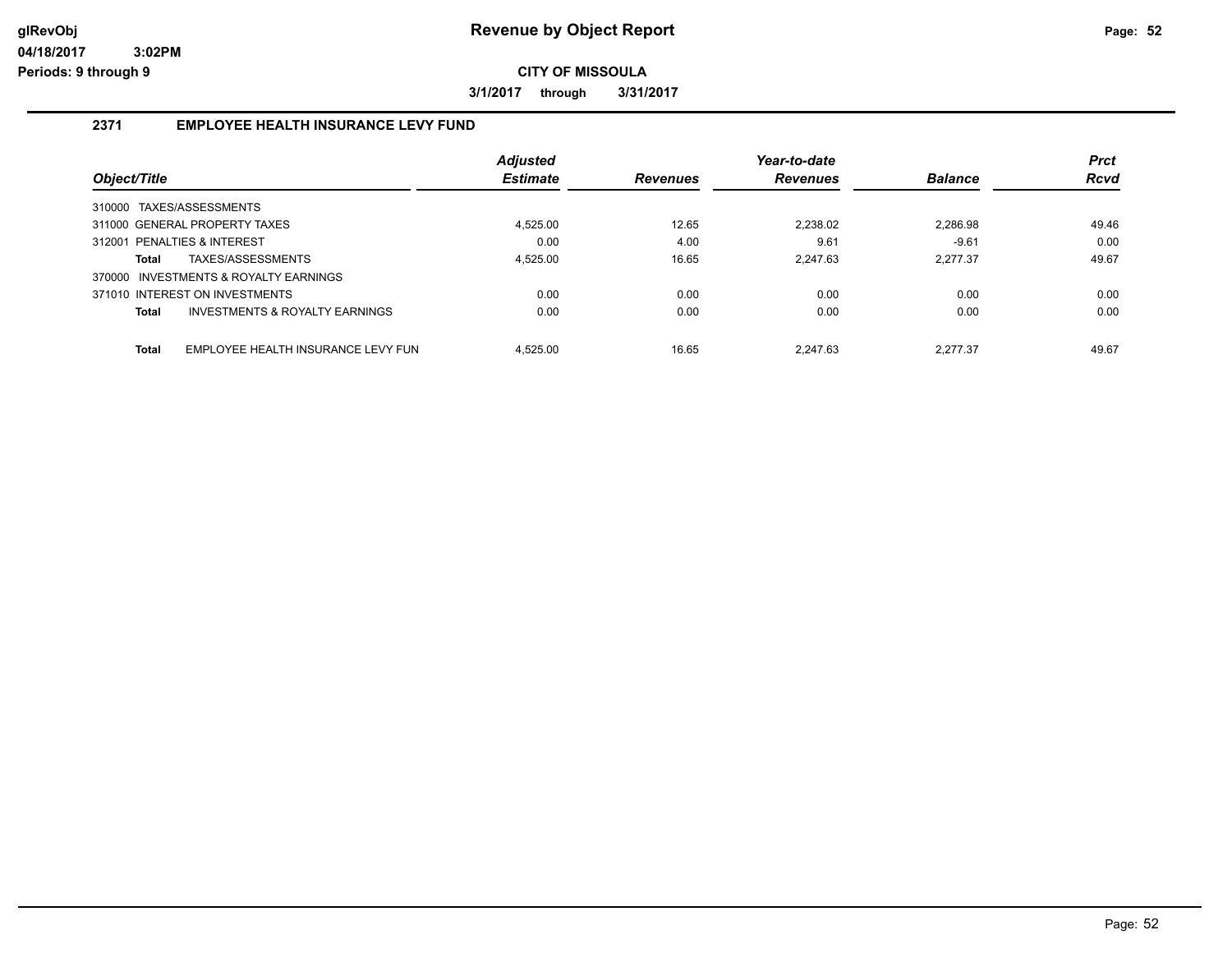# Revenue by Object Report

glRevObj
04/18/2017 3:02PM
Periods: 9 through 9

**CITY OF MISSOULA**

**3/1/2017 through 3/31/2017**

## 2371 EMPLOYEE HEALTH INSURANCE LEVY FUND

| Object/Title | Adjusted Estimate | Revenues | Year-to-date Revenues | Balance | Prct Rcvd |
|---|---|---|---|---|---|
| 310000 TAXES/ASSESSMENTS | | | | | |
| 311000 GENERAL PROPERTY TAXES | 4,525.00 | 12.65 | 2,238.02 | 2,286.98 | 49.46 |
| 312001 PENALTIES & INTEREST | 0.00 | 4.00 | 9.61 | -9.61 | 0.00 |
| **Total** TAXES/ASSESSMENTS | 4,525.00 | 16.65 | 2,247.63 | 2,277.37 | 49.67 |
| 370000 INVESTMENTS & ROYALTY EARNINGS | | | | | |
| 371010 INTEREST ON INVESTMENTS | 0.00 | 0.00 | 0.00 | 0.00 | 0.00 |
| **Total** INVESTMENTS & ROYALTY EARNINGS | 0.00 | 0.00 | 0.00 | 0.00 | 0.00 |
| **Total** EMPLOYEE HEALTH INSURANCE LEVY FUN | 4,525.00 | 16.65 | 2,247.63 | 2,277.37 | 49.67 |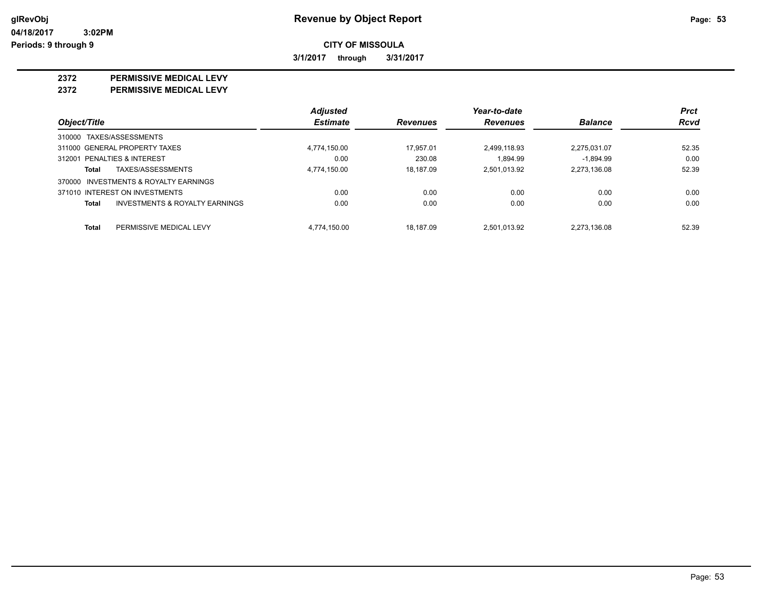# Revenue by Object Report

glRevObj
04/18/2017 3:02PM
Periods: 9 through 9

**CITY OF MISSOULA**

**3/1/2017 through 3/31/2017**

## 2372 PERMISSIVE MEDICAL LEVY
## 2372 PERMISSIVE MEDICAL LEVY

| Object/Title | | Adjusted Estimate | Revenues | Year-to-date Revenues | Balance | Prct Rcvd |
|---|---|---|---|---|---|---|
| 310000 TAXES/ASSESSMENTS | | | | | | |
| 311000 GENERAL PROPERTY TAXES | | 4,774,150.00 | 17,957.01 | 2,499,118.93 | 2,275,031.07 | 52.35 |
| 312001 PENALTIES & INTEREST | | 0.00 | 230.08 | 1,894.99 | -1,894.99 | 0.00 |
| **Total** | TAXES/ASSESSMENTS | 4,774,150.00 | 18,187.09 | 2,501,013.92 | 2,273,136.08 | 52.39 |
| 370000 INVESTMENTS & ROYALTY EARNINGS | | | | | | |
| 371010 INTEREST ON INVESTMENTS | | 0.00 | 0.00 | 0.00 | 0.00 | 0.00 |
| **Total** | INVESTMENTS & ROYALTY EARNINGS | 0.00 | 0.00 | 0.00 | 0.00 | 0.00 |
| **Total** | PERMISSIVE MEDICAL LEVY | 4,774,150.00 | 18,187.09 | 2,501,013.92 | 2,273,136.08 | 52.39 |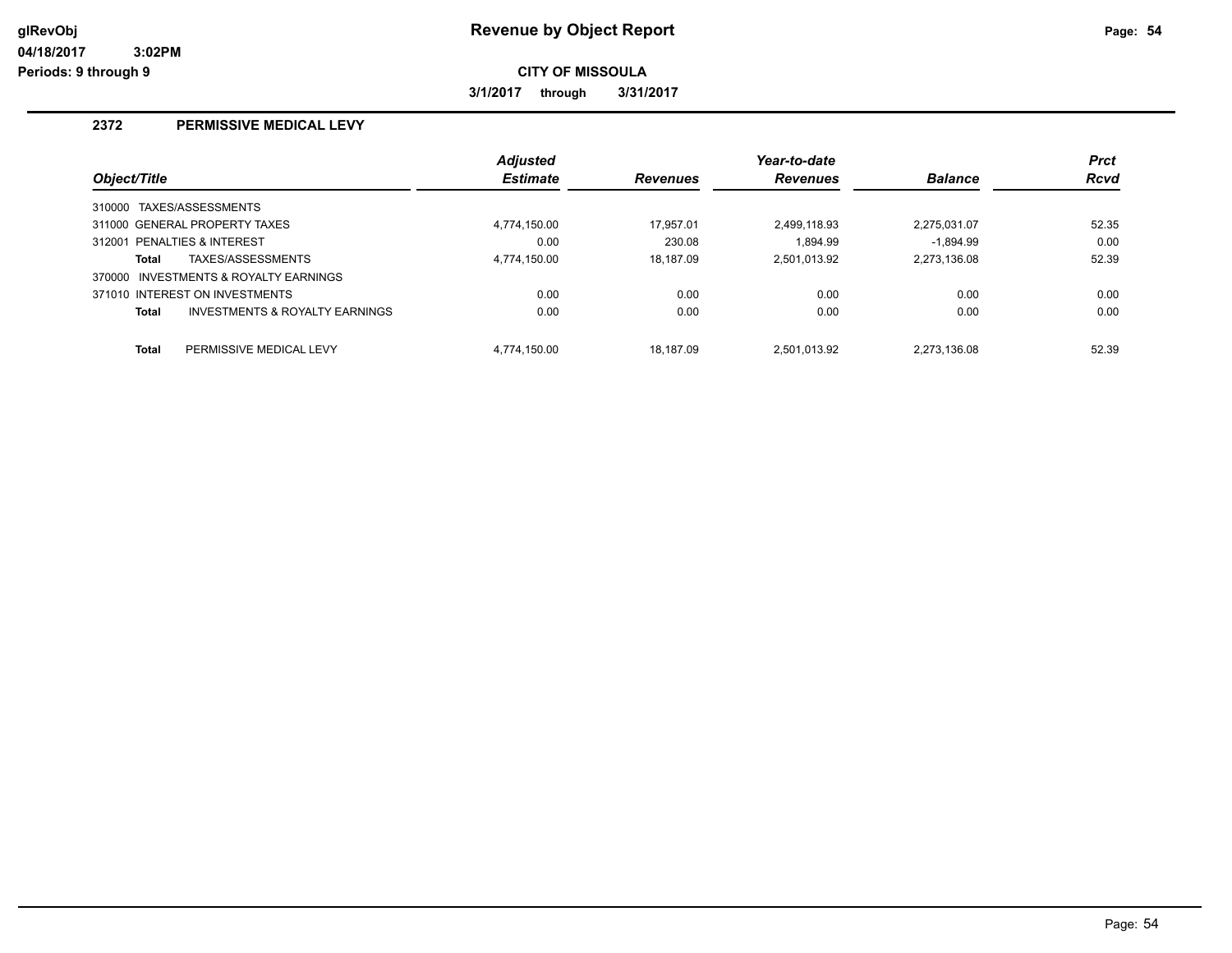# Revenue by Object Report

glRevObj
04/18/2017 3:02PM
Periods: 9 through 9

**CITY OF MISSOULA**

3/1/2017 through 3/31/2017

## 2372 PERMISSIVE MEDICAL LEVY

| Object/Title | Adjusted Estimate | Revenues | Year-to-date Revenues | Balance | Prct Rcvd |
|---|---|---|---|---|---|
| 310000 TAXES/ASSESSMENTS | | | | | |
| 311000 GENERAL PROPERTY TAXES | 4,774,150.00 | 17,957.01 | 2,499,118.93 | 2,275,031.07 | 52.35 |
| 312001 PENALTIES & INTEREST | 0.00 | 230.08 | 1,894.99 | -1,894.99 | 0.00 |
| **Total** TAXES/ASSESSMENTS | 4,774,150.00 | 18,187.09 | 2,501,013.92 | 2,273,136.08 | 52.39 |
| 370000 INVESTMENTS & ROYALTY EARNINGS | | | | | |
| 371010 INTEREST ON INVESTMENTS | 0.00 | 0.00 | 0.00 | 0.00 | 0.00 |
| **Total** INVESTMENTS & ROYALTY EARNINGS | 0.00 | 0.00 | 0.00 | 0.00 | 0.00 |
| **Total** PERMISSIVE MEDICAL LEVY | 4,774,150.00 | 18,187.09 | 2,501,013.92 | 2,273,136.08 | 52.39 |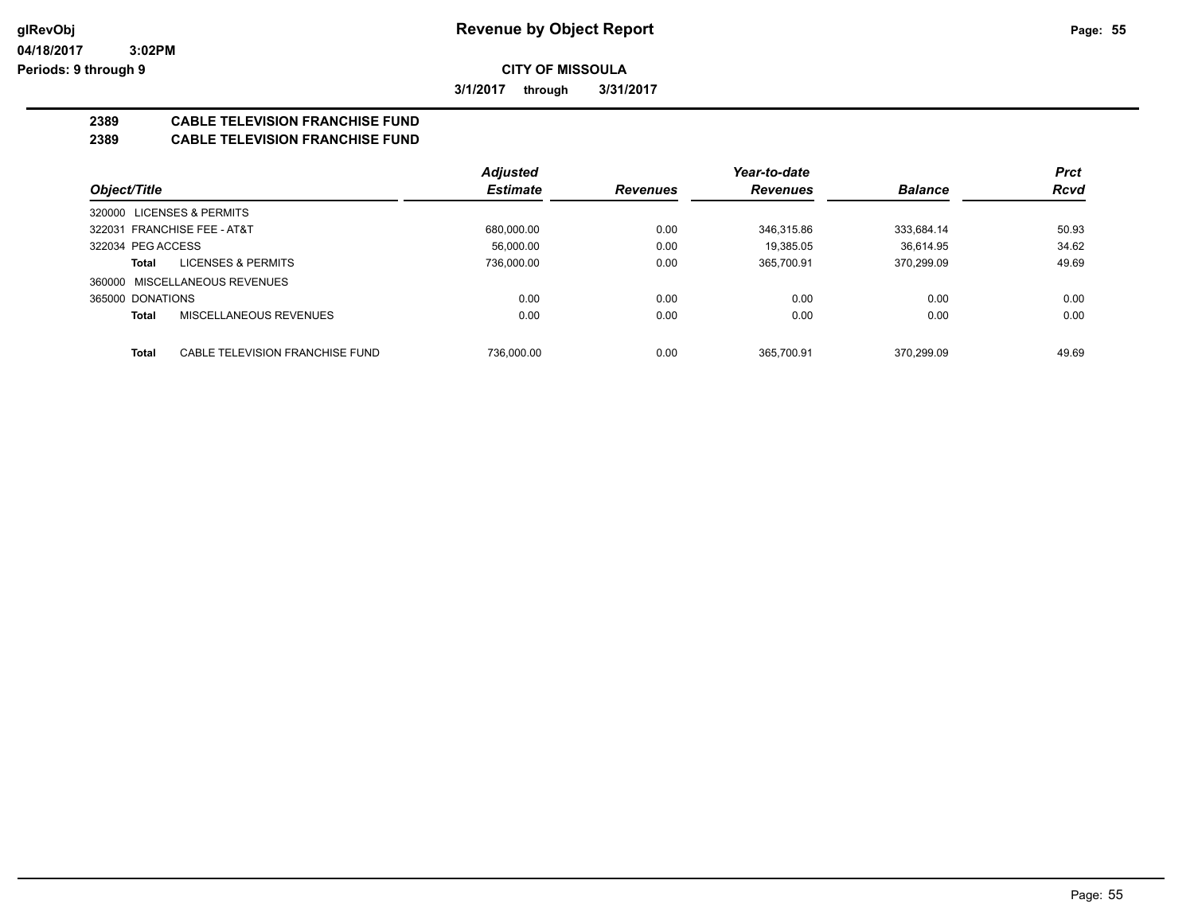# Revenue by Object Report

glRevObj
04/18/2017 3:02PM
Periods: 9 through 9

**CITY OF MISSOULA**

**3/1/2017 through 3/31/2017**

## 2389 CABLE TELEVISION FRANCHISE FUND
## 2389 CABLE TELEVISION FRANCHISE FUND

| Object/Title | Adjusted Estimate | Revenues | Year-to-date Revenues | Balance | Prct Rcvd |
|---|---|---|---|---|---|
| 320000 LICENSES & PERMITS | | | | | |
| 322031 FRANCHISE FEE - AT&T | 680,000.00 | 0.00 | 346,315.86 | 333,684.14 | 50.93 |
| 322034 PEG ACCESS | 56,000.00 | 0.00 | 19,385.05 | 36,614.95 | 34.62 |
| **Total** LICENSES & PERMITS | 736,000.00 | 0.00 | 365,700.91 | 370,299.09 | 49.69 |
| 360000 MISCELLANEOUS REVENUES | | | | | |
| 365000 DONATIONS | 0.00 | 0.00 | 0.00 | 0.00 | 0.00 |
| **Total** MISCELLANEOUS REVENUES | 0.00 | 0.00 | 0.00 | 0.00 | 0.00 |
| **Total** CABLE TELEVISION FRANCHISE FUND | 736,000.00 | 0.00 | 365,700.91 | 370,299.09 | 49.69 |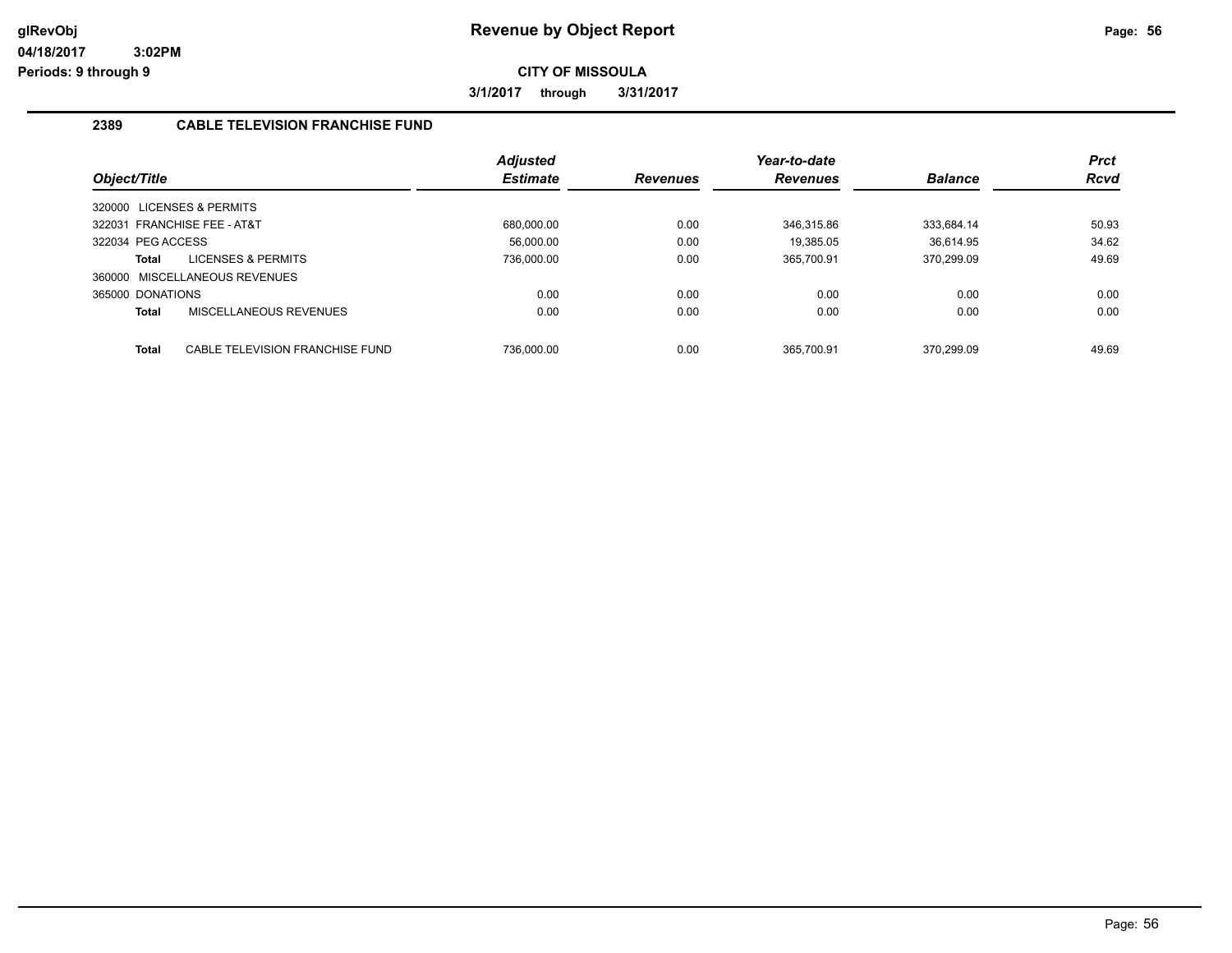# Revenue by Object Report

glRevObj
04/18/2017 3:02PM
Periods: 9 through 9

**CITY OF MISSOULA**

**3/1/2017 through 3/31/2017**

## 2389 CABLE TELEVISION FRANCHISE FUND

| Object/Title | Adjusted Estimate | Revenues | Year-to-date Revenues | Balance | Prct Rcvd |
|---|---|---|---|---|---|
| 320000 LICENSES & PERMITS | | | | | |
| 322031 FRANCHISE FEE - AT&T | 680,000.00 | 0.00 | 346,315.86 | 333,684.14 | 50.93 |
| 322034 PEG ACCESS | 56,000.00 | 0.00 | 19,385.05 | 36,614.95 | 34.62 |
| **Total** LICENSES & PERMITS | 736,000.00 | 0.00 | 365,700.91 | 370,299.09 | 49.69 |
| 360000 MISCELLANEOUS REVENUES | | | | | |
| 365000 DONATIONS | 0.00 | 0.00 | 0.00 | 0.00 | 0.00 |
| **Total** MISCELLANEOUS REVENUES | 0.00 | 0.00 | 0.00 | 0.00 | 0.00 |
| **Total** CABLE TELEVISION FRANCHISE FUND | 736,000.00 | 0.00 | 365,700.91 | 370,299.09 | 49.69 |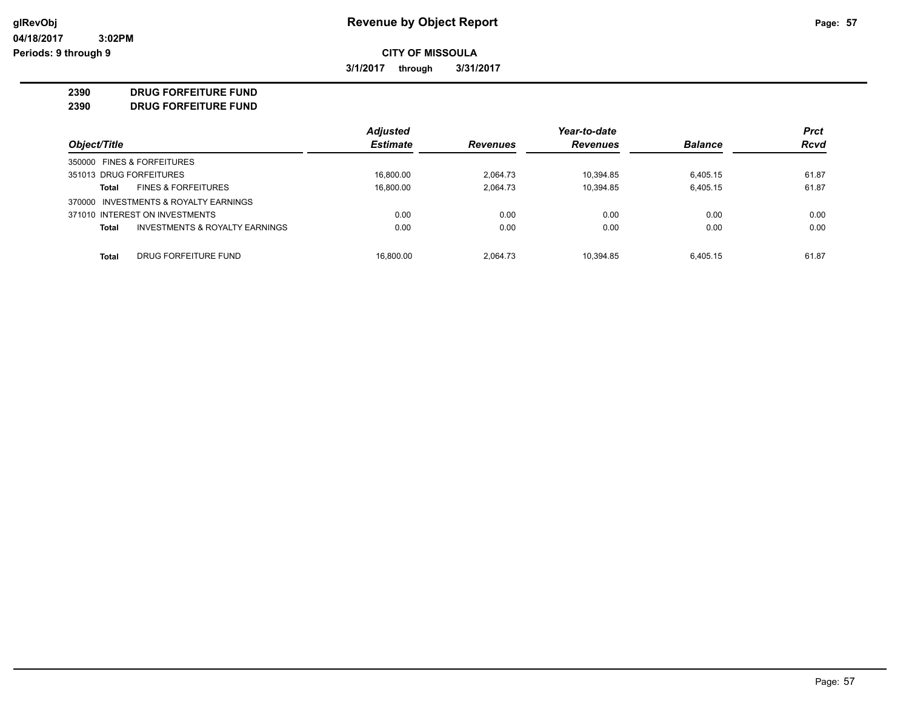# Revenue by Object Report

glRevObj
04/18/2017 3:02PM
Periods: 9 through 9

**CITY OF MISSOULA**

**3/1/2017 through 3/31/2017**

**2390 DRUG FORFEITURE FUND**
**2390 DRUG FORFEITURE FUND**

| Object/Title | | Adjusted Estimate | Revenues | Year-to-date Revenues | Balance | Prct Rcvd |
|---|---|---|---|---|---|---|
| 350000 FINES & FORFEITURES | | | | | | |
| 351013 DRUG FORFEITURES | | 16,800.00 | 2,064.73 | 10,394.85 | 6,405.15 | 61.87 |
| **Total** | FINES & FORFEITURES | 16,800.00 | 2,064.73 | 10,394.85 | 6,405.15 | 61.87 |
| 370000 INVESTMENTS & ROYALTY EARNINGS | | | | | | |
| 371010 INTEREST ON INVESTMENTS | | 0.00 | 0.00 | 0.00 | 0.00 | 0.00 |
| **Total** | INVESTMENTS & ROYALTY EARNINGS | 0.00 | 0.00 | 0.00 | 0.00 | 0.00 |
| **Total** | DRUG FORFEITURE FUND | 16,800.00 | 2,064.73 | 10,394.85 | 6,405.15 | 61.87 |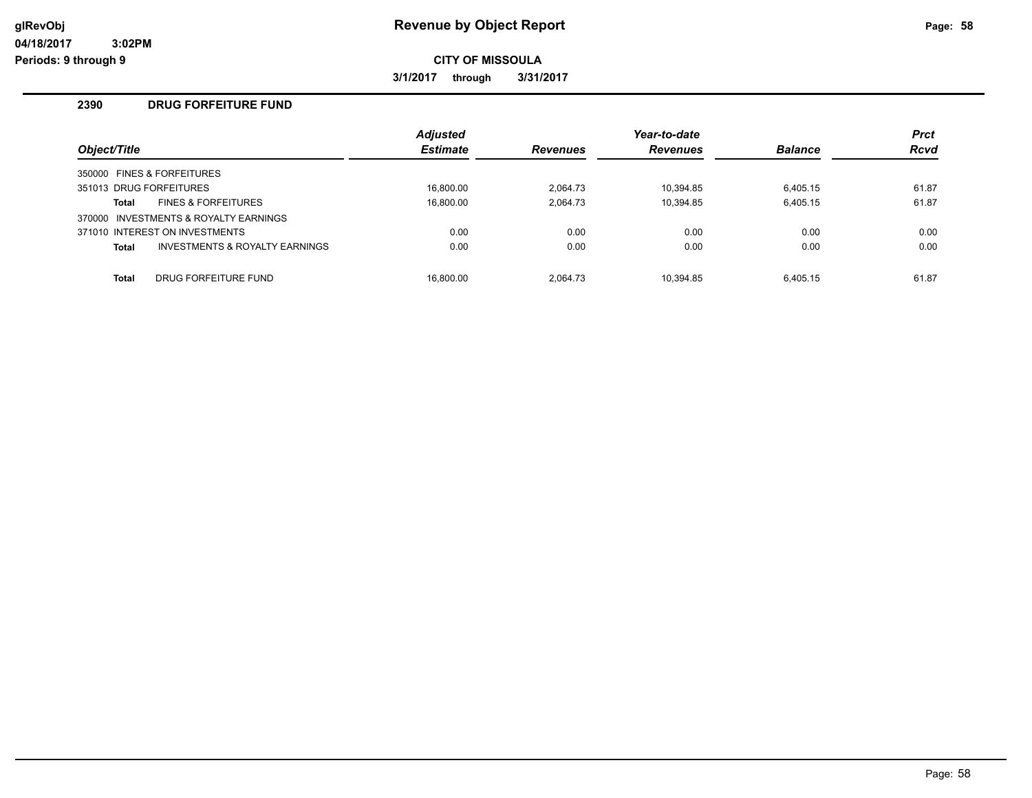# Revenue by Object Report

glRevObj
04/18/2017 3:02PM
Periods: 9 through 9

**CITY OF MISSOULA**

**3/1/2017 through 3/31/2017**

## 2390 DRUG FORFEITURE FUND

| Object/Title | | Adjusted Estimate | Revenues | Year-to-date Revenues | Balance | Prct Rcvd |
|---|---|---|---|---|---|---|
| 350000 FINES & FORFEITURES | | | | | | |
| 351013 DRUG FORFEITURES | | 16,800.00 | 2,064.73 | 10,394.85 | 6,405.15 | 61.87 |
| **Total** | FINES & FORFEITURES | 16,800.00 | 2,064.73 | 10,394.85 | 6,405.15 | 61.87 |
| 370000 INVESTMENTS & ROYALTY EARNINGS | | | | | | |
| 371010 INTEREST ON INVESTMENTS | | 0.00 | 0.00 | 0.00 | 0.00 | 0.00 |
| **Total** | INVESTMENTS & ROYALTY EARNINGS | 0.00 | 0.00 | 0.00 | 0.00 | 0.00 |
| **Total** | DRUG FORFEITURE FUND | 16,800.00 | 2,064.73 | 10,394.85 | 6,405.15 | 61.87 |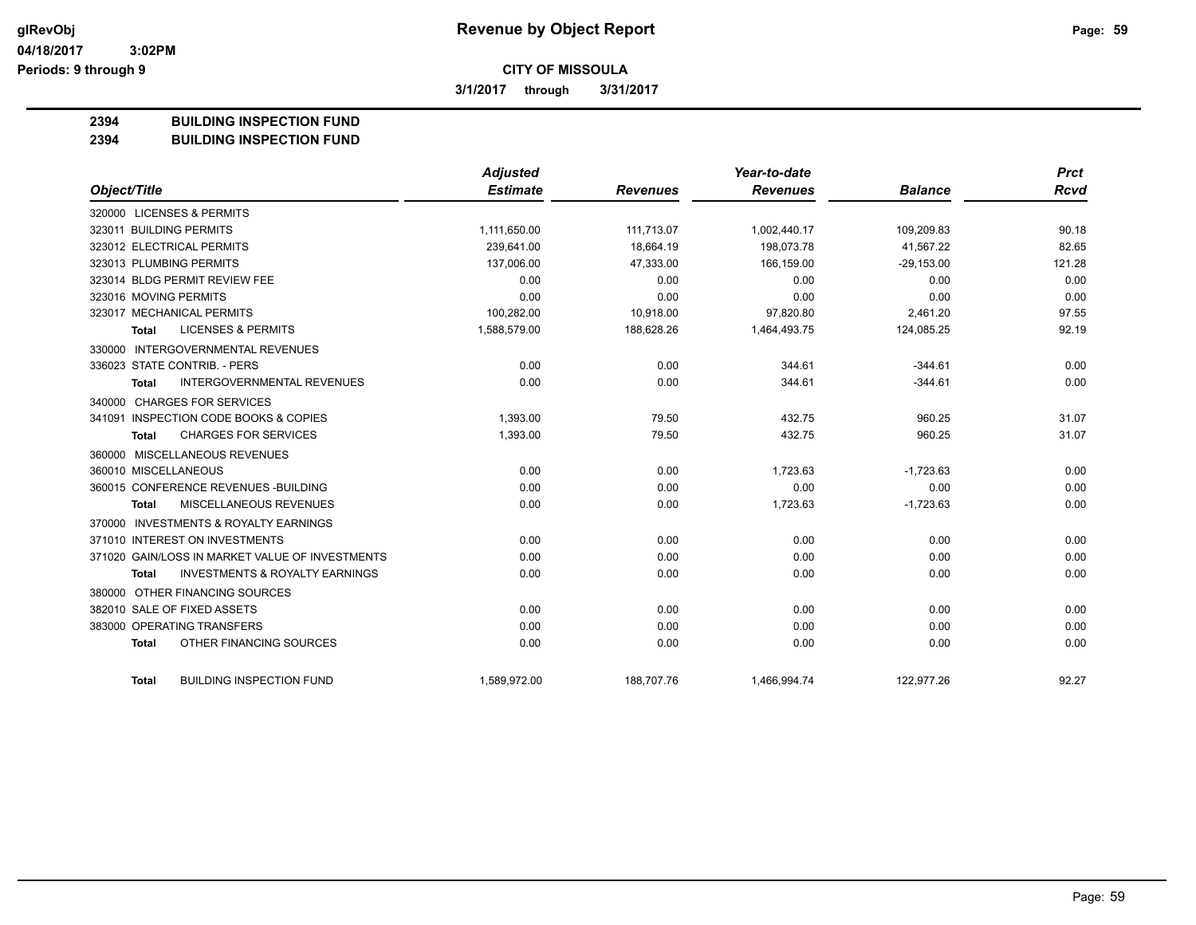# Revenue by Object Report

glRevObj
04/18/2017 3:02PM
Periods: 9 through 9

**CITY OF MISSOULA**

**3/1/2017 through 3/31/2017**

**2394 BUILDING INSPECTION FUND**
**2394 BUILDING INSPECTION FUND**

| Object/Title | Adjusted Estimate | Revenues | Year-to-date Revenues | Balance | Prct Rcvd |
|---|---|---|---|---|---|
| 320000 LICENSES & PERMITS | | | | | |
| 323011 BUILDING PERMITS | 1,111,650.00 | 111,713.07 | 1,002,440.17 | 109,209.83 | 90.18 |
| 323012 ELECTRICAL PERMITS | 239,641.00 | 18,664.19 | 198,073.78 | 41,567.22 | 82.65 |
| 323013 PLUMBING PERMITS | 137,006.00 | 47,333.00 | 166,159.00 | -29,153.00 | 121.28 |
| 323014 BLDG PERMIT REVIEW FEE | 0.00 | 0.00 | 0.00 | 0.00 | 0.00 |
| 323016 MOVING PERMITS | 0.00 | 0.00 | 0.00 | 0.00 | 0.00 |
| 323017 MECHANICAL PERMITS | 100,282.00 | 10,918.00 | 97,820.80 | 2,461.20 | 97.55 |
| **Total** LICENSES & PERMITS | 1,588,579.00 | 188,628.26 | 1,464,493.75 | 124,085.25 | 92.19 |
| 330000 INTERGOVERNMENTAL REVENUES | | | | | |
| 336023 STATE CONTRIB. - PERS | 0.00 | 0.00 | 344.61 | -344.61 | 0.00 |
| **Total** INTERGOVERNMENTAL REVENUES | 0.00 | 0.00 | 344.61 | -344.61 | 0.00 |
| 340000 CHARGES FOR SERVICES | | | | | |
| 341091 INSPECTION CODE BOOKS & COPIES | 1,393.00 | 79.50 | 432.75 | 960.25 | 31.07 |
| **Total** CHARGES FOR SERVICES | 1,393.00 | 79.50 | 432.75 | 960.25 | 31.07 |
| 360000 MISCELLANEOUS REVENUES | | | | | |
| 360010 MISCELLANEOUS | 0.00 | 0.00 | 1,723.63 | -1,723.63 | 0.00 |
| 360015 CONFERENCE REVENUES -BUILDING | 0.00 | 0.00 | 0.00 | 0.00 | 0.00 |
| **Total** MISCELLANEOUS REVENUES | 0.00 | 0.00 | 1,723.63 | -1,723.63 | 0.00 |
| 370000 INVESTMENTS & ROYALTY EARNINGS | | | | | |
| 371010 INTEREST ON INVESTMENTS | 0.00 | 0.00 | 0.00 | 0.00 | 0.00 |
| 371020 GAIN/LOSS IN MARKET VALUE OF INVESTMENTS | 0.00 | 0.00 | 0.00 | 0.00 | 0.00 |
| **Total** INVESTMENTS & ROYALTY EARNINGS | 0.00 | 0.00 | 0.00 | 0.00 | 0.00 |
| 380000 OTHER FINANCING SOURCES | | | | | |
| 382010 SALE OF FIXED ASSETS | 0.00 | 0.00 | 0.00 | 0.00 | 0.00 |
| 383000 OPERATING TRANSFERS | 0.00 | 0.00 | 0.00 | 0.00 | 0.00 |
| **Total** OTHER FINANCING SOURCES | 0.00 | 0.00 | 0.00 | 0.00 | 0.00 |
| **Total** BUILDING INSPECTION FUND | 1,589,972.00 | 188,707.76 | 1,466,994.74 | 122,977.26 | 92.27 |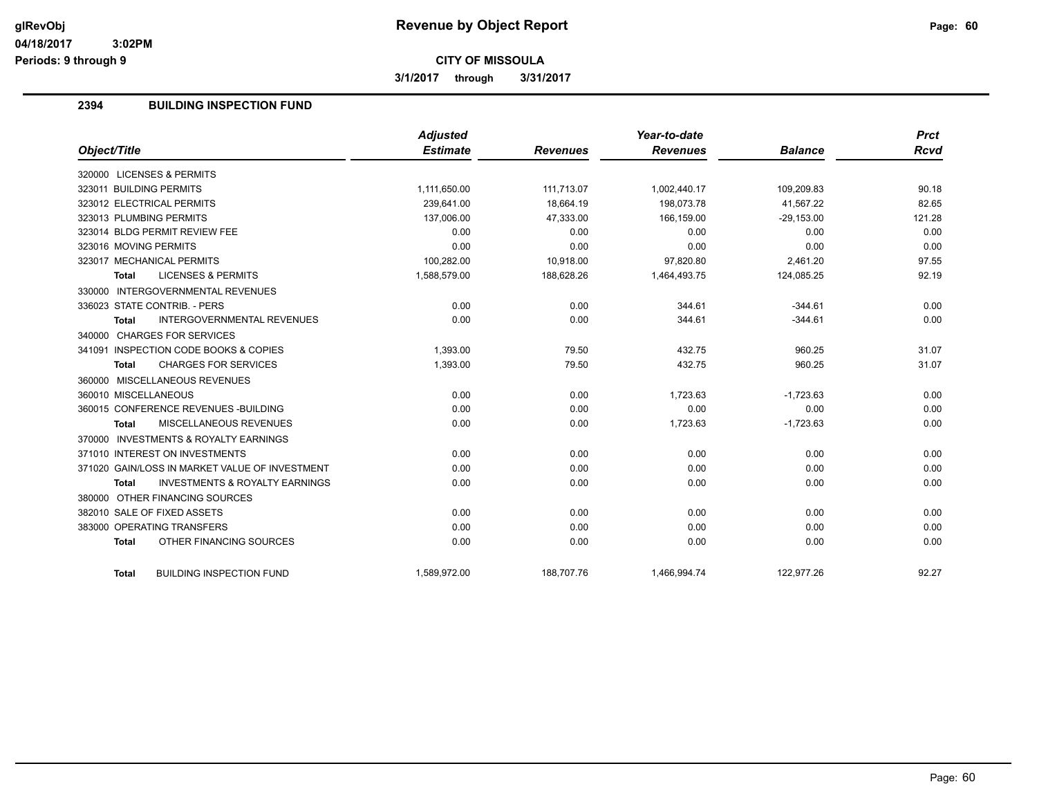# Revenue by Object Report

**CITY OF MISSOULA**

**3/1/2017 through 3/31/2017**

glRevObj
04/18/2017 3:02PM
Periods: 9 through 9

## 2394 BUILDING INSPECTION FUND

| Object/Title | Adjusted Estimate | Revenues | Year-to-date Revenues | Balance | Prct Rcvd |
|---|---|---|---|---|---|
| 320000 LICENSES & PERMITS | | | | | |
| 323011 BUILDING PERMITS | 1,111,650.00 | 111,713.07 | 1,002,440.17 | 109,209.83 | 90.18 |
| 323012 ELECTRICAL PERMITS | 239,641.00 | 18,664.19 | 198,073.78 | 41,567.22 | 82.65 |
| 323013 PLUMBING PERMITS | 137,006.00 | 47,333.00 | 166,159.00 | -29,153.00 | 121.28 |
| 323014 BLDG PERMIT REVIEW FEE | 0.00 | 0.00 | 0.00 | 0.00 | 0.00 |
| 323016 MOVING PERMITS | 0.00 | 0.00 | 0.00 | 0.00 | 0.00 |
| 323017 MECHANICAL PERMITS | 100,282.00 | 10,918.00 | 97,820.80 | 2,461.20 | 97.55 |
| **Total** LICENSES & PERMITS | 1,588,579.00 | 188,628.26 | 1,464,493.75 | 124,085.25 | 92.19 |
| 330000 INTERGOVERNMENTAL REVENUES | | | | | |
| 336023 STATE CONTRIB. - PERS | 0.00 | 0.00 | 344.61 | -344.61 | 0.00 |
| **Total** INTERGOVERNMENTAL REVENUES | 0.00 | 0.00 | 344.61 | -344.61 | 0.00 |
| 340000 CHARGES FOR SERVICES | | | | | |
| 341091 INSPECTION CODE BOOKS & COPIES | 1,393.00 | 79.50 | 432.75 | 960.25 | 31.07 |
| **Total** CHARGES FOR SERVICES | 1,393.00 | 79.50 | 432.75 | 960.25 | 31.07 |
| 360000 MISCELLANEOUS REVENUES | | | | | |
| 360010 MISCELLANEOUS | 0.00 | 0.00 | 1,723.63 | -1,723.63 | 0.00 |
| 360015 CONFERENCE REVENUES -BUILDING | 0.00 | 0.00 | 0.00 | 0.00 | 0.00 |
| **Total** MISCELLANEOUS REVENUES | 0.00 | 0.00 | 1,723.63 | -1,723.63 | 0.00 |
| 370000 INVESTMENTS & ROYALTY EARNINGS | | | | | |
| 371010 INTEREST ON INVESTMENTS | 0.00 | 0.00 | 0.00 | 0.00 | 0.00 |
| 371020 GAIN/LOSS IN MARKET VALUE OF INVESTMENT | 0.00 | 0.00 | 0.00 | 0.00 | 0.00 |
| **Total** INVESTMENTS & ROYALTY EARNINGS | 0.00 | 0.00 | 0.00 | 0.00 | 0.00 |
| 380000 OTHER FINANCING SOURCES | | | | | |
| 382010 SALE OF FIXED ASSETS | 0.00 | 0.00 | 0.00 | 0.00 | 0.00 |
| 383000 OPERATING TRANSFERS | 0.00 | 0.00 | 0.00 | 0.00 | 0.00 |
| **Total** OTHER FINANCING SOURCES | 0.00 | 0.00 | 0.00 | 0.00 | 0.00 |
| **Total** BUILDING INSPECTION FUND | 1,589,972.00 | 188,707.76 | 1,466,994.74 | 122,977.26 | 92.27 |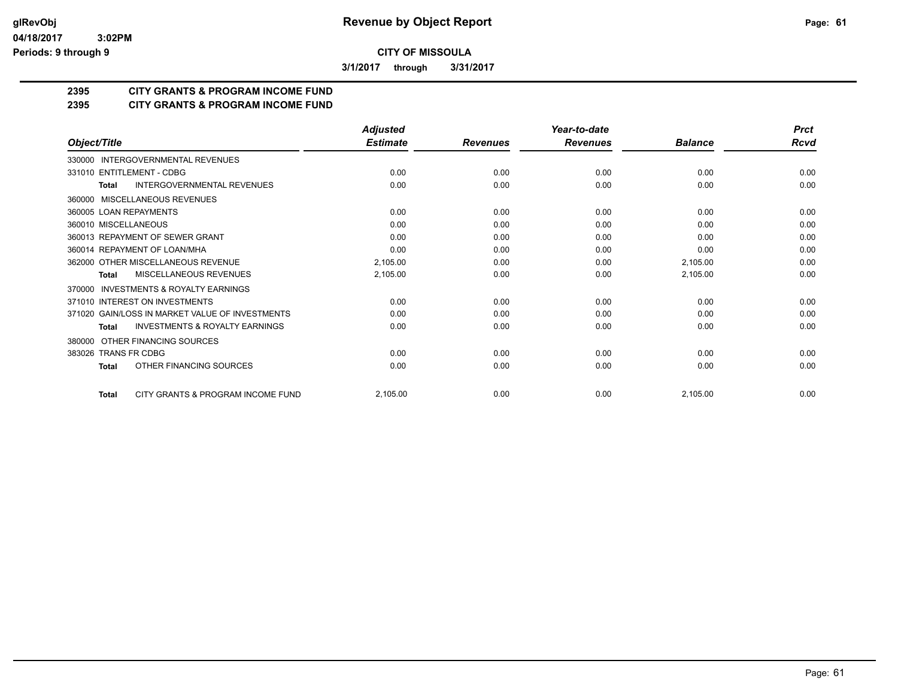# Revenue by Object Report

glRevObj
04/18/2017 3:02PM
Periods: 9 through 9

## CITY OF MISSOULA

3/1/2017 through 3/31/2017

### 2395 CITY GRANTS & PROGRAM INCOME FUND
### 2395 CITY GRANTS & PROGRAM INCOME FUND

| Object/Title | Adjusted Estimate | Revenues | Year-to-date Revenues | Balance | Prct Rcvd |
|---|---|---|---|---|---|
| 330000 INTERGOVERNMENTAL REVENUES | | | | | |
| 331010 ENTITLEMENT - CDBG | 0.00 | 0.00 | 0.00 | 0.00 | 0.00 |
| **Total** INTERGOVERNMENTAL REVENUES | 0.00 | 0.00 | 0.00 | 0.00 | 0.00 |
| 360000 MISCELLANEOUS REVENUES | | | | | |
| 360005 LOAN REPAYMENTS | 0.00 | 0.00 | 0.00 | 0.00 | 0.00 |
| 360010 MISCELLANEOUS | 0.00 | 0.00 | 0.00 | 0.00 | 0.00 |
| 360013 REPAYMENT OF SEWER GRANT | 0.00 | 0.00 | 0.00 | 0.00 | 0.00 |
| 360014 REPAYMENT OF LOAN/MHA | 0.00 | 0.00 | 0.00 | 0.00 | 0.00 |
| 362000 OTHER MISCELLANEOUS REVENUE | 2,105.00 | 0.00 | 0.00 | 2,105.00 | 0.00 |
| **Total** MISCELLANEOUS REVENUES | 2,105.00 | 0.00 | 0.00 | 2,105.00 | 0.00 |
| 370000 INVESTMENTS & ROYALTY EARNINGS | | | | | |
| 371010 INTEREST ON INVESTMENTS | 0.00 | 0.00 | 0.00 | 0.00 | 0.00 |
| 371020 GAIN/LOSS IN MARKET VALUE OF INVESTMENTS | 0.00 | 0.00 | 0.00 | 0.00 | 0.00 |
| **Total** INVESTMENTS & ROYALTY EARNINGS | 0.00 | 0.00 | 0.00 | 0.00 | 0.00 |
| 380000 OTHER FINANCING SOURCES | | | | | |
| 383026 TRANS FR CDBG | 0.00 | 0.00 | 0.00 | 0.00 | 0.00 |
| **Total** OTHER FINANCING SOURCES | 0.00 | 0.00 | 0.00 | 0.00 | 0.00 |
| **Total** CITY GRANTS & PROGRAM INCOME FUND | 2,105.00 | 0.00 | 0.00 | 2,105.00 | 0.00 |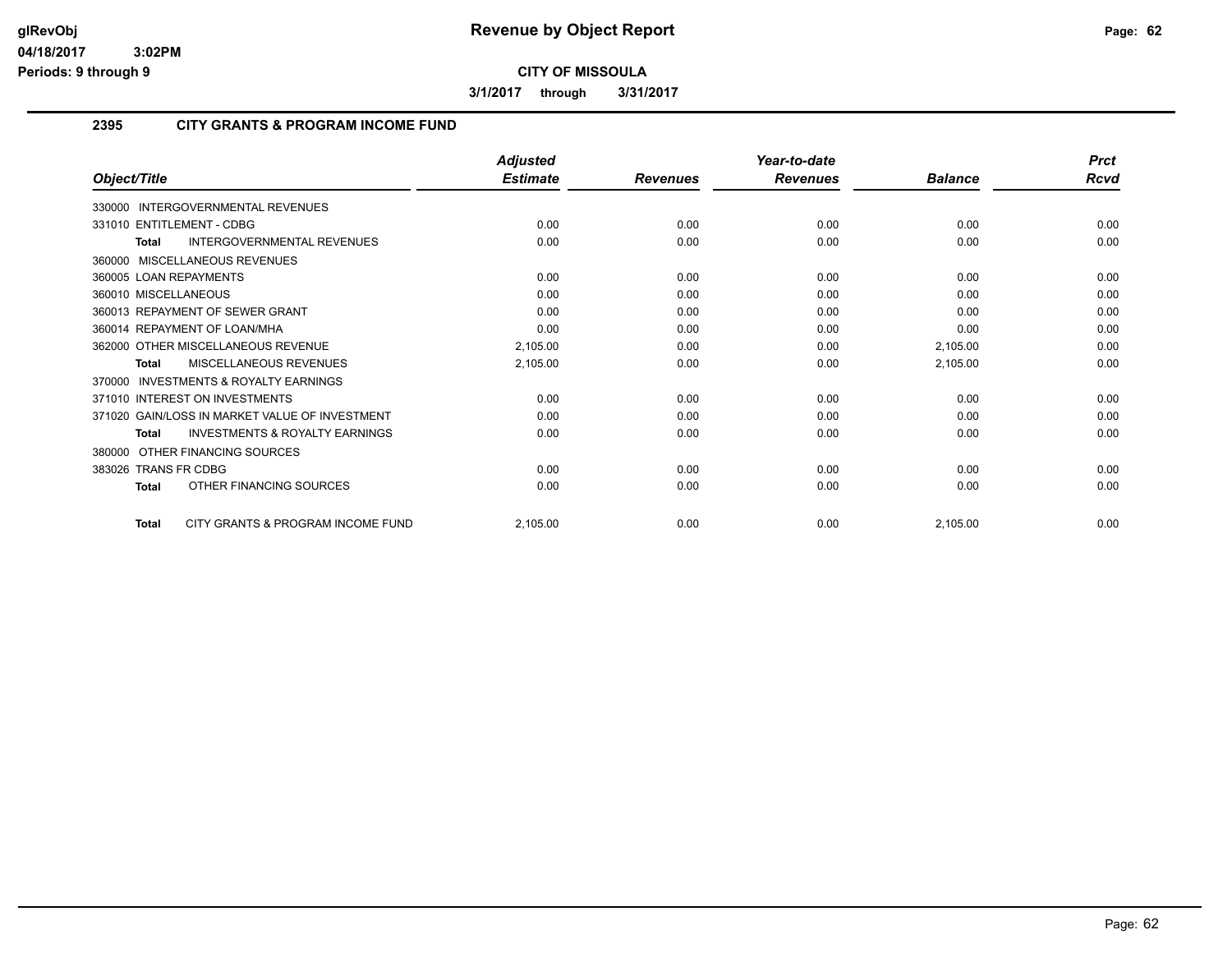# Revenue by Object Report

glRevObj
04/18/2017 3:02PM
Periods: 9 through 9

**CITY OF MISSOULA**

**3/1/2017 through 3/31/2017**

## 2395 CITY GRANTS & PROGRAM INCOME FUND

| Object/Title | Adjusted Estimate | Revenues | Year-to-date Revenues | Balance | Prct Rcvd |
|---|---|---|---|---|---|
| 330000 INTERGOVERNMENTAL REVENUES | | | | | |
| 331010 ENTITLEMENT - CDBG | 0.00 | 0.00 | 0.00 | 0.00 | 0.00 |
| **Total** INTERGOVERNMENTAL REVENUES | 0.00 | 0.00 | 0.00 | 0.00 | 0.00 |
| 360000 MISCELLANEOUS REVENUES | | | | | |
| 360005 LOAN REPAYMENTS | 0.00 | 0.00 | 0.00 | 0.00 | 0.00 |
| 360010 MISCELLANEOUS | 0.00 | 0.00 | 0.00 | 0.00 | 0.00 |
| 360013 REPAYMENT OF SEWER GRANT | 0.00 | 0.00 | 0.00 | 0.00 | 0.00 |
| 360014 REPAYMENT OF LOAN/MHA | 0.00 | 0.00 | 0.00 | 0.00 | 0.00 |
| 362000 OTHER MISCELLANEOUS REVENUE | 2,105.00 | 0.00 | 0.00 | 2,105.00 | 0.00 |
| **Total** MISCELLANEOUS REVENUES | 2,105.00 | 0.00 | 0.00 | 2,105.00 | 0.00 |
| 370000 INVESTMENTS & ROYALTY EARNINGS | | | | | |
| 371010 INTEREST ON INVESTMENTS | 0.00 | 0.00 | 0.00 | 0.00 | 0.00 |
| 371020 GAIN/LOSS IN MARKET VALUE OF INVESTMENT | 0.00 | 0.00 | 0.00 | 0.00 | 0.00 |
| **Total** INVESTMENTS & ROYALTY EARNINGS | 0.00 | 0.00 | 0.00 | 0.00 | 0.00 |
| 380000 OTHER FINANCING SOURCES | | | | | |
| 383026 TRANS FR CDBG | 0.00 | 0.00 | 0.00 | 0.00 | 0.00 |
| **Total** OTHER FINANCING SOURCES | 0.00 | 0.00 | 0.00 | 0.00 | 0.00 |
| **Total** CITY GRANTS & PROGRAM INCOME FUND | 2,105.00 | 0.00 | 0.00 | 2,105.00 | 0.00 |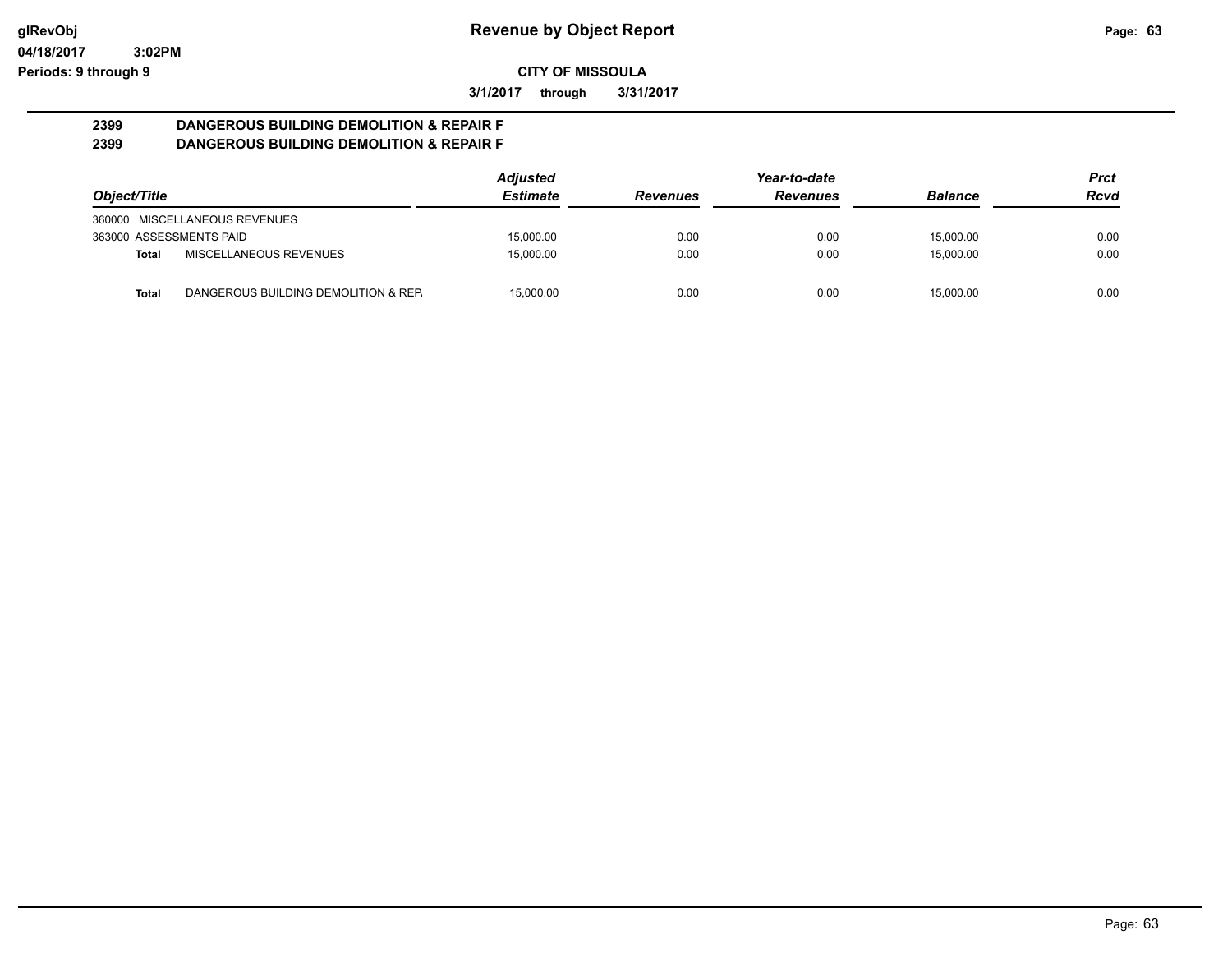# Revenue by Object Report

glRevObj
04/18/2017 3:02PM
Periods: 9 through 9

**CITY OF MISSOULA**

**3/1/2017 through 3/31/2017**

## 2399 DANGEROUS BUILDING DEMOLITION & REPAIR F
## 2399 DANGEROUS BUILDING DEMOLITION & REPAIR F

| Object/Title | | Adjusted Estimate | Revenues | Year-to-date Revenues | Balance | Prct Rcvd |
|---|---|---|---|---|---|---|
| 360000 MISCELLANEOUS REVENUES | | | | | | |
| 363000 ASSESSMENTS PAID | | 15,000.00 | 0.00 | 0.00 | 15,000.00 | 0.00 |
| **Total** | MISCELLANEOUS REVENUES | 15,000.00 | 0.00 | 0.00 | 15,000.00 | 0.00 |
| **Total** | DANGEROUS BUILDING DEMOLITION & REP. | 15,000.00 | 0.00 | 0.00 | 15,000.00 | 0.00 |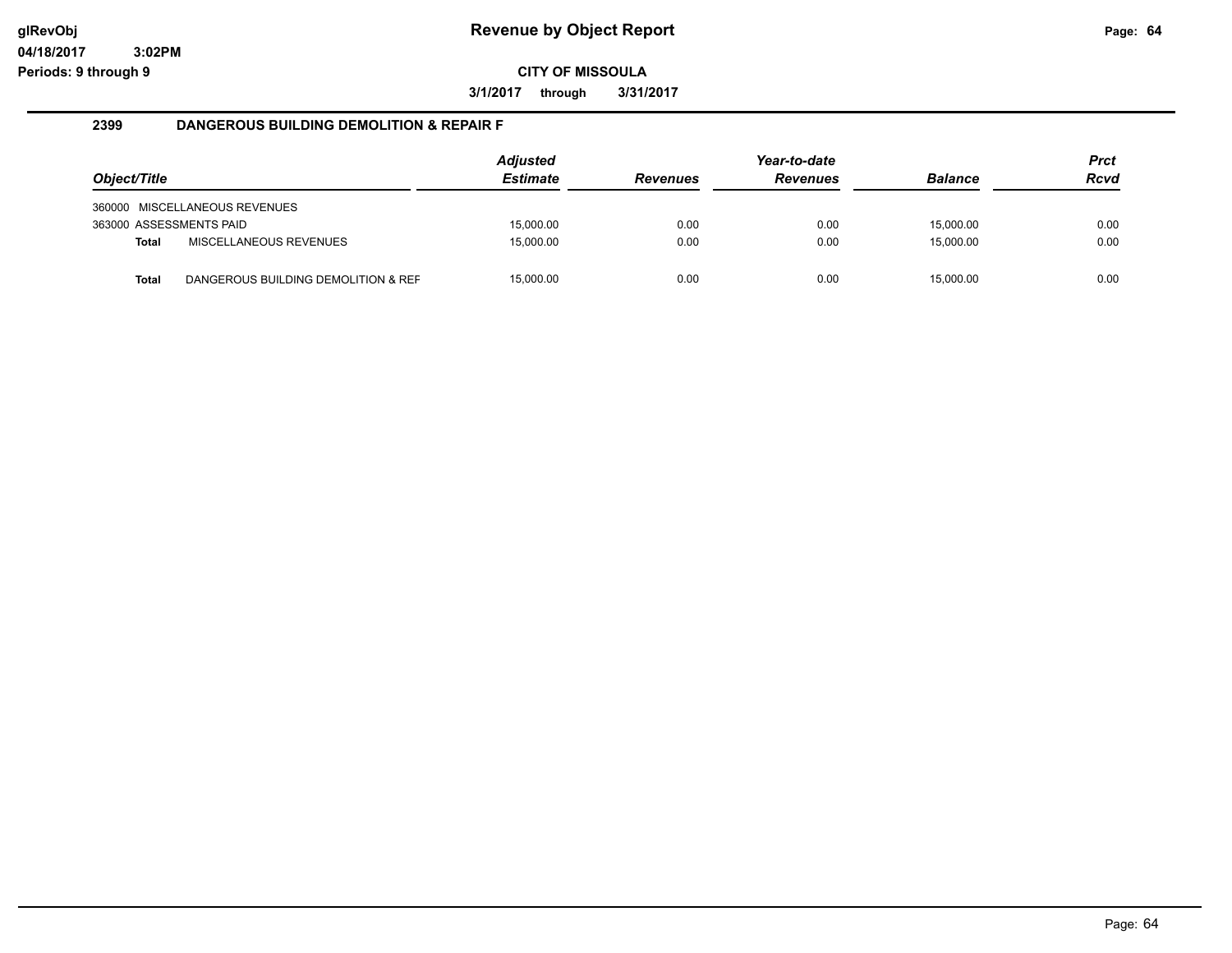# Revenue by Object Report

**CITY OF MISSOULA**

**3/1/2017 through 3/31/2017**

glRevObj
04/18/2017 3:02PM
Periods: 9 through 9

## 2399 DANGEROUS BUILDING DEMOLITION & REPAIR F

| Object/Title | | Adjusted Estimate | Revenues | Year-to-date Revenues | Balance | Prct Rcvd |
|---|---|---|---|---|---|---|
| 360000 | MISCELLANEOUS REVENUES | | | | | |
| 363000 ASSESSMENTS PAID | | 15,000.00 | 0.00 | 0.00 | 15,000.00 | 0.00 |
| **Total** | MISCELLANEOUS REVENUES | 15,000.00 | 0.00 | 0.00 | 15,000.00 | 0.00 |
| **Total** | DANGEROUS BUILDING DEMOLITION & REF | 15,000.00 | 0.00 | 0.00 | 15,000.00 | 0.00 |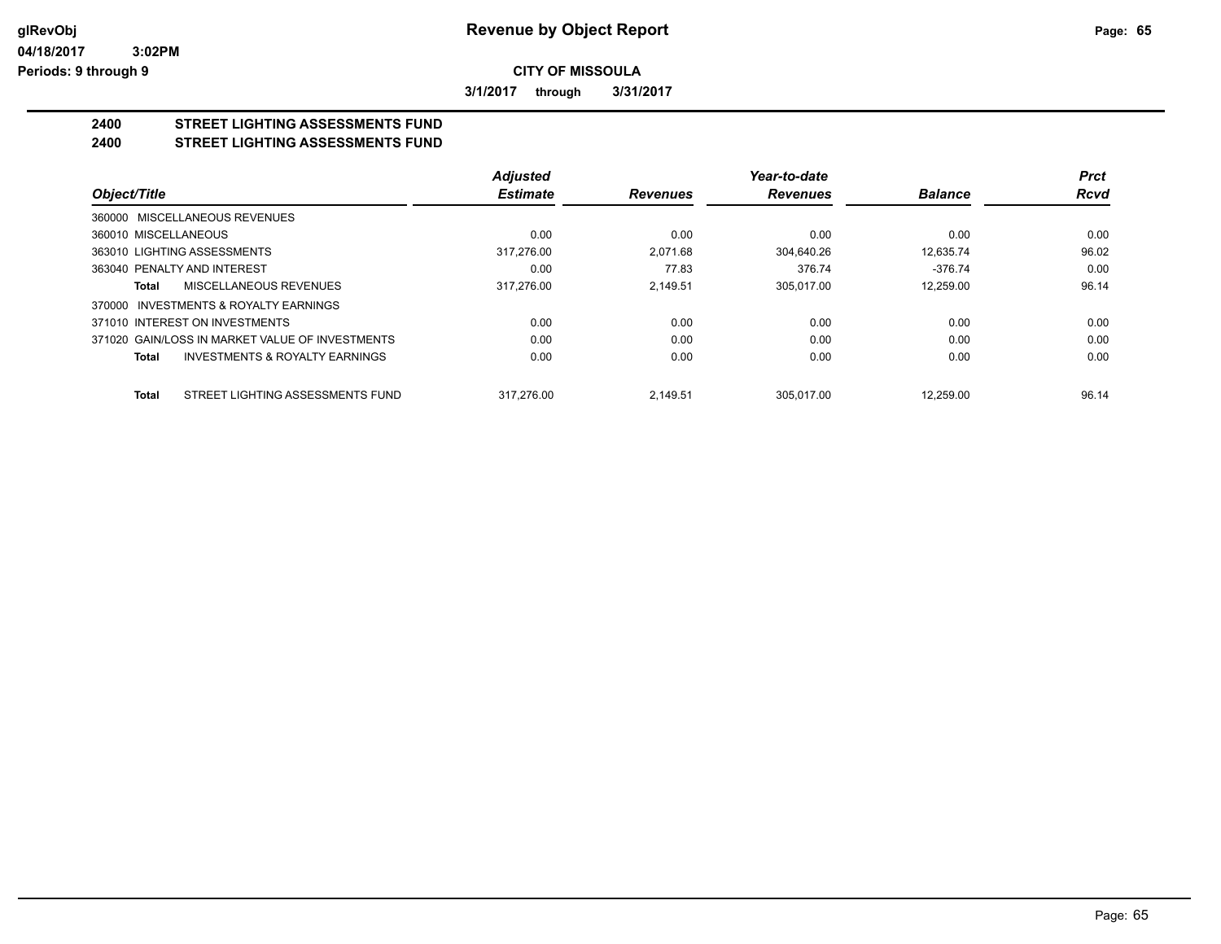**glRevObj** **Revenue by Object Report**

04/18/2017 3:02PM

Periods: 9 through 9

**CITY OF MISSOULA**

**3/1/2017 through 3/31/2017**

## 2400 STREET LIGHTING ASSESSMENTS FUND
## 2400 STREET LIGHTING ASSESSMENTS FUND

| Object/Title | Adjusted Estimate | Revenues | Year-to-date Revenues | Balance | Prct Rcvd |
|---|---|---|---|---|---|
| 360000 MISCELLANEOUS REVENUES | | | | | |
| 360010 MISCELLANEOUS | 0.00 | 0.00 | 0.00 | 0.00 | 0.00 |
| 363010 LIGHTING ASSESSMENTS | 317,276.00 | 2,071.68 | 304,640.26 | 12,635.74 | 96.02 |
| 363040 PENALTY AND INTEREST | 0.00 | 77.83 | 376.74 | -376.74 | 0.00 |
| **Total** MISCELLANEOUS REVENUES | 317,276.00 | 2,149.51 | 305,017.00 | 12,259.00 | 96.14 |
| 370000 INVESTMENTS & ROYALTY EARNINGS | | | | | |
| 371010 INTEREST ON INVESTMENTS | 0.00 | 0.00 | 0.00 | 0.00 | 0.00 |
| 371020 GAIN/LOSS IN MARKET VALUE OF INVESTMENTS | 0.00 | 0.00 | 0.00 | 0.00 | 0.00 |
| **Total** INVESTMENTS & ROYALTY EARNINGS | 0.00 | 0.00 | 0.00 | 0.00 | 0.00 |
| **Total** STREET LIGHTING ASSESSMENTS FUND | 317,276.00 | 2,149.51 | 305,017.00 | 12,259.00 | 96.14 |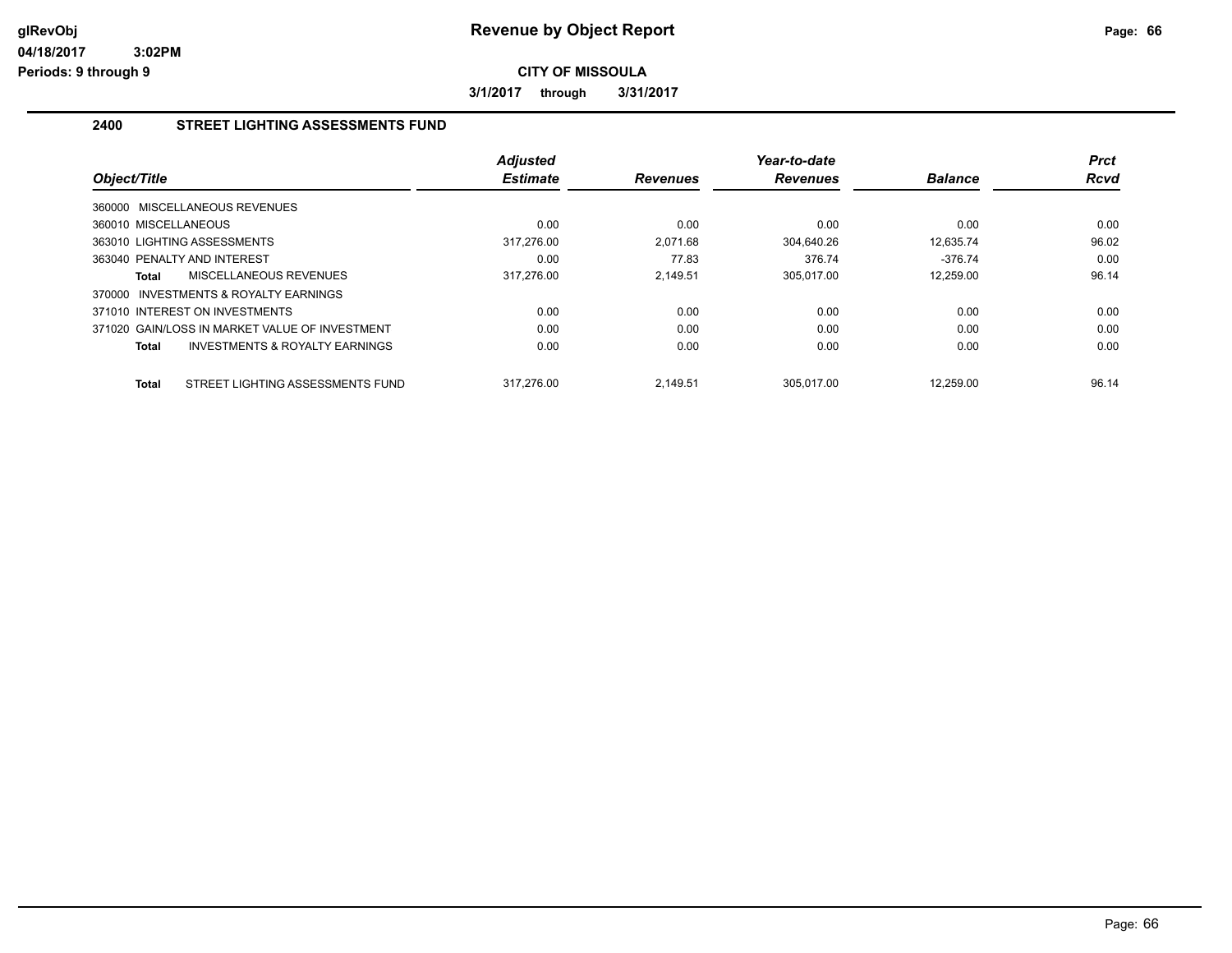**glRevObj** **Revenue by Object Report**

**04/18/2017 3:02PM**

**Periods: 9 through 9**

**CITY OF MISSOULA**

**3/1/2017 through 3/31/2017**

## 2400 STREET LIGHTING ASSESSMENTS FUND

| Object/Title | | Adjusted Estimate | Revenues | Year-to-date Revenues | Balance | Prct Rcvd |
|---|---|---|---|---|---|---|
| 360000 MISCELLANEOUS REVENUES | | | | | | |
| 360010 MISCELLANEOUS | | 0.00 | 0.00 | 0.00 | 0.00 | 0.00 |
| 363010 LIGHTING ASSESSMENTS | | 317,276.00 | 2,071.68 | 304,640.26 | 12,635.74 | 96.02 |
| 363040 PENALTY AND INTEREST | | 0.00 | 77.83 | 376.74 | -376.74 | 0.00 |
| **Total** | MISCELLANEOUS REVENUES | 317,276.00 | 2,149.51 | 305,017.00 | 12,259.00 | 96.14 |
| 370000 INVESTMENTS & ROYALTY EARNINGS | | | | | | |
| 371010 INTEREST ON INVESTMENTS | | 0.00 | 0.00 | 0.00 | 0.00 | 0.00 |
| 371020 GAIN/LOSS IN MARKET VALUE OF INVESTMENT | | 0.00 | 0.00 | 0.00 | 0.00 | 0.00 |
| **Total** | INVESTMENTS & ROYALTY EARNINGS | 0.00 | 0.00 | 0.00 | 0.00 | 0.00 |
| **Total** | STREET LIGHTING ASSESSMENTS FUND | 317,276.00 | 2,149.51 | 305,017.00 | 12,259.00 | 96.14 |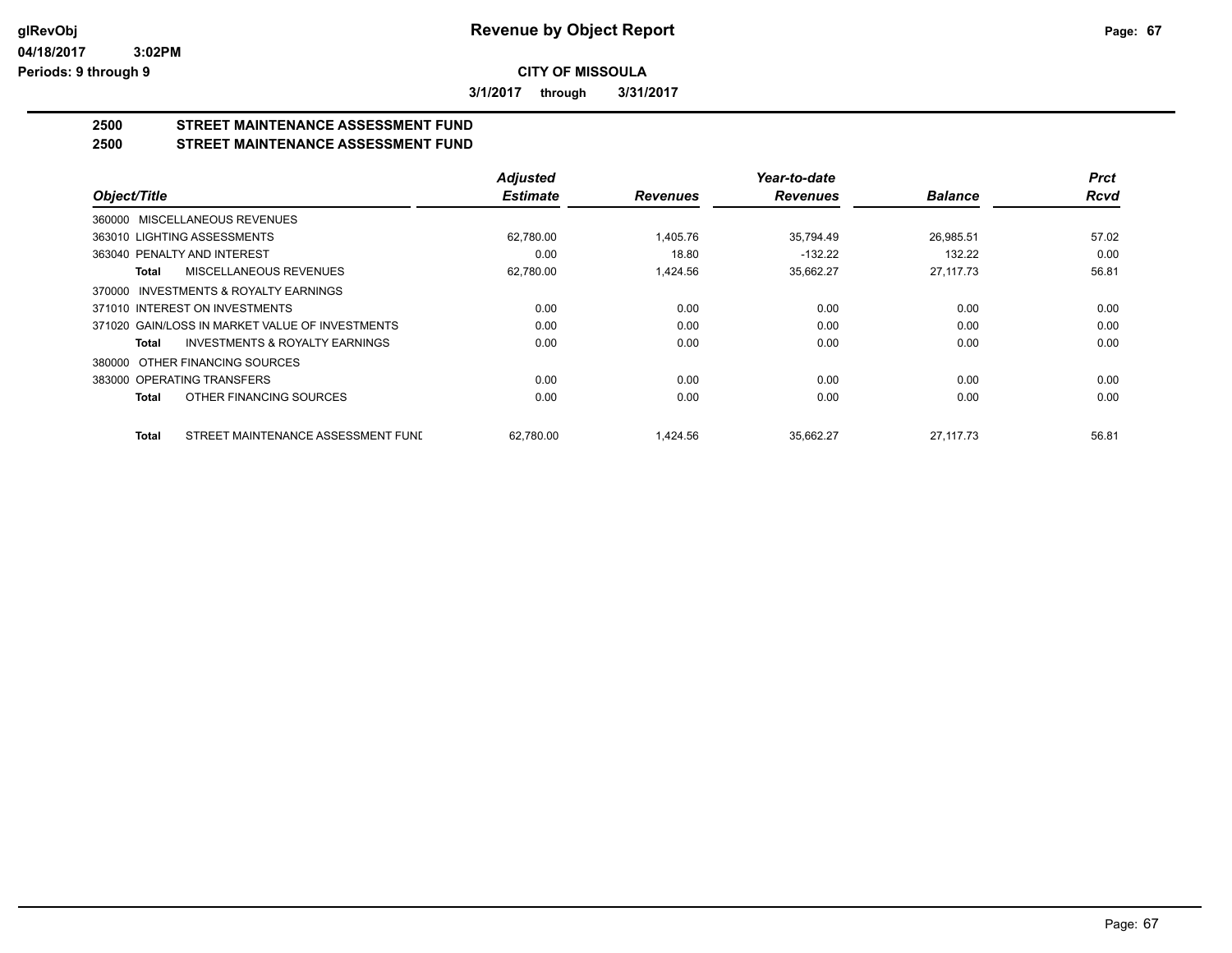# Revenue by Object Report

glRevObj
04/18/2017 3:02PM
Periods: 9 through 9

**CITY OF MISSOULA**

**3/1/2017 through 3/31/2017**

## 2500 STREET MAINTENANCE ASSESSMENT FUND
## 2500 STREET MAINTENANCE ASSESSMENT FUND

| Object/Title | Adjusted Estimate | Revenues | Year-to-date Revenues | Balance | Prct Rcvd |
|---|---|---|---|---|---|
| 360000 MISCELLANEOUS REVENUES | | | | | |
| 363010 LIGHTING ASSESSMENTS | 62,780.00 | 1,405.76 | 35,794.49 | 26,985.51 | 57.02 |
| 363040 PENALTY AND INTEREST | 0.00 | 18.80 | -132.22 | 132.22 | 0.00 |
| **Total** MISCELLANEOUS REVENUES | 62,780.00 | 1,424.56 | 35,662.27 | 27,117.73 | 56.81 |
| 370000 INVESTMENTS & ROYALTY EARNINGS | | | | | |
| 371010 INTEREST ON INVESTMENTS | 0.00 | 0.00 | 0.00 | 0.00 | 0.00 |
| 371020 GAIN/LOSS IN MARKET VALUE OF INVESTMENTS | 0.00 | 0.00 | 0.00 | 0.00 | 0.00 |
| **Total** INVESTMENTS & ROYALTY EARNINGS | 0.00 | 0.00 | 0.00 | 0.00 | 0.00 |
| 380000 OTHER FINANCING SOURCES | | | | | |
| 383000 OPERATING TRANSFERS | 0.00 | 0.00 | 0.00 | 0.00 | 0.00 |
| **Total** OTHER FINANCING SOURCES | 0.00 | 0.00 | 0.00 | 0.00 | 0.00 |
| **Total** STREET MAINTENANCE ASSESSMENT FUNI | 62,780.00 | 1,424.56 | 35,662.27 | 27,117.73 | 56.81 |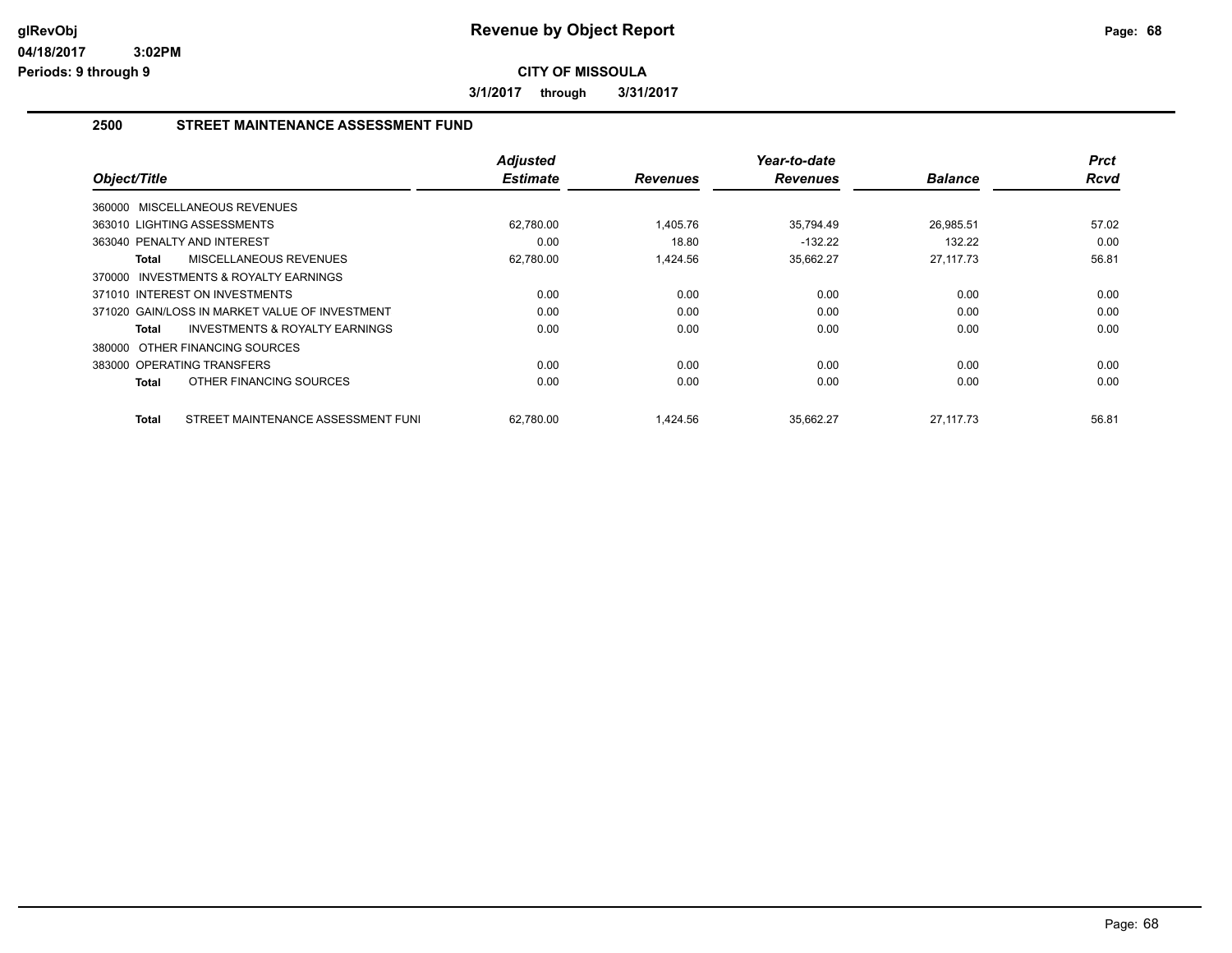# Revenue by Object Report

glRevObj
04/18/2017 3:02PM
Periods: 9 through 9

**CITY OF MISSOULA**

**3/1/2017 through 3/31/2017**

## 2500 STREET MAINTENANCE ASSESSMENT FUND

| Object/Title | Adjusted Estimate | Revenues | Year-to-date Revenues | Balance | Prct Rcvd |
|---|---|---|---|---|---|
| 360000 MISCELLANEOUS REVENUES | | | | | |
| 363010 LIGHTING ASSESSMENTS | 62,780.00 | 1,405.76 | 35,794.49 | 26,985.51 | 57.02 |
| 363040 PENALTY AND INTEREST | 0.00 | 18.80 | -132.22 | 132.22 | 0.00 |
| **Total** MISCELLANEOUS REVENUES | 62,780.00 | 1,424.56 | 35,662.27 | 27,117.73 | 56.81 |
| 370000 INVESTMENTS & ROYALTY EARNINGS | | | | | |
| 371010 INTEREST ON INVESTMENTS | 0.00 | 0.00 | 0.00 | 0.00 | 0.00 |
| 371020 GAIN/LOSS IN MARKET VALUE OF INVESTMENT | 0.00 | 0.00 | 0.00 | 0.00 | 0.00 |
| **Total** INVESTMENTS & ROYALTY EARNINGS | 0.00 | 0.00 | 0.00 | 0.00 | 0.00 |
| 380000 OTHER FINANCING SOURCES | | | | | |
| 383000 OPERATING TRANSFERS | 0.00 | 0.00 | 0.00 | 0.00 | 0.00 |
| **Total** OTHER FINANCING SOURCES | 0.00 | 0.00 | 0.00 | 0.00 | 0.00 |
| **Total** STREET MAINTENANCE ASSESSMENT FUNI | 62,780.00 | 1,424.56 | 35,662.27 | 27,117.73 | 56.81 |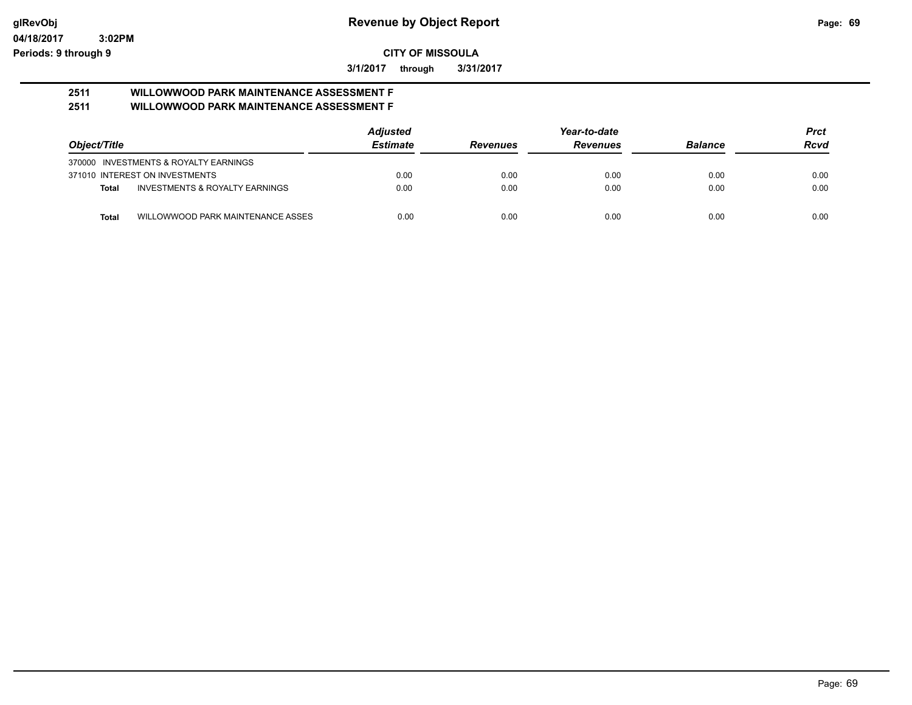glRevObj
04/18/2017 3:02PM
Periods: 9 through 9

# Revenue by Object Report

**CITY OF MISSOULA**

**3/1/2017 through 3/31/2017**

**2511 WILLOWWOOD PARK MAINTENANCE ASSESSMENT F**
**2511 WILLOWWOOD PARK MAINTENANCE ASSESSMENT F**

| Object/Title | | Adjusted Estimate | Revenues | Year-to-date Revenues | Balance | Prct Rcvd |
|---|---|---|---|---|---|---|
| 370000 INVESTMENTS & ROYALTY EARNINGS | | | | | | |
| 371010 INTEREST ON INVESTMENTS | | 0.00 | 0.00 | 0.00 | 0.00 | 0.00 |
| **Total** | INVESTMENTS & ROYALTY EARNINGS | 0.00 | 0.00 | 0.00 | 0.00 | 0.00 |
| **Total** | WILLOWWOOD PARK MAINTENANCE ASSES | 0.00 | 0.00 | 0.00 | 0.00 | 0.00 |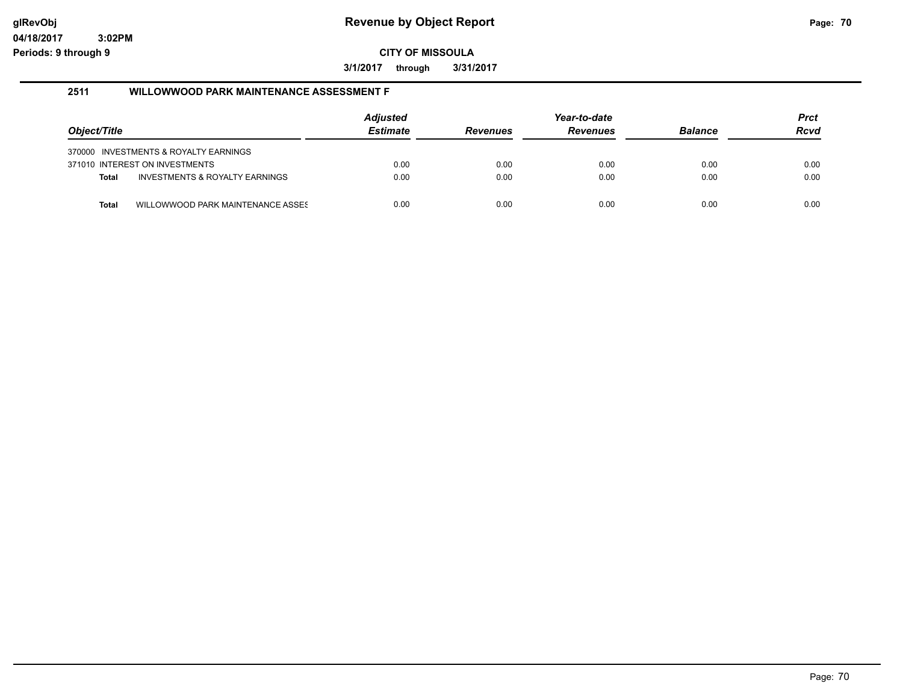# Revenue by Object Report

glRevObj
04/18/2017 3:02PM
Periods: 9 through 9

**CITY OF MISSOULA**

**3/1/2017 through 3/31/2017**

## 2511 WILLOWWOOD PARK MAINTENANCE ASSESSMENT F

| Object/Title | | Adjusted Estimate | Revenues | Year-to-date Revenues | Balance | Prct Rcvd |
|---|---|---|---|---|---|---|
| 370000 INVESTMENTS & ROYALTY EARNINGS | | | | | | |
| 371010 INTEREST ON INVESTMENTS | | 0.00 | 0.00 | 0.00 | 0.00 | 0.00 |
| **Total** | INVESTMENTS & ROYALTY EARNINGS | 0.00 | 0.00 | 0.00 | 0.00 | 0.00 |
| **Total** | WILLOWWOOD PARK MAINTENANCE ASSES | 0.00 | 0.00 | 0.00 | 0.00 | 0.00 |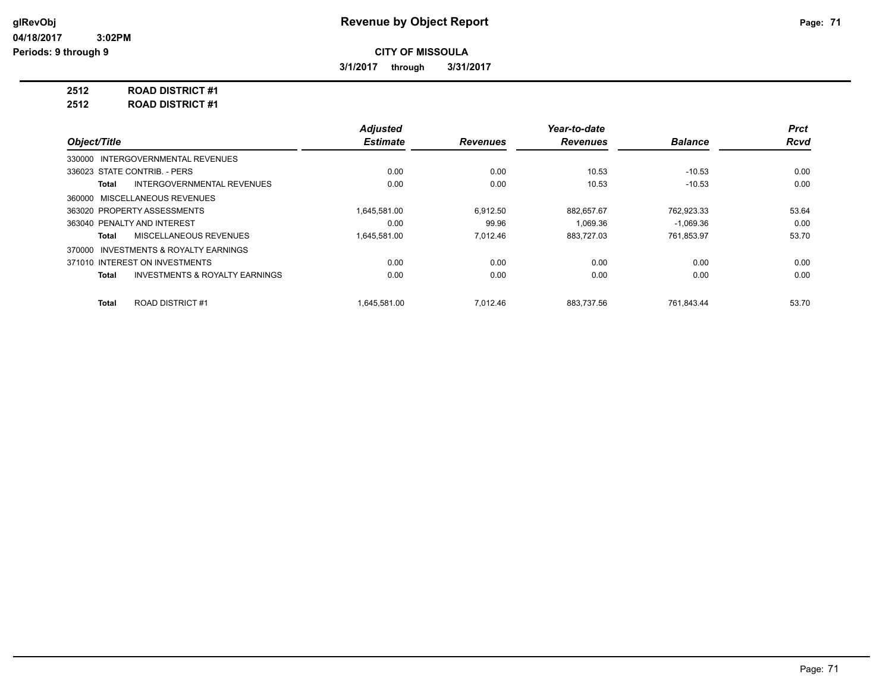# Revenue by Object Report

glRevObj
04/18/2017 3:02PM
Periods: 9 through 9

**CITY OF MISSOULA**

**3/1/2017 through 3/31/2017**

**2512 ROAD DISTRICT #1**
**2512 ROAD DISTRICT #1**

| Object/Title | Adjusted Estimate | Revenues | Year-to-date Revenues | Balance | Prct Rcvd |
|---|---|---|---|---|---|
| 330000 INTERGOVERNMENTAL REVENUES | | | | | |
| 336023 STATE CONTRIB. - PERS | 0.00 | 0.00 | 10.53 | -10.53 | 0.00 |
| **Total** INTERGOVERNMENTAL REVENUES | 0.00 | 0.00 | 10.53 | -10.53 | 0.00 |
| 360000 MISCELLANEOUS REVENUES | | | | | |
| 363020 PROPERTY ASSESSMENTS | 1,645,581.00 | 6,912.50 | 882,657.67 | 762,923.33 | 53.64 |
| 363040 PENALTY AND INTEREST | 0.00 | 99.96 | 1,069.36 | -1,069.36 | 0.00 |
| **Total** MISCELLANEOUS REVENUES | 1,645,581.00 | 7,012.46 | 883,727.03 | 761,853.97 | 53.70 |
| 370000 INVESTMENTS & ROYALTY EARNINGS | | | | | |
| 371010 INTEREST ON INVESTMENTS | 0.00 | 0.00 | 0.00 | 0.00 | 0.00 |
| **Total** INVESTMENTS & ROYALTY EARNINGS | 0.00 | 0.00 | 0.00 | 0.00 | 0.00 |
| **Total** ROAD DISTRICT #1 | 1,645,581.00 | 7,012.46 | 883,737.56 | 761,843.44 | 53.70 |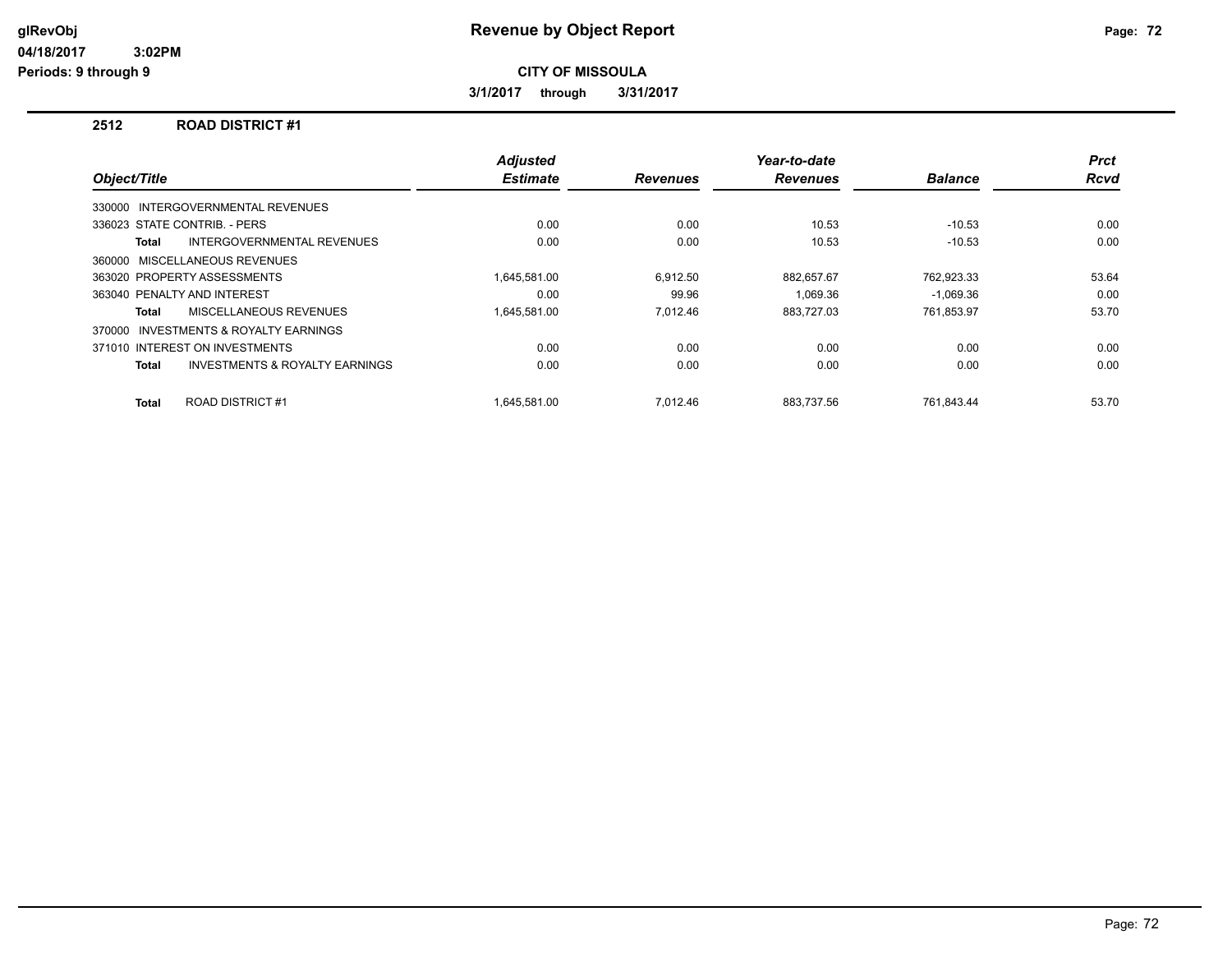**Revenue by Object Report**

**CITY OF MISSOULA**

**3/1/2017 through 3/31/2017**

glRevObj
04/18/2017 3:02PM
Periods: 9 through 9

## 2512 ROAD DISTRICT #1

| Object/Title | Adjusted Estimate | Revenues | Year-to-date Revenues | Balance | Prct Rcvd |
|---|---|---|---|---|---|
| 330000 INTERGOVERNMENTAL REVENUES | | | | | |
| 336023 STATE CONTRIB. - PERS | 0.00 | 0.00 | 10.53 | -10.53 | 0.00 |
| **Total** INTERGOVERNMENTAL REVENUES | 0.00 | 0.00 | 10.53 | -10.53 | 0.00 |
| 360000 MISCELLANEOUS REVENUES | | | | | |
| 363020 PROPERTY ASSESSMENTS | 1,645,581.00 | 6,912.50 | 882,657.67 | 762,923.33 | 53.64 |
| 363040 PENALTY AND INTEREST | 0.00 | 99.96 | 1,069.36 | -1,069.36 | 0.00 |
| **Total** MISCELLANEOUS REVENUES | 1,645,581.00 | 7,012.46 | 883,727.03 | 761,853.97 | 53.70 |
| 370000 INVESTMENTS & ROYALTY EARNINGS | | | | | |
| 371010 INTEREST ON INVESTMENTS | 0.00 | 0.00 | 0.00 | 0.00 | 0.00 |
| **Total** INVESTMENTS & ROYALTY EARNINGS | 0.00 | 0.00 | 0.00 | 0.00 | 0.00 |
| **Total** ROAD DISTRICT #1 | 1,645,581.00 | 7,012.46 | 883,737.56 | 761,843.44 | 53.70 |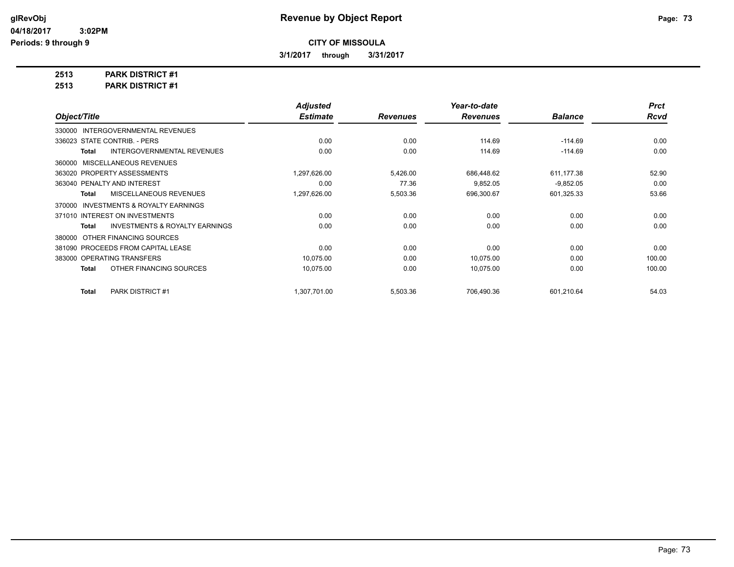# Revenue by Object Report

**CITY OF MISSOULA**

glRevObj
04/18/2017 3:02PM
Periods: 9 through 9

3/1/2017 through 3/31/2017

**2513 PARK DISTRICT #1**
**2513 PARK DISTRICT #1**

| Object/Title | Adjusted Estimate | Revenues | Year-to-date Revenues | Balance | Prct Rcvd |
|---|---|---|---|---|---|
| 330000 INTERGOVERNMENTAL REVENUES | | | | | |
| 336023 STATE CONTRIB. - PERS | 0.00 | 0.00 | 114.69 | -114.69 | 0.00 |
| **Total** INTERGOVERNMENTAL REVENUES | 0.00 | 0.00 | 114.69 | -114.69 | 0.00 |
| 360000 MISCELLANEOUS REVENUES | | | | | |
| 363020 PROPERTY ASSESSMENTS | 1,297,626.00 | 5,426.00 | 686,448.62 | 611,177.38 | 52.90 |
| 363040 PENALTY AND INTEREST | 0.00 | 77.36 | 9,852.05 | -9,852.05 | 0.00 |
| **Total** MISCELLANEOUS REVENUES | 1,297,626.00 | 5,503.36 | 696,300.67 | 601,325.33 | 53.66 |
| 370000 INVESTMENTS & ROYALTY EARNINGS | | | | | |
| 371010 INTEREST ON INVESTMENTS | 0.00 | 0.00 | 0.00 | 0.00 | 0.00 |
| **Total** INVESTMENTS & ROYALTY EARNINGS | 0.00 | 0.00 | 0.00 | 0.00 | 0.00 |
| 380000 OTHER FINANCING SOURCES | | | | | |
| 381090 PROCEEDS FROM CAPITAL LEASE | 0.00 | 0.00 | 0.00 | 0.00 | 0.00 |
| 383000 OPERATING TRANSFERS | 10,075.00 | 0.00 | 10,075.00 | 0.00 | 100.00 |
| **Total** OTHER FINANCING SOURCES | 10,075.00 | 0.00 | 10,075.00 | 0.00 | 100.00 |
| **Total** PARK DISTRICT #1 | 1,307,701.00 | 5,503.36 | 706,490.36 | 601,210.64 | 54.03 |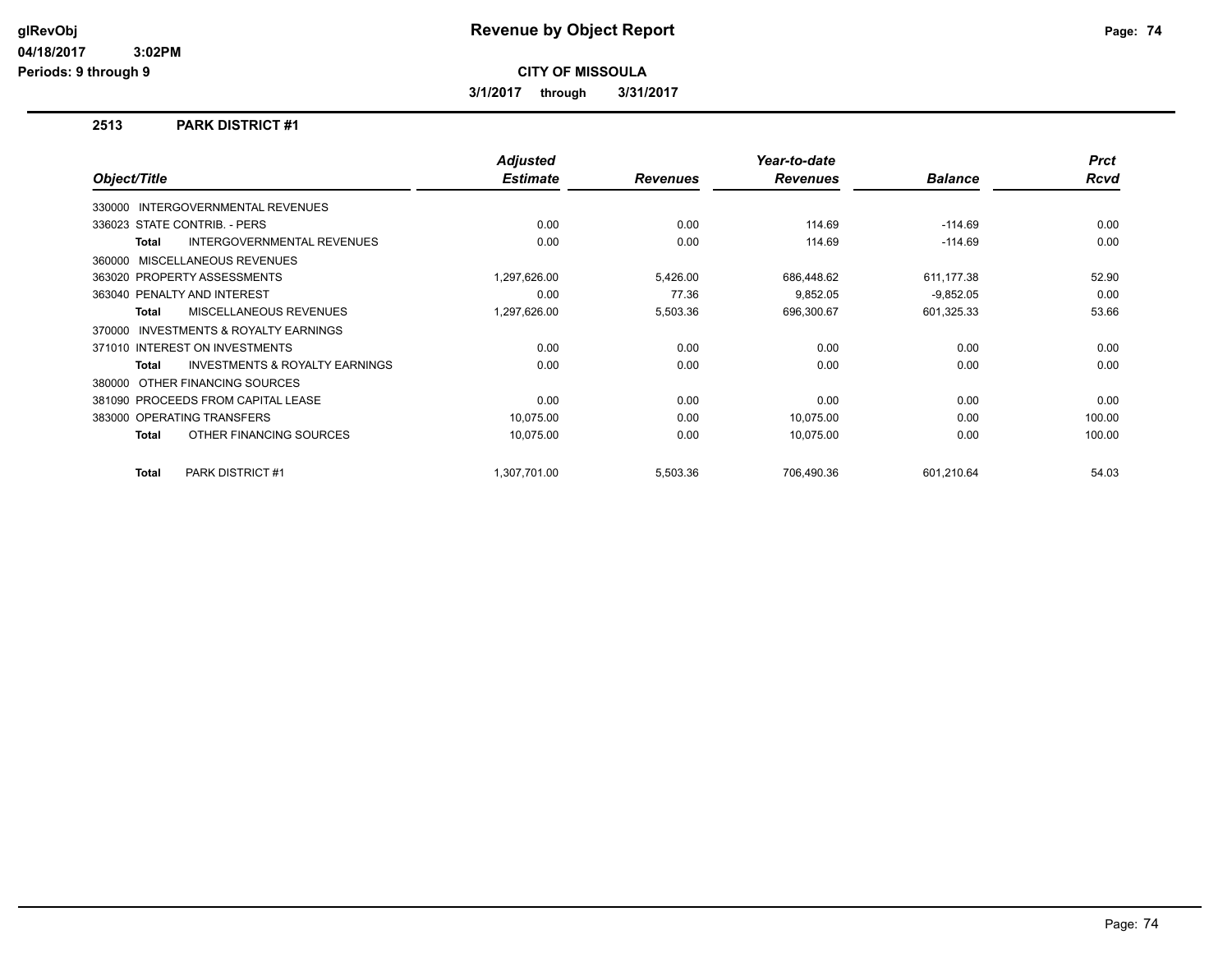# Revenue by Object Report

glRevObj
04/18/2017 3:02PM
Periods: 9 through 9

**CITY OF MISSOULA**

**3/1/2017 through 3/31/2017**

## 2513 PARK DISTRICT #1

| Object/Title | Adjusted Estimate | Revenues | Year-to-date Revenues | Balance | Prct Rcvd |
|---|---|---|---|---|---|
| 330000 INTERGOVERNMENTAL REVENUES | | | | | |
| 336023 STATE CONTRIB. - PERS | 0.00 | 0.00 | 114.69 | -114.69 | 0.00 |
| **Total** INTERGOVERNMENTAL REVENUES | 0.00 | 0.00 | 114.69 | -114.69 | 0.00 |
| 360000 MISCELLANEOUS REVENUES | | | | | |
| 363020 PROPERTY ASSESSMENTS | 1,297,626.00 | 5,426.00 | 686,448.62 | 611,177.38 | 52.90 |
| 363040 PENALTY AND INTEREST | 0.00 | 77.36 | 9,852.05 | -9,852.05 | 0.00 |
| **Total** MISCELLANEOUS REVENUES | 1,297,626.00 | 5,503.36 | 696,300.67 | 601,325.33 | 53.66 |
| 370000 INVESTMENTS & ROYALTY EARNINGS | | | | | |
| 371010 INTEREST ON INVESTMENTS | 0.00 | 0.00 | 0.00 | 0.00 | 0.00 |
| **Total** INVESTMENTS & ROYALTY EARNINGS | 0.00 | 0.00 | 0.00 | 0.00 | 0.00 |
| 380000 OTHER FINANCING SOURCES | | | | | |
| 381090 PROCEEDS FROM CAPITAL LEASE | 0.00 | 0.00 | 0.00 | 0.00 | 0.00 |
| 383000 OPERATING TRANSFERS | 10,075.00 | 0.00 | 10,075.00 | 0.00 | 100.00 |
| **Total** OTHER FINANCING SOURCES | 10,075.00 | 0.00 | 10,075.00 | 0.00 | 100.00 |
| **Total** PARK DISTRICT #1 | 1,307,701.00 | 5,503.36 | 706,490.36 | 601,210.64 | 54.03 |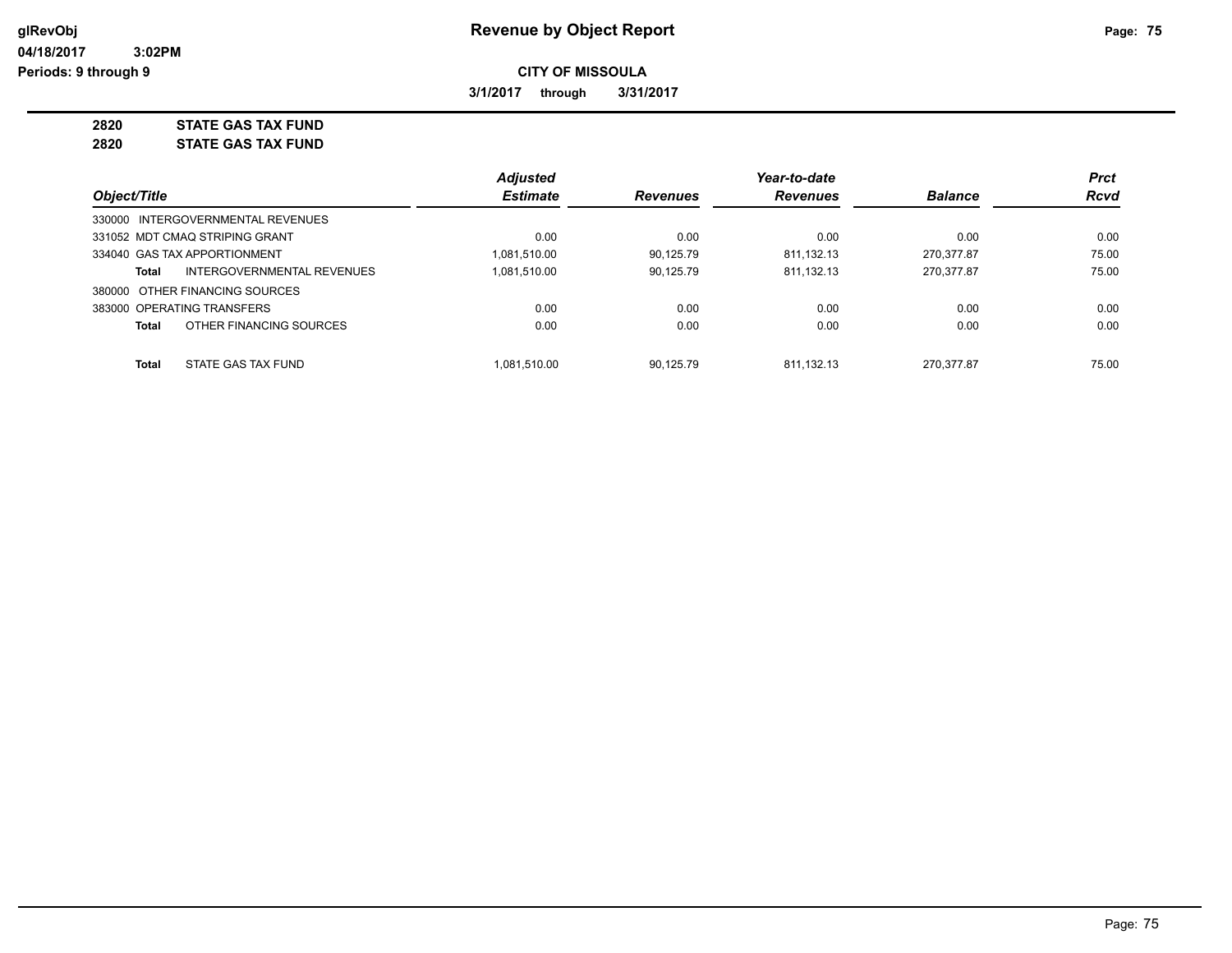# Revenue by Object Report

glRevObj
04/18/2017 3:02PM
Periods: 9 through 9

**CITY OF MISSOULA**

**3/1/2017 through 3/31/2017**

**2820 STATE GAS TAX FUND**
**2820 STATE GAS TAX FUND**

| Object/Title | Adjusted Estimate | Revenues | Year-to-date Revenues | Balance | Prct Rcvd |
|---|---|---|---|---|---|
| 330000 INTERGOVERNMENTAL REVENUES | | | | | |
| 331052 MDT CMAQ STRIPING GRANT | 0.00 | 0.00 | 0.00 | 0.00 | 0.00 |
| 334040 GAS TAX APPORTIONMENT | 1,081,510.00 | 90,125.79 | 811,132.13 | 270,377.87 | 75.00 |
| **Total** INTERGOVERNMENTAL REVENUES | 1,081,510.00 | 90,125.79 | 811,132.13 | 270,377.87 | 75.00 |
| 380000 OTHER FINANCING SOURCES | | | | | |
| 383000 OPERATING TRANSFERS | 0.00 | 0.00 | 0.00 | 0.00 | 0.00 |
| **Total** OTHER FINANCING SOURCES | 0.00 | 0.00 | 0.00 | 0.00 | 0.00 |
| **Total** STATE GAS TAX FUND | 1,081,510.00 | 90,125.79 | 811,132.13 | 270,377.87 | 75.00 |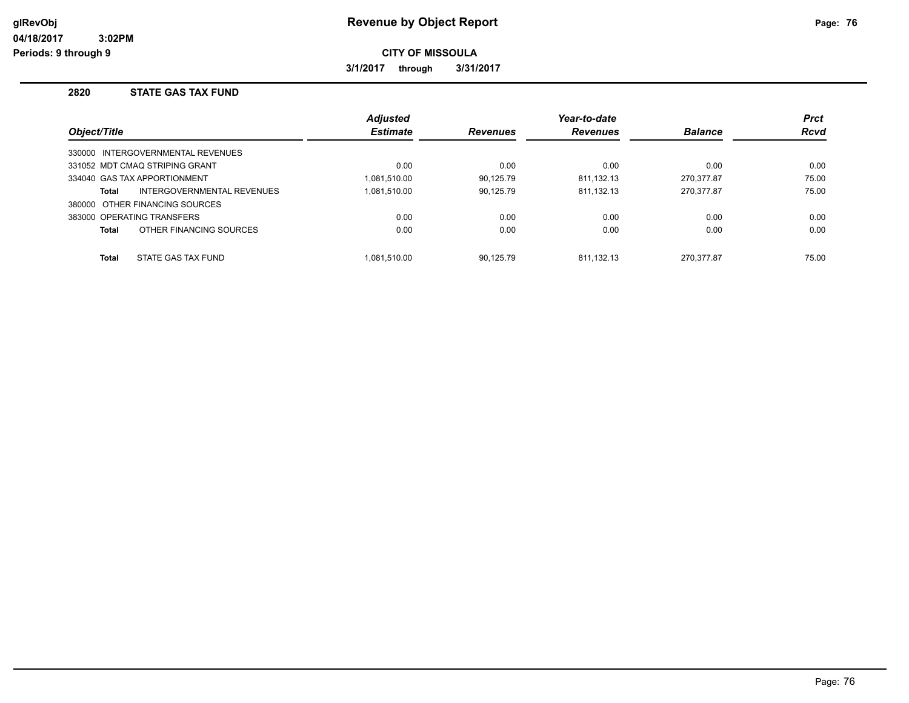# Revenue by Object Report

glRevObj
04/18/2017 3:02PM
Periods: 9 through 9

**CITY OF MISSOULA**

**3/1/2017 through 3/31/2017**

## 2820 STATE GAS TAX FUND

| Object/Title | Adjusted Estimate | Revenues | Year-to-date Revenues | Balance | Prct Rcvd |
|---|---|---|---|---|---|
| 330000 INTERGOVERNMENTAL REVENUES | | | | | |
| 331052 MDT CMAQ STRIPING GRANT | 0.00 | 0.00 | 0.00 | 0.00 | 0.00 |
| 334040 GAS TAX APPORTIONMENT | 1,081,510.00 | 90,125.79 | 811,132.13 | 270,377.87 | 75.00 |
| **Total** INTERGOVERNMENTAL REVENUES | 1,081,510.00 | 90,125.79 | 811,132.13 | 270,377.87 | 75.00 |
| 380000 OTHER FINANCING SOURCES | | | | | |
| 383000 OPERATING TRANSFERS | 0.00 | 0.00 | 0.00 | 0.00 | 0.00 |
| **Total** OTHER FINANCING SOURCES | 0.00 | 0.00 | 0.00 | 0.00 | 0.00 |
| **Total** STATE GAS TAX FUND | 1,081,510.00 | 90,125.79 | 811,132.13 | 270,377.87 | 75.00 |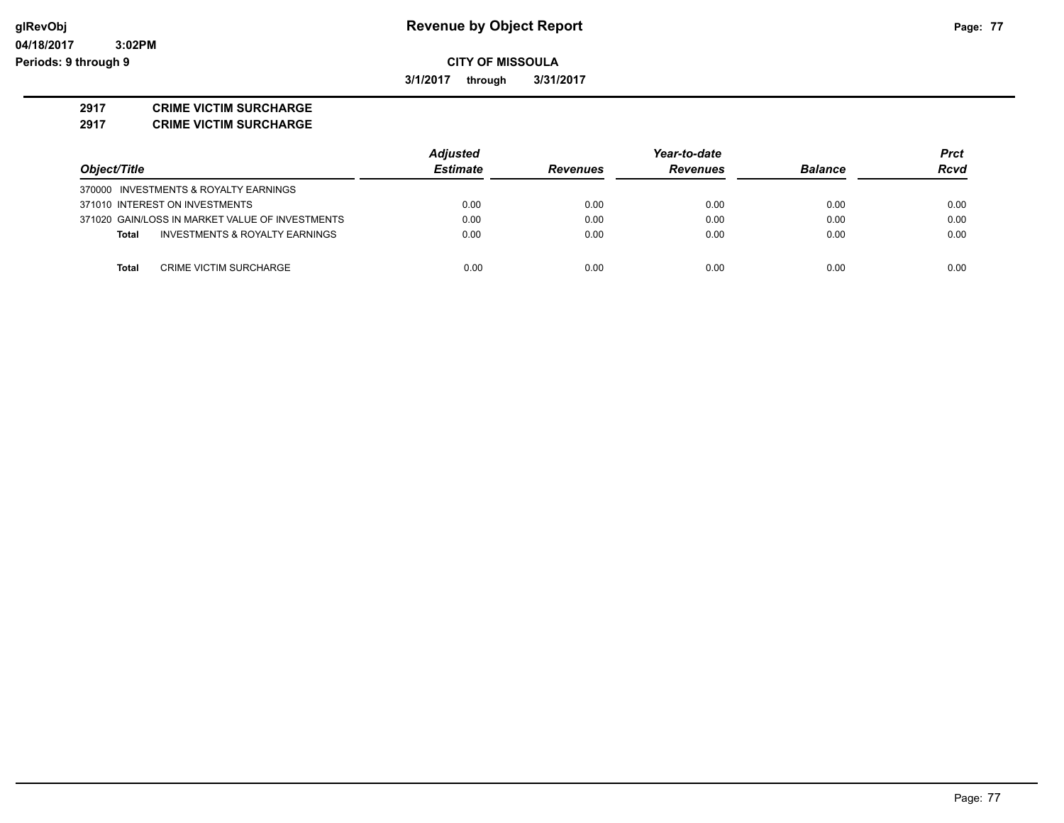**glRevObj** 04/18/2017 3:02PM
**Periods: 9 through 9**

# Revenue by Object Report

**CITY OF MISSOULA**

**3/1/2017 through 3/31/2017**

**2917 CRIME VICTIM SURCHARGE**
**2917 CRIME VICTIM SURCHARGE**

| Object/Title | Adjusted Estimate | Revenues | Year-to-date Revenues | Balance | Prct Rcvd |
|---|---|---|---|---|---|
| 370000 INVESTMENTS & ROYALTY EARNINGS | | | | | |
| 371010 INTEREST ON INVESTMENTS | 0.00 | 0.00 | 0.00 | 0.00 | 0.00 |
| 371020 GAIN/LOSS IN MARKET VALUE OF INVESTMENTS | 0.00 | 0.00 | 0.00 | 0.00 | 0.00 |
| **Total** INVESTMENTS & ROYALTY EARNINGS | 0.00 | 0.00 | 0.00 | 0.00 | 0.00 |
| **Total** CRIME VICTIM SURCHARGE | 0.00 | 0.00 | 0.00 | 0.00 | 0.00 |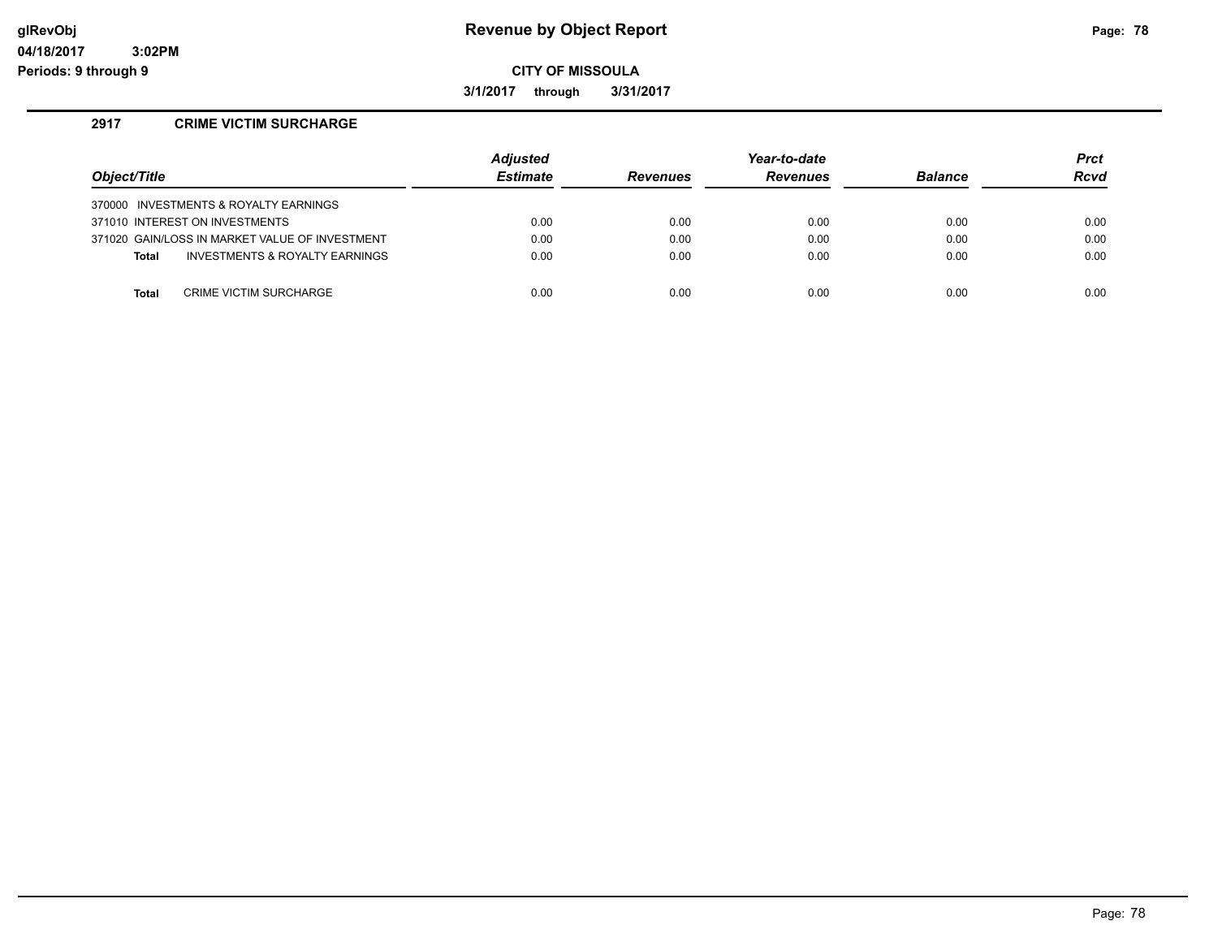**Revenue by Object Report**

**CITY OF MISSOULA**

**3/1/2017 through 3/31/2017**

glRevObj
04/18/2017 3:02PM
Periods: 9 through 9

### 2917 CRIME VICTIM SURCHARGE

| Object/Title | Adjusted Estimate | Revenues | Year-to-date Revenues | Balance | Prct Rcvd |
|---|---|---|---|---|---|
| 370000 INVESTMENTS & ROYALTY EARNINGS | | | | | |
| 371010 INTEREST ON INVESTMENTS | 0.00 | 0.00 | 0.00 | 0.00 | 0.00 |
| 371020 GAIN/LOSS IN MARKET VALUE OF INVESTMENT | 0.00 | 0.00 | 0.00 | 0.00 | 0.00 |
| **Total** INVESTMENTS & ROYALTY EARNINGS | 0.00 | 0.00 | 0.00 | 0.00 | 0.00 |
| **Total** CRIME VICTIM SURCHARGE | 0.00 | 0.00 | 0.00 | 0.00 | 0.00 |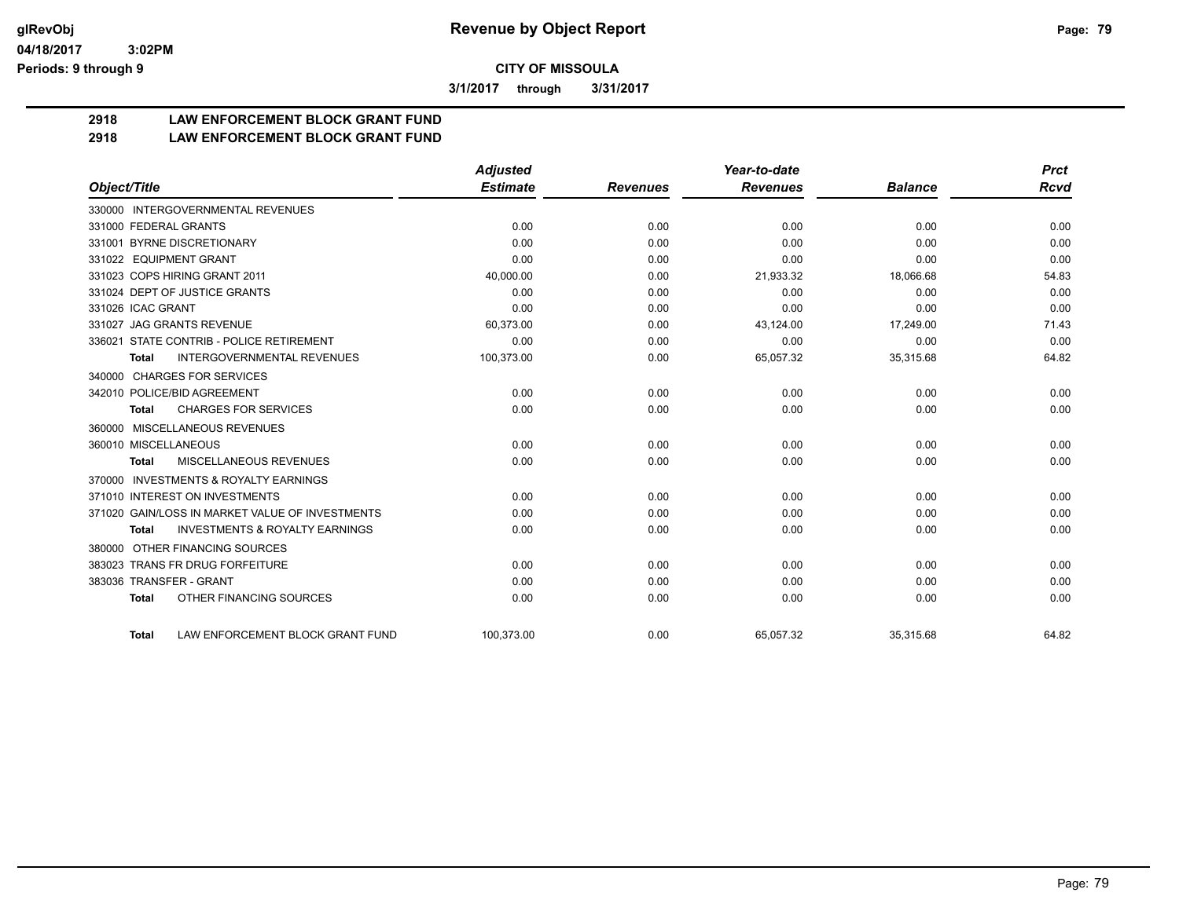**Revenue by Object Report**

**CITY OF MISSOULA**

**3/1/2017 through 3/31/2017**

glRevObj
04/18/2017 3:02PM
Periods: 9 through 9

## 2918 LAW ENFORCEMENT BLOCK GRANT FUND
## 2918 LAW ENFORCEMENT BLOCK GRANT FUND

| Object/Title | Adjusted Estimate | Revenues | Year-to-date Revenues | Balance | Prct Rcvd |
|---|---|---|---|---|---|
| 330000 INTERGOVERNMENTAL REVENUES | | | | | |
| 331000 FEDERAL GRANTS | 0.00 | 0.00 | 0.00 | 0.00 | 0.00 |
| 331001 BYRNE DISCRETIONARY | 0.00 | 0.00 | 0.00 | 0.00 | 0.00 |
| 331022 EQUIPMENT GRANT | 0.00 | 0.00 | 0.00 | 0.00 | 0.00 |
| 331023 COPS HIRING GRANT 2011 | 40,000.00 | 0.00 | 21,933.32 | 18,066.68 | 54.83 |
| 331024 DEPT OF JUSTICE GRANTS | 0.00 | 0.00 | 0.00 | 0.00 | 0.00 |
| 331026 ICAC GRANT | 0.00 | 0.00 | 0.00 | 0.00 | 0.00 |
| 331027 JAG GRANTS REVENUE | 60,373.00 | 0.00 | 43,124.00 | 17,249.00 | 71.43 |
| 336021 STATE CONTRIB - POLICE RETIREMENT | 0.00 | 0.00 | 0.00 | 0.00 | 0.00 |
| **Total** INTERGOVERNMENTAL REVENUES | 100,373.00 | 0.00 | 65,057.32 | 35,315.68 | 64.82 |
| 340000 CHARGES FOR SERVICES | | | | | |
| 342010 POLICE/BID AGREEMENT | 0.00 | 0.00 | 0.00 | 0.00 | 0.00 |
| **Total** CHARGES FOR SERVICES | 0.00 | 0.00 | 0.00 | 0.00 | 0.00 |
| 360000 MISCELLANEOUS REVENUES | | | | | |
| 360010 MISCELLANEOUS | 0.00 | 0.00 | 0.00 | 0.00 | 0.00 |
| **Total** MISCELLANEOUS REVENUES | 0.00 | 0.00 | 0.00 | 0.00 | 0.00 |
| 370000 INVESTMENTS & ROYALTY EARNINGS | | | | | |
| 371010 INTEREST ON INVESTMENTS | 0.00 | 0.00 | 0.00 | 0.00 | 0.00 |
| 371020 GAIN/LOSS IN MARKET VALUE OF INVESTMENTS | 0.00 | 0.00 | 0.00 | 0.00 | 0.00 |
| **Total** INVESTMENTS & ROYALTY EARNINGS | 0.00 | 0.00 | 0.00 | 0.00 | 0.00 |
| 380000 OTHER FINANCING SOURCES | | | | | |
| 383023 TRANS FR DRUG FORFEITURE | 0.00 | 0.00 | 0.00 | 0.00 | 0.00 |
| 383036 TRANSFER - GRANT | 0.00 | 0.00 | 0.00 | 0.00 | 0.00 |
| **Total** OTHER FINANCING SOURCES | 0.00 | 0.00 | 0.00 | 0.00 | 0.00 |
| **Total** LAW ENFORCEMENT BLOCK GRANT FUND | 100,373.00 | 0.00 | 65,057.32 | 35,315.68 | 64.82 |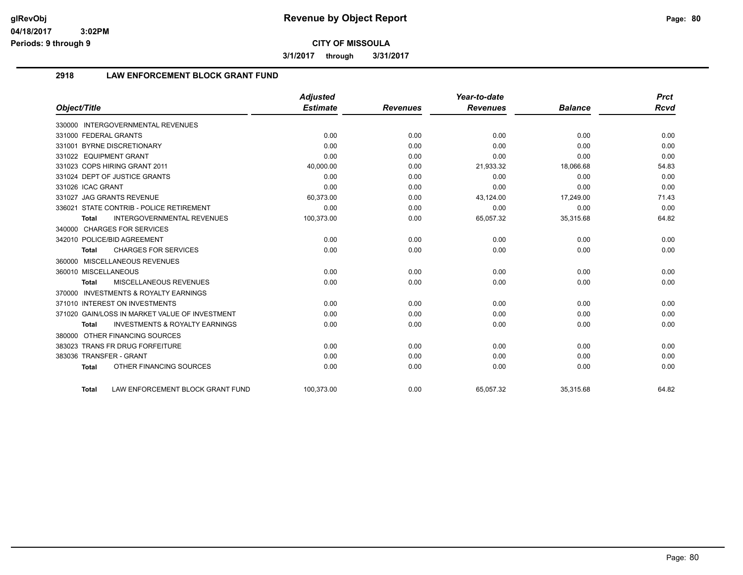# Revenue by Object Report

**CITY OF MISSOULA**

**3/1/2017 through 3/31/2017**

glRevObj
04/18/2017 3:02PM
Periods: 9 through 9

## 2918 LAW ENFORCEMENT BLOCK GRANT FUND

| Object/Title | Adjusted Estimate | Revenues | Year-to-date Revenues | Balance | Prct Rcvd |
|---|---|---|---|---|---|
| 330000 INTERGOVERNMENTAL REVENUES | | | | | |
| 331000 FEDERAL GRANTS | 0.00 | 0.00 | 0.00 | 0.00 | 0.00 |
| 331001 BYRNE DISCRETIONARY | 0.00 | 0.00 | 0.00 | 0.00 | 0.00 |
| 331022 EQUIPMENT GRANT | 0.00 | 0.00 | 0.00 | 0.00 | 0.00 |
| 331023 COPS HIRING GRANT 2011 | 40,000.00 | 0.00 | 21,933.32 | 18,066.68 | 54.83 |
| 331024 DEPT OF JUSTICE GRANTS | 0.00 | 0.00 | 0.00 | 0.00 | 0.00 |
| 331026 ICAC GRANT | 0.00 | 0.00 | 0.00 | 0.00 | 0.00 |
| 331027 JAG GRANTS REVENUE | 60,373.00 | 0.00 | 43,124.00 | 17,249.00 | 71.43 |
| 336021 STATE CONTRIB - POLICE RETIREMENT | 0.00 | 0.00 | 0.00 | 0.00 | 0.00 |
| **Total** INTERGOVERNMENTAL REVENUES | 100,373.00 | 0.00 | 65,057.32 | 35,315.68 | 64.82 |
| 340000 CHARGES FOR SERVICES | | | | | |
| 342010 POLICE/BID AGREEMENT | 0.00 | 0.00 | 0.00 | 0.00 | 0.00 |
| **Total** CHARGES FOR SERVICES | 0.00 | 0.00 | 0.00 | 0.00 | 0.00 |
| 360000 MISCELLANEOUS REVENUES | | | | | |
| 360010 MISCELLANEOUS | 0.00 | 0.00 | 0.00 | 0.00 | 0.00 |
| **Total** MISCELLANEOUS REVENUES | 0.00 | 0.00 | 0.00 | 0.00 | 0.00 |
| 370000 INVESTMENTS & ROYALTY EARNINGS | | | | | |
| 371010 INTEREST ON INVESTMENTS | 0.00 | 0.00 | 0.00 | 0.00 | 0.00 |
| 371020 GAIN/LOSS IN MARKET VALUE OF INVESTMENT | 0.00 | 0.00 | 0.00 | 0.00 | 0.00 |
| **Total** INVESTMENTS & ROYALTY EARNINGS | 0.00 | 0.00 | 0.00 | 0.00 | 0.00 |
| 380000 OTHER FINANCING SOURCES | | | | | |
| 383023 TRANS FR DRUG FORFEITURE | 0.00 | 0.00 | 0.00 | 0.00 | 0.00 |
| 383036 TRANSFER - GRANT | 0.00 | 0.00 | 0.00 | 0.00 | 0.00 |
| **Total** OTHER FINANCING SOURCES | 0.00 | 0.00 | 0.00 | 0.00 | 0.00 |
| **Total** LAW ENFORCEMENT BLOCK GRANT FUND | 100,373.00 | 0.00 | 65,057.32 | 35,315.68 | 64.82 |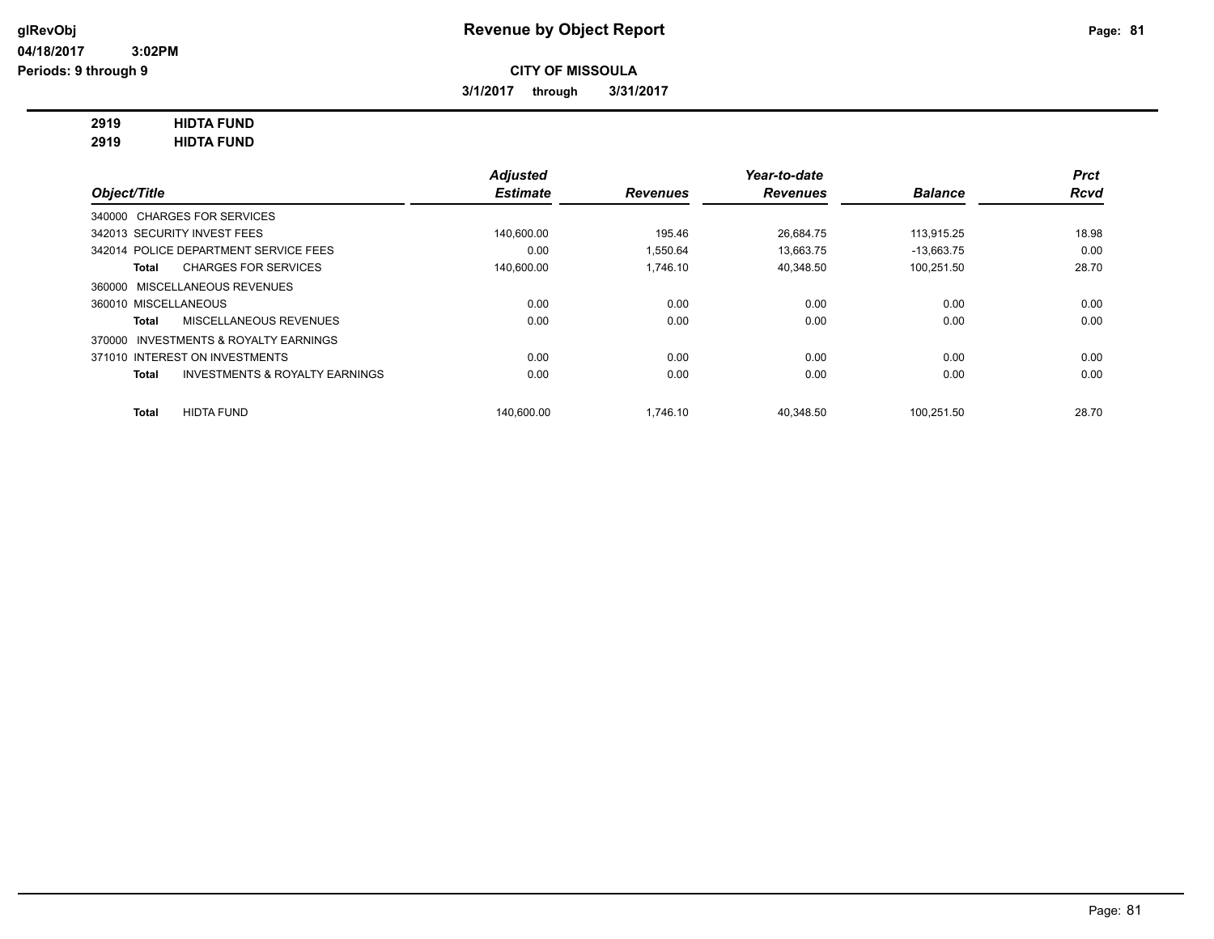glRevObj
04/18/2017 3:02PM
Periods: 9 through 9

# Revenue by Object Report

**CITY OF MISSOULA**

**3/1/2017 through 3/31/2017**

**2919 HIDTA FUND**
**2919 HIDTA FUND**

| Object/Title | Adjusted Estimate | Revenues | Year-to-date Revenues | Balance | Prct Rcvd |
|---|---|---|---|---|---|
| 340000 CHARGES FOR SERVICES | | | | | |
| 342013 SECURITY INVEST FEES | 140,600.00 | 195.46 | 26,684.75 | 113,915.25 | 18.98 |
| 342014 POLICE DEPARTMENT SERVICE FEES | 0.00 | 1,550.64 | 13,663.75 | -13,663.75 | 0.00 |
| **Total** CHARGES FOR SERVICES | 140,600.00 | 1,746.10 | 40,348.50 | 100,251.50 | 28.70 |
| 360000 MISCELLANEOUS REVENUES | | | | | |
| 360010 MISCELLANEOUS | 0.00 | 0.00 | 0.00 | 0.00 | 0.00 |
| **Total** MISCELLANEOUS REVENUES | 0.00 | 0.00 | 0.00 | 0.00 | 0.00 |
| 370000 INVESTMENTS & ROYALTY EARNINGS | | | | | |
| 371010 INTEREST ON INVESTMENTS | 0.00 | 0.00 | 0.00 | 0.00 | 0.00 |
| **Total** INVESTMENTS & ROYALTY EARNINGS | 0.00 | 0.00 | 0.00 | 0.00 | 0.00 |
| **Total** HIDTA FUND | 140,600.00 | 1,746.10 | 40,348.50 | 100,251.50 | 28.70 |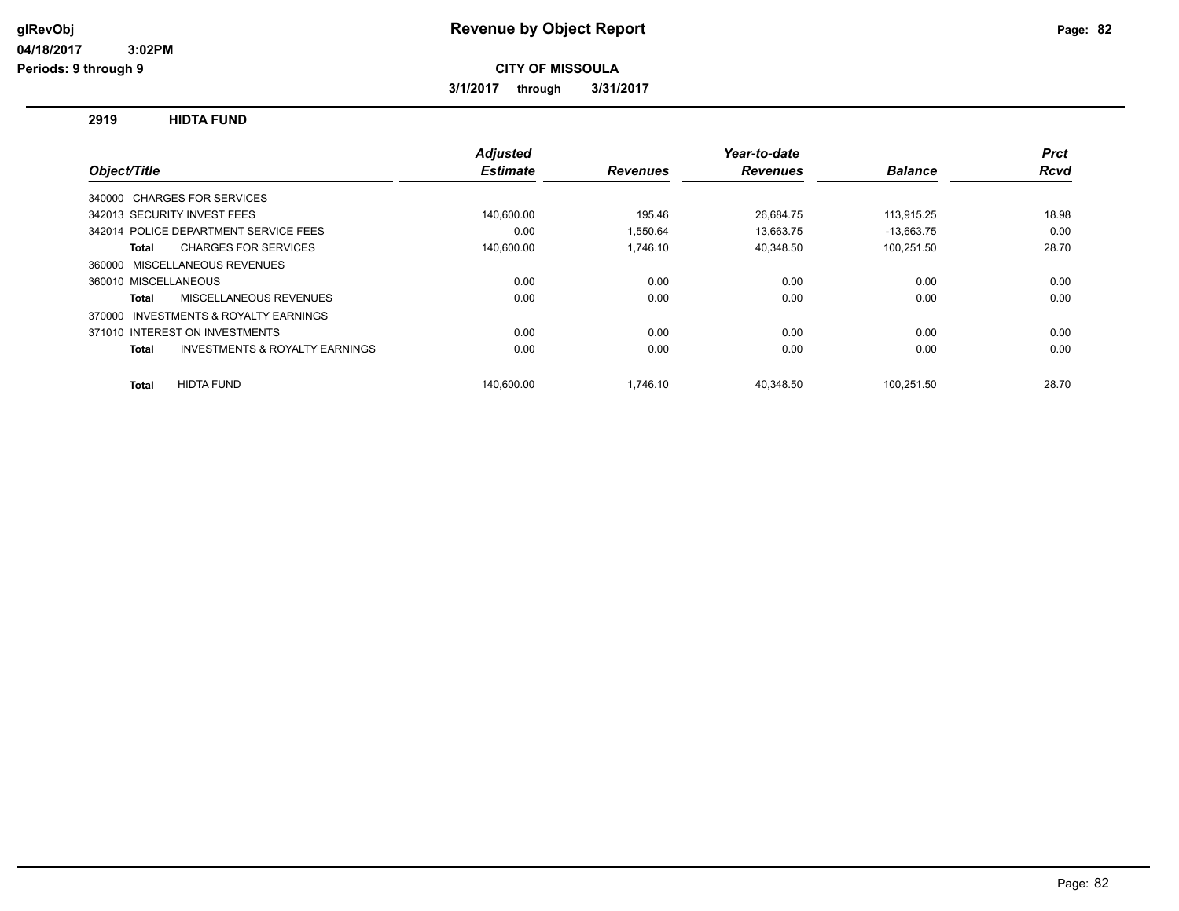# Revenue by Object Report

glRevObj
04/18/2017 3:02PM
Periods: 9 through 9

**CITY OF MISSOULA**

**3/1/2017 through 3/31/2017**

## 2919 HIDTA FUND

| Object/Title | Adjusted Estimate | Revenues | Year-to-date Revenues | Balance | Prct Rcvd |
|---|---|---|---|---|---|
| 340000 CHARGES FOR SERVICES | | | | | |
| 342013 SECURITY INVEST FEES | 140,600.00 | 195.46 | 26,684.75 | 113,915.25 | 18.98 |
| 342014 POLICE DEPARTMENT SERVICE FEES | 0.00 | 1,550.64 | 13,663.75 | -13,663.75 | 0.00 |
| **Total** CHARGES FOR SERVICES | 140,600.00 | 1,746.10 | 40,348.50 | 100,251.50 | 28.70 |
| 360000 MISCELLANEOUS REVENUES | | | | | |
| 360010 MISCELLANEOUS | 0.00 | 0.00 | 0.00 | 0.00 | 0.00 |
| **Total** MISCELLANEOUS REVENUES | 0.00 | 0.00 | 0.00 | 0.00 | 0.00 |
| 370000 INVESTMENTS & ROYALTY EARNINGS | | | | | |
| 371010 INTEREST ON INVESTMENTS | 0.00 | 0.00 | 0.00 | 0.00 | 0.00 |
| **Total** INVESTMENTS & ROYALTY EARNINGS | 0.00 | 0.00 | 0.00 | 0.00 | 0.00 |
| **Total** HIDTA FUND | 140,600.00 | 1,746.10 | 40,348.50 | 100,251.50 | 28.70 |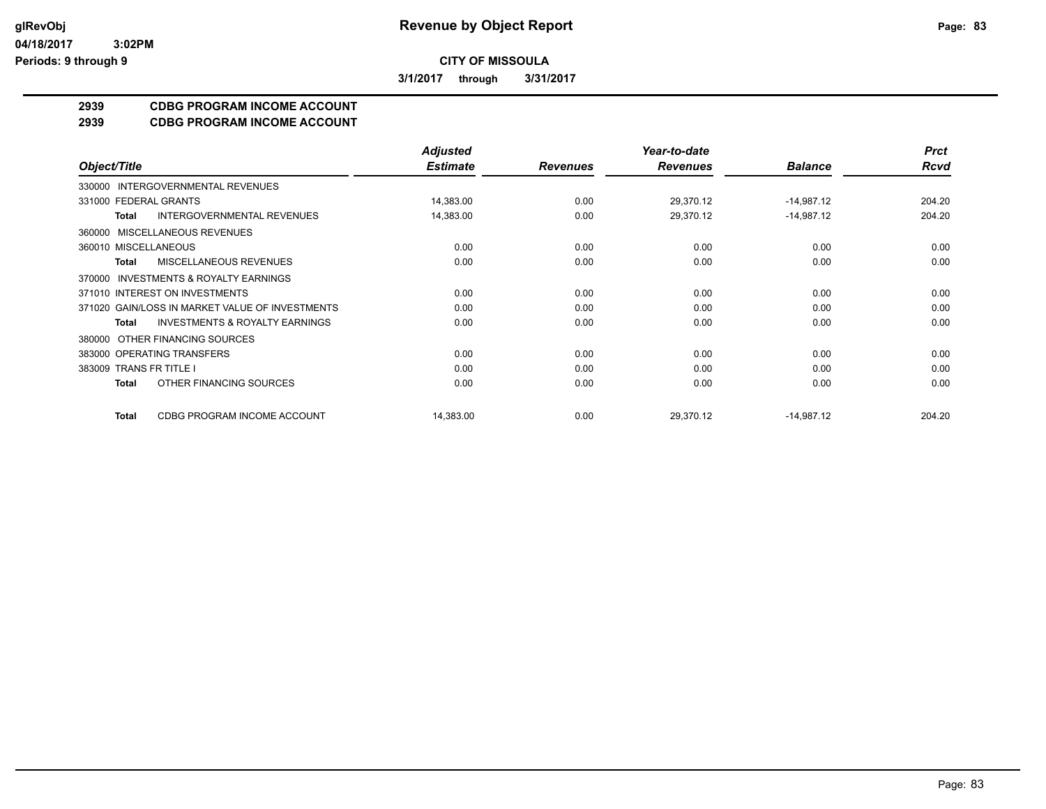# Revenue by Object Report

**CITY OF MISSOULA**

**3/1/2017 through 3/31/2017**

glRevObj
04/18/2017 3:02PM
Periods: 9 through 9

## 2939 CDBG PROGRAM INCOME ACCOUNT
## 2939 CDBG PROGRAM INCOME ACCOUNT

| Object/Title | Adjusted Estimate | Revenues | Year-to-date Revenues | Balance | Prct Rcvd |
|---|---|---|---|---|---|
| 330000 INTERGOVERNMENTAL REVENUES | | | | | |
| 331000 FEDERAL GRANTS | 14,383.00 | 0.00 | 29,370.12 | -14,987.12 | 204.20 |
| **Total** INTERGOVERNMENTAL REVENUES | 14,383.00 | 0.00 | 29,370.12 | -14,987.12 | 204.20 |
| 360000 MISCELLANEOUS REVENUES | | | | | |
| 360010 MISCELLANEOUS | 0.00 | 0.00 | 0.00 | 0.00 | 0.00 |
| **Total** MISCELLANEOUS REVENUES | 0.00 | 0.00 | 0.00 | 0.00 | 0.00 |
| 370000 INVESTMENTS & ROYALTY EARNINGS | | | | | |
| 371010 INTEREST ON INVESTMENTS | 0.00 | 0.00 | 0.00 | 0.00 | 0.00 |
| 371020 GAIN/LOSS IN MARKET VALUE OF INVESTMENTS | 0.00 | 0.00 | 0.00 | 0.00 | 0.00 |
| **Total** INVESTMENTS & ROYALTY EARNINGS | 0.00 | 0.00 | 0.00 | 0.00 | 0.00 |
| 380000 OTHER FINANCING SOURCES | | | | | |
| 383000 OPERATING TRANSFERS | 0.00 | 0.00 | 0.00 | 0.00 | 0.00 |
| 383009 TRANS FR TITLE I | 0.00 | 0.00 | 0.00 | 0.00 | 0.00 |
| **Total** OTHER FINANCING SOURCES | 0.00 | 0.00 | 0.00 | 0.00 | 0.00 |
| **Total** CDBG PROGRAM INCOME ACCOUNT | 14,383.00 | 0.00 | 29,370.12 | -14,987.12 | 204.20 |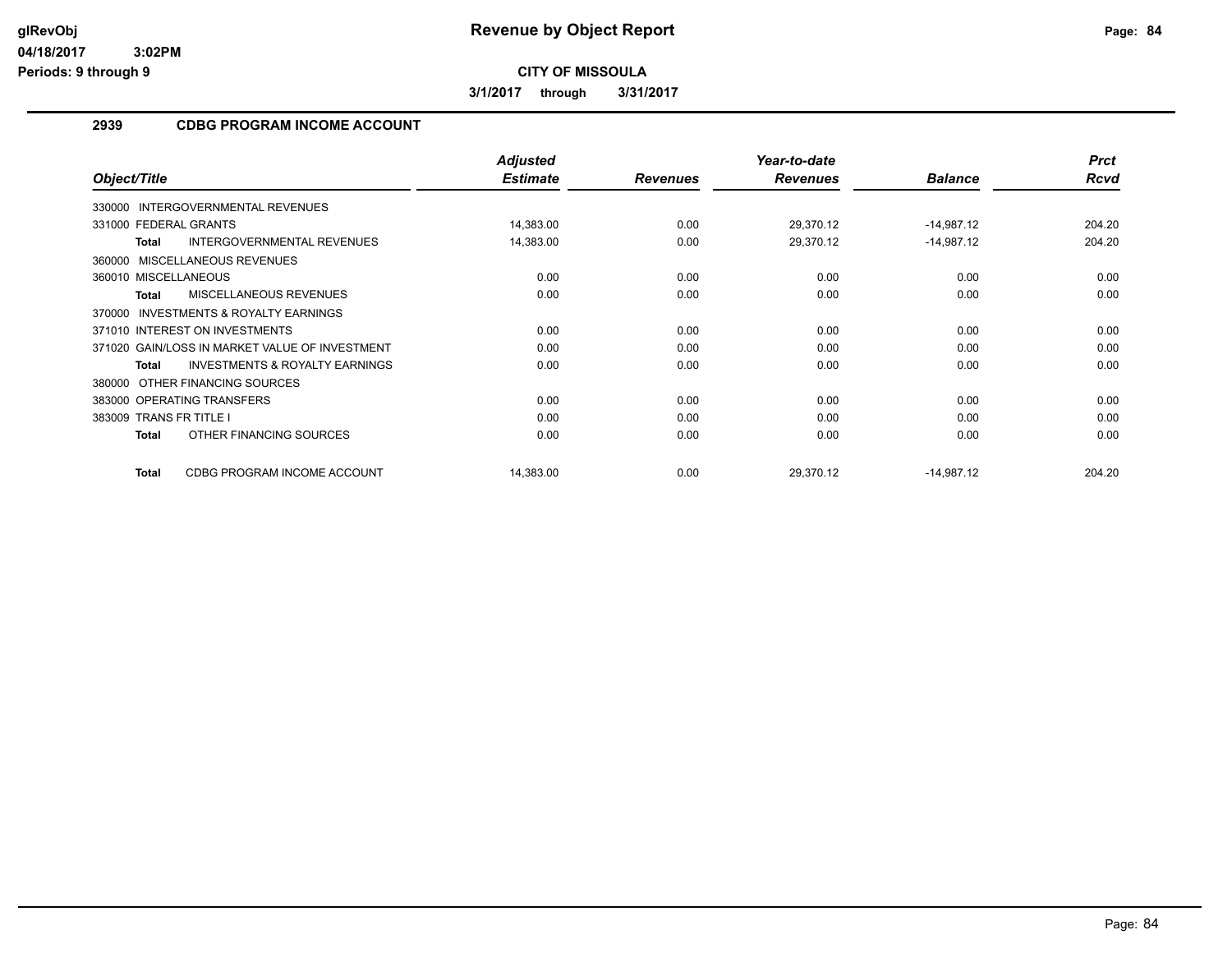# Revenue by Object Report

**CITY OF MISSOULA**

**3/1/2017 through 3/31/2017**

glRevObj
04/18/2017 3:02PM
Periods: 9 through 9

## 2939 CDBG PROGRAM INCOME ACCOUNT

| Object/Title | Adjusted Estimate | Revenues | Year-to-date Revenues | Balance | Prct Rcvd |
|---|---|---|---|---|---|
| 330000 INTERGOVERNMENTAL REVENUES | | | | | |
| 331000 FEDERAL GRANTS | 14,383.00 | 0.00 | 29,370.12 | -14,987.12 | 204.20 |
| **Total** INTERGOVERNMENTAL REVENUES | 14,383.00 | 0.00 | 29,370.12 | -14,987.12 | 204.20 |
| 360000 MISCELLANEOUS REVENUES | | | | | |
| 360010 MISCELLANEOUS | 0.00 | 0.00 | 0.00 | 0.00 | 0.00 |
| **Total** MISCELLANEOUS REVENUES | 0.00 | 0.00 | 0.00 | 0.00 | 0.00 |
| 370000 INVESTMENTS & ROYALTY EARNINGS | | | | | |
| 371010 INTEREST ON INVESTMENTS | 0.00 | 0.00 | 0.00 | 0.00 | 0.00 |
| 371020 GAIN/LOSS IN MARKET VALUE OF INVESTMENT | 0.00 | 0.00 | 0.00 | 0.00 | 0.00 |
| **Total** INVESTMENTS & ROYALTY EARNINGS | 0.00 | 0.00 | 0.00 | 0.00 | 0.00 |
| 380000 OTHER FINANCING SOURCES | | | | | |
| 383000 OPERATING TRANSFERS | 0.00 | 0.00 | 0.00 | 0.00 | 0.00 |
| 383009 TRANS FR TITLE I | 0.00 | 0.00 | 0.00 | 0.00 | 0.00 |
| **Total** OTHER FINANCING SOURCES | 0.00 | 0.00 | 0.00 | 0.00 | 0.00 |
| **Total** CDBG PROGRAM INCOME ACCOUNT | 14,383.00 | 0.00 | 29,370.12 | -14,987.12 | 204.20 |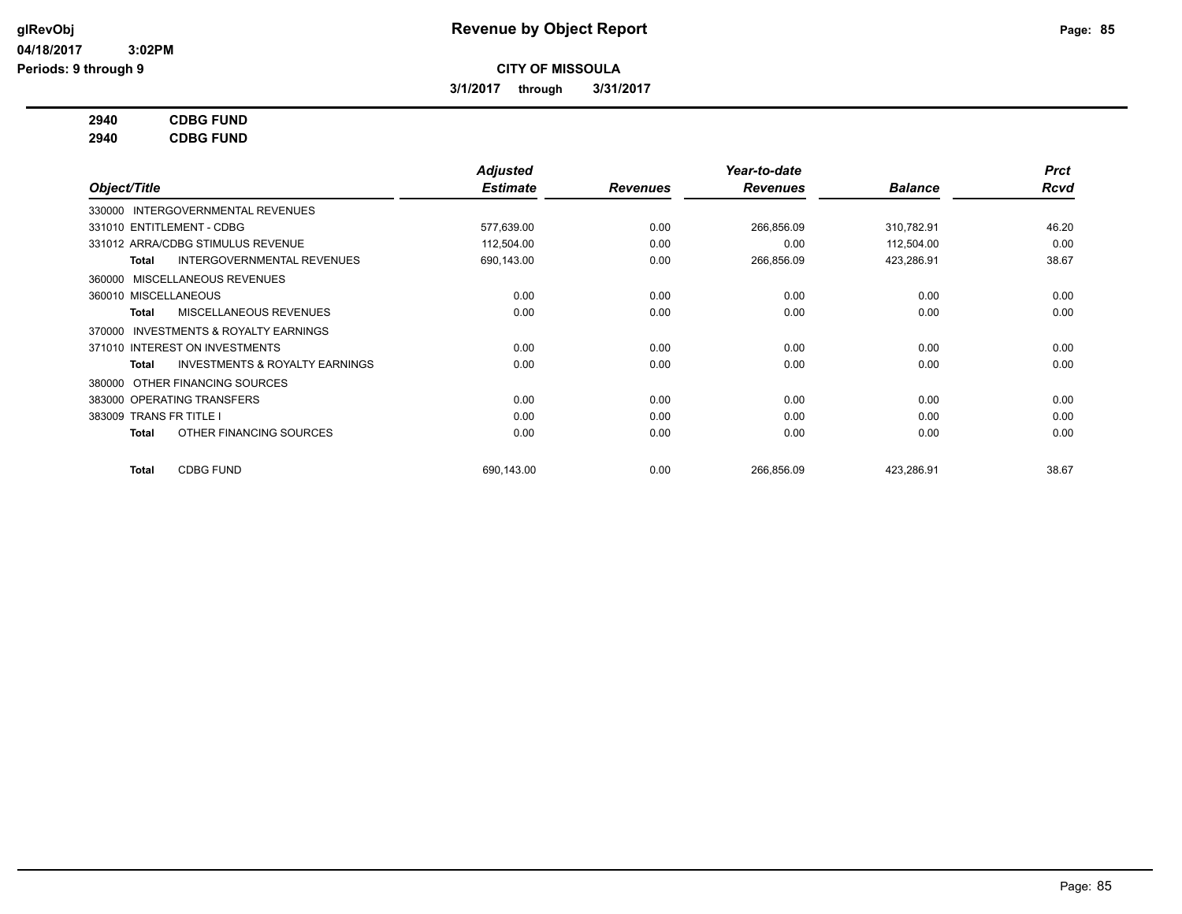# Revenue by Object Report

glRevObj
04/18/2017 3:02PM
Periods: 9 through 9

**CITY OF MISSOULA**

**3/1/2017 through 3/31/2017**

**2940 CDBG FUND**
**2940 CDBG FUND**

| Object/Title | Adjusted Estimate | Revenues | Year-to-date Revenues | Balance | Prct Rcvd |
|---|---|---|---|---|---|
| 330000 INTERGOVERNMENTAL REVENUES | | | | | |
| 331010 ENTITLEMENT - CDBG | 577,639.00 | 0.00 | 266,856.09 | 310,782.91 | 46.20 |
| 331012 ARRA/CDBG STIMULUS REVENUE | 112,504.00 | 0.00 | 0.00 | 112,504.00 | 0.00 |
| **Total** INTERGOVERNMENTAL REVENUES | 690,143.00 | 0.00 | 266,856.09 | 423,286.91 | 38.67 |
| 360000 MISCELLANEOUS REVENUES | | | | | |
| 360010 MISCELLANEOUS | 0.00 | 0.00 | 0.00 | 0.00 | 0.00 |
| **Total** MISCELLANEOUS REVENUES | 0.00 | 0.00 | 0.00 | 0.00 | 0.00 |
| 370000 INVESTMENTS & ROYALTY EARNINGS | | | | | |
| 371010 INTEREST ON INVESTMENTS | 0.00 | 0.00 | 0.00 | 0.00 | 0.00 |
| **Total** INVESTMENTS & ROYALTY EARNINGS | 0.00 | 0.00 | 0.00 | 0.00 | 0.00 |
| 380000 OTHER FINANCING SOURCES | | | | | |
| 383000 OPERATING TRANSFERS | 0.00 | 0.00 | 0.00 | 0.00 | 0.00 |
| 383009 TRANS FR TITLE I | 0.00 | 0.00 | 0.00 | 0.00 | 0.00 |
| **Total** OTHER FINANCING SOURCES | 0.00 | 0.00 | 0.00 | 0.00 | 0.00 |
| **Total** CDBG FUND | 690,143.00 | 0.00 | 266,856.09 | 423,286.91 | 38.67 |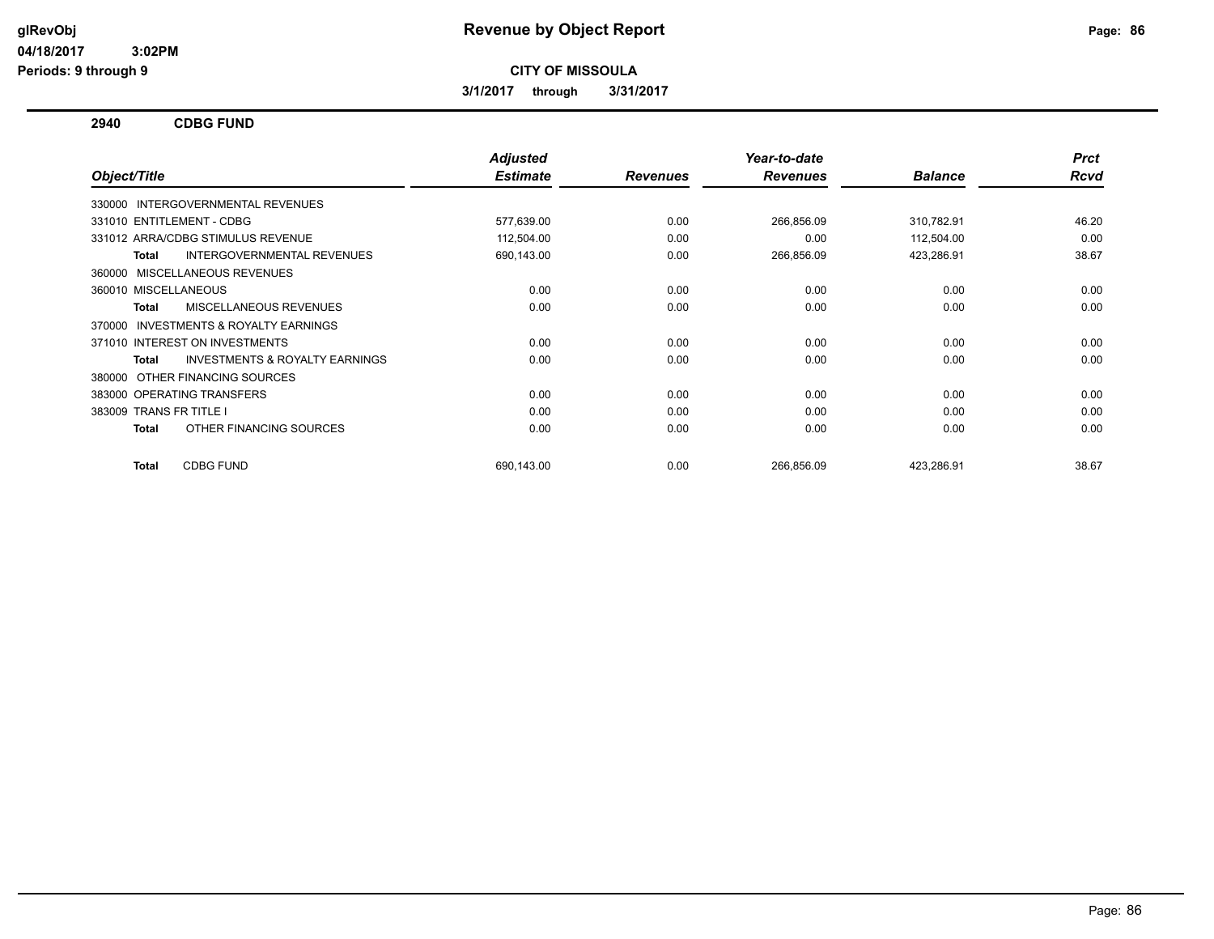# Revenue by Object Report

glRevObj
04/18/2017 3:02PM
Periods: 9 through 9

**CITY OF MISSOULA**

**3/1/2017 through 3/31/2017**

## 2940 CDBG FUND

| Object/Title | Adjusted Estimate | Revenues | Year-to-date Revenues | Balance | Prct Rcvd |
|---|---|---|---|---|---|
| 330000 INTERGOVERNMENTAL REVENUES | | | | | |
| 331010 ENTITLEMENT - CDBG | 577,639.00 | 0.00 | 266,856.09 | 310,782.91 | 46.20 |
| 331012 ARRA/CDBG STIMULUS REVENUE | 112,504.00 | 0.00 | 0.00 | 112,504.00 | 0.00 |
| **Total** INTERGOVERNMENTAL REVENUES | 690,143.00 | 0.00 | 266,856.09 | 423,286.91 | 38.67 |
| 360000 MISCELLANEOUS REVENUES | | | | | |
| 360010 MISCELLANEOUS | 0.00 | 0.00 | 0.00 | 0.00 | 0.00 |
| **Total** MISCELLANEOUS REVENUES | 0.00 | 0.00 | 0.00 | 0.00 | 0.00 |
| 370000 INVESTMENTS & ROYALTY EARNINGS | | | | | |
| 371010 INTEREST ON INVESTMENTS | 0.00 | 0.00 | 0.00 | 0.00 | 0.00 |
| **Total** INVESTMENTS & ROYALTY EARNINGS | 0.00 | 0.00 | 0.00 | 0.00 | 0.00 |
| 380000 OTHER FINANCING SOURCES | | | | | |
| 383000 OPERATING TRANSFERS | 0.00 | 0.00 | 0.00 | 0.00 | 0.00 |
| 383009 TRANS FR TITLE I | 0.00 | 0.00 | 0.00 | 0.00 | 0.00 |
| **Total** OTHER FINANCING SOURCES | 0.00 | 0.00 | 0.00 | 0.00 | 0.00 |
| **Total** CDBG FUND | 690,143.00 | 0.00 | 266,856.09 | 423,286.91 | 38.67 |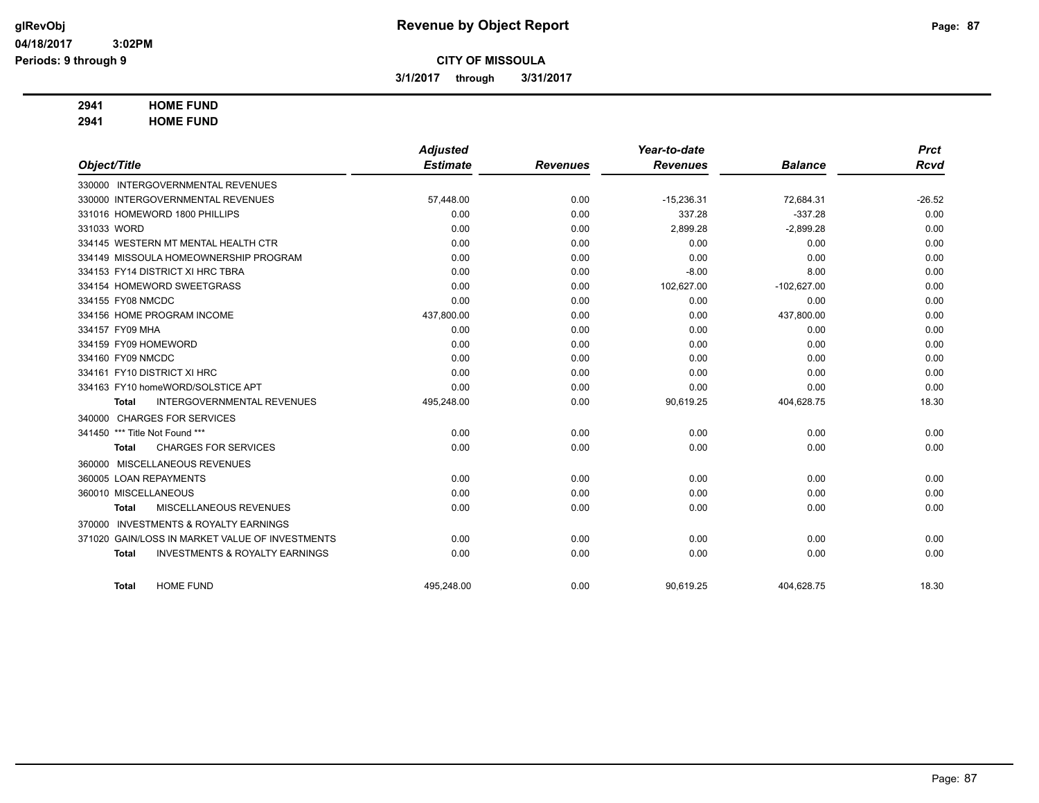# Revenue by Object Report

glRevObj
04/18/2017 3:02PM
Periods: 9 through 9

**CITY OF MISSOULA**

3/1/2017 through 3/31/2017

**2941 HOME FUND**
**2941 HOME FUND**

| Object/Title | Adjusted Estimate | Revenues | Year-to-date Revenues | Balance | Prct Rcvd |
|---|---|---|---|---|---|
| 330000 INTERGOVERNMENTAL REVENUES | | | | | |
| 330000 INTERGOVERNMENTAL REVENUES | 57,448.00 | 0.00 | -15,236.31 | 72,684.31 | -26.52 |
| 331016 HOMEWORD 1800 PHILLIPS | 0.00 | 0.00 | 337.28 | -337.28 | 0.00 |
| 331033 WORD | 0.00 | 0.00 | 2,899.28 | -2,899.28 | 0.00 |
| 334145 WESTERN MT MENTAL HEALTH CTR | 0.00 | 0.00 | 0.00 | 0.00 | 0.00 |
| 334149 MISSOULA HOMEOWNERSHIP PROGRAM | 0.00 | 0.00 | 0.00 | 0.00 | 0.00 |
| 334153 FY14 DISTRICT XI HRC TBRA | 0.00 | 0.00 | -8.00 | 8.00 | 0.00 |
| 334154 HOMEWORD SWEETGRASS | 0.00 | 0.00 | 102,627.00 | -102,627.00 | 0.00 |
| 334155 FY08 NMCDC | 0.00 | 0.00 | 0.00 | 0.00 | 0.00 |
| 334156 HOME PROGRAM INCOME | 437,800.00 | 0.00 | 0.00 | 437,800.00 | 0.00 |
| 334157 FY09 MHA | 0.00 | 0.00 | 0.00 | 0.00 | 0.00 |
| 334159 FY09 HOMEWORD | 0.00 | 0.00 | 0.00 | 0.00 | 0.00 |
| 334160 FY09 NMCDC | 0.00 | 0.00 | 0.00 | 0.00 | 0.00 |
| 334161 FY10 DISTRICT XI HRC | 0.00 | 0.00 | 0.00 | 0.00 | 0.00 |
| 334163 FY10 homeWORD/SOLSTICE APT | 0.00 | 0.00 | 0.00 | 0.00 | 0.00 |
| **Total** INTERGOVERNMENTAL REVENUES | 495,248.00 | 0.00 | 90,619.25 | 404,628.75 | 18.30 |
| 340000 CHARGES FOR SERVICES | | | | | |
| 341450 *** Title Not Found *** | 0.00 | 0.00 | 0.00 | 0.00 | 0.00 |
| **Total** CHARGES FOR SERVICES | 0.00 | 0.00 | 0.00 | 0.00 | 0.00 |
| 360000 MISCELLANEOUS REVENUES | | | | | |
| 360005 LOAN REPAYMENTS | 0.00 | 0.00 | 0.00 | 0.00 | 0.00 |
| 360010 MISCELLANEOUS | 0.00 | 0.00 | 0.00 | 0.00 | 0.00 |
| **Total** MISCELLANEOUS REVENUES | 0.00 | 0.00 | 0.00 | 0.00 | 0.00 |
| 370000 INVESTMENTS & ROYALTY EARNINGS | | | | | |
| 371020 GAIN/LOSS IN MARKET VALUE OF INVESTMENTS | 0.00 | 0.00 | 0.00 | 0.00 | 0.00 |
| **Total** INVESTMENTS & ROYALTY EARNINGS | 0.00 | 0.00 | 0.00 | 0.00 | 0.00 |
| **Total** HOME FUND | 495,248.00 | 0.00 | 90,619.25 | 404,628.75 | 18.30 |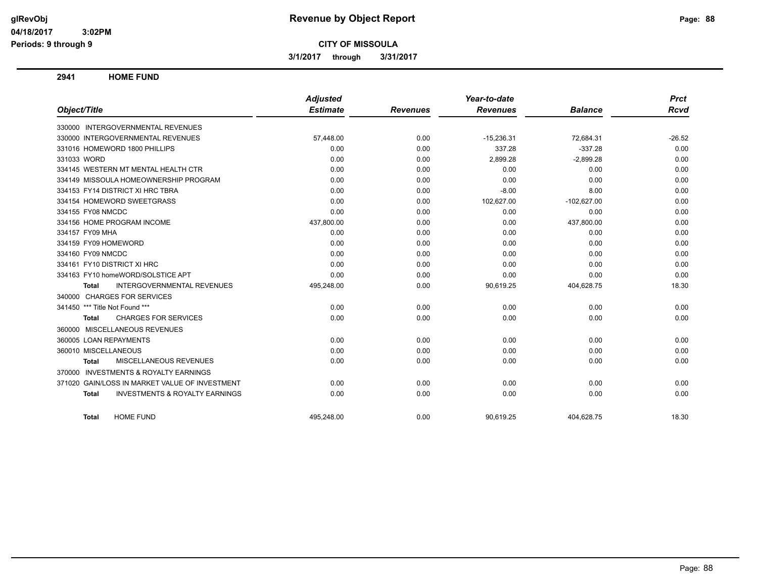**glRevObj**
**04/18/2017 3:02PM**
**Periods: 9 through 9**

# Revenue by Object Report

**CITY OF MISSOULA**

**3/1/2017 through 3/31/2017**

## 2941 HOME FUND

| Object/Title | Adjusted Estimate | Revenues | Year-to-date Revenues | Balance | Prct Rcvd |
|---|---|---|---|---|---|
| 330000 INTERGOVERNMENTAL REVENUES | | | | | |
| 330000 INTERGOVERNMENTAL REVENUES | 57,448.00 | 0.00 | -15,236.31 | 72,684.31 | -26.52 |
| 331016 HOMEWORD 1800 PHILLIPS | 0.00 | 0.00 | 337.28 | -337.28 | 0.00 |
| 331033 WORD | 0.00 | 0.00 | 2,899.28 | -2,899.28 | 0.00 |
| 334145 WESTERN MT MENTAL HEALTH CTR | 0.00 | 0.00 | 0.00 | 0.00 | 0.00 |
| 334149 MISSOULA HOMEOWNERSHIP PROGRAM | 0.00 | 0.00 | 0.00 | 0.00 | 0.00 |
| 334153 FY14 DISTRICT XI HRC TBRA | 0.00 | 0.00 | -8.00 | 8.00 | 0.00 |
| 334154 HOMEWORD SWEETGRASS | 0.00 | 0.00 | 102,627.00 | -102,627.00 | 0.00 |
| 334155 FY08 NMCDC | 0.00 | 0.00 | 0.00 | 0.00 | 0.00 |
| 334156 HOME PROGRAM INCOME | 437,800.00 | 0.00 | 0.00 | 437,800.00 | 0.00 |
| 334157 FY09 MHA | 0.00 | 0.00 | 0.00 | 0.00 | 0.00 |
| 334159 FY09 HOMEWORD | 0.00 | 0.00 | 0.00 | 0.00 | 0.00 |
| 334160 FY09 NMCDC | 0.00 | 0.00 | 0.00 | 0.00 | 0.00 |
| 334161 FY10 DISTRICT XI HRC | 0.00 | 0.00 | 0.00 | 0.00 | 0.00 |
| 334163 FY10 homeWORD/SOLSTICE APT | 0.00 | 0.00 | 0.00 | 0.00 | 0.00 |
| **Total** INTERGOVERNMENTAL REVENUES | 495,248.00 | 0.00 | 90,619.25 | 404,628.75 | 18.30 |
| 340000 CHARGES FOR SERVICES | | | | | |
| 341450 *** Title Not Found *** | 0.00 | 0.00 | 0.00 | 0.00 | 0.00 |
| **Total** CHARGES FOR SERVICES | 0.00 | 0.00 | 0.00 | 0.00 | 0.00 |
| 360000 MISCELLANEOUS REVENUES | | | | | |
| 360005 LOAN REPAYMENTS | 0.00 | 0.00 | 0.00 | 0.00 | 0.00 |
| 360010 MISCELLANEOUS | 0.00 | 0.00 | 0.00 | 0.00 | 0.00 |
| **Total** MISCELLANEOUS REVENUES | 0.00 | 0.00 | 0.00 | 0.00 | 0.00 |
| 370000 INVESTMENTS & ROYALTY EARNINGS | | | | | |
| 371020 GAIN/LOSS IN MARKET VALUE OF INVESTMENT | 0.00 | 0.00 | 0.00 | 0.00 | 0.00 |
| **Total** INVESTMENTS & ROYALTY EARNINGS | 0.00 | 0.00 | 0.00 | 0.00 | 0.00 |
| **Total** HOME FUND | 495,248.00 | 0.00 | 90,619.25 | 404,628.75 | 18.30 |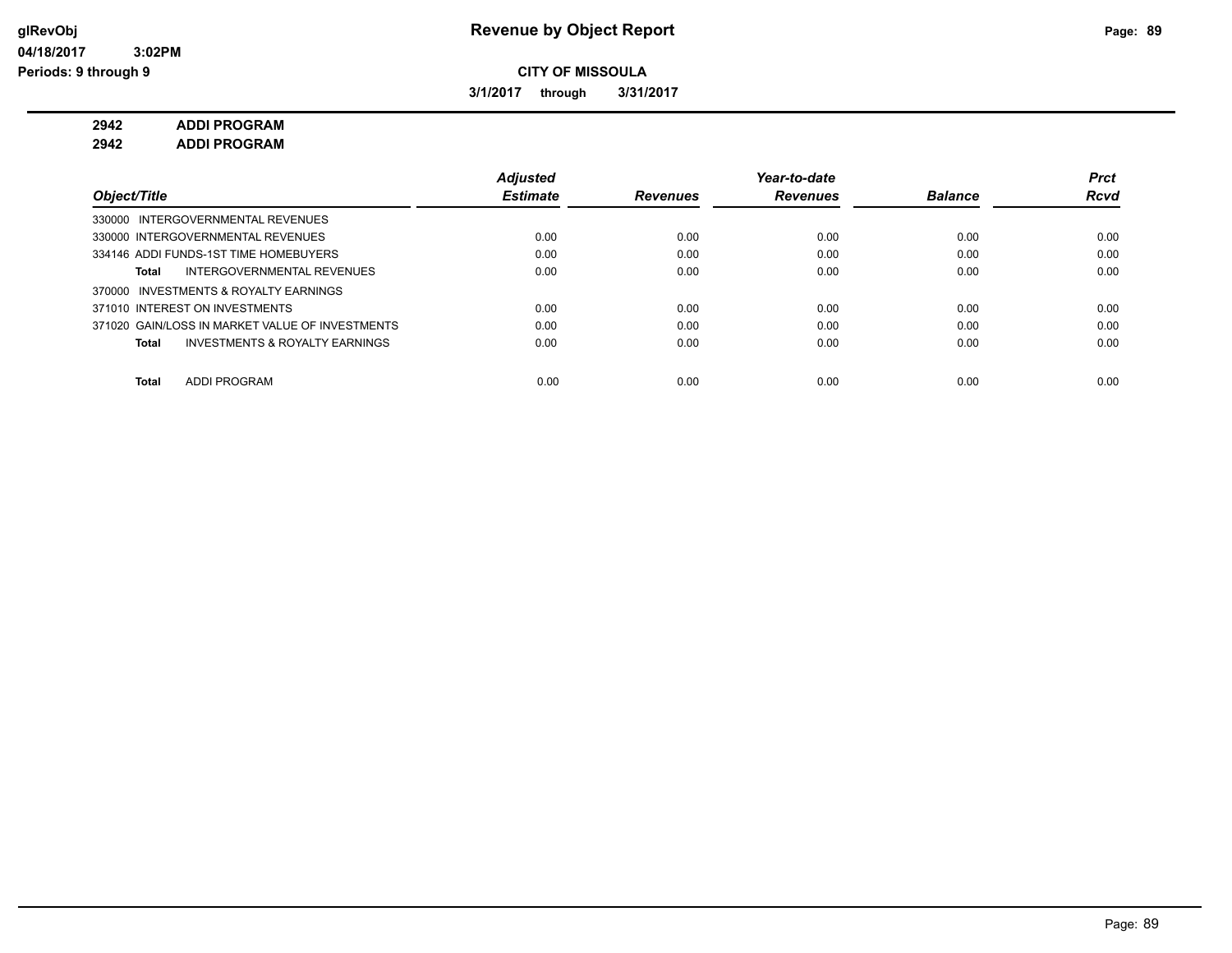glRevObj
04/18/2017 3:02PM
Periods: 9 through 9

# Revenue by Object Report

**CITY OF MISSOULA**

**3/1/2017 through 3/31/2017**

**2942 ADDI PROGRAM**
**2942 ADDI PROGRAM**

| Object/Title | Adjusted Estimate | Revenues | Year-to-date Revenues | Balance | Prct Rcvd |
|---|---|---|---|---|---|
| 330000 INTERGOVERNMENTAL REVENUES | | | | | |
| 330000 INTERGOVERNMENTAL REVENUES | 0.00 | 0.00 | 0.00 | 0.00 | 0.00 |
| 334146 ADDI FUNDS-1ST TIME HOMEBUYERS | 0.00 | 0.00 | 0.00 | 0.00 | 0.00 |
| **Total** INTERGOVERNMENTAL REVENUES | 0.00 | 0.00 | 0.00 | 0.00 | 0.00 |
| 370000 INVESTMENTS & ROYALTY EARNINGS | | | | | |
| 371010 INTEREST ON INVESTMENTS | 0.00 | 0.00 | 0.00 | 0.00 | 0.00 |
| 371020 GAIN/LOSS IN MARKET VALUE OF INVESTMENTS | 0.00 | 0.00 | 0.00 | 0.00 | 0.00 |
| **Total** INVESTMENTS & ROYALTY EARNINGS | 0.00 | 0.00 | 0.00 | 0.00 | 0.00 |
| **Total** ADDI PROGRAM | 0.00 | 0.00 | 0.00 | 0.00 | 0.00 |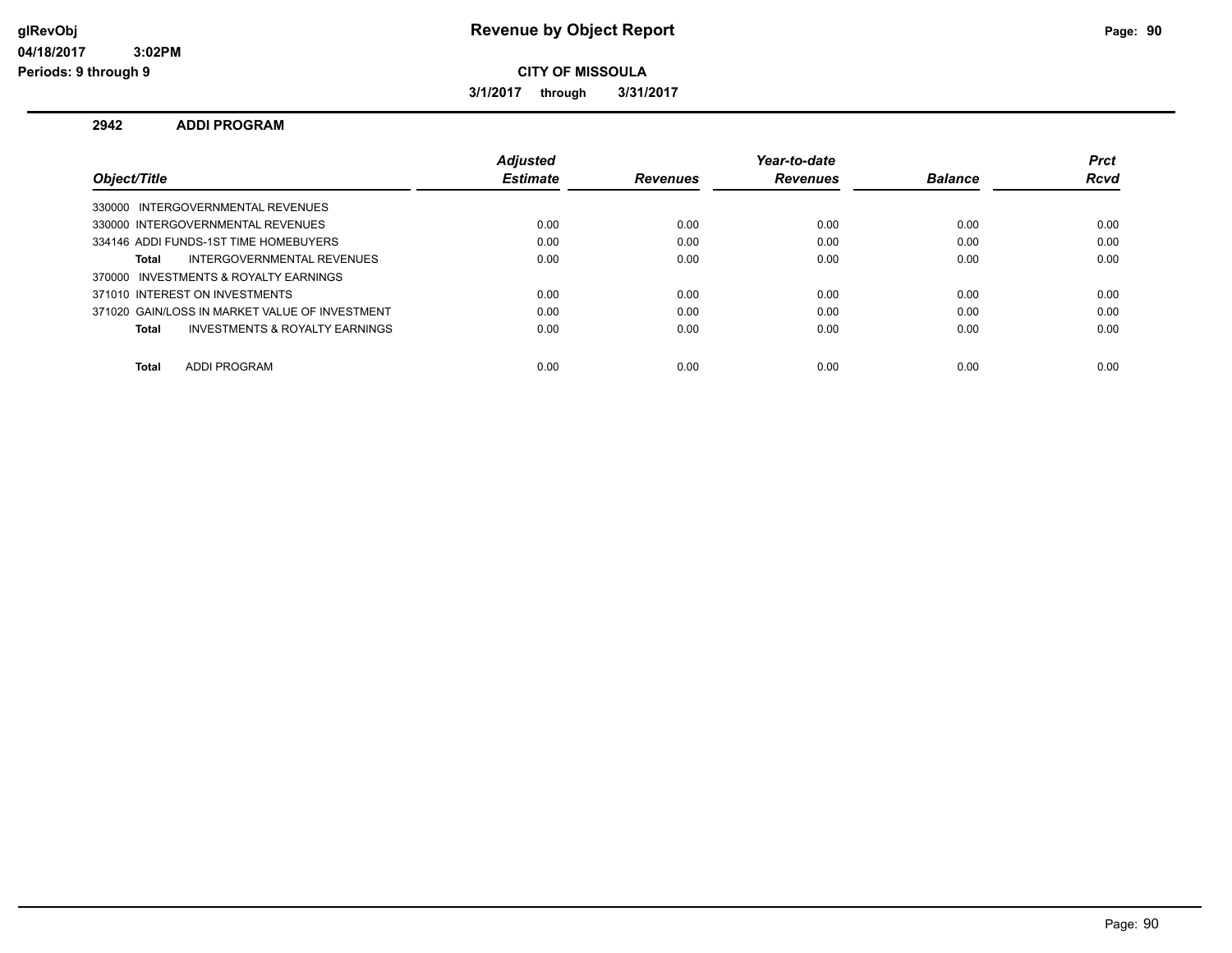# Revenue by Object Report

**glRevObj**
**04/18/2017 3:02PM**
**Periods: 9 through 9**

**CITY OF MISSOULA**

**3/1/2017 through 3/31/2017**

## 2942 ADDI PROGRAM

| Object/Title | Adjusted Estimate | Revenues | Year-to-date Revenues | Balance | Prct Rcvd |
|---|---|---|---|---|---|
| 330000 INTERGOVERNMENTAL REVENUES | | | | | |
| 330000 INTERGOVERNMENTAL REVENUES | 0.00 | 0.00 | 0.00 | 0.00 | 0.00 |
| 334146 ADDI FUNDS-1ST TIME HOMEBUYERS | 0.00 | 0.00 | 0.00 | 0.00 | 0.00 |
| **Total** INTERGOVERNMENTAL REVENUES | 0.00 | 0.00 | 0.00 | 0.00 | 0.00 |
| 370000 INVESTMENTS & ROYALTY EARNINGS | | | | | |
| 371010 INTEREST ON INVESTMENTS | 0.00 | 0.00 | 0.00 | 0.00 | 0.00 |
| 371020 GAIN/LOSS IN MARKET VALUE OF INVESTMENT | 0.00 | 0.00 | 0.00 | 0.00 | 0.00 |
| **Total** INVESTMENTS & ROYALTY EARNINGS | 0.00 | 0.00 | 0.00 | 0.00 | 0.00 |
| **Total** ADDI PROGRAM | 0.00 | 0.00 | 0.00 | 0.00 | 0.00 |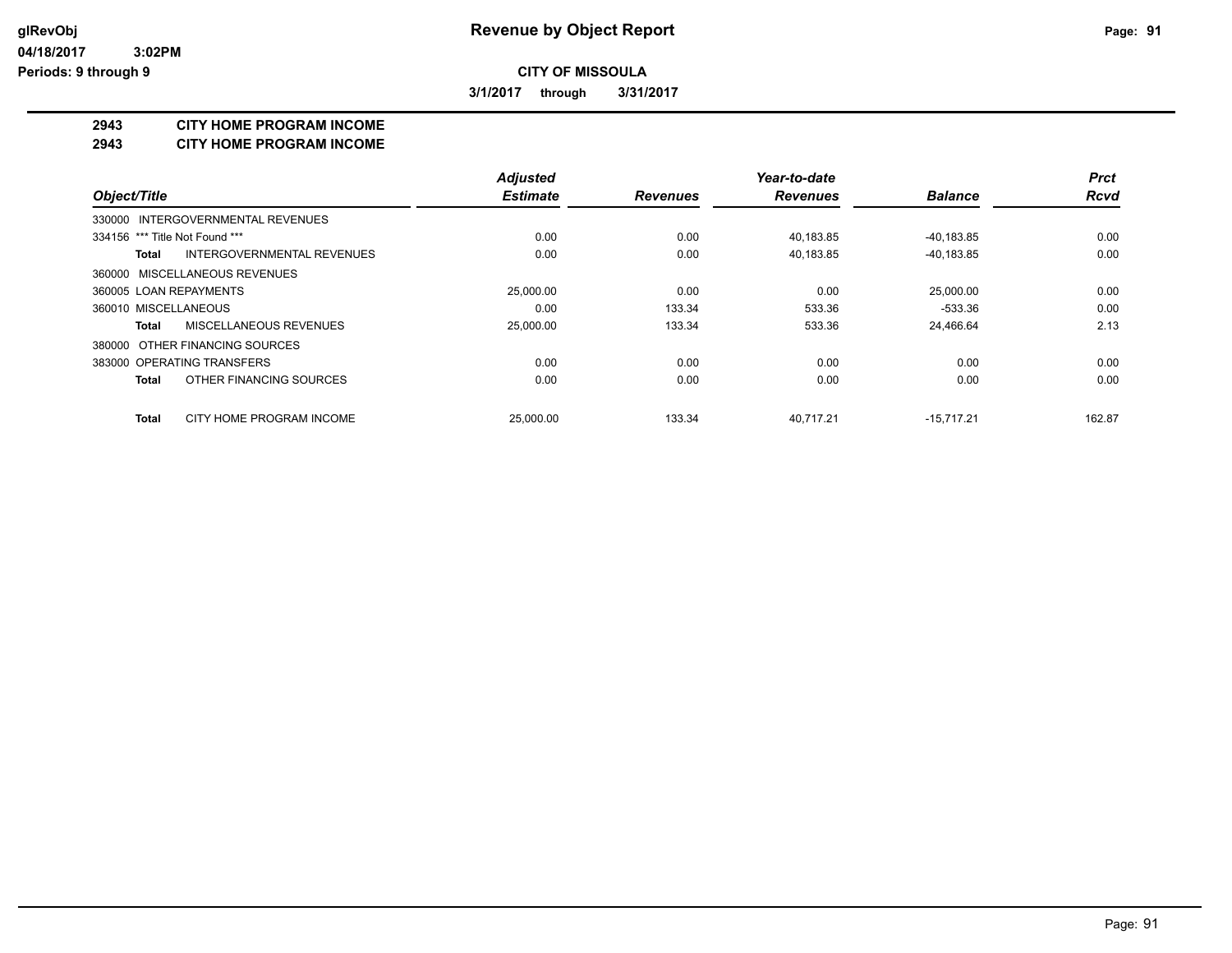# Revenue by Object Report

glRevObj
04/18/2017 3:02PM
Periods: 9 through 9

**CITY OF MISSOULA**

**3/1/2017 through 3/31/2017**

## 2943 CITY HOME PROGRAM INCOME
## 2943 CITY HOME PROGRAM INCOME

| Object/Title | Adjusted Estimate | Revenues | Year-to-date Revenues | Balance | Prct Rcvd |
|---|---|---|---|---|---|
| 330000 INTERGOVERNMENTAL REVENUES | | | | | |
| 334156 *** Title Not Found *** | 0.00 | 0.00 | 40,183.85 | -40,183.85 | 0.00 |
| **Total** INTERGOVERNMENTAL REVENUES | 0.00 | 0.00 | 40,183.85 | -40,183.85 | 0.00 |
| 360000 MISCELLANEOUS REVENUES | | | | | |
| 360005 LOAN REPAYMENTS | 25,000.00 | 0.00 | 0.00 | 25,000.00 | 0.00 |
| 360010 MISCELLANEOUS | 0.00 | 133.34 | 533.36 | -533.36 | 0.00 |
| **Total** MISCELLANEOUS REVENUES | 25,000.00 | 133.34 | 533.36 | 24,466.64 | 2.13 |
| 380000 OTHER FINANCING SOURCES | | | | | |
| 383000 OPERATING TRANSFERS | 0.00 | 0.00 | 0.00 | 0.00 | 0.00 |
| **Total** OTHER FINANCING SOURCES | 0.00 | 0.00 | 0.00 | 0.00 | 0.00 |
| **Total** CITY HOME PROGRAM INCOME | 25,000.00 | 133.34 | 40,717.21 | -15,717.21 | 162.87 |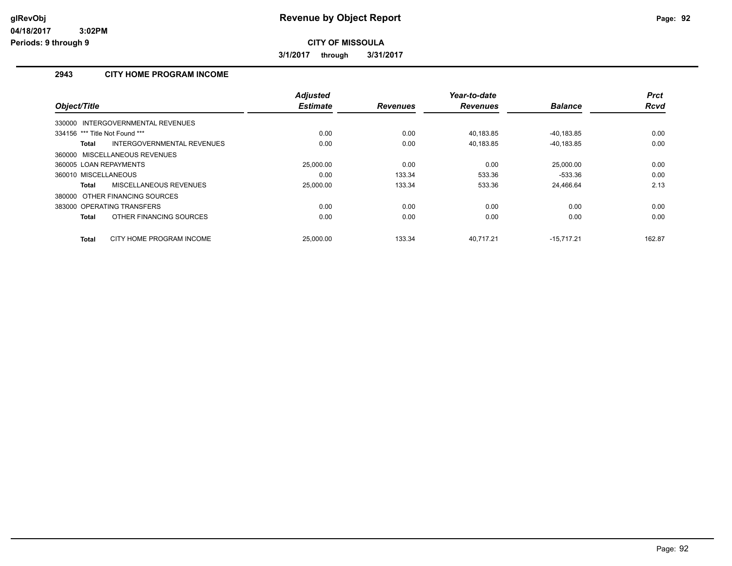# Revenue by Object Report

glRevObj
04/18/2017 3:02PM
Periods: 9 through 9

**CITY OF MISSOULA**

**3/1/2017 through 3/31/2017**

## 2943 CITY HOME PROGRAM INCOME

| Object/Title | Adjusted Estimate | Revenues | Year-to-date Revenues | Balance | Prct Rcvd |
|---|---|---|---|---|---|
| 330000 INTERGOVERNMENTAL REVENUES | | | | | |
| 334156 *** Title Not Found *** | 0.00 | 0.00 | 40,183.85 | -40,183.85 | 0.00 |
| **Total** INTERGOVERNMENTAL REVENUES | 0.00 | 0.00 | 40,183.85 | -40,183.85 | 0.00 |
| 360000 MISCELLANEOUS REVENUES | | | | | |
| 360005 LOAN REPAYMENTS | 25,000.00 | 0.00 | 0.00 | 25,000.00 | 0.00 |
| 360010 MISCELLANEOUS | 0.00 | 133.34 | 533.36 | -533.36 | 0.00 |
| **Total** MISCELLANEOUS REVENUES | 25,000.00 | 133.34 | 533.36 | 24,466.64 | 2.13 |
| 380000 OTHER FINANCING SOURCES | | | | | |
| 383000 OPERATING TRANSFERS | 0.00 | 0.00 | 0.00 | 0.00 | 0.00 |
| **Total** OTHER FINANCING SOURCES | 0.00 | 0.00 | 0.00 | 0.00 | 0.00 |
| **Total** CITY HOME PROGRAM INCOME | 25,000.00 | 133.34 | 40,717.21 | -15,717.21 | 162.87 |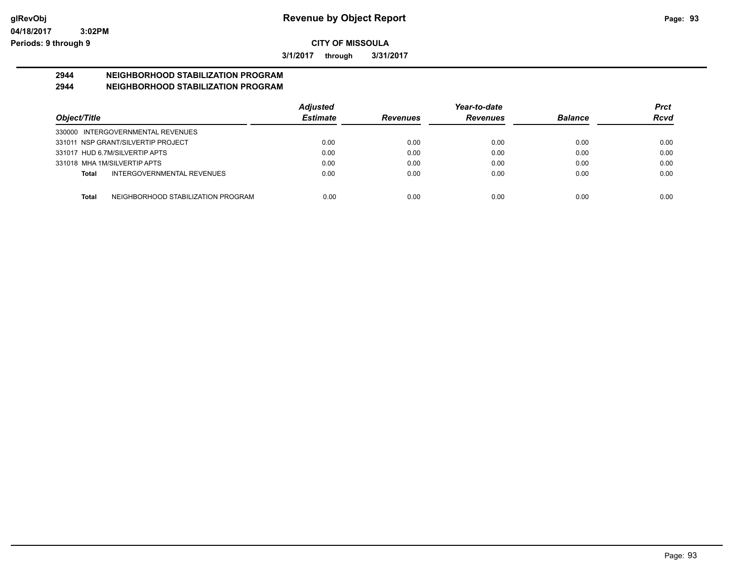**Revenue by Object Report**

**CITY OF MISSOULA**

**3/1/2017 through 3/31/2017**

glRevObj
04/18/2017 3:02PM
Periods: 9 through 9

## 2944 NEIGHBORHOOD STABILIZATION PROGRAM
## 2944 NEIGHBORHOOD STABILIZATION PROGRAM

| Object/Title | | Adjusted Estimate | Revenues | Year-to-date Revenues | Balance | Prct Rcvd |
|---|---|---|---|---|---|---|
| 330000 INTERGOVERNMENTAL REVENUES | | | | | | |
| 331011 NSP GRANT/SILVERTIP PROJECT | | 0.00 | 0.00 | 0.00 | 0.00 | 0.00 |
| 331017 HUD 6.7M/SILVERTIP APTS | | 0.00 | 0.00 | 0.00 | 0.00 | 0.00 |
| 331018 MHA 1M/SILVERTIP APTS | | 0.00 | 0.00 | 0.00 | 0.00 | 0.00 |
| **Total** | INTERGOVERNMENTAL REVENUES | 0.00 | 0.00 | 0.00 | 0.00 | 0.00 |
| **Total** | NEIGHBORHOOD STABILIZATION PROGRAM | 0.00 | 0.00 | 0.00 | 0.00 | 0.00 |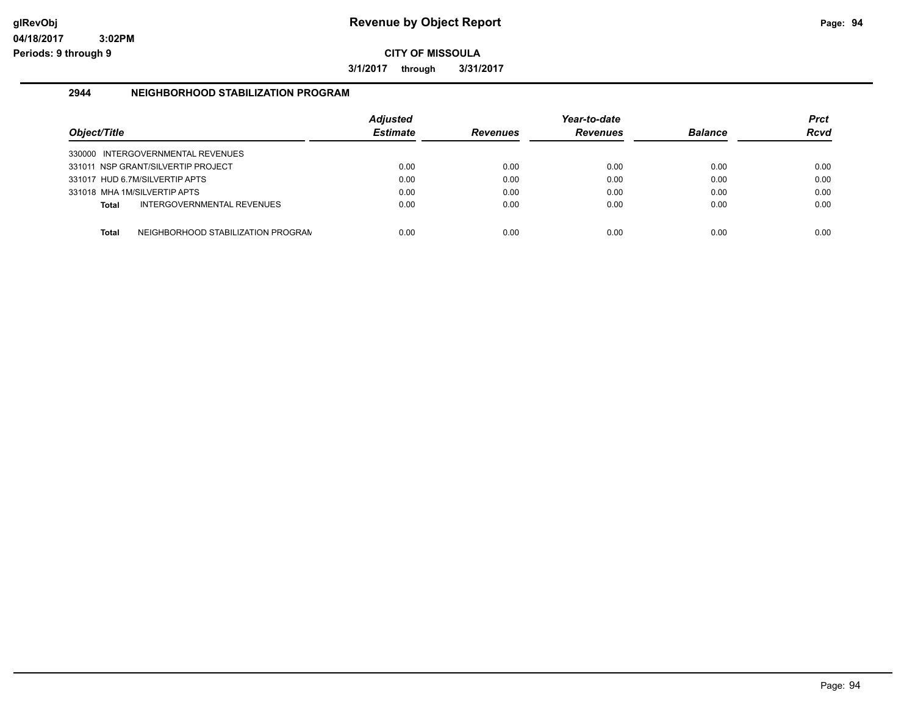# Revenue by Object Report

glRevObj
04/18/2017 3:02PM
Periods: 9 through 9

**CITY OF MISSOULA**

**3/1/2017 through 3/31/2017**

## 2944 NEIGHBORHOOD STABILIZATION PROGRAM

| Object/Title | Adjusted Estimate | Revenues | Year-to-date Revenues | Balance | Prct Rcvd |
|---|---|---|---|---|---|
| 330000 INTERGOVERNMENTAL REVENUES | | | | | |
| 331011 NSP GRANT/SILVERTIP PROJECT | 0.00 | 0.00 | 0.00 | 0.00 | 0.00 |
| 331017 HUD 6.7M/SILVERTIP APTS | 0.00 | 0.00 | 0.00 | 0.00 | 0.00 |
| 331018 MHA 1M/SILVERTIP APTS | 0.00 | 0.00 | 0.00 | 0.00 | 0.00 |
| **Total** INTERGOVERNMENTAL REVENUES | 0.00 | 0.00 | 0.00 | 0.00 | 0.00 |
| **Total** NEIGHBORHOOD STABILIZATION PROGRAM | 0.00 | 0.00 | 0.00 | 0.00 | 0.00 |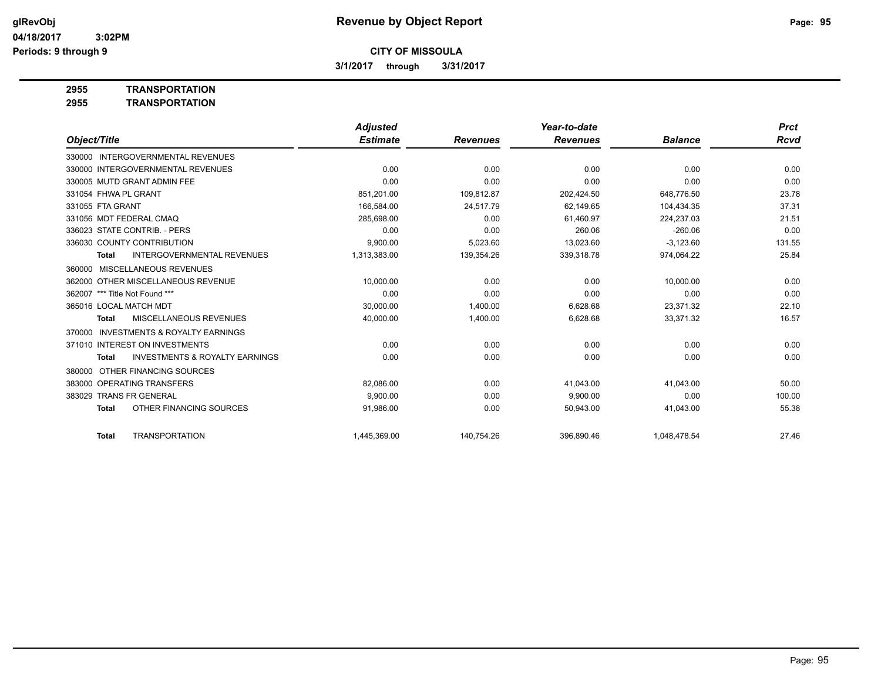# Revenue by Object Report

glRevObj
04/18/2017 3:02PM
Periods: 9 through 9

**CITY OF MISSOULA**

3/1/2017 through 3/31/2017

**2955 TRANSPORTATION**
**2955 TRANSPORTATION**

| Object/Title | Adjusted Estimate | Revenues | Year-to-date Revenues | Balance | Prct Rcvd |
|---|---|---|---|---|---|
| 330000 INTERGOVERNMENTAL REVENUES | | | | | |
| 330000 INTERGOVERNMENTAL REVENUES | 0.00 | 0.00 | 0.00 | 0.00 | 0.00 |
| 330005 MUTD GRANT ADMIN FEE | 0.00 | 0.00 | 0.00 | 0.00 | 0.00 |
| 331054 FHWA PL GRANT | 851,201.00 | 109,812.87 | 202,424.50 | 648,776.50 | 23.78 |
| 331055 FTA GRANT | 166,584.00 | 24,517.79 | 62,149.65 | 104,434.35 | 37.31 |
| 331056 MDT FEDERAL CMAQ | 285,698.00 | 0.00 | 61,460.97 | 224,237.03 | 21.51 |
| 336023 STATE CONTRIB. - PERS | 0.00 | 0.00 | 260.06 | -260.06 | 0.00 |
| 336030 COUNTY CONTRIBUTION | 9,900.00 | 5,023.60 | 13,023.60 | -3,123.60 | 131.55 |
| **Total** INTERGOVERNMENTAL REVENUES | 1,313,383.00 | 139,354.26 | 339,318.78 | 974,064.22 | 25.84 |
| 360000 MISCELLANEOUS REVENUES | | | | | |
| 362000 OTHER MISCELLANEOUS REVENUE | 10,000.00 | 0.00 | 0.00 | 10,000.00 | 0.00 |
| 362007 *** Title Not Found *** | 0.00 | 0.00 | 0.00 | 0.00 | 0.00 |
| 365016 LOCAL MATCH MDT | 30,000.00 | 1,400.00 | 6,628.68 | 23,371.32 | 22.10 |
| **Total** MISCELLANEOUS REVENUES | 40,000.00 | 1,400.00 | 6,628.68 | 33,371.32 | 16.57 |
| 370000 INVESTMENTS & ROYALTY EARNINGS | | | | | |
| 371010 INTEREST ON INVESTMENTS | 0.00 | 0.00 | 0.00 | 0.00 | 0.00 |
| **Total** INVESTMENTS & ROYALTY EARNINGS | 0.00 | 0.00 | 0.00 | 0.00 | 0.00 |
| 380000 OTHER FINANCING SOURCES | | | | | |
| 383000 OPERATING TRANSFERS | 82,086.00 | 0.00 | 41,043.00 | 41,043.00 | 50.00 |
| 383029 TRANS FR GENERAL | 9,900.00 | 0.00 | 9,900.00 | 0.00 | 100.00 |
| **Total** OTHER FINANCING SOURCES | 91,986.00 | 0.00 | 50,943.00 | 41,043.00 | 55.38 |
| **Total** TRANSPORTATION | 1,445,369.00 | 140,754.26 | 396,890.46 | 1,048,478.54 | 27.46 |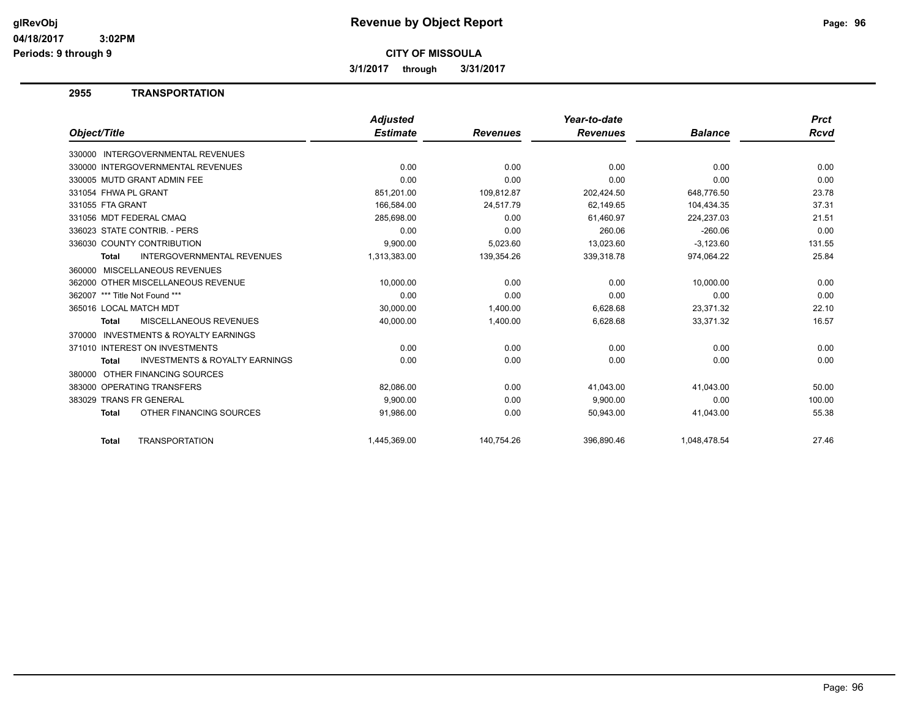# Revenue by Object Report

glRevObj
04/18/2017 3:02PM
Periods: 9 through 9

**CITY OF MISSOULA**

3/1/2017 through 3/31/2017

## 2955 TRANSPORTATION

| Object/Title | Adjusted Estimate | Revenues | Year-to-date Revenues | Balance | Prct Rcvd |
|---|---|---|---|---|---|
| 330000 INTERGOVERNMENTAL REVENUES | | | | | |
| 330000 INTERGOVERNMENTAL REVENUES | 0.00 | 0.00 | 0.00 | 0.00 | 0.00 |
| 330005 MUTD GRANT ADMIN FEE | 0.00 | 0.00 | 0.00 | 0.00 | 0.00 |
| 331054 FHWA PL GRANT | 851,201.00 | 109,812.87 | 202,424.50 | 648,776.50 | 23.78 |
| 331055 FTA GRANT | 166,584.00 | 24,517.79 | 62,149.65 | 104,434.35 | 37.31 |
| 331056 MDT FEDERAL CMAQ | 285,698.00 | 0.00 | 61,460.97 | 224,237.03 | 21.51 |
| 336023 STATE CONTRIB. - PERS | 0.00 | 0.00 | 260.06 | -260.06 | 0.00 |
| 336030 COUNTY CONTRIBUTION | 9,900.00 | 5,023.60 | 13,023.60 | -3,123.60 | 131.55 |
| **Total** INTERGOVERNMENTAL REVENUES | 1,313,383.00 | 139,354.26 | 339,318.78 | 974,064.22 | 25.84 |
| 360000 MISCELLANEOUS REVENUES | | | | | |
| 362000 OTHER MISCELLANEOUS REVENUE | 10,000.00 | 0.00 | 0.00 | 10,000.00 | 0.00 |
| 362007 *** Title Not Found *** | 0.00 | 0.00 | 0.00 | 0.00 | 0.00 |
| 365016 LOCAL MATCH MDT | 30,000.00 | 1,400.00 | 6,628.68 | 23,371.32 | 22.10 |
| **Total** MISCELLANEOUS REVENUES | 40,000.00 | 1,400.00 | 6,628.68 | 33,371.32 | 16.57 |
| 370000 INVESTMENTS & ROYALTY EARNINGS | | | | | |
| 371010 INTEREST ON INVESTMENTS | 0.00 | 0.00 | 0.00 | 0.00 | 0.00 |
| **Total** INVESTMENTS & ROYALTY EARNINGS | 0.00 | 0.00 | 0.00 | 0.00 | 0.00 |
| 380000 OTHER FINANCING SOURCES | | | | | |
| 383000 OPERATING TRANSFERS | 82,086.00 | 0.00 | 41,043.00 | 41,043.00 | 50.00 |
| 383029 TRANS FR GENERAL | 9,900.00 | 0.00 | 9,900.00 | 0.00 | 100.00 |
| **Total** OTHER FINANCING SOURCES | 91,986.00 | 0.00 | 50,943.00 | 41,043.00 | 55.38 |
| **Total** TRANSPORTATION | 1,445,369.00 | 140,754.26 | 396,890.46 | 1,048,478.54 | 27.46 |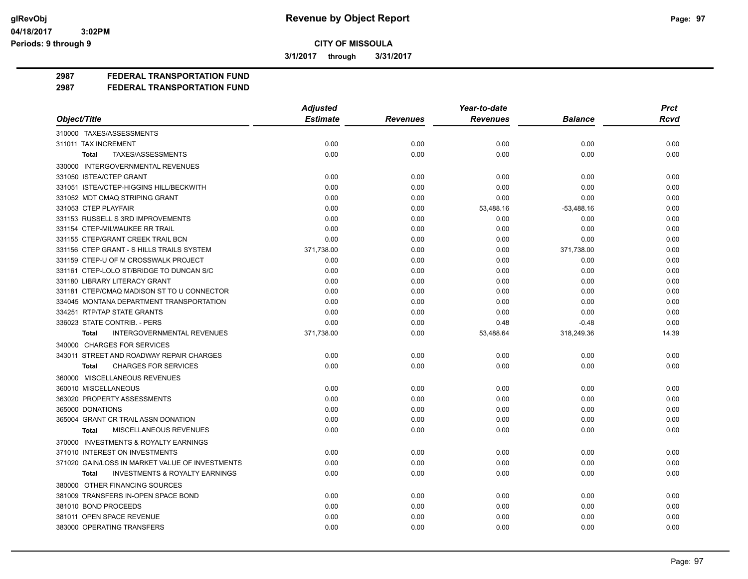**Revenue by Object Report**

**CITY OF MISSOULA**

**3/1/2017 through 3/31/2017**

glRevObj
04/18/2017 3:02PM
Periods: 9 through 9

## 2987 FEDERAL TRANSPORTATION FUND
## 2987 FEDERAL TRANSPORTATION FUND

| Object/Title | Adjusted Estimate | Revenues | Year-to-date Revenues | Balance | Prct Rcvd |
|---|---|---|---|---|---|
| 310000 TAXES/ASSESSMENTS | | | | | |
| 311011 TAX INCREMENT | 0.00 | 0.00 | 0.00 | 0.00 | 0.00 |
| **Total** TAXES/ASSESSMENTS | 0.00 | 0.00 | 0.00 | 0.00 | 0.00 |
| 330000 INTERGOVERNMENTAL REVENUES | | | | | |
| 331050 ISTEA/CTEP GRANT | 0.00 | 0.00 | 0.00 | 0.00 | 0.00 |
| 331051 ISTEA/CTEP-HIGGINS HILL/BECKWITH | 0.00 | 0.00 | 0.00 | 0.00 | 0.00 |
| 331052 MDT CMAQ STRIPING GRANT | 0.00 | 0.00 | 0.00 | 0.00 | 0.00 |
| 331053 CTEP PLAYFAIR | 0.00 | 0.00 | 53,488.16 | -53,488.16 | 0.00 |
| 331153 RUSSELL S 3RD IMPROVEMENTS | 0.00 | 0.00 | 0.00 | 0.00 | 0.00 |
| 331154 CTEP-MILWAUKEE RR TRAIL | 0.00 | 0.00 | 0.00 | 0.00 | 0.00 |
| 331155 CTEP/GRANT CREEK TRAIL BCN | 0.00 | 0.00 | 0.00 | 0.00 | 0.00 |
| 331156 CTEP GRANT - S HILLS TRAILS SYSTEM | 371,738.00 | 0.00 | 0.00 | 371,738.00 | 0.00 |
| 331159 CTEP-U OF M CROSSWALK PROJECT | 0.00 | 0.00 | 0.00 | 0.00 | 0.00 |
| 331161 CTEP-LOLO ST/BRIDGE TO DUNCAN S/C | 0.00 | 0.00 | 0.00 | 0.00 | 0.00 |
| 331180 LIBRARY LITERACY GRANT | 0.00 | 0.00 | 0.00 | 0.00 | 0.00 |
| 331181 CTEP/CMAQ MADISON ST TO U CONNECTOR | 0.00 | 0.00 | 0.00 | 0.00 | 0.00 |
| 334045 MONTANA DEPARTMENT TRANSPORTATION | 0.00 | 0.00 | 0.00 | 0.00 | 0.00 |
| 334251 RTP/TAP STATE GRANTS | 0.00 | 0.00 | 0.00 | 0.00 | 0.00 |
| 336023 STATE CONTRIB. - PERS | 0.00 | 0.00 | 0.48 | -0.48 | 0.00 |
| **Total** INTERGOVERNMENTAL REVENUES | 371,738.00 | 0.00 | 53,488.64 | 318,249.36 | 14.39 |
| 340000 CHARGES FOR SERVICES | | | | | |
| 343011 STREET AND ROADWAY REPAIR CHARGES | 0.00 | 0.00 | 0.00 | 0.00 | 0.00 |
| **Total** CHARGES FOR SERVICES | 0.00 | 0.00 | 0.00 | 0.00 | 0.00 |
| 360000 MISCELLANEOUS REVENUES | | | | | |
| 360010 MISCELLANEOUS | 0.00 | 0.00 | 0.00 | 0.00 | 0.00 |
| 363020 PROPERTY ASSESSMENTS | 0.00 | 0.00 | 0.00 | 0.00 | 0.00 |
| 365000 DONATIONS | 0.00 | 0.00 | 0.00 | 0.00 | 0.00 |
| 365004 GRANT CR TRAIL ASSN DONATION | 0.00 | 0.00 | 0.00 | 0.00 | 0.00 |
| **Total** MISCELLANEOUS REVENUES | 0.00 | 0.00 | 0.00 | 0.00 | 0.00 |
| 370000 INVESTMENTS & ROYALTY EARNINGS | | | | | |
| 371010 INTEREST ON INVESTMENTS | 0.00 | 0.00 | 0.00 | 0.00 | 0.00 |
| 371020 GAIN/LOSS IN MARKET VALUE OF INVESTMENTS | 0.00 | 0.00 | 0.00 | 0.00 | 0.00 |
| **Total** INVESTMENTS & ROYALTY EARNINGS | 0.00 | 0.00 | 0.00 | 0.00 | 0.00 |
| 380000 OTHER FINANCING SOURCES | | | | | |
| 381009 TRANSFERS IN-OPEN SPACE BOND | 0.00 | 0.00 | 0.00 | 0.00 | 0.00 |
| 381010 BOND PROCEEDS | 0.00 | 0.00 | 0.00 | 0.00 | 0.00 |
| 381011 OPEN SPACE REVENUE | 0.00 | 0.00 | 0.00 | 0.00 | 0.00 |
| 383000 OPERATING TRANSFERS | 0.00 | 0.00 | 0.00 | 0.00 | 0.00 |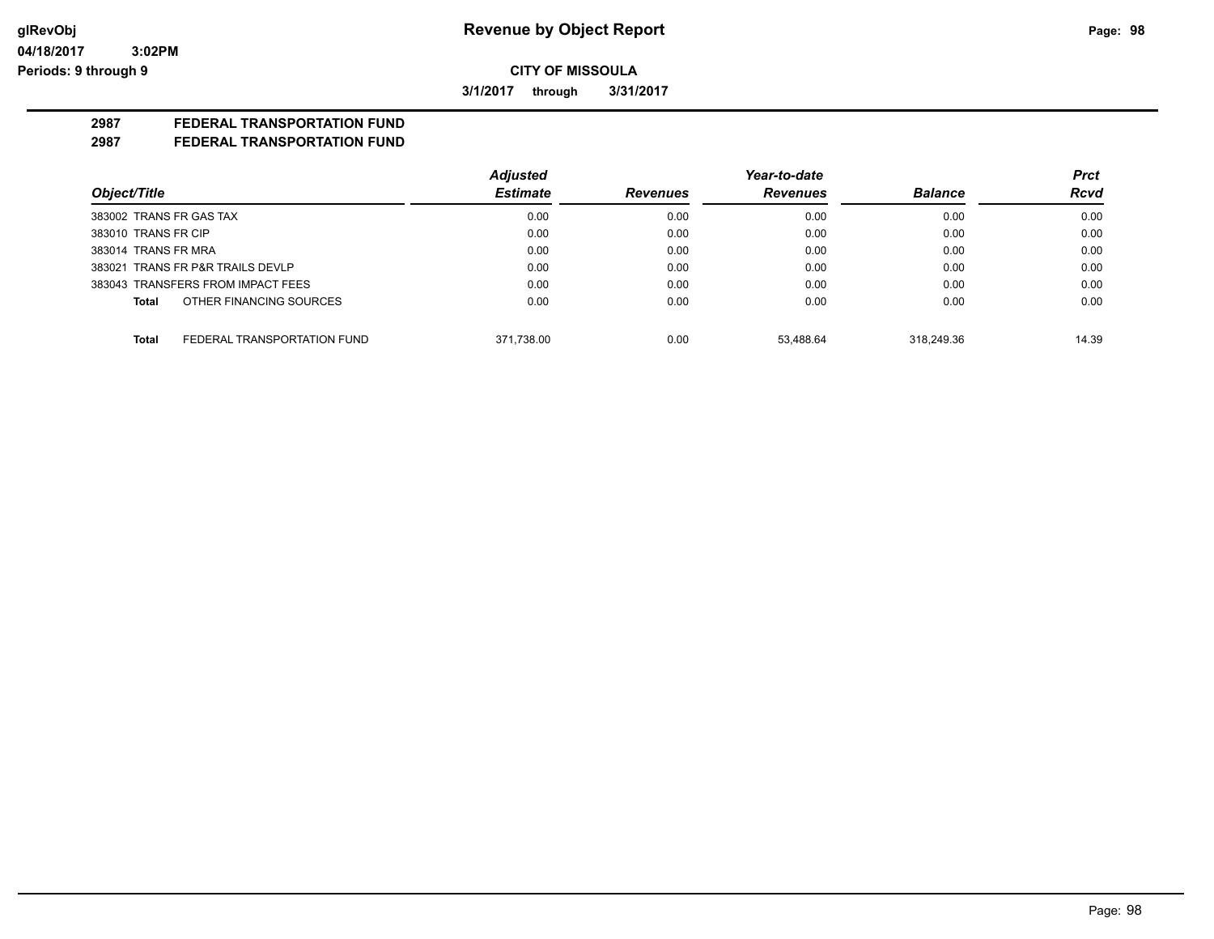# Revenue by Object Report

glRevObj
04/18/2017 3:02PM
Periods: 9 through 9

**CITY OF MISSOULA**

**3/1/2017 through 3/31/2017**

**2987 FEDERAL TRANSPORTATION FUND**
**2987 FEDERAL TRANSPORTATION FUND**

| Object/Title | Adjusted Estimate | Revenues | Year-to-date Revenues | Balance | Prct Rcvd |
|---|---|---|---|---|---|
| 383002 TRANS FR GAS TAX | 0.00 | 0.00 | 0.00 | 0.00 | 0.00 |
| 383010 TRANS FR CIP | 0.00 | 0.00 | 0.00 | 0.00 | 0.00 |
| 383014 TRANS FR MRA | 0.00 | 0.00 | 0.00 | 0.00 | 0.00 |
| 383021 TRANS FR P&R TRAILS DEVLP | 0.00 | 0.00 | 0.00 | 0.00 | 0.00 |
| 383043 TRANSFERS FROM IMPACT FEES | 0.00 | 0.00 | 0.00 | 0.00 | 0.00 |
| **Total** OTHER FINANCING SOURCES | 0.00 | 0.00 | 0.00 | 0.00 | 0.00 |
| **Total** FEDERAL TRANSPORTATION FUND | 371,738.00 | 0.00 | 53,488.64 | 318,249.36 | 14.39 |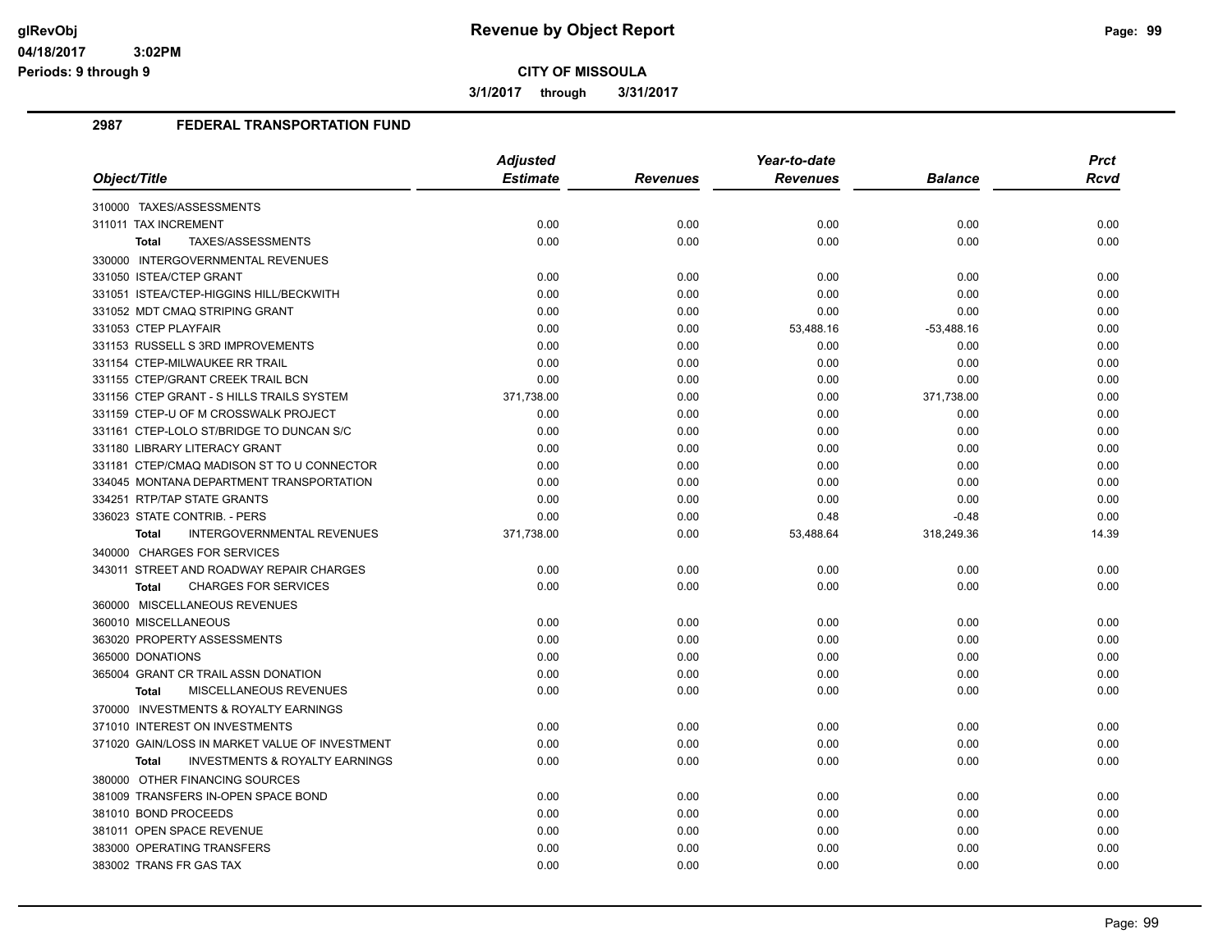# Revenue by Object Report

glRevObj
04/18/2017 3:02PM
Periods: 9 through 9

**CITY OF MISSOULA**

**3/1/2017 through 3/31/2017**

## 2987 FEDERAL TRANSPORTATION FUND

| Object/Title | Adjusted Estimate | Revenues | Year-to-date Revenues | Balance | Prct Rcvd |
|---|---|---|---|---|---|
| 310000 TAXES/ASSESSMENTS | | | | | |
| 311011 TAX INCREMENT | 0.00 | 0.00 | 0.00 | 0.00 | 0.00 |
| **Total** TAXES/ASSESSMENTS | 0.00 | 0.00 | 0.00 | 0.00 | 0.00 |
| 330000 INTERGOVERNMENTAL REVENUES | | | | | |
| 331050 ISTEA/CTEP GRANT | 0.00 | 0.00 | 0.00 | 0.00 | 0.00 |
| 331051 ISTEA/CTEP-HIGGINS HILL/BECKWITH | 0.00 | 0.00 | 0.00 | 0.00 | 0.00 |
| 331052 MDT CMAQ STRIPING GRANT | 0.00 | 0.00 | 0.00 | 0.00 | 0.00 |
| 331053 CTEP PLAYFAIR | 0.00 | 0.00 | 53,488.16 | -53,488.16 | 0.00 |
| 331153 RUSSELL S 3RD IMPROVEMENTS | 0.00 | 0.00 | 0.00 | 0.00 | 0.00 |
| 331154 CTEP-MILWAUKEE RR TRAIL | 0.00 | 0.00 | 0.00 | 0.00 | 0.00 |
| 331155 CTEP/GRANT CREEK TRAIL BCN | 0.00 | 0.00 | 0.00 | 0.00 | 0.00 |
| 331156 CTEP GRANT - S HILLS TRAILS SYSTEM | 371,738.00 | 0.00 | 0.00 | 371,738.00 | 0.00 |
| 331159 CTEP-U OF M CROSSWALK PROJECT | 0.00 | 0.00 | 0.00 | 0.00 | 0.00 |
| 331161 CTEP-LOLO ST/BRIDGE TO DUNCAN S/C | 0.00 | 0.00 | 0.00 | 0.00 | 0.00 |
| 331180 LIBRARY LITERACY GRANT | 0.00 | 0.00 | 0.00 | 0.00 | 0.00 |
| 331181 CTEP/CMAQ MADISON ST TO U CONNECTOR | 0.00 | 0.00 | 0.00 | 0.00 | 0.00 |
| 334045 MONTANA DEPARTMENT TRANSPORTATION | 0.00 | 0.00 | 0.00 | 0.00 | 0.00 |
| 334251 RTP/TAP STATE GRANTS | 0.00 | 0.00 | 0.00 | 0.00 | 0.00 |
| 336023 STATE CONTRIB. - PERS | 0.00 | 0.00 | 0.48 | -0.48 | 0.00 |
| **Total** INTERGOVERNMENTAL REVENUES | 371,738.00 | 0.00 | 53,488.64 | 318,249.36 | 14.39 |
| 340000 CHARGES FOR SERVICES | | | | | |
| 343011 STREET AND ROADWAY REPAIR CHARGES | 0.00 | 0.00 | 0.00 | 0.00 | 0.00 |
| **Total** CHARGES FOR SERVICES | 0.00 | 0.00 | 0.00 | 0.00 | 0.00 |
| 360000 MISCELLANEOUS REVENUES | | | | | |
| 360010 MISCELLANEOUS | 0.00 | 0.00 | 0.00 | 0.00 | 0.00 |
| 363020 PROPERTY ASSESSMENTS | 0.00 | 0.00 | 0.00 | 0.00 | 0.00 |
| 365000 DONATIONS | 0.00 | 0.00 | 0.00 | 0.00 | 0.00 |
| 365004 GRANT CR TRAIL ASSN DONATION | 0.00 | 0.00 | 0.00 | 0.00 | 0.00 |
| **Total** MISCELLANEOUS REVENUES | 0.00 | 0.00 | 0.00 | 0.00 | 0.00 |
| 370000 INVESTMENTS & ROYALTY EARNINGS | | | | | |
| 371010 INTEREST ON INVESTMENTS | 0.00 | 0.00 | 0.00 | 0.00 | 0.00 |
| 371020 GAIN/LOSS IN MARKET VALUE OF INVESTMENT | 0.00 | 0.00 | 0.00 | 0.00 | 0.00 |
| **Total** INVESTMENTS & ROYALTY EARNINGS | 0.00 | 0.00 | 0.00 | 0.00 | 0.00 |
| 380000 OTHER FINANCING SOURCES | | | | | |
| 381009 TRANSFERS IN-OPEN SPACE BOND | 0.00 | 0.00 | 0.00 | 0.00 | 0.00 |
| 381010 BOND PROCEEDS | 0.00 | 0.00 | 0.00 | 0.00 | 0.00 |
| 381011 OPEN SPACE REVENUE | 0.00 | 0.00 | 0.00 | 0.00 | 0.00 |
| 383000 OPERATING TRANSFERS | 0.00 | 0.00 | 0.00 | 0.00 | 0.00 |
| 383002 TRANS FR GAS TAX | 0.00 | 0.00 | 0.00 | 0.00 | 0.00 |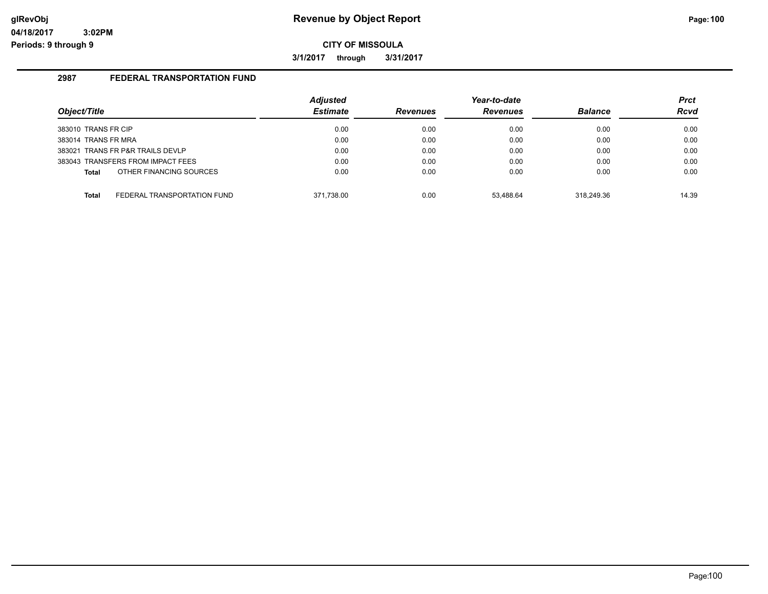# Revenue by Object Report

glRevObj
04/18/2017 3:02PM
Periods: 9 through 9

**CITY OF MISSOULA**

**3/1/2017 through 3/31/2017**

## 2987 FEDERAL TRANSPORTATION FUND

| Object/Title | Adjusted Estimate | Revenues | Year-to-date Revenues | Balance | Prct Rcvd |
|---|---|---|---|---|---|
| 383010 TRANS FR CIP | 0.00 | 0.00 | 0.00 | 0.00 | 0.00 |
| 383014 TRANS FR MRA | 0.00 | 0.00 | 0.00 | 0.00 | 0.00 |
| 383021 TRANS FR P&R TRAILS DEVLP | 0.00 | 0.00 | 0.00 | 0.00 | 0.00 |
| 383043 TRANSFERS FROM IMPACT FEES | 0.00 | 0.00 | 0.00 | 0.00 | 0.00 |
| **Total** OTHER FINANCING SOURCES | 0.00 | 0.00 | 0.00 | 0.00 | 0.00 |
| **Total** FEDERAL TRANSPORTATION FUND | 371,738.00 | 0.00 | 53,488.64 | 318,249.36 | 14.39 |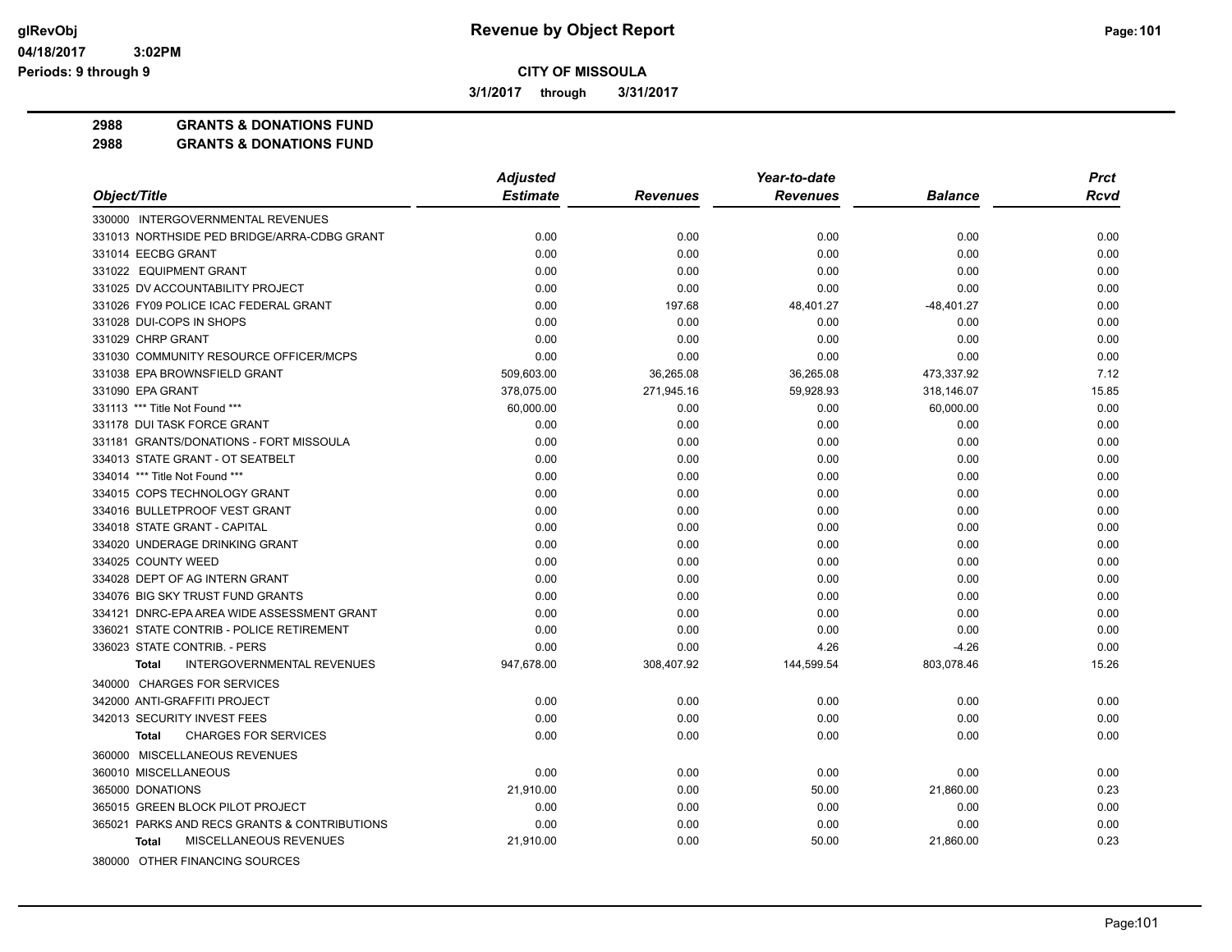# Revenue by Object Report

glRevObj
04/18/2017 3:02PM
Periods: 9 through 9

**CITY OF MISSOULA**

3/1/2017 through 3/31/2017

**2988 GRANTS & DONATIONS FUND**
**2988 GRANTS & DONATIONS FUND**

| Object/Title | Adjusted Estimate | Revenues | Year-to-date Revenues | Balance | Prct Rcvd |
|---|---|---|---|---|---|
| 330000 INTERGOVERNMENTAL REVENUES | | | | | |
| 331013 NORTHSIDE PED BRIDGE/ARRA-CDBG GRANT | 0.00 | 0.00 | 0.00 | 0.00 | 0.00 |
| 331014 EECBG GRANT | 0.00 | 0.00 | 0.00 | 0.00 | 0.00 |
| 331022 EQUIPMENT GRANT | 0.00 | 0.00 | 0.00 | 0.00 | 0.00 |
| 331025 DV ACCOUNTABILITY PROJECT | 0.00 | 0.00 | 0.00 | 0.00 | 0.00 |
| 331026 FY09 POLICE ICAC FEDERAL GRANT | 0.00 | 197.68 | 48,401.27 | -48,401.27 | 0.00 |
| 331028 DUI-COPS IN SHOPS | 0.00 | 0.00 | 0.00 | 0.00 | 0.00 |
| 331029 CHRP GRANT | 0.00 | 0.00 | 0.00 | 0.00 | 0.00 |
| 331030 COMMUNITY RESOURCE OFFICER/MCPS | 0.00 | 0.00 | 0.00 | 0.00 | 0.00 |
| 331038 EPA BROWNSFIELD GRANT | 509,603.00 | 36,265.08 | 36,265.08 | 473,337.92 | 7.12 |
| 331090 EPA GRANT | 378,075.00 | 271,945.16 | 59,928.93 | 318,146.07 | 15.85 |
| 331113 *** Title Not Found *** | 60,000.00 | 0.00 | 0.00 | 60,000.00 | 0.00 |
| 331178 DUI TASK FORCE GRANT | 0.00 | 0.00 | 0.00 | 0.00 | 0.00 |
| 331181 GRANTS/DONATIONS - FORT MISSOULA | 0.00 | 0.00 | 0.00 | 0.00 | 0.00 |
| 334013 STATE GRANT - OT SEATBELT | 0.00 | 0.00 | 0.00 | 0.00 | 0.00 |
| 334014 *** Title Not Found *** | 0.00 | 0.00 | 0.00 | 0.00 | 0.00 |
| 334015 COPS TECHNOLOGY GRANT | 0.00 | 0.00 | 0.00 | 0.00 | 0.00 |
| 334016 BULLETPROOF VEST GRANT | 0.00 | 0.00 | 0.00 | 0.00 | 0.00 |
| 334018 STATE GRANT - CAPITAL | 0.00 | 0.00 | 0.00 | 0.00 | 0.00 |
| 334020 UNDERAGE DRINKING GRANT | 0.00 | 0.00 | 0.00 | 0.00 | 0.00 |
| 334025 COUNTY WEED | 0.00 | 0.00 | 0.00 | 0.00 | 0.00 |
| 334028 DEPT OF AG INTERN GRANT | 0.00 | 0.00 | 0.00 | 0.00 | 0.00 |
| 334076 BIG SKY TRUST FUND GRANTS | 0.00 | 0.00 | 0.00 | 0.00 | 0.00 |
| 334121 DNRC-EPA AREA WIDE ASSESSMENT GRANT | 0.00 | 0.00 | 0.00 | 0.00 | 0.00 |
| 336021 STATE CONTRIB - POLICE RETIREMENT | 0.00 | 0.00 | 0.00 | 0.00 | 0.00 |
| 336023 STATE CONTRIB. - PERS | 0.00 | 0.00 | 4.26 | -4.26 | 0.00 |
| **Total** INTERGOVERNMENTAL REVENUES | 947,678.00 | 308,407.92 | 144,599.54 | 803,078.46 | 15.26 |
| 340000 CHARGES FOR SERVICES | | | | | |
| 342000 ANTI-GRAFFITI PROJECT | 0.00 | 0.00 | 0.00 | 0.00 | 0.00 |
| 342013 SECURITY INVEST FEES | 0.00 | 0.00 | 0.00 | 0.00 | 0.00 |
| **Total** CHARGES FOR SERVICES | 0.00 | 0.00 | 0.00 | 0.00 | 0.00 |
| 360000 MISCELLANEOUS REVENUES | | | | | |
| 360010 MISCELLANEOUS | 0.00 | 0.00 | 0.00 | 0.00 | 0.00 |
| 365000 DONATIONS | 21,910.00 | 0.00 | 50.00 | 21,860.00 | 0.23 |
| 365015 GREEN BLOCK PILOT PROJECT | 0.00 | 0.00 | 0.00 | 0.00 | 0.00 |
| 365021 PARKS AND RECS GRANTS & CONTRIBUTIONS | 0.00 | 0.00 | 0.00 | 0.00 | 0.00 |
| **Total** MISCELLANEOUS REVENUES | 21,910.00 | 0.00 | 50.00 | 21,860.00 | 0.23 |
| 380000 OTHER FINANCING SOURCES | | | | | |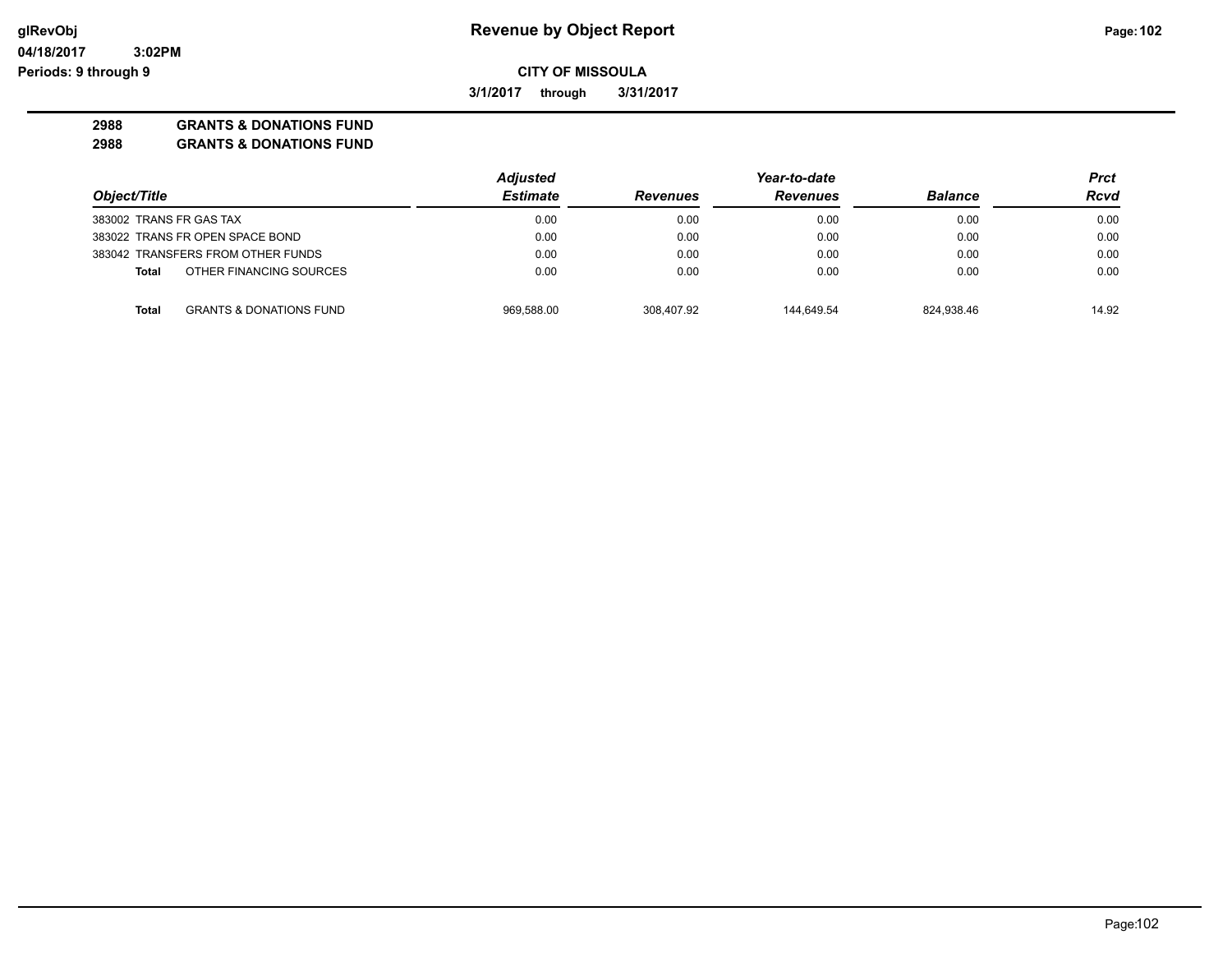**Revenue by Object Report**

**CITY OF MISSOULA**

**3/1/2017 through 3/31/2017**

**2988 GRANTS & DONATIONS FUND**

**2988 GRANTS & DONATIONS FUND**

| Object/Title | | Adjusted Estimate | Revenues | Year-to-date Revenues | Balance | Prct Rcvd |
|---|---|---|---|---|---|---|
| 383002 TRANS FR GAS TAX | | 0.00 | 0.00 | 0.00 | 0.00 | 0.00 |
| 383022 TRANS FR OPEN SPACE BOND | | 0.00 | 0.00 | 0.00 | 0.00 | 0.00 |
| 383042 TRANSFERS FROM OTHER FUNDS | | 0.00 | 0.00 | 0.00 | 0.00 | 0.00 |
| **Total** | OTHER FINANCING SOURCES | 0.00 | 0.00 | 0.00 | 0.00 | 0.00 |
| **Total** | GRANTS & DONATIONS FUND | 969,588.00 | 308,407.92 | 144,649.54 | 824,938.46 | 14.92 |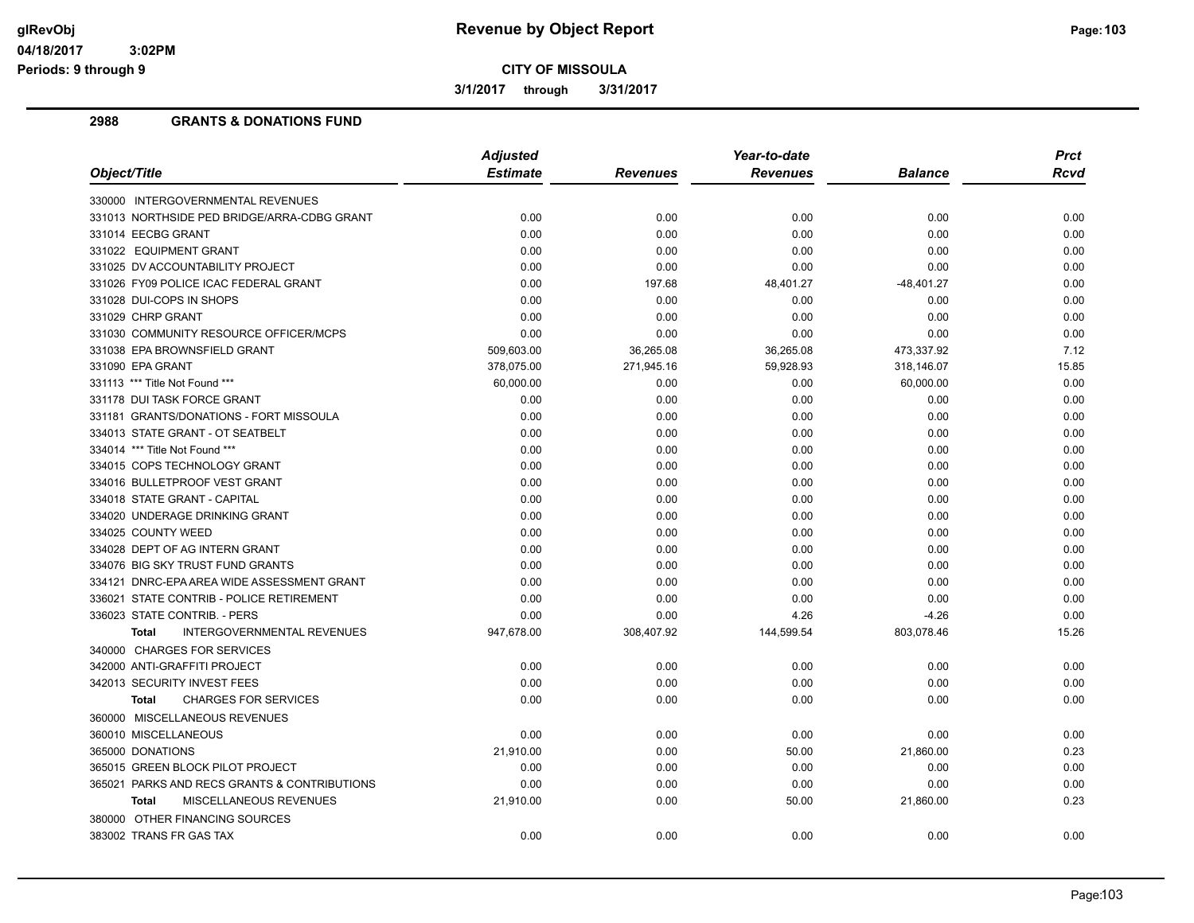**glRevObj**
**04/18/2017 3:02PM**
**Periods: 9 through 9**

# Revenue by Object Report

**CITY OF MISSOULA**

**3/1/2017 through 3/31/2017**

## 2988 GRANTS & DONATIONS FUND

| Object/Title | Adjusted Estimate | Revenues | Year-to-date Revenues | Balance | Prct Rcvd |
|---|---|---|---|---|---|
| 330000 INTERGOVERNMENTAL REVENUES | | | | | |
| 331013 NORTHSIDE PED BRIDGE/ARRA-CDBG GRANT | 0.00 | 0.00 | 0.00 | 0.00 | 0.00 |
| 331014 EECBG GRANT | 0.00 | 0.00 | 0.00 | 0.00 | 0.00 |
| 331022 EQUIPMENT GRANT | 0.00 | 0.00 | 0.00 | 0.00 | 0.00 |
| 331025 DV ACCOUNTABILITY PROJECT | 0.00 | 0.00 | 0.00 | 0.00 | 0.00 |
| 331026 FY09 POLICE ICAC FEDERAL GRANT | 0.00 | 197.68 | 48,401.27 | -48,401.27 | 0.00 |
| 331028 DUI-COPS IN SHOPS | 0.00 | 0.00 | 0.00 | 0.00 | 0.00 |
| 331029 CHRP GRANT | 0.00 | 0.00 | 0.00 | 0.00 | 0.00 |
| 331030 COMMUNITY RESOURCE OFFICER/MCPS | 0.00 | 0.00 | 0.00 | 0.00 | 0.00 |
| 331038 EPA BROWNSFIELD GRANT | 509,603.00 | 36,265.08 | 36,265.08 | 473,337.92 | 7.12 |
| 331090 EPA GRANT | 378,075.00 | 271,945.16 | 59,928.93 | 318,146.07 | 15.85 |
| 331113 *** Title Not Found *** | 60,000.00 | 0.00 | 0.00 | 60,000.00 | 0.00 |
| 331178 DUI TASK FORCE GRANT | 0.00 | 0.00 | 0.00 | 0.00 | 0.00 |
| 331181 GRANTS/DONATIONS - FORT MISSOULA | 0.00 | 0.00 | 0.00 | 0.00 | 0.00 |
| 334013 STATE GRANT - OT SEATBELT | 0.00 | 0.00 | 0.00 | 0.00 | 0.00 |
| 334014 *** Title Not Found *** | 0.00 | 0.00 | 0.00 | 0.00 | 0.00 |
| 334015 COPS TECHNOLOGY GRANT | 0.00 | 0.00 | 0.00 | 0.00 | 0.00 |
| 334016 BULLETPROOF VEST GRANT | 0.00 | 0.00 | 0.00 | 0.00 | 0.00 |
| 334018 STATE GRANT - CAPITAL | 0.00 | 0.00 | 0.00 | 0.00 | 0.00 |
| 334020 UNDERAGE DRINKING GRANT | 0.00 | 0.00 | 0.00 | 0.00 | 0.00 |
| 334025 COUNTY WEED | 0.00 | 0.00 | 0.00 | 0.00 | 0.00 |
| 334028 DEPT OF AG INTERN GRANT | 0.00 | 0.00 | 0.00 | 0.00 | 0.00 |
| 334076 BIG SKY TRUST FUND GRANTS | 0.00 | 0.00 | 0.00 | 0.00 | 0.00 |
| 334121 DNRC-EPA AREA WIDE ASSESSMENT GRANT | 0.00 | 0.00 | 0.00 | 0.00 | 0.00 |
| 336021 STATE CONTRIB - POLICE RETIREMENT | 0.00 | 0.00 | 0.00 | 0.00 | 0.00 |
| 336023 STATE CONTRIB. - PERS | 0.00 | 0.00 | 4.26 | -4.26 | 0.00 |
| **Total** INTERGOVERNMENTAL REVENUES | 947,678.00 | 308,407.92 | 144,599.54 | 803,078.46 | 15.26 |
| 340000 CHARGES FOR SERVICES | | | | | |
| 342000 ANTI-GRAFFITI PROJECT | 0.00 | 0.00 | 0.00 | 0.00 | 0.00 |
| 342013 SECURITY INVEST FEES | 0.00 | 0.00 | 0.00 | 0.00 | 0.00 |
| **Total** CHARGES FOR SERVICES | 0.00 | 0.00 | 0.00 | 0.00 | 0.00 |
| 360000 MISCELLANEOUS REVENUES | | | | | |
| 360010 MISCELLANEOUS | 0.00 | 0.00 | 0.00 | 0.00 | 0.00 |
| 365000 DONATIONS | 21,910.00 | 0.00 | 50.00 | 21,860.00 | 0.23 |
| 365015 GREEN BLOCK PILOT PROJECT | 0.00 | 0.00 | 0.00 | 0.00 | 0.00 |
| 365021 PARKS AND RECS GRANTS & CONTRIBUTIONS | 0.00 | 0.00 | 0.00 | 0.00 | 0.00 |
| **Total** MISCELLANEOUS REVENUES | 21,910.00 | 0.00 | 50.00 | 21,860.00 | 0.23 |
| 380000 OTHER FINANCING SOURCES | | | | | |
| 383002 TRANS FR GAS TAX | 0.00 | 0.00 | 0.00 | 0.00 | 0.00 |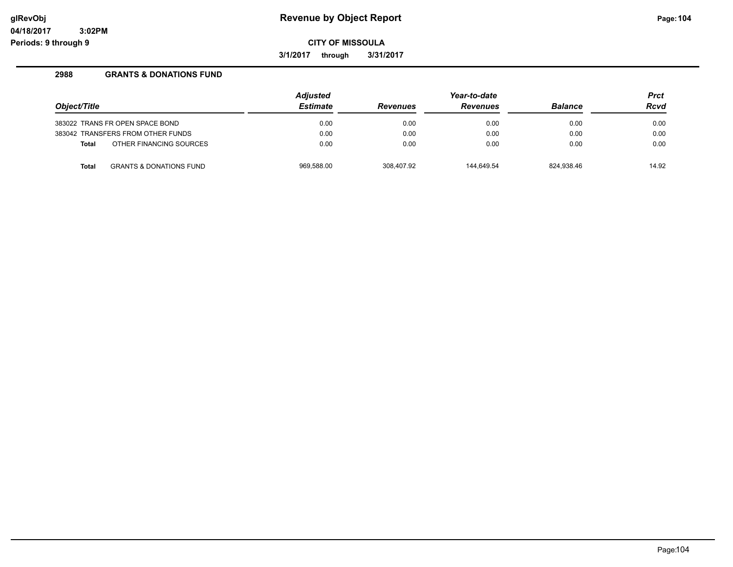# Revenue by Object Report

glRevObj
04/18/2017 3:02PM
Periods: 9 through 9

**CITY OF MISSOULA**

**3/1/2017 through 3/31/2017**

## 2988 GRANTS & DONATIONS FUND

| Object/Title | | Adjusted Estimate | Revenues | Year-to-date Revenues | Balance | Prct Rcvd |
|---|---|---|---|---|---|---|
| 383022 TRANS FR OPEN SPACE BOND | | 0.00 | 0.00 | 0.00 | 0.00 | 0.00 |
| 383042 TRANSFERS FROM OTHER FUNDS | | 0.00 | 0.00 | 0.00 | 0.00 | 0.00 |
| **Total** | OTHER FINANCING SOURCES | 0.00 | 0.00 | 0.00 | 0.00 | 0.00 |
| **Total** | GRANTS & DONATIONS FUND | 969,588.00 | 308,407.92 | 144,649.54 | 824,938.46 | 14.92 |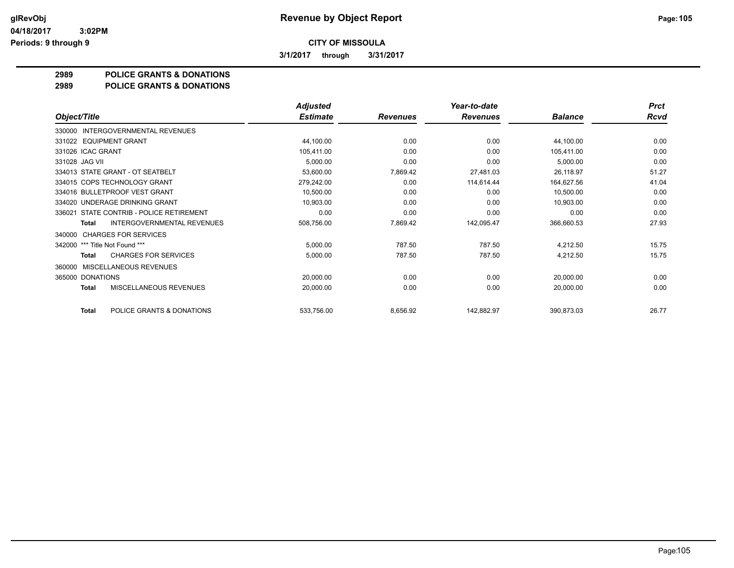# Revenue by Object Report

glRevObj
04/18/2017 3:02PM
Periods: 9 through 9

**CITY OF MISSOULA**

3/1/2017 through 3/31/2017

**2989 POLICE GRANTS & DONATIONS**
**2989 POLICE GRANTS & DONATIONS**

| Object/Title | Adjusted Estimate | Revenues | Year-to-date Revenues | Balance | Prct Rcvd |
|---|---|---|---|---|---|
| 330000 INTERGOVERNMENTAL REVENUES | | | | | |
| 331022 EQUIPMENT GRANT | 44,100.00 | 0.00 | 0.00 | 44,100.00 | 0.00 |
| 331026 ICAC GRANT | 105,411.00 | 0.00 | 0.00 | 105,411.00 | 0.00 |
| 331028 JAG VII | 5,000.00 | 0.00 | 0.00 | 5,000.00 | 0.00 |
| 334013 STATE GRANT - OT SEATBELT | 53,600.00 | 7,869.42 | 27,481.03 | 26,118.97 | 51.27 |
| 334015 COPS TECHNOLOGY GRANT | 279,242.00 | 0.00 | 114,614.44 | 164,627.56 | 41.04 |
| 334016 BULLETPROOF VEST GRANT | 10,500.00 | 0.00 | 0.00 | 10,500.00 | 0.00 |
| 334020 UNDERAGE DRINKING GRANT | 10,903.00 | 0.00 | 0.00 | 10,903.00 | 0.00 |
| 336021 STATE CONTRIB - POLICE RETIREMENT | 0.00 | 0.00 | 0.00 | 0.00 | 0.00 |
| **Total** INTERGOVERNMENTAL REVENUES | 508,756.00 | 7,869.42 | 142,095.47 | 366,660.53 | 27.93 |
| 340000 CHARGES FOR SERVICES | | | | | |
| 342000 *** Title Not Found *** | 5,000.00 | 787.50 | 787.50 | 4,212.50 | 15.75 |
| **Total** CHARGES FOR SERVICES | 5,000.00 | 787.50 | 787.50 | 4,212.50 | 15.75 |
| 360000 MISCELLANEOUS REVENUES | | | | | |
| 365000 DONATIONS | 20,000.00 | 0.00 | 0.00 | 20,000.00 | 0.00 |
| **Total** MISCELLANEOUS REVENUES | 20,000.00 | 0.00 | 0.00 | 20,000.00 | 0.00 |
| **Total** POLICE GRANTS & DONATIONS | 533,756.00 | 8,656.92 | 142,882.97 | 390,873.03 | 26.77 |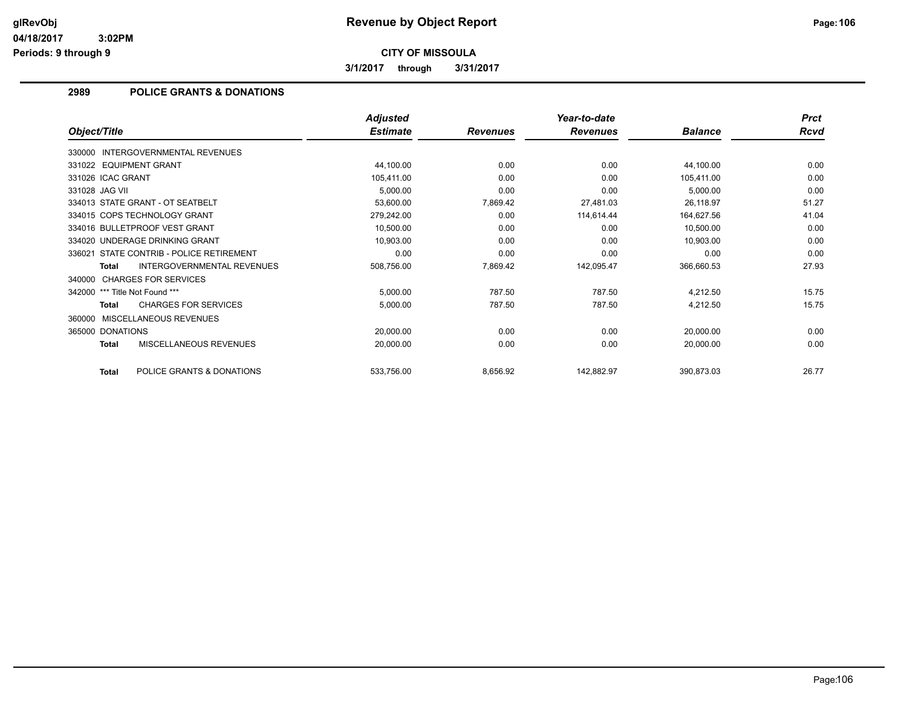# Revenue by Object Report

**CITY OF MISSOULA**

**3/1/2017 through 3/31/2017**

glRevObj
04/18/2017 3:02PM
Periods: 9 through 9

## 2989 POLICE GRANTS & DONATIONS

| Object/Title | Adjusted Estimate | Revenues | Year-to-date Revenues | Balance | Prct Rcvd |
|---|---|---|---|---|---|
| 330000 INTERGOVERNMENTAL REVENUES | | | | | |
| 331022 EQUIPMENT GRANT | 44,100.00 | 0.00 | 0.00 | 44,100.00 | 0.00 |
| 331026 ICAC GRANT | 105,411.00 | 0.00 | 0.00 | 105,411.00 | 0.00 |
| 331028 JAG VII | 5,000.00 | 0.00 | 0.00 | 5,000.00 | 0.00 |
| 334013 STATE GRANT - OT SEATBELT | 53,600.00 | 7,869.42 | 27,481.03 | 26,118.97 | 51.27 |
| 334015 COPS TECHNOLOGY GRANT | 279,242.00 | 0.00 | 114,614.44 | 164,627.56 | 41.04 |
| 334016 BULLETPROOF VEST GRANT | 10,500.00 | 0.00 | 0.00 | 10,500.00 | 0.00 |
| 334020 UNDERAGE DRINKING GRANT | 10,903.00 | 0.00 | 0.00 | 10,903.00 | 0.00 |
| 336021 STATE CONTRIB - POLICE RETIREMENT | 0.00 | 0.00 | 0.00 | 0.00 | 0.00 |
| **Total** INTERGOVERNMENTAL REVENUES | 508,756.00 | 7,869.42 | 142,095.47 | 366,660.53 | 27.93 |
| 340000 CHARGES FOR SERVICES | | | | | |
| 342000 *** Title Not Found *** | 5,000.00 | 787.50 | 787.50 | 4,212.50 | 15.75 |
| **Total** CHARGES FOR SERVICES | 5,000.00 | 787.50 | 787.50 | 4,212.50 | 15.75 |
| 360000 MISCELLANEOUS REVENUES | | | | | |
| 365000 DONATIONS | 20,000.00 | 0.00 | 0.00 | 20,000.00 | 0.00 |
| **Total** MISCELLANEOUS REVENUES | 20,000.00 | 0.00 | 0.00 | 20,000.00 | 0.00 |
| **Total** POLICE GRANTS & DONATIONS | 533,756.00 | 8,656.92 | 142,882.97 | 390,873.03 | 26.77 |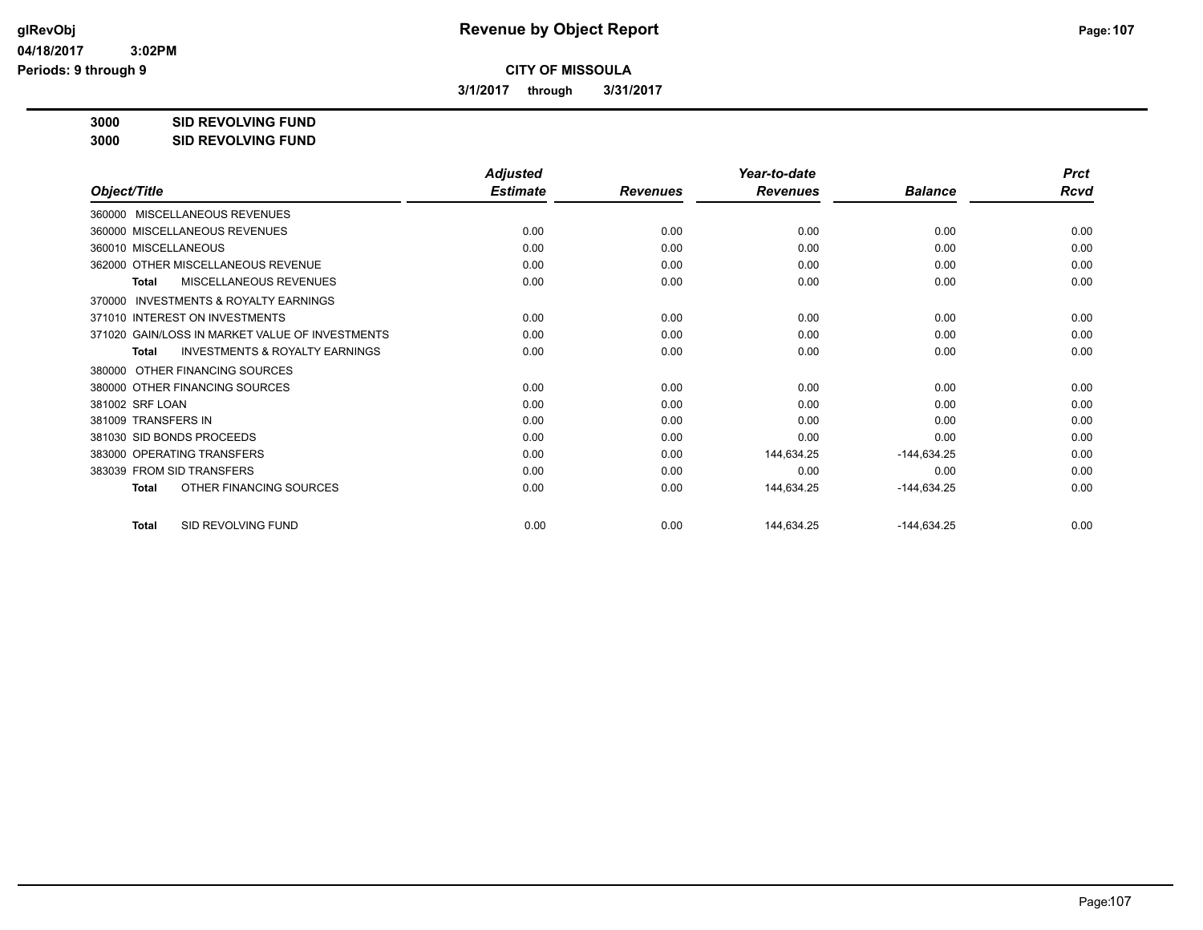# Revenue by Object Report

**CITY OF MISSOULA**

**3/1/2017 through 3/31/2017**

glRevObj
04/18/2017 3:02PM
Periods: 9 through 9

**3000 SID REVOLVING FUND**
**3000 SID REVOLVING FUND**

| Object/Title | Adjusted Estimate | Revenues | Year-to-date Revenues | Balance | Prct Rcvd |
|---|---|---|---|---|---|
| 360000 MISCELLANEOUS REVENUES | | | | | |
| 360000 MISCELLANEOUS REVENUES | 0.00 | 0.00 | 0.00 | 0.00 | 0.00 |
| 360010 MISCELLANEOUS | 0.00 | 0.00 | 0.00 | 0.00 | 0.00 |
| 362000 OTHER MISCELLANEOUS REVENUE | 0.00 | 0.00 | 0.00 | 0.00 | 0.00 |
| **Total** MISCELLANEOUS REVENUES | 0.00 | 0.00 | 0.00 | 0.00 | 0.00 |
| 370000 INVESTMENTS & ROYALTY EARNINGS | | | | | |
| 371010 INTEREST ON INVESTMENTS | 0.00 | 0.00 | 0.00 | 0.00 | 0.00 |
| 371020 GAIN/LOSS IN MARKET VALUE OF INVESTMENTS | 0.00 | 0.00 | 0.00 | 0.00 | 0.00 |
| **Total** INVESTMENTS & ROYALTY EARNINGS | 0.00 | 0.00 | 0.00 | 0.00 | 0.00 |
| 380000 OTHER FINANCING SOURCES | | | | | |
| 380000 OTHER FINANCING SOURCES | 0.00 | 0.00 | 0.00 | 0.00 | 0.00 |
| 381002 SRF LOAN | 0.00 | 0.00 | 0.00 | 0.00 | 0.00 |
| 381009 TRANSFERS IN | 0.00 | 0.00 | 0.00 | 0.00 | 0.00 |
| 381030 SID BONDS PROCEEDS | 0.00 | 0.00 | 0.00 | 0.00 | 0.00 |
| 383000 OPERATING TRANSFERS | 0.00 | 0.00 | 144,634.25 | -144,634.25 | 0.00 |
| 383039 FROM SID TRANSFERS | 0.00 | 0.00 | 0.00 | 0.00 | 0.00 |
| **Total** OTHER FINANCING SOURCES | 0.00 | 0.00 | 144,634.25 | -144,634.25 | 0.00 |
| | | | | | |
| **Total** SID REVOLVING FUND | 0.00 | 0.00 | 144,634.25 | -144,634.25 | 0.00 |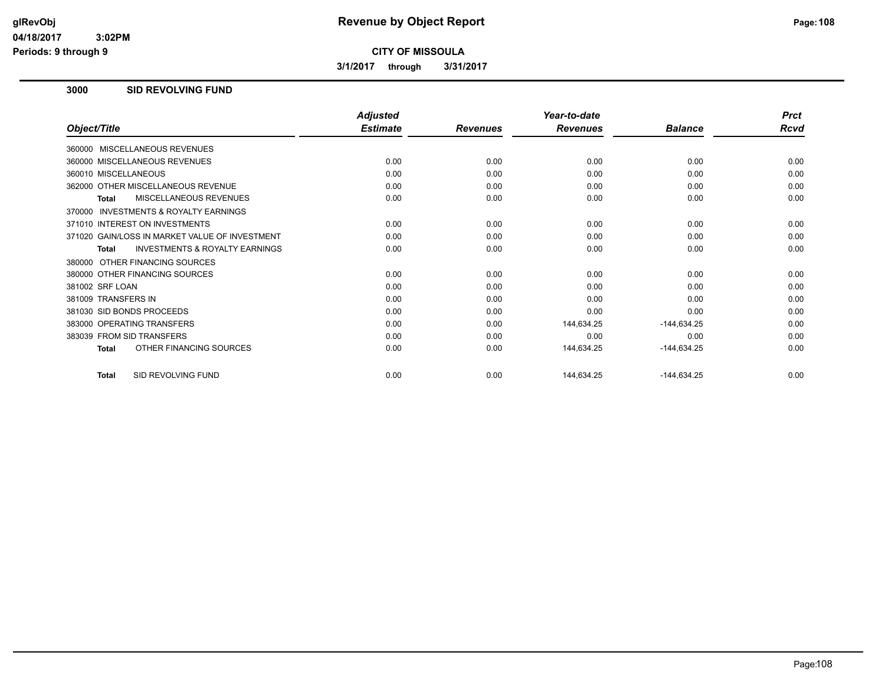# Revenue by Object Report

**CITY OF MISSOULA**

**3/1/2017 through 3/31/2017**

glRevObj
04/18/2017 3:02PM
Periods: 9 through 9

## 3000 SID REVOLVING FUND

| Object/Title | Adjusted Estimate | Revenues | Year-to-date Revenues | Balance | Prct Rcvd |
|---|---|---|---|---|---|
| 360000 MISCELLANEOUS REVENUES | | | | | |
| 360000 MISCELLANEOUS REVENUES | 0.00 | 0.00 | 0.00 | 0.00 | 0.00 |
| 360010 MISCELLANEOUS | 0.00 | 0.00 | 0.00 | 0.00 | 0.00 |
| 362000 OTHER MISCELLANEOUS REVENUE | 0.00 | 0.00 | 0.00 | 0.00 | 0.00 |
| **Total** MISCELLANEOUS REVENUES | 0.00 | 0.00 | 0.00 | 0.00 | 0.00 |
| 370000 INVESTMENTS & ROYALTY EARNINGS | | | | | |
| 371010 INTEREST ON INVESTMENTS | 0.00 | 0.00 | 0.00 | 0.00 | 0.00 |
| 371020 GAIN/LOSS IN MARKET VALUE OF INVESTMENT | 0.00 | 0.00 | 0.00 | 0.00 | 0.00 |
| **Total** INVESTMENTS & ROYALTY EARNINGS | 0.00 | 0.00 | 0.00 | 0.00 | 0.00 |
| 380000 OTHER FINANCING SOURCES | | | | | |
| 380000 OTHER FINANCING SOURCES | 0.00 | 0.00 | 0.00 | 0.00 | 0.00 |
| 381002 SRF LOAN | 0.00 | 0.00 | 0.00 | 0.00 | 0.00 |
| 381009 TRANSFERS IN | 0.00 | 0.00 | 0.00 | 0.00 | 0.00 |
| 381030 SID BONDS PROCEEDS | 0.00 | 0.00 | 0.00 | 0.00 | 0.00 |
| 383000 OPERATING TRANSFERS | 0.00 | 0.00 | 144,634.25 | -144,634.25 | 0.00 |
| 383039 FROM SID TRANSFERS | 0.00 | 0.00 | 0.00 | 0.00 | 0.00 |
| **Total** OTHER FINANCING SOURCES | 0.00 | 0.00 | 144,634.25 | -144,634.25 | 0.00 |
| **Total** SID REVOLVING FUND | 0.00 | 0.00 | 144,634.25 | -144,634.25 | 0.00 |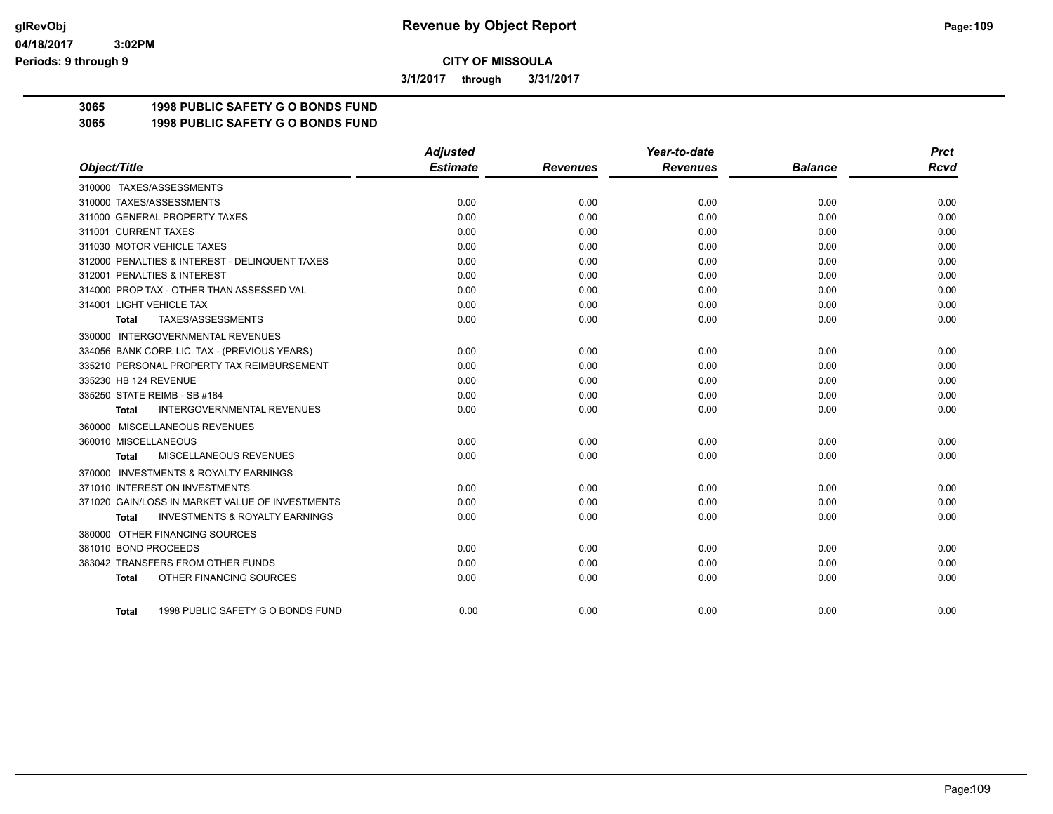**CITY OF MISSOULA**

**3/1/2017 through 3/31/2017**

**3065 1998 PUBLIC SAFETY G O BONDS FUND**
**3065 1998 PUBLIC SAFETY G O BONDS FUND**

| Object/Title | Adjusted Estimate | Revenues | Year-to-date Revenues | Balance | Prct Rcvd |
|---|---|---|---|---|---|
| 310000 TAXES/ASSESSMENTS | | | | | |
| 310000 TAXES/ASSESSMENTS | 0.00 | 0.00 | 0.00 | 0.00 | 0.00 |
| 311000 GENERAL PROPERTY TAXES | 0.00 | 0.00 | 0.00 | 0.00 | 0.00 |
| 311001 CURRENT TAXES | 0.00 | 0.00 | 0.00 | 0.00 | 0.00 |
| 311030 MOTOR VEHICLE TAXES | 0.00 | 0.00 | 0.00 | 0.00 | 0.00 |
| 312000 PENALTIES & INTEREST - DELINQUENT TAXES | 0.00 | 0.00 | 0.00 | 0.00 | 0.00 |
| 312001 PENALTIES & INTEREST | 0.00 | 0.00 | 0.00 | 0.00 | 0.00 |
| 314000 PROP TAX - OTHER THAN ASSESSED VAL | 0.00 | 0.00 | 0.00 | 0.00 | 0.00 |
| 314001 LIGHT VEHICLE TAX | 0.00 | 0.00 | 0.00 | 0.00 | 0.00 |
| **Total** TAXES/ASSESSMENTS | 0.00 | 0.00 | 0.00 | 0.00 | 0.00 |
| 330000 INTERGOVERNMENTAL REVENUES | | | | | |
| 334056 BANK CORP. LIC. TAX - (PREVIOUS YEARS) | 0.00 | 0.00 | 0.00 | 0.00 | 0.00 |
| 335210 PERSONAL PROPERTY TAX REIMBURSEMENT | 0.00 | 0.00 | 0.00 | 0.00 | 0.00 |
| 335230 HB 124 REVENUE | 0.00 | 0.00 | 0.00 | 0.00 | 0.00 |
| 335250 STATE REIMB - SB #184 | 0.00 | 0.00 | 0.00 | 0.00 | 0.00 |
| **Total** INTERGOVERNMENTAL REVENUES | 0.00 | 0.00 | 0.00 | 0.00 | 0.00 |
| 360000 MISCELLANEOUS REVENUES | | | | | |
| 360010 MISCELLANEOUS | 0.00 | 0.00 | 0.00 | 0.00 | 0.00 |
| **Total** MISCELLANEOUS REVENUES | 0.00 | 0.00 | 0.00 | 0.00 | 0.00 |
| 370000 INVESTMENTS & ROYALTY EARNINGS | | | | | |
| 371010 INTEREST ON INVESTMENTS | 0.00 | 0.00 | 0.00 | 0.00 | 0.00 |
| 371020 GAIN/LOSS IN MARKET VALUE OF INVESTMENTS | 0.00 | 0.00 | 0.00 | 0.00 | 0.00 |
| **Total** INVESTMENTS & ROYALTY EARNINGS | 0.00 | 0.00 | 0.00 | 0.00 | 0.00 |
| 380000 OTHER FINANCING SOURCES | | | | | |
| 381010 BOND PROCEEDS | 0.00 | 0.00 | 0.00 | 0.00 | 0.00 |
| 383042 TRANSFERS FROM OTHER FUNDS | 0.00 | 0.00 | 0.00 | 0.00 | 0.00 |
| **Total** OTHER FINANCING SOURCES | 0.00 | 0.00 | 0.00 | 0.00 | 0.00 |
| **Total** 1998 PUBLIC SAFETY G O BONDS FUND | 0.00 | 0.00 | 0.00 | 0.00 | 0.00 |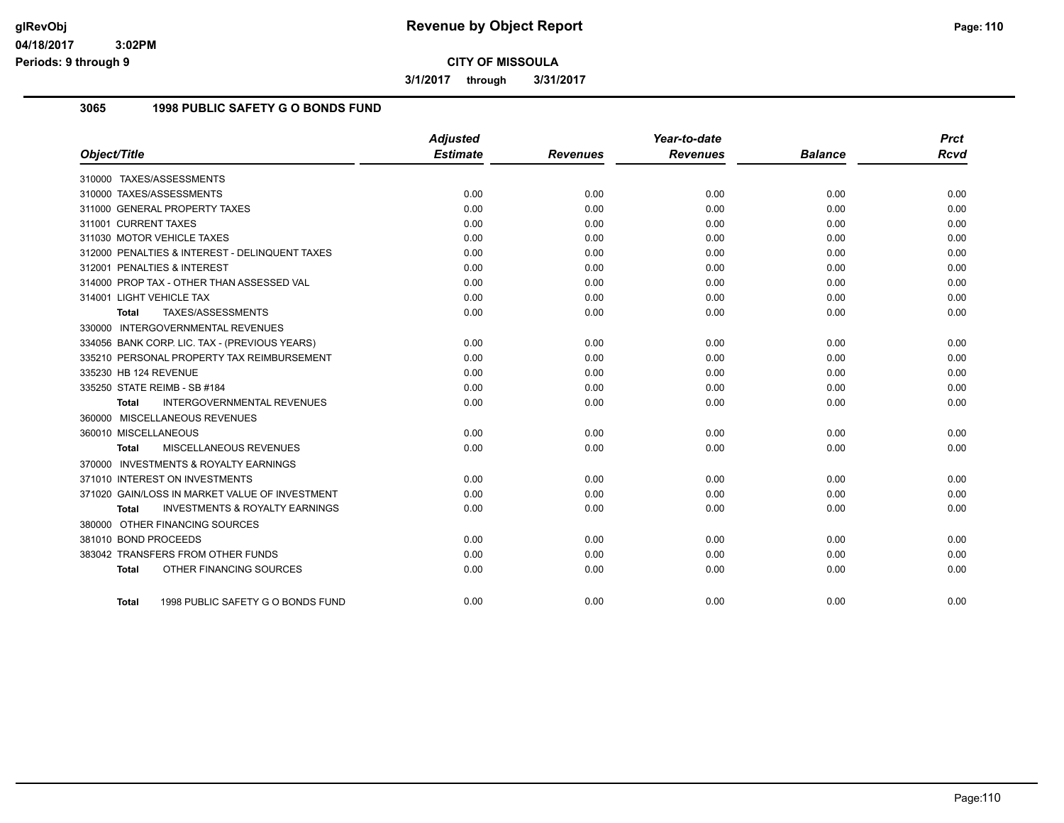# Revenue by Object Report

**CITY OF MISSOULA**

**3/1/2017 through 3/31/2017**

glRevObj
04/18/2017 3:02PM
Periods: 9 through 9

## 3065 1998 PUBLIC SAFETY G O BONDS FUND

| Object/Title | Adjusted Estimate | Revenues | Year-to-date Revenues | Balance | Prct Rcvd |
|---|---|---|---|---|---|
| 310000 TAXES/ASSESSMENTS | | | | | |
| 310000 TAXES/ASSESSMENTS | 0.00 | 0.00 | 0.00 | 0.00 | 0.00 |
| 311000 GENERAL PROPERTY TAXES | 0.00 | 0.00 | 0.00 | 0.00 | 0.00 |
| 311001 CURRENT TAXES | 0.00 | 0.00 | 0.00 | 0.00 | 0.00 |
| 311030 MOTOR VEHICLE TAXES | 0.00 | 0.00 | 0.00 | 0.00 | 0.00 |
| 312000 PENALTIES & INTEREST - DELINQUENT TAXES | 0.00 | 0.00 | 0.00 | 0.00 | 0.00 |
| 312001 PENALTIES & INTEREST | 0.00 | 0.00 | 0.00 | 0.00 | 0.00 |
| 314000 PROP TAX - OTHER THAN ASSESSED VAL | 0.00 | 0.00 | 0.00 | 0.00 | 0.00 |
| 314001 LIGHT VEHICLE TAX | 0.00 | 0.00 | 0.00 | 0.00 | 0.00 |
| **Total** TAXES/ASSESSMENTS | 0.00 | 0.00 | 0.00 | 0.00 | 0.00 |
| 330000 INTERGOVERNMENTAL REVENUES | | | | | |
| 334056 BANK CORP. LIC. TAX - (PREVIOUS YEARS) | 0.00 | 0.00 | 0.00 | 0.00 | 0.00 |
| 335210 PERSONAL PROPERTY TAX REIMBURSEMENT | 0.00 | 0.00 | 0.00 | 0.00 | 0.00 |
| 335230 HB 124 REVENUE | 0.00 | 0.00 | 0.00 | 0.00 | 0.00 |
| 335250 STATE REIMB - SB #184 | 0.00 | 0.00 | 0.00 | 0.00 | 0.00 |
| **Total** INTERGOVERNMENTAL REVENUES | 0.00 | 0.00 | 0.00 | 0.00 | 0.00 |
| 360000 MISCELLANEOUS REVENUES | | | | | |
| 360010 MISCELLANEOUS | 0.00 | 0.00 | 0.00 | 0.00 | 0.00 |
| **Total** MISCELLANEOUS REVENUES | 0.00 | 0.00 | 0.00 | 0.00 | 0.00 |
| 370000 INVESTMENTS & ROYALTY EARNINGS | | | | | |
| 371010 INTEREST ON INVESTMENTS | 0.00 | 0.00 | 0.00 | 0.00 | 0.00 |
| 371020 GAIN/LOSS IN MARKET VALUE OF INVESTMENT | 0.00 | 0.00 | 0.00 | 0.00 | 0.00 |
| **Total** INVESTMENTS & ROYALTY EARNINGS | 0.00 | 0.00 | 0.00 | 0.00 | 0.00 |
| 380000 OTHER FINANCING SOURCES | | | | | |
| 381010 BOND PROCEEDS | 0.00 | 0.00 | 0.00 | 0.00 | 0.00 |
| 383042 TRANSFERS FROM OTHER FUNDS | 0.00 | 0.00 | 0.00 | 0.00 | 0.00 |
| **Total** OTHER FINANCING SOURCES | 0.00 | 0.00 | 0.00 | 0.00 | 0.00 |
| **Total** 1998 PUBLIC SAFETY G O BONDS FUND | 0.00 | 0.00 | 0.00 | 0.00 | 0.00 |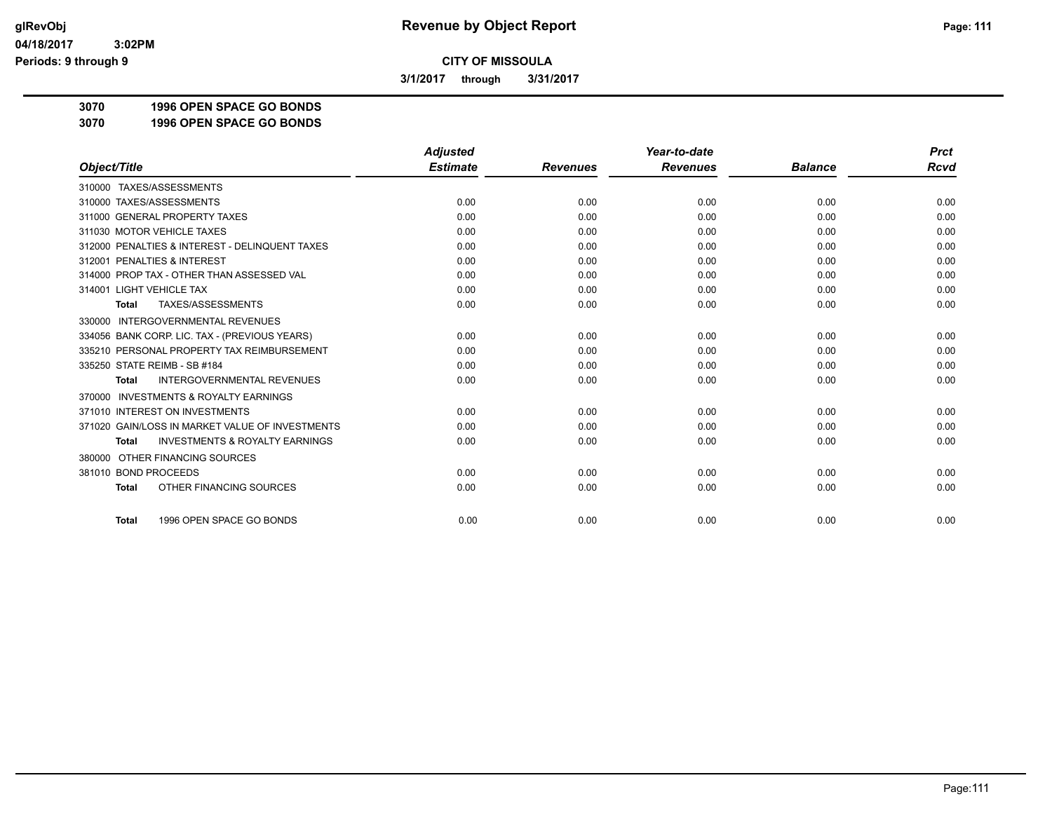# Revenue by Object Report

glRevObj
04/18/2017 3:02PM
Periods: 9 through 9

**CITY OF MISSOULA**

3/1/2017 through 3/31/2017

**3070 1996 OPEN SPACE GO BONDS**
**3070 1996 OPEN SPACE GO BONDS**

| Object/Title | Adjusted Estimate | Revenues | Year-to-date Revenues | Balance | Prct Rcvd |
|---|---|---|---|---|---|
| 310000 TAXES/ASSESSMENTS | | | | | |
| 310000 TAXES/ASSESSMENTS | 0.00 | 0.00 | 0.00 | 0.00 | 0.00 |
| 311000 GENERAL PROPERTY TAXES | 0.00 | 0.00 | 0.00 | 0.00 | 0.00 |
| 311030 MOTOR VEHICLE TAXES | 0.00 | 0.00 | 0.00 | 0.00 | 0.00 |
| 312000 PENALTIES & INTEREST - DELINQUENT TAXES | 0.00 | 0.00 | 0.00 | 0.00 | 0.00 |
| 312001 PENALTIES & INTEREST | 0.00 | 0.00 | 0.00 | 0.00 | 0.00 |
| 314000 PROP TAX - OTHER THAN ASSESSED VAL | 0.00 | 0.00 | 0.00 | 0.00 | 0.00 |
| 314001 LIGHT VEHICLE TAX | 0.00 | 0.00 | 0.00 | 0.00 | 0.00 |
| **Total** TAXES/ASSESSMENTS | 0.00 | 0.00 | 0.00 | 0.00 | 0.00 |
| 330000 INTERGOVERNMENTAL REVENUES | | | | | |
| 334056 BANK CORP. LIC. TAX - (PREVIOUS YEARS) | 0.00 | 0.00 | 0.00 | 0.00 | 0.00 |
| 335210 PERSONAL PROPERTY TAX REIMBURSEMENT | 0.00 | 0.00 | 0.00 | 0.00 | 0.00 |
| 335250 STATE REIMB - SB #184 | 0.00 | 0.00 | 0.00 | 0.00 | 0.00 |
| **Total** INTERGOVERNMENTAL REVENUES | 0.00 | 0.00 | 0.00 | 0.00 | 0.00 |
| 370000 INVESTMENTS & ROYALTY EARNINGS | | | | | |
| 371010 INTEREST ON INVESTMENTS | 0.00 | 0.00 | 0.00 | 0.00 | 0.00 |
| 371020 GAIN/LOSS IN MARKET VALUE OF INVESTMENTS | 0.00 | 0.00 | 0.00 | 0.00 | 0.00 |
| **Total** INVESTMENTS & ROYALTY EARNINGS | 0.00 | 0.00 | 0.00 | 0.00 | 0.00 |
| 380000 OTHER FINANCING SOURCES | | | | | |
| 381010 BOND PROCEEDS | 0.00 | 0.00 | 0.00 | 0.00 | 0.00 |
| **Total** OTHER FINANCING SOURCES | 0.00 | 0.00 | 0.00 | 0.00 | 0.00 |
| **Total** 1996 OPEN SPACE GO BONDS | 0.00 | 0.00 | 0.00 | 0.00 | 0.00 |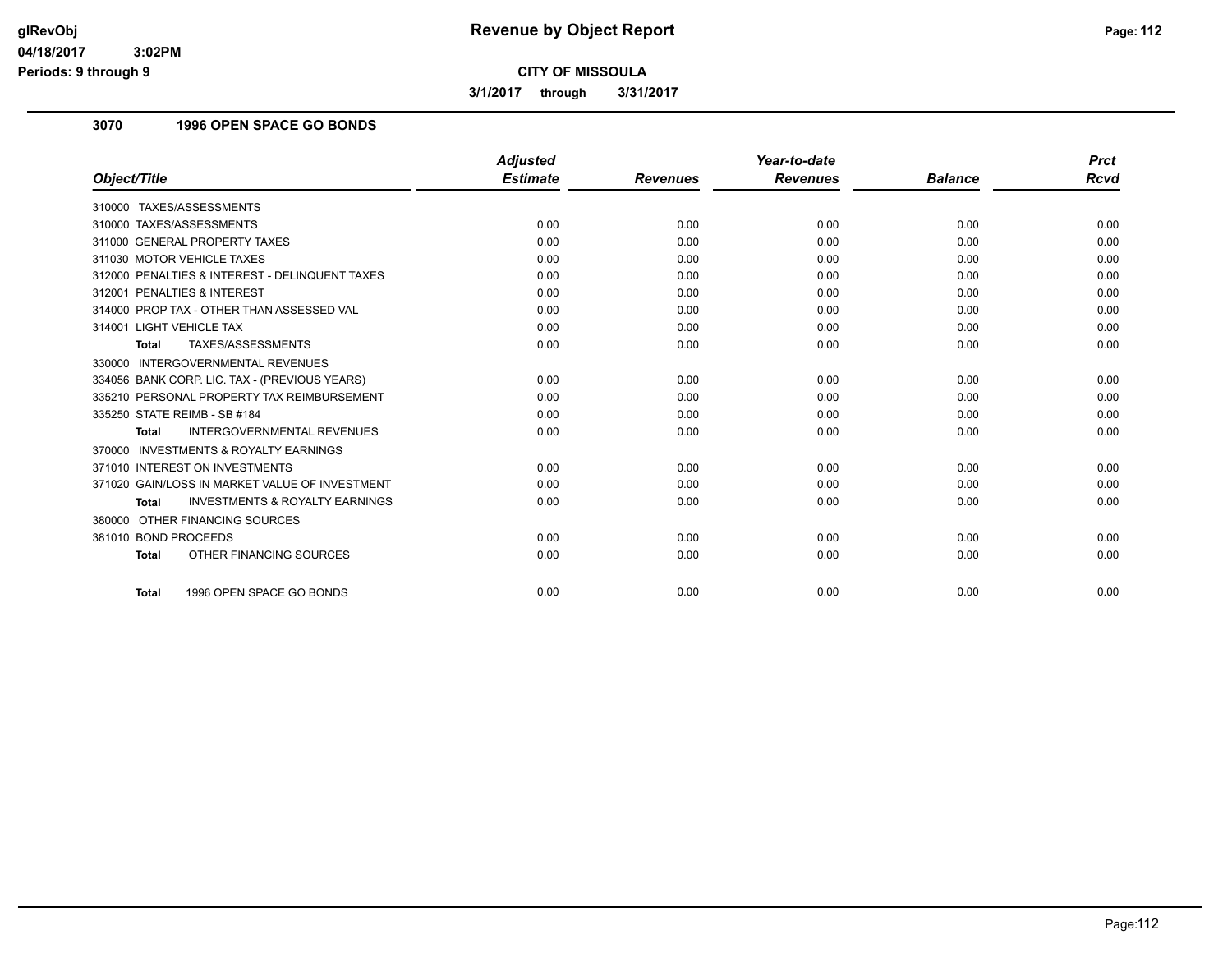# Revenue by Object Report

glRevObj
04/18/2017 3:02PM
Periods: 9 through 9

**CITY OF MISSOULA**

**3/1/2017 through 3/31/2017**

## 3070 1996 OPEN SPACE GO BONDS

| Object/Title | Adjusted Estimate | Revenues | Year-to-date Revenues | Balance | Prct Rcvd |
|---|---|---|---|---|---|
| 310000 TAXES/ASSESSMENTS | | | | | |
| 310000 TAXES/ASSESSMENTS | 0.00 | 0.00 | 0.00 | 0.00 | 0.00 |
| 311000 GENERAL PROPERTY TAXES | 0.00 | 0.00 | 0.00 | 0.00 | 0.00 |
| 311030 MOTOR VEHICLE TAXES | 0.00 | 0.00 | 0.00 | 0.00 | 0.00 |
| 312000 PENALTIES & INTEREST - DELINQUENT TAXES | 0.00 | 0.00 | 0.00 | 0.00 | 0.00 |
| 312001 PENALTIES & INTEREST | 0.00 | 0.00 | 0.00 | 0.00 | 0.00 |
| 314000 PROP TAX - OTHER THAN ASSESSED VAL | 0.00 | 0.00 | 0.00 | 0.00 | 0.00 |
| 314001 LIGHT VEHICLE TAX | 0.00 | 0.00 | 0.00 | 0.00 | 0.00 |
| **Total** TAXES/ASSESSMENTS | 0.00 | 0.00 | 0.00 | 0.00 | 0.00 |
| 330000 INTERGOVERNMENTAL REVENUES | | | | | |
| 334056 BANK CORP. LIC. TAX - (PREVIOUS YEARS) | 0.00 | 0.00 | 0.00 | 0.00 | 0.00 |
| 335210 PERSONAL PROPERTY TAX REIMBURSEMENT | 0.00 | 0.00 | 0.00 | 0.00 | 0.00 |
| 335250 STATE REIMB - SB #184 | 0.00 | 0.00 | 0.00 | 0.00 | 0.00 |
| **Total** INTERGOVERNMENTAL REVENUES | 0.00 | 0.00 | 0.00 | 0.00 | 0.00 |
| 370000 INVESTMENTS & ROYALTY EARNINGS | | | | | |
| 371010 INTEREST ON INVESTMENTS | 0.00 | 0.00 | 0.00 | 0.00 | 0.00 |
| 371020 GAIN/LOSS IN MARKET VALUE OF INVESTMENT | 0.00 | 0.00 | 0.00 | 0.00 | 0.00 |
| **Total** INVESTMENTS & ROYALTY EARNINGS | 0.00 | 0.00 | 0.00 | 0.00 | 0.00 |
| 380000 OTHER FINANCING SOURCES | | | | | |
| 381010 BOND PROCEEDS | 0.00 | 0.00 | 0.00 | 0.00 | 0.00 |
| **Total** OTHER FINANCING SOURCES | 0.00 | 0.00 | 0.00 | 0.00 | 0.00 |
| **Total** 1996 OPEN SPACE GO BONDS | 0.00 | 0.00 | 0.00 | 0.00 | 0.00 |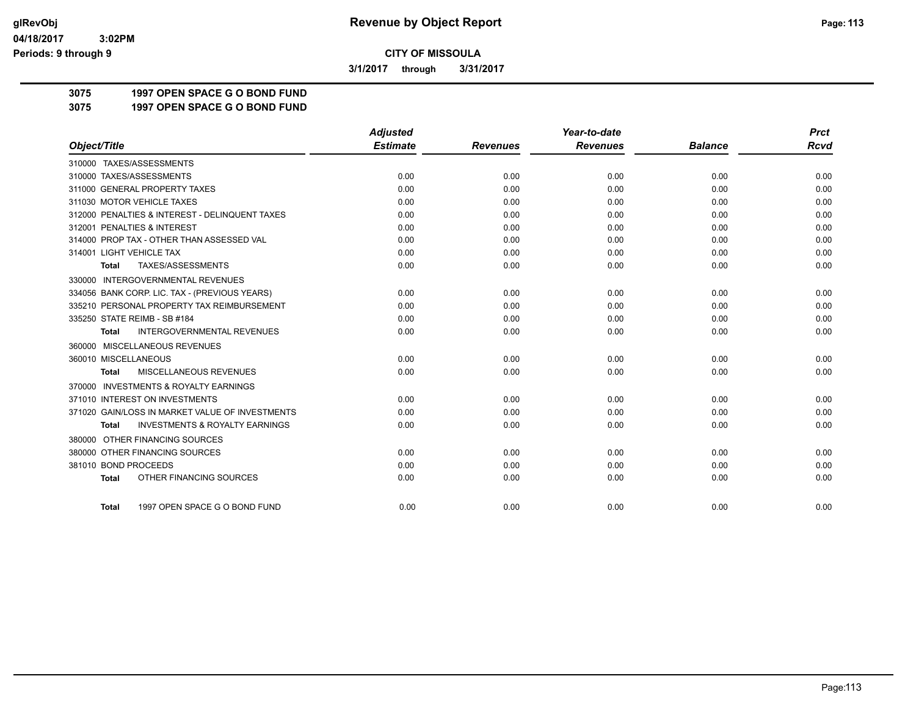# Revenue by Object Report

glRevObj
04/18/2017 3:02PM
Periods: 9 through 9

**CITY OF MISSOULA**

**3/1/2017 through 3/31/2017**

**3075 1997 OPEN SPACE G O BOND FUND**
**3075 1997 OPEN SPACE G O BOND FUND**

| Object/Title | Adjusted Estimate | Revenues | Year-to-date Revenues | Balance | Prct Rcvd |
|---|---|---|---|---|---|
| 310000 TAXES/ASSESSMENTS | | | | | |
| 310000 TAXES/ASSESSMENTS | 0.00 | 0.00 | 0.00 | 0.00 | 0.00 |
| 311000 GENERAL PROPERTY TAXES | 0.00 | 0.00 | 0.00 | 0.00 | 0.00 |
| 311030 MOTOR VEHICLE TAXES | 0.00 | 0.00 | 0.00 | 0.00 | 0.00 |
| 312000 PENALTIES & INTEREST - DELINQUENT TAXES | 0.00 | 0.00 | 0.00 | 0.00 | 0.00 |
| 312001 PENALTIES & INTEREST | 0.00 | 0.00 | 0.00 | 0.00 | 0.00 |
| 314000 PROP TAX - OTHER THAN ASSESSED VAL | 0.00 | 0.00 | 0.00 | 0.00 | 0.00 |
| 314001 LIGHT VEHICLE TAX | 0.00 | 0.00 | 0.00 | 0.00 | 0.00 |
| **Total** TAXES/ASSESSMENTS | 0.00 | 0.00 | 0.00 | 0.00 | 0.00 |
| 330000 INTERGOVERNMENTAL REVENUES | | | | | |
| 334056 BANK CORP. LIC. TAX - (PREVIOUS YEARS) | 0.00 | 0.00 | 0.00 | 0.00 | 0.00 |
| 335210 PERSONAL PROPERTY TAX REIMBURSEMENT | 0.00 | 0.00 | 0.00 | 0.00 | 0.00 |
| 335250 STATE REIMB - SB #184 | 0.00 | 0.00 | 0.00 | 0.00 | 0.00 |
| **Total** INTERGOVERNMENTAL REVENUES | 0.00 | 0.00 | 0.00 | 0.00 | 0.00 |
| 360000 MISCELLANEOUS REVENUES | | | | | |
| 360010 MISCELLANEOUS | 0.00 | 0.00 | 0.00 | 0.00 | 0.00 |
| **Total** MISCELLANEOUS REVENUES | 0.00 | 0.00 | 0.00 | 0.00 | 0.00 |
| 370000 INVESTMENTS & ROYALTY EARNINGS | | | | | |
| 371010 INTEREST ON INVESTMENTS | 0.00 | 0.00 | 0.00 | 0.00 | 0.00 |
| 371020 GAIN/LOSS IN MARKET VALUE OF INVESTMENTS | 0.00 | 0.00 | 0.00 | 0.00 | 0.00 |
| **Total** INVESTMENTS & ROYALTY EARNINGS | 0.00 | 0.00 | 0.00 | 0.00 | 0.00 |
| 380000 OTHER FINANCING SOURCES | | | | | |
| 380000 OTHER FINANCING SOURCES | 0.00 | 0.00 | 0.00 | 0.00 | 0.00 |
| 381010 BOND PROCEEDS | 0.00 | 0.00 | 0.00 | 0.00 | 0.00 |
| **Total** OTHER FINANCING SOURCES | 0.00 | 0.00 | 0.00 | 0.00 | 0.00 |
| **Total** 1997 OPEN SPACE G O BOND FUND | 0.00 | 0.00 | 0.00 | 0.00 | 0.00 |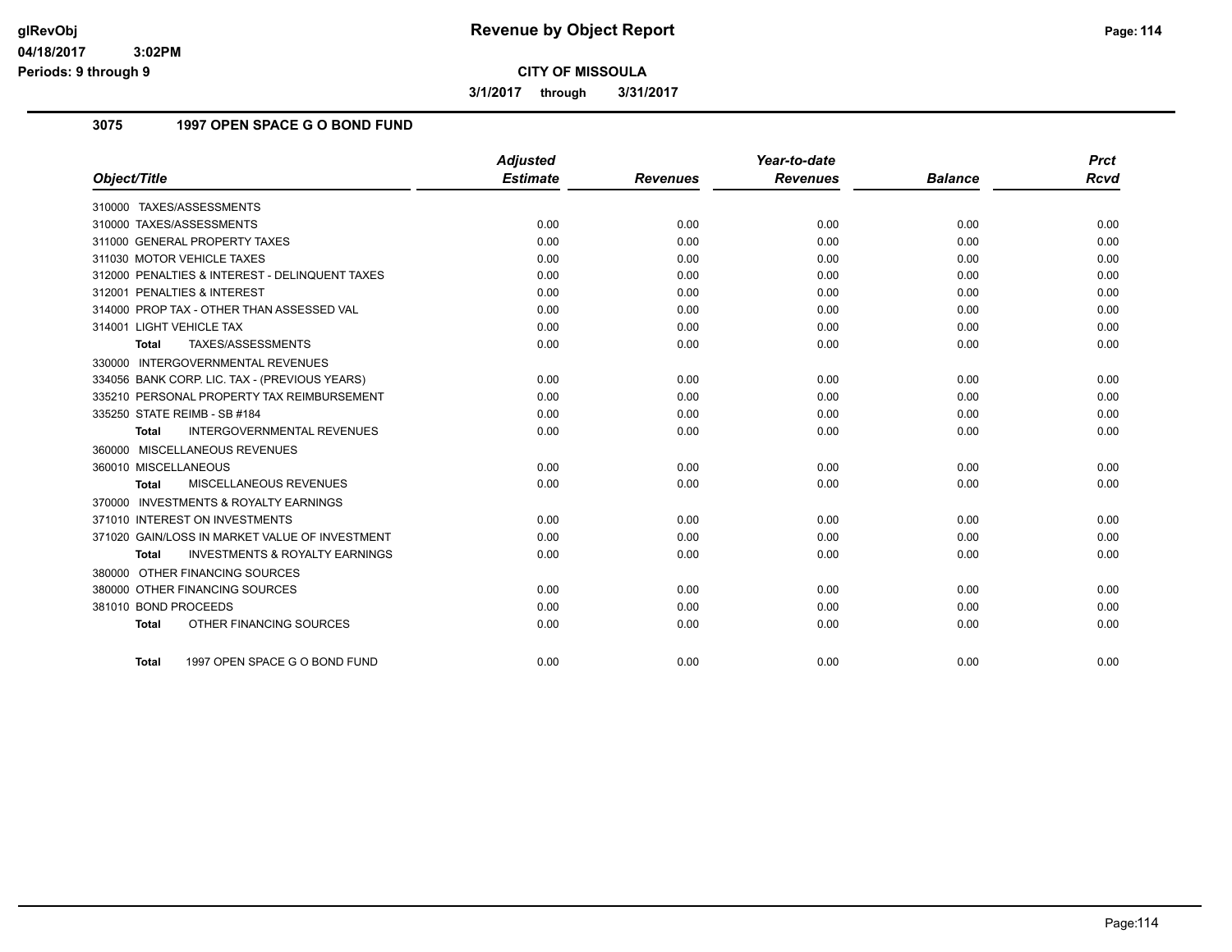# Revenue by Object Report

glRevObj
04/18/2017 3:02PM
Periods: 9 through 9

**CITY OF MISSOULA**

**3/1/2017 through 3/31/2017**

## 3075 1997 OPEN SPACE G O BOND FUND

| Object/Title | Adjusted Estimate | Revenues | Year-to-date Revenues | Balance | Prct Rcvd |
|---|---|---|---|---|---|
| 310000 TAXES/ASSESSMENTS | | | | | |
| 310000 TAXES/ASSESSMENTS | 0.00 | 0.00 | 0.00 | 0.00 | 0.00 |
| 311000 GENERAL PROPERTY TAXES | 0.00 | 0.00 | 0.00 | 0.00 | 0.00 |
| 311030 MOTOR VEHICLE TAXES | 0.00 | 0.00 | 0.00 | 0.00 | 0.00 |
| 312000 PENALTIES & INTEREST - DELINQUENT TAXES | 0.00 | 0.00 | 0.00 | 0.00 | 0.00 |
| 312001 PENALTIES & INTEREST | 0.00 | 0.00 | 0.00 | 0.00 | 0.00 |
| 314000 PROP TAX - OTHER THAN ASSESSED VAL | 0.00 | 0.00 | 0.00 | 0.00 | 0.00 |
| 314001 LIGHT VEHICLE TAX | 0.00 | 0.00 | 0.00 | 0.00 | 0.00 |
| **Total** TAXES/ASSESSMENTS | 0.00 | 0.00 | 0.00 | 0.00 | 0.00 |
| 330000 INTERGOVERNMENTAL REVENUES | | | | | |
| 334056 BANK CORP. LIC. TAX - (PREVIOUS YEARS) | 0.00 | 0.00 | 0.00 | 0.00 | 0.00 |
| 335210 PERSONAL PROPERTY TAX REIMBURSEMENT | 0.00 | 0.00 | 0.00 | 0.00 | 0.00 |
| 335250 STATE REIMB - SB #184 | 0.00 | 0.00 | 0.00 | 0.00 | 0.00 |
| **Total** INTERGOVERNMENTAL REVENUES | 0.00 | 0.00 | 0.00 | 0.00 | 0.00 |
| 360000 MISCELLANEOUS REVENUES | | | | | |
| 360010 MISCELLANEOUS | 0.00 | 0.00 | 0.00 | 0.00 | 0.00 |
| **Total** MISCELLANEOUS REVENUES | 0.00 | 0.00 | 0.00 | 0.00 | 0.00 |
| 370000 INVESTMENTS & ROYALTY EARNINGS | | | | | |
| 371010 INTEREST ON INVESTMENTS | 0.00 | 0.00 | 0.00 | 0.00 | 0.00 |
| 371020 GAIN/LOSS IN MARKET VALUE OF INVESTMENT | 0.00 | 0.00 | 0.00 | 0.00 | 0.00 |
| **Total** INVESTMENTS & ROYALTY EARNINGS | 0.00 | 0.00 | 0.00 | 0.00 | 0.00 |
| 380000 OTHER FINANCING SOURCES | | | | | |
| 380000 OTHER FINANCING SOURCES | 0.00 | 0.00 | 0.00 | 0.00 | 0.00 |
| 381010 BOND PROCEEDS | 0.00 | 0.00 | 0.00 | 0.00 | 0.00 |
| **Total** OTHER FINANCING SOURCES | 0.00 | 0.00 | 0.00 | 0.00 | 0.00 |
| **Total** 1997 OPEN SPACE G O BOND FUND | 0.00 | 0.00 | 0.00 | 0.00 | 0.00 |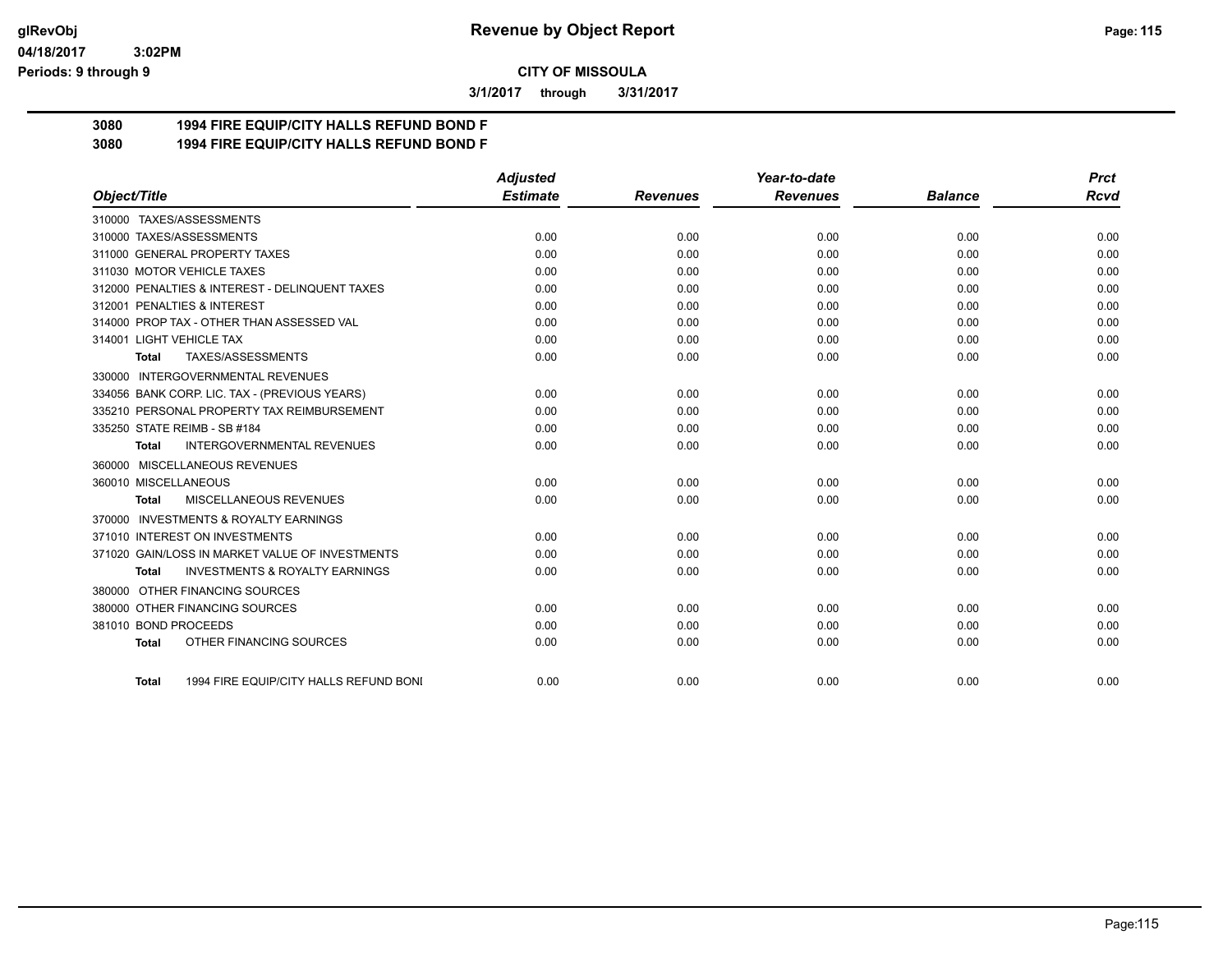**glRevObj** 04/18/2017 3:02PM Periods: 9 through 9

# Revenue by Object Report

**CITY OF MISSOULA**

**3/1/2017 through 3/31/2017**

## 3080 1994 FIRE EQUIP/CITY HALLS REFUND BOND F
## 3080 1994 FIRE EQUIP/CITY HALLS REFUND BOND F

| Object/Title | Adjusted Estimate | Revenues | Year-to-date Revenues | Balance | Prct Rcvd |
|---|---|---|---|---|---|
| 310000 TAXES/ASSESSMENTS | | | | | |
| 310000 TAXES/ASSESSMENTS | 0.00 | 0.00 | 0.00 | 0.00 | 0.00 |
| 311000 GENERAL PROPERTY TAXES | 0.00 | 0.00 | 0.00 | 0.00 | 0.00 |
| 311030 MOTOR VEHICLE TAXES | 0.00 | 0.00 | 0.00 | 0.00 | 0.00 |
| 312000 PENALTIES & INTEREST - DELINQUENT TAXES | 0.00 | 0.00 | 0.00 | 0.00 | 0.00 |
| 312001 PENALTIES & INTEREST | 0.00 | 0.00 | 0.00 | 0.00 | 0.00 |
| 314000 PROP TAX - OTHER THAN ASSESSED VAL | 0.00 | 0.00 | 0.00 | 0.00 | 0.00 |
| 314001 LIGHT VEHICLE TAX | 0.00 | 0.00 | 0.00 | 0.00 | 0.00 |
| **Total** TAXES/ASSESSMENTS | 0.00 | 0.00 | 0.00 | 0.00 | 0.00 |
| 330000 INTERGOVERNMENTAL REVENUES | | | | | |
| 334056 BANK CORP. LIC. TAX - (PREVIOUS YEARS) | 0.00 | 0.00 | 0.00 | 0.00 | 0.00 |
| 335210 PERSONAL PROPERTY TAX REIMBURSEMENT | 0.00 | 0.00 | 0.00 | 0.00 | 0.00 |
| 335250 STATE REIMB - SB #184 | 0.00 | 0.00 | 0.00 | 0.00 | 0.00 |
| **Total** INTERGOVERNMENTAL REVENUES | 0.00 | 0.00 | 0.00 | 0.00 | 0.00 |
| 360000 MISCELLANEOUS REVENUES | | | | | |
| 360010 MISCELLANEOUS | 0.00 | 0.00 | 0.00 | 0.00 | 0.00 |
| **Total** MISCELLANEOUS REVENUES | 0.00 | 0.00 | 0.00 | 0.00 | 0.00 |
| 370000 INVESTMENTS & ROYALTY EARNINGS | | | | | |
| 371010 INTEREST ON INVESTMENTS | 0.00 | 0.00 | 0.00 | 0.00 | 0.00 |
| 371020 GAIN/LOSS IN MARKET VALUE OF INVESTMENTS | 0.00 | 0.00 | 0.00 | 0.00 | 0.00 |
| **Total** INVESTMENTS & ROYALTY EARNINGS | 0.00 | 0.00 | 0.00 | 0.00 | 0.00 |
| 380000 OTHER FINANCING SOURCES | | | | | |
| 380000 OTHER FINANCING SOURCES | 0.00 | 0.00 | 0.00 | 0.00 | 0.00 |
| 381010 BOND PROCEEDS | 0.00 | 0.00 | 0.00 | 0.00 | 0.00 |
| **Total** OTHER FINANCING SOURCES | 0.00 | 0.00 | 0.00 | 0.00 | 0.00 |
| **Total** 1994 FIRE EQUIP/CITY HALLS REFUND BONI | 0.00 | 0.00 | 0.00 | 0.00 | 0.00 |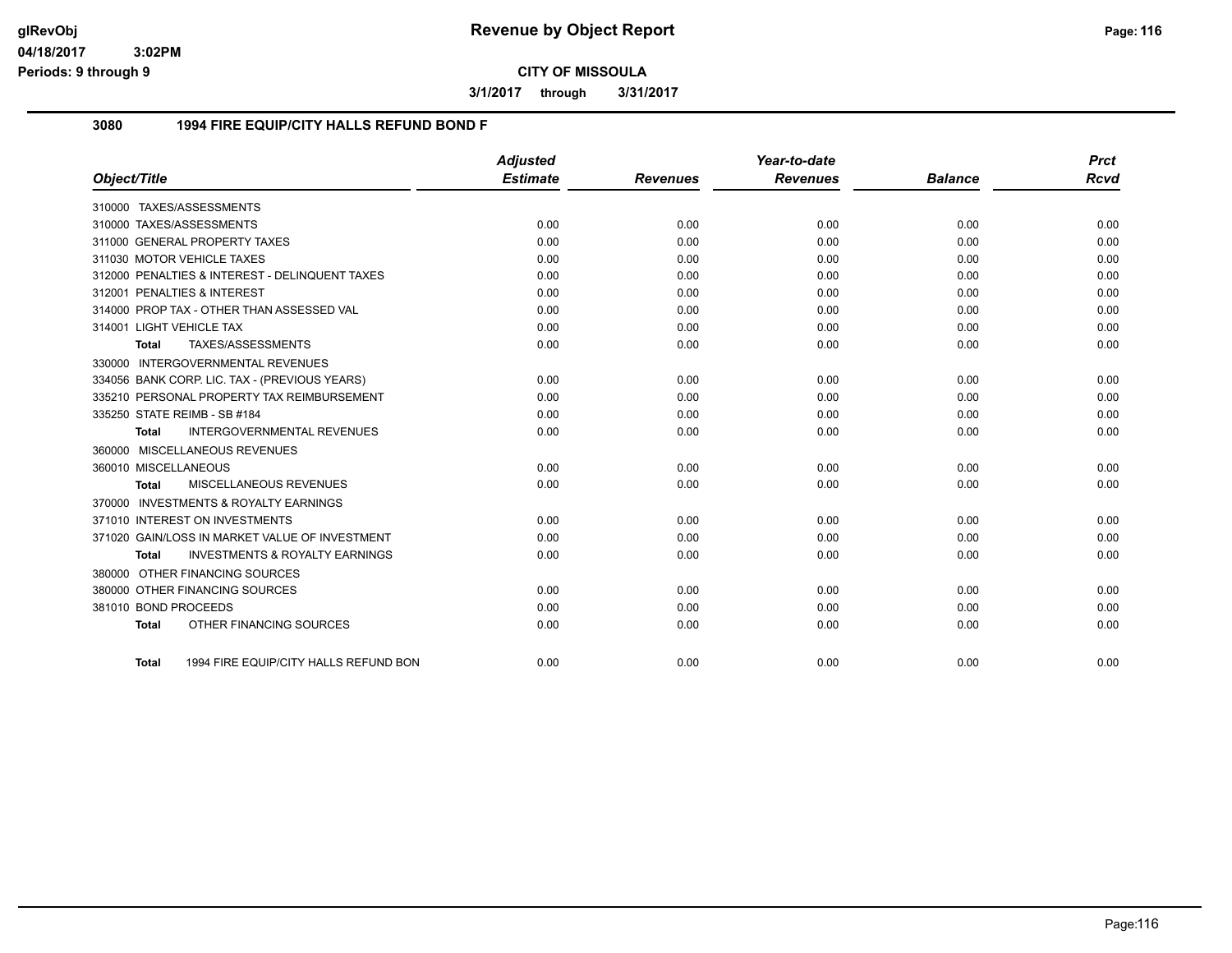# Revenue by Object Report

glRevObj
04/18/2017 3:02PM
Periods: 9 through 9

**CITY OF MISSOULA**

**3/1/2017 through 3/31/2017**

## 3080 1994 FIRE EQUIP/CITY HALLS REFUND BOND F

| Object/Title | Adjusted Estimate | Revenues | Year-to-date Revenues | Balance | Prct Rcvd |
|---|---|---|---|---|---|
| 310000 TAXES/ASSESSMENTS | | | | | |
| 310000 TAXES/ASSESSMENTS | 0.00 | 0.00 | 0.00 | 0.00 | 0.00 |
| 311000 GENERAL PROPERTY TAXES | 0.00 | 0.00 | 0.00 | 0.00 | 0.00 |
| 311030 MOTOR VEHICLE TAXES | 0.00 | 0.00 | 0.00 | 0.00 | 0.00 |
| 312000 PENALTIES & INTEREST - DELINQUENT TAXES | 0.00 | 0.00 | 0.00 | 0.00 | 0.00 |
| 312001 PENALTIES & INTEREST | 0.00 | 0.00 | 0.00 | 0.00 | 0.00 |
| 314000 PROP TAX - OTHER THAN ASSESSED VAL | 0.00 | 0.00 | 0.00 | 0.00 | 0.00 |
| 314001 LIGHT VEHICLE TAX | 0.00 | 0.00 | 0.00 | 0.00 | 0.00 |
| **Total** TAXES/ASSESSMENTS | 0.00 | 0.00 | 0.00 | 0.00 | 0.00 |
| 330000 INTERGOVERNMENTAL REVENUES | | | | | |
| 334056 BANK CORP. LIC. TAX - (PREVIOUS YEARS) | 0.00 | 0.00 | 0.00 | 0.00 | 0.00 |
| 335210 PERSONAL PROPERTY TAX REIMBURSEMENT | 0.00 | 0.00 | 0.00 | 0.00 | 0.00 |
| 335250 STATE REIMB - SB #184 | 0.00 | 0.00 | 0.00 | 0.00 | 0.00 |
| **Total** INTERGOVERNMENTAL REVENUES | 0.00 | 0.00 | 0.00 | 0.00 | 0.00 |
| 360000 MISCELLANEOUS REVENUES | | | | | |
| 360010 MISCELLANEOUS | 0.00 | 0.00 | 0.00 | 0.00 | 0.00 |
| **Total** MISCELLANEOUS REVENUES | 0.00 | 0.00 | 0.00 | 0.00 | 0.00 |
| 370000 INVESTMENTS & ROYALTY EARNINGS | | | | | |
| 371010 INTEREST ON INVESTMENTS | 0.00 | 0.00 | 0.00 | 0.00 | 0.00 |
| 371020 GAIN/LOSS IN MARKET VALUE OF INVESTMENT | 0.00 | 0.00 | 0.00 | 0.00 | 0.00 |
| **Total** INVESTMENTS & ROYALTY EARNINGS | 0.00 | 0.00 | 0.00 | 0.00 | 0.00 |
| 380000 OTHER FINANCING SOURCES | | | | | |
| 380000 OTHER FINANCING SOURCES | 0.00 | 0.00 | 0.00 | 0.00 | 0.00 |
| 381010 BOND PROCEEDS | 0.00 | 0.00 | 0.00 | 0.00 | 0.00 |
| **Total** OTHER FINANCING SOURCES | 0.00 | 0.00 | 0.00 | 0.00 | 0.00 |
| **Total** 1994 FIRE EQUIP/CITY HALLS REFUND BON | 0.00 | 0.00 | 0.00 | 0.00 | 0.00 |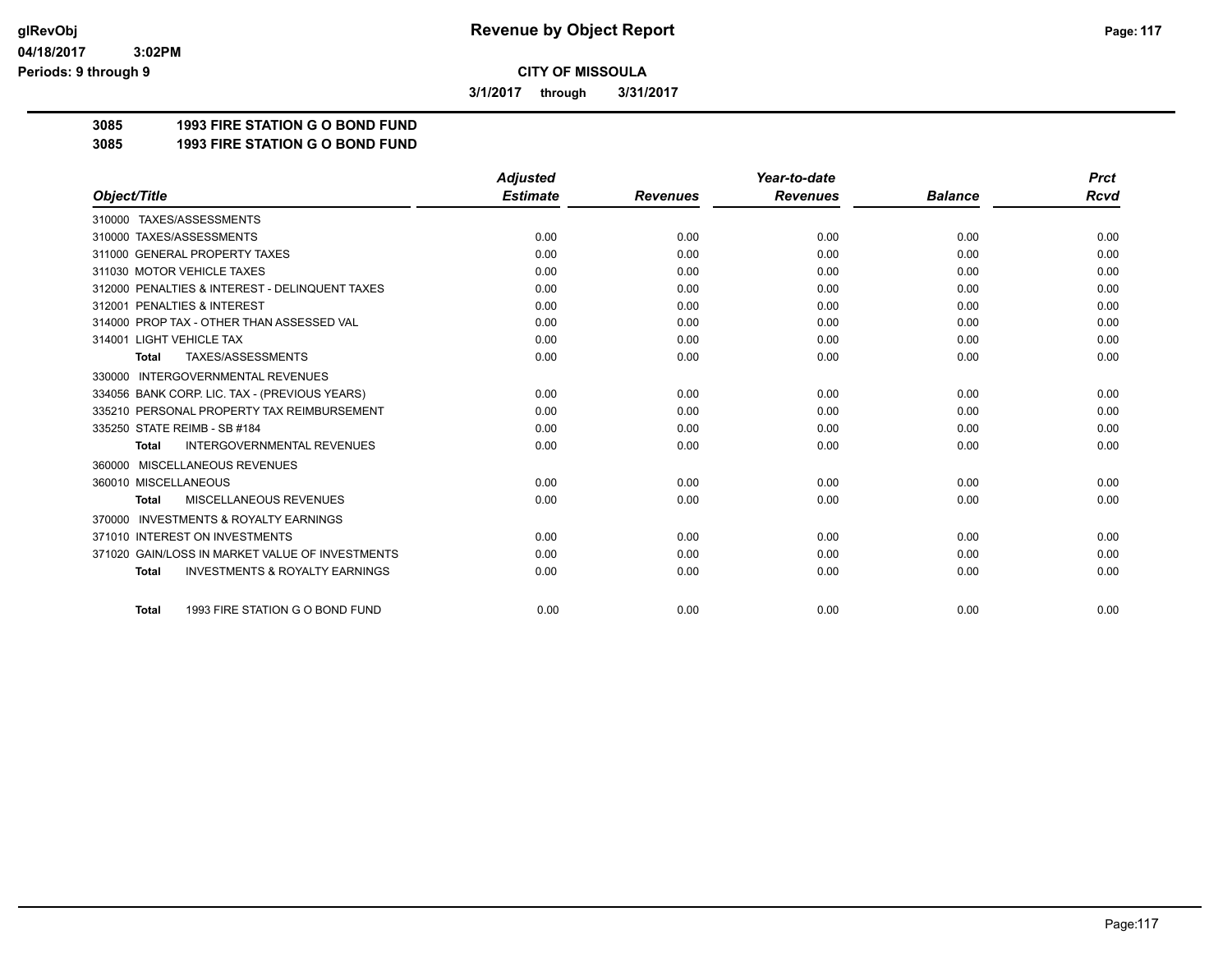# Revenue by Object Report

glRevObj
04/18/2017 3:02PM
Periods: 9 through 9

**CITY OF MISSOULA**

**3/1/2017 through 3/31/2017**

**3085 1993 FIRE STATION G O BOND FUND**
**3085 1993 FIRE STATION G O BOND FUND**

| Object/Title | Adjusted Estimate | Revenues | Year-to-date Revenues | Balance | Prct Rcvd |
|---|---|---|---|---|---|
| 310000 TAXES/ASSESSMENTS | | | | | |
| 310000 TAXES/ASSESSMENTS | 0.00 | 0.00 | 0.00 | 0.00 | 0.00 |
| 311000 GENERAL PROPERTY TAXES | 0.00 | 0.00 | 0.00 | 0.00 | 0.00 |
| 311030 MOTOR VEHICLE TAXES | 0.00 | 0.00 | 0.00 | 0.00 | 0.00 |
| 312000 PENALTIES & INTEREST - DELINQUENT TAXES | 0.00 | 0.00 | 0.00 | 0.00 | 0.00 |
| 312001 PENALTIES & INTEREST | 0.00 | 0.00 | 0.00 | 0.00 | 0.00 |
| 314000 PROP TAX - OTHER THAN ASSESSED VAL | 0.00 | 0.00 | 0.00 | 0.00 | 0.00 |
| 314001 LIGHT VEHICLE TAX | 0.00 | 0.00 | 0.00 | 0.00 | 0.00 |
| **Total** TAXES/ASSESSMENTS | 0.00 | 0.00 | 0.00 | 0.00 | 0.00 |
| 330000 INTERGOVERNMENTAL REVENUES | | | | | |
| 334056 BANK CORP. LIC. TAX - (PREVIOUS YEARS) | 0.00 | 0.00 | 0.00 | 0.00 | 0.00 |
| 335210 PERSONAL PROPERTY TAX REIMBURSEMENT | 0.00 | 0.00 | 0.00 | 0.00 | 0.00 |
| 335250 STATE REIMB - SB #184 | 0.00 | 0.00 | 0.00 | 0.00 | 0.00 |
| **Total** INTERGOVERNMENTAL REVENUES | 0.00 | 0.00 | 0.00 | 0.00 | 0.00 |
| 360000 MISCELLANEOUS REVENUES | | | | | |
| 360010 MISCELLANEOUS | 0.00 | 0.00 | 0.00 | 0.00 | 0.00 |
| **Total** MISCELLANEOUS REVENUES | 0.00 | 0.00 | 0.00 | 0.00 | 0.00 |
| 370000 INVESTMENTS & ROYALTY EARNINGS | | | | | |
| 371010 INTEREST ON INVESTMENTS | 0.00 | 0.00 | 0.00 | 0.00 | 0.00 |
| 371020 GAIN/LOSS IN MARKET VALUE OF INVESTMENTS | 0.00 | 0.00 | 0.00 | 0.00 | 0.00 |
| **Total** INVESTMENTS & ROYALTY EARNINGS | 0.00 | 0.00 | 0.00 | 0.00 | 0.00 |
| **Total** 1993 FIRE STATION G O BOND FUND | 0.00 | 0.00 | 0.00 | 0.00 | 0.00 |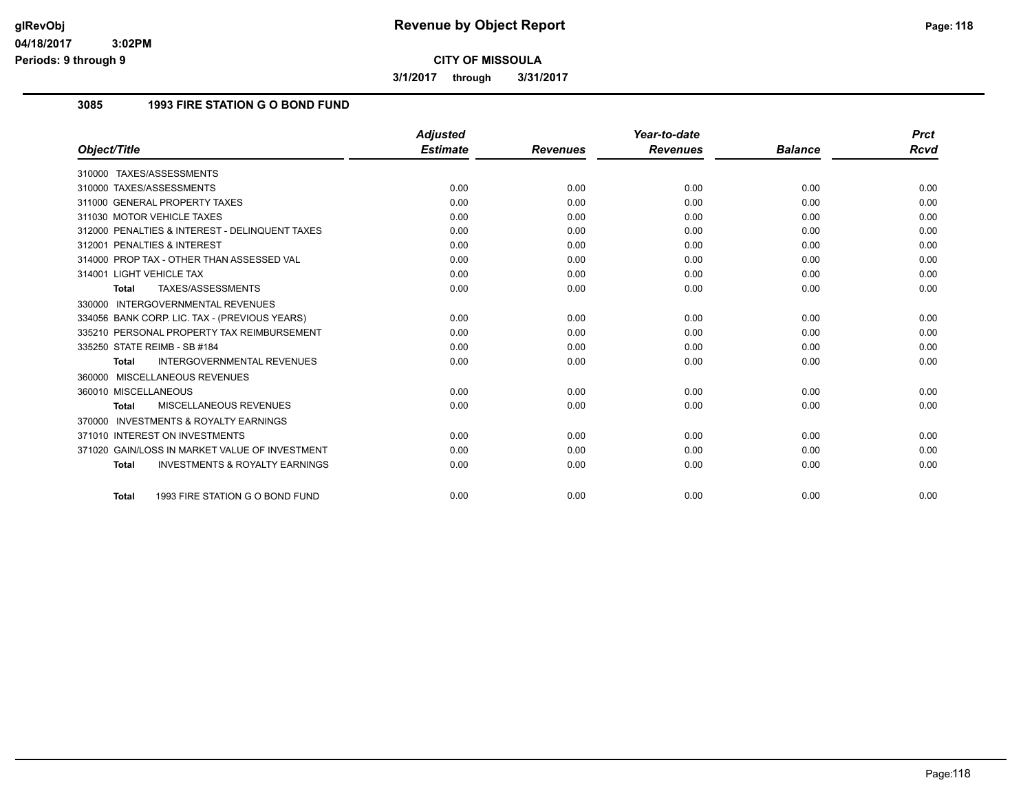**glRevObj** **Revenue by Object Report**

**04/18/2017 3:02PM**

**Periods: 9 through 9**

**CITY OF MISSOULA**

**3/1/2017 through 3/31/2017**

### 3085 1993 FIRE STATION G O BOND FUND

| Object/Title | Adjusted Estimate | Revenues | Year-to-date Revenues | Balance | Prct Rcvd |
|---|---|---|---|---|---|
| 310000 TAXES/ASSESSMENTS | | | | | |
| 310000 TAXES/ASSESSMENTS | 0.00 | 0.00 | 0.00 | 0.00 | 0.00 |
| 311000 GENERAL PROPERTY TAXES | 0.00 | 0.00 | 0.00 | 0.00 | 0.00 |
| 311030 MOTOR VEHICLE TAXES | 0.00 | 0.00 | 0.00 | 0.00 | 0.00 |
| 312000 PENALTIES & INTEREST - DELINQUENT TAXES | 0.00 | 0.00 | 0.00 | 0.00 | 0.00 |
| 312001 PENALTIES & INTEREST | 0.00 | 0.00 | 0.00 | 0.00 | 0.00 |
| 314000 PROP TAX - OTHER THAN ASSESSED VAL | 0.00 | 0.00 | 0.00 | 0.00 | 0.00 |
| 314001 LIGHT VEHICLE TAX | 0.00 | 0.00 | 0.00 | 0.00 | 0.00 |
| **Total** TAXES/ASSESSMENTS | 0.00 | 0.00 | 0.00 | 0.00 | 0.00 |
| 330000 INTERGOVERNMENTAL REVENUES | | | | | |
| 334056 BANK CORP. LIC. TAX - (PREVIOUS YEARS) | 0.00 | 0.00 | 0.00 | 0.00 | 0.00 |
| 335210 PERSONAL PROPERTY TAX REIMBURSEMENT | 0.00 | 0.00 | 0.00 | 0.00 | 0.00 |
| 335250 STATE REIMB - SB #184 | 0.00 | 0.00 | 0.00 | 0.00 | 0.00 |
| **Total** INTERGOVERNMENTAL REVENUES | 0.00 | 0.00 | 0.00 | 0.00 | 0.00 |
| 360000 MISCELLANEOUS REVENUES | | | | | |
| 360010 MISCELLANEOUS | 0.00 | 0.00 | 0.00 | 0.00 | 0.00 |
| **Total** MISCELLANEOUS REVENUES | 0.00 | 0.00 | 0.00 | 0.00 | 0.00 |
| 370000 INVESTMENTS & ROYALTY EARNINGS | | | | | |
| 371010 INTEREST ON INVESTMENTS | 0.00 | 0.00 | 0.00 | 0.00 | 0.00 |
| 371020 GAIN/LOSS IN MARKET VALUE OF INVESTMENT | 0.00 | 0.00 | 0.00 | 0.00 | 0.00 |
| **Total** INVESTMENTS & ROYALTY EARNINGS | 0.00 | 0.00 | 0.00 | 0.00 | 0.00 |
| **Total** 1993 FIRE STATION G O BOND FUND | 0.00 | 0.00 | 0.00 | 0.00 | 0.00 |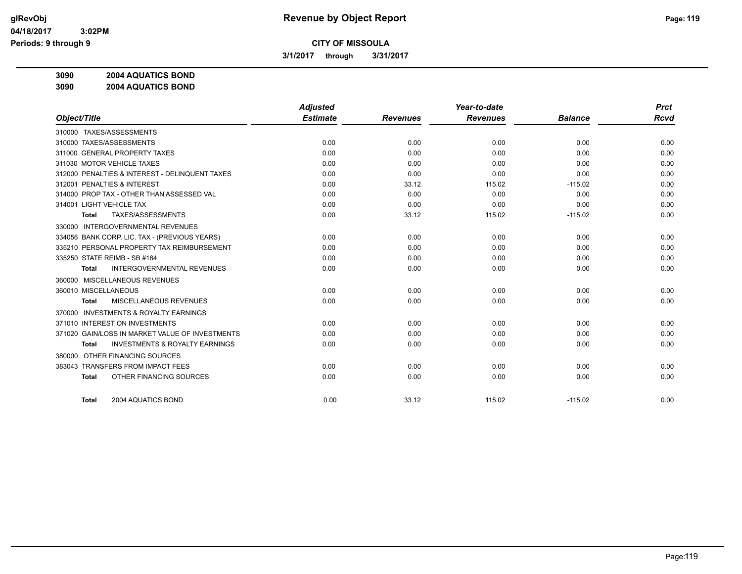# Revenue by Object Report

## CITY OF MISSOULA

**3/1/2017 through 3/31/2017**

**3090 2004 AQUATICS BOND**
**3090 2004 AQUATICS BOND**

| Object/Title | Adjusted Estimate | Revenues | Year-to-date Revenues | Balance | Prct Rcvd |
|---|---|---|---|---|---|
| 310000 TAXES/ASSESSMENTS | | | | | |
| 310000 TAXES/ASSESSMENTS | 0.00 | 0.00 | 0.00 | 0.00 | 0.00 |
| 311000 GENERAL PROPERTY TAXES | 0.00 | 0.00 | 0.00 | 0.00 | 0.00 |
| 311030 MOTOR VEHICLE TAXES | 0.00 | 0.00 | 0.00 | 0.00 | 0.00 |
| 312000 PENALTIES & INTEREST - DELINQUENT TAXES | 0.00 | 0.00 | 0.00 | 0.00 | 0.00 |
| 312001 PENALTIES & INTEREST | 0.00 | 33.12 | 115.02 | -115.02 | 0.00 |
| 314000 PROP TAX - OTHER THAN ASSESSED VAL | 0.00 | 0.00 | 0.00 | 0.00 | 0.00 |
| 314001 LIGHT VEHICLE TAX | 0.00 | 0.00 | 0.00 | 0.00 | 0.00 |
| **Total** TAXES/ASSESSMENTS | 0.00 | 33.12 | 115.02 | -115.02 | 0.00 |
| 330000 INTERGOVERNMENTAL REVENUES | | | | | |
| 334056 BANK CORP. LIC. TAX - (PREVIOUS YEARS) | 0.00 | 0.00 | 0.00 | 0.00 | 0.00 |
| 335210 PERSONAL PROPERTY TAX REIMBURSEMENT | 0.00 | 0.00 | 0.00 | 0.00 | 0.00 |
| 335250 STATE REIMB - SB #184 | 0.00 | 0.00 | 0.00 | 0.00 | 0.00 |
| **Total** INTERGOVERNMENTAL REVENUES | 0.00 | 0.00 | 0.00 | 0.00 | 0.00 |
| 360000 MISCELLANEOUS REVENUES | | | | | |
| 360010 MISCELLANEOUS | 0.00 | 0.00 | 0.00 | 0.00 | 0.00 |
| **Total** MISCELLANEOUS REVENUES | 0.00 | 0.00 | 0.00 | 0.00 | 0.00 |
| 370000 INVESTMENTS & ROYALTY EARNINGS | | | | | |
| 371010 INTEREST ON INVESTMENTS | 0.00 | 0.00 | 0.00 | 0.00 | 0.00 |
| 371020 GAIN/LOSS IN MARKET VALUE OF INVESTMENTS | 0.00 | 0.00 | 0.00 | 0.00 | 0.00 |
| **Total** INVESTMENTS & ROYALTY EARNINGS | 0.00 | 0.00 | 0.00 | 0.00 | 0.00 |
| 380000 OTHER FINANCING SOURCES | | | | | |
| 383043 TRANSFERS FROM IMPACT FEES | 0.00 | 0.00 | 0.00 | 0.00 | 0.00 |
| **Total** OTHER FINANCING SOURCES | 0.00 | 0.00 | 0.00 | 0.00 | 0.00 |
| **Total** 2004 AQUATICS BOND | 0.00 | 33.12 | 115.02 | -115.02 | 0.00 |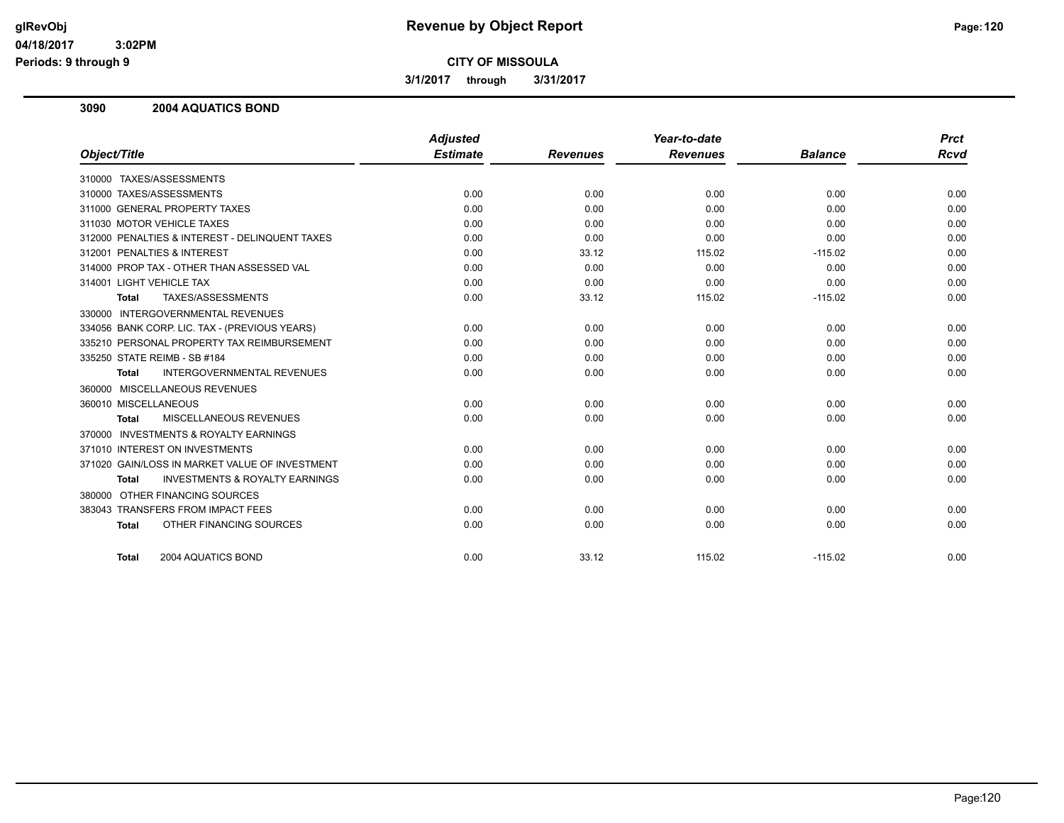# Revenue by Object Report

glRevObj
04/18/2017 3:02PM
Periods: 9 through 9

**CITY OF MISSOULA**

**3/1/2017 through 3/31/2017**

## 3090 2004 AQUATICS BOND

| Object/Title | Adjusted Estimate | Revenues | Year-to-date Revenues | Balance | Prct Rcvd |
|---|---|---|---|---|---|
| 310000 TAXES/ASSESSMENTS | | | | | |
| 310000 TAXES/ASSESSMENTS | 0.00 | 0.00 | 0.00 | 0.00 | 0.00 |
| 311000 GENERAL PROPERTY TAXES | 0.00 | 0.00 | 0.00 | 0.00 | 0.00 |
| 311030 MOTOR VEHICLE TAXES | 0.00 | 0.00 | 0.00 | 0.00 | 0.00 |
| 312000 PENALTIES & INTEREST - DELINQUENT TAXES | 0.00 | 0.00 | 0.00 | 0.00 | 0.00 |
| 312001 PENALTIES & INTEREST | 0.00 | 33.12 | 115.02 | -115.02 | 0.00 |
| 314000 PROP TAX - OTHER THAN ASSESSED VAL | 0.00 | 0.00 | 0.00 | 0.00 | 0.00 |
| 314001 LIGHT VEHICLE TAX | 0.00 | 0.00 | 0.00 | 0.00 | 0.00 |
| **Total** TAXES/ASSESSMENTS | 0.00 | 33.12 | 115.02 | -115.02 | 0.00 |
| 330000 INTERGOVERNMENTAL REVENUES | | | | | |
| 334056 BANK CORP. LIC. TAX - (PREVIOUS YEARS) | 0.00 | 0.00 | 0.00 | 0.00 | 0.00 |
| 335210 PERSONAL PROPERTY TAX REIMBURSEMENT | 0.00 | 0.00 | 0.00 | 0.00 | 0.00 |
| 335250 STATE REIMB - SB #184 | 0.00 | 0.00 | 0.00 | 0.00 | 0.00 |
| **Total** INTERGOVERNMENTAL REVENUES | 0.00 | 0.00 | 0.00 | 0.00 | 0.00 |
| 360000 MISCELLANEOUS REVENUES | | | | | |
| 360010 MISCELLANEOUS | 0.00 | 0.00 | 0.00 | 0.00 | 0.00 |
| **Total** MISCELLANEOUS REVENUES | 0.00 | 0.00 | 0.00 | 0.00 | 0.00 |
| 370000 INVESTMENTS & ROYALTY EARNINGS | | | | | |
| 371010 INTEREST ON INVESTMENTS | 0.00 | 0.00 | 0.00 | 0.00 | 0.00 |
| 371020 GAIN/LOSS IN MARKET VALUE OF INVESTMENT | 0.00 | 0.00 | 0.00 | 0.00 | 0.00 |
| **Total** INVESTMENTS & ROYALTY EARNINGS | 0.00 | 0.00 | 0.00 | 0.00 | 0.00 |
| 380000 OTHER FINANCING SOURCES | | | | | |
| 383043 TRANSFERS FROM IMPACT FEES | 0.00 | 0.00 | 0.00 | 0.00 | 0.00 |
| **Total** OTHER FINANCING SOURCES | 0.00 | 0.00 | 0.00 | 0.00 | 0.00 |
| **Total** 2004 AQUATICS BOND | 0.00 | 33.12 | 115.02 | -115.02 | 0.00 |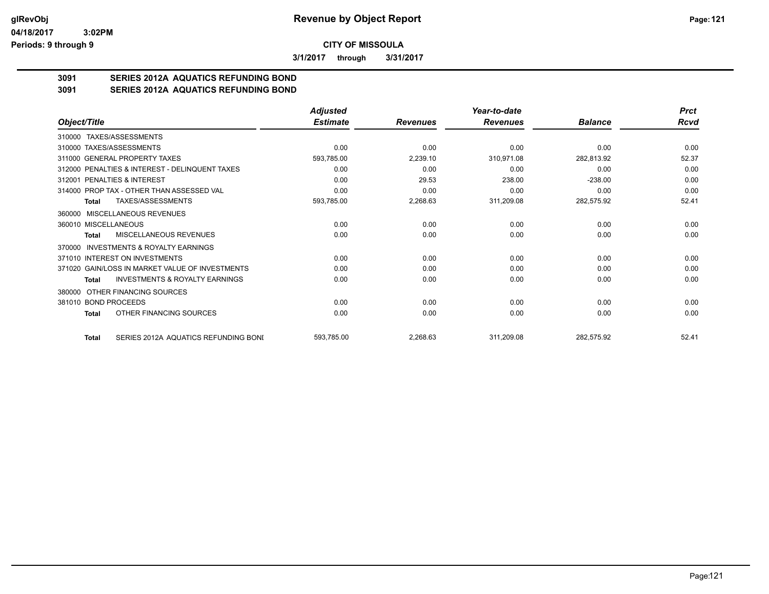**Revenue by Object Report**

**CITY OF MISSOULA**

**3/1/2017 through 3/31/2017**

glRevObj
04/18/2017 3:02PM
Periods: 9 through 9

## 3091 SERIES 2012A AQUATICS REFUNDING BOND
## 3091 SERIES 2012A AQUATICS REFUNDING BOND

| Object/Title | Adjusted Estimate | Revenues | Year-to-date Revenues | Balance | Prct Rcvd |
|---|---|---|---|---|---|
| 310000 TAXES/ASSESSMENTS | | | | | |
| 310000 TAXES/ASSESSMENTS | 0.00 | 0.00 | 0.00 | 0.00 | 0.00 |
| 311000 GENERAL PROPERTY TAXES | 593,785.00 | 2,239.10 | 310,971.08 | 282,813.92 | 52.37 |
| 312000 PENALTIES & INTEREST - DELINQUENT TAXES | 0.00 | 0.00 | 0.00 | 0.00 | 0.00 |
| 312001 PENALTIES & INTEREST | 0.00 | 29.53 | 238.00 | -238.00 | 0.00 |
| 314000 PROP TAX - OTHER THAN ASSESSED VAL | 0.00 | 0.00 | 0.00 | 0.00 | 0.00 |
| **Total** TAXES/ASSESSMENTS | 593,785.00 | 2,268.63 | 311,209.08 | 282,575.92 | 52.41 |
| 360000 MISCELLANEOUS REVENUES | | | | | |
| 360010 MISCELLANEOUS | 0.00 | 0.00 | 0.00 | 0.00 | 0.00 |
| **Total** MISCELLANEOUS REVENUES | 0.00 | 0.00 | 0.00 | 0.00 | 0.00 |
| 370000 INVESTMENTS & ROYALTY EARNINGS | | | | | |
| 371010 INTEREST ON INVESTMENTS | 0.00 | 0.00 | 0.00 | 0.00 | 0.00 |
| 371020 GAIN/LOSS IN MARKET VALUE OF INVESTMENTS | 0.00 | 0.00 | 0.00 | 0.00 | 0.00 |
| **Total** INVESTMENTS & ROYALTY EARNINGS | 0.00 | 0.00 | 0.00 | 0.00 | 0.00 |
| 380000 OTHER FINANCING SOURCES | | | | | |
| 381010 BOND PROCEEDS | 0.00 | 0.00 | 0.00 | 0.00 | 0.00 |
| **Total** OTHER FINANCING SOURCES | 0.00 | 0.00 | 0.00 | 0.00 | 0.00 |
| **Total** SERIES 2012A AQUATICS REFUNDING BONI | 593,785.00 | 2,268.63 | 311,209.08 | 282,575.92 | 52.41 |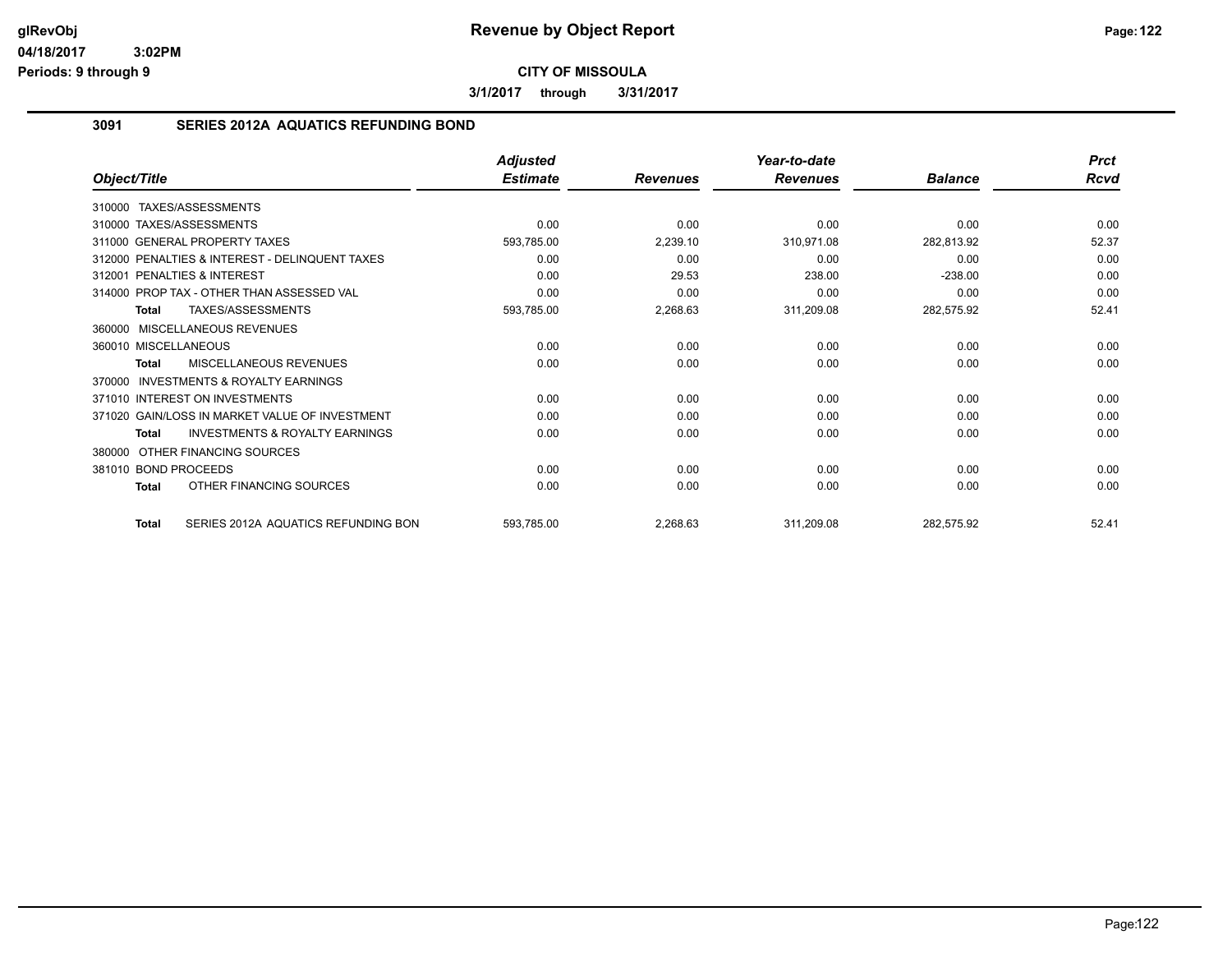**CITY OF MISSOULA**

**3/1/2017 through 3/31/2017**

## 3091 SERIES 2012A AQUATICS REFUNDING BOND

| Object/Title | Adjusted Estimate | Revenues | Year-to-date Revenues | Balance | Prct Rcvd |
|---|---|---|---|---|---|
| 310000 TAXES/ASSESSMENTS | | | | | |
| 310000 TAXES/ASSESSMENTS | 0.00 | 0.00 | 0.00 | 0.00 | 0.00 |
| 311000 GENERAL PROPERTY TAXES | 593,785.00 | 2,239.10 | 310,971.08 | 282,813.92 | 52.37 |
| 312000 PENALTIES & INTEREST - DELINQUENT TAXES | 0.00 | 0.00 | 0.00 | 0.00 | 0.00 |
| 312001 PENALTIES & INTEREST | 0.00 | 29.53 | 238.00 | -238.00 | 0.00 |
| 314000 PROP TAX - OTHER THAN ASSESSED VAL | 0.00 | 0.00 | 0.00 | 0.00 | 0.00 |
| **Total** TAXES/ASSESSMENTS | 593,785.00 | 2,268.63 | 311,209.08 | 282,575.92 | 52.41 |
| 360000 MISCELLANEOUS REVENUES | | | | | |
| 360010 MISCELLANEOUS | 0.00 | 0.00 | 0.00 | 0.00 | 0.00 |
| **Total** MISCELLANEOUS REVENUES | 0.00 | 0.00 | 0.00 | 0.00 | 0.00 |
| 370000 INVESTMENTS & ROYALTY EARNINGS | | | | | |
| 371010 INTEREST ON INVESTMENTS | 0.00 | 0.00 | 0.00 | 0.00 | 0.00 |
| 371020 GAIN/LOSS IN MARKET VALUE OF INVESTMENT | 0.00 | 0.00 | 0.00 | 0.00 | 0.00 |
| **Total** INVESTMENTS & ROYALTY EARNINGS | 0.00 | 0.00 | 0.00 | 0.00 | 0.00 |
| 380000 OTHER FINANCING SOURCES | | | | | |
| 381010 BOND PROCEEDS | 0.00 | 0.00 | 0.00 | 0.00 | 0.00 |
| **Total** OTHER FINANCING SOURCES | 0.00 | 0.00 | 0.00 | 0.00 | 0.00 |
| **Total** SERIES 2012A AQUATICS REFUNDING BON | 593,785.00 | 2,268.63 | 311,209.08 | 282,575.92 | 52.41 |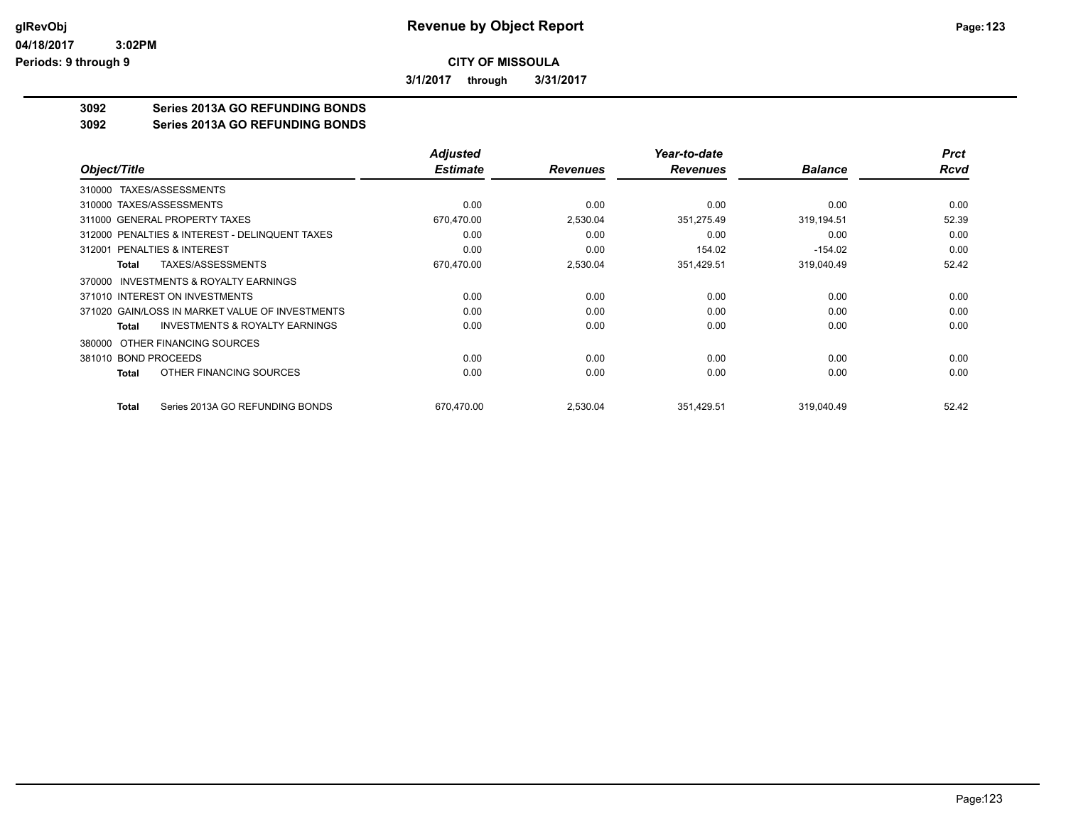**Revenue by Object Report**

**CITY OF MISSOULA**

**3/1/2017 through 3/31/2017**

**3092 Series 2013A GO REFUNDING BONDS**
**3092 Series 2013A GO REFUNDING BONDS**

| Object/Title | Adjusted Estimate | Revenues | Year-to-date Revenues | Balance | Prct Rcvd |
|---|---|---|---|---|---|
| 310000 TAXES/ASSESSMENTS | | | | | |
| 310000 TAXES/ASSESSMENTS | 0.00 | 0.00 | 0.00 | 0.00 | 0.00 |
| 311000 GENERAL PROPERTY TAXES | 670,470.00 | 2,530.04 | 351,275.49 | 319,194.51 | 52.39 |
| 312000 PENALTIES & INTEREST - DELINQUENT TAXES | 0.00 | 0.00 | 0.00 | 0.00 | 0.00 |
| 312001 PENALTIES & INTEREST | 0.00 | 0.00 | 154.02 | -154.02 | 0.00 |
| **Total** TAXES/ASSESSMENTS | 670,470.00 | 2,530.04 | 351,429.51 | 319,040.49 | 52.42 |
| 370000 INVESTMENTS & ROYALTY EARNINGS | | | | | |
| 371010 INTEREST ON INVESTMENTS | 0.00 | 0.00 | 0.00 | 0.00 | 0.00 |
| 371020 GAIN/LOSS IN MARKET VALUE OF INVESTMENTS | 0.00 | 0.00 | 0.00 | 0.00 | 0.00 |
| **Total** INVESTMENTS & ROYALTY EARNINGS | 0.00 | 0.00 | 0.00 | 0.00 | 0.00 |
| 380000 OTHER FINANCING SOURCES | | | | | |
| 381010 BOND PROCEEDS | 0.00 | 0.00 | 0.00 | 0.00 | 0.00 |
| **Total** OTHER FINANCING SOURCES | 0.00 | 0.00 | 0.00 | 0.00 | 0.00 |
| **Total** Series 2013A GO REFUNDING BONDS | 670,470.00 | 2,530.04 | 351,429.51 | 319,040.49 | 52.42 |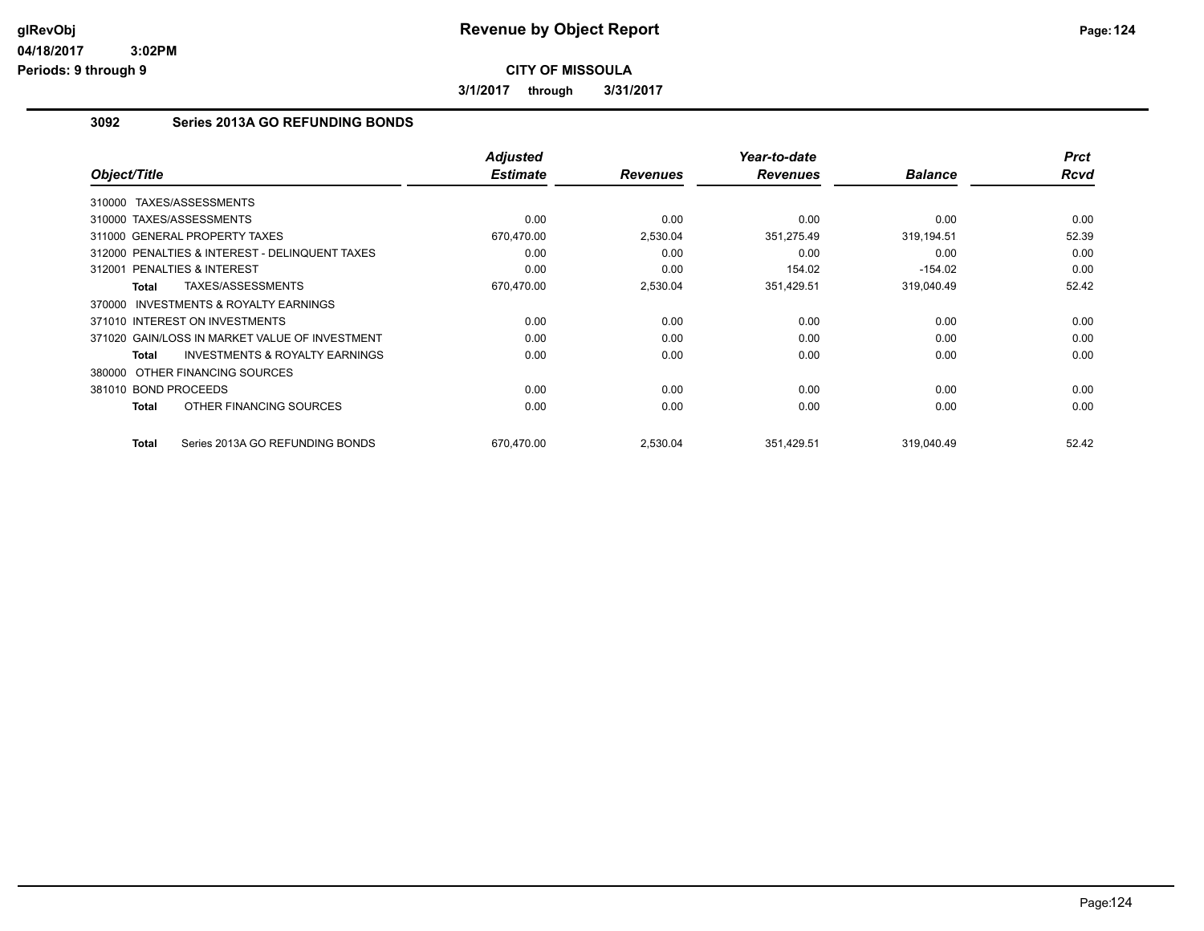**glRevObj** **Revenue by Object Report**

**04/18/2017 3:02PM**

**Periods: 9 through 9**

**CITY OF MISSOULA**

**3/1/2017 through 3/31/2017**

## 3092 Series 2013A GO REFUNDING BONDS

| Object/Title | Adjusted Estimate | Revenues | Year-to-date Revenues | Balance | Prct Rcvd |
|---|---|---|---|---|---|
| 310000 TAXES/ASSESSMENTS | | | | | |
| 310000 TAXES/ASSESSMENTS | 0.00 | 0.00 | 0.00 | 0.00 | 0.00 |
| 311000 GENERAL PROPERTY TAXES | 670,470.00 | 2,530.04 | 351,275.49 | 319,194.51 | 52.39 |
| 312000 PENALTIES & INTEREST - DELINQUENT TAXES | 0.00 | 0.00 | 0.00 | 0.00 | 0.00 |
| 312001 PENALTIES & INTEREST | 0.00 | 0.00 | 154.02 | -154.02 | 0.00 |
| **Total** TAXES/ASSESSMENTS | 670,470.00 | 2,530.04 | 351,429.51 | 319,040.49 | 52.42 |
| 370000 INVESTMENTS & ROYALTY EARNINGS | | | | | |
| 371010 INTEREST ON INVESTMENTS | 0.00 | 0.00 | 0.00 | 0.00 | 0.00 |
| 371020 GAIN/LOSS IN MARKET VALUE OF INVESTMENT | 0.00 | 0.00 | 0.00 | 0.00 | 0.00 |
| **Total** INVESTMENTS & ROYALTY EARNINGS | 0.00 | 0.00 | 0.00 | 0.00 | 0.00 |
| 380000 OTHER FINANCING SOURCES | | | | | |
| 381010 BOND PROCEEDS | 0.00 | 0.00 | 0.00 | 0.00 | 0.00 |
| **Total** OTHER FINANCING SOURCES | 0.00 | 0.00 | 0.00 | 0.00 | 0.00 |
| **Total** Series 2013A GO REFUNDING BONDS | 670,470.00 | 2,530.04 | 351,429.51 | 319,040.49 | 52.42 |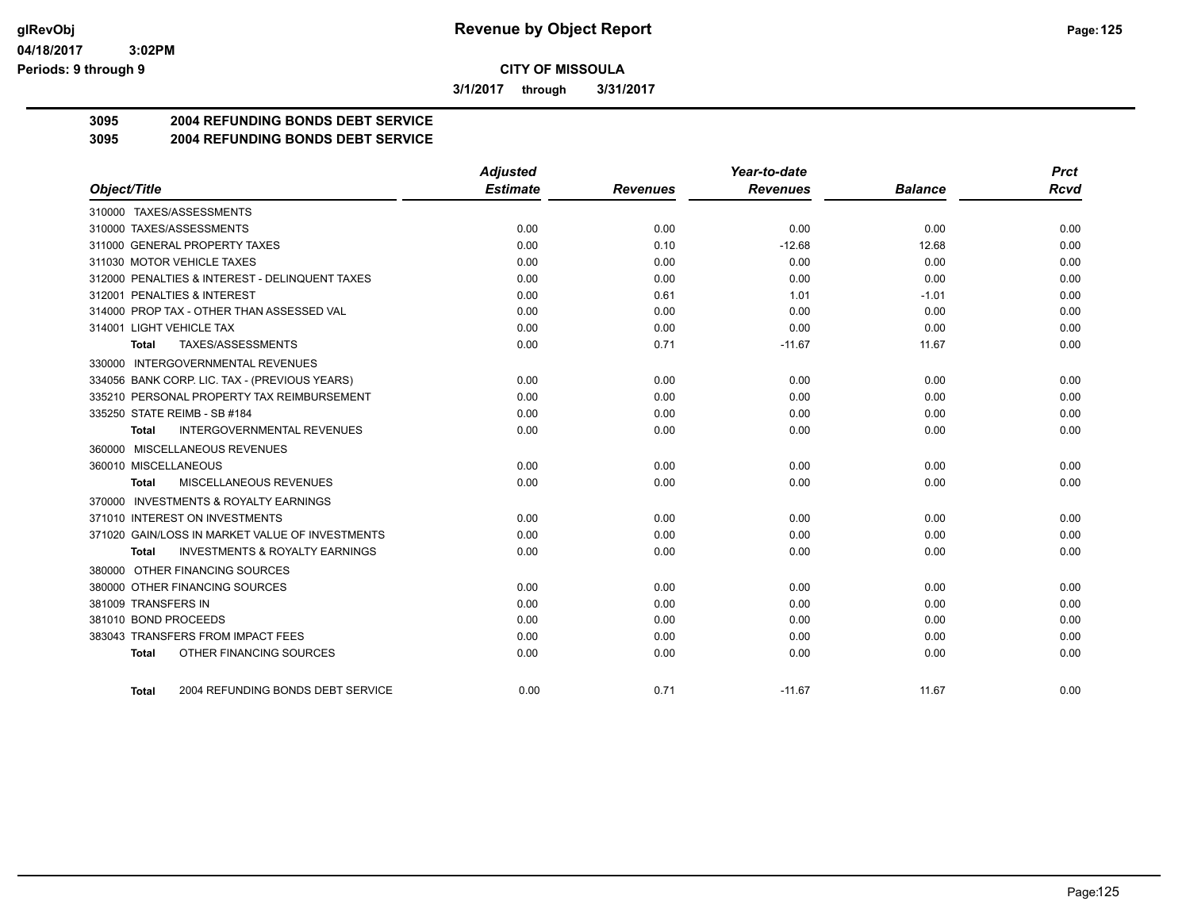**glRevObj**
**04/18/2017 3:02PM**
**Periods: 9 through 9**

# Revenue by Object Report

**CITY OF MISSOULA**

**3/1/2017 through 3/31/2017**

**3095 2004 REFUNDING BONDS DEBT SERVICE**
**3095 2004 REFUNDING BONDS DEBT SERVICE**

| Object/Title | Adjusted Estimate | Revenues | Year-to-date Revenues | Balance | Prct Rcvd |
|---|---|---|---|---|---|
| 310000 TAXES/ASSESSMENTS | | | | | |
| 310000 TAXES/ASSESSMENTS | 0.00 | 0.00 | 0.00 | 0.00 | 0.00 |
| 311000 GENERAL PROPERTY TAXES | 0.00 | 0.10 | -12.68 | 12.68 | 0.00 |
| 311030 MOTOR VEHICLE TAXES | 0.00 | 0.00 | 0.00 | 0.00 | 0.00 |
| 312000 PENALTIES & INTEREST - DELINQUENT TAXES | 0.00 | 0.00 | 0.00 | 0.00 | 0.00 |
| 312001 PENALTIES & INTEREST | 0.00 | 0.61 | 1.01 | -1.01 | 0.00 |
| 314000 PROP TAX - OTHER THAN ASSESSED VAL | 0.00 | 0.00 | 0.00 | 0.00 | 0.00 |
| 314001 LIGHT VEHICLE TAX | 0.00 | 0.00 | 0.00 | 0.00 | 0.00 |
| **Total** TAXES/ASSESSMENTS | 0.00 | 0.71 | -11.67 | 11.67 | 0.00 |
| 330000 INTERGOVERNMENTAL REVENUES | | | | | |
| 334056 BANK CORP. LIC. TAX - (PREVIOUS YEARS) | 0.00 | 0.00 | 0.00 | 0.00 | 0.00 |
| 335210 PERSONAL PROPERTY TAX REIMBURSEMENT | 0.00 | 0.00 | 0.00 | 0.00 | 0.00 |
| 335250 STATE REIMB - SB #184 | 0.00 | 0.00 | 0.00 | 0.00 | 0.00 |
| **Total** INTERGOVERNMENTAL REVENUES | 0.00 | 0.00 | 0.00 | 0.00 | 0.00 |
| 360000 MISCELLANEOUS REVENUES | | | | | |
| 360010 MISCELLANEOUS | 0.00 | 0.00 | 0.00 | 0.00 | 0.00 |
| **Total** MISCELLANEOUS REVENUES | 0.00 | 0.00 | 0.00 | 0.00 | 0.00 |
| 370000 INVESTMENTS & ROYALTY EARNINGS | | | | | |
| 371010 INTEREST ON INVESTMENTS | 0.00 | 0.00 | 0.00 | 0.00 | 0.00 |
| 371020 GAIN/LOSS IN MARKET VALUE OF INVESTMENTS | 0.00 | 0.00 | 0.00 | 0.00 | 0.00 |
| **Total** INVESTMENTS & ROYALTY EARNINGS | 0.00 | 0.00 | 0.00 | 0.00 | 0.00 |
| 380000 OTHER FINANCING SOURCES | | | | | |
| 380000 OTHER FINANCING SOURCES | 0.00 | 0.00 | 0.00 | 0.00 | 0.00 |
| 381009 TRANSFERS IN | 0.00 | 0.00 | 0.00 | 0.00 | 0.00 |
| 381010 BOND PROCEEDS | 0.00 | 0.00 | 0.00 | 0.00 | 0.00 |
| 383043 TRANSFERS FROM IMPACT FEES | 0.00 | 0.00 | 0.00 | 0.00 | 0.00 |
| **Total** OTHER FINANCING SOURCES | 0.00 | 0.00 | 0.00 | 0.00 | 0.00 |
| **Total** 2004 REFUNDING BONDS DEBT SERVICE | 0.00 | 0.71 | -11.67 | 11.67 | 0.00 |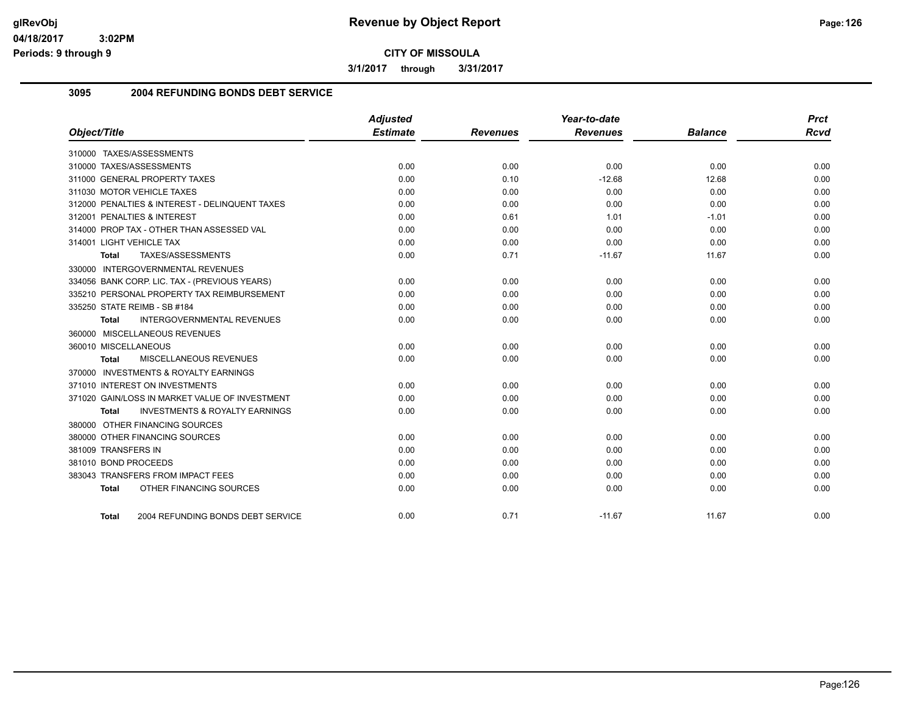# Revenue by Object Report

## CITY OF MISSOULA

**3/1/2017 through 3/31/2017**

### 3095 2004 REFUNDING BONDS DEBT SERVICE

| Object/Title | Adjusted Estimate | Revenues | Year-to-date Revenues | Balance | Prct Rcvd |
|---|---|---|---|---|---|
| 310000 TAXES/ASSESSMENTS | | | | | |
| 310000 TAXES/ASSESSMENTS | 0.00 | 0.00 | 0.00 | 0.00 | 0.00 |
| 311000 GENERAL PROPERTY TAXES | 0.00 | 0.10 | -12.68 | 12.68 | 0.00 |
| 311030 MOTOR VEHICLE TAXES | 0.00 | 0.00 | 0.00 | 0.00 | 0.00 |
| 312000 PENALTIES & INTEREST - DELINQUENT TAXES | 0.00 | 0.00 | 0.00 | 0.00 | 0.00 |
| 312001 PENALTIES & INTEREST | 0.00 | 0.61 | 1.01 | -1.01 | 0.00 |
| 314000 PROP TAX - OTHER THAN ASSESSED VAL | 0.00 | 0.00 | 0.00 | 0.00 | 0.00 |
| 314001 LIGHT VEHICLE TAX | 0.00 | 0.00 | 0.00 | 0.00 | 0.00 |
| **Total** TAXES/ASSESSMENTS | 0.00 | 0.71 | -11.67 | 11.67 | 0.00 |
| 330000 INTERGOVERNMENTAL REVENUES | | | | | |
| 334056 BANK CORP. LIC. TAX - (PREVIOUS YEARS) | 0.00 | 0.00 | 0.00 | 0.00 | 0.00 |
| 335210 PERSONAL PROPERTY TAX REIMBURSEMENT | 0.00 | 0.00 | 0.00 | 0.00 | 0.00 |
| 335250 STATE REIMB - SB #184 | 0.00 | 0.00 | 0.00 | 0.00 | 0.00 |
| **Total** INTERGOVERNMENTAL REVENUES | 0.00 | 0.00 | 0.00 | 0.00 | 0.00 |
| 360000 MISCELLANEOUS REVENUES | | | | | |
| 360010 MISCELLANEOUS | 0.00 | 0.00 | 0.00 | 0.00 | 0.00 |
| **Total** MISCELLANEOUS REVENUES | 0.00 | 0.00 | 0.00 | 0.00 | 0.00 |
| 370000 INVESTMENTS & ROYALTY EARNINGS | | | | | |
| 371010 INTEREST ON INVESTMENTS | 0.00 | 0.00 | 0.00 | 0.00 | 0.00 |
| 371020 GAIN/LOSS IN MARKET VALUE OF INVESTMENT | 0.00 | 0.00 | 0.00 | 0.00 | 0.00 |
| **Total** INVESTMENTS & ROYALTY EARNINGS | 0.00 | 0.00 | 0.00 | 0.00 | 0.00 |
| 380000 OTHER FINANCING SOURCES | | | | | |
| 380000 OTHER FINANCING SOURCES | 0.00 | 0.00 | 0.00 | 0.00 | 0.00 |
| 381009 TRANSFERS IN | 0.00 | 0.00 | 0.00 | 0.00 | 0.00 |
| 381010 BOND PROCEEDS | 0.00 | 0.00 | 0.00 | 0.00 | 0.00 |
| 383043 TRANSFERS FROM IMPACT FEES | 0.00 | 0.00 | 0.00 | 0.00 | 0.00 |
| **Total** OTHER FINANCING SOURCES | 0.00 | 0.00 | 0.00 | 0.00 | 0.00 |
| **Total** 2004 REFUNDING BONDS DEBT SERVICE | 0.00 | 0.71 | -11.67 | 11.67 | 0.00 |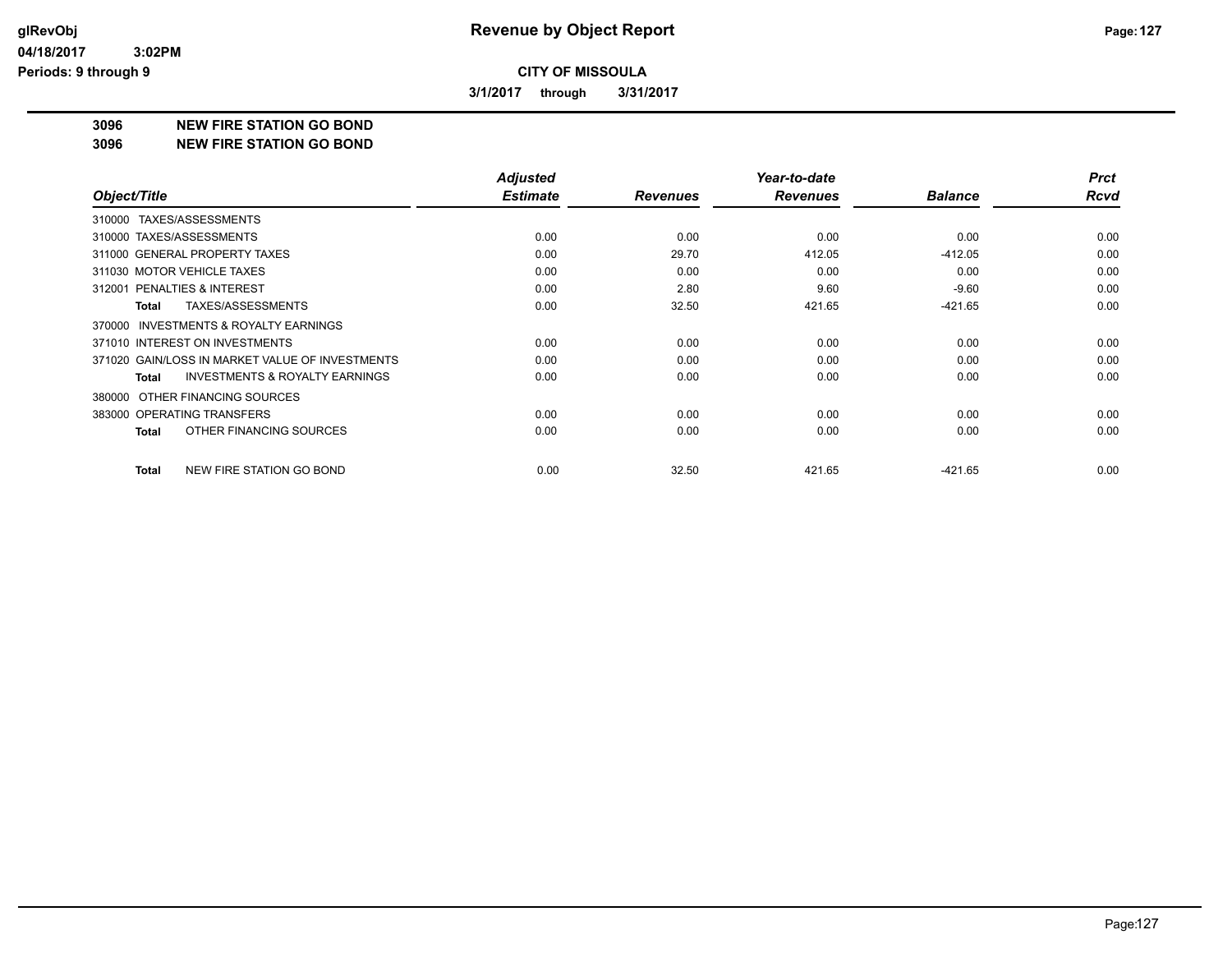# Revenue by Object Report

**CITY OF MISSOULA**

**3/1/2017 through 3/31/2017**

**3096 NEW FIRE STATION GO BOND**
**3096 NEW FIRE STATION GO BOND**

| Object/Title | Adjusted Estimate | Revenues | Year-to-date Revenues | Balance | Prct Rcvd |
|---|---|---|---|---|---|
| 310000 TAXES/ASSESSMENTS | | | | | |
| 310000 TAXES/ASSESSMENTS | 0.00 | 0.00 | 0.00 | 0.00 | 0.00 |
| 311000 GENERAL PROPERTY TAXES | 0.00 | 29.70 | 412.05 | -412.05 | 0.00 |
| 311030 MOTOR VEHICLE TAXES | 0.00 | 0.00 | 0.00 | 0.00 | 0.00 |
| 312001 PENALTIES & INTEREST | 0.00 | 2.80 | 9.60 | -9.60 | 0.00 |
| **Total** TAXES/ASSESSMENTS | 0.00 | 32.50 | 421.65 | -421.65 | 0.00 |
| 370000 INVESTMENTS & ROYALTY EARNINGS | | | | | |
| 371010 INTEREST ON INVESTMENTS | 0.00 | 0.00 | 0.00 | 0.00 | 0.00 |
| 371020 GAIN/LOSS IN MARKET VALUE OF INVESTMENTS | 0.00 | 0.00 | 0.00 | 0.00 | 0.00 |
| **Total** INVESTMENTS & ROYALTY EARNINGS | 0.00 | 0.00 | 0.00 | 0.00 | 0.00 |
| 380000 OTHER FINANCING SOURCES | | | | | |
| 383000 OPERATING TRANSFERS | 0.00 | 0.00 | 0.00 | 0.00 | 0.00 |
| **Total** OTHER FINANCING SOURCES | 0.00 | 0.00 | 0.00 | 0.00 | 0.00 |
| **Total** NEW FIRE STATION GO BOND | 0.00 | 32.50 | 421.65 | -421.65 | 0.00 |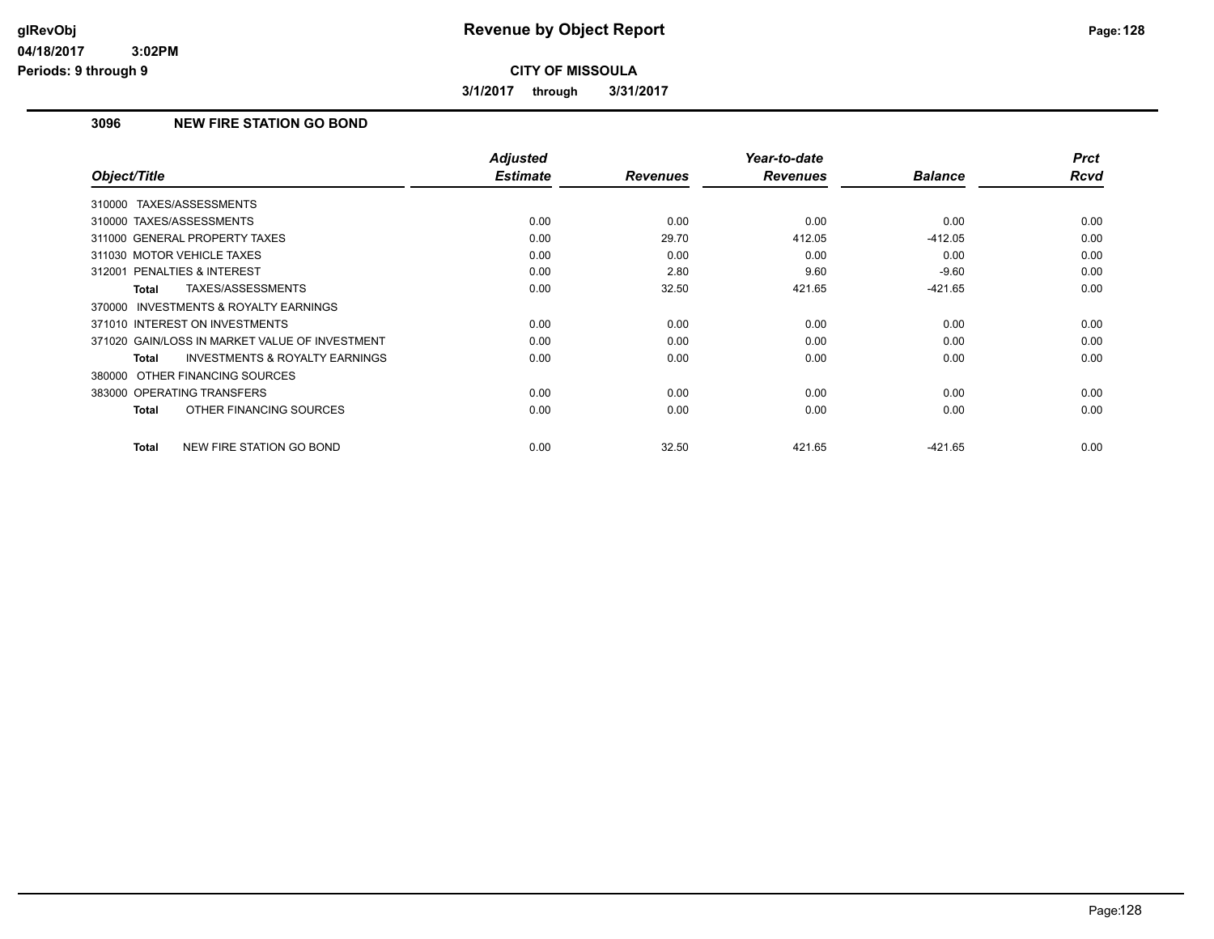**Revenue by Object Report**

**CITY OF MISSOULA**

**3/1/2017 through 3/31/2017**

### 3096 NEW FIRE STATION GO BOND

| Object/Title | Adjusted Estimate | Revenues | Year-to-date Revenues | Balance | Prct Rcvd |
|---|---|---|---|---|---|
| 310000 TAXES/ASSESSMENTS | | | | | |
| 310000 TAXES/ASSESSMENTS | 0.00 | 0.00 | 0.00 | 0.00 | 0.00 |
| 311000 GENERAL PROPERTY TAXES | 0.00 | 29.70 | 412.05 | -412.05 | 0.00 |
| 311030 MOTOR VEHICLE TAXES | 0.00 | 0.00 | 0.00 | 0.00 | 0.00 |
| 312001 PENALTIES & INTEREST | 0.00 | 2.80 | 9.60 | -9.60 | 0.00 |
| **Total** TAXES/ASSESSMENTS | 0.00 | 32.50 | 421.65 | -421.65 | 0.00 |
| 370000 INVESTMENTS & ROYALTY EARNINGS | | | | | |
| 371010 INTEREST ON INVESTMENTS | 0.00 | 0.00 | 0.00 | 0.00 | 0.00 |
| 371020 GAIN/LOSS IN MARKET VALUE OF INVESTMENT | 0.00 | 0.00 | 0.00 | 0.00 | 0.00 |
| **Total** INVESTMENTS & ROYALTY EARNINGS | 0.00 | 0.00 | 0.00 | 0.00 | 0.00 |
| 380000 OTHER FINANCING SOURCES | | | | | |
| 383000 OPERATING TRANSFERS | 0.00 | 0.00 | 0.00 | 0.00 | 0.00 |
| **Total** OTHER FINANCING SOURCES | 0.00 | 0.00 | 0.00 | 0.00 | 0.00 |
| **Total** NEW FIRE STATION GO BOND | 0.00 | 32.50 | 421.65 | -421.65 | 0.00 |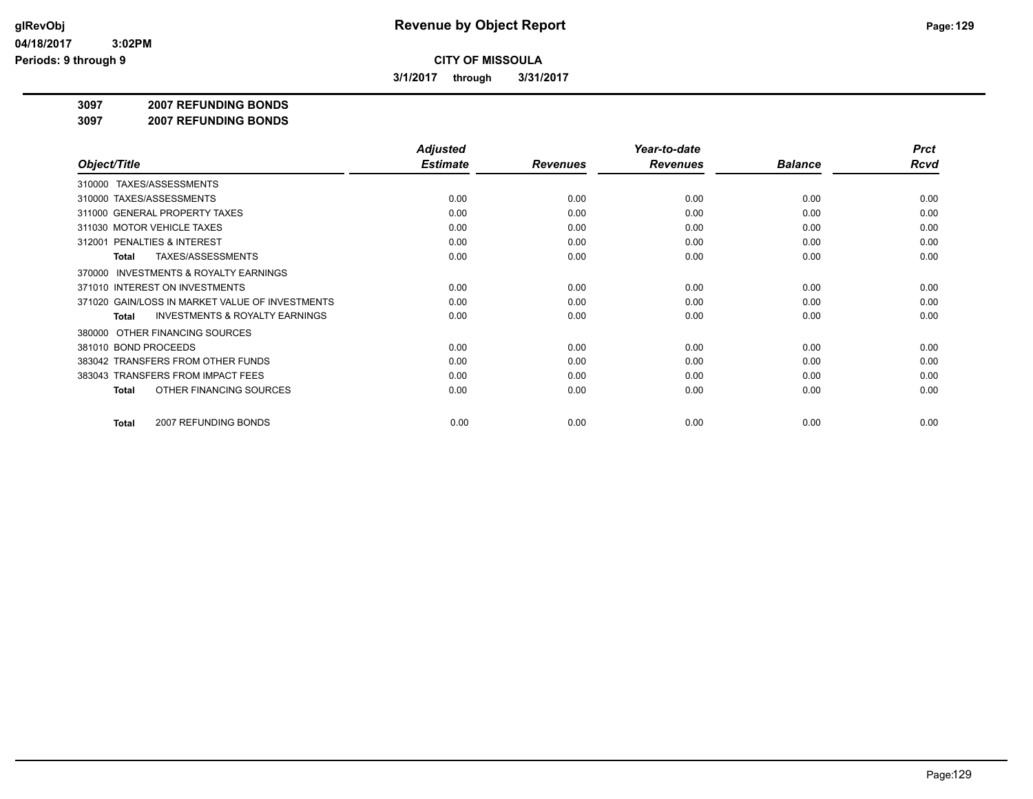# Revenue by Object Report

**CITY OF MISSOULA**

**3/1/2017 through 3/31/2017**

glRevObj
04/18/2017 3:02PM
Periods: 9 through 9

**3097 2007 REFUNDING BONDS**
**3097 2007 REFUNDING BONDS**

| Object/Title | Adjusted Estimate | Revenues | Year-to-date Revenues | Balance | Prct Rcvd |
|---|---|---|---|---|---|
| 310000 TAXES/ASSESSMENTS | | | | | |
| 310000 TAXES/ASSESSMENTS | 0.00 | 0.00 | 0.00 | 0.00 | 0.00 |
| 311000 GENERAL PROPERTY TAXES | 0.00 | 0.00 | 0.00 | 0.00 | 0.00 |
| 311030 MOTOR VEHICLE TAXES | 0.00 | 0.00 | 0.00 | 0.00 | 0.00 |
| 312001 PENALTIES & INTEREST | 0.00 | 0.00 | 0.00 | 0.00 | 0.00 |
| **Total** TAXES/ASSESSMENTS | 0.00 | 0.00 | 0.00 | 0.00 | 0.00 |
| 370000 INVESTMENTS & ROYALTY EARNINGS | | | | | |
| 371010 INTEREST ON INVESTMENTS | 0.00 | 0.00 | 0.00 | 0.00 | 0.00 |
| 371020 GAIN/LOSS IN MARKET VALUE OF INVESTMENTS | 0.00 | 0.00 | 0.00 | 0.00 | 0.00 |
| **Total** INVESTMENTS & ROYALTY EARNINGS | 0.00 | 0.00 | 0.00 | 0.00 | 0.00 |
| 380000 OTHER FINANCING SOURCES | | | | | |
| 381010 BOND PROCEEDS | 0.00 | 0.00 | 0.00 | 0.00 | 0.00 |
| 383042 TRANSFERS FROM OTHER FUNDS | 0.00 | 0.00 | 0.00 | 0.00 | 0.00 |
| 383043 TRANSFERS FROM IMPACT FEES | 0.00 | 0.00 | 0.00 | 0.00 | 0.00 |
| **Total** OTHER FINANCING SOURCES | 0.00 | 0.00 | 0.00 | 0.00 | 0.00 |
| **Total** 2007 REFUNDING BONDS | 0.00 | 0.00 | 0.00 | 0.00 | 0.00 |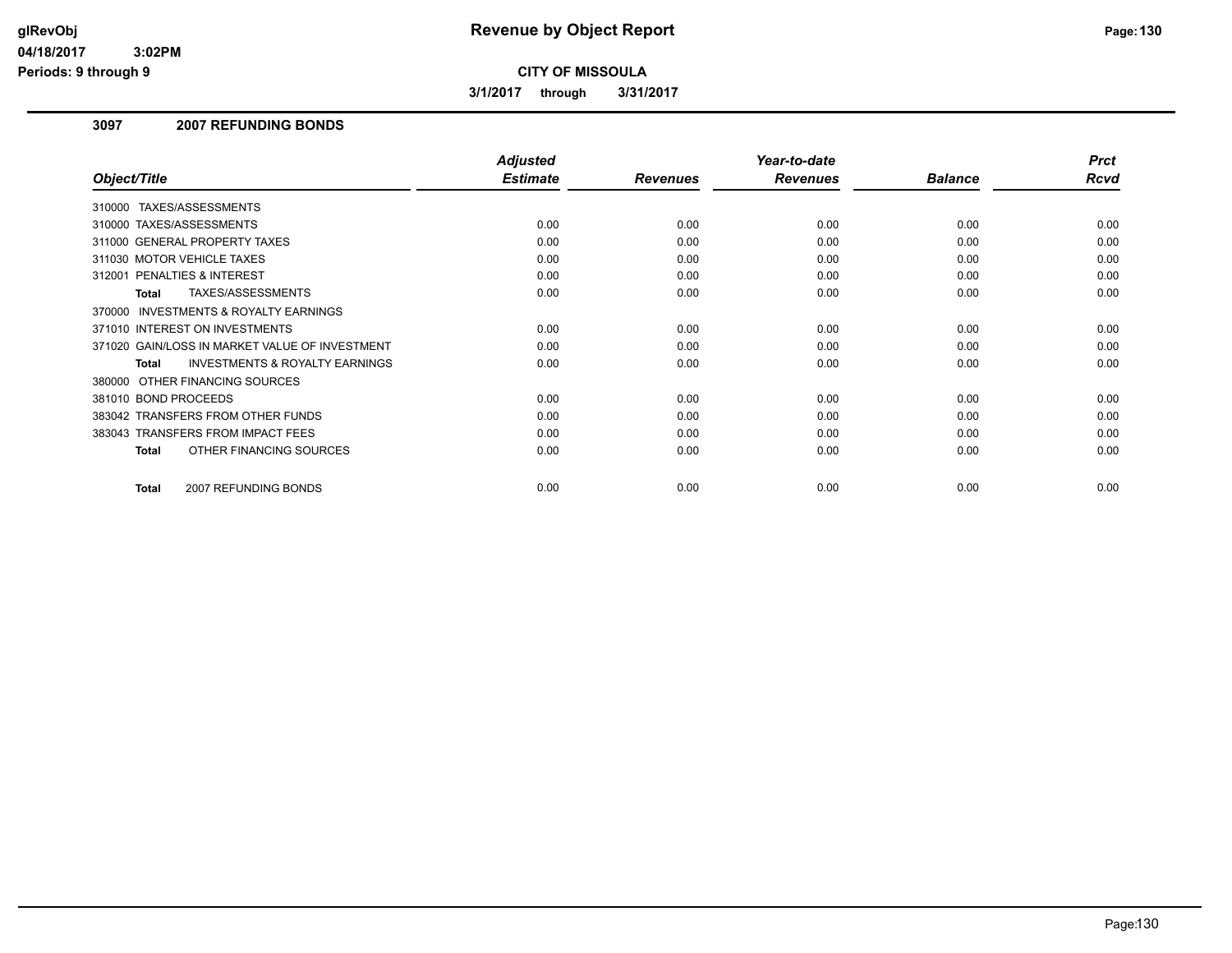# Revenue by Object Report

**CITY OF MISSOULA**

**3/1/2017 through 3/31/2017**

glRevObj
04/18/2017 3:02PM
Periods: 9 through 9

## 3097 2007 REFUNDING BONDS

| Object/Title | Adjusted Estimate | Revenues | Year-to-date Revenues | Balance | Prct Rcvd |
|---|---|---|---|---|---|
| 310000 TAXES/ASSESSMENTS | | | | | |
| 310000 TAXES/ASSESSMENTS | 0.00 | 0.00 | 0.00 | 0.00 | 0.00 |
| 311000 GENERAL PROPERTY TAXES | 0.00 | 0.00 | 0.00 | 0.00 | 0.00 |
| 311030 MOTOR VEHICLE TAXES | 0.00 | 0.00 | 0.00 | 0.00 | 0.00 |
| 312001 PENALTIES & INTEREST | 0.00 | 0.00 | 0.00 | 0.00 | 0.00 |
| **Total** TAXES/ASSESSMENTS | 0.00 | 0.00 | 0.00 | 0.00 | 0.00 |
| 370000 INVESTMENTS & ROYALTY EARNINGS | | | | | |
| 371010 INTEREST ON INVESTMENTS | 0.00 | 0.00 | 0.00 | 0.00 | 0.00 |
| 371020 GAIN/LOSS IN MARKET VALUE OF INVESTMENT | 0.00 | 0.00 | 0.00 | 0.00 | 0.00 |
| **Total** INVESTMENTS & ROYALTY EARNINGS | 0.00 | 0.00 | 0.00 | 0.00 | 0.00 |
| 380000 OTHER FINANCING SOURCES | | | | | |
| 381010 BOND PROCEEDS | 0.00 | 0.00 | 0.00 | 0.00 | 0.00 |
| 383042 TRANSFERS FROM OTHER FUNDS | 0.00 | 0.00 | 0.00 | 0.00 | 0.00 |
| 383043 TRANSFERS FROM IMPACT FEES | 0.00 | 0.00 | 0.00 | 0.00 | 0.00 |
| **Total** OTHER FINANCING SOURCES | 0.00 | 0.00 | 0.00 | 0.00 | 0.00 |
| **Total** 2007 REFUNDING BONDS | 0.00 | 0.00 | 0.00 | 0.00 | 0.00 |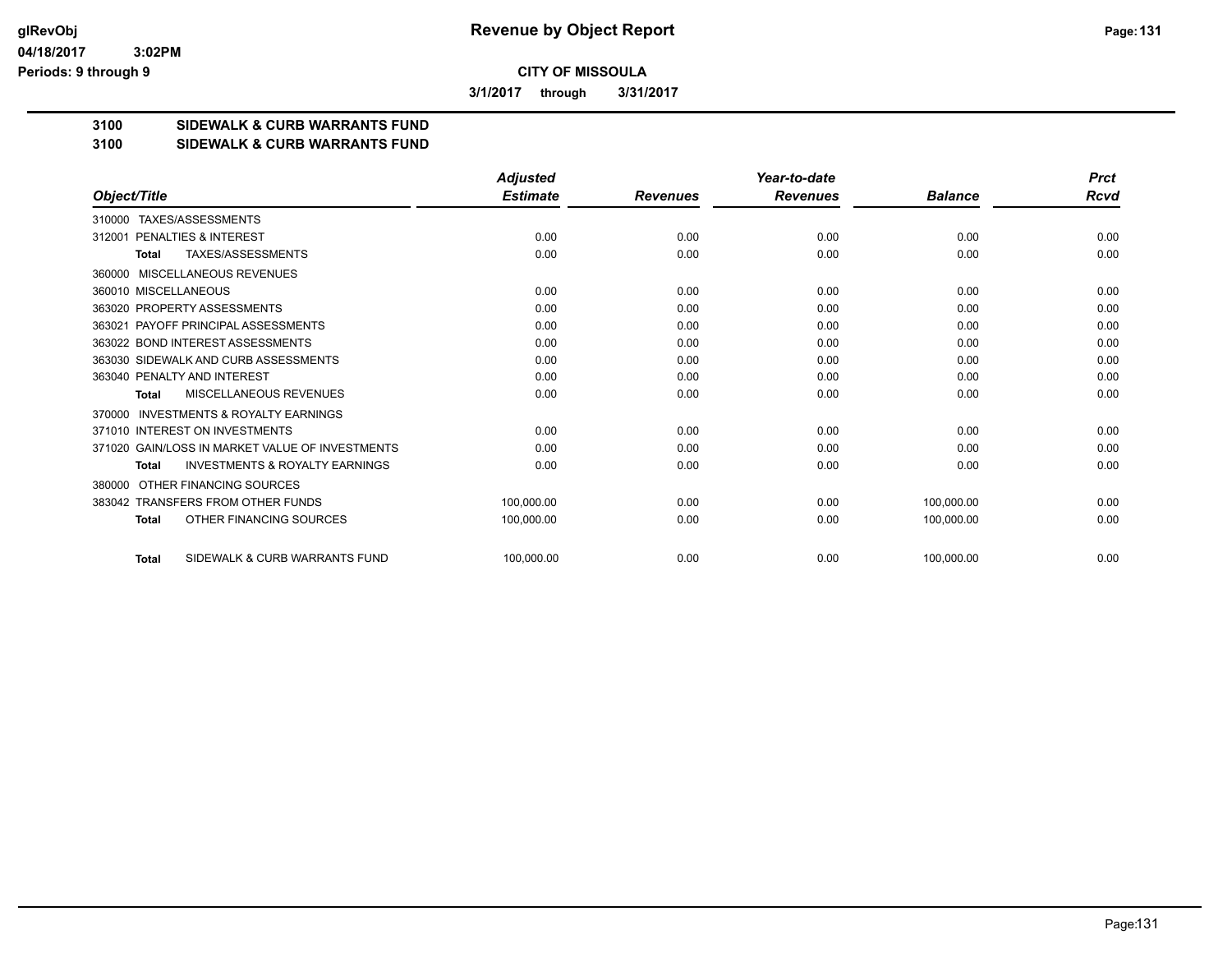# Revenue by Object Report

**CITY OF MISSOULA**

**3/1/2017 through 3/31/2017**

glRevObj
04/18/2017 3:02PM
Periods: 9 through 9

**3100 SIDEWALK & CURB WARRANTS FUND**
**3100 SIDEWALK & CURB WARRANTS FUND**

| Object/Title | Adjusted Estimate | Revenues | Year-to-date Revenues | Balance | Prct Rcvd |
|---|---|---|---|---|---|
| 310000 TAXES/ASSESSMENTS | | | | | |
| 312001 PENALTIES & INTEREST | 0.00 | 0.00 | 0.00 | 0.00 | 0.00 |
| **Total** TAXES/ASSESSMENTS | 0.00 | 0.00 | 0.00 | 0.00 | 0.00 |
| 360000 MISCELLANEOUS REVENUES | | | | | |
| 360010 MISCELLANEOUS | 0.00 | 0.00 | 0.00 | 0.00 | 0.00 |
| 363020 PROPERTY ASSESSMENTS | 0.00 | 0.00 | 0.00 | 0.00 | 0.00 |
| 363021 PAYOFF PRINCIPAL ASSESSMENTS | 0.00 | 0.00 | 0.00 | 0.00 | 0.00 |
| 363022 BOND INTEREST ASSESSMENTS | 0.00 | 0.00 | 0.00 | 0.00 | 0.00 |
| 363030 SIDEWALK AND CURB ASSESSMENTS | 0.00 | 0.00 | 0.00 | 0.00 | 0.00 |
| 363040 PENALTY AND INTEREST | 0.00 | 0.00 | 0.00 | 0.00 | 0.00 |
| **Total** MISCELLANEOUS REVENUES | 0.00 | 0.00 | 0.00 | 0.00 | 0.00 |
| 370000 INVESTMENTS & ROYALTY EARNINGS | | | | | |
| 371010 INTEREST ON INVESTMENTS | 0.00 | 0.00 | 0.00 | 0.00 | 0.00 |
| 371020 GAIN/LOSS IN MARKET VALUE OF INVESTMENTS | 0.00 | 0.00 | 0.00 | 0.00 | 0.00 |
| **Total** INVESTMENTS & ROYALTY EARNINGS | 0.00 | 0.00 | 0.00 | 0.00 | 0.00 |
| 380000 OTHER FINANCING SOURCES | | | | | |
| 383042 TRANSFERS FROM OTHER FUNDS | 100,000.00 | 0.00 | 0.00 | 100,000.00 | 0.00 |
| **Total** OTHER FINANCING SOURCES | 100,000.00 | 0.00 | 0.00 | 100,000.00 | 0.00 |
| **Total** SIDEWALK & CURB WARRANTS FUND | 100,000.00 | 0.00 | 0.00 | 100,000.00 | 0.00 |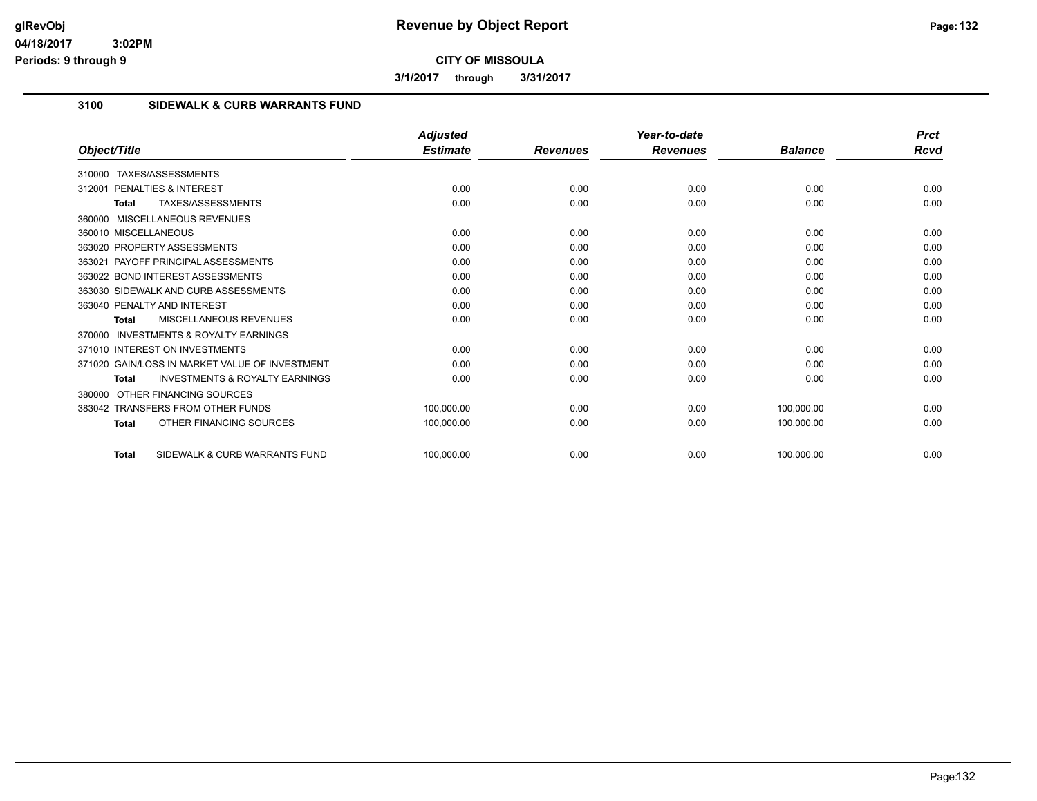# Revenue by Object Report

**CITY OF MISSOULA**

**3/1/2017 through 3/31/2017**

glRevObj
04/18/2017 3:02PM
Periods: 9 through 9

## 3100 SIDEWALK & CURB WARRANTS FUND

| Object/Title | Adjusted Estimate | Revenues | Year-to-date Revenues | Balance | Prct Rcvd |
|---|---|---|---|---|---|
| 310000 TAXES/ASSESSMENTS | | | | | |
| 312001 PENALTIES & INTEREST | 0.00 | 0.00 | 0.00 | 0.00 | 0.00 |
| **Total** TAXES/ASSESSMENTS | 0.00 | 0.00 | 0.00 | 0.00 | 0.00 |
| 360000 MISCELLANEOUS REVENUES | | | | | |
| 360010 MISCELLANEOUS | 0.00 | 0.00 | 0.00 | 0.00 | 0.00 |
| 363020 PROPERTY ASSESSMENTS | 0.00 | 0.00 | 0.00 | 0.00 | 0.00 |
| 363021 PAYOFF PRINCIPAL ASSESSMENTS | 0.00 | 0.00 | 0.00 | 0.00 | 0.00 |
| 363022 BOND INTEREST ASSESSMENTS | 0.00 | 0.00 | 0.00 | 0.00 | 0.00 |
| 363030 SIDEWALK AND CURB ASSESSMENTS | 0.00 | 0.00 | 0.00 | 0.00 | 0.00 |
| 363040 PENALTY AND INTEREST | 0.00 | 0.00 | 0.00 | 0.00 | 0.00 |
| **Total** MISCELLANEOUS REVENUES | 0.00 | 0.00 | 0.00 | 0.00 | 0.00 |
| 370000 INVESTMENTS & ROYALTY EARNINGS | | | | | |
| 371010 INTEREST ON INVESTMENTS | 0.00 | 0.00 | 0.00 | 0.00 | 0.00 |
| 371020 GAIN/LOSS IN MARKET VALUE OF INVESTMENT | 0.00 | 0.00 | 0.00 | 0.00 | 0.00 |
| **Total** INVESTMENTS & ROYALTY EARNINGS | 0.00 | 0.00 | 0.00 | 0.00 | 0.00 |
| 380000 OTHER FINANCING SOURCES | | | | | |
| 383042 TRANSFERS FROM OTHER FUNDS | 100,000.00 | 0.00 | 0.00 | 100,000.00 | 0.00 |
| **Total** OTHER FINANCING SOURCES | 100,000.00 | 0.00 | 0.00 | 100,000.00 | 0.00 |
| **Total** SIDEWALK & CURB WARRANTS FUND | 100,000.00 | 0.00 | 0.00 | 100,000.00 | 0.00 |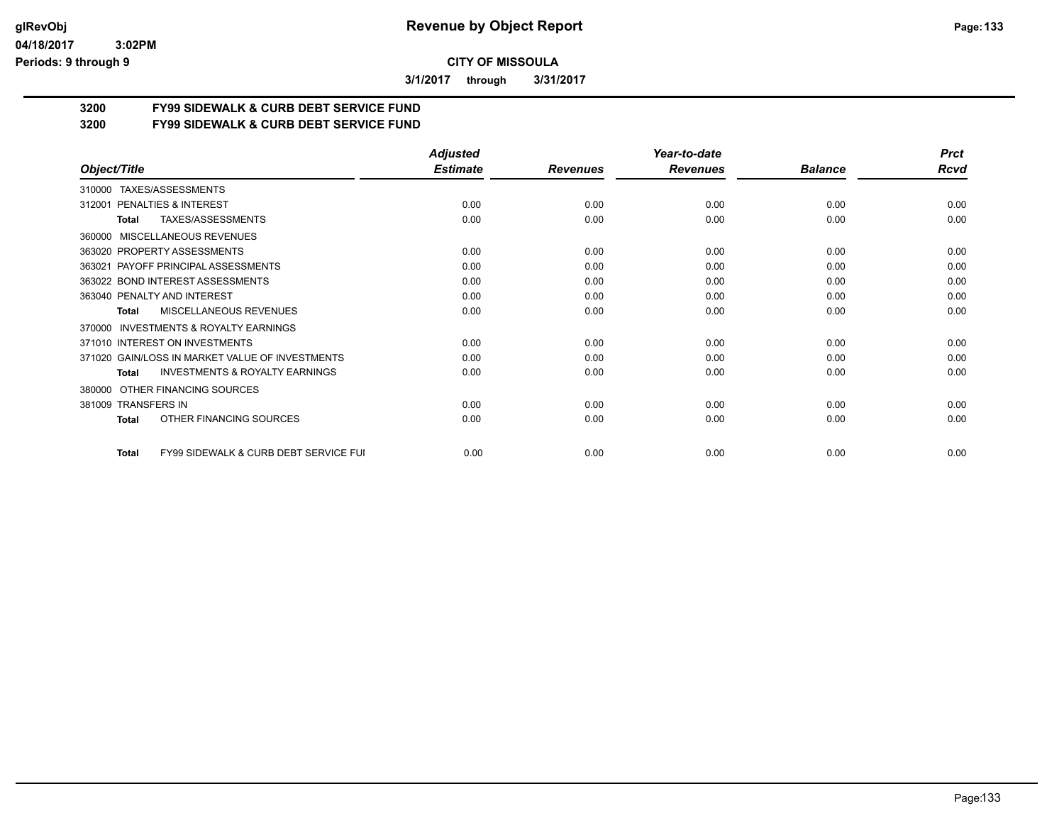glRevObj  **Revenue by Object Report**

04/18/2017 3:02PM

Periods: 9 through 9

**CITY OF MISSOULA**

**3/1/2017 through 3/31/2017**

**3200 FY99 SIDEWALK & CURB DEBT SERVICE FUND**

**3200 FY99 SIDEWALK & CURB DEBT SERVICE FUND**

| Object/Title | Adjusted Estimate | Revenues | Year-to-date Revenues | Balance | Prct Rcvd |
|---|---|---|---|---|---|
| 310000 TAXES/ASSESSMENTS | | | | | |
| 312001 PENALTIES & INTEREST | 0.00 | 0.00 | 0.00 | 0.00 | 0.00 |
| **Total** TAXES/ASSESSMENTS | 0.00 | 0.00 | 0.00 | 0.00 | 0.00 |
| 360000 MISCELLANEOUS REVENUES | | | | | |
| 363020 PROPERTY ASSESSMENTS | 0.00 | 0.00 | 0.00 | 0.00 | 0.00 |
| 363021 PAYOFF PRINCIPAL ASSESSMENTS | 0.00 | 0.00 | 0.00 | 0.00 | 0.00 |
| 363022 BOND INTEREST ASSESSMENTS | 0.00 | 0.00 | 0.00 | 0.00 | 0.00 |
| 363040 PENALTY AND INTEREST | 0.00 | 0.00 | 0.00 | 0.00 | 0.00 |
| **Total** MISCELLANEOUS REVENUES | 0.00 | 0.00 | 0.00 | 0.00 | 0.00 |
| 370000 INVESTMENTS & ROYALTY EARNINGS | | | | | |
| 371010 INTEREST ON INVESTMENTS | 0.00 | 0.00 | 0.00 | 0.00 | 0.00 |
| 371020 GAIN/LOSS IN MARKET VALUE OF INVESTMENTS | 0.00 | 0.00 | 0.00 | 0.00 | 0.00 |
| **Total** INVESTMENTS & ROYALTY EARNINGS | 0.00 | 0.00 | 0.00 | 0.00 | 0.00 |
| 380000 OTHER FINANCING SOURCES | | | | | |
| 381009 TRANSFERS IN | 0.00 | 0.00 | 0.00 | 0.00 | 0.00 |
| **Total** OTHER FINANCING SOURCES | 0.00 | 0.00 | 0.00 | 0.00 | 0.00 |
| **Total** FY99 SIDEWALK & CURB DEBT SERVICE FUI | 0.00 | 0.00 | 0.00 | 0.00 | 0.00 |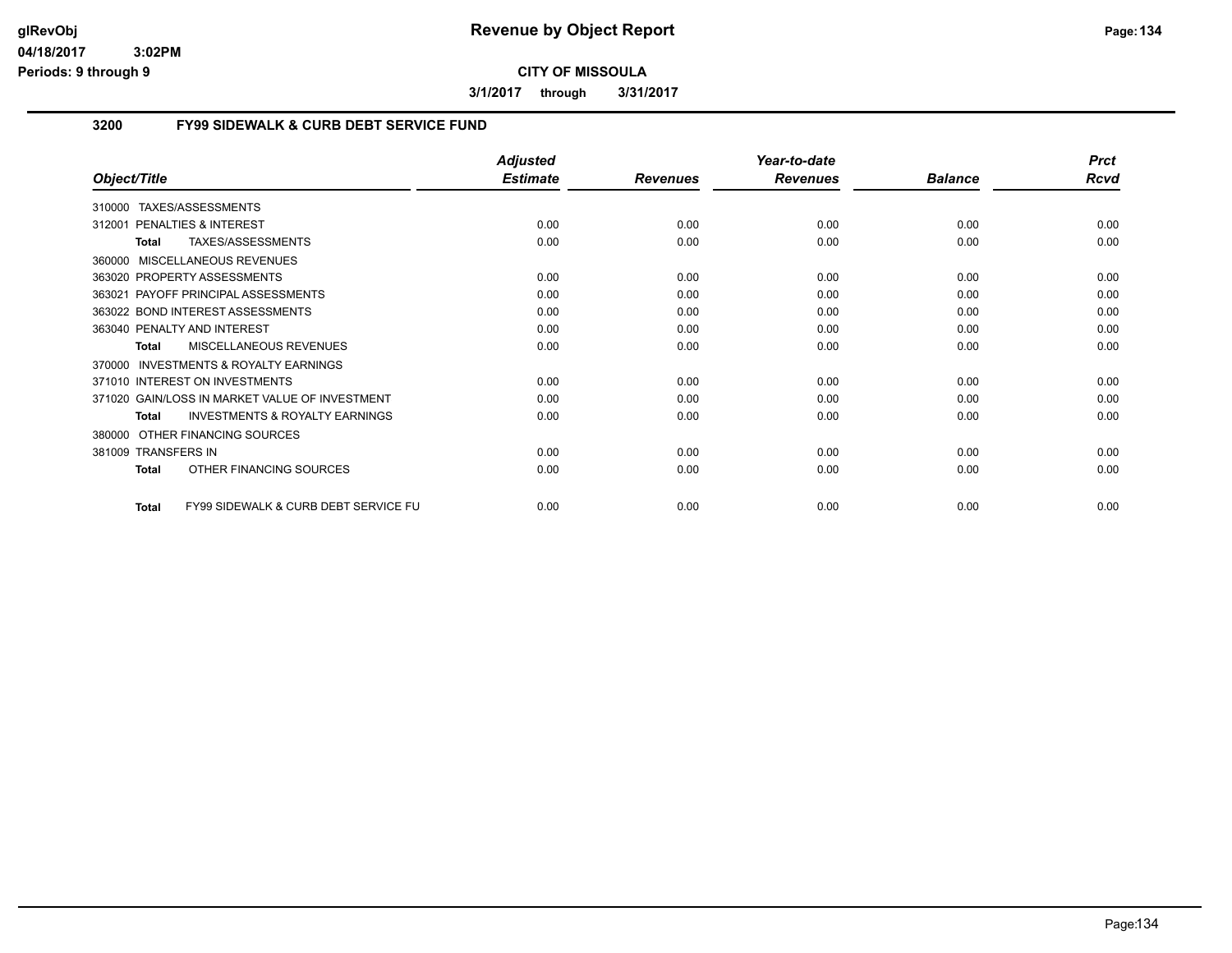**Revenue by Object Report**

**CITY OF MISSOULA**

**3/1/2017 through 3/31/2017**

glRevObj
04/18/2017 3:02PM
Periods: 9 through 9

## 3200 FY99 SIDEWALK & CURB DEBT SERVICE FUND

| Object/Title | Adjusted Estimate | Revenues | Year-to-date Revenues | Balance | Prct Rcvd |
|---|---|---|---|---|---|
| 310000 TAXES/ASSESSMENTS | | | | | |
| 312001 PENALTIES & INTEREST | 0.00 | 0.00 | 0.00 | 0.00 | 0.00 |
| **Total** TAXES/ASSESSMENTS | 0.00 | 0.00 | 0.00 | 0.00 | 0.00 |
| 360000 MISCELLANEOUS REVENUES | | | | | |
| 363020 PROPERTY ASSESSMENTS | 0.00 | 0.00 | 0.00 | 0.00 | 0.00 |
| 363021 PAYOFF PRINCIPAL ASSESSMENTS | 0.00 | 0.00 | 0.00 | 0.00 | 0.00 |
| 363022 BOND INTEREST ASSESSMENTS | 0.00 | 0.00 | 0.00 | 0.00 | 0.00 |
| 363040 PENALTY AND INTEREST | 0.00 | 0.00 | 0.00 | 0.00 | 0.00 |
| **Total** MISCELLANEOUS REVENUES | 0.00 | 0.00 | 0.00 | 0.00 | 0.00 |
| 370000 INVESTMENTS & ROYALTY EARNINGS | | | | | |
| 371010 INTEREST ON INVESTMENTS | 0.00 | 0.00 | 0.00 | 0.00 | 0.00 |
| 371020 GAIN/LOSS IN MARKET VALUE OF INVESTMENT | 0.00 | 0.00 | 0.00 | 0.00 | 0.00 |
| **Total** INVESTMENTS & ROYALTY EARNINGS | 0.00 | 0.00 | 0.00 | 0.00 | 0.00 |
| 380000 OTHER FINANCING SOURCES | | | | | |
| 381009 TRANSFERS IN | 0.00 | 0.00 | 0.00 | 0.00 | 0.00 |
| **Total** OTHER FINANCING SOURCES | 0.00 | 0.00 | 0.00 | 0.00 | 0.00 |
| **Total** FY99 SIDEWALK & CURB DEBT SERVICE FU | 0.00 | 0.00 | 0.00 | 0.00 | 0.00 |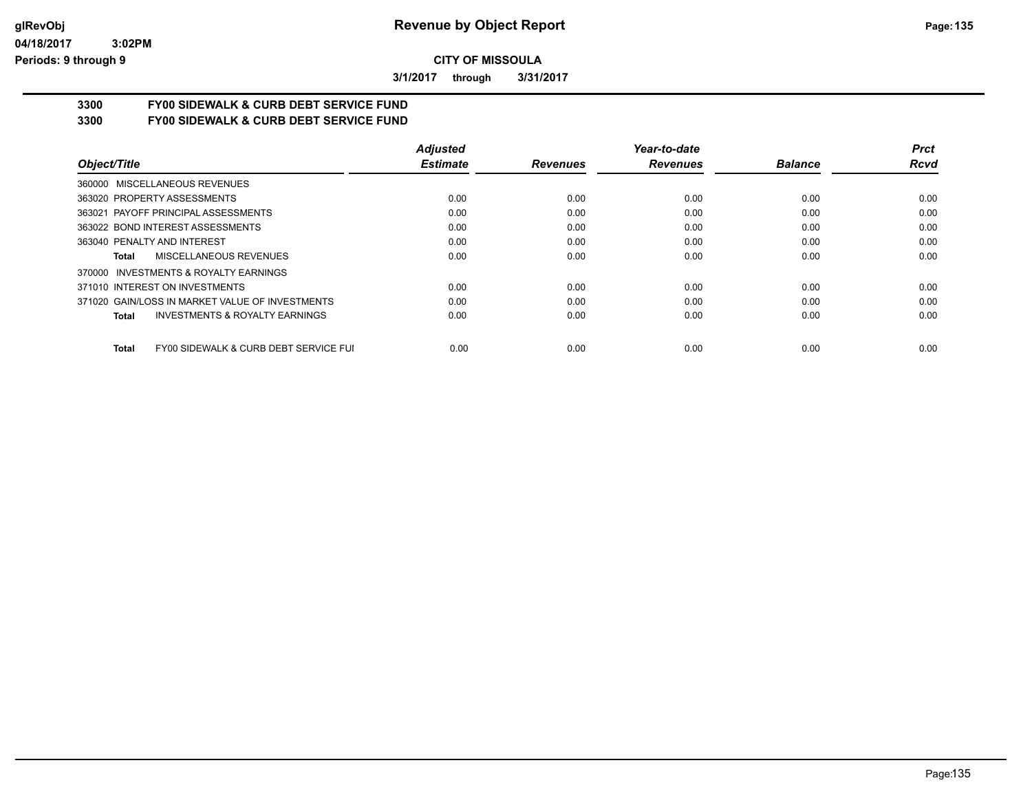# Revenue by Object Report

glRevObj
04/18/2017 3:02PM
Periods: 9 through 9

**CITY OF MISSOULA**

**3/1/2017 through 3/31/2017**

## 3300 FY00 SIDEWALK & CURB DEBT SERVICE FUND
## 3300 FY00 SIDEWALK & CURB DEBT SERVICE FUND

| Object/Title | Adjusted Estimate | Revenues | Year-to-date Revenues | Balance | Prct Rcvd |
|---|---|---|---|---|---|
| 360000 MISCELLANEOUS REVENUES | | | | | |
| 363020 PROPERTY ASSESSMENTS | 0.00 | 0.00 | 0.00 | 0.00 | 0.00 |
| 363021 PAYOFF PRINCIPAL ASSESSMENTS | 0.00 | 0.00 | 0.00 | 0.00 | 0.00 |
| 363022 BOND INTEREST ASSESSMENTS | 0.00 | 0.00 | 0.00 | 0.00 | 0.00 |
| 363040 PENALTY AND INTEREST | 0.00 | 0.00 | 0.00 | 0.00 | 0.00 |
| **Total** MISCELLANEOUS REVENUES | 0.00 | 0.00 | 0.00 | 0.00 | 0.00 |
| 370000 INVESTMENTS & ROYALTY EARNINGS | | | | | |
| 371010 INTEREST ON INVESTMENTS | 0.00 | 0.00 | 0.00 | 0.00 | 0.00 |
| 371020 GAIN/LOSS IN MARKET VALUE OF INVESTMENTS | 0.00 | 0.00 | 0.00 | 0.00 | 0.00 |
| **Total** INVESTMENTS & ROYALTY EARNINGS | 0.00 | 0.00 | 0.00 | 0.00 | 0.00 |
| **Total** FY00 SIDEWALK & CURB DEBT SERVICE FUI | 0.00 | 0.00 | 0.00 | 0.00 | 0.00 |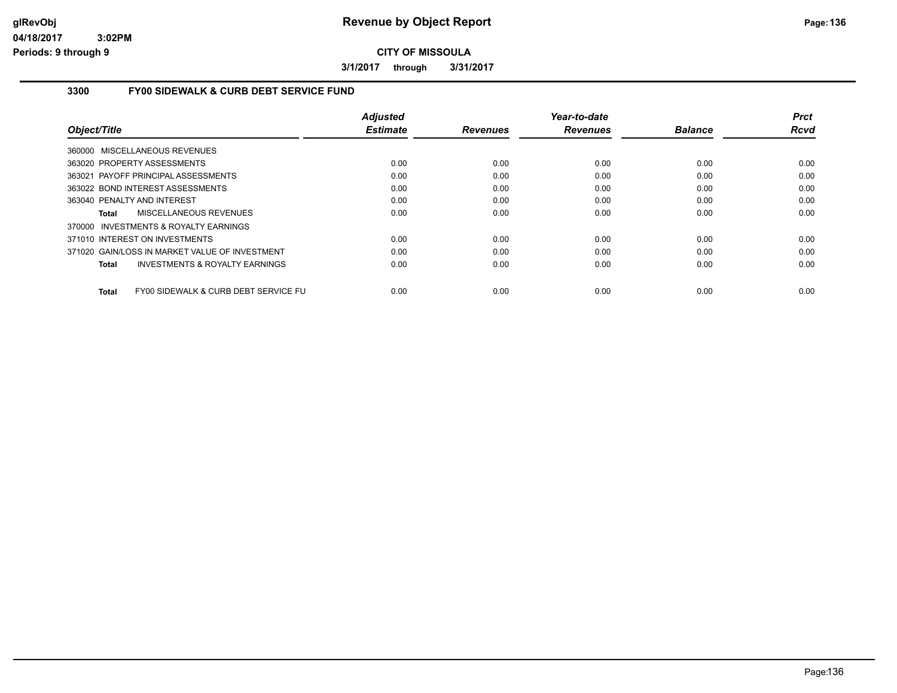**CITY OF MISSOULA**

**3/1/2017 through 3/31/2017**

### 3300 FY00 SIDEWALK & CURB DEBT SERVICE FUND

| Object/Title | Adjusted Estimate | Revenues | Year-to-date Revenues | Balance | Prct Rcvd |
|---|---|---|---|---|---|
| 360000 MISCELLANEOUS REVENUES | | | | | |
| 363020 PROPERTY ASSESSMENTS | 0.00 | 0.00 | 0.00 | 0.00 | 0.00 |
| 363021 PAYOFF PRINCIPAL ASSESSMENTS | 0.00 | 0.00 | 0.00 | 0.00 | 0.00 |
| 363022 BOND INTEREST ASSESSMENTS | 0.00 | 0.00 | 0.00 | 0.00 | 0.00 |
| 363040 PENALTY AND INTEREST | 0.00 | 0.00 | 0.00 | 0.00 | 0.00 |
| **Total** MISCELLANEOUS REVENUES | 0.00 | 0.00 | 0.00 | 0.00 | 0.00 |
| 370000 INVESTMENTS & ROYALTY EARNINGS | | | | | |
| 371010 INTEREST ON INVESTMENTS | 0.00 | 0.00 | 0.00 | 0.00 | 0.00 |
| 371020 GAIN/LOSS IN MARKET VALUE OF INVESTMENT | 0.00 | 0.00 | 0.00 | 0.00 | 0.00 |
| **Total** INVESTMENTS & ROYALTY EARNINGS | 0.00 | 0.00 | 0.00 | 0.00 | 0.00 |
| **Total** FY00 SIDEWALK & CURB DEBT SERVICE FU | 0.00 | 0.00 | 0.00 | 0.00 | 0.00 |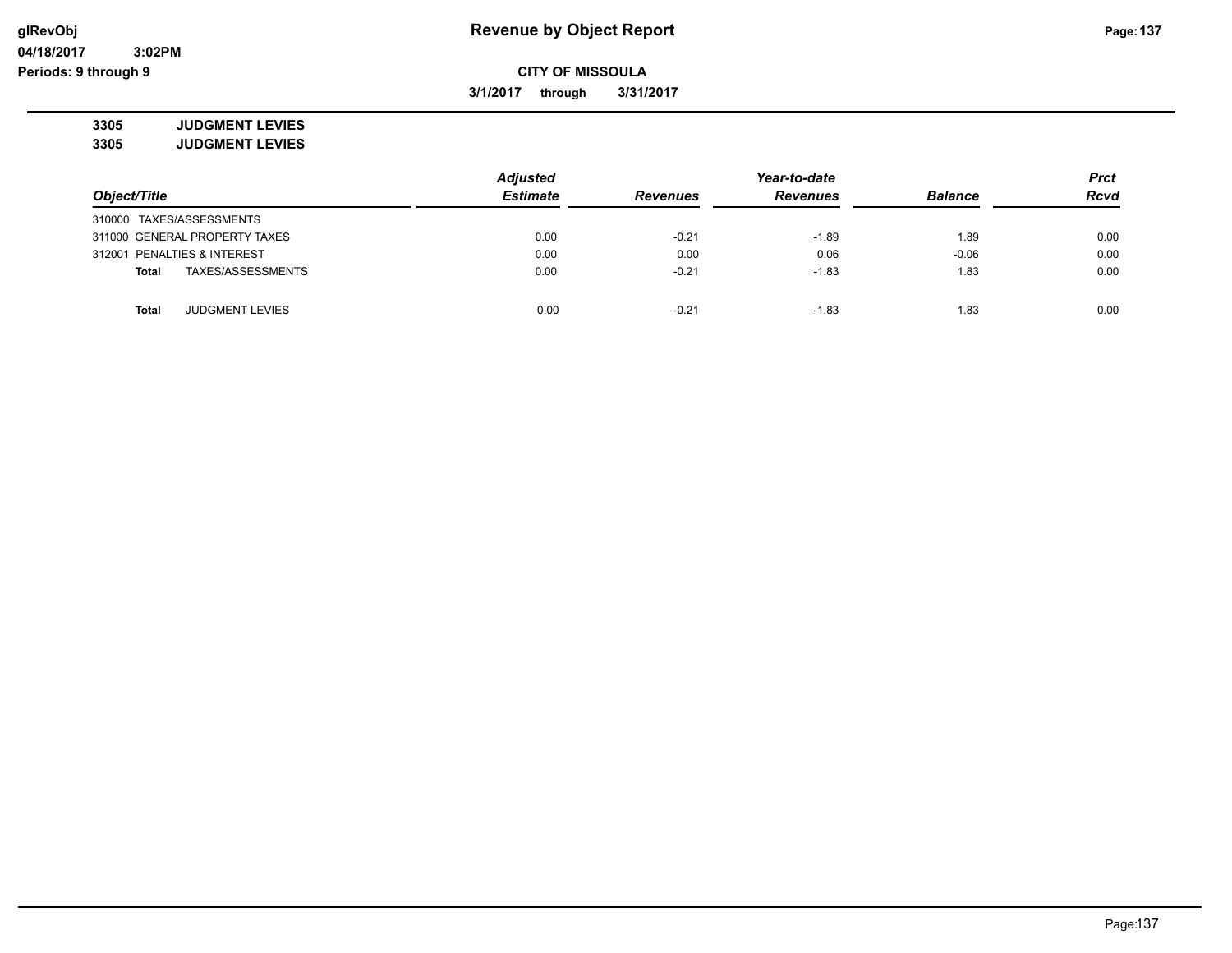**Revenue by Object Report**

**CITY OF MISSOULA**

**3/1/2017 through 3/31/2017**

glRevObj
04/18/2017 3:02PM
Periods: 9 through 9

**3305 JUDGMENT LEVIES**
**3305 JUDGMENT LEVIES**

| Object/Title | Adjusted Estimate | Revenues | Year-to-date Revenues | Balance | Prct Rcvd |
|---|---|---|---|---|---|
| 310000 TAXES/ASSESSMENTS | | | | | |
| 311000 GENERAL PROPERTY TAXES | 0.00 | -0.21 | -1.89 | 1.89 | 0.00 |
| 312001 PENALTIES & INTEREST | 0.00 | 0.00 | 0.06 | -0.06 | 0.00 |
| **Total** TAXES/ASSESSMENTS | 0.00 | -0.21 | -1.83 | 1.83 | 0.00 |
| **Total** JUDGMENT LEVIES | 0.00 | -0.21 | -1.83 | 1.83 | 0.00 |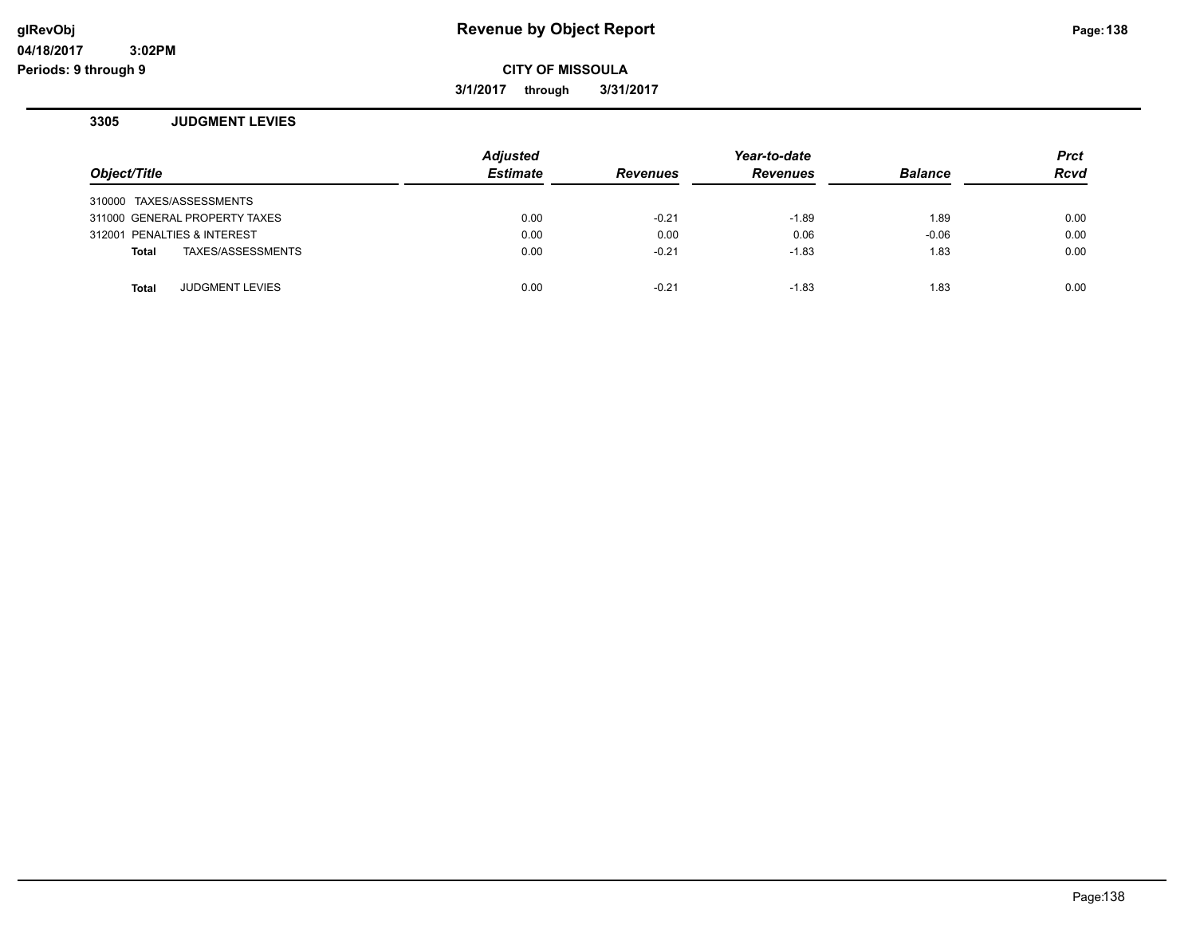**Revenue by Object Report**

**CITY OF MISSOULA**

**3/1/2017 through 3/31/2017**

### 3305 JUDGMENT LEVIES

| Object/Title | Adjusted Estimate | Revenues | Year-to-date Revenues | Balance | Prct Rcvd |
|---|---|---|---|---|---|
| 310000 TAXES/ASSESSMENTS | | | | | |
| 311000 GENERAL PROPERTY TAXES | 0.00 | -0.21 | -1.89 | 1.89 | 0.00 |
| 312001 PENALTIES & INTEREST | 0.00 | 0.00 | 0.06 | -0.06 | 0.00 |
| **Total** TAXES/ASSESSMENTS | 0.00 | -0.21 | -1.83 | 1.83 | 0.00 |
| | | | | | |
| **Total** JUDGMENT LEVIES | 0.00 | -0.21 | -1.83 | 1.83 | 0.00 |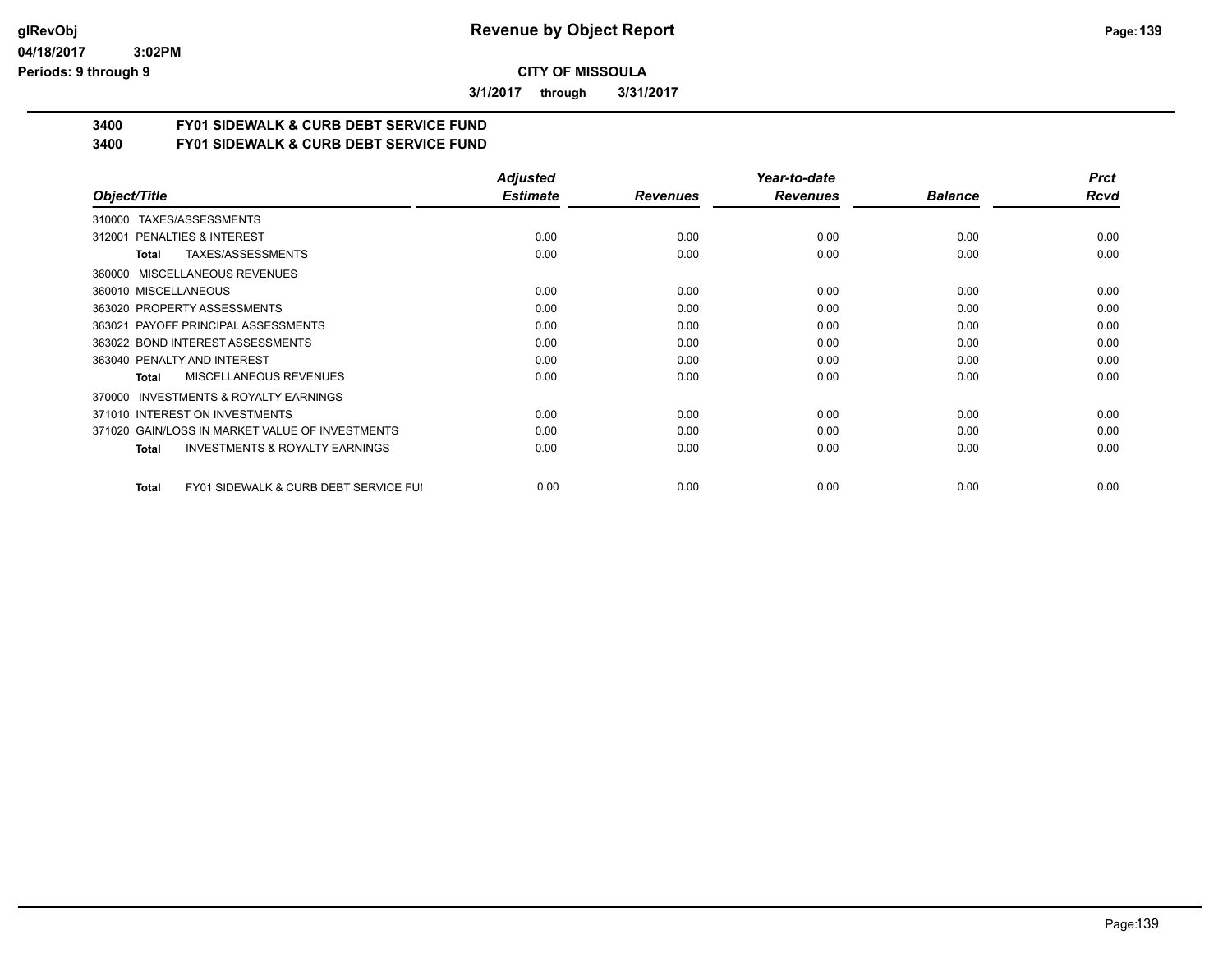**Revenue by Object Report**

**CITY OF MISSOULA**

**3/1/2017 through 3/31/2017**

glRevObj
04/18/2017 3:02PM
Periods: 9 through 9

## 3400 FY01 SIDEWALK & CURB DEBT SERVICE FUND
## 3400 FY01 SIDEWALK & CURB DEBT SERVICE FUND

| Object/Title | Adjusted Estimate | Revenues | Year-to-date Revenues | Balance | Prct Rcvd |
|---|---|---|---|---|---|
| 310000 TAXES/ASSESSMENTS | | | | | |
| 312001 PENALTIES & INTEREST | 0.00 | 0.00 | 0.00 | 0.00 | 0.00 |
| **Total** TAXES/ASSESSMENTS | 0.00 | 0.00 | 0.00 | 0.00 | 0.00 |
| 360000 MISCELLANEOUS REVENUES | | | | | |
| 360010 MISCELLANEOUS | 0.00 | 0.00 | 0.00 | 0.00 | 0.00 |
| 363020 PROPERTY ASSESSMENTS | 0.00 | 0.00 | 0.00 | 0.00 | 0.00 |
| 363021 PAYOFF PRINCIPAL ASSESSMENTS | 0.00 | 0.00 | 0.00 | 0.00 | 0.00 |
| 363022 BOND INTEREST ASSESSMENTS | 0.00 | 0.00 | 0.00 | 0.00 | 0.00 |
| 363040 PENALTY AND INTEREST | 0.00 | 0.00 | 0.00 | 0.00 | 0.00 |
| **Total** MISCELLANEOUS REVENUES | 0.00 | 0.00 | 0.00 | 0.00 | 0.00 |
| 370000 INVESTMENTS & ROYALTY EARNINGS | | | | | |
| 371010 INTEREST ON INVESTMENTS | 0.00 | 0.00 | 0.00 | 0.00 | 0.00 |
| 371020 GAIN/LOSS IN MARKET VALUE OF INVESTMENTS | 0.00 | 0.00 | 0.00 | 0.00 | 0.00 |
| **Total** INVESTMENTS & ROYALTY EARNINGS | 0.00 | 0.00 | 0.00 | 0.00 | 0.00 |
| **Total** FY01 SIDEWALK & CURB DEBT SERVICE FUI | 0.00 | 0.00 | 0.00 | 0.00 | 0.00 |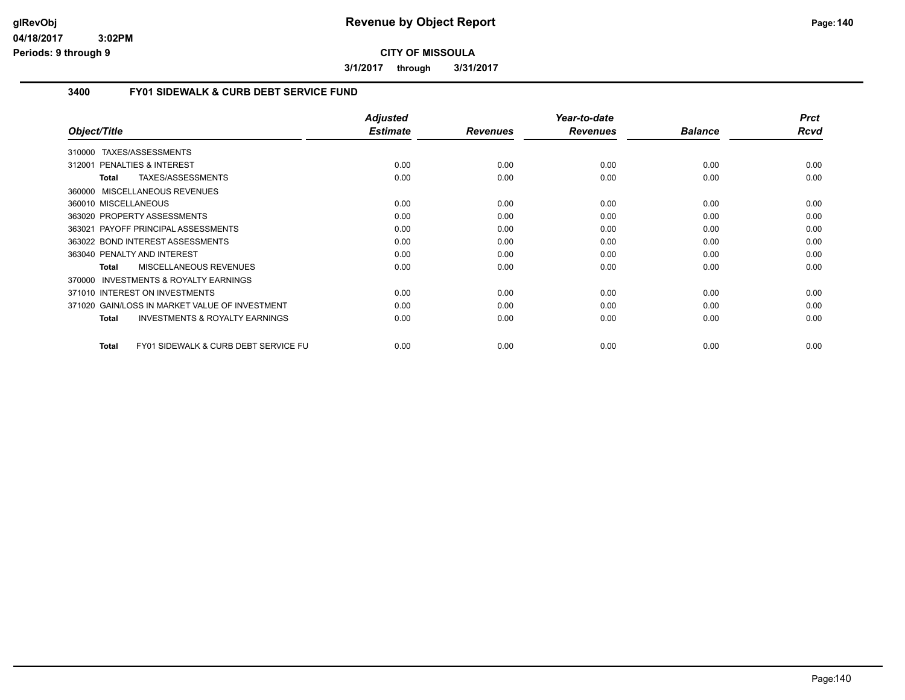**CITY OF MISSOULA**

**3/1/2017 through 3/31/2017**

### 3400 FY01 SIDEWALK & CURB DEBT SERVICE FUND

| Object/Title | Adjusted Estimate | Revenues | Year-to-date Revenues | Balance | Prct Rcvd |
|---|---|---|---|---|---|
| 310000 TAXES/ASSESSMENTS | | | | | |
| 312001 PENALTIES & INTEREST | 0.00 | 0.00 | 0.00 | 0.00 | 0.00 |
| **Total** TAXES/ASSESSMENTS | 0.00 | 0.00 | 0.00 | 0.00 | 0.00 |
| 360000 MISCELLANEOUS REVENUES | | | | | |
| 360010 MISCELLANEOUS | 0.00 | 0.00 | 0.00 | 0.00 | 0.00 |
| 363020 PROPERTY ASSESSMENTS | 0.00 | 0.00 | 0.00 | 0.00 | 0.00 |
| 363021 PAYOFF PRINCIPAL ASSESSMENTS | 0.00 | 0.00 | 0.00 | 0.00 | 0.00 |
| 363022 BOND INTEREST ASSESSMENTS | 0.00 | 0.00 | 0.00 | 0.00 | 0.00 |
| 363040 PENALTY AND INTEREST | 0.00 | 0.00 | 0.00 | 0.00 | 0.00 |
| **Total** MISCELLANEOUS REVENUES | 0.00 | 0.00 | 0.00 | 0.00 | 0.00 |
| 370000 INVESTMENTS & ROYALTY EARNINGS | | | | | |
| 371010 INTEREST ON INVESTMENTS | 0.00 | 0.00 | 0.00 | 0.00 | 0.00 |
| 371020 GAIN/LOSS IN MARKET VALUE OF INVESTMENT | 0.00 | 0.00 | 0.00 | 0.00 | 0.00 |
| **Total** INVESTMENTS & ROYALTY EARNINGS | 0.00 | 0.00 | 0.00 | 0.00 | 0.00 |
| **Total** FY01 SIDEWALK & CURB DEBT SERVICE FU | 0.00 | 0.00 | 0.00 | 0.00 | 0.00 |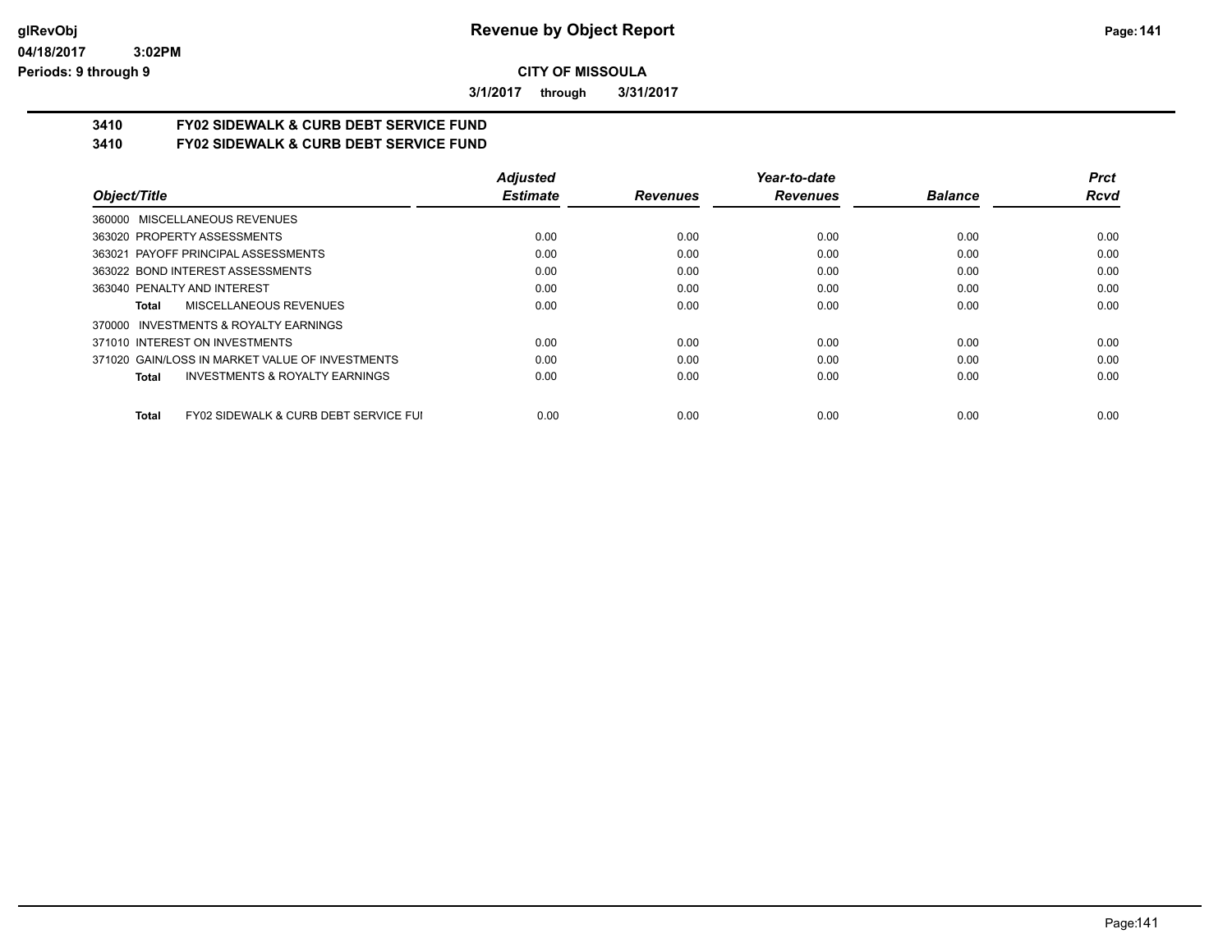**Revenue by Object Report**

**CITY OF MISSOULA**

**3/1/2017 through 3/31/2017**

glRevObj
04/18/2017 3:02PM
Periods: 9 through 9

## 3410 FY02 SIDEWALK & CURB DEBT SERVICE FUND
## 3410 FY02 SIDEWALK & CURB DEBT SERVICE FUND

| Object/Title | Adjusted Estimate | Revenues | Year-to-date Revenues | Balance | Prct Rcvd |
|---|---|---|---|---|---|
| 360000 MISCELLANEOUS REVENUES | | | | | |
| 363020 PROPERTY ASSESSMENTS | 0.00 | 0.00 | 0.00 | 0.00 | 0.00 |
| 363021 PAYOFF PRINCIPAL ASSESSMENTS | 0.00 | 0.00 | 0.00 | 0.00 | 0.00 |
| 363022 BOND INTEREST ASSESSMENTS | 0.00 | 0.00 | 0.00 | 0.00 | 0.00 |
| 363040 PENALTY AND INTEREST | 0.00 | 0.00 | 0.00 | 0.00 | 0.00 |
| **Total** MISCELLANEOUS REVENUES | 0.00 | 0.00 | 0.00 | 0.00 | 0.00 |
| 370000 INVESTMENTS & ROYALTY EARNINGS | | | | | |
| 371010 INTEREST ON INVESTMENTS | 0.00 | 0.00 | 0.00 | 0.00 | 0.00 |
| 371020 GAIN/LOSS IN MARKET VALUE OF INVESTMENTS | 0.00 | 0.00 | 0.00 | 0.00 | 0.00 |
| **Total** INVESTMENTS & ROYALTY EARNINGS | 0.00 | 0.00 | 0.00 | 0.00 | 0.00 |
| **Total** FY02 SIDEWALK & CURB DEBT SERVICE FUI | 0.00 | 0.00 | 0.00 | 0.00 | 0.00 |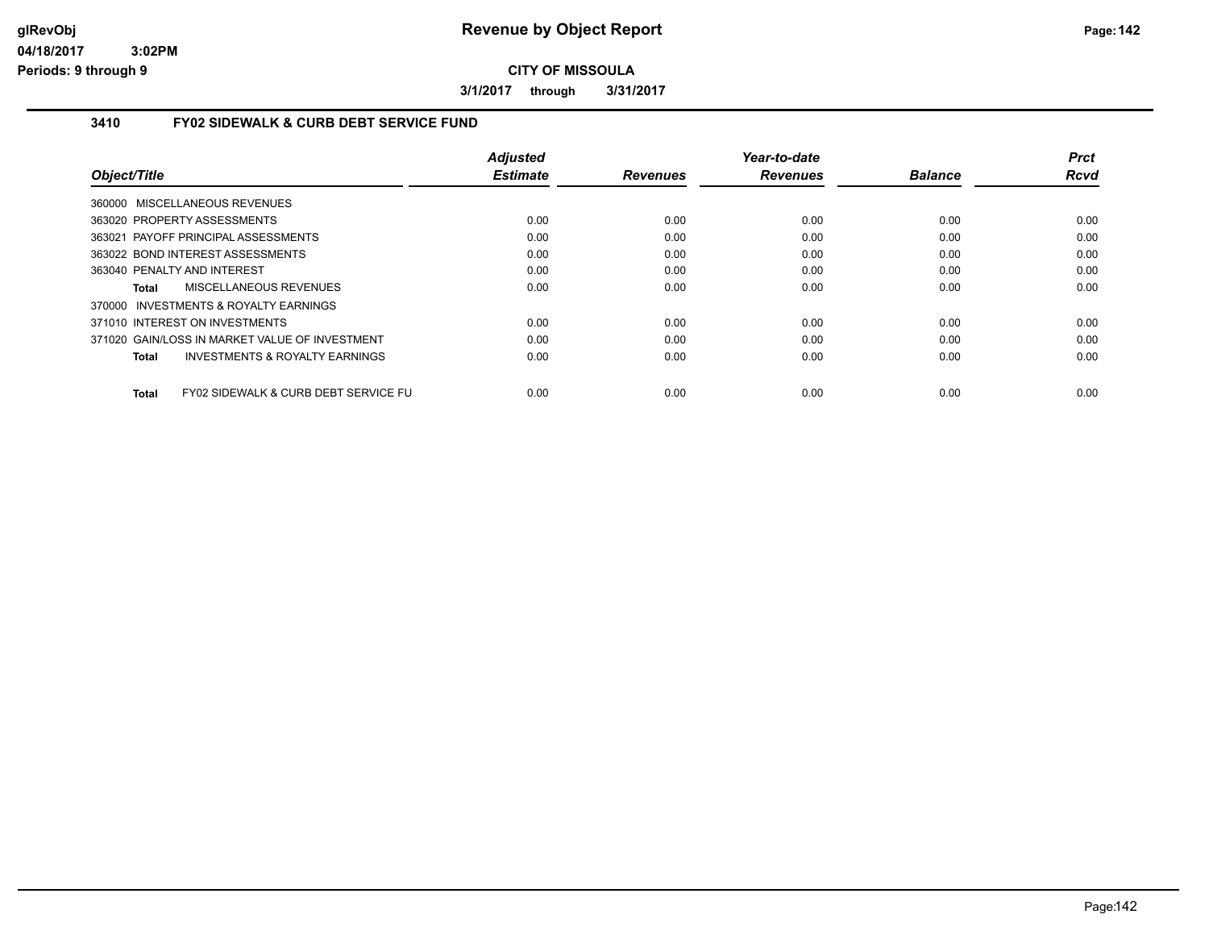**CITY OF MISSOULA**

**3/1/2017 through 3/31/2017**

### 3410 FY02 SIDEWALK & CURB DEBT SERVICE FUND

| Object/Title | Adjusted Estimate | Revenues | Year-to-date Revenues | Balance | Prct Rcvd |
|---|---|---|---|---|---|
| 360000 MISCELLANEOUS REVENUES | | | | | |
| 363020 PROPERTY ASSESSMENTS | 0.00 | 0.00 | 0.00 | 0.00 | 0.00 |
| 363021 PAYOFF PRINCIPAL ASSESSMENTS | 0.00 | 0.00 | 0.00 | 0.00 | 0.00 |
| 363022 BOND INTEREST ASSESSMENTS | 0.00 | 0.00 | 0.00 | 0.00 | 0.00 |
| 363040 PENALTY AND INTEREST | 0.00 | 0.00 | 0.00 | 0.00 | 0.00 |
| **Total** MISCELLANEOUS REVENUES | 0.00 | 0.00 | 0.00 | 0.00 | 0.00 |
| 370000 INVESTMENTS & ROYALTY EARNINGS | | | | | |
| 371010 INTEREST ON INVESTMENTS | 0.00 | 0.00 | 0.00 | 0.00 | 0.00 |
| 371020 GAIN/LOSS IN MARKET VALUE OF INVESTMENT | 0.00 | 0.00 | 0.00 | 0.00 | 0.00 |
| **Total** INVESTMENTS & ROYALTY EARNINGS | 0.00 | 0.00 | 0.00 | 0.00 | 0.00 |
| **Total** FY02 SIDEWALK & CURB DEBT SERVICE FU | 0.00 | 0.00 | 0.00 | 0.00 | 0.00 |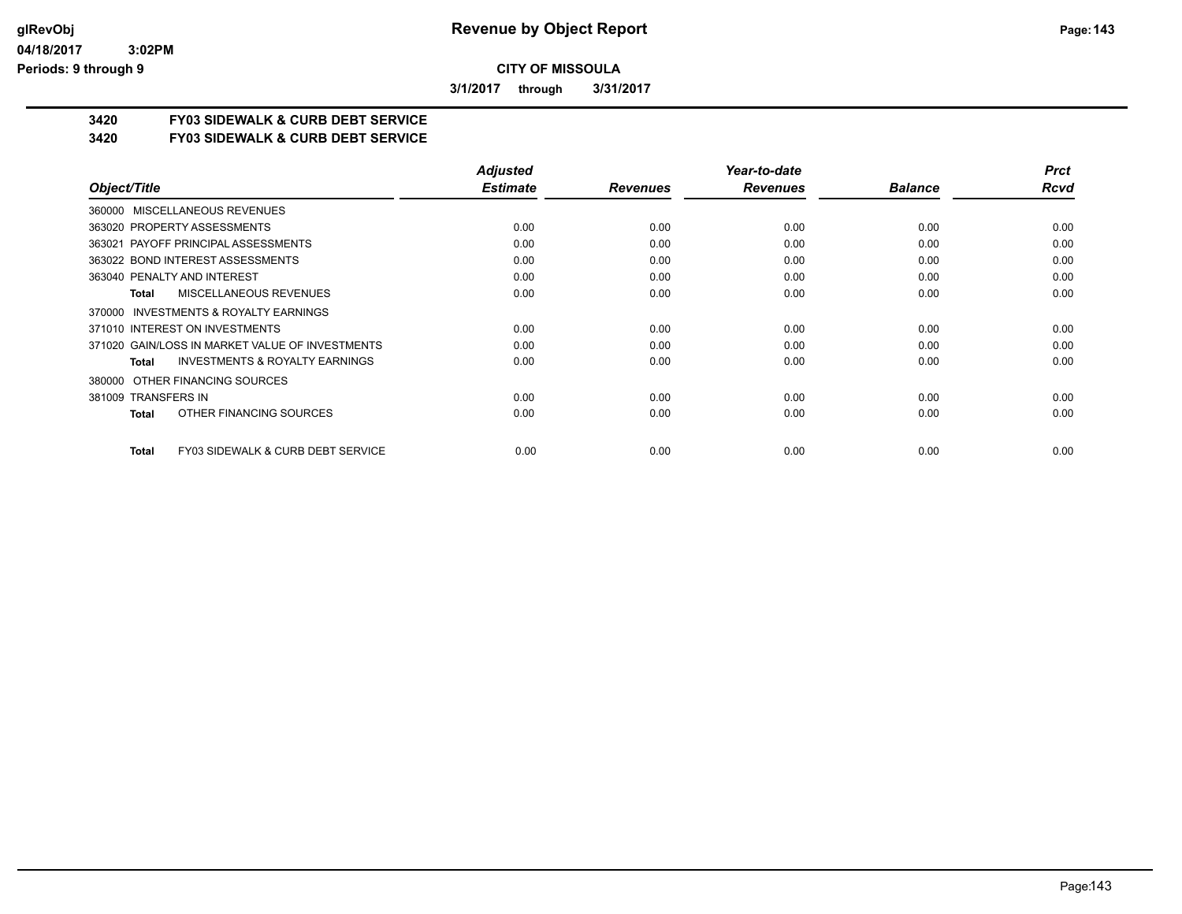**CITY OF MISSOULA**

**3/1/2017 through 3/31/2017**

**3420 FY03 SIDEWALK & CURB DEBT SERVICE**

**3420 FY03 SIDEWALK & CURB DEBT SERVICE**

| Object/Title | Adjusted Estimate | Revenues | Year-to-date Revenues | Balance | Prct Rcvd |
|---|---|---|---|---|---|
| 360000 MISCELLANEOUS REVENUES | | | | | |
| 363020 PROPERTY ASSESSMENTS | 0.00 | 0.00 | 0.00 | 0.00 | 0.00 |
| 363021 PAYOFF PRINCIPAL ASSESSMENTS | 0.00 | 0.00 | 0.00 | 0.00 | 0.00 |
| 363022 BOND INTEREST ASSESSMENTS | 0.00 | 0.00 | 0.00 | 0.00 | 0.00 |
| 363040 PENALTY AND INTEREST | 0.00 | 0.00 | 0.00 | 0.00 | 0.00 |
| **Total** MISCELLANEOUS REVENUES | 0.00 | 0.00 | 0.00 | 0.00 | 0.00 |
| 370000 INVESTMENTS & ROYALTY EARNINGS | | | | | |
| 371010 INTEREST ON INVESTMENTS | 0.00 | 0.00 | 0.00 | 0.00 | 0.00 |
| 371020 GAIN/LOSS IN MARKET VALUE OF INVESTMENTS | 0.00 | 0.00 | 0.00 | 0.00 | 0.00 |
| **Total** INVESTMENTS & ROYALTY EARNINGS | 0.00 | 0.00 | 0.00 | 0.00 | 0.00 |
| 380000 OTHER FINANCING SOURCES | | | | | |
| 381009 TRANSFERS IN | 0.00 | 0.00 | 0.00 | 0.00 | 0.00 |
| **Total** OTHER FINANCING SOURCES | 0.00 | 0.00 | 0.00 | 0.00 | 0.00 |
| **Total** FY03 SIDEWALK & CURB DEBT SERVICE | 0.00 | 0.00 | 0.00 | 0.00 | 0.00 |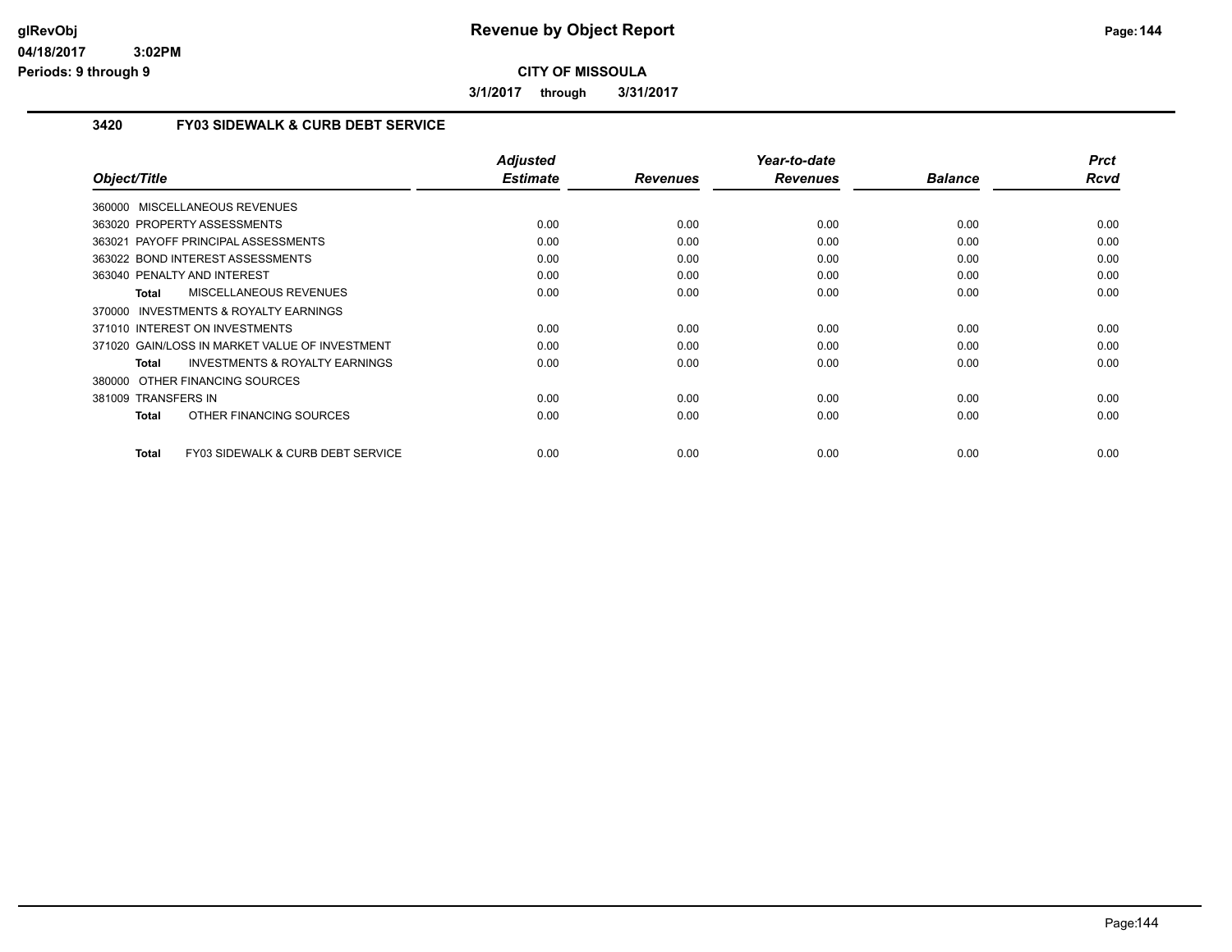# Revenue by Object Report

**CITY OF MISSOULA**

**3/1/2017 through 3/31/2017**

glRevObj
04/18/2017 3:02PM
Periods: 9 through 9

## 3420 FY03 SIDEWALK & CURB DEBT SERVICE

| Object/Title | Adjusted Estimate | Revenues | Year-to-date Revenues | Balance | Prct Rcvd |
|---|---|---|---|---|---|
| 360000 MISCELLANEOUS REVENUES | | | | | |
| 363020 PROPERTY ASSESSMENTS | 0.00 | 0.00 | 0.00 | 0.00 | 0.00 |
| 363021 PAYOFF PRINCIPAL ASSESSMENTS | 0.00 | 0.00 | 0.00 | 0.00 | 0.00 |
| 363022 BOND INTEREST ASSESSMENTS | 0.00 | 0.00 | 0.00 | 0.00 | 0.00 |
| 363040 PENALTY AND INTEREST | 0.00 | 0.00 | 0.00 | 0.00 | 0.00 |
| **Total** MISCELLANEOUS REVENUES | 0.00 | 0.00 | 0.00 | 0.00 | 0.00 |
| 370000 INVESTMENTS & ROYALTY EARNINGS | | | | | |
| 371010 INTEREST ON INVESTMENTS | 0.00 | 0.00 | 0.00 | 0.00 | 0.00 |
| 371020 GAIN/LOSS IN MARKET VALUE OF INVESTMENT | 0.00 | 0.00 | 0.00 | 0.00 | 0.00 |
| **Total** INVESTMENTS & ROYALTY EARNINGS | 0.00 | 0.00 | 0.00 | 0.00 | 0.00 |
| 380000 OTHER FINANCING SOURCES | | | | | |
| 381009 TRANSFERS IN | 0.00 | 0.00 | 0.00 | 0.00 | 0.00 |
| **Total** OTHER FINANCING SOURCES | 0.00 | 0.00 | 0.00 | 0.00 | 0.00 |
| **Total** FY03 SIDEWALK & CURB DEBT SERVICE | 0.00 | 0.00 | 0.00 | 0.00 | 0.00 |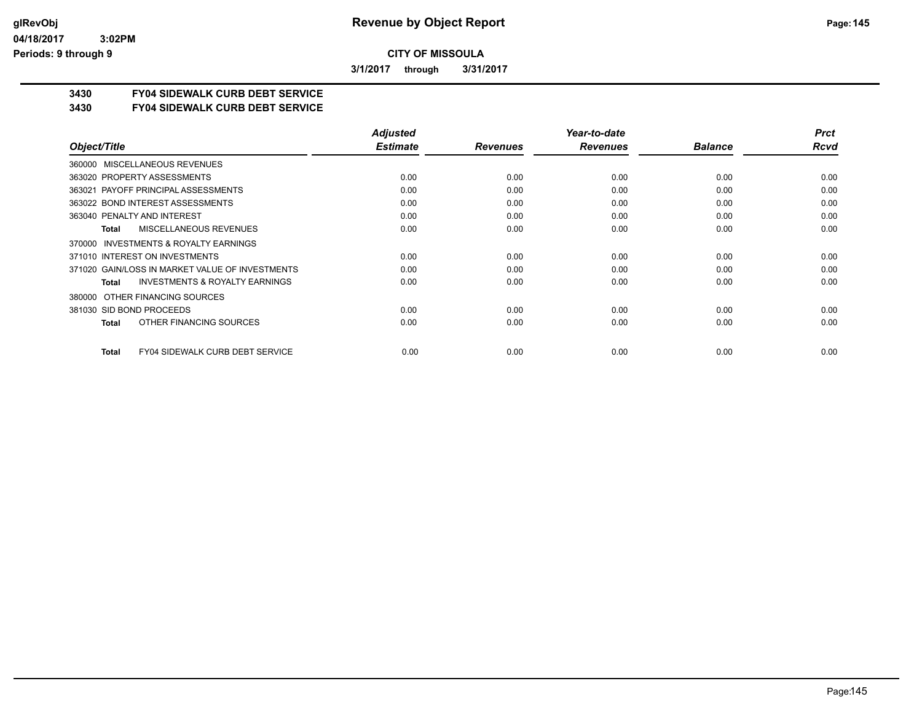**CITY OF MISSOULA**

**3/1/2017 through 3/31/2017**

# 3430 FY04 SIDEWALK CURB DEBT SERVICE

## 3430 FY04 SIDEWALK CURB DEBT SERVICE

| Object/Title | Adjusted Estimate | Revenues | Year-to-date Revenues | Balance | Prct Rcvd |
|---|---|---|---|---|---|
| 360000 MISCELLANEOUS REVENUES | | | | | |
| 363020 PROPERTY ASSESSMENTS | 0.00 | 0.00 | 0.00 | 0.00 | 0.00 |
| 363021 PAYOFF PRINCIPAL ASSESSMENTS | 0.00 | 0.00 | 0.00 | 0.00 | 0.00 |
| 363022 BOND INTEREST ASSESSMENTS | 0.00 | 0.00 | 0.00 | 0.00 | 0.00 |
| 363040 PENALTY AND INTEREST | 0.00 | 0.00 | 0.00 | 0.00 | 0.00 |
| **Total** MISCELLANEOUS REVENUES | 0.00 | 0.00 | 0.00 | 0.00 | 0.00 |
| 370000 INVESTMENTS & ROYALTY EARNINGS | | | | | |
| 371010 INTEREST ON INVESTMENTS | 0.00 | 0.00 | 0.00 | 0.00 | 0.00 |
| 371020 GAIN/LOSS IN MARKET VALUE OF INVESTMENTS | 0.00 | 0.00 | 0.00 | 0.00 | 0.00 |
| **Total** INVESTMENTS & ROYALTY EARNINGS | 0.00 | 0.00 | 0.00 | 0.00 | 0.00 |
| 380000 OTHER FINANCING SOURCES | | | | | |
| 381030 SID BOND PROCEEDS | 0.00 | 0.00 | 0.00 | 0.00 | 0.00 |
| **Total** OTHER FINANCING SOURCES | 0.00 | 0.00 | 0.00 | 0.00 | 0.00 |
| **Total** FY04 SIDEWALK CURB DEBT SERVICE | 0.00 | 0.00 | 0.00 | 0.00 | 0.00 |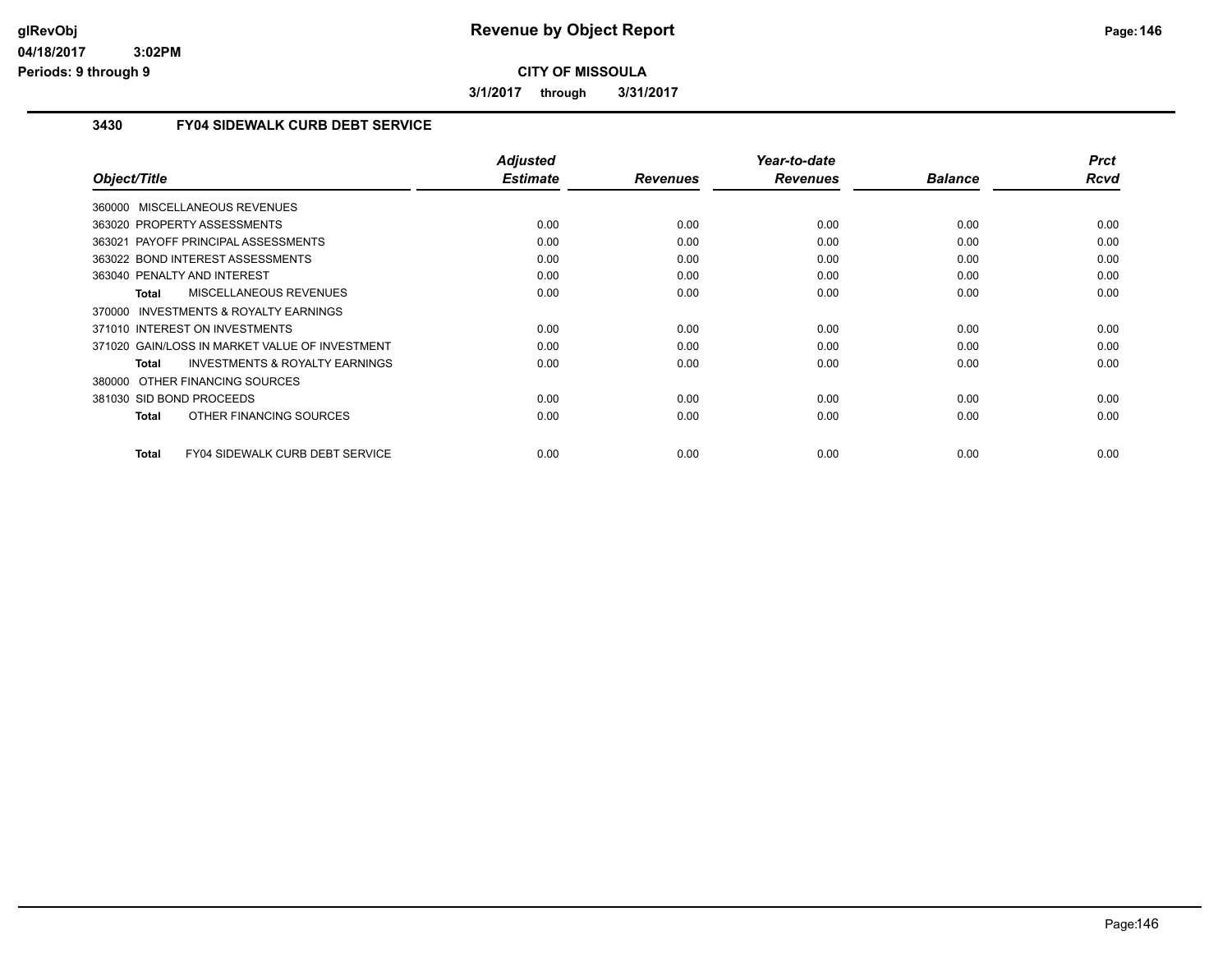# Revenue by Object Report

**CITY OF MISSOULA**

**3/1/2017 through 3/31/2017**

### 3430 FY04 SIDEWALK CURB DEBT SERVICE

| Object/Title | Adjusted Estimate | Revenues | Year-to-date Revenues | Balance | Prct Rcvd |
|---|---|---|---|---|---|
| 360000 MISCELLANEOUS REVENUES | | | | | |
| 363020 PROPERTY ASSESSMENTS | 0.00 | 0.00 | 0.00 | 0.00 | 0.00 |
| 363021 PAYOFF PRINCIPAL ASSESSMENTS | 0.00 | 0.00 | 0.00 | 0.00 | 0.00 |
| 363022 BOND INTEREST ASSESSMENTS | 0.00 | 0.00 | 0.00 | 0.00 | 0.00 |
| 363040 PENALTY AND INTEREST | 0.00 | 0.00 | 0.00 | 0.00 | 0.00 |
| **Total** MISCELLANEOUS REVENUES | 0.00 | 0.00 | 0.00 | 0.00 | 0.00 |
| 370000 INVESTMENTS & ROYALTY EARNINGS | | | | | |
| 371010 INTEREST ON INVESTMENTS | 0.00 | 0.00 | 0.00 | 0.00 | 0.00 |
| 371020 GAIN/LOSS IN MARKET VALUE OF INVESTMENT | 0.00 | 0.00 | 0.00 | 0.00 | 0.00 |
| **Total** INVESTMENTS & ROYALTY EARNINGS | 0.00 | 0.00 | 0.00 | 0.00 | 0.00 |
| 380000 OTHER FINANCING SOURCES | | | | | |
| 381030 SID BOND PROCEEDS | 0.00 | 0.00 | 0.00 | 0.00 | 0.00 |
| **Total** OTHER FINANCING SOURCES | 0.00 | 0.00 | 0.00 | 0.00 | 0.00 |
| **Total** FY04 SIDEWALK CURB DEBT SERVICE | 0.00 | 0.00 | 0.00 | 0.00 | 0.00 |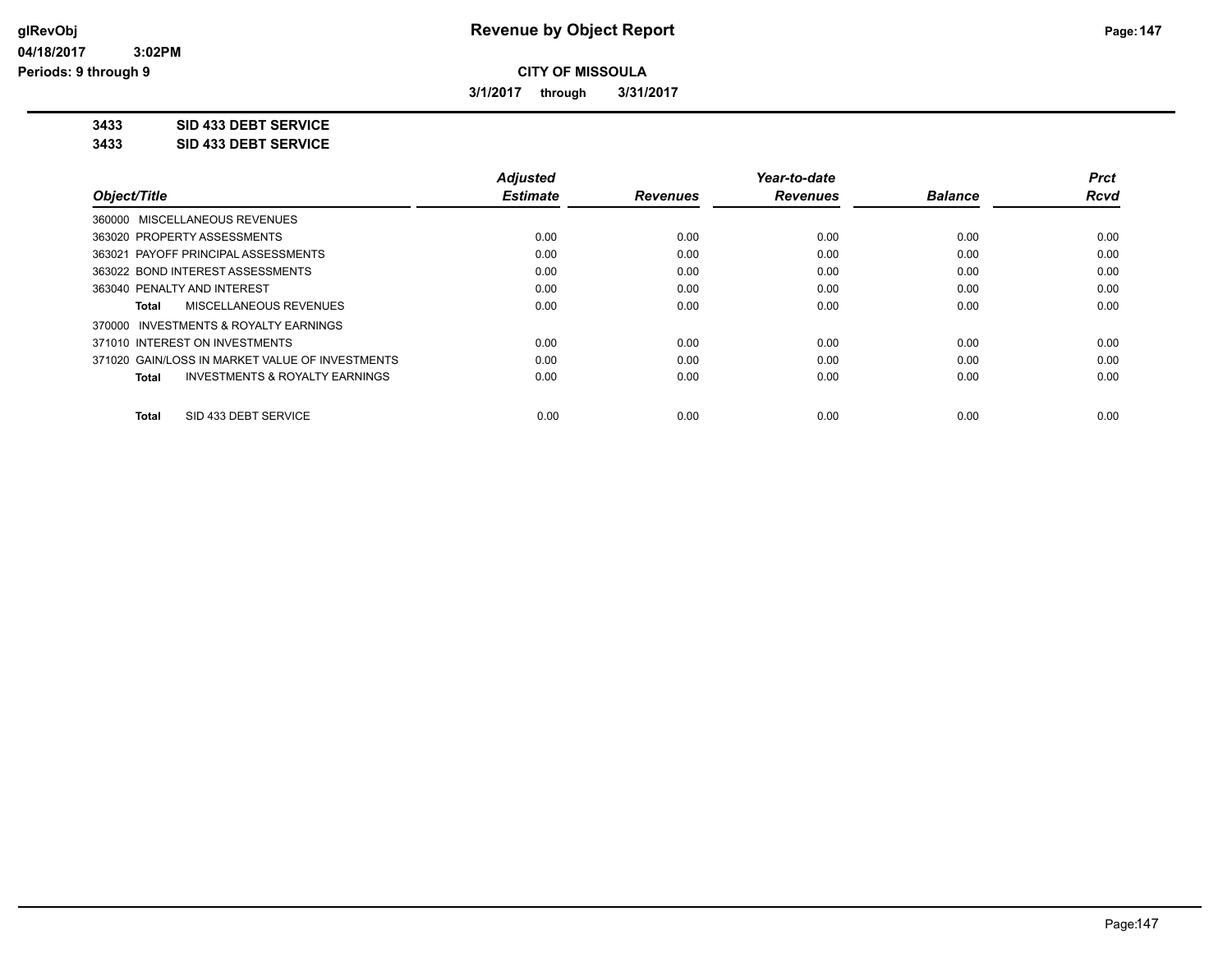# Revenue by Object Report

## CITY OF MISSOULA

**3/1/2017 through 3/31/2017**

glRevObj
04/18/2017 3:02PM
Periods: 9 through 9

**3433 SID 433 DEBT SERVICE**
**3433 SID 433 DEBT SERVICE**

| Object/Title | Adjusted Estimate | Revenues | Year-to-date Revenues | Balance | Prct Rcvd |
|---|---|---|---|---|---|
| 360000 MISCELLANEOUS REVENUES | | | | | |
| 363020 PROPERTY ASSESSMENTS | 0.00 | 0.00 | 0.00 | 0.00 | 0.00 |
| 363021 PAYOFF PRINCIPAL ASSESSMENTS | 0.00 | 0.00 | 0.00 | 0.00 | 0.00 |
| 363022 BOND INTEREST ASSESSMENTS | 0.00 | 0.00 | 0.00 | 0.00 | 0.00 |
| 363040 PENALTY AND INTEREST | 0.00 | 0.00 | 0.00 | 0.00 | 0.00 |
| **Total** MISCELLANEOUS REVENUES | 0.00 | 0.00 | 0.00 | 0.00 | 0.00 |
| 370000 INVESTMENTS & ROYALTY EARNINGS | | | | | |
| 371010 INTEREST ON INVESTMENTS | 0.00 | 0.00 | 0.00 | 0.00 | 0.00 |
| 371020 GAIN/LOSS IN MARKET VALUE OF INVESTMENTS | 0.00 | 0.00 | 0.00 | 0.00 | 0.00 |
| **Total** INVESTMENTS & ROYALTY EARNINGS | 0.00 | 0.00 | 0.00 | 0.00 | 0.00 |
| **Total** SID 433 DEBT SERVICE | 0.00 | 0.00 | 0.00 | 0.00 | 0.00 |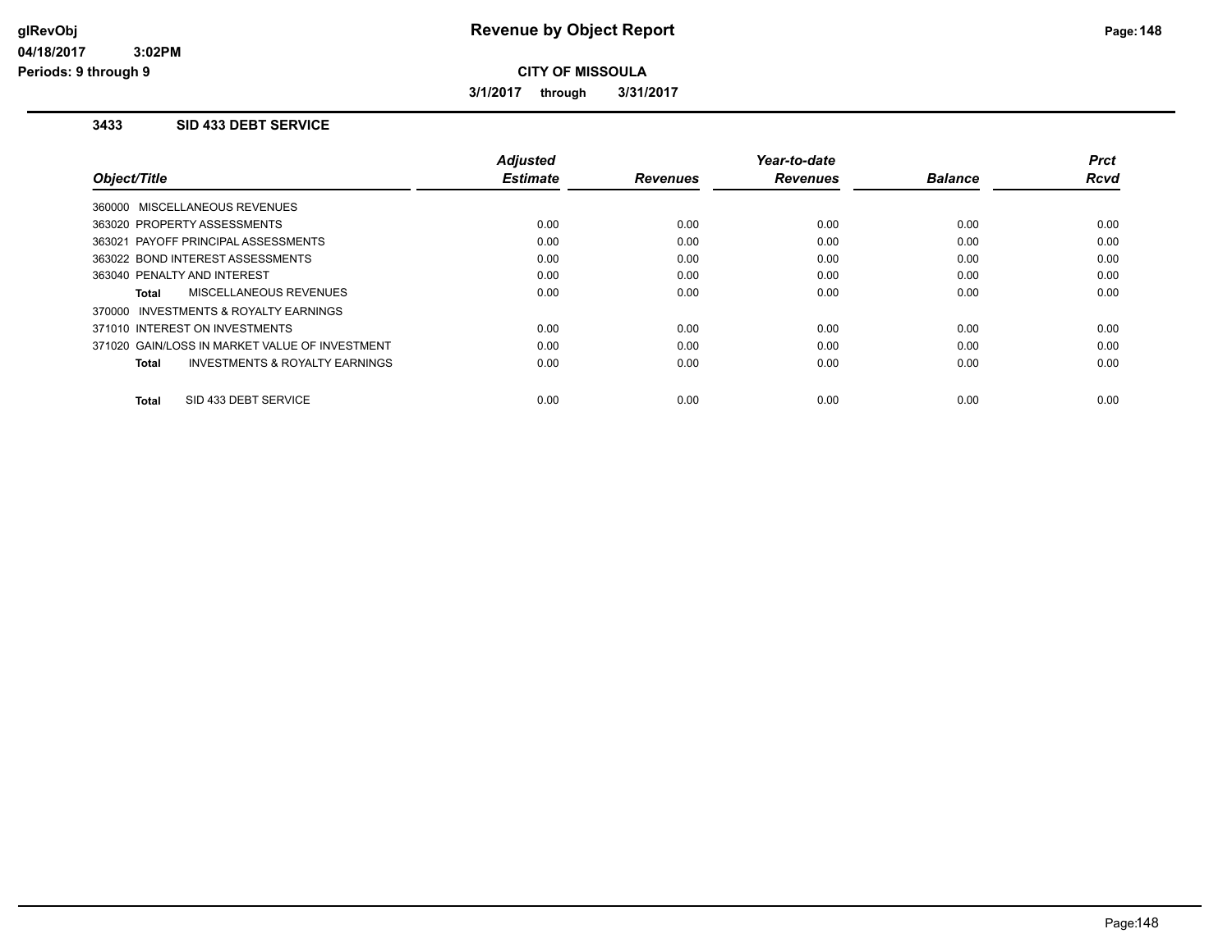# Revenue by Object Report

glRevObj
04/18/2017 3:02PM
Periods: 9 through 9

**CITY OF MISSOULA**

**3/1/2017 through 3/31/2017**

## 3433 SID 433 DEBT SERVICE

| Object/Title | Adjusted Estimate | Revenues | Year-to-date Revenues | Balance | Prct Rcvd |
|---|---|---|---|---|---|
| 360000 MISCELLANEOUS REVENUES | | | | | |
| 363020 PROPERTY ASSESSMENTS | 0.00 | 0.00 | 0.00 | 0.00 | 0.00 |
| 363021 PAYOFF PRINCIPAL ASSESSMENTS | 0.00 | 0.00 | 0.00 | 0.00 | 0.00 |
| 363022 BOND INTEREST ASSESSMENTS | 0.00 | 0.00 | 0.00 | 0.00 | 0.00 |
| 363040 PENALTY AND INTEREST | 0.00 | 0.00 | 0.00 | 0.00 | 0.00 |
| **Total** MISCELLANEOUS REVENUES | 0.00 | 0.00 | 0.00 | 0.00 | 0.00 |
| 370000 INVESTMENTS & ROYALTY EARNINGS | | | | | |
| 371010 INTEREST ON INVESTMENTS | 0.00 | 0.00 | 0.00 | 0.00 | 0.00 |
| 371020 GAIN/LOSS IN MARKET VALUE OF INVESTMENT | 0.00 | 0.00 | 0.00 | 0.00 | 0.00 |
| **Total** INVESTMENTS & ROYALTY EARNINGS | 0.00 | 0.00 | 0.00 | 0.00 | 0.00 |
| **Total** SID 433 DEBT SERVICE | 0.00 | 0.00 | 0.00 | 0.00 | 0.00 |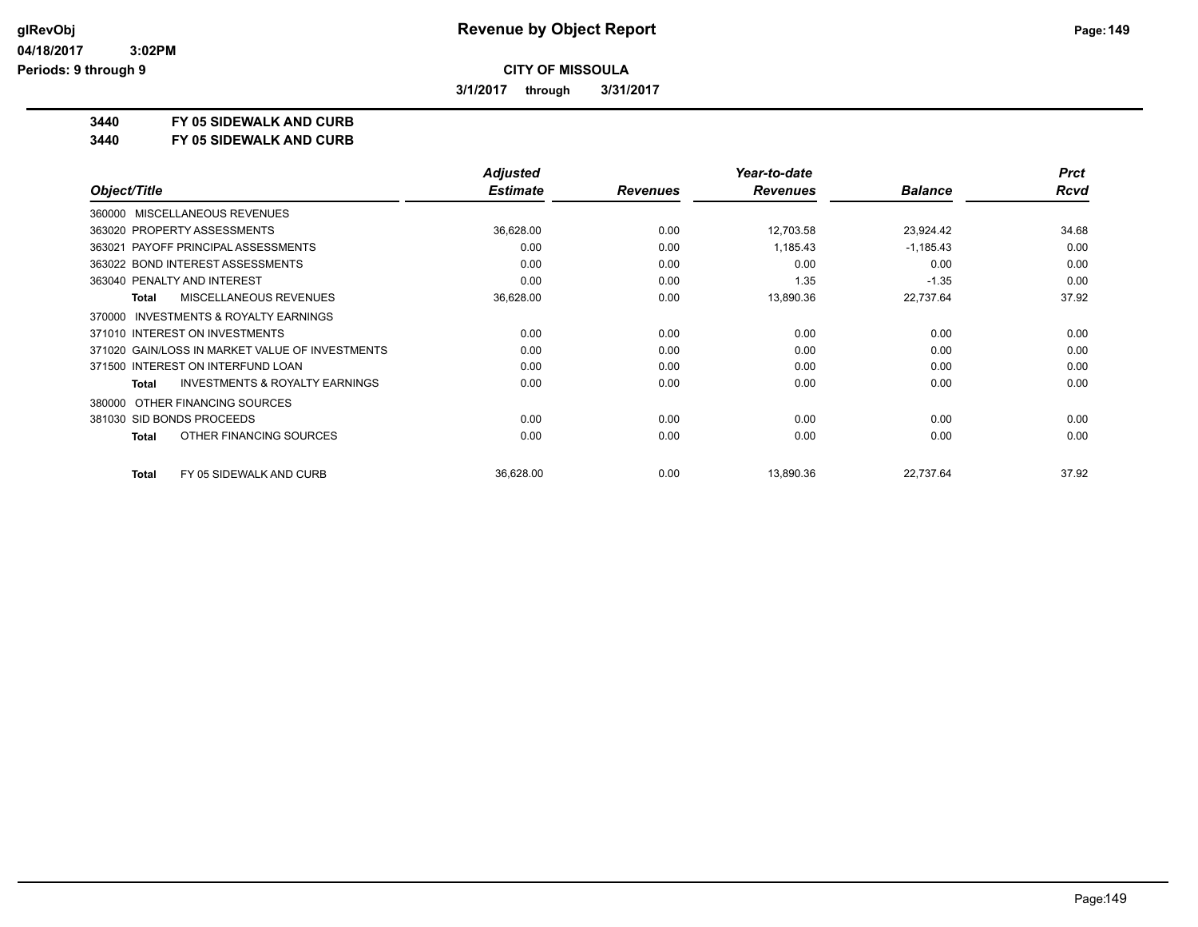# Revenue by Object Report

**CITY OF MISSOULA**

**3/1/2017 through 3/31/2017**

glRevObj
04/18/2017 3:02PM
Periods: 9 through 9

**3440 FY 05 SIDEWALK AND CURB**
**3440 FY 05 SIDEWALK AND CURB**

| Object/Title | Adjusted Estimate | Revenues | Year-to-date Revenues | Balance | Prct Rcvd |
|---|---|---|---|---|---|
| 360000 MISCELLANEOUS REVENUES | | | | | |
| 363020 PROPERTY ASSESSMENTS | 36,628.00 | 0.00 | 12,703.58 | 23,924.42 | 34.68 |
| 363021 PAYOFF PRINCIPAL ASSESSMENTS | 0.00 | 0.00 | 1,185.43 | -1,185.43 | 0.00 |
| 363022 BOND INTEREST ASSESSMENTS | 0.00 | 0.00 | 0.00 | 0.00 | 0.00 |
| 363040 PENALTY AND INTEREST | 0.00 | 0.00 | 1.35 | -1.35 | 0.00 |
| **Total** MISCELLANEOUS REVENUES | 36,628.00 | 0.00 | 13,890.36 | 22,737.64 | 37.92 |
| 370000 INVESTMENTS & ROYALTY EARNINGS | | | | | |
| 371010 INTEREST ON INVESTMENTS | 0.00 | 0.00 | 0.00 | 0.00 | 0.00 |
| 371020 GAIN/LOSS IN MARKET VALUE OF INVESTMENTS | 0.00 | 0.00 | 0.00 | 0.00 | 0.00 |
| 371500 INTEREST ON INTERFUND LOAN | 0.00 | 0.00 | 0.00 | 0.00 | 0.00 |
| **Total** INVESTMENTS & ROYALTY EARNINGS | 0.00 | 0.00 | 0.00 | 0.00 | 0.00 |
| 380000 OTHER FINANCING SOURCES | | | | | |
| 381030 SID BONDS PROCEEDS | 0.00 | 0.00 | 0.00 | 0.00 | 0.00 |
| **Total** OTHER FINANCING SOURCES | 0.00 | 0.00 | 0.00 | 0.00 | 0.00 |
| **Total** FY 05 SIDEWALK AND CURB | 36,628.00 | 0.00 | 13,890.36 | 22,737.64 | 37.92 |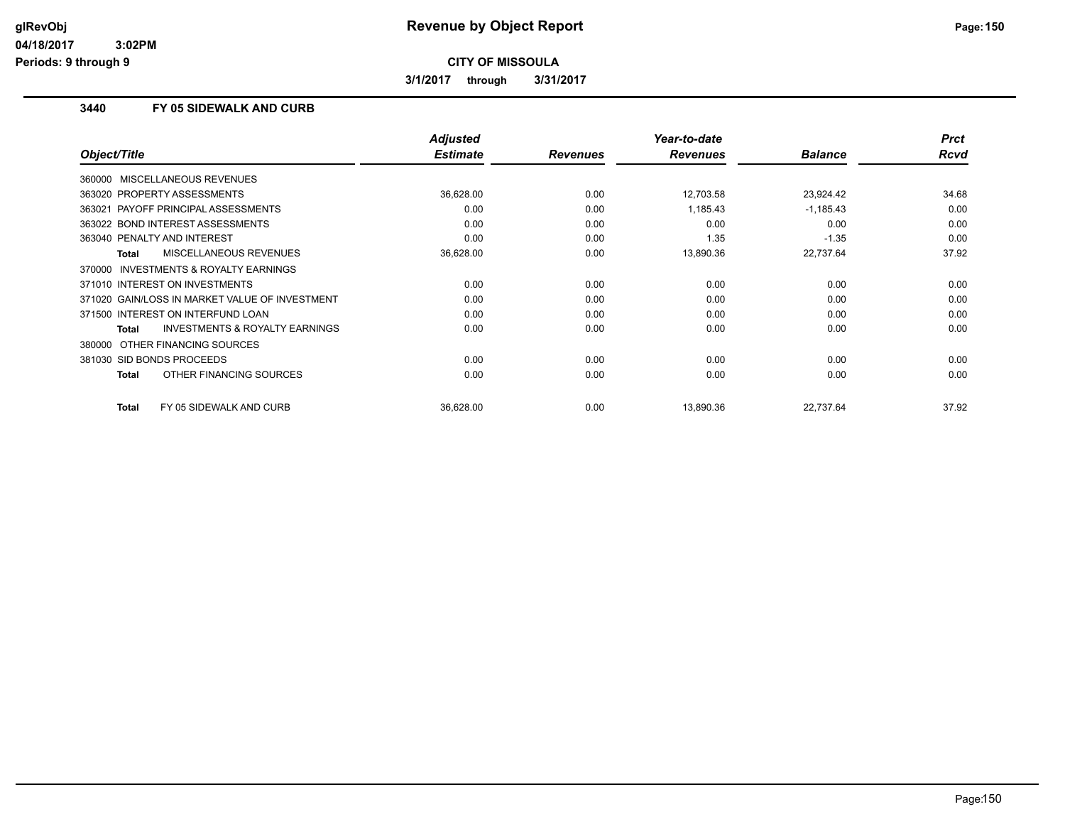**glRevObj**
**04/18/2017 3:02PM**
**Periods: 9 through 9**

# Revenue by Object Report

**CITY OF MISSOULA**

**3/1/2017 through 3/31/2017**

## 3440 FY 05 SIDEWALK AND CURB

| Object/Title | Adjusted Estimate | Revenues | Year-to-date Revenues | Balance | Prct Rcvd |
|---|---|---|---|---|---|
| 360000 MISCELLANEOUS REVENUES | | | | | |
| 363020 PROPERTY ASSESSMENTS | 36,628.00 | 0.00 | 12,703.58 | 23,924.42 | 34.68 |
| 363021 PAYOFF PRINCIPAL ASSESSMENTS | 0.00 | 0.00 | 1,185.43 | -1,185.43 | 0.00 |
| 363022 BOND INTEREST ASSESSMENTS | 0.00 | 0.00 | 0.00 | 0.00 | 0.00 |
| 363040 PENALTY AND INTEREST | 0.00 | 0.00 | 1.35 | -1.35 | 0.00 |
| **Total** MISCELLANEOUS REVENUES | 36,628.00 | 0.00 | 13,890.36 | 22,737.64 | 37.92 |
| 370000 INVESTMENTS & ROYALTY EARNINGS | | | | | |
| 371010 INTEREST ON INVESTMENTS | 0.00 | 0.00 | 0.00 | 0.00 | 0.00 |
| 371020 GAIN/LOSS IN MARKET VALUE OF INVESTMENT | 0.00 | 0.00 | 0.00 | 0.00 | 0.00 |
| 371500 INTEREST ON INTERFUND LOAN | 0.00 | 0.00 | 0.00 | 0.00 | 0.00 |
| **Total** INVESTMENTS & ROYALTY EARNINGS | 0.00 | 0.00 | 0.00 | 0.00 | 0.00 |
| 380000 OTHER FINANCING SOURCES | | | | | |
| 381030 SID BONDS PROCEEDS | 0.00 | 0.00 | 0.00 | 0.00 | 0.00 |
| **Total** OTHER FINANCING SOURCES | 0.00 | 0.00 | 0.00 | 0.00 | 0.00 |
| **Total** FY 05 SIDEWALK AND CURB | 36,628.00 | 0.00 | 13,890.36 | 22,737.64 | 37.92 |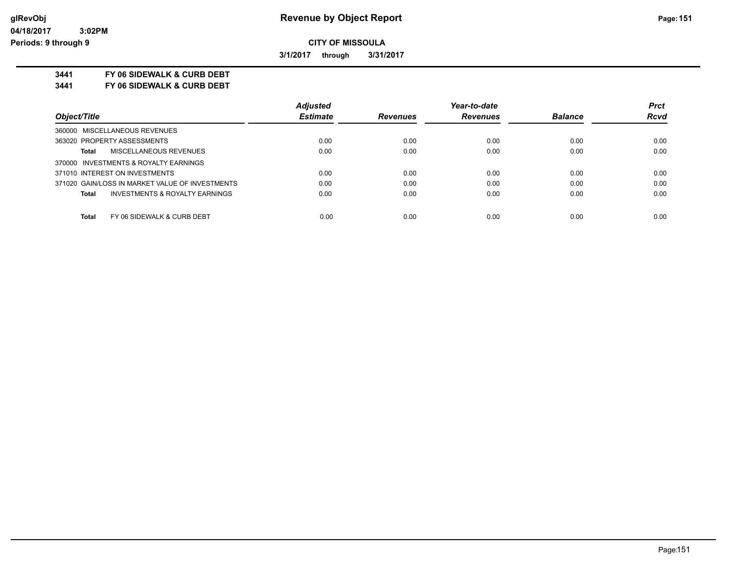**CITY OF MISSOULA**

**3/1/2017 through 3/31/2017**

**3441 FY 06 SIDEWALK & CURB DEBT**

**3441 FY 06 SIDEWALK & CURB DEBT**

| Object/Title | Adjusted Estimate | Revenues | Year-to-date Revenues | Balance | Prct Rcvd |
|---|---|---|---|---|---|
| 360000 MISCELLANEOUS REVENUES | | | | | |
| 363020 PROPERTY ASSESSMENTS | 0.00 | 0.00 | 0.00 | 0.00 | 0.00 |
| **Total** MISCELLANEOUS REVENUES | 0.00 | 0.00 | 0.00 | 0.00 | 0.00 |
| 370000 INVESTMENTS & ROYALTY EARNINGS | | | | | |
| 371010 INTEREST ON INVESTMENTS | 0.00 | 0.00 | 0.00 | 0.00 | 0.00 |
| 371020 GAIN/LOSS IN MARKET VALUE OF INVESTMENTS | 0.00 | 0.00 | 0.00 | 0.00 | 0.00 |
| **Total** INVESTMENTS & ROYALTY EARNINGS | 0.00 | 0.00 | 0.00 | 0.00 | 0.00 |
| **Total** FY 06 SIDEWALK & CURB DEBT | 0.00 | 0.00 | 0.00 | 0.00 | 0.00 |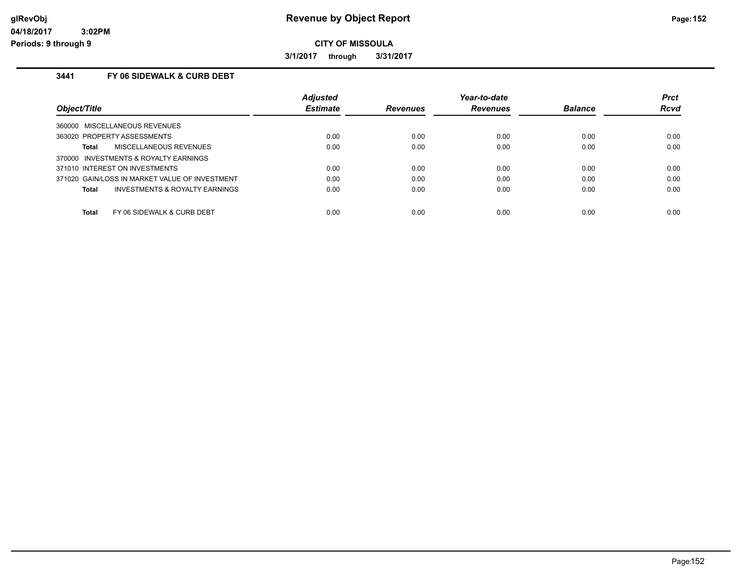# Revenue by Object Report

**CITY OF MISSOULA**

**3/1/2017 through 3/31/2017**

glRevObj
04/18/2017 3:02PM
Periods: 9 through 9

### 3441 FY 06 SIDEWALK & CURB DEBT

| Object/Title | Adjusted Estimate | Revenues | Year-to-date Revenues | Balance | Prct Rcvd |
|---|---|---|---|---|---|
| 360000 MISCELLANEOUS REVENUES | | | | | |
| 363020 PROPERTY ASSESSMENTS | 0.00 | 0.00 | 0.00 | 0.00 | 0.00 |
| **Total** MISCELLANEOUS REVENUES | 0.00 | 0.00 | 0.00 | 0.00 | 0.00 |
| 370000 INVESTMENTS & ROYALTY EARNINGS | | | | | |
| 371010 INTEREST ON INVESTMENTS | 0.00 | 0.00 | 0.00 | 0.00 | 0.00 |
| 371020 GAIN/LOSS IN MARKET VALUE OF INVESTMENT | 0.00 | 0.00 | 0.00 | 0.00 | 0.00 |
| **Total** INVESTMENTS & ROYALTY EARNINGS | 0.00 | 0.00 | 0.00 | 0.00 | 0.00 |
| **Total** FY 06 SIDEWALK & CURB DEBT | 0.00 | 0.00 | 0.00 | 0.00 | 0.00 |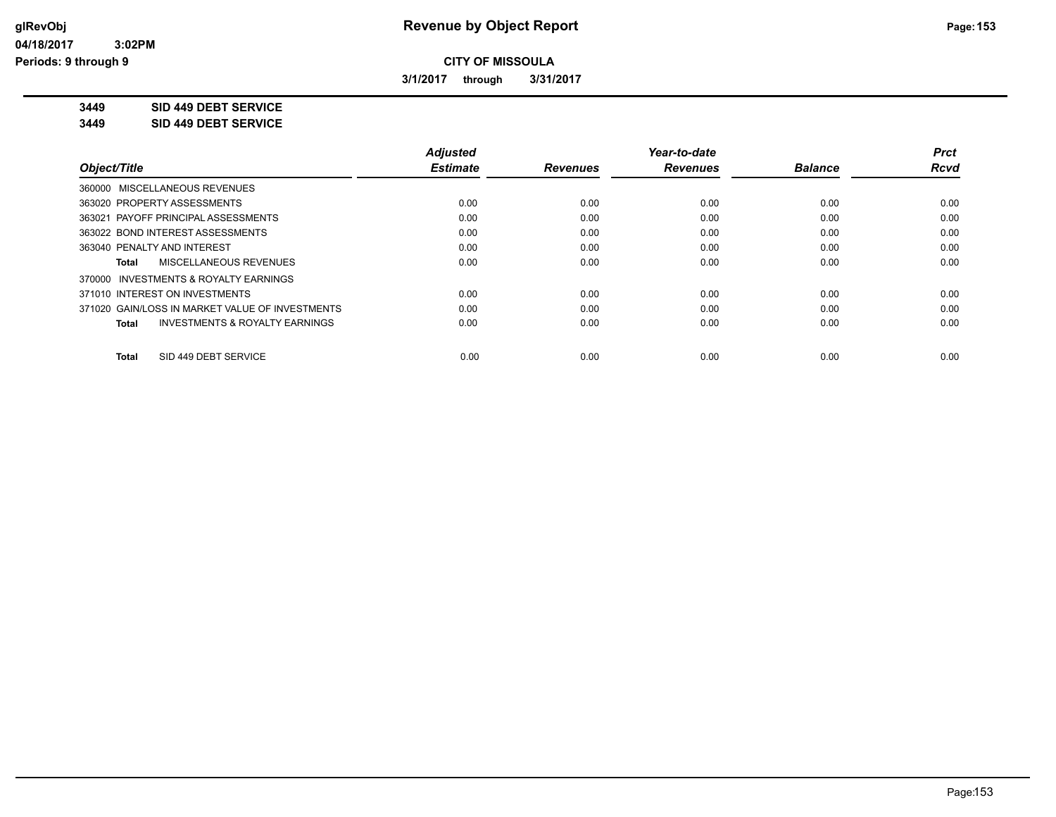# CITY OF MISSOULA

**3/1/2017 through 3/31/2017**

**3449 SID 449 DEBT SERVICE**

**3449 SID 449 DEBT SERVICE**

| Object/Title | Adjusted Estimate | Revenues | Year-to-date Revenues | Balance | Prct Rcvd |
|---|---|---|---|---|---|
| 360000 MISCELLANEOUS REVENUES | | | | | |
| 363020 PROPERTY ASSESSMENTS | 0.00 | 0.00 | 0.00 | 0.00 | 0.00 |
| 363021 PAYOFF PRINCIPAL ASSESSMENTS | 0.00 | 0.00 | 0.00 | 0.00 | 0.00 |
| 363022 BOND INTEREST ASSESSMENTS | 0.00 | 0.00 | 0.00 | 0.00 | 0.00 |
| 363040 PENALTY AND INTEREST | 0.00 | 0.00 | 0.00 | 0.00 | 0.00 |
| **Total** MISCELLANEOUS REVENUES | 0.00 | 0.00 | 0.00 | 0.00 | 0.00 |
| 370000 INVESTMENTS & ROYALTY EARNINGS | | | | | |
| 371010 INTEREST ON INVESTMENTS | 0.00 | 0.00 | 0.00 | 0.00 | 0.00 |
| 371020 GAIN/LOSS IN MARKET VALUE OF INVESTMENTS | 0.00 | 0.00 | 0.00 | 0.00 | 0.00 |
| **Total** INVESTMENTS & ROYALTY EARNINGS | 0.00 | 0.00 | 0.00 | 0.00 | 0.00 |
| **Total** SID 449 DEBT SERVICE | 0.00 | 0.00 | 0.00 | 0.00 | 0.00 |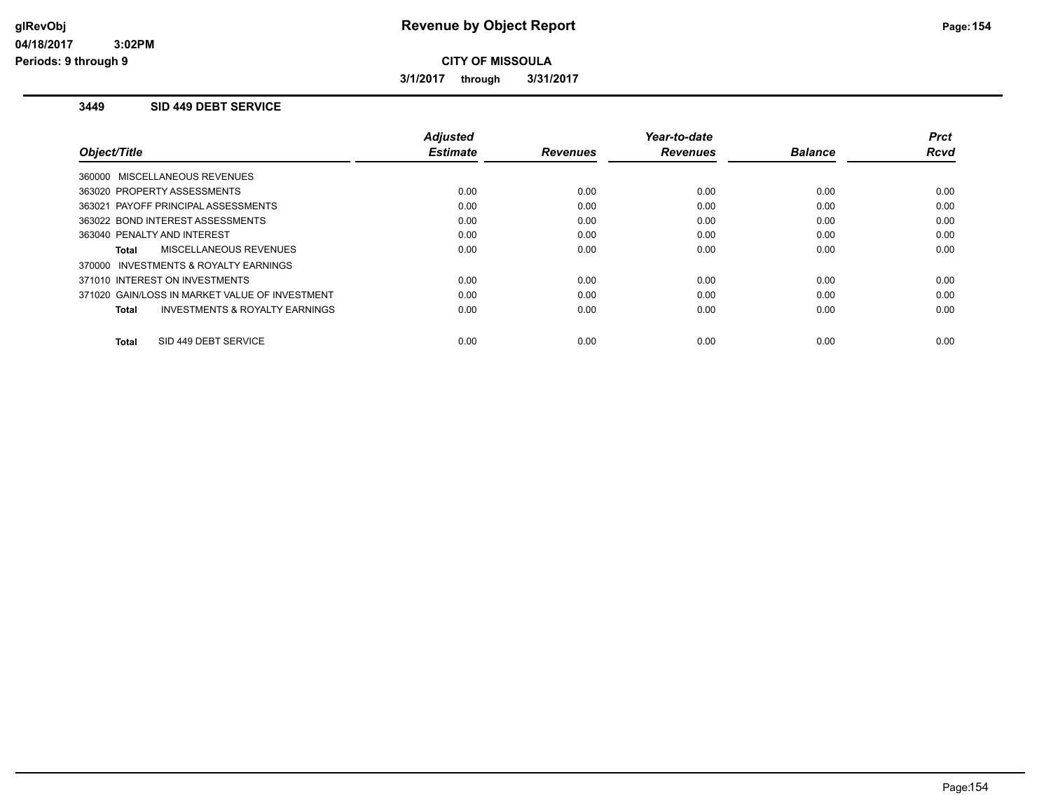# Revenue by Object Report

**CITY OF MISSOULA**

**3/1/2017 through 3/31/2017**

glRevObj
04/18/2017 3:02PM
Periods: 9 through 9

## 3449 SID 449 DEBT SERVICE

| Object/Title | Adjusted Estimate | Revenues | Year-to-date Revenues | Balance | Prct Rcvd |
|---|---|---|---|---|---|
| 360000 MISCELLANEOUS REVENUES | | | | | |
| 363020 PROPERTY ASSESSMENTS | 0.00 | 0.00 | 0.00 | 0.00 | 0.00 |
| 363021 PAYOFF PRINCIPAL ASSESSMENTS | 0.00 | 0.00 | 0.00 | 0.00 | 0.00 |
| 363022 BOND INTEREST ASSESSMENTS | 0.00 | 0.00 | 0.00 | 0.00 | 0.00 |
| 363040 PENALTY AND INTEREST | 0.00 | 0.00 | 0.00 | 0.00 | 0.00 |
| **Total** MISCELLANEOUS REVENUES | 0.00 | 0.00 | 0.00 | 0.00 | 0.00 |
| 370000 INVESTMENTS & ROYALTY EARNINGS | | | | | |
| 371010 INTEREST ON INVESTMENTS | 0.00 | 0.00 | 0.00 | 0.00 | 0.00 |
| 371020 GAIN/LOSS IN MARKET VALUE OF INVESTMENT | 0.00 | 0.00 | 0.00 | 0.00 | 0.00 |
| **Total** INVESTMENTS & ROYALTY EARNINGS | 0.00 | 0.00 | 0.00 | 0.00 | 0.00 |
| **Total** SID 449 DEBT SERVICE | 0.00 | 0.00 | 0.00 | 0.00 | 0.00 |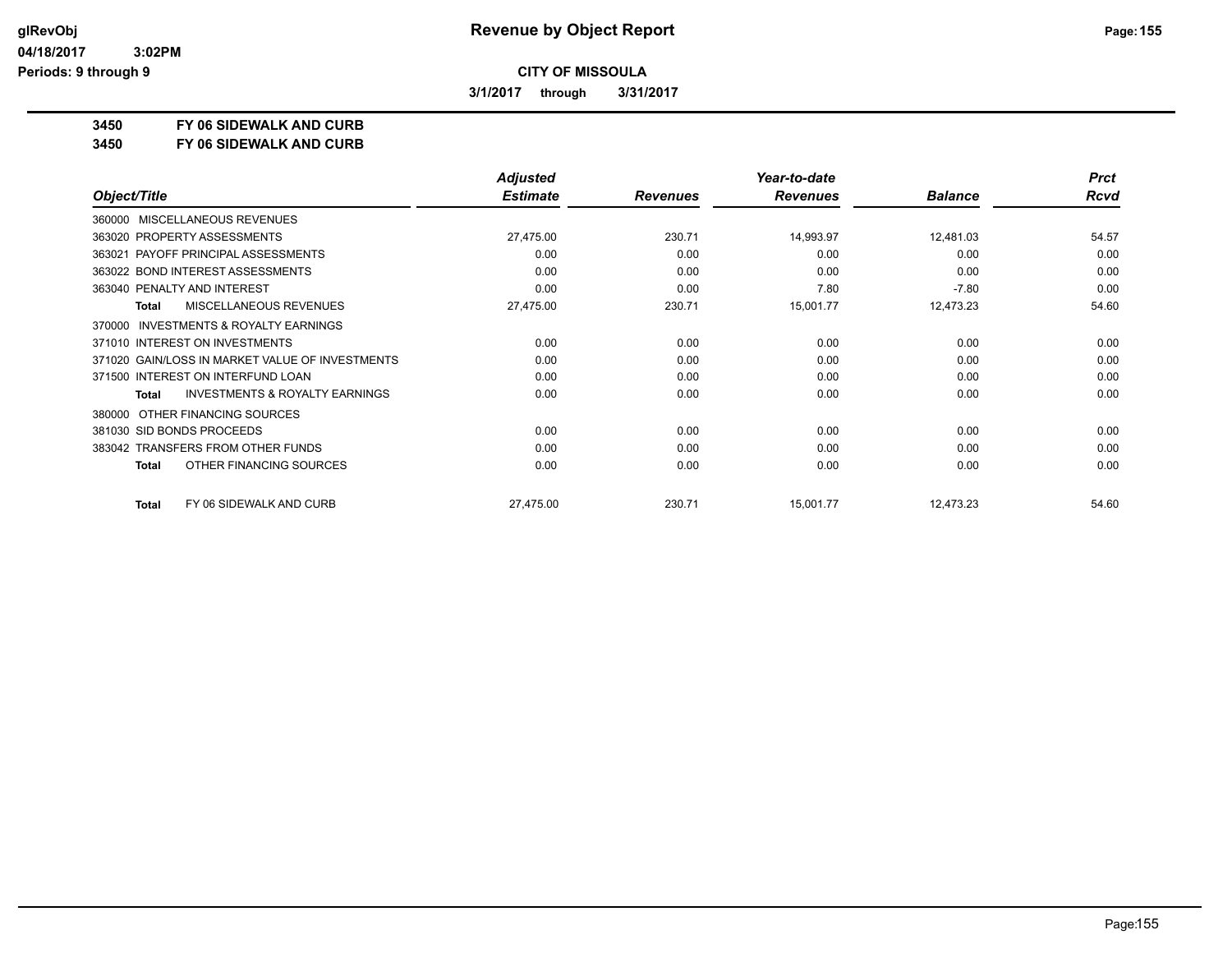# Revenue by Object Report

**CITY OF MISSOULA**

**3/1/2017 through 3/31/2017**

glRevObj
04/18/2017 3:02PM
Periods: 9 through 9

**3450 FY 06 SIDEWALK AND CURB**
**3450 FY 06 SIDEWALK AND CURB**

| Object/Title | Adjusted Estimate | Revenues | Year-to-date Revenues | Balance | Prct Rcvd |
|---|---|---|---|---|---|
| 360000 MISCELLANEOUS REVENUES | | | | | |
| 363020 PROPERTY ASSESSMENTS | 27,475.00 | 230.71 | 14,993.97 | 12,481.03 | 54.57 |
| 363021 PAYOFF PRINCIPAL ASSESSMENTS | 0.00 | 0.00 | 0.00 | 0.00 | 0.00 |
| 363022 BOND INTEREST ASSESSMENTS | 0.00 | 0.00 | 0.00 | 0.00 | 0.00 |
| 363040 PENALTY AND INTEREST | 0.00 | 0.00 | 7.80 | -7.80 | 0.00 |
| **Total** MISCELLANEOUS REVENUES | 27,475.00 | 230.71 | 15,001.77 | 12,473.23 | 54.60 |
| 370000 INVESTMENTS & ROYALTY EARNINGS | | | | | |
| 371010 INTEREST ON INVESTMENTS | 0.00 | 0.00 | 0.00 | 0.00 | 0.00 |
| 371020 GAIN/LOSS IN MARKET VALUE OF INVESTMENTS | 0.00 | 0.00 | 0.00 | 0.00 | 0.00 |
| 371500 INTEREST ON INTERFUND LOAN | 0.00 | 0.00 | 0.00 | 0.00 | 0.00 |
| **Total** INVESTMENTS & ROYALTY EARNINGS | 0.00 | 0.00 | 0.00 | 0.00 | 0.00 |
| 380000 OTHER FINANCING SOURCES | | | | | |
| 381030 SID BONDS PROCEEDS | 0.00 | 0.00 | 0.00 | 0.00 | 0.00 |
| 383042 TRANSFERS FROM OTHER FUNDS | 0.00 | 0.00 | 0.00 | 0.00 | 0.00 |
| **Total** OTHER FINANCING SOURCES | 0.00 | 0.00 | 0.00 | 0.00 | 0.00 |
| **Total** FY 06 SIDEWALK AND CURB | 27,475.00 | 230.71 | 15,001.77 | 12,473.23 | 54.60 |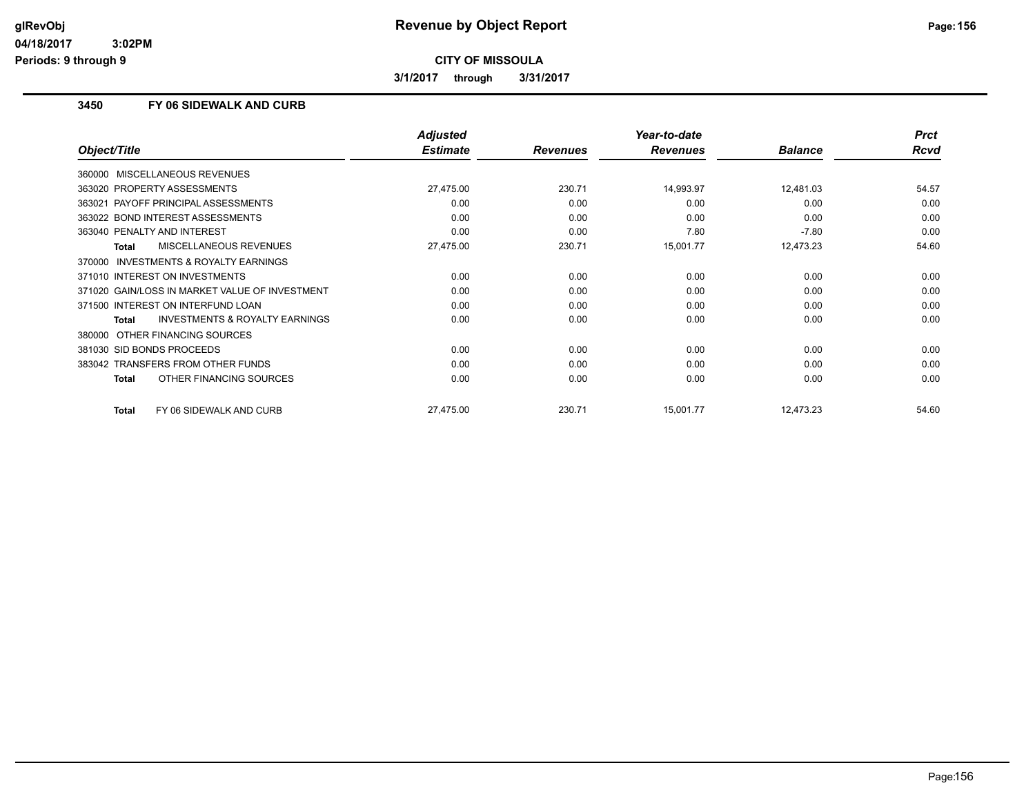# Revenue by Object Report

**CITY OF MISSOULA**

**3/1/2017 through 3/31/2017**

glRevObj
04/18/2017 3:02PM
Periods: 9 through 9

## 3450 FY 06 SIDEWALK AND CURB

| Object/Title | Adjusted Estimate | Revenues | Year-to-date Revenues | Balance | Prct Rcvd |
|---|---|---|---|---|---|
| 360000 MISCELLANEOUS REVENUES | | | | | |
| 363020 PROPERTY ASSESSMENTS | 27,475.00 | 230.71 | 14,993.97 | 12,481.03 | 54.57 |
| 363021 PAYOFF PRINCIPAL ASSESSMENTS | 0.00 | 0.00 | 0.00 | 0.00 | 0.00 |
| 363022 BOND INTEREST ASSESSMENTS | 0.00 | 0.00 | 0.00 | 0.00 | 0.00 |
| 363040 PENALTY AND INTEREST | 0.00 | 0.00 | 7.80 | -7.80 | 0.00 |
| **Total** MISCELLANEOUS REVENUES | 27,475.00 | 230.71 | 15,001.77 | 12,473.23 | 54.60 |
| 370000 INVESTMENTS & ROYALTY EARNINGS | | | | | |
| 371010 INTEREST ON INVESTMENTS | 0.00 | 0.00 | 0.00 | 0.00 | 0.00 |
| 371020 GAIN/LOSS IN MARKET VALUE OF INVESTMENT | 0.00 | 0.00 | 0.00 | 0.00 | 0.00 |
| 371500 INTEREST ON INTERFUND LOAN | 0.00 | 0.00 | 0.00 | 0.00 | 0.00 |
| **Total** INVESTMENTS & ROYALTY EARNINGS | 0.00 | 0.00 | 0.00 | 0.00 | 0.00 |
| 380000 OTHER FINANCING SOURCES | | | | | |
| 381030 SID BONDS PROCEEDS | 0.00 | 0.00 | 0.00 | 0.00 | 0.00 |
| 383042 TRANSFERS FROM OTHER FUNDS | 0.00 | 0.00 | 0.00 | 0.00 | 0.00 |
| **Total** OTHER FINANCING SOURCES | 0.00 | 0.00 | 0.00 | 0.00 | 0.00 |
| **Total** FY 06 SIDEWALK AND CURB | 27,475.00 | 230.71 | 15,001.77 | 12,473.23 | 54.60 |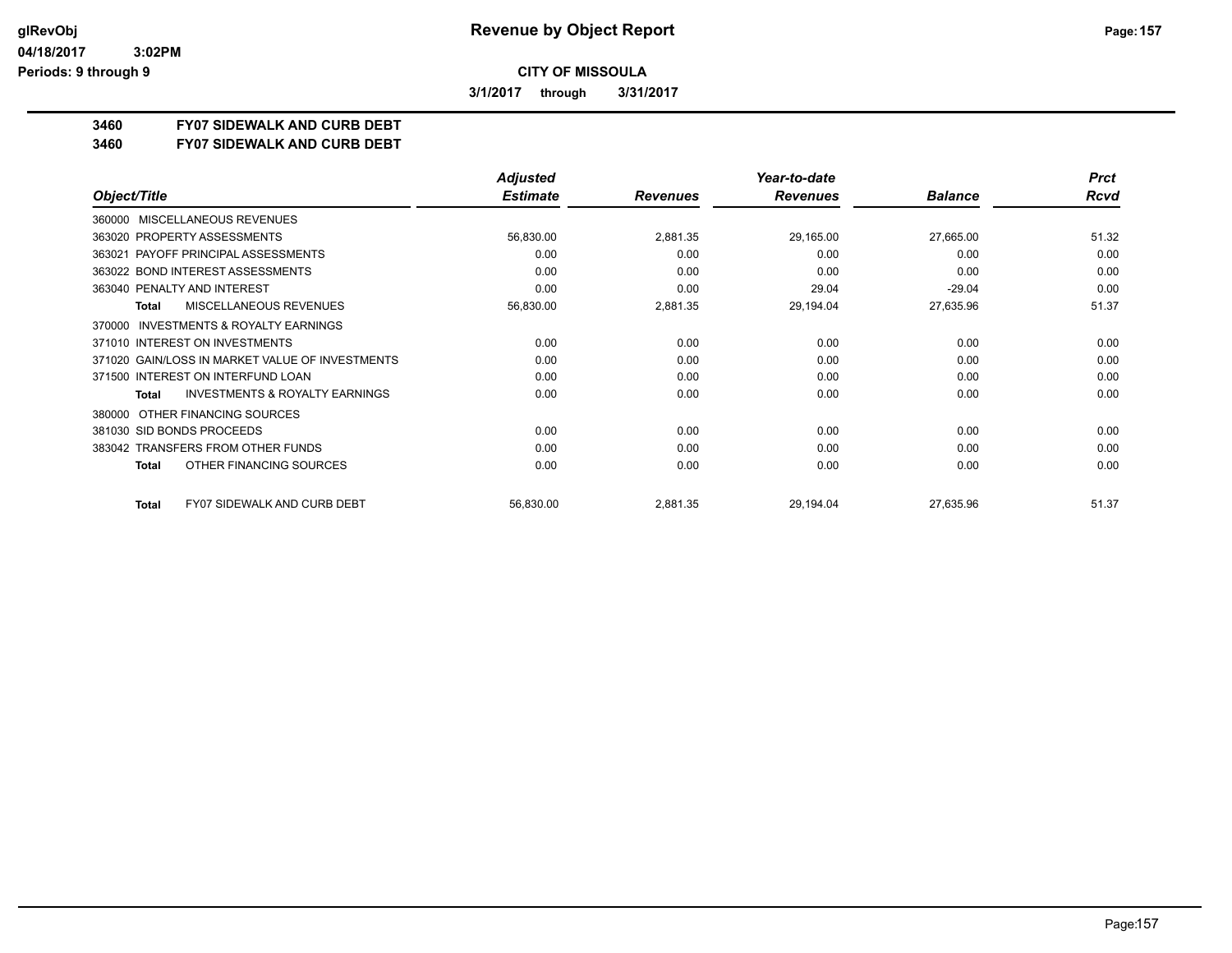# Revenue by Object Report

glRevObj
04/18/2017 3:02PM
Periods: 9 through 9

**CITY OF MISSOULA**

**3/1/2017 through 3/31/2017**

**3460 FY07 SIDEWALK AND CURB DEBT**
**3460 FY07 SIDEWALK AND CURB DEBT**

| Object/Title | Adjusted Estimate | Revenues | Year-to-date Revenues | Balance | Prct Rcvd |
|---|---|---|---|---|---|
| 360000 MISCELLANEOUS REVENUES | | | | | |
| 363020 PROPERTY ASSESSMENTS | 56,830.00 | 2,881.35 | 29,165.00 | 27,665.00 | 51.32 |
| 363021 PAYOFF PRINCIPAL ASSESSMENTS | 0.00 | 0.00 | 0.00 | 0.00 | 0.00 |
| 363022 BOND INTEREST ASSESSMENTS | 0.00 | 0.00 | 0.00 | 0.00 | 0.00 |
| 363040 PENALTY AND INTEREST | 0.00 | 0.00 | 29.04 | -29.04 | 0.00 |
| **Total** MISCELLANEOUS REVENUES | 56,830.00 | 2,881.35 | 29,194.04 | 27,635.96 | 51.37 |
| 370000 INVESTMENTS & ROYALTY EARNINGS | | | | | |
| 371010 INTEREST ON INVESTMENTS | 0.00 | 0.00 | 0.00 | 0.00 | 0.00 |
| 371020 GAIN/LOSS IN MARKET VALUE OF INVESTMENTS | 0.00 | 0.00 | 0.00 | 0.00 | 0.00 |
| 371500 INTEREST ON INTERFUND LOAN | 0.00 | 0.00 | 0.00 | 0.00 | 0.00 |
| **Total** INVESTMENTS & ROYALTY EARNINGS | 0.00 | 0.00 | 0.00 | 0.00 | 0.00 |
| 380000 OTHER FINANCING SOURCES | | | | | |
| 381030 SID BONDS PROCEEDS | 0.00 | 0.00 | 0.00 | 0.00 | 0.00 |
| 383042 TRANSFERS FROM OTHER FUNDS | 0.00 | 0.00 | 0.00 | 0.00 | 0.00 |
| **Total** OTHER FINANCING SOURCES | 0.00 | 0.00 | 0.00 | 0.00 | 0.00 |
| **Total** FY07 SIDEWALK AND CURB DEBT | 56,830.00 | 2,881.35 | 29,194.04 | 27,635.96 | 51.37 |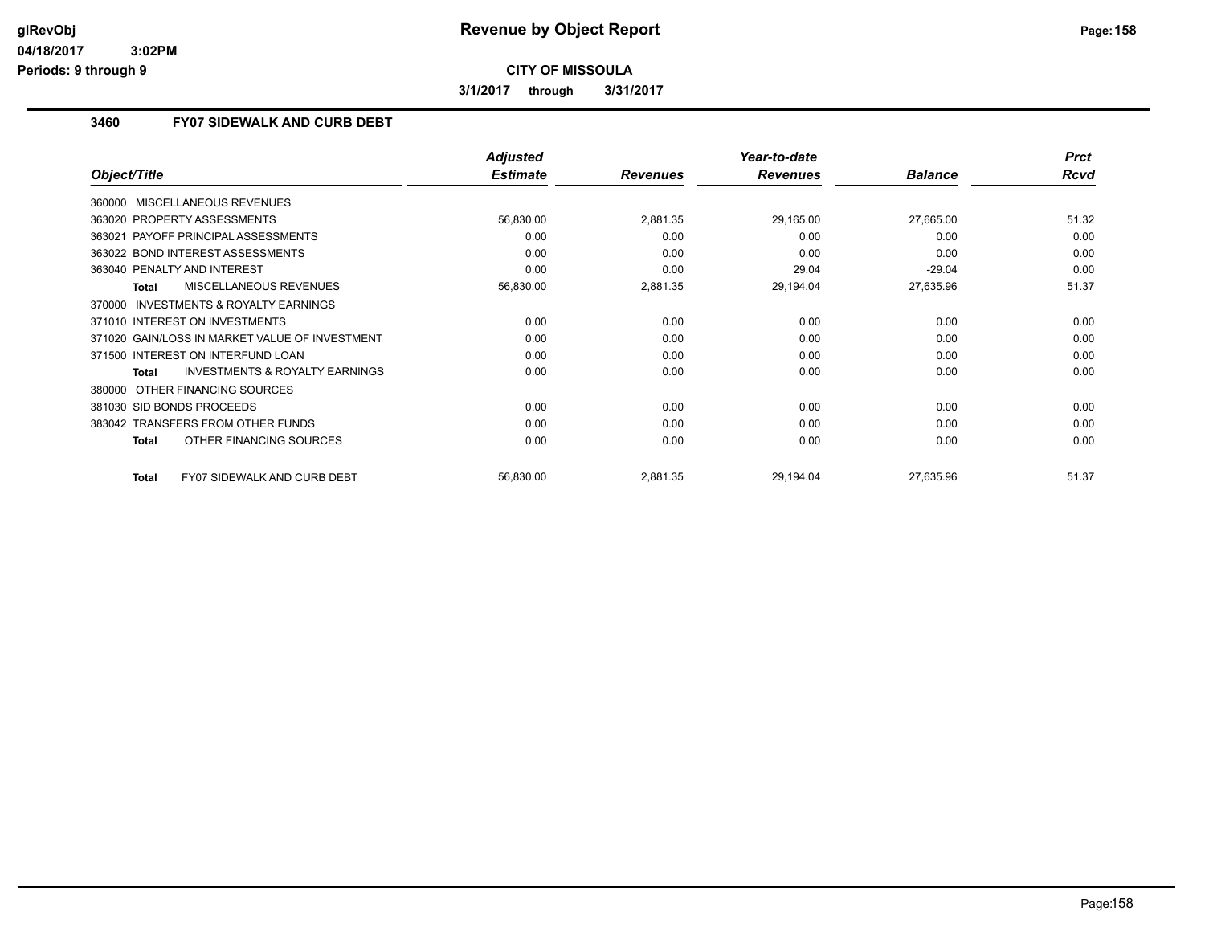# Revenue by Object Report

**CITY OF MISSOULA**

**3/1/2017 through 3/31/2017**

glRevObj
04/18/2017 3:02PM
Periods: 9 through 9

## 3460 FY07 SIDEWALK AND CURB DEBT

| Object/Title | Adjusted Estimate | Revenues | Year-to-date Revenues | Balance | Prct Rcvd |
|---|---|---|---|---|---|
| 360000 MISCELLANEOUS REVENUES | | | | | |
| 363020 PROPERTY ASSESSMENTS | 56,830.00 | 2,881.35 | 29,165.00 | 27,665.00 | 51.32 |
| 363021 PAYOFF PRINCIPAL ASSESSMENTS | 0.00 | 0.00 | 0.00 | 0.00 | 0.00 |
| 363022 BOND INTEREST ASSESSMENTS | 0.00 | 0.00 | 0.00 | 0.00 | 0.00 |
| 363040 PENALTY AND INTEREST | 0.00 | 0.00 | 29.04 | -29.04 | 0.00 |
| **Total** MISCELLANEOUS REVENUES | 56,830.00 | 2,881.35 | 29,194.04 | 27,635.96 | 51.37 |
| 370000 INVESTMENTS & ROYALTY EARNINGS | | | | | |
| 371010 INTEREST ON INVESTMENTS | 0.00 | 0.00 | 0.00 | 0.00 | 0.00 |
| 371020 GAIN/LOSS IN MARKET VALUE OF INVESTMENT | 0.00 | 0.00 | 0.00 | 0.00 | 0.00 |
| 371500 INTEREST ON INTERFUND LOAN | 0.00 | 0.00 | 0.00 | 0.00 | 0.00 |
| **Total** INVESTMENTS & ROYALTY EARNINGS | 0.00 | 0.00 | 0.00 | 0.00 | 0.00 |
| 380000 OTHER FINANCING SOURCES | | | | | |
| 381030 SID BONDS PROCEEDS | 0.00 | 0.00 | 0.00 | 0.00 | 0.00 |
| 383042 TRANSFERS FROM OTHER FUNDS | 0.00 | 0.00 | 0.00 | 0.00 | 0.00 |
| **Total** OTHER FINANCING SOURCES | 0.00 | 0.00 | 0.00 | 0.00 | 0.00 |
| **Total** FY07 SIDEWALK AND CURB DEBT | 56,830.00 | 2,881.35 | 29,194.04 | 27,635.96 | 51.37 |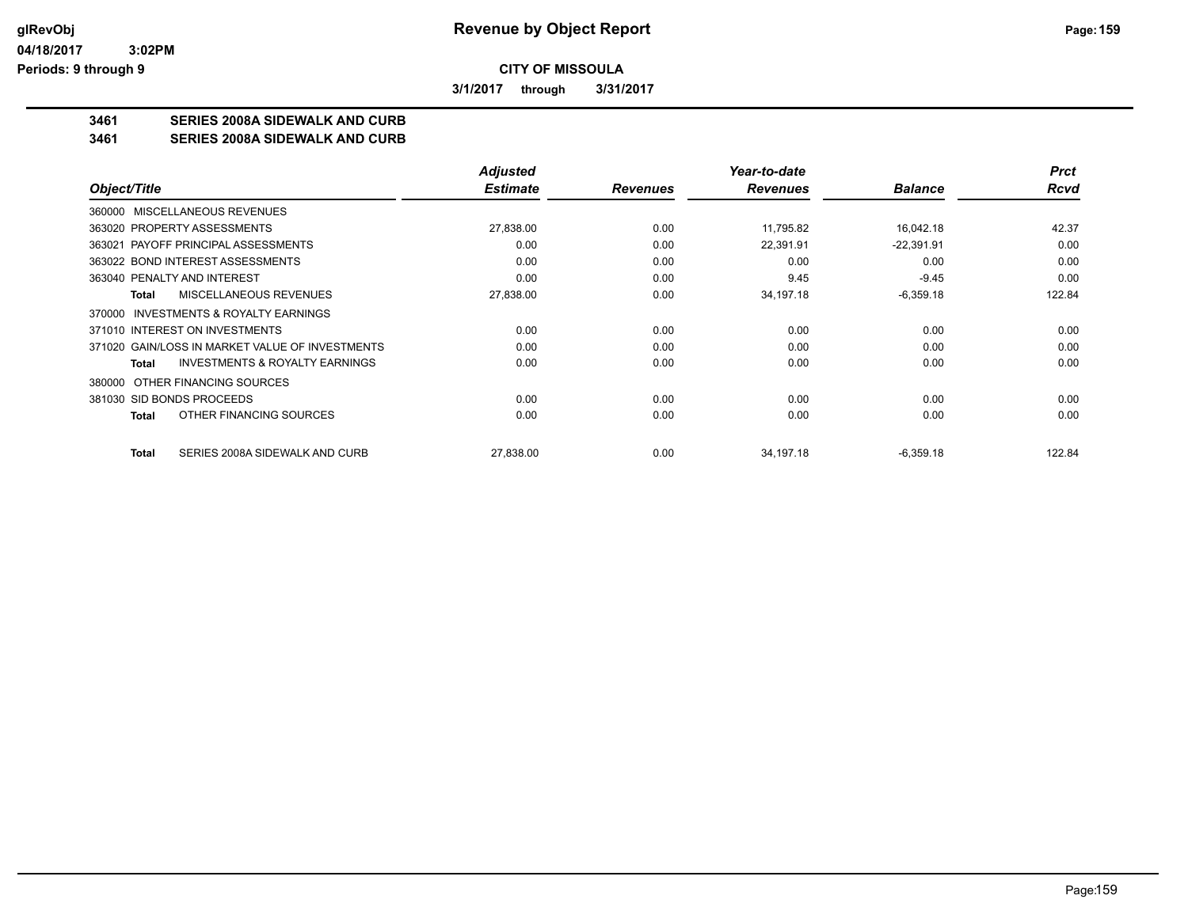# Revenue by Object Report

glRevObj
04/18/2017 3:02PM
Periods: 9 through 9

**CITY OF MISSOULA**

**3/1/2017 through 3/31/2017**

**3461 SERIES 2008A SIDEWALK AND CURB**
**3461 SERIES 2008A SIDEWALK AND CURB**

| Object/Title | Adjusted Estimate | Revenues | Year-to-date Revenues | Balance | Prct Rcvd |
|---|---|---|---|---|---|
| 360000 MISCELLANEOUS REVENUES | | | | | |
| 363020 PROPERTY ASSESSMENTS | 27,838.00 | 0.00 | 11,795.82 | 16,042.18 | 42.37 |
| 363021 PAYOFF PRINCIPAL ASSESSMENTS | 0.00 | 0.00 | 22,391.91 | -22,391.91 | 0.00 |
| 363022 BOND INTEREST ASSESSMENTS | 0.00 | 0.00 | 0.00 | 0.00 | 0.00 |
| 363040 PENALTY AND INTEREST | 0.00 | 0.00 | 9.45 | -9.45 | 0.00 |
| **Total** MISCELLANEOUS REVENUES | 27,838.00 | 0.00 | 34,197.18 | -6,359.18 | 122.84 |
| 370000 INVESTMENTS & ROYALTY EARNINGS | | | | | |
| 371010 INTEREST ON INVESTMENTS | 0.00 | 0.00 | 0.00 | 0.00 | 0.00 |
| 371020 GAIN/LOSS IN MARKET VALUE OF INVESTMENTS | 0.00 | 0.00 | 0.00 | 0.00 | 0.00 |
| **Total** INVESTMENTS & ROYALTY EARNINGS | 0.00 | 0.00 | 0.00 | 0.00 | 0.00 |
| 380000 OTHER FINANCING SOURCES | | | | | |
| 381030 SID BONDS PROCEEDS | 0.00 | 0.00 | 0.00 | 0.00 | 0.00 |
| **Total** OTHER FINANCING SOURCES | 0.00 | 0.00 | 0.00 | 0.00 | 0.00 |
| **Total** SERIES 2008A SIDEWALK AND CURB | 27,838.00 | 0.00 | 34,197.18 | -6,359.18 | 122.84 |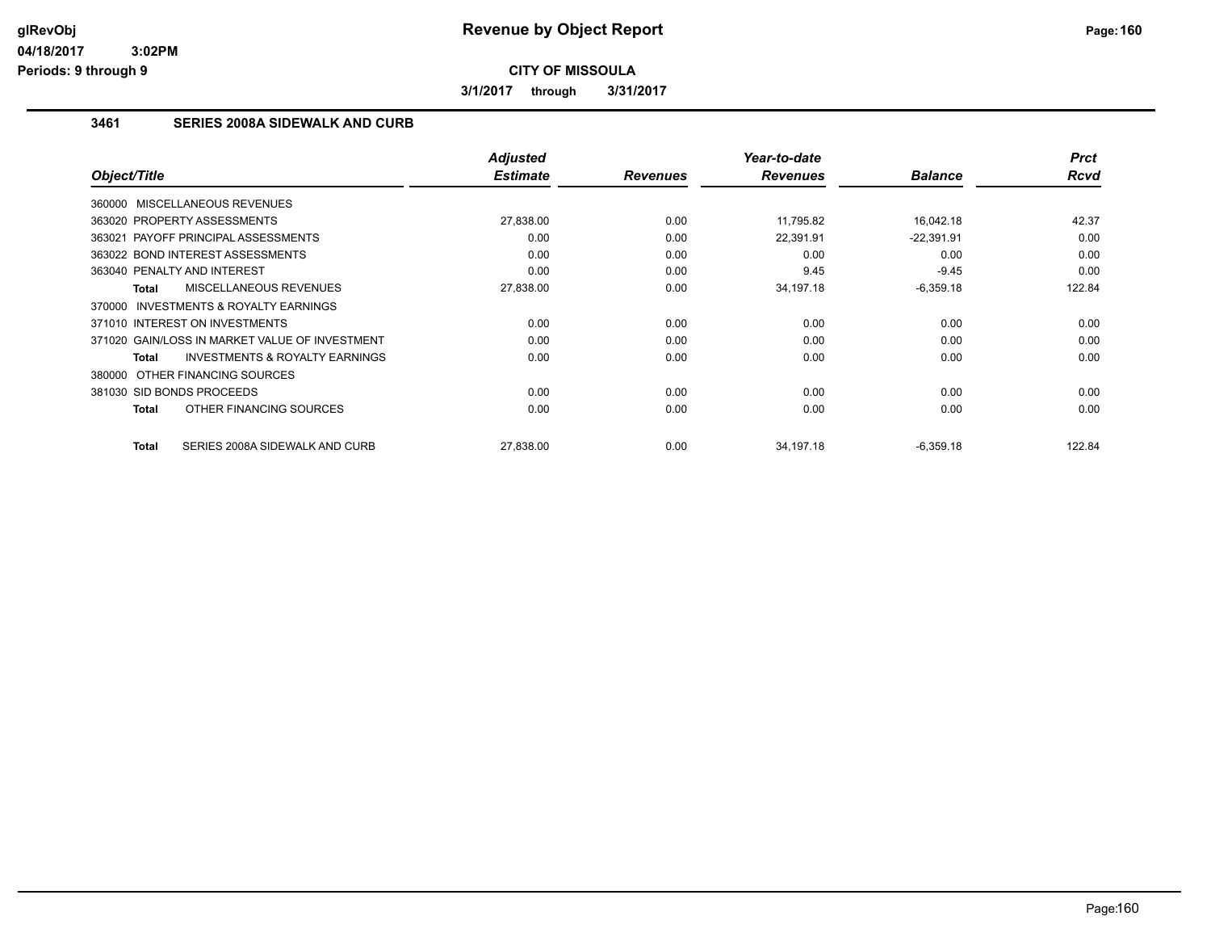# Revenue by Object Report

**CITY OF MISSOULA**

**3/1/2017 through 3/31/2017**

glRevObj
04/18/2017 3:02PM
Periods: 9 through 9

### 3461 SERIES 2008A SIDEWALK AND CURB

| Object/Title | Adjusted Estimate | Revenues | Year-to-date Revenues | Balance | Prct Rcvd |
|---|---|---|---|---|---|
| 360000 MISCELLANEOUS REVENUES | | | | | |
| 363020 PROPERTY ASSESSMENTS | 27,838.00 | 0.00 | 11,795.82 | 16,042.18 | 42.37 |
| 363021 PAYOFF PRINCIPAL ASSESSMENTS | 0.00 | 0.00 | 22,391.91 | -22,391.91 | 0.00 |
| 363022 BOND INTEREST ASSESSMENTS | 0.00 | 0.00 | 0.00 | 0.00 | 0.00 |
| 363040 PENALTY AND INTEREST | 0.00 | 0.00 | 9.45 | -9.45 | 0.00 |
| **Total** MISCELLANEOUS REVENUES | 27,838.00 | 0.00 | 34,197.18 | -6,359.18 | 122.84 |
| 370000 INVESTMENTS & ROYALTY EARNINGS | | | | | |
| 371010 INTEREST ON INVESTMENTS | 0.00 | 0.00 | 0.00 | 0.00 | 0.00 |
| 371020 GAIN/LOSS IN MARKET VALUE OF INVESTMENT | 0.00 | 0.00 | 0.00 | 0.00 | 0.00 |
| **Total** INVESTMENTS & ROYALTY EARNINGS | 0.00 | 0.00 | 0.00 | 0.00 | 0.00 |
| 380000 OTHER FINANCING SOURCES | | | | | |
| 381030 SID BONDS PROCEEDS | 0.00 | 0.00 | 0.00 | 0.00 | 0.00 |
| **Total** OTHER FINANCING SOURCES | 0.00 | 0.00 | 0.00 | 0.00 | 0.00 |
| **Total** SERIES 2008A SIDEWALK AND CURB | 27,838.00 | 0.00 | 34,197.18 | -6,359.18 | 122.84 |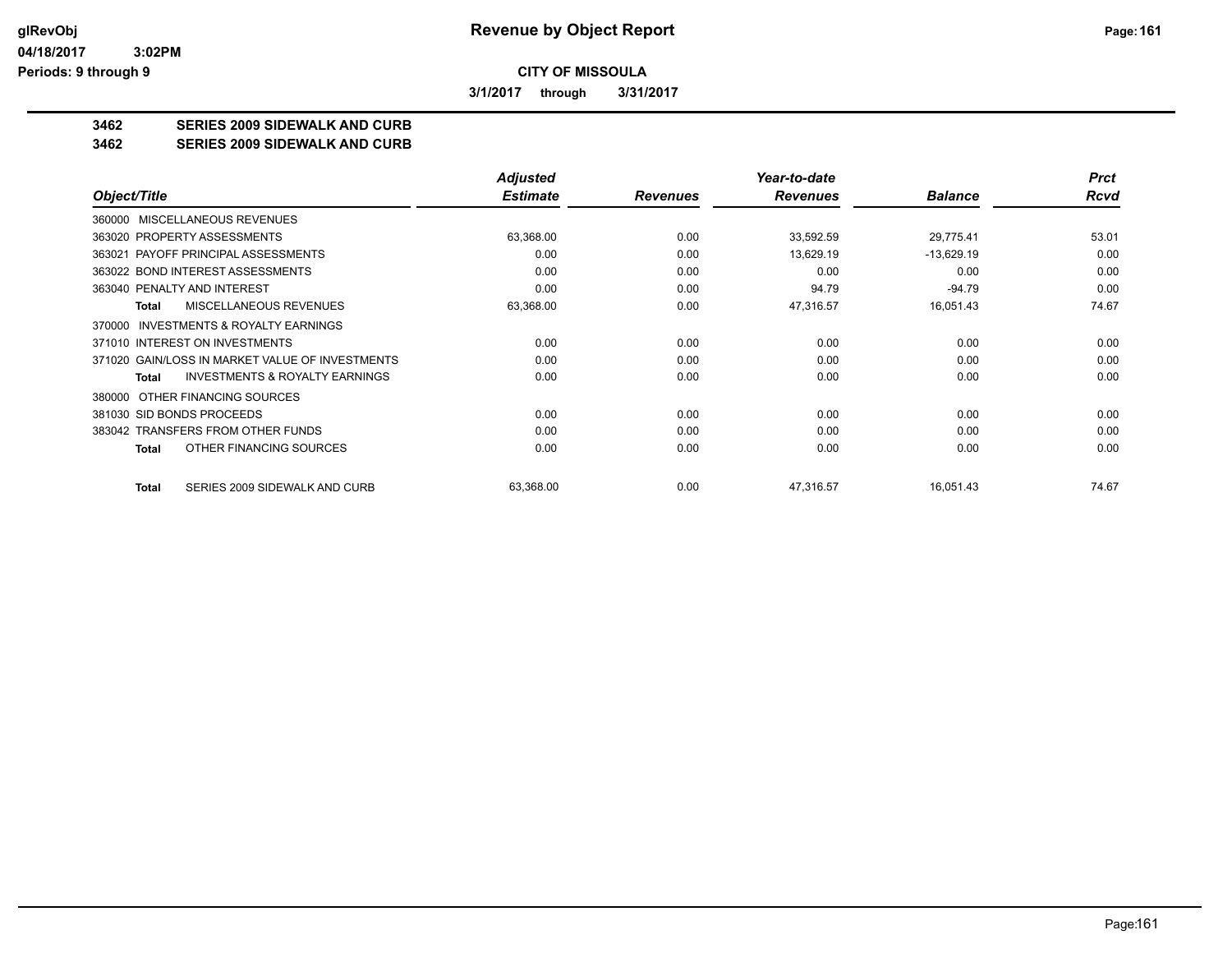# Revenue by Object Report

**glRevObj**
**04/18/2017 3:02PM**
**Periods: 9 through 9**

**CITY OF MISSOULA**

**3/1/2017 through 3/31/2017**

## 3462 SERIES 2009 SIDEWALK AND CURB
## 3462 SERIES 2009 SIDEWALK AND CURB

| Object/Title | Adjusted Estimate | Revenues | Year-to-date Revenues | Balance | Prct Rcvd |
|---|---|---|---|---|---|
| 360000 MISCELLANEOUS REVENUES | | | | | |
| 363020 PROPERTY ASSESSMENTS | 63,368.00 | 0.00 | 33,592.59 | 29,775.41 | 53.01 |
| 363021 PAYOFF PRINCIPAL ASSESSMENTS | 0.00 | 0.00 | 13,629.19 | -13,629.19 | 0.00 |
| 363022 BOND INTEREST ASSESSMENTS | 0.00 | 0.00 | 0.00 | 0.00 | 0.00 |
| 363040 PENALTY AND INTEREST | 0.00 | 0.00 | 94.79 | -94.79 | 0.00 |
| **Total** MISCELLANEOUS REVENUES | 63,368.00 | 0.00 | 47,316.57 | 16,051.43 | 74.67 |
| 370000 INVESTMENTS & ROYALTY EARNINGS | | | | | |
| 371010 INTEREST ON INVESTMENTS | 0.00 | 0.00 | 0.00 | 0.00 | 0.00 |
| 371020 GAIN/LOSS IN MARKET VALUE OF INVESTMENTS | 0.00 | 0.00 | 0.00 | 0.00 | 0.00 |
| **Total** INVESTMENTS & ROYALTY EARNINGS | 0.00 | 0.00 | 0.00 | 0.00 | 0.00 |
| 380000 OTHER FINANCING SOURCES | | | | | |
| 381030 SID BONDS PROCEEDS | 0.00 | 0.00 | 0.00 | 0.00 | 0.00 |
| 383042 TRANSFERS FROM OTHER FUNDS | 0.00 | 0.00 | 0.00 | 0.00 | 0.00 |
| **Total** OTHER FINANCING SOURCES | 0.00 | 0.00 | 0.00 | 0.00 | 0.00 |
| **Total** SERIES 2009 SIDEWALK AND CURB | 63,368.00 | 0.00 | 47,316.57 | 16,051.43 | 74.67 |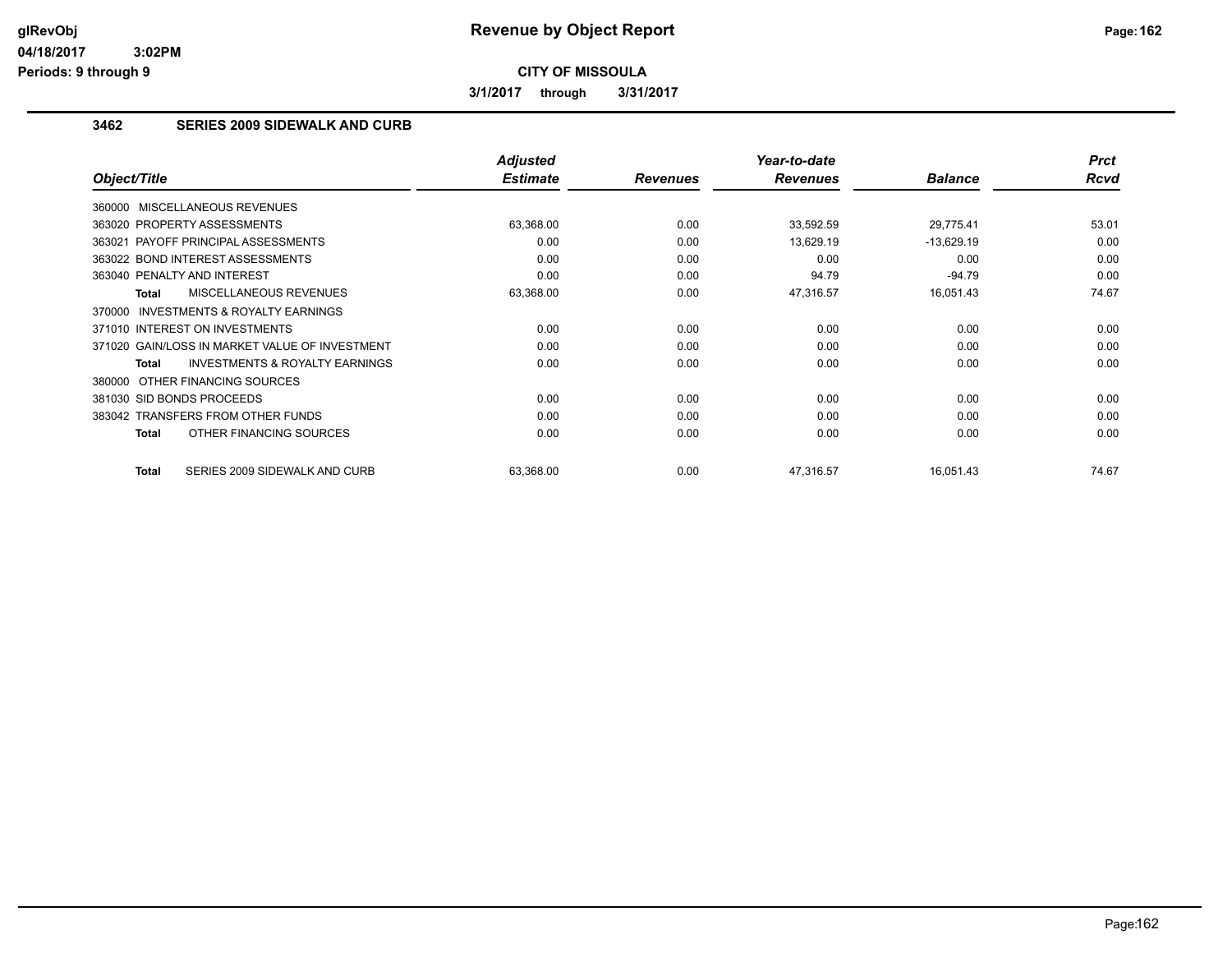**Revenue by Object Report**

**CITY OF MISSOULA**

**3/1/2017 through 3/31/2017**

glRevObj
04/18/2017 3:02PM
Periods: 9 through 9

## 3462 SERIES 2009 SIDEWALK AND CURB

| Object/Title | Adjusted Estimate | Revenues | Year-to-date Revenues | Balance | Prct Rcvd |
|---|---|---|---|---|---|
| 360000 MISCELLANEOUS REVENUES | | | | | |
| 363020 PROPERTY ASSESSMENTS | 63,368.00 | 0.00 | 33,592.59 | 29,775.41 | 53.01 |
| 363021 PAYOFF PRINCIPAL ASSESSMENTS | 0.00 | 0.00 | 13,629.19 | -13,629.19 | 0.00 |
| 363022 BOND INTEREST ASSESSMENTS | 0.00 | 0.00 | 0.00 | 0.00 | 0.00 |
| 363040 PENALTY AND INTEREST | 0.00 | 0.00 | 94.79 | -94.79 | 0.00 |
| **Total** MISCELLANEOUS REVENUES | 63,368.00 | 0.00 | 47,316.57 | 16,051.43 | 74.67 |
| 370000 INVESTMENTS & ROYALTY EARNINGS | | | | | |
| 371010 INTEREST ON INVESTMENTS | 0.00 | 0.00 | 0.00 | 0.00 | 0.00 |
| 371020 GAIN/LOSS IN MARKET VALUE OF INVESTMENT | 0.00 | 0.00 | 0.00 | 0.00 | 0.00 |
| **Total** INVESTMENTS & ROYALTY EARNINGS | 0.00 | 0.00 | 0.00 | 0.00 | 0.00 |
| 380000 OTHER FINANCING SOURCES | | | | | |
| 381030 SID BONDS PROCEEDS | 0.00 | 0.00 | 0.00 | 0.00 | 0.00 |
| 383042 TRANSFERS FROM OTHER FUNDS | 0.00 | 0.00 | 0.00 | 0.00 | 0.00 |
| **Total** OTHER FINANCING SOURCES | 0.00 | 0.00 | 0.00 | 0.00 | 0.00 |
| **Total** SERIES 2009 SIDEWALK AND CURB | 63,368.00 | 0.00 | 47,316.57 | 16,051.43 | 74.67 |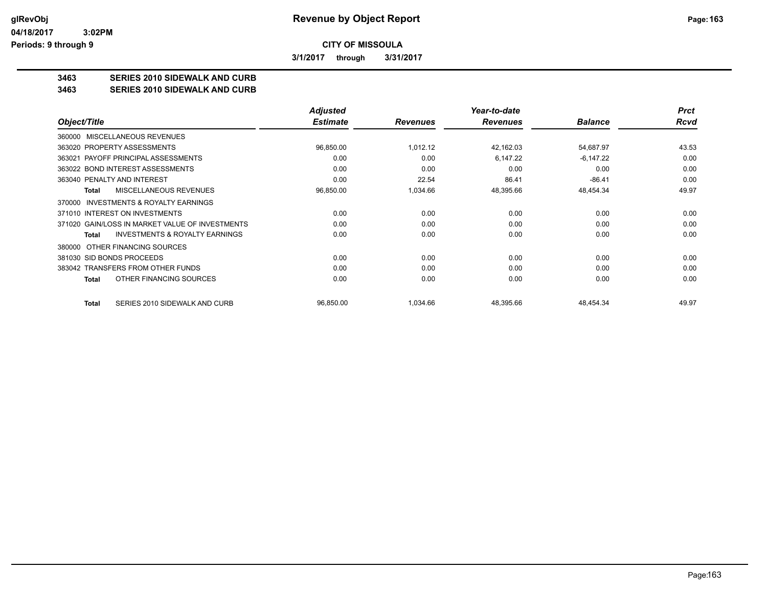# CITY OF MISSOULA

**3/1/2017 through 3/31/2017**

**3463 SERIES 2010 SIDEWALK AND CURB**
**3463 SERIES 2010 SIDEWALK AND CURB**

| Object/Title | Adjusted Estimate | Revenues | Year-to-date Revenues | Balance | Prct Rcvd |
|---|---|---|---|---|---|
| 360000 MISCELLANEOUS REVENUES | | | | | |
| 363020 PROPERTY ASSESSMENTS | 96,850.00 | 1,012.12 | 42,162.03 | 54,687.97 | 43.53 |
| 363021 PAYOFF PRINCIPAL ASSESSMENTS | 0.00 | 0.00 | 6,147.22 | -6,147.22 | 0.00 |
| 363022 BOND INTEREST ASSESSMENTS | 0.00 | 0.00 | 0.00 | 0.00 | 0.00 |
| 363040 PENALTY AND INTEREST | 0.00 | 22.54 | 86.41 | -86.41 | 0.00 |
| **Total** MISCELLANEOUS REVENUES | 96,850.00 | 1,034.66 | 48,395.66 | 48,454.34 | 49.97 |
| 370000 INVESTMENTS & ROYALTY EARNINGS | | | | | |
| 371010 INTEREST ON INVESTMENTS | 0.00 | 0.00 | 0.00 | 0.00 | 0.00 |
| 371020 GAIN/LOSS IN MARKET VALUE OF INVESTMENTS | 0.00 | 0.00 | 0.00 | 0.00 | 0.00 |
| **Total** INVESTMENTS & ROYALTY EARNINGS | 0.00 | 0.00 | 0.00 | 0.00 | 0.00 |
| 380000 OTHER FINANCING SOURCES | | | | | |
| 381030 SID BONDS PROCEEDS | 0.00 | 0.00 | 0.00 | 0.00 | 0.00 |
| 383042 TRANSFERS FROM OTHER FUNDS | 0.00 | 0.00 | 0.00 | 0.00 | 0.00 |
| **Total** OTHER FINANCING SOURCES | 0.00 | 0.00 | 0.00 | 0.00 | 0.00 |
| **Total** SERIES 2010 SIDEWALK AND CURB | 96,850.00 | 1,034.66 | 48,395.66 | 48,454.34 | 49.97 |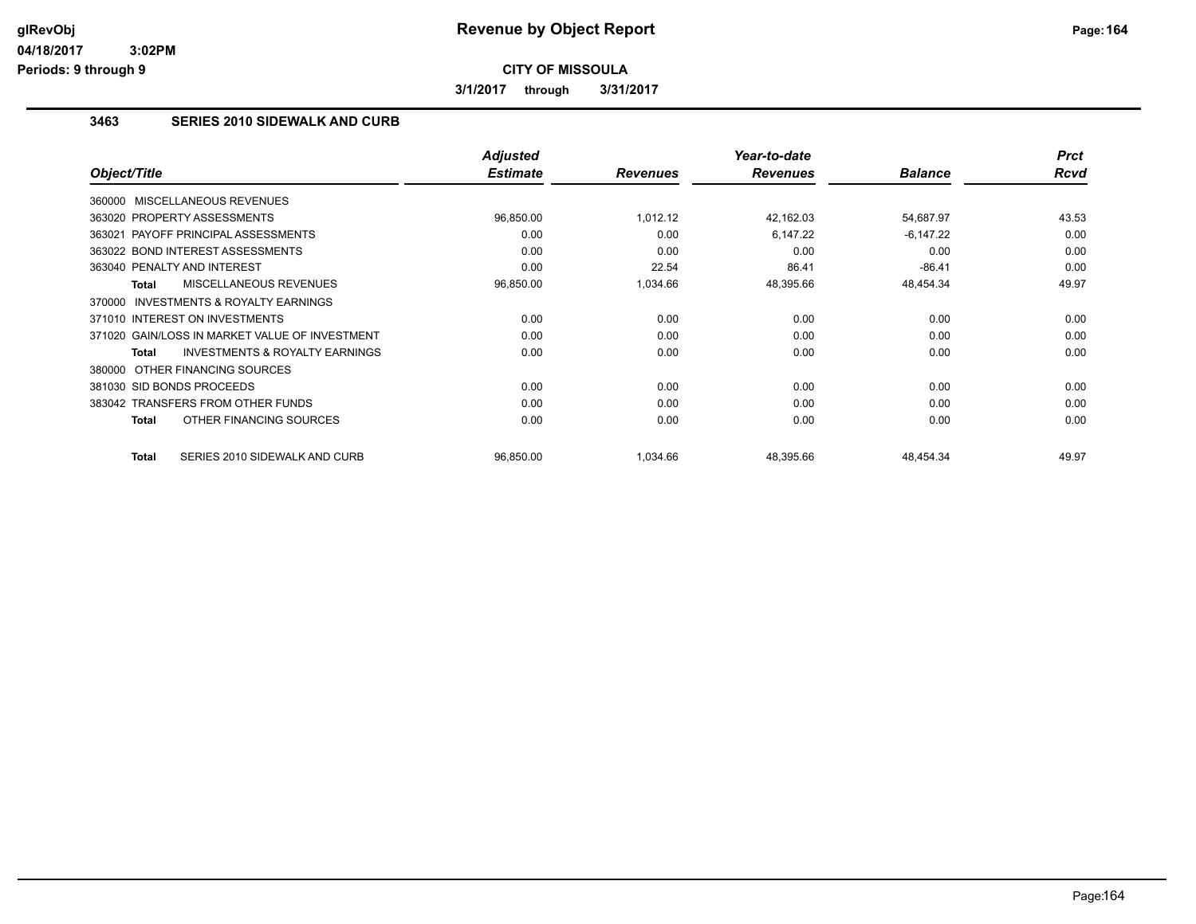# Revenue by Object Report

**CITY OF MISSOULA**

**3/1/2017 through 3/31/2017**

glRevObj
04/18/2017 3:02PM
Periods: 9 through 9

## 3463 SERIES 2010 SIDEWALK AND CURB

| Object/Title | Adjusted Estimate | Revenues | Year-to-date Revenues | Balance | Prct Rcvd |
|---|---|---|---|---|---|
| 360000 MISCELLANEOUS REVENUES | | | | | |
| 363020 PROPERTY ASSESSMENTS | 96,850.00 | 1,012.12 | 42,162.03 | 54,687.97 | 43.53 |
| 363021 PAYOFF PRINCIPAL ASSESSMENTS | 0.00 | 0.00 | 6,147.22 | -6,147.22 | 0.00 |
| 363022 BOND INTEREST ASSESSMENTS | 0.00 | 0.00 | 0.00 | 0.00 | 0.00 |
| 363040 PENALTY AND INTEREST | 0.00 | 22.54 | 86.41 | -86.41 | 0.00 |
| **Total** MISCELLANEOUS REVENUES | 96,850.00 | 1,034.66 | 48,395.66 | 48,454.34 | 49.97 |
| 370000 INVESTMENTS & ROYALTY EARNINGS | | | | | |
| 371010 INTEREST ON INVESTMENTS | 0.00 | 0.00 | 0.00 | 0.00 | 0.00 |
| 371020 GAIN/LOSS IN MARKET VALUE OF INVESTMENT | 0.00 | 0.00 | 0.00 | 0.00 | 0.00 |
| **Total** INVESTMENTS & ROYALTY EARNINGS | 0.00 | 0.00 | 0.00 | 0.00 | 0.00 |
| 380000 OTHER FINANCING SOURCES | | | | | |
| 381030 SID BONDS PROCEEDS | 0.00 | 0.00 | 0.00 | 0.00 | 0.00 |
| 383042 TRANSFERS FROM OTHER FUNDS | 0.00 | 0.00 | 0.00 | 0.00 | 0.00 |
| **Total** OTHER FINANCING SOURCES | 0.00 | 0.00 | 0.00 | 0.00 | 0.00 |
| **Total** SERIES 2010 SIDEWALK AND CURB | 96,850.00 | 1,034.66 | 48,395.66 | 48,454.34 | 49.97 |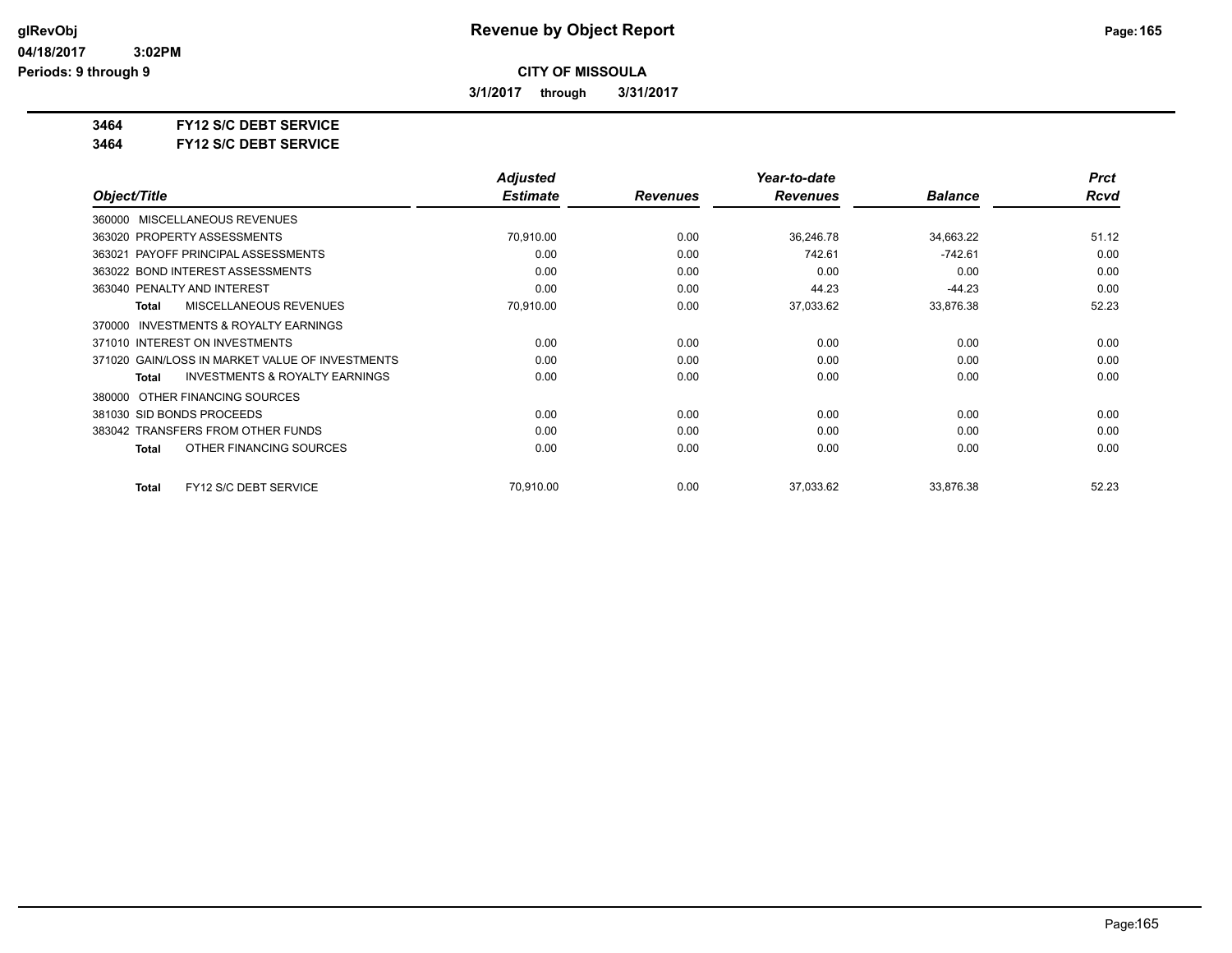# Revenue by Object Report

## CITY OF MISSOULA

**3/1/2017 through 3/31/2017**

glRevObj
04/18/2017 3:02PM
Periods: 9 through 9

**3464 FY12 S/C DEBT SERVICE**
**3464 FY12 S/C DEBT SERVICE**

| Object/Title | Adjusted Estimate | Revenues | Year-to-date Revenues | Balance | Prct Rcvd |
|---|---|---|---|---|---|
| 360000 MISCELLANEOUS REVENUES | | | | | |
| 363020 PROPERTY ASSESSMENTS | 70,910.00 | 0.00 | 36,246.78 | 34,663.22 | 51.12 |
| 363021 PAYOFF PRINCIPAL ASSESSMENTS | 0.00 | 0.00 | 742.61 | -742.61 | 0.00 |
| 363022 BOND INTEREST ASSESSMENTS | 0.00 | 0.00 | 0.00 | 0.00 | 0.00 |
| 363040 PENALTY AND INTEREST | 0.00 | 0.00 | 44.23 | -44.23 | 0.00 |
| **Total** MISCELLANEOUS REVENUES | 70,910.00 | 0.00 | 37,033.62 | 33,876.38 | 52.23 |
| 370000 INVESTMENTS & ROYALTY EARNINGS | | | | | |
| 371010 INTEREST ON INVESTMENTS | 0.00 | 0.00 | 0.00 | 0.00 | 0.00 |
| 371020 GAIN/LOSS IN MARKET VALUE OF INVESTMENTS | 0.00 | 0.00 | 0.00 | 0.00 | 0.00 |
| **Total** INVESTMENTS & ROYALTY EARNINGS | 0.00 | 0.00 | 0.00 | 0.00 | 0.00 |
| 380000 OTHER FINANCING SOURCES | | | | | |
| 381030 SID BONDS PROCEEDS | 0.00 | 0.00 | 0.00 | 0.00 | 0.00 |
| 383042 TRANSFERS FROM OTHER FUNDS | 0.00 | 0.00 | 0.00 | 0.00 | 0.00 |
| **Total** OTHER FINANCING SOURCES | 0.00 | 0.00 | 0.00 | 0.00 | 0.00 |
| **Total** FY12 S/C DEBT SERVICE | 70,910.00 | 0.00 | 37,033.62 | 33,876.38 | 52.23 |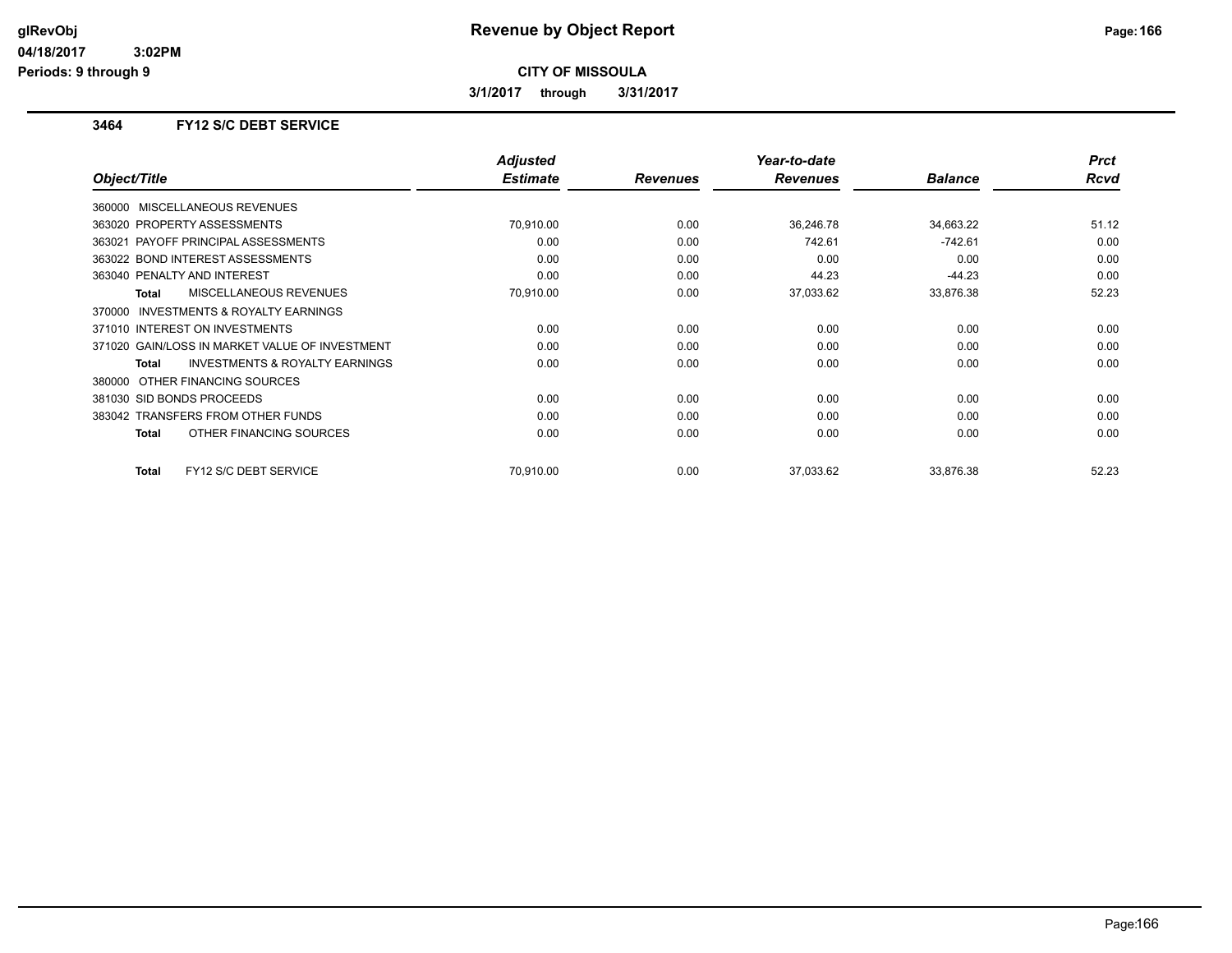# Revenue by Object Report

**CITY OF MISSOULA**

**3/1/2017 through 3/31/2017**

glRevObj
04/18/2017 3:02PM
Periods: 9 through 9

### 3464 FY12 S/C DEBT SERVICE

| Object/Title | Adjusted Estimate | Revenues | Year-to-date Revenues | Balance | Prct Rcvd |
|---|---|---|---|---|---|
| 360000 MISCELLANEOUS REVENUES | | | | | |
| 363020 PROPERTY ASSESSMENTS | 70,910.00 | 0.00 | 36,246.78 | 34,663.22 | 51.12 |
| 363021 PAYOFF PRINCIPAL ASSESSMENTS | 0.00 | 0.00 | 742.61 | -742.61 | 0.00 |
| 363022 BOND INTEREST ASSESSMENTS | 0.00 | 0.00 | 0.00 | 0.00 | 0.00 |
| 363040 PENALTY AND INTEREST | 0.00 | 0.00 | 44.23 | -44.23 | 0.00 |
| **Total** MISCELLANEOUS REVENUES | 70,910.00 | 0.00 | 37,033.62 | 33,876.38 | 52.23 |
| 370000 INVESTMENTS & ROYALTY EARNINGS | | | | | |
| 371010 INTEREST ON INVESTMENTS | 0.00 | 0.00 | 0.00 | 0.00 | 0.00 |
| 371020 GAIN/LOSS IN MARKET VALUE OF INVESTMENT | 0.00 | 0.00 | 0.00 | 0.00 | 0.00 |
| **Total** INVESTMENTS & ROYALTY EARNINGS | 0.00 | 0.00 | 0.00 | 0.00 | 0.00 |
| 380000 OTHER FINANCING SOURCES | | | | | |
| 381030 SID BONDS PROCEEDS | 0.00 | 0.00 | 0.00 | 0.00 | 0.00 |
| 383042 TRANSFERS FROM OTHER FUNDS | 0.00 | 0.00 | 0.00 | 0.00 | 0.00 |
| **Total** OTHER FINANCING SOURCES | 0.00 | 0.00 | 0.00 | 0.00 | 0.00 |
| **Total** FY12 S/C DEBT SERVICE | 70,910.00 | 0.00 | 37,033.62 | 33,876.38 | 52.23 |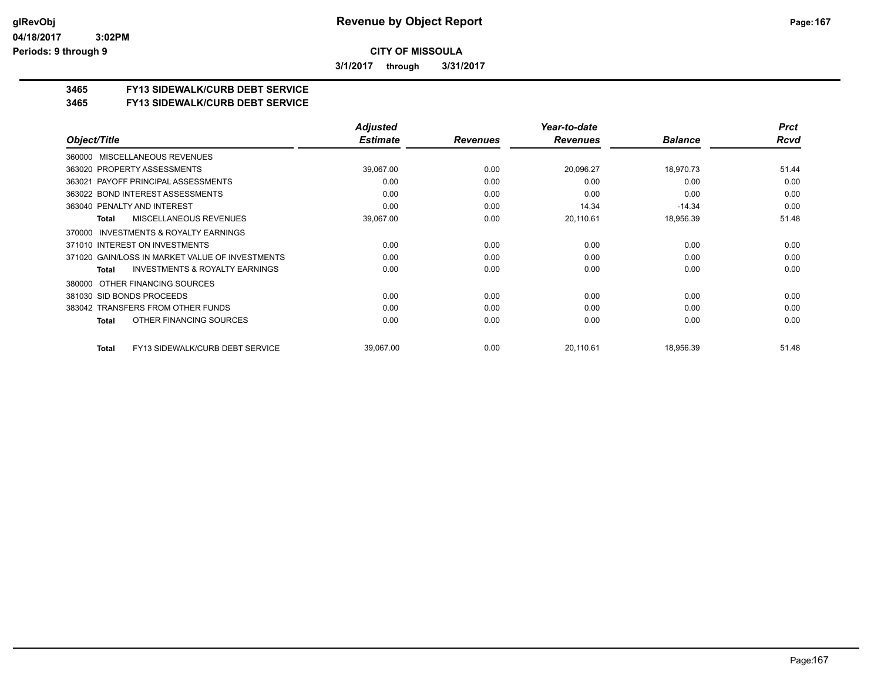**Revenue by Object Report**

**CITY OF MISSOULA**

**3/1/2017 through 3/31/2017**

glRevObj
04/18/2017 3:02PM
Periods: 9 through 9

## 3465 FY13 SIDEWALK/CURB DEBT SERVICE
## 3465 FY13 SIDEWALK/CURB DEBT SERVICE

| Object/Title | Adjusted Estimate | Revenues | Year-to-date Revenues | Balance | Prct Rcvd |
|---|---|---|---|---|---|
| 360000 MISCELLANEOUS REVENUES | | | | | |
| 363020 PROPERTY ASSESSMENTS | 39,067.00 | 0.00 | 20,096.27 | 18,970.73 | 51.44 |
| 363021 PAYOFF PRINCIPAL ASSESSMENTS | 0.00 | 0.00 | 0.00 | 0.00 | 0.00 |
| 363022 BOND INTEREST ASSESSMENTS | 0.00 | 0.00 | 0.00 | 0.00 | 0.00 |
| 363040 PENALTY AND INTEREST | 0.00 | 0.00 | 14.34 | -14.34 | 0.00 |
| **Total** MISCELLANEOUS REVENUES | 39,067.00 | 0.00 | 20,110.61 | 18,956.39 | 51.48 |
| 370000 INVESTMENTS & ROYALTY EARNINGS | | | | | |
| 371010 INTEREST ON INVESTMENTS | 0.00 | 0.00 | 0.00 | 0.00 | 0.00 |
| 371020 GAIN/LOSS IN MARKET VALUE OF INVESTMENTS | 0.00 | 0.00 | 0.00 | 0.00 | 0.00 |
| **Total** INVESTMENTS & ROYALTY EARNINGS | 0.00 | 0.00 | 0.00 | 0.00 | 0.00 |
| 380000 OTHER FINANCING SOURCES | | | | | |
| 381030 SID BONDS PROCEEDS | 0.00 | 0.00 | 0.00 | 0.00 | 0.00 |
| 383042 TRANSFERS FROM OTHER FUNDS | 0.00 | 0.00 | 0.00 | 0.00 | 0.00 |
| **Total** OTHER FINANCING SOURCES | 0.00 | 0.00 | 0.00 | 0.00 | 0.00 |
| **Total** FY13 SIDEWALK/CURB DEBT SERVICE | 39,067.00 | 0.00 | 20,110.61 | 18,956.39 | 51.48 |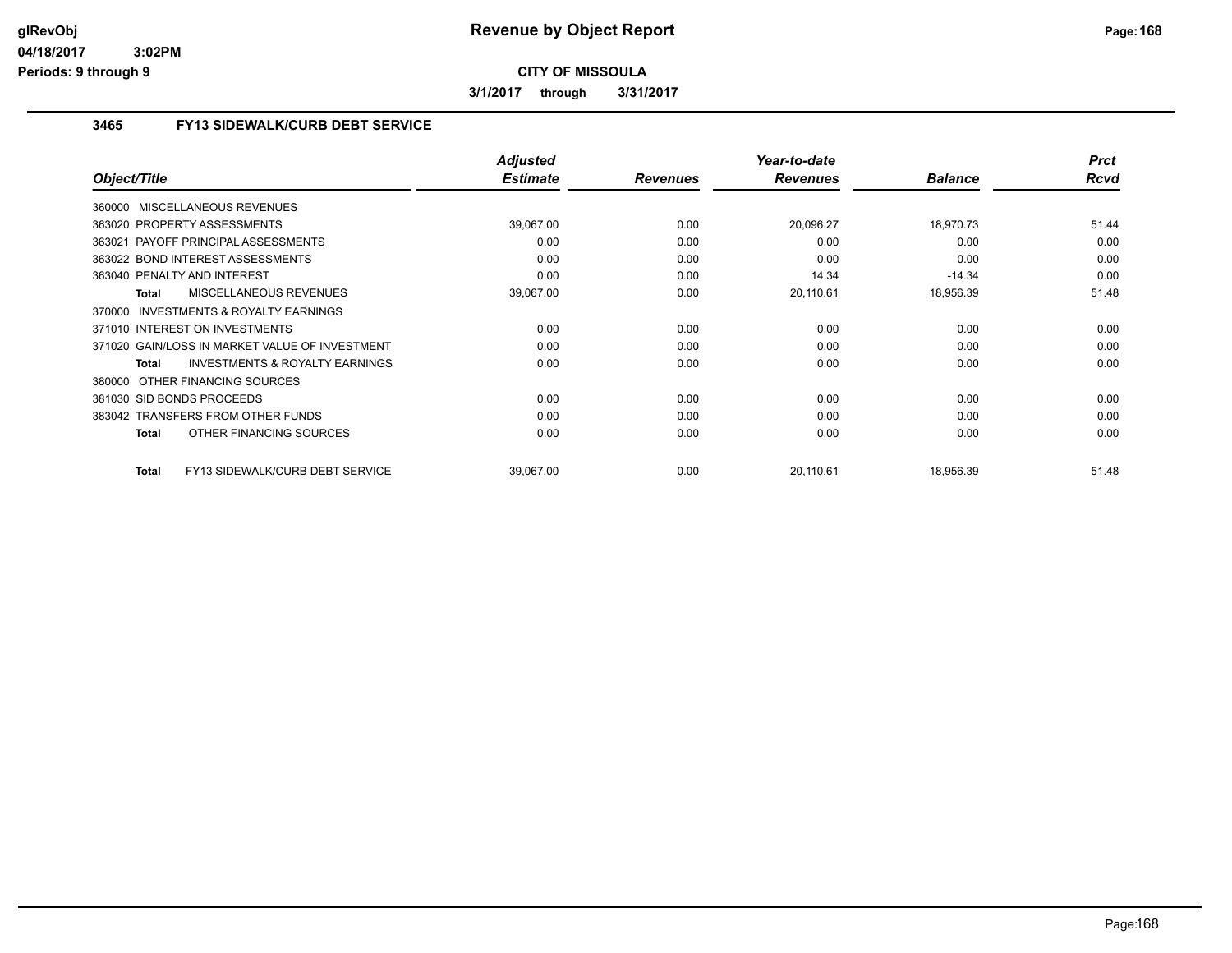# Revenue by Object Report

**CITY OF MISSOULA**

**3/1/2017 through 3/31/2017**

### 3465 FY13 SIDEWALK/CURB DEBT SERVICE

| Object/Title | Adjusted Estimate | Revenues | Year-to-date Revenues | Balance | Prct Rcvd |
|---|---|---|---|---|---|
| 360000 MISCELLANEOUS REVENUES | | | | | |
| 363020 PROPERTY ASSESSMENTS | 39,067.00 | 0.00 | 20,096.27 | 18,970.73 | 51.44 |
| 363021 PAYOFF PRINCIPAL ASSESSMENTS | 0.00 | 0.00 | 0.00 | 0.00 | 0.00 |
| 363022 BOND INTEREST ASSESSMENTS | 0.00 | 0.00 | 0.00 | 0.00 | 0.00 |
| 363040 PENALTY AND INTEREST | 0.00 | 0.00 | 14.34 | -14.34 | 0.00 |
| **Total** MISCELLANEOUS REVENUES | 39,067.00 | 0.00 | 20,110.61 | 18,956.39 | 51.48 |
| 370000 INVESTMENTS & ROYALTY EARNINGS | | | | | |
| 371010 INTEREST ON INVESTMENTS | 0.00 | 0.00 | 0.00 | 0.00 | 0.00 |
| 371020 GAIN/LOSS IN MARKET VALUE OF INVESTMENT | 0.00 | 0.00 | 0.00 | 0.00 | 0.00 |
| **Total** INVESTMENTS & ROYALTY EARNINGS | 0.00 | 0.00 | 0.00 | 0.00 | 0.00 |
| 380000 OTHER FINANCING SOURCES | | | | | |
| 381030 SID BONDS PROCEEDS | 0.00 | 0.00 | 0.00 | 0.00 | 0.00 |
| 383042 TRANSFERS FROM OTHER FUNDS | 0.00 | 0.00 | 0.00 | 0.00 | 0.00 |
| **Total** OTHER FINANCING SOURCES | 0.00 | 0.00 | 0.00 | 0.00 | 0.00 |
| **Total** FY13 SIDEWALK/CURB DEBT SERVICE | 39,067.00 | 0.00 | 20,110.61 | 18,956.39 | 51.48 |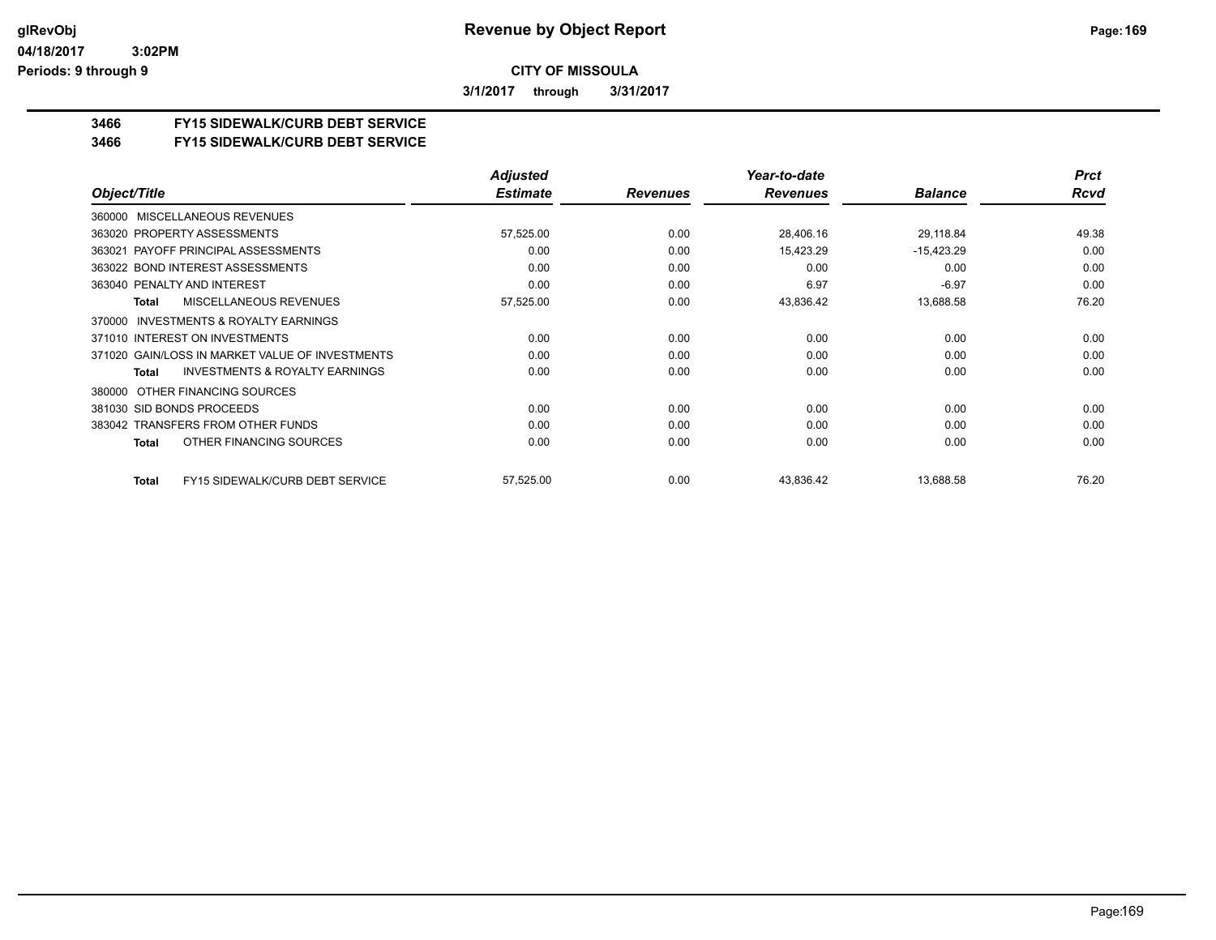**glRevObj** **Revenue by Object Report**

**04/18/2017 3:02PM**

**Periods: 9 through 9**

**CITY OF MISSOULA**

**3/1/2017 through 3/31/2017**

## 3466 FY15 SIDEWALK/CURB DEBT SERVICE
## 3466 FY15 SIDEWALK/CURB DEBT SERVICE

| Object/Title | Adjusted Estimate | Revenues | Year-to-date Revenues | Balance | Prct Rcvd |
|---|---|---|---|---|---|
| 360000 MISCELLANEOUS REVENUES | | | | | |
| 363020 PROPERTY ASSESSMENTS | 57,525.00 | 0.00 | 28,406.16 | 29,118.84 | 49.38 |
| 363021 PAYOFF PRINCIPAL ASSESSMENTS | 0.00 | 0.00 | 15,423.29 | -15,423.29 | 0.00 |
| 363022 BOND INTEREST ASSESSMENTS | 0.00 | 0.00 | 0.00 | 0.00 | 0.00 |
| 363040 PENALTY AND INTEREST | 0.00 | 0.00 | 6.97 | -6.97 | 0.00 |
| **Total** MISCELLANEOUS REVENUES | 57,525.00 | 0.00 | 43,836.42 | 13,688.58 | 76.20 |
| 370000 INVESTMENTS & ROYALTY EARNINGS | | | | | |
| 371010 INTEREST ON INVESTMENTS | 0.00 | 0.00 | 0.00 | 0.00 | 0.00 |
| 371020 GAIN/LOSS IN MARKET VALUE OF INVESTMENTS | 0.00 | 0.00 | 0.00 | 0.00 | 0.00 |
| **Total** INVESTMENTS & ROYALTY EARNINGS | 0.00 | 0.00 | 0.00 | 0.00 | 0.00 |
| 380000 OTHER FINANCING SOURCES | | | | | |
| 381030 SID BONDS PROCEEDS | 0.00 | 0.00 | 0.00 | 0.00 | 0.00 |
| 383042 TRANSFERS FROM OTHER FUNDS | 0.00 | 0.00 | 0.00 | 0.00 | 0.00 |
| **Total** OTHER FINANCING SOURCES | 0.00 | 0.00 | 0.00 | 0.00 | 0.00 |
| **Total** FY15 SIDEWALK/CURB DEBT SERVICE | 57,525.00 | 0.00 | 43,836.42 | 13,688.58 | 76.20 |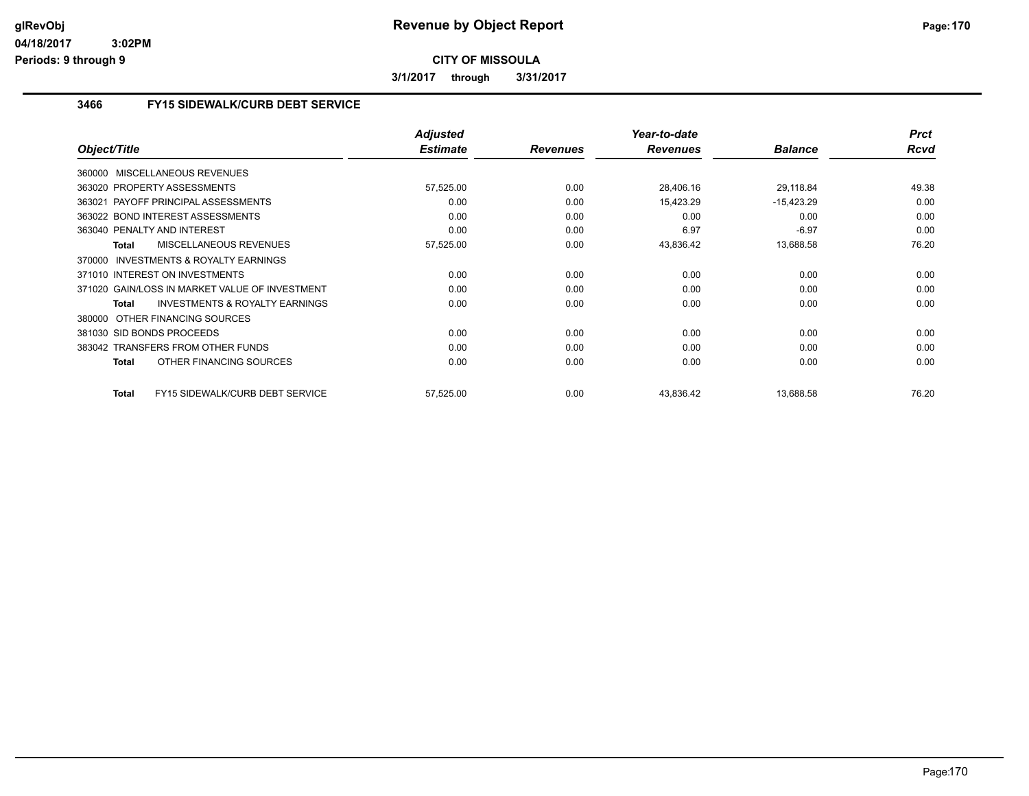**Revenue by Object Report**

**CITY OF MISSOULA**

**3/1/2017 through 3/31/2017**

glRevObj 04/18/2017 3:02PM Periods: 9 through 9

### 3466 FY15 SIDEWALK/CURB DEBT SERVICE

| Object/Title | Adjusted Estimate | Revenues | Year-to-date Revenues | Balance | Prct Rcvd |
|---|---|---|---|---|---|
| 360000 MISCELLANEOUS REVENUES | | | | | |
| 363020 PROPERTY ASSESSMENTS | 57,525.00 | 0.00 | 28,406.16 | 29,118.84 | 49.38 |
| 363021 PAYOFF PRINCIPAL ASSESSMENTS | 0.00 | 0.00 | 15,423.29 | -15,423.29 | 0.00 |
| 363022 BOND INTEREST ASSESSMENTS | 0.00 | 0.00 | 0.00 | 0.00 | 0.00 |
| 363040 PENALTY AND INTEREST | 0.00 | 0.00 | 6.97 | -6.97 | 0.00 |
| **Total** MISCELLANEOUS REVENUES | 57,525.00 | 0.00 | 43,836.42 | 13,688.58 | 76.20 |
| 370000 INVESTMENTS & ROYALTY EARNINGS | | | | | |
| 371010 INTEREST ON INVESTMENTS | 0.00 | 0.00 | 0.00 | 0.00 | 0.00 |
| 371020 GAIN/LOSS IN MARKET VALUE OF INVESTMENT | 0.00 | 0.00 | 0.00 | 0.00 | 0.00 |
| **Total** INVESTMENTS & ROYALTY EARNINGS | 0.00 | 0.00 | 0.00 | 0.00 | 0.00 |
| 380000 OTHER FINANCING SOURCES | | | | | |
| 381030 SID BONDS PROCEEDS | 0.00 | 0.00 | 0.00 | 0.00 | 0.00 |
| 383042 TRANSFERS FROM OTHER FUNDS | 0.00 | 0.00 | 0.00 | 0.00 | 0.00 |
| **Total** OTHER FINANCING SOURCES | 0.00 | 0.00 | 0.00 | 0.00 | 0.00 |
| **Total** FY15 SIDEWALK/CURB DEBT SERVICE | 57,525.00 | 0.00 | 43,836.42 | 13,688.58 | 76.20 |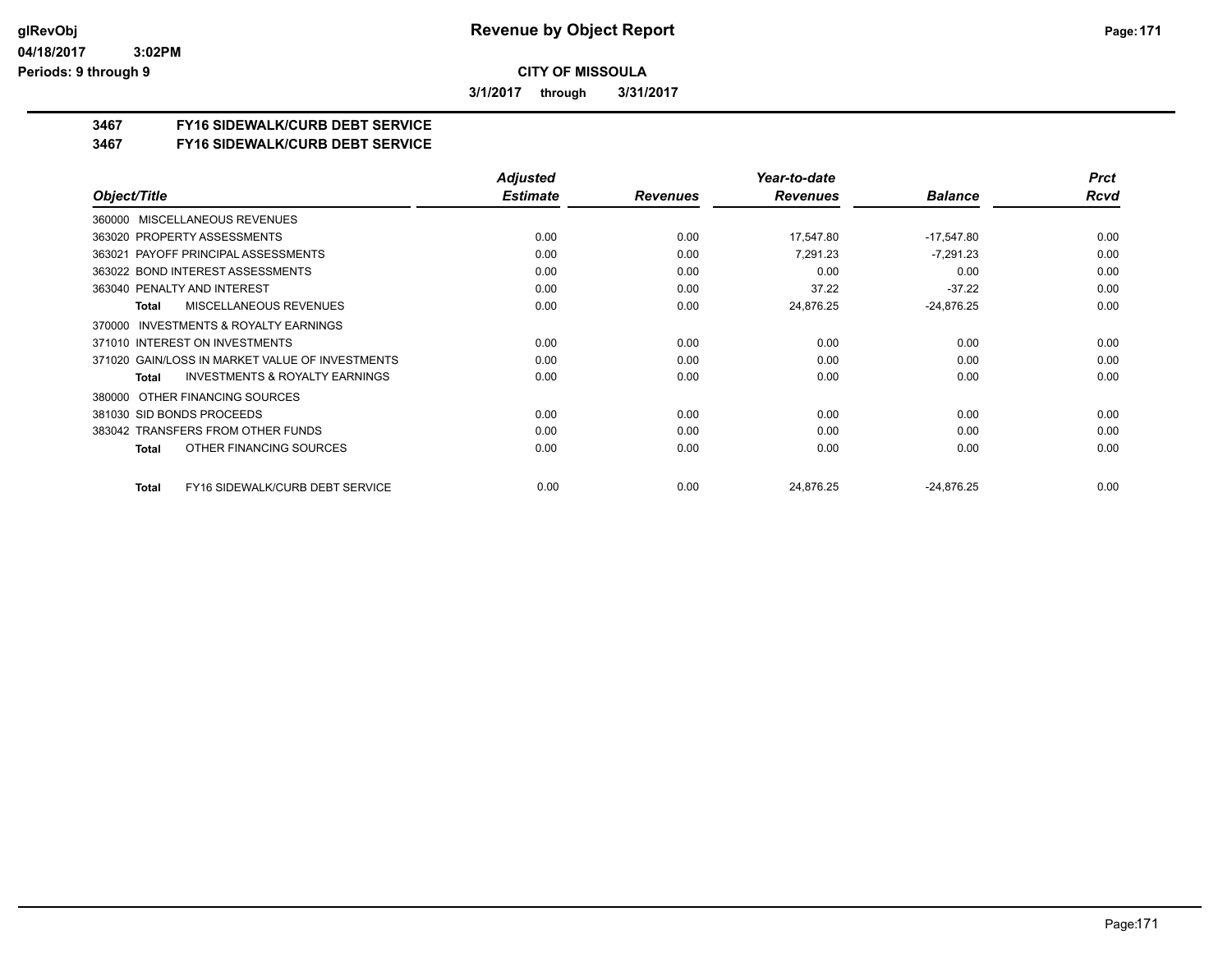# Revenue by Object Report

glRevObj
04/18/2017 3:02PM
Periods: 9 through 9

**CITY OF MISSOULA**

**3/1/2017 through 3/31/2017**

## 3467 FY16 SIDEWALK/CURB DEBT SERVICE
## 3467 FY16 SIDEWALK/CURB DEBT SERVICE

| Object/Title | Adjusted Estimate | Revenues | Year-to-date Revenues | Balance | Prct Rcvd |
|---|---|---|---|---|---|
| 360000 MISCELLANEOUS REVENUES | | | | | |
| 363020 PROPERTY ASSESSMENTS | 0.00 | 0.00 | 17,547.80 | -17,547.80 | 0.00 |
| 363021 PAYOFF PRINCIPAL ASSESSMENTS | 0.00 | 0.00 | 7,291.23 | -7,291.23 | 0.00 |
| 363022 BOND INTEREST ASSESSMENTS | 0.00 | 0.00 | 0.00 | 0.00 | 0.00 |
| 363040 PENALTY AND INTEREST | 0.00 | 0.00 | 37.22 | -37.22 | 0.00 |
| **Total** MISCELLANEOUS REVENUES | 0.00 | 0.00 | 24,876.25 | -24,876.25 | 0.00 |
| 370000 INVESTMENTS & ROYALTY EARNINGS | | | | | |
| 371010 INTEREST ON INVESTMENTS | 0.00 | 0.00 | 0.00 | 0.00 | 0.00 |
| 371020 GAIN/LOSS IN MARKET VALUE OF INVESTMENTS | 0.00 | 0.00 | 0.00 | 0.00 | 0.00 |
| **Total** INVESTMENTS & ROYALTY EARNINGS | 0.00 | 0.00 | 0.00 | 0.00 | 0.00 |
| 380000 OTHER FINANCING SOURCES | | | | | |
| 381030 SID BONDS PROCEEDS | 0.00 | 0.00 | 0.00 | 0.00 | 0.00 |
| 383042 TRANSFERS FROM OTHER FUNDS | 0.00 | 0.00 | 0.00 | 0.00 | 0.00 |
| **Total** OTHER FINANCING SOURCES | 0.00 | 0.00 | 0.00 | 0.00 | 0.00 |
| **Total** FY16 SIDEWALK/CURB DEBT SERVICE | 0.00 | 0.00 | 24,876.25 | -24,876.25 | 0.00 |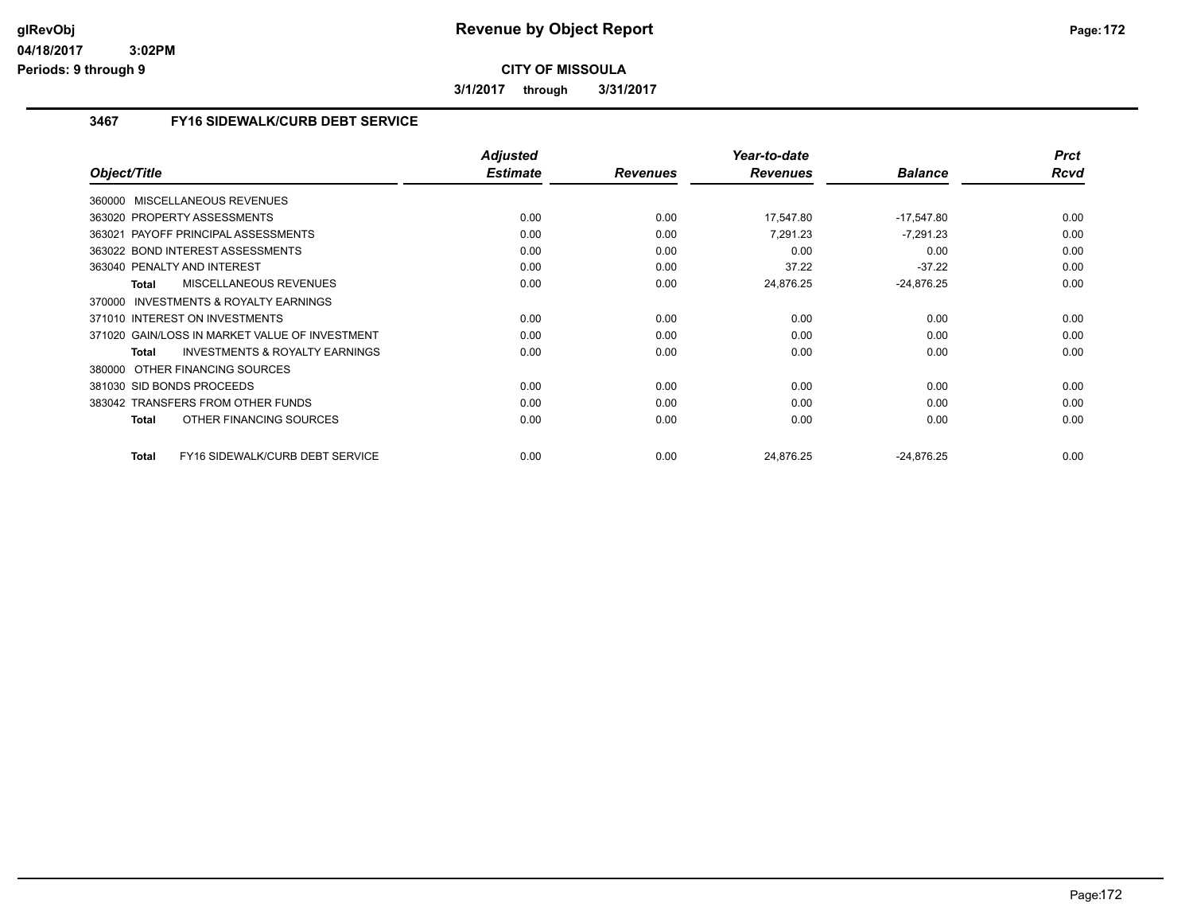# Revenue by Object Report

**CITY OF MISSOULA**

**3/1/2017 through 3/31/2017**

glRevObj
04/18/2017 3:02PM
Periods: 9 through 9

## 3467 FY16 SIDEWALK/CURB DEBT SERVICE

| Object/Title | Adjusted Estimate | Revenues | Year-to-date Revenues | Balance | Prct Rcvd |
|---|---|---|---|---|---|
| 360000 MISCELLANEOUS REVENUES | | | | | |
| 363020 PROPERTY ASSESSMENTS | 0.00 | 0.00 | 17,547.80 | -17,547.80 | 0.00 |
| 363021 PAYOFF PRINCIPAL ASSESSMENTS | 0.00 | 0.00 | 7,291.23 | -7,291.23 | 0.00 |
| 363022 BOND INTEREST ASSESSMENTS | 0.00 | 0.00 | 0.00 | 0.00 | 0.00 |
| 363040 PENALTY AND INTEREST | 0.00 | 0.00 | 37.22 | -37.22 | 0.00 |
| **Total** MISCELLANEOUS REVENUES | 0.00 | 0.00 | 24,876.25 | -24,876.25 | 0.00 |
| 370000 INVESTMENTS & ROYALTY EARNINGS | | | | | |
| 371010 INTEREST ON INVESTMENTS | 0.00 | 0.00 | 0.00 | 0.00 | 0.00 |
| 371020 GAIN/LOSS IN MARKET VALUE OF INVESTMENT | 0.00 | 0.00 | 0.00 | 0.00 | 0.00 |
| **Total** INVESTMENTS & ROYALTY EARNINGS | 0.00 | 0.00 | 0.00 | 0.00 | 0.00 |
| 380000 OTHER FINANCING SOURCES | | | | | |
| 381030 SID BONDS PROCEEDS | 0.00 | 0.00 | 0.00 | 0.00 | 0.00 |
| 383042 TRANSFERS FROM OTHER FUNDS | 0.00 | 0.00 | 0.00 | 0.00 | 0.00 |
| **Total** OTHER FINANCING SOURCES | 0.00 | 0.00 | 0.00 | 0.00 | 0.00 |
| **Total** FY16 SIDEWALK/CURB DEBT SERVICE | 0.00 | 0.00 | 24,876.25 | -24,876.25 | 0.00 |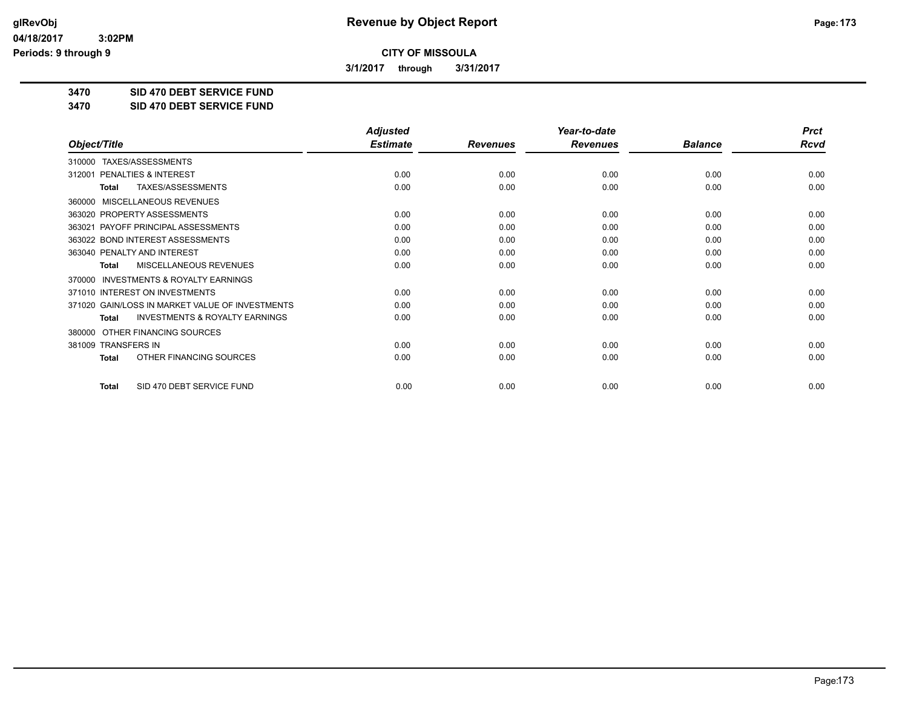# Revenue by Object Report

**CITY OF MISSOULA**

**3/1/2017 through 3/31/2017**

glRevObj
04/18/2017 3:02PM
Periods: 9 through 9

**3470 SID 470 DEBT SERVICE FUND**
**3470 SID 470 DEBT SERVICE FUND**

| Object/Title | Adjusted Estimate | Revenues | Year-to-date Revenues | Balance | Prct Rcvd |
|---|---|---|---|---|---|
| 310000 TAXES/ASSESSMENTS | | | | | |
| 312001 PENALTIES & INTEREST | 0.00 | 0.00 | 0.00 | 0.00 | 0.00 |
| **Total** TAXES/ASSESSMENTS | 0.00 | 0.00 | 0.00 | 0.00 | 0.00 |
| 360000 MISCELLANEOUS REVENUES | | | | | |
| 363020 PROPERTY ASSESSMENTS | 0.00 | 0.00 | 0.00 | 0.00 | 0.00 |
| 363021 PAYOFF PRINCIPAL ASSESSMENTS | 0.00 | 0.00 | 0.00 | 0.00 | 0.00 |
| 363022 BOND INTEREST ASSESSMENTS | 0.00 | 0.00 | 0.00 | 0.00 | 0.00 |
| 363040 PENALTY AND INTEREST | 0.00 | 0.00 | 0.00 | 0.00 | 0.00 |
| **Total** MISCELLANEOUS REVENUES | 0.00 | 0.00 | 0.00 | 0.00 | 0.00 |
| 370000 INVESTMENTS & ROYALTY EARNINGS | | | | | |
| 371010 INTEREST ON INVESTMENTS | 0.00 | 0.00 | 0.00 | 0.00 | 0.00 |
| 371020 GAIN/LOSS IN MARKET VALUE OF INVESTMENTS | 0.00 | 0.00 | 0.00 | 0.00 | 0.00 |
| **Total** INVESTMENTS & ROYALTY EARNINGS | 0.00 | 0.00 | 0.00 | 0.00 | 0.00 |
| 380000 OTHER FINANCING SOURCES | | | | | |
| 381009 TRANSFERS IN | 0.00 | 0.00 | 0.00 | 0.00 | 0.00 |
| **Total** OTHER FINANCING SOURCES | 0.00 | 0.00 | 0.00 | 0.00 | 0.00 |
| **Total** SID 470 DEBT SERVICE FUND | 0.00 | 0.00 | 0.00 | 0.00 | 0.00 |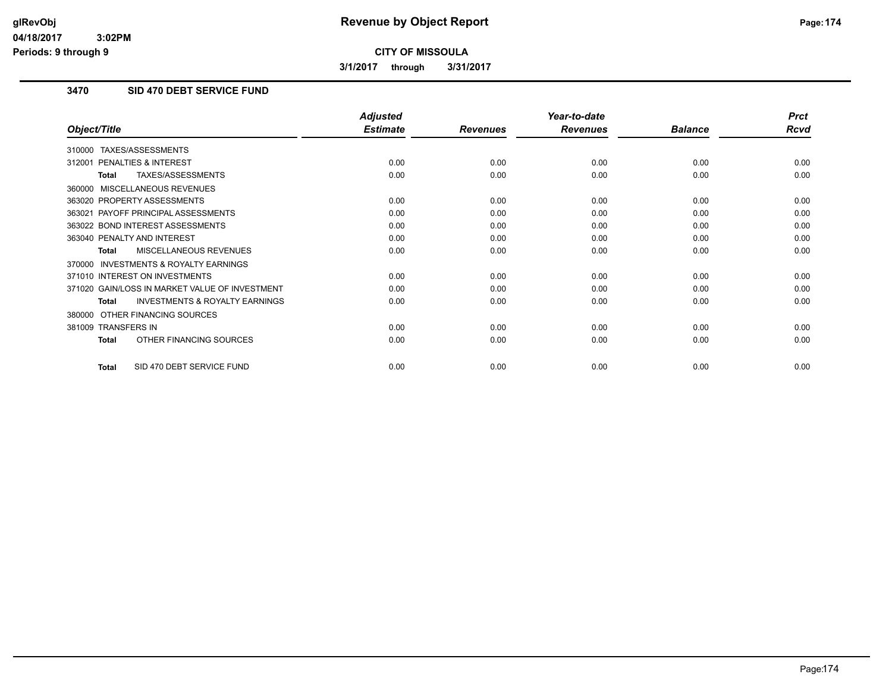# Revenue by Object Report

**CITY OF MISSOULA**

**3/1/2017 through 3/31/2017**

glRevObj
04/18/2017 3:02PM
Periods: 9 through 9

## 3470 SID 470 DEBT SERVICE FUND

| Object/Title | Adjusted Estimate | Revenues | Year-to-date Revenues | Balance | Prct Rcvd |
|---|---|---|---|---|---|
| 310000 TAXES/ASSESSMENTS | | | | | |
| 312001 PENALTIES & INTEREST | 0.00 | 0.00 | 0.00 | 0.00 | 0.00 |
| **Total** TAXES/ASSESSMENTS | 0.00 | 0.00 | 0.00 | 0.00 | 0.00 |
| 360000 MISCELLANEOUS REVENUES | | | | | |
| 363020 PROPERTY ASSESSMENTS | 0.00 | 0.00 | 0.00 | 0.00 | 0.00 |
| 363021 PAYOFF PRINCIPAL ASSESSMENTS | 0.00 | 0.00 | 0.00 | 0.00 | 0.00 |
| 363022 BOND INTEREST ASSESSMENTS | 0.00 | 0.00 | 0.00 | 0.00 | 0.00 |
| 363040 PENALTY AND INTEREST | 0.00 | 0.00 | 0.00 | 0.00 | 0.00 |
| **Total** MISCELLANEOUS REVENUES | 0.00 | 0.00 | 0.00 | 0.00 | 0.00 |
| 370000 INVESTMENTS & ROYALTY EARNINGS | | | | | |
| 371010 INTEREST ON INVESTMENTS | 0.00 | 0.00 | 0.00 | 0.00 | 0.00 |
| 371020 GAIN/LOSS IN MARKET VALUE OF INVESTMENT | 0.00 | 0.00 | 0.00 | 0.00 | 0.00 |
| **Total** INVESTMENTS & ROYALTY EARNINGS | 0.00 | 0.00 | 0.00 | 0.00 | 0.00 |
| 380000 OTHER FINANCING SOURCES | | | | | |
| 381009 TRANSFERS IN | 0.00 | 0.00 | 0.00 | 0.00 | 0.00 |
| **Total** OTHER FINANCING SOURCES | 0.00 | 0.00 | 0.00 | 0.00 | 0.00 |
| **Total** SID 470 DEBT SERVICE FUND | 0.00 | 0.00 | 0.00 | 0.00 | 0.00 |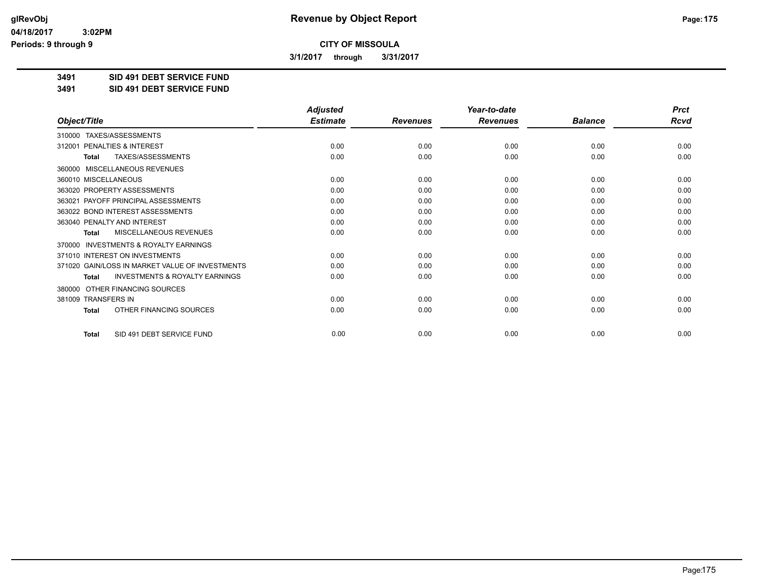# CITY OF MISSOULA

**3/1/2017 through 3/31/2017**

## 3491 SID 491 DEBT SERVICE FUND
## 3491 SID 491 DEBT SERVICE FUND

| Object/Title | Adjusted Estimate | Revenues | Year-to-date Revenues | Balance | Prct Rcvd |
|---|---|---|---|---|---|
| 310000 TAXES/ASSESSMENTS | | | | | |
| 312001 PENALTIES & INTEREST | 0.00 | 0.00 | 0.00 | 0.00 | 0.00 |
| **Total** TAXES/ASSESSMENTS | 0.00 | 0.00 | 0.00 | 0.00 | 0.00 |
| 360000 MISCELLANEOUS REVENUES | | | | | |
| 360010 MISCELLANEOUS | 0.00 | 0.00 | 0.00 | 0.00 | 0.00 |
| 363020 PROPERTY ASSESSMENTS | 0.00 | 0.00 | 0.00 | 0.00 | 0.00 |
| 363021 PAYOFF PRINCIPAL ASSESSMENTS | 0.00 | 0.00 | 0.00 | 0.00 | 0.00 |
| 363022 BOND INTEREST ASSESSMENTS | 0.00 | 0.00 | 0.00 | 0.00 | 0.00 |
| 363040 PENALTY AND INTEREST | 0.00 | 0.00 | 0.00 | 0.00 | 0.00 |
| **Total** MISCELLANEOUS REVENUES | 0.00 | 0.00 | 0.00 | 0.00 | 0.00 |
| 370000 INVESTMENTS & ROYALTY EARNINGS | | | | | |
| 371010 INTEREST ON INVESTMENTS | 0.00 | 0.00 | 0.00 | 0.00 | 0.00 |
| 371020 GAIN/LOSS IN MARKET VALUE OF INVESTMENTS | 0.00 | 0.00 | 0.00 | 0.00 | 0.00 |
| **Total** INVESTMENTS & ROYALTY EARNINGS | 0.00 | 0.00 | 0.00 | 0.00 | 0.00 |
| 380000 OTHER FINANCING SOURCES | | | | | |
| 381009 TRANSFERS IN | 0.00 | 0.00 | 0.00 | 0.00 | 0.00 |
| **Total** OTHER FINANCING SOURCES | 0.00 | 0.00 | 0.00 | 0.00 | 0.00 |
| **Total** SID 491 DEBT SERVICE FUND | 0.00 | 0.00 | 0.00 | 0.00 | 0.00 |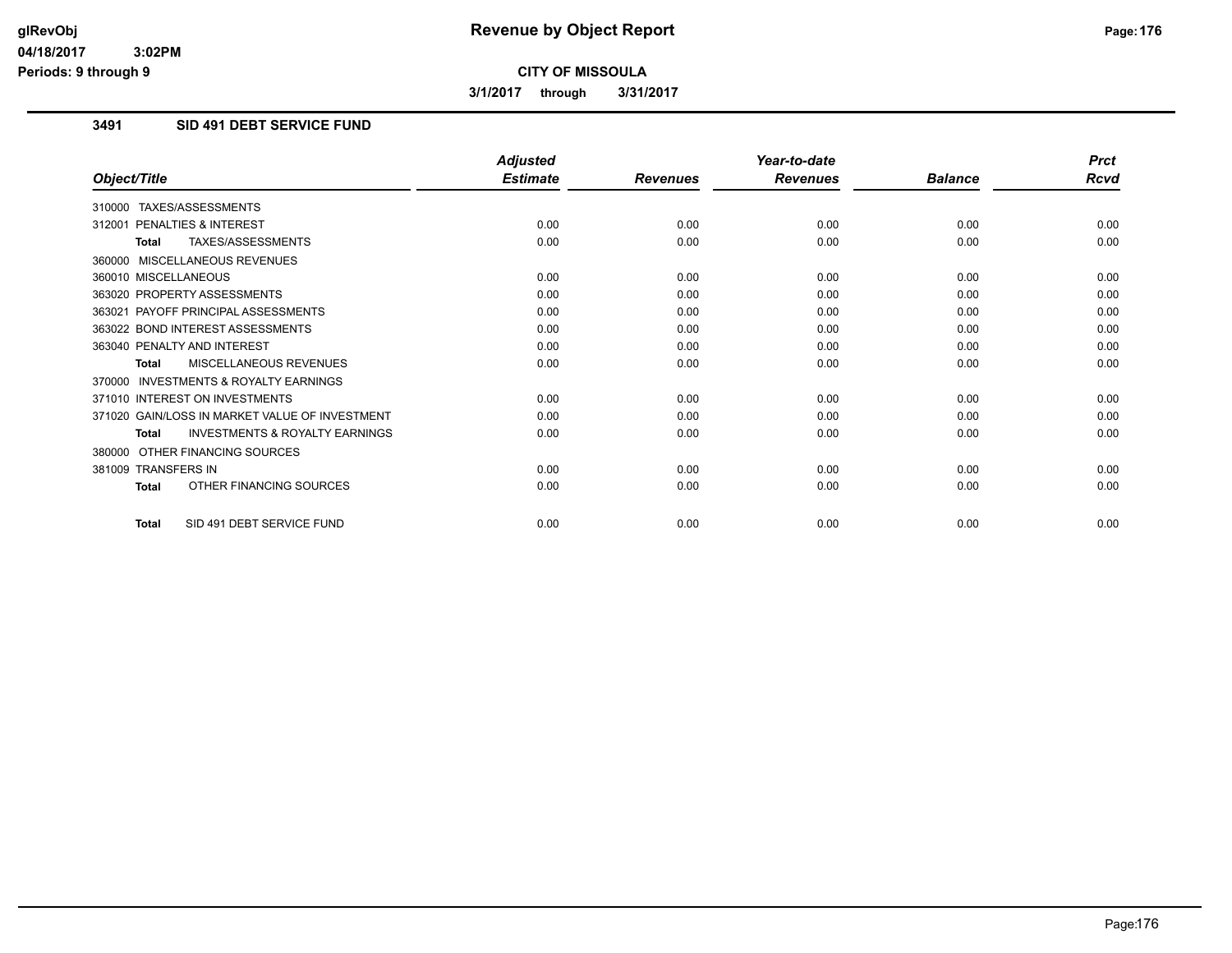# Revenue by Object Report

**CITY OF MISSOULA**

**3/1/2017 through 3/31/2017**

glRevObj
04/18/2017 3:02PM
Periods: 9 through 9

### 3491 SID 491 DEBT SERVICE FUND

| Object/Title | Adjusted Estimate | Revenues | Year-to-date Revenues | Balance | Prct Rcvd |
|---|---|---|---|---|---|
| 310000 TAXES/ASSESSMENTS | | | | | |
| 312001 PENALTIES & INTEREST | 0.00 | 0.00 | 0.00 | 0.00 | 0.00 |
| **Total** TAXES/ASSESSMENTS | 0.00 | 0.00 | 0.00 | 0.00 | 0.00 |
| 360000 MISCELLANEOUS REVENUES | | | | | |
| 360010 MISCELLANEOUS | 0.00 | 0.00 | 0.00 | 0.00 | 0.00 |
| 363020 PROPERTY ASSESSMENTS | 0.00 | 0.00 | 0.00 | 0.00 | 0.00 |
| 363021 PAYOFF PRINCIPAL ASSESSMENTS | 0.00 | 0.00 | 0.00 | 0.00 | 0.00 |
| 363022 BOND INTEREST ASSESSMENTS | 0.00 | 0.00 | 0.00 | 0.00 | 0.00 |
| 363040 PENALTY AND INTEREST | 0.00 | 0.00 | 0.00 | 0.00 | 0.00 |
| **Total** MISCELLANEOUS REVENUES | 0.00 | 0.00 | 0.00 | 0.00 | 0.00 |
| 370000 INVESTMENTS & ROYALTY EARNINGS | | | | | |
| 371010 INTEREST ON INVESTMENTS | 0.00 | 0.00 | 0.00 | 0.00 | 0.00 |
| 371020 GAIN/LOSS IN MARKET VALUE OF INVESTMENT | 0.00 | 0.00 | 0.00 | 0.00 | 0.00 |
| **Total** INVESTMENTS & ROYALTY EARNINGS | 0.00 | 0.00 | 0.00 | 0.00 | 0.00 |
| 380000 OTHER FINANCING SOURCES | | | | | |
| 381009 TRANSFERS IN | 0.00 | 0.00 | 0.00 | 0.00 | 0.00 |
| **Total** OTHER FINANCING SOURCES | 0.00 | 0.00 | 0.00 | 0.00 | 0.00 |
| **Total** SID 491 DEBT SERVICE FUND | 0.00 | 0.00 | 0.00 | 0.00 | 0.00 |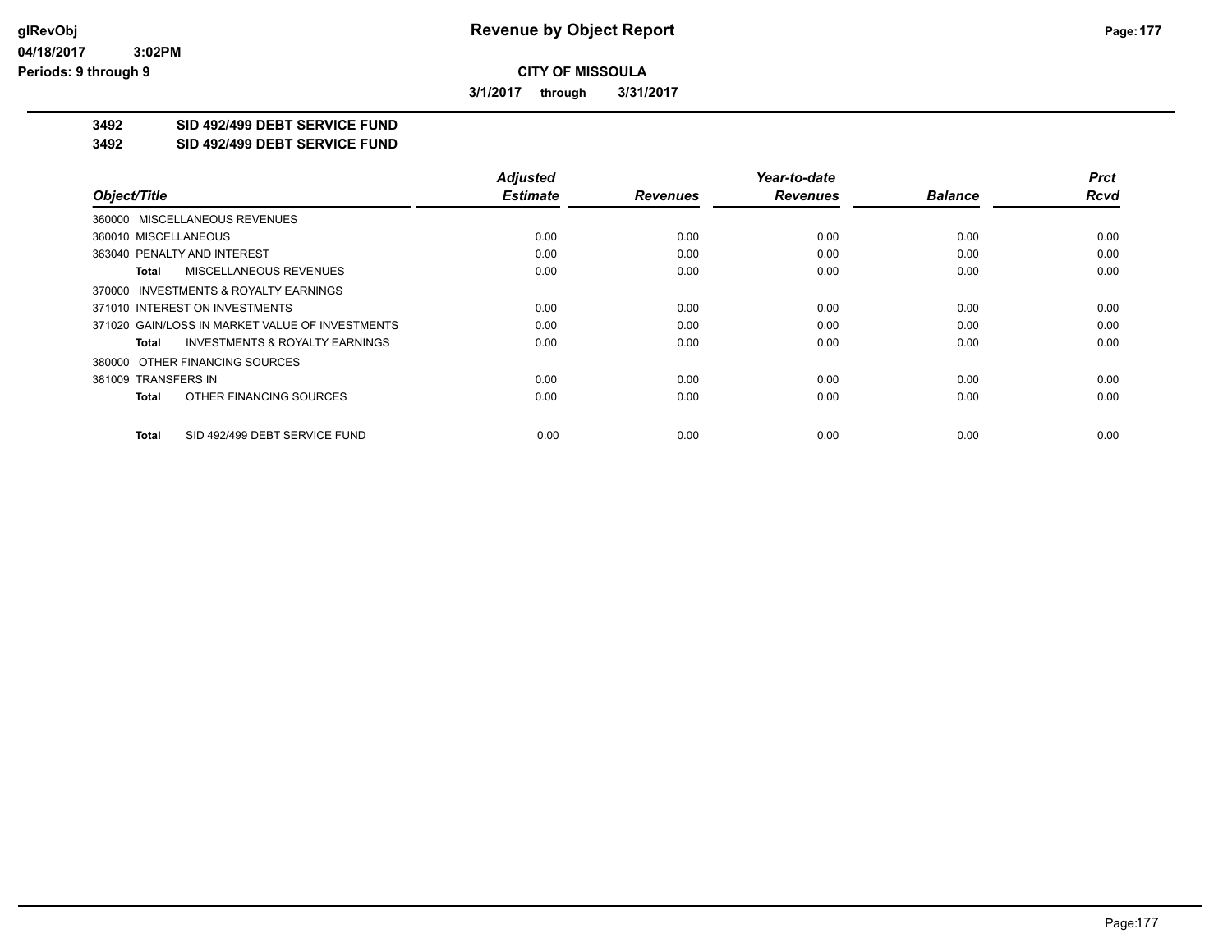# Revenue by Object Report

glRevObj
04/18/2017 3:02PM
Periods: 9 through 9

**CITY OF MISSOULA**

**3/1/2017 through 3/31/2017**

**3492 SID 492/499 DEBT SERVICE FUND**
**3492 SID 492/499 DEBT SERVICE FUND**

| Object/Title | Adjusted Estimate | Revenues | Year-to-date Revenues | Balance | Prct Rcvd |
|---|---|---|---|---|---|
| 360000 MISCELLANEOUS REVENUES | | | | | |
| 360010 MISCELLANEOUS | 0.00 | 0.00 | 0.00 | 0.00 | 0.00 |
| 363040 PENALTY AND INTEREST | 0.00 | 0.00 | 0.00 | 0.00 | 0.00 |
| **Total** MISCELLANEOUS REVENUES | 0.00 | 0.00 | 0.00 | 0.00 | 0.00 |
| 370000 INVESTMENTS & ROYALTY EARNINGS | | | | | |
| 371010 INTEREST ON INVESTMENTS | 0.00 | 0.00 | 0.00 | 0.00 | 0.00 |
| 371020 GAIN/LOSS IN MARKET VALUE OF INVESTMENTS | 0.00 | 0.00 | 0.00 | 0.00 | 0.00 |
| **Total** INVESTMENTS & ROYALTY EARNINGS | 0.00 | 0.00 | 0.00 | 0.00 | 0.00 |
| 380000 OTHER FINANCING SOURCES | | | | | |
| 381009 TRANSFERS IN | 0.00 | 0.00 | 0.00 | 0.00 | 0.00 |
| **Total** OTHER FINANCING SOURCES | 0.00 | 0.00 | 0.00 | 0.00 | 0.00 |
| **Total** SID 492/499 DEBT SERVICE FUND | 0.00 | 0.00 | 0.00 | 0.00 | 0.00 |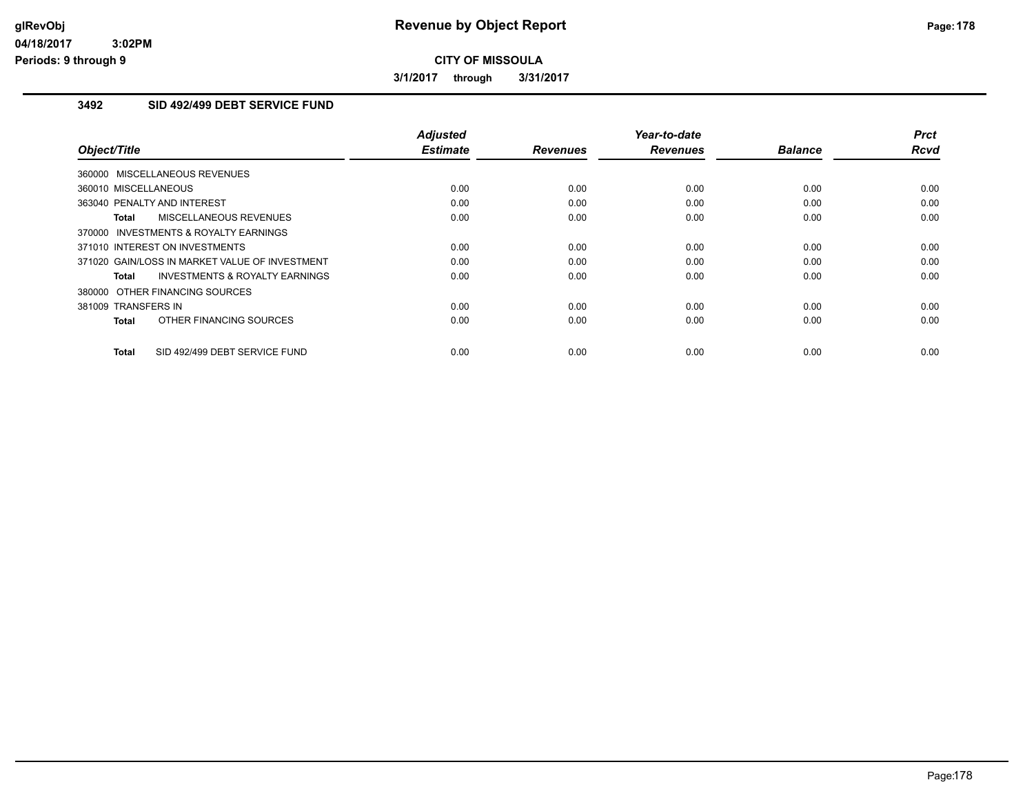# Revenue by Object Report

**CITY OF MISSOULA**

**3/1/2017 through 3/31/2017**

glRevObj
04/18/2017 3:02PM
Periods: 9 through 9

### 3492 SID 492/499 DEBT SERVICE FUND

| Object/Title | Adjusted Estimate | Revenues | Year-to-date Revenues | Balance | Prct Rcvd |
|---|---|---|---|---|---|
| 360000 MISCELLANEOUS REVENUES | | | | | |
| 360010 MISCELLANEOUS | 0.00 | 0.00 | 0.00 | 0.00 | 0.00 |
| 363040 PENALTY AND INTEREST | 0.00 | 0.00 | 0.00 | 0.00 | 0.00 |
| **Total** MISCELLANEOUS REVENUES | 0.00 | 0.00 | 0.00 | 0.00 | 0.00 |
| 370000 INVESTMENTS & ROYALTY EARNINGS | | | | | |
| 371010 INTEREST ON INVESTMENTS | 0.00 | 0.00 | 0.00 | 0.00 | 0.00 |
| 371020 GAIN/LOSS IN MARKET VALUE OF INVESTMENT | 0.00 | 0.00 | 0.00 | 0.00 | 0.00 |
| **Total** INVESTMENTS & ROYALTY EARNINGS | 0.00 | 0.00 | 0.00 | 0.00 | 0.00 |
| 380000 OTHER FINANCING SOURCES | | | | | |
| 381009 TRANSFERS IN | 0.00 | 0.00 | 0.00 | 0.00 | 0.00 |
| **Total** OTHER FINANCING SOURCES | 0.00 | 0.00 | 0.00 | 0.00 | 0.00 |
| **Total** SID 492/499 DEBT SERVICE FUND | 0.00 | 0.00 | 0.00 | 0.00 | 0.00 |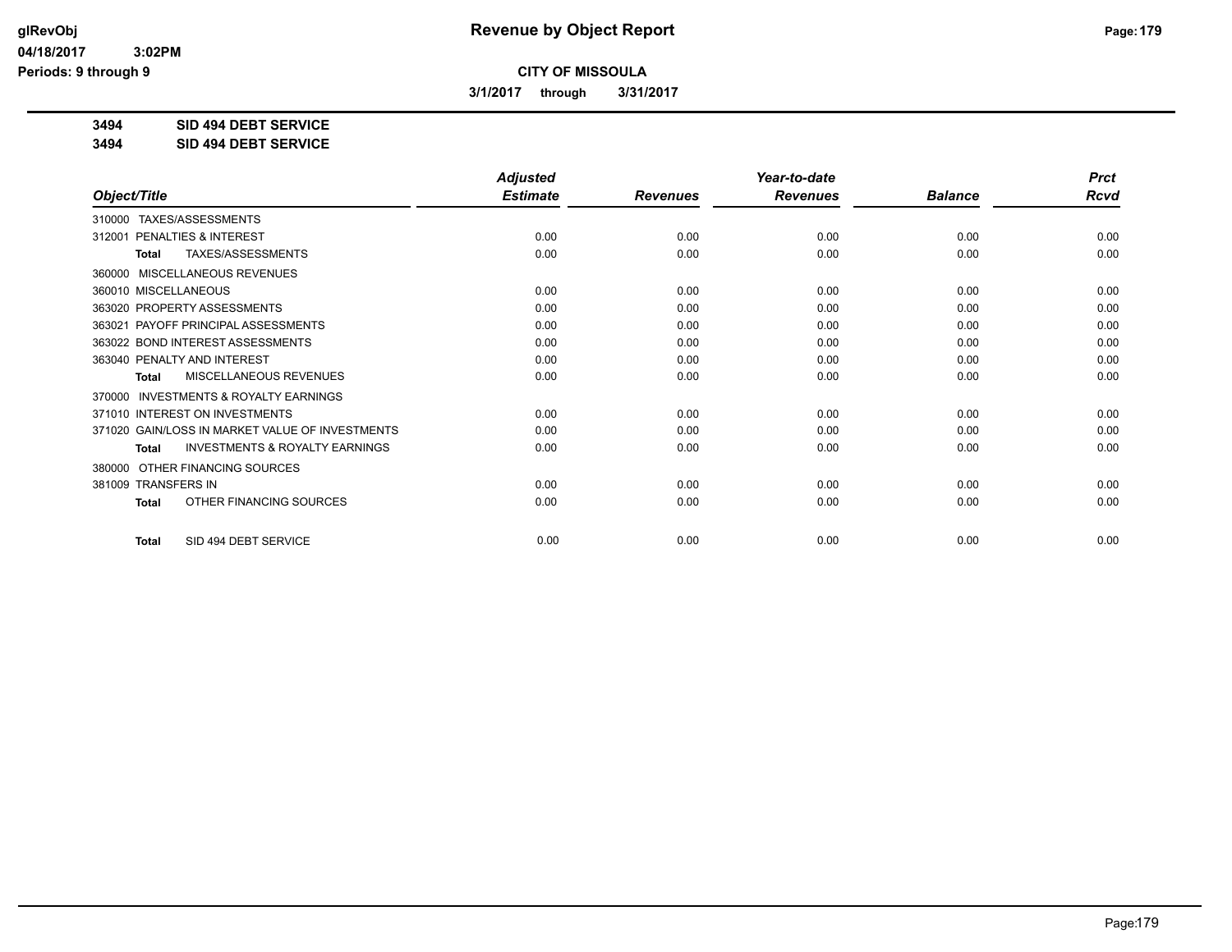# Revenue by Object Report

glRevObj
04/18/2017 3:02PM
Periods: 9 through 9

**CITY OF MISSOULA**

**3/1/2017 through 3/31/2017**

**3494 SID 494 DEBT SERVICE**
**3494 SID 494 DEBT SERVICE**

| Object/Title | Adjusted Estimate | Revenues | Year-to-date Revenues | Balance | Prct Rcvd |
|---|---|---|---|---|---|
| 310000 TAXES/ASSESSMENTS | | | | | |
| 312001 PENALTIES & INTEREST | 0.00 | 0.00 | 0.00 | 0.00 | 0.00 |
| **Total** TAXES/ASSESSMENTS | 0.00 | 0.00 | 0.00 | 0.00 | 0.00 |
| 360000 MISCELLANEOUS REVENUES | | | | | |
| 360010 MISCELLANEOUS | 0.00 | 0.00 | 0.00 | 0.00 | 0.00 |
| 363020 PROPERTY ASSESSMENTS | 0.00 | 0.00 | 0.00 | 0.00 | 0.00 |
| 363021 PAYOFF PRINCIPAL ASSESSMENTS | 0.00 | 0.00 | 0.00 | 0.00 | 0.00 |
| 363022 BOND INTEREST ASSESSMENTS | 0.00 | 0.00 | 0.00 | 0.00 | 0.00 |
| 363040 PENALTY AND INTEREST | 0.00 | 0.00 | 0.00 | 0.00 | 0.00 |
| **Total** MISCELLANEOUS REVENUES | 0.00 | 0.00 | 0.00 | 0.00 | 0.00 |
| 370000 INVESTMENTS & ROYALTY EARNINGS | | | | | |
| 371010 INTEREST ON INVESTMENTS | 0.00 | 0.00 | 0.00 | 0.00 | 0.00 |
| 371020 GAIN/LOSS IN MARKET VALUE OF INVESTMENTS | 0.00 | 0.00 | 0.00 | 0.00 | 0.00 |
| **Total** INVESTMENTS & ROYALTY EARNINGS | 0.00 | 0.00 | 0.00 | 0.00 | 0.00 |
| 380000 OTHER FINANCING SOURCES | | | | | |
| 381009 TRANSFERS IN | 0.00 | 0.00 | 0.00 | 0.00 | 0.00 |
| **Total** OTHER FINANCING SOURCES | 0.00 | 0.00 | 0.00 | 0.00 | 0.00 |
| **Total** SID 494 DEBT SERVICE | 0.00 | 0.00 | 0.00 | 0.00 | 0.00 |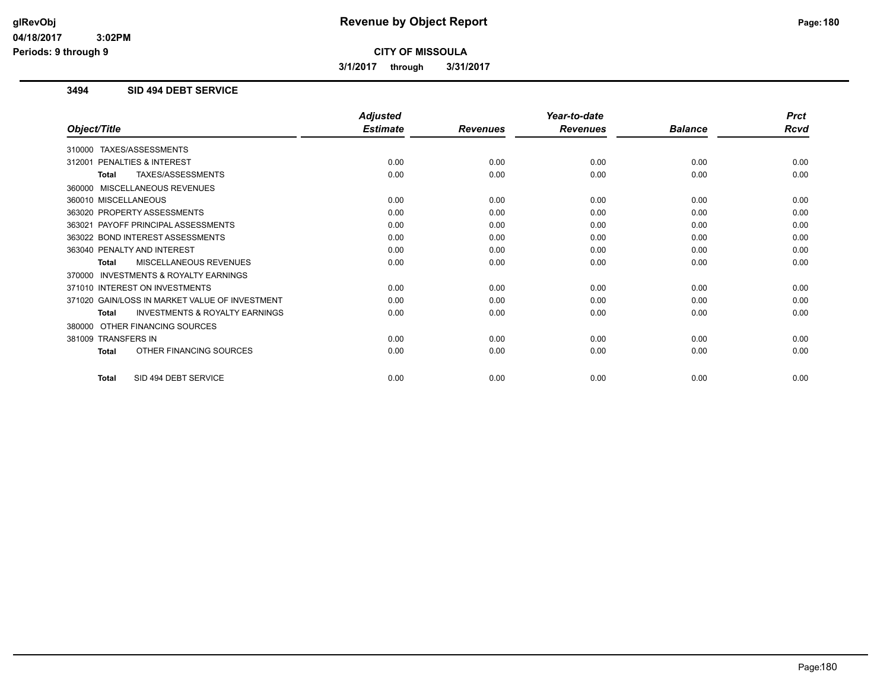**CITY OF MISSOULA**

**3/1/2017 through 3/31/2017**

### 3494 SID 494 DEBT SERVICE

| Object/Title | Adjusted Estimate | Revenues | Year-to-date Revenues | Balance | Prct Rcvd |
|---|---|---|---|---|---|
| 310000 TAXES/ASSESSMENTS | | | | | |
| 312001 PENALTIES & INTEREST | 0.00 | 0.00 | 0.00 | 0.00 | 0.00 |
| **Total** TAXES/ASSESSMENTS | 0.00 | 0.00 | 0.00 | 0.00 | 0.00 |
| 360000 MISCELLANEOUS REVENUES | | | | | |
| 360010 MISCELLANEOUS | 0.00 | 0.00 | 0.00 | 0.00 | 0.00 |
| 363020 PROPERTY ASSESSMENTS | 0.00 | 0.00 | 0.00 | 0.00 | 0.00 |
| 363021 PAYOFF PRINCIPAL ASSESSMENTS | 0.00 | 0.00 | 0.00 | 0.00 | 0.00 |
| 363022 BOND INTEREST ASSESSMENTS | 0.00 | 0.00 | 0.00 | 0.00 | 0.00 |
| 363040 PENALTY AND INTEREST | 0.00 | 0.00 | 0.00 | 0.00 | 0.00 |
| **Total** MISCELLANEOUS REVENUES | 0.00 | 0.00 | 0.00 | 0.00 | 0.00 |
| 370000 INVESTMENTS & ROYALTY EARNINGS | | | | | |
| 371010 INTEREST ON INVESTMENTS | 0.00 | 0.00 | 0.00 | 0.00 | 0.00 |
| 371020 GAIN/LOSS IN MARKET VALUE OF INVESTMENT | 0.00 | 0.00 | 0.00 | 0.00 | 0.00 |
| **Total** INVESTMENTS & ROYALTY EARNINGS | 0.00 | 0.00 | 0.00 | 0.00 | 0.00 |
| 380000 OTHER FINANCING SOURCES | | | | | |
| 381009 TRANSFERS IN | 0.00 | 0.00 | 0.00 | 0.00 | 0.00 |
| **Total** OTHER FINANCING SOURCES | 0.00 | 0.00 | 0.00 | 0.00 | 0.00 |
| **Total** SID 494 DEBT SERVICE | 0.00 | 0.00 | 0.00 | 0.00 | 0.00 |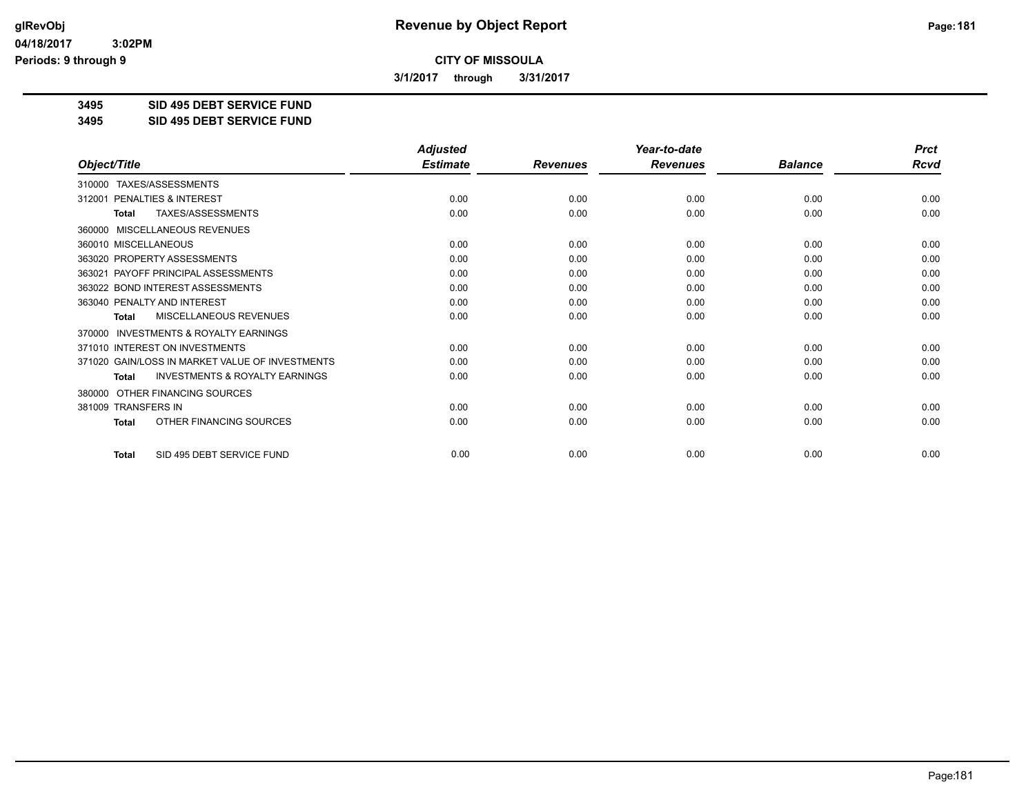# Revenue by Object Report

**CITY OF MISSOULA**

**3/1/2017 through 3/31/2017**

glRevObj
04/18/2017 3:02PM
Periods: 9 through 9

**3495 SID 495 DEBT SERVICE FUND**
**3495 SID 495 DEBT SERVICE FUND**

| Object/Title | Adjusted Estimate | Revenues | Year-to-date Revenues | Balance | Prct Rcvd |
|---|---|---|---|---|---|
| 310000 TAXES/ASSESSMENTS | | | | | |
| 312001 PENALTIES & INTEREST | 0.00 | 0.00 | 0.00 | 0.00 | 0.00 |
| **Total** TAXES/ASSESSMENTS | 0.00 | 0.00 | 0.00 | 0.00 | 0.00 |
| 360000 MISCELLANEOUS REVENUES | | | | | |
| 360010 MISCELLANEOUS | 0.00 | 0.00 | 0.00 | 0.00 | 0.00 |
| 363020 PROPERTY ASSESSMENTS | 0.00 | 0.00 | 0.00 | 0.00 | 0.00 |
| 363021 PAYOFF PRINCIPAL ASSESSMENTS | 0.00 | 0.00 | 0.00 | 0.00 | 0.00 |
| 363022 BOND INTEREST ASSESSMENTS | 0.00 | 0.00 | 0.00 | 0.00 | 0.00 |
| 363040 PENALTY AND INTEREST | 0.00 | 0.00 | 0.00 | 0.00 | 0.00 |
| **Total** MISCELLANEOUS REVENUES | 0.00 | 0.00 | 0.00 | 0.00 | 0.00 |
| 370000 INVESTMENTS & ROYALTY EARNINGS | | | | | |
| 371010 INTEREST ON INVESTMENTS | 0.00 | 0.00 | 0.00 | 0.00 | 0.00 |
| 371020 GAIN/LOSS IN MARKET VALUE OF INVESTMENTS | 0.00 | 0.00 | 0.00 | 0.00 | 0.00 |
| **Total** INVESTMENTS & ROYALTY EARNINGS | 0.00 | 0.00 | 0.00 | 0.00 | 0.00 |
| 380000 OTHER FINANCING SOURCES | | | | | |
| 381009 TRANSFERS IN | 0.00 | 0.00 | 0.00 | 0.00 | 0.00 |
| **Total** OTHER FINANCING SOURCES | 0.00 | 0.00 | 0.00 | 0.00 | 0.00 |
| **Total** SID 495 DEBT SERVICE FUND | 0.00 | 0.00 | 0.00 | 0.00 | 0.00 |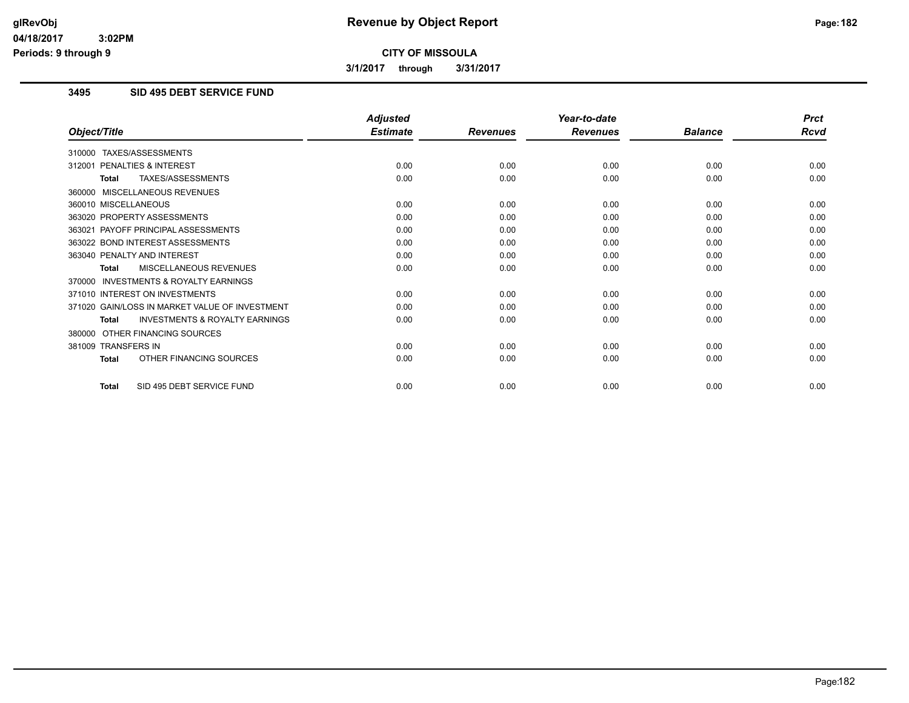# Revenue by Object Report

**CITY OF MISSOULA**

**3/1/2017 through 3/31/2017**

glRevObj
04/18/2017 3:02PM
Periods: 9 through 9

## 3495 SID 495 DEBT SERVICE FUND

| Object/Title | Adjusted Estimate | Revenues | Year-to-date Revenues | Balance | Prct Rcvd |
|---|---|---|---|---|---|
| 310000 TAXES/ASSESSMENTS | | | | | |
| 312001 PENALTIES & INTEREST | 0.00 | 0.00 | 0.00 | 0.00 | 0.00 |
| **Total** TAXES/ASSESSMENTS | 0.00 | 0.00 | 0.00 | 0.00 | 0.00 |
| 360000 MISCELLANEOUS REVENUES | | | | | |
| 360010 MISCELLANEOUS | 0.00 | 0.00 | 0.00 | 0.00 | 0.00 |
| 363020 PROPERTY ASSESSMENTS | 0.00 | 0.00 | 0.00 | 0.00 | 0.00 |
| 363021 PAYOFF PRINCIPAL ASSESSMENTS | 0.00 | 0.00 | 0.00 | 0.00 | 0.00 |
| 363022 BOND INTEREST ASSESSMENTS | 0.00 | 0.00 | 0.00 | 0.00 | 0.00 |
| 363040 PENALTY AND INTEREST | 0.00 | 0.00 | 0.00 | 0.00 | 0.00 |
| **Total** MISCELLANEOUS REVENUES | 0.00 | 0.00 | 0.00 | 0.00 | 0.00 |
| 370000 INVESTMENTS & ROYALTY EARNINGS | | | | | |
| 371010 INTEREST ON INVESTMENTS | 0.00 | 0.00 | 0.00 | 0.00 | 0.00 |
| 371020 GAIN/LOSS IN MARKET VALUE OF INVESTMENT | 0.00 | 0.00 | 0.00 | 0.00 | 0.00 |
| **Total** INVESTMENTS & ROYALTY EARNINGS | 0.00 | 0.00 | 0.00 | 0.00 | 0.00 |
| 380000 OTHER FINANCING SOURCES | | | | | |
| 381009 TRANSFERS IN | 0.00 | 0.00 | 0.00 | 0.00 | 0.00 |
| **Total** OTHER FINANCING SOURCES | 0.00 | 0.00 | 0.00 | 0.00 | 0.00 |
| **Total** SID 495 DEBT SERVICE FUND | 0.00 | 0.00 | 0.00 | 0.00 | 0.00 |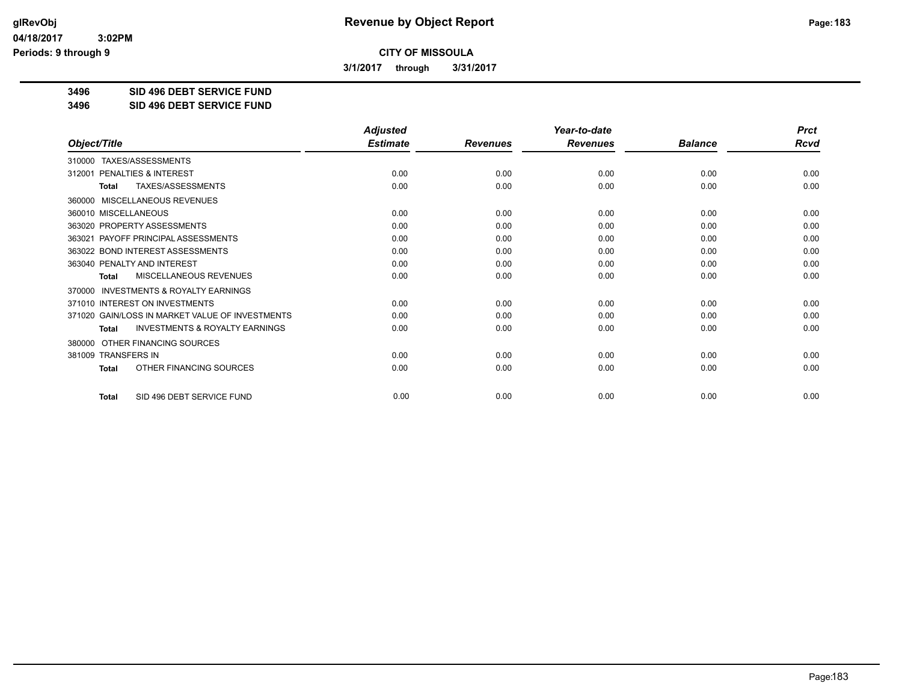**CITY OF MISSOULA**

**3/1/2017 through 3/31/2017**

**3496 SID 496 DEBT SERVICE FUND**

**3496 SID 496 DEBT SERVICE FUND**

| Object/Title | Adjusted Estimate | Revenues | Year-to-date Revenues | Balance | Prct Rcvd |
|---|---|---|---|---|---|
| 310000 TAXES/ASSESSMENTS | | | | | |
| 312001 PENALTIES & INTEREST | 0.00 | 0.00 | 0.00 | 0.00 | 0.00 |
| **Total** TAXES/ASSESSMENTS | 0.00 | 0.00 | 0.00 | 0.00 | 0.00 |
| 360000 MISCELLANEOUS REVENUES | | | | | |
| 360010 MISCELLANEOUS | 0.00 | 0.00 | 0.00 | 0.00 | 0.00 |
| 363020 PROPERTY ASSESSMENTS | 0.00 | 0.00 | 0.00 | 0.00 | 0.00 |
| 363021 PAYOFF PRINCIPAL ASSESSMENTS | 0.00 | 0.00 | 0.00 | 0.00 | 0.00 |
| 363022 BOND INTEREST ASSESSMENTS | 0.00 | 0.00 | 0.00 | 0.00 | 0.00 |
| 363040 PENALTY AND INTEREST | 0.00 | 0.00 | 0.00 | 0.00 | 0.00 |
| **Total** MISCELLANEOUS REVENUES | 0.00 | 0.00 | 0.00 | 0.00 | 0.00 |
| 370000 INVESTMENTS & ROYALTY EARNINGS | | | | | |
| 371010 INTEREST ON INVESTMENTS | 0.00 | 0.00 | 0.00 | 0.00 | 0.00 |
| 371020 GAIN/LOSS IN MARKET VALUE OF INVESTMENTS | 0.00 | 0.00 | 0.00 | 0.00 | 0.00 |
| **Total** INVESTMENTS & ROYALTY EARNINGS | 0.00 | 0.00 | 0.00 | 0.00 | 0.00 |
| 380000 OTHER FINANCING SOURCES | | | | | |
| 381009 TRANSFERS IN | 0.00 | 0.00 | 0.00 | 0.00 | 0.00 |
| **Total** OTHER FINANCING SOURCES | 0.00 | 0.00 | 0.00 | 0.00 | 0.00 |
| **Total** SID 496 DEBT SERVICE FUND | 0.00 | 0.00 | 0.00 | 0.00 | 0.00 |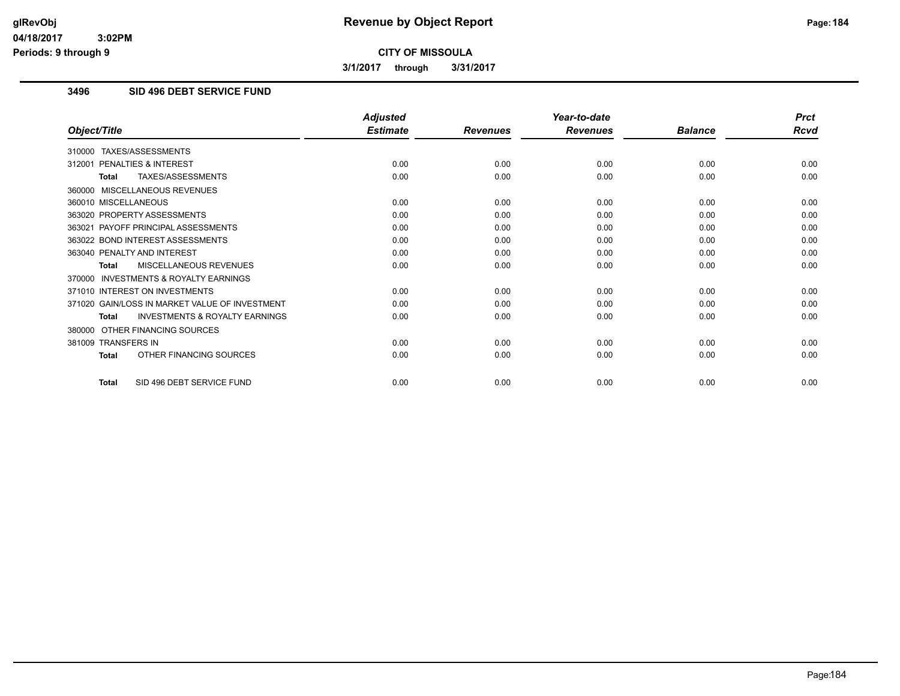**Revenue by Object Report**

**CITY OF MISSOULA**

**3/1/2017 through 3/31/2017**

glRevObj
04/18/2017 3:02PM
Periods: 9 through 9

## 3496 SID 496 DEBT SERVICE FUND

| Object/Title | Adjusted Estimate | Revenues | Year-to-date Revenues | Balance | Prct Rcvd |
|---|---|---|---|---|---|
| 310000 TAXES/ASSESSMENTS | | | | | |
| 312001 PENALTIES & INTEREST | 0.00 | 0.00 | 0.00 | 0.00 | 0.00 |
| **Total** TAXES/ASSESSMENTS | 0.00 | 0.00 | 0.00 | 0.00 | 0.00 |
| 360000 MISCELLANEOUS REVENUES | | | | | |
| 360010 MISCELLANEOUS | 0.00 | 0.00 | 0.00 | 0.00 | 0.00 |
| 363020 PROPERTY ASSESSMENTS | 0.00 | 0.00 | 0.00 | 0.00 | 0.00 |
| 363021 PAYOFF PRINCIPAL ASSESSMENTS | 0.00 | 0.00 | 0.00 | 0.00 | 0.00 |
| 363022 BOND INTEREST ASSESSMENTS | 0.00 | 0.00 | 0.00 | 0.00 | 0.00 |
| 363040 PENALTY AND INTEREST | 0.00 | 0.00 | 0.00 | 0.00 | 0.00 |
| **Total** MISCELLANEOUS REVENUES | 0.00 | 0.00 | 0.00 | 0.00 | 0.00 |
| 370000 INVESTMENTS & ROYALTY EARNINGS | | | | | |
| 371010 INTEREST ON INVESTMENTS | 0.00 | 0.00 | 0.00 | 0.00 | 0.00 |
| 371020 GAIN/LOSS IN MARKET VALUE OF INVESTMENT | 0.00 | 0.00 | 0.00 | 0.00 | 0.00 |
| **Total** INVESTMENTS & ROYALTY EARNINGS | 0.00 | 0.00 | 0.00 | 0.00 | 0.00 |
| 380000 OTHER FINANCING SOURCES | | | | | |
| 381009 TRANSFERS IN | 0.00 | 0.00 | 0.00 | 0.00 | 0.00 |
| **Total** OTHER FINANCING SOURCES | 0.00 | 0.00 | 0.00 | 0.00 | 0.00 |
| **Total** SID 496 DEBT SERVICE FUND | 0.00 | 0.00 | 0.00 | 0.00 | 0.00 |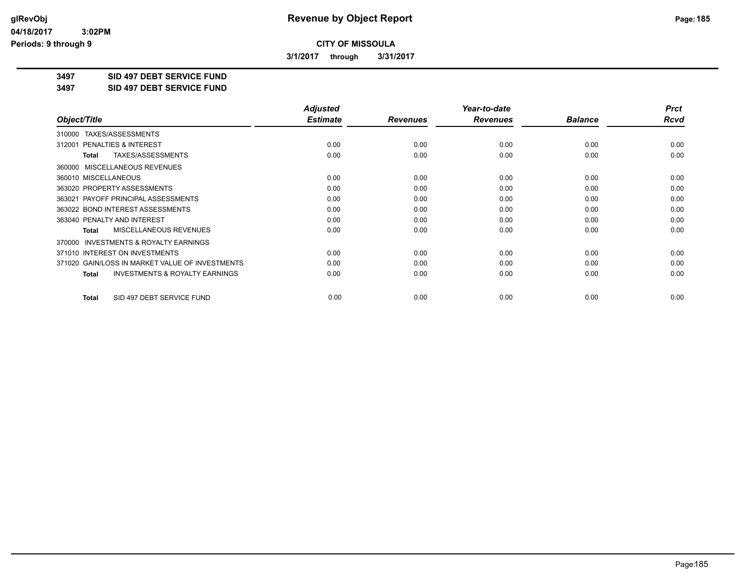# Revenue by Object Report

glRevObj
04/18/2017 3:02PM
Periods: 9 through 9

**CITY OF MISSOULA**

**3/1/2017 through 3/31/2017**

**3497 SID 497 DEBT SERVICE FUND**
**3497 SID 497 DEBT SERVICE FUND**

| Object/Title | Adjusted Estimate | Revenues | Year-to-date Revenues | Balance | Prct Rcvd |
|---|---|---|---|---|---|
| 310000 TAXES/ASSESSMENTS | | | | | |
| 312001 PENALTIES & INTEREST | 0.00 | 0.00 | 0.00 | 0.00 | 0.00 |
| **Total** TAXES/ASSESSMENTS | 0.00 | 0.00 | 0.00 | 0.00 | 0.00 |
| 360000 MISCELLANEOUS REVENUES | | | | | |
| 360010 MISCELLANEOUS | 0.00 | 0.00 | 0.00 | 0.00 | 0.00 |
| 363020 PROPERTY ASSESSMENTS | 0.00 | 0.00 | 0.00 | 0.00 | 0.00 |
| 363021 PAYOFF PRINCIPAL ASSESSMENTS | 0.00 | 0.00 | 0.00 | 0.00 | 0.00 |
| 363022 BOND INTEREST ASSESSMENTS | 0.00 | 0.00 | 0.00 | 0.00 | 0.00 |
| 363040 PENALTY AND INTEREST | 0.00 | 0.00 | 0.00 | 0.00 | 0.00 |
| **Total** MISCELLANEOUS REVENUES | 0.00 | 0.00 | 0.00 | 0.00 | 0.00 |
| 370000 INVESTMENTS & ROYALTY EARNINGS | | | | | |
| 371010 INTEREST ON INVESTMENTS | 0.00 | 0.00 | 0.00 | 0.00 | 0.00 |
| 371020 GAIN/LOSS IN MARKET VALUE OF INVESTMENTS | 0.00 | 0.00 | 0.00 | 0.00 | 0.00 |
| **Total** INVESTMENTS & ROYALTY EARNINGS | 0.00 | 0.00 | 0.00 | 0.00 | 0.00 |
| **Total** SID 497 DEBT SERVICE FUND | 0.00 | 0.00 | 0.00 | 0.00 | 0.00 |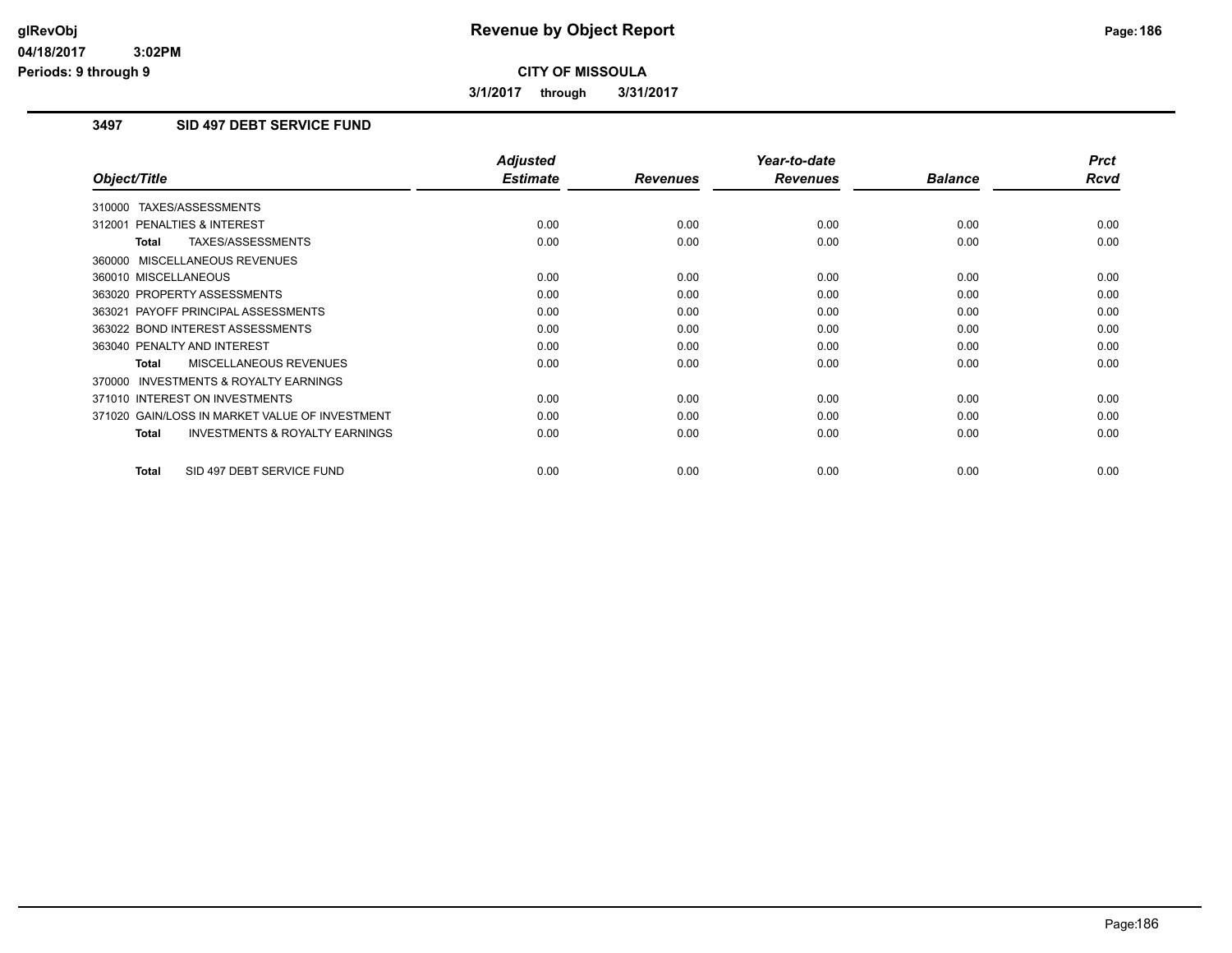**Revenue by Object Report**

**CITY OF MISSOULA**

**3/1/2017 through 3/31/2017**

### 3497 SID 497 DEBT SERVICE FUND

| Object/Title | Adjusted Estimate | Revenues | Year-to-date Revenues | Balance | Prct Rcvd |
|---|---|---|---|---|---|
| 310000 TAXES/ASSESSMENTS | | | | | |
| 312001 PENALTIES & INTEREST | 0.00 | 0.00 | 0.00 | 0.00 | 0.00 |
| **Total** TAXES/ASSESSMENTS | 0.00 | 0.00 | 0.00 | 0.00 | 0.00 |
| 360000 MISCELLANEOUS REVENUES | | | | | |
| 360010 MISCELLANEOUS | 0.00 | 0.00 | 0.00 | 0.00 | 0.00 |
| 363020 PROPERTY ASSESSMENTS | 0.00 | 0.00 | 0.00 | 0.00 | 0.00 |
| 363021 PAYOFF PRINCIPAL ASSESSMENTS | 0.00 | 0.00 | 0.00 | 0.00 | 0.00 |
| 363022 BOND INTEREST ASSESSMENTS | 0.00 | 0.00 | 0.00 | 0.00 | 0.00 |
| 363040 PENALTY AND INTEREST | 0.00 | 0.00 | 0.00 | 0.00 | 0.00 |
| **Total** MISCELLANEOUS REVENUES | 0.00 | 0.00 | 0.00 | 0.00 | 0.00 |
| 370000 INVESTMENTS & ROYALTY EARNINGS | | | | | |
| 371010 INTEREST ON INVESTMENTS | 0.00 | 0.00 | 0.00 | 0.00 | 0.00 |
| 371020 GAIN/LOSS IN MARKET VALUE OF INVESTMENT | 0.00 | 0.00 | 0.00 | 0.00 | 0.00 |
| **Total** INVESTMENTS & ROYALTY EARNINGS | 0.00 | 0.00 | 0.00 | 0.00 | 0.00 |
| **Total** SID 497 DEBT SERVICE FUND | 0.00 | 0.00 | 0.00 | 0.00 | 0.00 |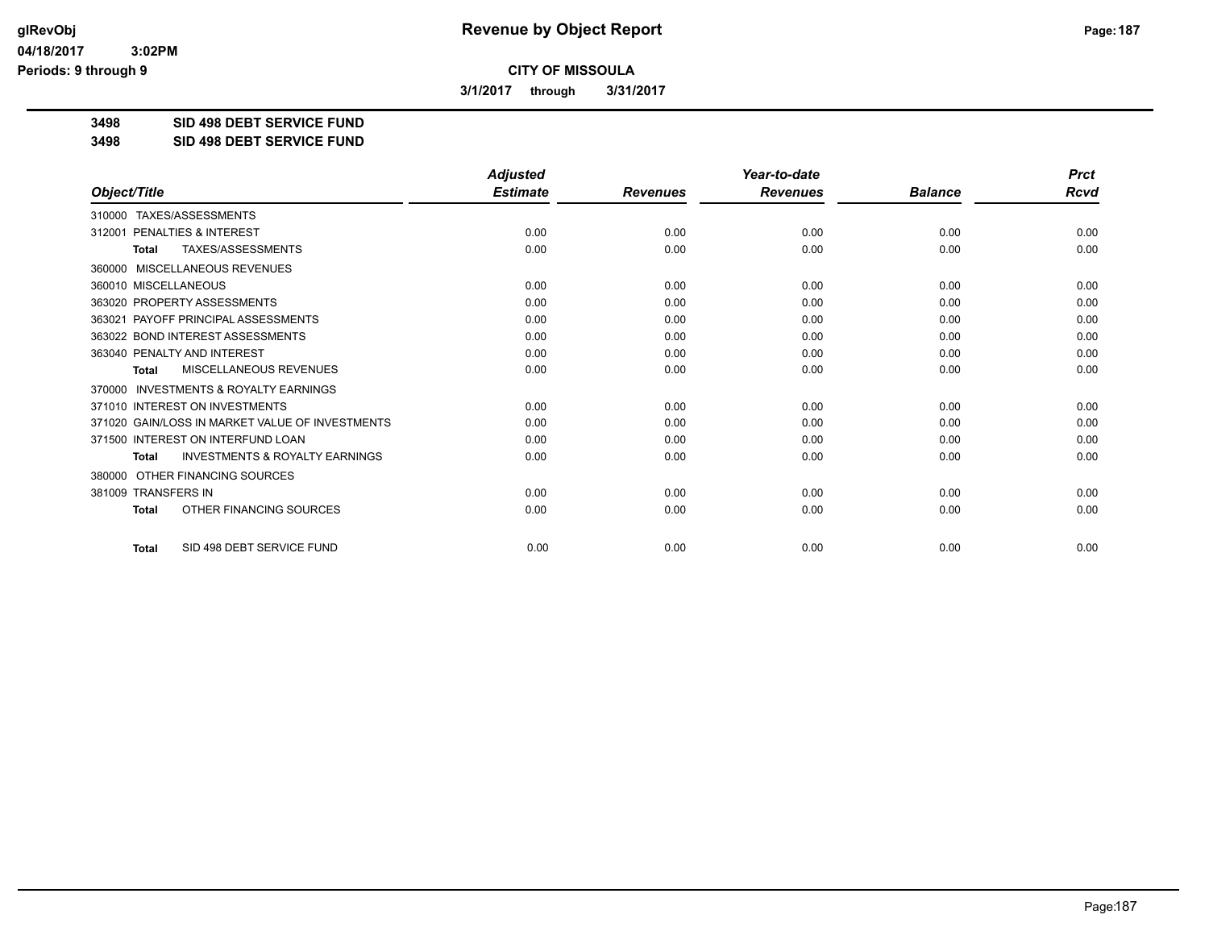# Revenue by Object Report

**CITY OF MISSOULA**

**3/1/2017 through 3/31/2017**

glRevObj
04/18/2017 3:02PM
Periods: 9 through 9

**3498 SID 498 DEBT SERVICE FUND**
**3498 SID 498 DEBT SERVICE FUND**

| Object/Title | Adjusted Estimate | Revenues | Year-to-date Revenues | Balance | Prct Rcvd |
|---|---|---|---|---|---|
| 310000 TAXES/ASSESSMENTS | | | | | |
| 312001 PENALTIES & INTEREST | 0.00 | 0.00 | 0.00 | 0.00 | 0.00 |
| **Total** TAXES/ASSESSMENTS | 0.00 | 0.00 | 0.00 | 0.00 | 0.00 |
| 360000 MISCELLANEOUS REVENUES | | | | | |
| 360010 MISCELLANEOUS | 0.00 | 0.00 | 0.00 | 0.00 | 0.00 |
| 363020 PROPERTY ASSESSMENTS | 0.00 | 0.00 | 0.00 | 0.00 | 0.00 |
| 363021 PAYOFF PRINCIPAL ASSESSMENTS | 0.00 | 0.00 | 0.00 | 0.00 | 0.00 |
| 363022 BOND INTEREST ASSESSMENTS | 0.00 | 0.00 | 0.00 | 0.00 | 0.00 |
| 363040 PENALTY AND INTEREST | 0.00 | 0.00 | 0.00 | 0.00 | 0.00 |
| **Total** MISCELLANEOUS REVENUES | 0.00 | 0.00 | 0.00 | 0.00 | 0.00 |
| 370000 INVESTMENTS & ROYALTY EARNINGS | | | | | |
| 371010 INTEREST ON INVESTMENTS | 0.00 | 0.00 | 0.00 | 0.00 | 0.00 |
| 371020 GAIN/LOSS IN MARKET VALUE OF INVESTMENTS | 0.00 | 0.00 | 0.00 | 0.00 | 0.00 |
| 371500 INTEREST ON INTERFUND LOAN | 0.00 | 0.00 | 0.00 | 0.00 | 0.00 |
| **Total** INVESTMENTS & ROYALTY EARNINGS | 0.00 | 0.00 | 0.00 | 0.00 | 0.00 |
| 380000 OTHER FINANCING SOURCES | | | | | |
| 381009 TRANSFERS IN | 0.00 | 0.00 | 0.00 | 0.00 | 0.00 |
| **Total** OTHER FINANCING SOURCES | 0.00 | 0.00 | 0.00 | 0.00 | 0.00 |
| **Total** SID 498 DEBT SERVICE FUND | 0.00 | 0.00 | 0.00 | 0.00 | 0.00 |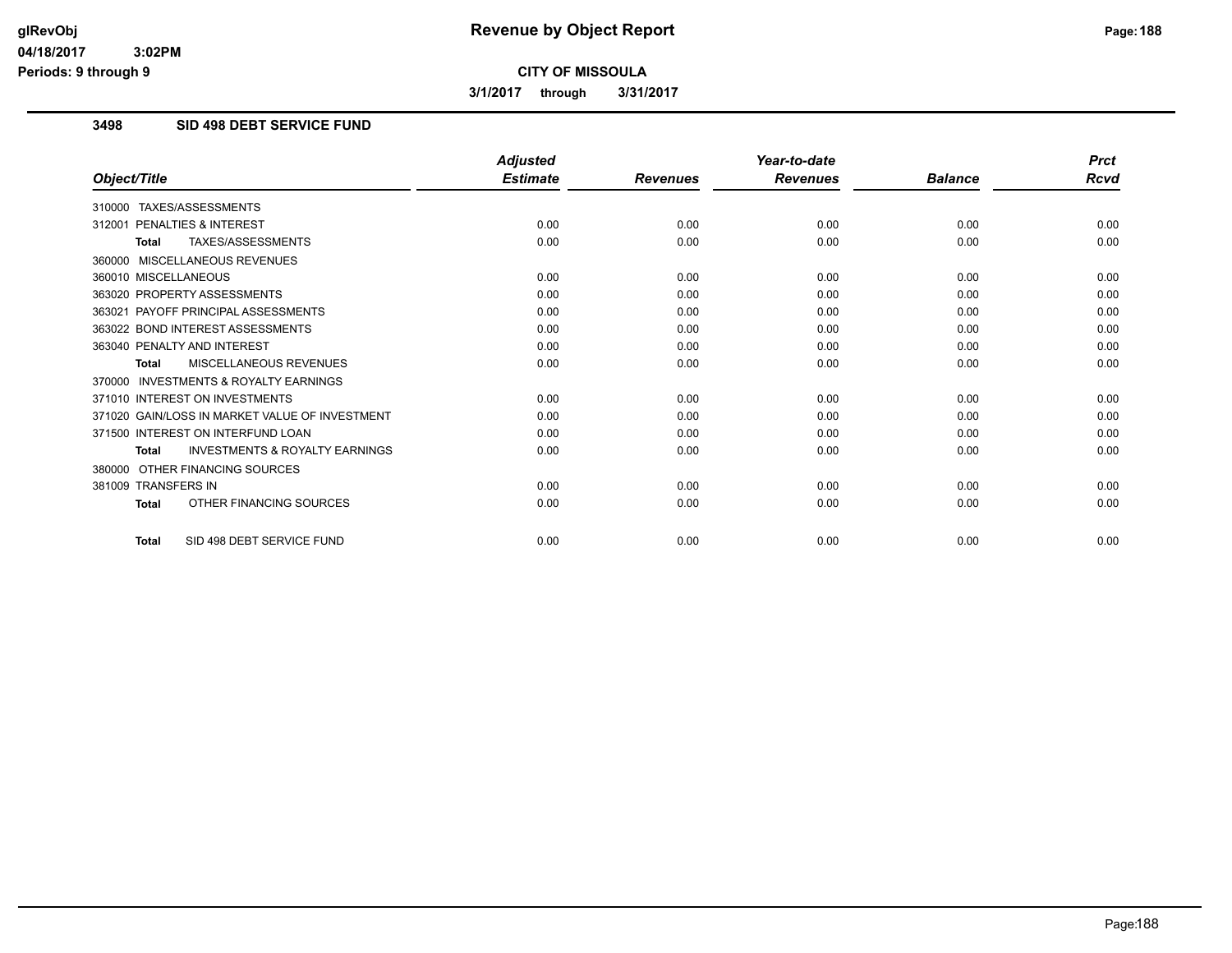**CITY OF MISSOULA**

**3/1/2017 through 3/31/2017**

### 3498 SID 498 DEBT SERVICE FUND

| Object/Title | Adjusted Estimate | Revenues | Year-to-date Revenues | Balance | Prct Rcvd |
|---|---|---|---|---|---|
| 310000 TAXES/ASSESSMENTS | | | | | |
| 312001 PENALTIES & INTEREST | 0.00 | 0.00 | 0.00 | 0.00 | 0.00 |
| **Total** TAXES/ASSESSMENTS | 0.00 | 0.00 | 0.00 | 0.00 | 0.00 |
| 360000 MISCELLANEOUS REVENUES | | | | | |
| 360010 MISCELLANEOUS | 0.00 | 0.00 | 0.00 | 0.00 | 0.00 |
| 363020 PROPERTY ASSESSMENTS | 0.00 | 0.00 | 0.00 | 0.00 | 0.00 |
| 363021 PAYOFF PRINCIPAL ASSESSMENTS | 0.00 | 0.00 | 0.00 | 0.00 | 0.00 |
| 363022 BOND INTEREST ASSESSMENTS | 0.00 | 0.00 | 0.00 | 0.00 | 0.00 |
| 363040 PENALTY AND INTEREST | 0.00 | 0.00 | 0.00 | 0.00 | 0.00 |
| **Total** MISCELLANEOUS REVENUES | 0.00 | 0.00 | 0.00 | 0.00 | 0.00 |
| 370000 INVESTMENTS & ROYALTY EARNINGS | | | | | |
| 371010 INTEREST ON INVESTMENTS | 0.00 | 0.00 | 0.00 | 0.00 | 0.00 |
| 371020 GAIN/LOSS IN MARKET VALUE OF INVESTMENT | 0.00 | 0.00 | 0.00 | 0.00 | 0.00 |
| 371500 INTEREST ON INTERFUND LOAN | 0.00 | 0.00 | 0.00 | 0.00 | 0.00 |
| **Total** INVESTMENTS & ROYALTY EARNINGS | 0.00 | 0.00 | 0.00 | 0.00 | 0.00 |
| 380000 OTHER FINANCING SOURCES | | | | | |
| 381009 TRANSFERS IN | 0.00 | 0.00 | 0.00 | 0.00 | 0.00 |
| **Total** OTHER FINANCING SOURCES | 0.00 | 0.00 | 0.00 | 0.00 | 0.00 |
| **Total** SID 498 DEBT SERVICE FUND | 0.00 | 0.00 | 0.00 | 0.00 | 0.00 |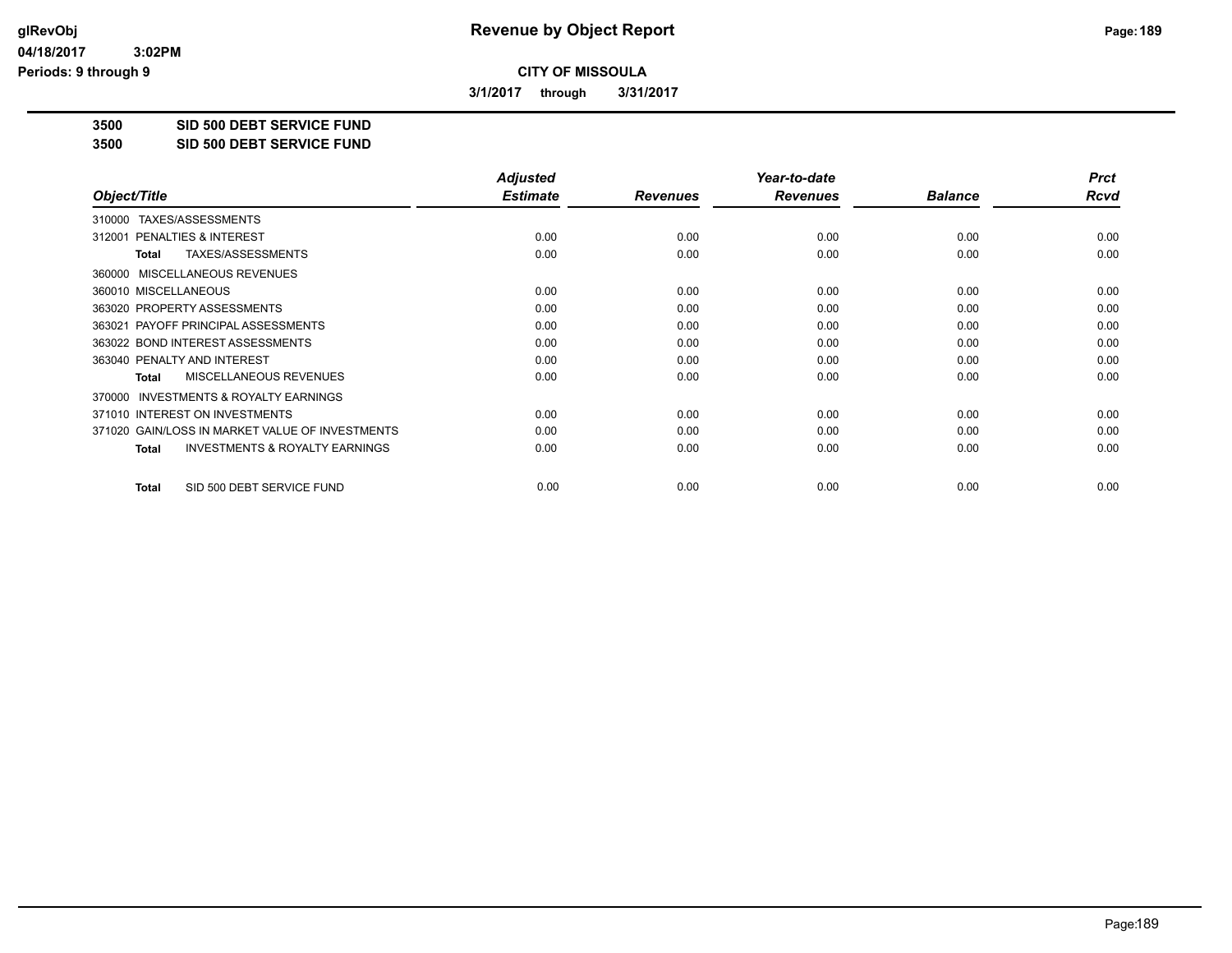**Revenue by Object Report**

**CITY OF MISSOULA**

**3/1/2017 through 3/31/2017**

glRevObj
04/18/2017 3:02PM
Periods: 9 through 9

## 3500 SID 500 DEBT SERVICE FUND
## 3500 SID 500 DEBT SERVICE FUND

| Object/Title | Adjusted Estimate | Revenues | Year-to-date Revenues | Balance | Prct Rcvd |
|---|---|---|---|---|---|
| 310000 TAXES/ASSESSMENTS | | | | | |
| 312001 PENALTIES & INTEREST | 0.00 | 0.00 | 0.00 | 0.00 | 0.00 |
| **Total** TAXES/ASSESSMENTS | 0.00 | 0.00 | 0.00 | 0.00 | 0.00 |
| 360000 MISCELLANEOUS REVENUES | | | | | |
| 360010 MISCELLANEOUS | 0.00 | 0.00 | 0.00 | 0.00 | 0.00 |
| 363020 PROPERTY ASSESSMENTS | 0.00 | 0.00 | 0.00 | 0.00 | 0.00 |
| 363021 PAYOFF PRINCIPAL ASSESSMENTS | 0.00 | 0.00 | 0.00 | 0.00 | 0.00 |
| 363022 BOND INTEREST ASSESSMENTS | 0.00 | 0.00 | 0.00 | 0.00 | 0.00 |
| 363040 PENALTY AND INTEREST | 0.00 | 0.00 | 0.00 | 0.00 | 0.00 |
| **Total** MISCELLANEOUS REVENUES | 0.00 | 0.00 | 0.00 | 0.00 | 0.00 |
| 370000 INVESTMENTS & ROYALTY EARNINGS | | | | | |
| 371010 INTEREST ON INVESTMENTS | 0.00 | 0.00 | 0.00 | 0.00 | 0.00 |
| 371020 GAIN/LOSS IN MARKET VALUE OF INVESTMENTS | 0.00 | 0.00 | 0.00 | 0.00 | 0.00 |
| **Total** INVESTMENTS & ROYALTY EARNINGS | 0.00 | 0.00 | 0.00 | 0.00 | 0.00 |
| **Total** SID 500 DEBT SERVICE FUND | 0.00 | 0.00 | 0.00 | 0.00 | 0.00 |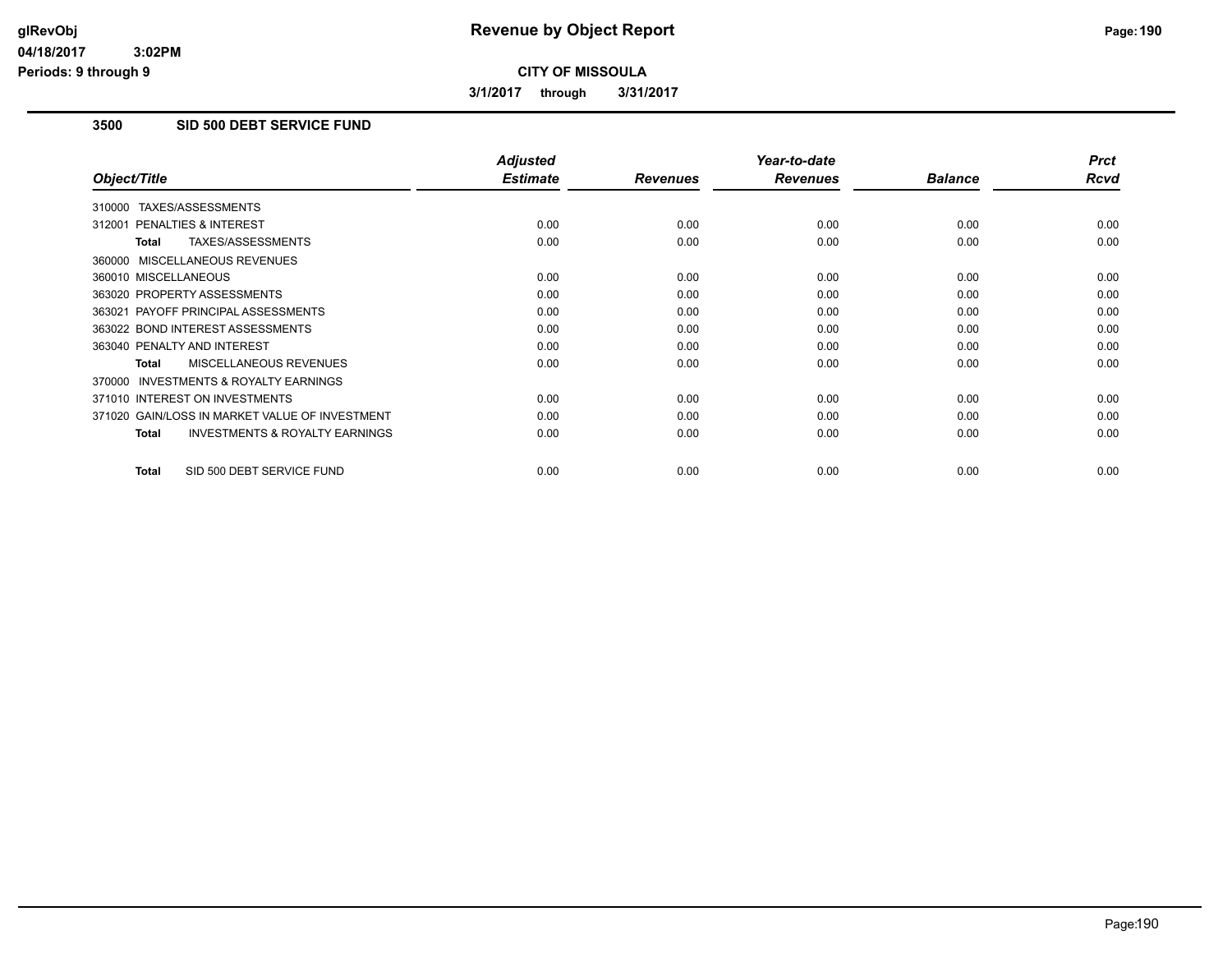**Revenue by Object Report**

**CITY OF MISSOULA**

**3/1/2017 through 3/31/2017**

## 3500 SID 500 DEBT SERVICE FUND

| Object/Title | Adjusted Estimate | Revenues | Year-to-date Revenues | Balance | Prct Rcvd |
| --- | --- | --- | --- | --- | --- |
| 310000 TAXES/ASSESSMENTS | | | | | |
| 312001 PENALTIES & INTEREST | 0.00 | 0.00 | 0.00 | 0.00 | 0.00 |
| **Total** TAXES/ASSESSMENTS | 0.00 | 0.00 | 0.00 | 0.00 | 0.00 |
| 360000 MISCELLANEOUS REVENUES | | | | | |
| 360010 MISCELLANEOUS | 0.00 | 0.00 | 0.00 | 0.00 | 0.00 |
| 363020 PROPERTY ASSESSMENTS | 0.00 | 0.00 | 0.00 | 0.00 | 0.00 |
| 363021 PAYOFF PRINCIPAL ASSESSMENTS | 0.00 | 0.00 | 0.00 | 0.00 | 0.00 |
| 363022 BOND INTEREST ASSESSMENTS | 0.00 | 0.00 | 0.00 | 0.00 | 0.00 |
| 363040 PENALTY AND INTEREST | 0.00 | 0.00 | 0.00 | 0.00 | 0.00 |
| **Total** MISCELLANEOUS REVENUES | 0.00 | 0.00 | 0.00 | 0.00 | 0.00 |
| 370000 INVESTMENTS & ROYALTY EARNINGS | | | | | |
| 371010 INTEREST ON INVESTMENTS | 0.00 | 0.00 | 0.00 | 0.00 | 0.00 |
| 371020 GAIN/LOSS IN MARKET VALUE OF INVESTMENT | 0.00 | 0.00 | 0.00 | 0.00 | 0.00 |
| **Total** INVESTMENTS & ROYALTY EARNINGS | 0.00 | 0.00 | 0.00 | 0.00 | 0.00 |
| **Total** SID 500 DEBT SERVICE FUND | 0.00 | 0.00 | 0.00 | 0.00 | 0.00 |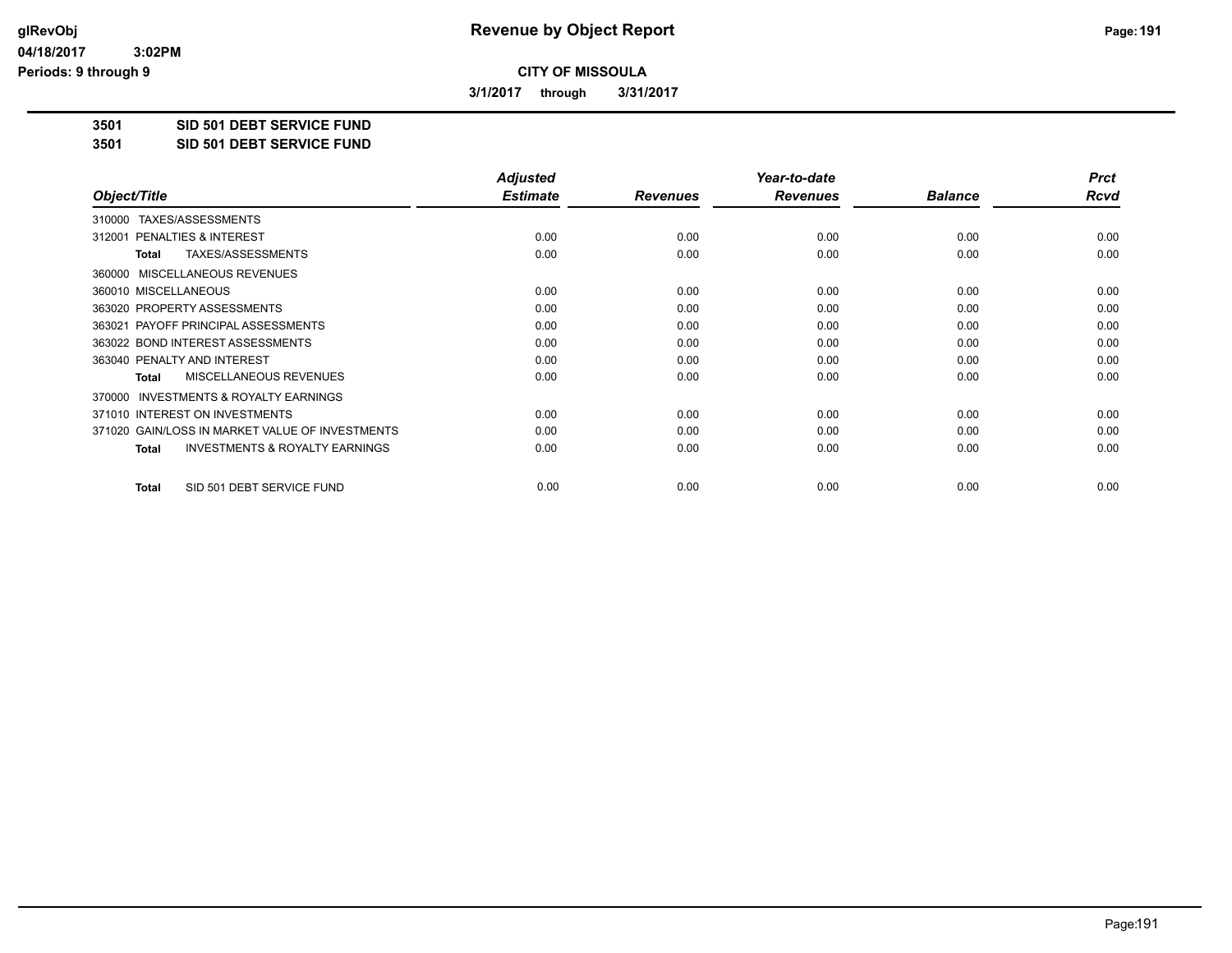**CITY OF MISSOULA**

**3/1/2017 through 3/31/2017**

**3501 SID 501 DEBT SERVICE FUND**

**3501 SID 501 DEBT SERVICE FUND**

| Object/Title | Adjusted Estimate | Revenues | Year-to-date Revenues | Balance | Prct Rcvd |
|---|---|---|---|---|---|
| 310000 TAXES/ASSESSMENTS | | | | | |
| 312001 PENALTIES & INTEREST | 0.00 | 0.00 | 0.00 | 0.00 | 0.00 |
| **Total** TAXES/ASSESSMENTS | 0.00 | 0.00 | 0.00 | 0.00 | 0.00 |
| 360000 MISCELLANEOUS REVENUES | | | | | |
| 360010 MISCELLANEOUS | 0.00 | 0.00 | 0.00 | 0.00 | 0.00 |
| 363020 PROPERTY ASSESSMENTS | 0.00 | 0.00 | 0.00 | 0.00 | 0.00 |
| 363021 PAYOFF PRINCIPAL ASSESSMENTS | 0.00 | 0.00 | 0.00 | 0.00 | 0.00 |
| 363022 BOND INTEREST ASSESSMENTS | 0.00 | 0.00 | 0.00 | 0.00 | 0.00 |
| 363040 PENALTY AND INTEREST | 0.00 | 0.00 | 0.00 | 0.00 | 0.00 |
| **Total** MISCELLANEOUS REVENUES | 0.00 | 0.00 | 0.00 | 0.00 | 0.00 |
| 370000 INVESTMENTS & ROYALTY EARNINGS | | | | | |
| 371010 INTEREST ON INVESTMENTS | 0.00 | 0.00 | 0.00 | 0.00 | 0.00 |
| 371020 GAIN/LOSS IN MARKET VALUE OF INVESTMENTS | 0.00 | 0.00 | 0.00 | 0.00 | 0.00 |
| **Total** INVESTMENTS & ROYALTY EARNINGS | 0.00 | 0.00 | 0.00 | 0.00 | 0.00 |
| **Total** SID 501 DEBT SERVICE FUND | 0.00 | 0.00 | 0.00 | 0.00 | 0.00 |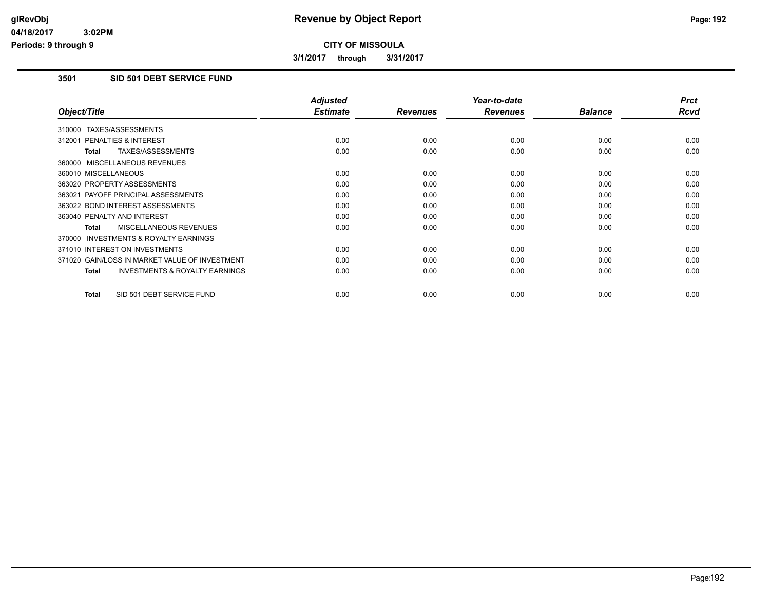# Revenue by Object Report

glRevObj
04/18/2017 3:02PM
Periods: 9 through 9

**CITY OF MISSOULA**

**3/1/2017 through 3/31/2017**

## 3501 SID 501 DEBT SERVICE FUND

| Object/Title | Adjusted Estimate | Revenues | Year-to-date Revenues | Balance | Prct Rcvd |
|---|---|---|---|---|---|
| 310000 TAXES/ASSESSMENTS | | | | | |
| 312001 PENALTIES & INTEREST | 0.00 | 0.00 | 0.00 | 0.00 | 0.00 |
| **Total** TAXES/ASSESSMENTS | 0.00 | 0.00 | 0.00 | 0.00 | 0.00 |
| 360000 MISCELLANEOUS REVENUES | | | | | |
| 360010 MISCELLANEOUS | 0.00 | 0.00 | 0.00 | 0.00 | 0.00 |
| 363020 PROPERTY ASSESSMENTS | 0.00 | 0.00 | 0.00 | 0.00 | 0.00 |
| 363021 PAYOFF PRINCIPAL ASSESSMENTS | 0.00 | 0.00 | 0.00 | 0.00 | 0.00 |
| 363022 BOND INTEREST ASSESSMENTS | 0.00 | 0.00 | 0.00 | 0.00 | 0.00 |
| 363040 PENALTY AND INTEREST | 0.00 | 0.00 | 0.00 | 0.00 | 0.00 |
| **Total** MISCELLANEOUS REVENUES | 0.00 | 0.00 | 0.00 | 0.00 | 0.00 |
| 370000 INVESTMENTS & ROYALTY EARNINGS | | | | | |
| 371010 INTEREST ON INVESTMENTS | 0.00 | 0.00 | 0.00 | 0.00 | 0.00 |
| 371020 GAIN/LOSS IN MARKET VALUE OF INVESTMENT | 0.00 | 0.00 | 0.00 | 0.00 | 0.00 |
| **Total** INVESTMENTS & ROYALTY EARNINGS | 0.00 | 0.00 | 0.00 | 0.00 | 0.00 |
| **Total** SID 501 DEBT SERVICE FUND | 0.00 | 0.00 | 0.00 | 0.00 | 0.00 |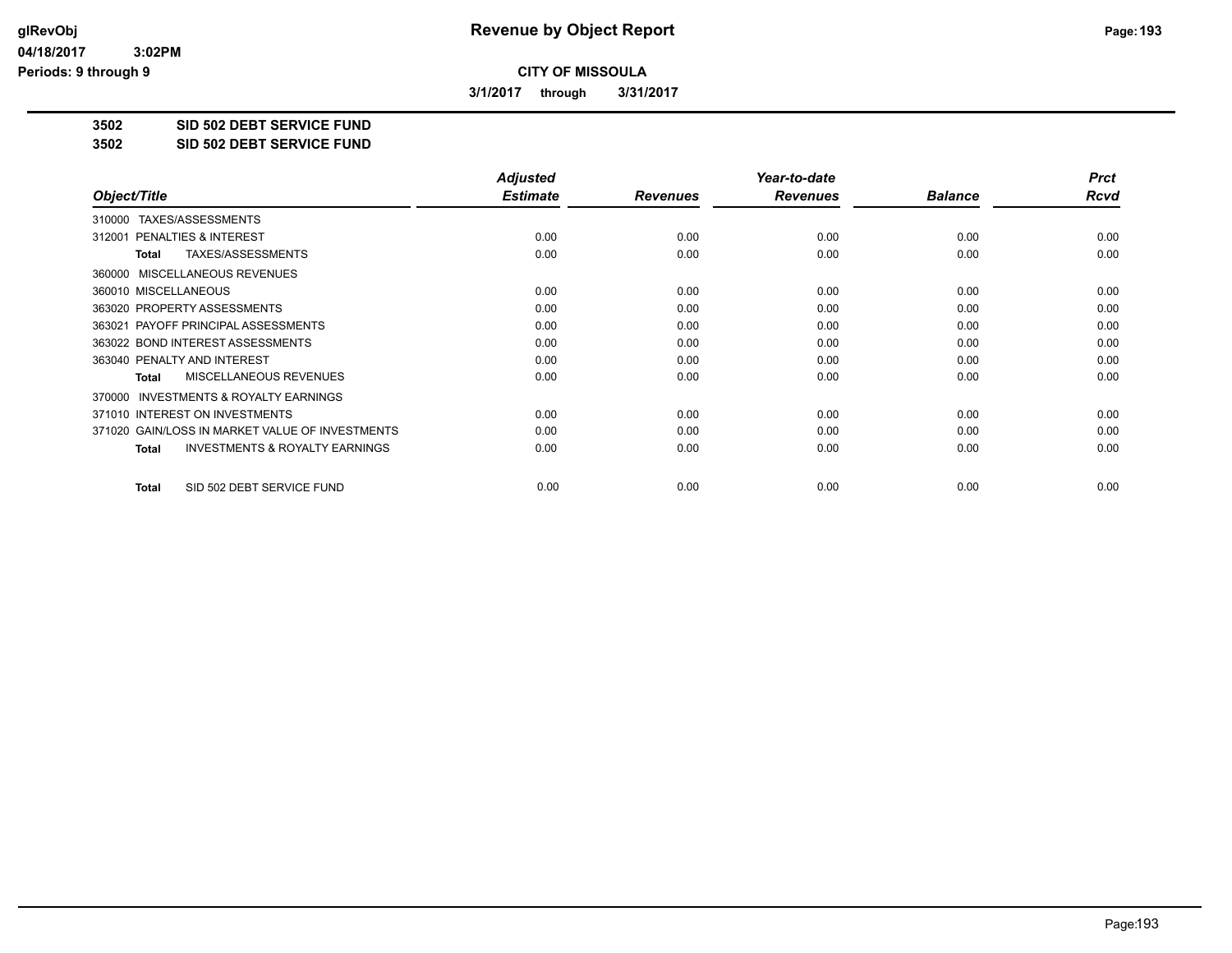# Revenue by Object Report

**CITY OF MISSOULA**

**3/1/2017 through 3/31/2017**

glRevObj
04/18/2017 3:02PM
Periods: 9 through 9

## 3502 SID 502 DEBT SERVICE FUND
## 3502 SID 502 DEBT SERVICE FUND

| Object/Title | Adjusted Estimate | Revenues | Year-to-date Revenues | Balance | Prct Rcvd |
|---|---|---|---|---|---|
| 310000 TAXES/ASSESSMENTS | | | | | |
| 312001 PENALTIES & INTEREST | 0.00 | 0.00 | 0.00 | 0.00 | 0.00 |
| **Total** TAXES/ASSESSMENTS | 0.00 | 0.00 | 0.00 | 0.00 | 0.00 |
| 360000 MISCELLANEOUS REVENUES | | | | | |
| 360010 MISCELLANEOUS | 0.00 | 0.00 | 0.00 | 0.00 | 0.00 |
| 363020 PROPERTY ASSESSMENTS | 0.00 | 0.00 | 0.00 | 0.00 | 0.00 |
| 363021 PAYOFF PRINCIPAL ASSESSMENTS | 0.00 | 0.00 | 0.00 | 0.00 | 0.00 |
| 363022 BOND INTEREST ASSESSMENTS | 0.00 | 0.00 | 0.00 | 0.00 | 0.00 |
| 363040 PENALTY AND INTEREST | 0.00 | 0.00 | 0.00 | 0.00 | 0.00 |
| **Total** MISCELLANEOUS REVENUES | 0.00 | 0.00 | 0.00 | 0.00 | 0.00 |
| 370000 INVESTMENTS & ROYALTY EARNINGS | | | | | |
| 371010 INTEREST ON INVESTMENTS | 0.00 | 0.00 | 0.00 | 0.00 | 0.00 |
| 371020 GAIN/LOSS IN MARKET VALUE OF INVESTMENTS | 0.00 | 0.00 | 0.00 | 0.00 | 0.00 |
| **Total** INVESTMENTS & ROYALTY EARNINGS | 0.00 | 0.00 | 0.00 | 0.00 | 0.00 |
| **Total** SID 502 DEBT SERVICE FUND | 0.00 | 0.00 | 0.00 | 0.00 | 0.00 |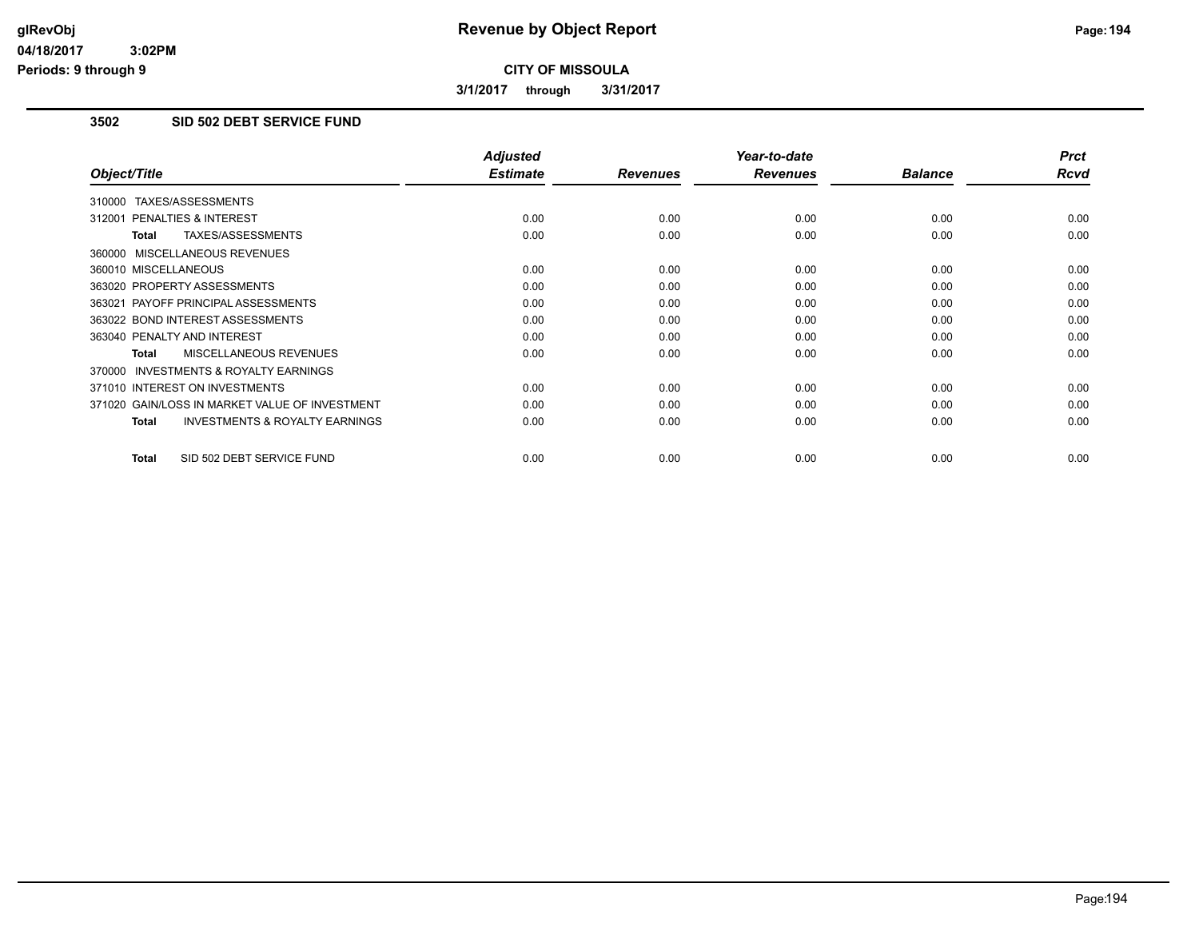# Revenue by Object Report

**CITY OF MISSOULA**

**3/1/2017 through 3/31/2017**

glRevObj
04/18/2017 3:02PM
Periods: 9 through 9

### 3502 SID 502 DEBT SERVICE FUND

| Object/Title | Adjusted Estimate | Revenues | Year-to-date Revenues | Balance | Prct Rcvd |
|---|---|---|---|---|---|
| 310000 TAXES/ASSESSMENTS | | | | | |
| 312001 PENALTIES & INTEREST | 0.00 | 0.00 | 0.00 | 0.00 | 0.00 |
| **Total** TAXES/ASSESSMENTS | 0.00 | 0.00 | 0.00 | 0.00 | 0.00 |
| 360000 MISCELLANEOUS REVENUES | | | | | |
| 360010 MISCELLANEOUS | 0.00 | 0.00 | 0.00 | 0.00 | 0.00 |
| 363020 PROPERTY ASSESSMENTS | 0.00 | 0.00 | 0.00 | 0.00 | 0.00 |
| 363021 PAYOFF PRINCIPAL ASSESSMENTS | 0.00 | 0.00 | 0.00 | 0.00 | 0.00 |
| 363022 BOND INTEREST ASSESSMENTS | 0.00 | 0.00 | 0.00 | 0.00 | 0.00 |
| 363040 PENALTY AND INTEREST | 0.00 | 0.00 | 0.00 | 0.00 | 0.00 |
| **Total** MISCELLANEOUS REVENUES | 0.00 | 0.00 | 0.00 | 0.00 | 0.00 |
| 370000 INVESTMENTS & ROYALTY EARNINGS | | | | | |
| 371010 INTEREST ON INVESTMENTS | 0.00 | 0.00 | 0.00 | 0.00 | 0.00 |
| 371020 GAIN/LOSS IN MARKET VALUE OF INVESTMENT | 0.00 | 0.00 | 0.00 | 0.00 | 0.00 |
| **Total** INVESTMENTS & ROYALTY EARNINGS | 0.00 | 0.00 | 0.00 | 0.00 | 0.00 |
| **Total** SID 502 DEBT SERVICE FUND | 0.00 | 0.00 | 0.00 | 0.00 | 0.00 |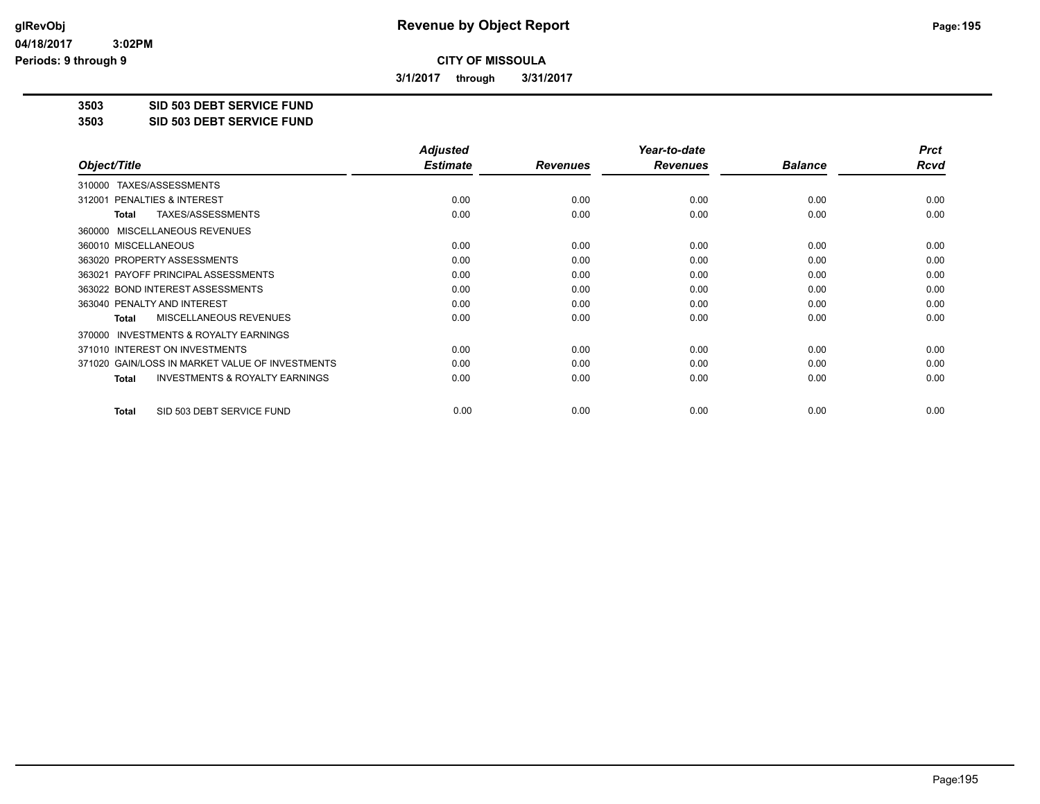**Revenue by Object Report**

**CITY OF MISSOULA**

**3/1/2017 through 3/31/2017**

**3503 SID 503 DEBT SERVICE FUND**

**3503 SID 503 DEBT SERVICE FUND**

| Object/Title | Adjusted Estimate | Revenues | Year-to-date Revenues | Balance | Prct Rcvd |
|---|---|---|---|---|---|
| 310000 TAXES/ASSESSMENTS | | | | | |
| 312001 PENALTIES & INTEREST | 0.00 | 0.00 | 0.00 | 0.00 | 0.00 |
| **Total** TAXES/ASSESSMENTS | 0.00 | 0.00 | 0.00 | 0.00 | 0.00 |
| 360000 MISCELLANEOUS REVENUES | | | | | |
| 360010 MISCELLANEOUS | 0.00 | 0.00 | 0.00 | 0.00 | 0.00 |
| 363020 PROPERTY ASSESSMENTS | 0.00 | 0.00 | 0.00 | 0.00 | 0.00 |
| 363021 PAYOFF PRINCIPAL ASSESSMENTS | 0.00 | 0.00 | 0.00 | 0.00 | 0.00 |
| 363022 BOND INTEREST ASSESSMENTS | 0.00 | 0.00 | 0.00 | 0.00 | 0.00 |
| 363040 PENALTY AND INTEREST | 0.00 | 0.00 | 0.00 | 0.00 | 0.00 |
| **Total** MISCELLANEOUS REVENUES | 0.00 | 0.00 | 0.00 | 0.00 | 0.00 |
| 370000 INVESTMENTS & ROYALTY EARNINGS | | | | | |
| 371010 INTEREST ON INVESTMENTS | 0.00 | 0.00 | 0.00 | 0.00 | 0.00 |
| 371020 GAIN/LOSS IN MARKET VALUE OF INVESTMENTS | 0.00 | 0.00 | 0.00 | 0.00 | 0.00 |
| **Total** INVESTMENTS & ROYALTY EARNINGS | 0.00 | 0.00 | 0.00 | 0.00 | 0.00 |
| **Total** SID 503 DEBT SERVICE FUND | 0.00 | 0.00 | 0.00 | 0.00 | 0.00 |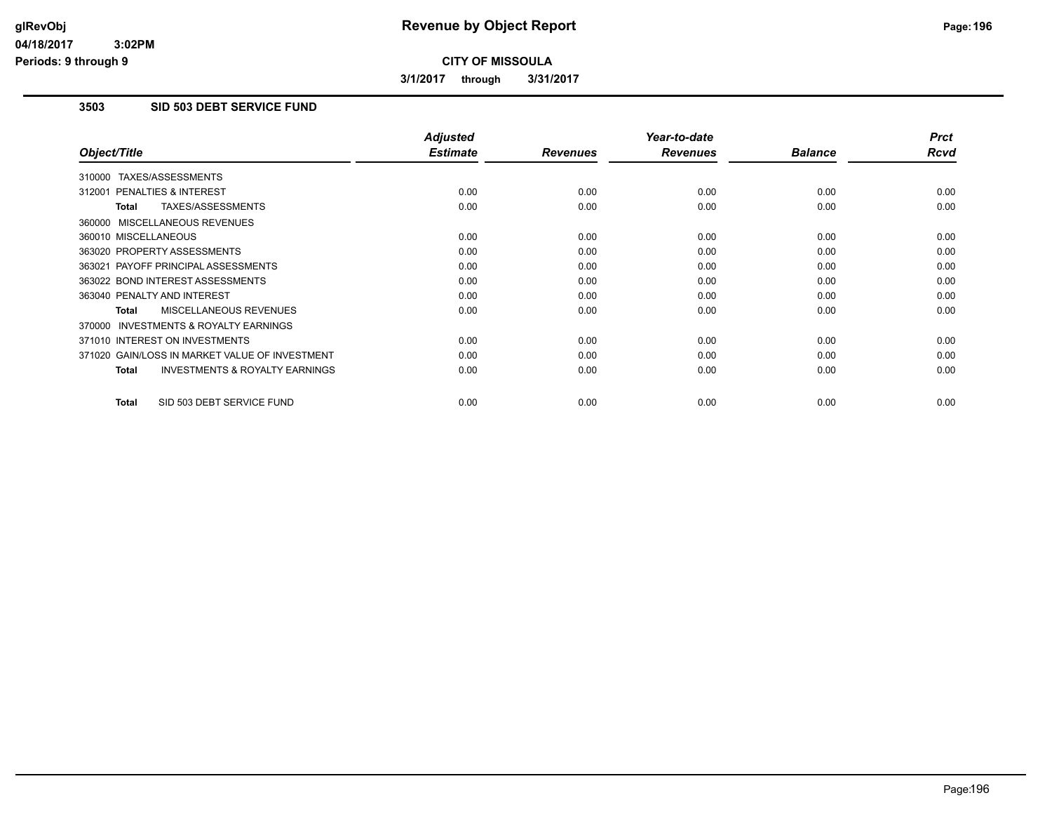# Revenue by Object Report

glRevObj
04/18/2017 3:02PM
Periods: 9 through 9

**CITY OF MISSOULA**

**3/1/2017 through 3/31/2017**

### 3503 SID 503 DEBT SERVICE FUND

| Object/Title | Adjusted Estimate | Revenues | Year-to-date Revenues | Balance | Prct Rcvd |
|---|---|---|---|---|---|
| 310000 TAXES/ASSESSMENTS | | | | | |
| 312001 PENALTIES & INTEREST | 0.00 | 0.00 | 0.00 | 0.00 | 0.00 |
| **Total** TAXES/ASSESSMENTS | 0.00 | 0.00 | 0.00 | 0.00 | 0.00 |
| 360000 MISCELLANEOUS REVENUES | | | | | |
| 360010 MISCELLANEOUS | 0.00 | 0.00 | 0.00 | 0.00 | 0.00 |
| 363020 PROPERTY ASSESSMENTS | 0.00 | 0.00 | 0.00 | 0.00 | 0.00 |
| 363021 PAYOFF PRINCIPAL ASSESSMENTS | 0.00 | 0.00 | 0.00 | 0.00 | 0.00 |
| 363022 BOND INTEREST ASSESSMENTS | 0.00 | 0.00 | 0.00 | 0.00 | 0.00 |
| 363040 PENALTY AND INTEREST | 0.00 | 0.00 | 0.00 | 0.00 | 0.00 |
| **Total** MISCELLANEOUS REVENUES | 0.00 | 0.00 | 0.00 | 0.00 | 0.00 |
| 370000 INVESTMENTS & ROYALTY EARNINGS | | | | | |
| 371010 INTEREST ON INVESTMENTS | 0.00 | 0.00 | 0.00 | 0.00 | 0.00 |
| 371020 GAIN/LOSS IN MARKET VALUE OF INVESTMENT | 0.00 | 0.00 | 0.00 | 0.00 | 0.00 |
| **Total** INVESTMENTS & ROYALTY EARNINGS | 0.00 | 0.00 | 0.00 | 0.00 | 0.00 |
| **Total** SID 503 DEBT SERVICE FUND | 0.00 | 0.00 | 0.00 | 0.00 | 0.00 |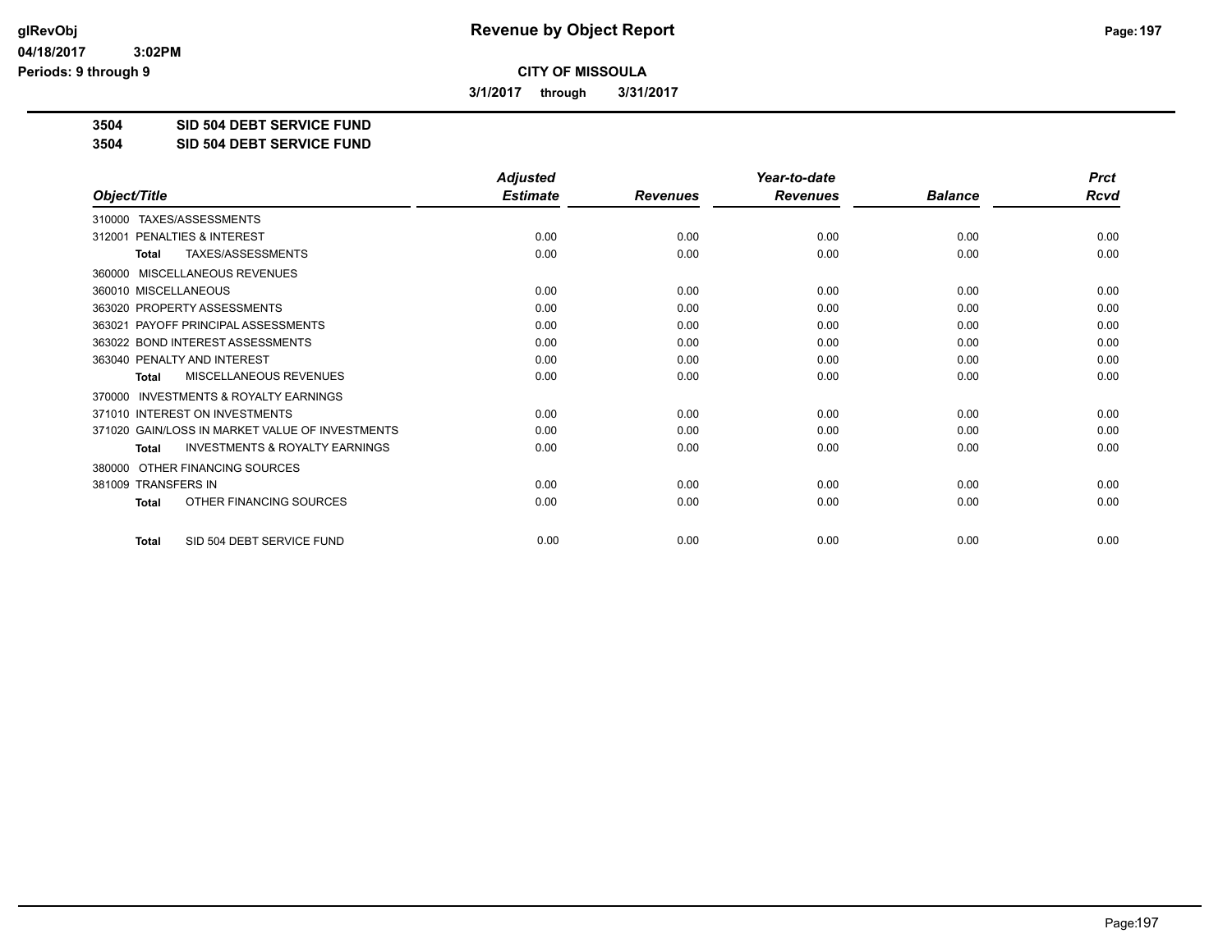# Revenue by Object Report

glRevObj
04/18/2017 3:02PM
Periods: 9 through 9

**CITY OF MISSOULA**

3/1/2017 through 3/31/2017

**3504 SID 504 DEBT SERVICE FUND**
**3504 SID 504 DEBT SERVICE FUND**

| Object/Title | Adjusted Estimate | Revenues | Year-to-date Revenues | Balance | Prct Rcvd |
|---|---|---|---|---|---|
| 310000 TAXES/ASSESSMENTS | | | | | |
| 312001 PENALTIES & INTEREST | 0.00 | 0.00 | 0.00 | 0.00 | 0.00 |
| **Total** TAXES/ASSESSMENTS | 0.00 | 0.00 | 0.00 | 0.00 | 0.00 |
| 360000 MISCELLANEOUS REVENUES | | | | | |
| 360010 MISCELLANEOUS | 0.00 | 0.00 | 0.00 | 0.00 | 0.00 |
| 363020 PROPERTY ASSESSMENTS | 0.00 | 0.00 | 0.00 | 0.00 | 0.00 |
| 363021 PAYOFF PRINCIPAL ASSESSMENTS | 0.00 | 0.00 | 0.00 | 0.00 | 0.00 |
| 363022 BOND INTEREST ASSESSMENTS | 0.00 | 0.00 | 0.00 | 0.00 | 0.00 |
| 363040 PENALTY AND INTEREST | 0.00 | 0.00 | 0.00 | 0.00 | 0.00 |
| **Total** MISCELLANEOUS REVENUES | 0.00 | 0.00 | 0.00 | 0.00 | 0.00 |
| 370000 INVESTMENTS & ROYALTY EARNINGS | | | | | |
| 371010 INTEREST ON INVESTMENTS | 0.00 | 0.00 | 0.00 | 0.00 | 0.00 |
| 371020 GAIN/LOSS IN MARKET VALUE OF INVESTMENTS | 0.00 | 0.00 | 0.00 | 0.00 | 0.00 |
| **Total** INVESTMENTS & ROYALTY EARNINGS | 0.00 | 0.00 | 0.00 | 0.00 | 0.00 |
| 380000 OTHER FINANCING SOURCES | | | | | |
| 381009 TRANSFERS IN | 0.00 | 0.00 | 0.00 | 0.00 | 0.00 |
| **Total** OTHER FINANCING SOURCES | 0.00 | 0.00 | 0.00 | 0.00 | 0.00 |
| **Total** SID 504 DEBT SERVICE FUND | 0.00 | 0.00 | 0.00 | 0.00 | 0.00 |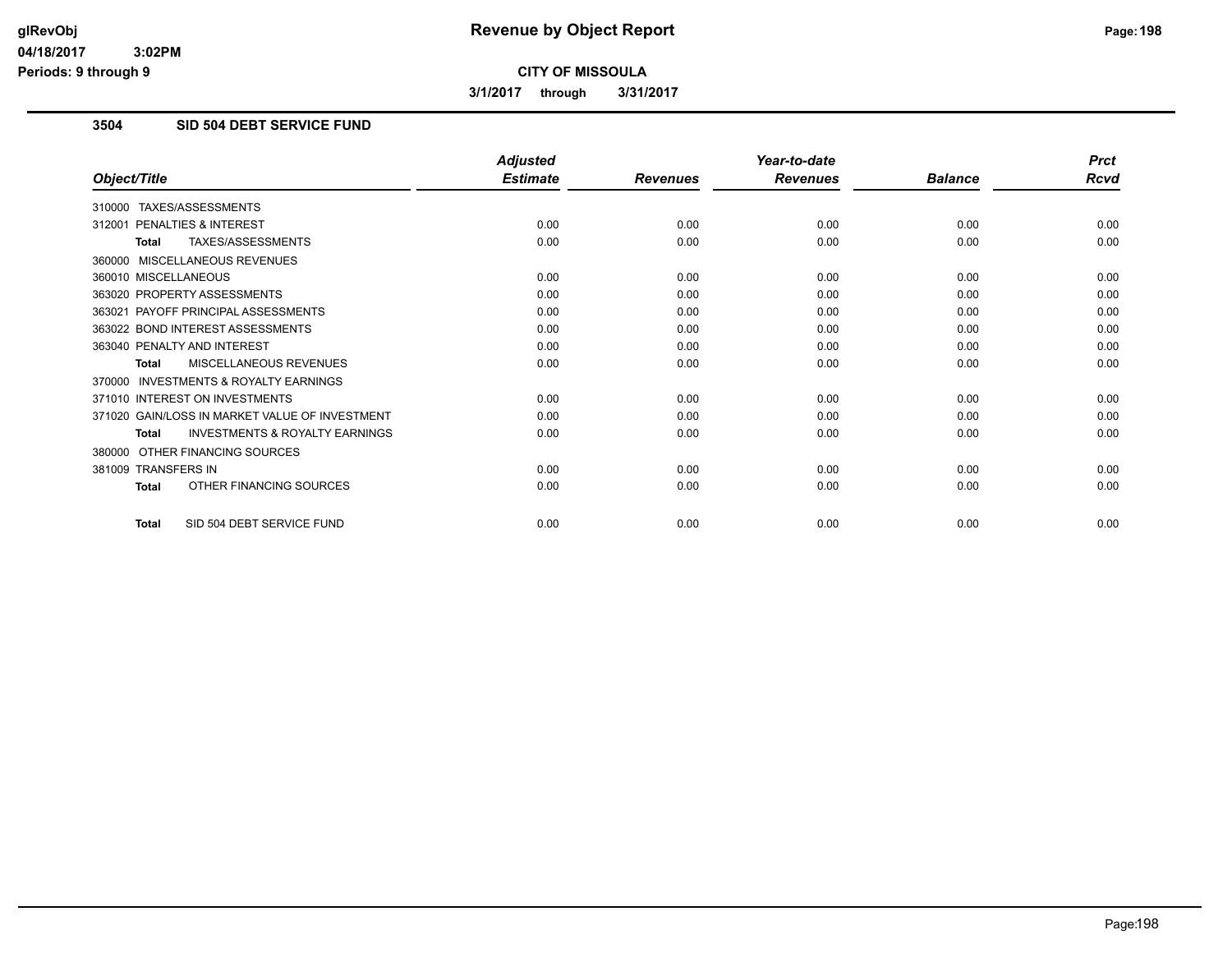# Revenue by Object Report

**CITY OF MISSOULA**

**3/1/2017 through 3/31/2017**

glRevObj
04/18/2017 3:02PM
Periods: 9 through 9

## 3504 SID 504 DEBT SERVICE FUND

| Object/Title | Adjusted Estimate | Revenues | Year-to-date Revenues | Balance | Prct Rcvd |
|---|---|---|---|---|---|
| 310000 TAXES/ASSESSMENTS | | | | | |
| 312001 PENALTIES & INTEREST | 0.00 | 0.00 | 0.00 | 0.00 | 0.00 |
| **Total** TAXES/ASSESSMENTS | 0.00 | 0.00 | 0.00 | 0.00 | 0.00 |
| 360000 MISCELLANEOUS REVENUES | | | | | |
| 360010 MISCELLANEOUS | 0.00 | 0.00 | 0.00 | 0.00 | 0.00 |
| 363020 PROPERTY ASSESSMENTS | 0.00 | 0.00 | 0.00 | 0.00 | 0.00 |
| 363021 PAYOFF PRINCIPAL ASSESSMENTS | 0.00 | 0.00 | 0.00 | 0.00 | 0.00 |
| 363022 BOND INTEREST ASSESSMENTS | 0.00 | 0.00 | 0.00 | 0.00 | 0.00 |
| 363040 PENALTY AND INTEREST | 0.00 | 0.00 | 0.00 | 0.00 | 0.00 |
| **Total** MISCELLANEOUS REVENUES | 0.00 | 0.00 | 0.00 | 0.00 | 0.00 |
| 370000 INVESTMENTS & ROYALTY EARNINGS | | | | | |
| 371010 INTEREST ON INVESTMENTS | 0.00 | 0.00 | 0.00 | 0.00 | 0.00 |
| 371020 GAIN/LOSS IN MARKET VALUE OF INVESTMENT | 0.00 | 0.00 | 0.00 | 0.00 | 0.00 |
| **Total** INVESTMENTS & ROYALTY EARNINGS | 0.00 | 0.00 | 0.00 | 0.00 | 0.00 |
| 380000 OTHER FINANCING SOURCES | | | | | |
| 381009 TRANSFERS IN | 0.00 | 0.00 | 0.00 | 0.00 | 0.00 |
| **Total** OTHER FINANCING SOURCES | 0.00 | 0.00 | 0.00 | 0.00 | 0.00 |
| **Total** SID 504 DEBT SERVICE FUND | 0.00 | 0.00 | 0.00 | 0.00 | 0.00 |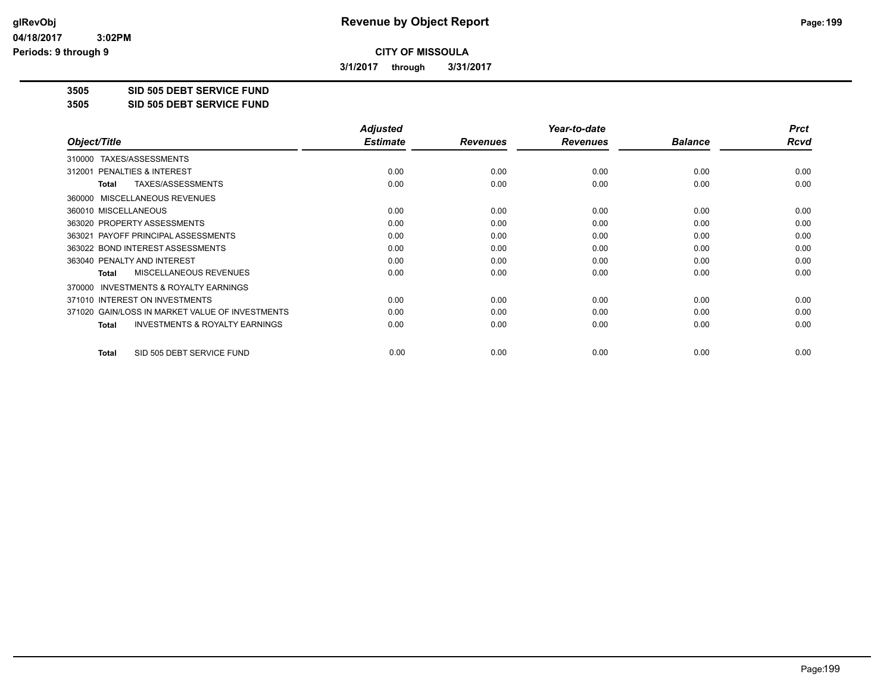**Revenue by Object Report**

**CITY OF MISSOULA**

**3/1/2017 through 3/31/2017**

glRevObj
04/18/2017 3:02PM
Periods: 9 through 9

**3505 SID 505 DEBT SERVICE FUND**
**3505 SID 505 DEBT SERVICE FUND**

| Object/Title | Adjusted Estimate | Revenues | Year-to-date Revenues | Balance | Prct Rcvd |
|---|---|---|---|---|---|
| 310000 TAXES/ASSESSMENTS | | | | | |
| 312001 PENALTIES & INTEREST | 0.00 | 0.00 | 0.00 | 0.00 | 0.00 |
| **Total** TAXES/ASSESSMENTS | 0.00 | 0.00 | 0.00 | 0.00 | 0.00 |
| 360000 MISCELLANEOUS REVENUES | | | | | |
| 360010 MISCELLANEOUS | 0.00 | 0.00 | 0.00 | 0.00 | 0.00 |
| 363020 PROPERTY ASSESSMENTS | 0.00 | 0.00 | 0.00 | 0.00 | 0.00 |
| 363021 PAYOFF PRINCIPAL ASSESSMENTS | 0.00 | 0.00 | 0.00 | 0.00 | 0.00 |
| 363022 BOND INTEREST ASSESSMENTS | 0.00 | 0.00 | 0.00 | 0.00 | 0.00 |
| 363040 PENALTY AND INTEREST | 0.00 | 0.00 | 0.00 | 0.00 | 0.00 |
| **Total** MISCELLANEOUS REVENUES | 0.00 | 0.00 | 0.00 | 0.00 | 0.00 |
| 370000 INVESTMENTS & ROYALTY EARNINGS | | | | | |
| 371010 INTEREST ON INVESTMENTS | 0.00 | 0.00 | 0.00 | 0.00 | 0.00 |
| 371020 GAIN/LOSS IN MARKET VALUE OF INVESTMENTS | 0.00 | 0.00 | 0.00 | 0.00 | 0.00 |
| **Total** INVESTMENTS & ROYALTY EARNINGS | 0.00 | 0.00 | 0.00 | 0.00 | 0.00 |
| **Total** SID 505 DEBT SERVICE FUND | 0.00 | 0.00 | 0.00 | 0.00 | 0.00 |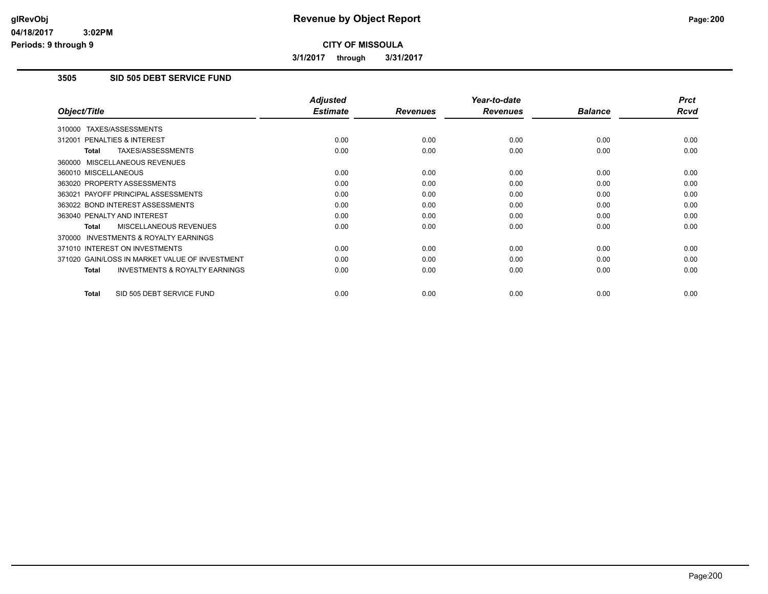# Revenue by Object Report

**CITY OF MISSOULA**

**3/1/2017 through 3/31/2017**

glRevObj
04/18/2017 3:02PM
Periods: 9 through 9

### 3505 SID 505 DEBT SERVICE FUND

| Object/Title | Adjusted Estimate | Revenues | Year-to-date Revenues | Balance | Prct Rcvd |
|---|---|---|---|---|---|
| 310000 TAXES/ASSESSMENTS | | | | | |
| 312001 PENALTIES & INTEREST | 0.00 | 0.00 | 0.00 | 0.00 | 0.00 |
| **Total** TAXES/ASSESSMENTS | 0.00 | 0.00 | 0.00 | 0.00 | 0.00 |
| 360000 MISCELLANEOUS REVENUES | | | | | |
| 360010 MISCELLANEOUS | 0.00 | 0.00 | 0.00 | 0.00 | 0.00 |
| 363020 PROPERTY ASSESSMENTS | 0.00 | 0.00 | 0.00 | 0.00 | 0.00 |
| 363021 PAYOFF PRINCIPAL ASSESSMENTS | 0.00 | 0.00 | 0.00 | 0.00 | 0.00 |
| 363022 BOND INTEREST ASSESSMENTS | 0.00 | 0.00 | 0.00 | 0.00 | 0.00 |
| 363040 PENALTY AND INTEREST | 0.00 | 0.00 | 0.00 | 0.00 | 0.00 |
| **Total** MISCELLANEOUS REVENUES | 0.00 | 0.00 | 0.00 | 0.00 | 0.00 |
| 370000 INVESTMENTS & ROYALTY EARNINGS | | | | | |
| 371010 INTEREST ON INVESTMENTS | 0.00 | 0.00 | 0.00 | 0.00 | 0.00 |
| 371020 GAIN/LOSS IN MARKET VALUE OF INVESTMENT | 0.00 | 0.00 | 0.00 | 0.00 | 0.00 |
| **Total** INVESTMENTS & ROYALTY EARNINGS | 0.00 | 0.00 | 0.00 | 0.00 | 0.00 |
| **Total** SID 505 DEBT SERVICE FUND | 0.00 | 0.00 | 0.00 | 0.00 | 0.00 |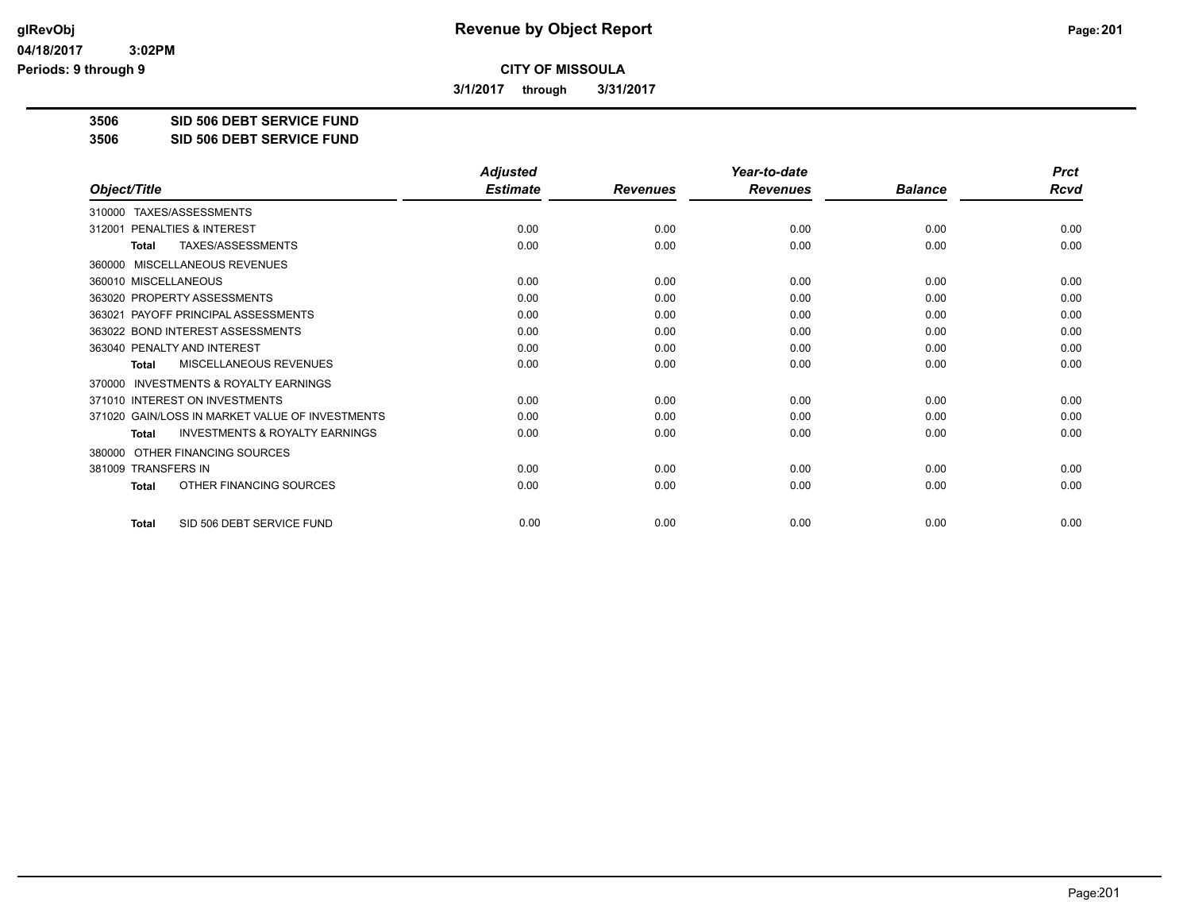# Revenue by Object Report

## CITY OF MISSOULA

**3/1/2017 through 3/31/2017**

**3506 SID 506 DEBT SERVICE FUND**
**3506 SID 506 DEBT SERVICE FUND**

| Object/Title | Adjusted Estimate | Revenues | Year-to-date Revenues | Balance | Prct Rcvd |
|---|---|---|---|---|---|
| 310000 TAXES/ASSESSMENTS | | | | | |
| 312001 PENALTIES & INTEREST | 0.00 | 0.00 | 0.00 | 0.00 | 0.00 |
| **Total** TAXES/ASSESSMENTS | 0.00 | 0.00 | 0.00 | 0.00 | 0.00 |
| 360000 MISCELLANEOUS REVENUES | | | | | |
| 360010 MISCELLANEOUS | 0.00 | 0.00 | 0.00 | 0.00 | 0.00 |
| 363020 PROPERTY ASSESSMENTS | 0.00 | 0.00 | 0.00 | 0.00 | 0.00 |
| 363021 PAYOFF PRINCIPAL ASSESSMENTS | 0.00 | 0.00 | 0.00 | 0.00 | 0.00 |
| 363022 BOND INTEREST ASSESSMENTS | 0.00 | 0.00 | 0.00 | 0.00 | 0.00 |
| 363040 PENALTY AND INTEREST | 0.00 | 0.00 | 0.00 | 0.00 | 0.00 |
| **Total** MISCELLANEOUS REVENUES | 0.00 | 0.00 | 0.00 | 0.00 | 0.00 |
| 370000 INVESTMENTS & ROYALTY EARNINGS | | | | | |
| 371010 INTEREST ON INVESTMENTS | 0.00 | 0.00 | 0.00 | 0.00 | 0.00 |
| 371020 GAIN/LOSS IN MARKET VALUE OF INVESTMENTS | 0.00 | 0.00 | 0.00 | 0.00 | 0.00 |
| **Total** INVESTMENTS & ROYALTY EARNINGS | 0.00 | 0.00 | 0.00 | 0.00 | 0.00 |
| 380000 OTHER FINANCING SOURCES | | | | | |
| 381009 TRANSFERS IN | 0.00 | 0.00 | 0.00 | 0.00 | 0.00 |
| **Total** OTHER FINANCING SOURCES | 0.00 | 0.00 | 0.00 | 0.00 | 0.00 |
| **Total** SID 506 DEBT SERVICE FUND | 0.00 | 0.00 | 0.00 | 0.00 | 0.00 |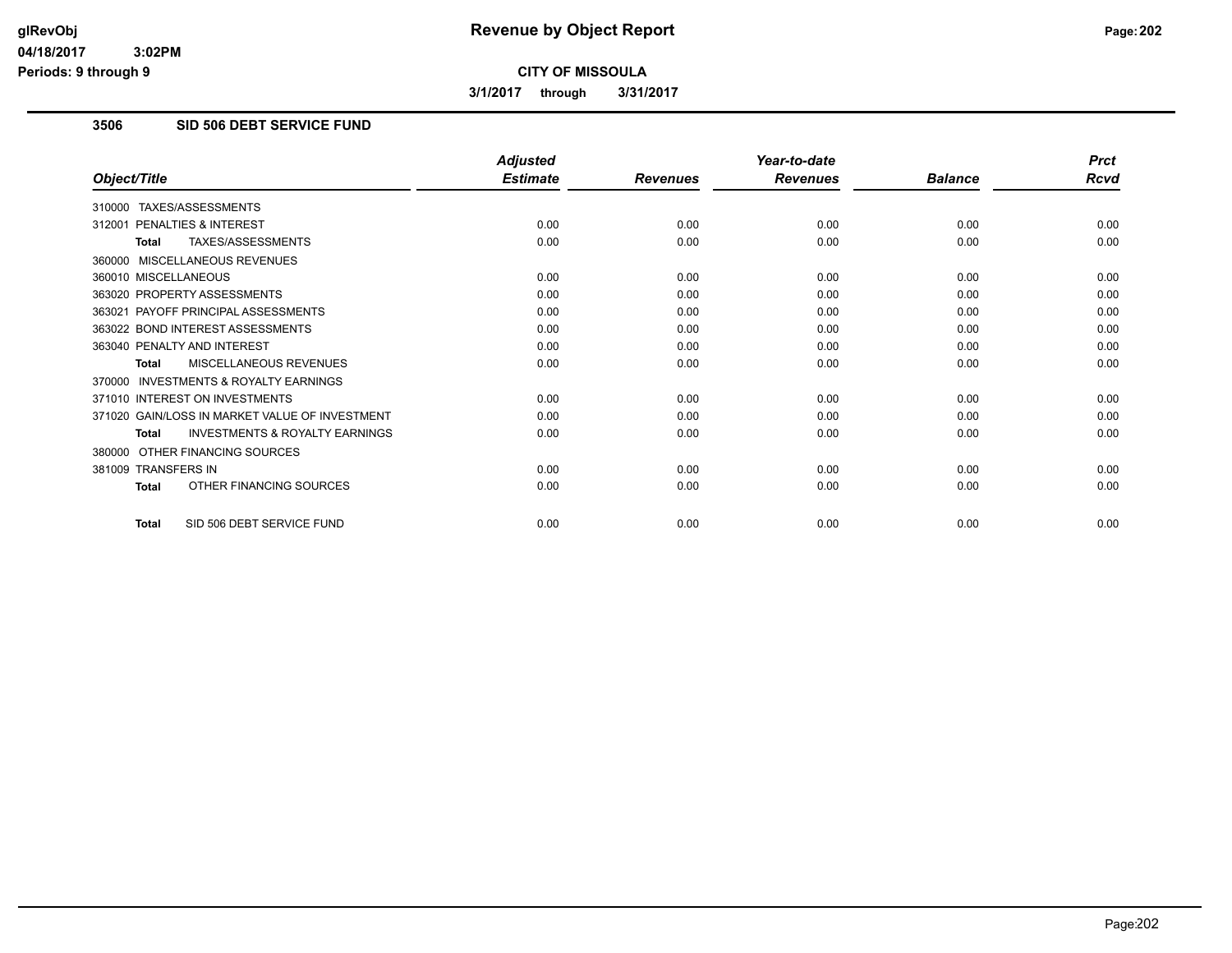**Revenue by Object Report**

**CITY OF MISSOULA**

**3/1/2017 through 3/31/2017**

glRevObj
04/18/2017 3:02PM
Periods: 9 through 9

## 3506 SID 506 DEBT SERVICE FUND

| Object/Title | Adjusted Estimate | Revenues | Year-to-date Revenues | Balance | Prct Rcvd |
|---|---|---|---|---|---|
| 310000 TAXES/ASSESSMENTS | | | | | |
| 312001 PENALTIES & INTEREST | 0.00 | 0.00 | 0.00 | 0.00 | 0.00 |
| **Total** TAXES/ASSESSMENTS | 0.00 | 0.00 | 0.00 | 0.00 | 0.00 |
| 360000 MISCELLANEOUS REVENUES | | | | | |
| 360010 MISCELLANEOUS | 0.00 | 0.00 | 0.00 | 0.00 | 0.00 |
| 363020 PROPERTY ASSESSMENTS | 0.00 | 0.00 | 0.00 | 0.00 | 0.00 |
| 363021 PAYOFF PRINCIPAL ASSESSMENTS | 0.00 | 0.00 | 0.00 | 0.00 | 0.00 |
| 363022 BOND INTEREST ASSESSMENTS | 0.00 | 0.00 | 0.00 | 0.00 | 0.00 |
| 363040 PENALTY AND INTEREST | 0.00 | 0.00 | 0.00 | 0.00 | 0.00 |
| **Total** MISCELLANEOUS REVENUES | 0.00 | 0.00 | 0.00 | 0.00 | 0.00 |
| 370000 INVESTMENTS & ROYALTY EARNINGS | | | | | |
| 371010 INTEREST ON INVESTMENTS | 0.00 | 0.00 | 0.00 | 0.00 | 0.00 |
| 371020 GAIN/LOSS IN MARKET VALUE OF INVESTMENT | 0.00 | 0.00 | 0.00 | 0.00 | 0.00 |
| **Total** INVESTMENTS & ROYALTY EARNINGS | 0.00 | 0.00 | 0.00 | 0.00 | 0.00 |
| 380000 OTHER FINANCING SOURCES | | | | | |
| 381009 TRANSFERS IN | 0.00 | 0.00 | 0.00 | 0.00 | 0.00 |
| **Total** OTHER FINANCING SOURCES | 0.00 | 0.00 | 0.00 | 0.00 | 0.00 |
| **Total** SID 506 DEBT SERVICE FUND | 0.00 | 0.00 | 0.00 | 0.00 | 0.00 |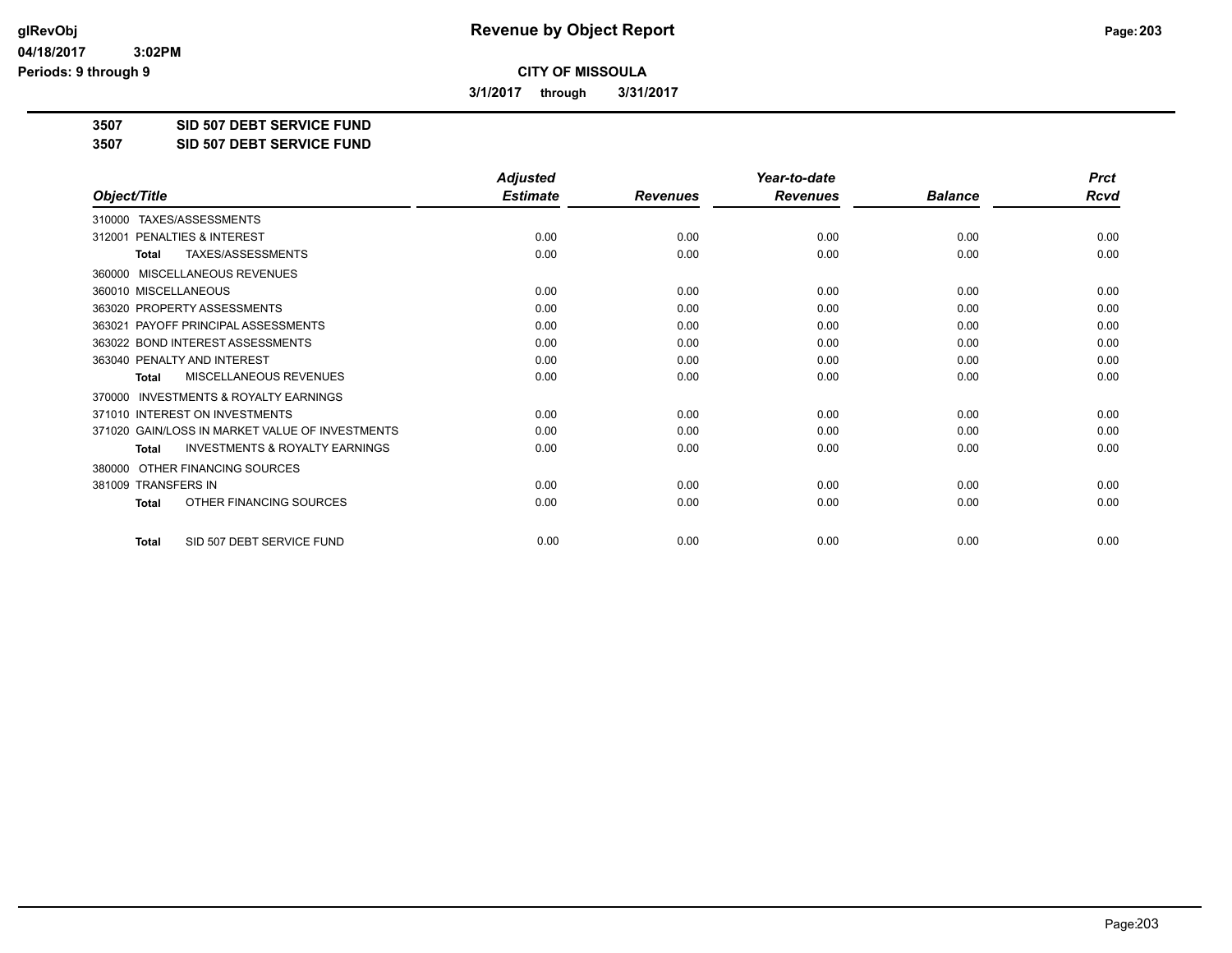**Revenue by Object Report**

**CITY OF MISSOULA**

**3/1/2017 through 3/31/2017**

glRevObj
04/18/2017 3:02PM
Periods: 9 through 9

**3507 SID 507 DEBT SERVICE FUND**
**3507 SID 507 DEBT SERVICE FUND**

| Object/Title | Adjusted Estimate | Revenues | Year-to-date Revenues | Balance | Prct Rcvd |
|---|---|---|---|---|---|
| 310000 TAXES/ASSESSMENTS | | | | | |
| 312001 PENALTIES & INTEREST | 0.00 | 0.00 | 0.00 | 0.00 | 0.00 |
| **Total** TAXES/ASSESSMENTS | 0.00 | 0.00 | 0.00 | 0.00 | 0.00 |
| 360000 MISCELLANEOUS REVENUES | | | | | |
| 360010 MISCELLANEOUS | 0.00 | 0.00 | 0.00 | 0.00 | 0.00 |
| 363020 PROPERTY ASSESSMENTS | 0.00 | 0.00 | 0.00 | 0.00 | 0.00 |
| 363021 PAYOFF PRINCIPAL ASSESSMENTS | 0.00 | 0.00 | 0.00 | 0.00 | 0.00 |
| 363022 BOND INTEREST ASSESSMENTS | 0.00 | 0.00 | 0.00 | 0.00 | 0.00 |
| 363040 PENALTY AND INTEREST | 0.00 | 0.00 | 0.00 | 0.00 | 0.00 |
| **Total** MISCELLANEOUS REVENUES | 0.00 | 0.00 | 0.00 | 0.00 | 0.00 |
| 370000 INVESTMENTS & ROYALTY EARNINGS | | | | | |
| 371010 INTEREST ON INVESTMENTS | 0.00 | 0.00 | 0.00 | 0.00 | 0.00 |
| 371020 GAIN/LOSS IN MARKET VALUE OF INVESTMENTS | 0.00 | 0.00 | 0.00 | 0.00 | 0.00 |
| **Total** INVESTMENTS & ROYALTY EARNINGS | 0.00 | 0.00 | 0.00 | 0.00 | 0.00 |
| 380000 OTHER FINANCING SOURCES | | | | | |
| 381009 TRANSFERS IN | 0.00 | 0.00 | 0.00 | 0.00 | 0.00 |
| **Total** OTHER FINANCING SOURCES | 0.00 | 0.00 | 0.00 | 0.00 | 0.00 |
| **Total** SID 507 DEBT SERVICE FUND | 0.00 | 0.00 | 0.00 | 0.00 | 0.00 |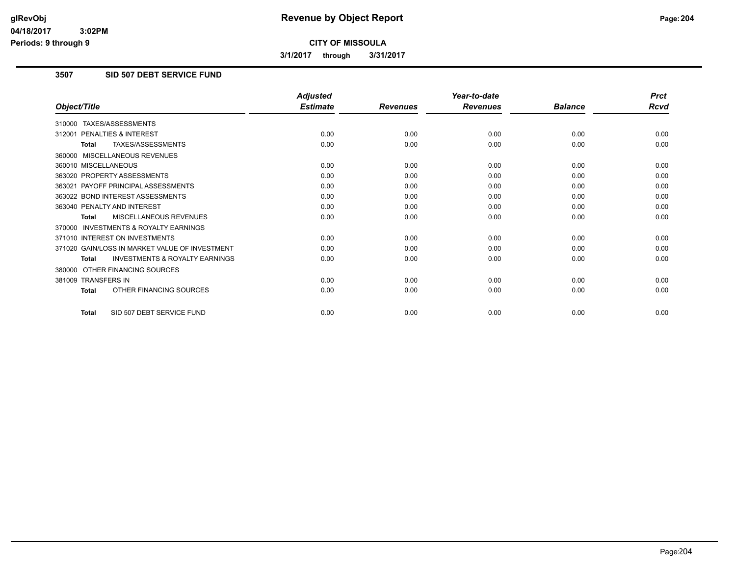# Revenue by Object Report

**CITY OF MISSOULA**

**3/1/2017 through 3/31/2017**

glRevObj
04/18/2017 3:02PM
Periods: 9 through 9

## 3507 SID 507 DEBT SERVICE FUND

| Object/Title | Adjusted Estimate | Revenues | Year-to-date Revenues | Balance | Prct Rcvd |
|---|---|---|---|---|---|
| 310000 TAXES/ASSESSMENTS | | | | | |
| 312001 PENALTIES & INTEREST | 0.00 | 0.00 | 0.00 | 0.00 | 0.00 |
| **Total** TAXES/ASSESSMENTS | 0.00 | 0.00 | 0.00 | 0.00 | 0.00 |
| 360000 MISCELLANEOUS REVENUES | | | | | |
| 360010 MISCELLANEOUS | 0.00 | 0.00 | 0.00 | 0.00 | 0.00 |
| 363020 PROPERTY ASSESSMENTS | 0.00 | 0.00 | 0.00 | 0.00 | 0.00 |
| 363021 PAYOFF PRINCIPAL ASSESSMENTS | 0.00 | 0.00 | 0.00 | 0.00 | 0.00 |
| 363022 BOND INTEREST ASSESSMENTS | 0.00 | 0.00 | 0.00 | 0.00 | 0.00 |
| 363040 PENALTY AND INTEREST | 0.00 | 0.00 | 0.00 | 0.00 | 0.00 |
| **Total** MISCELLANEOUS REVENUES | 0.00 | 0.00 | 0.00 | 0.00 | 0.00 |
| 370000 INVESTMENTS & ROYALTY EARNINGS | | | | | |
| 371010 INTEREST ON INVESTMENTS | 0.00 | 0.00 | 0.00 | 0.00 | 0.00 |
| 371020 GAIN/LOSS IN MARKET VALUE OF INVESTMENT | 0.00 | 0.00 | 0.00 | 0.00 | 0.00 |
| **Total** INVESTMENTS & ROYALTY EARNINGS | 0.00 | 0.00 | 0.00 | 0.00 | 0.00 |
| 380000 OTHER FINANCING SOURCES | | | | | |
| 381009 TRANSFERS IN | 0.00 | 0.00 | 0.00 | 0.00 | 0.00 |
| **Total** OTHER FINANCING SOURCES | 0.00 | 0.00 | 0.00 | 0.00 | 0.00 |
| **Total** SID 507 DEBT SERVICE FUND | 0.00 | 0.00 | 0.00 | 0.00 | 0.00 |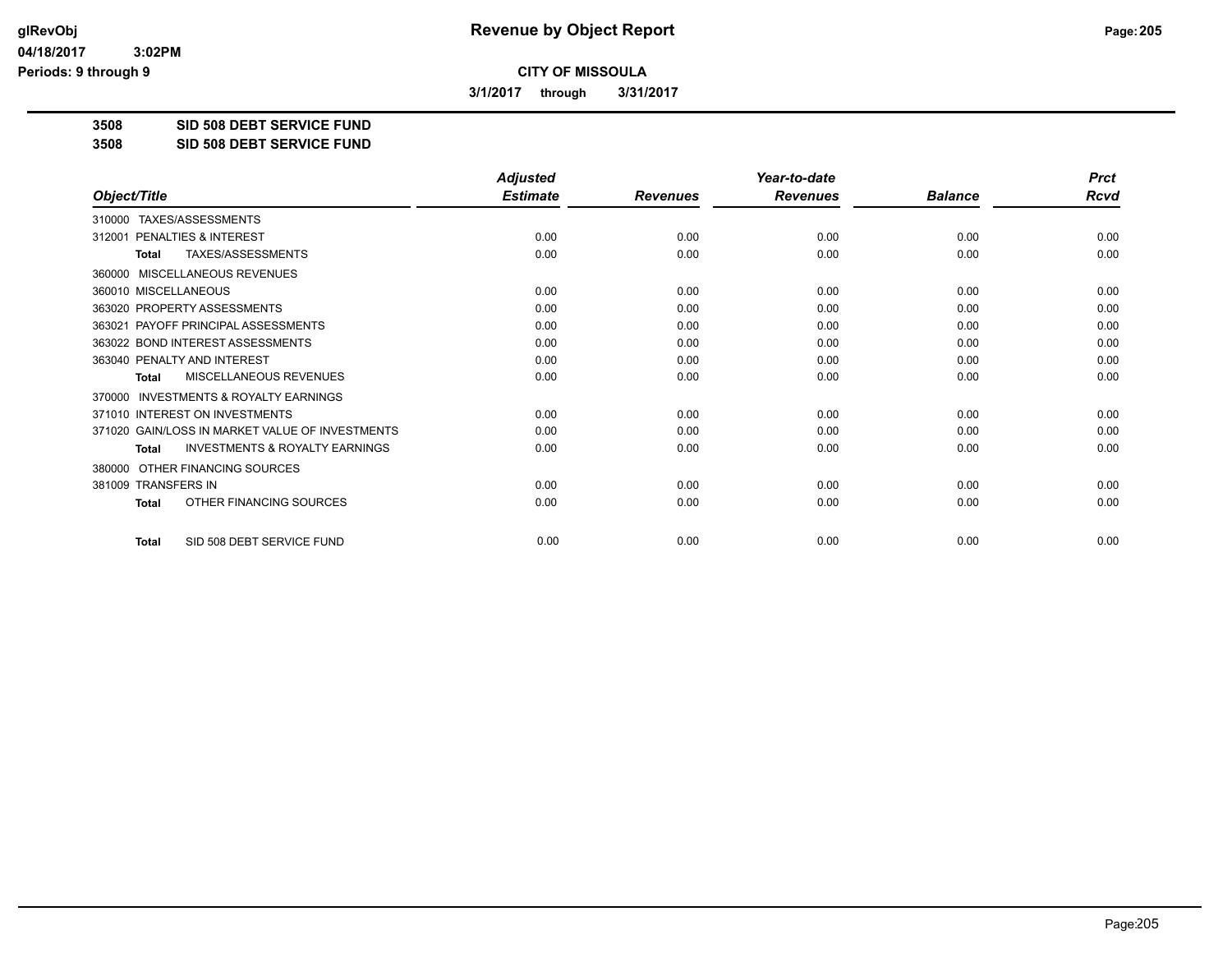# Revenue by Object Report

**CITY OF MISSOULA**

**3/1/2017 through 3/31/2017**

glRevObj
04/18/2017 3:02PM
Periods: 9 through 9

**3508 SID 508 DEBT SERVICE FUND**
**3508 SID 508 DEBT SERVICE FUND**

| Object/Title | Adjusted Estimate | Revenues | Year-to-date Revenues | Balance | Prct Rcvd |
|---|---|---|---|---|---|
| 310000 TAXES/ASSESSMENTS | | | | | |
| 312001 PENALTIES & INTEREST | 0.00 | 0.00 | 0.00 | 0.00 | 0.00 |
| **Total** TAXES/ASSESSMENTS | 0.00 | 0.00 | 0.00 | 0.00 | 0.00 |
| 360000 MISCELLANEOUS REVENUES | | | | | |
| 360010 MISCELLANEOUS | 0.00 | 0.00 | 0.00 | 0.00 | 0.00 |
| 363020 PROPERTY ASSESSMENTS | 0.00 | 0.00 | 0.00 | 0.00 | 0.00 |
| 363021 PAYOFF PRINCIPAL ASSESSMENTS | 0.00 | 0.00 | 0.00 | 0.00 | 0.00 |
| 363022 BOND INTEREST ASSESSMENTS | 0.00 | 0.00 | 0.00 | 0.00 | 0.00 |
| 363040 PENALTY AND INTEREST | 0.00 | 0.00 | 0.00 | 0.00 | 0.00 |
| **Total** MISCELLANEOUS REVENUES | 0.00 | 0.00 | 0.00 | 0.00 | 0.00 |
| 370000 INVESTMENTS & ROYALTY EARNINGS | | | | | |
| 371010 INTEREST ON INVESTMENTS | 0.00 | 0.00 | 0.00 | 0.00 | 0.00 |
| 371020 GAIN/LOSS IN MARKET VALUE OF INVESTMENTS | 0.00 | 0.00 | 0.00 | 0.00 | 0.00 |
| **Total** INVESTMENTS & ROYALTY EARNINGS | 0.00 | 0.00 | 0.00 | 0.00 | 0.00 |
| 380000 OTHER FINANCING SOURCES | | | | | |
| 381009 TRANSFERS IN | 0.00 | 0.00 | 0.00 | 0.00 | 0.00 |
| **Total** OTHER FINANCING SOURCES | 0.00 | 0.00 | 0.00 | 0.00 | 0.00 |
| **Total** SID 508 DEBT SERVICE FUND | 0.00 | 0.00 | 0.00 | 0.00 | 0.00 |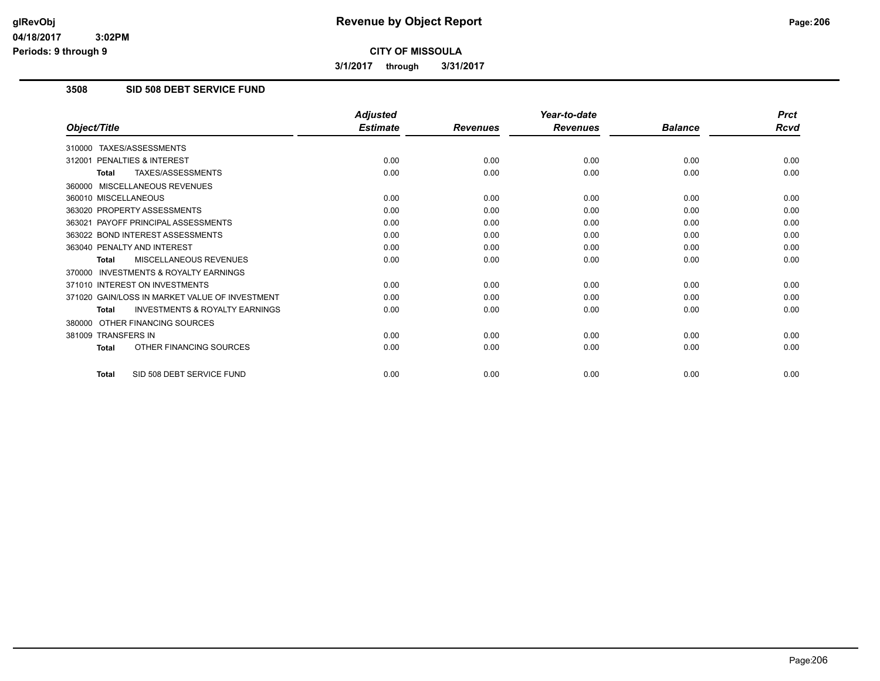# Revenue by Object Report

**CITY OF MISSOULA**

**3/1/2017 through 3/31/2017**

glRevObj
04/18/2017 3:02PM
Periods: 9 through 9

## 3508 SID 508 DEBT SERVICE FUND

| Object/Title | Adjusted Estimate | Revenues | Year-to-date Revenues | Balance | Prct Rcvd |
|---|---|---|---|---|---|
| 310000 TAXES/ASSESSMENTS | | | | | |
| 312001 PENALTIES & INTEREST | 0.00 | 0.00 | 0.00 | 0.00 | 0.00 |
| **Total** TAXES/ASSESSMENTS | 0.00 | 0.00 | 0.00 | 0.00 | 0.00 |
| 360000 MISCELLANEOUS REVENUES | | | | | |
| 360010 MISCELLANEOUS | 0.00 | 0.00 | 0.00 | 0.00 | 0.00 |
| 363020 PROPERTY ASSESSMENTS | 0.00 | 0.00 | 0.00 | 0.00 | 0.00 |
| 363021 PAYOFF PRINCIPAL ASSESSMENTS | 0.00 | 0.00 | 0.00 | 0.00 | 0.00 |
| 363022 BOND INTEREST ASSESSMENTS | 0.00 | 0.00 | 0.00 | 0.00 | 0.00 |
| 363040 PENALTY AND INTEREST | 0.00 | 0.00 | 0.00 | 0.00 | 0.00 |
| **Total** MISCELLANEOUS REVENUES | 0.00 | 0.00 | 0.00 | 0.00 | 0.00 |
| 370000 INVESTMENTS & ROYALTY EARNINGS | | | | | |
| 371010 INTEREST ON INVESTMENTS | 0.00 | 0.00 | 0.00 | 0.00 | 0.00 |
| 371020 GAIN/LOSS IN MARKET VALUE OF INVESTMENT | 0.00 | 0.00 | 0.00 | 0.00 | 0.00 |
| **Total** INVESTMENTS & ROYALTY EARNINGS | 0.00 | 0.00 | 0.00 | 0.00 | 0.00 |
| 380000 OTHER FINANCING SOURCES | | | | | |
| 381009 TRANSFERS IN | 0.00 | 0.00 | 0.00 | 0.00 | 0.00 |
| **Total** OTHER FINANCING SOURCES | 0.00 | 0.00 | 0.00 | 0.00 | 0.00 |
| **Total** SID 508 DEBT SERVICE FUND | 0.00 | 0.00 | 0.00 | 0.00 | 0.00 |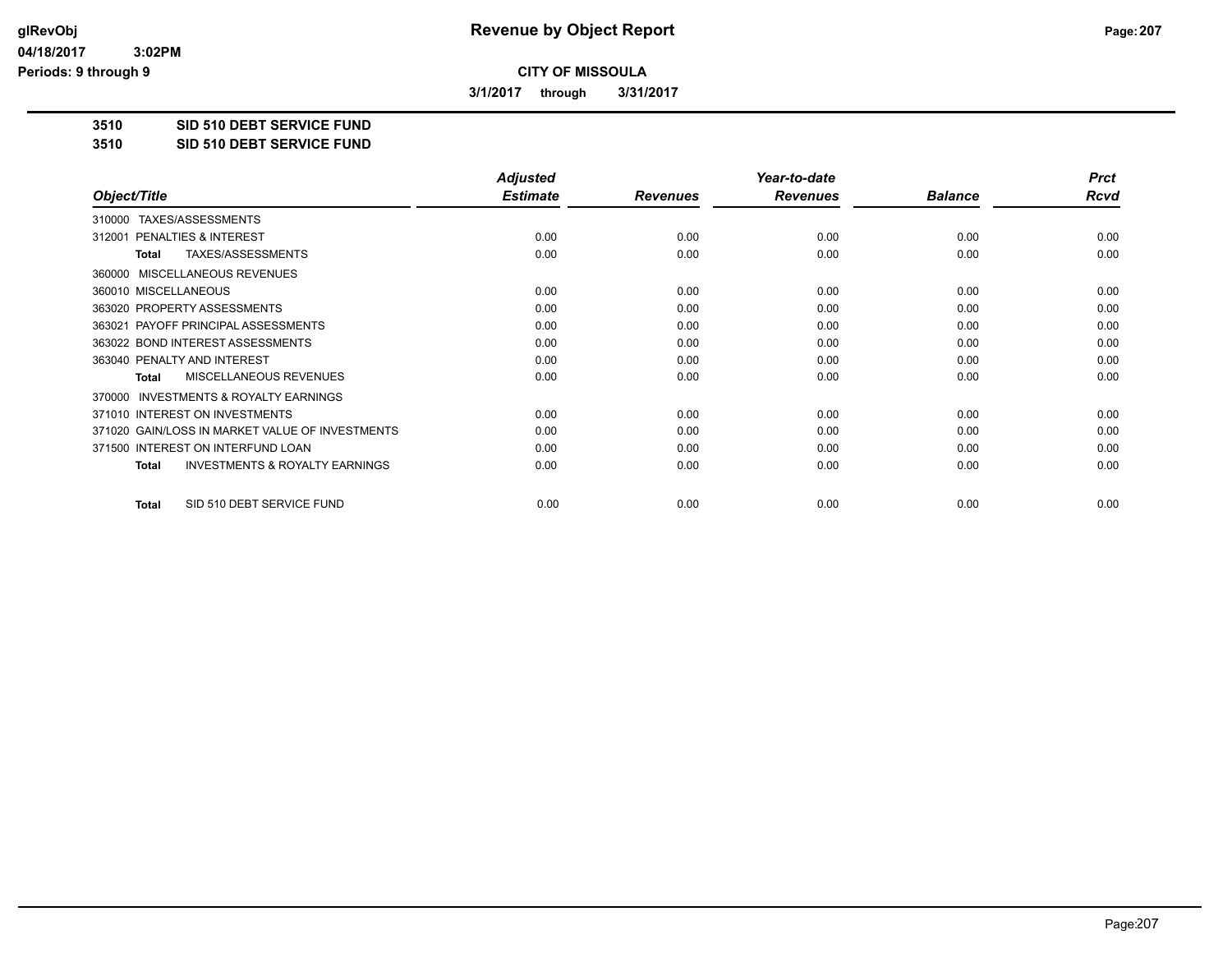**CITY OF MISSOULA**

**3/1/2017 through 3/31/2017**

**3510 SID 510 DEBT SERVICE FUND**

**3510 SID 510 DEBT SERVICE FUND**

| Object/Title | Adjusted Estimate | Revenues | Year-to-date Revenues | Balance | Prct Rcvd |
|---|---|---|---|---|---|
| 310000 TAXES/ASSESSMENTS | | | | | |
| 312001 PENALTIES & INTEREST | 0.00 | 0.00 | 0.00 | 0.00 | 0.00 |
| **Total** TAXES/ASSESSMENTS | 0.00 | 0.00 | 0.00 | 0.00 | 0.00 |
| 360000 MISCELLANEOUS REVENUES | | | | | |
| 360010 MISCELLANEOUS | 0.00 | 0.00 | 0.00 | 0.00 | 0.00 |
| 363020 PROPERTY ASSESSMENTS | 0.00 | 0.00 | 0.00 | 0.00 | 0.00 |
| 363021 PAYOFF PRINCIPAL ASSESSMENTS | 0.00 | 0.00 | 0.00 | 0.00 | 0.00 |
| 363022 BOND INTEREST ASSESSMENTS | 0.00 | 0.00 | 0.00 | 0.00 | 0.00 |
| 363040 PENALTY AND INTEREST | 0.00 | 0.00 | 0.00 | 0.00 | 0.00 |
| **Total** MISCELLANEOUS REVENUES | 0.00 | 0.00 | 0.00 | 0.00 | 0.00 |
| 370000 INVESTMENTS & ROYALTY EARNINGS | | | | | |
| 371010 INTEREST ON INVESTMENTS | 0.00 | 0.00 | 0.00 | 0.00 | 0.00 |
| 371020 GAIN/LOSS IN MARKET VALUE OF INVESTMENTS | 0.00 | 0.00 | 0.00 | 0.00 | 0.00 |
| 371500 INTEREST ON INTERFUND LOAN | 0.00 | 0.00 | 0.00 | 0.00 | 0.00 |
| **Total** INVESTMENTS & ROYALTY EARNINGS | 0.00 | 0.00 | 0.00 | 0.00 | 0.00 |
| **Total** SID 510 DEBT SERVICE FUND | 0.00 | 0.00 | 0.00 | 0.00 | 0.00 |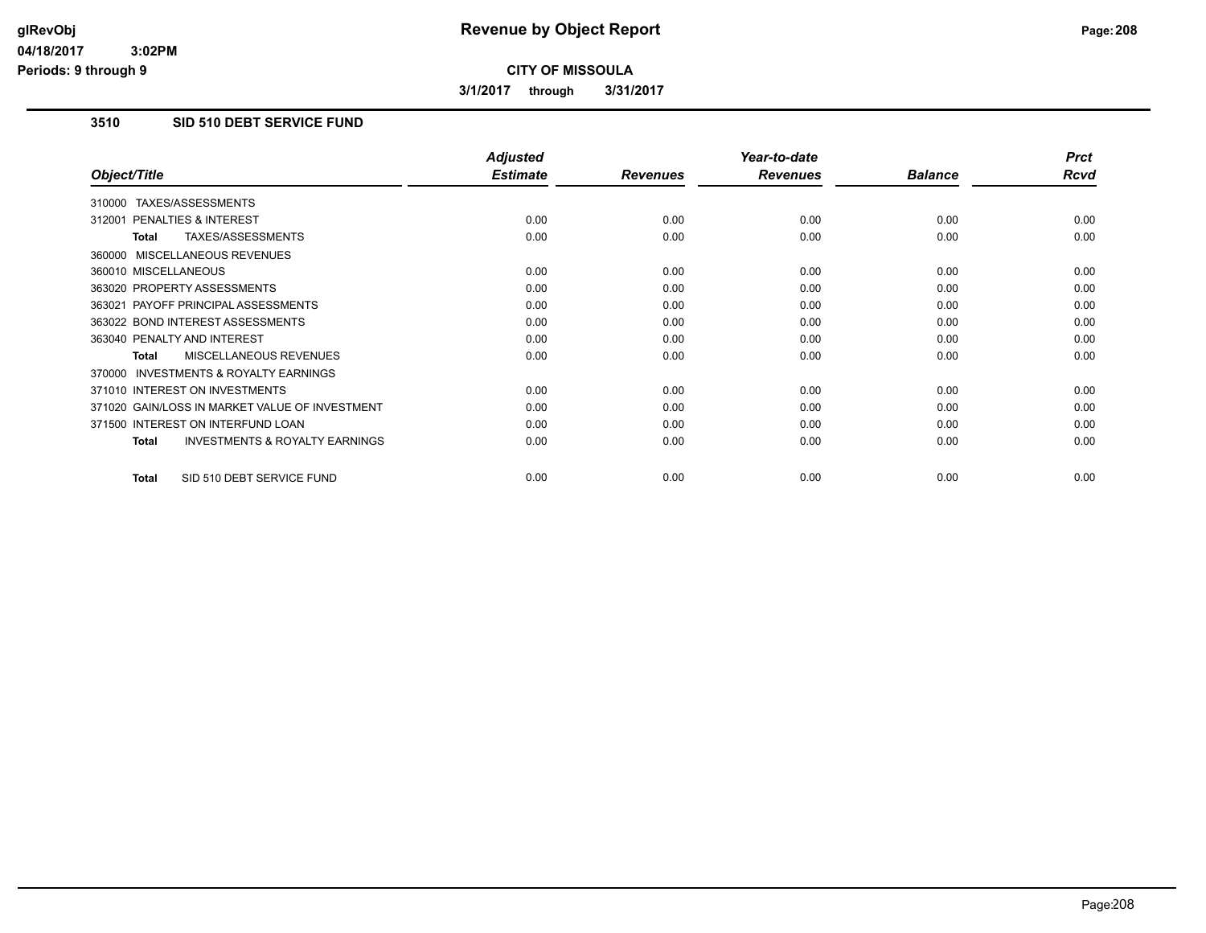# Revenue by Object Report

**CITY OF MISSOULA**

**3/1/2017 through 3/31/2017**

glRevObj
04/18/2017 3:02PM
Periods: 9 through 9

## 3510 SID 510 DEBT SERVICE FUND

| Object/Title | Adjusted Estimate | Revenues | Year-to-date Revenues | Balance | Prct Rcvd |
|---|---|---|---|---|---|
| 310000 TAXES/ASSESSMENTS | | | | | |
| 312001 PENALTIES & INTEREST | 0.00 | 0.00 | 0.00 | 0.00 | 0.00 |
| **Total** TAXES/ASSESSMENTS | 0.00 | 0.00 | 0.00 | 0.00 | 0.00 |
| 360000 MISCELLANEOUS REVENUES | | | | | |
| 360010 MISCELLANEOUS | 0.00 | 0.00 | 0.00 | 0.00 | 0.00 |
| 363020 PROPERTY ASSESSMENTS | 0.00 | 0.00 | 0.00 | 0.00 | 0.00 |
| 363021 PAYOFF PRINCIPAL ASSESSMENTS | 0.00 | 0.00 | 0.00 | 0.00 | 0.00 |
| 363022 BOND INTEREST ASSESSMENTS | 0.00 | 0.00 | 0.00 | 0.00 | 0.00 |
| 363040 PENALTY AND INTEREST | 0.00 | 0.00 | 0.00 | 0.00 | 0.00 |
| **Total** MISCELLANEOUS REVENUES | 0.00 | 0.00 | 0.00 | 0.00 | 0.00 |
| 370000 INVESTMENTS & ROYALTY EARNINGS | | | | | |
| 371010 INTEREST ON INVESTMENTS | 0.00 | 0.00 | 0.00 | 0.00 | 0.00 |
| 371020 GAIN/LOSS IN MARKET VALUE OF INVESTMENT | 0.00 | 0.00 | 0.00 | 0.00 | 0.00 |
| 371500 INTEREST ON INTERFUND LOAN | 0.00 | 0.00 | 0.00 | 0.00 | 0.00 |
| **Total** INVESTMENTS & ROYALTY EARNINGS | 0.00 | 0.00 | 0.00 | 0.00 | 0.00 |
| **Total** SID 510 DEBT SERVICE FUND | 0.00 | 0.00 | 0.00 | 0.00 | 0.00 |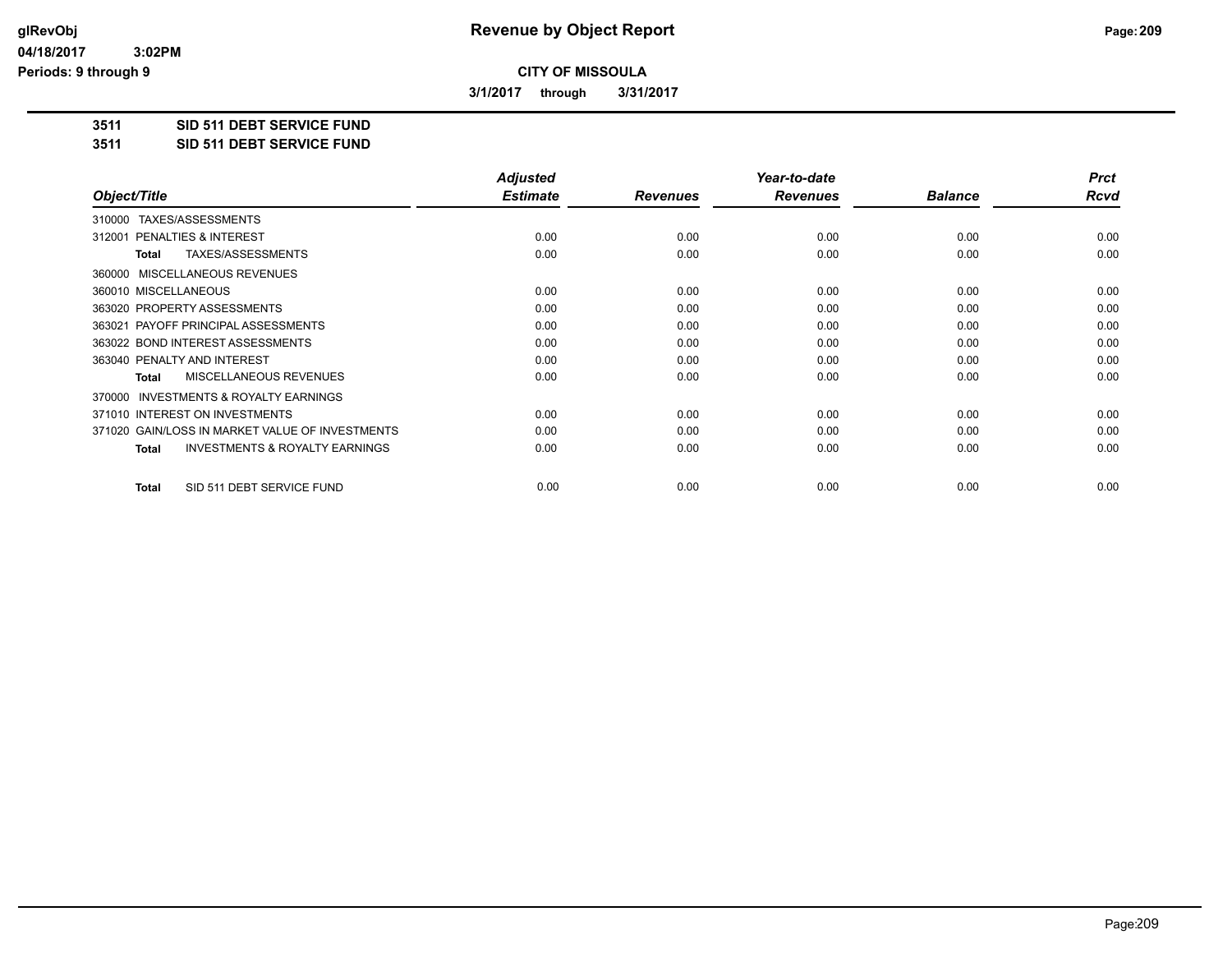# Revenue by Object Report

glRevObj
04/18/2017 3:02PM
Periods: 9 through 9

**CITY OF MISSOULA**

**3/1/2017 through 3/31/2017**

**3511 SID 511 DEBT SERVICE FUND**
**3511 SID 511 DEBT SERVICE FUND**

| Object/Title | Adjusted Estimate | Revenues | Year-to-date Revenues | Balance | Prct Rcvd |
|---|---|---|---|---|---|
| 310000 TAXES/ASSESSMENTS | | | | | |
| 312001 PENALTIES & INTEREST | 0.00 | 0.00 | 0.00 | 0.00 | 0.00 |
| **Total** TAXES/ASSESSMENTS | 0.00 | 0.00 | 0.00 | 0.00 | 0.00 |
| 360000 MISCELLANEOUS REVENUES | | | | | |
| 360010 MISCELLANEOUS | 0.00 | 0.00 | 0.00 | 0.00 | 0.00 |
| 363020 PROPERTY ASSESSMENTS | 0.00 | 0.00 | 0.00 | 0.00 | 0.00 |
| 363021 PAYOFF PRINCIPAL ASSESSMENTS | 0.00 | 0.00 | 0.00 | 0.00 | 0.00 |
| 363022 BOND INTEREST ASSESSMENTS | 0.00 | 0.00 | 0.00 | 0.00 | 0.00 |
| 363040 PENALTY AND INTEREST | 0.00 | 0.00 | 0.00 | 0.00 | 0.00 |
| **Total** MISCELLANEOUS REVENUES | 0.00 | 0.00 | 0.00 | 0.00 | 0.00 |
| 370000 INVESTMENTS & ROYALTY EARNINGS | | | | | |
| 371010 INTEREST ON INVESTMENTS | 0.00 | 0.00 | 0.00 | 0.00 | 0.00 |
| 371020 GAIN/LOSS IN MARKET VALUE OF INVESTMENTS | 0.00 | 0.00 | 0.00 | 0.00 | 0.00 |
| **Total** INVESTMENTS & ROYALTY EARNINGS | 0.00 | 0.00 | 0.00 | 0.00 | 0.00 |
| **Total** SID 511 DEBT SERVICE FUND | 0.00 | 0.00 | 0.00 | 0.00 | 0.00 |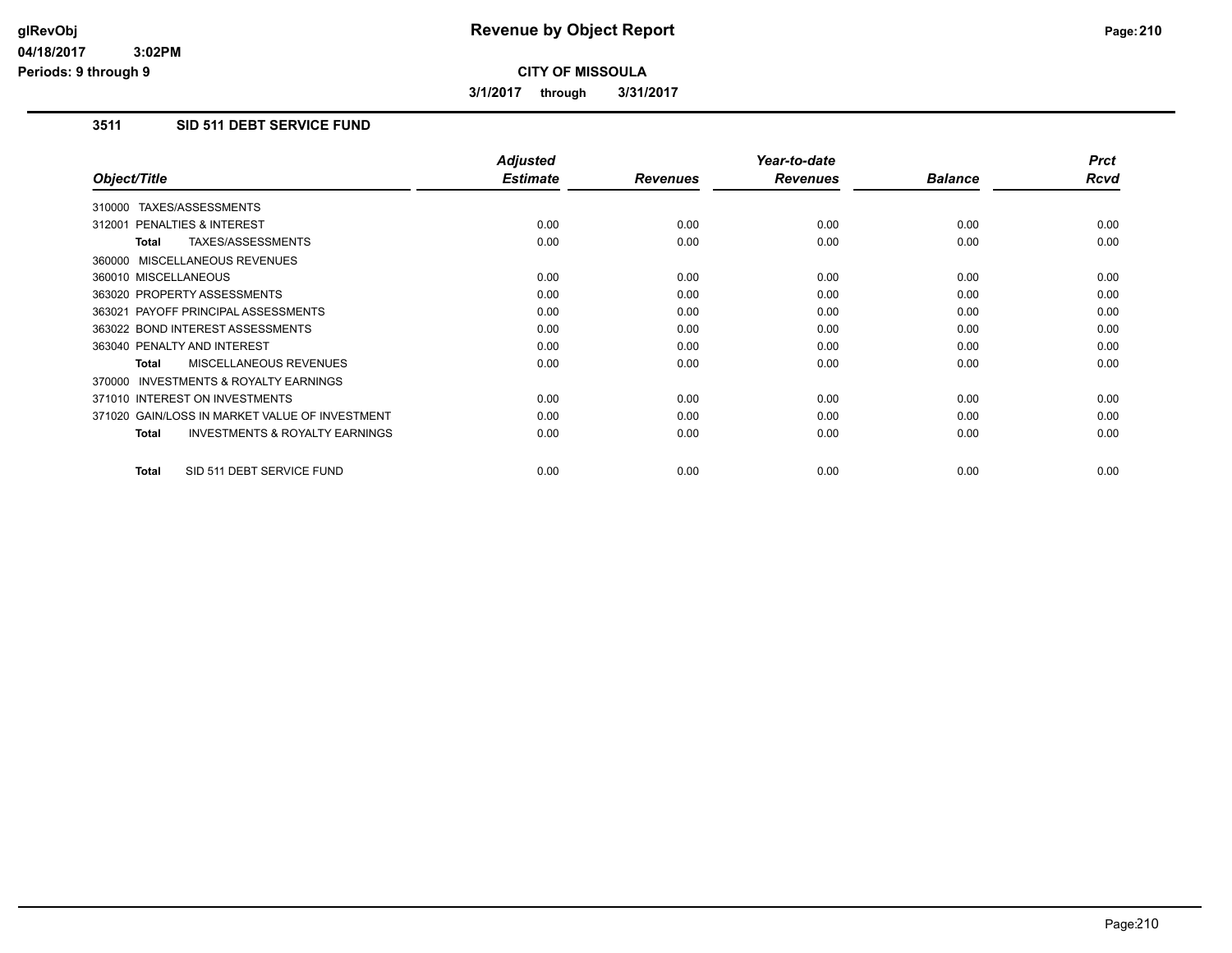**Revenue by Object Report**

**CITY OF MISSOULA**

**3/1/2017 through 3/31/2017**

**3511 SID 511 DEBT SERVICE FUND**

| Object/Title | Adjusted Estimate | Revenues | Year-to-date Revenues | Balance | Prct Rcvd |
|---|---|---|---|---|---|
| 310000 TAXES/ASSESSMENTS | | | | | |
| 312001 PENALTIES & INTEREST | 0.00 | 0.00 | 0.00 | 0.00 | 0.00 |
| **Total** TAXES/ASSESSMENTS | 0.00 | 0.00 | 0.00 | 0.00 | 0.00 |
| 360000 MISCELLANEOUS REVENUES | | | | | |
| 360010 MISCELLANEOUS | 0.00 | 0.00 | 0.00 | 0.00 | 0.00 |
| 363020 PROPERTY ASSESSMENTS | 0.00 | 0.00 | 0.00 | 0.00 | 0.00 |
| 363021 PAYOFF PRINCIPAL ASSESSMENTS | 0.00 | 0.00 | 0.00 | 0.00 | 0.00 |
| 363022 BOND INTEREST ASSESSMENTS | 0.00 | 0.00 | 0.00 | 0.00 | 0.00 |
| 363040 PENALTY AND INTEREST | 0.00 | 0.00 | 0.00 | 0.00 | 0.00 |
| **Total** MISCELLANEOUS REVENUES | 0.00 | 0.00 | 0.00 | 0.00 | 0.00 |
| 370000 INVESTMENTS & ROYALTY EARNINGS | | | | | |
| 371010 INTEREST ON INVESTMENTS | 0.00 | 0.00 | 0.00 | 0.00 | 0.00 |
| 371020 GAIN/LOSS IN MARKET VALUE OF INVESTMENT | 0.00 | 0.00 | 0.00 | 0.00 | 0.00 |
| **Total** INVESTMENTS & ROYALTY EARNINGS | 0.00 | 0.00 | 0.00 | 0.00 | 0.00 |
| **Total** SID 511 DEBT SERVICE FUND | 0.00 | 0.00 | 0.00 | 0.00 | 0.00 |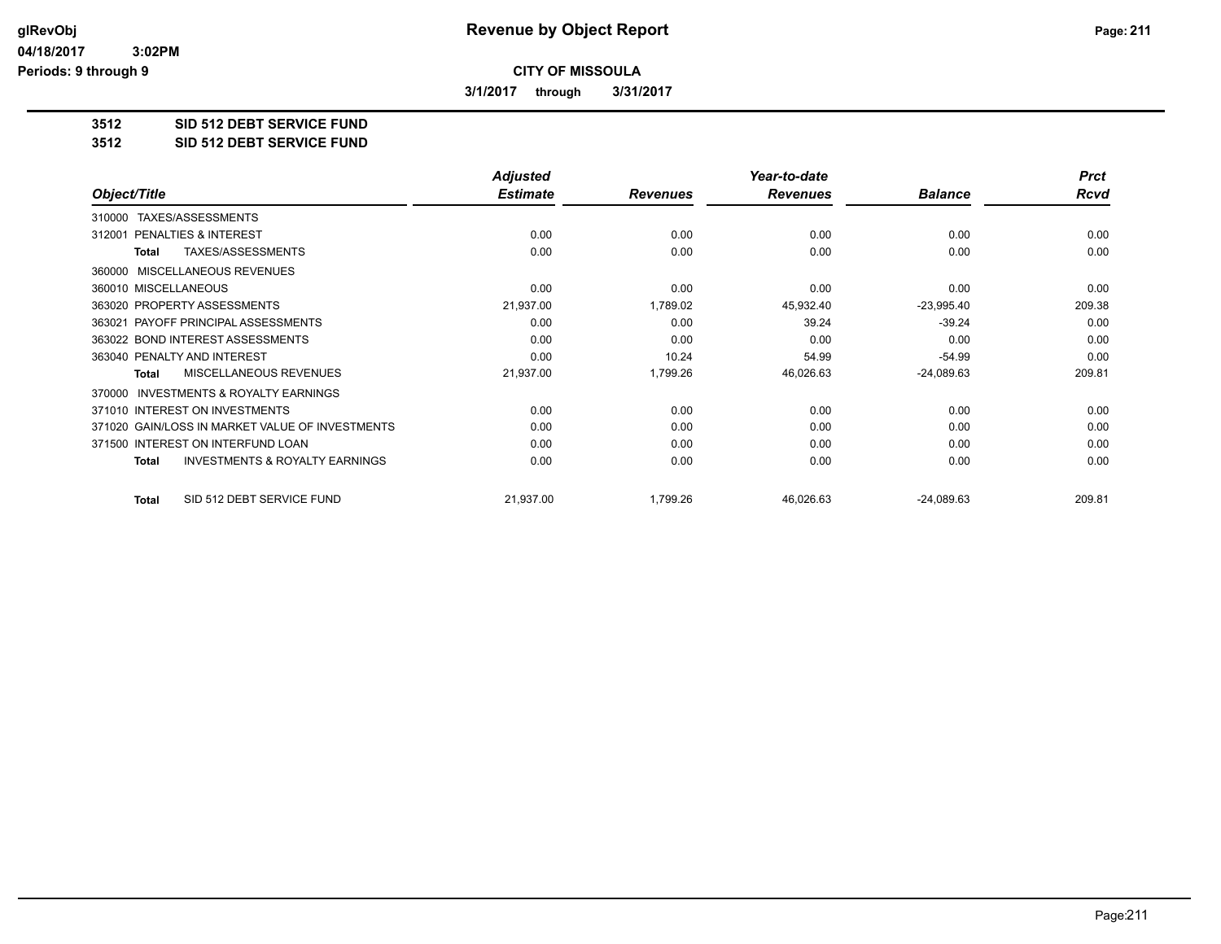# Revenue by Object Report

glRevObj
04/18/2017 3:02PM
Periods: 9 through 9

**CITY OF MISSOULA**

**3/1/2017 through 3/31/2017**

## 3512 SID 512 DEBT SERVICE FUND
## 3512 SID 512 DEBT SERVICE FUND

| Object/Title | Adjusted Estimate | Revenues | Year-to-date Revenues | Balance | Prct Rcvd |
|---|---|---|---|---|---|
| 310000 TAXES/ASSESSMENTS | | | | | |
| 312001 PENALTIES & INTEREST | 0.00 | 0.00 | 0.00 | 0.00 | 0.00 |
| **Total** TAXES/ASSESSMENTS | 0.00 | 0.00 | 0.00 | 0.00 | 0.00 |
| 360000 MISCELLANEOUS REVENUES | | | | | |
| 360010 MISCELLANEOUS | 0.00 | 0.00 | 0.00 | 0.00 | 0.00 |
| 363020 PROPERTY ASSESSMENTS | 21,937.00 | 1,789.02 | 45,932.40 | -23,995.40 | 209.38 |
| 363021 PAYOFF PRINCIPAL ASSESSMENTS | 0.00 | 0.00 | 39.24 | -39.24 | 0.00 |
| 363022 BOND INTEREST ASSESSMENTS | 0.00 | 0.00 | 0.00 | 0.00 | 0.00 |
| 363040 PENALTY AND INTEREST | 0.00 | 10.24 | 54.99 | -54.99 | 0.00 |
| **Total** MISCELLANEOUS REVENUES | 21,937.00 | 1,799.26 | 46,026.63 | -24,089.63 | 209.81 |
| 370000 INVESTMENTS & ROYALTY EARNINGS | | | | | |
| 371010 INTEREST ON INVESTMENTS | 0.00 | 0.00 | 0.00 | 0.00 | 0.00 |
| 371020 GAIN/LOSS IN MARKET VALUE OF INVESTMENTS | 0.00 | 0.00 | 0.00 | 0.00 | 0.00 |
| 371500 INTEREST ON INTERFUND LOAN | 0.00 | 0.00 | 0.00 | 0.00 | 0.00 |
| **Total** INVESTMENTS & ROYALTY EARNINGS | 0.00 | 0.00 | 0.00 | 0.00 | 0.00 |
| **Total** SID 512 DEBT SERVICE FUND | 21,937.00 | 1,799.26 | 46,026.63 | -24,089.63 | 209.81 |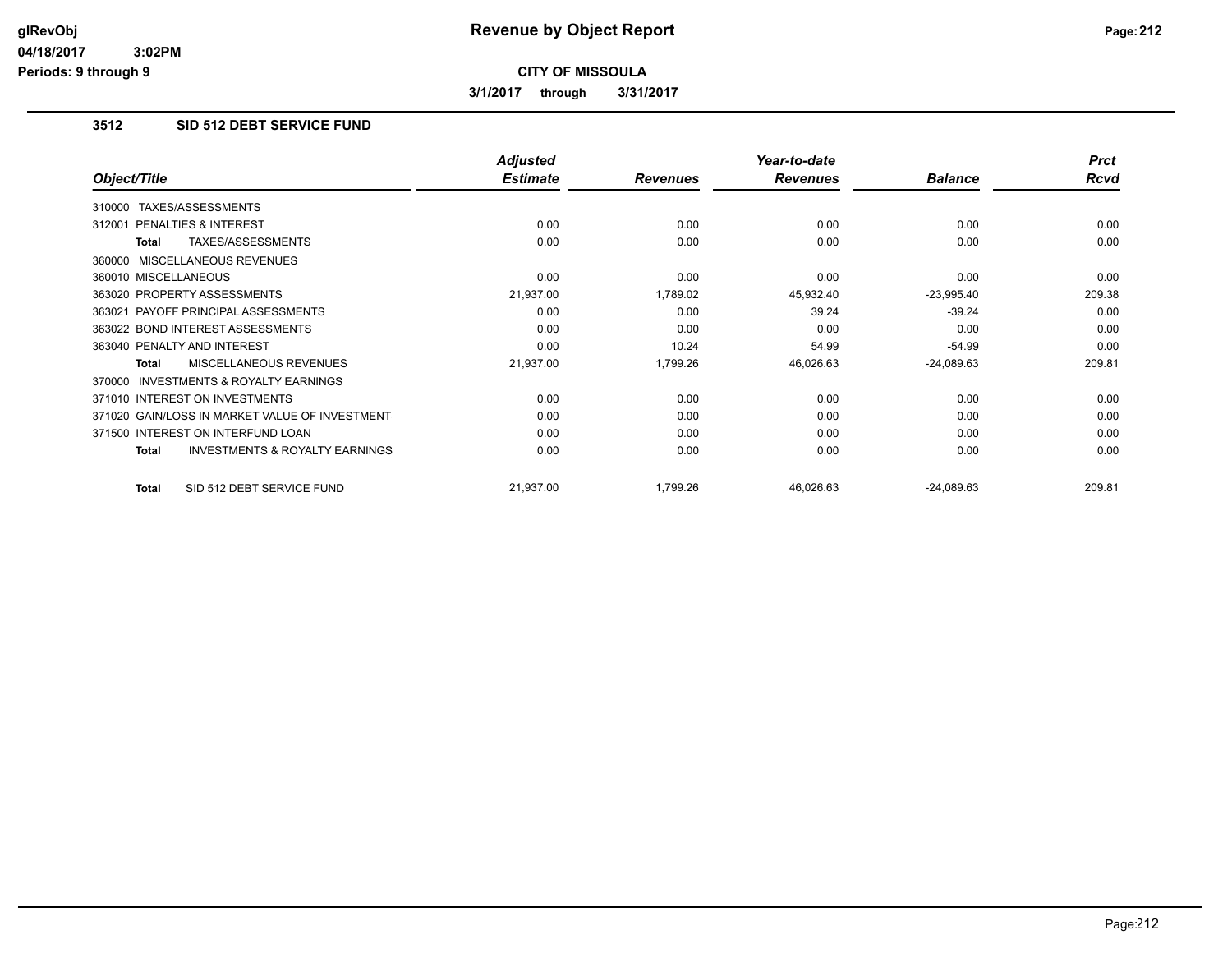**Revenue by Object Report**

**CITY OF MISSOULA**

**3/1/2017 through 3/31/2017**

### 3512 SID 512 DEBT SERVICE FUND

| Object/Title | Adjusted Estimate | Revenues | Year-to-date Revenues | Balance | Prct Rcvd |
|---|---|---|---|---|---|
| 310000 TAXES/ASSESSMENTS | | | | | |
| 312001 PENALTIES & INTEREST | 0.00 | 0.00 | 0.00 | 0.00 | 0.00 |
| **Total** TAXES/ASSESSMENTS | 0.00 | 0.00 | 0.00 | 0.00 | 0.00 |
| 360000 MISCELLANEOUS REVENUES | | | | | |
| 360010 MISCELLANEOUS | 0.00 | 0.00 | 0.00 | 0.00 | 0.00 |
| 363020 PROPERTY ASSESSMENTS | 21,937.00 | 1,789.02 | 45,932.40 | -23,995.40 | 209.38 |
| 363021 PAYOFF PRINCIPAL ASSESSMENTS | 0.00 | 0.00 | 39.24 | -39.24 | 0.00 |
| 363022 BOND INTEREST ASSESSMENTS | 0.00 | 0.00 | 0.00 | 0.00 | 0.00 |
| 363040 PENALTY AND INTEREST | 0.00 | 10.24 | 54.99 | -54.99 | 0.00 |
| **Total** MISCELLANEOUS REVENUES | 21,937.00 | 1,799.26 | 46,026.63 | -24,089.63 | 209.81 |
| 370000 INVESTMENTS & ROYALTY EARNINGS | | | | | |
| 371010 INTEREST ON INVESTMENTS | 0.00 | 0.00 | 0.00 | 0.00 | 0.00 |
| 371020 GAIN/LOSS IN MARKET VALUE OF INVESTMENT | 0.00 | 0.00 | 0.00 | 0.00 | 0.00 |
| 371500 INTEREST ON INTERFUND LOAN | 0.00 | 0.00 | 0.00 | 0.00 | 0.00 |
| **Total** INVESTMENTS & ROYALTY EARNINGS | 0.00 | 0.00 | 0.00 | 0.00 | 0.00 |
| **Total** SID 512 DEBT SERVICE FUND | 21,937.00 | 1,799.26 | 46,026.63 | -24,089.63 | 209.81 |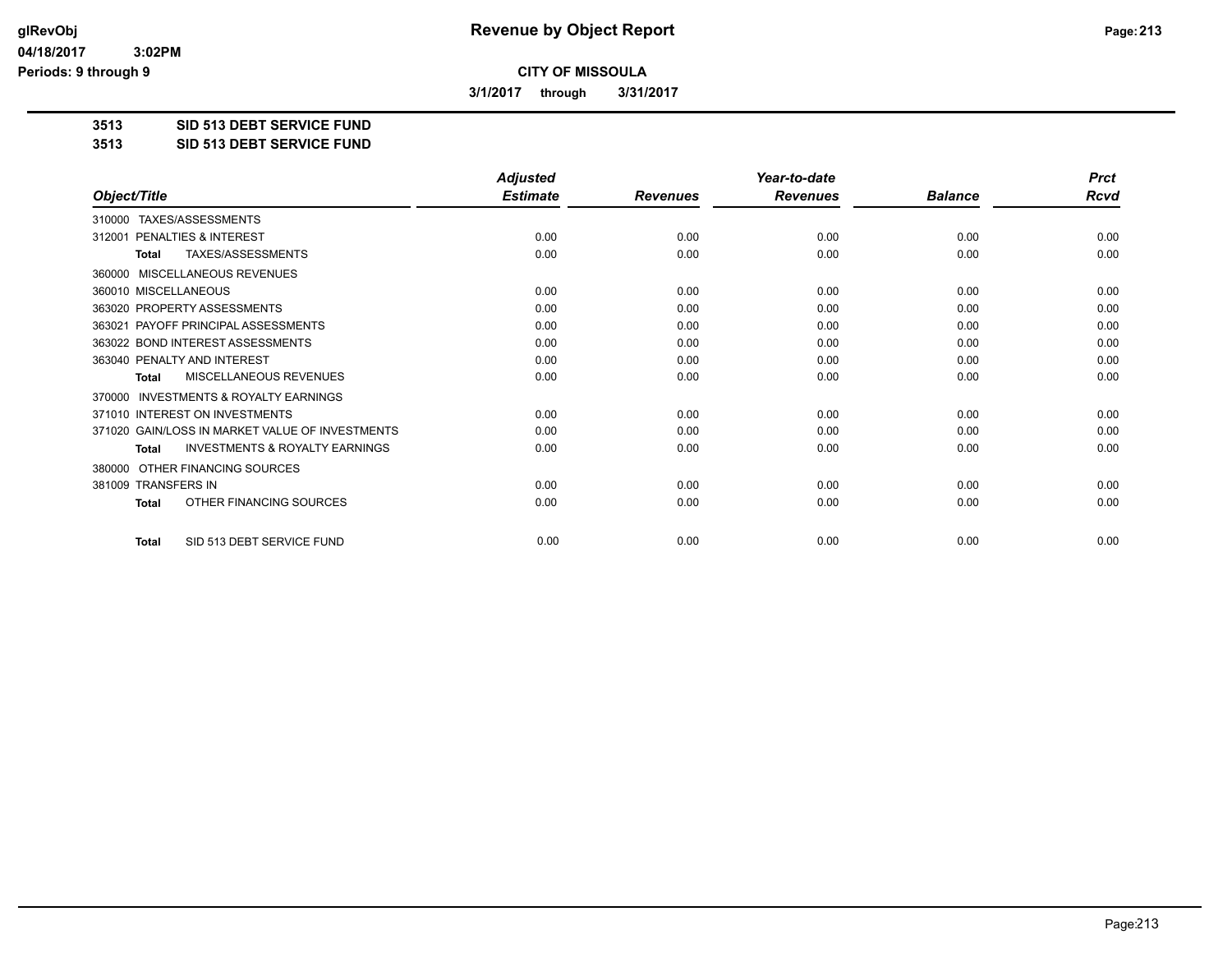# Revenue by Object Report

glRevObj
04/18/2017 3:02PM
Periods: 9 through 9

**CITY OF MISSOULA**

**3/1/2017 through 3/31/2017**

**3513 SID 513 DEBT SERVICE FUND**
**3513 SID 513 DEBT SERVICE FUND**

| Object/Title | Adjusted Estimate | Revenues | Year-to-date Revenues | Balance | Prct Rcvd |
|---|---|---|---|---|---|
| 310000 TAXES/ASSESSMENTS | | | | | |
| 312001 PENALTIES & INTEREST | 0.00 | 0.00 | 0.00 | 0.00 | 0.00 |
| **Total** TAXES/ASSESSMENTS | 0.00 | 0.00 | 0.00 | 0.00 | 0.00 |
| 360000 MISCELLANEOUS REVENUES | | | | | |
| 360010 MISCELLANEOUS | 0.00 | 0.00 | 0.00 | 0.00 | 0.00 |
| 363020 PROPERTY ASSESSMENTS | 0.00 | 0.00 | 0.00 | 0.00 | 0.00 |
| 363021 PAYOFF PRINCIPAL ASSESSMENTS | 0.00 | 0.00 | 0.00 | 0.00 | 0.00 |
| 363022 BOND INTEREST ASSESSMENTS | 0.00 | 0.00 | 0.00 | 0.00 | 0.00 |
| 363040 PENALTY AND INTEREST | 0.00 | 0.00 | 0.00 | 0.00 | 0.00 |
| **Total** MISCELLANEOUS REVENUES | 0.00 | 0.00 | 0.00 | 0.00 | 0.00 |
| 370000 INVESTMENTS & ROYALTY EARNINGS | | | | | |
| 371010 INTEREST ON INVESTMENTS | 0.00 | 0.00 | 0.00 | 0.00 | 0.00 |
| 371020 GAIN/LOSS IN MARKET VALUE OF INVESTMENTS | 0.00 | 0.00 | 0.00 | 0.00 | 0.00 |
| **Total** INVESTMENTS & ROYALTY EARNINGS | 0.00 | 0.00 | 0.00 | 0.00 | 0.00 |
| 380000 OTHER FINANCING SOURCES | | | | | |
| 381009 TRANSFERS IN | 0.00 | 0.00 | 0.00 | 0.00 | 0.00 |
| **Total** OTHER FINANCING SOURCES | 0.00 | 0.00 | 0.00 | 0.00 | 0.00 |
| **Total** SID 513 DEBT SERVICE FUND | 0.00 | 0.00 | 0.00 | 0.00 | 0.00 |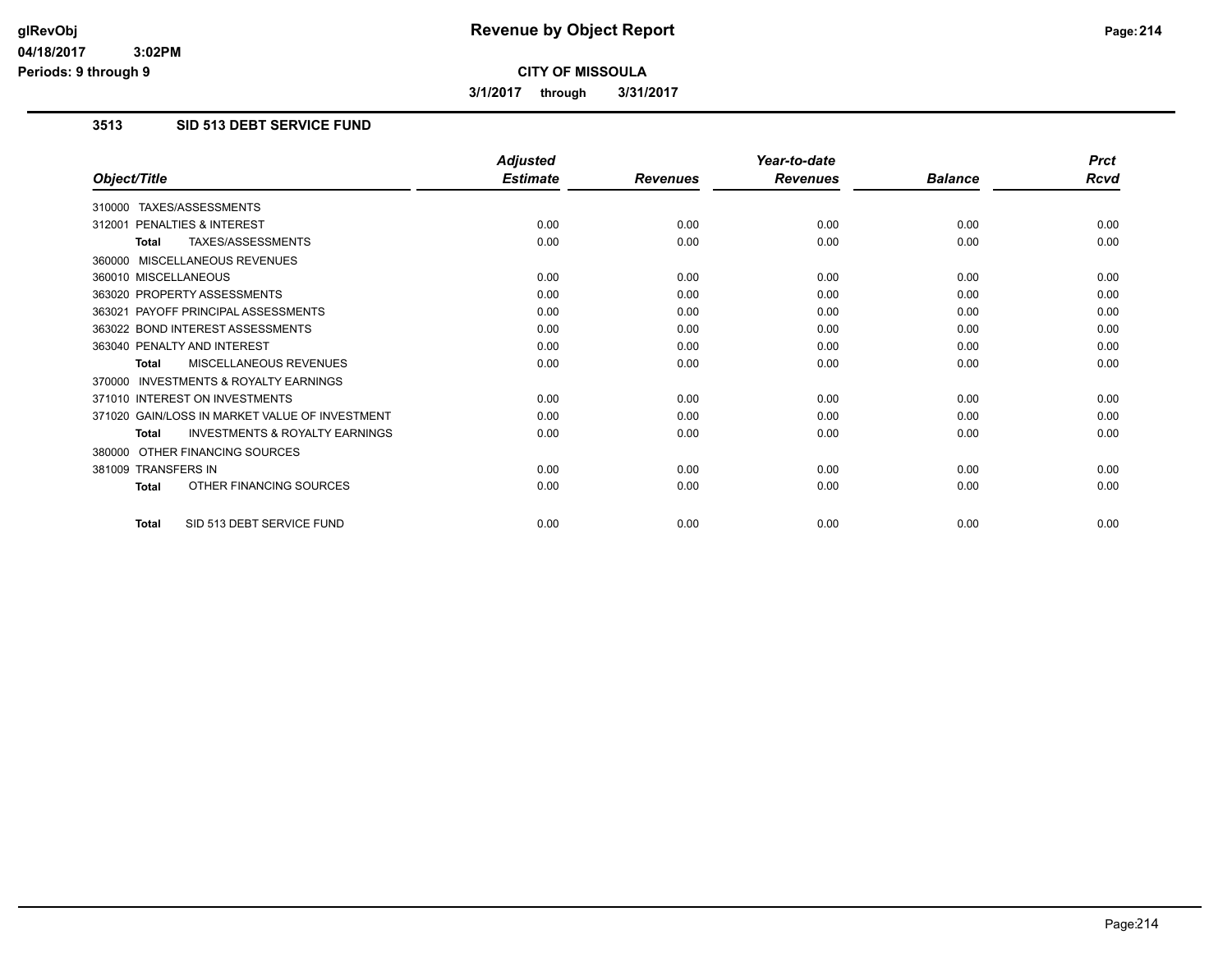**glRevObj**
**04/18/2017 3:02PM**
**Periods: 9 through 9**

# Revenue by Object Report

**CITY OF MISSOULA**

**3/1/2017 through 3/31/2017**

## 3513 SID 513 DEBT SERVICE FUND

| *Object/Title* | *Adjusted Estimate* | *Revenues* | *Year-to-date Revenues* | *Balance* | *Prct Rcvd* |
|---|---|---|---|---|---|
| 310000 TAXES/ASSESSMENTS | | | | | |
| 312001 PENALTIES & INTEREST | 0.00 | 0.00 | 0.00 | 0.00 | 0.00 |
| **Total** TAXES/ASSESSMENTS | 0.00 | 0.00 | 0.00 | 0.00 | 0.00 |
| 360000 MISCELLANEOUS REVENUES | | | | | |
| 360010 MISCELLANEOUS | 0.00 | 0.00 | 0.00 | 0.00 | 0.00 |
| 363020 PROPERTY ASSESSMENTS | 0.00 | 0.00 | 0.00 | 0.00 | 0.00 |
| 363021 PAYOFF PRINCIPAL ASSESSMENTS | 0.00 | 0.00 | 0.00 | 0.00 | 0.00 |
| 363022 BOND INTEREST ASSESSMENTS | 0.00 | 0.00 | 0.00 | 0.00 | 0.00 |
| 363040 PENALTY AND INTEREST | 0.00 | 0.00 | 0.00 | 0.00 | 0.00 |
| **Total** MISCELLANEOUS REVENUES | 0.00 | 0.00 | 0.00 | 0.00 | 0.00 |
| 370000 INVESTMENTS & ROYALTY EARNINGS | | | | | |
| 371010 INTEREST ON INVESTMENTS | 0.00 | 0.00 | 0.00 | 0.00 | 0.00 |
| 371020 GAIN/LOSS IN MARKET VALUE OF INVESTMENT | 0.00 | 0.00 | 0.00 | 0.00 | 0.00 |
| **Total** INVESTMENTS & ROYALTY EARNINGS | 0.00 | 0.00 | 0.00 | 0.00 | 0.00 |
| 380000 OTHER FINANCING SOURCES | | | | | |
| 381009 TRANSFERS IN | 0.00 | 0.00 | 0.00 | 0.00 | 0.00 |
| **Total** OTHER FINANCING SOURCES | 0.00 | 0.00 | 0.00 | 0.00 | 0.00 |
| **Total** SID 513 DEBT SERVICE FUND | 0.00 | 0.00 | 0.00 | 0.00 | 0.00 |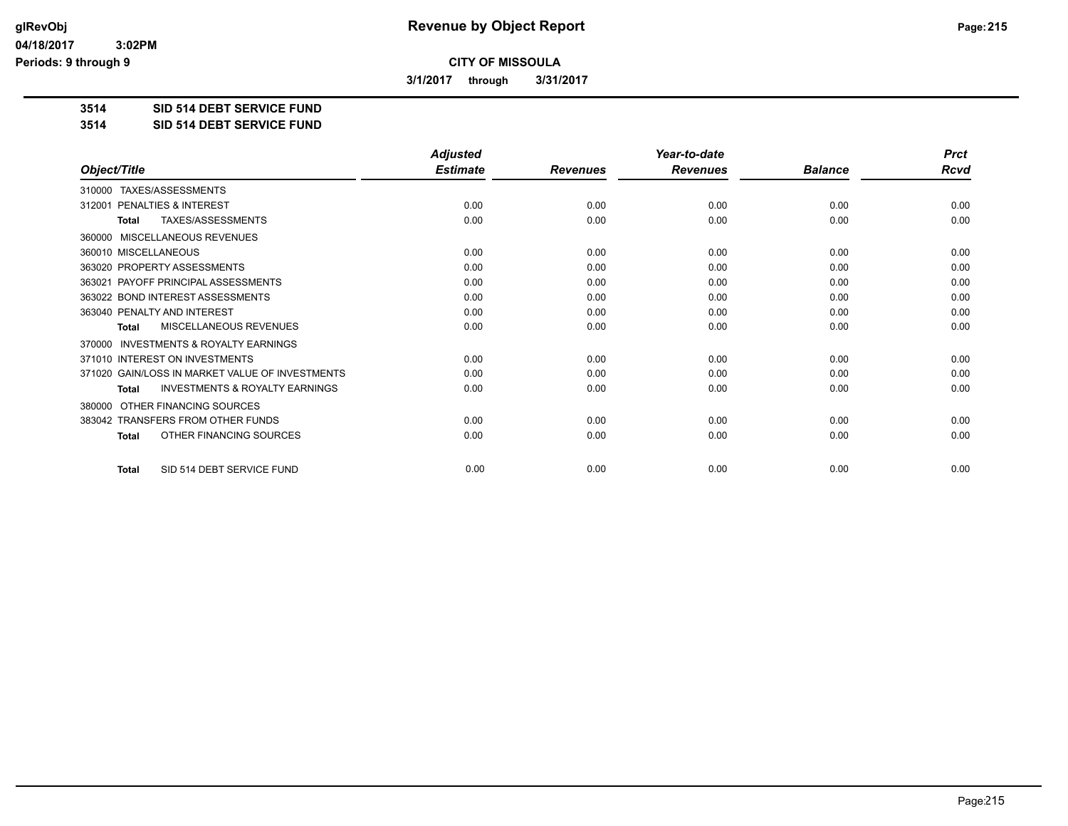# Revenue by Object Report

**CITY OF MISSOULA**

**3/1/2017 through 3/31/2017**

**3514 SID 514 DEBT SERVICE FUND**

**3514 SID 514 DEBT SERVICE FUND**

| Object/Title | Adjusted Estimate | Revenues | Year-to-date Revenues | Balance | Prct Rcvd |
|---|---|---|---|---|---|
| 310000 TAXES/ASSESSMENTS | | | | | |
| 312001 PENALTIES & INTEREST | 0.00 | 0.00 | 0.00 | 0.00 | 0.00 |
| **Total** TAXES/ASSESSMENTS | 0.00 | 0.00 | 0.00 | 0.00 | 0.00 |
| 360000 MISCELLANEOUS REVENUES | | | | | |
| 360010 MISCELLANEOUS | 0.00 | 0.00 | 0.00 | 0.00 | 0.00 |
| 363020 PROPERTY ASSESSMENTS | 0.00 | 0.00 | 0.00 | 0.00 | 0.00 |
| 363021 PAYOFF PRINCIPAL ASSESSMENTS | 0.00 | 0.00 | 0.00 | 0.00 | 0.00 |
| 363022 BOND INTEREST ASSESSMENTS | 0.00 | 0.00 | 0.00 | 0.00 | 0.00 |
| 363040 PENALTY AND INTEREST | 0.00 | 0.00 | 0.00 | 0.00 | 0.00 |
| **Total** MISCELLANEOUS REVENUES | 0.00 | 0.00 | 0.00 | 0.00 | 0.00 |
| 370000 INVESTMENTS & ROYALTY EARNINGS | | | | | |
| 371010 INTEREST ON INVESTMENTS | 0.00 | 0.00 | 0.00 | 0.00 | 0.00 |
| 371020 GAIN/LOSS IN MARKET VALUE OF INVESTMENTS | 0.00 | 0.00 | 0.00 | 0.00 | 0.00 |
| **Total** INVESTMENTS & ROYALTY EARNINGS | 0.00 | 0.00 | 0.00 | 0.00 | 0.00 |
| 380000 OTHER FINANCING SOURCES | | | | | |
| 383042 TRANSFERS FROM OTHER FUNDS | 0.00 | 0.00 | 0.00 | 0.00 | 0.00 |
| **Total** OTHER FINANCING SOURCES | 0.00 | 0.00 | 0.00 | 0.00 | 0.00 |
| **Total** SID 514 DEBT SERVICE FUND | 0.00 | 0.00 | 0.00 | 0.00 | 0.00 |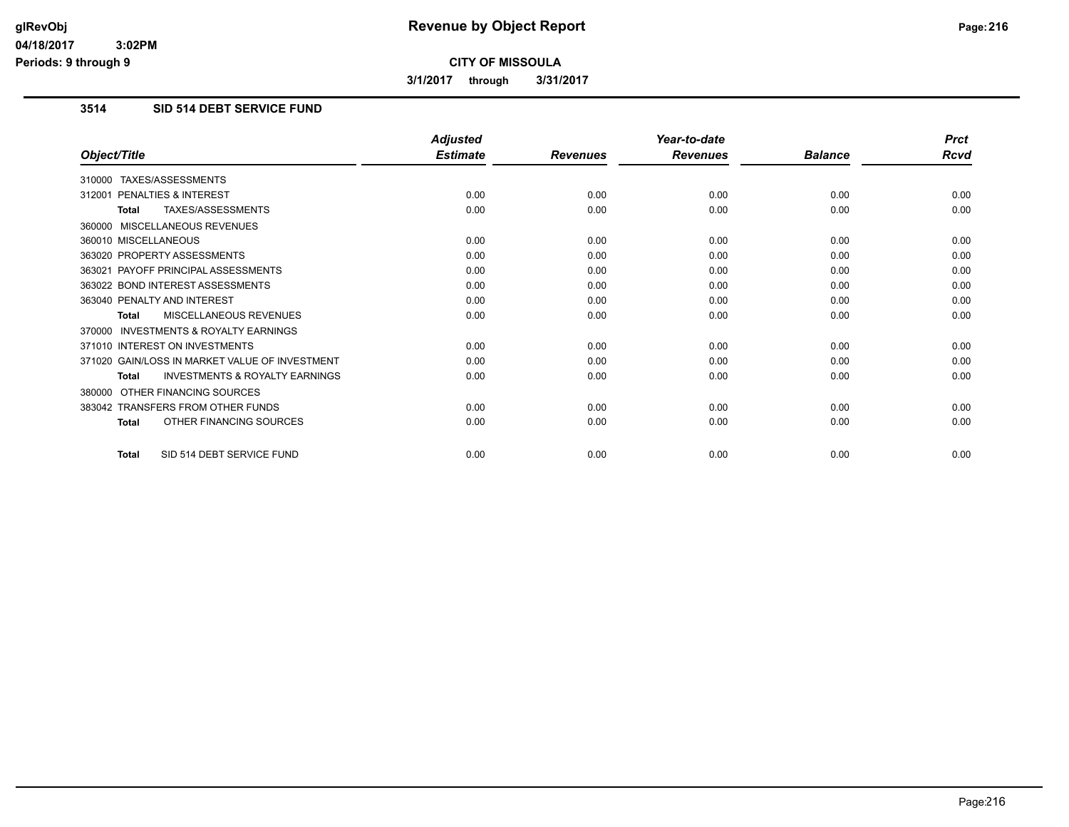**CITY OF MISSOULA**

**3/1/2017 through 3/31/2017**

### 3514 SID 514 DEBT SERVICE FUND

| Object/Title | Adjusted Estimate | Revenues | Year-to-date Revenues | Balance | Prct Rcvd |
|---|---|---|---|---|---|
| 310000 TAXES/ASSESSMENTS | | | | | |
| 312001 PENALTIES & INTEREST | 0.00 | 0.00 | 0.00 | 0.00 | 0.00 |
| **Total** TAXES/ASSESSMENTS | 0.00 | 0.00 | 0.00 | 0.00 | 0.00 |
| 360000 MISCELLANEOUS REVENUES | | | | | |
| 360010 MISCELLANEOUS | 0.00 | 0.00 | 0.00 | 0.00 | 0.00 |
| 363020 PROPERTY ASSESSMENTS | 0.00 | 0.00 | 0.00 | 0.00 | 0.00 |
| 363021 PAYOFF PRINCIPAL ASSESSMENTS | 0.00 | 0.00 | 0.00 | 0.00 | 0.00 |
| 363022 BOND INTEREST ASSESSMENTS | 0.00 | 0.00 | 0.00 | 0.00 | 0.00 |
| 363040 PENALTY AND INTEREST | 0.00 | 0.00 | 0.00 | 0.00 | 0.00 |
| **Total** MISCELLANEOUS REVENUES | 0.00 | 0.00 | 0.00 | 0.00 | 0.00 |
| 370000 INVESTMENTS & ROYALTY EARNINGS | | | | | |
| 371010 INTEREST ON INVESTMENTS | 0.00 | 0.00 | 0.00 | 0.00 | 0.00 |
| 371020 GAIN/LOSS IN MARKET VALUE OF INVESTMENT | 0.00 | 0.00 | 0.00 | 0.00 | 0.00 |
| **Total** INVESTMENTS & ROYALTY EARNINGS | 0.00 | 0.00 | 0.00 | 0.00 | 0.00 |
| 380000 OTHER FINANCING SOURCES | | | | | |
| 383042 TRANSFERS FROM OTHER FUNDS | 0.00 | 0.00 | 0.00 | 0.00 | 0.00 |
| **Total** OTHER FINANCING SOURCES | 0.00 | 0.00 | 0.00 | 0.00 | 0.00 |
| **Total** SID 514 DEBT SERVICE FUND | 0.00 | 0.00 | 0.00 | 0.00 | 0.00 |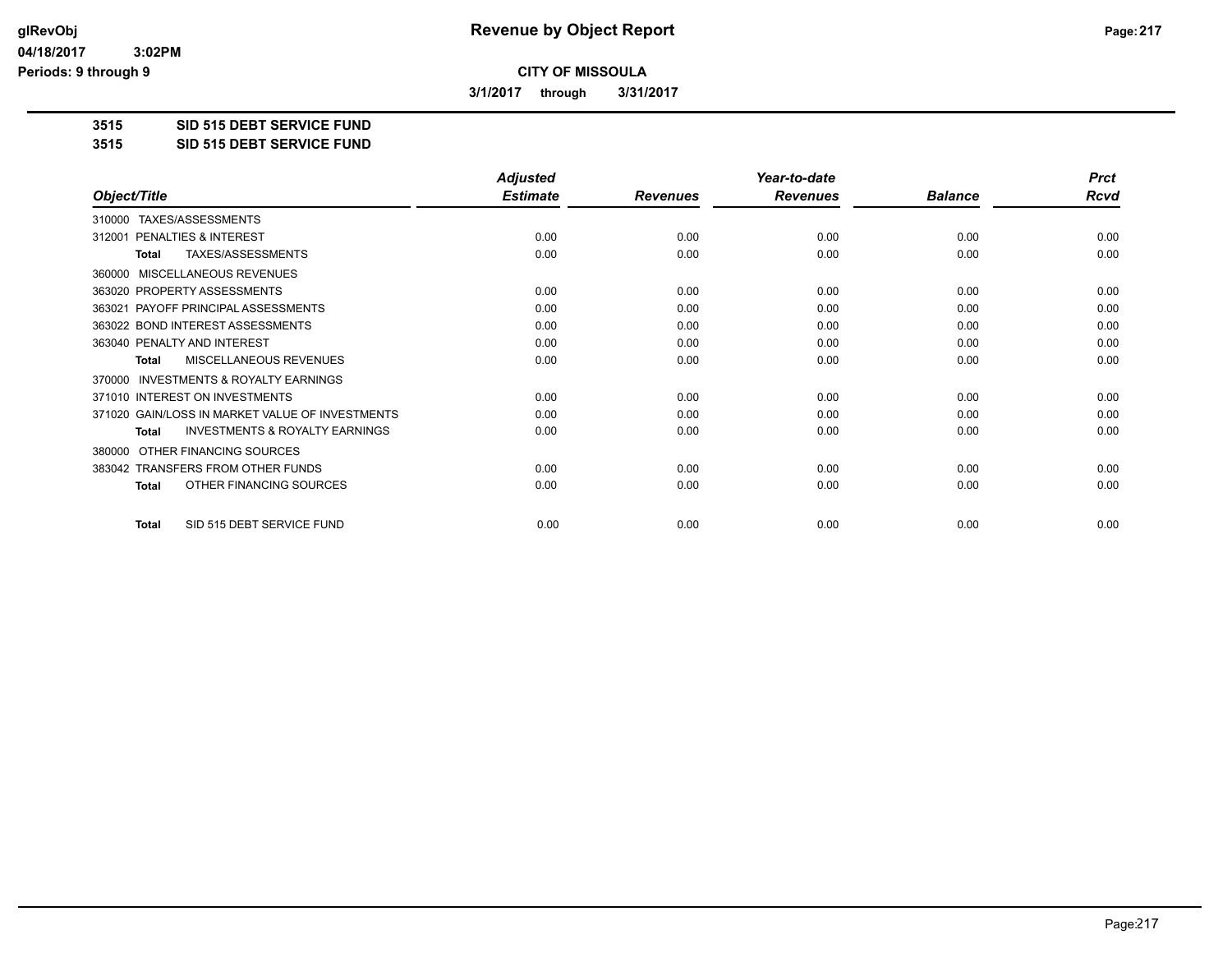**Revenue by Object Report**

**CITY OF MISSOULA**

**3/1/2017 through 3/31/2017**

glRevObj
04/18/2017 3:02PM
Periods: 9 through 9

**3515 SID 515 DEBT SERVICE FUND**
**3515 SID 515 DEBT SERVICE FUND**

| Object/Title | Adjusted Estimate | Revenues | Year-to-date Revenues | Balance | Prct Rcvd |
|---|---|---|---|---|---|
| 310000 TAXES/ASSESSMENTS | | | | | |
| 312001 PENALTIES & INTEREST | 0.00 | 0.00 | 0.00 | 0.00 | 0.00 |
| **Total** TAXES/ASSESSMENTS | 0.00 | 0.00 | 0.00 | 0.00 | 0.00 |
| 360000 MISCELLANEOUS REVENUES | | | | | |
| 363020 PROPERTY ASSESSMENTS | 0.00 | 0.00 | 0.00 | 0.00 | 0.00 |
| 363021 PAYOFF PRINCIPAL ASSESSMENTS | 0.00 | 0.00 | 0.00 | 0.00 | 0.00 |
| 363022 BOND INTEREST ASSESSMENTS | 0.00 | 0.00 | 0.00 | 0.00 | 0.00 |
| 363040 PENALTY AND INTEREST | 0.00 | 0.00 | 0.00 | 0.00 | 0.00 |
| **Total** MISCELLANEOUS REVENUES | 0.00 | 0.00 | 0.00 | 0.00 | 0.00 |
| 370000 INVESTMENTS & ROYALTY EARNINGS | | | | | |
| 371010 INTEREST ON INVESTMENTS | 0.00 | 0.00 | 0.00 | 0.00 | 0.00 |
| 371020 GAIN/LOSS IN MARKET VALUE OF INVESTMENTS | 0.00 | 0.00 | 0.00 | 0.00 | 0.00 |
| **Total** INVESTMENTS & ROYALTY EARNINGS | 0.00 | 0.00 | 0.00 | 0.00 | 0.00 |
| 380000 OTHER FINANCING SOURCES | | | | | |
| 383042 TRANSFERS FROM OTHER FUNDS | 0.00 | 0.00 | 0.00 | 0.00 | 0.00 |
| **Total** OTHER FINANCING SOURCES | 0.00 | 0.00 | 0.00 | 0.00 | 0.00 |
| **Total** SID 515 DEBT SERVICE FUND | 0.00 | 0.00 | 0.00 | 0.00 | 0.00 |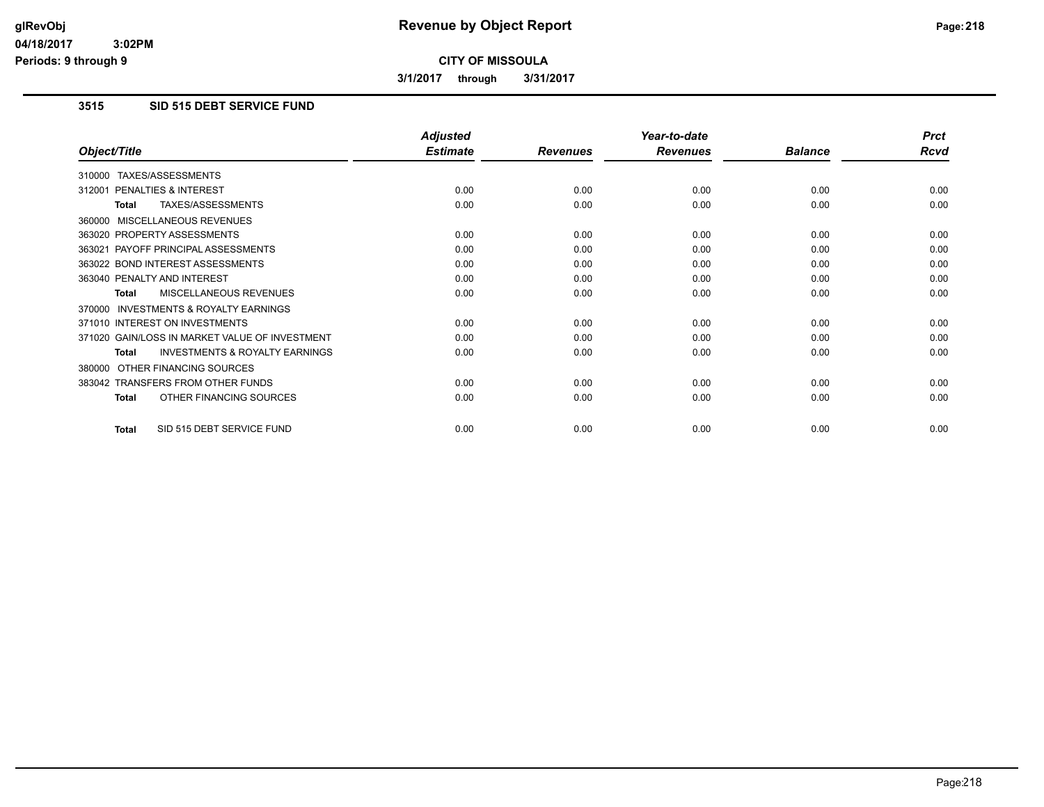# Revenue by Object Report

**CITY OF MISSOULA**

**3/1/2017 through 3/31/2017**

glRevObj
04/18/2017 3:02PM
Periods: 9 through 9

## 3515 SID 515 DEBT SERVICE FUND

| Object/Title | Adjusted Estimate | Revenues | Year-to-date Revenues | Balance | Prct Rcvd |
|---|---|---|---|---|---|
| 310000 TAXES/ASSESSMENTS | | | | | |
| 312001 PENALTIES & INTEREST | 0.00 | 0.00 | 0.00 | 0.00 | 0.00 |
| **Total** TAXES/ASSESSMENTS | 0.00 | 0.00 | 0.00 | 0.00 | 0.00 |
| 360000 MISCELLANEOUS REVENUES | | | | | |
| 363020 PROPERTY ASSESSMENTS | 0.00 | 0.00 | 0.00 | 0.00 | 0.00 |
| 363021 PAYOFF PRINCIPAL ASSESSMENTS | 0.00 | 0.00 | 0.00 | 0.00 | 0.00 |
| 363022 BOND INTEREST ASSESSMENTS | 0.00 | 0.00 | 0.00 | 0.00 | 0.00 |
| 363040 PENALTY AND INTEREST | 0.00 | 0.00 | 0.00 | 0.00 | 0.00 |
| **Total** MISCELLANEOUS REVENUES | 0.00 | 0.00 | 0.00 | 0.00 | 0.00 |
| 370000 INVESTMENTS & ROYALTY EARNINGS | | | | | |
| 371010 INTEREST ON INVESTMENTS | 0.00 | 0.00 | 0.00 | 0.00 | 0.00 |
| 371020 GAIN/LOSS IN MARKET VALUE OF INVESTMENT | 0.00 | 0.00 | 0.00 | 0.00 | 0.00 |
| **Total** INVESTMENTS & ROYALTY EARNINGS | 0.00 | 0.00 | 0.00 | 0.00 | 0.00 |
| 380000 OTHER FINANCING SOURCES | | | | | |
| 383042 TRANSFERS FROM OTHER FUNDS | 0.00 | 0.00 | 0.00 | 0.00 | 0.00 |
| **Total** OTHER FINANCING SOURCES | 0.00 | 0.00 | 0.00 | 0.00 | 0.00 |
| **Total** SID 515 DEBT SERVICE FUND | 0.00 | 0.00 | 0.00 | 0.00 | 0.00 |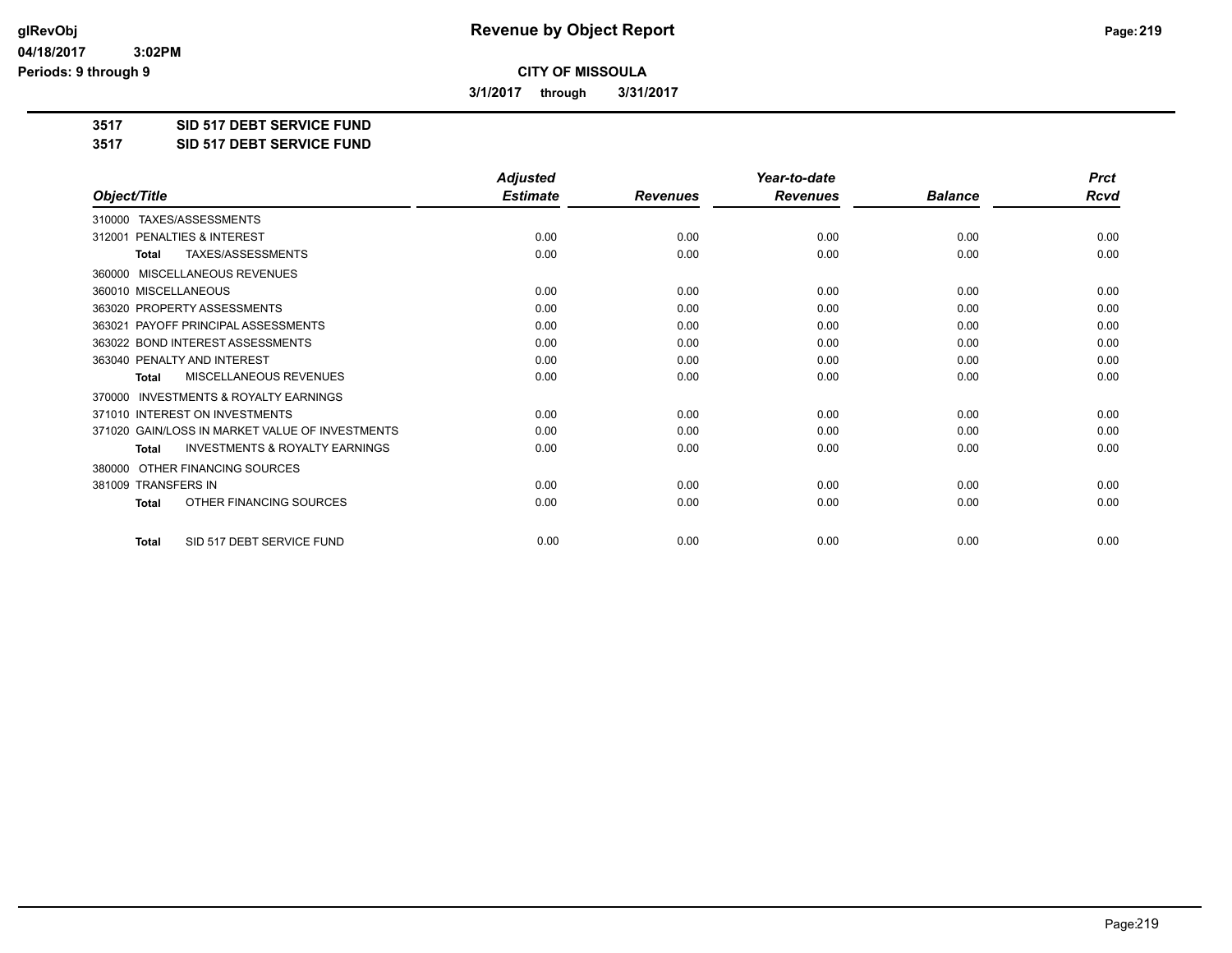# Revenue by Object Report

**CITY OF MISSOULA**

**3/1/2017 through 3/31/2017**

glRevObj
04/18/2017 3:02PM
Periods: 9 through 9

## 3517 SID 517 DEBT SERVICE FUND
## 3517 SID 517 DEBT SERVICE FUND

| Object/Title | Adjusted Estimate | Revenues | Year-to-date Revenues | Balance | Prct Rcvd |
|---|---|---|---|---|---|
| 310000 TAXES/ASSESSMENTS | | | | | |
| 312001 PENALTIES & INTEREST | 0.00 | 0.00 | 0.00 | 0.00 | 0.00 |
| **Total** TAXES/ASSESSMENTS | 0.00 | 0.00 | 0.00 | 0.00 | 0.00 |
| 360000 MISCELLANEOUS REVENUES | | | | | |
| 360010 MISCELLANEOUS | 0.00 | 0.00 | 0.00 | 0.00 | 0.00 |
| 363020 PROPERTY ASSESSMENTS | 0.00 | 0.00 | 0.00 | 0.00 | 0.00 |
| 363021 PAYOFF PRINCIPAL ASSESSMENTS | 0.00 | 0.00 | 0.00 | 0.00 | 0.00 |
| 363022 BOND INTEREST ASSESSMENTS | 0.00 | 0.00 | 0.00 | 0.00 | 0.00 |
| 363040 PENALTY AND INTEREST | 0.00 | 0.00 | 0.00 | 0.00 | 0.00 |
| **Total** MISCELLANEOUS REVENUES | 0.00 | 0.00 | 0.00 | 0.00 | 0.00 |
| 370000 INVESTMENTS & ROYALTY EARNINGS | | | | | |
| 371010 INTEREST ON INVESTMENTS | 0.00 | 0.00 | 0.00 | 0.00 | 0.00 |
| 371020 GAIN/LOSS IN MARKET VALUE OF INVESTMENTS | 0.00 | 0.00 | 0.00 | 0.00 | 0.00 |
| **Total** INVESTMENTS & ROYALTY EARNINGS | 0.00 | 0.00 | 0.00 | 0.00 | 0.00 |
| 380000 OTHER FINANCING SOURCES | | | | | |
| 381009 TRANSFERS IN | 0.00 | 0.00 | 0.00 | 0.00 | 0.00 |
| **Total** OTHER FINANCING SOURCES | 0.00 | 0.00 | 0.00 | 0.00 | 0.00 |
| **Total** SID 517 DEBT SERVICE FUND | 0.00 | 0.00 | 0.00 | 0.00 | 0.00 |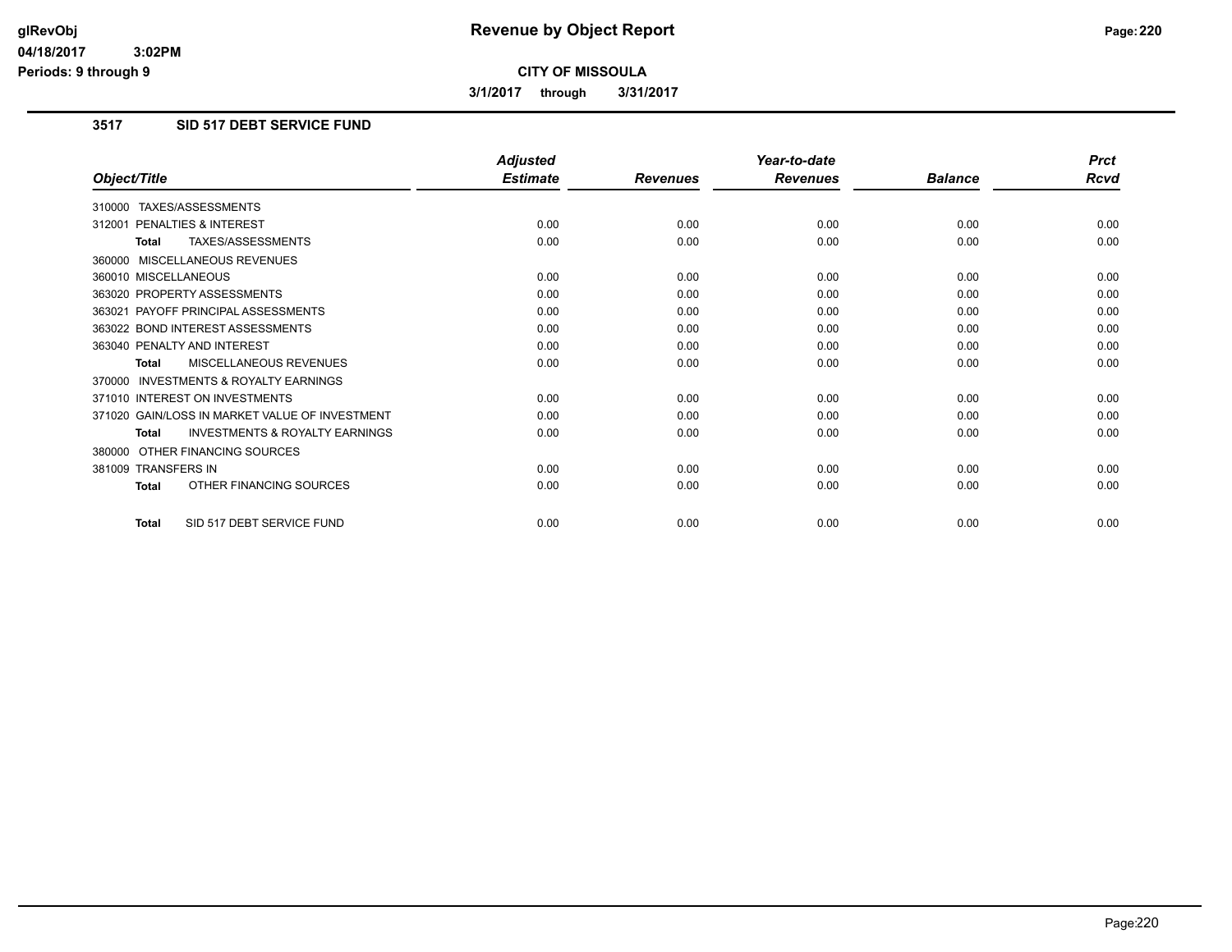**CITY OF MISSOULA**

**3/1/2017 through 3/31/2017**

## 3517 SID 517 DEBT SERVICE FUND

| Object/Title | Adjusted Estimate | Revenues | Year-to-date Revenues | Balance | Prct Rcvd |
|---|---|---|---|---|---|
| 310000 TAXES/ASSESSMENTS | | | | | |
| 312001 PENALTIES & INTEREST | 0.00 | 0.00 | 0.00 | 0.00 | 0.00 |
| **Total** TAXES/ASSESSMENTS | 0.00 | 0.00 | 0.00 | 0.00 | 0.00 |
| 360000 MISCELLANEOUS REVENUES | | | | | |
| 360010 MISCELLANEOUS | 0.00 | 0.00 | 0.00 | 0.00 | 0.00 |
| 363020 PROPERTY ASSESSMENTS | 0.00 | 0.00 | 0.00 | 0.00 | 0.00 |
| 363021 PAYOFF PRINCIPAL ASSESSMENTS | 0.00 | 0.00 | 0.00 | 0.00 | 0.00 |
| 363022 BOND INTEREST ASSESSMENTS | 0.00 | 0.00 | 0.00 | 0.00 | 0.00 |
| 363040 PENALTY AND INTEREST | 0.00 | 0.00 | 0.00 | 0.00 | 0.00 |
| **Total** MISCELLANEOUS REVENUES | 0.00 | 0.00 | 0.00 | 0.00 | 0.00 |
| 370000 INVESTMENTS & ROYALTY EARNINGS | | | | | |
| 371010 INTEREST ON INVESTMENTS | 0.00 | 0.00 | 0.00 | 0.00 | 0.00 |
| 371020 GAIN/LOSS IN MARKET VALUE OF INVESTMENT | 0.00 | 0.00 | 0.00 | 0.00 | 0.00 |
| **Total** INVESTMENTS & ROYALTY EARNINGS | 0.00 | 0.00 | 0.00 | 0.00 | 0.00 |
| 380000 OTHER FINANCING SOURCES | | | | | |
| 381009 TRANSFERS IN | 0.00 | 0.00 | 0.00 | 0.00 | 0.00 |
| **Total** OTHER FINANCING SOURCES | 0.00 | 0.00 | 0.00 | 0.00 | 0.00 |
| **Total** SID 517 DEBT SERVICE FUND | 0.00 | 0.00 | 0.00 | 0.00 | 0.00 |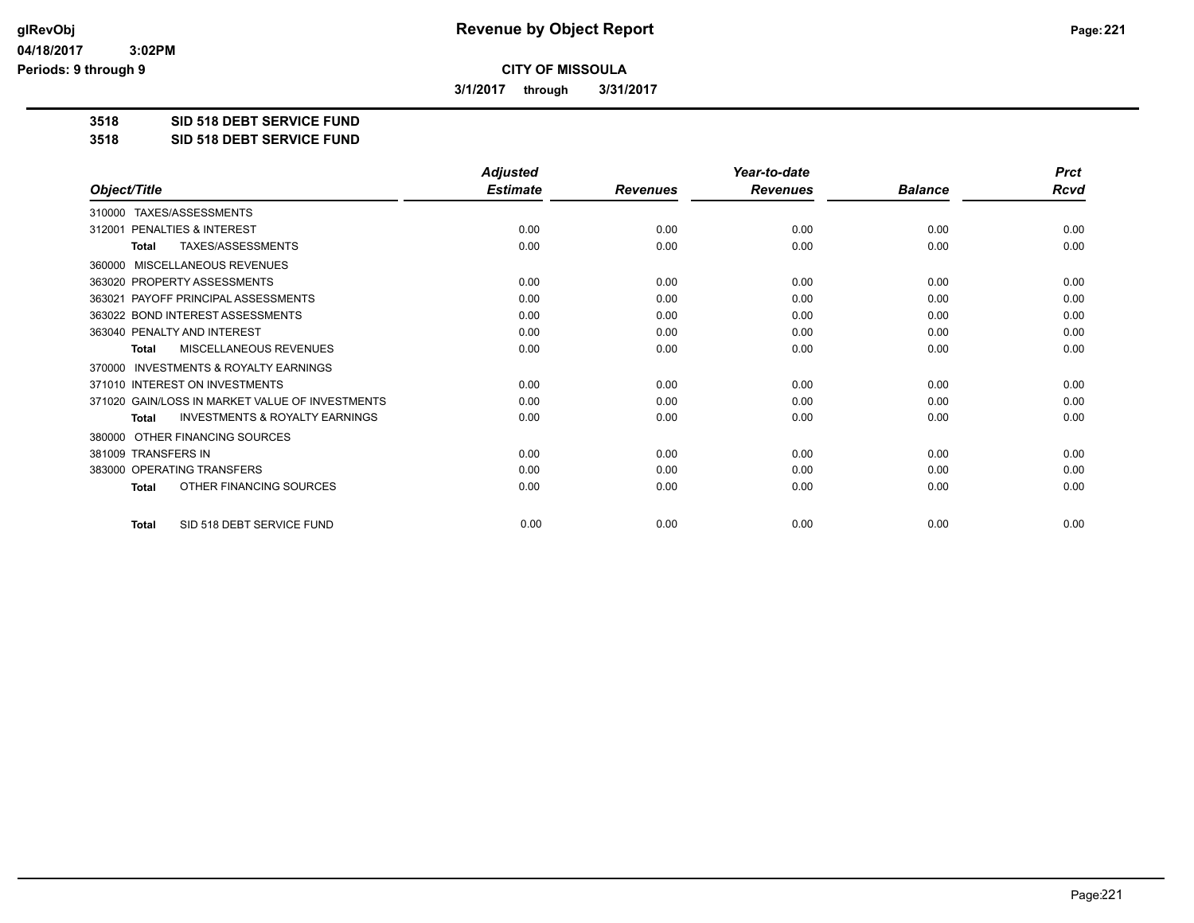# Revenue by Object Report

glRevObj
04/18/2017 3:02PM
Periods: 9 through 9

**CITY OF MISSOULA**

**3/1/2017 through 3/31/2017**

**3518 SID 518 DEBT SERVICE FUND**
**3518 SID 518 DEBT SERVICE FUND**

| Object/Title | Adjusted Estimate | Revenues | Year-to-date Revenues | Balance | Prct Rcvd |
|---|---|---|---|---|---|
| 310000 TAXES/ASSESSMENTS | | | | | |
| 312001 PENALTIES & INTEREST | 0.00 | 0.00 | 0.00 | 0.00 | 0.00 |
| **Total** TAXES/ASSESSMENTS | 0.00 | 0.00 | 0.00 | 0.00 | 0.00 |
| 360000 MISCELLANEOUS REVENUES | | | | | |
| 363020 PROPERTY ASSESSMENTS | 0.00 | 0.00 | 0.00 | 0.00 | 0.00 |
| 363021 PAYOFF PRINCIPAL ASSESSMENTS | 0.00 | 0.00 | 0.00 | 0.00 | 0.00 |
| 363022 BOND INTEREST ASSESSMENTS | 0.00 | 0.00 | 0.00 | 0.00 | 0.00 |
| 363040 PENALTY AND INTEREST | 0.00 | 0.00 | 0.00 | 0.00 | 0.00 |
| **Total** MISCELLANEOUS REVENUES | 0.00 | 0.00 | 0.00 | 0.00 | 0.00 |
| 370000 INVESTMENTS & ROYALTY EARNINGS | | | | | |
| 371010 INTEREST ON INVESTMENTS | 0.00 | 0.00 | 0.00 | 0.00 | 0.00 |
| 371020 GAIN/LOSS IN MARKET VALUE OF INVESTMENTS | 0.00 | 0.00 | 0.00 | 0.00 | 0.00 |
| **Total** INVESTMENTS & ROYALTY EARNINGS | 0.00 | 0.00 | 0.00 | 0.00 | 0.00 |
| 380000 OTHER FINANCING SOURCES | | | | | |
| 381009 TRANSFERS IN | 0.00 | 0.00 | 0.00 | 0.00 | 0.00 |
| 383000 OPERATING TRANSFERS | 0.00 | 0.00 | 0.00 | 0.00 | 0.00 |
| **Total** OTHER FINANCING SOURCES | 0.00 | 0.00 | 0.00 | 0.00 | 0.00 |
| **Total** SID 518 DEBT SERVICE FUND | 0.00 | 0.00 | 0.00 | 0.00 | 0.00 |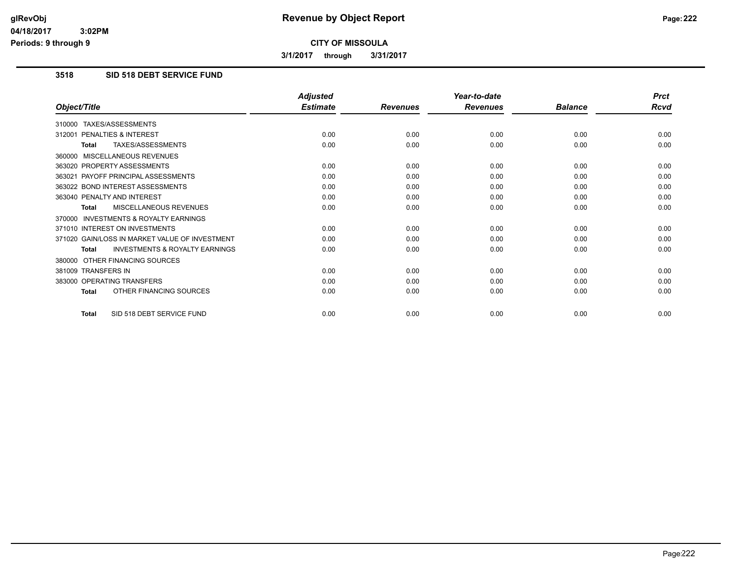# Revenue by Object Report

**CITY OF MISSOULA**

**3/1/2017 through 3/31/2017**

glRevObj
04/18/2017 3:02PM
Periods: 9 through 9

## 3518 SID 518 DEBT SERVICE FUND

| Object/Title | Adjusted Estimate | Revenues | Year-to-date Revenues | Balance | Prct Rcvd |
|---|---|---|---|---|---|
| 310000 TAXES/ASSESSMENTS | | | | | |
| 312001 PENALTIES & INTEREST | 0.00 | 0.00 | 0.00 | 0.00 | 0.00 |
| **Total** TAXES/ASSESSMENTS | 0.00 | 0.00 | 0.00 | 0.00 | 0.00 |
| 360000 MISCELLANEOUS REVENUES | | | | | |
| 363020 PROPERTY ASSESSMENTS | 0.00 | 0.00 | 0.00 | 0.00 | 0.00 |
| 363021 PAYOFF PRINCIPAL ASSESSMENTS | 0.00 | 0.00 | 0.00 | 0.00 | 0.00 |
| 363022 BOND INTEREST ASSESSMENTS | 0.00 | 0.00 | 0.00 | 0.00 | 0.00 |
| 363040 PENALTY AND INTEREST | 0.00 | 0.00 | 0.00 | 0.00 | 0.00 |
| **Total** MISCELLANEOUS REVENUES | 0.00 | 0.00 | 0.00 | 0.00 | 0.00 |
| 370000 INVESTMENTS & ROYALTY EARNINGS | | | | | |
| 371010 INTEREST ON INVESTMENTS | 0.00 | 0.00 | 0.00 | 0.00 | 0.00 |
| 371020 GAIN/LOSS IN MARKET VALUE OF INVESTMENT | 0.00 | 0.00 | 0.00 | 0.00 | 0.00 |
| **Total** INVESTMENTS & ROYALTY EARNINGS | 0.00 | 0.00 | 0.00 | 0.00 | 0.00 |
| 380000 OTHER FINANCING SOURCES | | | | | |
| 381009 TRANSFERS IN | 0.00 | 0.00 | 0.00 | 0.00 | 0.00 |
| 383000 OPERATING TRANSFERS | 0.00 | 0.00 | 0.00 | 0.00 | 0.00 |
| **Total** OTHER FINANCING SOURCES | 0.00 | 0.00 | 0.00 | 0.00 | 0.00 |
| **Total** SID 518 DEBT SERVICE FUND | 0.00 | 0.00 | 0.00 | 0.00 | 0.00 |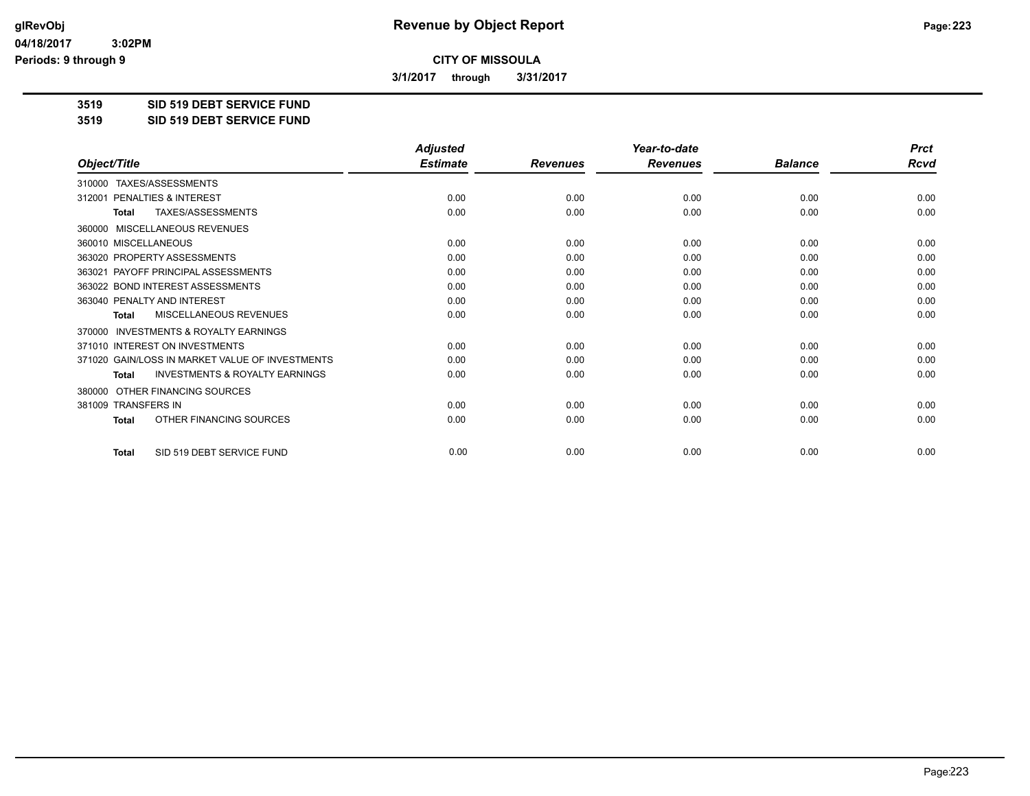# Revenue by Object Report

glRevObj
04/18/2017 3:02PM
Periods: 9 through 9

**CITY OF MISSOULA**

3/1/2017 through 3/31/2017

**3519 SID 519 DEBT SERVICE FUND**
**3519 SID 519 DEBT SERVICE FUND**

| Object/Title | Adjusted Estimate | Revenues | Year-to-date Revenues | Balance | Prct Rcvd |
|---|---|---|---|---|---|
| 310000 TAXES/ASSESSMENTS | | | | | |
| 312001 PENALTIES & INTEREST | 0.00 | 0.00 | 0.00 | 0.00 | 0.00 |
| **Total** TAXES/ASSESSMENTS | 0.00 | 0.00 | 0.00 | 0.00 | 0.00 |
| 360000 MISCELLANEOUS REVENUES | | | | | |
| 360010 MISCELLANEOUS | 0.00 | 0.00 | 0.00 | 0.00 | 0.00 |
| 363020 PROPERTY ASSESSMENTS | 0.00 | 0.00 | 0.00 | 0.00 | 0.00 |
| 363021 PAYOFF PRINCIPAL ASSESSMENTS | 0.00 | 0.00 | 0.00 | 0.00 | 0.00 |
| 363022 BOND INTEREST ASSESSMENTS | 0.00 | 0.00 | 0.00 | 0.00 | 0.00 |
| 363040 PENALTY AND INTEREST | 0.00 | 0.00 | 0.00 | 0.00 | 0.00 |
| **Total** MISCELLANEOUS REVENUES | 0.00 | 0.00 | 0.00 | 0.00 | 0.00 |
| 370000 INVESTMENTS & ROYALTY EARNINGS | | | | | |
| 371010 INTEREST ON INVESTMENTS | 0.00 | 0.00 | 0.00 | 0.00 | 0.00 |
| 371020 GAIN/LOSS IN MARKET VALUE OF INVESTMENTS | 0.00 | 0.00 | 0.00 | 0.00 | 0.00 |
| **Total** INVESTMENTS & ROYALTY EARNINGS | 0.00 | 0.00 | 0.00 | 0.00 | 0.00 |
| 380000 OTHER FINANCING SOURCES | | | | | |
| 381009 TRANSFERS IN | 0.00 | 0.00 | 0.00 | 0.00 | 0.00 |
| **Total** OTHER FINANCING SOURCES | 0.00 | 0.00 | 0.00 | 0.00 | 0.00 |
| **Total** SID 519 DEBT SERVICE FUND | 0.00 | 0.00 | 0.00 | 0.00 | 0.00 |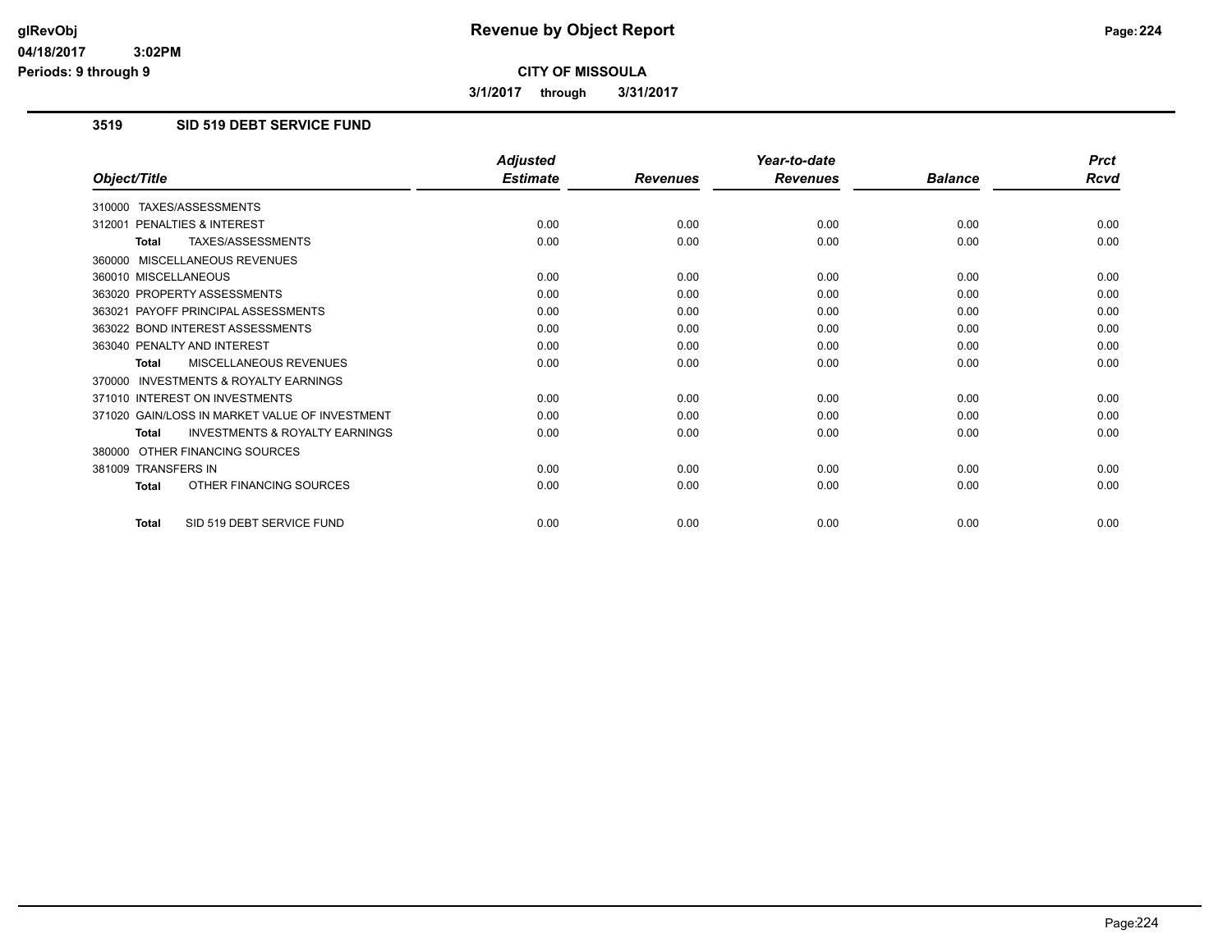# Revenue by Object Report

**CITY OF MISSOULA**

**3/1/2017 through 3/31/2017**

glRevObj
04/18/2017 3:02PM
Periods: 9 through 9

## 3519 SID 519 DEBT SERVICE FUND

| Object/Title | Adjusted Estimate | Revenues | Year-to-date Revenues | Balance | Prct Rcvd |
|---|---|---|---|---|---|
| 310000 TAXES/ASSESSMENTS | | | | | |
| 312001 PENALTIES & INTEREST | 0.00 | 0.00 | 0.00 | 0.00 | 0.00 |
| **Total** TAXES/ASSESSMENTS | 0.00 | 0.00 | 0.00 | 0.00 | 0.00 |
| 360000 MISCELLANEOUS REVENUES | | | | | |
| 360010 MISCELLANEOUS | 0.00 | 0.00 | 0.00 | 0.00 | 0.00 |
| 363020 PROPERTY ASSESSMENTS | 0.00 | 0.00 | 0.00 | 0.00 | 0.00 |
| 363021 PAYOFF PRINCIPAL ASSESSMENTS | 0.00 | 0.00 | 0.00 | 0.00 | 0.00 |
| 363022 BOND INTEREST ASSESSMENTS | 0.00 | 0.00 | 0.00 | 0.00 | 0.00 |
| 363040 PENALTY AND INTEREST | 0.00 | 0.00 | 0.00 | 0.00 | 0.00 |
| **Total** MISCELLANEOUS REVENUES | 0.00 | 0.00 | 0.00 | 0.00 | 0.00 |
| 370000 INVESTMENTS & ROYALTY EARNINGS | | | | | |
| 371010 INTEREST ON INVESTMENTS | 0.00 | 0.00 | 0.00 | 0.00 | 0.00 |
| 371020 GAIN/LOSS IN MARKET VALUE OF INVESTMENT | 0.00 | 0.00 | 0.00 | 0.00 | 0.00 |
| **Total** INVESTMENTS & ROYALTY EARNINGS | 0.00 | 0.00 | 0.00 | 0.00 | 0.00 |
| 380000 OTHER FINANCING SOURCES | | | | | |
| 381009 TRANSFERS IN | 0.00 | 0.00 | 0.00 | 0.00 | 0.00 |
| **Total** OTHER FINANCING SOURCES | 0.00 | 0.00 | 0.00 | 0.00 | 0.00 |
| **Total** SID 519 DEBT SERVICE FUND | 0.00 | 0.00 | 0.00 | 0.00 | 0.00 |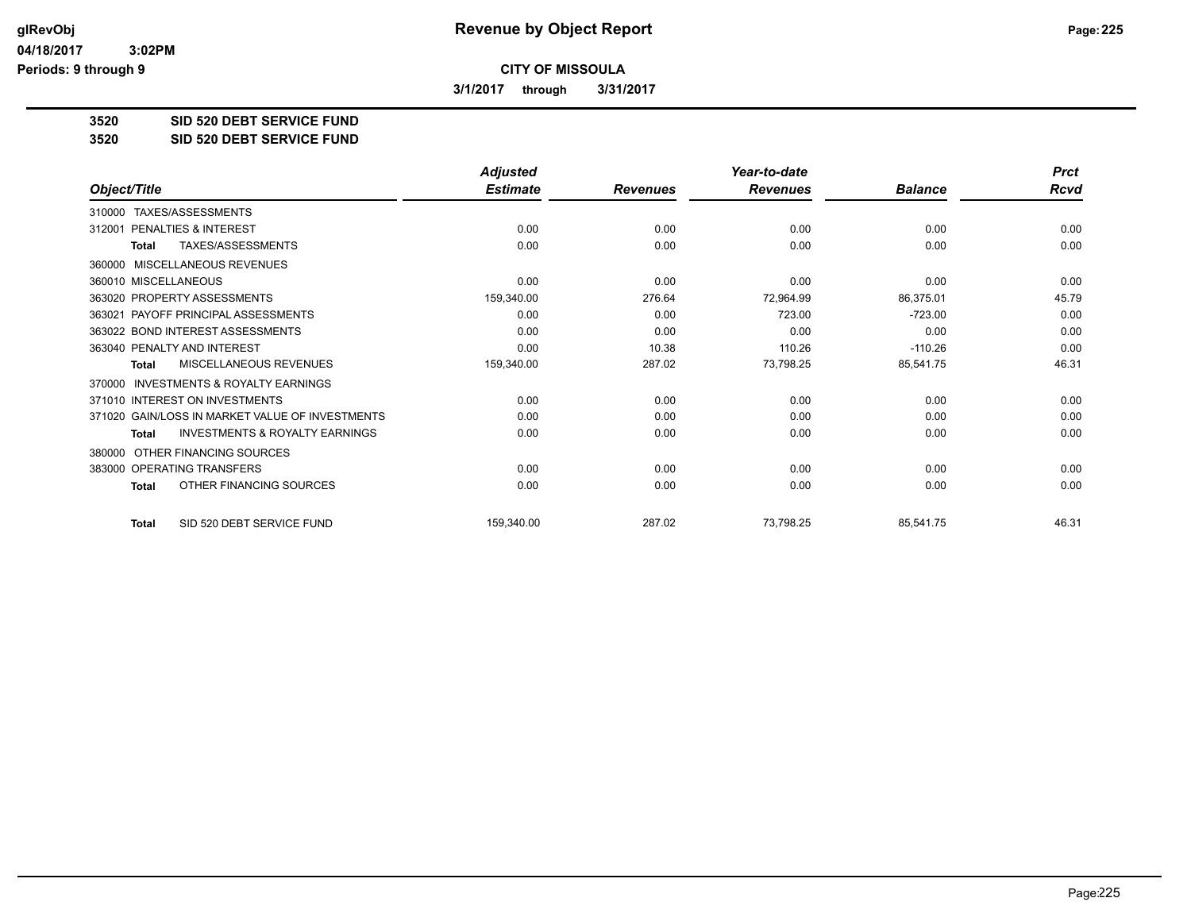**CITY OF MISSOULA**

**3/1/2017 through 3/31/2017**

## 3520 SID 520 DEBT SERVICE FUND
## 3520 SID 520 DEBT SERVICE FUND

| Object/Title | Adjusted Estimate | Revenues | Year-to-date Revenues | Balance | Prct Rcvd |
|---|---|---|---|---|---|
| 310000 TAXES/ASSESSMENTS | | | | | |
| 312001 PENALTIES & INTEREST | 0.00 | 0.00 | 0.00 | 0.00 | 0.00 |
| **Total** TAXES/ASSESSMENTS | 0.00 | 0.00 | 0.00 | 0.00 | 0.00 |
| 360000 MISCELLANEOUS REVENUES | | | | | |
| 360010 MISCELLANEOUS | 0.00 | 0.00 | 0.00 | 0.00 | 0.00 |
| 363020 PROPERTY ASSESSMENTS | 159,340.00 | 276.64 | 72,964.99 | 86,375.01 | 45.79 |
| 363021 PAYOFF PRINCIPAL ASSESSMENTS | 0.00 | 0.00 | 723.00 | -723.00 | 0.00 |
| 363022 BOND INTEREST ASSESSMENTS | 0.00 | 0.00 | 0.00 | 0.00 | 0.00 |
| 363040 PENALTY AND INTEREST | 0.00 | 10.38 | 110.26 | -110.26 | 0.00 |
| **Total** MISCELLANEOUS REVENUES | 159,340.00 | 287.02 | 73,798.25 | 85,541.75 | 46.31 |
| 370000 INVESTMENTS & ROYALTY EARNINGS | | | | | |
| 371010 INTEREST ON INVESTMENTS | 0.00 | 0.00 | 0.00 | 0.00 | 0.00 |
| 371020 GAIN/LOSS IN MARKET VALUE OF INVESTMENTS | 0.00 | 0.00 | 0.00 | 0.00 | 0.00 |
| **Total** INVESTMENTS & ROYALTY EARNINGS | 0.00 | 0.00 | 0.00 | 0.00 | 0.00 |
| 380000 OTHER FINANCING SOURCES | | | | | |
| 383000 OPERATING TRANSFERS | 0.00 | 0.00 | 0.00 | 0.00 | 0.00 |
| **Total** OTHER FINANCING SOURCES | 0.00 | 0.00 | 0.00 | 0.00 | 0.00 |
| **Total** SID 520 DEBT SERVICE FUND | 159,340.00 | 287.02 | 73,798.25 | 85,541.75 | 46.31 |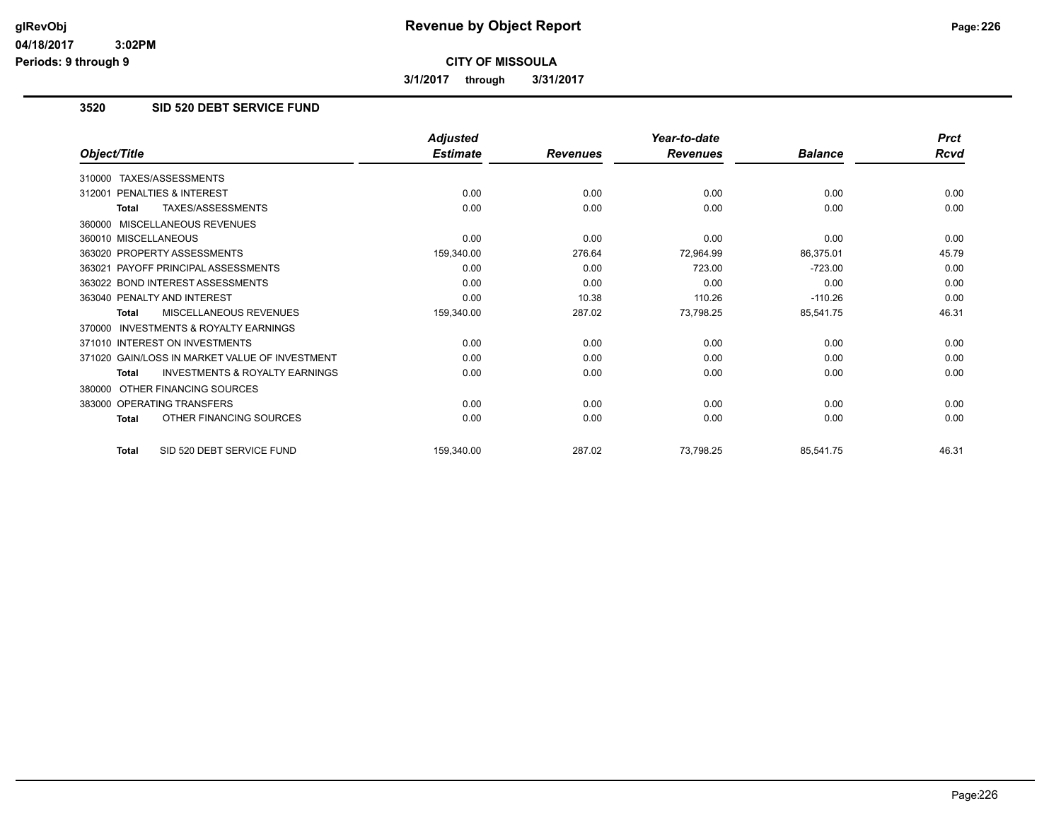# Revenue by Object Report

## CITY OF MISSOULA

**3/1/2017 through 3/31/2017**

### 3520 SID 520 DEBT SERVICE FUND

| Object/Title | Adjusted Estimate | Revenues | Year-to-date Revenues | Balance | Prct Rcvd |
|---|---|---|---|---|---|
| 310000 TAXES/ASSESSMENTS | | | | | |
| 312001 PENALTIES & INTEREST | 0.00 | 0.00 | 0.00 | 0.00 | 0.00 |
| **Total** TAXES/ASSESSMENTS | 0.00 | 0.00 | 0.00 | 0.00 | 0.00 |
| 360000 MISCELLANEOUS REVENUES | | | | | |
| 360010 MISCELLANEOUS | 0.00 | 0.00 | 0.00 | 0.00 | 0.00 |
| 363020 PROPERTY ASSESSMENTS | 159,340.00 | 276.64 | 72,964.99 | 86,375.01 | 45.79 |
| 363021 PAYOFF PRINCIPAL ASSESSMENTS | 0.00 | 0.00 | 723.00 | -723.00 | 0.00 |
| 363022 BOND INTEREST ASSESSMENTS | 0.00 | 0.00 | 0.00 | 0.00 | 0.00 |
| 363040 PENALTY AND INTEREST | 0.00 | 10.38 | 110.26 | -110.26 | 0.00 |
| **Total** MISCELLANEOUS REVENUES | 159,340.00 | 287.02 | 73,798.25 | 85,541.75 | 46.31 |
| 370000 INVESTMENTS & ROYALTY EARNINGS | | | | | |
| 371010 INTEREST ON INVESTMENTS | 0.00 | 0.00 | 0.00 | 0.00 | 0.00 |
| 371020 GAIN/LOSS IN MARKET VALUE OF INVESTMENT | 0.00 | 0.00 | 0.00 | 0.00 | 0.00 |
| **Total** INVESTMENTS & ROYALTY EARNINGS | 0.00 | 0.00 | 0.00 | 0.00 | 0.00 |
| 380000 OTHER FINANCING SOURCES | | | | | |
| 383000 OPERATING TRANSFERS | 0.00 | 0.00 | 0.00 | 0.00 | 0.00 |
| **Total** OTHER FINANCING SOURCES | 0.00 | 0.00 | 0.00 | 0.00 | 0.00 |
| **Total** SID 520 DEBT SERVICE FUND | 159,340.00 | 287.02 | 73,798.25 | 85,541.75 | 46.31 |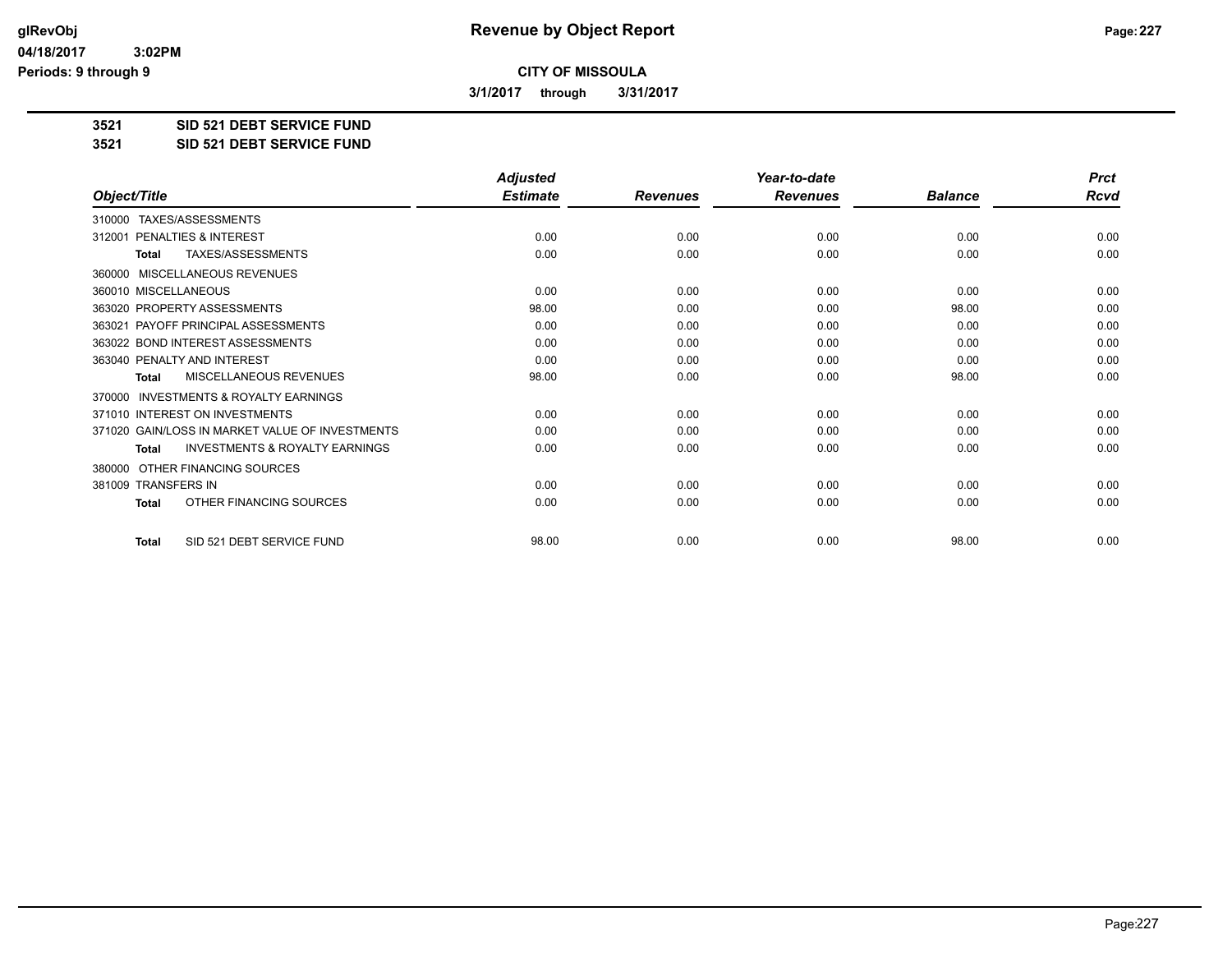# Revenue by Object Report

glRevObj
04/18/2017 3:02PM
Periods: 9 through 9

**CITY OF MISSOULA**

**3/1/2017 through 3/31/2017**

**3521 SID 521 DEBT SERVICE FUND**
**3521 SID 521 DEBT SERVICE FUND**

| Object/Title | Adjusted Estimate | Revenues | Year-to-date Revenues | Balance | Prct Rcvd |
|---|---|---|---|---|---|
| 310000 TAXES/ASSESSMENTS | | | | | |
| 312001 PENALTIES & INTEREST | 0.00 | 0.00 | 0.00 | 0.00 | 0.00 |
| **Total** TAXES/ASSESSMENTS | 0.00 | 0.00 | 0.00 | 0.00 | 0.00 |
| 360000 MISCELLANEOUS REVENUES | | | | | |
| 360010 MISCELLANEOUS | 0.00 | 0.00 | 0.00 | 0.00 | 0.00 |
| 363020 PROPERTY ASSESSMENTS | 98.00 | 0.00 | 0.00 | 98.00 | 0.00 |
| 363021 PAYOFF PRINCIPAL ASSESSMENTS | 0.00 | 0.00 | 0.00 | 0.00 | 0.00 |
| 363022 BOND INTEREST ASSESSMENTS | 0.00 | 0.00 | 0.00 | 0.00 | 0.00 |
| 363040 PENALTY AND INTEREST | 0.00 | 0.00 | 0.00 | 0.00 | 0.00 |
| **Total** MISCELLANEOUS REVENUES | 98.00 | 0.00 | 0.00 | 98.00 | 0.00 |
| 370000 INVESTMENTS & ROYALTY EARNINGS | | | | | |
| 371010 INTEREST ON INVESTMENTS | 0.00 | 0.00 | 0.00 | 0.00 | 0.00 |
| 371020 GAIN/LOSS IN MARKET VALUE OF INVESTMENTS | 0.00 | 0.00 | 0.00 | 0.00 | 0.00 |
| **Total** INVESTMENTS & ROYALTY EARNINGS | 0.00 | 0.00 | 0.00 | 0.00 | 0.00 |
| 380000 OTHER FINANCING SOURCES | | | | | |
| 381009 TRANSFERS IN | 0.00 | 0.00 | 0.00 | 0.00 | 0.00 |
| **Total** OTHER FINANCING SOURCES | 0.00 | 0.00 | 0.00 | 0.00 | 0.00 |
| **Total** SID 521 DEBT SERVICE FUND | 98.00 | 0.00 | 0.00 | 98.00 | 0.00 |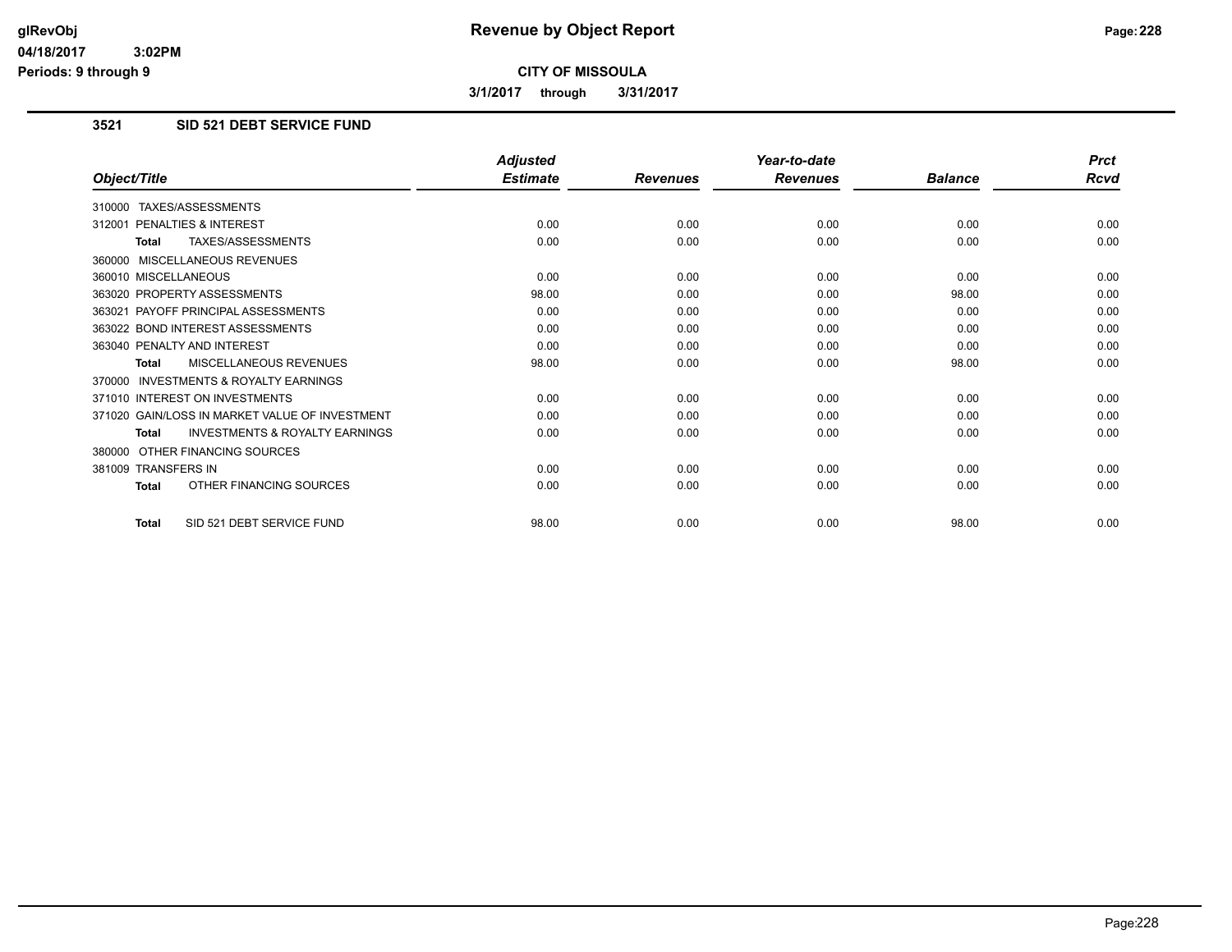# Revenue by Object Report

glRevObj
04/18/2017 3:02PM
Periods: 9 through 9

**CITY OF MISSOULA**

**3/1/2017 through 3/31/2017**

## 3521 SID 521 DEBT SERVICE FUND

| Object/Title | Adjusted Estimate | Revenues | Year-to-date Revenues | Balance | Prct Rcvd |
|---|---|---|---|---|---|
| 310000 TAXES/ASSESSMENTS | | | | | |
| 312001 PENALTIES & INTEREST | 0.00 | 0.00 | 0.00 | 0.00 | 0.00 |
| Total TAXES/ASSESSMENTS | 0.00 | 0.00 | 0.00 | 0.00 | 0.00 |
| 360000 MISCELLANEOUS REVENUES | | | | | |
| 360010 MISCELLANEOUS | 0.00 | 0.00 | 0.00 | 0.00 | 0.00 |
| 363020 PROPERTY ASSESSMENTS | 98.00 | 0.00 | 0.00 | 98.00 | 0.00 |
| 363021 PAYOFF PRINCIPAL ASSESSMENTS | 0.00 | 0.00 | 0.00 | 0.00 | 0.00 |
| 363022 BOND INTEREST ASSESSMENTS | 0.00 | 0.00 | 0.00 | 0.00 | 0.00 |
| 363040 PENALTY AND INTEREST | 0.00 | 0.00 | 0.00 | 0.00 | 0.00 |
| Total MISCELLANEOUS REVENUES | 98.00 | 0.00 | 0.00 | 98.00 | 0.00 |
| 370000 INVESTMENTS & ROYALTY EARNINGS | | | | | |
| 371010 INTEREST ON INVESTMENTS | 0.00 | 0.00 | 0.00 | 0.00 | 0.00 |
| 371020 GAIN/LOSS IN MARKET VALUE OF INVESTMENT | 0.00 | 0.00 | 0.00 | 0.00 | 0.00 |
| Total INVESTMENTS & ROYALTY EARNINGS | 0.00 | 0.00 | 0.00 | 0.00 | 0.00 |
| 380000 OTHER FINANCING SOURCES | | | | | |
| 381009 TRANSFERS IN | 0.00 | 0.00 | 0.00 | 0.00 | 0.00 |
| Total OTHER FINANCING SOURCES | 0.00 | 0.00 | 0.00 | 0.00 | 0.00 |
| Total SID 521 DEBT SERVICE FUND | 98.00 | 0.00 | 0.00 | 98.00 | 0.00 |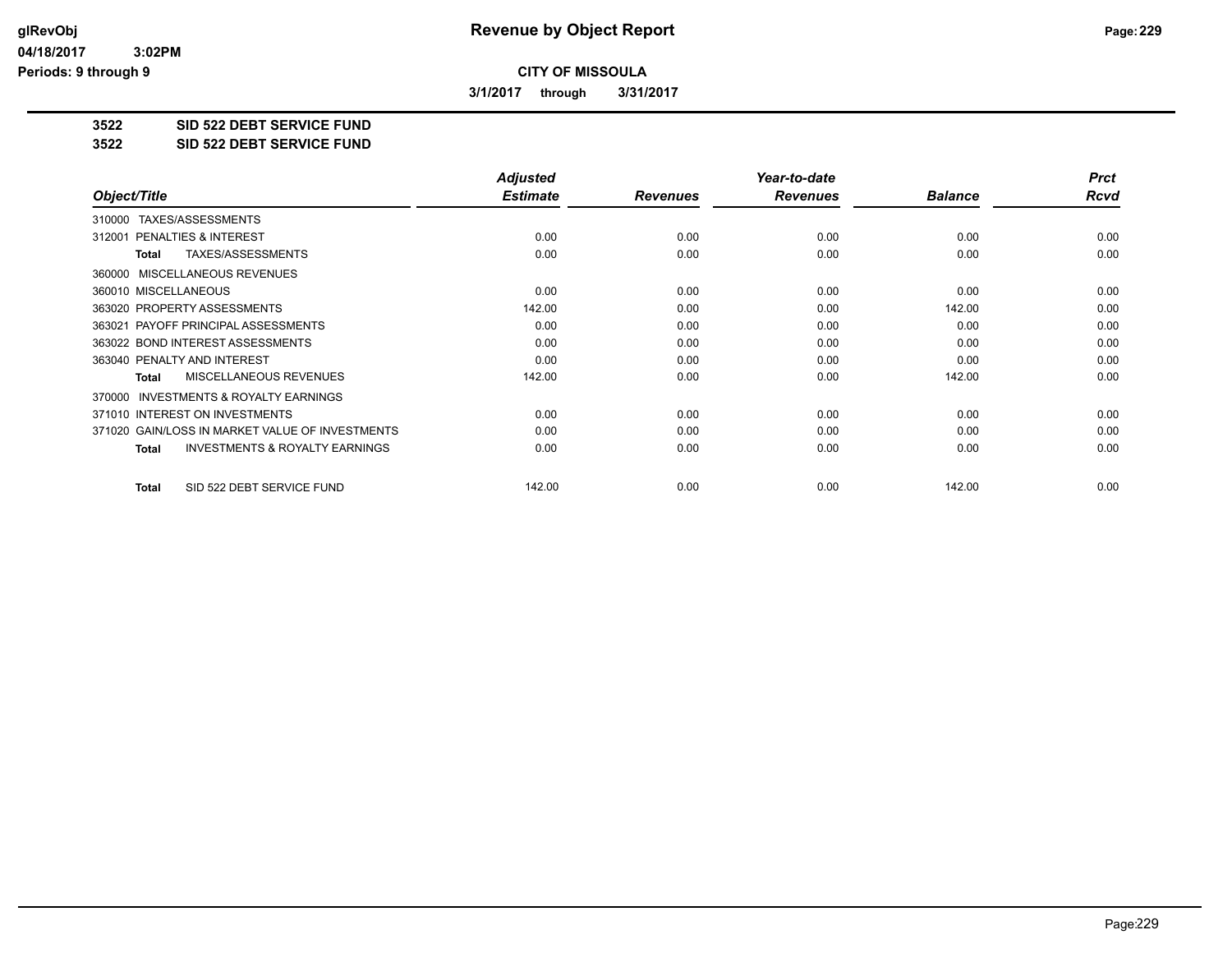# Revenue by Object Report

**CITY OF MISSOULA**

**3/1/2017 through 3/31/2017**

glRevObj
04/18/2017 3:02PM
Periods: 9 through 9

**3522 SID 522 DEBT SERVICE FUND**
**3522 SID 522 DEBT SERVICE FUND**

| Object/Title | Adjusted Estimate | Revenues | Year-to-date Revenues | Balance | Prct Rcvd |
|---|---|---|---|---|---|
| 310000 TAXES/ASSESSMENTS | | | | | |
| 312001 PENALTIES & INTEREST | 0.00 | 0.00 | 0.00 | 0.00 | 0.00 |
| **Total** TAXES/ASSESSMENTS | 0.00 | 0.00 | 0.00 | 0.00 | 0.00 |
| 360000 MISCELLANEOUS REVENUES | | | | | |
| 360010 MISCELLANEOUS | 0.00 | 0.00 | 0.00 | 0.00 | 0.00 |
| 363020 PROPERTY ASSESSMENTS | 142.00 | 0.00 | 0.00 | 142.00 | 0.00 |
| 363021 PAYOFF PRINCIPAL ASSESSMENTS | 0.00 | 0.00 | 0.00 | 0.00 | 0.00 |
| 363022 BOND INTEREST ASSESSMENTS | 0.00 | 0.00 | 0.00 | 0.00 | 0.00 |
| 363040 PENALTY AND INTEREST | 0.00 | 0.00 | 0.00 | 0.00 | 0.00 |
| **Total** MISCELLANEOUS REVENUES | 142.00 | 0.00 | 0.00 | 142.00 | 0.00 |
| 370000 INVESTMENTS & ROYALTY EARNINGS | | | | | |
| 371010 INTEREST ON INVESTMENTS | 0.00 | 0.00 | 0.00 | 0.00 | 0.00 |
| 371020 GAIN/LOSS IN MARKET VALUE OF INVESTMENTS | 0.00 | 0.00 | 0.00 | 0.00 | 0.00 |
| **Total** INVESTMENTS & ROYALTY EARNINGS | 0.00 | 0.00 | 0.00 | 0.00 | 0.00 |
| **Total** SID 522 DEBT SERVICE FUND | 142.00 | 0.00 | 0.00 | 142.00 | 0.00 |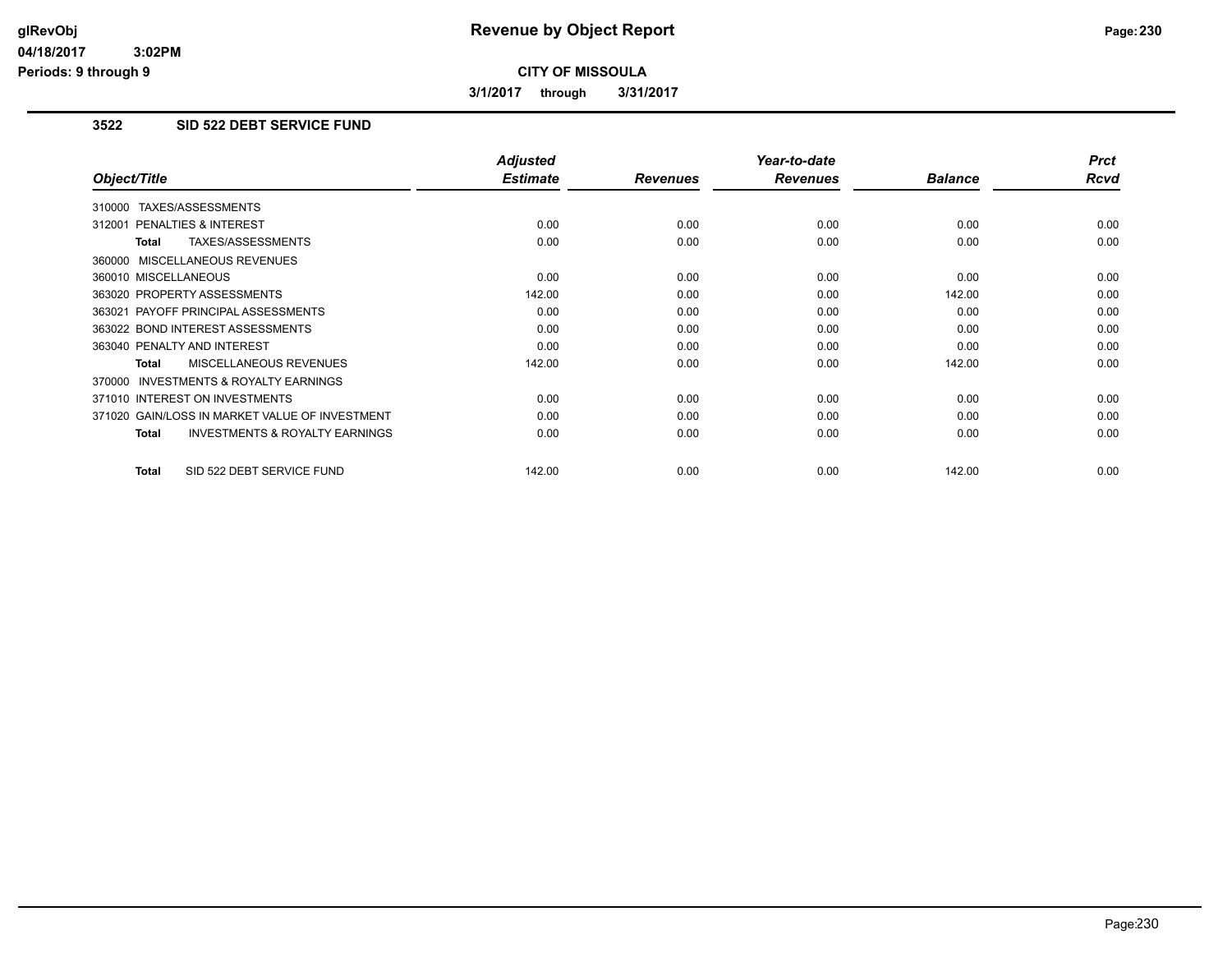# Revenue by Object Report

**CITY OF MISSOULA**

**3/1/2017 through 3/31/2017**

glRevObj
04/18/2017 3:02PM
Periods: 9 through 9

## 3522 SID 522 DEBT SERVICE FUND

| Object/Title | Adjusted Estimate | Revenues | Year-to-date Revenues | Balance | Prct Rcvd |
|---|---|---|---|---|---|
| 310000 TAXES/ASSESSMENTS | | | | | |
| 312001 PENALTIES & INTEREST | 0.00 | 0.00 | 0.00 | 0.00 | 0.00 |
| **Total** TAXES/ASSESSMENTS | 0.00 | 0.00 | 0.00 | 0.00 | 0.00 |
| 360000 MISCELLANEOUS REVENUES | | | | | |
| 360010 MISCELLANEOUS | 0.00 | 0.00 | 0.00 | 0.00 | 0.00 |
| 363020 PROPERTY ASSESSMENTS | 142.00 | 0.00 | 0.00 | 142.00 | 0.00 |
| 363021 PAYOFF PRINCIPAL ASSESSMENTS | 0.00 | 0.00 | 0.00 | 0.00 | 0.00 |
| 363022 BOND INTEREST ASSESSMENTS | 0.00 | 0.00 | 0.00 | 0.00 | 0.00 |
| 363040 PENALTY AND INTEREST | 0.00 | 0.00 | 0.00 | 0.00 | 0.00 |
| **Total** MISCELLANEOUS REVENUES | 142.00 | 0.00 | 0.00 | 142.00 | 0.00 |
| 370000 INVESTMENTS & ROYALTY EARNINGS | | | | | |
| 371010 INTEREST ON INVESTMENTS | 0.00 | 0.00 | 0.00 | 0.00 | 0.00 |
| 371020 GAIN/LOSS IN MARKET VALUE OF INVESTMENT | 0.00 | 0.00 | 0.00 | 0.00 | 0.00 |
| **Total** INVESTMENTS & ROYALTY EARNINGS | 0.00 | 0.00 | 0.00 | 0.00 | 0.00 |
| **Total** SID 522 DEBT SERVICE FUND | 142.00 | 0.00 | 0.00 | 142.00 | 0.00 |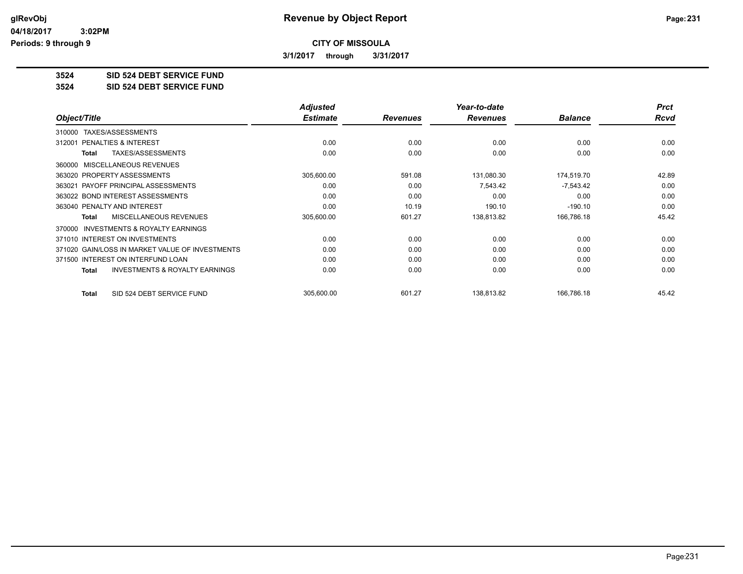# Revenue by Object Report

glRevObj
04/18/2017 3:02PM
Periods: 9 through 9

**CITY OF MISSOULA**

**3/1/2017 through 3/31/2017**

**3524 SID 524 DEBT SERVICE FUND**
**3524 SID 524 DEBT SERVICE FUND**

| Object/Title | Adjusted Estimate | Revenues | Year-to-date Revenues | Balance | Prct Rcvd |
|---|---|---|---|---|---|
| 310000 TAXES/ASSESSMENTS | | | | | |
| 312001 PENALTIES & INTEREST | 0.00 | 0.00 | 0.00 | 0.00 | 0.00 |
| **Total** TAXES/ASSESSMENTS | 0.00 | 0.00 | 0.00 | 0.00 | 0.00 |
| 360000 MISCELLANEOUS REVENUES | | | | | |
| 363020 PROPERTY ASSESSMENTS | 305,600.00 | 591.08 | 131,080.30 | 174,519.70 | 42.89 |
| 363021 PAYOFF PRINCIPAL ASSESSMENTS | 0.00 | 0.00 | 7,543.42 | -7,543.42 | 0.00 |
| 363022 BOND INTEREST ASSESSMENTS | 0.00 | 0.00 | 0.00 | 0.00 | 0.00 |
| 363040 PENALTY AND INTEREST | 0.00 | 10.19 | 190.10 | -190.10 | 0.00 |
| **Total** MISCELLANEOUS REVENUES | 305,600.00 | 601.27 | 138,813.82 | 166,786.18 | 45.42 |
| 370000 INVESTMENTS & ROYALTY EARNINGS | | | | | |
| 371010 INTEREST ON INVESTMENTS | 0.00 | 0.00 | 0.00 | 0.00 | 0.00 |
| 371020 GAIN/LOSS IN MARKET VALUE OF INVESTMENTS | 0.00 | 0.00 | 0.00 | 0.00 | 0.00 |
| 371500 INTEREST ON INTERFUND LOAN | 0.00 | 0.00 | 0.00 | 0.00 | 0.00 |
| **Total** INVESTMENTS & ROYALTY EARNINGS | 0.00 | 0.00 | 0.00 | 0.00 | 0.00 |
| **Total** SID 524 DEBT SERVICE FUND | 305,600.00 | 601.27 | 138,813.82 | 166,786.18 | 45.42 |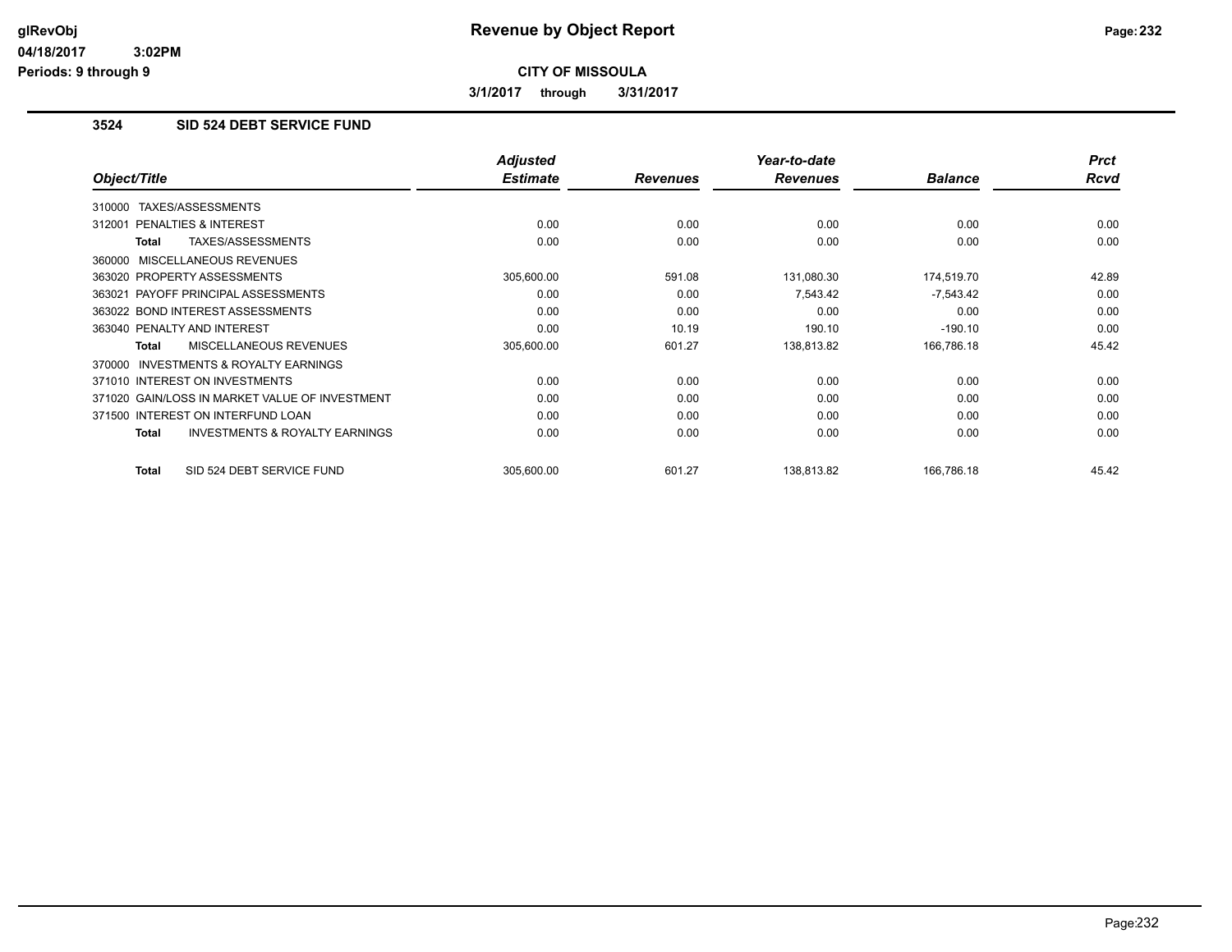**Revenue by Object Report**

**CITY OF MISSOULA**

**3/1/2017 through 3/31/2017**

glRevObj
04/18/2017 3:02PM
Periods: 9 through 9

## 3524 SID 524 DEBT SERVICE FUND

| Object/Title | Adjusted Estimate | Revenues | Year-to-date Revenues | Balance | Prct Rcvd |
|---|---|---|---|---|---|
| 310000 TAXES/ASSESSMENTS | | | | | |
| 312001 PENALTIES & INTEREST | 0.00 | 0.00 | 0.00 | 0.00 | 0.00 |
| **Total** TAXES/ASSESSMENTS | 0.00 | 0.00 | 0.00 | 0.00 | 0.00 |
| 360000 MISCELLANEOUS REVENUES | | | | | |
| 363020 PROPERTY ASSESSMENTS | 305,600.00 | 591.08 | 131,080.30 | 174,519.70 | 42.89 |
| 363021 PAYOFF PRINCIPAL ASSESSMENTS | 0.00 | 0.00 | 7,543.42 | -7,543.42 | 0.00 |
| 363022 BOND INTEREST ASSESSMENTS | 0.00 | 0.00 | 0.00 | 0.00 | 0.00 |
| 363040 PENALTY AND INTEREST | 0.00 | 10.19 | 190.10 | -190.10 | 0.00 |
| **Total** MISCELLANEOUS REVENUES | 305,600.00 | 601.27 | 138,813.82 | 166,786.18 | 45.42 |
| 370000 INVESTMENTS & ROYALTY EARNINGS | | | | | |
| 371010 INTEREST ON INVESTMENTS | 0.00 | 0.00 | 0.00 | 0.00 | 0.00 |
| 371020 GAIN/LOSS IN MARKET VALUE OF INVESTMENT | 0.00 | 0.00 | 0.00 | 0.00 | 0.00 |
| 371500 INTEREST ON INTERFUND LOAN | 0.00 | 0.00 | 0.00 | 0.00 | 0.00 |
| **Total** INVESTMENTS & ROYALTY EARNINGS | 0.00 | 0.00 | 0.00 | 0.00 | 0.00 |
| **Total** SID 524 DEBT SERVICE FUND | 305,600.00 | 601.27 | 138,813.82 | 166,786.18 | 45.42 |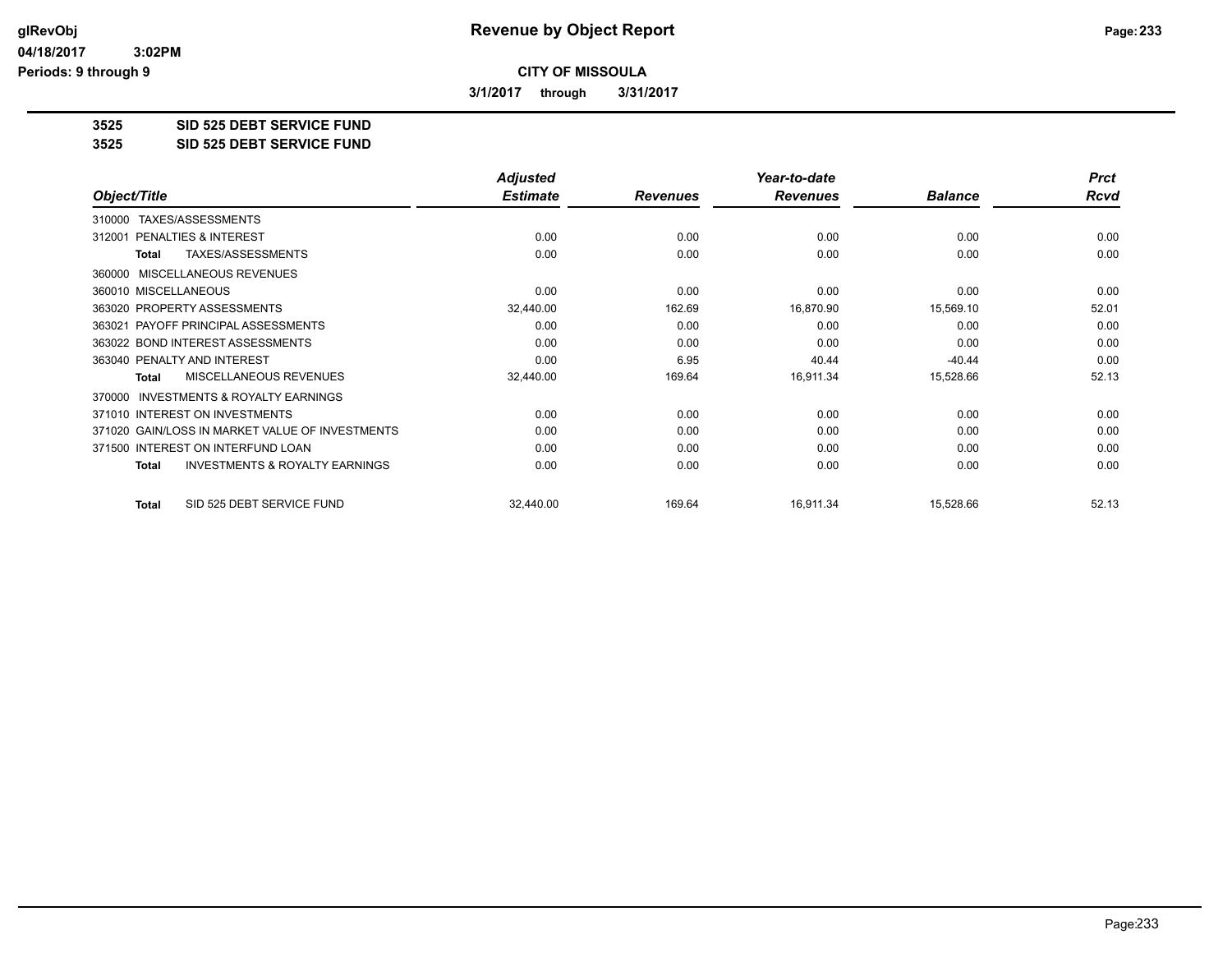# Revenue by Object Report

**CITY OF MISSOULA**

**3/1/2017 through 3/31/2017**

glRevObj
04/18/2017 3:02PM
Periods: 9 through 9

## 3525 SID 525 DEBT SERVICE FUND
## 3525 SID 525 DEBT SERVICE FUND

| Object/Title | Adjusted Estimate | Revenues | Year-to-date Revenues | Balance | Prct Rcvd |
|---|---|---|---|---|---|
| 310000 TAXES/ASSESSMENTS | | | | | |
| 312001 PENALTIES & INTEREST | 0.00 | 0.00 | 0.00 | 0.00 | 0.00 |
| **Total** TAXES/ASSESSMENTS | 0.00 | 0.00 | 0.00 | 0.00 | 0.00 |
| 360000 MISCELLANEOUS REVENUES | | | | | |
| 360010 MISCELLANEOUS | 0.00 | 0.00 | 0.00 | 0.00 | 0.00 |
| 363020 PROPERTY ASSESSMENTS | 32,440.00 | 162.69 | 16,870.90 | 15,569.10 | 52.01 |
| 363021 PAYOFF PRINCIPAL ASSESSMENTS | 0.00 | 0.00 | 0.00 | 0.00 | 0.00 |
| 363022 BOND INTEREST ASSESSMENTS | 0.00 | 0.00 | 0.00 | 0.00 | 0.00 |
| 363040 PENALTY AND INTEREST | 0.00 | 6.95 | 40.44 | -40.44 | 0.00 |
| **Total** MISCELLANEOUS REVENUES | 32,440.00 | 169.64 | 16,911.34 | 15,528.66 | 52.13 |
| 370000 INVESTMENTS & ROYALTY EARNINGS | | | | | |
| 371010 INTEREST ON INVESTMENTS | 0.00 | 0.00 | 0.00 | 0.00 | 0.00 |
| 371020 GAIN/LOSS IN MARKET VALUE OF INVESTMENTS | 0.00 | 0.00 | 0.00 | 0.00 | 0.00 |
| 371500 INTEREST ON INTERFUND LOAN | 0.00 | 0.00 | 0.00 | 0.00 | 0.00 |
| **Total** INVESTMENTS & ROYALTY EARNINGS | 0.00 | 0.00 | 0.00 | 0.00 | 0.00 |
| **Total** SID 525 DEBT SERVICE FUND | 32,440.00 | 169.64 | 16,911.34 | 15,528.66 | 52.13 |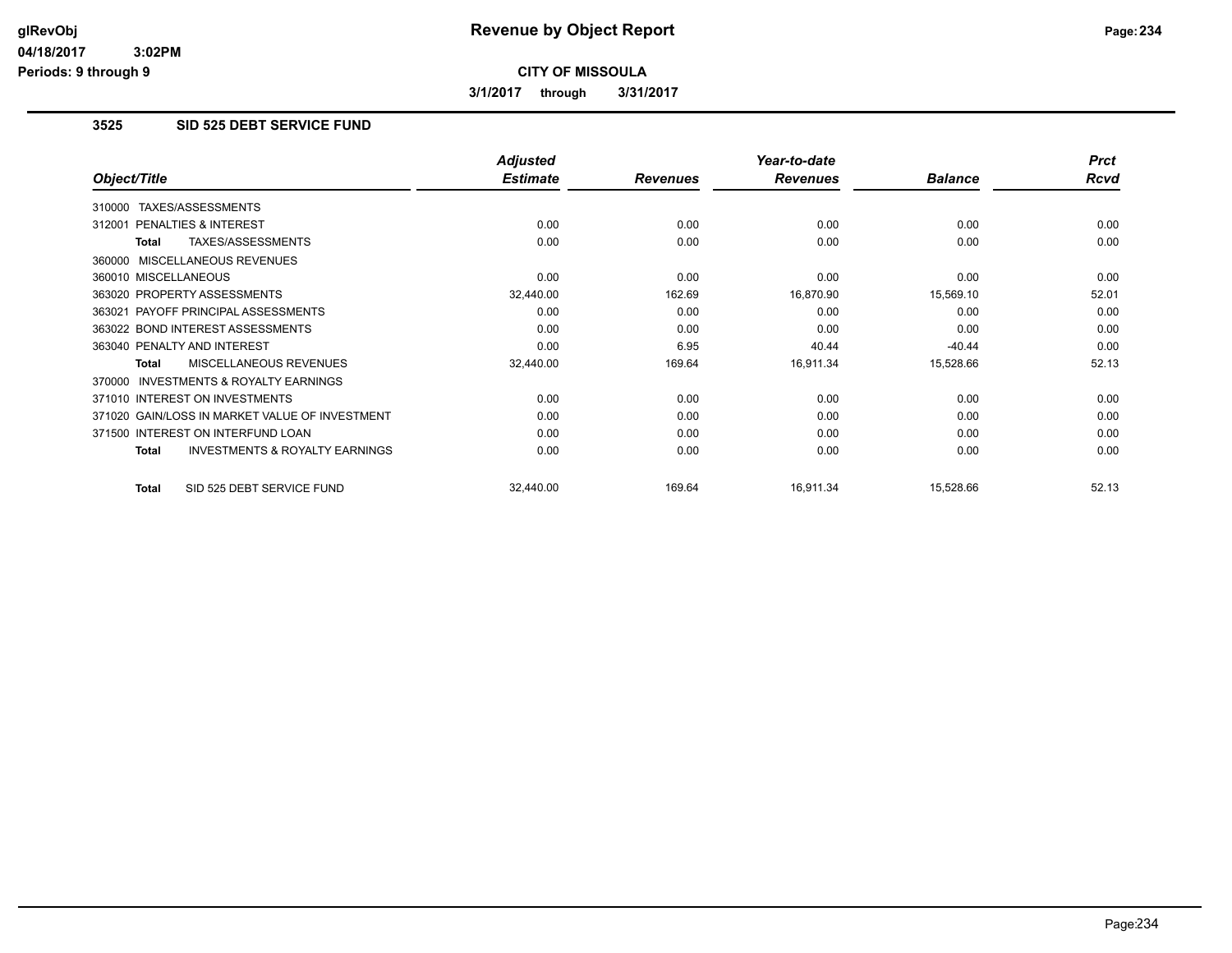# Revenue by Object Report

**CITY OF MISSOULA**

**3/1/2017 through 3/31/2017**

glRevObj
04/18/2017 3:02PM
Periods: 9 through 9

## 3525 SID 525 DEBT SERVICE FUND

| Object/Title | Adjusted Estimate | Revenues | Year-to-date Revenues | Balance | Prct Rcvd |
|---|---|---|---|---|---|
| 310000 TAXES/ASSESSMENTS | | | | | |
| 312001 PENALTIES & INTEREST | 0.00 | 0.00 | 0.00 | 0.00 | 0.00 |
| **Total** TAXES/ASSESSMENTS | 0.00 | 0.00 | 0.00 | 0.00 | 0.00 |
| 360000 MISCELLANEOUS REVENUES | | | | | |
| 360010 MISCELLANEOUS | 0.00 | 0.00 | 0.00 | 0.00 | 0.00 |
| 363020 PROPERTY ASSESSMENTS | 32,440.00 | 162.69 | 16,870.90 | 15,569.10 | 52.01 |
| 363021 PAYOFF PRINCIPAL ASSESSMENTS | 0.00 | 0.00 | 0.00 | 0.00 | 0.00 |
| 363022 BOND INTEREST ASSESSMENTS | 0.00 | 0.00 | 0.00 | 0.00 | 0.00 |
| 363040 PENALTY AND INTEREST | 0.00 | 6.95 | 40.44 | -40.44 | 0.00 |
| **Total** MISCELLANEOUS REVENUES | 32,440.00 | 169.64 | 16,911.34 | 15,528.66 | 52.13 |
| 370000 INVESTMENTS & ROYALTY EARNINGS | | | | | |
| 371010 INTEREST ON INVESTMENTS | 0.00 | 0.00 | 0.00 | 0.00 | 0.00 |
| 371020 GAIN/LOSS IN MARKET VALUE OF INVESTMENT | 0.00 | 0.00 | 0.00 | 0.00 | 0.00 |
| 371500 INTEREST ON INTERFUND LOAN | 0.00 | 0.00 | 0.00 | 0.00 | 0.00 |
| **Total** INVESTMENTS & ROYALTY EARNINGS | 0.00 | 0.00 | 0.00 | 0.00 | 0.00 |
| **Total** SID 525 DEBT SERVICE FUND | 32,440.00 | 169.64 | 16,911.34 | 15,528.66 | 52.13 |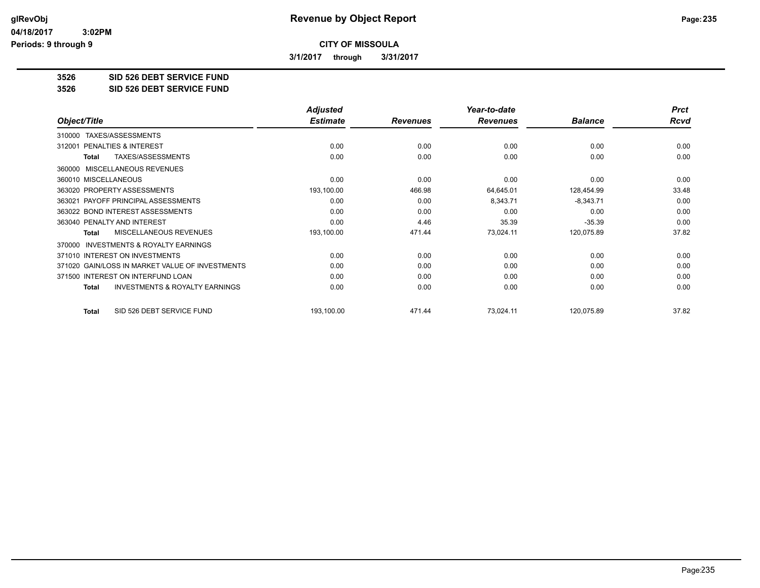# Revenue by Object Report

**CITY OF MISSOULA**

**3/1/2017 through 3/31/2017**

glRevObj
04/18/2017 3:02PM
Periods: 9 through 9

**3526 SID 526 DEBT SERVICE FUND**
**3526 SID 526 DEBT SERVICE FUND**

| Object/Title | Adjusted Estimate | Revenues | Year-to-date Revenues | Balance | Prct Rcvd |
|---|---|---|---|---|---|
| 310000 TAXES/ASSESSMENTS | | | | | |
| 312001 PENALTIES & INTEREST | 0.00 | 0.00 | 0.00 | 0.00 | 0.00 |
| **Total** TAXES/ASSESSMENTS | 0.00 | 0.00 | 0.00 | 0.00 | 0.00 |
| 360000 MISCELLANEOUS REVENUES | | | | | |
| 360010 MISCELLANEOUS | 0.00 | 0.00 | 0.00 | 0.00 | 0.00 |
| 363020 PROPERTY ASSESSMENTS | 193,100.00 | 466.98 | 64,645.01 | 128,454.99 | 33.48 |
| 363021 PAYOFF PRINCIPAL ASSESSMENTS | 0.00 | 0.00 | 8,343.71 | -8,343.71 | 0.00 |
| 363022 BOND INTEREST ASSESSMENTS | 0.00 | 0.00 | 0.00 | 0.00 | 0.00 |
| 363040 PENALTY AND INTEREST | 0.00 | 4.46 | 35.39 | -35.39 | 0.00 |
| **Total** MISCELLANEOUS REVENUES | 193,100.00 | 471.44 | 73,024.11 | 120,075.89 | 37.82 |
| 370000 INVESTMENTS & ROYALTY EARNINGS | | | | | |
| 371010 INTEREST ON INVESTMENTS | 0.00 | 0.00 | 0.00 | 0.00 | 0.00 |
| 371020 GAIN/LOSS IN MARKET VALUE OF INVESTMENTS | 0.00 | 0.00 | 0.00 | 0.00 | 0.00 |
| 371500 INTEREST ON INTERFUND LOAN | 0.00 | 0.00 | 0.00 | 0.00 | 0.00 |
| **Total** INVESTMENTS & ROYALTY EARNINGS | 0.00 | 0.00 | 0.00 | 0.00 | 0.00 |
| **Total** SID 526 DEBT SERVICE FUND | 193,100.00 | 471.44 | 73,024.11 | 120,075.89 | 37.82 |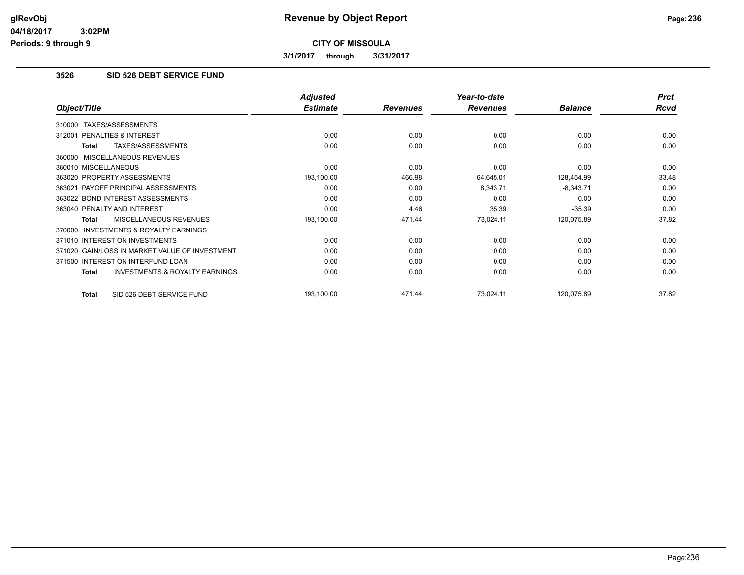# Revenue by Object Report

**CITY OF MISSOULA**

**3/1/2017 through 3/31/2017**

glRevObj
04/18/2017 3:02PM
Periods: 9 through 9

## 3526 SID 526 DEBT SERVICE FUND

| Object/Title | Adjusted Estimate | Revenues | Year-to-date Revenues | Balance | Prct Rcvd |
|---|---|---|---|---|---|
| 310000 TAXES/ASSESSMENTS | | | | | |
| 312001 PENALTIES & INTEREST | 0.00 | 0.00 | 0.00 | 0.00 | 0.00 |
| **Total** TAXES/ASSESSMENTS | 0.00 | 0.00 | 0.00 | 0.00 | 0.00 |
| 360000 MISCELLANEOUS REVENUES | | | | | |
| 360010 MISCELLANEOUS | 0.00 | 0.00 | 0.00 | 0.00 | 0.00 |
| 363020 PROPERTY ASSESSMENTS | 193,100.00 | 466.98 | 64,645.01 | 128,454.99 | 33.48 |
| 363021 PAYOFF PRINCIPAL ASSESSMENTS | 0.00 | 0.00 | 8,343.71 | -8,343.71 | 0.00 |
| 363022 BOND INTEREST ASSESSMENTS | 0.00 | 0.00 | 0.00 | 0.00 | 0.00 |
| 363040 PENALTY AND INTEREST | 0.00 | 4.46 | 35.39 | -35.39 | 0.00 |
| **Total** MISCELLANEOUS REVENUES | 193,100.00 | 471.44 | 73,024.11 | 120,075.89 | 37.82 |
| 370000 INVESTMENTS & ROYALTY EARNINGS | | | | | |
| 371010 INTEREST ON INVESTMENTS | 0.00 | 0.00 | 0.00 | 0.00 | 0.00 |
| 371020 GAIN/LOSS IN MARKET VALUE OF INVESTMENT | 0.00 | 0.00 | 0.00 | 0.00 | 0.00 |
| 371500 INTEREST ON INTERFUND LOAN | 0.00 | 0.00 | 0.00 | 0.00 | 0.00 |
| **Total** INVESTMENTS & ROYALTY EARNINGS | 0.00 | 0.00 | 0.00 | 0.00 | 0.00 |
| **Total** SID 526 DEBT SERVICE FUND | 193,100.00 | 471.44 | 73,024.11 | 120,075.89 | 37.82 |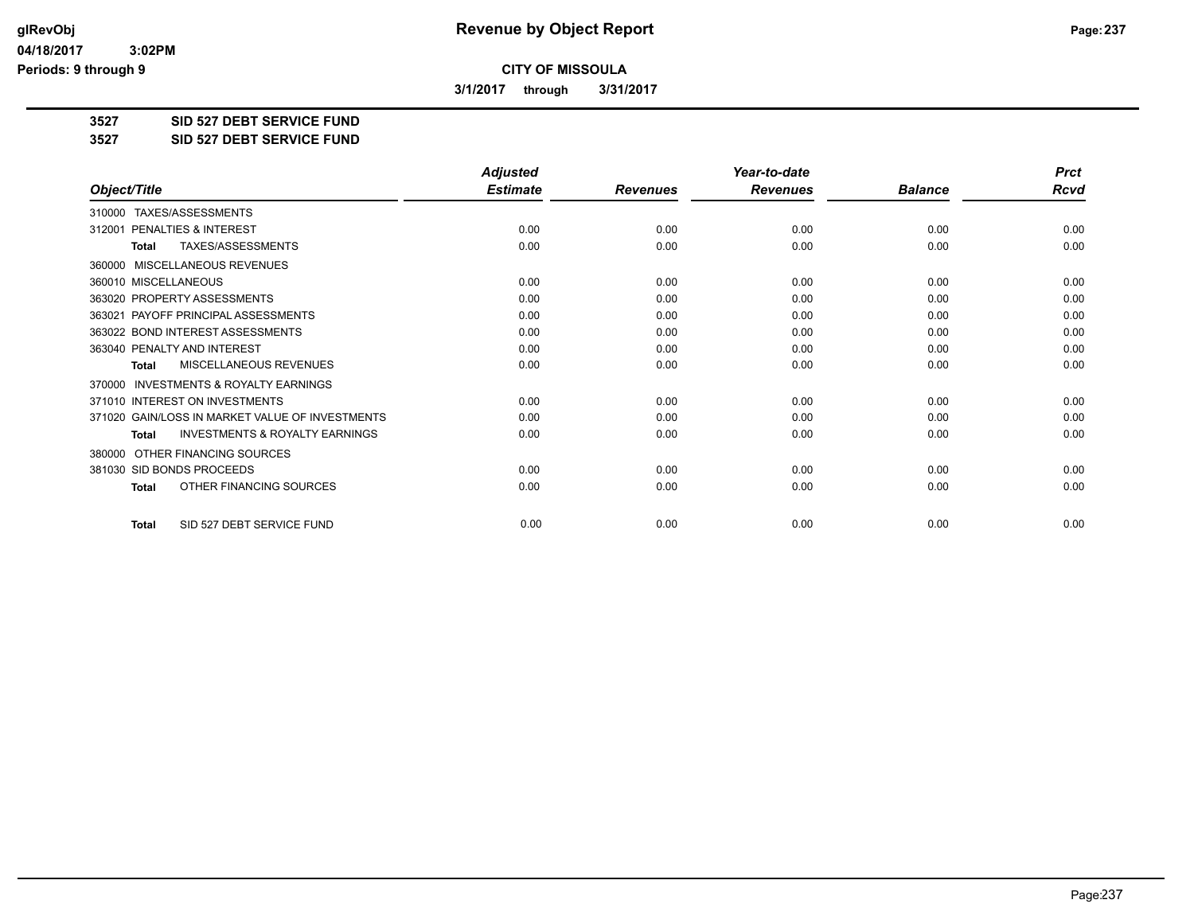**Revenue by Object Report**

**CITY OF MISSOULA**

**3/1/2017 through 3/31/2017**

**3527 SID 527 DEBT SERVICE FUND**
**3527 SID 527 DEBT SERVICE FUND**

| Object/Title | Adjusted Estimate | Revenues | Year-to-date Revenues | Balance | Prct Rcvd |
|---|---|---|---|---|---|
| 310000 TAXES/ASSESSMENTS | | | | | |
| 312001 PENALTIES & INTEREST | 0.00 | 0.00 | 0.00 | 0.00 | 0.00 |
| **Total** TAXES/ASSESSMENTS | 0.00 | 0.00 | 0.00 | 0.00 | 0.00 |
| 360000 MISCELLANEOUS REVENUES | | | | | |
| 360010 MISCELLANEOUS | 0.00 | 0.00 | 0.00 | 0.00 | 0.00 |
| 363020 PROPERTY ASSESSMENTS | 0.00 | 0.00 | 0.00 | 0.00 | 0.00 |
| 363021 PAYOFF PRINCIPAL ASSESSMENTS | 0.00 | 0.00 | 0.00 | 0.00 | 0.00 |
| 363022 BOND INTEREST ASSESSMENTS | 0.00 | 0.00 | 0.00 | 0.00 | 0.00 |
| 363040 PENALTY AND INTEREST | 0.00 | 0.00 | 0.00 | 0.00 | 0.00 |
| **Total** MISCELLANEOUS REVENUES | 0.00 | 0.00 | 0.00 | 0.00 | 0.00 |
| 370000 INVESTMENTS & ROYALTY EARNINGS | | | | | |
| 371010 INTEREST ON INVESTMENTS | 0.00 | 0.00 | 0.00 | 0.00 | 0.00 |
| 371020 GAIN/LOSS IN MARKET VALUE OF INVESTMENTS | 0.00 | 0.00 | 0.00 | 0.00 | 0.00 |
| **Total** INVESTMENTS & ROYALTY EARNINGS | 0.00 | 0.00 | 0.00 | 0.00 | 0.00 |
| 380000 OTHER FINANCING SOURCES | | | | | |
| 381030 SID BONDS PROCEEDS | 0.00 | 0.00 | 0.00 | 0.00 | 0.00 |
| **Total** OTHER FINANCING SOURCES | 0.00 | 0.00 | 0.00 | 0.00 | 0.00 |
| **Total** SID 527 DEBT SERVICE FUND | 0.00 | 0.00 | 0.00 | 0.00 | 0.00 |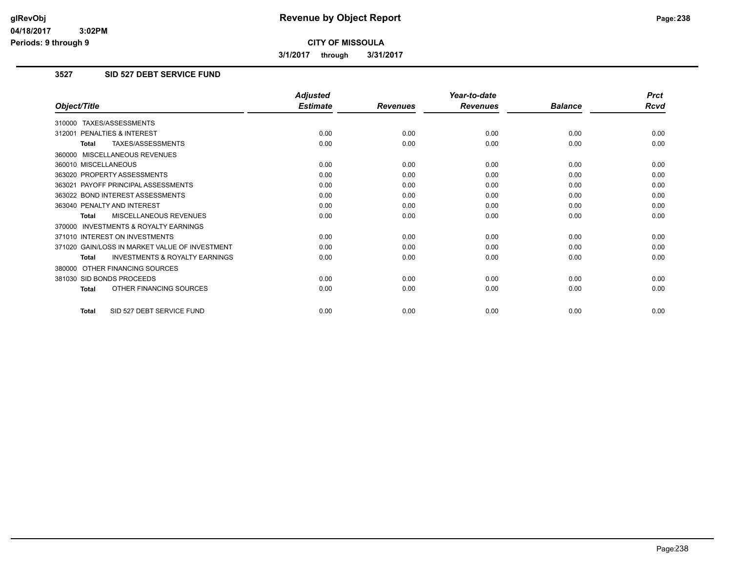# Revenue by Object Report

glRevObj
04/18/2017 3:02PM
Periods: 9 through 9

**CITY OF MISSOULA**

**3/1/2017 through 3/31/2017**

## 3527 SID 527 DEBT SERVICE FUND

| Object/Title | Adjusted Estimate | Revenues | Year-to-date Revenues | Balance | Prct Rcvd |
|---|---|---|---|---|---|
| 310000 TAXES/ASSESSMENTS | | | | | |
| 312001 PENALTIES & INTEREST | 0.00 | 0.00 | 0.00 | 0.00 | 0.00 |
| **Total** TAXES/ASSESSMENTS | 0.00 | 0.00 | 0.00 | 0.00 | 0.00 |
| 360000 MISCELLANEOUS REVENUES | | | | | |
| 360010 MISCELLANEOUS | 0.00 | 0.00 | 0.00 | 0.00 | 0.00 |
| 363020 PROPERTY ASSESSMENTS | 0.00 | 0.00 | 0.00 | 0.00 | 0.00 |
| 363021 PAYOFF PRINCIPAL ASSESSMENTS | 0.00 | 0.00 | 0.00 | 0.00 | 0.00 |
| 363022 BOND INTEREST ASSESSMENTS | 0.00 | 0.00 | 0.00 | 0.00 | 0.00 |
| 363040 PENALTY AND INTEREST | 0.00 | 0.00 | 0.00 | 0.00 | 0.00 |
| **Total** MISCELLANEOUS REVENUES | 0.00 | 0.00 | 0.00 | 0.00 | 0.00 |
| 370000 INVESTMENTS & ROYALTY EARNINGS | | | | | |
| 371010 INTEREST ON INVESTMENTS | 0.00 | 0.00 | 0.00 | 0.00 | 0.00 |
| 371020 GAIN/LOSS IN MARKET VALUE OF INVESTMENT | 0.00 | 0.00 | 0.00 | 0.00 | 0.00 |
| **Total** INVESTMENTS & ROYALTY EARNINGS | 0.00 | 0.00 | 0.00 | 0.00 | 0.00 |
| 380000 OTHER FINANCING SOURCES | | | | | |
| 381030 SID BONDS PROCEEDS | 0.00 | 0.00 | 0.00 | 0.00 | 0.00 |
| **Total** OTHER FINANCING SOURCES | 0.00 | 0.00 | 0.00 | 0.00 | 0.00 |
| **Total** SID 527 DEBT SERVICE FUND | 0.00 | 0.00 | 0.00 | 0.00 | 0.00 |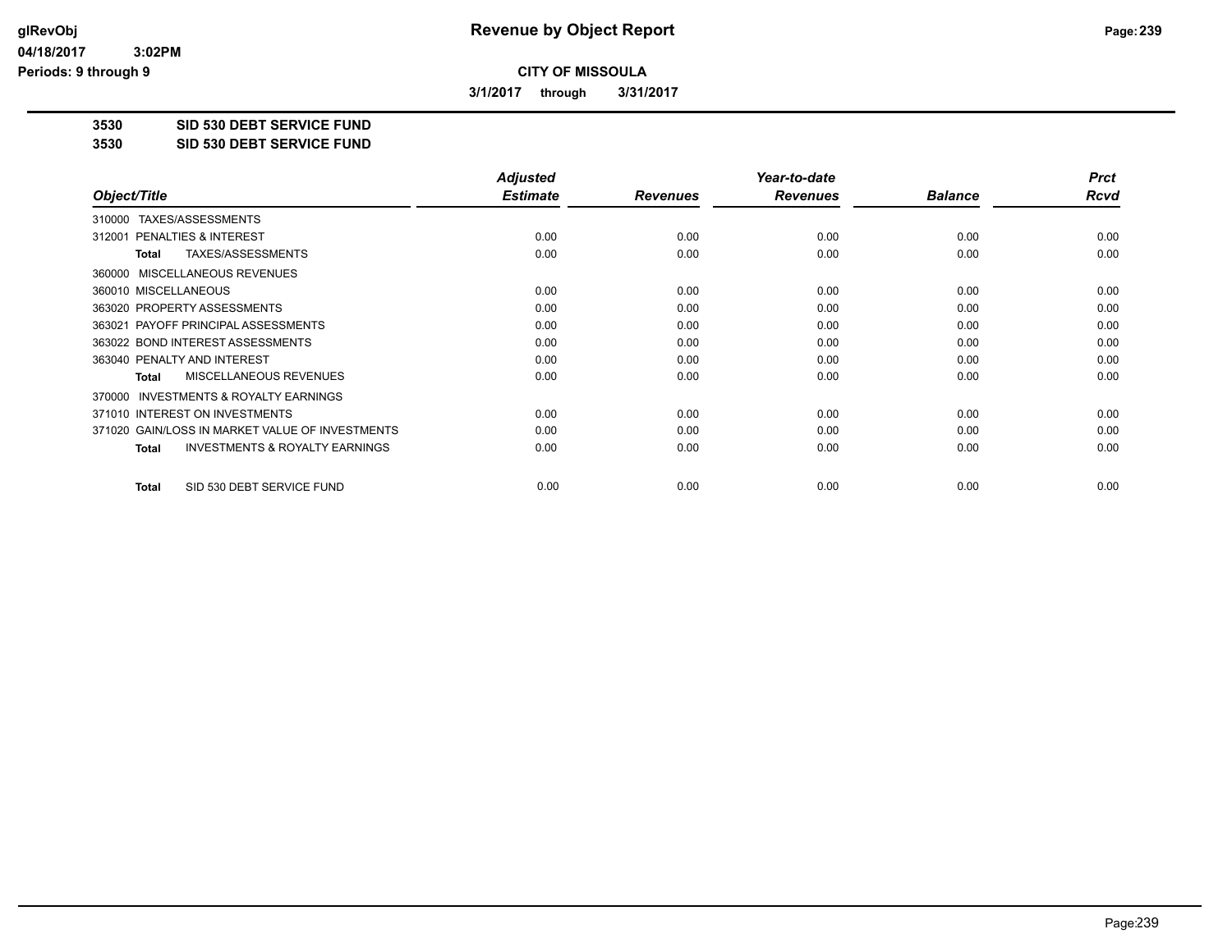**CITY OF MISSOULA**

**3/1/2017 through 3/31/2017**

## 3530 SID 530 DEBT SERVICE FUND
## 3530 SID 530 DEBT SERVICE FUND

| Object/Title | Adjusted Estimate | Revenues | Year-to-date Revenues | Balance | Prct Rcvd |
|---|---|---|---|---|---|
| 310000 TAXES/ASSESSMENTS | | | | | |
| 312001 PENALTIES & INTEREST | 0.00 | 0.00 | 0.00 | 0.00 | 0.00 |
| **Total** TAXES/ASSESSMENTS | 0.00 | 0.00 | 0.00 | 0.00 | 0.00 |
| 360000 MISCELLANEOUS REVENUES | | | | | |
| 360010 MISCELLANEOUS | 0.00 | 0.00 | 0.00 | 0.00 | 0.00 |
| 363020 PROPERTY ASSESSMENTS | 0.00 | 0.00 | 0.00 | 0.00 | 0.00 |
| 363021 PAYOFF PRINCIPAL ASSESSMENTS | 0.00 | 0.00 | 0.00 | 0.00 | 0.00 |
| 363022 BOND INTEREST ASSESSMENTS | 0.00 | 0.00 | 0.00 | 0.00 | 0.00 |
| 363040 PENALTY AND INTEREST | 0.00 | 0.00 | 0.00 | 0.00 | 0.00 |
| **Total** MISCELLANEOUS REVENUES | 0.00 | 0.00 | 0.00 | 0.00 | 0.00 |
| 370000 INVESTMENTS & ROYALTY EARNINGS | | | | | |
| 371010 INTEREST ON INVESTMENTS | 0.00 | 0.00 | 0.00 | 0.00 | 0.00 |
| 371020 GAIN/LOSS IN MARKET VALUE OF INVESTMENTS | 0.00 | 0.00 | 0.00 | 0.00 | 0.00 |
| **Total** INVESTMENTS & ROYALTY EARNINGS | 0.00 | 0.00 | 0.00 | 0.00 | 0.00 |
| **Total** SID 530 DEBT SERVICE FUND | 0.00 | 0.00 | 0.00 | 0.00 | 0.00 |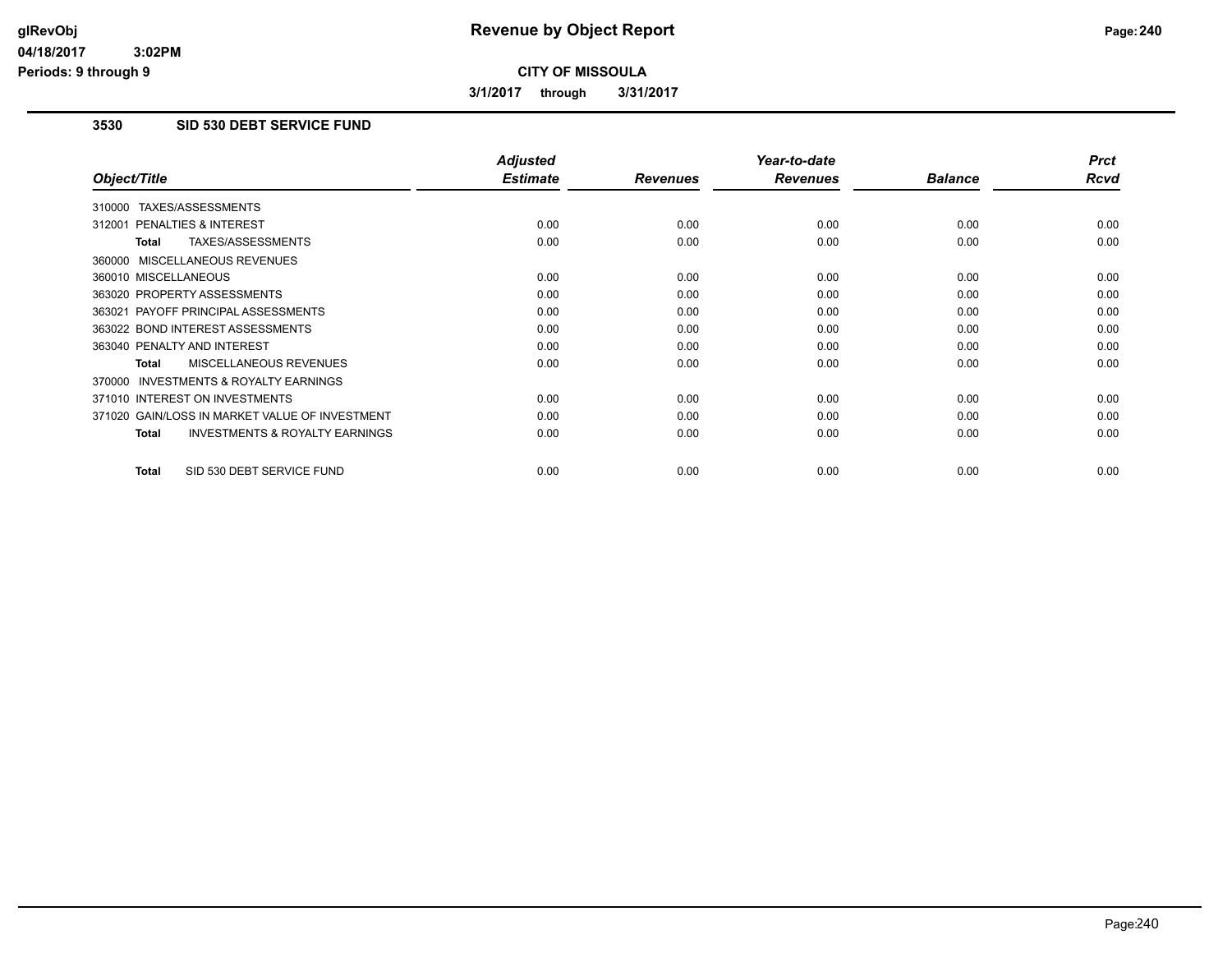**CITY OF MISSOULA**

**3/1/2017 through 3/31/2017**

### 3530 SID 530 DEBT SERVICE FUND

| Object/Title | Adjusted Estimate | Revenues | Year-to-date Revenues | Balance | Prct Rcvd |
|---|---|---|---|---|---|
| 310000 TAXES/ASSESSMENTS | | | | | |
| 312001 PENALTIES & INTEREST | 0.00 | 0.00 | 0.00 | 0.00 | 0.00 |
| **Total** TAXES/ASSESSMENTS | 0.00 | 0.00 | 0.00 | 0.00 | 0.00 |
| 360000 MISCELLANEOUS REVENUES | | | | | |
| 360010 MISCELLANEOUS | 0.00 | 0.00 | 0.00 | 0.00 | 0.00 |
| 363020 PROPERTY ASSESSMENTS | 0.00 | 0.00 | 0.00 | 0.00 | 0.00 |
| 363021 PAYOFF PRINCIPAL ASSESSMENTS | 0.00 | 0.00 | 0.00 | 0.00 | 0.00 |
| 363022 BOND INTEREST ASSESSMENTS | 0.00 | 0.00 | 0.00 | 0.00 | 0.00 |
| 363040 PENALTY AND INTEREST | 0.00 | 0.00 | 0.00 | 0.00 | 0.00 |
| **Total** MISCELLANEOUS REVENUES | 0.00 | 0.00 | 0.00 | 0.00 | 0.00 |
| 370000 INVESTMENTS & ROYALTY EARNINGS | | | | | |
| 371010 INTEREST ON INVESTMENTS | 0.00 | 0.00 | 0.00 | 0.00 | 0.00 |
| 371020 GAIN/LOSS IN MARKET VALUE OF INVESTMENT | 0.00 | 0.00 | 0.00 | 0.00 | 0.00 |
| **Total** INVESTMENTS & ROYALTY EARNINGS | 0.00 | 0.00 | 0.00 | 0.00 | 0.00 |
| **Total** SID 530 DEBT SERVICE FUND | 0.00 | 0.00 | 0.00 | 0.00 | 0.00 |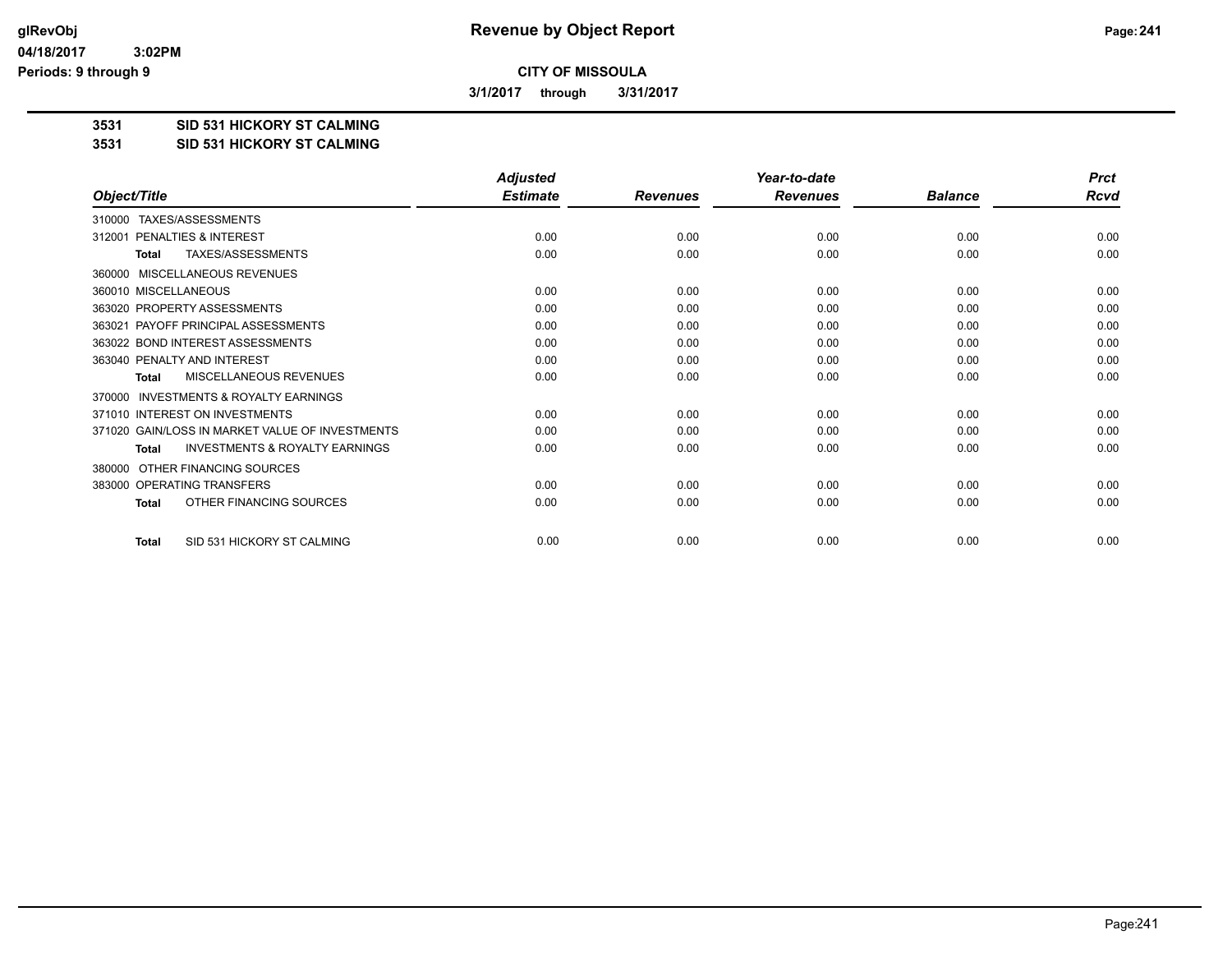# Revenue by Object Report

## CITY OF MISSOULA

**3/1/2017 through 3/31/2017**

**3531 SID 531 HICKORY ST CALMING**
**3531 SID 531 HICKORY ST CALMING**

| Object/Title | Adjusted Estimate | Revenues | Year-to-date Revenues | Balance | Prct Rcvd |
|---|---|---|---|---|---|
| 310000 TAXES/ASSESSMENTS | | | | | |
| 312001 PENALTIES & INTEREST | 0.00 | 0.00 | 0.00 | 0.00 | 0.00 |
| **Total** TAXES/ASSESSMENTS | 0.00 | 0.00 | 0.00 | 0.00 | 0.00 |
| 360000 MISCELLANEOUS REVENUES | | | | | |
| 360010 MISCELLANEOUS | 0.00 | 0.00 | 0.00 | 0.00 | 0.00 |
| 363020 PROPERTY ASSESSMENTS | 0.00 | 0.00 | 0.00 | 0.00 | 0.00 |
| 363021 PAYOFF PRINCIPAL ASSESSMENTS | 0.00 | 0.00 | 0.00 | 0.00 | 0.00 |
| 363022 BOND INTEREST ASSESSMENTS | 0.00 | 0.00 | 0.00 | 0.00 | 0.00 |
| 363040 PENALTY AND INTEREST | 0.00 | 0.00 | 0.00 | 0.00 | 0.00 |
| **Total** MISCELLANEOUS REVENUES | 0.00 | 0.00 | 0.00 | 0.00 | 0.00 |
| 370000 INVESTMENTS & ROYALTY EARNINGS | | | | | |
| 371010 INTEREST ON INVESTMENTS | 0.00 | 0.00 | 0.00 | 0.00 | 0.00 |
| 371020 GAIN/LOSS IN MARKET VALUE OF INVESTMENTS | 0.00 | 0.00 | 0.00 | 0.00 | 0.00 |
| **Total** INVESTMENTS & ROYALTY EARNINGS | 0.00 | 0.00 | 0.00 | 0.00 | 0.00 |
| 380000 OTHER FINANCING SOURCES | | | | | |
| 383000 OPERATING TRANSFERS | 0.00 | 0.00 | 0.00 | 0.00 | 0.00 |
| **Total** OTHER FINANCING SOURCES | 0.00 | 0.00 | 0.00 | 0.00 | 0.00 |
| **Total** SID 531 HICKORY ST CALMING | 0.00 | 0.00 | 0.00 | 0.00 | 0.00 |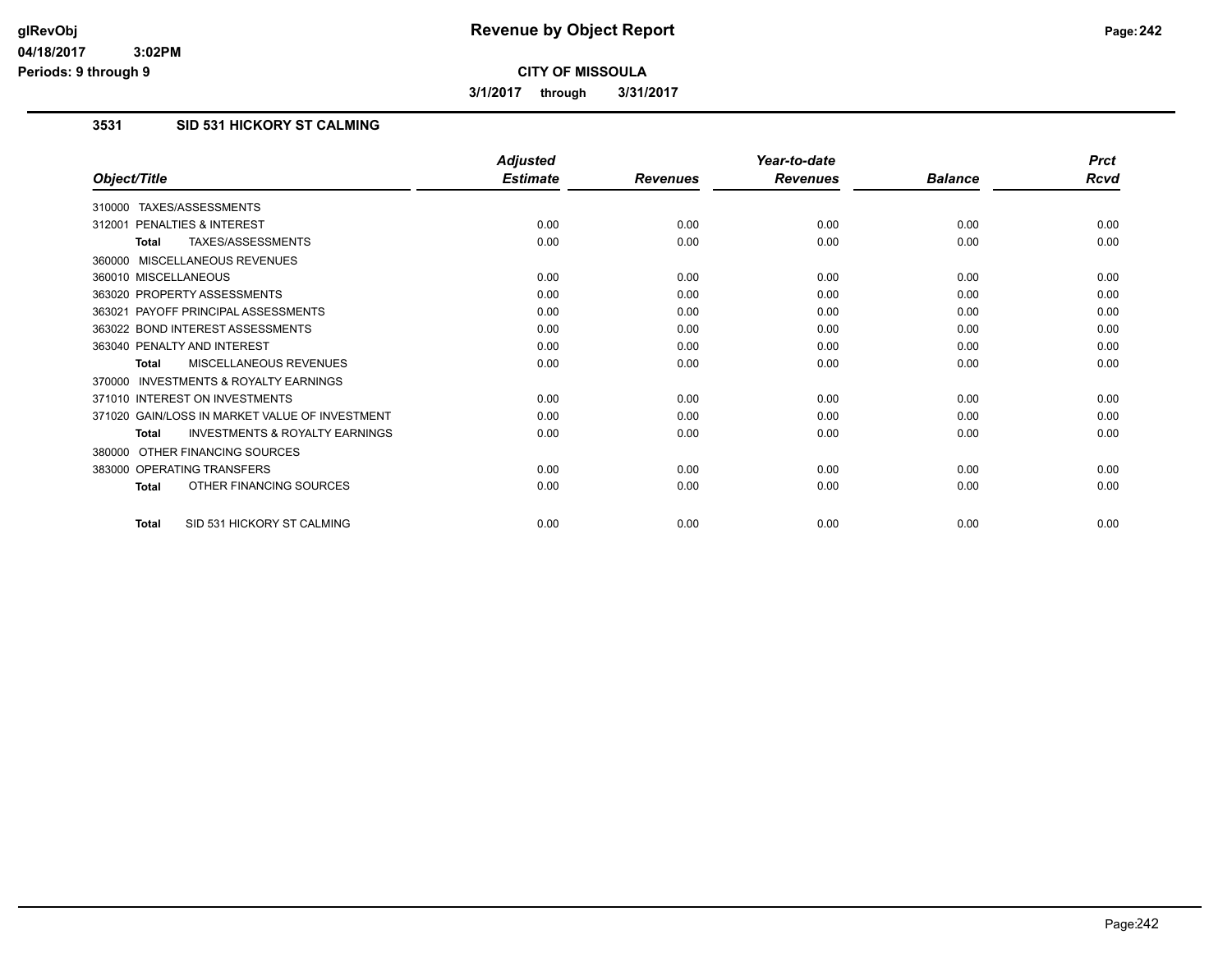# Revenue by Object Report

**CITY OF MISSOULA**

**3/1/2017 through 3/31/2017**

glRevObj
04/18/2017 3:02PM
Periods: 9 through 9

## 3531 SID 531 HICKORY ST CALMING

| Object/Title | Adjusted Estimate | Revenues | Year-to-date Revenues | Balance | Prct Rcvd |
|---|---|---|---|---|---|
| 310000 TAXES/ASSESSMENTS | | | | | |
| 312001 PENALTIES & INTEREST | 0.00 | 0.00 | 0.00 | 0.00 | 0.00 |
| **Total** TAXES/ASSESSMENTS | 0.00 | 0.00 | 0.00 | 0.00 | 0.00 |
| 360000 MISCELLANEOUS REVENUES | | | | | |
| 360010 MISCELLANEOUS | 0.00 | 0.00 | 0.00 | 0.00 | 0.00 |
| 363020 PROPERTY ASSESSMENTS | 0.00 | 0.00 | 0.00 | 0.00 | 0.00 |
| 363021 PAYOFF PRINCIPAL ASSESSMENTS | 0.00 | 0.00 | 0.00 | 0.00 | 0.00 |
| 363022 BOND INTEREST ASSESSMENTS | 0.00 | 0.00 | 0.00 | 0.00 | 0.00 |
| 363040 PENALTY AND INTEREST | 0.00 | 0.00 | 0.00 | 0.00 | 0.00 |
| **Total** MISCELLANEOUS REVENUES | 0.00 | 0.00 | 0.00 | 0.00 | 0.00 |
| 370000 INVESTMENTS & ROYALTY EARNINGS | | | | | |
| 371010 INTEREST ON INVESTMENTS | 0.00 | 0.00 | 0.00 | 0.00 | 0.00 |
| 371020 GAIN/LOSS IN MARKET VALUE OF INVESTMENT | 0.00 | 0.00 | 0.00 | 0.00 | 0.00 |
| **Total** INVESTMENTS & ROYALTY EARNINGS | 0.00 | 0.00 | 0.00 | 0.00 | 0.00 |
| 380000 OTHER FINANCING SOURCES | | | | | |
| 383000 OPERATING TRANSFERS | 0.00 | 0.00 | 0.00 | 0.00 | 0.00 |
| **Total** OTHER FINANCING SOURCES | 0.00 | 0.00 | 0.00 | 0.00 | 0.00 |
| **Total** SID 531 HICKORY ST CALMING | 0.00 | 0.00 | 0.00 | 0.00 | 0.00 |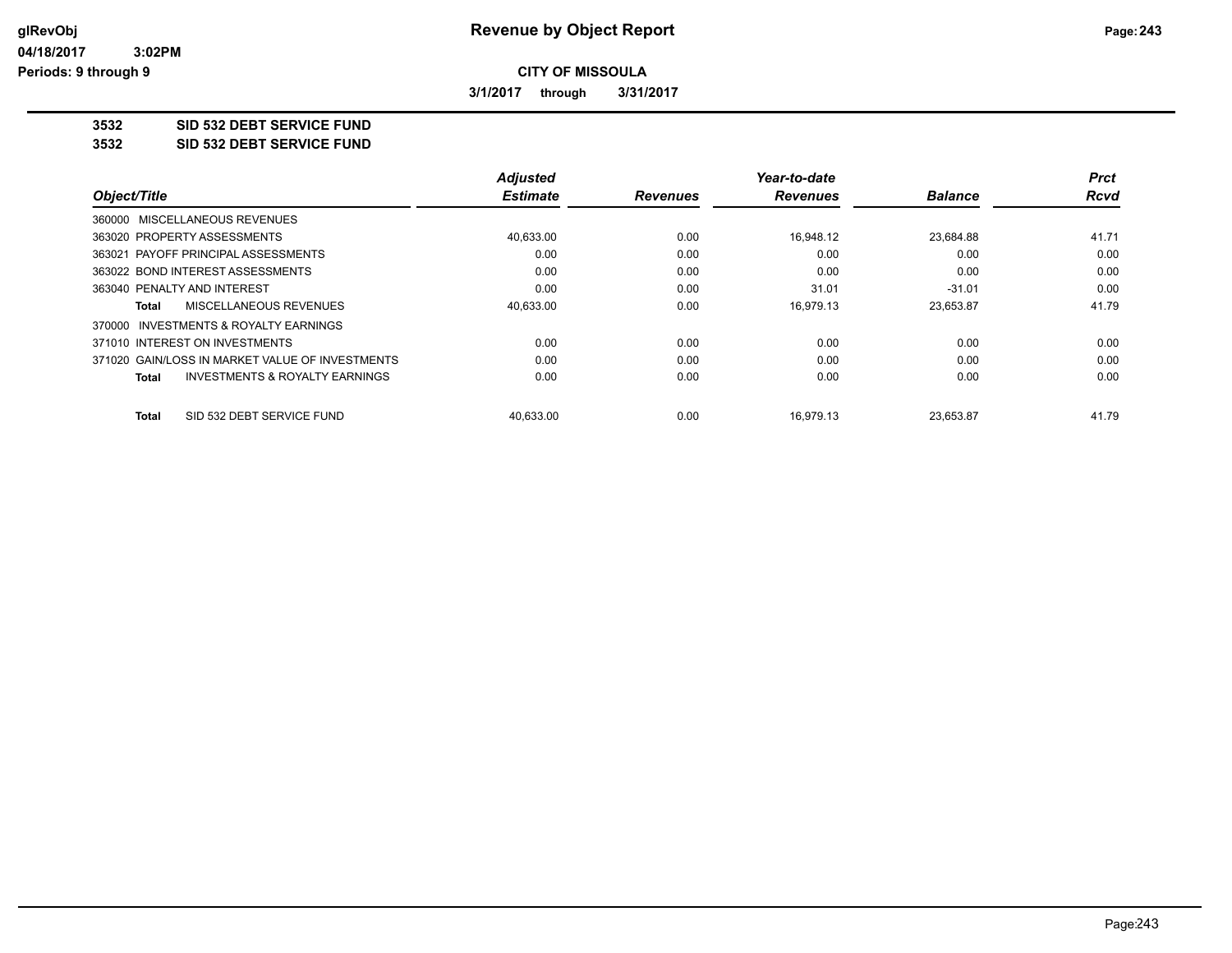# Revenue by Object Report

glRevObj
04/18/2017 3:02PM
Periods: 9 through 9

**CITY OF MISSOULA**

**3/1/2017 through 3/31/2017**

**3532 SID 532 DEBT SERVICE FUND**
**3532 SID 532 DEBT SERVICE FUND**

| Object/Title | Adjusted Estimate | Revenues | Year-to-date Revenues | Balance | Prct Rcvd |
|---|---|---|---|---|---|
| 360000 MISCELLANEOUS REVENUES | | | | | |
| 363020 PROPERTY ASSESSMENTS | 40,633.00 | 0.00 | 16,948.12 | 23,684.88 | 41.71 |
| 363021 PAYOFF PRINCIPAL ASSESSMENTS | 0.00 | 0.00 | 0.00 | 0.00 | 0.00 |
| 363022 BOND INTEREST ASSESSMENTS | 0.00 | 0.00 | 0.00 | 0.00 | 0.00 |
| 363040 PENALTY AND INTEREST | 0.00 | 0.00 | 31.01 | -31.01 | 0.00 |
| **Total** MISCELLANEOUS REVENUES | 40,633.00 | 0.00 | 16,979.13 | 23,653.87 | 41.79 |
| 370000 INVESTMENTS & ROYALTY EARNINGS | | | | | |
| 371010 INTEREST ON INVESTMENTS | 0.00 | 0.00 | 0.00 | 0.00 | 0.00 |
| 371020 GAIN/LOSS IN MARKET VALUE OF INVESTMENTS | 0.00 | 0.00 | 0.00 | 0.00 | 0.00 |
| **Total** INVESTMENTS & ROYALTY EARNINGS | 0.00 | 0.00 | 0.00 | 0.00 | 0.00 |
| **Total** SID 532 DEBT SERVICE FUND | 40,633.00 | 0.00 | 16,979.13 | 23,653.87 | 41.79 |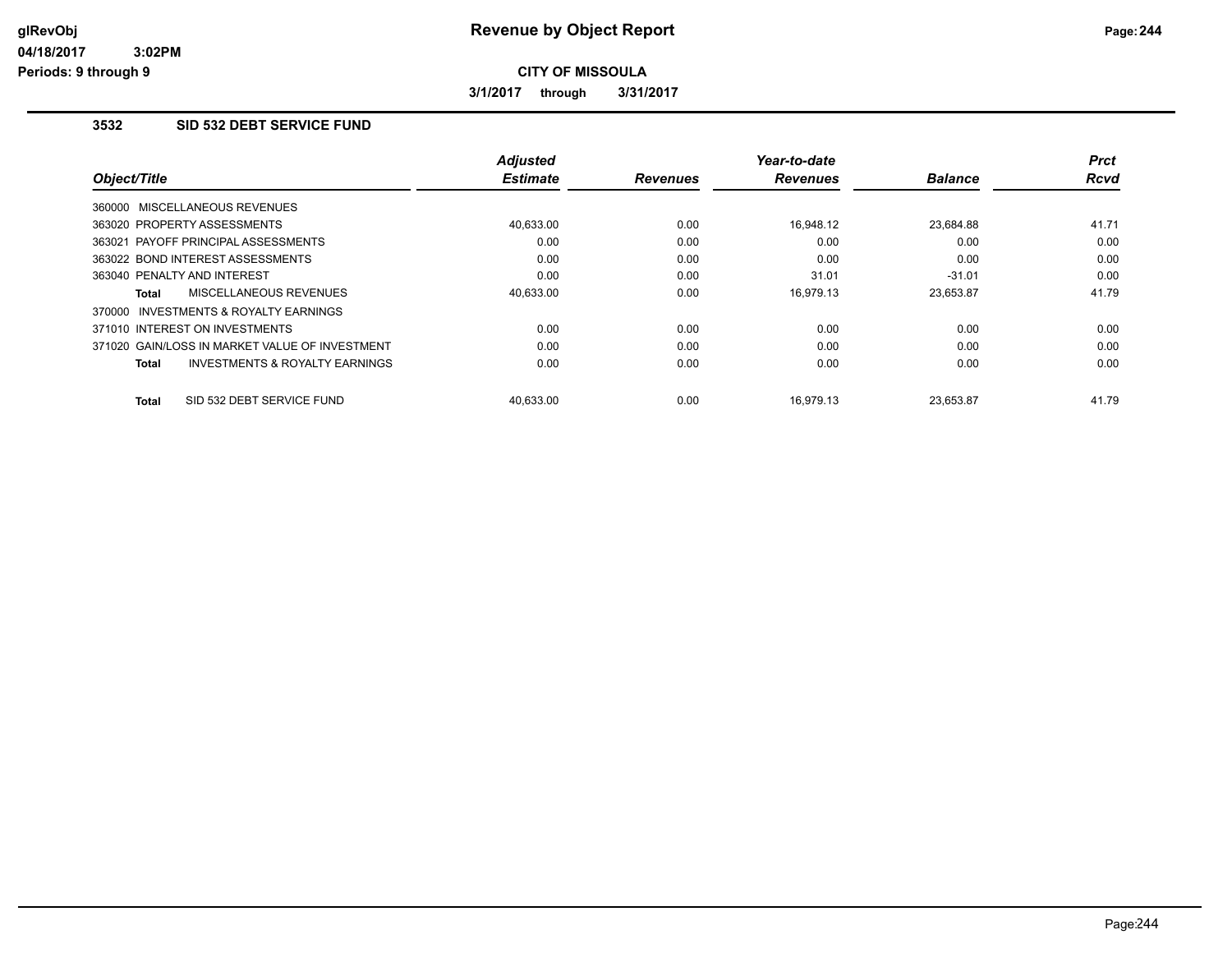# Revenue by Object Report

**CITY OF MISSOULA**

**3/1/2017 through 3/31/2017**

glRevObj
04/18/2017 3:02PM
Periods: 9 through 9

## 3532 SID 532 DEBT SERVICE FUND

| Object/Title | Adjusted Estimate | Revenues | Year-to-date Revenues | Balance | Prct Rcvd |
|---|---|---|---|---|---|
| 360000 MISCELLANEOUS REVENUES | | | | | |
| 363020 PROPERTY ASSESSMENTS | 40,633.00 | 0.00 | 16,948.12 | 23,684.88 | 41.71 |
| 363021 PAYOFF PRINCIPAL ASSESSMENTS | 0.00 | 0.00 | 0.00 | 0.00 | 0.00 |
| 363022 BOND INTEREST ASSESSMENTS | 0.00 | 0.00 | 0.00 | 0.00 | 0.00 |
| 363040 PENALTY AND INTEREST | 0.00 | 0.00 | 31.01 | -31.01 | 0.00 |
| **Total** MISCELLANEOUS REVENUES | 40,633.00 | 0.00 | 16,979.13 | 23,653.87 | 41.79 |
| 370000 INVESTMENTS & ROYALTY EARNINGS | | | | | |
| 371010 INTEREST ON INVESTMENTS | 0.00 | 0.00 | 0.00 | 0.00 | 0.00 |
| 371020 GAIN/LOSS IN MARKET VALUE OF INVESTMENT | 0.00 | 0.00 | 0.00 | 0.00 | 0.00 |
| **Total** INVESTMENTS & ROYALTY EARNINGS | 0.00 | 0.00 | 0.00 | 0.00 | 0.00 |
| **Total** SID 532 DEBT SERVICE FUND | 40,633.00 | 0.00 | 16,979.13 | 23,653.87 | 41.79 |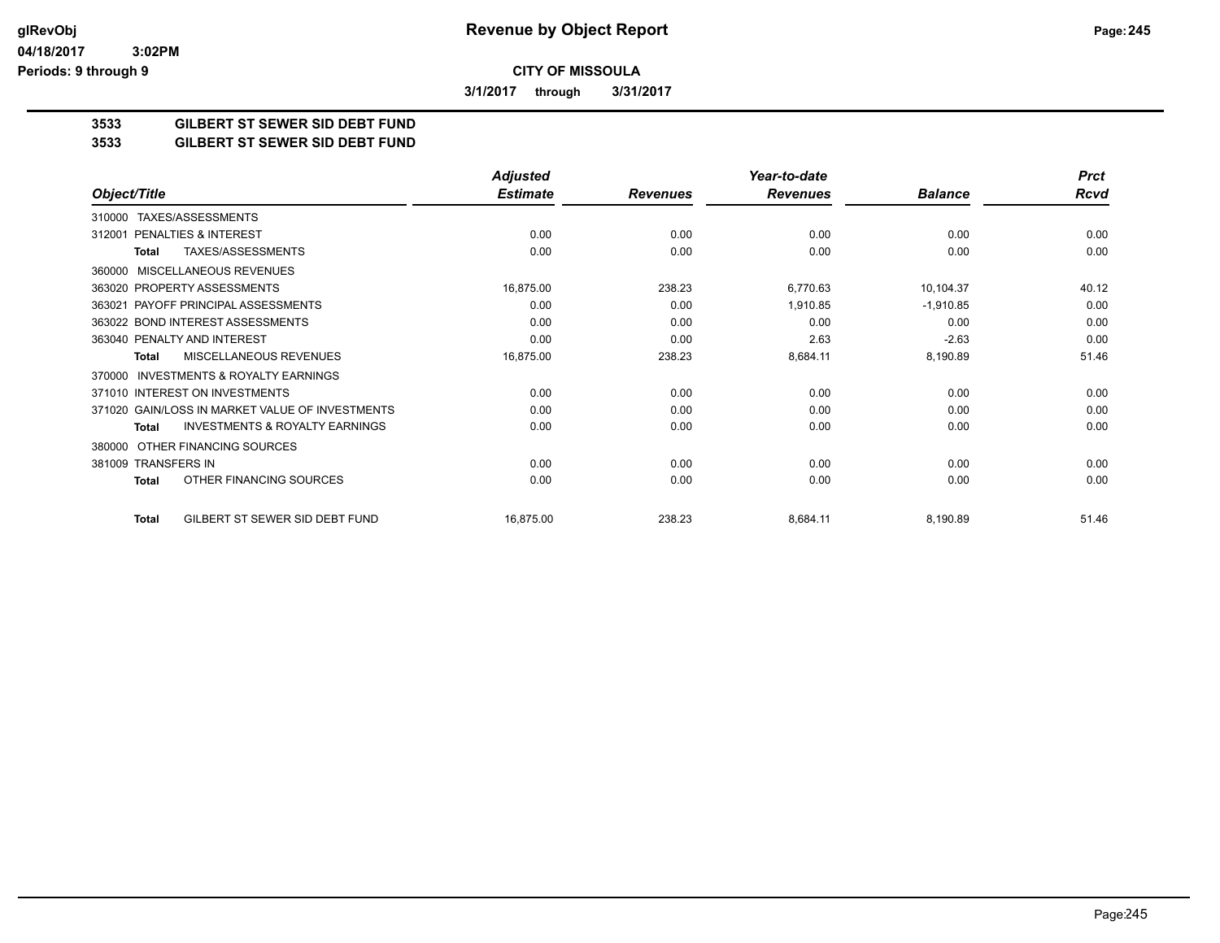# CITY OF MISSOULA

**3/1/2017 through 3/31/2017**

## 3533 GILBERT ST SEWER SID DEBT FUND
## 3533 GILBERT ST SEWER SID DEBT FUND

| Object/Title | Adjusted Estimate | Revenues | Year-to-date Revenues | Balance | Prct Rcvd |
|---|---|---|---|---|---|
| 310000 TAXES/ASSESSMENTS | | | | | |
| 312001 PENALTIES & INTEREST | 0.00 | 0.00 | 0.00 | 0.00 | 0.00 |
| **Total** TAXES/ASSESSMENTS | 0.00 | 0.00 | 0.00 | 0.00 | 0.00 |
| 360000 MISCELLANEOUS REVENUES | | | | | |
| 363020 PROPERTY ASSESSMENTS | 16,875.00 | 238.23 | 6,770.63 | 10,104.37 | 40.12 |
| 363021 PAYOFF PRINCIPAL ASSESSMENTS | 0.00 | 0.00 | 1,910.85 | -1,910.85 | 0.00 |
| 363022 BOND INTEREST ASSESSMENTS | 0.00 | 0.00 | 0.00 | 0.00 | 0.00 |
| 363040 PENALTY AND INTEREST | 0.00 | 0.00 | 2.63 | -2.63 | 0.00 |
| **Total** MISCELLANEOUS REVENUES | 16,875.00 | 238.23 | 8,684.11 | 8,190.89 | 51.46 |
| 370000 INVESTMENTS & ROYALTY EARNINGS | | | | | |
| 371010 INTEREST ON INVESTMENTS | 0.00 | 0.00 | 0.00 | 0.00 | 0.00 |
| 371020 GAIN/LOSS IN MARKET VALUE OF INVESTMENTS | 0.00 | 0.00 | 0.00 | 0.00 | 0.00 |
| **Total** INVESTMENTS & ROYALTY EARNINGS | 0.00 | 0.00 | 0.00 | 0.00 | 0.00 |
| 380000 OTHER FINANCING SOURCES | | | | | |
| 381009 TRANSFERS IN | 0.00 | 0.00 | 0.00 | 0.00 | 0.00 |
| **Total** OTHER FINANCING SOURCES | 0.00 | 0.00 | 0.00 | 0.00 | 0.00 |
| **Total** GILBERT ST SEWER SID DEBT FUND | 16,875.00 | 238.23 | 8,684.11 | 8,190.89 | 51.46 |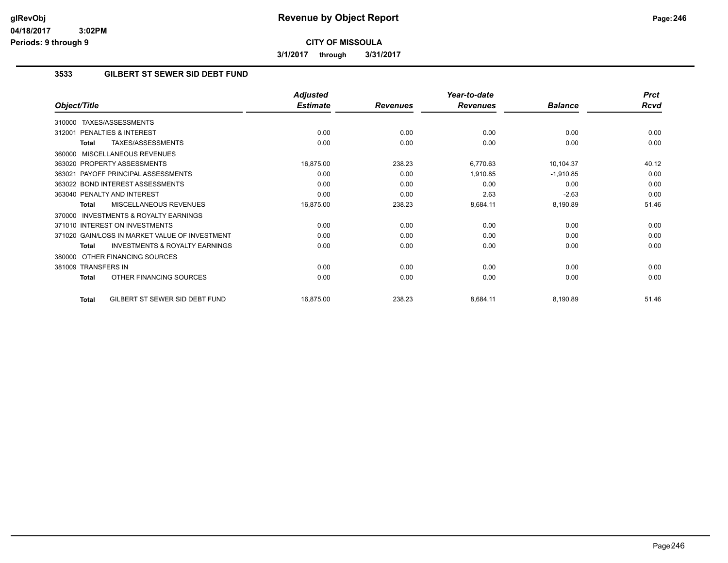# Revenue by Object Report

glRevObj
04/18/2017 3:02PM
Periods: 9 through 9

**CITY OF MISSOULA**

**3/1/2017 through 3/31/2017**

## 3533 GILBERT ST SEWER SID DEBT FUND

| Object/Title | Adjusted Estimate | Revenues | Year-to-date Revenues | Balance | Prct Rcvd |
|---|---|---|---|---|---|
| 310000 TAXES/ASSESSMENTS | | | | | |
| 312001 PENALTIES & INTEREST | 0.00 | 0.00 | 0.00 | 0.00 | 0.00 |
| **Total** TAXES/ASSESSMENTS | 0.00 | 0.00 | 0.00 | 0.00 | 0.00 |
| 360000 MISCELLANEOUS REVENUES | | | | | |
| 363020 PROPERTY ASSESSMENTS | 16,875.00 | 238.23 | 6,770.63 | 10,104.37 | 40.12 |
| 363021 PAYOFF PRINCIPAL ASSESSMENTS | 0.00 | 0.00 | 1,910.85 | -1,910.85 | 0.00 |
| 363022 BOND INTEREST ASSESSMENTS | 0.00 | 0.00 | 0.00 | 0.00 | 0.00 |
| 363040 PENALTY AND INTEREST | 0.00 | 0.00 | 2.63 | -2.63 | 0.00 |
| **Total** MISCELLANEOUS REVENUES | 16,875.00 | 238.23 | 8,684.11 | 8,190.89 | 51.46 |
| 370000 INVESTMENTS & ROYALTY EARNINGS | | | | | |
| 371010 INTEREST ON INVESTMENTS | 0.00 | 0.00 | 0.00 | 0.00 | 0.00 |
| 371020 GAIN/LOSS IN MARKET VALUE OF INVESTMENT | 0.00 | 0.00 | 0.00 | 0.00 | 0.00 |
| **Total** INVESTMENTS & ROYALTY EARNINGS | 0.00 | 0.00 | 0.00 | 0.00 | 0.00 |
| 380000 OTHER FINANCING SOURCES | | | | | |
| 381009 TRANSFERS IN | 0.00 | 0.00 | 0.00 | 0.00 | 0.00 |
| **Total** OTHER FINANCING SOURCES | 0.00 | 0.00 | 0.00 | 0.00 | 0.00 |
| **Total** GILBERT ST SEWER SID DEBT FUND | 16,875.00 | 238.23 | 8,684.11 | 8,190.89 | 51.46 |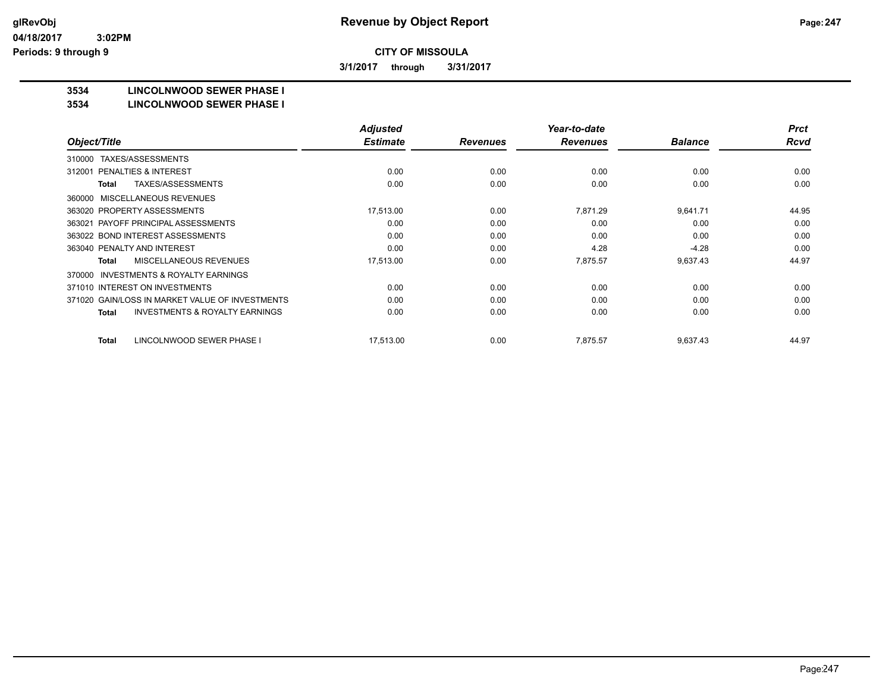# Revenue by Object Report

glRevObj
04/18/2017 3:02PM
Periods: 9 through 9

**CITY OF MISSOULA**

**3/1/2017 through 3/31/2017**

**3534 LINCOLNWOOD SEWER PHASE I**
**3534 LINCOLNWOOD SEWER PHASE I**

| Object/Title | Adjusted Estimate | Revenues | Year-to-date Revenues | Balance | Prct Rcvd |
|---|---|---|---|---|---|
| 310000 TAXES/ASSESSMENTS | | | | | |
| 312001 PENALTIES & INTEREST | 0.00 | 0.00 | 0.00 | 0.00 | 0.00 |
| **Total** TAXES/ASSESSMENTS | 0.00 | 0.00 | 0.00 | 0.00 | 0.00 |
| 360000 MISCELLANEOUS REVENUES | | | | | |
| 363020 PROPERTY ASSESSMENTS | 17,513.00 | 0.00 | 7,871.29 | 9,641.71 | 44.95 |
| 363021 PAYOFF PRINCIPAL ASSESSMENTS | 0.00 | 0.00 | 0.00 | 0.00 | 0.00 |
| 363022 BOND INTEREST ASSESSMENTS | 0.00 | 0.00 | 0.00 | 0.00 | 0.00 |
| 363040 PENALTY AND INTEREST | 0.00 | 0.00 | 4.28 | -4.28 | 0.00 |
| **Total** MISCELLANEOUS REVENUES | 17,513.00 | 0.00 | 7,875.57 | 9,637.43 | 44.97 |
| 370000 INVESTMENTS & ROYALTY EARNINGS | | | | | |
| 371010 INTEREST ON INVESTMENTS | 0.00 | 0.00 | 0.00 | 0.00 | 0.00 |
| 371020 GAIN/LOSS IN MARKET VALUE OF INVESTMENTS | 0.00 | 0.00 | 0.00 | 0.00 | 0.00 |
| **Total** INVESTMENTS & ROYALTY EARNINGS | 0.00 | 0.00 | 0.00 | 0.00 | 0.00 |
| **Total** LINCOLNWOOD SEWER PHASE I | 17,513.00 | 0.00 | 7,875.57 | 9,637.43 | 44.97 |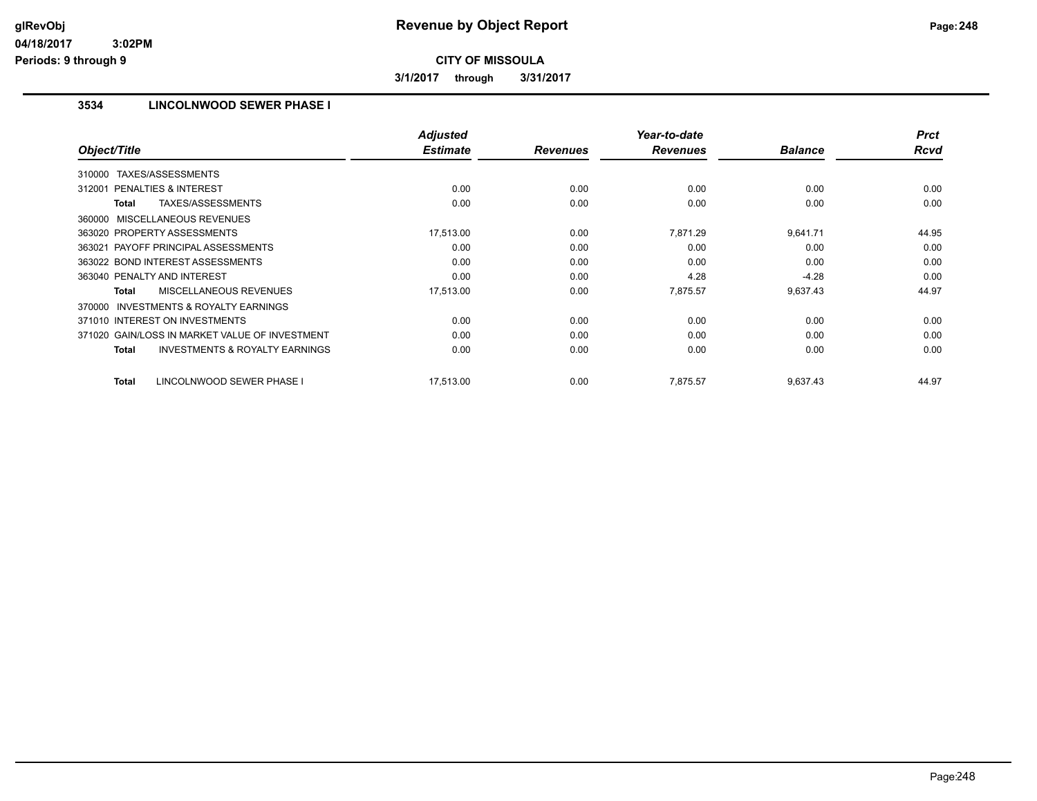**glRevObj**
**04/18/2017 3:02PM**
**Periods: 9 through 9**

# Revenue by Object Report

**CITY OF MISSOULA**

**3/1/2017 through 3/31/2017**

### 3534 LINCOLNWOOD SEWER PHASE I

| Object/Title | Adjusted Estimate | Revenues | Year-to-date Revenues | Balance | Prct Rcvd |
|---|---|---|---|---|---|
| 310000 TAXES/ASSESSMENTS | | | | | |
| 312001 PENALTIES & INTEREST | 0.00 | 0.00 | 0.00 | 0.00 | 0.00 |
| **Total** TAXES/ASSESSMENTS | 0.00 | 0.00 | 0.00 | 0.00 | 0.00 |
| 360000 MISCELLANEOUS REVENUES | | | | | |
| 363020 PROPERTY ASSESSMENTS | 17,513.00 | 0.00 | 7,871.29 | 9,641.71 | 44.95 |
| 363021 PAYOFF PRINCIPAL ASSESSMENTS | 0.00 | 0.00 | 0.00 | 0.00 | 0.00 |
| 363022 BOND INTEREST ASSESSMENTS | 0.00 | 0.00 | 0.00 | 0.00 | 0.00 |
| 363040 PENALTY AND INTEREST | 0.00 | 0.00 | 4.28 | -4.28 | 0.00 |
| **Total** MISCELLANEOUS REVENUES | 17,513.00 | 0.00 | 7,875.57 | 9,637.43 | 44.97 |
| 370000 INVESTMENTS & ROYALTY EARNINGS | | | | | |
| 371010 INTEREST ON INVESTMENTS | 0.00 | 0.00 | 0.00 | 0.00 | 0.00 |
| 371020 GAIN/LOSS IN MARKET VALUE OF INVESTMENT | 0.00 | 0.00 | 0.00 | 0.00 | 0.00 |
| **Total** INVESTMENTS & ROYALTY EARNINGS | 0.00 | 0.00 | 0.00 | 0.00 | 0.00 |
| **Total** LINCOLNWOOD SEWER PHASE I | 17,513.00 | 0.00 | 7,875.57 | 9,637.43 | 44.97 |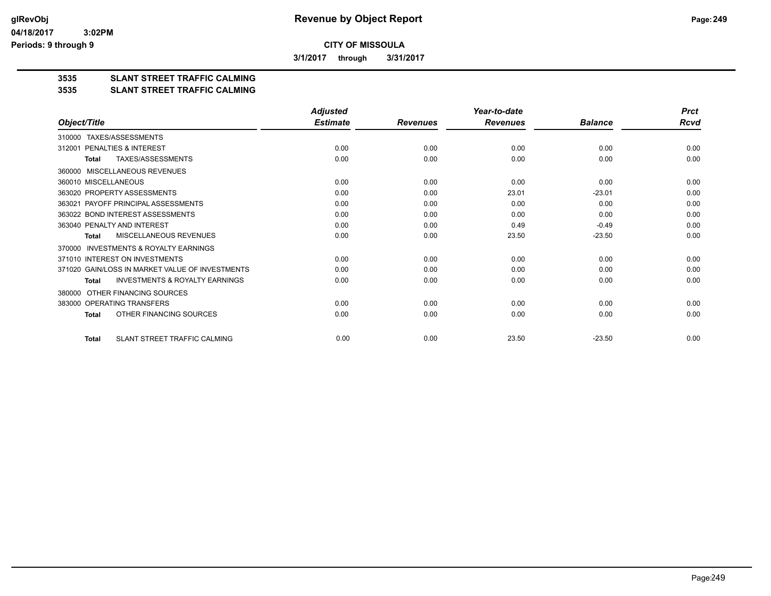**CITY OF MISSOULA**

**3/1/2017 through 3/31/2017**

**3535 SLANT STREET TRAFFIC CALMING**
**3535 SLANT STREET TRAFFIC CALMING**

| Object/Title | Adjusted Estimate | Revenues | Year-to-date Revenues | Balance | Prct Rcvd |
|---|---|---|---|---|---|
| 310000 TAXES/ASSESSMENTS | | | | | |
| 312001 PENALTIES & INTEREST | 0.00 | 0.00 | 0.00 | 0.00 | 0.00 |
| **Total** TAXES/ASSESSMENTS | 0.00 | 0.00 | 0.00 | 0.00 | 0.00 |
| 360000 MISCELLANEOUS REVENUES | | | | | |
| 360010 MISCELLANEOUS | 0.00 | 0.00 | 0.00 | 0.00 | 0.00 |
| 363020 PROPERTY ASSESSMENTS | 0.00 | 0.00 | 23.01 | -23.01 | 0.00 |
| 363021 PAYOFF PRINCIPAL ASSESSMENTS | 0.00 | 0.00 | 0.00 | 0.00 | 0.00 |
| 363022 BOND INTEREST ASSESSMENTS | 0.00 | 0.00 | 0.00 | 0.00 | 0.00 |
| 363040 PENALTY AND INTEREST | 0.00 | 0.00 | 0.49 | -0.49 | 0.00 |
| **Total** MISCELLANEOUS REVENUES | 0.00 | 0.00 | 23.50 | -23.50 | 0.00 |
| 370000 INVESTMENTS & ROYALTY EARNINGS | | | | | |
| 371010 INTEREST ON INVESTMENTS | 0.00 | 0.00 | 0.00 | 0.00 | 0.00 |
| 371020 GAIN/LOSS IN MARKET VALUE OF INVESTMENTS | 0.00 | 0.00 | 0.00 | 0.00 | 0.00 |
| **Total** INVESTMENTS & ROYALTY EARNINGS | 0.00 | 0.00 | 0.00 | 0.00 | 0.00 |
| 380000 OTHER FINANCING SOURCES | | | | | |
| 383000 OPERATING TRANSFERS | 0.00 | 0.00 | 0.00 | 0.00 | 0.00 |
| **Total** OTHER FINANCING SOURCES | 0.00 | 0.00 | 0.00 | 0.00 | 0.00 |
| **Total** SLANT STREET TRAFFIC CALMING | 0.00 | 0.00 | 23.50 | -23.50 | 0.00 |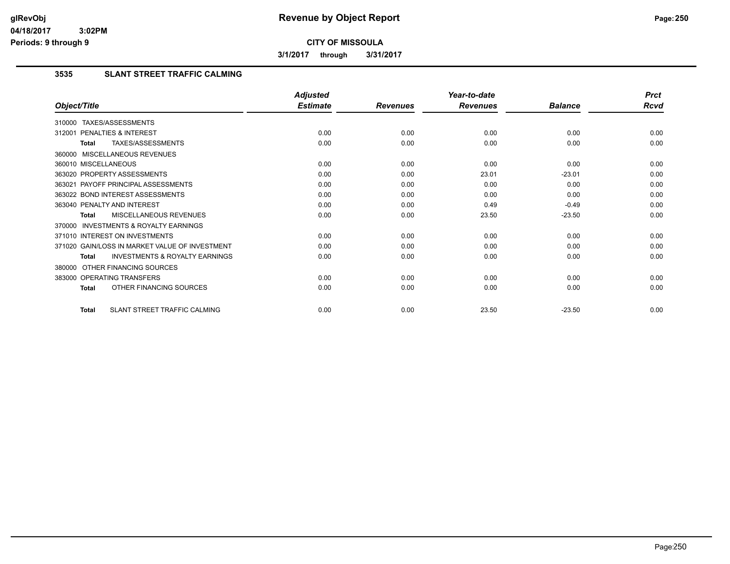# Revenue by Object Report

**CITY OF MISSOULA**

**3/1/2017 through 3/31/2017**

### 3535 SLANT STREET TRAFFIC CALMING

| Object/Title | Adjusted Estimate | Revenues | Year-to-date Revenues | Balance | Prct Rcvd |
|---|---|---|---|---|---|
| 310000 TAXES/ASSESSMENTS | | | | | |
| 312001 PENALTIES & INTEREST | 0.00 | 0.00 | 0.00 | 0.00 | 0.00 |
| **Total** TAXES/ASSESSMENTS | 0.00 | 0.00 | 0.00 | 0.00 | 0.00 |
| 360000 MISCELLANEOUS REVENUES | | | | | |
| 360010 MISCELLANEOUS | 0.00 | 0.00 | 0.00 | 0.00 | 0.00 |
| 363020 PROPERTY ASSESSMENTS | 0.00 | 0.00 | 23.01 | -23.01 | 0.00 |
| 363021 PAYOFF PRINCIPAL ASSESSMENTS | 0.00 | 0.00 | 0.00 | 0.00 | 0.00 |
| 363022 BOND INTEREST ASSESSMENTS | 0.00 | 0.00 | 0.00 | 0.00 | 0.00 |
| 363040 PENALTY AND INTEREST | 0.00 | 0.00 | 0.49 | -0.49 | 0.00 |
| **Total** MISCELLANEOUS REVENUES | 0.00 | 0.00 | 23.50 | -23.50 | 0.00 |
| 370000 INVESTMENTS & ROYALTY EARNINGS | | | | | |
| 371010 INTEREST ON INVESTMENTS | 0.00 | 0.00 | 0.00 | 0.00 | 0.00 |
| 371020 GAIN/LOSS IN MARKET VALUE OF INVESTMENT | 0.00 | 0.00 | 0.00 | 0.00 | 0.00 |
| **Total** INVESTMENTS & ROYALTY EARNINGS | 0.00 | 0.00 | 0.00 | 0.00 | 0.00 |
| 380000 OTHER FINANCING SOURCES | | | | | |
| 383000 OPERATING TRANSFERS | 0.00 | 0.00 | 0.00 | 0.00 | 0.00 |
| **Total** OTHER FINANCING SOURCES | 0.00 | 0.00 | 0.00 | 0.00 | 0.00 |
| **Total** SLANT STREET TRAFFIC CALMING | 0.00 | 0.00 | 23.50 | -23.50 | 0.00 |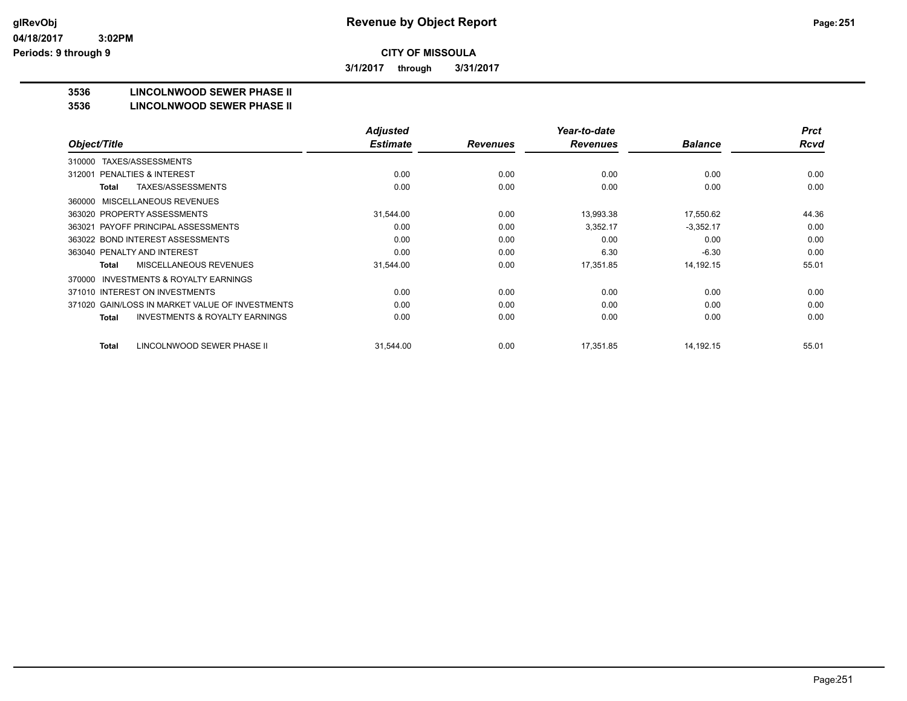# Revenue by Object Report

**CITY OF MISSOULA**

**3/1/2017 through 3/31/2017**

glRevObj
04/18/2017 3:02PM
Periods: 9 through 9

**3536 LINCOLNWOOD SEWER PHASE II**
**3536 LINCOLNWOOD SEWER PHASE II**

| Object/Title | Adjusted Estimate | Revenues | Year-to-date Revenues | Balance | Prct Rcvd |
|---|---|---|---|---|---|
| 310000 TAXES/ASSESSMENTS | | | | | |
| 312001 PENALTIES & INTEREST | 0.00 | 0.00 | 0.00 | 0.00 | 0.00 |
| **Total** TAXES/ASSESSMENTS | 0.00 | 0.00 | 0.00 | 0.00 | 0.00 |
| 360000 MISCELLANEOUS REVENUES | | | | | |
| 363020 PROPERTY ASSESSMENTS | 31,544.00 | 0.00 | 13,993.38 | 17,550.62 | 44.36 |
| 363021 PAYOFF PRINCIPAL ASSESSMENTS | 0.00 | 0.00 | 3,352.17 | -3,352.17 | 0.00 |
| 363022 BOND INTEREST ASSESSMENTS | 0.00 | 0.00 | 0.00 | 0.00 | 0.00 |
| 363040 PENALTY AND INTEREST | 0.00 | 0.00 | 6.30 | -6.30 | 0.00 |
| **Total** MISCELLANEOUS REVENUES | 31,544.00 | 0.00 | 17,351.85 | 14,192.15 | 55.01 |
| 370000 INVESTMENTS & ROYALTY EARNINGS | | | | | |
| 371010 INTEREST ON INVESTMENTS | 0.00 | 0.00 | 0.00 | 0.00 | 0.00 |
| 371020 GAIN/LOSS IN MARKET VALUE OF INVESTMENTS | 0.00 | 0.00 | 0.00 | 0.00 | 0.00 |
| **Total** INVESTMENTS & ROYALTY EARNINGS | 0.00 | 0.00 | 0.00 | 0.00 | 0.00 |
| **Total** LINCOLNWOOD SEWER PHASE II | 31,544.00 | 0.00 | 17,351.85 | 14,192.15 | 55.01 |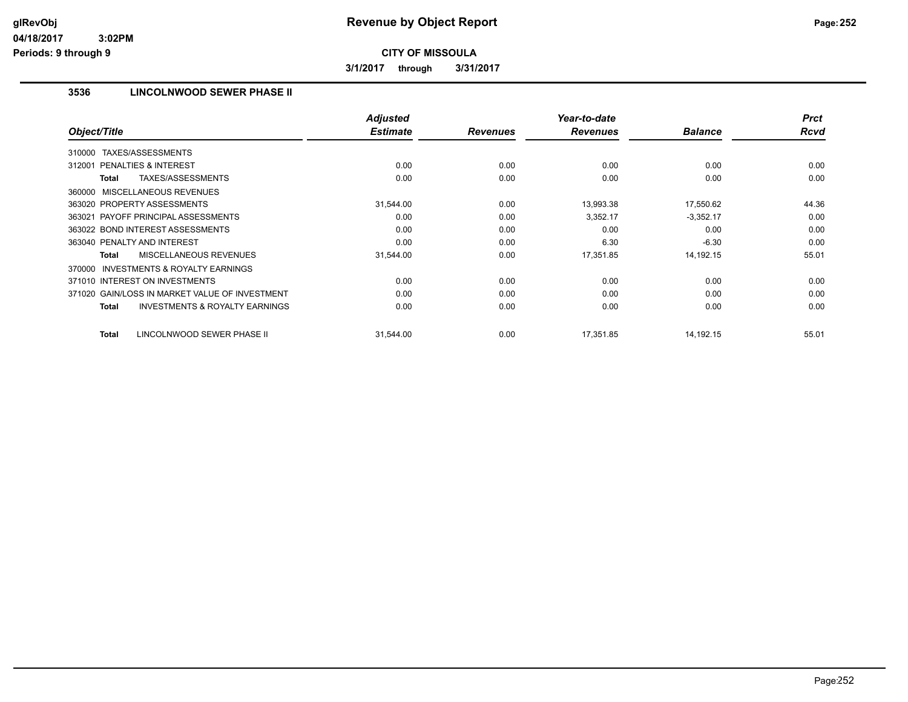# Revenue by Object Report

glRevObj
04/18/2017 3:02PM
Periods: 9 through 9

**CITY OF MISSOULA**

**3/1/2017 through 3/31/2017**

### 3536 LINCOLNWOOD SEWER PHASE II

| Object/Title | Adjusted Estimate | Revenues | Year-to-date Revenues | Balance | Prct Rcvd |
|---|---|---|---|---|---|
| 310000 TAXES/ASSESSMENTS | | | | | |
| 312001 PENALTIES & INTEREST | 0.00 | 0.00 | 0.00 | 0.00 | 0.00 |
| **Total** TAXES/ASSESSMENTS | 0.00 | 0.00 | 0.00 | 0.00 | 0.00 |
| 360000 MISCELLANEOUS REVENUES | | | | | |
| 363020 PROPERTY ASSESSMENTS | 31,544.00 | 0.00 | 13,993.38 | 17,550.62 | 44.36 |
| 363021 PAYOFF PRINCIPAL ASSESSMENTS | 0.00 | 0.00 | 3,352.17 | -3,352.17 | 0.00 |
| 363022 BOND INTEREST ASSESSMENTS | 0.00 | 0.00 | 0.00 | 0.00 | 0.00 |
| 363040 PENALTY AND INTEREST | 0.00 | 0.00 | 6.30 | -6.30 | 0.00 |
| **Total** MISCELLANEOUS REVENUES | 31,544.00 | 0.00 | 17,351.85 | 14,192.15 | 55.01 |
| 370000 INVESTMENTS & ROYALTY EARNINGS | | | | | |
| 371010 INTEREST ON INVESTMENTS | 0.00 | 0.00 | 0.00 | 0.00 | 0.00 |
| 371020 GAIN/LOSS IN MARKET VALUE OF INVESTMENT | 0.00 | 0.00 | 0.00 | 0.00 | 0.00 |
| **Total** INVESTMENTS & ROYALTY EARNINGS | 0.00 | 0.00 | 0.00 | 0.00 | 0.00 |
| **Total** LINCOLNWOOD SEWER PHASE II | 31,544.00 | 0.00 | 17,351.85 | 14,192.15 | 55.01 |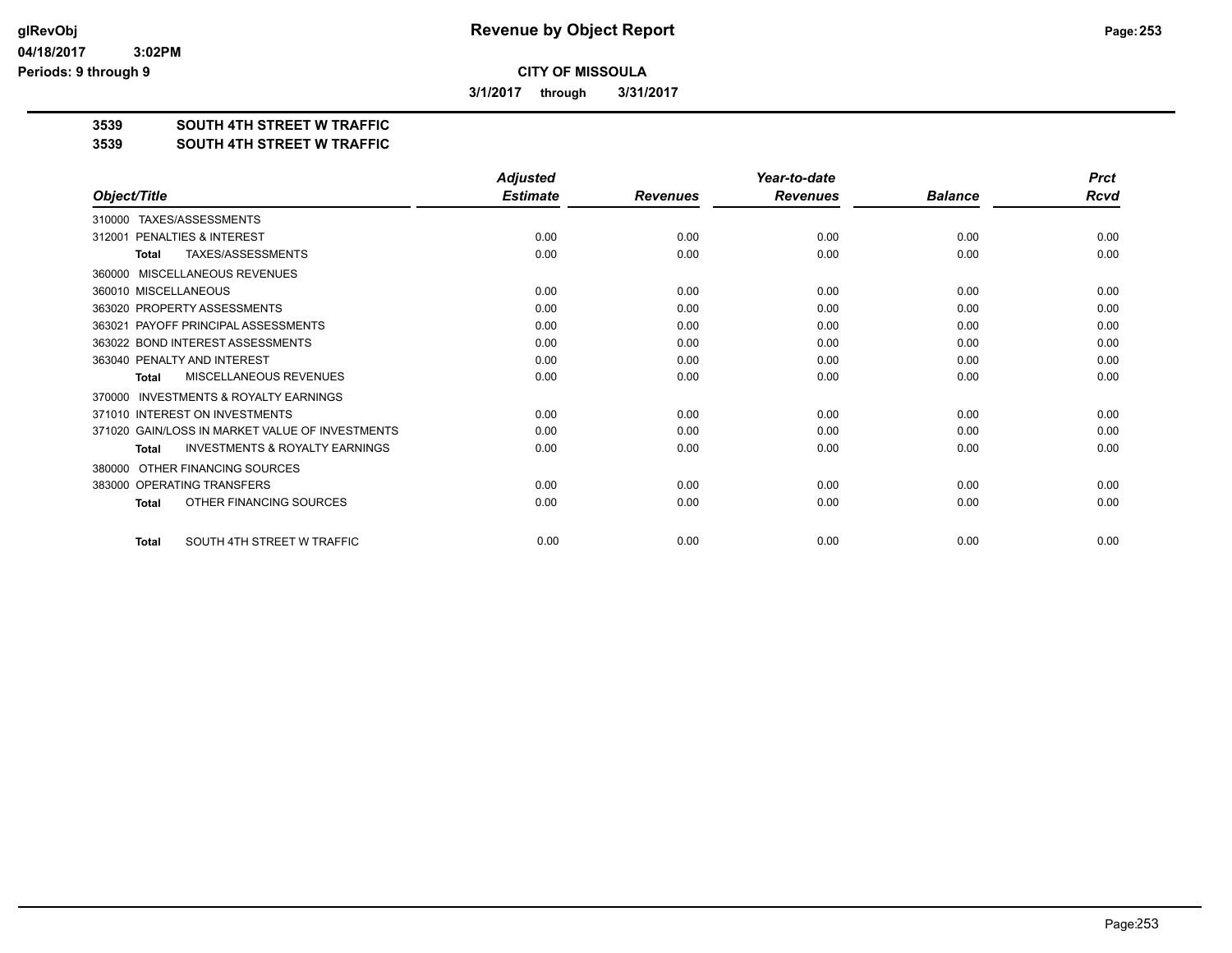**CITY OF MISSOULA**

**3/1/2017 through 3/31/2017**

## 3539 SOUTH 4TH STREET W TRAFFIC
## 3539 SOUTH 4TH STREET W TRAFFIC

| Object/Title | Adjusted Estimate | Revenues | Year-to-date Revenues | Balance | Prct Rcvd |
|---|---|---|---|---|---|
| 310000 TAXES/ASSESSMENTS | | | | | |
| 312001 PENALTIES & INTEREST | 0.00 | 0.00 | 0.00 | 0.00 | 0.00 |
| **Total** TAXES/ASSESSMENTS | 0.00 | 0.00 | 0.00 | 0.00 | 0.00 |
| 360000 MISCELLANEOUS REVENUES | | | | | |
| 360010 MISCELLANEOUS | 0.00 | 0.00 | 0.00 | 0.00 | 0.00 |
| 363020 PROPERTY ASSESSMENTS | 0.00 | 0.00 | 0.00 | 0.00 | 0.00 |
| 363021 PAYOFF PRINCIPAL ASSESSMENTS | 0.00 | 0.00 | 0.00 | 0.00 | 0.00 |
| 363022 BOND INTEREST ASSESSMENTS | 0.00 | 0.00 | 0.00 | 0.00 | 0.00 |
| 363040 PENALTY AND INTEREST | 0.00 | 0.00 | 0.00 | 0.00 | 0.00 |
| **Total** MISCELLANEOUS REVENUES | 0.00 | 0.00 | 0.00 | 0.00 | 0.00 |
| 370000 INVESTMENTS & ROYALTY EARNINGS | | | | | |
| 371010 INTEREST ON INVESTMENTS | 0.00 | 0.00 | 0.00 | 0.00 | 0.00 |
| 371020 GAIN/LOSS IN MARKET VALUE OF INVESTMENTS | 0.00 | 0.00 | 0.00 | 0.00 | 0.00 |
| **Total** INVESTMENTS & ROYALTY EARNINGS | 0.00 | 0.00 | 0.00 | 0.00 | 0.00 |
| 380000 OTHER FINANCING SOURCES | | | | | |
| 383000 OPERATING TRANSFERS | 0.00 | 0.00 | 0.00 | 0.00 | 0.00 |
| **Total** OTHER FINANCING SOURCES | 0.00 | 0.00 | 0.00 | 0.00 | 0.00 |
| **Total** SOUTH 4TH STREET W TRAFFIC | 0.00 | 0.00 | 0.00 | 0.00 | 0.00 |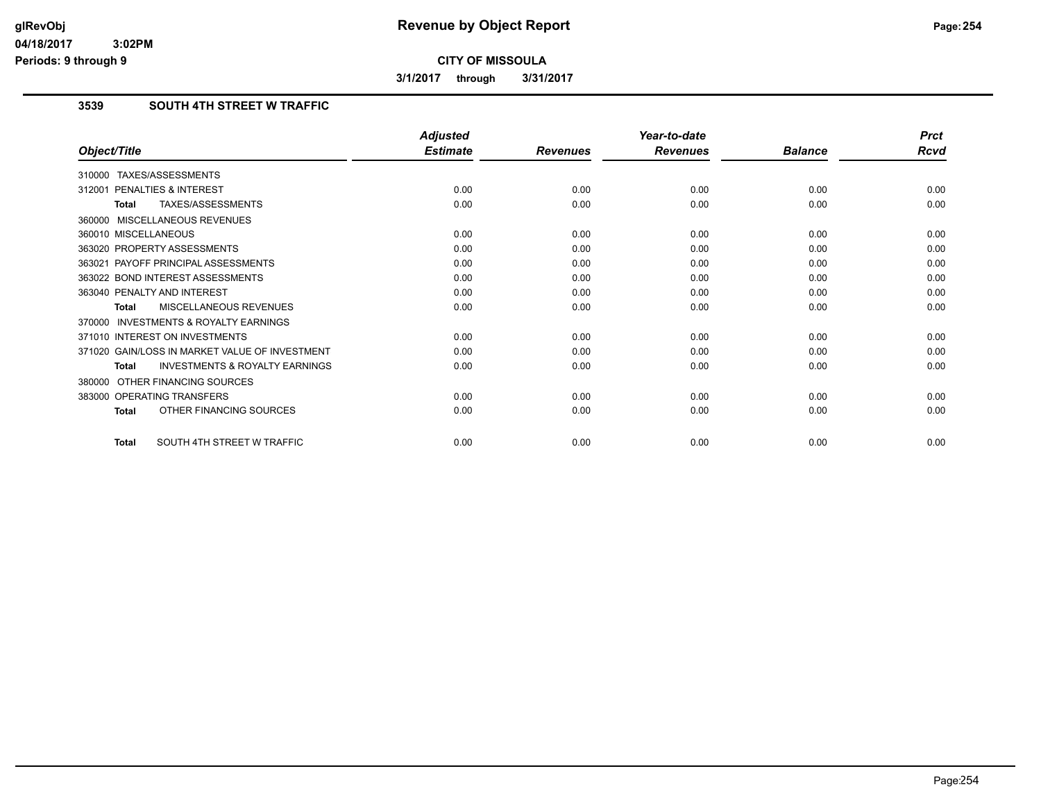# Revenue by Object Report

**CITY OF MISSOULA**

**3/1/2017 through 3/31/2017**

glRevObj
04/18/2017 3:02PM
Periods: 9 through 9

## 3539 SOUTH 4TH STREET W TRAFFIC

| Object/Title | Adjusted Estimate | Revenues | Year-to-date Revenues | Balance | Prct Rcvd |
|---|---|---|---|---|---|
| 310000 TAXES/ASSESSMENTS | | | | | |
| 312001 PENALTIES & INTEREST | 0.00 | 0.00 | 0.00 | 0.00 | 0.00 |
| **Total** TAXES/ASSESSMENTS | 0.00 | 0.00 | 0.00 | 0.00 | 0.00 |
| 360000 MISCELLANEOUS REVENUES | | | | | |
| 360010 MISCELLANEOUS | 0.00 | 0.00 | 0.00 | 0.00 | 0.00 |
| 363020 PROPERTY ASSESSMENTS | 0.00 | 0.00 | 0.00 | 0.00 | 0.00 |
| 363021 PAYOFF PRINCIPAL ASSESSMENTS | 0.00 | 0.00 | 0.00 | 0.00 | 0.00 |
| 363022 BOND INTEREST ASSESSMENTS | 0.00 | 0.00 | 0.00 | 0.00 | 0.00 |
| 363040 PENALTY AND INTEREST | 0.00 | 0.00 | 0.00 | 0.00 | 0.00 |
| **Total** MISCELLANEOUS REVENUES | 0.00 | 0.00 | 0.00 | 0.00 | 0.00 |
| 370000 INVESTMENTS & ROYALTY EARNINGS | | | | | |
| 371010 INTEREST ON INVESTMENTS | 0.00 | 0.00 | 0.00 | 0.00 | 0.00 |
| 371020 GAIN/LOSS IN MARKET VALUE OF INVESTMENT | 0.00 | 0.00 | 0.00 | 0.00 | 0.00 |
| **Total** INVESTMENTS & ROYALTY EARNINGS | 0.00 | 0.00 | 0.00 | 0.00 | 0.00 |
| 380000 OTHER FINANCING SOURCES | | | | | |
| 383000 OPERATING TRANSFERS | 0.00 | 0.00 | 0.00 | 0.00 | 0.00 |
| **Total** OTHER FINANCING SOURCES | 0.00 | 0.00 | 0.00 | 0.00 | 0.00 |
| **Total** SOUTH 4TH STREET W TRAFFIC | 0.00 | 0.00 | 0.00 | 0.00 | 0.00 |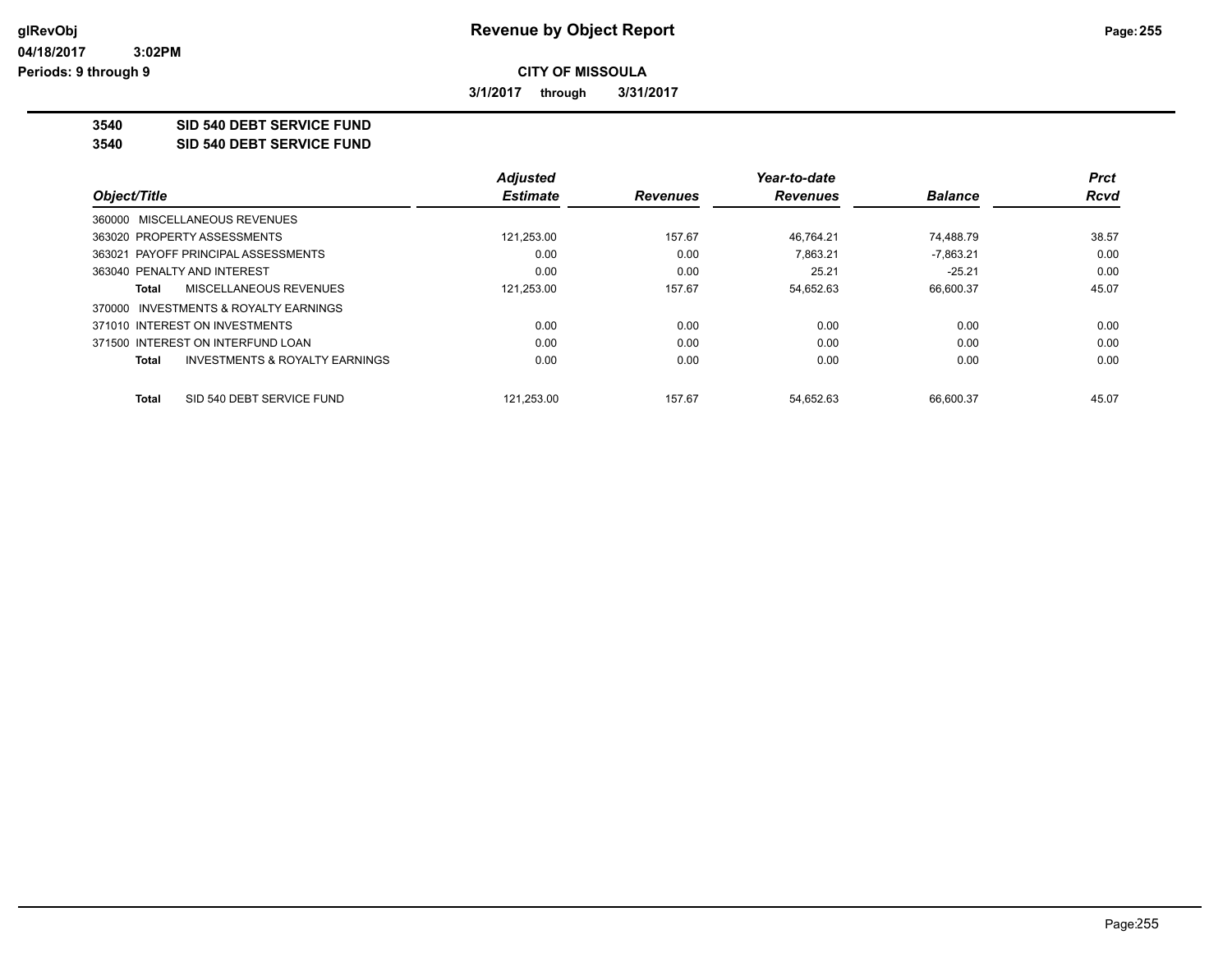# Revenue by Object Report

glRevObj
04/18/2017 3:02PM
Periods: 9 through 9

**CITY OF MISSOULA**

**3/1/2017 through 3/31/2017**

**3540 SID 540 DEBT SERVICE FUND**
**3540 SID 540 DEBT SERVICE FUND**

| Object/Title | Adjusted Estimate | Revenues | Year-to-date Revenues | Balance | Prct Rcvd |
|---|---|---|---|---|---|
| 360000 MISCELLANEOUS REVENUES | | | | | |
| 363020 PROPERTY ASSESSMENTS | 121,253.00 | 157.67 | 46,764.21 | 74,488.79 | 38.57 |
| 363021 PAYOFF PRINCIPAL ASSESSMENTS | 0.00 | 0.00 | 7,863.21 | -7,863.21 | 0.00 |
| 363040 PENALTY AND INTEREST | 0.00 | 0.00 | 25.21 | -25.21 | 0.00 |
| **Total** MISCELLANEOUS REVENUES | 121,253.00 | 157.67 | 54,652.63 | 66,600.37 | 45.07 |
| 370000 INVESTMENTS & ROYALTY EARNINGS | | | | | |
| 371010 INTEREST ON INVESTMENTS | 0.00 | 0.00 | 0.00 | 0.00 | 0.00 |
| 371500 INTEREST ON INTERFUND LOAN | 0.00 | 0.00 | 0.00 | 0.00 | 0.00 |
| **Total** INVESTMENTS & ROYALTY EARNINGS | 0.00 | 0.00 | 0.00 | 0.00 | 0.00 |
| **Total** SID 540 DEBT SERVICE FUND | 121,253.00 | 157.67 | 54,652.63 | 66,600.37 | 45.07 |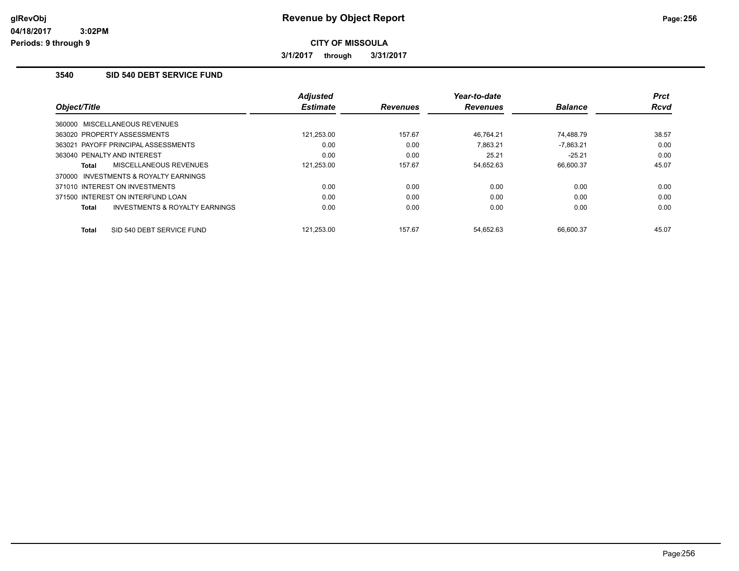# Revenue by Object Report

**CITY OF MISSOULA**

**3/1/2017 through 3/31/2017**

glRevObj
04/18/2017 3:02PM
Periods: 9 through 9

## 3540 SID 540 DEBT SERVICE FUND

| Object/Title | Adjusted Estimate | Revenues | Year-to-date Revenues | Balance | Prct Rcvd |
|---|---|---|---|---|---|
| 360000 MISCELLANEOUS REVENUES | | | | | |
| 363020 PROPERTY ASSESSMENTS | 121,253.00 | 157.67 | 46,764.21 | 74,488.79 | 38.57 |
| 363021 PAYOFF PRINCIPAL ASSESSMENTS | 0.00 | 0.00 | 7,863.21 | -7,863.21 | 0.00 |
| 363040 PENALTY AND INTEREST | 0.00 | 0.00 | 25.21 | -25.21 | 0.00 |
| **Total** MISCELLANEOUS REVENUES | 121,253.00 | 157.67 | 54,652.63 | 66,600.37 | 45.07 |
| 370000 INVESTMENTS & ROYALTY EARNINGS | | | | | |
| 371010 INTEREST ON INVESTMENTS | 0.00 | 0.00 | 0.00 | 0.00 | 0.00 |
| 371500 INTEREST ON INTERFUND LOAN | 0.00 | 0.00 | 0.00 | 0.00 | 0.00 |
| **Total** INVESTMENTS & ROYALTY EARNINGS | 0.00 | 0.00 | 0.00 | 0.00 | 0.00 |
| **Total** SID 540 DEBT SERVICE FUND | 121,253.00 | 157.67 | 54,652.63 | 66,600.37 | 45.07 |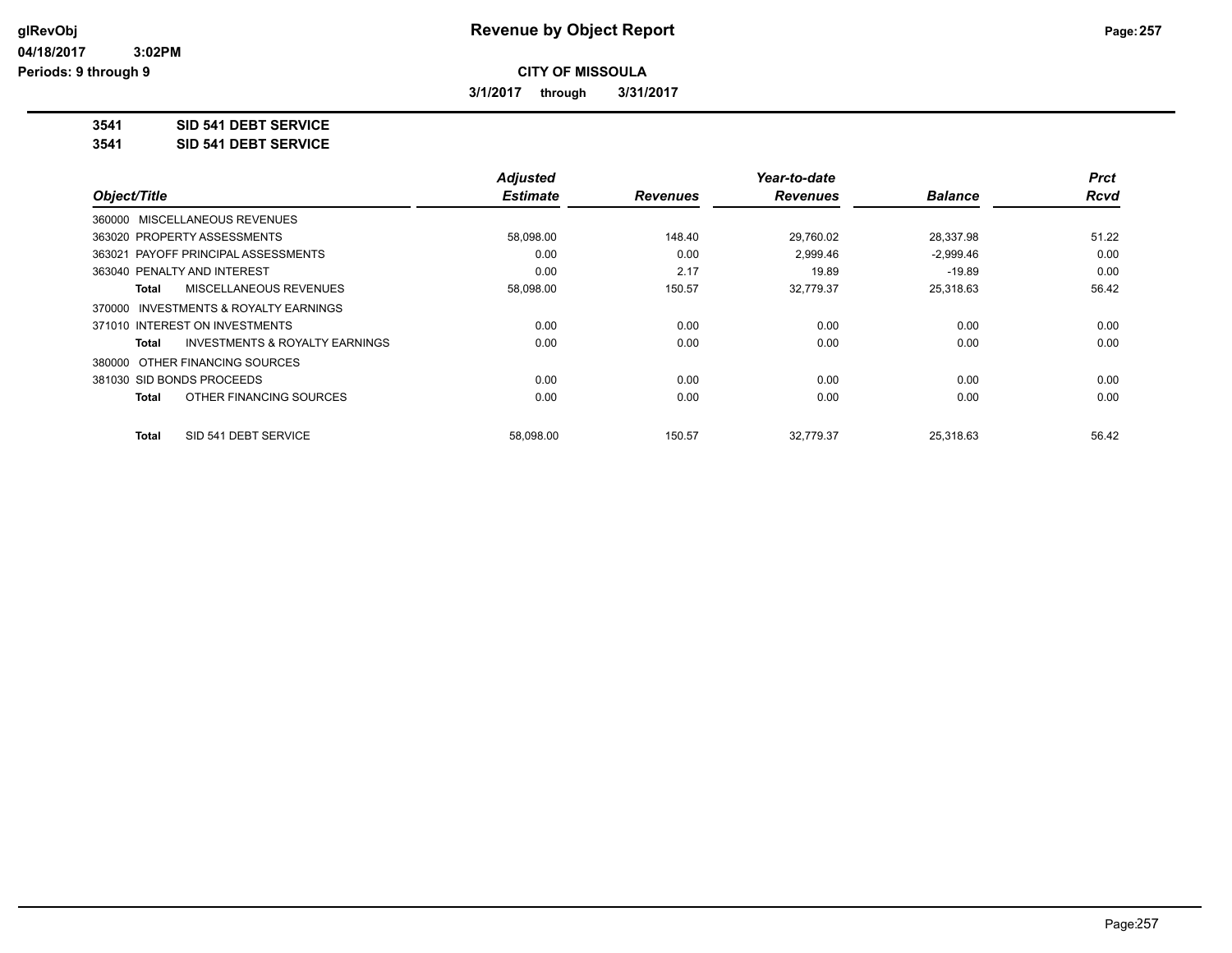**CITY OF MISSOULA**

**3/1/2017 through 3/31/2017**

**3541 SID 541 DEBT SERVICE**

**3541 SID 541 DEBT SERVICE**

| Object/Title | Adjusted Estimate | Revenues | Year-to-date Revenues | Balance | Prct Rcvd |
|---|---|---|---|---|---|
| 360000 MISCELLANEOUS REVENUES | | | | | |
| 363020 PROPERTY ASSESSMENTS | 58,098.00 | 148.40 | 29,760.02 | 28,337.98 | 51.22 |
| 363021 PAYOFF PRINCIPAL ASSESSMENTS | 0.00 | 0.00 | 2,999.46 | -2,999.46 | 0.00 |
| 363040 PENALTY AND INTEREST | 0.00 | 2.17 | 19.89 | -19.89 | 0.00 |
| **Total** MISCELLANEOUS REVENUES | 58,098.00 | 150.57 | 32,779.37 | 25,318.63 | 56.42 |
| 370000 INVESTMENTS & ROYALTY EARNINGS | | | | | |
| 371010 INTEREST ON INVESTMENTS | 0.00 | 0.00 | 0.00 | 0.00 | 0.00 |
| **Total** INVESTMENTS & ROYALTY EARNINGS | 0.00 | 0.00 | 0.00 | 0.00 | 0.00 |
| 380000 OTHER FINANCING SOURCES | | | | | |
| 381030 SID BONDS PROCEEDS | 0.00 | 0.00 | 0.00 | 0.00 | 0.00 |
| **Total** OTHER FINANCING SOURCES | 0.00 | 0.00 | 0.00 | 0.00 | 0.00 |
| **Total** SID 541 DEBT SERVICE | 58,098.00 | 150.57 | 32,779.37 | 25,318.63 | 56.42 |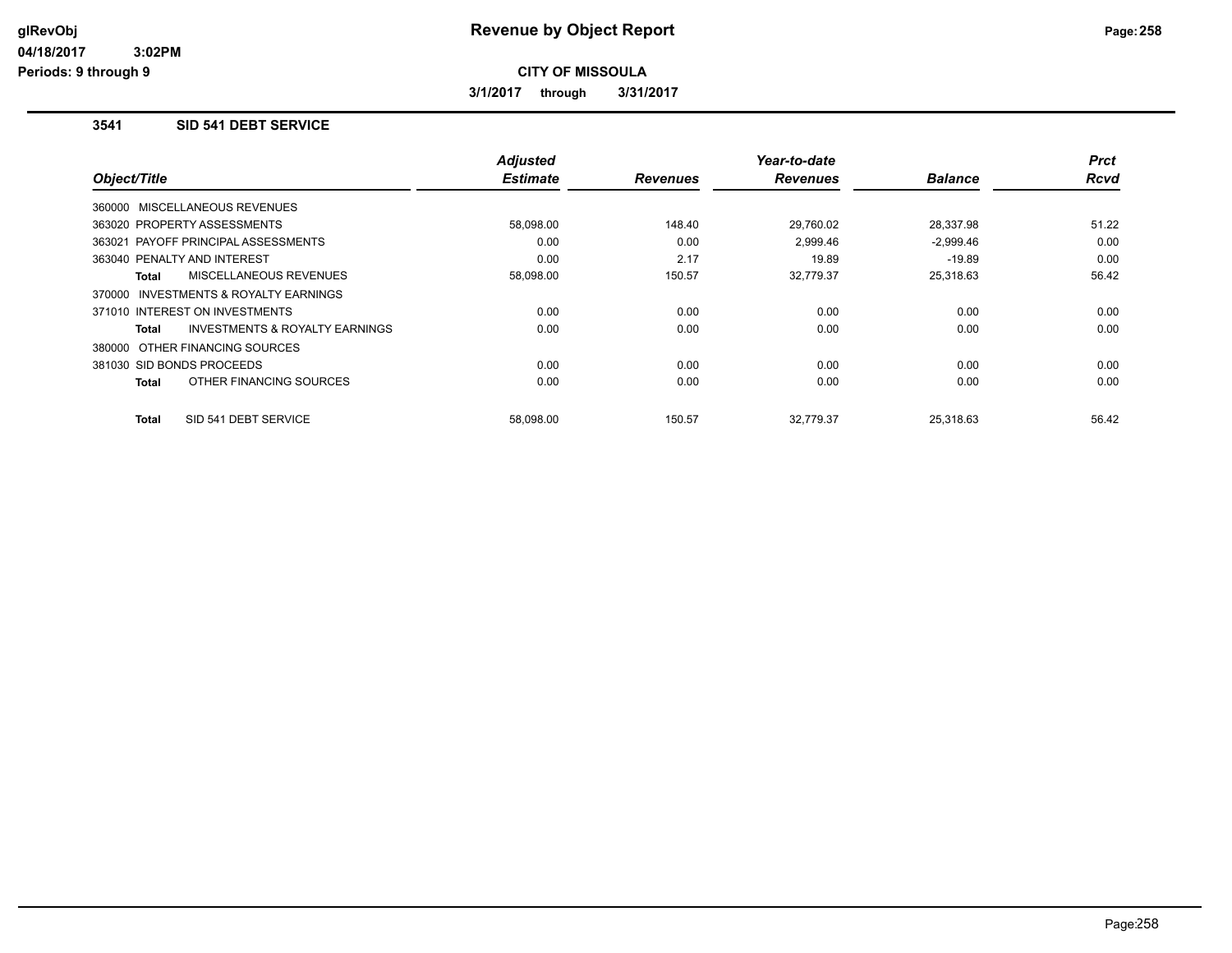# Revenue by Object Report

glRevObj
04/18/2017 3:02PM
Periods: 9 through 9

**CITY OF MISSOULA**

**3/1/2017 through 3/31/2017**

## 3541 SID 541 DEBT SERVICE

| Object/Title | Adjusted Estimate | Revenues | Year-to-date Revenues | Balance | Prct Rcvd |
|---|---|---|---|---|---|
| 360000 MISCELLANEOUS REVENUES | | | | | |
| 363020 PROPERTY ASSESSMENTS | 58,098.00 | 148.40 | 29,760.02 | 28,337.98 | 51.22 |
| 363021 PAYOFF PRINCIPAL ASSESSMENTS | 0.00 | 0.00 | 2,999.46 | -2,999.46 | 0.00 |
| 363040 PENALTY AND INTEREST | 0.00 | 2.17 | 19.89 | -19.89 | 0.00 |
| **Total** MISCELLANEOUS REVENUES | 58,098.00 | 150.57 | 32,779.37 | 25,318.63 | 56.42 |
| 370000 INVESTMENTS & ROYALTY EARNINGS | | | | | |
| 371010 INTEREST ON INVESTMENTS | 0.00 | 0.00 | 0.00 | 0.00 | 0.00 |
| **Total** INVESTMENTS & ROYALTY EARNINGS | 0.00 | 0.00 | 0.00 | 0.00 | 0.00 |
| 380000 OTHER FINANCING SOURCES | | | | | |
| 381030 SID BONDS PROCEEDS | 0.00 | 0.00 | 0.00 | 0.00 | 0.00 |
| **Total** OTHER FINANCING SOURCES | 0.00 | 0.00 | 0.00 | 0.00 | 0.00 |
| **Total** SID 541 DEBT SERVICE | 58,098.00 | 150.57 | 32,779.37 | 25,318.63 | 56.42 |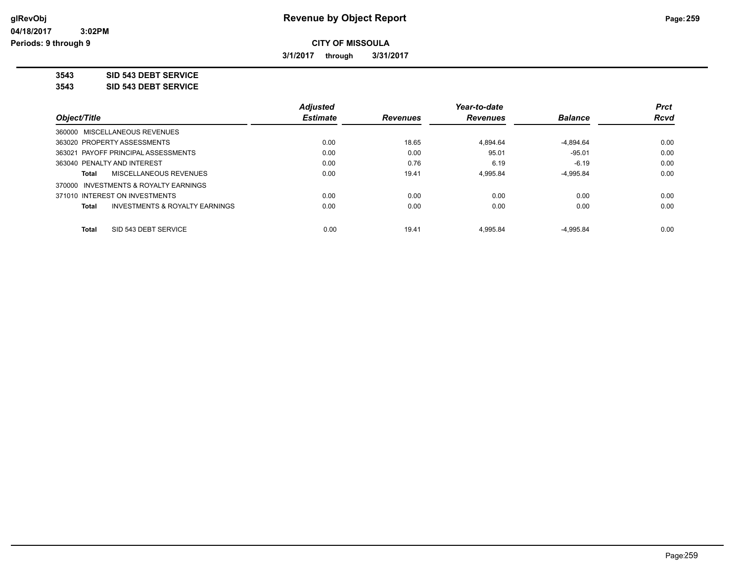# Revenue by Object Report

glRevObj
04/18/2017 3:02PM
Periods: 9 through 9

**CITY OF MISSOULA**

**3/1/2017 through 3/31/2017**

**3543 SID 543 DEBT SERVICE**
**3543 SID 543 DEBT SERVICE**

| Object/Title | Adjusted Estimate | Revenues | Year-to-date Revenues | Balance | Prct Rcvd |
|---|---|---|---|---|---|
| 360000 MISCELLANEOUS REVENUES | | | | | |
| 363020 PROPERTY ASSESSMENTS | 0.00 | 18.65 | 4,894.64 | -4,894.64 | 0.00 |
| 363021 PAYOFF PRINCIPAL ASSESSMENTS | 0.00 | 0.00 | 95.01 | -95.01 | 0.00 |
| 363040 PENALTY AND INTEREST | 0.00 | 0.76 | 6.19 | -6.19 | 0.00 |
| **Total** MISCELLANEOUS REVENUES | 0.00 | 19.41 | 4,995.84 | -4,995.84 | 0.00 |
| 370000 INVESTMENTS & ROYALTY EARNINGS | | | | | |
| 371010 INTEREST ON INVESTMENTS | 0.00 | 0.00 | 0.00 | 0.00 | 0.00 |
| **Total** INVESTMENTS & ROYALTY EARNINGS | 0.00 | 0.00 | 0.00 | 0.00 | 0.00 |
| **Total** SID 543 DEBT SERVICE | 0.00 | 19.41 | 4,995.84 | -4,995.84 | 0.00 |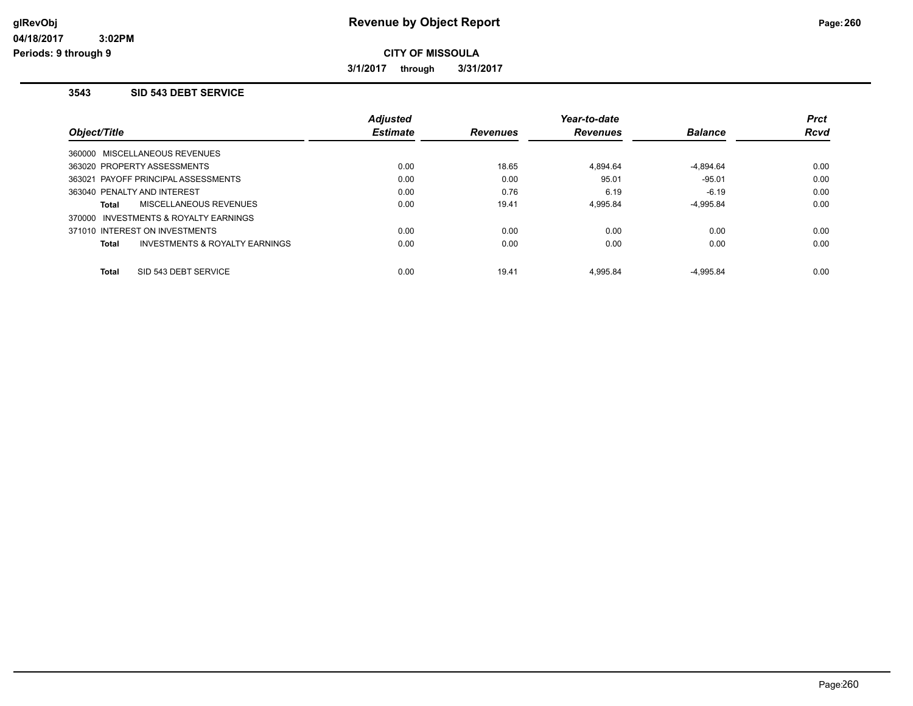glRevObj
04/18/2017 3:02PM
Periods: 9 through 9

# Revenue by Object Report

**CITY OF MISSOULA**

**3/1/2017 through 3/31/2017**

### 3543 SID 543 DEBT SERVICE

| Object/Title | Adjusted Estimate | Revenues | Year-to-date Revenues | Balance | Prct Rcvd |
|---|---|---|---|---|---|
| 360000 MISCELLANEOUS REVENUES | | | | | |
| 363020 PROPERTY ASSESSMENTS | 0.00 | 18.65 | 4,894.64 | -4,894.64 | 0.00 |
| 363021 PAYOFF PRINCIPAL ASSESSMENTS | 0.00 | 0.00 | 95.01 | -95.01 | 0.00 |
| 363040 PENALTY AND INTEREST | 0.00 | 0.76 | 6.19 | -6.19 | 0.00 |
| **Total** MISCELLANEOUS REVENUES | 0.00 | 19.41 | 4,995.84 | -4,995.84 | 0.00 |
| 370000 INVESTMENTS & ROYALTY EARNINGS | | | | | |
| 371010 INTEREST ON INVESTMENTS | 0.00 | 0.00 | 0.00 | 0.00 | 0.00 |
| **Total** INVESTMENTS & ROYALTY EARNINGS | 0.00 | 0.00 | 0.00 | 0.00 | 0.00 |
| **Total** SID 543 DEBT SERVICE | 0.00 | 19.41 | 4,995.84 | -4,995.84 | 0.00 |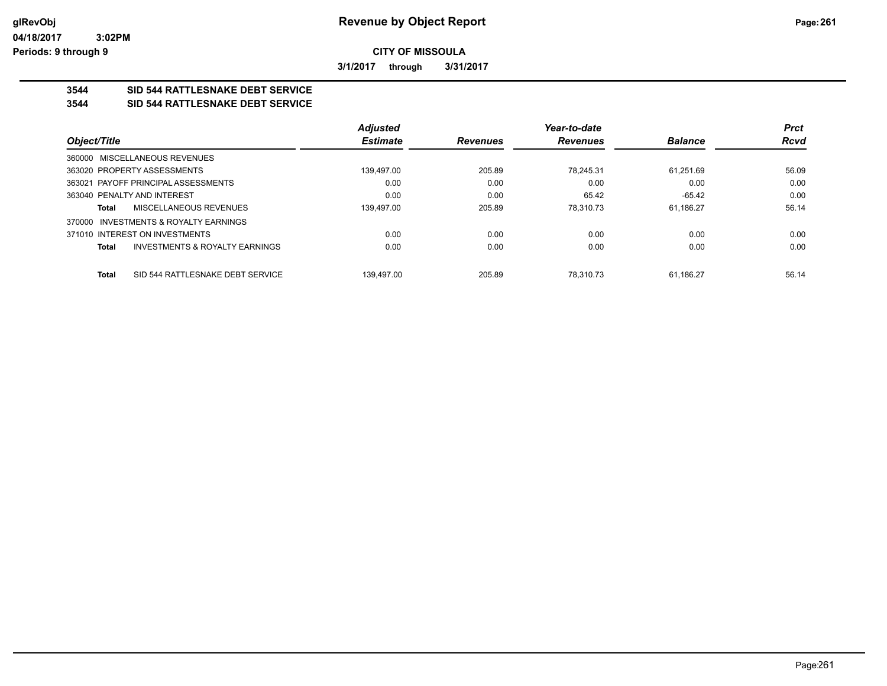**CITY OF MISSOULA**

**3/1/2017 through 3/31/2017**

## 3544 SID 544 RATTLESNAKE DEBT SERVICE
## 3544 SID 544 RATTLESNAKE DEBT SERVICE

| Object/Title | Adjusted Estimate | Revenues | Year-to-date Revenues | Balance | Prct Rcvd |
|---|---|---|---|---|---|
| 360000 MISCELLANEOUS REVENUES | | | | | |
| 363020 PROPERTY ASSESSMENTS | 139,497.00 | 205.89 | 78,245.31 | 61,251.69 | 56.09 |
| 363021 PAYOFF PRINCIPAL ASSESSMENTS | 0.00 | 0.00 | 0.00 | 0.00 | 0.00 |
| 363040 PENALTY AND INTEREST | 0.00 | 0.00 | 65.42 | -65.42 | 0.00 |
| **Total** MISCELLANEOUS REVENUES | 139,497.00 | 205.89 | 78,310.73 | 61,186.27 | 56.14 |
| 370000 INVESTMENTS & ROYALTY EARNINGS | | | | | |
| 371010 INTEREST ON INVESTMENTS | 0.00 | 0.00 | 0.00 | 0.00 | 0.00 |
| **Total** INVESTMENTS & ROYALTY EARNINGS | 0.00 | 0.00 | 0.00 | 0.00 | 0.00 |
| **Total** SID 544 RATTLESNAKE DEBT SERVICE | 139,497.00 | 205.89 | 78,310.73 | 61,186.27 | 56.14 |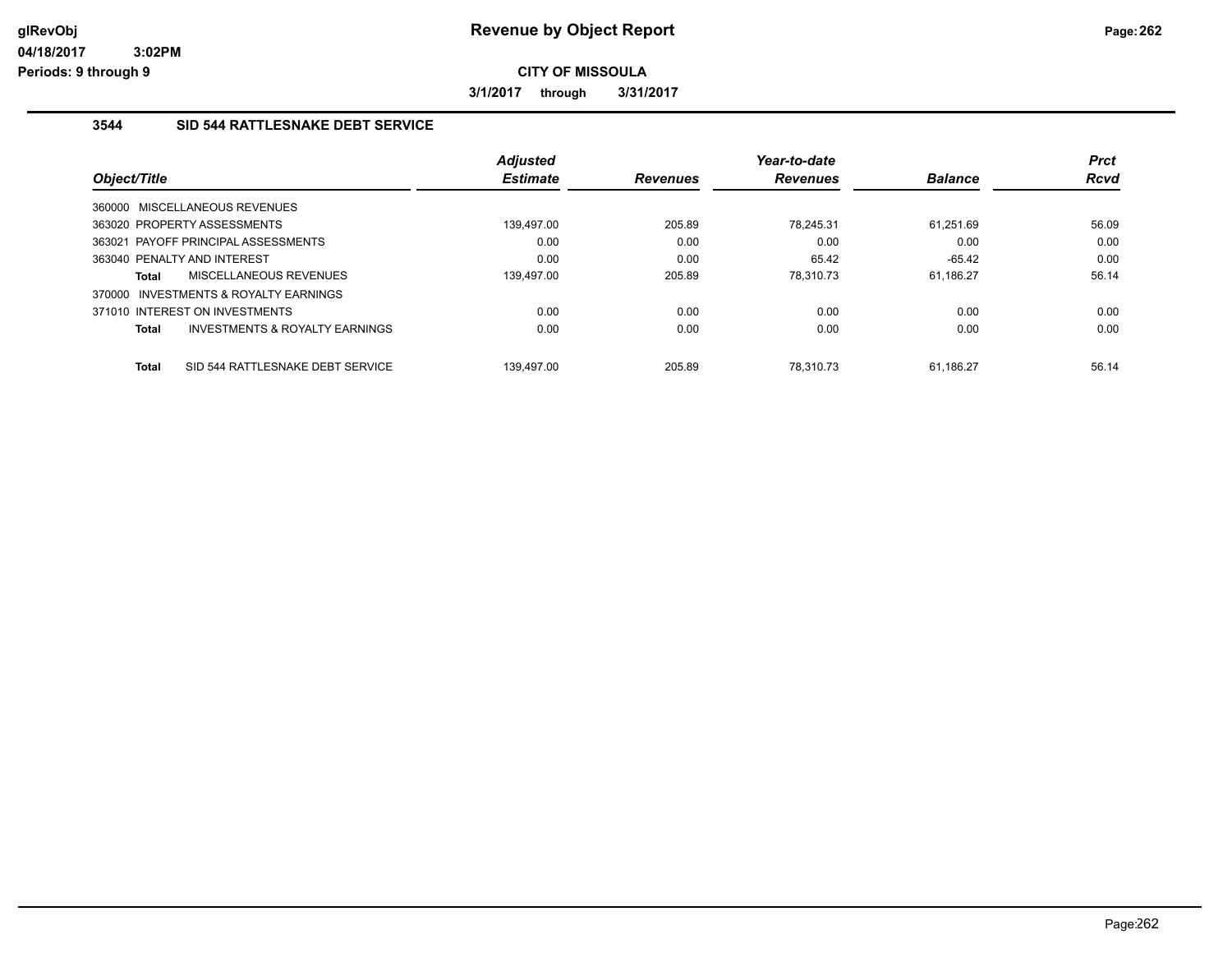# Revenue by Object Report

**CITY OF MISSOULA**

**3/1/2017 through 3/31/2017**

### 3544 SID 544 RATTLESNAKE DEBT SERVICE

| Object/Title | Adjusted Estimate | Revenues | Year-to-date Revenues | Balance | Prct Rcvd |
|---|---|---|---|---|---|
| 360000 MISCELLANEOUS REVENUES | | | | | |
| 363020 PROPERTY ASSESSMENTS | 139,497.00 | 205.89 | 78,245.31 | 61,251.69 | 56.09 |
| 363021 PAYOFF PRINCIPAL ASSESSMENTS | 0.00 | 0.00 | 0.00 | 0.00 | 0.00 |
| 363040 PENALTY AND INTEREST | 0.00 | 0.00 | 65.42 | -65.42 | 0.00 |
| **Total** MISCELLANEOUS REVENUES | 139,497.00 | 205.89 | 78,310.73 | 61,186.27 | 56.14 |
| 370000 INVESTMENTS & ROYALTY EARNINGS | | | | | |
| 371010 INTEREST ON INVESTMENTS | 0.00 | 0.00 | 0.00 | 0.00 | 0.00 |
| **Total** INVESTMENTS & ROYALTY EARNINGS | 0.00 | 0.00 | 0.00 | 0.00 | 0.00 |
| **Total** SID 544 RATTLESNAKE DEBT SERVICE | 139,497.00 | 205.89 | 78,310.73 | 61,186.27 | 56.14 |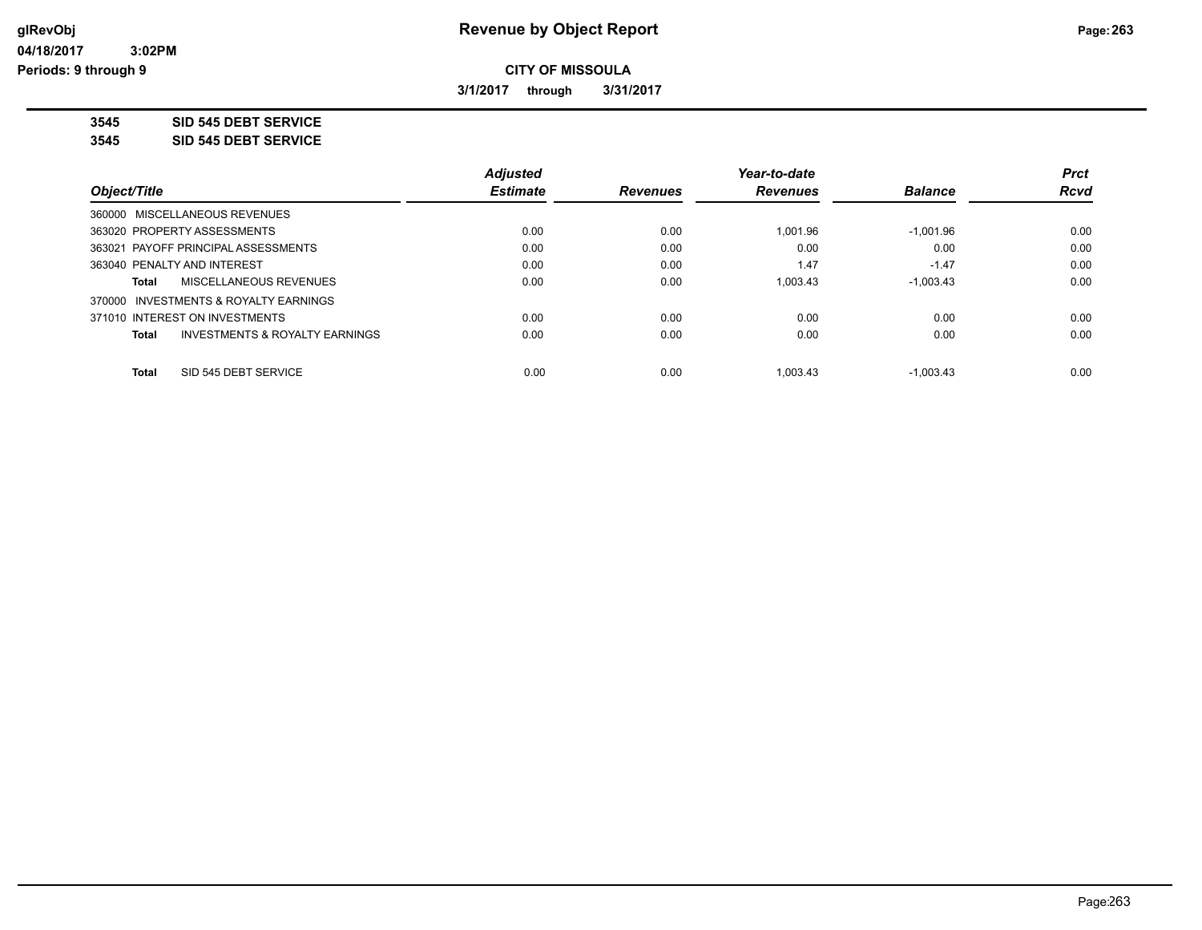# Revenue by Object Report

glRevObj
04/18/2017 3:02PM
Periods: 9 through 9

**CITY OF MISSOULA**

**3/1/2017 through 3/31/2017**

**3545 SID 545 DEBT SERVICE**
**3545 SID 545 DEBT SERVICE**

| Object/Title | Adjusted Estimate | Revenues | Year-to-date Revenues | Balance | Prct Rcvd |
|---|---|---|---|---|---|
| 360000 MISCELLANEOUS REVENUES | | | | | |
| 363020 PROPERTY ASSESSMENTS | 0.00 | 0.00 | 1,001.96 | -1,001.96 | 0.00 |
| 363021 PAYOFF PRINCIPAL ASSESSMENTS | 0.00 | 0.00 | 0.00 | 0.00 | 0.00 |
| 363040 PENALTY AND INTEREST | 0.00 | 0.00 | 1.47 | -1.47 | 0.00 |
| Total MISCELLANEOUS REVENUES | 0.00 | 0.00 | 1,003.43 | -1,003.43 | 0.00 |
| 370000 INVESTMENTS & ROYALTY EARNINGS | | | | | |
| 371010 INTEREST ON INVESTMENTS | 0.00 | 0.00 | 0.00 | 0.00 | 0.00 |
| Total INVESTMENTS & ROYALTY EARNINGS | 0.00 | 0.00 | 0.00 | 0.00 | 0.00 |
| Total SID 545 DEBT SERVICE | 0.00 | 0.00 | 1,003.43 | -1,003.43 | 0.00 |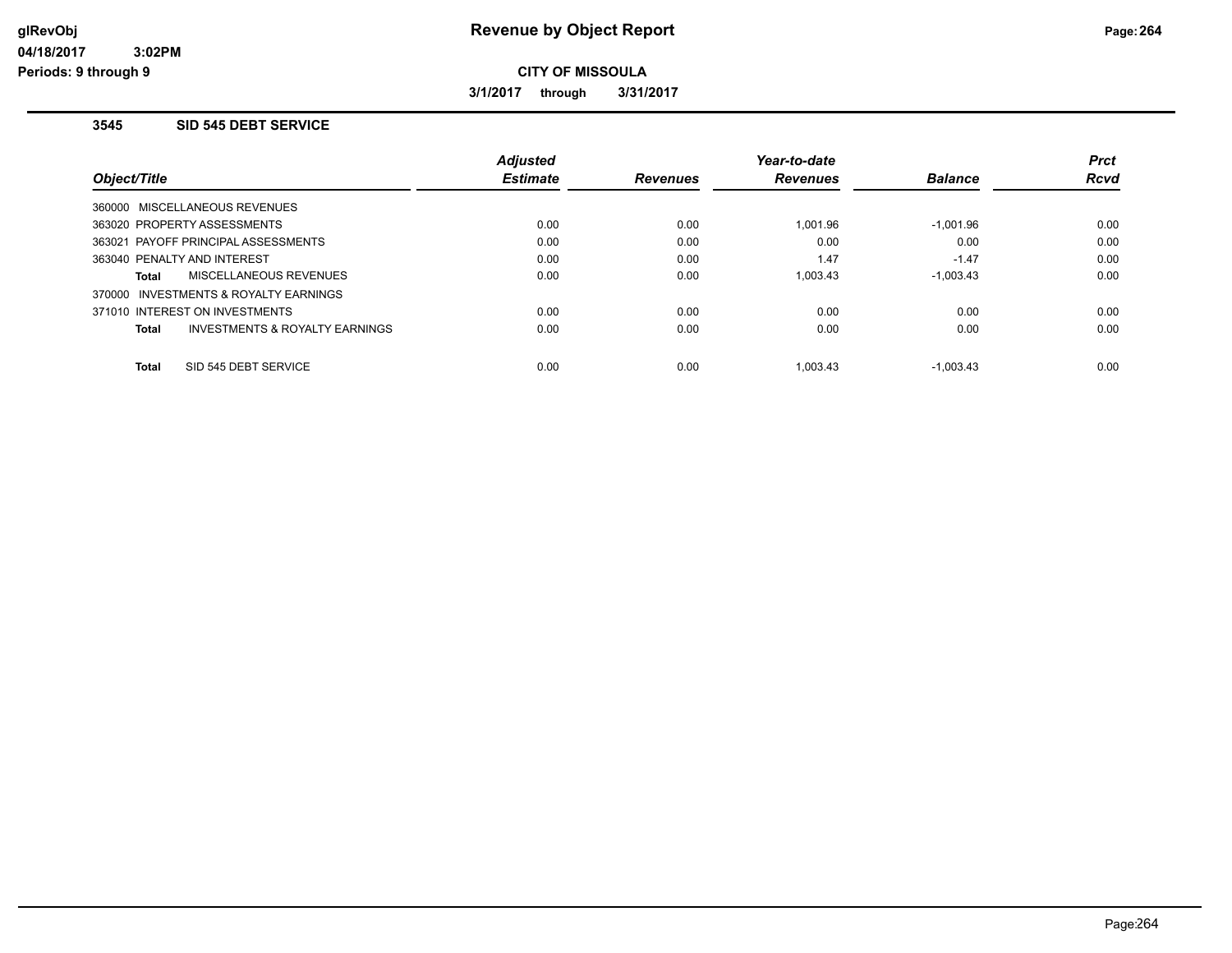# Revenue by Object Report

glRevObj
04/18/2017 3:02PM
Periods: 9 through 9

**CITY OF MISSOULA**

**3/1/2017 through 3/31/2017**

### 3545 SID 545 DEBT SERVICE

| Object/Title | Adjusted Estimate | Revenues | Year-to-date Revenues | Balance | Prct Rcvd |
|---|---|---|---|---|---|
| 360000 MISCELLANEOUS REVENUES | | | | | |
| 363020 PROPERTY ASSESSMENTS | 0.00 | 0.00 | 1,001.96 | -1,001.96 | 0.00 |
| 363021 PAYOFF PRINCIPAL ASSESSMENTS | 0.00 | 0.00 | 0.00 | 0.00 | 0.00 |
| 363040 PENALTY AND INTEREST | 0.00 | 0.00 | 1.47 | -1.47 | 0.00 |
| **Total** MISCELLANEOUS REVENUES | 0.00 | 0.00 | 1,003.43 | -1,003.43 | 0.00 |
| 370000 INVESTMENTS & ROYALTY EARNINGS | | | | | |
| 371010 INTEREST ON INVESTMENTS | 0.00 | 0.00 | 0.00 | 0.00 | 0.00 |
| **Total** INVESTMENTS & ROYALTY EARNINGS | 0.00 | 0.00 | 0.00 | 0.00 | 0.00 |
| **Total** SID 545 DEBT SERVICE | 0.00 | 0.00 | 1,003.43 | -1,003.43 | 0.00 |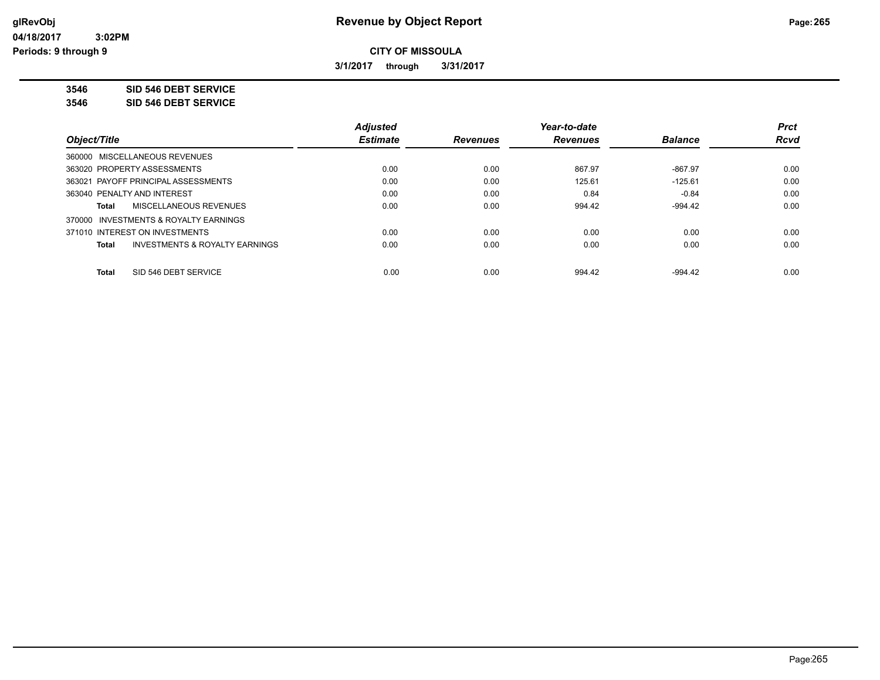# Revenue by Object Report

glRevObj
04/18/2017 3:02PM
Periods: 9 through 9

**CITY OF MISSOULA**

**3/1/2017 through 3/31/2017**

**3546 SID 546 DEBT SERVICE**
**3546 SID 546 DEBT SERVICE**

| Object/Title | Adjusted Estimate | Revenues | Year-to-date Revenues | Balance | Prct Rcvd |
|---|---|---|---|---|---|
| 360000 MISCELLANEOUS REVENUES | | | | | |
| 363020 PROPERTY ASSESSMENTS | 0.00 | 0.00 | 867.97 | -867.97 | 0.00 |
| 363021 PAYOFF PRINCIPAL ASSESSMENTS | 0.00 | 0.00 | 125.61 | -125.61 | 0.00 |
| 363040 PENALTY AND INTEREST | 0.00 | 0.00 | 0.84 | -0.84 | 0.00 |
| **Total** MISCELLANEOUS REVENUES | 0.00 | 0.00 | 994.42 | -994.42 | 0.00 |
| 370000 INVESTMENTS & ROYALTY EARNINGS | | | | | |
| 371010 INTEREST ON INVESTMENTS | 0.00 | 0.00 | 0.00 | 0.00 | 0.00 |
| **Total** INVESTMENTS & ROYALTY EARNINGS | 0.00 | 0.00 | 0.00 | 0.00 | 0.00 |
| **Total** SID 546 DEBT SERVICE | 0.00 | 0.00 | 994.42 | -994.42 | 0.00 |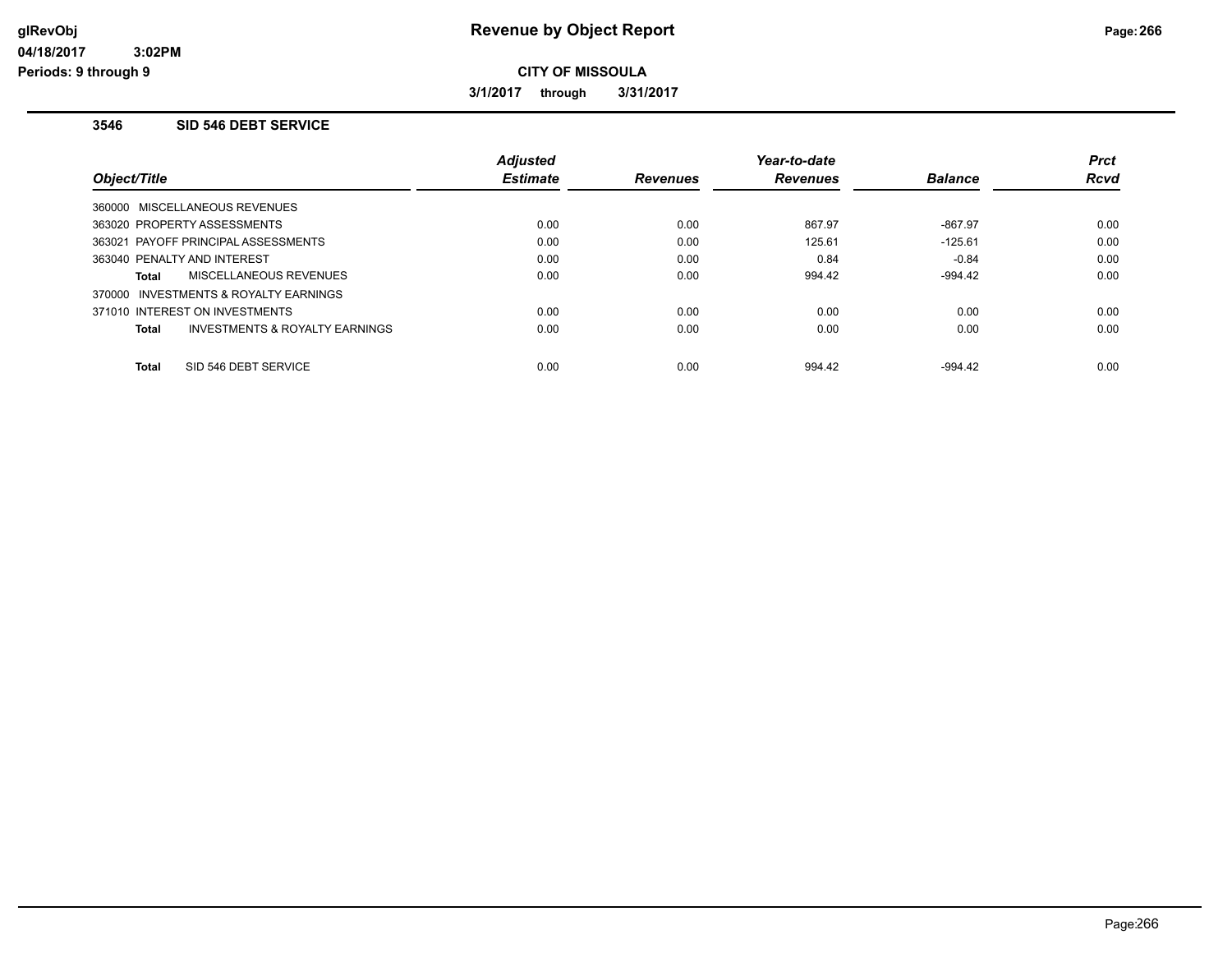# Revenue by Object Report

glRevObj
04/18/2017 3:02PM
Periods: 9 through 9

**CITY OF MISSOULA**

**3/1/2017 through 3/31/2017**

### 3546 SID 546 DEBT SERVICE

| Object/Title | Adjusted Estimate | Revenues | Year-to-date Revenues | Balance | Prct Rcvd |
|---|---|---|---|---|---|
| 360000 MISCELLANEOUS REVENUES | | | | | |
| 363020 PROPERTY ASSESSMENTS | 0.00 | 0.00 | 867.97 | -867.97 | 0.00 |
| 363021 PAYOFF PRINCIPAL ASSESSMENTS | 0.00 | 0.00 | 125.61 | -125.61 | 0.00 |
| 363040 PENALTY AND INTEREST | 0.00 | 0.00 | 0.84 | -0.84 | 0.00 |
| **Total** MISCELLANEOUS REVENUES | 0.00 | 0.00 | 994.42 | -994.42 | 0.00 |
| 370000 INVESTMENTS & ROYALTY EARNINGS | | | | | |
| 371010 INTEREST ON INVESTMENTS | 0.00 | 0.00 | 0.00 | 0.00 | 0.00 |
| **Total** INVESTMENTS & ROYALTY EARNINGS | 0.00 | 0.00 | 0.00 | 0.00 | 0.00 |
| **Total** SID 546 DEBT SERVICE | 0.00 | 0.00 | 994.42 | -994.42 | 0.00 |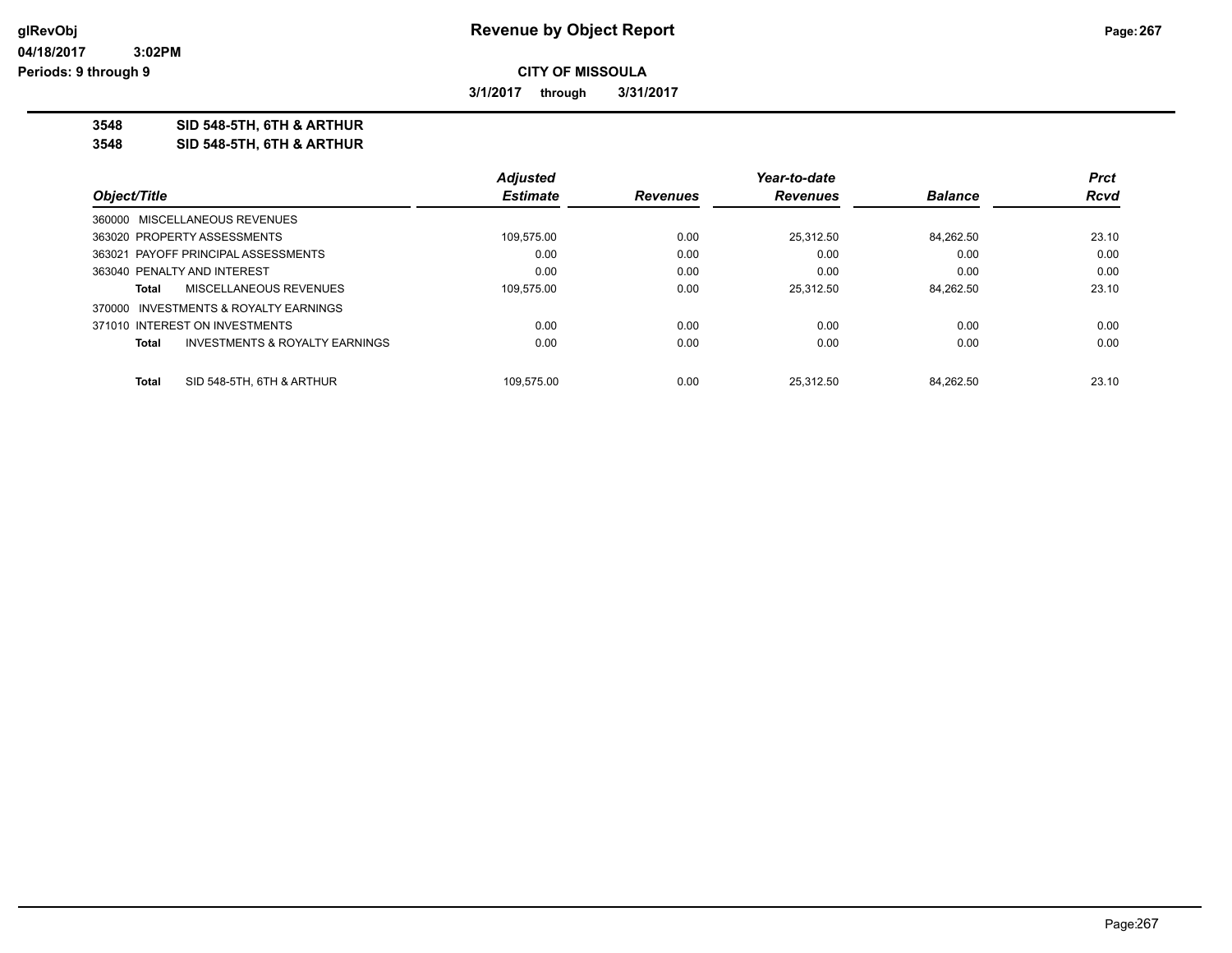# Revenue by Object Report

glRevObj
04/18/2017 3:02PM
Periods: 9 through 9

**CITY OF MISSOULA**

**3/1/2017 through 3/31/2017**

**3548 SID 548-5TH, 6TH & ARTHUR**
**3548 SID 548-5TH, 6TH & ARTHUR**

| Object/Title | Adjusted Estimate | Revenues | Year-to-date Revenues | Balance | Prct Rcvd |
|---|---|---|---|---|---|
| 360000 MISCELLANEOUS REVENUES | | | | | |
| 363020 PROPERTY ASSESSMENTS | 109,575.00 | 0.00 | 25,312.50 | 84,262.50 | 23.10 |
| 363021 PAYOFF PRINCIPAL ASSESSMENTS | 0.00 | 0.00 | 0.00 | 0.00 | 0.00 |
| 363040 PENALTY AND INTEREST | 0.00 | 0.00 | 0.00 | 0.00 | 0.00 |
| **Total** MISCELLANEOUS REVENUES | 109,575.00 | 0.00 | 25,312.50 | 84,262.50 | 23.10 |
| 370000 INVESTMENTS & ROYALTY EARNINGS | | | | | |
| 371010 INTEREST ON INVESTMENTS | 0.00 | 0.00 | 0.00 | 0.00 | 0.00 |
| **Total** INVESTMENTS & ROYALTY EARNINGS | 0.00 | 0.00 | 0.00 | 0.00 | 0.00 |
| **Total** SID 548-5TH, 6TH & ARTHUR | 109,575.00 | 0.00 | 25,312.50 | 84,262.50 | 23.10 |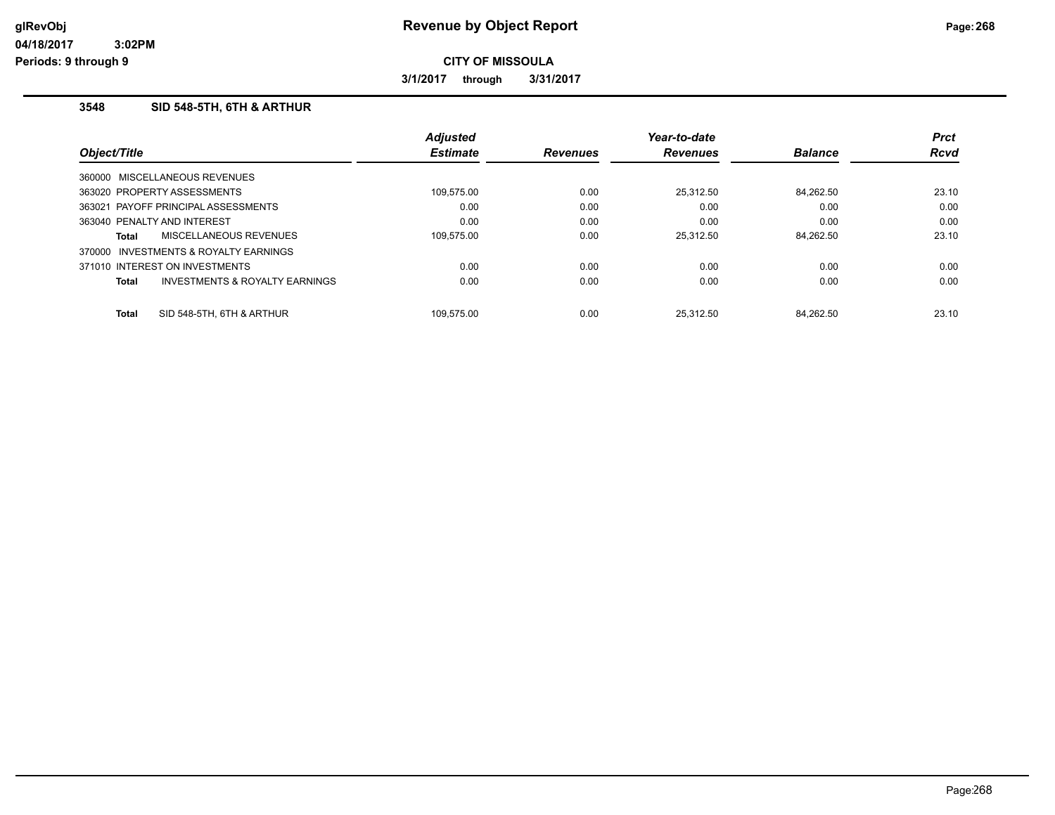# Revenue by Object Report

**CITY OF MISSOULA**

**3/1/2017 through 3/31/2017**

glRevObj
04/18/2017 3:02PM
Periods: 9 through 9

### 3548 SID 548-5TH, 6TH & ARTHUR

| Object/Title | Adjusted Estimate | Revenues | Year-to-date Revenues | Balance | Prct Rcvd |
|---|---|---|---|---|---|
| 360000 MISCELLANEOUS REVENUES | | | | | |
| 363020 PROPERTY ASSESSMENTS | 109,575.00 | 0.00 | 25,312.50 | 84,262.50 | 23.10 |
| 363021 PAYOFF PRINCIPAL ASSESSMENTS | 0.00 | 0.00 | 0.00 | 0.00 | 0.00 |
| 363040 PENALTY AND INTEREST | 0.00 | 0.00 | 0.00 | 0.00 | 0.00 |
| **Total** MISCELLANEOUS REVENUES | 109,575.00 | 0.00 | 25,312.50 | 84,262.50 | 23.10 |
| 370000 INVESTMENTS & ROYALTY EARNINGS | | | | | |
| 371010 INTEREST ON INVESTMENTS | 0.00 | 0.00 | 0.00 | 0.00 | 0.00 |
| **Total** INVESTMENTS & ROYALTY EARNINGS | 0.00 | 0.00 | 0.00 | 0.00 | 0.00 |
| **Total** SID 548-5TH, 6TH & ARTHUR | 109,575.00 | 0.00 | 25,312.50 | 84,262.50 | 23.10 |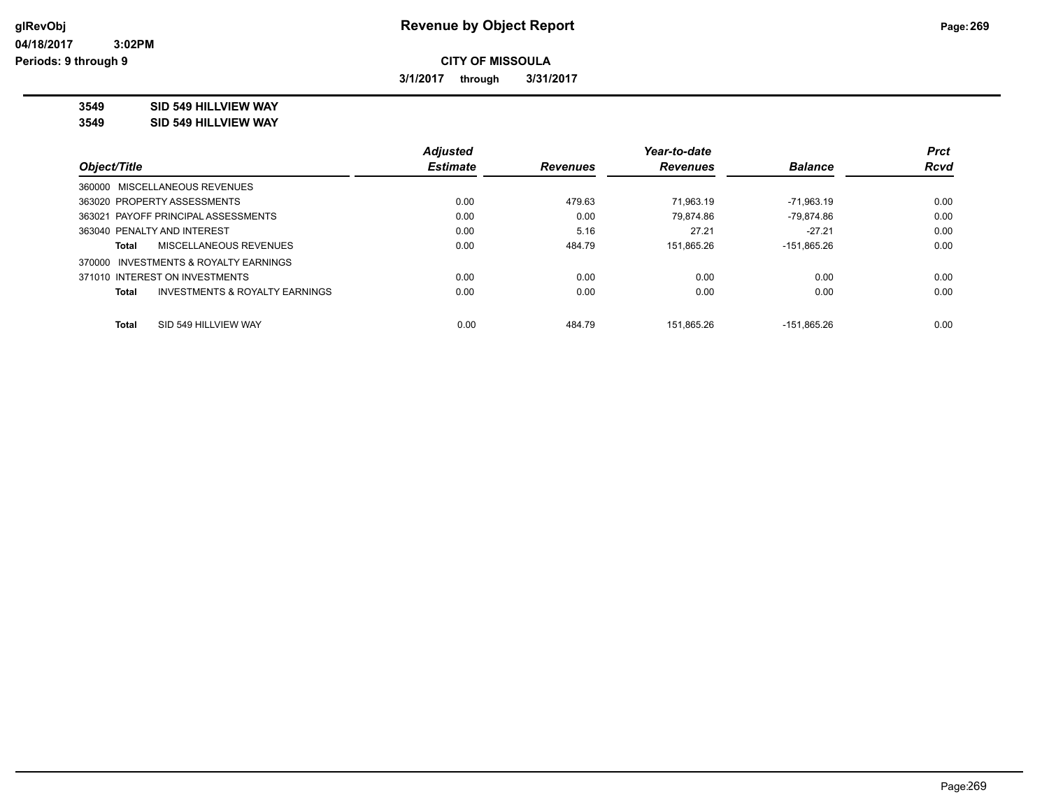# Revenue by Object Report

**CITY OF MISSOULA**

**3/1/2017 through 3/31/2017**

glRevObj
04/18/2017 3:02PM
Periods: 9 through 9

**3549 SID 549 HILLVIEW WAY**
**3549 SID 549 HILLVIEW WAY**

| Object/Title | Adjusted Estimate | Revenues | Year-to-date Revenues | Balance | Prct Rcvd |
|---|---|---|---|---|---|
| 360000 MISCELLANEOUS REVENUES | | | | | |
| 363020 PROPERTY ASSESSMENTS | 0.00 | 479.63 | 71,963.19 | -71,963.19 | 0.00 |
| 363021 PAYOFF PRINCIPAL ASSESSMENTS | 0.00 | 0.00 | 79,874.86 | -79,874.86 | 0.00 |
| 363040 PENALTY AND INTEREST | 0.00 | 5.16 | 27.21 | -27.21 | 0.00 |
| **Total** MISCELLANEOUS REVENUES | 0.00 | 484.79 | 151,865.26 | -151,865.26 | 0.00 |
| 370000 INVESTMENTS & ROYALTY EARNINGS | | | | | |
| 371010 INTEREST ON INVESTMENTS | 0.00 | 0.00 | 0.00 | 0.00 | 0.00 |
| **Total** INVESTMENTS & ROYALTY EARNINGS | 0.00 | 0.00 | 0.00 | 0.00 | 0.00 |
| **Total** SID 549 HILLVIEW WAY | 0.00 | 484.79 | 151,865.26 | -151,865.26 | 0.00 |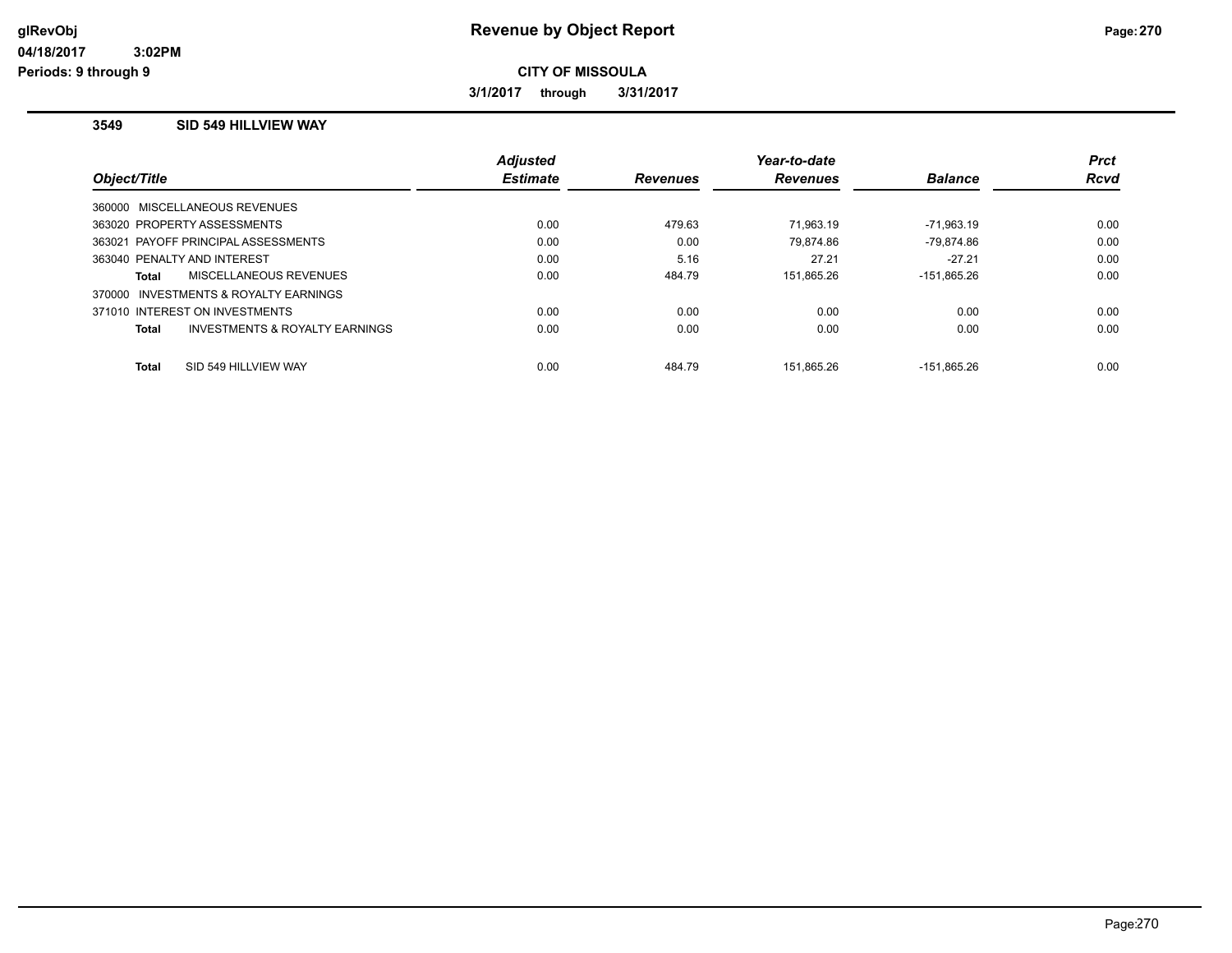# Revenue by Object Report

glRevObj
04/18/2017 3:02PM
Periods: 9 through 9

**CITY OF MISSOULA**

**3/1/2017 through 3/31/2017**

### 3549 SID 549 HILLVIEW WAY

| Object/Title | Adjusted Estimate | Revenues | Year-to-date Revenues | Balance | Prct Rcvd |
|---|---|---|---|---|---|
| 360000 MISCELLANEOUS REVENUES | | | | | |
| 363020 PROPERTY ASSESSMENTS | 0.00 | 479.63 | 71,963.19 | -71,963.19 | 0.00 |
| 363021 PAYOFF PRINCIPAL ASSESSMENTS | 0.00 | 0.00 | 79,874.86 | -79,874.86 | 0.00 |
| 363040 PENALTY AND INTEREST | 0.00 | 5.16 | 27.21 | -27.21 | 0.00 |
| **Total** MISCELLANEOUS REVENUES | 0.00 | 484.79 | 151,865.26 | -151,865.26 | 0.00 |
| 370000 INVESTMENTS & ROYALTY EARNINGS | | | | | |
| 371010 INTEREST ON INVESTMENTS | 0.00 | 0.00 | 0.00 | 0.00 | 0.00 |
| **Total** INVESTMENTS & ROYALTY EARNINGS | 0.00 | 0.00 | 0.00 | 0.00 | 0.00 |
| **Total** SID 549 HILLVIEW WAY | 0.00 | 484.79 | 151,865.26 | -151,865.26 | 0.00 |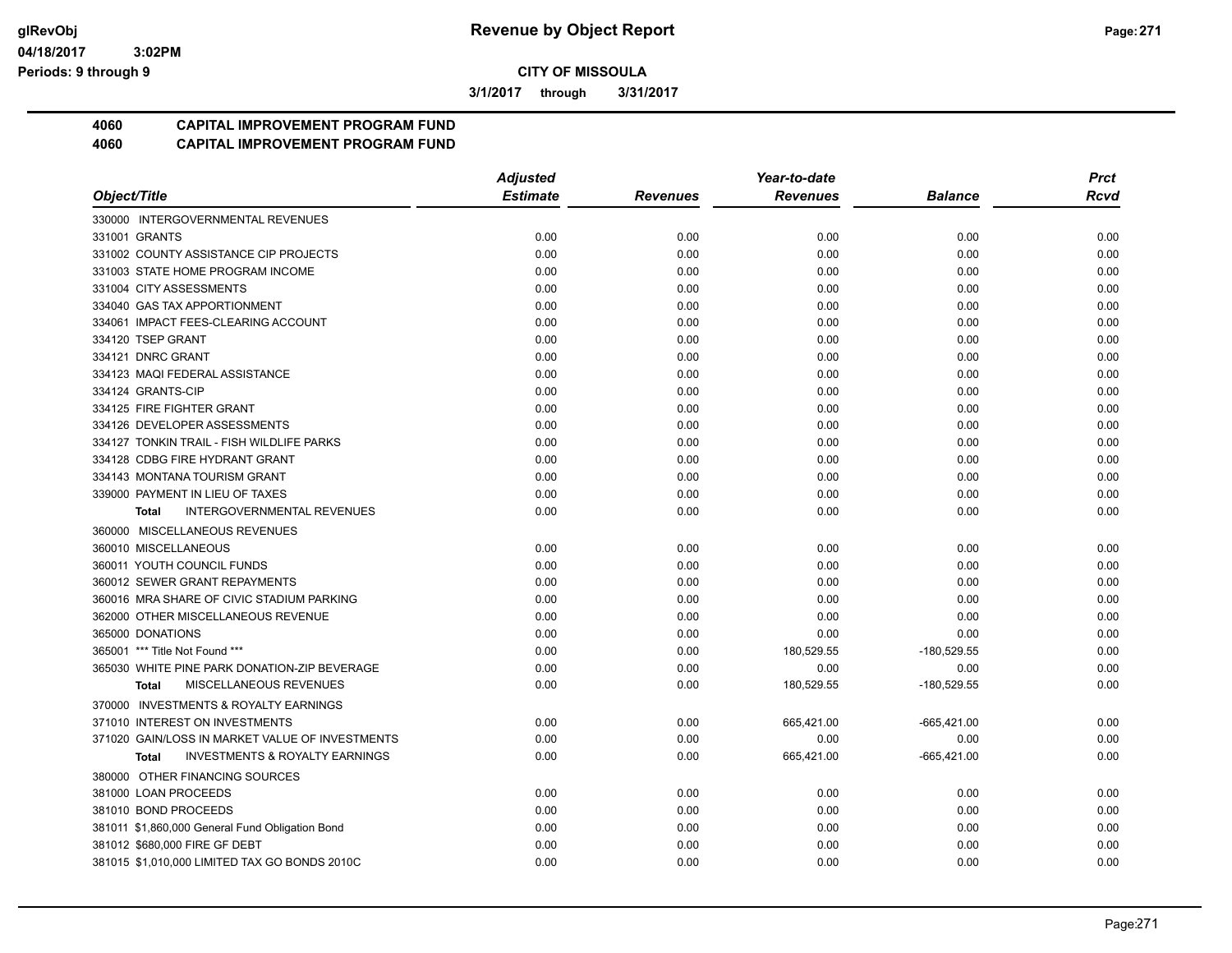**Revenue by Object Report**

**CITY OF MISSOULA**

**3/1/2017 through 3/31/2017**

glRevObj
04/18/2017 3:02PM
Periods: 9 through 9

## 4060 CAPITAL IMPROVEMENT PROGRAM FUND
## 4060 CAPITAL IMPROVEMENT PROGRAM FUND

| Object/Title | Adjusted Estimate | Revenues | Year-to-date Revenues | Balance | Prct Rcvd |
|---|---|---|---|---|---|
| 330000 INTERGOVERNMENTAL REVENUES | | | | | |
| 331001 GRANTS | 0.00 | 0.00 | 0.00 | 0.00 | 0.00 |
| 331002 COUNTY ASSISTANCE CIP PROJECTS | 0.00 | 0.00 | 0.00 | 0.00 | 0.00 |
| 331003 STATE HOME PROGRAM INCOME | 0.00 | 0.00 | 0.00 | 0.00 | 0.00 |
| 331004 CITY ASSESSMENTS | 0.00 | 0.00 | 0.00 | 0.00 | 0.00 |
| 334040 GAS TAX APPORTIONMENT | 0.00 | 0.00 | 0.00 | 0.00 | 0.00 |
| 334061 IMPACT FEES-CLEARING ACCOUNT | 0.00 | 0.00 | 0.00 | 0.00 | 0.00 |
| 334120 TSEP GRANT | 0.00 | 0.00 | 0.00 | 0.00 | 0.00 |
| 334121 DNRC GRANT | 0.00 | 0.00 | 0.00 | 0.00 | 0.00 |
| 334123 MAQI FEDERAL ASSISTANCE | 0.00 | 0.00 | 0.00 | 0.00 | 0.00 |
| 334124 GRANTS-CIP | 0.00 | 0.00 | 0.00 | 0.00 | 0.00 |
| 334125 FIRE FIGHTER GRANT | 0.00 | 0.00 | 0.00 | 0.00 | 0.00 |
| 334126 DEVELOPER ASSESSMENTS | 0.00 | 0.00 | 0.00 | 0.00 | 0.00 |
| 334127 TONKIN TRAIL - FISH WILDLIFE PARKS | 0.00 | 0.00 | 0.00 | 0.00 | 0.00 |
| 334128 CDBG FIRE HYDRANT GRANT | 0.00 | 0.00 | 0.00 | 0.00 | 0.00 |
| 334143 MONTANA TOURISM GRANT | 0.00 | 0.00 | 0.00 | 0.00 | 0.00 |
| 339000 PAYMENT IN LIEU OF TAXES | 0.00 | 0.00 | 0.00 | 0.00 | 0.00 |
| **Total** INTERGOVERNMENTAL REVENUES | 0.00 | 0.00 | 0.00 | 0.00 | 0.00 |
| 360000 MISCELLANEOUS REVENUES | | | | | |
| 360010 MISCELLANEOUS | 0.00 | 0.00 | 0.00 | 0.00 | 0.00 |
| 360011 YOUTH COUNCIL FUNDS | 0.00 | 0.00 | 0.00 | 0.00 | 0.00 |
| 360012 SEWER GRANT REPAYMENTS | 0.00 | 0.00 | 0.00 | 0.00 | 0.00 |
| 360016 MRA SHARE OF CIVIC STADIUM PARKING | 0.00 | 0.00 | 0.00 | 0.00 | 0.00 |
| 362000 OTHER MISCELLANEOUS REVENUE | 0.00 | 0.00 | 0.00 | 0.00 | 0.00 |
| 365000 DONATIONS | 0.00 | 0.00 | 0.00 | 0.00 | 0.00 |
| 365001 *** Title Not Found *** | 0.00 | 0.00 | 180,529.55 | -180,529.55 | 0.00 |
| 365030 WHITE PINE PARK DONATION-ZIP BEVERAGE | 0.00 | 0.00 | 0.00 | 0.00 | 0.00 |
| **Total** MISCELLANEOUS REVENUES | 0.00 | 0.00 | 180,529.55 | -180,529.55 | 0.00 |
| 370000 INVESTMENTS & ROYALTY EARNINGS | | | | | |
| 371010 INTEREST ON INVESTMENTS | 0.00 | 0.00 | 665,421.00 | -665,421.00 | 0.00 |
| 371020 GAIN/LOSS IN MARKET VALUE OF INVESTMENTS | 0.00 | 0.00 | 0.00 | 0.00 | 0.00 |
| **Total** INVESTMENTS & ROYALTY EARNINGS | 0.00 | 0.00 | 665,421.00 | -665,421.00 | 0.00 |
| 380000 OTHER FINANCING SOURCES | | | | | |
| 381000 LOAN PROCEEDS | 0.00 | 0.00 | 0.00 | 0.00 | 0.00 |
| 381010 BOND PROCEEDS | 0.00 | 0.00 | 0.00 | 0.00 | 0.00 |
| 381011 $1,860,000 General Fund Obligation Bond | 0.00 | 0.00 | 0.00 | 0.00 | 0.00 |
| 381012 $680,000 FIRE GF DEBT | 0.00 | 0.00 | 0.00 | 0.00 | 0.00 |
| 381015 $1,010,000 LIMITED TAX GO BONDS 2010C | 0.00 | 0.00 | 0.00 | 0.00 | 0.00 |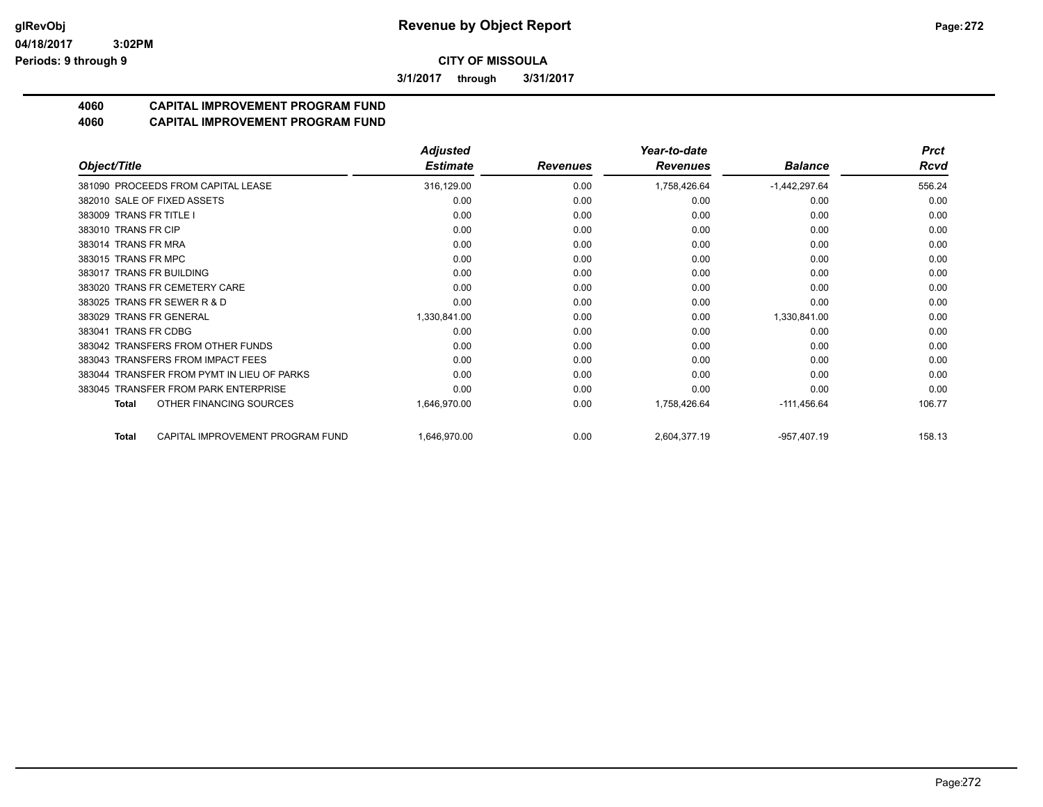**glRevObj**
**04/18/2017 3:02PM**
**Periods: 9 through 9**

# Revenue by Object Report

**CITY OF MISSOULA**

**3/1/2017 through 3/31/2017**

## 4060 CAPITAL IMPROVEMENT PROGRAM FUND
## 4060 CAPITAL IMPROVEMENT PROGRAM FUND

| Object/Title | Adjusted Estimate | Revenues | Year-to-date Revenues | Balance | Prct Rcvd |
|---|---|---|---|---|---|
| 381090 PROCEEDS FROM CAPITAL LEASE | 316,129.00 | 0.00 | 1,758,426.64 | -1,442,297.64 | 556.24 |
| 382010 SALE OF FIXED ASSETS | 0.00 | 0.00 | 0.00 | 0.00 | 0.00 |
| 383009 TRANS FR TITLE I | 0.00 | 0.00 | 0.00 | 0.00 | 0.00 |
| 383010 TRANS FR CIP | 0.00 | 0.00 | 0.00 | 0.00 | 0.00 |
| 383014 TRANS FR MRA | 0.00 | 0.00 | 0.00 | 0.00 | 0.00 |
| 383015 TRANS FR MPC | 0.00 | 0.00 | 0.00 | 0.00 | 0.00 |
| 383017 TRANS FR BUILDING | 0.00 | 0.00 | 0.00 | 0.00 | 0.00 |
| 383020 TRANS FR CEMETERY CARE | 0.00 | 0.00 | 0.00 | 0.00 | 0.00 |
| 383025 TRANS FR SEWER R & D | 0.00 | 0.00 | 0.00 | 0.00 | 0.00 |
| 383029 TRANS FR GENERAL | 1,330,841.00 | 0.00 | 0.00 | 1,330,841.00 | 0.00 |
| 383041 TRANS FR CDBG | 0.00 | 0.00 | 0.00 | 0.00 | 0.00 |
| 383042 TRANSFERS FROM OTHER FUNDS | 0.00 | 0.00 | 0.00 | 0.00 | 0.00 |
| 383043 TRANSFERS FROM IMPACT FEES | 0.00 | 0.00 | 0.00 | 0.00 | 0.00 |
| 383044 TRANSFER FROM PYMT IN LIEU OF PARKS | 0.00 | 0.00 | 0.00 | 0.00 | 0.00 |
| 383045 TRANSFER FROM PARK ENTERPRISE | 0.00 | 0.00 | 0.00 | 0.00 | 0.00 |
| **Total** OTHER FINANCING SOURCES | 1,646,970.00 | 0.00 | 1,758,426.64 | -111,456.64 | 106.77 |
| **Total** CAPITAL IMPROVEMENT PROGRAM FUND | 1,646,970.00 | 0.00 | 2,604,377.19 | -957,407.19 | 158.13 |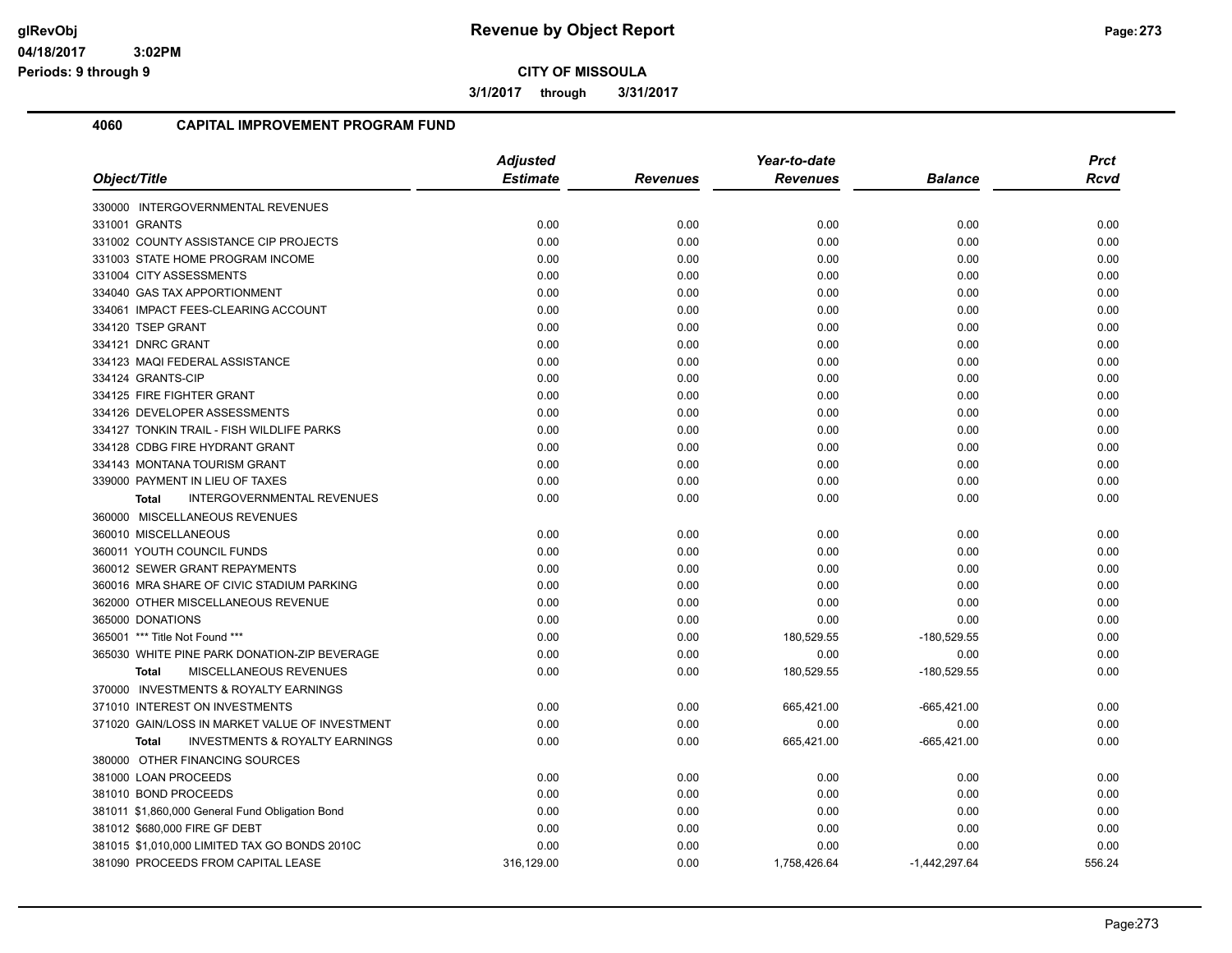**CITY OF MISSOULA**

**3/1/2017 through 3/31/2017**

## 4060 CAPITAL IMPROVEMENT PROGRAM FUND

| Object/Title | Adjusted Estimate | Revenues | Year-to-date Revenues | Balance | Prct Rcvd |
|---|---|---|---|---|---|
| 330000 INTERGOVERNMENTAL REVENUES | | | | | |
| 331001 GRANTS | 0.00 | 0.00 | 0.00 | 0.00 | 0.00 |
| 331002 COUNTY ASSISTANCE CIP PROJECTS | 0.00 | 0.00 | 0.00 | 0.00 | 0.00 |
| 331003 STATE HOME PROGRAM INCOME | 0.00 | 0.00 | 0.00 | 0.00 | 0.00 |
| 331004 CITY ASSESSMENTS | 0.00 | 0.00 | 0.00 | 0.00 | 0.00 |
| 334040 GAS TAX APPORTIONMENT | 0.00 | 0.00 | 0.00 | 0.00 | 0.00 |
| 334061 IMPACT FEES-CLEARING ACCOUNT | 0.00 | 0.00 | 0.00 | 0.00 | 0.00 |
| 334120 TSEP GRANT | 0.00 | 0.00 | 0.00 | 0.00 | 0.00 |
| 334121 DNRC GRANT | 0.00 | 0.00 | 0.00 | 0.00 | 0.00 |
| 334123 MAQI FEDERAL ASSISTANCE | 0.00 | 0.00 | 0.00 | 0.00 | 0.00 |
| 334124 GRANTS-CIP | 0.00 | 0.00 | 0.00 | 0.00 | 0.00 |
| 334125 FIRE FIGHTER GRANT | 0.00 | 0.00 | 0.00 | 0.00 | 0.00 |
| 334126 DEVELOPER ASSESSMENTS | 0.00 | 0.00 | 0.00 | 0.00 | 0.00 |
| 334127 TONKIN TRAIL - FISH WILDLIFE PARKS | 0.00 | 0.00 | 0.00 | 0.00 | 0.00 |
| 334128 CDBG FIRE HYDRANT GRANT | 0.00 | 0.00 | 0.00 | 0.00 | 0.00 |
| 334143 MONTANA TOURISM GRANT | 0.00 | 0.00 | 0.00 | 0.00 | 0.00 |
| 339000 PAYMENT IN LIEU OF TAXES | 0.00 | 0.00 | 0.00 | 0.00 | 0.00 |
| **Total** INTERGOVERNMENTAL REVENUES | 0.00 | 0.00 | 0.00 | 0.00 | 0.00 |
| 360000 MISCELLANEOUS REVENUES | | | | | |
| 360010 MISCELLANEOUS | 0.00 | 0.00 | 0.00 | 0.00 | 0.00 |
| 360011 YOUTH COUNCIL FUNDS | 0.00 | 0.00 | 0.00 | 0.00 | 0.00 |
| 360012 SEWER GRANT REPAYMENTS | 0.00 | 0.00 | 0.00 | 0.00 | 0.00 |
| 360016 MRA SHARE OF CIVIC STADIUM PARKING | 0.00 | 0.00 | 0.00 | 0.00 | 0.00 |
| 362000 OTHER MISCELLANEOUS REVENUE | 0.00 | 0.00 | 0.00 | 0.00 | 0.00 |
| 365000 DONATIONS | 0.00 | 0.00 | 0.00 | 0.00 | 0.00 |
| 365001 *** Title Not Found *** | 0.00 | 0.00 | 180,529.55 | -180,529.55 | 0.00 |
| 365030 WHITE PINE PARK DONATION-ZIP BEVERAGE | 0.00 | 0.00 | 0.00 | 0.00 | 0.00 |
| **Total** MISCELLANEOUS REVENUES | 0.00 | 0.00 | 180,529.55 | -180,529.55 | 0.00 |
| 370000 INVESTMENTS & ROYALTY EARNINGS | | | | | |
| 371010 INTEREST ON INVESTMENTS | 0.00 | 0.00 | 665,421.00 | -665,421.00 | 0.00 |
| 371020 GAIN/LOSS IN MARKET VALUE OF INVESTMENT | 0.00 | 0.00 | 0.00 | 0.00 | 0.00 |
| **Total** INVESTMENTS & ROYALTY EARNINGS | 0.00 | 0.00 | 665,421.00 | -665,421.00 | 0.00 |
| 380000 OTHER FINANCING SOURCES | | | | | |
| 381000 LOAN PROCEEDS | 0.00 | 0.00 | 0.00 | 0.00 | 0.00 |
| 381010 BOND PROCEEDS | 0.00 | 0.00 | 0.00 | 0.00 | 0.00 |
| 381011 $1,860,000 General Fund Obligation Bond | 0.00 | 0.00 | 0.00 | 0.00 | 0.00 |
| 381012 $680,000 FIRE GF DEBT | 0.00 | 0.00 | 0.00 | 0.00 | 0.00 |
| 381015 $1,010,000 LIMITED TAX GO BONDS 2010C | 0.00 | 0.00 | 0.00 | 0.00 | 0.00 |
| 381090 PROCEEDS FROM CAPITAL LEASE | 316,129.00 | 0.00 | 1,758,426.64 | -1,442,297.64 | 556.24 |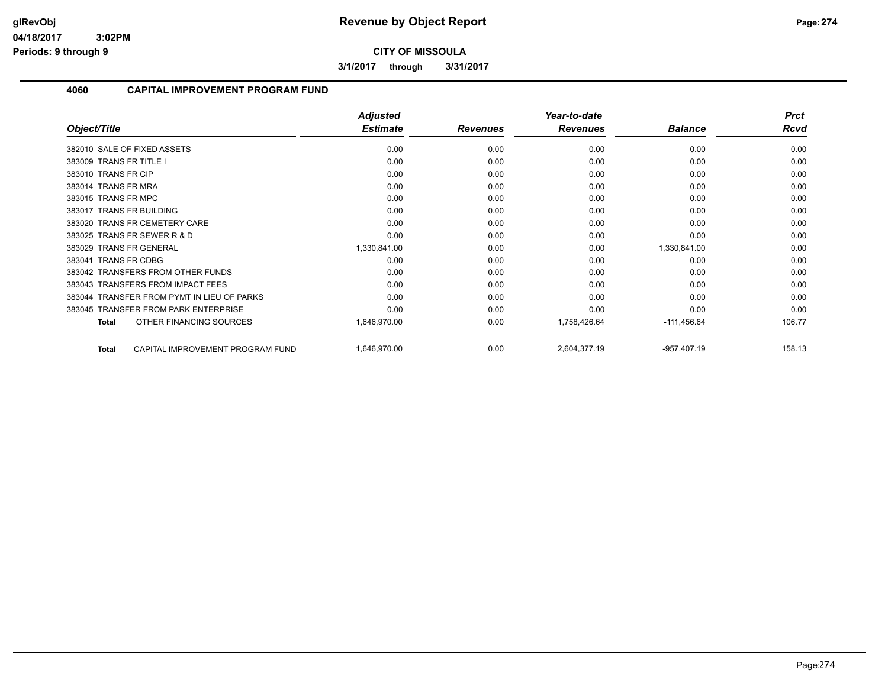**Revenue by Object Report**

**CITY OF MISSOULA**

**3/1/2017 through 3/31/2017**

glRevObj
04/18/2017 3:02PM
Periods: 9 through 9

## 4060 CAPITAL IMPROVEMENT PROGRAM FUND

| Object/Title | Adjusted Estimate | Revenues | Year-to-date Revenues | Balance | Prct Rcvd |
|---|---|---|---|---|---|
| 382010 SALE OF FIXED ASSETS | 0.00 | 0.00 | 0.00 | 0.00 | 0.00 |
| 383009 TRANS FR TITLE I | 0.00 | 0.00 | 0.00 | 0.00 | 0.00 |
| 383010 TRANS FR CIP | 0.00 | 0.00 | 0.00 | 0.00 | 0.00 |
| 383014 TRANS FR MRA | 0.00 | 0.00 | 0.00 | 0.00 | 0.00 |
| 383015 TRANS FR MPC | 0.00 | 0.00 | 0.00 | 0.00 | 0.00 |
| 383017 TRANS FR BUILDING | 0.00 | 0.00 | 0.00 | 0.00 | 0.00 |
| 383020 TRANS FR CEMETERY CARE | 0.00 | 0.00 | 0.00 | 0.00 | 0.00 |
| 383025 TRANS FR SEWER R & D | 0.00 | 0.00 | 0.00 | 0.00 | 0.00 |
| 383029 TRANS FR GENERAL | 1,330,841.00 | 0.00 | 0.00 | 1,330,841.00 | 0.00 |
| 383041 TRANS FR CDBG | 0.00 | 0.00 | 0.00 | 0.00 | 0.00 |
| 383042 TRANSFERS FROM OTHER FUNDS | 0.00 | 0.00 | 0.00 | 0.00 | 0.00 |
| 383043 TRANSFERS FROM IMPACT FEES | 0.00 | 0.00 | 0.00 | 0.00 | 0.00 |
| 383044 TRANSFER FROM PYMT IN LIEU OF PARKS | 0.00 | 0.00 | 0.00 | 0.00 | 0.00 |
| 383045 TRANSFER FROM PARK ENTERPRISE | 0.00 | 0.00 | 0.00 | 0.00 | 0.00 |
| **Total** OTHER FINANCING SOURCES | 1,646,970.00 | 0.00 | 1,758,426.64 | -111,456.64 | 106.77 |
| **Total** CAPITAL IMPROVEMENT PROGRAM FUND | 1,646,970.00 | 0.00 | 2,604,377.19 | -957,407.19 | 158.13 |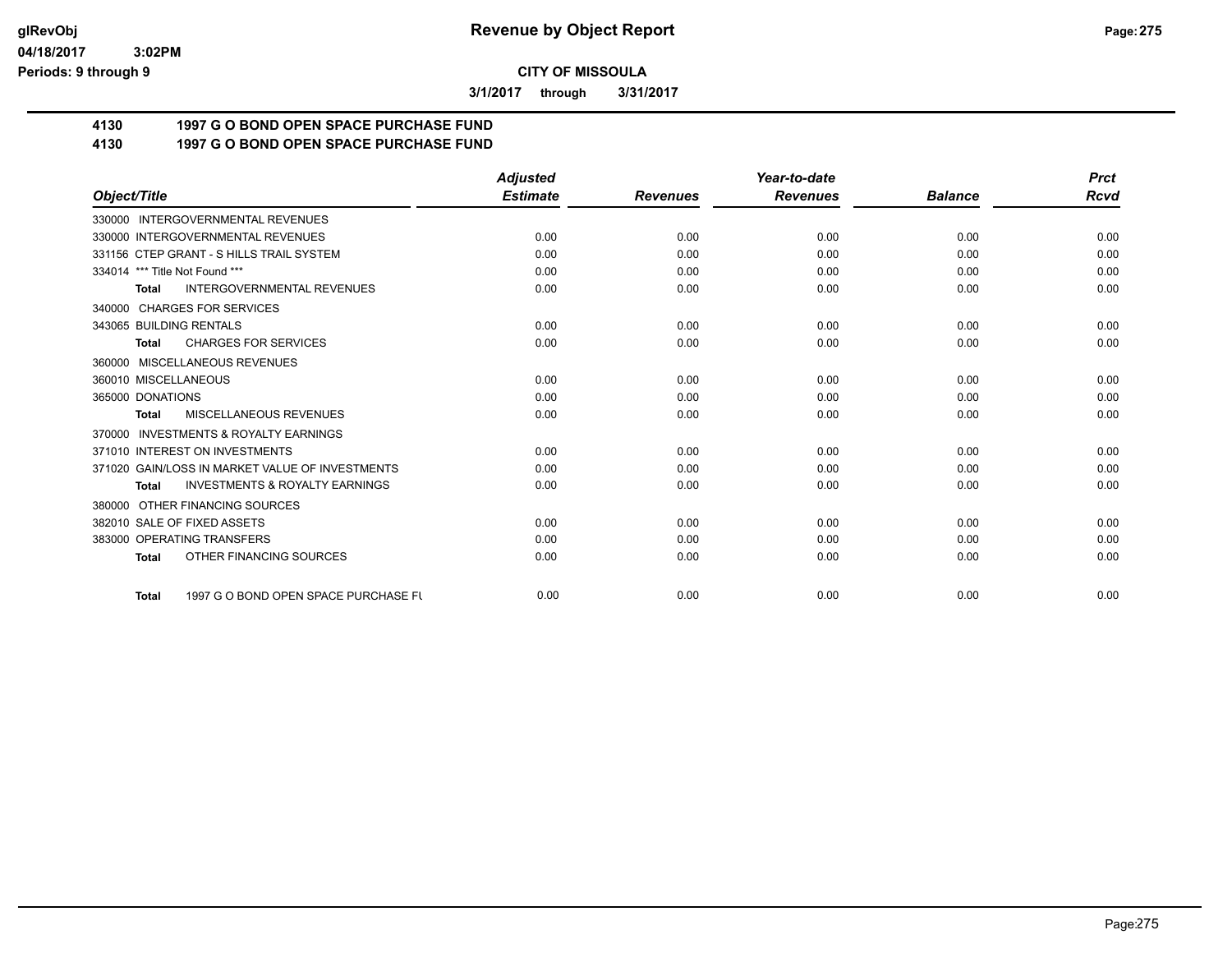**CITY OF MISSOULA**

**3/1/2017 through 3/31/2017**

**4130 1997 G O BOND OPEN SPACE PURCHASE FUND**
**4130 1997 G O BOND OPEN SPACE PURCHASE FUND**

| Object/Title | Adjusted Estimate | Revenues | Year-to-date Revenues | Balance | Prct Rcvd |
|---|---|---|---|---|---|
| 330000 INTERGOVERNMENTAL REVENUES | | | | | |
| 330000 INTERGOVERNMENTAL REVENUES | 0.00 | 0.00 | 0.00 | 0.00 | 0.00 |
| 331156 CTEP GRANT - S HILLS TRAIL SYSTEM | 0.00 | 0.00 | 0.00 | 0.00 | 0.00 |
| 334014 *** Title Not Found *** | 0.00 | 0.00 | 0.00 | 0.00 | 0.00 |
| **Total** INTERGOVERNMENTAL REVENUES | 0.00 | 0.00 | 0.00 | 0.00 | 0.00 |
| 340000 CHARGES FOR SERVICES | | | | | |
| 343065 BUILDING RENTALS | 0.00 | 0.00 | 0.00 | 0.00 | 0.00 |
| **Total** CHARGES FOR SERVICES | 0.00 | 0.00 | 0.00 | 0.00 | 0.00 |
| 360000 MISCELLANEOUS REVENUES | | | | | |
| 360010 MISCELLANEOUS | 0.00 | 0.00 | 0.00 | 0.00 | 0.00 |
| 365000 DONATIONS | 0.00 | 0.00 | 0.00 | 0.00 | 0.00 |
| **Total** MISCELLANEOUS REVENUES | 0.00 | 0.00 | 0.00 | 0.00 | 0.00 |
| 370000 INVESTMENTS & ROYALTY EARNINGS | | | | | |
| 371010 INTEREST ON INVESTMENTS | 0.00 | 0.00 | 0.00 | 0.00 | 0.00 |
| 371020 GAIN/LOSS IN MARKET VALUE OF INVESTMENTS | 0.00 | 0.00 | 0.00 | 0.00 | 0.00 |
| **Total** INVESTMENTS & ROYALTY EARNINGS | 0.00 | 0.00 | 0.00 | 0.00 | 0.00 |
| 380000 OTHER FINANCING SOURCES | | | | | |
| 382010 SALE OF FIXED ASSETS | 0.00 | 0.00 | 0.00 | 0.00 | 0.00 |
| 383000 OPERATING TRANSFERS | 0.00 | 0.00 | 0.00 | 0.00 | 0.00 |
| **Total** OTHER FINANCING SOURCES | 0.00 | 0.00 | 0.00 | 0.00 | 0.00 |
| **Total** 1997 G O BOND OPEN SPACE PURCHASE FU | 0.00 | 0.00 | 0.00 | 0.00 | 0.00 |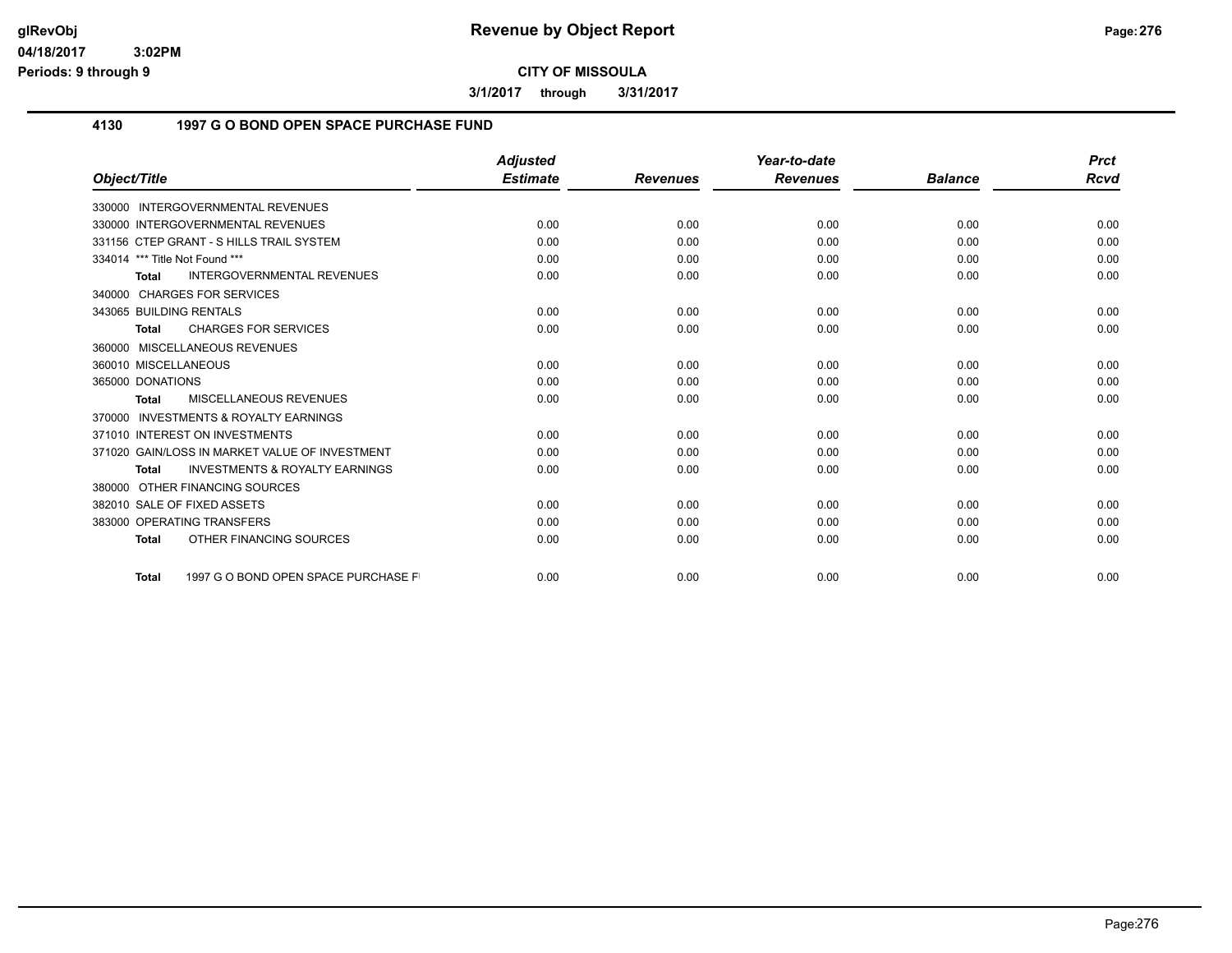**Revenue by Object Report**

**CITY OF MISSOULA**

**3/1/2017 through 3/31/2017**

glRevObj
04/18/2017 3:02PM
Periods: 9 through 9

## 4130 1997 G O BOND OPEN SPACE PURCHASE FUND

| Object/Title | Adjusted Estimate | Revenues | Year-to-date Revenues | Balance | Prct Rcvd |
|---|---|---|---|---|---|
| 330000 INTERGOVERNMENTAL REVENUES | | | | | |
| 330000 INTERGOVERNMENTAL REVENUES | 0.00 | 0.00 | 0.00 | 0.00 | 0.00 |
| 331156 CTEP GRANT - S HILLS TRAIL SYSTEM | 0.00 | 0.00 | 0.00 | 0.00 | 0.00 |
| 334014 *** Title Not Found *** | 0.00 | 0.00 | 0.00 | 0.00 | 0.00 |
| **Total** INTERGOVERNMENTAL REVENUES | 0.00 | 0.00 | 0.00 | 0.00 | 0.00 |
| 340000 CHARGES FOR SERVICES | | | | | |
| 343065 BUILDING RENTALS | 0.00 | 0.00 | 0.00 | 0.00 | 0.00 |
| **Total** CHARGES FOR SERVICES | 0.00 | 0.00 | 0.00 | 0.00 | 0.00 |
| 360000 MISCELLANEOUS REVENUES | | | | | |
| 360010 MISCELLANEOUS | 0.00 | 0.00 | 0.00 | 0.00 | 0.00 |
| 365000 DONATIONS | 0.00 | 0.00 | 0.00 | 0.00 | 0.00 |
| **Total** MISCELLANEOUS REVENUES | 0.00 | 0.00 | 0.00 | 0.00 | 0.00 |
| 370000 INVESTMENTS & ROYALTY EARNINGS | | | | | |
| 371010 INTEREST ON INVESTMENTS | 0.00 | 0.00 | 0.00 | 0.00 | 0.00 |
| 371020 GAIN/LOSS IN MARKET VALUE OF INVESTMENT | 0.00 | 0.00 | 0.00 | 0.00 | 0.00 |
| **Total** INVESTMENTS & ROYALTY EARNINGS | 0.00 | 0.00 | 0.00 | 0.00 | 0.00 |
| 380000 OTHER FINANCING SOURCES | | | | | |
| 382010 SALE OF FIXED ASSETS | 0.00 | 0.00 | 0.00 | 0.00 | 0.00 |
| 383000 OPERATING TRANSFERS | 0.00 | 0.00 | 0.00 | 0.00 | 0.00 |
| **Total** OTHER FINANCING SOURCES | 0.00 | 0.00 | 0.00 | 0.00 | 0.00 |
| **Total** 1997 G O BOND OPEN SPACE PURCHASE FI | 0.00 | 0.00 | 0.00 | 0.00 | 0.00 |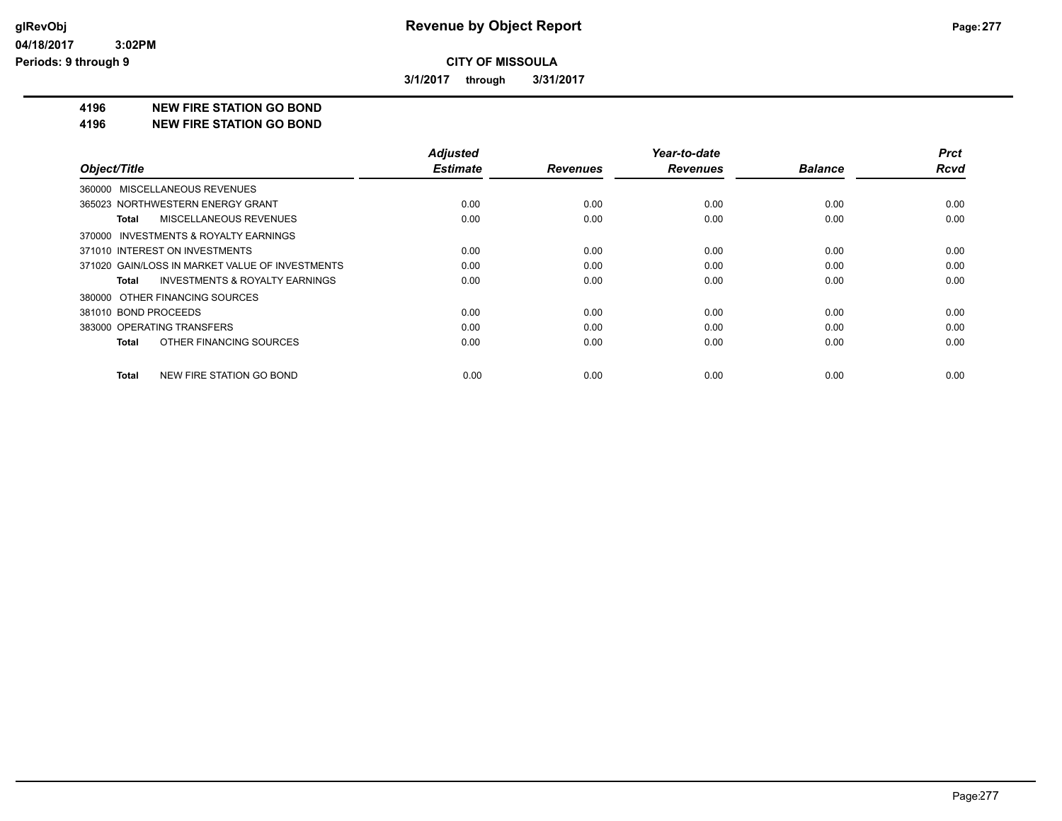# Revenue by Object Report

**CITY OF MISSOULA**

**3/1/2017 through 3/31/2017**

**4196 NEW FIRE STATION GO BOND**

**4196 NEW FIRE STATION GO BOND**

| Object/Title | Adjusted Estimate | Revenues | Year-to-date Revenues | Balance | Prct Rcvd |
|---|---|---|---|---|---|
| 360000 MISCELLANEOUS REVENUES | | | | | |
| 365023 NORTHWESTERN ENERGY GRANT | 0.00 | 0.00 | 0.00 | 0.00 | 0.00 |
| **Total** MISCELLANEOUS REVENUES | 0.00 | 0.00 | 0.00 | 0.00 | 0.00 |
| 370000 INVESTMENTS & ROYALTY EARNINGS | | | | | |
| 371010 INTEREST ON INVESTMENTS | 0.00 | 0.00 | 0.00 | 0.00 | 0.00 |
| 371020 GAIN/LOSS IN MARKET VALUE OF INVESTMENTS | 0.00 | 0.00 | 0.00 | 0.00 | 0.00 |
| **Total** INVESTMENTS & ROYALTY EARNINGS | 0.00 | 0.00 | 0.00 | 0.00 | 0.00 |
| 380000 OTHER FINANCING SOURCES | | | | | |
| 381010 BOND PROCEEDS | 0.00 | 0.00 | 0.00 | 0.00 | 0.00 |
| 383000 OPERATING TRANSFERS | 0.00 | 0.00 | 0.00 | 0.00 | 0.00 |
| **Total** OTHER FINANCING SOURCES | 0.00 | 0.00 | 0.00 | 0.00 | 0.00 |
| **Total** NEW FIRE STATION GO BOND | 0.00 | 0.00 | 0.00 | 0.00 | 0.00 |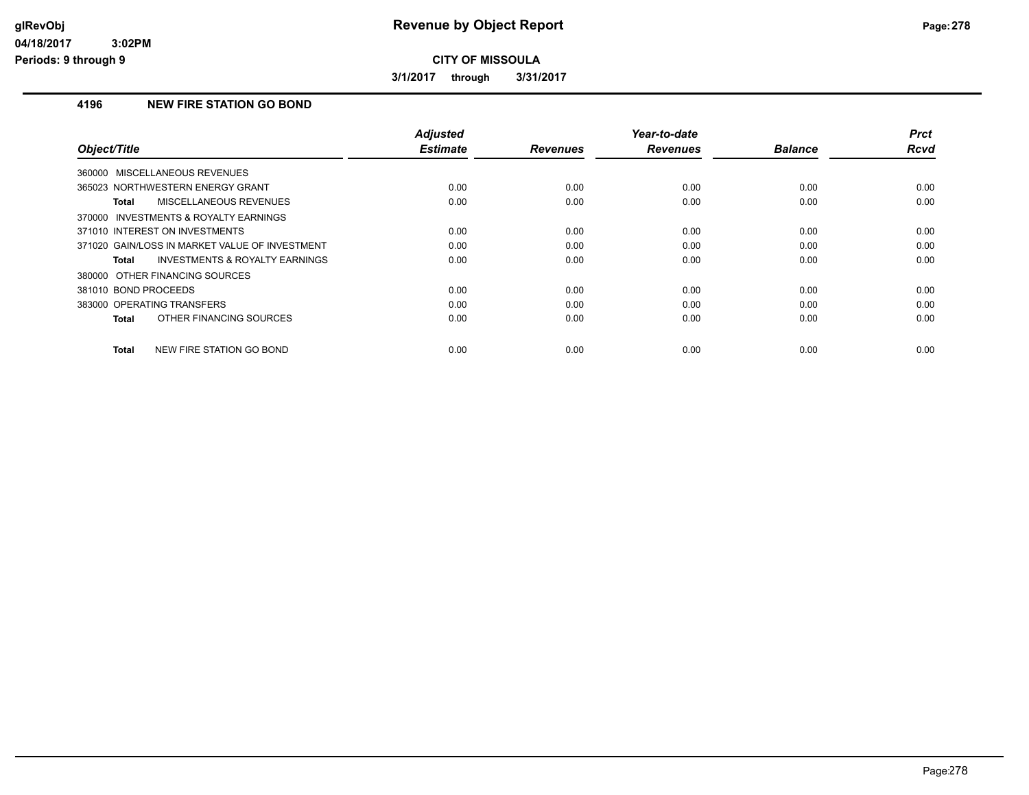# Revenue by Object Report

**CITY OF MISSOULA**

**3/1/2017 through 3/31/2017**

glRevObj
04/18/2017 3:02PM
Periods: 9 through 9

## 4196 NEW FIRE STATION GO BOND

| Object/Title | Adjusted Estimate | Revenues | Year-to-date Revenues | Balance | Prct Rcvd |
|---|---|---|---|---|---|
| 360000 MISCELLANEOUS REVENUES | | | | | |
| 365023 NORTHWESTERN ENERGY GRANT | 0.00 | 0.00 | 0.00 | 0.00 | 0.00 |
| **Total** MISCELLANEOUS REVENUES | 0.00 | 0.00 | 0.00 | 0.00 | 0.00 |
| 370000 INVESTMENTS & ROYALTY EARNINGS | | | | | |
| 371010 INTEREST ON INVESTMENTS | 0.00 | 0.00 | 0.00 | 0.00 | 0.00 |
| 371020 GAIN/LOSS IN MARKET VALUE OF INVESTMENT | 0.00 | 0.00 | 0.00 | 0.00 | 0.00 |
| **Total** INVESTMENTS & ROYALTY EARNINGS | 0.00 | 0.00 | 0.00 | 0.00 | 0.00 |
| 380000 OTHER FINANCING SOURCES | | | | | |
| 381010 BOND PROCEEDS | 0.00 | 0.00 | 0.00 | 0.00 | 0.00 |
| 383000 OPERATING TRANSFERS | 0.00 | 0.00 | 0.00 | 0.00 | 0.00 |
| **Total** OTHER FINANCING SOURCES | 0.00 | 0.00 | 0.00 | 0.00 | 0.00 |
| **Total** NEW FIRE STATION GO BOND | 0.00 | 0.00 | 0.00 | 0.00 | 0.00 |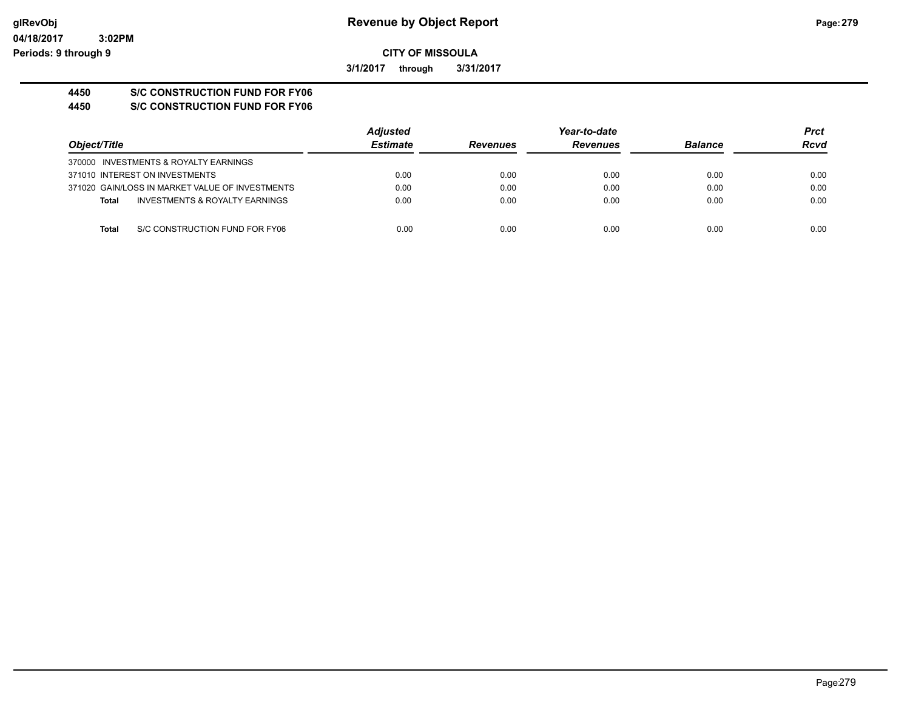# Revenue by Object Report

**CITY OF MISSOULA**

**3/1/2017 through 3/31/2017**

glRevObj
04/18/2017 3:02PM
Periods: 9 through 9

## 4450 S/C CONSTRUCTION FUND FOR FY06
## 4450 S/C CONSTRUCTION FUND FOR FY06

| Object/Title | Adjusted Estimate | Revenues | Year-to-date Revenues | Balance | Prct Rcvd |
|---|---|---|---|---|---|
| 370000 INVESTMENTS & ROYALTY EARNINGS | | | | | |
| 371010 INTEREST ON INVESTMENTS | 0.00 | 0.00 | 0.00 | 0.00 | 0.00 |
| 371020 GAIN/LOSS IN MARKET VALUE OF INVESTMENTS | 0.00 | 0.00 | 0.00 | 0.00 | 0.00 |
| **Total** INVESTMENTS & ROYALTY EARNINGS | 0.00 | 0.00 | 0.00 | 0.00 | 0.00 |
| **Total** S/C CONSTRUCTION FUND FOR FY06 | 0.00 | 0.00 | 0.00 | 0.00 | 0.00 |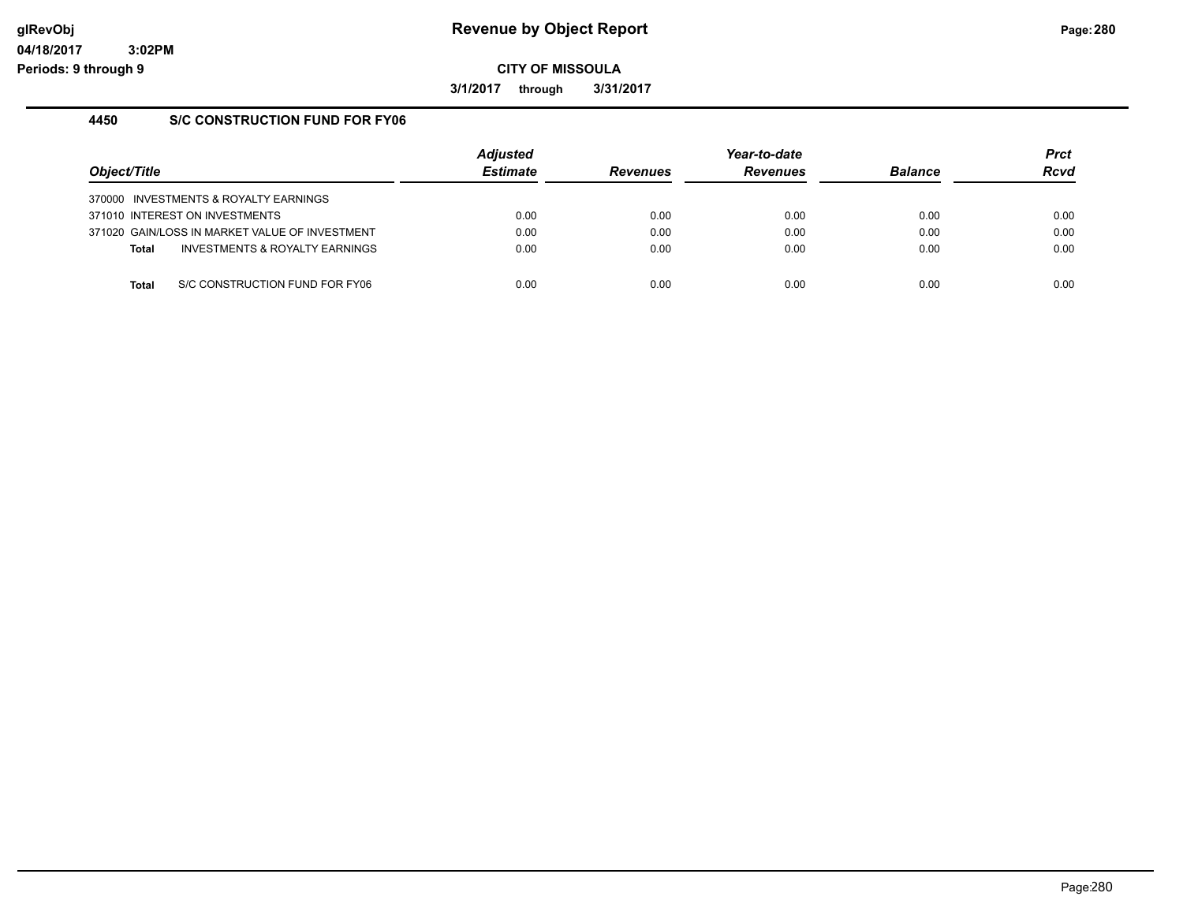**CITY OF MISSOULA**

**3/1/2017 through 3/31/2017**

### 4450 S/C CONSTRUCTION FUND FOR FY06

| Object/Title | Adjusted Estimate | Revenues | Year-to-date Revenues | Balance | Prct Rcvd |
|---|---|---|---|---|---|
| 370000 INVESTMENTS & ROYALTY EARNINGS | | | | | |
| 371010 INTEREST ON INVESTMENTS | 0.00 | 0.00 | 0.00 | 0.00 | 0.00 |
| 371020 GAIN/LOSS IN MARKET VALUE OF INVESTMENT | 0.00 | 0.00 | 0.00 | 0.00 | 0.00 |
| **Total** INVESTMENTS & ROYALTY EARNINGS | 0.00 | 0.00 | 0.00 | 0.00 | 0.00 |
| **Total** S/C CONSTRUCTION FUND FOR FY06 | 0.00 | 0.00 | 0.00 | 0.00 | 0.00 |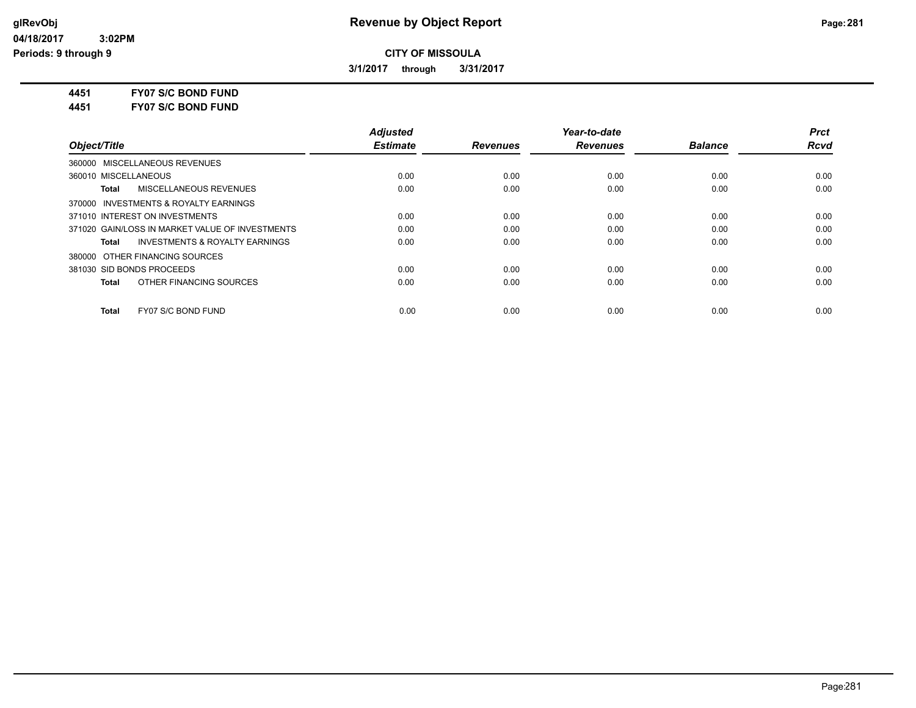# Revenue by Object Report

**CITY OF MISSOULA**

**3/1/2017 through 3/31/2017**

glRevObj
04/18/2017 3:02PM
Periods: 9 through 9

**4451 FY07 S/C BOND FUND**
**4451 FY07 S/C BOND FUND**

| Object/Title | Adjusted Estimate | Revenues | Year-to-date Revenues | Balance | Prct Rcvd |
|---|---|---|---|---|---|
| 360000 MISCELLANEOUS REVENUES | | | | | |
| 360010 MISCELLANEOUS | 0.00 | 0.00 | 0.00 | 0.00 | 0.00 |
| **Total** MISCELLANEOUS REVENUES | 0.00 | 0.00 | 0.00 | 0.00 | 0.00 |
| 370000 INVESTMENTS & ROYALTY EARNINGS | | | | | |
| 371010 INTEREST ON INVESTMENTS | 0.00 | 0.00 | 0.00 | 0.00 | 0.00 |
| 371020 GAIN/LOSS IN MARKET VALUE OF INVESTMENTS | 0.00 | 0.00 | 0.00 | 0.00 | 0.00 |
| **Total** INVESTMENTS & ROYALTY EARNINGS | 0.00 | 0.00 | 0.00 | 0.00 | 0.00 |
| 380000 OTHER FINANCING SOURCES | | | | | |
| 381030 SID BONDS PROCEEDS | 0.00 | 0.00 | 0.00 | 0.00 | 0.00 |
| **Total** OTHER FINANCING SOURCES | 0.00 | 0.00 | 0.00 | 0.00 | 0.00 |
| **Total** FY07 S/C BOND FUND | 0.00 | 0.00 | 0.00 | 0.00 | 0.00 |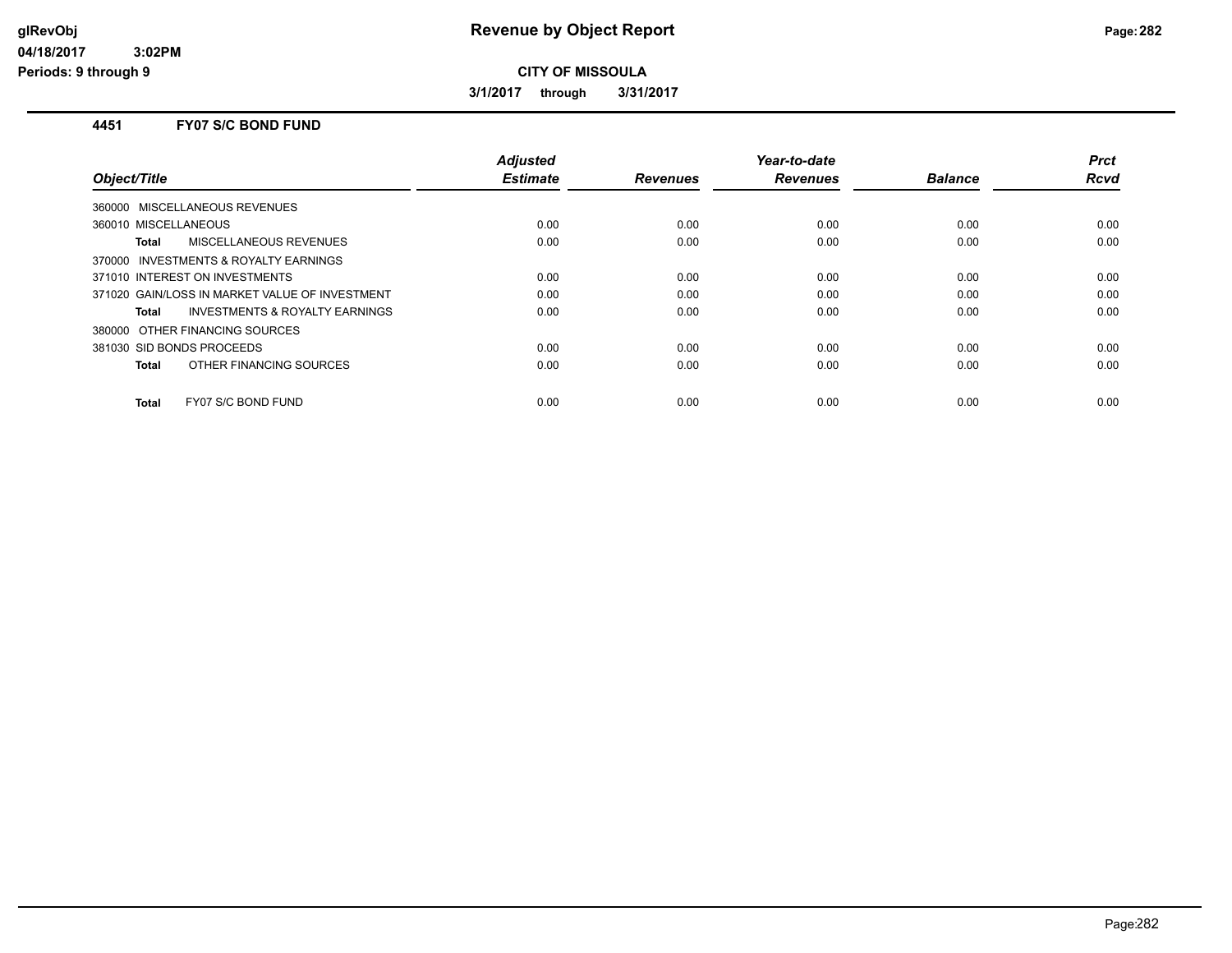# Revenue by Object Report

**CITY OF MISSOULA**

**3/1/2017 through 3/31/2017**

glRevObj
04/18/2017 3:02PM
Periods: 9 through 9

## 4451 FY07 S/C BOND FUND

| Object/Title | Adjusted Estimate | Revenues | Year-to-date Revenues | Balance | Prct Rcvd |
|---|---|---|---|---|---|
| 360000 MISCELLANEOUS REVENUES | | | | | |
| 360010 MISCELLANEOUS | 0.00 | 0.00 | 0.00 | 0.00 | 0.00 |
| **Total** MISCELLANEOUS REVENUES | 0.00 | 0.00 | 0.00 | 0.00 | 0.00 |
| 370000 INVESTMENTS & ROYALTY EARNINGS | | | | | |
| 371010 INTEREST ON INVESTMENTS | 0.00 | 0.00 | 0.00 | 0.00 | 0.00 |
| 371020 GAIN/LOSS IN MARKET VALUE OF INVESTMENT | 0.00 | 0.00 | 0.00 | 0.00 | 0.00 |
| **Total** INVESTMENTS & ROYALTY EARNINGS | 0.00 | 0.00 | 0.00 | 0.00 | 0.00 |
| 380000 OTHER FINANCING SOURCES | | | | | |
| 381030 SID BONDS PROCEEDS | 0.00 | 0.00 | 0.00 | 0.00 | 0.00 |
| **Total** OTHER FINANCING SOURCES | 0.00 | 0.00 | 0.00 | 0.00 | 0.00 |
| **Total** FY07 S/C BOND FUND | 0.00 | 0.00 | 0.00 | 0.00 | 0.00 |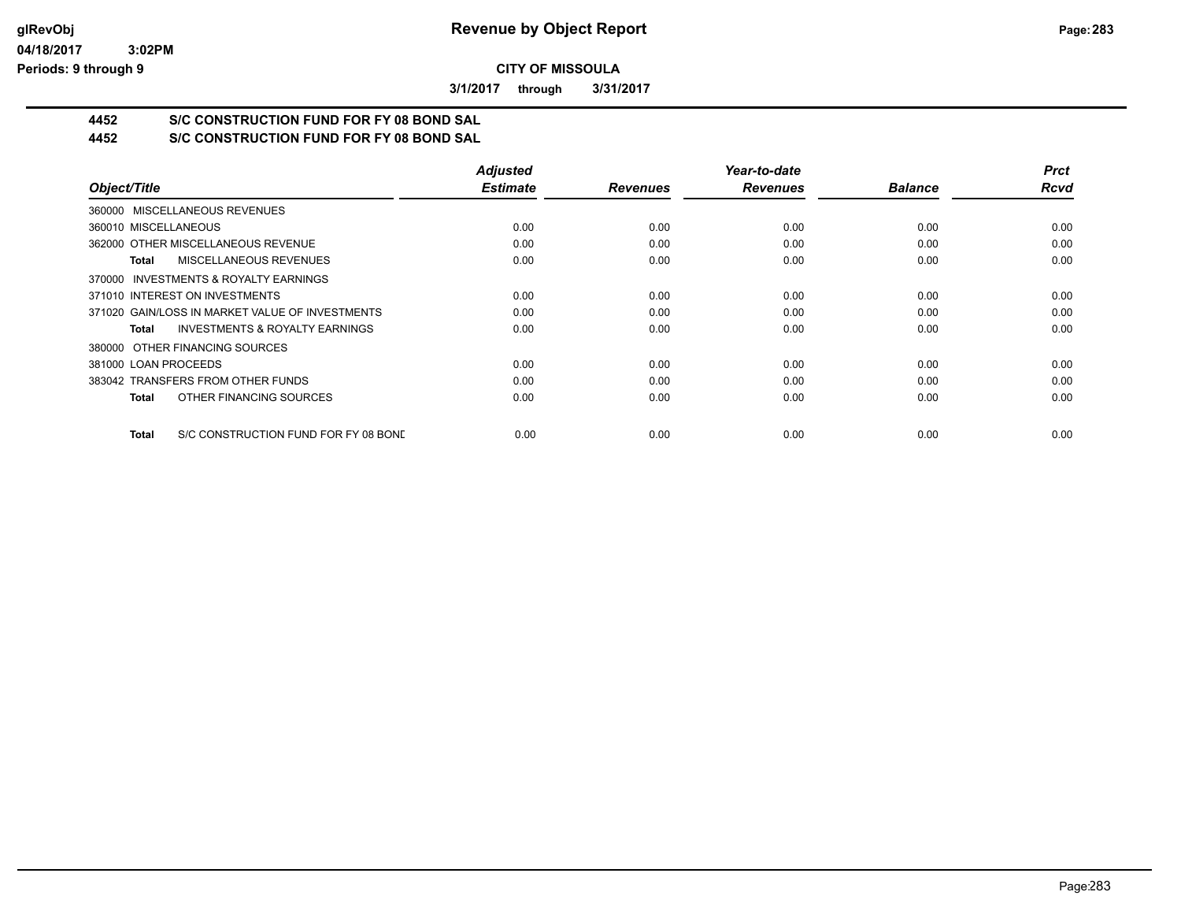# Revenue by Object Report

**CITY OF MISSOULA**

**3/1/2017 through 3/31/2017**

## 4452 S/C CONSTRUCTION FUND FOR FY 08 BOND SAL
## 4452 S/C CONSTRUCTION FUND FOR FY 08 BOND SAL

| Object/Title | Adjusted Estimate | Revenues | Year-to-date Revenues | Balance | Prct Rcvd |
|---|---|---|---|---|---|
| 360000 MISCELLANEOUS REVENUES | | | | | |
| 360010 MISCELLANEOUS | 0.00 | 0.00 | 0.00 | 0.00 | 0.00 |
| 362000 OTHER MISCELLANEOUS REVENUE | 0.00 | 0.00 | 0.00 | 0.00 | 0.00 |
| **Total** MISCELLANEOUS REVENUES | 0.00 | 0.00 | 0.00 | 0.00 | 0.00 |
| 370000 INVESTMENTS & ROYALTY EARNINGS | | | | | |
| 371010 INTEREST ON INVESTMENTS | 0.00 | 0.00 | 0.00 | 0.00 | 0.00 |
| 371020 GAIN/LOSS IN MARKET VALUE OF INVESTMENTS | 0.00 | 0.00 | 0.00 | 0.00 | 0.00 |
| **Total** INVESTMENTS & ROYALTY EARNINGS | 0.00 | 0.00 | 0.00 | 0.00 | 0.00 |
| 380000 OTHER FINANCING SOURCES | | | | | |
| 381000 LOAN PROCEEDS | 0.00 | 0.00 | 0.00 | 0.00 | 0.00 |
| 383042 TRANSFERS FROM OTHER FUNDS | 0.00 | 0.00 | 0.00 | 0.00 | 0.00 |
| **Total** OTHER FINANCING SOURCES | 0.00 | 0.00 | 0.00 | 0.00 | 0.00 |
| **Total** S/C CONSTRUCTION FUND FOR FY 08 BOND | 0.00 | 0.00 | 0.00 | 0.00 | 0.00 |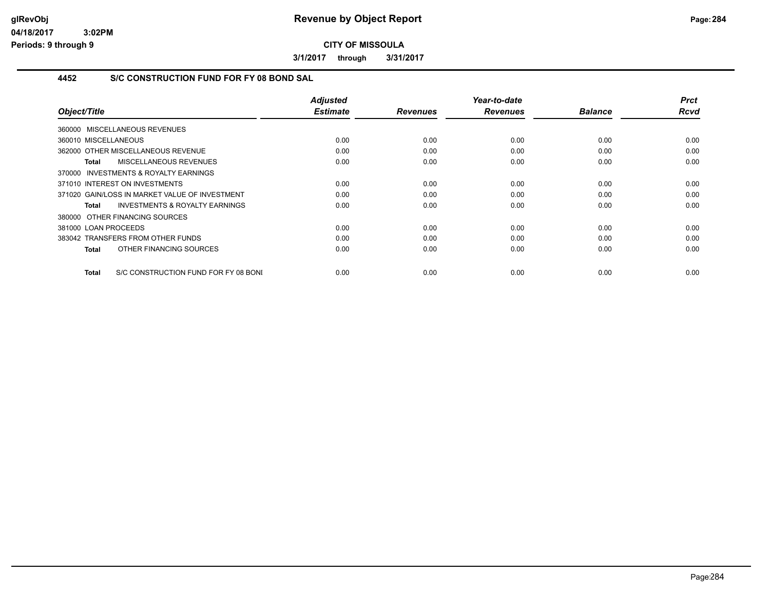**Revenue by Object Report**

**CITY OF MISSOULA**

**3/1/2017 through 3/31/2017**

## 4452 S/C CONSTRUCTION FUND FOR FY 08 BOND SAL

| Object/Title | Adjusted Estimate | Revenues | Year-to-date Revenues | Balance | Prct Rcvd |
|---|---|---|---|---|---|
| 360000 MISCELLANEOUS REVENUES | | | | | |
| 360010 MISCELLANEOUS | 0.00 | 0.00 | 0.00 | 0.00 | 0.00 |
| 362000 OTHER MISCELLANEOUS REVENUE | 0.00 | 0.00 | 0.00 | 0.00 | 0.00 |
| **Total** MISCELLANEOUS REVENUES | 0.00 | 0.00 | 0.00 | 0.00 | 0.00 |
| 370000 INVESTMENTS & ROYALTY EARNINGS | | | | | |
| 371010 INTEREST ON INVESTMENTS | 0.00 | 0.00 | 0.00 | 0.00 | 0.00 |
| 371020 GAIN/LOSS IN MARKET VALUE OF INVESTMENT | 0.00 | 0.00 | 0.00 | 0.00 | 0.00 |
| **Total** INVESTMENTS & ROYALTY EARNINGS | 0.00 | 0.00 | 0.00 | 0.00 | 0.00 |
| 380000 OTHER FINANCING SOURCES | | | | | |
| 381000 LOAN PROCEEDS | 0.00 | 0.00 | 0.00 | 0.00 | 0.00 |
| 383042 TRANSFERS FROM OTHER FUNDS | 0.00 | 0.00 | 0.00 | 0.00 | 0.00 |
| **Total** OTHER FINANCING SOURCES | 0.00 | 0.00 | 0.00 | 0.00 | 0.00 |
| **Total** S/C CONSTRUCTION FUND FOR FY 08 BONI | 0.00 | 0.00 | 0.00 | 0.00 | 0.00 |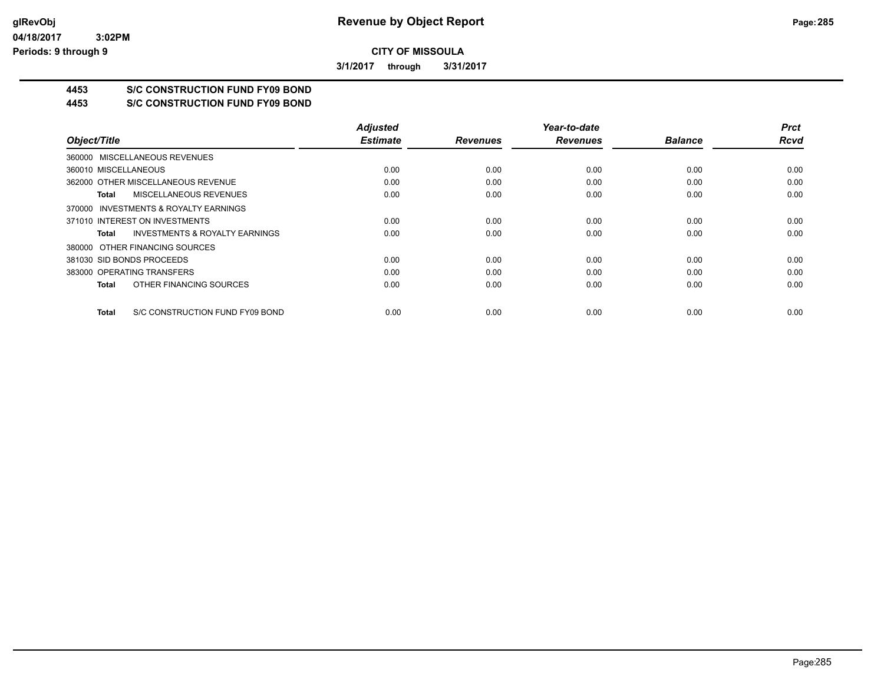# Revenue by Object Report

glRevObj
04/18/2017 3:02PM
Periods: 9 through 9

**CITY OF MISSOULA**

**3/1/2017 through 3/31/2017**

## 4453 S/C CONSTRUCTION FUND FY09 BOND
## 4453 S/C CONSTRUCTION FUND FY09 BOND

| Object/Title | Adjusted Estimate | Revenues | Year-to-date Revenues | Balance | Prct Rcvd |
|---|---|---|---|---|---|
| 360000 MISCELLANEOUS REVENUES | | | | | |
| 360010 MISCELLANEOUS | 0.00 | 0.00 | 0.00 | 0.00 | 0.00 |
| 362000 OTHER MISCELLANEOUS REVENUE | 0.00 | 0.00 | 0.00 | 0.00 | 0.00 |
| **Total** MISCELLANEOUS REVENUES | 0.00 | 0.00 | 0.00 | 0.00 | 0.00 |
| 370000 INVESTMENTS & ROYALTY EARNINGS | | | | | |
| 371010 INTEREST ON INVESTMENTS | 0.00 | 0.00 | 0.00 | 0.00 | 0.00 |
| **Total** INVESTMENTS & ROYALTY EARNINGS | 0.00 | 0.00 | 0.00 | 0.00 | 0.00 |
| 380000 OTHER FINANCING SOURCES | | | | | |
| 381030 SID BONDS PROCEEDS | 0.00 | 0.00 | 0.00 | 0.00 | 0.00 |
| 383000 OPERATING TRANSFERS | 0.00 | 0.00 | 0.00 | 0.00 | 0.00 |
| **Total** OTHER FINANCING SOURCES | 0.00 | 0.00 | 0.00 | 0.00 | 0.00 |
| **Total** S/C CONSTRUCTION FUND FY09 BOND | 0.00 | 0.00 | 0.00 | 0.00 | 0.00 |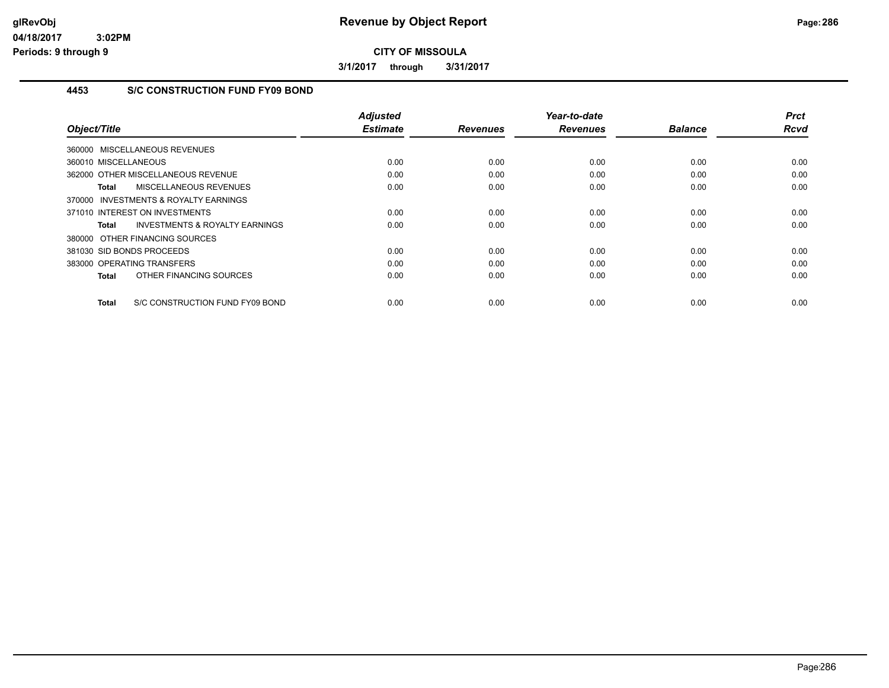# Revenue by Object Report

**CITY OF MISSOULA**

**3/1/2017 through 3/31/2017**

## 4453 S/C CONSTRUCTION FUND FY09 BOND

| Object/Title | Adjusted Estimate | Revenues | Year-to-date Revenues | Balance | Prct Rcvd |
|---|---|---|---|---|---|
| 360000 MISCELLANEOUS REVENUES | | | | | |
| 360010 MISCELLANEOUS | 0.00 | 0.00 | 0.00 | 0.00 | 0.00 |
| 362000 OTHER MISCELLANEOUS REVENUE | 0.00 | 0.00 | 0.00 | 0.00 | 0.00 |
| **Total** MISCELLANEOUS REVENUES | 0.00 | 0.00 | 0.00 | 0.00 | 0.00 |
| 370000 INVESTMENTS & ROYALTY EARNINGS | | | | | |
| 371010 INTEREST ON INVESTMENTS | 0.00 | 0.00 | 0.00 | 0.00 | 0.00 |
| **Total** INVESTMENTS & ROYALTY EARNINGS | 0.00 | 0.00 | 0.00 | 0.00 | 0.00 |
| 380000 OTHER FINANCING SOURCES | | | | | |
| 381030 SID BONDS PROCEEDS | 0.00 | 0.00 | 0.00 | 0.00 | 0.00 |
| 383000 OPERATING TRANSFERS | 0.00 | 0.00 | 0.00 | 0.00 | 0.00 |
| **Total** OTHER FINANCING SOURCES | 0.00 | 0.00 | 0.00 | 0.00 | 0.00 |
| **Total** S/C CONSTRUCTION FUND FY09 BOND | 0.00 | 0.00 | 0.00 | 0.00 | 0.00 |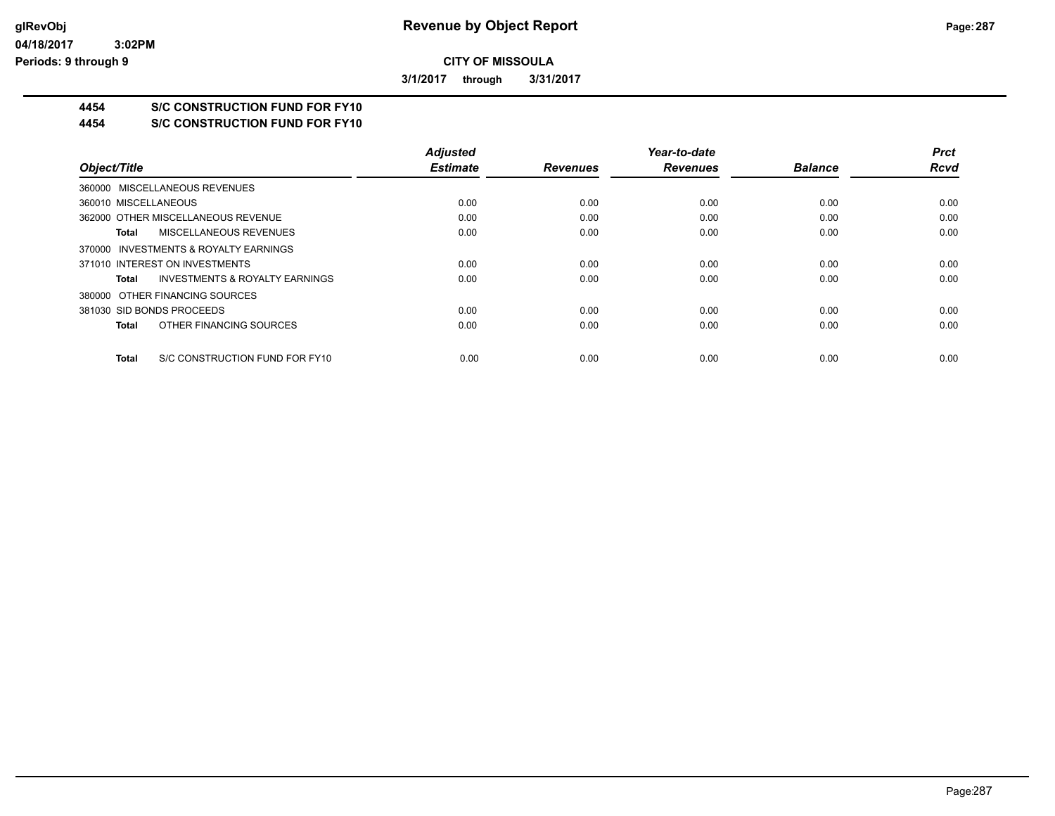**CITY OF MISSOULA**

**3/1/2017 through 3/31/2017**

# 4454 S/C CONSTRUCTION FUND FOR FY10

## 4454 S/C CONSTRUCTION FUND FOR FY10

| Object/Title | Adjusted Estimate | Revenues | Year-to-date Revenues | Balance | Prct Rcvd |
|---|---|---|---|---|---|
| 360000 MISCELLANEOUS REVENUES | | | | | |
| 360010 MISCELLANEOUS | 0.00 | 0.00 | 0.00 | 0.00 | 0.00 |
| 362000 OTHER MISCELLANEOUS REVENUE | 0.00 | 0.00 | 0.00 | 0.00 | 0.00 |
| **Total** MISCELLANEOUS REVENUES | 0.00 | 0.00 | 0.00 | 0.00 | 0.00 |
| 370000 INVESTMENTS & ROYALTY EARNINGS | | | | | |
| 371010 INTEREST ON INVESTMENTS | 0.00 | 0.00 | 0.00 | 0.00 | 0.00 |
| **Total** INVESTMENTS & ROYALTY EARNINGS | 0.00 | 0.00 | 0.00 | 0.00 | 0.00 |
| 380000 OTHER FINANCING SOURCES | | | | | |
| 381030 SID BONDS PROCEEDS | 0.00 | 0.00 | 0.00 | 0.00 | 0.00 |
| **Total** OTHER FINANCING SOURCES | 0.00 | 0.00 | 0.00 | 0.00 | 0.00 |
| **Total** S/C CONSTRUCTION FUND FOR FY10 | 0.00 | 0.00 | 0.00 | 0.00 | 0.00 |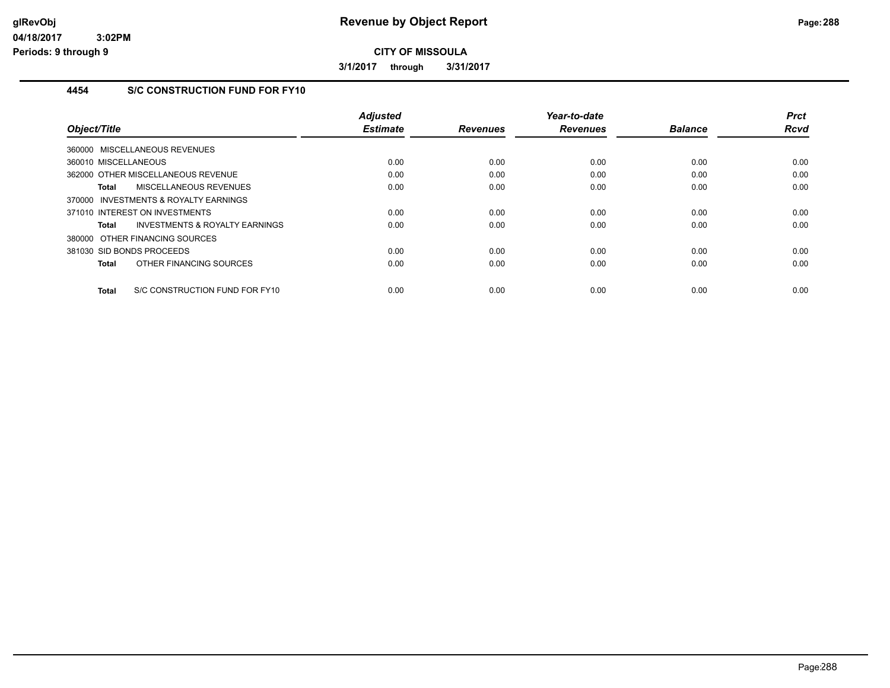# Revenue by Object Report

**CITY OF MISSOULA**

**3/1/2017 through 3/31/2017**

glRevObj
04/18/2017 3:02PM
Periods: 9 through 9

## 4454 S/C CONSTRUCTION FUND FOR FY10

| Object/Title | Adjusted Estimate | Revenues | Year-to-date Revenues | Balance | Prct Rcvd |
|---|---|---|---|---|---|
| 360000 MISCELLANEOUS REVENUES | | | | | |
| 360010 MISCELLANEOUS | 0.00 | 0.00 | 0.00 | 0.00 | 0.00 |
| 362000 OTHER MISCELLANEOUS REVENUE | 0.00 | 0.00 | 0.00 | 0.00 | 0.00 |
| **Total** MISCELLANEOUS REVENUES | 0.00 | 0.00 | 0.00 | 0.00 | 0.00 |
| 370000 INVESTMENTS & ROYALTY EARNINGS | | | | | |
| 371010 INTEREST ON INVESTMENTS | 0.00 | 0.00 | 0.00 | 0.00 | 0.00 |
| **Total** INVESTMENTS & ROYALTY EARNINGS | 0.00 | 0.00 | 0.00 | 0.00 | 0.00 |
| 380000 OTHER FINANCING SOURCES | | | | | |
| 381030 SID BONDS PROCEEDS | 0.00 | 0.00 | 0.00 | 0.00 | 0.00 |
| **Total** OTHER FINANCING SOURCES | 0.00 | 0.00 | 0.00 | 0.00 | 0.00 |
| **Total** S/C CONSTRUCTION FUND FOR FY10 | 0.00 | 0.00 | 0.00 | 0.00 | 0.00 |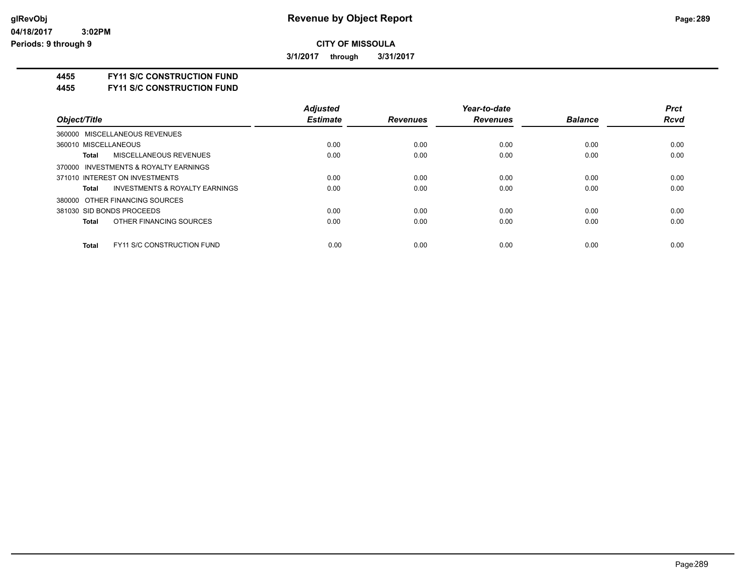**Revenue by Object Report**

**CITY OF MISSOULA**

**3/1/2017 through 3/31/2017**

**4455 FY11 S/C CONSTRUCTION FUND**
**4455 FY11 S/C CONSTRUCTION FUND**

| Object/Title | Adjusted Estimate | Revenues | Year-to-date Revenues | Balance | Prct Rcvd |
|---|---|---|---|---|---|
| 360000 MISCELLANEOUS REVENUES | | | | | |
| 360010 MISCELLANEOUS | 0.00 | 0.00 | 0.00 | 0.00 | 0.00 |
| **Total** MISCELLANEOUS REVENUES | 0.00 | 0.00 | 0.00 | 0.00 | 0.00 |
| 370000 INVESTMENTS & ROYALTY EARNINGS | | | | | |
| 371010 INTEREST ON INVESTMENTS | 0.00 | 0.00 | 0.00 | 0.00 | 0.00 |
| **Total** INVESTMENTS & ROYALTY EARNINGS | 0.00 | 0.00 | 0.00 | 0.00 | 0.00 |
| 380000 OTHER FINANCING SOURCES | | | | | |
| 381030 SID BONDS PROCEEDS | 0.00 | 0.00 | 0.00 | 0.00 | 0.00 |
| **Total** OTHER FINANCING SOURCES | 0.00 | 0.00 | 0.00 | 0.00 | 0.00 |
| **Total** FY11 S/C CONSTRUCTION FUND | 0.00 | 0.00 | 0.00 | 0.00 | 0.00 |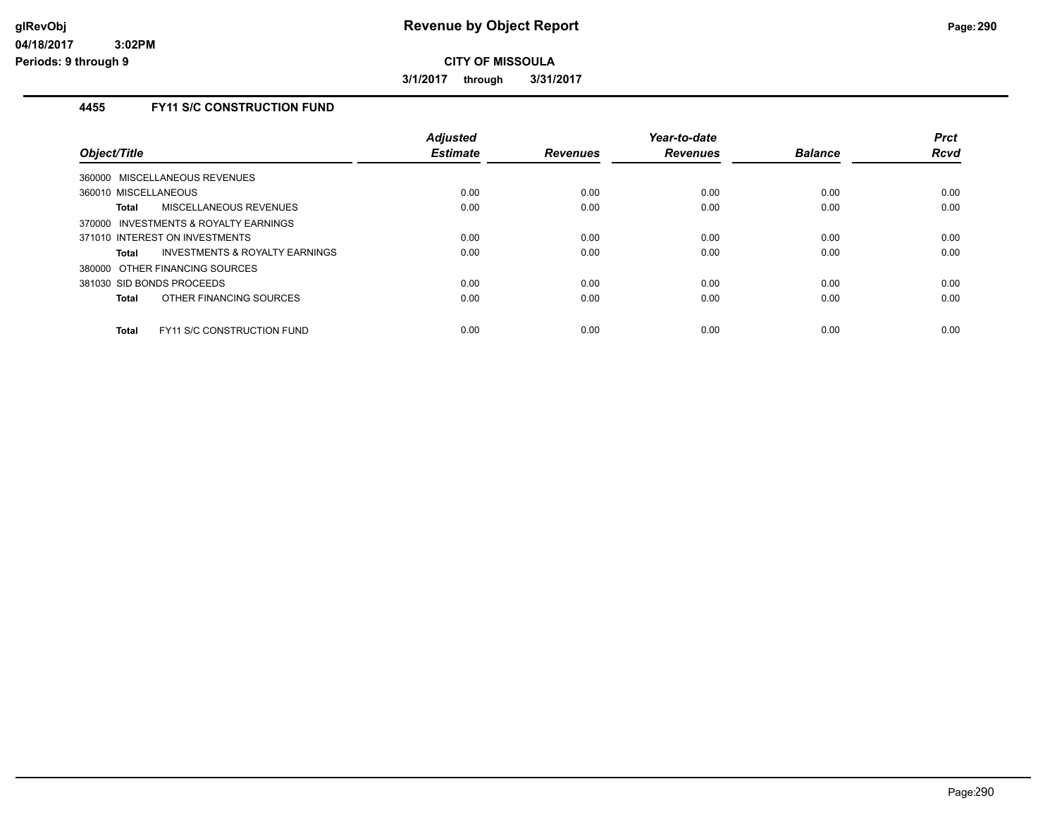# Revenue by Object Report

**CITY OF MISSOULA**

**3/1/2017 through 3/31/2017**

glRevObj
04/18/2017 3:02PM
Periods: 9 through 9

## 4455 FY11 S/C CONSTRUCTION FUND

| Object/Title | Adjusted Estimate | Revenues | Year-to-date Revenues | Balance | Prct Rcvd |
|---|---|---|---|---|---|
| 360000 MISCELLANEOUS REVENUES | | | | | |
| 360010 MISCELLANEOUS | 0.00 | 0.00 | 0.00 | 0.00 | 0.00 |
| **Total** MISCELLANEOUS REVENUES | 0.00 | 0.00 | 0.00 | 0.00 | 0.00 |
| 370000 INVESTMENTS & ROYALTY EARNINGS | | | | | |
| 371010 INTEREST ON INVESTMENTS | 0.00 | 0.00 | 0.00 | 0.00 | 0.00 |
| **Total** INVESTMENTS & ROYALTY EARNINGS | 0.00 | 0.00 | 0.00 | 0.00 | 0.00 |
| 380000 OTHER FINANCING SOURCES | | | | | |
| 381030 SID BONDS PROCEEDS | 0.00 | 0.00 | 0.00 | 0.00 | 0.00 |
| **Total** OTHER FINANCING SOURCES | 0.00 | 0.00 | 0.00 | 0.00 | 0.00 |
| **Total** FY11 S/C CONSTRUCTION FUND | 0.00 | 0.00 | 0.00 | 0.00 | 0.00 |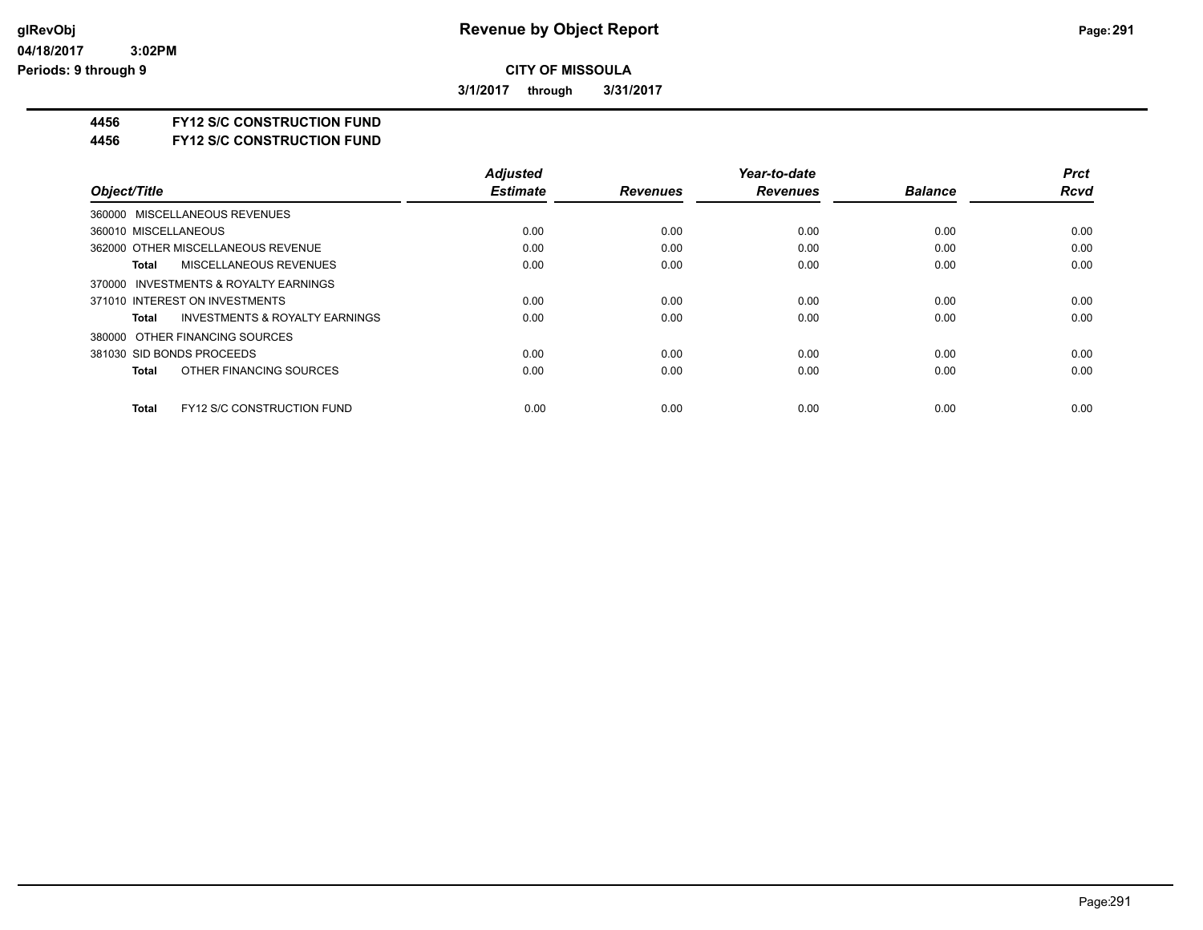**Revenue by Object Report**

**CITY OF MISSOULA**

**3/1/2017 through 3/31/2017**

glRevObj
04/18/2017 3:02PM
Periods: 9 through 9

## 4456 FY12 S/C CONSTRUCTION FUND
## 4456 FY12 S/C CONSTRUCTION FUND

| Object/Title | Adjusted Estimate | Revenues | Year-to-date Revenues | Balance | Prct Rcvd |
|---|---|---|---|---|---|
| 360000 MISCELLANEOUS REVENUES | | | | | |
| 360010 MISCELLANEOUS | 0.00 | 0.00 | 0.00 | 0.00 | 0.00 |
| 362000 OTHER MISCELLANEOUS REVENUE | 0.00 | 0.00 | 0.00 | 0.00 | 0.00 |
| **Total** MISCELLANEOUS REVENUES | 0.00 | 0.00 | 0.00 | 0.00 | 0.00 |
| 370000 INVESTMENTS & ROYALTY EARNINGS | | | | | |
| 371010 INTEREST ON INVESTMENTS | 0.00 | 0.00 | 0.00 | 0.00 | 0.00 |
| **Total** INVESTMENTS & ROYALTY EARNINGS | 0.00 | 0.00 | 0.00 | 0.00 | 0.00 |
| 380000 OTHER FINANCING SOURCES | | | | | |
| 381030 SID BONDS PROCEEDS | 0.00 | 0.00 | 0.00 | 0.00 | 0.00 |
| **Total** OTHER FINANCING SOURCES | 0.00 | 0.00 | 0.00 | 0.00 | 0.00 |
| **Total** FY12 S/C CONSTRUCTION FUND | 0.00 | 0.00 | 0.00 | 0.00 | 0.00 |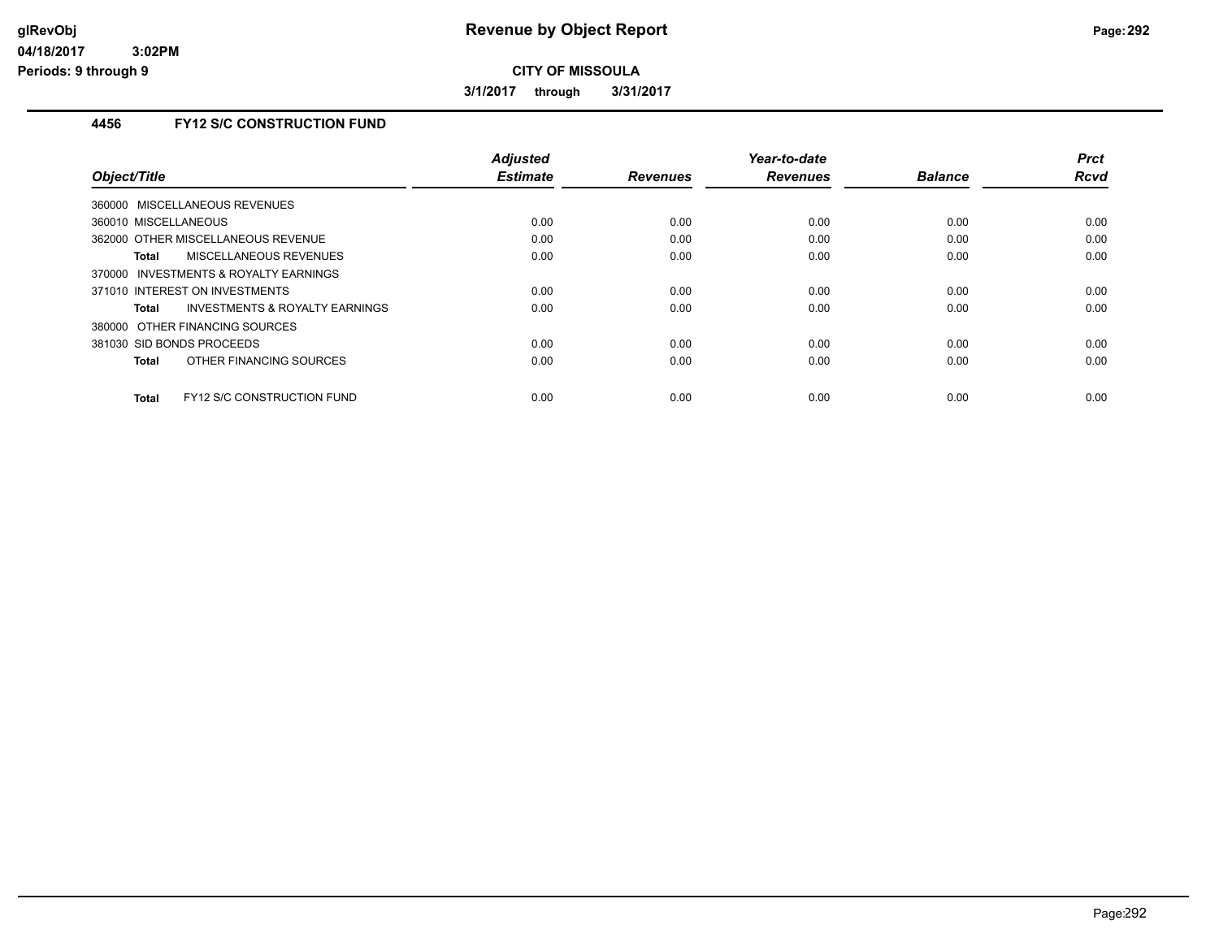# Revenue by Object Report

glRevObj
04/18/2017 3:02PM
Periods: 9 through 9

**CITY OF MISSOULA**

**3/1/2017 through 3/31/2017**

## 4456 FY12 S/C CONSTRUCTION FUND

| Object/Title | Adjusted Estimate | Revenues | Year-to-date Revenues | Balance | Prct Rcvd |
|---|---|---|---|---|---|
| 360000 MISCELLANEOUS REVENUES | | | | | |
| 360010 MISCELLANEOUS | 0.00 | 0.00 | 0.00 | 0.00 | 0.00 |
| 362000 OTHER MISCELLANEOUS REVENUE | 0.00 | 0.00 | 0.00 | 0.00 | 0.00 |
| **Total** MISCELLANEOUS REVENUES | 0.00 | 0.00 | 0.00 | 0.00 | 0.00 |
| 370000 INVESTMENTS & ROYALTY EARNINGS | | | | | |
| 371010 INTEREST ON INVESTMENTS | 0.00 | 0.00 | 0.00 | 0.00 | 0.00 |
| **Total** INVESTMENTS & ROYALTY EARNINGS | 0.00 | 0.00 | 0.00 | 0.00 | 0.00 |
| 380000 OTHER FINANCING SOURCES | | | | | |
| 381030 SID BONDS PROCEEDS | 0.00 | 0.00 | 0.00 | 0.00 | 0.00 |
| **Total** OTHER FINANCING SOURCES | 0.00 | 0.00 | 0.00 | 0.00 | 0.00 |
| **Total** FY12 S/C CONSTRUCTION FUND | 0.00 | 0.00 | 0.00 | 0.00 | 0.00 |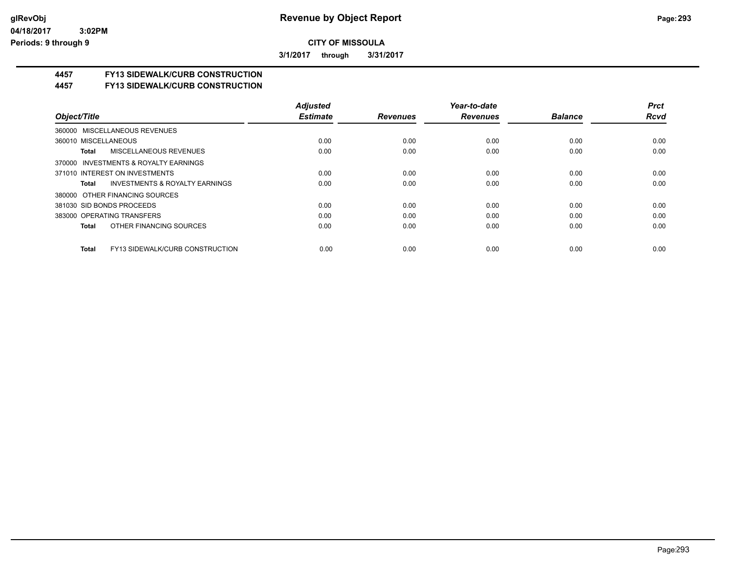# Revenue by Object Report

**CITY OF MISSOULA**

3/1/2017 through 3/31/2017

glRevObj
04/18/2017 3:02PM
Periods: 9 through 9

## 4457 FY13 SIDEWALK/CURB CONSTRUCTION
## 4457 FY13 SIDEWALK/CURB CONSTRUCTION

| Object/Title | Adjusted Estimate | Revenues | Year-to-date Revenues | Balance | Prct Rcvd |
|---|---|---|---|---|---|
| 360000 MISCELLANEOUS REVENUES | | | | | |
| 360010 MISCELLANEOUS | 0.00 | 0.00 | 0.00 | 0.00 | 0.00 |
| **Total** MISCELLANEOUS REVENUES | 0.00 | 0.00 | 0.00 | 0.00 | 0.00 |
| 370000 INVESTMENTS & ROYALTY EARNINGS | | | | | |
| 371010 INTEREST ON INVESTMENTS | 0.00 | 0.00 | 0.00 | 0.00 | 0.00 |
| **Total** INVESTMENTS & ROYALTY EARNINGS | 0.00 | 0.00 | 0.00 | 0.00 | 0.00 |
| 380000 OTHER FINANCING SOURCES | | | | | |
| 381030 SID BONDS PROCEEDS | 0.00 | 0.00 | 0.00 | 0.00 | 0.00 |
| 383000 OPERATING TRANSFERS | 0.00 | 0.00 | 0.00 | 0.00 | 0.00 |
| **Total** OTHER FINANCING SOURCES | 0.00 | 0.00 | 0.00 | 0.00 | 0.00 |
| **Total** FY13 SIDEWALK/CURB CONSTRUCTION | 0.00 | 0.00 | 0.00 | 0.00 | 0.00 |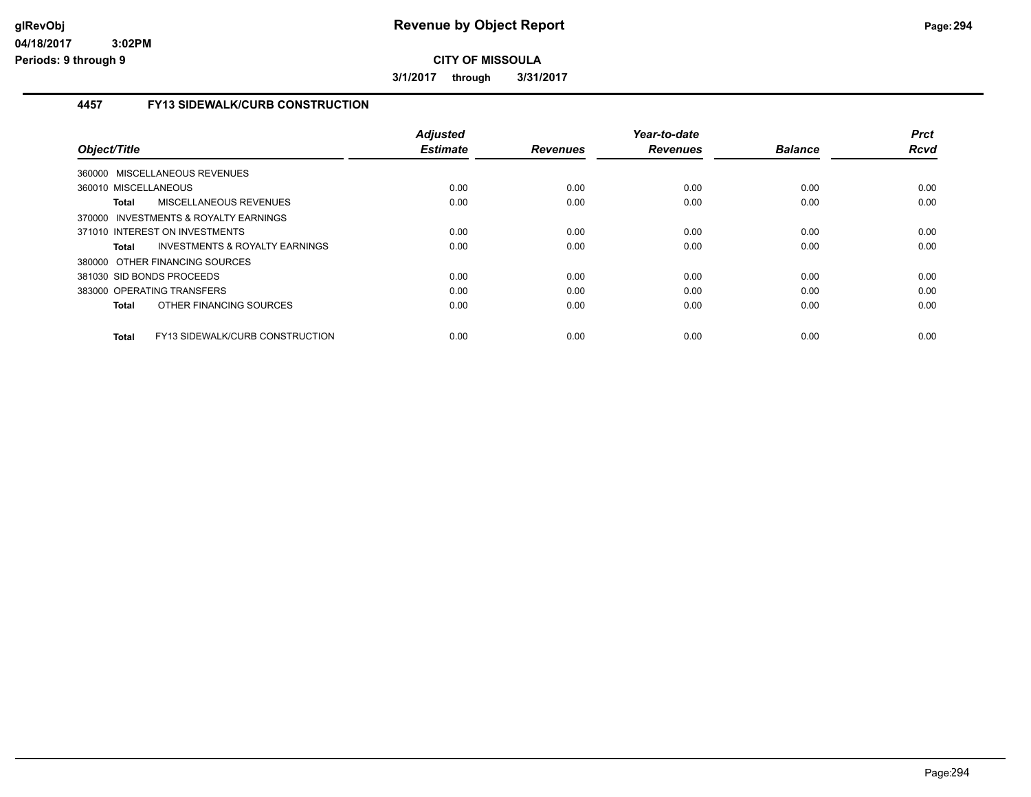**CITY OF MISSOULA**

**3/1/2017 through 3/31/2017**

### 4457 FY13 SIDEWALK/CURB CONSTRUCTION

| Object/Title | Adjusted Estimate | Revenues | Year-to-date Revenues | Balance | Prct Rcvd |
|---|---|---|---|---|---|
| 360000 MISCELLANEOUS REVENUES | | | | | |
| 360010 MISCELLANEOUS | 0.00 | 0.00 | 0.00 | 0.00 | 0.00 |
| **Total** MISCELLANEOUS REVENUES | 0.00 | 0.00 | 0.00 | 0.00 | 0.00 |
| 370000 INVESTMENTS & ROYALTY EARNINGS | | | | | |
| 371010 INTEREST ON INVESTMENTS | 0.00 | 0.00 | 0.00 | 0.00 | 0.00 |
| **Total** INVESTMENTS & ROYALTY EARNINGS | 0.00 | 0.00 | 0.00 | 0.00 | 0.00 |
| 380000 OTHER FINANCING SOURCES | | | | | |
| 381030 SID BONDS PROCEEDS | 0.00 | 0.00 | 0.00 | 0.00 | 0.00 |
| 383000 OPERATING TRANSFERS | 0.00 | 0.00 | 0.00 | 0.00 | 0.00 |
| **Total** OTHER FINANCING SOURCES | 0.00 | 0.00 | 0.00 | 0.00 | 0.00 |
| **Total** FY13 SIDEWALK/CURB CONSTRUCTION | 0.00 | 0.00 | 0.00 | 0.00 | 0.00 |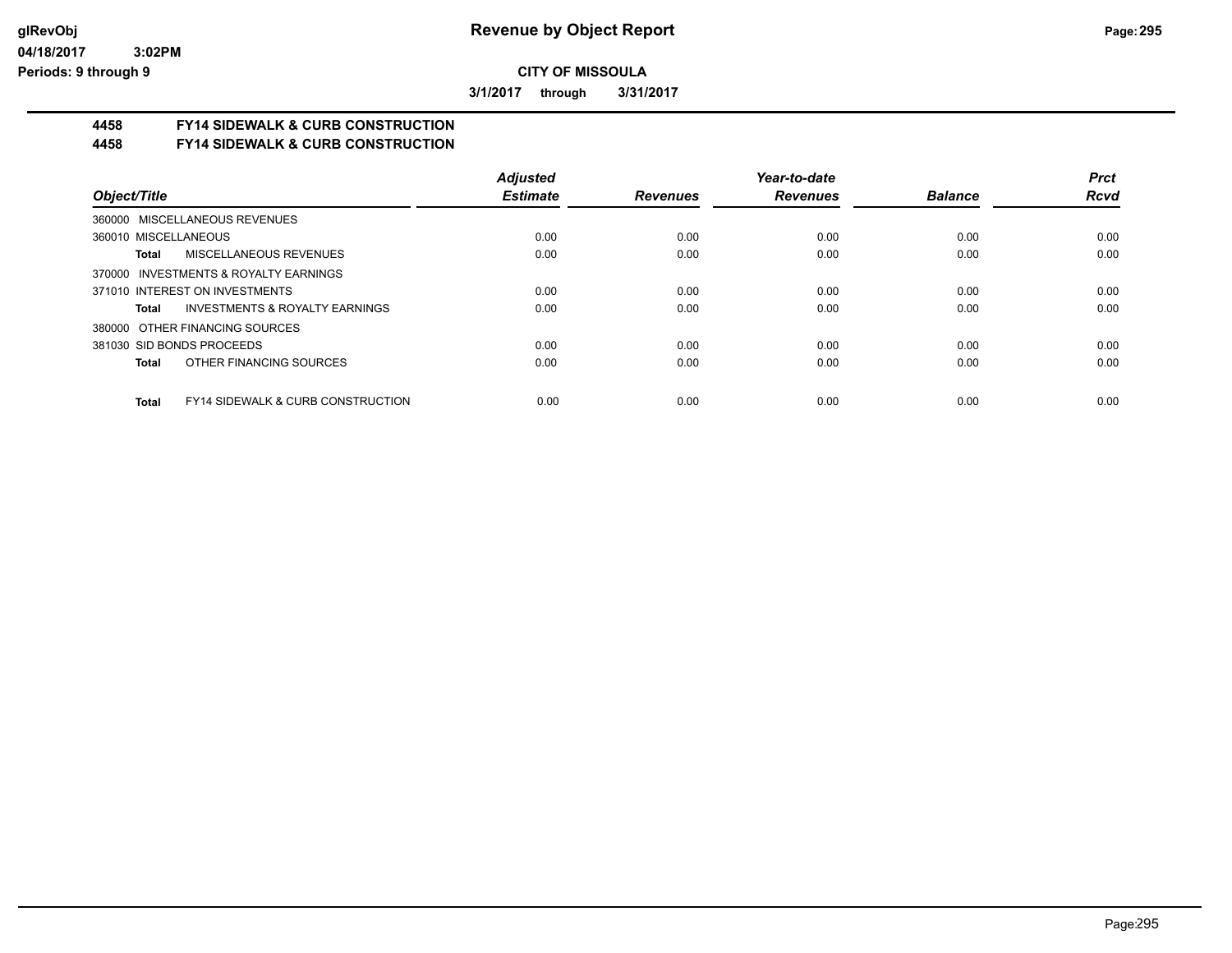**CITY OF MISSOULA**

**3/1/2017 through 3/31/2017**

## 4458 FY14 SIDEWALK & CURB CONSTRUCTION
## 4458 FY14 SIDEWALK & CURB CONSTRUCTION

| Object/Title | Adjusted Estimate | Revenues | Year-to-date Revenues | Balance | Prct Rcvd |
|---|---|---|---|---|---|
| 360000 MISCELLANEOUS REVENUES | | | | | |
| 360010 MISCELLANEOUS | 0.00 | 0.00 | 0.00 | 0.00 | 0.00 |
| **Total** MISCELLANEOUS REVENUES | 0.00 | 0.00 | 0.00 | 0.00 | 0.00 |
| 370000 INVESTMENTS & ROYALTY EARNINGS | | | | | |
| 371010 INTEREST ON INVESTMENTS | 0.00 | 0.00 | 0.00 | 0.00 | 0.00 |
| **Total** INVESTMENTS & ROYALTY EARNINGS | 0.00 | 0.00 | 0.00 | 0.00 | 0.00 |
| 380000 OTHER FINANCING SOURCES | | | | | |
| 381030 SID BONDS PROCEEDS | 0.00 | 0.00 | 0.00 | 0.00 | 0.00 |
| **Total** OTHER FINANCING SOURCES | 0.00 | 0.00 | 0.00 | 0.00 | 0.00 |
| **Total** FY14 SIDEWALK & CURB CONSTRUCTION | 0.00 | 0.00 | 0.00 | 0.00 | 0.00 |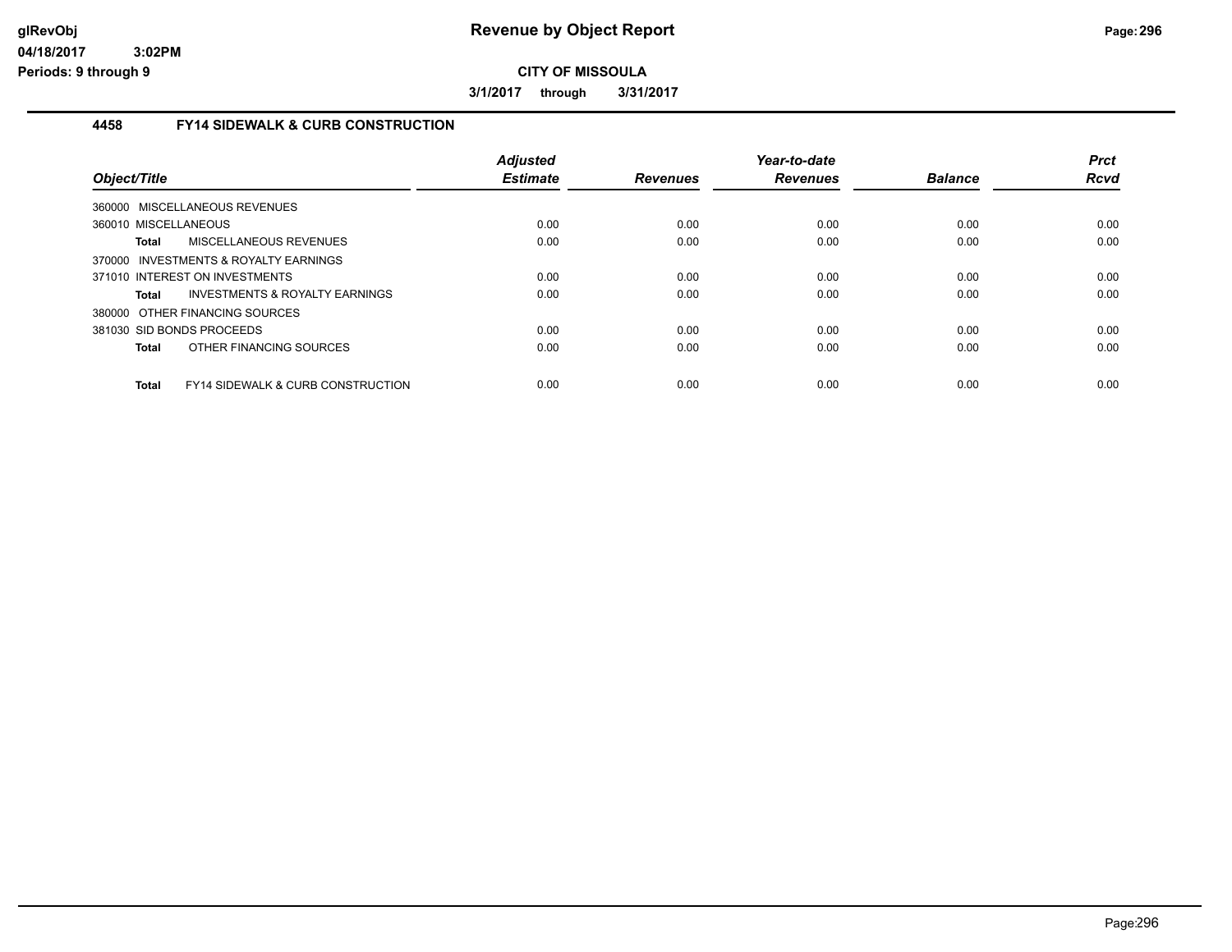**Revenue by Object Report**

**CITY OF MISSOULA**

**3/1/2017 through 3/31/2017**

Periods: 9 through 9

### 4458 FY14 SIDEWALK & CURB CONSTRUCTION

| Object/Title | | Adjusted Estimate | Revenues | Year-to-date Revenues | Balance | Prct Rcvd |
|---|---|---|---|---|---|---|
| 360000 MISCELLANEOUS REVENUES | | | | | | |
| 360010 MISCELLANEOUS | | 0.00 | 0.00 | 0.00 | 0.00 | 0.00 |
| Total | MISCELLANEOUS REVENUES | 0.00 | 0.00 | 0.00 | 0.00 | 0.00 |
| 370000 INVESTMENTS & ROYALTY EARNINGS | | | | | | |
| 371010 INTEREST ON INVESTMENTS | | 0.00 | 0.00 | 0.00 | 0.00 | 0.00 |
| Total | INVESTMENTS & ROYALTY EARNINGS | 0.00 | 0.00 | 0.00 | 0.00 | 0.00 |
| 380000 OTHER FINANCING SOURCES | | | | | | |
| 381030 SID BONDS PROCEEDS | | 0.00 | 0.00 | 0.00 | 0.00 | 0.00 |
| Total | OTHER FINANCING SOURCES | 0.00 | 0.00 | 0.00 | 0.00 | 0.00 |
| Total | FY14 SIDEWALK & CURB CONSTRUCTION | 0.00 | 0.00 | 0.00 | 0.00 | 0.00 |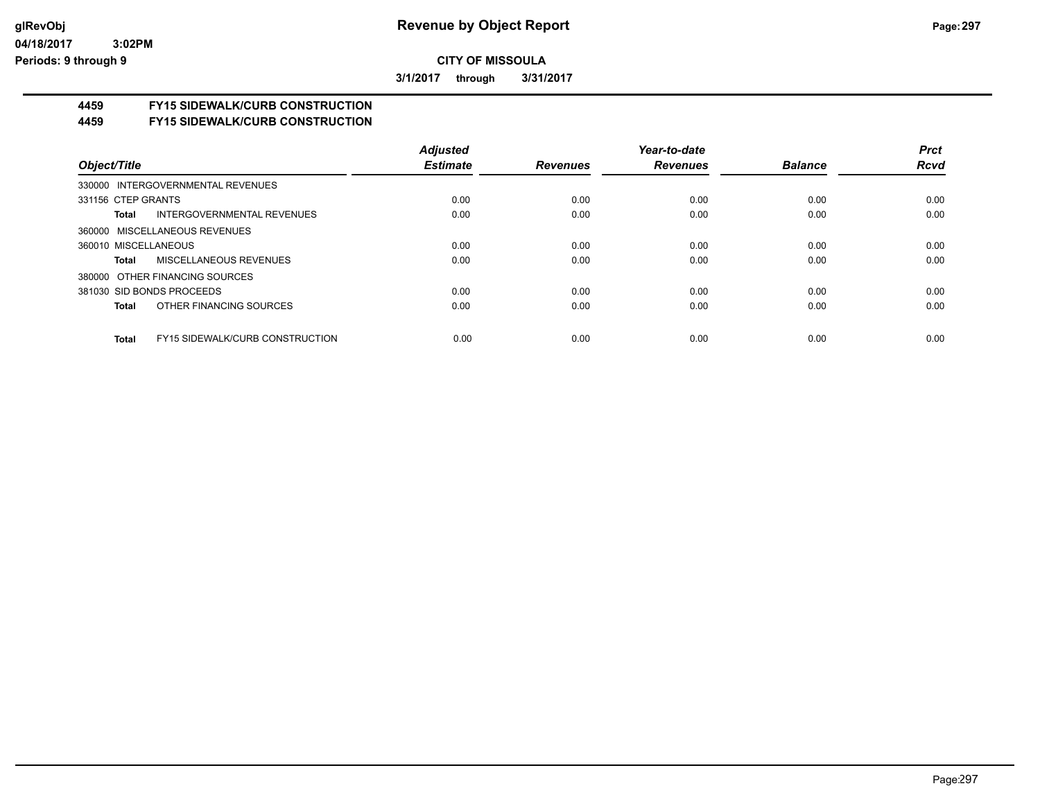**CITY OF MISSOULA**

**3/1/2017 through 3/31/2017**

## 4459 FY15 SIDEWALK/CURB CONSTRUCTION
## 4459 FY15 SIDEWALK/CURB CONSTRUCTION

| Object/Title | Adjusted Estimate | Revenues | Year-to-date Revenues | Balance | Prct Rcvd |
|---|---|---|---|---|---|
| 330000 INTERGOVERNMENTAL REVENUES | | | | | |
| 331156 CTEP GRANTS | 0.00 | 0.00 | 0.00 | 0.00 | 0.00 |
| **Total** INTERGOVERNMENTAL REVENUES | 0.00 | 0.00 | 0.00 | 0.00 | 0.00 |
| 360000 MISCELLANEOUS REVENUES | | | | | |
| 360010 MISCELLANEOUS | 0.00 | 0.00 | 0.00 | 0.00 | 0.00 |
| **Total** MISCELLANEOUS REVENUES | 0.00 | 0.00 | 0.00 | 0.00 | 0.00 |
| 380000 OTHER FINANCING SOURCES | | | | | |
| 381030 SID BONDS PROCEEDS | 0.00 | 0.00 | 0.00 | 0.00 | 0.00 |
| **Total** OTHER FINANCING SOURCES | 0.00 | 0.00 | 0.00 | 0.00 | 0.00 |
| **Total** FY15 SIDEWALK/CURB CONSTRUCTION | 0.00 | 0.00 | 0.00 | 0.00 | 0.00 |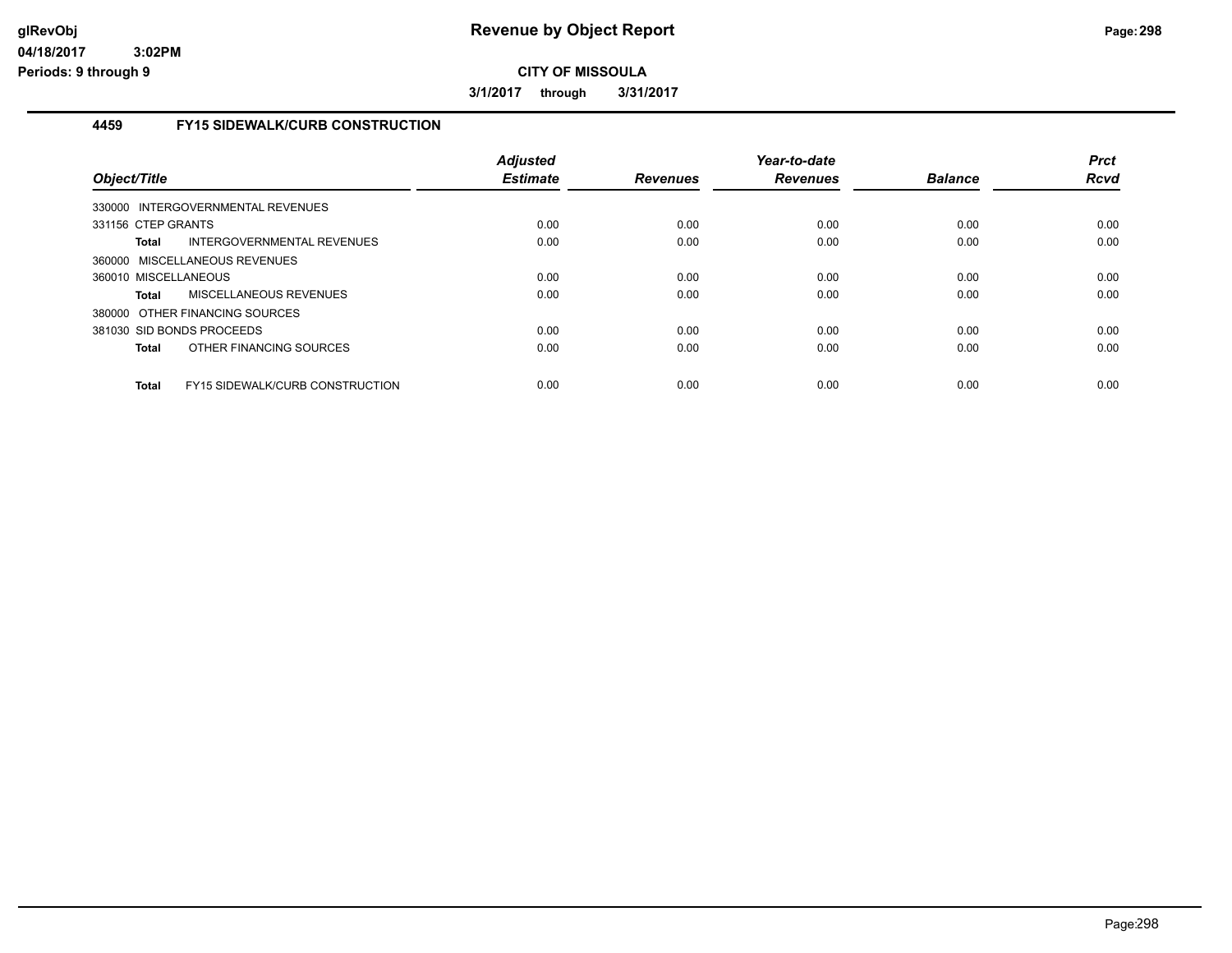# Revenue by Object Report

glRevObj
04/18/2017 3:02PM
Periods: 9 through 9

**CITY OF MISSOULA**

**3/1/2017 through 3/31/2017**

## 4459 FY15 SIDEWALK/CURB CONSTRUCTION

| Object/Title | Adjusted Estimate | Revenues | Year-to-date Revenues | Balance | Prct Rcvd |
|---|---|---|---|---|---|
| 330000 INTERGOVERNMENTAL REVENUES | | | | | |
| 331156 CTEP GRANTS | 0.00 | 0.00 | 0.00 | 0.00 | 0.00 |
| **Total** INTERGOVERNMENTAL REVENUES | 0.00 | 0.00 | 0.00 | 0.00 | 0.00 |
| 360000 MISCELLANEOUS REVENUES | | | | | |
| 360010 MISCELLANEOUS | 0.00 | 0.00 | 0.00 | 0.00 | 0.00 |
| **Total** MISCELLANEOUS REVENUES | 0.00 | 0.00 | 0.00 | 0.00 | 0.00 |
| 380000 OTHER FINANCING SOURCES | | | | | |
| 381030 SID BONDS PROCEEDS | 0.00 | 0.00 | 0.00 | 0.00 | 0.00 |
| **Total** OTHER FINANCING SOURCES | 0.00 | 0.00 | 0.00 | 0.00 | 0.00 |
| **Total** FY15 SIDEWALK/CURB CONSTRUCTION | 0.00 | 0.00 | 0.00 | 0.00 | 0.00 |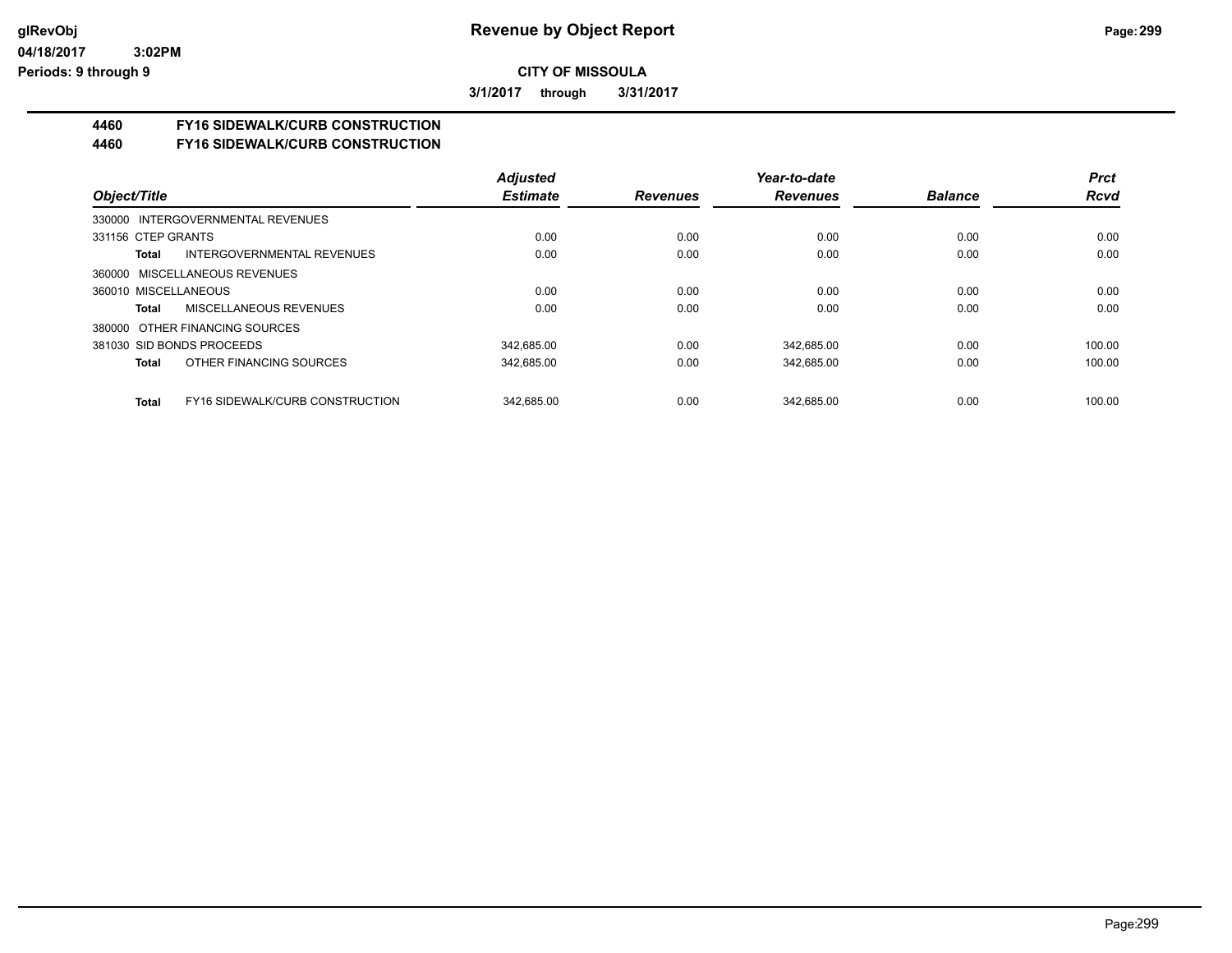# Revenue by Object Report

glRevObj
04/18/2017 3:02PM
Periods: 9 through 9

**CITY OF MISSOULA**

**3/1/2017 through 3/31/2017**

## 4460 FY16 SIDEWALK/CURB CONSTRUCTION
## 4460 FY16 SIDEWALK/CURB CONSTRUCTION

| Object/Title | Adjusted Estimate | Revenues | Year-to-date Revenues | Balance | Prct Rcvd |
|---|---|---|---|---|---|
| 330000 INTERGOVERNMENTAL REVENUES | | | | | |
| 331156 CTEP GRANTS | 0.00 | 0.00 | 0.00 | 0.00 | 0.00 |
| **Total** INTERGOVERNMENTAL REVENUES | 0.00 | 0.00 | 0.00 | 0.00 | 0.00 |
| 360000 MISCELLANEOUS REVENUES | | | | | |
| 360010 MISCELLANEOUS | 0.00 | 0.00 | 0.00 | 0.00 | 0.00 |
| **Total** MISCELLANEOUS REVENUES | 0.00 | 0.00 | 0.00 | 0.00 | 0.00 |
| 380000 OTHER FINANCING SOURCES | | | | | |
| 381030 SID BONDS PROCEEDS | 342,685.00 | 0.00 | 342,685.00 | 0.00 | 100.00 |
| **Total** OTHER FINANCING SOURCES | 342,685.00 | 0.00 | 342,685.00 | 0.00 | 100.00 |
| **Total** FY16 SIDEWALK/CURB CONSTRUCTION | 342,685.00 | 0.00 | 342,685.00 | 0.00 | 100.00 |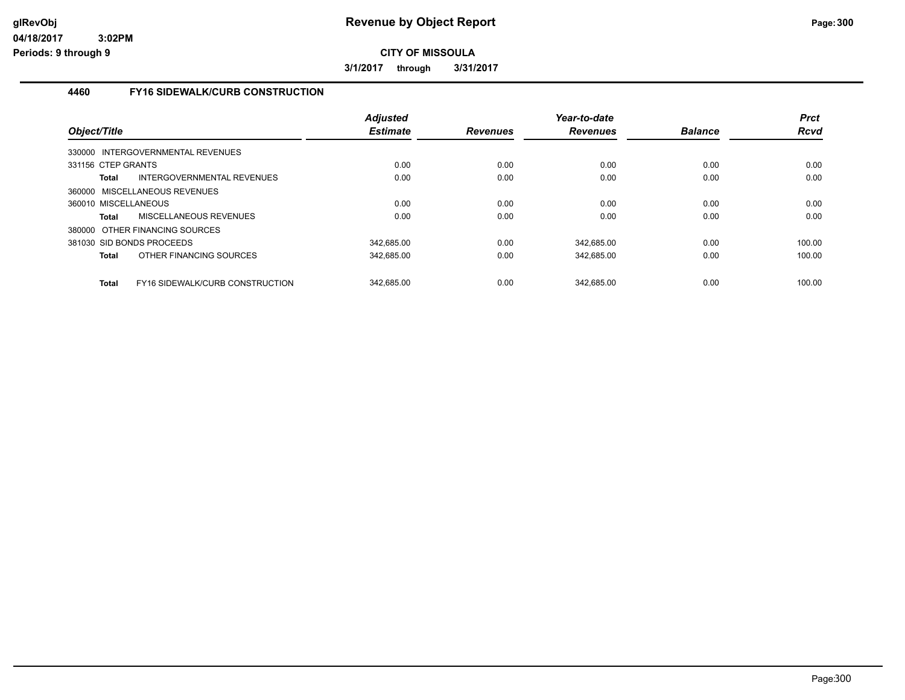**CITY OF MISSOULA**

**3/1/2017 through 3/31/2017**

## 4460 FY16 SIDEWALK/CURB CONSTRUCTION

| Object/Title | Adjusted Estimate | Revenues | Year-to-date Revenues | Balance | Prct Rcvd |
|---|---|---|---|---|---|
| 330000 INTERGOVERNMENTAL REVENUES | | | | | |
| 331156 CTEP GRANTS | 0.00 | 0.00 | 0.00 | 0.00 | 0.00 |
| **Total** INTERGOVERNMENTAL REVENUES | 0.00 | 0.00 | 0.00 | 0.00 | 0.00 |
| 360000 MISCELLANEOUS REVENUES | | | | | |
| 360010 MISCELLANEOUS | 0.00 | 0.00 | 0.00 | 0.00 | 0.00 |
| **Total** MISCELLANEOUS REVENUES | 0.00 | 0.00 | 0.00 | 0.00 | 0.00 |
| 380000 OTHER FINANCING SOURCES | | | | | |
| 381030 SID BONDS PROCEEDS | 342,685.00 | 0.00 | 342,685.00 | 0.00 | 100.00 |
| **Total** OTHER FINANCING SOURCES | 342,685.00 | 0.00 | 342,685.00 | 0.00 | 100.00 |
| **Total** FY16 SIDEWALK/CURB CONSTRUCTION | 342,685.00 | 0.00 | 342,685.00 | 0.00 | 100.00 |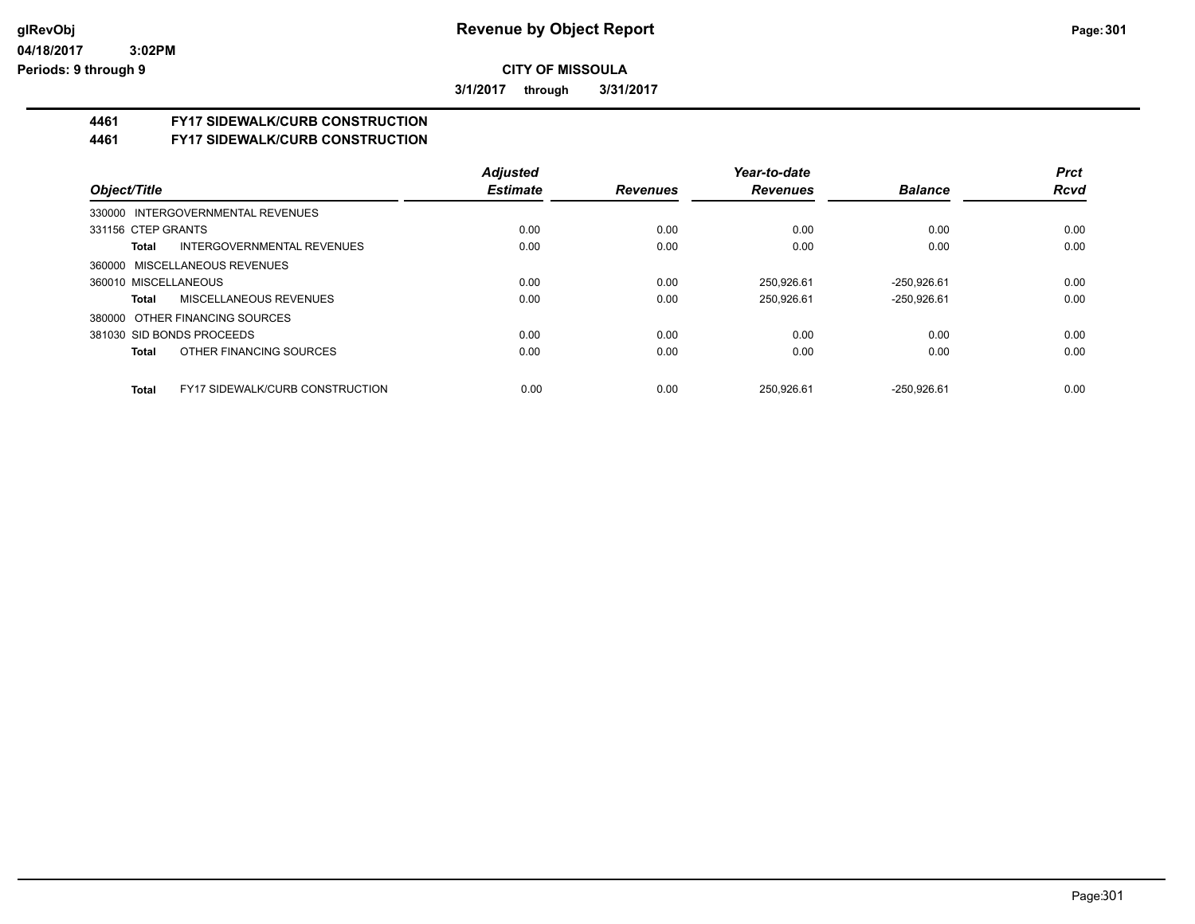# Revenue by Object Report

glRevObj
04/18/2017 3:02PM
Periods: 9 through 9

**CITY OF MISSOULA**

**3/1/2017 through 3/31/2017**

## 4461 FY17 SIDEWALK/CURB CONSTRUCTION
## 4461 FY17 SIDEWALK/CURB CONSTRUCTION

| Object/Title | Adjusted Estimate | Revenues | Year-to-date Revenues | Balance | Prct Rcvd |
|---|---|---|---|---|---|
| 330000 INTERGOVERNMENTAL REVENUES | | | | | |
| 331156 CTEP GRANTS | 0.00 | 0.00 | 0.00 | 0.00 | 0.00 |
| **Total** INTERGOVERNMENTAL REVENUES | 0.00 | 0.00 | 0.00 | 0.00 | 0.00 |
| 360000 MISCELLANEOUS REVENUES | | | | | |
| 360010 MISCELLANEOUS | 0.00 | 0.00 | 250,926.61 | -250,926.61 | 0.00 |
| **Total** MISCELLANEOUS REVENUES | 0.00 | 0.00 | 250,926.61 | -250,926.61 | 0.00 |
| 380000 OTHER FINANCING SOURCES | | | | | |
| 381030 SID BONDS PROCEEDS | 0.00 | 0.00 | 0.00 | 0.00 | 0.00 |
| **Total** OTHER FINANCING SOURCES | 0.00 | 0.00 | 0.00 | 0.00 | 0.00 |
| **Total** FY17 SIDEWALK/CURB CONSTRUCTION | 0.00 | 0.00 | 250,926.61 | -250,926.61 | 0.00 |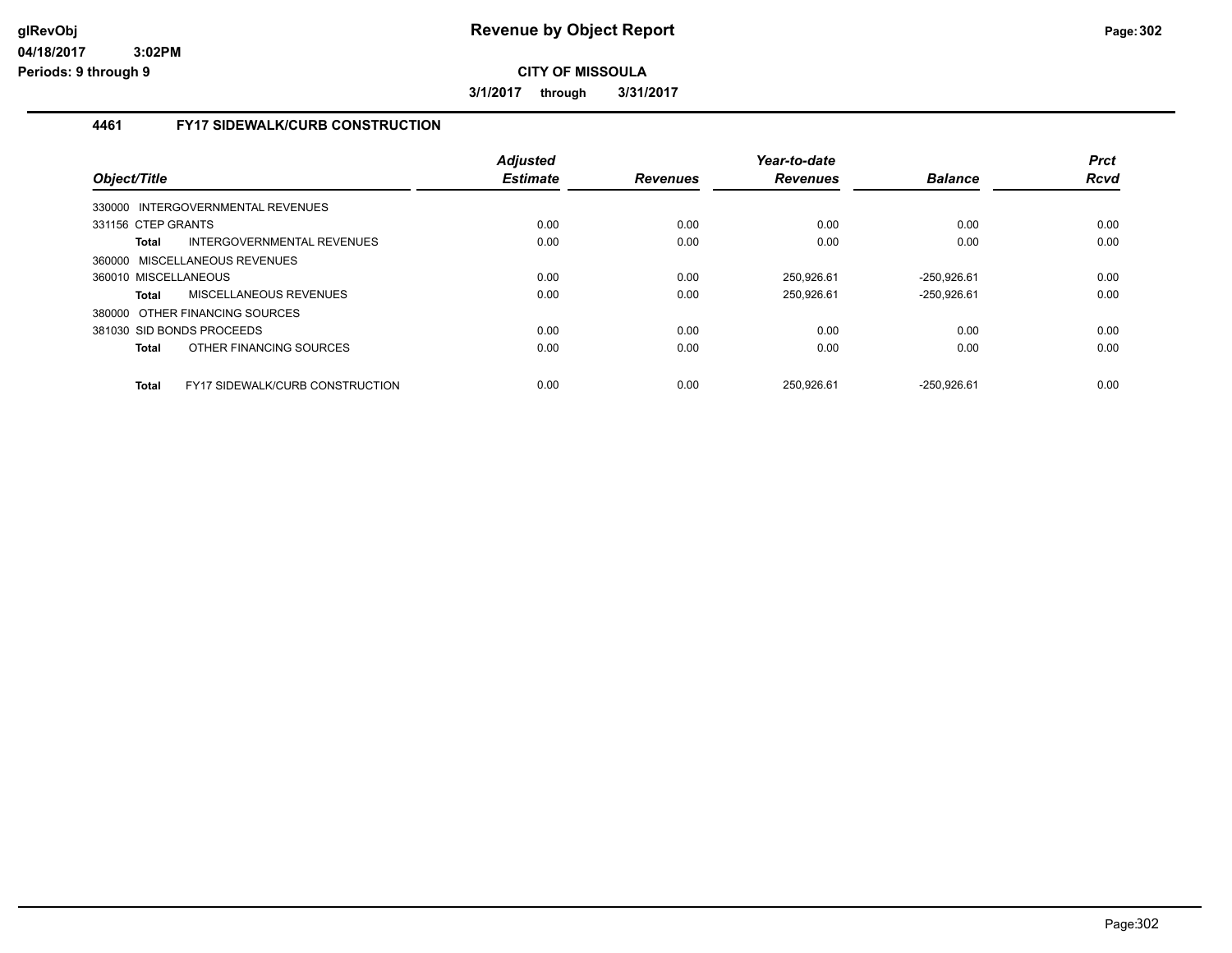**CITY OF MISSOULA**

**3/1/2017 through 3/31/2017**

### 4461 FY17 SIDEWALK/CURB CONSTRUCTION

| Object/Title | Adjusted Estimate | Revenues | Year-to-date Revenues | Balance | Prct Rcvd |
|---|---|---|---|---|---|
| 330000 INTERGOVERNMENTAL REVENUES | | | | | |
| 331156 CTEP GRANTS | 0.00 | 0.00 | 0.00 | 0.00 | 0.00 |
| **Total** INTERGOVERNMENTAL REVENUES | 0.00 | 0.00 | 0.00 | 0.00 | 0.00 |
| 360000 MISCELLANEOUS REVENUES | | | | | |
| 360010 MISCELLANEOUS | 0.00 | 0.00 | 250,926.61 | -250,926.61 | 0.00 |
| **Total** MISCELLANEOUS REVENUES | 0.00 | 0.00 | 250,926.61 | -250,926.61 | 0.00 |
| 380000 OTHER FINANCING SOURCES | | | | | |
| 381030 SID BONDS PROCEEDS | 0.00 | 0.00 | 0.00 | 0.00 | 0.00 |
| **Total** OTHER FINANCING SOURCES | 0.00 | 0.00 | 0.00 | 0.00 | 0.00 |
| **Total** FY17 SIDEWALK/CURB CONSTRUCTION | 0.00 | 0.00 | 250,926.61 | -250,926.61 | 0.00 |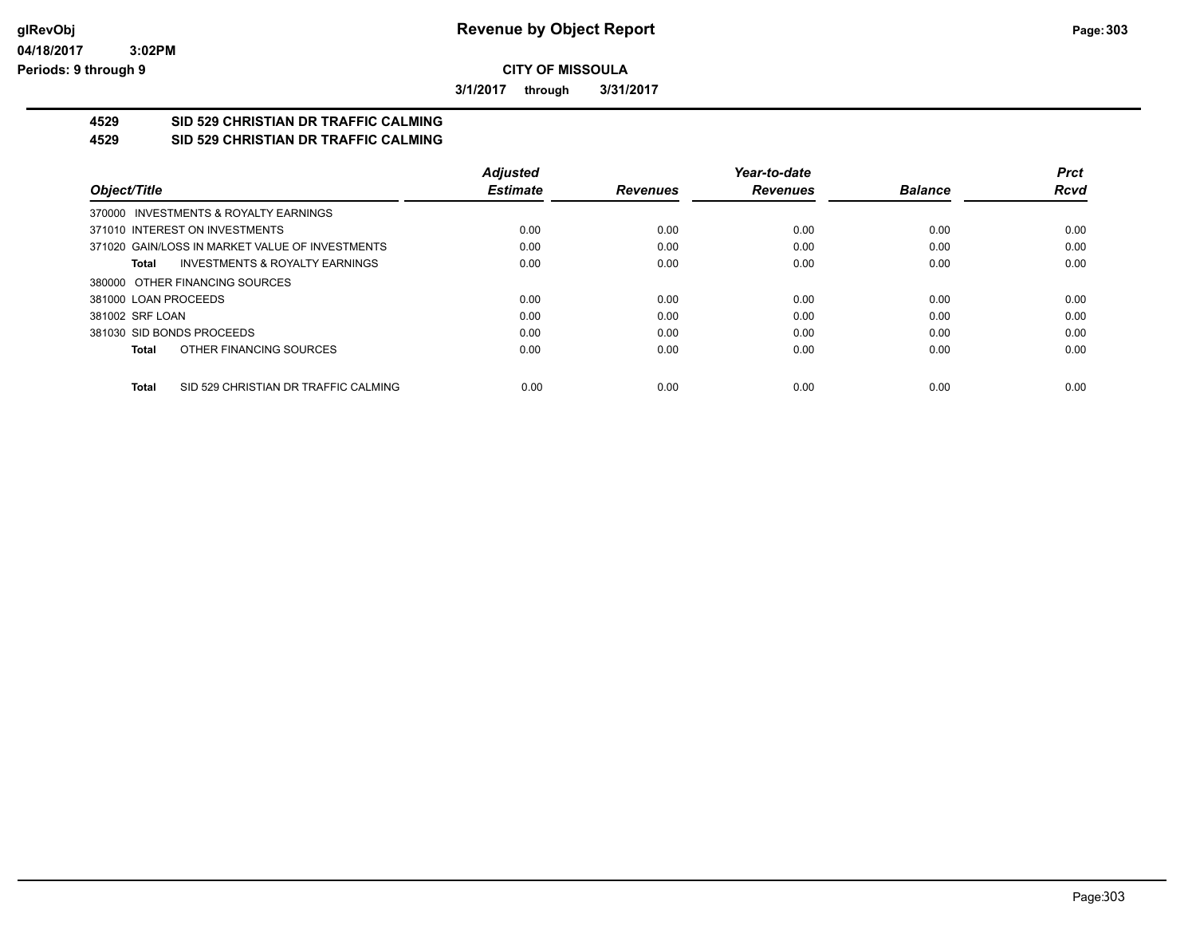# Revenue by Object Report

**CITY OF MISSOULA**

**3/1/2017 through 3/31/2017**

glRevObj
04/18/2017 3:02PM
Periods: 9 through 9

## 4529 SID 529 CHRISTIAN DR TRAFFIC CALMING
## 4529 SID 529 CHRISTIAN DR TRAFFIC CALMING

| Object/Title | Adjusted Estimate | Revenues | Year-to-date Revenues | Balance | Prct Rcvd |
|---|---|---|---|---|---|
| 370000 INVESTMENTS & ROYALTY EARNINGS | | | | | |
| 371010 INTEREST ON INVESTMENTS | 0.00 | 0.00 | 0.00 | 0.00 | 0.00 |
| 371020 GAIN/LOSS IN MARKET VALUE OF INVESTMENTS | 0.00 | 0.00 | 0.00 | 0.00 | 0.00 |
| **Total** INVESTMENTS & ROYALTY EARNINGS | 0.00 | 0.00 | 0.00 | 0.00 | 0.00 |
| 380000 OTHER FINANCING SOURCES | | | | | |
| 381000 LOAN PROCEEDS | 0.00 | 0.00 | 0.00 | 0.00 | 0.00 |
| 381002 SRF LOAN | 0.00 | 0.00 | 0.00 | 0.00 | 0.00 |
| 381030 SID BONDS PROCEEDS | 0.00 | 0.00 | 0.00 | 0.00 | 0.00 |
| **Total** OTHER FINANCING SOURCES | 0.00 | 0.00 | 0.00 | 0.00 | 0.00 |
| **Total** SID 529 CHRISTIAN DR TRAFFIC CALMING | 0.00 | 0.00 | 0.00 | 0.00 | 0.00 |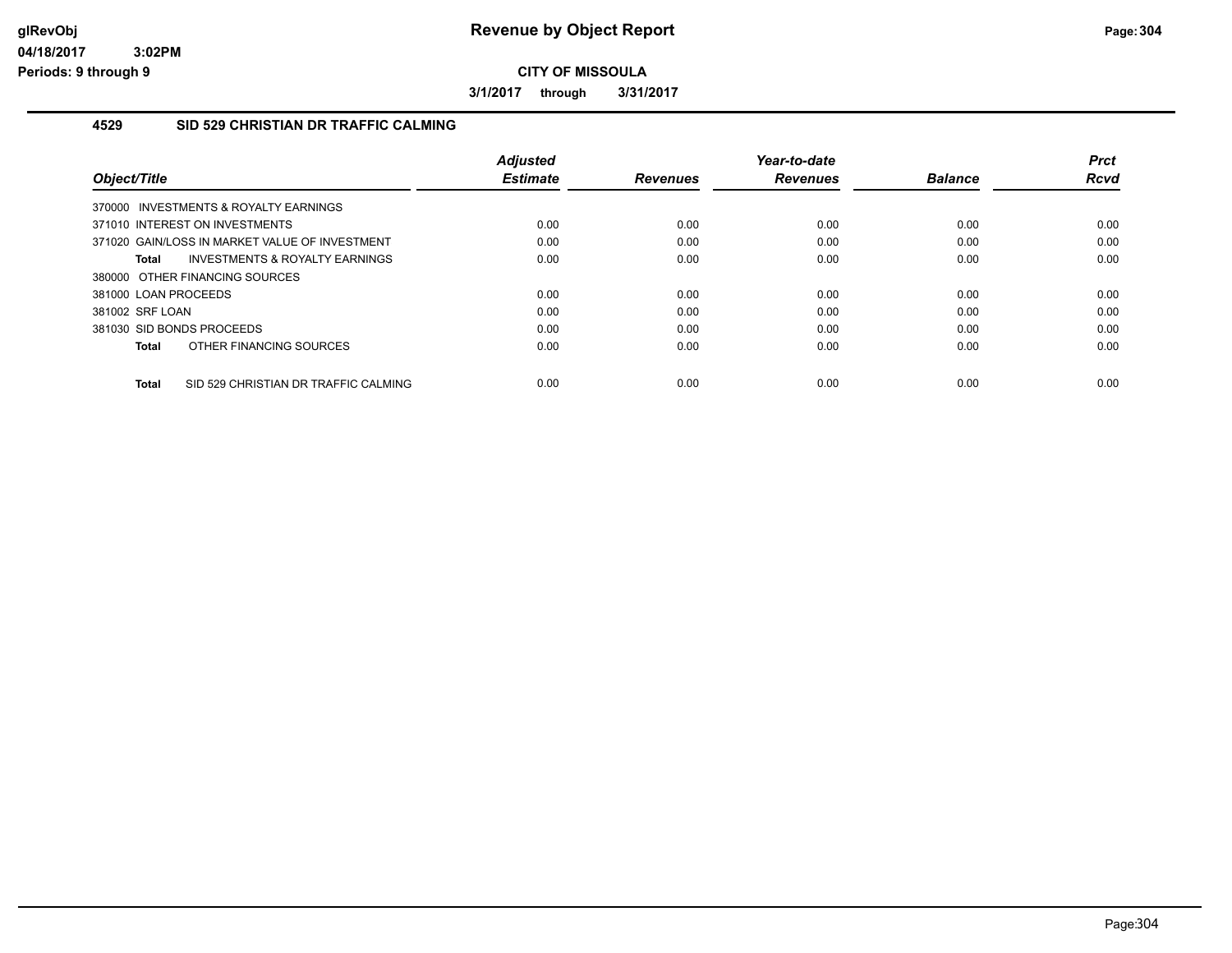# Revenue by Object Report

**CITY OF MISSOULA**

**3/1/2017 through 3/31/2017**

glRevObj
04/18/2017 3:02PM
Periods: 9 through 9

## 4529 SID 529 CHRISTIAN DR TRAFFIC CALMING

| Object/Title | Adjusted Estimate | Revenues | Year-to-date Revenues | Balance | Prct Rcvd |
|---|---|---|---|---|---|
| 370000 INVESTMENTS & ROYALTY EARNINGS | | | | | |
| 371010 INTEREST ON INVESTMENTS | 0.00 | 0.00 | 0.00 | 0.00 | 0.00 |
| 371020 GAIN/LOSS IN MARKET VALUE OF INVESTMENT | 0.00 | 0.00 | 0.00 | 0.00 | 0.00 |
| **Total** INVESTMENTS & ROYALTY EARNINGS | 0.00 | 0.00 | 0.00 | 0.00 | 0.00 |
| 380000 OTHER FINANCING SOURCES | | | | | |
| 381000 LOAN PROCEEDS | 0.00 | 0.00 | 0.00 | 0.00 | 0.00 |
| 381002 SRF LOAN | 0.00 | 0.00 | 0.00 | 0.00 | 0.00 |
| 381030 SID BONDS PROCEEDS | 0.00 | 0.00 | 0.00 | 0.00 | 0.00 |
| **Total** OTHER FINANCING SOURCES | 0.00 | 0.00 | 0.00 | 0.00 | 0.00 |
| **Total** SID 529 CHRISTIAN DR TRAFFIC CALMING | 0.00 | 0.00 | 0.00 | 0.00 | 0.00 |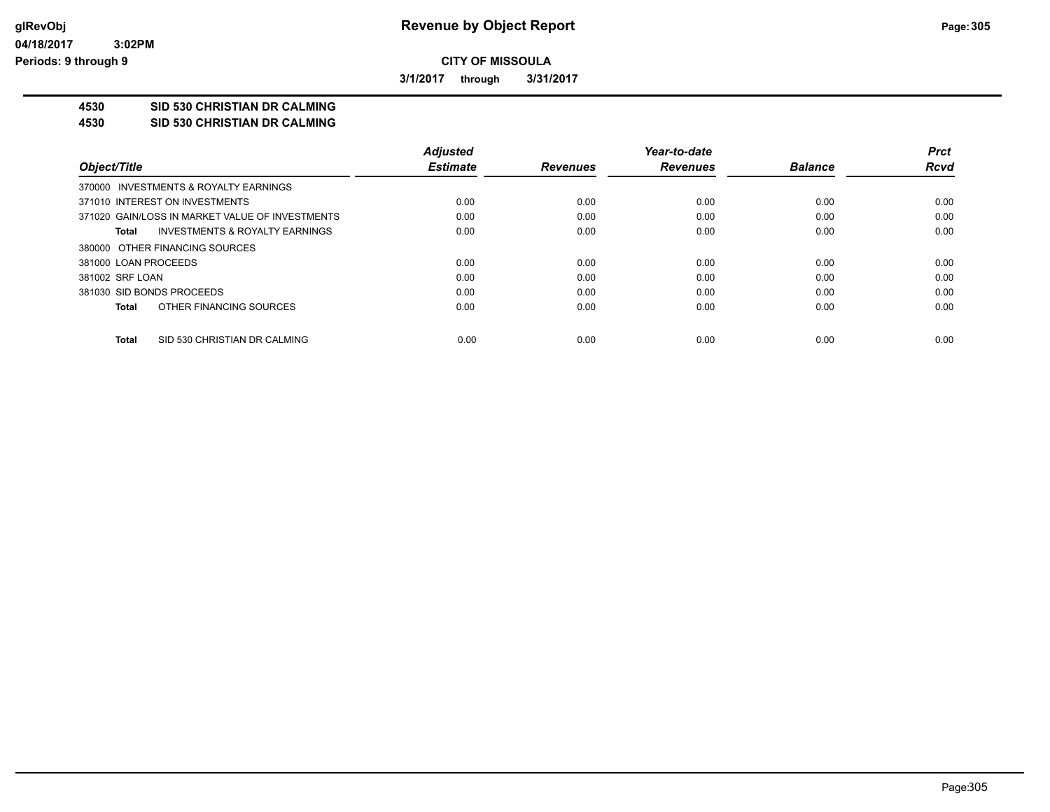**Revenue by Object Report**

**CITY OF MISSOULA**

**3/1/2017 through 3/31/2017**

glRevObj
04/18/2017 3:02PM
Periods: 9 through 9

**4530 SID 530 CHRISTIAN DR CALMING**
**4530 SID 530 CHRISTIAN DR CALMING**

| Object/Title | Adjusted Estimate | Revenues | Year-to-date Revenues | Balance | Prct Rcvd |
|---|---|---|---|---|---|
| 370000 INVESTMENTS & ROYALTY EARNINGS | | | | | |
| 371010 INTEREST ON INVESTMENTS | 0.00 | 0.00 | 0.00 | 0.00 | 0.00 |
| 371020 GAIN/LOSS IN MARKET VALUE OF INVESTMENTS | 0.00 | 0.00 | 0.00 | 0.00 | 0.00 |
| **Total** INVESTMENTS & ROYALTY EARNINGS | 0.00 | 0.00 | 0.00 | 0.00 | 0.00 |
| 380000 OTHER FINANCING SOURCES | | | | | |
| 381000 LOAN PROCEEDS | 0.00 | 0.00 | 0.00 | 0.00 | 0.00 |
| 381002 SRF LOAN | 0.00 | 0.00 | 0.00 | 0.00 | 0.00 |
| 381030 SID BONDS PROCEEDS | 0.00 | 0.00 | 0.00 | 0.00 | 0.00 |
| **Total** OTHER FINANCING SOURCES | 0.00 | 0.00 | 0.00 | 0.00 | 0.00 |
| **Total** SID 530 CHRISTIAN DR CALMING | 0.00 | 0.00 | 0.00 | 0.00 | 0.00 |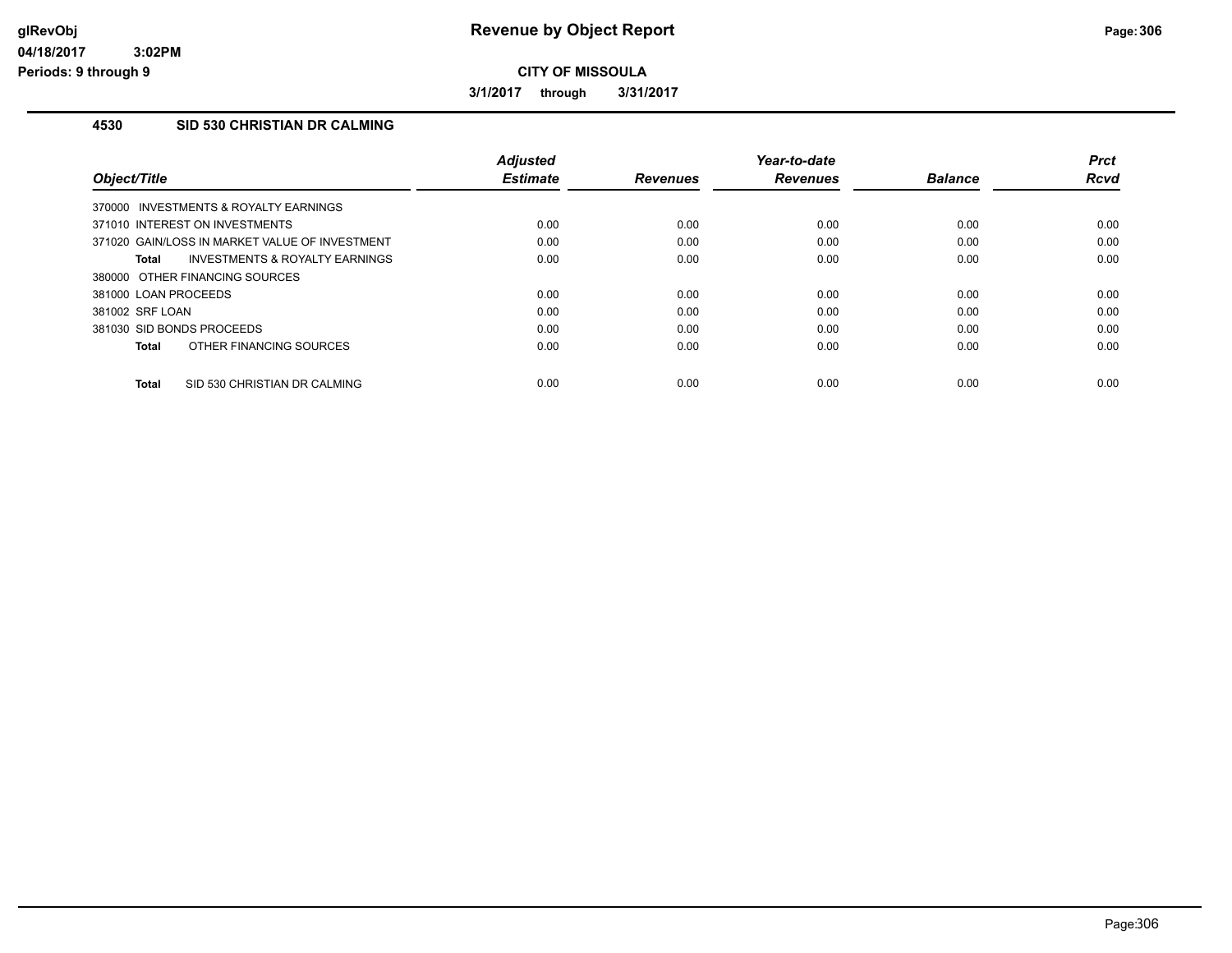# Revenue by Object Report

**CITY OF MISSOULA**

**3/1/2017 through 3/31/2017**

glRevObj
04/18/2017 3:02PM
Periods: 9 through 9

## 4530 SID 530 CHRISTIAN DR CALMING

| Object/Title | Adjusted Estimate | Revenues | Year-to-date Revenues | Balance | Prct Rcvd |
|---|---|---|---|---|---|
| 370000 INVESTMENTS & ROYALTY EARNINGS | | | | | |
| 371010 INTEREST ON INVESTMENTS | 0.00 | 0.00 | 0.00 | 0.00 | 0.00 |
| 371020 GAIN/LOSS IN MARKET VALUE OF INVESTMENT | 0.00 | 0.00 | 0.00 | 0.00 | 0.00 |
| **Total** INVESTMENTS & ROYALTY EARNINGS | 0.00 | 0.00 | 0.00 | 0.00 | 0.00 |
| 380000 OTHER FINANCING SOURCES | | | | | |
| 381000 LOAN PROCEEDS | 0.00 | 0.00 | 0.00 | 0.00 | 0.00 |
| 381002 SRF LOAN | 0.00 | 0.00 | 0.00 | 0.00 | 0.00 |
| 381030 SID BONDS PROCEEDS | 0.00 | 0.00 | 0.00 | 0.00 | 0.00 |
| **Total** OTHER FINANCING SOURCES | 0.00 | 0.00 | 0.00 | 0.00 | 0.00 |
| **Total** SID 530 CHRISTIAN DR CALMING | 0.00 | 0.00 | 0.00 | 0.00 | 0.00 |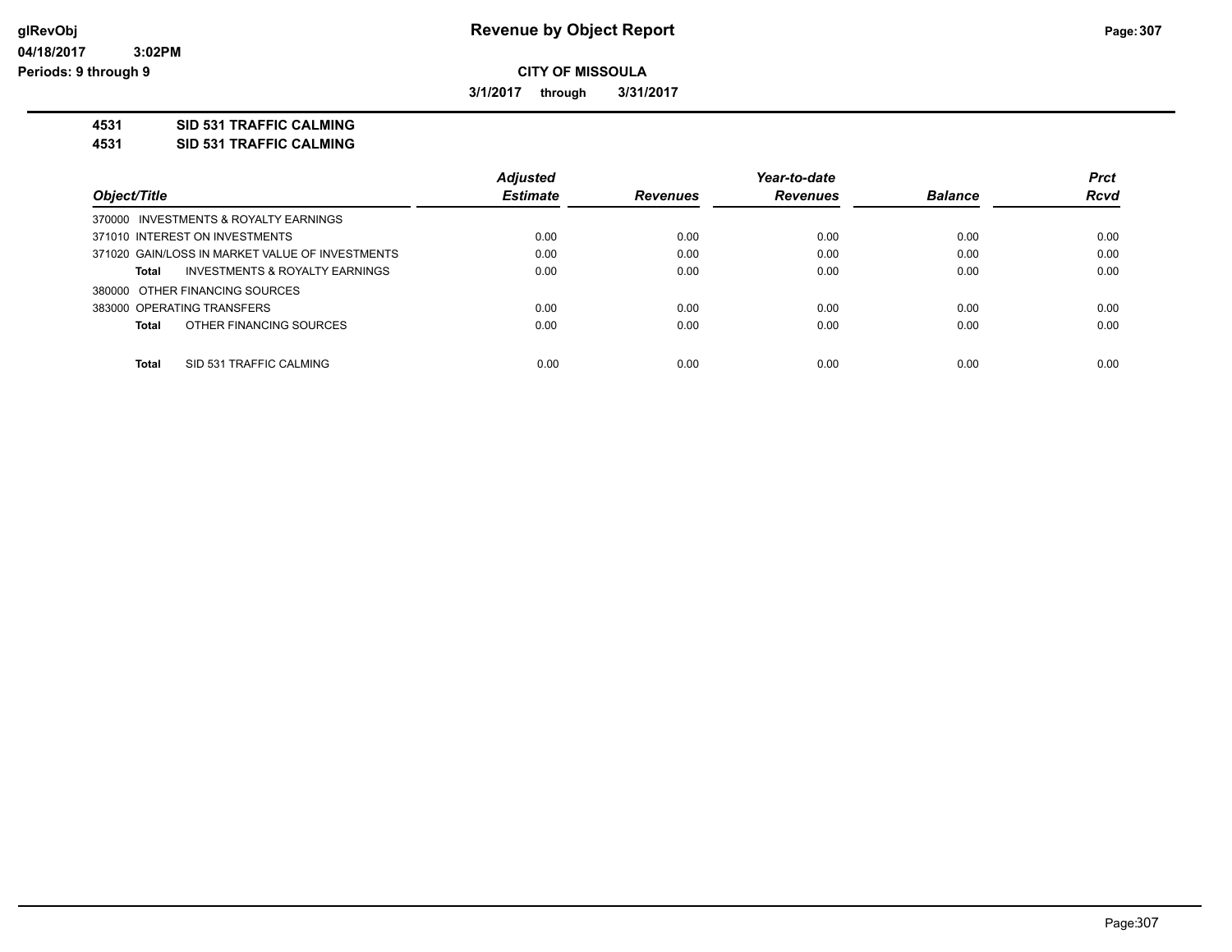**CITY OF MISSOULA**

**3/1/2017 through 3/31/2017**

## 4531 SID 531 TRAFFIC CALMING
## 4531 SID 531 TRAFFIC CALMING

| Object/Title | | Adjusted Estimate | Revenues | Year-to-date Revenues | Balance | Prct Rcvd |
|---|---|---|---|---|---|---|
| 370000 INVESTMENTS & ROYALTY EARNINGS | | | | | | |
| 371010 INTEREST ON INVESTMENTS | | 0.00 | 0.00 | 0.00 | 0.00 | 0.00 |
| 371020 GAIN/LOSS IN MARKET VALUE OF INVESTMENTS | | 0.00 | 0.00 | 0.00 | 0.00 | 0.00 |
| **Total** | INVESTMENTS & ROYALTY EARNINGS | 0.00 | 0.00 | 0.00 | 0.00 | 0.00 |
| 380000 OTHER FINANCING SOURCES | | | | | | |
| 383000 OPERATING TRANSFERS | | 0.00 | 0.00 | 0.00 | 0.00 | 0.00 |
| **Total** | OTHER FINANCING SOURCES | 0.00 | 0.00 | 0.00 | 0.00 | 0.00 |
| **Total** | SID 531 TRAFFIC CALMING | 0.00 | 0.00 | 0.00 | 0.00 | 0.00 |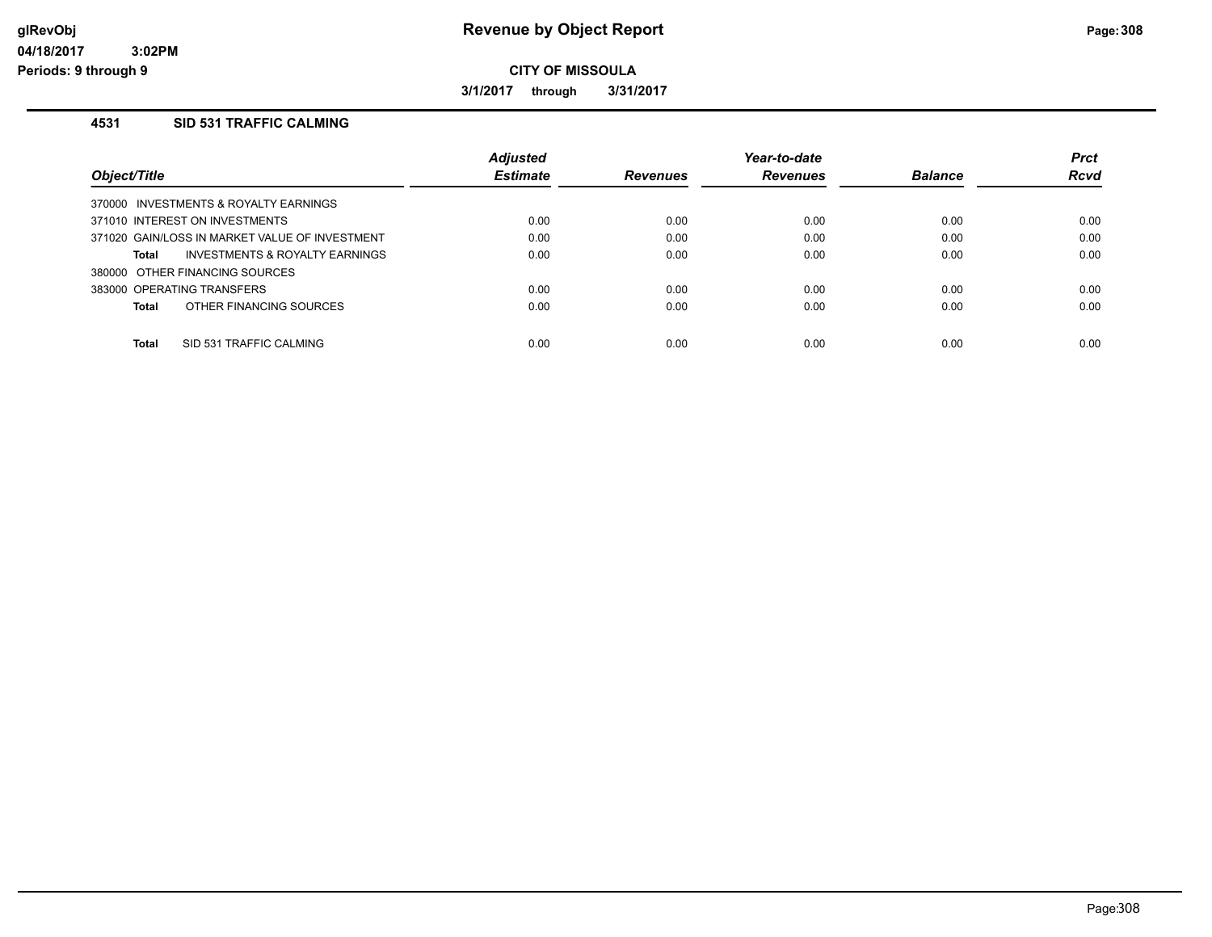**Revenue by Object Report**

**CITY OF MISSOULA**

**3/1/2017 through 3/31/2017**

glRevObj
04/18/2017 3:02PM
Periods: 9 through 9

### 4531 SID 531 TRAFFIC CALMING

| Object/Title | Adjusted Estimate | Revenues | Year-to-date Revenues | Balance | Prct Rcvd |
|---|---|---|---|---|---|
| 370000 INVESTMENTS & ROYALTY EARNINGS | | | | | |
| 371010 INTEREST ON INVESTMENTS | 0.00 | 0.00 | 0.00 | 0.00 | 0.00 |
| 371020 GAIN/LOSS IN MARKET VALUE OF INVESTMENT | 0.00 | 0.00 | 0.00 | 0.00 | 0.00 |
| **Total** INVESTMENTS & ROYALTY EARNINGS | 0.00 | 0.00 | 0.00 | 0.00 | 0.00 |
| 380000 OTHER FINANCING SOURCES | | | | | |
| 383000 OPERATING TRANSFERS | 0.00 | 0.00 | 0.00 | 0.00 | 0.00 |
| **Total** OTHER FINANCING SOURCES | 0.00 | 0.00 | 0.00 | 0.00 | 0.00 |
| **Total** SID 531 TRAFFIC CALMING | 0.00 | 0.00 | 0.00 | 0.00 | 0.00 |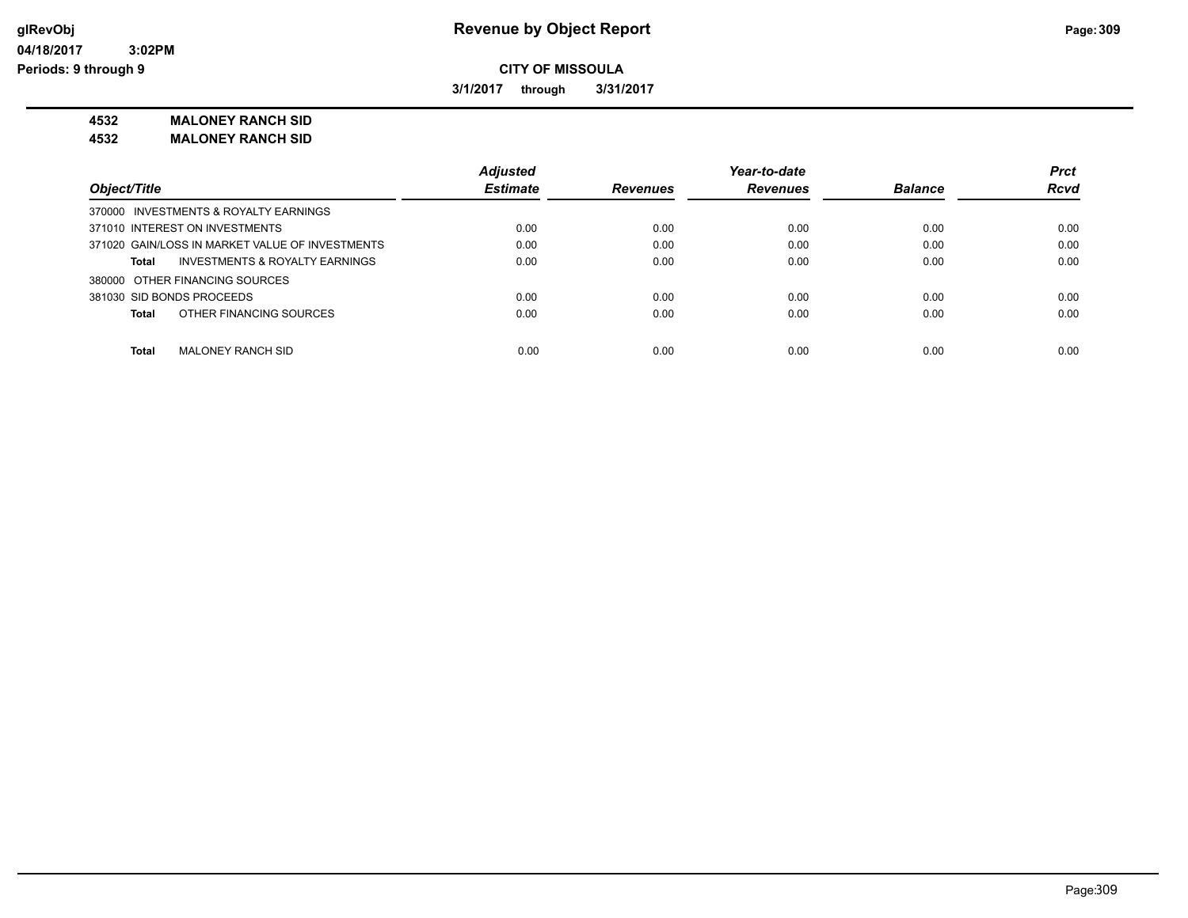# Revenue by Object Report

glRevObj
04/18/2017 3:02PM
Periods: 9 through 9

**CITY OF MISSOULA**

**3/1/2017 through 3/31/2017**

**4532 MALONEY RANCH SID**
**4532 MALONEY RANCH SID**

| Object/Title | Adjusted Estimate | Revenues | Year-to-date Revenues | Balance | Prct Rcvd |
|---|---|---|---|---|---|
| 370000 INVESTMENTS & ROYALTY EARNINGS | | | | | |
| 371010 INTEREST ON INVESTMENTS | 0.00 | 0.00 | 0.00 | 0.00 | 0.00 |
| 371020 GAIN/LOSS IN MARKET VALUE OF INVESTMENTS | 0.00 | 0.00 | 0.00 | 0.00 | 0.00 |
| **Total** INVESTMENTS & ROYALTY EARNINGS | 0.00 | 0.00 | 0.00 | 0.00 | 0.00 |
| 380000 OTHER FINANCING SOURCES | | | | | |
| 381030 SID BONDS PROCEEDS | 0.00 | 0.00 | 0.00 | 0.00 | 0.00 |
| **Total** OTHER FINANCING SOURCES | 0.00 | 0.00 | 0.00 | 0.00 | 0.00 |
| **Total** MALONEY RANCH SID | 0.00 | 0.00 | 0.00 | 0.00 | 0.00 |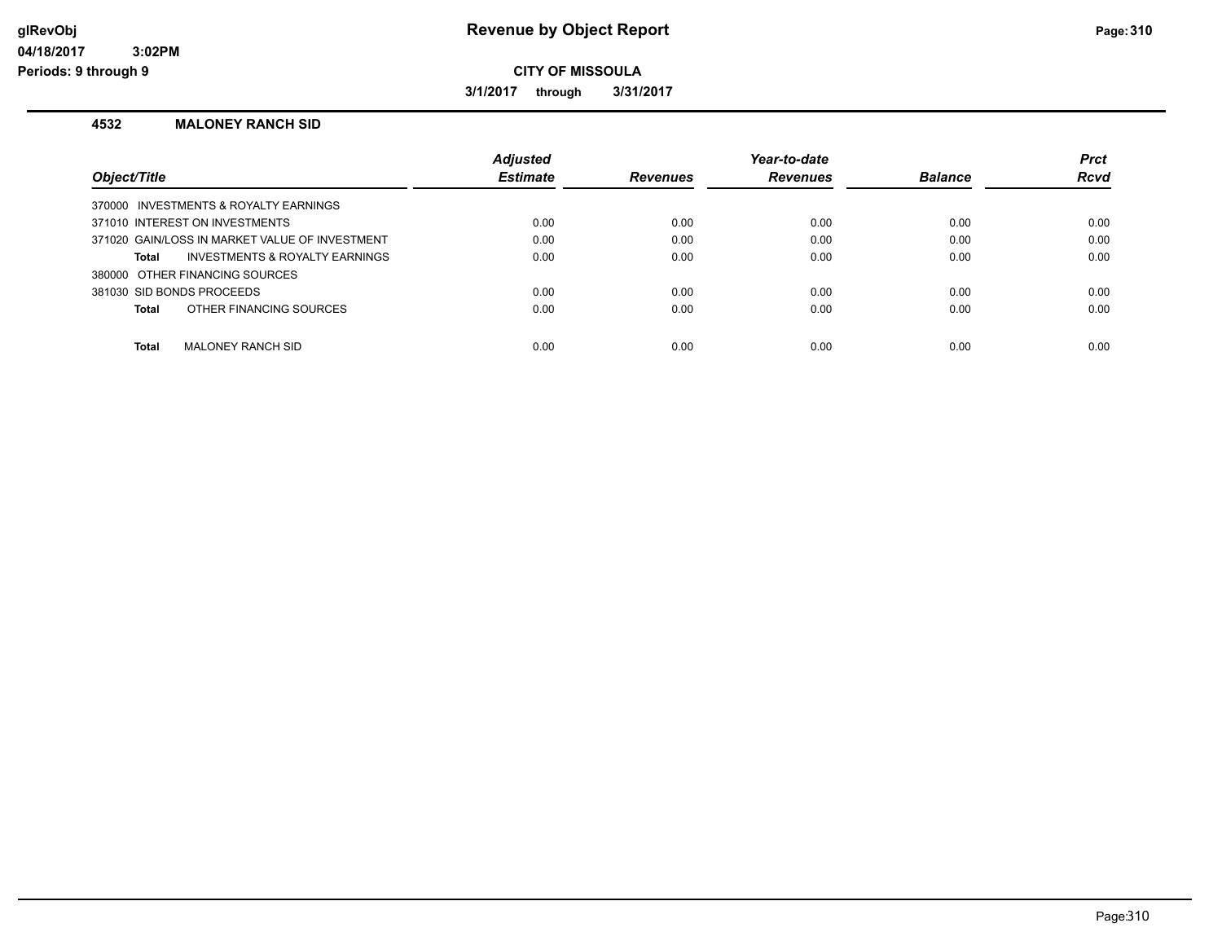# Revenue by Object Report

glRevObj
04/18/2017 3:02PM
Periods: 9 through 9

**CITY OF MISSOULA**

**3/1/2017 through 3/31/2017**

### 4532 MALONEY RANCH SID

| Object/Title | Adjusted Estimate | Revenues | Year-to-date Revenues | Balance | Prct Rcvd |
|---|---|---|---|---|---|
| 370000 INVESTMENTS & ROYALTY EARNINGS | | | | | |
| 371010 INTEREST ON INVESTMENTS | 0.00 | 0.00 | 0.00 | 0.00 | 0.00 |
| 371020 GAIN/LOSS IN MARKET VALUE OF INVESTMENT | 0.00 | 0.00 | 0.00 | 0.00 | 0.00 |
| **Total** INVESTMENTS & ROYALTY EARNINGS | 0.00 | 0.00 | 0.00 | 0.00 | 0.00 |
| 380000 OTHER FINANCING SOURCES | | | | | |
| 381030 SID BONDS PROCEEDS | 0.00 | 0.00 | 0.00 | 0.00 | 0.00 |
| **Total** OTHER FINANCING SOURCES | 0.00 | 0.00 | 0.00 | 0.00 | 0.00 |
| **Total** MALONEY RANCH SID | 0.00 | 0.00 | 0.00 | 0.00 | 0.00 |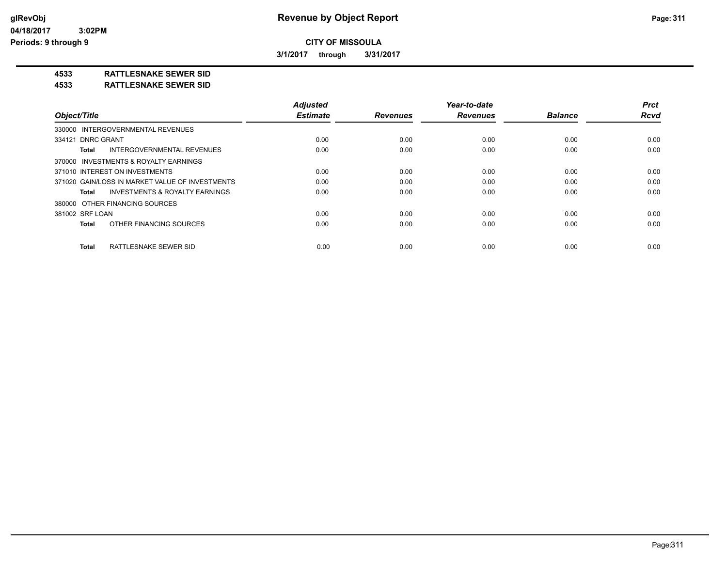**Revenue by Object Report**

**CITY OF MISSOULA**

**3/1/2017 through 3/31/2017**

**4533 RATTLESNAKE SEWER SID**
**4533 RATTLESNAKE SEWER SID**

| Object/Title | Adjusted Estimate | Revenues | Year-to-date Revenues | Balance | Prct Rcvd |
|---|---|---|---|---|---|
| 330000 INTERGOVERNMENTAL REVENUES | | | | | |
| 334121 DNRC GRANT | 0.00 | 0.00 | 0.00 | 0.00 | 0.00 |
| **Total** INTERGOVERNMENTAL REVENUES | 0.00 | 0.00 | 0.00 | 0.00 | 0.00 |
| 370000 INVESTMENTS & ROYALTY EARNINGS | | | | | |
| 371010 INTEREST ON INVESTMENTS | 0.00 | 0.00 | 0.00 | 0.00 | 0.00 |
| 371020 GAIN/LOSS IN MARKET VALUE OF INVESTMENTS | 0.00 | 0.00 | 0.00 | 0.00 | 0.00 |
| **Total** INVESTMENTS & ROYALTY EARNINGS | 0.00 | 0.00 | 0.00 | 0.00 | 0.00 |
| 380000 OTHER FINANCING SOURCES | | | | | |
| 381002 SRF LOAN | 0.00 | 0.00 | 0.00 | 0.00 | 0.00 |
| **Total** OTHER FINANCING SOURCES | 0.00 | 0.00 | 0.00 | 0.00 | 0.00 |
| **Total** RATTLESNAKE SEWER SID | 0.00 | 0.00 | 0.00 | 0.00 | 0.00 |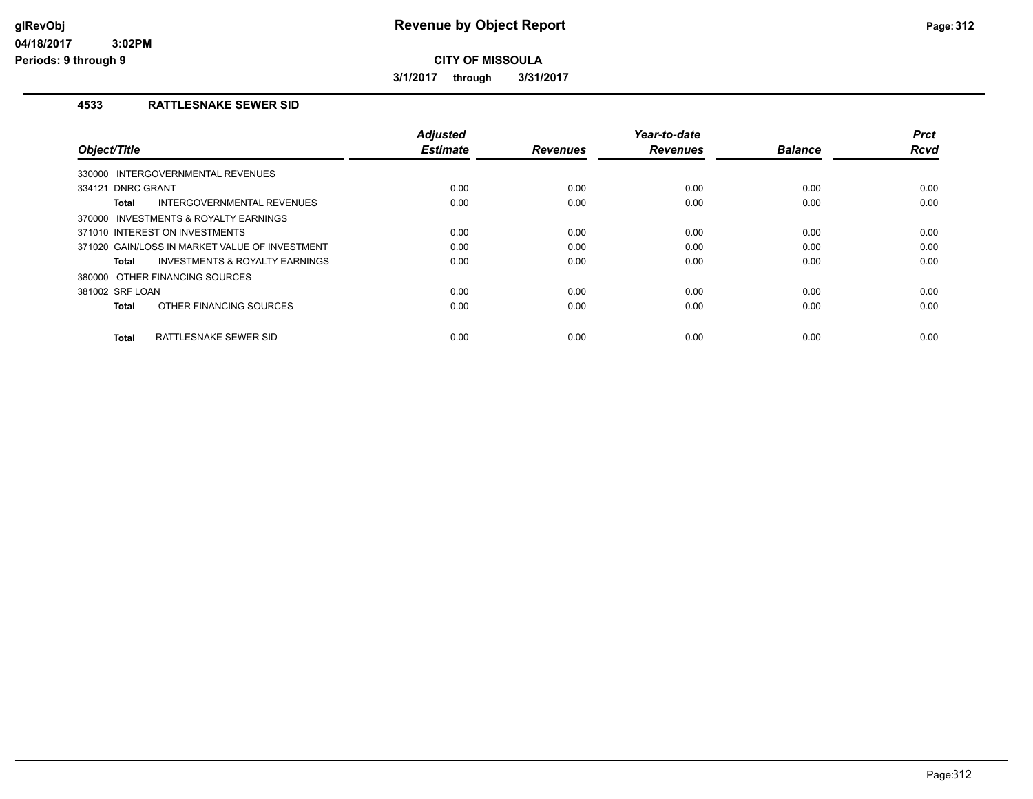**glRevObj**
**04/18/2017 3:02PM**
**Periods: 9 through 9**

# Revenue by Object Report

**CITY OF MISSOULA**

**3/1/2017 through 3/31/2017**

## 4533 RATTLESNAKE SEWER SID

| Object/Title | Adjusted Estimate | Revenues | Year-to-date Revenues | Balance | Prct Rcvd |
|---|---|---|---|---|---|
| 330000 INTERGOVERNMENTAL REVENUES | | | | | |
| 334121 DNRC GRANT | 0.00 | 0.00 | 0.00 | 0.00 | 0.00 |
| **Total** INTERGOVERNMENTAL REVENUES | 0.00 | 0.00 | 0.00 | 0.00 | 0.00 |
| 370000 INVESTMENTS & ROYALTY EARNINGS | | | | | |
| 371010 INTEREST ON INVESTMENTS | 0.00 | 0.00 | 0.00 | 0.00 | 0.00 |
| 371020 GAIN/LOSS IN MARKET VALUE OF INVESTMENT | 0.00 | 0.00 | 0.00 | 0.00 | 0.00 |
| **Total** INVESTMENTS & ROYALTY EARNINGS | 0.00 | 0.00 | 0.00 | 0.00 | 0.00 |
| 380000 OTHER FINANCING SOURCES | | | | | |
| 381002 SRF LOAN | 0.00 | 0.00 | 0.00 | 0.00 | 0.00 |
| **Total** OTHER FINANCING SOURCES | 0.00 | 0.00 | 0.00 | 0.00 | 0.00 |
| **Total** RATTLESNAKE SEWER SID | 0.00 | 0.00 | 0.00 | 0.00 | 0.00 |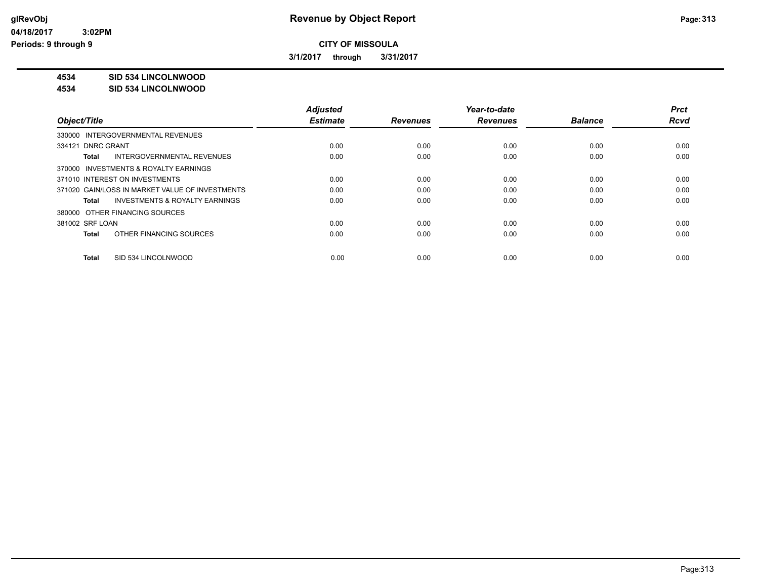**Revenue by Object Report**

**CITY OF MISSOULA**

**3/1/2017 through 3/31/2017**

glRevObj
04/18/2017 3:02PM
Periods: 9 through 9

**4534 SID 534 LINCOLNWOOD**
**4534 SID 534 LINCOLNWOOD**

| Object/Title | Adjusted Estimate | Revenues | Year-to-date Revenues | Balance | Prct Rcvd |
|---|---|---|---|---|---|
| 330000 INTERGOVERNMENTAL REVENUES | | | | | |
| 334121 DNRC GRANT | 0.00 | 0.00 | 0.00 | 0.00 | 0.00 |
| **Total** INTERGOVERNMENTAL REVENUES | 0.00 | 0.00 | 0.00 | 0.00 | 0.00 |
| 370000 INVESTMENTS & ROYALTY EARNINGS | | | | | |
| 371010 INTEREST ON INVESTMENTS | 0.00 | 0.00 | 0.00 | 0.00 | 0.00 |
| 371020 GAIN/LOSS IN MARKET VALUE OF INVESTMENTS | 0.00 | 0.00 | 0.00 | 0.00 | 0.00 |
| **Total** INVESTMENTS & ROYALTY EARNINGS | 0.00 | 0.00 | 0.00 | 0.00 | 0.00 |
| 380000 OTHER FINANCING SOURCES | | | | | |
| 381002 SRF LOAN | 0.00 | 0.00 | 0.00 | 0.00 | 0.00 |
| **Total** OTHER FINANCING SOURCES | 0.00 | 0.00 | 0.00 | 0.00 | 0.00 |
| **Total** SID 534 LINCOLNWOOD | 0.00 | 0.00 | 0.00 | 0.00 | 0.00 |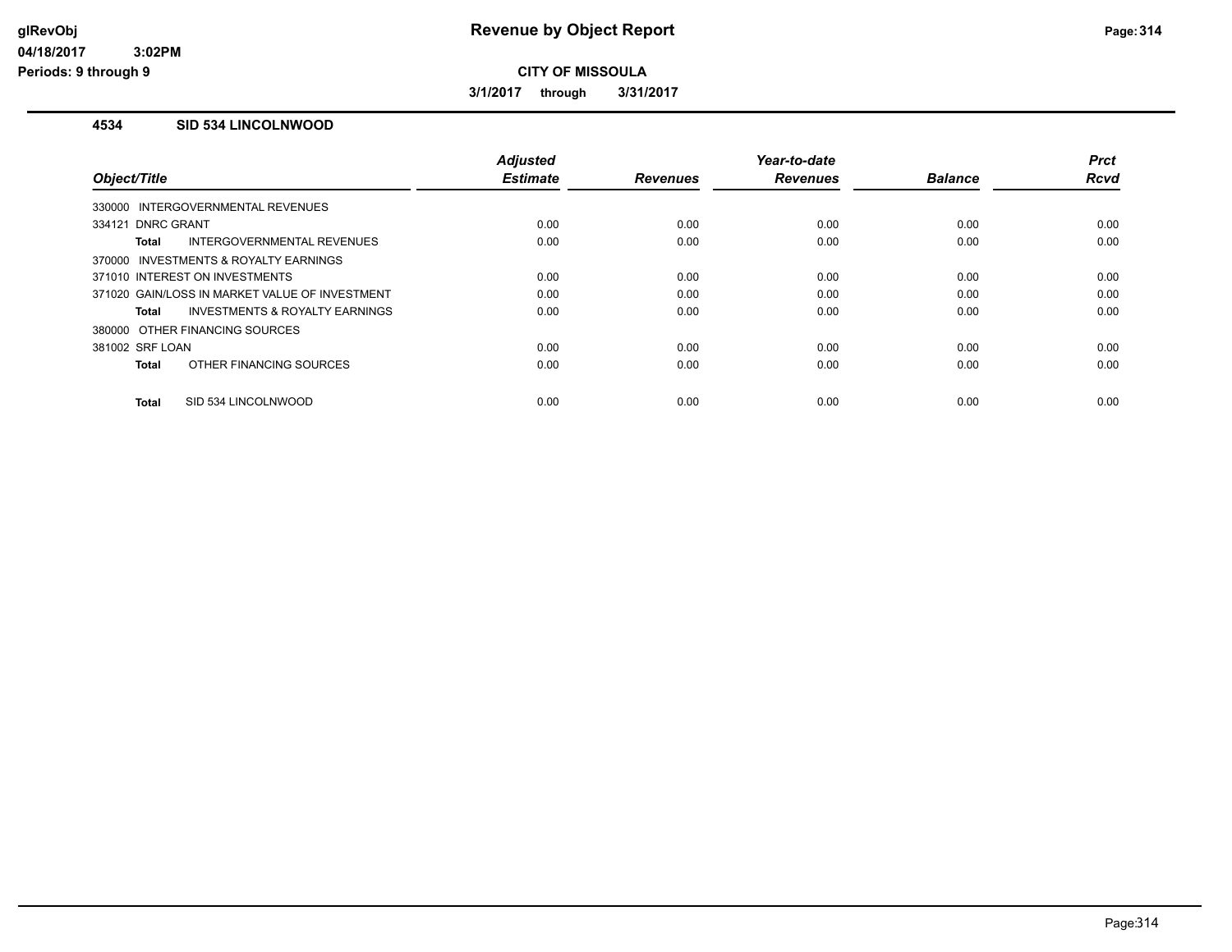# Revenue by Object Report

**CITY OF MISSOULA**

**3/1/2017 through 3/31/2017**

glRevObj
04/18/2017 3:02PM
Periods: 9 through 9

### 4534 SID 534 LINCOLNWOOD

| Object/Title | Adjusted Estimate | Revenues | Year-to-date Revenues | Balance | Prct Rcvd |
|---|---|---|---|---|---|
| 330000 INTERGOVERNMENTAL REVENUES | | | | | |
| 334121 DNRC GRANT | 0.00 | 0.00 | 0.00 | 0.00 | 0.00 |
| **Total** INTERGOVERNMENTAL REVENUES | 0.00 | 0.00 | 0.00 | 0.00 | 0.00 |
| 370000 INVESTMENTS & ROYALTY EARNINGS | | | | | |
| 371010 INTEREST ON INVESTMENTS | 0.00 | 0.00 | 0.00 | 0.00 | 0.00 |
| 371020 GAIN/LOSS IN MARKET VALUE OF INVESTMENT | 0.00 | 0.00 | 0.00 | 0.00 | 0.00 |
| **Total** INVESTMENTS & ROYALTY EARNINGS | 0.00 | 0.00 | 0.00 | 0.00 | 0.00 |
| 380000 OTHER FINANCING SOURCES | | | | | |
| 381002 SRF LOAN | 0.00 | 0.00 | 0.00 | 0.00 | 0.00 |
| **Total** OTHER FINANCING SOURCES | 0.00 | 0.00 | 0.00 | 0.00 | 0.00 |
| **Total** SID 534 LINCOLNWOOD | 0.00 | 0.00 | 0.00 | 0.00 | 0.00 |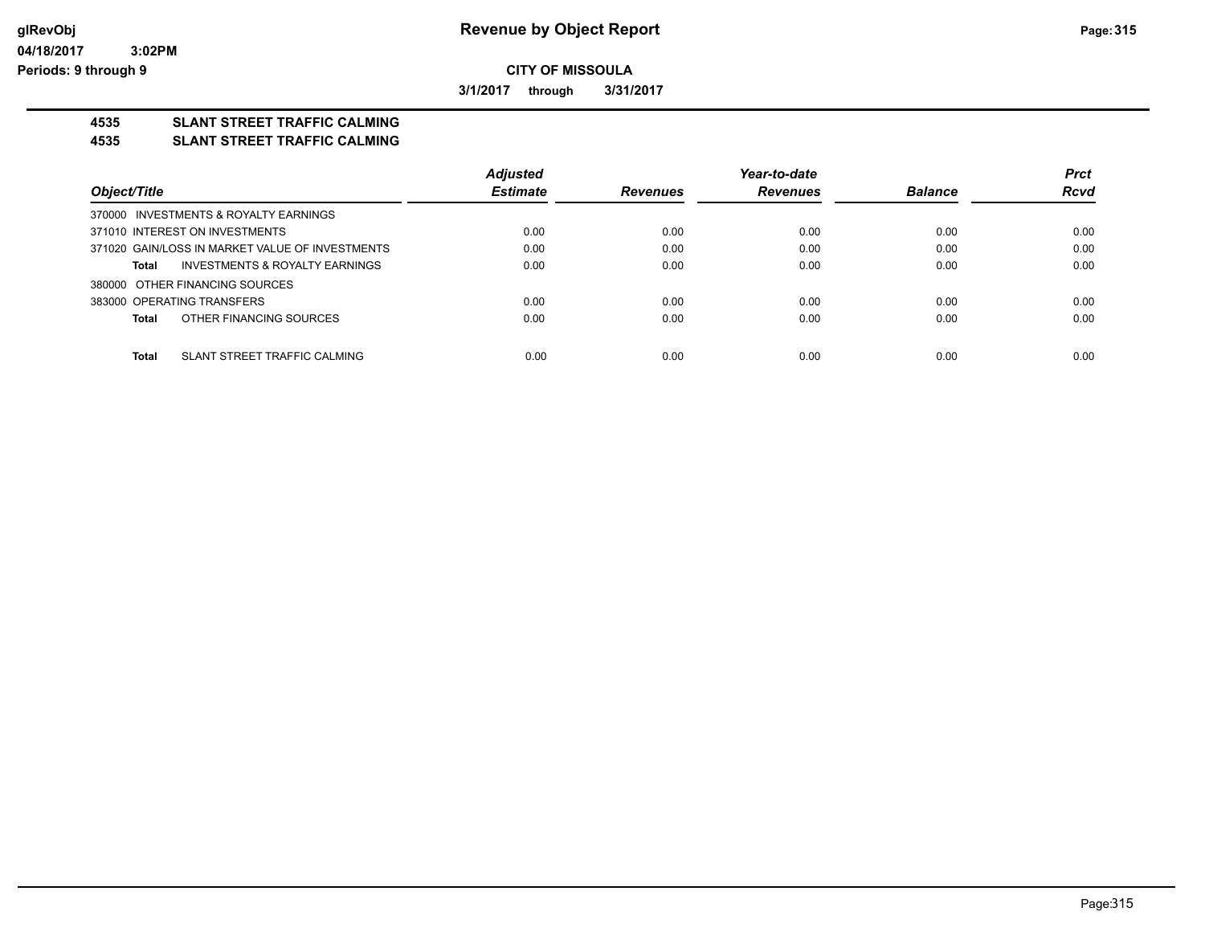## Revenue by Object Report

**CITY OF MISSOULA**

**3/1/2017 through 3/31/2017**

**Periods: 9 through 9**

### 4535 SLANT STREET TRAFFIC CALMING
### 4535 SLANT STREET TRAFFIC CALMING

| Object/Title | Adjusted Estimate | Revenues | Year-to-date Revenues | Balance | Prct Rcvd |
|---|---|---|---|---|---|
| 370000 INVESTMENTS & ROYALTY EARNINGS | | | | | |
| 371010 INTEREST ON INVESTMENTS | 0.00 | 0.00 | 0.00 | 0.00 | 0.00 |
| 371020 GAIN/LOSS IN MARKET VALUE OF INVESTMENTS | 0.00 | 0.00 | 0.00 | 0.00 | 0.00 |
| **Total** INVESTMENTS & ROYALTY EARNINGS | 0.00 | 0.00 | 0.00 | 0.00 | 0.00 |
| 380000 OTHER FINANCING SOURCES | | | | | |
| 383000 OPERATING TRANSFERS | 0.00 | 0.00 | 0.00 | 0.00 | 0.00 |
| **Total** OTHER FINANCING SOURCES | 0.00 | 0.00 | 0.00 | 0.00 | 0.00 |
| **Total** SLANT STREET TRAFFIC CALMING | 0.00 | 0.00 | 0.00 | 0.00 | 0.00 |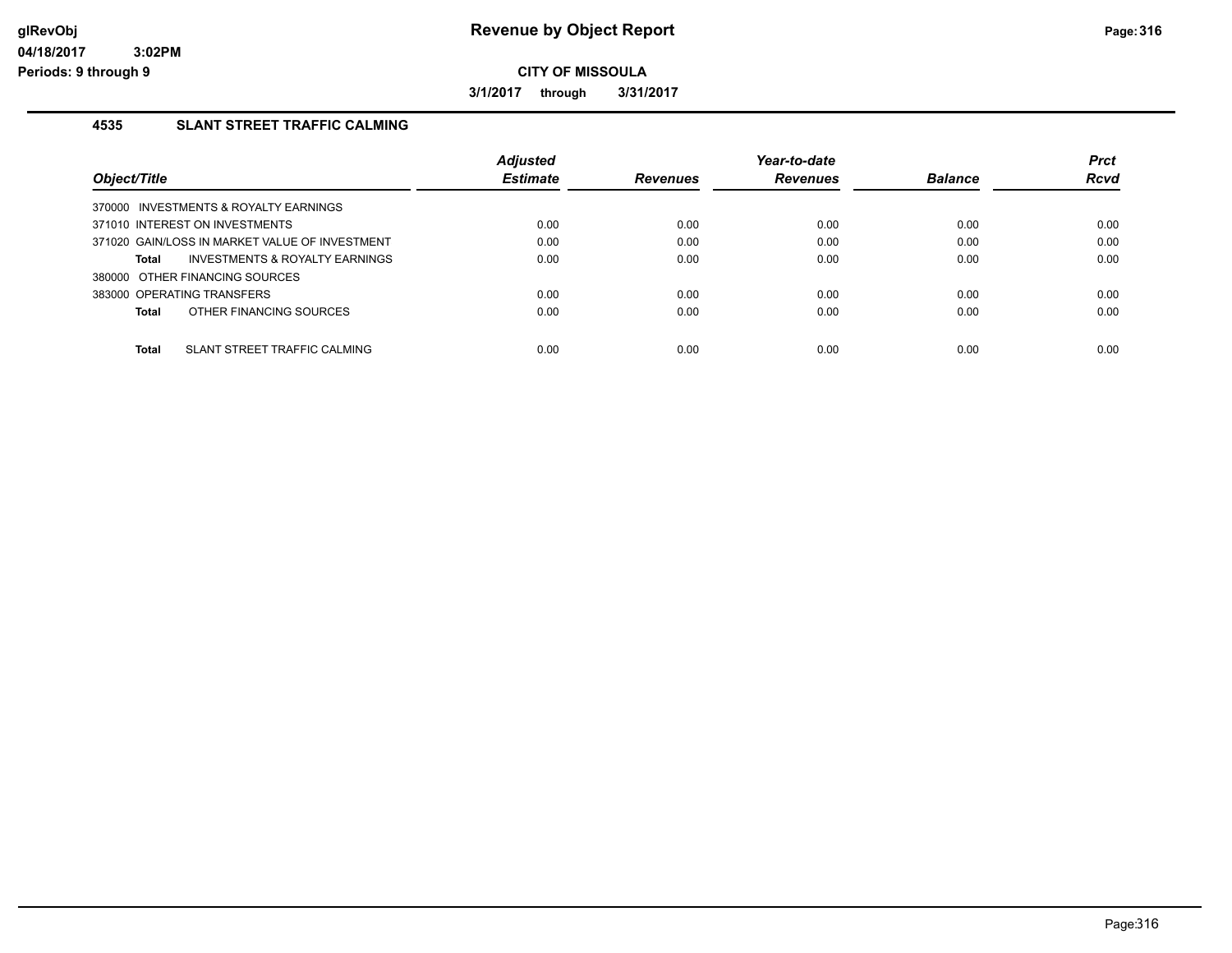# Revenue by Object Report

**CITY OF MISSOULA**

**3/1/2017 through 3/31/2017**

glRevObj
04/18/2017 3:02PM
Periods: 9 through 9

## 4535 SLANT STREET TRAFFIC CALMING

| Object/Title | Adjusted Estimate | Revenues | Year-to-date Revenues | Balance | Prct Rcvd |
|---|---|---|---|---|---|
| 370000 INVESTMENTS & ROYALTY EARNINGS | | | | | |
| 371010 INTEREST ON INVESTMENTS | 0.00 | 0.00 | 0.00 | 0.00 | 0.00 |
| 371020 GAIN/LOSS IN MARKET VALUE OF INVESTMENT | 0.00 | 0.00 | 0.00 | 0.00 | 0.00 |
| **Total** INVESTMENTS & ROYALTY EARNINGS | 0.00 | 0.00 | 0.00 | 0.00 | 0.00 |
| 380000 OTHER FINANCING SOURCES | | | | | |
| 383000 OPERATING TRANSFERS | 0.00 | 0.00 | 0.00 | 0.00 | 0.00 |
| **Total** OTHER FINANCING SOURCES | 0.00 | 0.00 | 0.00 | 0.00 | 0.00 |
| **Total** SLANT STREET TRAFFIC CALMING | 0.00 | 0.00 | 0.00 | 0.00 | 0.00 |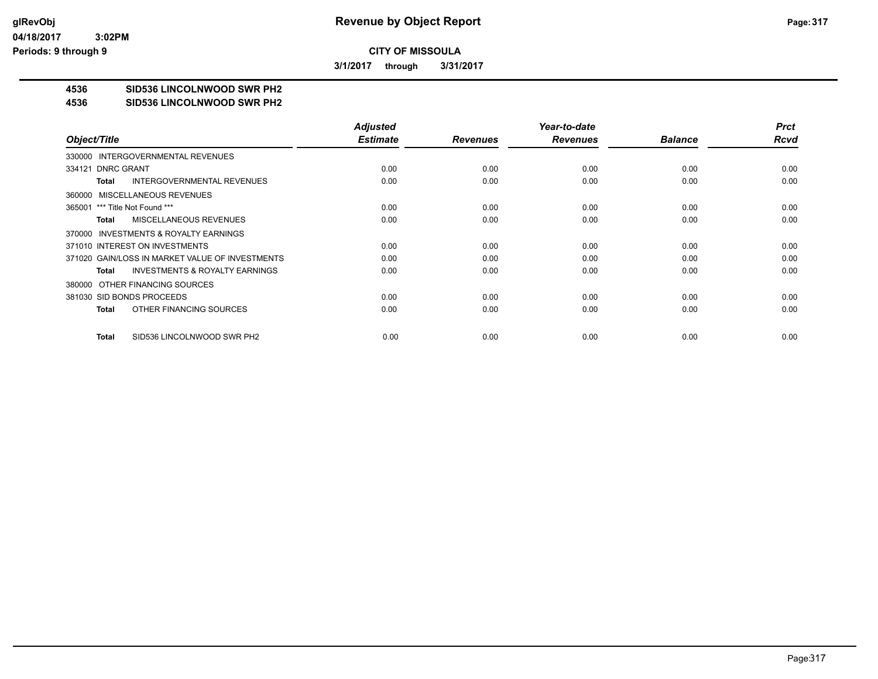**Revenue by Object Report**

**CITY OF MISSOULA**

**3/1/2017 through 3/31/2017**

glRevObj
04/18/2017 3:02PM
Periods: 9 through 9

**4536 SID536 LINCOLNWOOD SWR PH2**
**4536 SID536 LINCOLNWOOD SWR PH2**

| Object/Title | Adjusted Estimate | Revenues | Year-to-date Revenues | Balance | Prct Rcvd |
|---|---|---|---|---|---|
| 330000 INTERGOVERNMENTAL REVENUES | | | | | |
| 334121 DNRC GRANT | 0.00 | 0.00 | 0.00 | 0.00 | 0.00 |
| **Total** INTERGOVERNMENTAL REVENUES | 0.00 | 0.00 | 0.00 | 0.00 | 0.00 |
| 360000 MISCELLANEOUS REVENUES | | | | | |
| 365001 *** Title Not Found *** | 0.00 | 0.00 | 0.00 | 0.00 | 0.00 |
| **Total** MISCELLANEOUS REVENUES | 0.00 | 0.00 | 0.00 | 0.00 | 0.00 |
| 370000 INVESTMENTS & ROYALTY EARNINGS | | | | | |
| 371010 INTEREST ON INVESTMENTS | 0.00 | 0.00 | 0.00 | 0.00 | 0.00 |
| 371020 GAIN/LOSS IN MARKET VALUE OF INVESTMENTS | 0.00 | 0.00 | 0.00 | 0.00 | 0.00 |
| **Total** INVESTMENTS & ROYALTY EARNINGS | 0.00 | 0.00 | 0.00 | 0.00 | 0.00 |
| 380000 OTHER FINANCING SOURCES | | | | | |
| 381030 SID BONDS PROCEEDS | 0.00 | 0.00 | 0.00 | 0.00 | 0.00 |
| **Total** OTHER FINANCING SOURCES | 0.00 | 0.00 | 0.00 | 0.00 | 0.00 |
| **Total** SID536 LINCOLNWOOD SWR PH2 | 0.00 | 0.00 | 0.00 | 0.00 | 0.00 |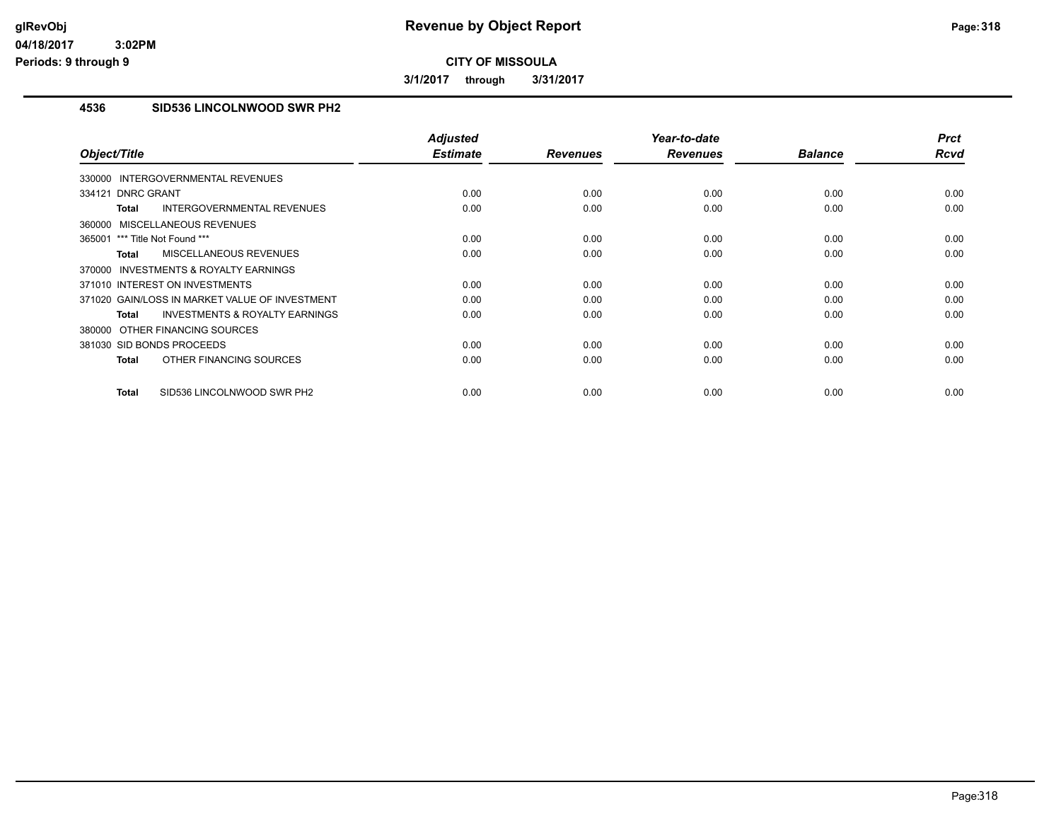# Revenue by Object Report

glRevObj
04/18/2017 3:02PM
Periods: 9 through 9

**CITY OF MISSOULA**

**3/1/2017 through 3/31/2017**

## 4536 SID536 LINCOLNWOOD SWR PH2

| Object/Title | Adjusted Estimate | Revenues | Year-to-date Revenues | Balance | Prct Rcvd |
|---|---|---|---|---|---|
| 330000 INTERGOVERNMENTAL REVENUES | | | | | |
| 334121 DNRC GRANT | 0.00 | 0.00 | 0.00 | 0.00 | 0.00 |
| **Total** INTERGOVERNMENTAL REVENUES | 0.00 | 0.00 | 0.00 | 0.00 | 0.00 |
| 360000 MISCELLANEOUS REVENUES | | | | | |
| 365001 *** Title Not Found *** | 0.00 | 0.00 | 0.00 | 0.00 | 0.00 |
| **Total** MISCELLANEOUS REVENUES | 0.00 | 0.00 | 0.00 | 0.00 | 0.00 |
| 370000 INVESTMENTS & ROYALTY EARNINGS | | | | | |
| 371010 INTEREST ON INVESTMENTS | 0.00 | 0.00 | 0.00 | 0.00 | 0.00 |
| 371020 GAIN/LOSS IN MARKET VALUE OF INVESTMENT | 0.00 | 0.00 | 0.00 | 0.00 | 0.00 |
| **Total** INVESTMENTS & ROYALTY EARNINGS | 0.00 | 0.00 | 0.00 | 0.00 | 0.00 |
| 380000 OTHER FINANCING SOURCES | | | | | |
| 381030 SID BONDS PROCEEDS | 0.00 | 0.00 | 0.00 | 0.00 | 0.00 |
| **Total** OTHER FINANCING SOURCES | 0.00 | 0.00 | 0.00 | 0.00 | 0.00 |
| **Total** SID536 LINCOLNWOOD SWR PH2 | 0.00 | 0.00 | 0.00 | 0.00 | 0.00 |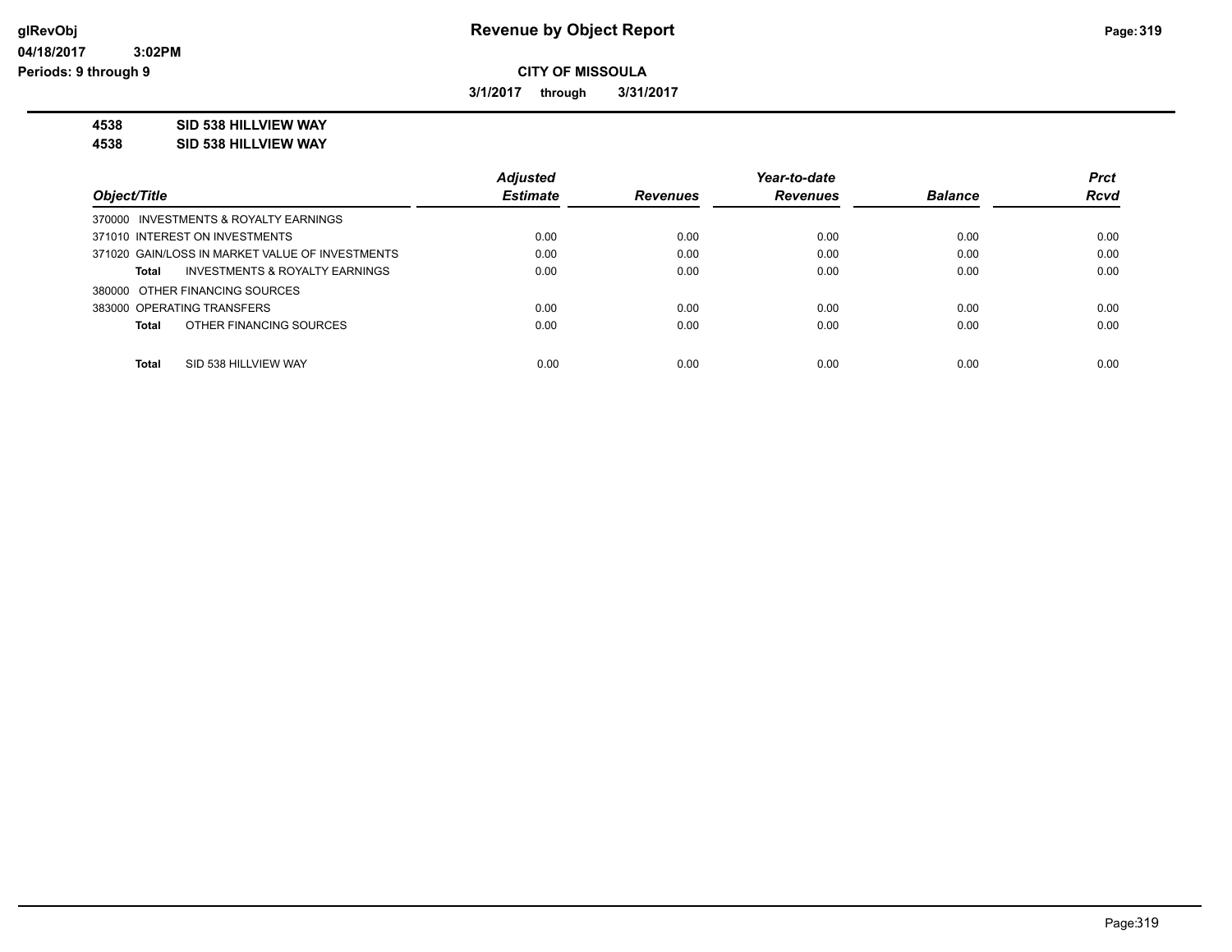**CITY OF MISSOULA**

**3/1/2017 through 3/31/2017**

**4538 SID 538 HILLVIEW WAY**
**4538 SID 538 HILLVIEW WAY**

| Object/Title | Adjusted Estimate | Revenues | Year-to-date Revenues | Balance | Prct Rcvd |
| --- | --- | --- | --- | --- | --- |
| 370000 INVESTMENTS & ROYALTY EARNINGS | | | | | |
| 371010 INTEREST ON INVESTMENTS | 0.00 | 0.00 | 0.00 | 0.00 | 0.00 |
| 371020 GAIN/LOSS IN MARKET VALUE OF INVESTMENTS | 0.00 | 0.00 | 0.00 | 0.00 | 0.00 |
| **Total** INVESTMENTS & ROYALTY EARNINGS | 0.00 | 0.00 | 0.00 | 0.00 | 0.00 |
| 380000 OTHER FINANCING SOURCES | | | | | |
| 383000 OPERATING TRANSFERS | 0.00 | 0.00 | 0.00 | 0.00 | 0.00 |
| **Total** OTHER FINANCING SOURCES | 0.00 | 0.00 | 0.00 | 0.00 | 0.00 |
| **Total** SID 538 HILLVIEW WAY | 0.00 | 0.00 | 0.00 | 0.00 | 0.00 |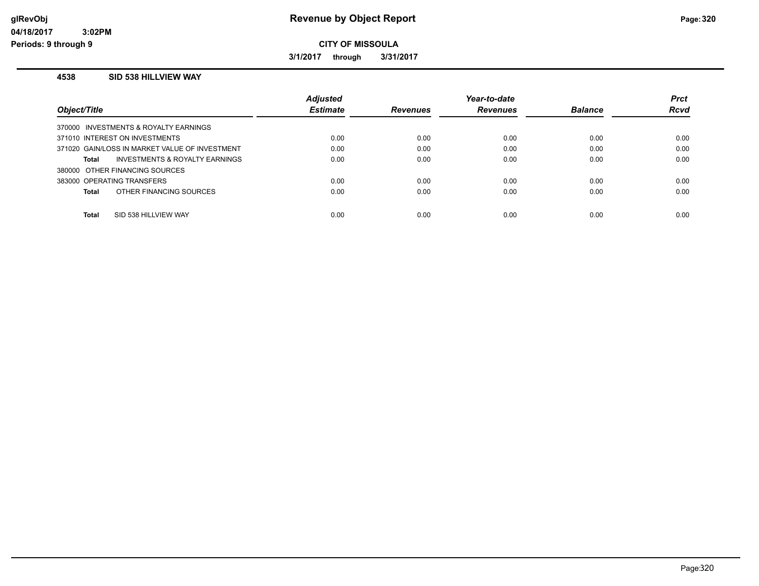# Revenue by Object Report

glRevObj
04/18/2017 3:02PM
Periods: 9 through 9

**CITY OF MISSOULA**

**3/1/2017 through 3/31/2017**

## 4538 SID 538 HILLVIEW WAY

| Object/Title | Adjusted Estimate | Revenues | Year-to-date Revenues | Balance | Prct Rcvd |
|---|---|---|---|---|---|
| 370000 INVESTMENTS & ROYALTY EARNINGS | | | | | |
| 371010 INTEREST ON INVESTMENTS | 0.00 | 0.00 | 0.00 | 0.00 | 0.00 |
| 371020 GAIN/LOSS IN MARKET VALUE OF INVESTMENT | 0.00 | 0.00 | 0.00 | 0.00 | 0.00 |
| **Total** INVESTMENTS & ROYALTY EARNINGS | 0.00 | 0.00 | 0.00 | 0.00 | 0.00 |
| 380000 OTHER FINANCING SOURCES | | | | | |
| 383000 OPERATING TRANSFERS | 0.00 | 0.00 | 0.00 | 0.00 | 0.00 |
| **Total** OTHER FINANCING SOURCES | 0.00 | 0.00 | 0.00 | 0.00 | 0.00 |
| **Total** SID 538 HILLVIEW WAY | 0.00 | 0.00 | 0.00 | 0.00 | 0.00 |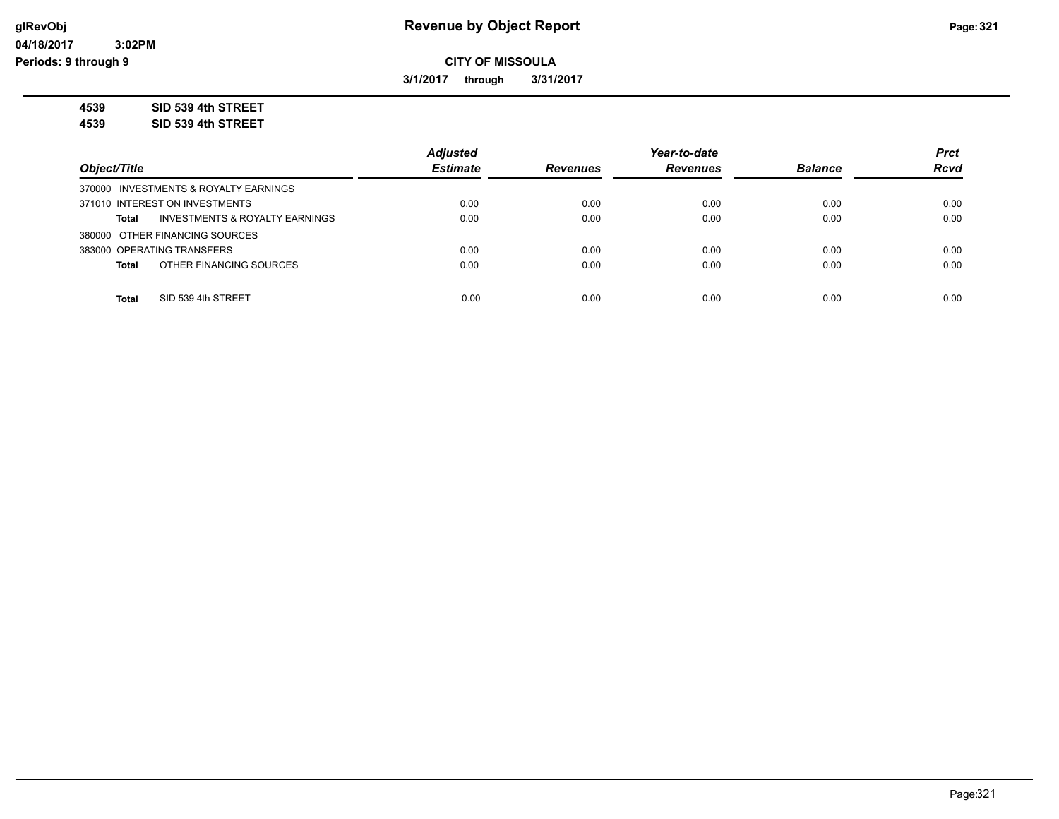# Revenue by Object Report

glRevObj
04/18/2017 3:02PM
Periods: 9 through 9

**CITY OF MISSOULA**

**3/1/2017 through 3/31/2017**

**4539 SID 539 4th STREET**
**4539 SID 539 4th STREET**

| Object/Title | Adjusted Estimate | Revenues | Year-to-date Revenues | Balance | Prct Rcvd |
|---|---|---|---|---|---|
| 370000 INVESTMENTS & ROYALTY EARNINGS | | | | | |
| 371010 INTEREST ON INVESTMENTS | 0.00 | 0.00 | 0.00 | 0.00 | 0.00 |
| **Total** INVESTMENTS & ROYALTY EARNINGS | 0.00 | 0.00 | 0.00 | 0.00 | 0.00 |
| 380000 OTHER FINANCING SOURCES | | | | | |
| 383000 OPERATING TRANSFERS | 0.00 | 0.00 | 0.00 | 0.00 | 0.00 |
| **Total** OTHER FINANCING SOURCES | 0.00 | 0.00 | 0.00 | 0.00 | 0.00 |
| **Total** SID 539 4th STREET | 0.00 | 0.00 | 0.00 | 0.00 | 0.00 |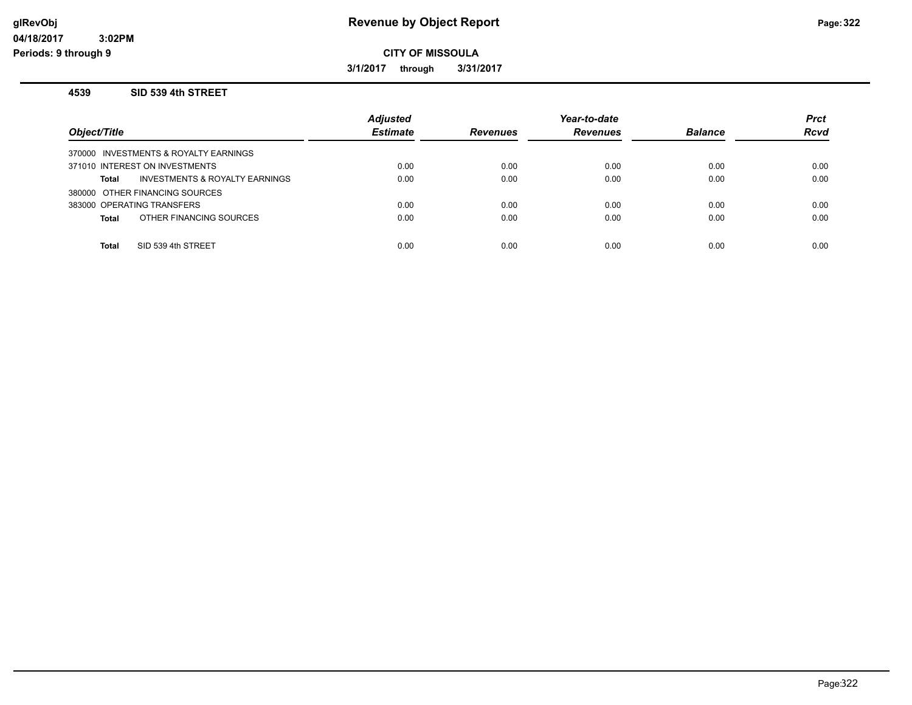# Revenue by Object Report

glRevObj
04/18/2017 3:02PM
Periods: 9 through 9

**CITY OF MISSOULA**

**3/1/2017 through 3/31/2017**

## 4539 SID 539 4th STREET

| Object/Title | Adjusted Estimate | Revenues | Year-to-date Revenues | Balance | Prct Rcvd |
|---|---|---|---|---|---|
| 370000 INVESTMENTS & ROYALTY EARNINGS | | | | | |
| 371010 INTEREST ON INVESTMENTS | 0.00 | 0.00 | 0.00 | 0.00 | 0.00 |
| **Total** INVESTMENTS & ROYALTY EARNINGS | 0.00 | 0.00 | 0.00 | 0.00 | 0.00 |
| 380000 OTHER FINANCING SOURCES | | | | | |
| 383000 OPERATING TRANSFERS | 0.00 | 0.00 | 0.00 | 0.00 | 0.00 |
| **Total** OTHER FINANCING SOURCES | 0.00 | 0.00 | 0.00 | 0.00 | 0.00 |
| **Total** SID 539 4th STREET | 0.00 | 0.00 | 0.00 | 0.00 | 0.00 |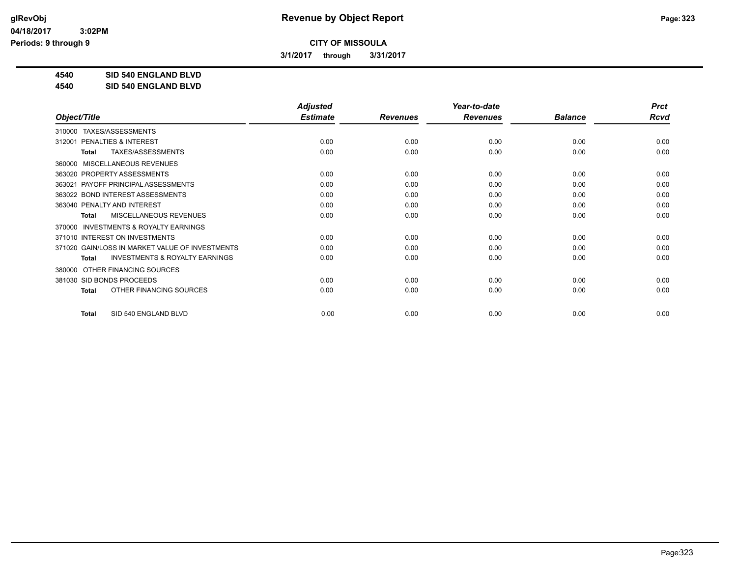# Revenue by Object Report

**CITY OF MISSOULA**

**3/1/2017 through 3/31/2017**

glRevObj
04/18/2017 3:02PM
Periods: 9 through 9

**4540 SID 540 ENGLAND BLVD**
**4540 SID 540 ENGLAND BLVD**

| Object/Title | Adjusted Estimate | Revenues | Year-to-date Revenues | Balance | Prct Rcvd |
|---|---|---|---|---|---|
| 310000 TAXES/ASSESSMENTS | | | | | |
| 312001 PENALTIES & INTEREST | 0.00 | 0.00 | 0.00 | 0.00 | 0.00 |
| **Total** TAXES/ASSESSMENTS | 0.00 | 0.00 | 0.00 | 0.00 | 0.00 |
| 360000 MISCELLANEOUS REVENUES | | | | | |
| 363020 PROPERTY ASSESSMENTS | 0.00 | 0.00 | 0.00 | 0.00 | 0.00 |
| 363021 PAYOFF PRINCIPAL ASSESSMENTS | 0.00 | 0.00 | 0.00 | 0.00 | 0.00 |
| 363022 BOND INTEREST ASSESSMENTS | 0.00 | 0.00 | 0.00 | 0.00 | 0.00 |
| 363040 PENALTY AND INTEREST | 0.00 | 0.00 | 0.00 | 0.00 | 0.00 |
| **Total** MISCELLANEOUS REVENUES | 0.00 | 0.00 | 0.00 | 0.00 | 0.00 |
| 370000 INVESTMENTS & ROYALTY EARNINGS | | | | | |
| 371010 INTEREST ON INVESTMENTS | 0.00 | 0.00 | 0.00 | 0.00 | 0.00 |
| 371020 GAIN/LOSS IN MARKET VALUE OF INVESTMENTS | 0.00 | 0.00 | 0.00 | 0.00 | 0.00 |
| **Total** INVESTMENTS & ROYALTY EARNINGS | 0.00 | 0.00 | 0.00 | 0.00 | 0.00 |
| 380000 OTHER FINANCING SOURCES | | | | | |
| 381030 SID BONDS PROCEEDS | 0.00 | 0.00 | 0.00 | 0.00 | 0.00 |
| **Total** OTHER FINANCING SOURCES | 0.00 | 0.00 | 0.00 | 0.00 | 0.00 |
| **Total** SID 540 ENGLAND BLVD | 0.00 | 0.00 | 0.00 | 0.00 | 0.00 |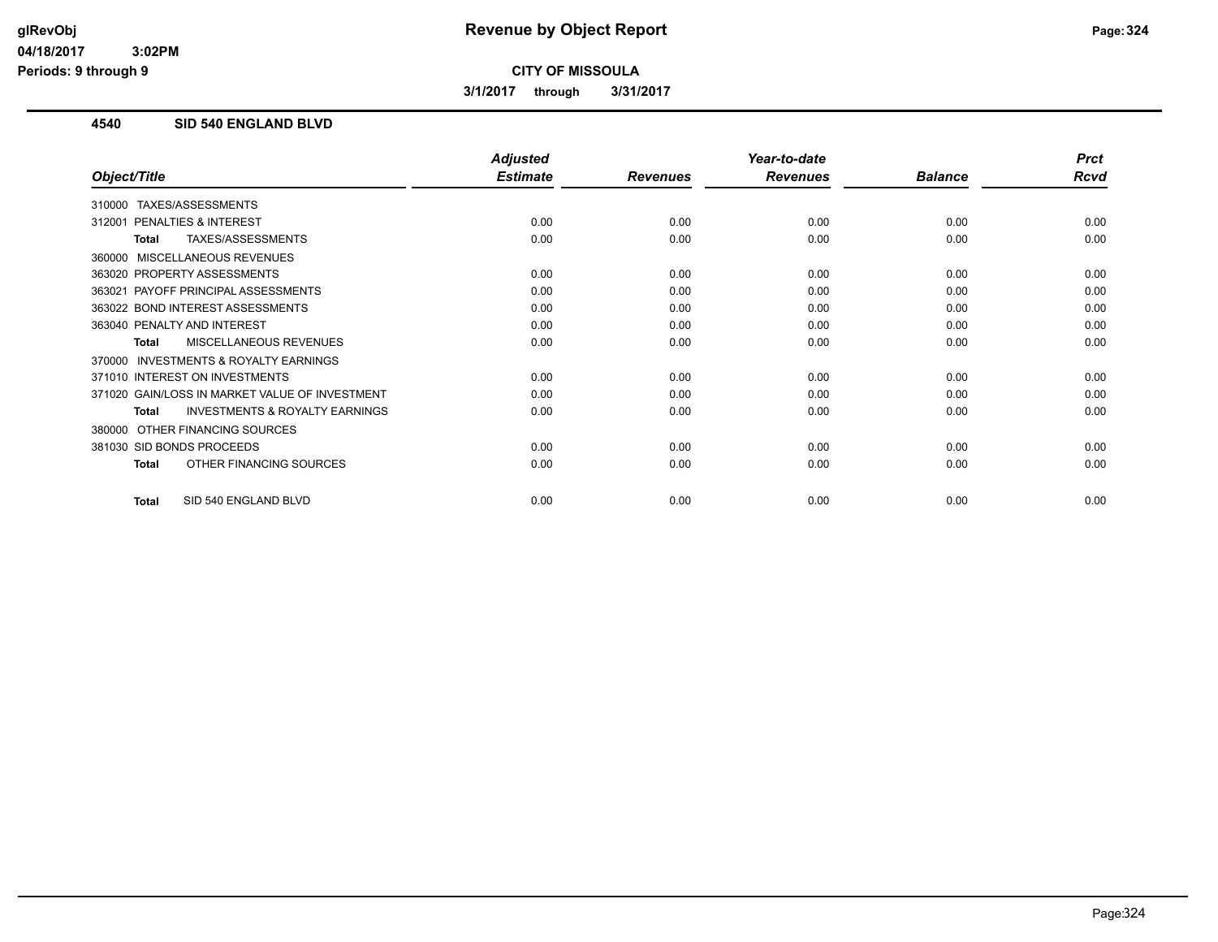# Revenue by Object Report

**CITY OF MISSOULA**

**3/1/2017 through 3/31/2017**

glRevObj
04/18/2017 3:02PM
Periods: 9 through 9

## 4540 SID 540 ENGLAND BLVD

| Object/Title | Adjusted Estimate | Revenues | Year-to-date Revenues | Balance | Prct Rcvd |
|---|---|---|---|---|---|
| 310000 TAXES/ASSESSMENTS | | | | | |
| 312001 PENALTIES & INTEREST | 0.00 | 0.00 | 0.00 | 0.00 | 0.00 |
| **Total** TAXES/ASSESSMENTS | 0.00 | 0.00 | 0.00 | 0.00 | 0.00 |
| 360000 MISCELLANEOUS REVENUES | | | | | |
| 363020 PROPERTY ASSESSMENTS | 0.00 | 0.00 | 0.00 | 0.00 | 0.00 |
| 363021 PAYOFF PRINCIPAL ASSESSMENTS | 0.00 | 0.00 | 0.00 | 0.00 | 0.00 |
| 363022 BOND INTEREST ASSESSMENTS | 0.00 | 0.00 | 0.00 | 0.00 | 0.00 |
| 363040 PENALTY AND INTEREST | 0.00 | 0.00 | 0.00 | 0.00 | 0.00 |
| **Total** MISCELLANEOUS REVENUES | 0.00 | 0.00 | 0.00 | 0.00 | 0.00 |
| 370000 INVESTMENTS & ROYALTY EARNINGS | | | | | |
| 371010 INTEREST ON INVESTMENTS | 0.00 | 0.00 | 0.00 | 0.00 | 0.00 |
| 371020 GAIN/LOSS IN MARKET VALUE OF INVESTMENT | 0.00 | 0.00 | 0.00 | 0.00 | 0.00 |
| **Total** INVESTMENTS & ROYALTY EARNINGS | 0.00 | 0.00 | 0.00 | 0.00 | 0.00 |
| 380000 OTHER FINANCING SOURCES | | | | | |
| 381030 SID BONDS PROCEEDS | 0.00 | 0.00 | 0.00 | 0.00 | 0.00 |
| **Total** OTHER FINANCING SOURCES | 0.00 | 0.00 | 0.00 | 0.00 | 0.00 |
| **Total** SID 540 ENGLAND BLVD | 0.00 | 0.00 | 0.00 | 0.00 | 0.00 |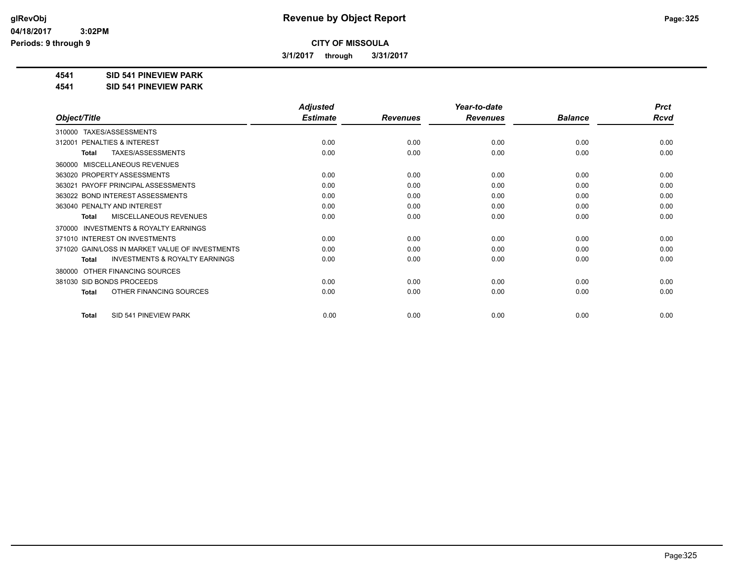# Revenue by Object Report

**CITY OF MISSOULA**

**3/1/2017 through 3/31/2017**

**4541 SID 541 PINEVIEW PARK**
**4541 SID 541 PINEVIEW PARK**

| Object/Title | Adjusted Estimate | Revenues | Year-to-date Revenues | Balance | Prct Rcvd |
|---|---|---|---|---|---|
| 310000 TAXES/ASSESSMENTS | | | | | |
| 312001 PENALTIES & INTEREST | 0.00 | 0.00 | 0.00 | 0.00 | 0.00 |
| **Total** TAXES/ASSESSMENTS | 0.00 | 0.00 | 0.00 | 0.00 | 0.00 |
| 360000 MISCELLANEOUS REVENUES | | | | | |
| 363020 PROPERTY ASSESSMENTS | 0.00 | 0.00 | 0.00 | 0.00 | 0.00 |
| 363021 PAYOFF PRINCIPAL ASSESSMENTS | 0.00 | 0.00 | 0.00 | 0.00 | 0.00 |
| 363022 BOND INTEREST ASSESSMENTS | 0.00 | 0.00 | 0.00 | 0.00 | 0.00 |
| 363040 PENALTY AND INTEREST | 0.00 | 0.00 | 0.00 | 0.00 | 0.00 |
| **Total** MISCELLANEOUS REVENUES | 0.00 | 0.00 | 0.00 | 0.00 | 0.00 |
| 370000 INVESTMENTS & ROYALTY EARNINGS | | | | | |
| 371010 INTEREST ON INVESTMENTS | 0.00 | 0.00 | 0.00 | 0.00 | 0.00 |
| 371020 GAIN/LOSS IN MARKET VALUE OF INVESTMENTS | 0.00 | 0.00 | 0.00 | 0.00 | 0.00 |
| **Total** INVESTMENTS & ROYALTY EARNINGS | 0.00 | 0.00 | 0.00 | 0.00 | 0.00 |
| 380000 OTHER FINANCING SOURCES | | | | | |
| 381030 SID BONDS PROCEEDS | 0.00 | 0.00 | 0.00 | 0.00 | 0.00 |
| **Total** OTHER FINANCING SOURCES | 0.00 | 0.00 | 0.00 | 0.00 | 0.00 |
| **Total** SID 541 PINEVIEW PARK | 0.00 | 0.00 | 0.00 | 0.00 | 0.00 |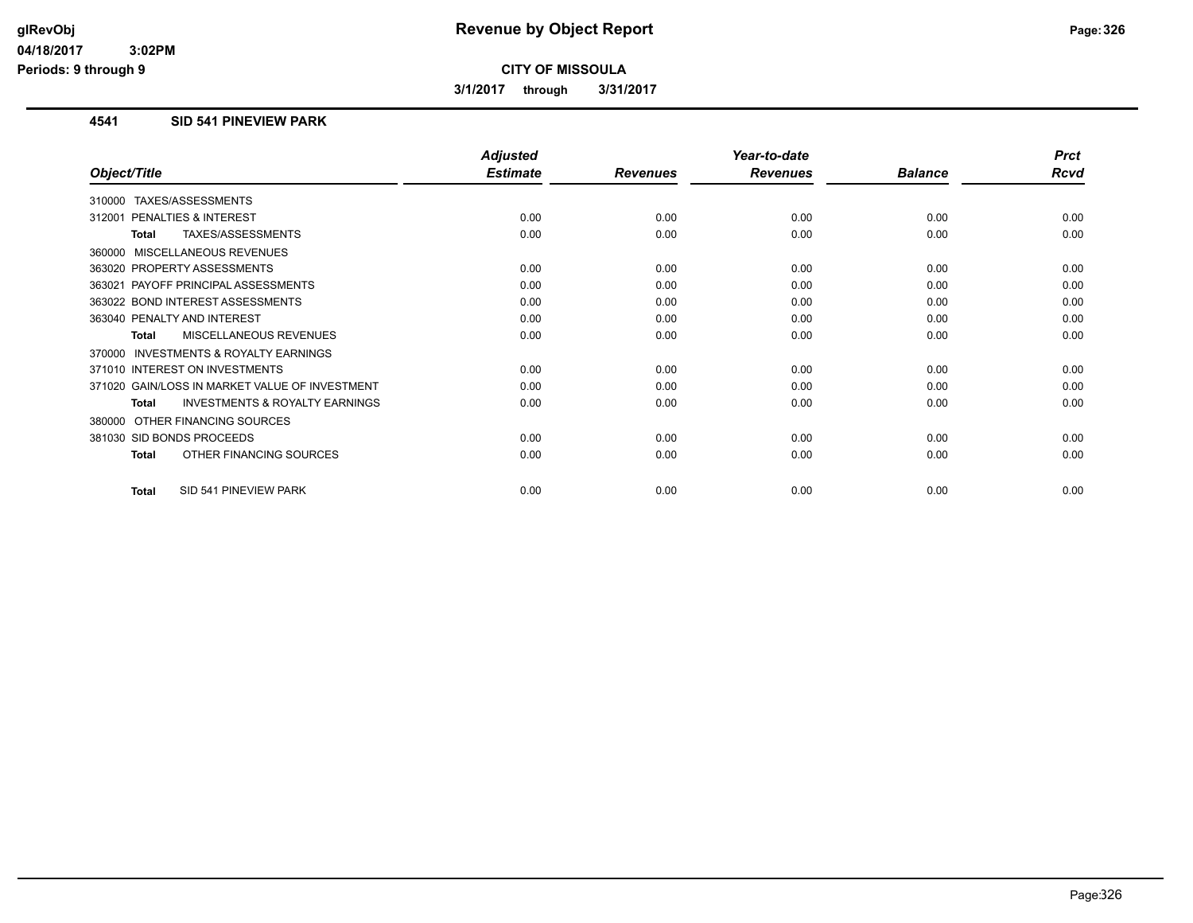# Revenue by Object Report

**CITY OF MISSOULA**

**3/1/2017 through 3/31/2017**

glRevObj
04/18/2017 3:02PM
Periods: 9 through 9

## 4541 SID 541 PINEVIEW PARK

| Object/Title | Adjusted Estimate | Revenues | Year-to-date Revenues | Balance | Prct Rcvd |
|---|---|---|---|---|---|
| 310000 TAXES/ASSESSMENTS | | | | | |
| 312001 PENALTIES & INTEREST | 0.00 | 0.00 | 0.00 | 0.00 | 0.00 |
| **Total** TAXES/ASSESSMENTS | 0.00 | 0.00 | 0.00 | 0.00 | 0.00 |
| 360000 MISCELLANEOUS REVENUES | | | | | |
| 363020 PROPERTY ASSESSMENTS | 0.00 | 0.00 | 0.00 | 0.00 | 0.00 |
| 363021 PAYOFF PRINCIPAL ASSESSMENTS | 0.00 | 0.00 | 0.00 | 0.00 | 0.00 |
| 363022 BOND INTEREST ASSESSMENTS | 0.00 | 0.00 | 0.00 | 0.00 | 0.00 |
| 363040 PENALTY AND INTEREST | 0.00 | 0.00 | 0.00 | 0.00 | 0.00 |
| **Total** MISCELLANEOUS REVENUES | 0.00 | 0.00 | 0.00 | 0.00 | 0.00 |
| 370000 INVESTMENTS & ROYALTY EARNINGS | | | | | |
| 371010 INTEREST ON INVESTMENTS | 0.00 | 0.00 | 0.00 | 0.00 | 0.00 |
| 371020 GAIN/LOSS IN MARKET VALUE OF INVESTMENT | 0.00 | 0.00 | 0.00 | 0.00 | 0.00 |
| **Total** INVESTMENTS & ROYALTY EARNINGS | 0.00 | 0.00 | 0.00 | 0.00 | 0.00 |
| 380000 OTHER FINANCING SOURCES | | | | | |
| 381030 SID BONDS PROCEEDS | 0.00 | 0.00 | 0.00 | 0.00 | 0.00 |
| **Total** OTHER FINANCING SOURCES | 0.00 | 0.00 | 0.00 | 0.00 | 0.00 |
| **Total** SID 541 PINEVIEW PARK | 0.00 | 0.00 | 0.00 | 0.00 | 0.00 |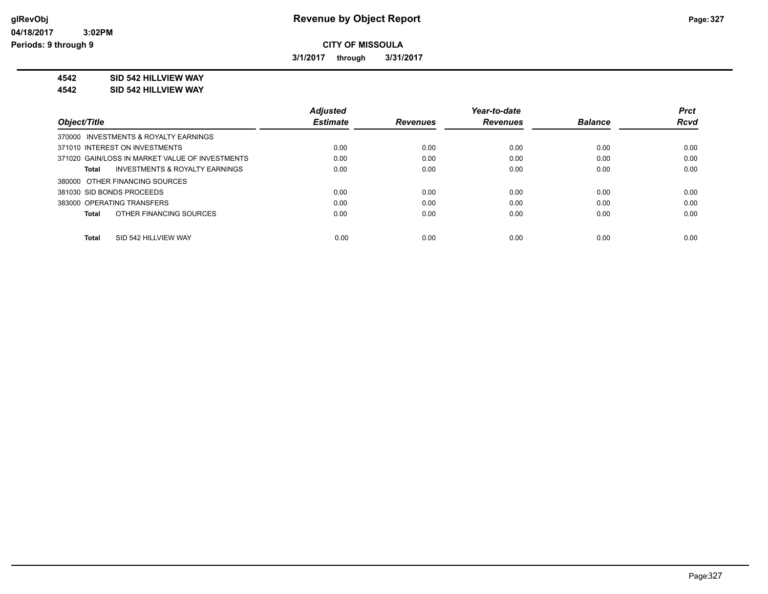# Revenue by Object Report

glRevObj
04/18/2017 3:02PM
Periods: 9 through 9

**CITY OF MISSOULA**

**3/1/2017 through 3/31/2017**

**4542 SID 542 HILLVIEW WAY**
**4542 SID 542 HILLVIEW WAY**

| Object/Title | Adjusted Estimate | Revenues | Year-to-date Revenues | Balance | Prct Rcvd |
|---|---|---|---|---|---|
| 370000 INVESTMENTS & ROYALTY EARNINGS | | | | | |
| 371010 INTEREST ON INVESTMENTS | 0.00 | 0.00 | 0.00 | 0.00 | 0.00 |
| 371020 GAIN/LOSS IN MARKET VALUE OF INVESTMENTS | 0.00 | 0.00 | 0.00 | 0.00 | 0.00 |
| **Total** INVESTMENTS & ROYALTY EARNINGS | 0.00 | 0.00 | 0.00 | 0.00 | 0.00 |
| 380000 OTHER FINANCING SOURCES | | | | | |
| 381030 SID BONDS PROCEEDS | 0.00 | 0.00 | 0.00 | 0.00 | 0.00 |
| 383000 OPERATING TRANSFERS | 0.00 | 0.00 | 0.00 | 0.00 | 0.00 |
| **Total** OTHER FINANCING SOURCES | 0.00 | 0.00 | 0.00 | 0.00 | 0.00 |
| **Total** SID 542 HILLVIEW WAY | 0.00 | 0.00 | 0.00 | 0.00 | 0.00 |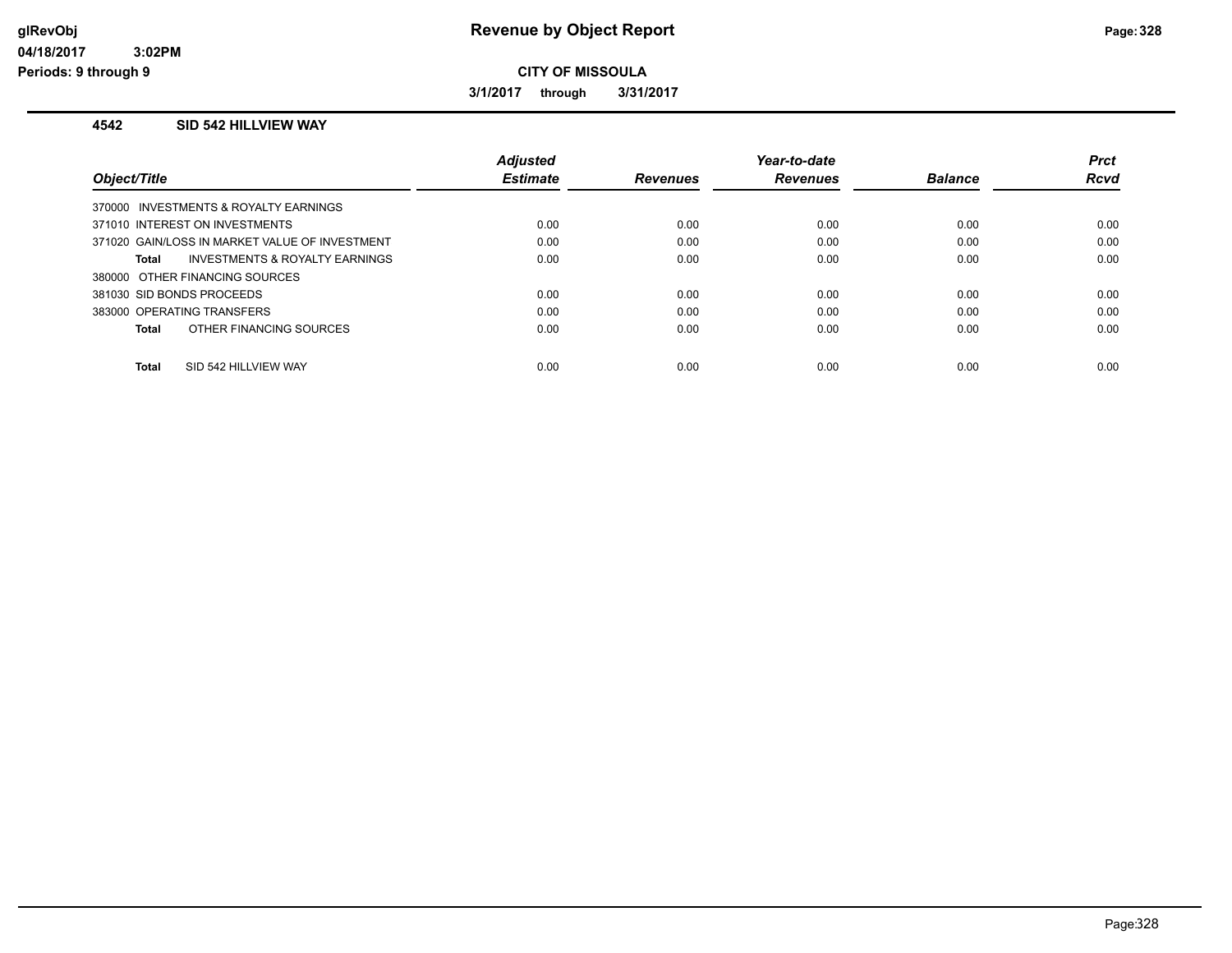# Revenue by Object Report

glRevObj
04/18/2017 3:02PM
Periods: 9 through 9

**CITY OF MISSOULA**

**3/1/2017 through 3/31/2017**

## 4542 SID 542 HILLVIEW WAY

| Object/Title | Adjusted Estimate | Revenues | Year-to-date Revenues | Balance | Prct Rcvd |
|---|---|---|---|---|---|
| 370000 INVESTMENTS & ROYALTY EARNINGS | | | | | |
| 371010 INTEREST ON INVESTMENTS | 0.00 | 0.00 | 0.00 | 0.00 | 0.00 |
| 371020 GAIN/LOSS IN MARKET VALUE OF INVESTMENT | 0.00 | 0.00 | 0.00 | 0.00 | 0.00 |
| **Total** INVESTMENTS & ROYALTY EARNINGS | 0.00 | 0.00 | 0.00 | 0.00 | 0.00 |
| 380000 OTHER FINANCING SOURCES | | | | | |
| 381030 SID BONDS PROCEEDS | 0.00 | 0.00 | 0.00 | 0.00 | 0.00 |
| 383000 OPERATING TRANSFERS | 0.00 | 0.00 | 0.00 | 0.00 | 0.00 |
| **Total** OTHER FINANCING SOURCES | 0.00 | 0.00 | 0.00 | 0.00 | 0.00 |
| **Total** SID 542 HILLVIEW WAY | 0.00 | 0.00 | 0.00 | 0.00 | 0.00 |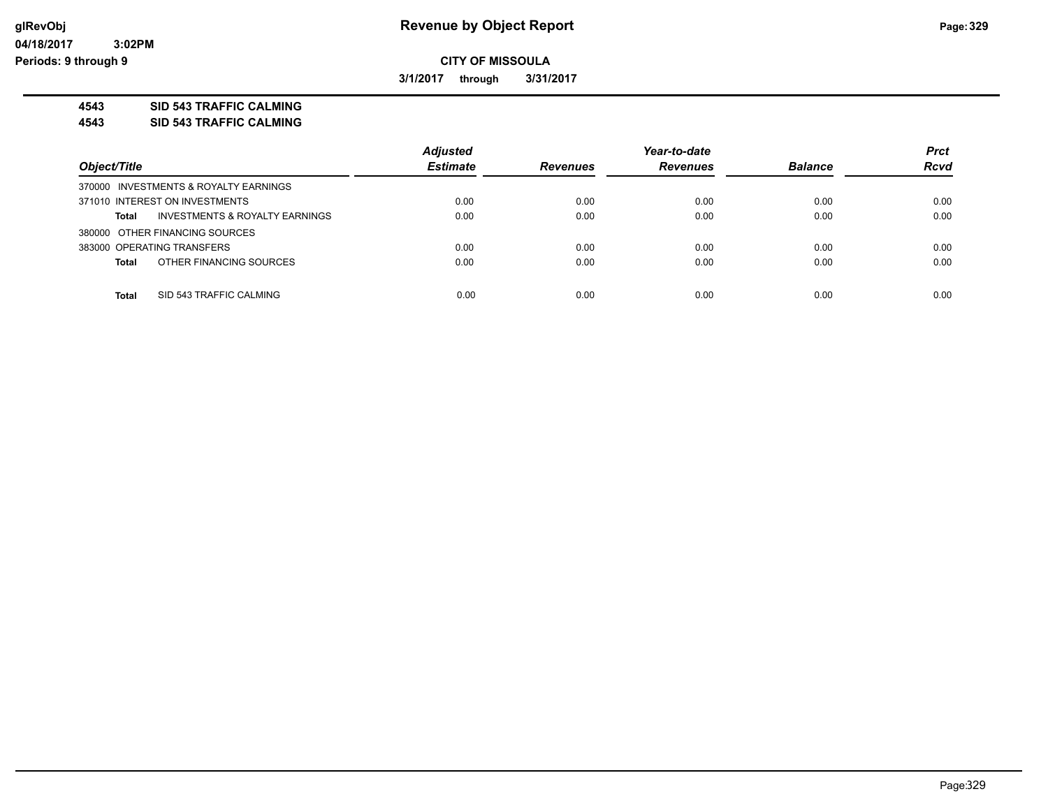**CITY OF MISSOULA**

**3/1/2017 through 3/31/2017**

**4543 SID 543 TRAFFIC CALMING**

**4543 SID 543 TRAFFIC CALMING**

| Object/Title | Adjusted Estimate | Revenues | Year-to-date Revenues | Balance | Prct Rcvd |
|---|---|---|---|---|---|
| 370000 INVESTMENTS & ROYALTY EARNINGS | | | | | |
| 371010 INTEREST ON INVESTMENTS | 0.00 | 0.00 | 0.00 | 0.00 | 0.00 |
| **Total** INVESTMENTS & ROYALTY EARNINGS | 0.00 | 0.00 | 0.00 | 0.00 | 0.00 |
| 380000 OTHER FINANCING SOURCES | | | | | |
| 383000 OPERATING TRANSFERS | 0.00 | 0.00 | 0.00 | 0.00 | 0.00 |
| **Total** OTHER FINANCING SOURCES | 0.00 | 0.00 | 0.00 | 0.00 | 0.00 |
| **Total** SID 543 TRAFFIC CALMING | 0.00 | 0.00 | 0.00 | 0.00 | 0.00 |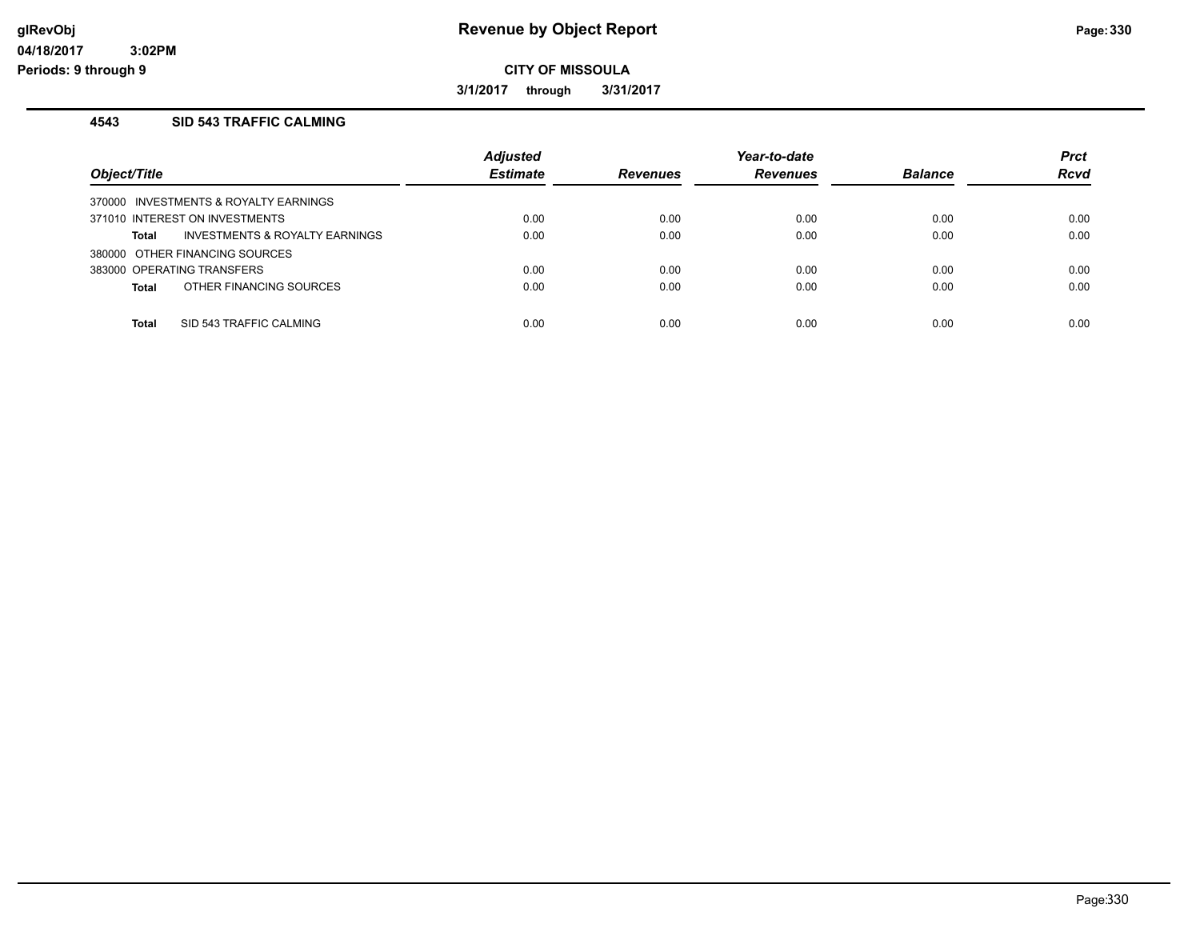# Revenue by Object Report

**CITY OF MISSOULA**

**3/1/2017 through 3/31/2017**

glRevObj
04/18/2017 3:02PM
Periods: 9 through 9

### 4543 SID 543 TRAFFIC CALMING

| Object/Title | Adjusted Estimate | Revenues | Year-to-date Revenues | Balance | Prct Rcvd |
|---|---|---|---|---|---|
| 370000 INVESTMENTS & ROYALTY EARNINGS | | | | | |
| 371010 INTEREST ON INVESTMENTS | 0.00 | 0.00 | 0.00 | 0.00 | 0.00 |
| **Total** INVESTMENTS & ROYALTY EARNINGS | 0.00 | 0.00 | 0.00 | 0.00 | 0.00 |
| 380000 OTHER FINANCING SOURCES | | | | | |
| 383000 OPERATING TRANSFERS | 0.00 | 0.00 | 0.00 | 0.00 | 0.00 |
| **Total** OTHER FINANCING SOURCES | 0.00 | 0.00 | 0.00 | 0.00 | 0.00 |
| **Total** SID 543 TRAFFIC CALMING | 0.00 | 0.00 | 0.00 | 0.00 | 0.00 |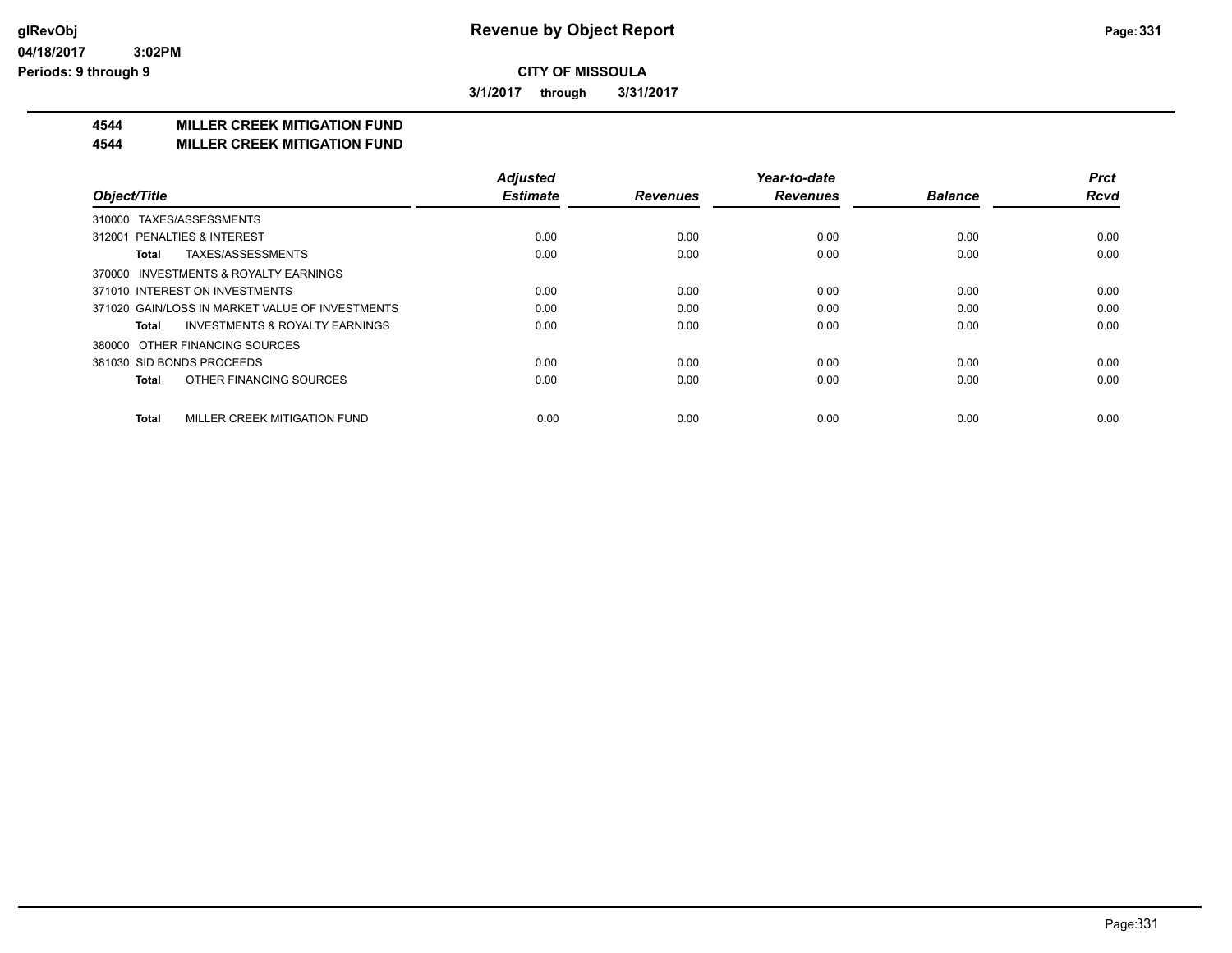# Revenue by Object Report

glRevObj
04/18/2017 3:02PM
Periods: 9 through 9

**CITY OF MISSOULA**

**3/1/2017 through 3/31/2017**

**4544 MILLER CREEK MITIGATION FUND**
**4544 MILLER CREEK MITIGATION FUND**

| Object/Title | Adjusted Estimate | Revenues | Year-to-date Revenues | Balance | Prct Rcvd |
|---|---|---|---|---|---|
| 310000 TAXES/ASSESSMENTS | | | | | |
| 312001 PENALTIES & INTEREST | 0.00 | 0.00 | 0.00 | 0.00 | 0.00 |
| **Total** TAXES/ASSESSMENTS | 0.00 | 0.00 | 0.00 | 0.00 | 0.00 |
| 370000 INVESTMENTS & ROYALTY EARNINGS | | | | | |
| 371010 INTEREST ON INVESTMENTS | 0.00 | 0.00 | 0.00 | 0.00 | 0.00 |
| 371020 GAIN/LOSS IN MARKET VALUE OF INVESTMENTS | 0.00 | 0.00 | 0.00 | 0.00 | 0.00 |
| **Total** INVESTMENTS & ROYALTY EARNINGS | 0.00 | 0.00 | 0.00 | 0.00 | 0.00 |
| 380000 OTHER FINANCING SOURCES | | | | | |
| 381030 SID BONDS PROCEEDS | 0.00 | 0.00 | 0.00 | 0.00 | 0.00 |
| **Total** OTHER FINANCING SOURCES | 0.00 | 0.00 | 0.00 | 0.00 | 0.00 |
| **Total** MILLER CREEK MITIGATION FUND | 0.00 | 0.00 | 0.00 | 0.00 | 0.00 |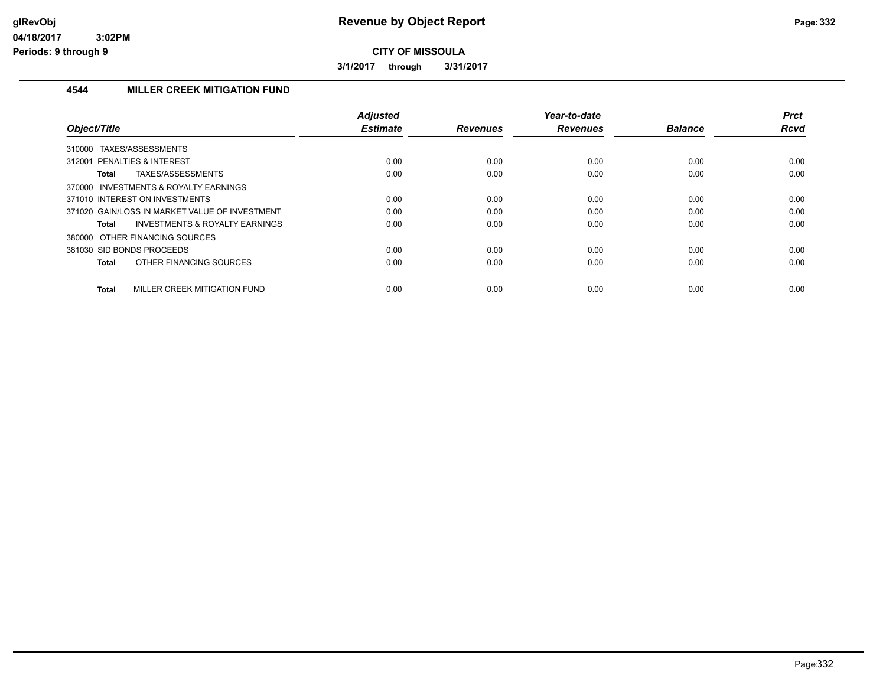# Revenue by Object Report

**CITY OF MISSOULA**

**3/1/2017 through 3/31/2017**

glRevObj
04/18/2017 3:02PM
Periods: 9 through 9

## 4544 MILLER CREEK MITIGATION FUND

| Object/Title | | Adjusted Estimate | Revenues | Year-to-date Revenues | Balance | Prct Rcvd |
|---|---|---|---|---|---|---|
| 310000 TAXES/ASSESSMENTS | | | | | | |
| 312001 PENALTIES & INTEREST | | 0.00 | 0.00 | 0.00 | 0.00 | 0.00 |
| **Total** | TAXES/ASSESSMENTS | 0.00 | 0.00 | 0.00 | 0.00 | 0.00 |
| 370000 INVESTMENTS & ROYALTY EARNINGS | | | | | | |
| 371010 INTEREST ON INVESTMENTS | | 0.00 | 0.00 | 0.00 | 0.00 | 0.00 |
| 371020 GAIN/LOSS IN MARKET VALUE OF INVESTMENT | | 0.00 | 0.00 | 0.00 | 0.00 | 0.00 |
| **Total** | INVESTMENTS & ROYALTY EARNINGS | 0.00 | 0.00 | 0.00 | 0.00 | 0.00 |
| 380000 OTHER FINANCING SOURCES | | | | | | |
| 381030 SID BONDS PROCEEDS | | 0.00 | 0.00 | 0.00 | 0.00 | 0.00 |
| **Total** | OTHER FINANCING SOURCES | 0.00 | 0.00 | 0.00 | 0.00 | 0.00 |
| **Total** | MILLER CREEK MITIGATION FUND | 0.00 | 0.00 | 0.00 | 0.00 | 0.00 |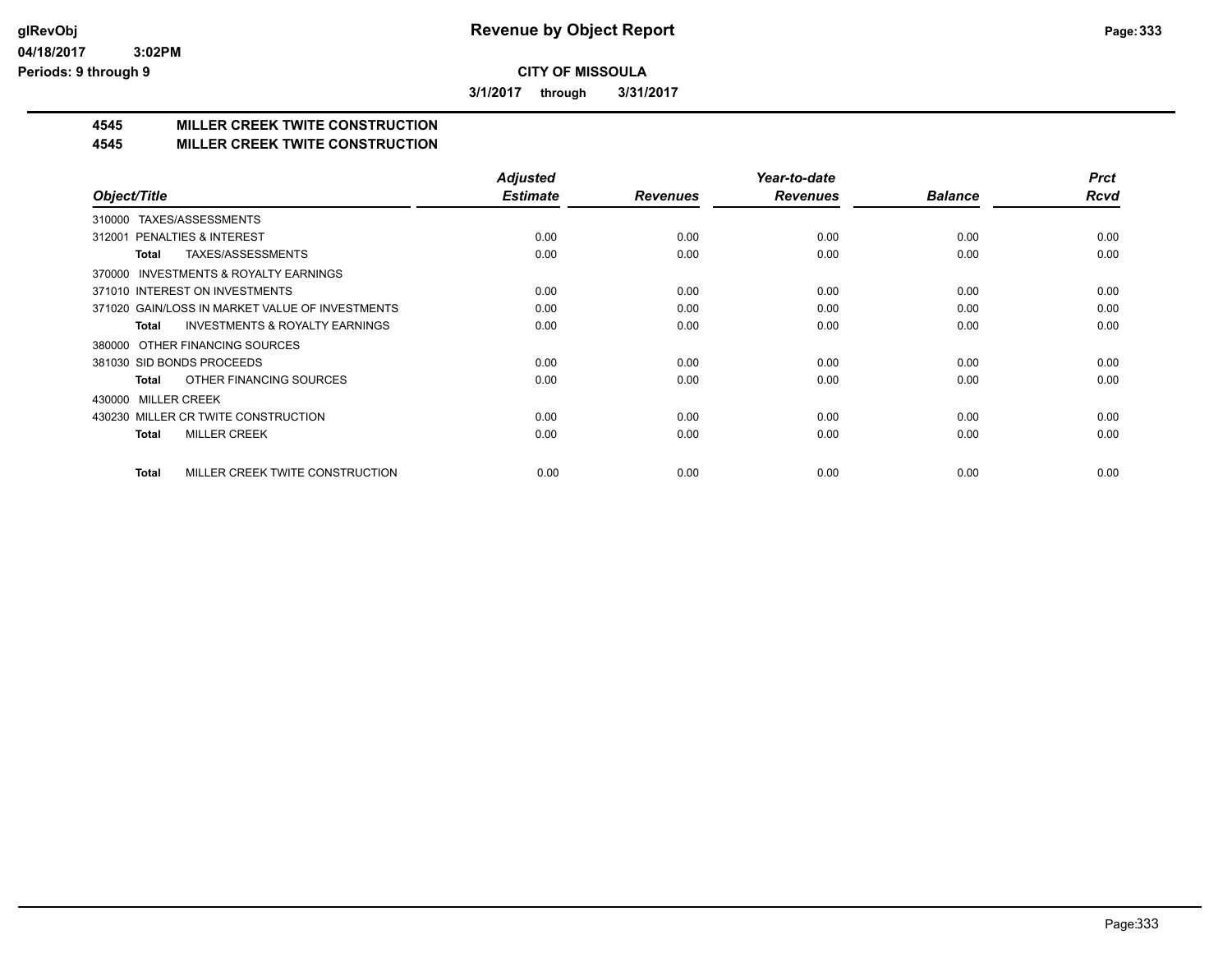glRevObj
04/18/2017 3:02PM
Periods: 9 through 9

# Revenue by Object Report

**CITY OF MISSOULA**

**3/1/2017 through 3/31/2017**

## 4545 MILLER CREEK TWITE CONSTRUCTION
## 4545 MILLER CREEK TWITE CONSTRUCTION

| Object/Title | Adjusted Estimate | Revenues | Year-to-date Revenues | Balance | Prct Rcvd |
|---|---|---|---|---|---|
| 310000 TAXES/ASSESSMENTS | | | | | |
| 312001 PENALTIES & INTEREST | 0.00 | 0.00 | 0.00 | 0.00 | 0.00 |
| **Total** TAXES/ASSESSMENTS | 0.00 | 0.00 | 0.00 | 0.00 | 0.00 |
| 370000 INVESTMENTS & ROYALTY EARNINGS | | | | | |
| 371010 INTEREST ON INVESTMENTS | 0.00 | 0.00 | 0.00 | 0.00 | 0.00 |
| 371020 GAIN/LOSS IN MARKET VALUE OF INVESTMENTS | 0.00 | 0.00 | 0.00 | 0.00 | 0.00 |
| **Total** INVESTMENTS & ROYALTY EARNINGS | 0.00 | 0.00 | 0.00 | 0.00 | 0.00 |
| 380000 OTHER FINANCING SOURCES | | | | | |
| 381030 SID BONDS PROCEEDS | 0.00 | 0.00 | 0.00 | 0.00 | 0.00 |
| **Total** OTHER FINANCING SOURCES | 0.00 | 0.00 | 0.00 | 0.00 | 0.00 |
| 430000 MILLER CREEK | | | | | |
| 430230 MILLER CR TWITE CONSTRUCTION | 0.00 | 0.00 | 0.00 | 0.00 | 0.00 |
| **Total** MILLER CREEK | 0.00 | 0.00 | 0.00 | 0.00 | 0.00 |
| **Total** MILLER CREEK TWITE CONSTRUCTION | 0.00 | 0.00 | 0.00 | 0.00 | 0.00 |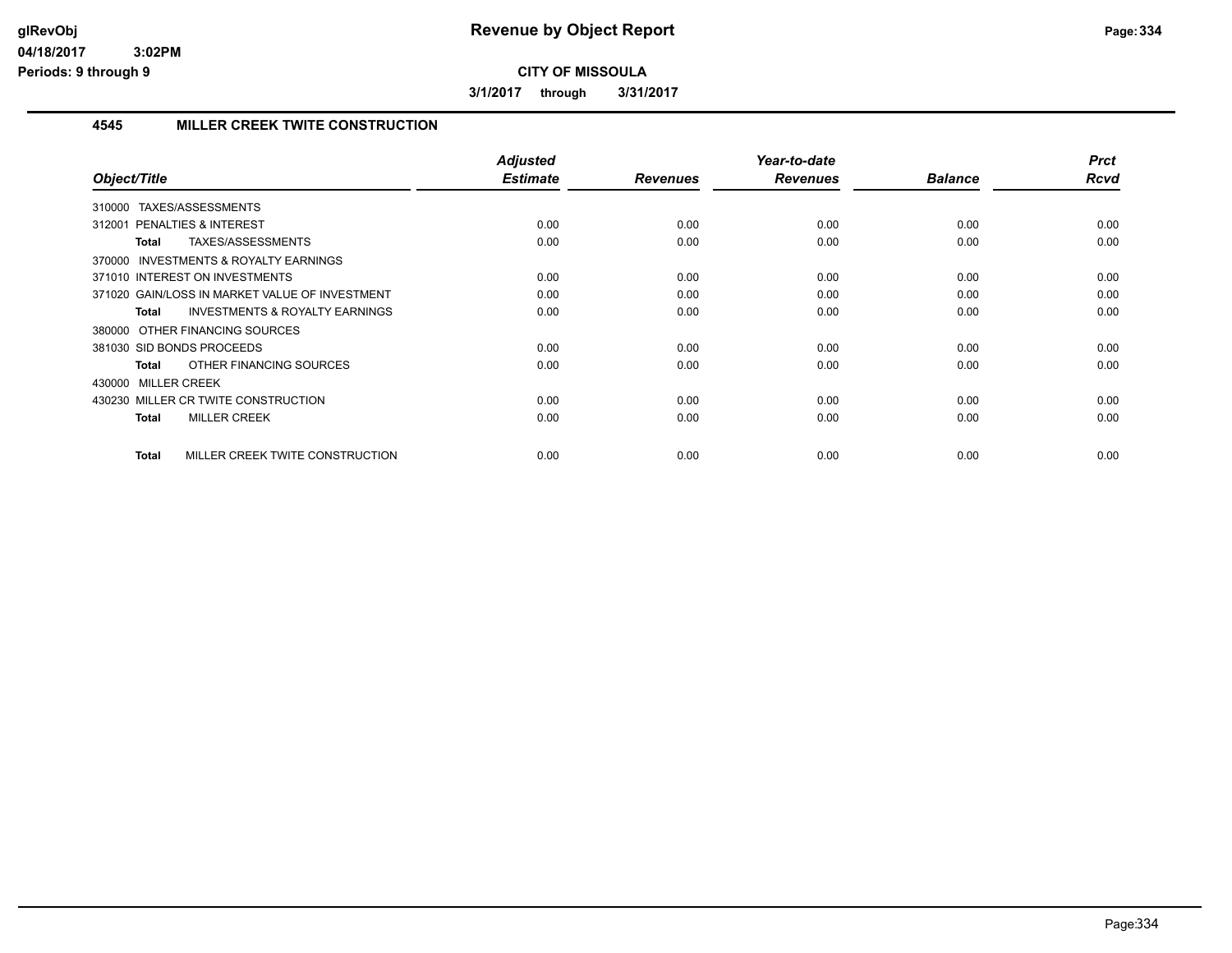**CITY OF MISSOULA**

**3/1/2017 through 3/31/2017**

### 4545 MILLER CREEK TWITE CONSTRUCTION

| Object/Title | Adjusted Estimate | Revenues | Year-to-date Revenues | Balance | Prct Rcvd |
|---|---|---|---|---|---|
| 310000 TAXES/ASSESSMENTS | | | | | |
| 312001 PENALTIES & INTEREST | 0.00 | 0.00 | 0.00 | 0.00 | 0.00 |
| **Total** TAXES/ASSESSMENTS | 0.00 | 0.00 | 0.00 | 0.00 | 0.00 |
| 370000 INVESTMENTS & ROYALTY EARNINGS | | | | | |
| 371010 INTEREST ON INVESTMENTS | 0.00 | 0.00 | 0.00 | 0.00 | 0.00 |
| 371020 GAIN/LOSS IN MARKET VALUE OF INVESTMENT | 0.00 | 0.00 | 0.00 | 0.00 | 0.00 |
| **Total** INVESTMENTS & ROYALTY EARNINGS | 0.00 | 0.00 | 0.00 | 0.00 | 0.00 |
| 380000 OTHER FINANCING SOURCES | | | | | |
| 381030 SID BONDS PROCEEDS | 0.00 | 0.00 | 0.00 | 0.00 | 0.00 |
| **Total** OTHER FINANCING SOURCES | 0.00 | 0.00 | 0.00 | 0.00 | 0.00 |
| 430000 MILLER CREEK | | | | | |
| 430230 MILLER CR TWITE CONSTRUCTION | 0.00 | 0.00 | 0.00 | 0.00 | 0.00 |
| **Total** MILLER CREEK | 0.00 | 0.00 | 0.00 | 0.00 | 0.00 |
| **Total** MILLER CREEK TWITE CONSTRUCTION | 0.00 | 0.00 | 0.00 | 0.00 | 0.00 |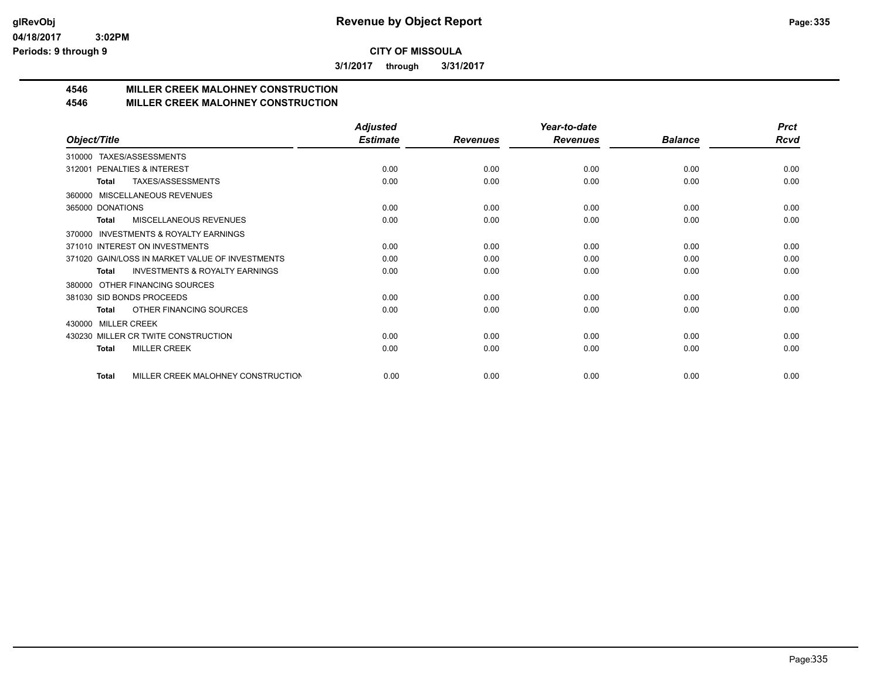**CITY OF MISSOULA**

**3/1/2017 through 3/31/2017**

## 4546 MILLER CREEK MALOHNEY CONSTRUCTION
## 4546 MILLER CREEK MALOHNEY CONSTRUCTION

| Object/Title | Adjusted Estimate | Revenues | Year-to-date Revenues | Balance | Prct Rcvd |
|---|---|---|---|---|---|
| 310000 TAXES/ASSESSMENTS | | | | | |
| 312001 PENALTIES & INTEREST | 0.00 | 0.00 | 0.00 | 0.00 | 0.00 |
| **Total** TAXES/ASSESSMENTS | 0.00 | 0.00 | 0.00 | 0.00 | 0.00 |
| 360000 MISCELLANEOUS REVENUES | | | | | |
| 365000 DONATIONS | 0.00 | 0.00 | 0.00 | 0.00 | 0.00 |
| **Total** MISCELLANEOUS REVENUES | 0.00 | 0.00 | 0.00 | 0.00 | 0.00 |
| 370000 INVESTMENTS & ROYALTY EARNINGS | | | | | |
| 371010 INTEREST ON INVESTMENTS | 0.00 | 0.00 | 0.00 | 0.00 | 0.00 |
| 371020 GAIN/LOSS IN MARKET VALUE OF INVESTMENTS | 0.00 | 0.00 | 0.00 | 0.00 | 0.00 |
| **Total** INVESTMENTS & ROYALTY EARNINGS | 0.00 | 0.00 | 0.00 | 0.00 | 0.00 |
| 380000 OTHER FINANCING SOURCES | | | | | |
| 381030 SID BONDS PROCEEDS | 0.00 | 0.00 | 0.00 | 0.00 | 0.00 |
| **Total** OTHER FINANCING SOURCES | 0.00 | 0.00 | 0.00 | 0.00 | 0.00 |
| 430000 MILLER CREEK | | | | | |
| 430230 MILLER CR TWITE CONSTRUCTION | 0.00 | 0.00 | 0.00 | 0.00 | 0.00 |
| **Total** MILLER CREEK | 0.00 | 0.00 | 0.00 | 0.00 | 0.00 |
| **Total** MILLER CREEK MALOHNEY CONSTRUCTION | 0.00 | 0.00 | 0.00 | 0.00 | 0.00 |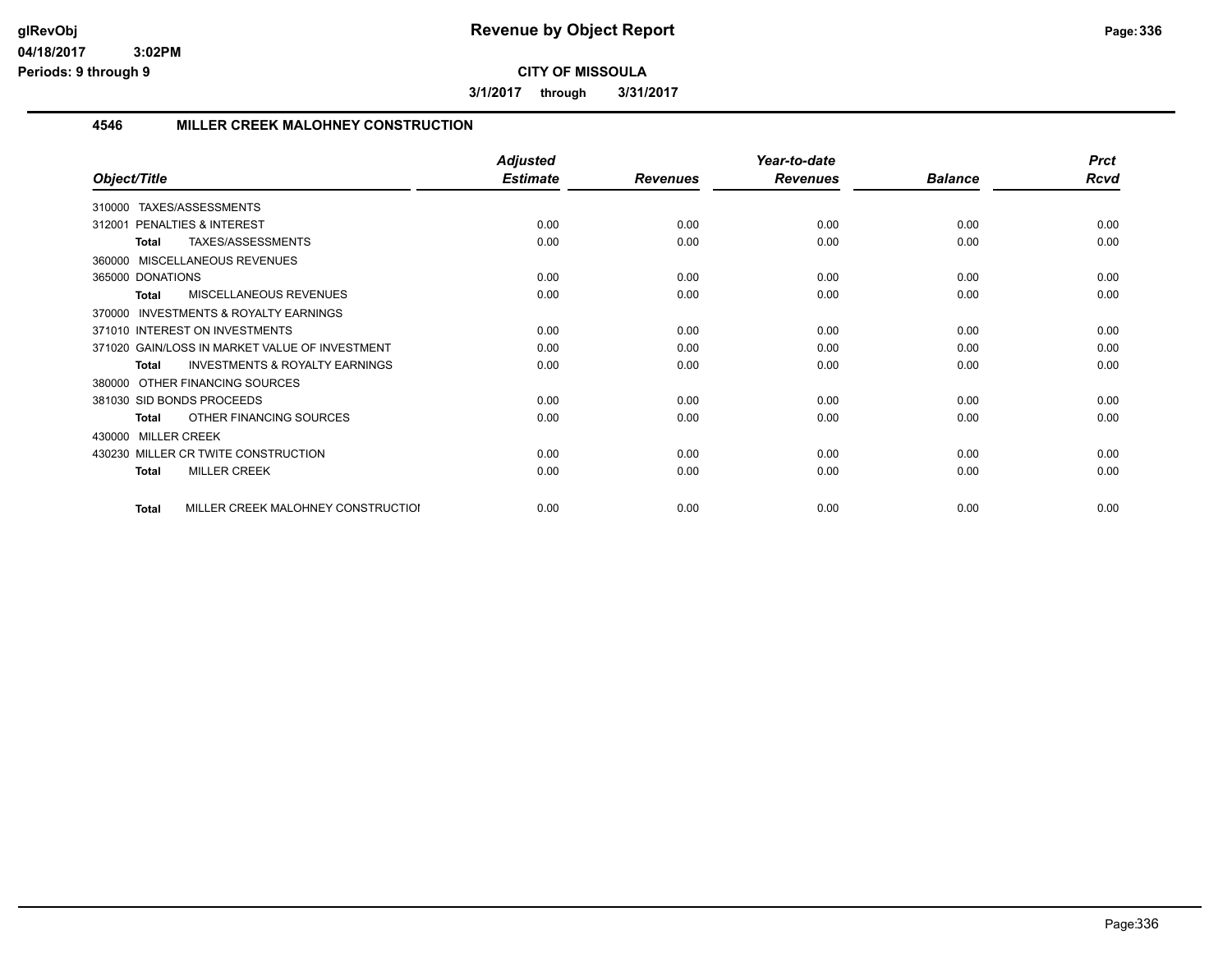**Revenue by Object Report**

**CITY OF MISSOULA**

**3/1/2017 through 3/31/2017**

glRevObj
04/18/2017 3:02PM
Periods: 9 through 9

## 4546 MILLER CREEK MALOHNEY CONSTRUCTION

| Object/Title | | Adjusted Estimate | Revenues | Year-to-date Revenues | Balance | Prct Rcvd |
|---|---|---|---|---|---|---|
| 310000 TAXES/ASSESSMENTS | | | | | | |
| 312001 PENALTIES & INTEREST | | 0.00 | 0.00 | 0.00 | 0.00 | 0.00 |
| Total | TAXES/ASSESSMENTS | 0.00 | 0.00 | 0.00 | 0.00 | 0.00 |
| 360000 MISCELLANEOUS REVENUES | | | | | | |
| 365000 DONATIONS | | 0.00 | 0.00 | 0.00 | 0.00 | 0.00 |
| Total | MISCELLANEOUS REVENUES | 0.00 | 0.00 | 0.00 | 0.00 | 0.00 |
| 370000 INVESTMENTS & ROYALTY EARNINGS | | | | | | |
| 371010 INTEREST ON INVESTMENTS | | 0.00 | 0.00 | 0.00 | 0.00 | 0.00 |
| 371020 GAIN/LOSS IN MARKET VALUE OF INVESTMENT | | 0.00 | 0.00 | 0.00 | 0.00 | 0.00 |
| Total | INVESTMENTS & ROYALTY EARNINGS | 0.00 | 0.00 | 0.00 | 0.00 | 0.00 |
| 380000 OTHER FINANCING SOURCES | | | | | | |
| 381030 SID BONDS PROCEEDS | | 0.00 | 0.00 | 0.00 | 0.00 | 0.00 |
| Total | OTHER FINANCING SOURCES | 0.00 | 0.00 | 0.00 | 0.00 | 0.00 |
| 430000 MILLER CREEK | | | | | | |
| 430230 MILLER CR TWITE CONSTRUCTION | | 0.00 | 0.00 | 0.00 | 0.00 | 0.00 |
| Total | MILLER CREEK | 0.00 | 0.00 | 0.00 | 0.00 | 0.00 |
| Total | MILLER CREEK MALOHNEY CONSTRUCTIOI | 0.00 | 0.00 | 0.00 | 0.00 | 0.00 |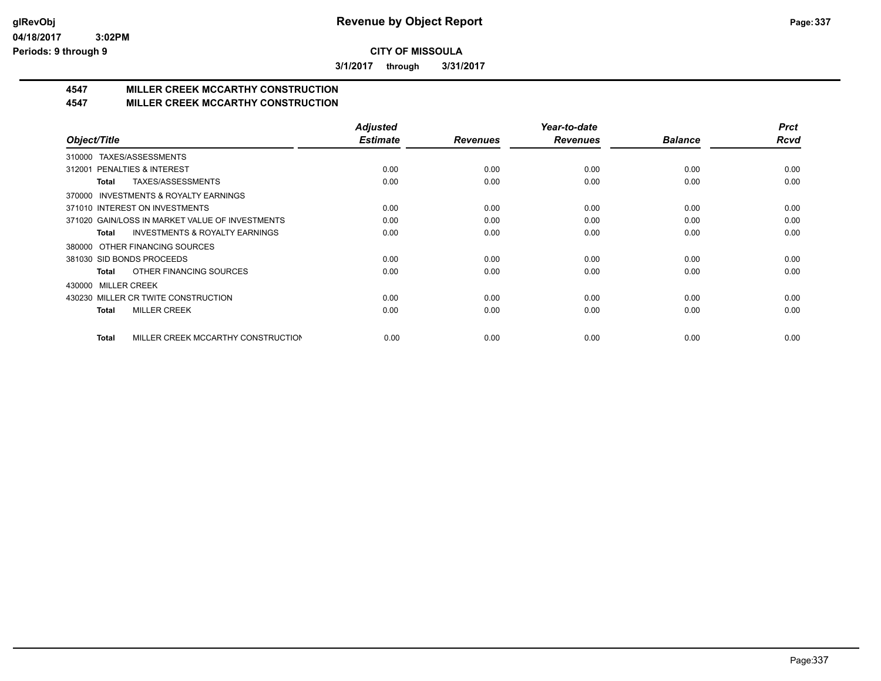**CITY OF MISSOULA**

**3/1/2017 through 3/31/2017**

## 4547 MILLER CREEK MCCARTHY CONSTRUCTION
## 4547 MILLER CREEK MCCARTHY CONSTRUCTION

| Object/Title | Adjusted Estimate | Revenues | Year-to-date Revenues | Balance | Prct Rcvd |
|---|---|---|---|---|---|
| 310000 TAXES/ASSESSMENTS | | | | | |
| 312001 PENALTIES & INTEREST | 0.00 | 0.00 | 0.00 | 0.00 | 0.00 |
| **Total** TAXES/ASSESSMENTS | 0.00 | 0.00 | 0.00 | 0.00 | 0.00 |
| 370000 INVESTMENTS & ROYALTY EARNINGS | | | | | |
| 371010 INTEREST ON INVESTMENTS | 0.00 | 0.00 | 0.00 | 0.00 | 0.00 |
| 371020 GAIN/LOSS IN MARKET VALUE OF INVESTMENTS | 0.00 | 0.00 | 0.00 | 0.00 | 0.00 |
| **Total** INVESTMENTS & ROYALTY EARNINGS | 0.00 | 0.00 | 0.00 | 0.00 | 0.00 |
| 380000 OTHER FINANCING SOURCES | | | | | |
| 381030 SID BONDS PROCEEDS | 0.00 | 0.00 | 0.00 | 0.00 | 0.00 |
| **Total** OTHER FINANCING SOURCES | 0.00 | 0.00 | 0.00 | 0.00 | 0.00 |
| 430000 MILLER CREEK | | | | | |
| 430230 MILLER CR TWITE CONSTRUCTION | 0.00 | 0.00 | 0.00 | 0.00 | 0.00 |
| **Total** MILLER CREEK | 0.00 | 0.00 | 0.00 | 0.00 | 0.00 |
| **Total** MILLER CREEK MCCARTHY CONSTRUCTION | 0.00 | 0.00 | 0.00 | 0.00 | 0.00 |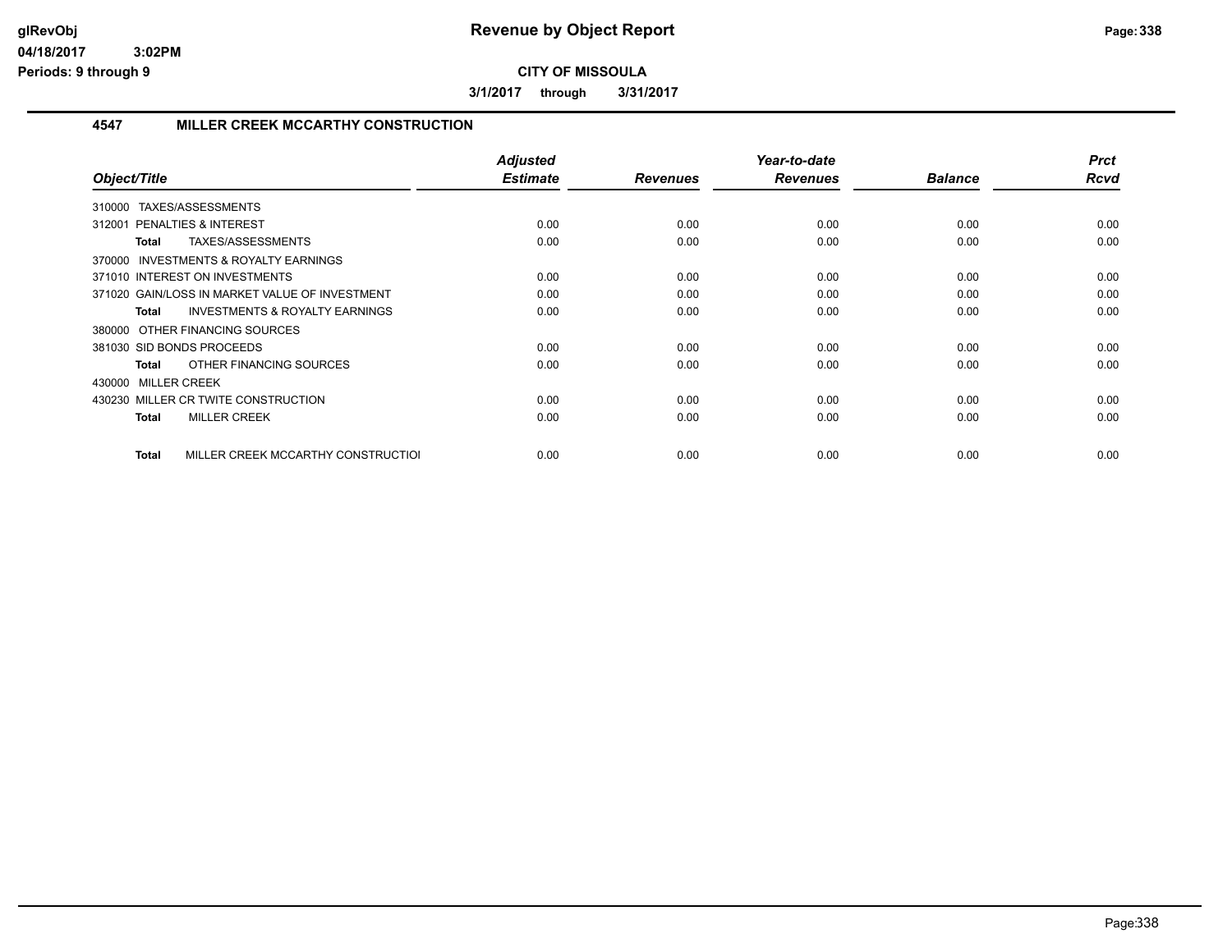# Revenue by Object Report

**CITY OF MISSOULA**

**3/1/2017 through 3/31/2017**

glRevObj
04/18/2017 3:02PM
Periods: 9 through 9

## 4547 MILLER CREEK MCCARTHY CONSTRUCTION

| Object/Title | Adjusted Estimate | Revenues | Year-to-date Revenues | Balance | Prct Rcvd |
|---|---|---|---|---|---|
| 310000 TAXES/ASSESSMENTS | | | | | |
| 312001 PENALTIES & INTEREST | 0.00 | 0.00 | 0.00 | 0.00 | 0.00 |
| **Total** TAXES/ASSESSMENTS | 0.00 | 0.00 | 0.00 | 0.00 | 0.00 |
| 370000 INVESTMENTS & ROYALTY EARNINGS | | | | | |
| 371010 INTEREST ON INVESTMENTS | 0.00 | 0.00 | 0.00 | 0.00 | 0.00 |
| 371020 GAIN/LOSS IN MARKET VALUE OF INVESTMENT | 0.00 | 0.00 | 0.00 | 0.00 | 0.00 |
| **Total** INVESTMENTS & ROYALTY EARNINGS | 0.00 | 0.00 | 0.00 | 0.00 | 0.00 |
| 380000 OTHER FINANCING SOURCES | | | | | |
| 381030 SID BONDS PROCEEDS | 0.00 | 0.00 | 0.00 | 0.00 | 0.00 |
| **Total** OTHER FINANCING SOURCES | 0.00 | 0.00 | 0.00 | 0.00 | 0.00 |
| 430000 MILLER CREEK | | | | | |
| 430230 MILLER CR TWITE CONSTRUCTION | 0.00 | 0.00 | 0.00 | 0.00 | 0.00 |
| **Total** MILLER CREEK | 0.00 | 0.00 | 0.00 | 0.00 | 0.00 |
| **Total** MILLER CREEK MCCARTHY CONSTRUCTIOI | 0.00 | 0.00 | 0.00 | 0.00 | 0.00 |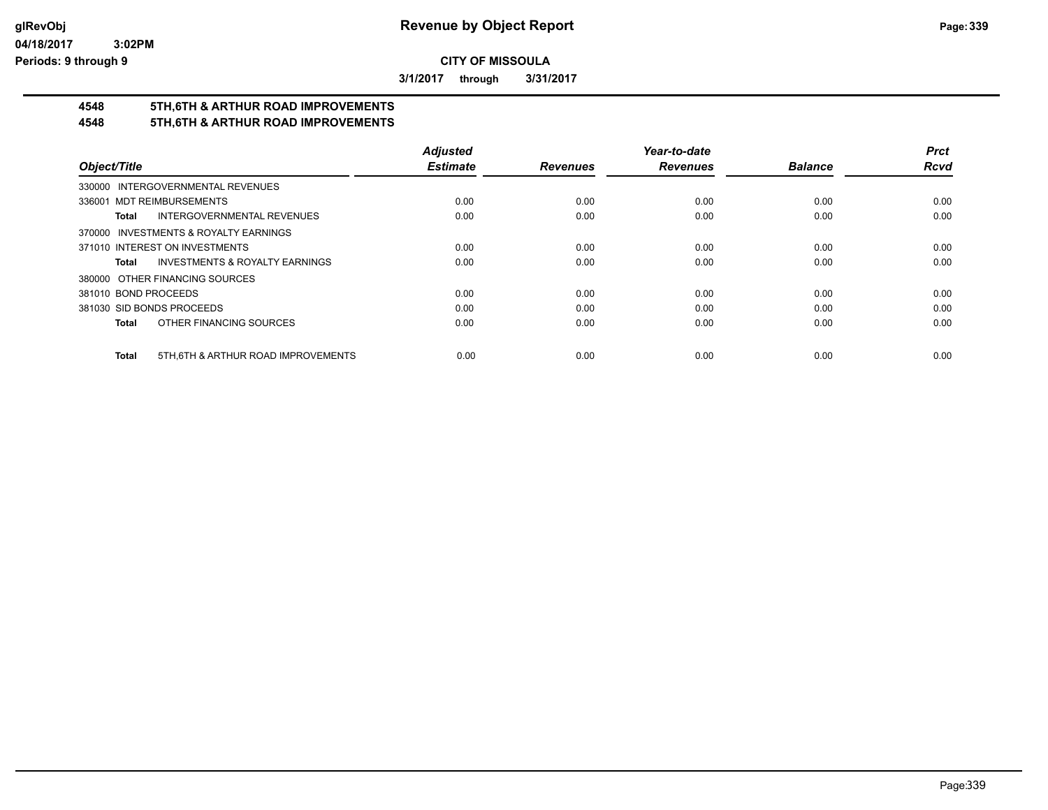# Revenue by Object Report

**CITY OF MISSOULA**

**3/1/2017 through 3/31/2017**

## 4548 5TH,6TH & ARTHUR ROAD IMPROVEMENTS
## 4548 5TH,6TH & ARTHUR ROAD IMPROVEMENTS

| Object/Title | Adjusted Estimate | Revenues | Year-to-date Revenues | Balance | Prct Rcvd |
|---|---|---|---|---|---|
| 330000 INTERGOVERNMENTAL REVENUES | | | | | |
| 336001 MDT REIMBURSEMENTS | 0.00 | 0.00 | 0.00 | 0.00 | 0.00 |
| **Total** INTERGOVERNMENTAL REVENUES | 0.00 | 0.00 | 0.00 | 0.00 | 0.00 |
| 370000 INVESTMENTS & ROYALTY EARNINGS | | | | | |
| 371010 INTEREST ON INVESTMENTS | 0.00 | 0.00 | 0.00 | 0.00 | 0.00 |
| **Total** INVESTMENTS & ROYALTY EARNINGS | 0.00 | 0.00 | 0.00 | 0.00 | 0.00 |
| 380000 OTHER FINANCING SOURCES | | | | | |
| 381010 BOND PROCEEDS | 0.00 | 0.00 | 0.00 | 0.00 | 0.00 |
| 381030 SID BONDS PROCEEDS | 0.00 | 0.00 | 0.00 | 0.00 | 0.00 |
| **Total** OTHER FINANCING SOURCES | 0.00 | 0.00 | 0.00 | 0.00 | 0.00 |
| **Total** 5TH,6TH & ARTHUR ROAD IMPROVEMENTS | 0.00 | 0.00 | 0.00 | 0.00 | 0.00 |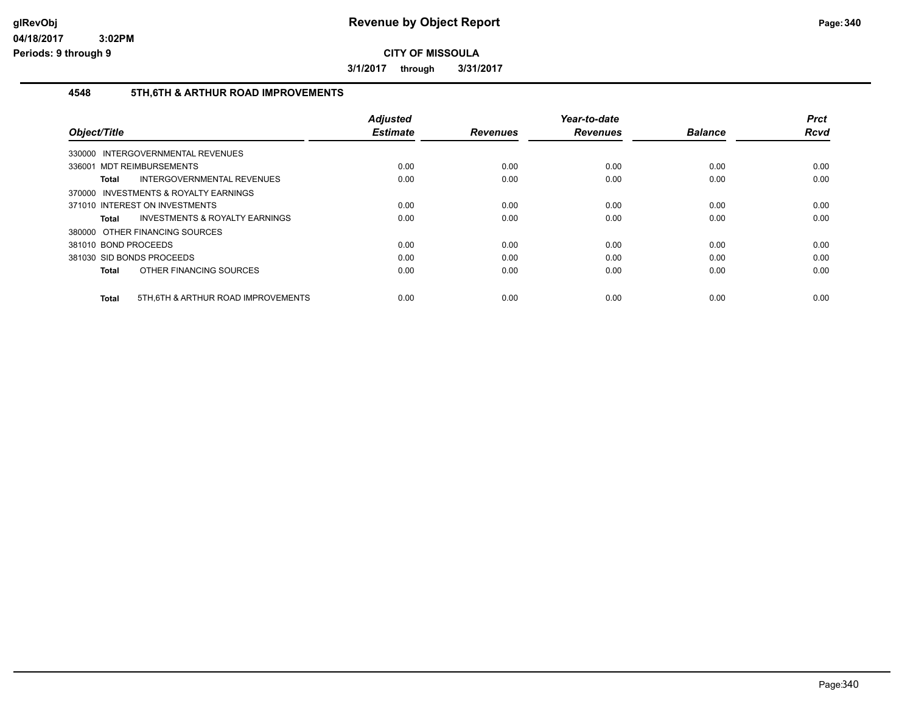glRevObj
04/18/2017 3:02PM
Periods: 9 through 9

# Revenue by Object Report

**CITY OF MISSOULA**

**3/1/2017 through 3/31/2017**

### 4548 5TH,6TH & ARTHUR ROAD IMPROVEMENTS

| Object/Title | Adjusted Estimate | Revenues | Year-to-date Revenues | Balance | Prct Rcvd |
|---|---|---|---|---|---|
| 330000 INTERGOVERNMENTAL REVENUES | | | | | |
| 336001 MDT REIMBURSEMENTS | 0.00 | 0.00 | 0.00 | 0.00 | 0.00 |
| **Total** INTERGOVERNMENTAL REVENUES | 0.00 | 0.00 | 0.00 | 0.00 | 0.00 |
| 370000 INVESTMENTS & ROYALTY EARNINGS | | | | | |
| 371010 INTEREST ON INVESTMENTS | 0.00 | 0.00 | 0.00 | 0.00 | 0.00 |
| **Total** INVESTMENTS & ROYALTY EARNINGS | 0.00 | 0.00 | 0.00 | 0.00 | 0.00 |
| 380000 OTHER FINANCING SOURCES | | | | | |
| 381010 BOND PROCEEDS | 0.00 | 0.00 | 0.00 | 0.00 | 0.00 |
| 381030 SID BONDS PROCEEDS | 0.00 | 0.00 | 0.00 | 0.00 | 0.00 |
| **Total** OTHER FINANCING SOURCES | 0.00 | 0.00 | 0.00 | 0.00 | 0.00 |
| **Total** 5TH,6TH & ARTHUR ROAD IMPROVEMENTS | 0.00 | 0.00 | 0.00 | 0.00 | 0.00 |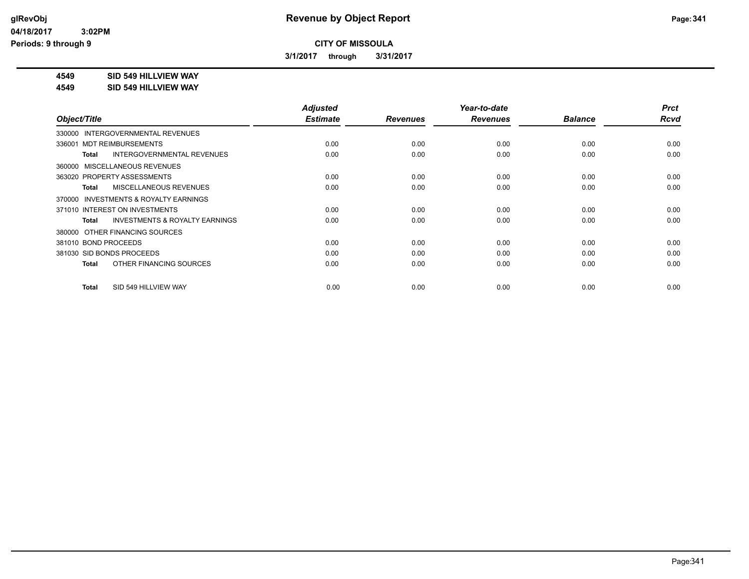**Revenue by Object Report**

**CITY OF MISSOULA**

**3/1/2017 through 3/31/2017**

glRevObj
04/18/2017 3:02PM
Periods: 9 through 9

**4549 SID 549 HILLVIEW WAY**
**4549 SID 549 HILLVIEW WAY**

| Object/Title | Adjusted Estimate | Revenues | Year-to-date Revenues | Balance | Prct Rcvd |
|---|---|---|---|---|---|
| 330000 INTERGOVERNMENTAL REVENUES | | | | | |
| 336001 MDT REIMBURSEMENTS | 0.00 | 0.00 | 0.00 | 0.00 | 0.00 |
| **Total** INTERGOVERNMENTAL REVENUES | 0.00 | 0.00 | 0.00 | 0.00 | 0.00 |
| 360000 MISCELLANEOUS REVENUES | | | | | |
| 363020 PROPERTY ASSESSMENTS | 0.00 | 0.00 | 0.00 | 0.00 | 0.00 |
| **Total** MISCELLANEOUS REVENUES | 0.00 | 0.00 | 0.00 | 0.00 | 0.00 |
| 370000 INVESTMENTS & ROYALTY EARNINGS | | | | | |
| 371010 INTEREST ON INVESTMENTS | 0.00 | 0.00 | 0.00 | 0.00 | 0.00 |
| **Total** INVESTMENTS & ROYALTY EARNINGS | 0.00 | 0.00 | 0.00 | 0.00 | 0.00 |
| 380000 OTHER FINANCING SOURCES | | | | | |
| 381010 BOND PROCEEDS | 0.00 | 0.00 | 0.00 | 0.00 | 0.00 |
| 381030 SID BONDS PROCEEDS | 0.00 | 0.00 | 0.00 | 0.00 | 0.00 |
| **Total** OTHER FINANCING SOURCES | 0.00 | 0.00 | 0.00 | 0.00 | 0.00 |
| **Total** SID 549 HILLVIEW WAY | 0.00 | 0.00 | 0.00 | 0.00 | 0.00 |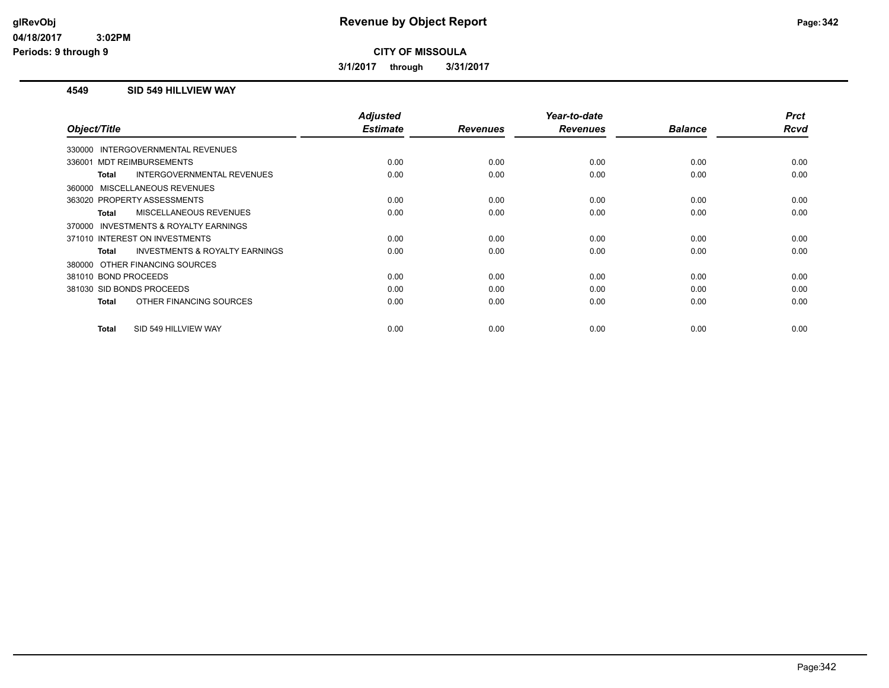# Revenue by Object Report

**CITY OF MISSOULA**

**3/1/2017 through 3/31/2017**

glRevObj
04/18/2017 3:02PM
Periods: 9 through 9

## 4549 SID 549 HILLVIEW WAY

| Object/Title | Adjusted Estimate | Revenues | Year-to-date Revenues | Balance | Prct Rcvd |
|---|---|---|---|---|---|
| 330000 INTERGOVERNMENTAL REVENUES | | | | | |
| 336001 MDT REIMBURSEMENTS | 0.00 | 0.00 | 0.00 | 0.00 | 0.00 |
| **Total** INTERGOVERNMENTAL REVENUES | 0.00 | 0.00 | 0.00 | 0.00 | 0.00 |
| 360000 MISCELLANEOUS REVENUES | | | | | |
| 363020 PROPERTY ASSESSMENTS | 0.00 | 0.00 | 0.00 | 0.00 | 0.00 |
| **Total** MISCELLANEOUS REVENUES | 0.00 | 0.00 | 0.00 | 0.00 | 0.00 |
| 370000 INVESTMENTS & ROYALTY EARNINGS | | | | | |
| 371010 INTEREST ON INVESTMENTS | 0.00 | 0.00 | 0.00 | 0.00 | 0.00 |
| **Total** INVESTMENTS & ROYALTY EARNINGS | 0.00 | 0.00 | 0.00 | 0.00 | 0.00 |
| 380000 OTHER FINANCING SOURCES | | | | | |
| 381010 BOND PROCEEDS | 0.00 | 0.00 | 0.00 | 0.00 | 0.00 |
| 381030 SID BONDS PROCEEDS | 0.00 | 0.00 | 0.00 | 0.00 | 0.00 |
| **Total** OTHER FINANCING SOURCES | 0.00 | 0.00 | 0.00 | 0.00 | 0.00 |
| **Total** SID 549 HILLVIEW WAY | 0.00 | 0.00 | 0.00 | 0.00 | 0.00 |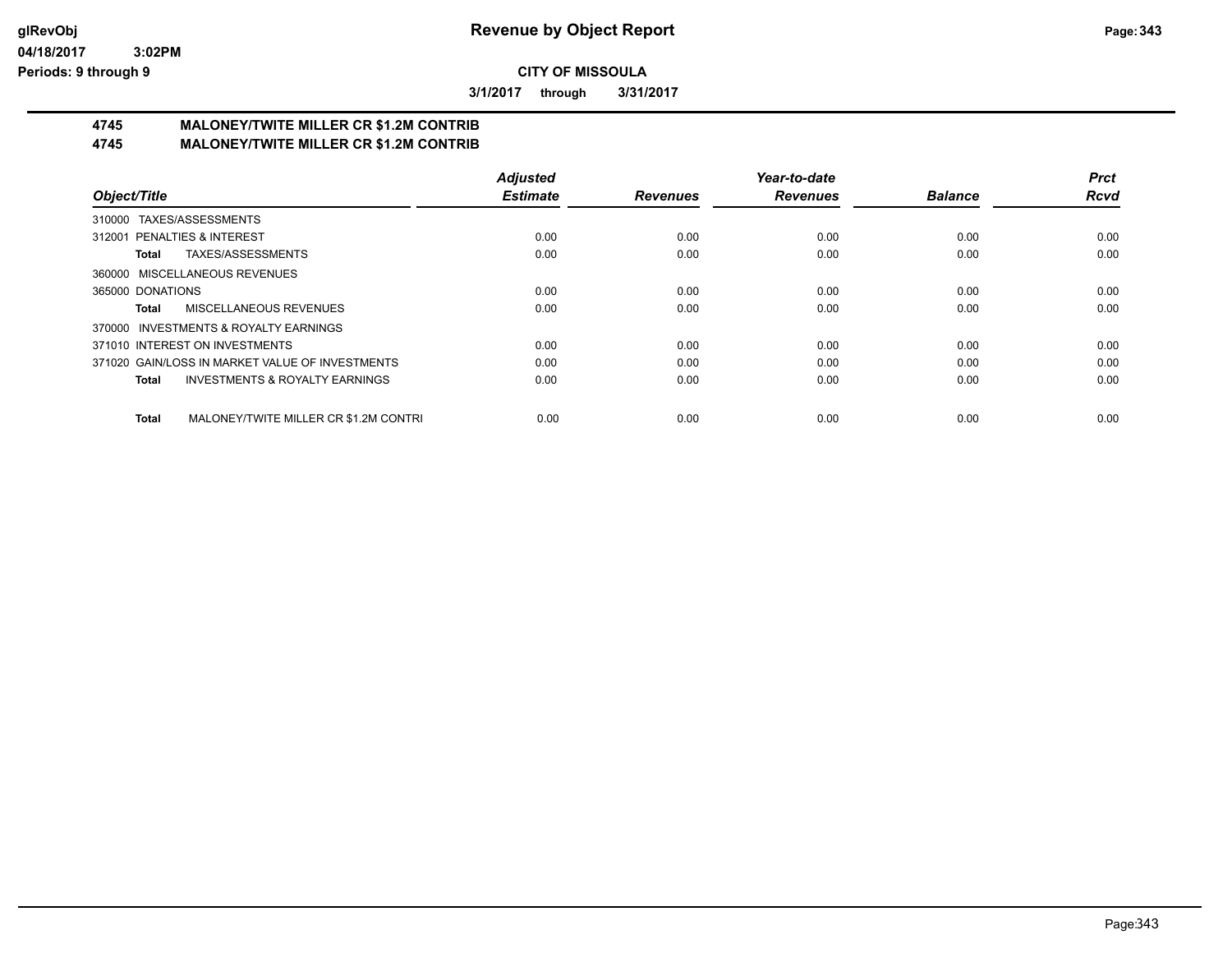# Revenue by Object Report

glRevObj
04/18/2017 3:02PM
Periods: 9 through 9

**CITY OF MISSOULA**

**3/1/2017 through 3/31/2017**

## 4745 MALONEY/TWITE MILLER CR $1.2M CONTRIB
## 4745 MALONEY/TWITE MILLER CR $1.2M CONTRIB

| Object/Title | Adjusted Estimate | Revenues | Year-to-date Revenues | Balance | Prct Rcvd |
|---|---|---|---|---|---|
| 310000 TAXES/ASSESSMENTS | | | | | |
| 312001 PENALTIES & INTEREST | 0.00 | 0.00 | 0.00 | 0.00 | 0.00 |
| **Total** TAXES/ASSESSMENTS | 0.00 | 0.00 | 0.00 | 0.00 | 0.00 |
| 360000 MISCELLANEOUS REVENUES | | | | | |
| 365000 DONATIONS | 0.00 | 0.00 | 0.00 | 0.00 | 0.00 |
| **Total** MISCELLANEOUS REVENUES | 0.00 | 0.00 | 0.00 | 0.00 | 0.00 |
| 370000 INVESTMENTS & ROYALTY EARNINGS | | | | | |
| 371010 INTEREST ON INVESTMENTS | 0.00 | 0.00 | 0.00 | 0.00 | 0.00 |
| 371020 GAIN/LOSS IN MARKET VALUE OF INVESTMENTS | 0.00 | 0.00 | 0.00 | 0.00 | 0.00 |
| **Total** INVESTMENTS & ROYALTY EARNINGS | 0.00 | 0.00 | 0.00 | 0.00 | 0.00 |
| **Total** MALONEY/TWITE MILLER CR $1.2M CONTRI | 0.00 | 0.00 | 0.00 | 0.00 | 0.00 |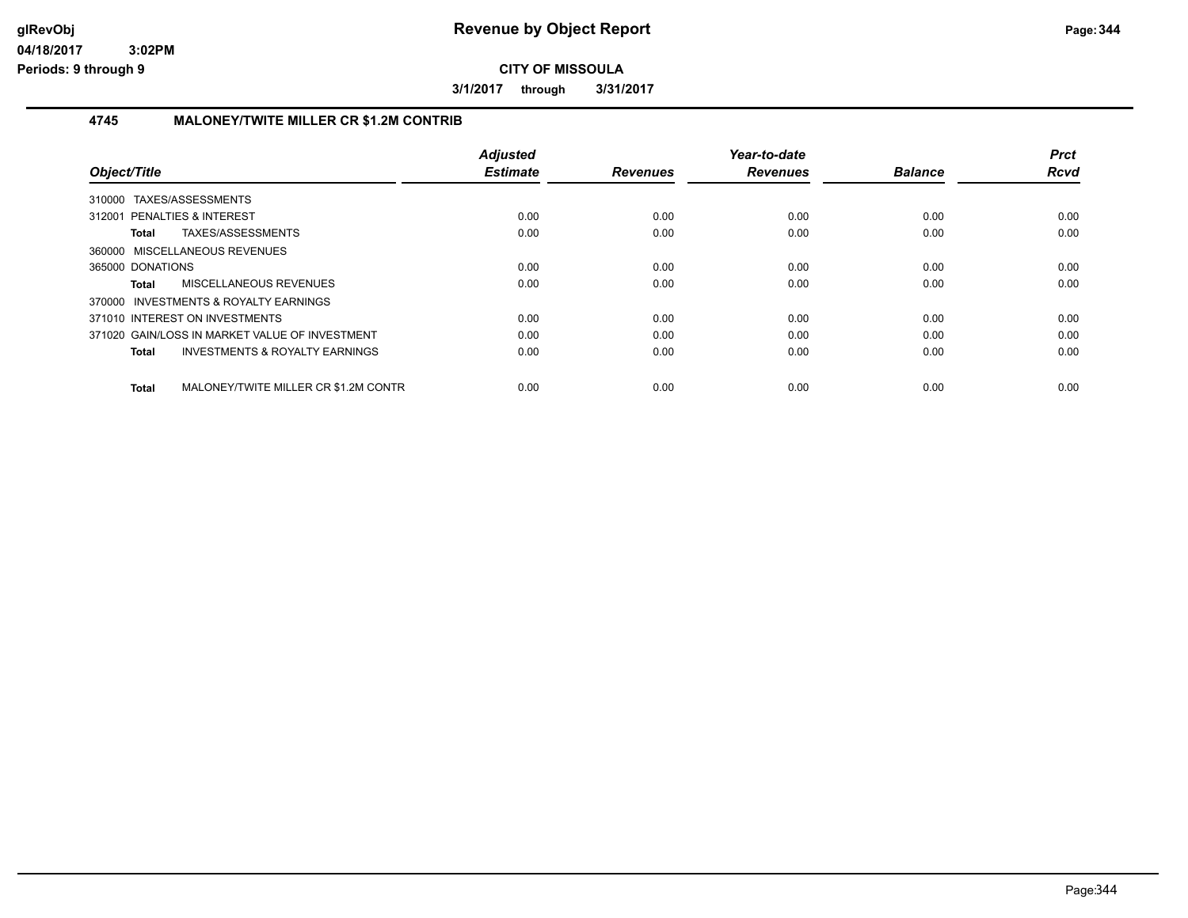# Revenue by Object Report

glRevObj
04/18/2017 3:02PM
Periods: 9 through 9

**CITY OF MISSOULA**

**3/1/2017 through 3/31/2017**

### 4745 MALONEY/TWITE MILLER CR $1.2M CONTRIB

| Object/Title | Adjusted Estimate | Revenues | Year-to-date Revenues | Balance | Prct Rcvd |
|---|---|---|---|---|---|
| 310000 TAXES/ASSESSMENTS | | | | | |
| 312001 PENALTIES & INTEREST | 0.00 | 0.00 | 0.00 | 0.00 | 0.00 |
| **Total** TAXES/ASSESSMENTS | 0.00 | 0.00 | 0.00 | 0.00 | 0.00 |
| 360000 MISCELLANEOUS REVENUES | | | | | |
| 365000 DONATIONS | 0.00 | 0.00 | 0.00 | 0.00 | 0.00 |
| **Total** MISCELLANEOUS REVENUES | 0.00 | 0.00 | 0.00 | 0.00 | 0.00 |
| 370000 INVESTMENTS & ROYALTY EARNINGS | | | | | |
| 371010 INTEREST ON INVESTMENTS | 0.00 | 0.00 | 0.00 | 0.00 | 0.00 |
| 371020 GAIN/LOSS IN MARKET VALUE OF INVESTMENT | 0.00 | 0.00 | 0.00 | 0.00 | 0.00 |
| **Total** INVESTMENTS & ROYALTY EARNINGS | 0.00 | 0.00 | 0.00 | 0.00 | 0.00 |
| **Total** MALONEY/TWITE MILLER CR $1.2M CONTR | 0.00 | 0.00 | 0.00 | 0.00 | 0.00 |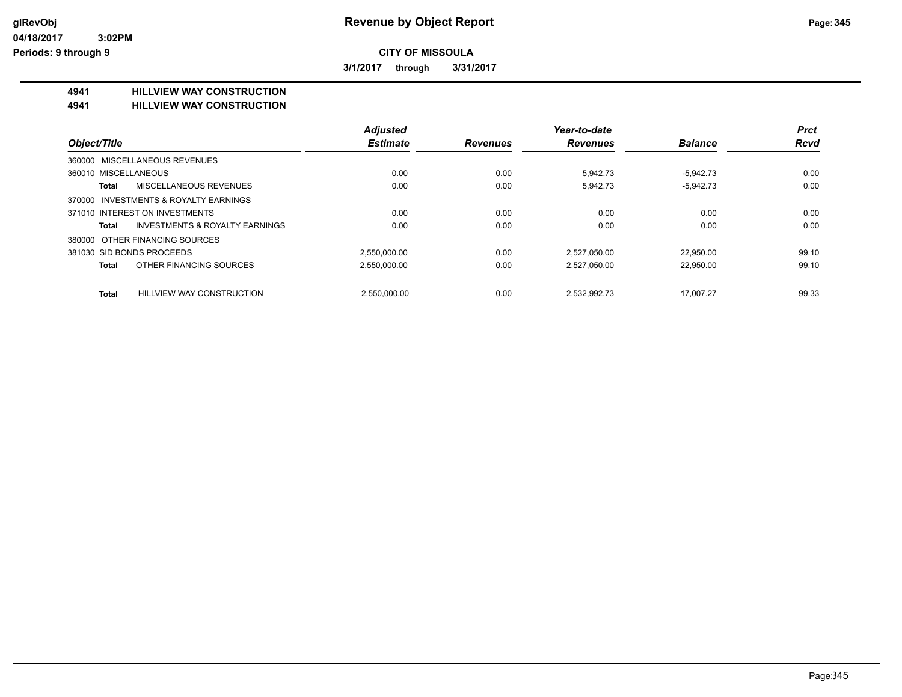**glRevObj** **Revenue by Object Report**

**04/18/2017 3:02PM**

**Periods: 9 through 9**

**CITY OF MISSOULA**

**3/1/2017 through 3/31/2017**

**4941 HILLVIEW WAY CONSTRUCTION**

**4941 HILLVIEW WAY CONSTRUCTION**

| Object/Title | Adjusted Estimate | Revenues | Year-to-date Revenues | Balance | Prct Rcvd |
|---|---|---|---|---|---|
| 360000 MISCELLANEOUS REVENUES | | | | | |
| 360010 MISCELLANEOUS | 0.00 | 0.00 | 5,942.73 | -5,942.73 | 0.00 |
| **Total** MISCELLANEOUS REVENUES | 0.00 | 0.00 | 5,942.73 | -5,942.73 | 0.00 |
| 370000 INVESTMENTS & ROYALTY EARNINGS | | | | | |
| 371010 INTEREST ON INVESTMENTS | 0.00 | 0.00 | 0.00 | 0.00 | 0.00 |
| **Total** INVESTMENTS & ROYALTY EARNINGS | 0.00 | 0.00 | 0.00 | 0.00 | 0.00 |
| 380000 OTHER FINANCING SOURCES | | | | | |
| 381030 SID BONDS PROCEEDS | 2,550,000.00 | 0.00 | 2,527,050.00 | 22,950.00 | 99.10 |
| **Total** OTHER FINANCING SOURCES | 2,550,000.00 | 0.00 | 2,527,050.00 | 22,950.00 | 99.10 |
| **Total** HILLVIEW WAY CONSTRUCTION | 2,550,000.00 | 0.00 | 2,532,992.73 | 17,007.27 | 99.33 |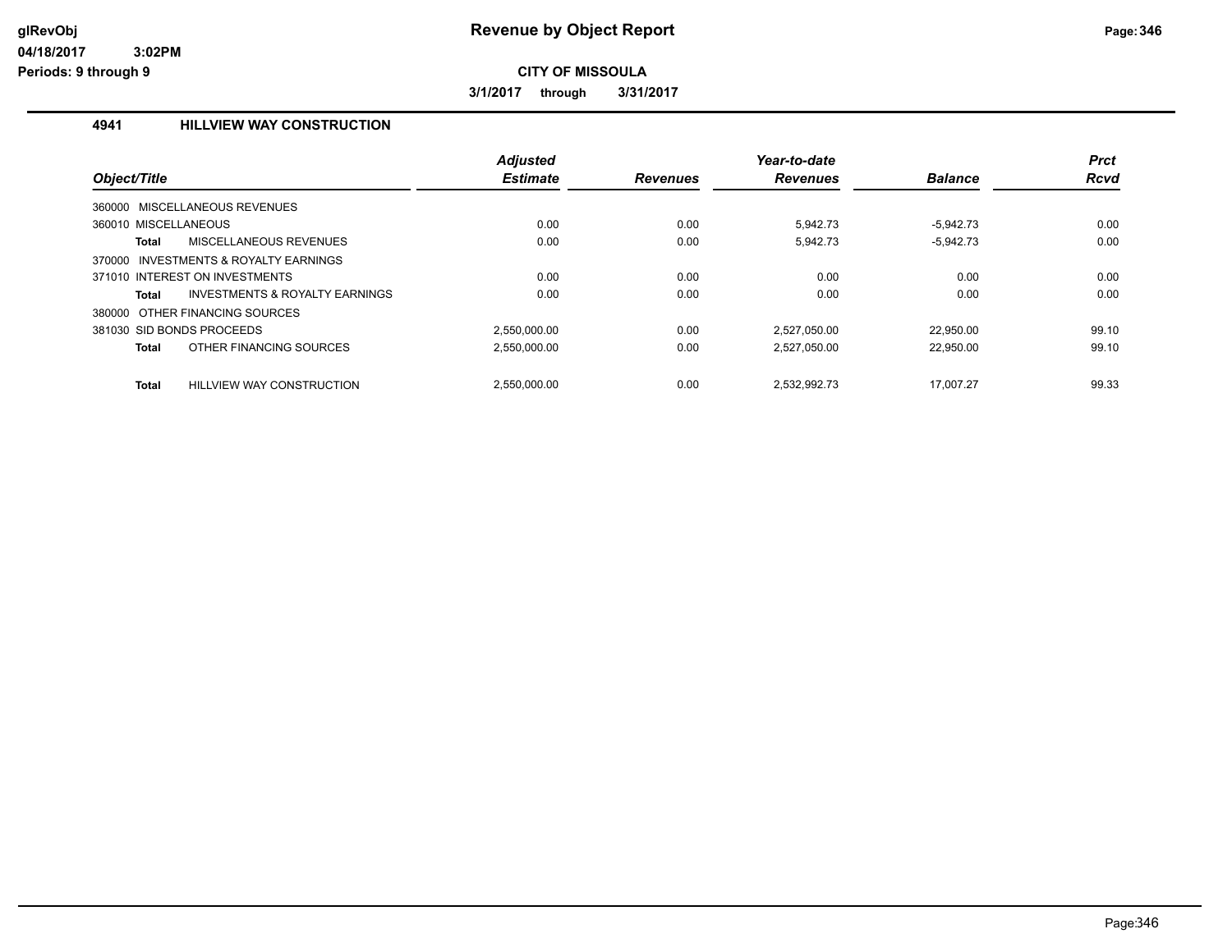# Revenue by Object Report

glRevObj
04/18/2017 3:02PM
Periods: 9 through 9

**CITY OF MISSOULA**

**3/1/2017 through 3/31/2017**

## 4941 HILLVIEW WAY CONSTRUCTION

| Object/Title | Adjusted Estimate | Revenues | Year-to-date Revenues | Balance | Prct Rcvd |
|---|---|---|---|---|---|
| 360000 MISCELLANEOUS REVENUES | | | | | |
| 360010 MISCELLANEOUS | 0.00 | 0.00 | 5,942.73 | -5,942.73 | 0.00 |
| **Total** MISCELLANEOUS REVENUES | 0.00 | 0.00 | 5,942.73 | -5,942.73 | 0.00 |
| 370000 INVESTMENTS & ROYALTY EARNINGS | | | | | |
| 371010 INTEREST ON INVESTMENTS | 0.00 | 0.00 | 0.00 | 0.00 | 0.00 |
| **Total** INVESTMENTS & ROYALTY EARNINGS | 0.00 | 0.00 | 0.00 | 0.00 | 0.00 |
| 380000 OTHER FINANCING SOURCES | | | | | |
| 381030 SID BONDS PROCEEDS | 2,550,000.00 | 0.00 | 2,527,050.00 | 22,950.00 | 99.10 |
| **Total** OTHER FINANCING SOURCES | 2,550,000.00 | 0.00 | 2,527,050.00 | 22,950.00 | 99.10 |
| **Total** HILLVIEW WAY CONSTRUCTION | 2,550,000.00 | 0.00 | 2,532,992.73 | 17,007.27 | 99.33 |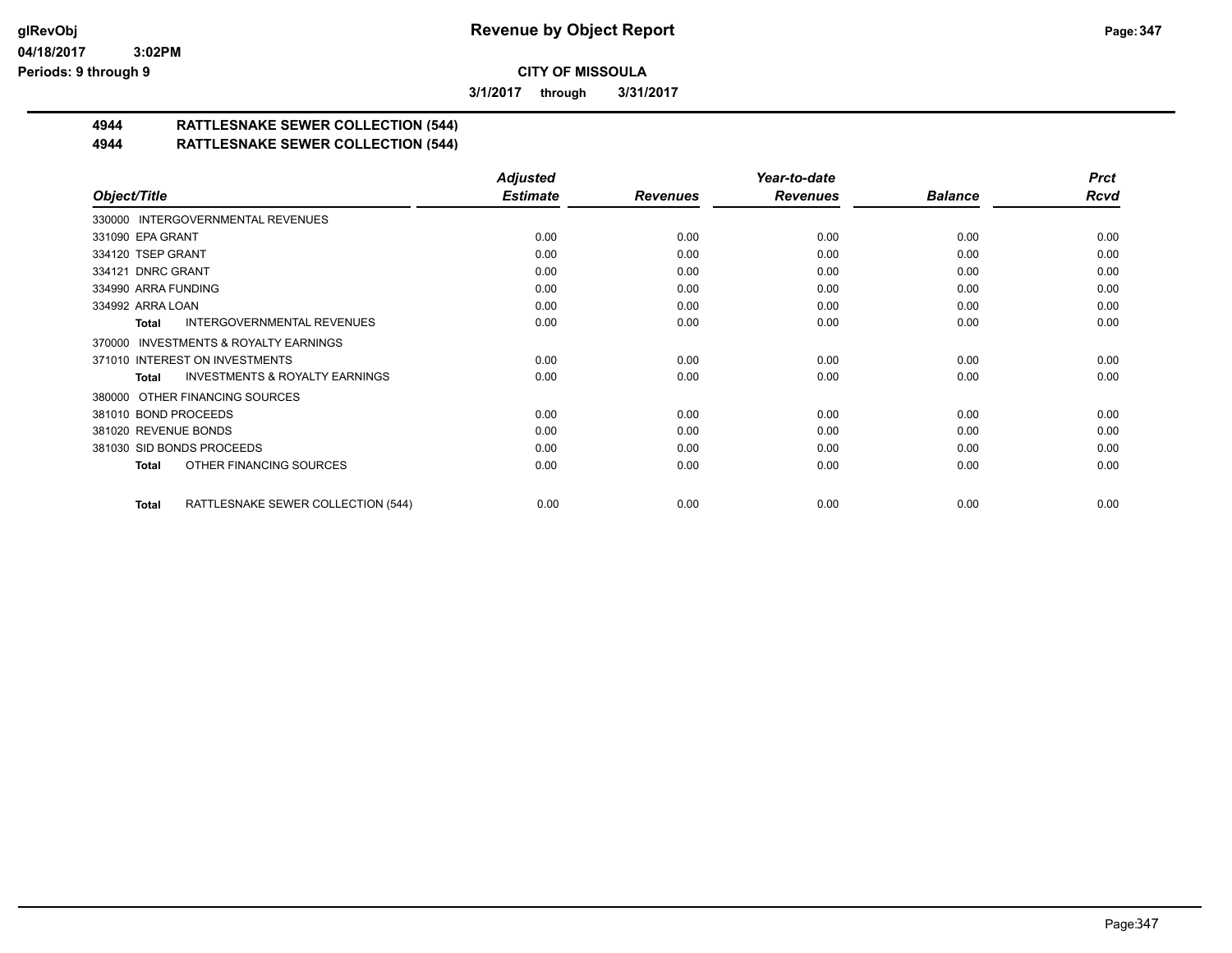# Revenue by Object Report

**CITY OF MISSOULA**

**3/1/2017 through 3/31/2017**

glRevObj
04/18/2017 3:02PM
Periods: 9 through 9

## 4944 RATTLESNAKE SEWER COLLECTION (544)
## 4944 RATTLESNAKE SEWER COLLECTION (544)

| Object/Title | Adjusted Estimate | Revenues | Year-to-date Revenues | Balance | Prct Rcvd |
|---|---|---|---|---|---|
| 330000 INTERGOVERNMENTAL REVENUES | | | | | |
| 331090 EPA GRANT | 0.00 | 0.00 | 0.00 | 0.00 | 0.00 |
| 334120 TSEP GRANT | 0.00 | 0.00 | 0.00 | 0.00 | 0.00 |
| 334121 DNRC GRANT | 0.00 | 0.00 | 0.00 | 0.00 | 0.00 |
| 334990 ARRA FUNDING | 0.00 | 0.00 | 0.00 | 0.00 | 0.00 |
| 334992 ARRA LOAN | 0.00 | 0.00 | 0.00 | 0.00 | 0.00 |
| **Total** INTERGOVERNMENTAL REVENUES | 0.00 | 0.00 | 0.00 | 0.00 | 0.00 |
| 370000 INVESTMENTS & ROYALTY EARNINGS | | | | | |
| 371010 INTEREST ON INVESTMENTS | 0.00 | 0.00 | 0.00 | 0.00 | 0.00 |
| **Total** INVESTMENTS & ROYALTY EARNINGS | 0.00 | 0.00 | 0.00 | 0.00 | 0.00 |
| 380000 OTHER FINANCING SOURCES | | | | | |
| 381010 BOND PROCEEDS | 0.00 | 0.00 | 0.00 | 0.00 | 0.00 |
| 381020 REVENUE BONDS | 0.00 | 0.00 | 0.00 | 0.00 | 0.00 |
| 381030 SID BONDS PROCEEDS | 0.00 | 0.00 | 0.00 | 0.00 | 0.00 |
| **Total** OTHER FINANCING SOURCES | 0.00 | 0.00 | 0.00 | 0.00 | 0.00 |
| **Total** RATTLESNAKE SEWER COLLECTION (544) | 0.00 | 0.00 | 0.00 | 0.00 | 0.00 |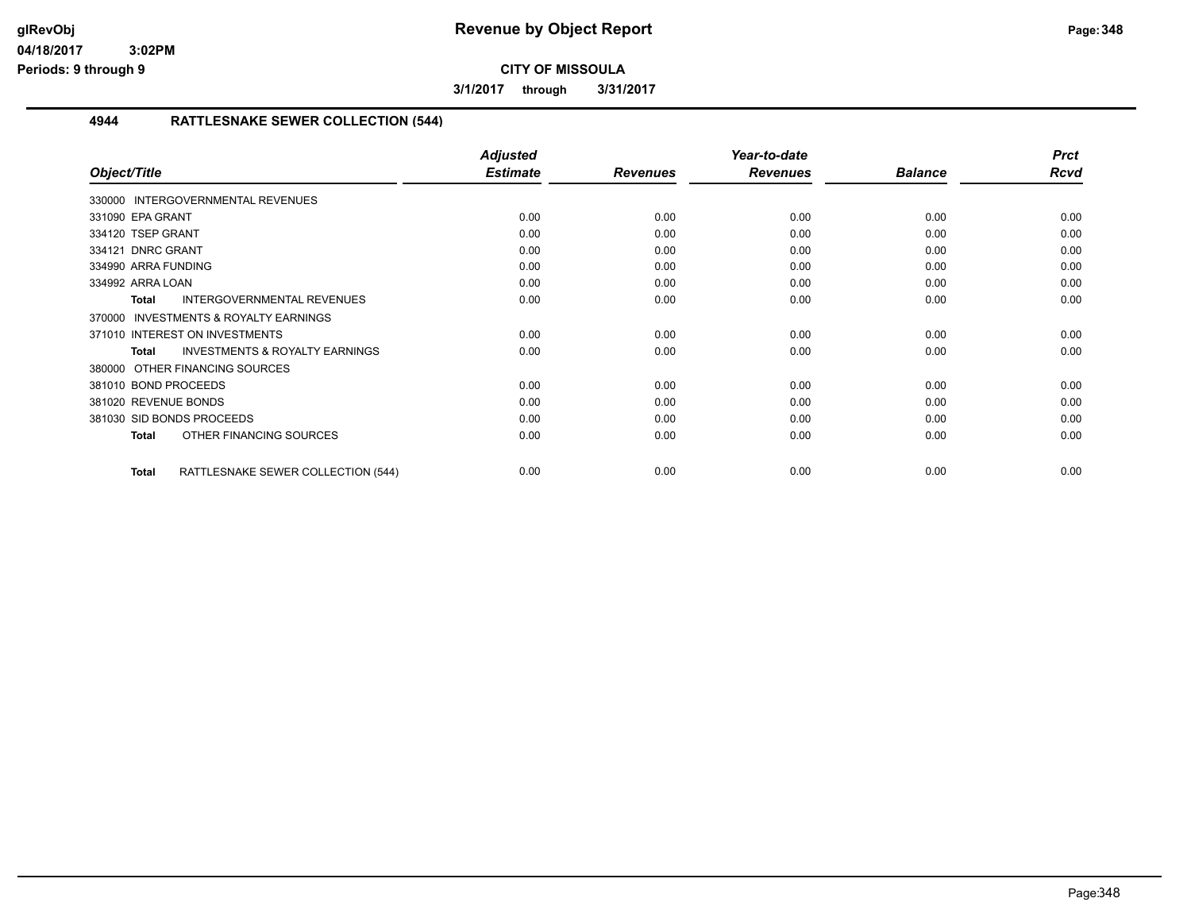# CITY OF MISSOULA

**3/1/2017 through 3/31/2017**

## 4944 RATTLESNAKE SEWER COLLECTION (544)

| Object/Title | Adjusted Estimate | Revenues | Year-to-date Revenues | Balance | Prct Rcvd |
|---|---|---|---|---|---|
| 330000 INTERGOVERNMENTAL REVENUES | | | | | |
| 331090 EPA GRANT | 0.00 | 0.00 | 0.00 | 0.00 | 0.00 |
| 334120 TSEP GRANT | 0.00 | 0.00 | 0.00 | 0.00 | 0.00 |
| 334121 DNRC GRANT | 0.00 | 0.00 | 0.00 | 0.00 | 0.00 |
| 334990 ARRA FUNDING | 0.00 | 0.00 | 0.00 | 0.00 | 0.00 |
| 334992 ARRA LOAN | 0.00 | 0.00 | 0.00 | 0.00 | 0.00 |
| **Total** INTERGOVERNMENTAL REVENUES | 0.00 | 0.00 | 0.00 | 0.00 | 0.00 |
| 370000 INVESTMENTS & ROYALTY EARNINGS | | | | | |
| 371010 INTEREST ON INVESTMENTS | 0.00 | 0.00 | 0.00 | 0.00 | 0.00 |
| **Total** INVESTMENTS & ROYALTY EARNINGS | 0.00 | 0.00 | 0.00 | 0.00 | 0.00 |
| 380000 OTHER FINANCING SOURCES | | | | | |
| 381010 BOND PROCEEDS | 0.00 | 0.00 | 0.00 | 0.00 | 0.00 |
| 381020 REVENUE BONDS | 0.00 | 0.00 | 0.00 | 0.00 | 0.00 |
| 381030 SID BONDS PROCEEDS | 0.00 | 0.00 | 0.00 | 0.00 | 0.00 |
| **Total** OTHER FINANCING SOURCES | 0.00 | 0.00 | 0.00 | 0.00 | 0.00 |
| **Total** RATTLESNAKE SEWER COLLECTION (544) | 0.00 | 0.00 | 0.00 | 0.00 | 0.00 |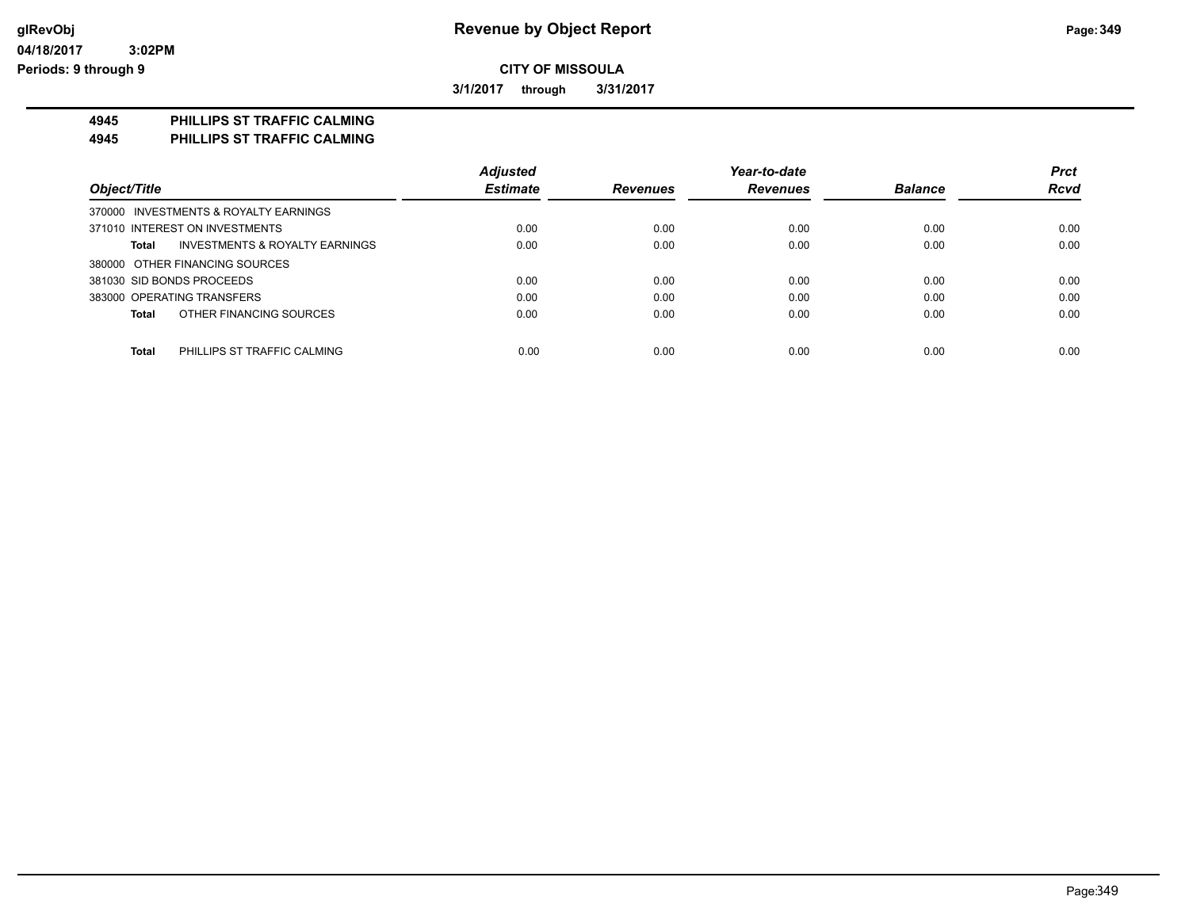**Revenue by Object Report**

**CITY OF MISSOULA**

**3/1/2017 through 3/31/2017**

glRevObj
04/18/2017 3:02PM
Periods: 9 through 9

**4945 PHILLIPS ST TRAFFIC CALMING**
**4945 PHILLIPS ST TRAFFIC CALMING**

| Object/Title | Adjusted Estimate | Revenues | Year-to-date Revenues | Balance | Prct Rcvd |
|---|---|---|---|---|---|
| 370000 INVESTMENTS & ROYALTY EARNINGS | | | | | |
| 371010 INTEREST ON INVESTMENTS | 0.00 | 0.00 | 0.00 | 0.00 | 0.00 |
| **Total** INVESTMENTS & ROYALTY EARNINGS | 0.00 | 0.00 | 0.00 | 0.00 | 0.00 |
| 380000 OTHER FINANCING SOURCES | | | | | |
| 381030 SID BONDS PROCEEDS | 0.00 | 0.00 | 0.00 | 0.00 | 0.00 |
| 383000 OPERATING TRANSFERS | 0.00 | 0.00 | 0.00 | 0.00 | 0.00 |
| **Total** OTHER FINANCING SOURCES | 0.00 | 0.00 | 0.00 | 0.00 | 0.00 |
| **Total** PHILLIPS ST TRAFFIC CALMING | 0.00 | 0.00 | 0.00 | 0.00 | 0.00 |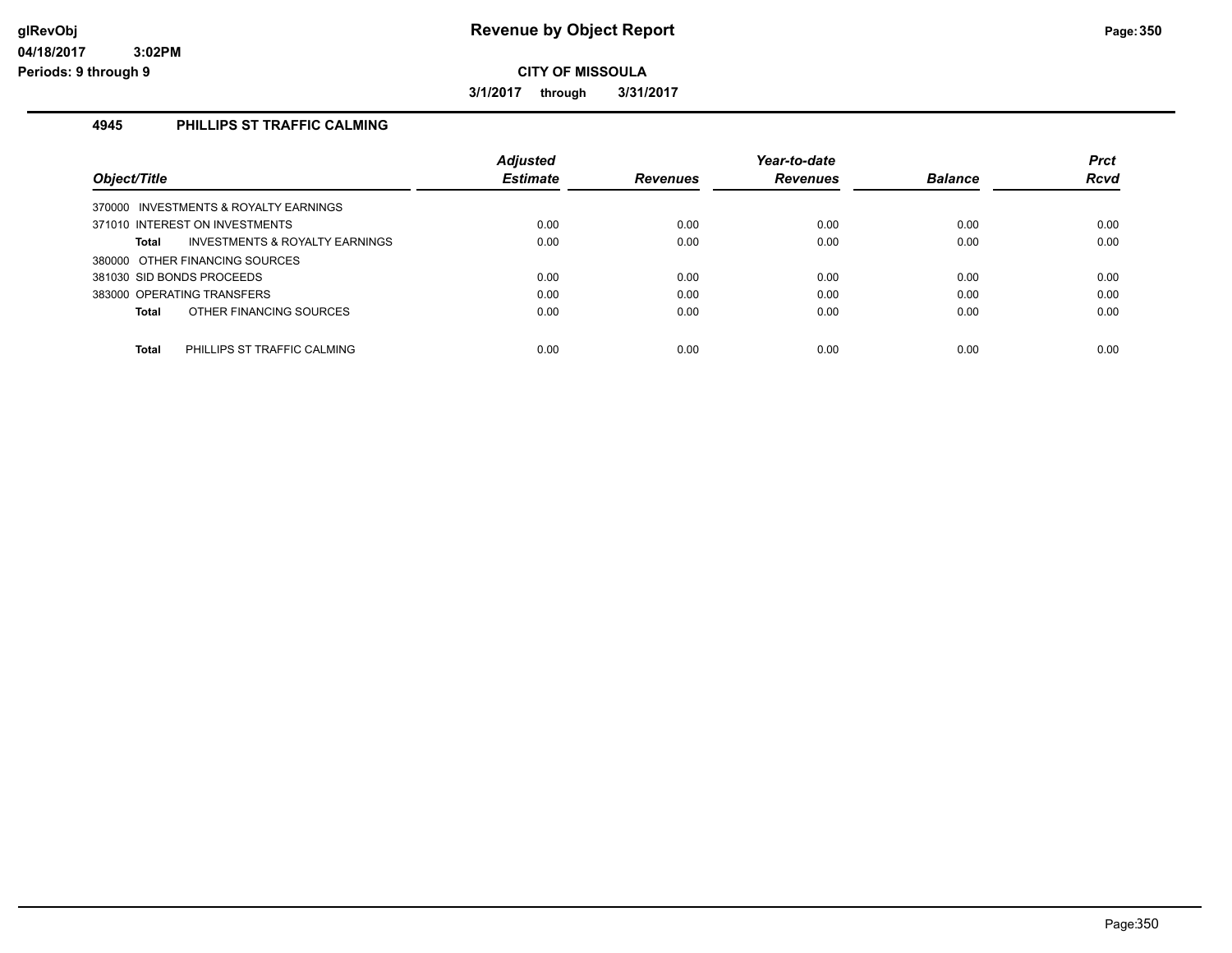glRevObj
04/18/2017 3:02PM
Periods: 9 through 9

# Revenue by Object Report

**CITY OF MISSOULA**

**3/1/2017 through 3/31/2017**

## 4945 PHILLIPS ST TRAFFIC CALMING

| Object/Title | Adjusted Estimate | Revenues | Year-to-date Revenues | Balance | Prct Rcvd |
|---|---|---|---|---|---|
| 370000 INVESTMENTS & ROYALTY EARNINGS | | | | | |
| 371010 INTEREST ON INVESTMENTS | 0.00 | 0.00 | 0.00 | 0.00 | 0.00 |
| **Total** INVESTMENTS & ROYALTY EARNINGS | 0.00 | 0.00 | 0.00 | 0.00 | 0.00 |
| 380000 OTHER FINANCING SOURCES | | | | | |
| 381030 SID BONDS PROCEEDS | 0.00 | 0.00 | 0.00 | 0.00 | 0.00 |
| 383000 OPERATING TRANSFERS | 0.00 | 0.00 | 0.00 | 0.00 | 0.00 |
| **Total** OTHER FINANCING SOURCES | 0.00 | 0.00 | 0.00 | 0.00 | 0.00 |
| **Total** PHILLIPS ST TRAFFIC CALMING | 0.00 | 0.00 | 0.00 | 0.00 | 0.00 |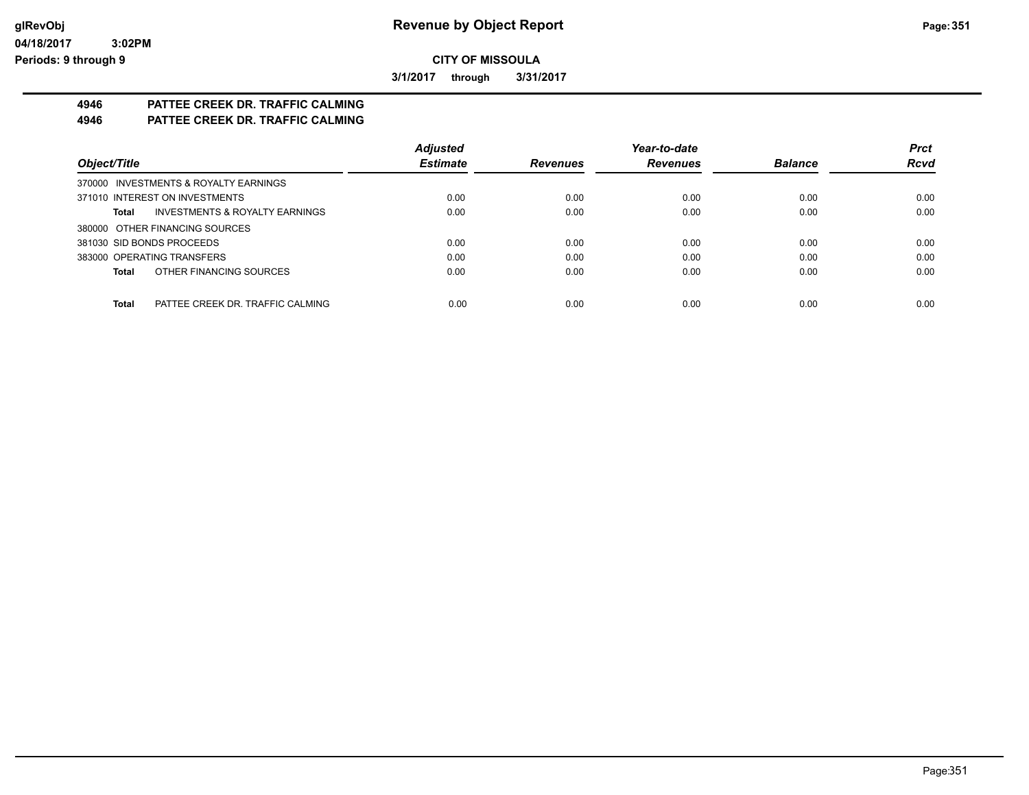**Revenue by Object Report**

**CITY OF MISSOULA**

**3/1/2017 through 3/31/2017**

## 4946 PATTEE CREEK DR. TRAFFIC CALMING
## 4946 PATTEE CREEK DR. TRAFFIC CALMING

| Object/Title | Adjusted Estimate | Revenues | Year-to-date Revenues | Balance | Prct Rcvd |
|---|---|---|---|---|---|
| 370000 INVESTMENTS & ROYALTY EARNINGS | | | | | |
| 371010 INTEREST ON INVESTMENTS | 0.00 | 0.00 | 0.00 | 0.00 | 0.00 |
| **Total** INVESTMENTS & ROYALTY EARNINGS | 0.00 | 0.00 | 0.00 | 0.00 | 0.00 |
| 380000 OTHER FINANCING SOURCES | | | | | |
| 381030 SID BONDS PROCEEDS | 0.00 | 0.00 | 0.00 | 0.00 | 0.00 |
| 383000 OPERATING TRANSFERS | 0.00 | 0.00 | 0.00 | 0.00 | 0.00 |
| **Total** OTHER FINANCING SOURCES | 0.00 | 0.00 | 0.00 | 0.00 | 0.00 |
| **Total** PATTEE CREEK DR. TRAFFIC CALMING | 0.00 | 0.00 | 0.00 | 0.00 | 0.00 |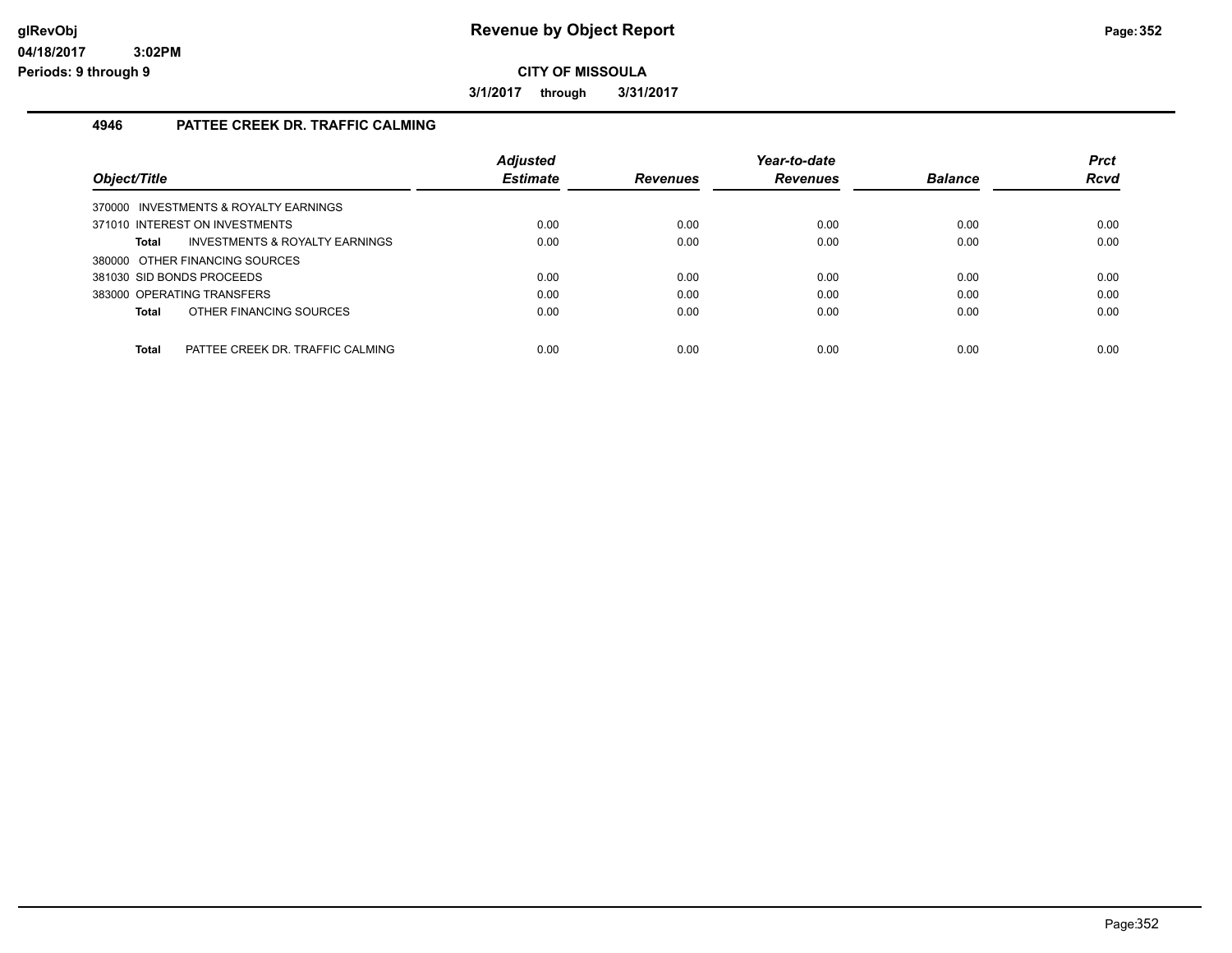# Revenue by Object Report

**CITY OF MISSOULA**

**3/1/2017 through 3/31/2017**

glRevObj
04/18/2017 3:02PM
Periods: 9 through 9

## 4946 PATTEE CREEK DR. TRAFFIC CALMING

| Object/Title | Adjusted Estimate | Revenues | Year-to-date Revenues | Balance | Prct Rcvd |
|---|---|---|---|---|---|
| 370000 INVESTMENTS & ROYALTY EARNINGS | | | | | |
| 371010 INTEREST ON INVESTMENTS | 0.00 | 0.00 | 0.00 | 0.00 | 0.00 |
| **Total** INVESTMENTS & ROYALTY EARNINGS | 0.00 | 0.00 | 0.00 | 0.00 | 0.00 |
| 380000 OTHER FINANCING SOURCES | | | | | |
| 381030 SID BONDS PROCEEDS | 0.00 | 0.00 | 0.00 | 0.00 | 0.00 |
| 383000 OPERATING TRANSFERS | 0.00 | 0.00 | 0.00 | 0.00 | 0.00 |
| **Total** OTHER FINANCING SOURCES | 0.00 | 0.00 | 0.00 | 0.00 | 0.00 |
| **Total** PATTEE CREEK DR. TRAFFIC CALMING | 0.00 | 0.00 | 0.00 | 0.00 | 0.00 |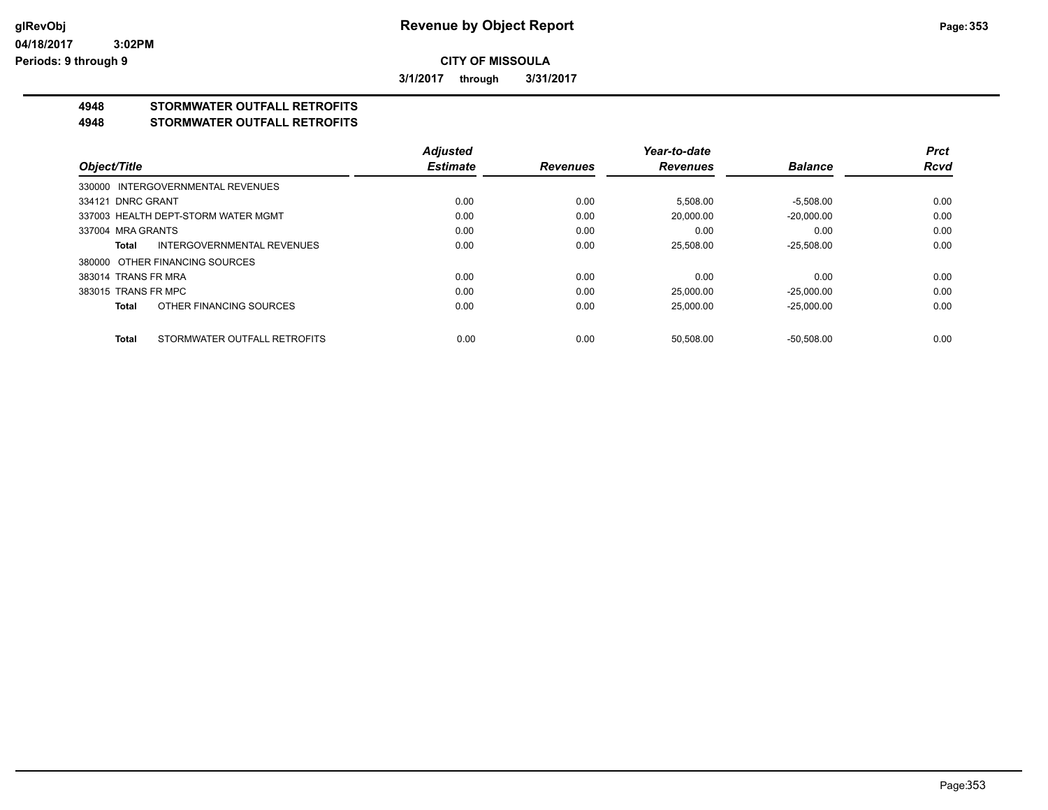# Revenue by Object Report

glRevObj
04/18/2017 3:02PM
Periods: 9 through 9

**CITY OF MISSOULA**

**3/1/2017 through 3/31/2017**

**4948 STORMWATER OUTFALL RETROFITS**
**4948 STORMWATER OUTFALL RETROFITS**

| *Object/Title* | *Adjusted Estimate* | *Revenues* | *Year-to-date Revenues* | *Balance* | *Prct Rcvd* |
|---|---|---|---|---|---|
| 330000 INTERGOVERNMENTAL REVENUES | | | | | |
| 334121 DNRC GRANT | 0.00 | 0.00 | 5,508.00 | -5,508.00 | 0.00 |
| 337003 HEALTH DEPT-STORM WATER MGMT | 0.00 | 0.00 | 20,000.00 | -20,000.00 | 0.00 |
| 337004 MRA GRANTS | 0.00 | 0.00 | 0.00 | 0.00 | 0.00 |
| **Total** INTERGOVERNMENTAL REVENUES | 0.00 | 0.00 | 25,508.00 | -25,508.00 | 0.00 |
| 380000 OTHER FINANCING SOURCES | | | | | |
| 383014 TRANS FR MRA | 0.00 | 0.00 | 0.00 | 0.00 | 0.00 |
| 383015 TRANS FR MPC | 0.00 | 0.00 | 25,000.00 | -25,000.00 | 0.00 |
| **Total** OTHER FINANCING SOURCES | 0.00 | 0.00 | 25,000.00 | -25,000.00 | 0.00 |
| **Total** STORMWATER OUTFALL RETROFITS | 0.00 | 0.00 | 50,508.00 | -50,508.00 | 0.00 |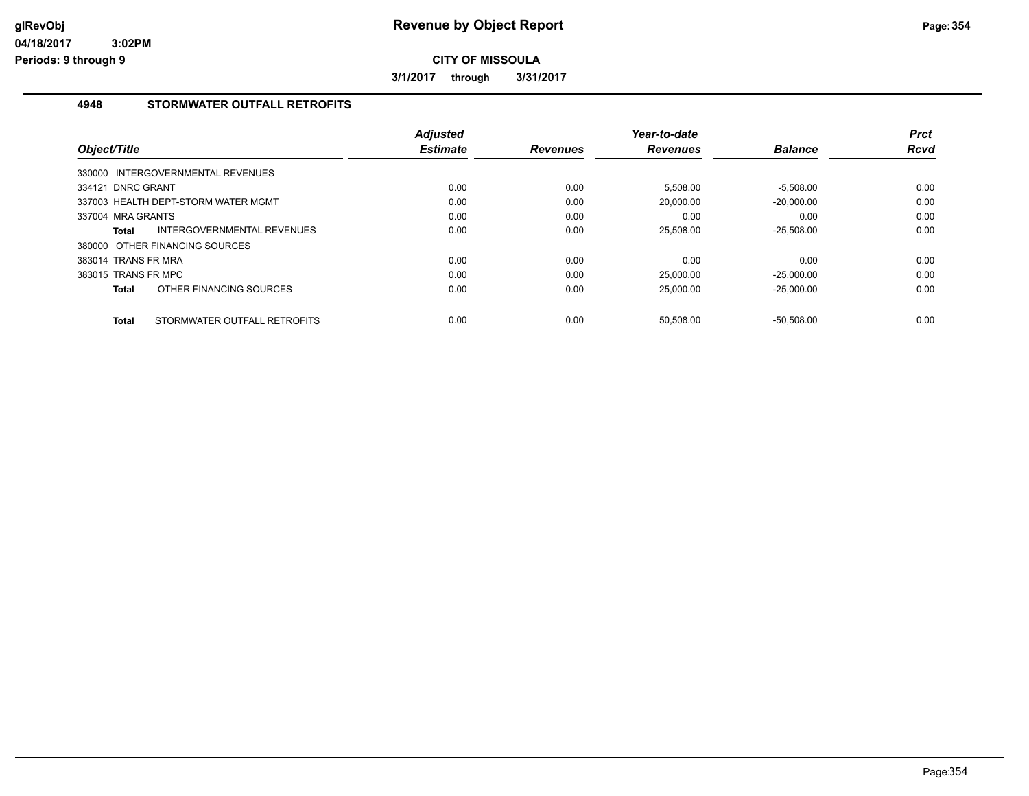# Revenue by Object Report

glRevObj
04/18/2017 3:02PM
Periods: 9 through 9

**CITY OF MISSOULA**

**3/1/2017 through 3/31/2017**

## 4948 STORMWATER OUTFALL RETROFITS

| Object/Title | Adjusted Estimate | Revenues | Year-to-date Revenues | Balance | Prct Rcvd |
|---|---|---|---|---|---|
| 330000 INTERGOVERNMENTAL REVENUES | | | | | |
| 334121 DNRC GRANT | 0.00 | 0.00 | 5,508.00 | -5,508.00 | 0.00 |
| 337003 HEALTH DEPT-STORM WATER MGMT | 0.00 | 0.00 | 20,000.00 | -20,000.00 | 0.00 |
| 337004 MRA GRANTS | 0.00 | 0.00 | 0.00 | 0.00 | 0.00 |
| **Total** INTERGOVERNMENTAL REVENUES | 0.00 | 0.00 | 25,508.00 | -25,508.00 | 0.00 |
| 380000 OTHER FINANCING SOURCES | | | | | |
| 383014 TRANS FR MRA | 0.00 | 0.00 | 0.00 | 0.00 | 0.00 |
| 383015 TRANS FR MPC | 0.00 | 0.00 | 25,000.00 | -25,000.00 | 0.00 |
| **Total** OTHER FINANCING SOURCES | 0.00 | 0.00 | 25,000.00 | -25,000.00 | 0.00 |
| **Total** STORMWATER OUTFALL RETROFITS | 0.00 | 0.00 | 50,508.00 | -50,508.00 | 0.00 |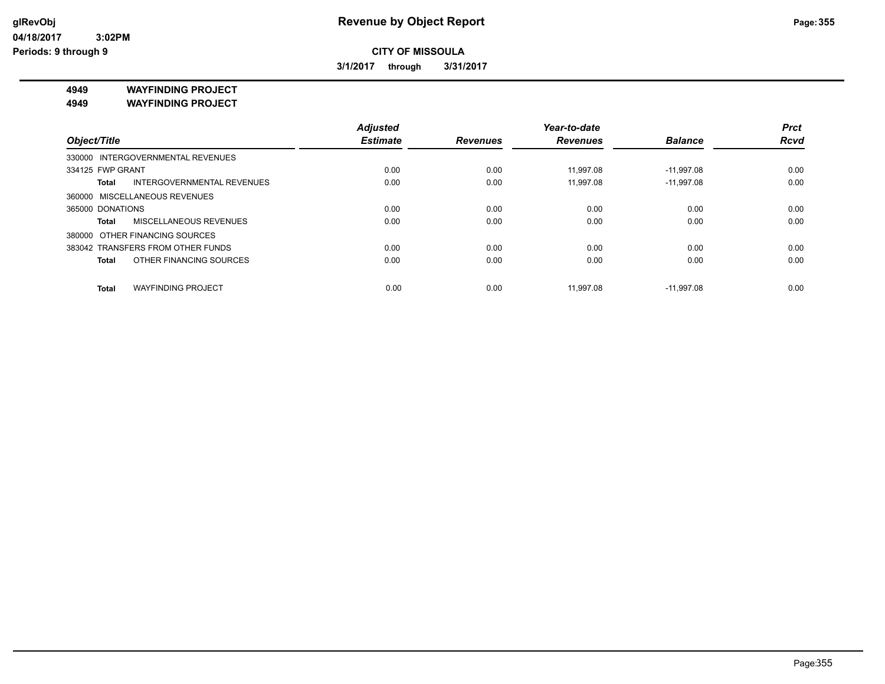**Revenue by Object Report**

**CITY OF MISSOULA**

**3/1/2017 through 3/31/2017**

glRevObj
04/18/2017 3:02PM
Periods: 9 through 9

**4949 WAYFINDING PROJECT**
**4949 WAYFINDING PROJECT**

| Object/Title | | Adjusted Estimate | Revenues | Year-to-date Revenues | Balance | Prct Rcvd |
|---|---|---|---|---|---|---|
| 330000 INTERGOVERNMENTAL REVENUES | | | | | | |
| 334125 FWP GRANT | | 0.00 | 0.00 | 11,997.08 | -11,997.08 | 0.00 |
| **Total** | INTERGOVERNMENTAL REVENUES | 0.00 | 0.00 | 11,997.08 | -11,997.08 | 0.00 |
| 360000 MISCELLANEOUS REVENUES | | | | | | |
| 365000 DONATIONS | | 0.00 | 0.00 | 0.00 | 0.00 | 0.00 |
| **Total** | MISCELLANEOUS REVENUES | 0.00 | 0.00 | 0.00 | 0.00 | 0.00 |
| 380000 OTHER FINANCING SOURCES | | | | | | |
| 383042 TRANSFERS FROM OTHER FUNDS | | 0.00 | 0.00 | 0.00 | 0.00 | 0.00 |
| **Total** | OTHER FINANCING SOURCES | 0.00 | 0.00 | 0.00 | 0.00 | 0.00 |
| **Total** | WAYFINDING PROJECT | 0.00 | 0.00 | 11,997.08 | -11,997.08 | 0.00 |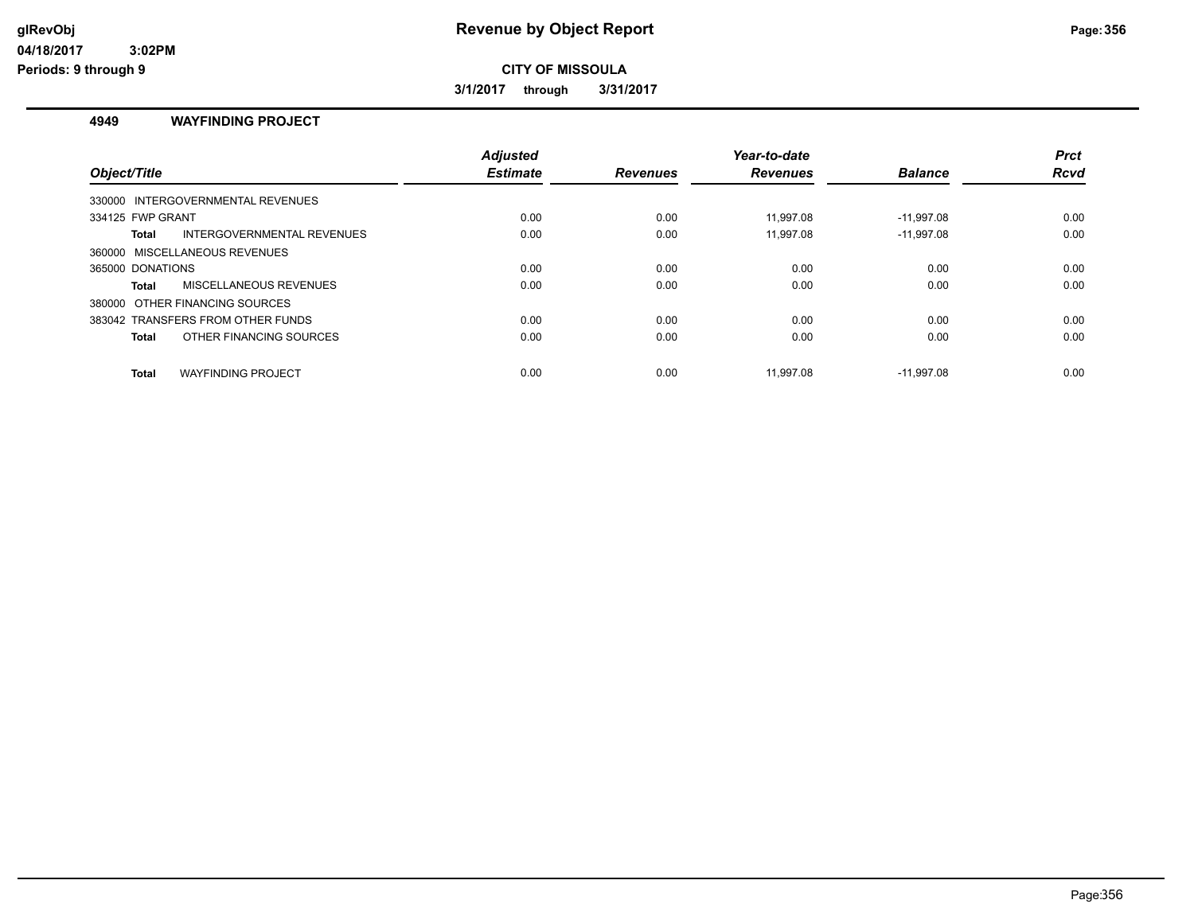# Revenue by Object Report

glRevObj
04/18/2017 3:02PM
Periods: 9 through 9

**CITY OF MISSOULA**

**3/1/2017 through 3/31/2017**

### 4949 WAYFINDING PROJECT

| Object/Title | Adjusted Estimate | Revenues | Year-to-date Revenues | Balance | Prct Rcvd |
|---|---|---|---|---|---|
| 330000 INTERGOVERNMENTAL REVENUES | | | | | |
| 334125 FWP GRANT | 0.00 | 0.00 | 11,997.08 | -11,997.08 | 0.00 |
| **Total** INTERGOVERNMENTAL REVENUES | 0.00 | 0.00 | 11,997.08 | -11,997.08 | 0.00 |
| 360000 MISCELLANEOUS REVENUES | | | | | |
| 365000 DONATIONS | 0.00 | 0.00 | 0.00 | 0.00 | 0.00 |
| **Total** MISCELLANEOUS REVENUES | 0.00 | 0.00 | 0.00 | 0.00 | 0.00 |
| 380000 OTHER FINANCING SOURCES | | | | | |
| 383042 TRANSFERS FROM OTHER FUNDS | 0.00 | 0.00 | 0.00 | 0.00 | 0.00 |
| **Total** OTHER FINANCING SOURCES | 0.00 | 0.00 | 0.00 | 0.00 | 0.00 |
| **Total** WAYFINDING PROJECT | 0.00 | 0.00 | 11,997.08 | -11,997.08 | 0.00 |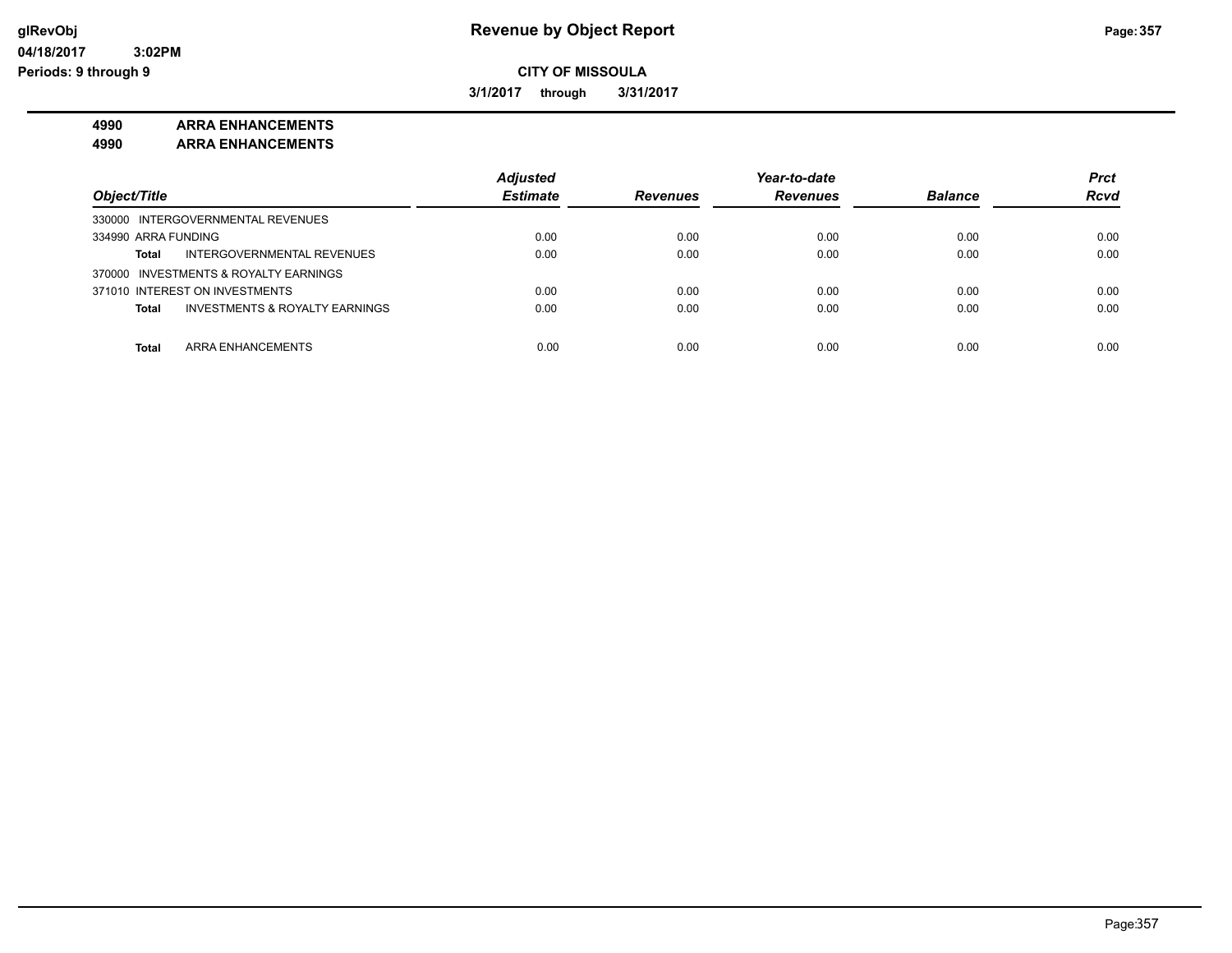**CITY OF MISSOULA**

**3/1/2017 through 3/31/2017**

**4990 ARRA ENHANCEMENTS**

**4990 ARRA ENHANCEMENTS**

| Object/Title | Adjusted Estimate | Revenues | Year-to-date Revenues | Balance | Prct Rcvd |
|---|---|---|---|---|---|
| 330000 INTERGOVERNMENTAL REVENUES | | | | | |
| 334990 ARRA FUNDING | 0.00 | 0.00 | 0.00 | 0.00 | 0.00 |
| **Total** INTERGOVERNMENTAL REVENUES | 0.00 | 0.00 | 0.00 | 0.00 | 0.00 |
| 370000 INVESTMENTS & ROYALTY EARNINGS | | | | | |
| 371010 INTEREST ON INVESTMENTS | 0.00 | 0.00 | 0.00 | 0.00 | 0.00 |
| **Total** INVESTMENTS & ROYALTY EARNINGS | 0.00 | 0.00 | 0.00 | 0.00 | 0.00 |
| **Total** ARRA ENHANCEMENTS | 0.00 | 0.00 | 0.00 | 0.00 | 0.00 |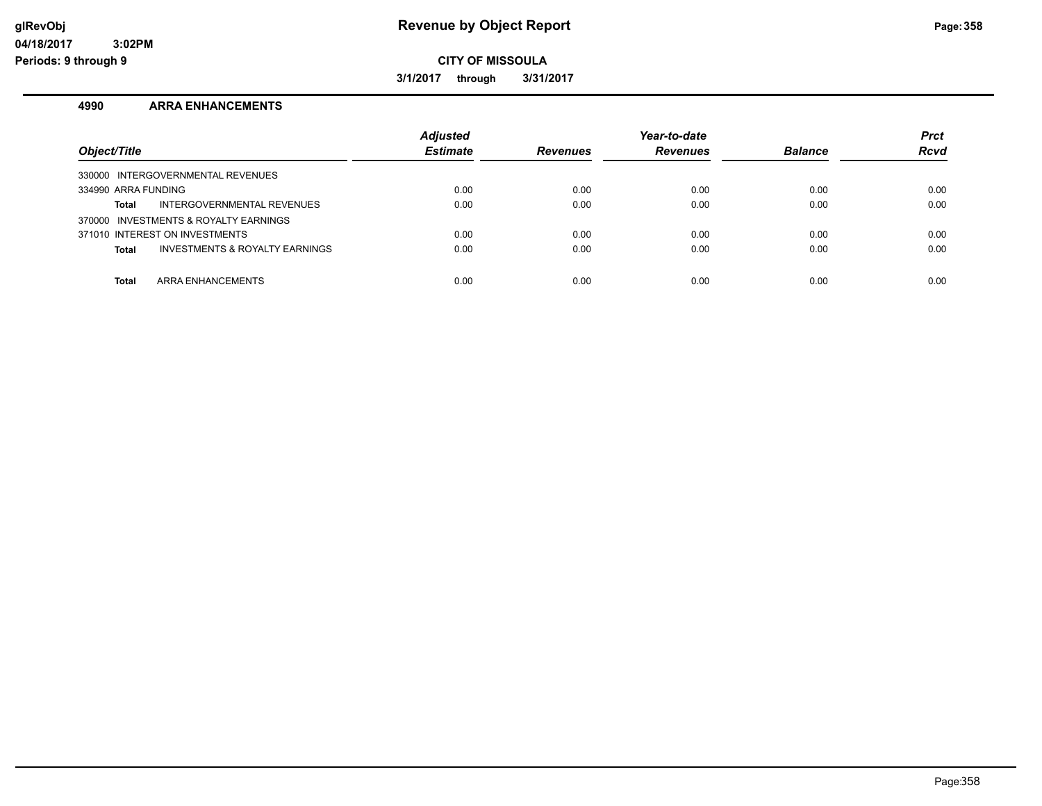# Revenue by Object Report

**CITY OF MISSOULA**

**3/1/2017 through 3/31/2017**

glRevObj
04/18/2017 3:02PM
Periods: 9 through 9

## 4990 ARRA ENHANCEMENTS

| Object/Title | | Adjusted Estimate | Revenues | Year-to-date Revenues | Balance | Prct Rcvd |
|---|---|---|---|---|---|---|
| 330000 INTERGOVERNMENTAL REVENUES | | | | | | |
| 334990 ARRA FUNDING | | 0.00 | 0.00 | 0.00 | 0.00 | 0.00 |
| **Total** | INTERGOVERNMENTAL REVENUES | 0.00 | 0.00 | 0.00 | 0.00 | 0.00 |
| 370000 INVESTMENTS & ROYALTY EARNINGS | | | | | | |
| 371010 INTEREST ON INVESTMENTS | | 0.00 | 0.00 | 0.00 | 0.00 | 0.00 |
| **Total** | INVESTMENTS & ROYALTY EARNINGS | 0.00 | 0.00 | 0.00 | 0.00 | 0.00 |
| **Total** | ARRA ENHANCEMENTS | 0.00 | 0.00 | 0.00 | 0.00 | 0.00 |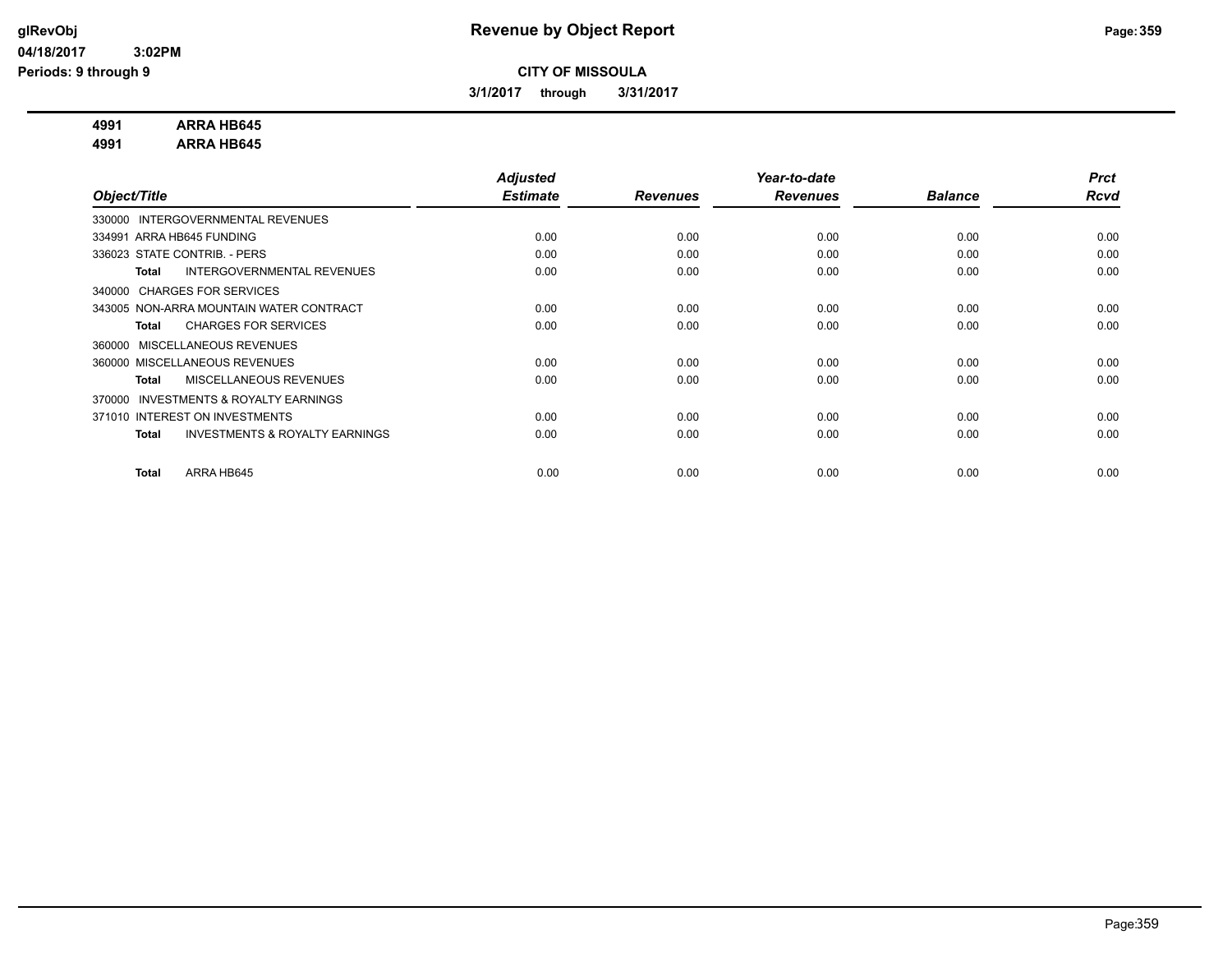**CITY OF MISSOULA**

**3/1/2017 through 3/31/2017**

**4991 ARRA HB645**
**4991 ARRA HB645**

| Object/Title | Adjusted Estimate | Revenues | Year-to-date Revenues | Balance | Prct Rcvd |
|---|---|---|---|---|---|
| 330000 INTERGOVERNMENTAL REVENUES | | | | | |
| 334991 ARRA HB645 FUNDING | 0.00 | 0.00 | 0.00 | 0.00 | 0.00 |
| 336023 STATE CONTRIB. - PERS | 0.00 | 0.00 | 0.00 | 0.00 | 0.00 |
| **Total** INTERGOVERNMENTAL REVENUES | 0.00 | 0.00 | 0.00 | 0.00 | 0.00 |
| 340000 CHARGES FOR SERVICES | | | | | |
| 343005 NON-ARRA MOUNTAIN WATER CONTRACT | 0.00 | 0.00 | 0.00 | 0.00 | 0.00 |
| **Total** CHARGES FOR SERVICES | 0.00 | 0.00 | 0.00 | 0.00 | 0.00 |
| 360000 MISCELLANEOUS REVENUES | | | | | |
| 360000 MISCELLANEOUS REVENUES | 0.00 | 0.00 | 0.00 | 0.00 | 0.00 |
| **Total** MISCELLANEOUS REVENUES | 0.00 | 0.00 | 0.00 | 0.00 | 0.00 |
| 370000 INVESTMENTS & ROYALTY EARNINGS | | | | | |
| 371010 INTEREST ON INVESTMENTS | 0.00 | 0.00 | 0.00 | 0.00 | 0.00 |
| **Total** INVESTMENTS & ROYALTY EARNINGS | 0.00 | 0.00 | 0.00 | 0.00 | 0.00 |
| **Total** ARRA HB645 | 0.00 | 0.00 | 0.00 | 0.00 | 0.00 |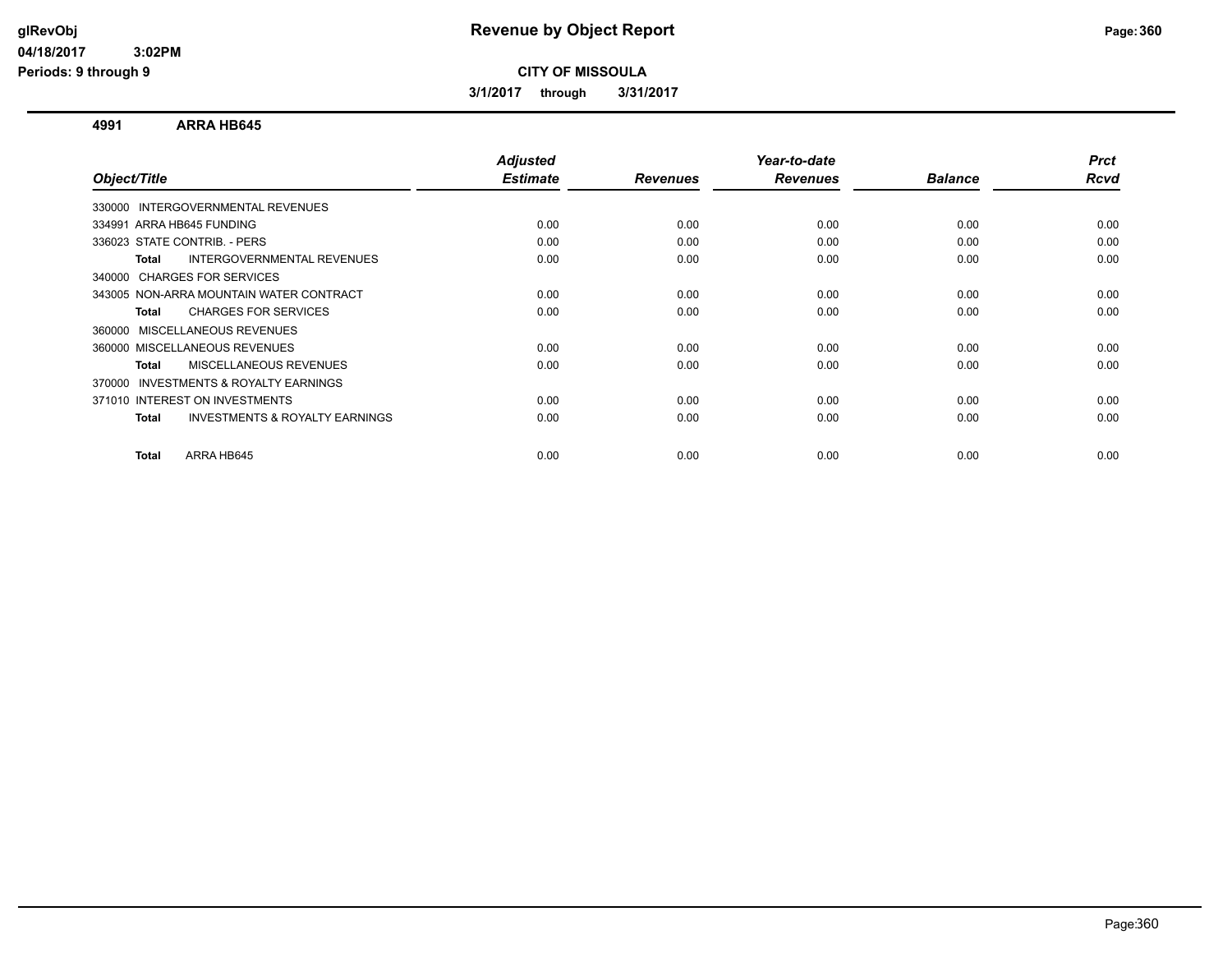# Revenue by Object Report

glRevObj
04/18/2017 3:02PM
Periods: 9 through 9

**CITY OF MISSOULA**

**3/1/2017 through 3/31/2017**

**4991 ARRA HB645**

| Object/Title | Adjusted Estimate | Revenues | Year-to-date Revenues | Balance | Prct Rcvd |
|---|---|---|---|---|---|
| 330000 INTERGOVERNMENTAL REVENUES | | | | | |
| 334991 ARRA HB645 FUNDING | 0.00 | 0.00 | 0.00 | 0.00 | 0.00 |
| 336023 STATE CONTRIB. - PERS | 0.00 | 0.00 | 0.00 | 0.00 | 0.00 |
| **Total** INTERGOVERNMENTAL REVENUES | 0.00 | 0.00 | 0.00 | 0.00 | 0.00 |
| 340000 CHARGES FOR SERVICES | | | | | |
| 343005 NON-ARRA MOUNTAIN WATER CONTRACT | 0.00 | 0.00 | 0.00 | 0.00 | 0.00 |
| **Total** CHARGES FOR SERVICES | 0.00 | 0.00 | 0.00 | 0.00 | 0.00 |
| 360000 MISCELLANEOUS REVENUES | | | | | |
| 360000 MISCELLANEOUS REVENUES | 0.00 | 0.00 | 0.00 | 0.00 | 0.00 |
| **Total** MISCELLANEOUS REVENUES | 0.00 | 0.00 | 0.00 | 0.00 | 0.00 |
| 370000 INVESTMENTS & ROYALTY EARNINGS | | | | | |
| 371010 INTEREST ON INVESTMENTS | 0.00 | 0.00 | 0.00 | 0.00 | 0.00 |
| **Total** INVESTMENTS & ROYALTY EARNINGS | 0.00 | 0.00 | 0.00 | 0.00 | 0.00 |
| **Total** ARRA HB645 | 0.00 | 0.00 | 0.00 | 0.00 | 0.00 |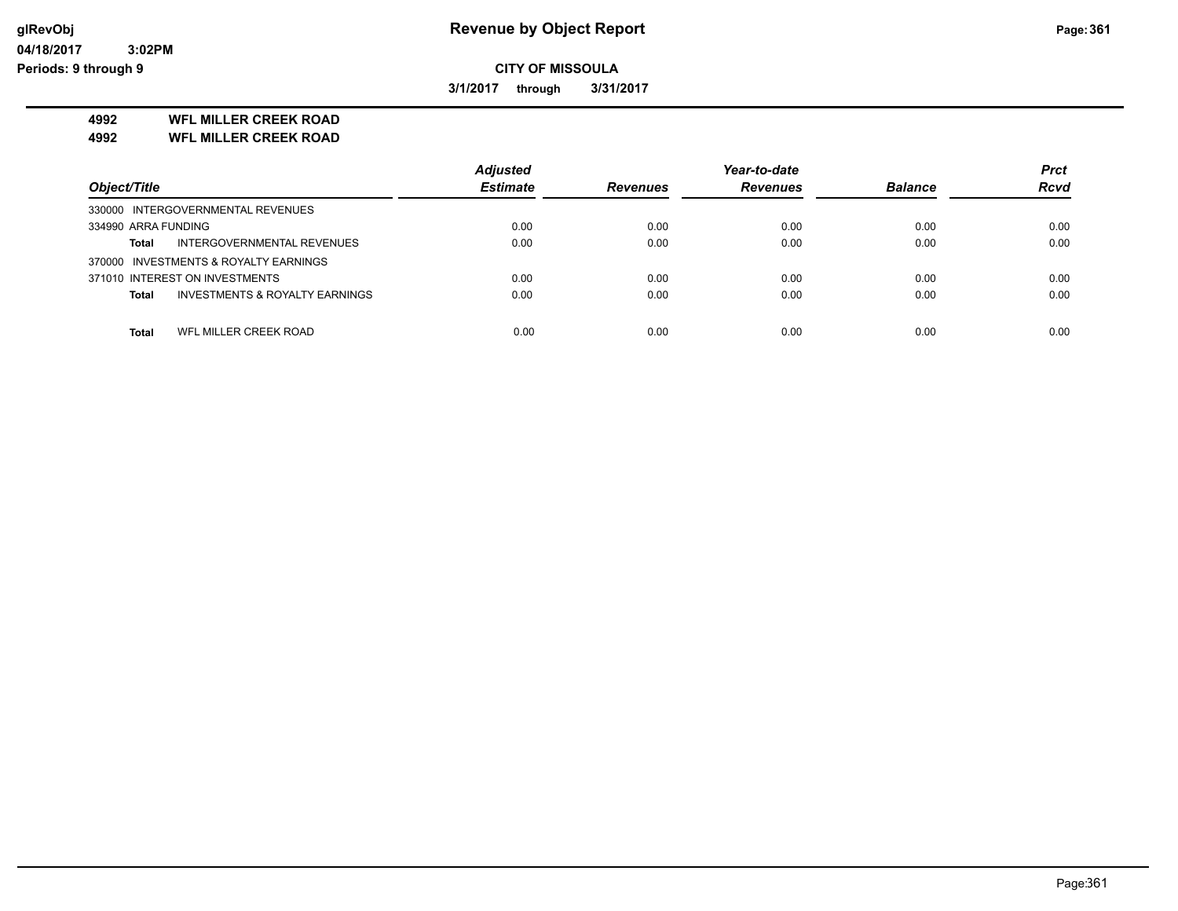**Revenue by Object Report**

**CITY OF MISSOULA**

**3/1/2017 through 3/31/2017**

**4992 WFL MILLER CREEK ROAD**
**4992 WFL MILLER CREEK ROAD**

| Object/Title | Adjusted Estimate | Revenues | Year-to-date Revenues | Balance | Prct Rcvd |
|---|---|---|---|---|---|
| 330000 INTERGOVERNMENTAL REVENUES | | | | | |
| 334990 ARRA FUNDING | 0.00 | 0.00 | 0.00 | 0.00 | 0.00 |
| **Total** INTERGOVERNMENTAL REVENUES | 0.00 | 0.00 | 0.00 | 0.00 | 0.00 |
| 370000 INVESTMENTS & ROYALTY EARNINGS | | | | | |
| 371010 INTEREST ON INVESTMENTS | 0.00 | 0.00 | 0.00 | 0.00 | 0.00 |
| **Total** INVESTMENTS & ROYALTY EARNINGS | 0.00 | 0.00 | 0.00 | 0.00 | 0.00 |
| **Total** WFL MILLER CREEK ROAD | 0.00 | 0.00 | 0.00 | 0.00 | 0.00 |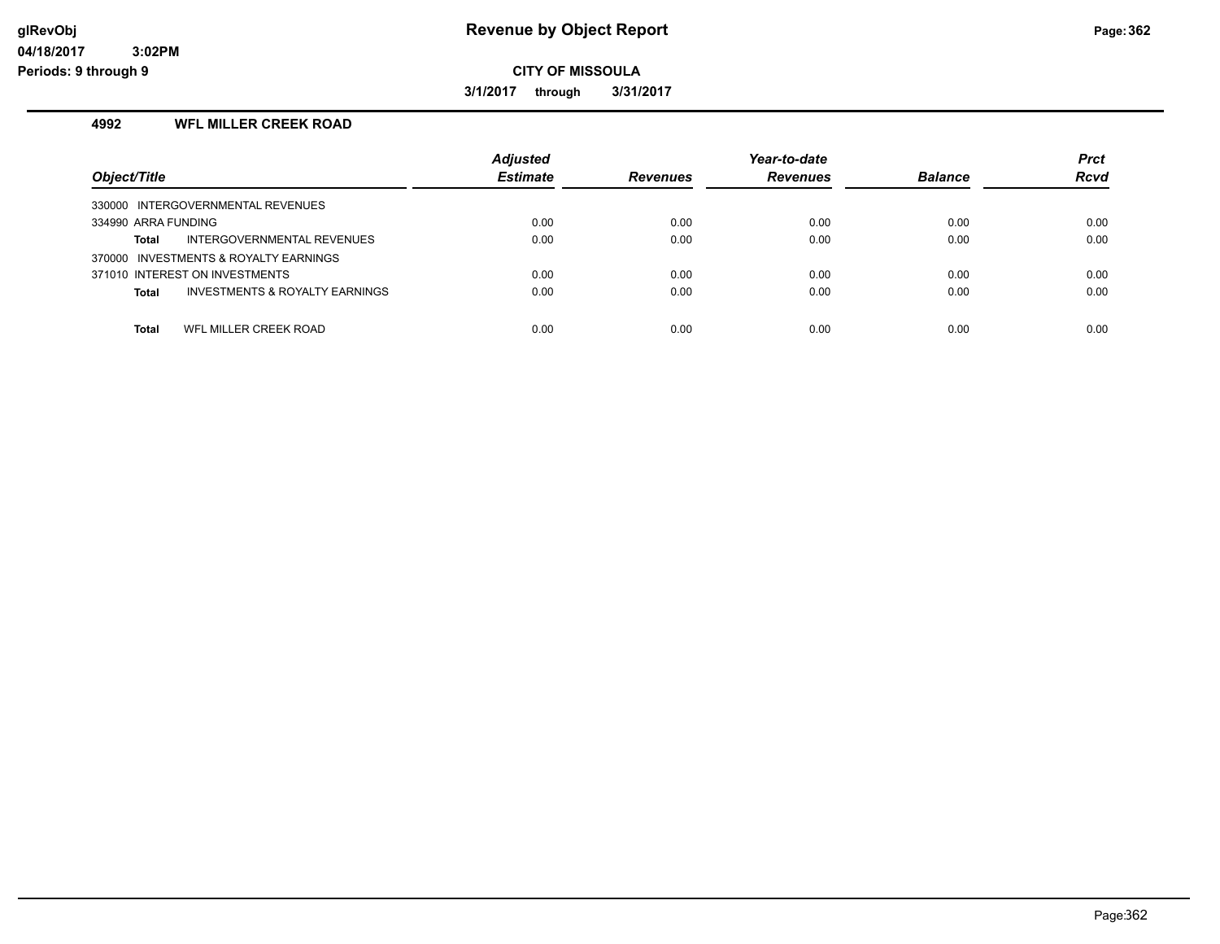# Revenue by Object Report

glRevObj
04/18/2017 3:02PM
Periods: 9 through 9

**CITY OF MISSOULA**

**3/1/2017 through 3/31/2017**

### 4992 WFL MILLER CREEK ROAD

| Object/Title | Adjusted Estimate | Revenues | Year-to-date Revenues | Balance | Prct Rcvd |
|---|---|---|---|---|---|
| 330000 INTERGOVERNMENTAL REVENUES | | | | | |
| 334990 ARRA FUNDING | 0.00 | 0.00 | 0.00 | 0.00 | 0.00 |
| **Total** INTERGOVERNMENTAL REVENUES | 0.00 | 0.00 | 0.00 | 0.00 | 0.00 |
| 370000 INVESTMENTS & ROYALTY EARNINGS | | | | | |
| 371010 INTEREST ON INVESTMENTS | 0.00 | 0.00 | 0.00 | 0.00 | 0.00 |
| **Total** INVESTMENTS & ROYALTY EARNINGS | 0.00 | 0.00 | 0.00 | 0.00 | 0.00 |
| **Total** WFL MILLER CREEK ROAD | 0.00 | 0.00 | 0.00 | 0.00 | 0.00 |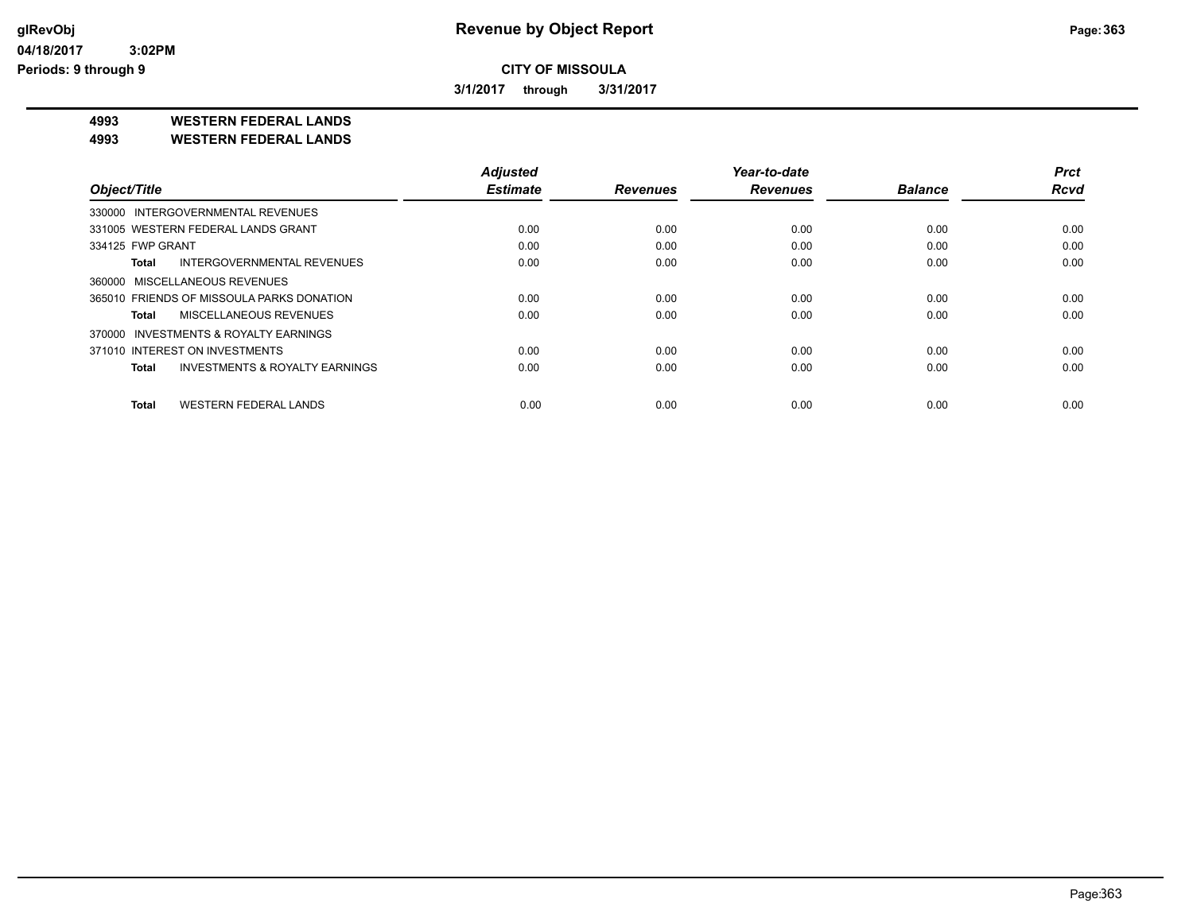# Revenue by Object Report

glRevObj
04/18/2017 3:02PM
Periods: 9 through 9

**CITY OF MISSOULA**

**3/1/2017 through 3/31/2017**

**4993 WESTERN FEDERAL LANDS**
**4993 WESTERN FEDERAL LANDS**

| Object/Title | Adjusted Estimate | Revenues | Year-to-date Revenues | Balance | Prct Rcvd |
|---|---|---|---|---|---|
| 330000 INTERGOVERNMENTAL REVENUES | | | | | |
| 331005 WESTERN FEDERAL LANDS GRANT | 0.00 | 0.00 | 0.00 | 0.00 | 0.00 |
| 334125 FWP GRANT | 0.00 | 0.00 | 0.00 | 0.00 | 0.00 |
| **Total** INTERGOVERNMENTAL REVENUES | 0.00 | 0.00 | 0.00 | 0.00 | 0.00 |
| 360000 MISCELLANEOUS REVENUES | | | | | |
| 365010 FRIENDS OF MISSOULA PARKS DONATION | 0.00 | 0.00 | 0.00 | 0.00 | 0.00 |
| **Total** MISCELLANEOUS REVENUES | 0.00 | 0.00 | 0.00 | 0.00 | 0.00 |
| 370000 INVESTMENTS & ROYALTY EARNINGS | | | | | |
| 371010 INTEREST ON INVESTMENTS | 0.00 | 0.00 | 0.00 | 0.00 | 0.00 |
| **Total** INVESTMENTS & ROYALTY EARNINGS | 0.00 | 0.00 | 0.00 | 0.00 | 0.00 |
| **Total** WESTERN FEDERAL LANDS | 0.00 | 0.00 | 0.00 | 0.00 | 0.00 |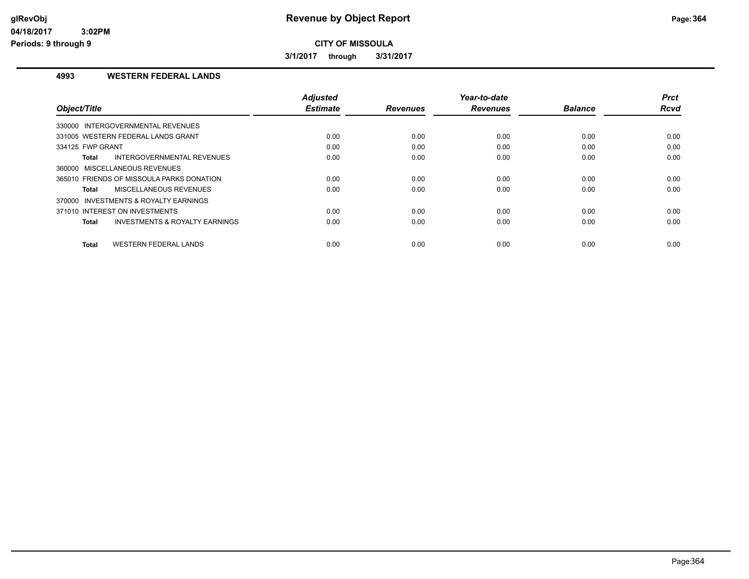**CITY OF MISSOULA**

**3/1/2017 through 3/31/2017**

## 4993 WESTERN FEDERAL LANDS

| Object/Title | Adjusted Estimate | Revenues | Year-to-date Revenues | Balance | Prct Rcvd |
|---|---|---|---|---|---|
| 330000 INTERGOVERNMENTAL REVENUES | | | | | |
| 331005 WESTERN FEDERAL LANDS GRANT | 0.00 | 0.00 | 0.00 | 0.00 | 0.00 |
| 334125 FWP GRANT | 0.00 | 0.00 | 0.00 | 0.00 | 0.00 |
| **Total** INTERGOVERNMENTAL REVENUES | 0.00 | 0.00 | 0.00 | 0.00 | 0.00 |
| 360000 MISCELLANEOUS REVENUES | | | | | |
| 365010 FRIENDS OF MISSOULA PARKS DONATION | 0.00 | 0.00 | 0.00 | 0.00 | 0.00 |
| **Total** MISCELLANEOUS REVENUES | 0.00 | 0.00 | 0.00 | 0.00 | 0.00 |
| 370000 INVESTMENTS & ROYALTY EARNINGS | | | | | |
| 371010 INTEREST ON INVESTMENTS | 0.00 | 0.00 | 0.00 | 0.00 | 0.00 |
| **Total** INVESTMENTS & ROYALTY EARNINGS | 0.00 | 0.00 | 0.00 | 0.00 | 0.00 |
| **Total** WESTERN FEDERAL LANDS | 0.00 | 0.00 | 0.00 | 0.00 | 0.00 |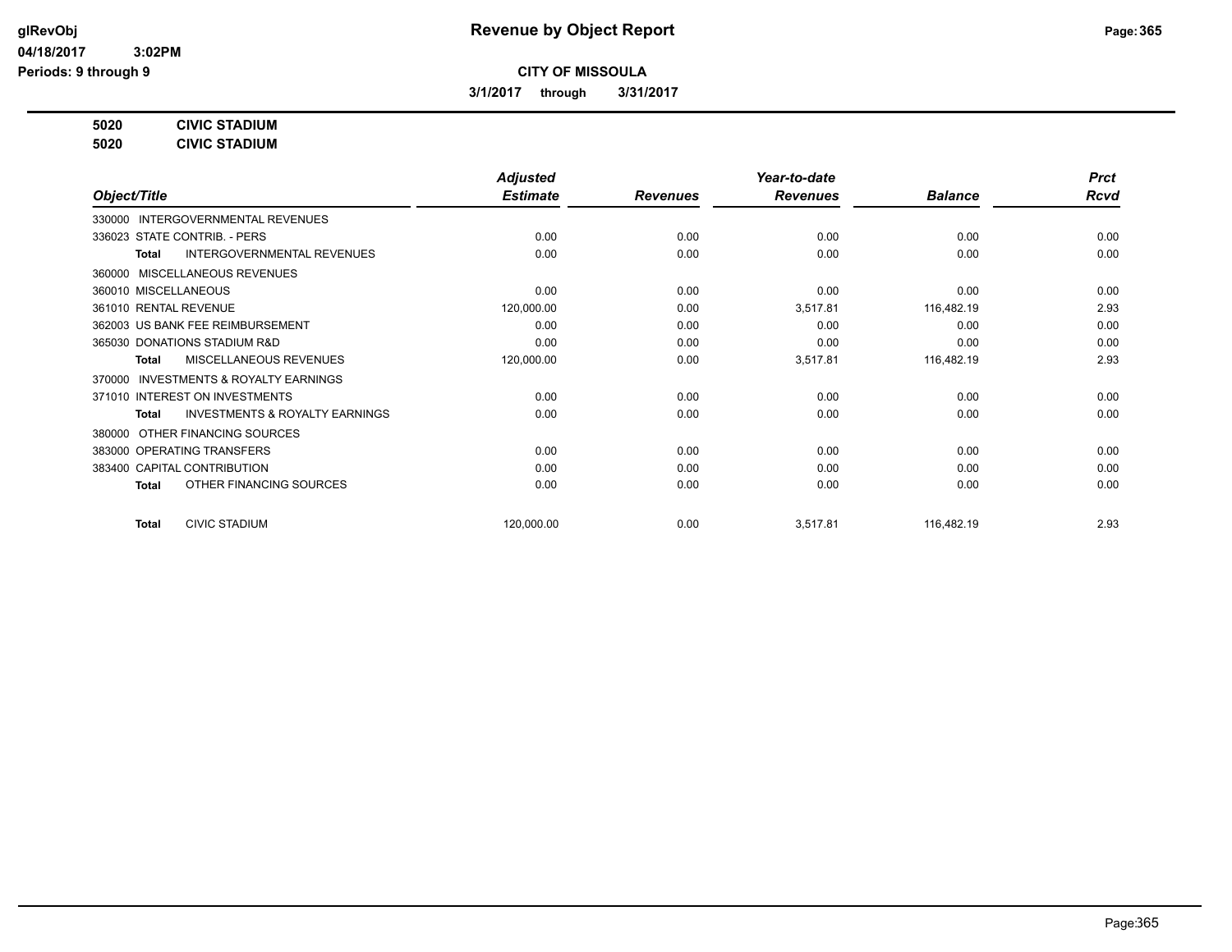# Revenue by Object Report

glRevObj
04/18/2017 3:02PM
Periods: 9 through 9

**CITY OF MISSOULA**

**3/1/2017 through 3/31/2017**

**5020 CIVIC STADIUM**
**5020 CIVIC STADIUM**

| Object/Title | Adjusted Estimate | Revenues | Year-to-date Revenues | Balance | Prct Rcvd |
|---|---|---|---|---|---|
| 330000 INTERGOVERNMENTAL REVENUES | | | | | |
| 336023 STATE CONTRIB. - PERS | 0.00 | 0.00 | 0.00 | 0.00 | 0.00 |
| **Total** INTERGOVERNMENTAL REVENUES | 0.00 | 0.00 | 0.00 | 0.00 | 0.00 |
| 360000 MISCELLANEOUS REVENUES | | | | | |
| 360010 MISCELLANEOUS | 0.00 | 0.00 | 0.00 | 0.00 | 0.00 |
| 361010 RENTAL REVENUE | 120,000.00 | 0.00 | 3,517.81 | 116,482.19 | 2.93 |
| 362003 US BANK FEE REIMBURSEMENT | 0.00 | 0.00 | 0.00 | 0.00 | 0.00 |
| 365030 DONATIONS STADIUM R&D | 0.00 | 0.00 | 0.00 | 0.00 | 0.00 |
| **Total** MISCELLANEOUS REVENUES | 120,000.00 | 0.00 | 3,517.81 | 116,482.19 | 2.93 |
| 370000 INVESTMENTS & ROYALTY EARNINGS | | | | | |
| 371010 INTEREST ON INVESTMENTS | 0.00 | 0.00 | 0.00 | 0.00 | 0.00 |
| **Total** INVESTMENTS & ROYALTY EARNINGS | 0.00 | 0.00 | 0.00 | 0.00 | 0.00 |
| 380000 OTHER FINANCING SOURCES | | | | | |
| 383000 OPERATING TRANSFERS | 0.00 | 0.00 | 0.00 | 0.00 | 0.00 |
| 383400 CAPITAL CONTRIBUTION | 0.00 | 0.00 | 0.00 | 0.00 | 0.00 |
| **Total** OTHER FINANCING SOURCES | 0.00 | 0.00 | 0.00 | 0.00 | 0.00 |
| **Total** CIVIC STADIUM | 120,000.00 | 0.00 | 3,517.81 | 116,482.19 | 2.93 |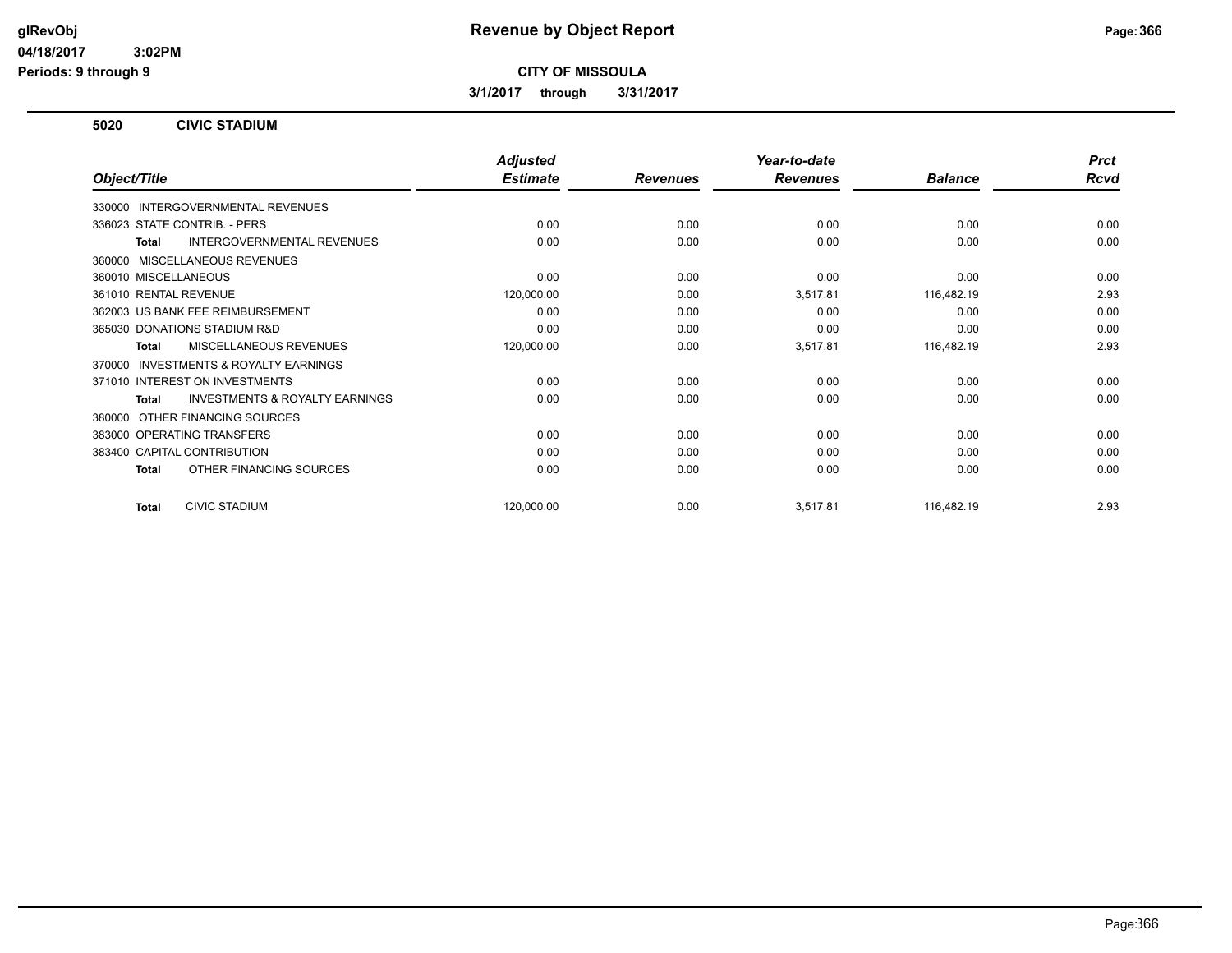# Revenue by Object Report

**CITY OF MISSOULA**

**3/1/2017 through 3/31/2017**

glRevObj
04/18/2017 3:02PM
Periods: 9 through 9

## 5020 CIVIC STADIUM

| Object/Title | Adjusted Estimate | Revenues | Year-to-date Revenues | Balance | Prct Rcvd |
|---|---|---|---|---|---|
| 330000 INTERGOVERNMENTAL REVENUES | | | | | |
| 336023 STATE CONTRIB. - PERS | 0.00 | 0.00 | 0.00 | 0.00 | 0.00 |
| **Total** INTERGOVERNMENTAL REVENUES | 0.00 | 0.00 | 0.00 | 0.00 | 0.00 |
| 360000 MISCELLANEOUS REVENUES | | | | | |
| 360010 MISCELLANEOUS | 0.00 | 0.00 | 0.00 | 0.00 | 0.00 |
| 361010 RENTAL REVENUE | 120,000.00 | 0.00 | 3,517.81 | 116,482.19 | 2.93 |
| 362003 US BANK FEE REIMBURSEMENT | 0.00 | 0.00 | 0.00 | 0.00 | 0.00 |
| 365030 DONATIONS STADIUM R&D | 0.00 | 0.00 | 0.00 | 0.00 | 0.00 |
| **Total** MISCELLANEOUS REVENUES | 120,000.00 | 0.00 | 3,517.81 | 116,482.19 | 2.93 |
| 370000 INVESTMENTS & ROYALTY EARNINGS | | | | | |
| 371010 INTEREST ON INVESTMENTS | 0.00 | 0.00 | 0.00 | 0.00 | 0.00 |
| **Total** INVESTMENTS & ROYALTY EARNINGS | 0.00 | 0.00 | 0.00 | 0.00 | 0.00 |
| 380000 OTHER FINANCING SOURCES | | | | | |
| 383000 OPERATING TRANSFERS | 0.00 | 0.00 | 0.00 | 0.00 | 0.00 |
| 383400 CAPITAL CONTRIBUTION | 0.00 | 0.00 | 0.00 | 0.00 | 0.00 |
| **Total** OTHER FINANCING SOURCES | 0.00 | 0.00 | 0.00 | 0.00 | 0.00 |
| **Total** CIVIC STADIUM | 120,000.00 | 0.00 | 3,517.81 | 116,482.19 | 2.93 |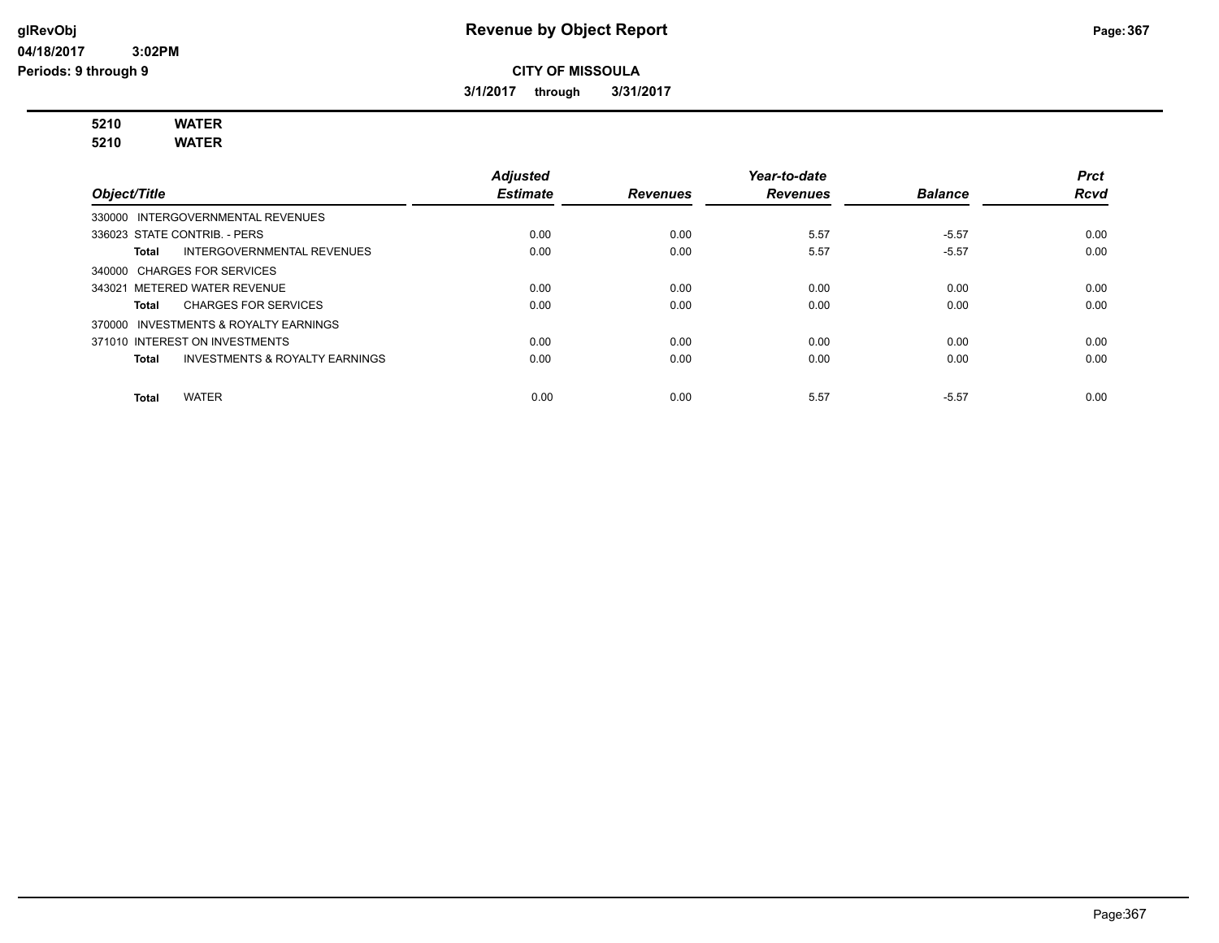glRevObj
04/18/2017 3:02PM
Periods: 9 through 9

# Revenue by Object Report

**CITY OF MISSOULA**

**3/1/2017 through 3/31/2017**

**5210 WATER**
**5210 WATER**

| Object/Title | Adjusted Estimate | Revenues | Year-to-date Revenues | Balance | Prct Rcvd |
|---|---|---|---|---|---|
| 330000 INTERGOVERNMENTAL REVENUES | | | | | |
| 336023 STATE CONTRIB. - PERS | 0.00 | 0.00 | 5.57 | -5.57 | 0.00 |
| **Total** INTERGOVERNMENTAL REVENUES | 0.00 | 0.00 | 5.57 | -5.57 | 0.00 |
| 340000 CHARGES FOR SERVICES | | | | | |
| 343021 METERED WATER REVENUE | 0.00 | 0.00 | 0.00 | 0.00 | 0.00 |
| **Total** CHARGES FOR SERVICES | 0.00 | 0.00 | 0.00 | 0.00 | 0.00 |
| 370000 INVESTMENTS & ROYALTY EARNINGS | | | | | |
| 371010 INTEREST ON INVESTMENTS | 0.00 | 0.00 | 0.00 | 0.00 | 0.00 |
| **Total** INVESTMENTS & ROYALTY EARNINGS | 0.00 | 0.00 | 0.00 | 0.00 | 0.00 |
| **Total** WATER | 0.00 | 0.00 | 5.57 | -5.57 | 0.00 |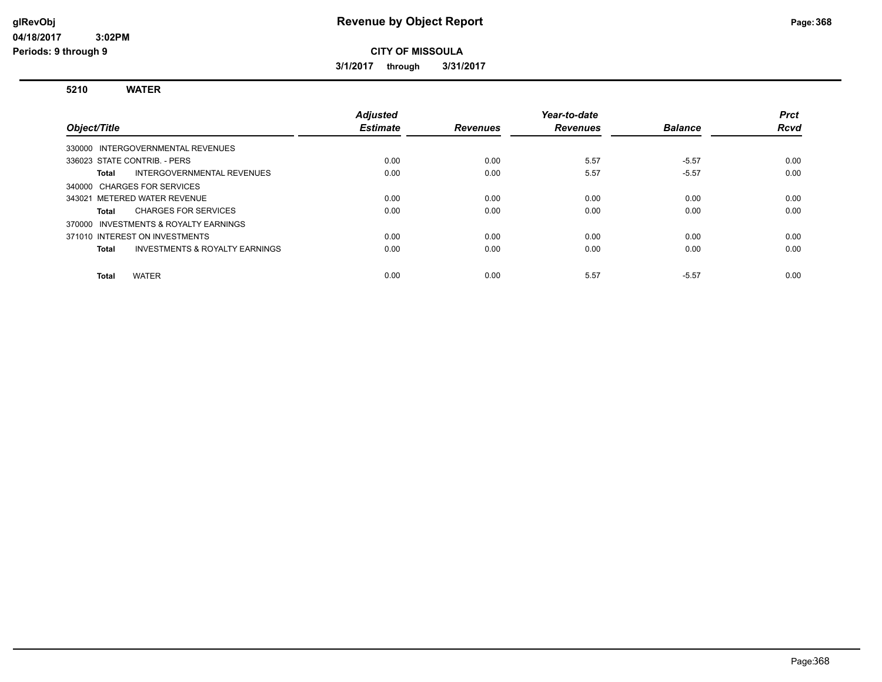# Revenue by Object Report

glRevObj
04/18/2017 3:02PM
Periods: 9 through 9

**CITY OF MISSOULA**

**3/1/2017 through 3/31/2017**

**5210 WATER**

| Object/Title | Adjusted Estimate | Revenues | Year-to-date Revenues | Balance | Prct Rcvd |
|---|---|---|---|---|---|
| 330000 INTERGOVERNMENTAL REVENUES | | | | | |
| 336023 STATE CONTRIB. - PERS | 0.00 | 0.00 | 5.57 | -5.57 | 0.00 |
| **Total** INTERGOVERNMENTAL REVENUES | 0.00 | 0.00 | 5.57 | -5.57 | 0.00 |
| 340000 CHARGES FOR SERVICES | | | | | |
| 343021 METERED WATER REVENUE | 0.00 | 0.00 | 0.00 | 0.00 | 0.00 |
| **Total** CHARGES FOR SERVICES | 0.00 | 0.00 | 0.00 | 0.00 | 0.00 |
| 370000 INVESTMENTS & ROYALTY EARNINGS | | | | | |
| 371010 INTEREST ON INVESTMENTS | 0.00 | 0.00 | 0.00 | 0.00 | 0.00 |
| **Total** INVESTMENTS & ROYALTY EARNINGS | 0.00 | 0.00 | 0.00 | 0.00 | 0.00 |
| **Total** WATER | 0.00 | 0.00 | 5.57 | -5.57 | 0.00 |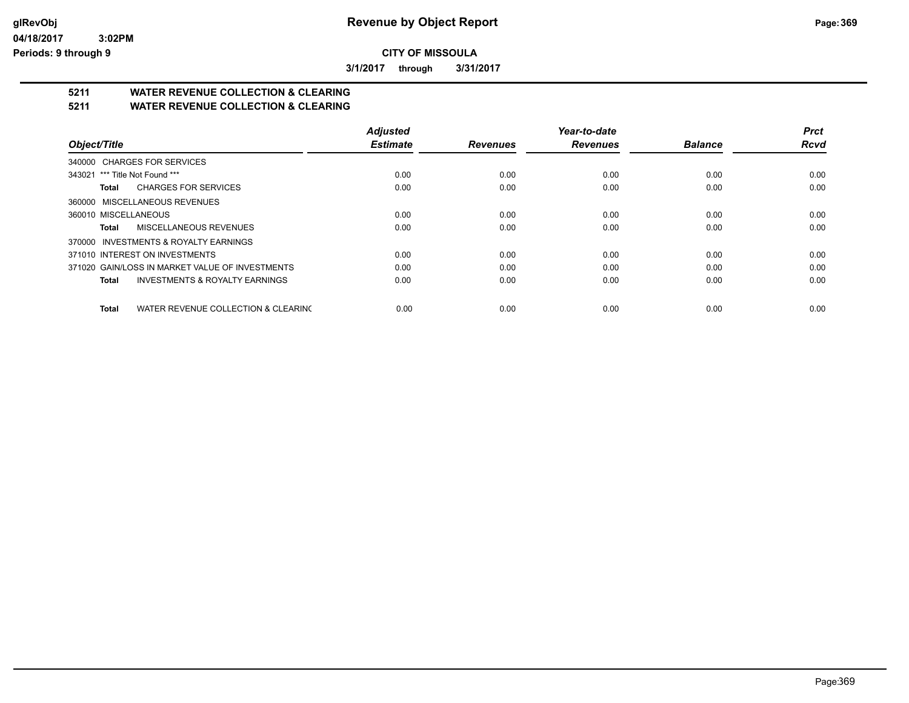**Revenue by Object Report**

**CITY OF MISSOULA**

**3/1/2017 through 3/31/2017**

glRevObj
04/18/2017 3:02PM
Periods: 9 through 9

## 5211 WATER REVENUE COLLECTION & CLEARING
## 5211 WATER REVENUE COLLECTION & CLEARING

| Object/Title | Adjusted Estimate | Revenues | Year-to-date Revenues | Balance | Prct Rcvd |
|---|---|---|---|---|---|
| 340000 CHARGES FOR SERVICES | | | | | |
| 343021 *** Title Not Found *** | 0.00 | 0.00 | 0.00 | 0.00 | 0.00 |
| **Total** CHARGES FOR SERVICES | 0.00 | 0.00 | 0.00 | 0.00 | 0.00 |
| 360000 MISCELLANEOUS REVENUES | | | | | |
| 360010 MISCELLANEOUS | 0.00 | 0.00 | 0.00 | 0.00 | 0.00 |
| **Total** MISCELLANEOUS REVENUES | 0.00 | 0.00 | 0.00 | 0.00 | 0.00 |
| 370000 INVESTMENTS & ROYALTY EARNINGS | | | | | |
| 371010 INTEREST ON INVESTMENTS | 0.00 | 0.00 | 0.00 | 0.00 | 0.00 |
| 371020 GAIN/LOSS IN MARKET VALUE OF INVESTMENTS | 0.00 | 0.00 | 0.00 | 0.00 | 0.00 |
| **Total** INVESTMENTS & ROYALTY EARNINGS | 0.00 | 0.00 | 0.00 | 0.00 | 0.00 |
| **Total** WATER REVENUE COLLECTION & CLEARINC | 0.00 | 0.00 | 0.00 | 0.00 | 0.00 |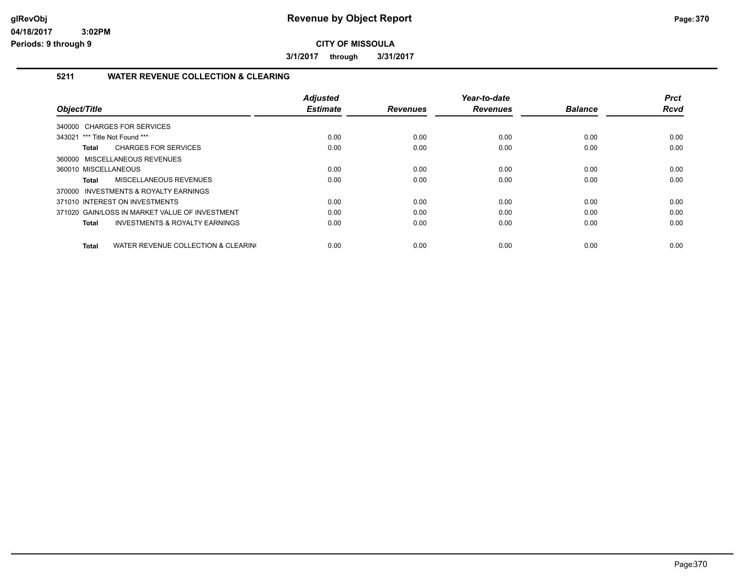# Revenue by Object Report

glRevObj
04/18/2017 3:02PM
Periods: 9 through 9

**CITY OF MISSOULA**

**3/1/2017 through 3/31/2017**

## 5211 WATER REVENUE COLLECTION & CLEARING

| Object/Title | Adjusted Estimate | Revenues | Year-to-date Revenues | Balance | Prct Rcvd |
|---|---|---|---|---|---|
| 340000 CHARGES FOR SERVICES | | | | | |
| 343021 *** Title Not Found *** | 0.00 | 0.00 | 0.00 | 0.00 | 0.00 |
| **Total** CHARGES FOR SERVICES | 0.00 | 0.00 | 0.00 | 0.00 | 0.00 |
| 360000 MISCELLANEOUS REVENUES | | | | | |
| 360010 MISCELLANEOUS | 0.00 | 0.00 | 0.00 | 0.00 | 0.00 |
| **Total** MISCELLANEOUS REVENUES | 0.00 | 0.00 | 0.00 | 0.00 | 0.00 |
| 370000 INVESTMENTS & ROYALTY EARNINGS | | | | | |
| 371010 INTEREST ON INVESTMENTS | 0.00 | 0.00 | 0.00 | 0.00 | 0.00 |
| 371020 GAIN/LOSS IN MARKET VALUE OF INVESTMENT | 0.00 | 0.00 | 0.00 | 0.00 | 0.00 |
| **Total** INVESTMENTS & ROYALTY EARNINGS | 0.00 | 0.00 | 0.00 | 0.00 | 0.00 |
| **Total** WATER REVENUE COLLECTION & CLEARIN( | 0.00 | 0.00 | 0.00 | 0.00 | 0.00 |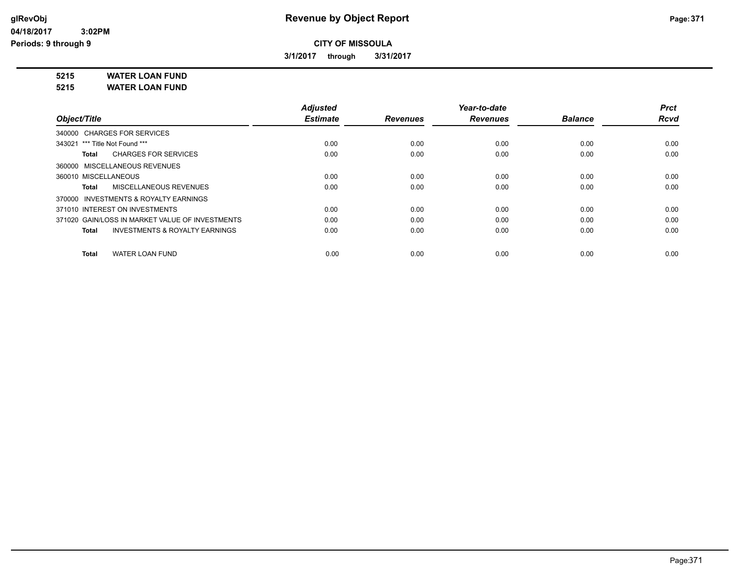# Revenue by Object Report

glRevObj
04/18/2017 3:02PM
Periods: 9 through 9

**CITY OF MISSOULA**

**3/1/2017 through 3/31/2017**

**5215 WATER LOAN FUND**
**5215 WATER LOAN FUND**

| Object/Title | Adjusted Estimate | Revenues | Year-to-date Revenues | Balance | Prct Rcvd |
|---|---|---|---|---|---|
| 340000 CHARGES FOR SERVICES | | | | | |
| 343021 *** Title Not Found *** | 0.00 | 0.00 | 0.00 | 0.00 | 0.00 |
| **Total** CHARGES FOR SERVICES | 0.00 | 0.00 | 0.00 | 0.00 | 0.00 |
| 360000 MISCELLANEOUS REVENUES | | | | | |
| 360010 MISCELLANEOUS | 0.00 | 0.00 | 0.00 | 0.00 | 0.00 |
| **Total** MISCELLANEOUS REVENUES | 0.00 | 0.00 | 0.00 | 0.00 | 0.00 |
| 370000 INVESTMENTS & ROYALTY EARNINGS | | | | | |
| 371010 INTEREST ON INVESTMENTS | 0.00 | 0.00 | 0.00 | 0.00 | 0.00 |
| 371020 GAIN/LOSS IN MARKET VALUE OF INVESTMENTS | 0.00 | 0.00 | 0.00 | 0.00 | 0.00 |
| **Total** INVESTMENTS & ROYALTY EARNINGS | 0.00 | 0.00 | 0.00 | 0.00 | 0.00 |
| **Total** WATER LOAN FUND | 0.00 | 0.00 | 0.00 | 0.00 | 0.00 |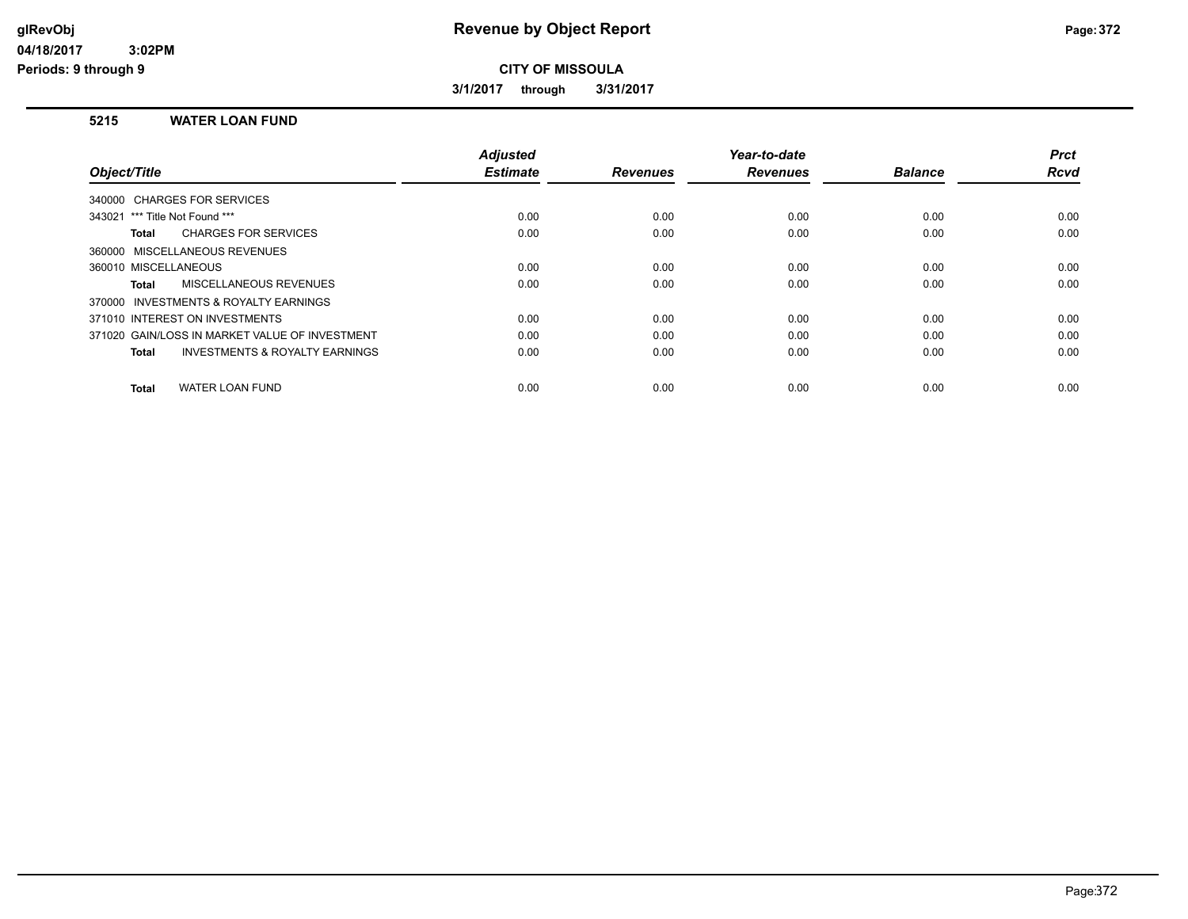# Revenue by Object Report

## CITY OF MISSOULA

**3/1/2017 through 3/31/2017**

### 5215 WATER LOAN FUND

| Object/Title | Adjusted Estimate | Revenues | Year-to-date Revenues | Balance | Prct Rcvd |
|---|---|---|---|---|---|
| 340000 CHARGES FOR SERVICES | | | | | |
| 343021 *** Title Not Found *** | 0.00 | 0.00 | 0.00 | 0.00 | 0.00 |
| **Total** CHARGES FOR SERVICES | 0.00 | 0.00 | 0.00 | 0.00 | 0.00 |
| 360000 MISCELLANEOUS REVENUES | | | | | |
| 360010 MISCELLANEOUS | 0.00 | 0.00 | 0.00 | 0.00 | 0.00 |
| **Total** MISCELLANEOUS REVENUES | 0.00 | 0.00 | 0.00 | 0.00 | 0.00 |
| 370000 INVESTMENTS & ROYALTY EARNINGS | | | | | |
| 371010 INTEREST ON INVESTMENTS | 0.00 | 0.00 | 0.00 | 0.00 | 0.00 |
| 371020 GAIN/LOSS IN MARKET VALUE OF INVESTMENT | 0.00 | 0.00 | 0.00 | 0.00 | 0.00 |
| **Total** INVESTMENTS & ROYALTY EARNINGS | 0.00 | 0.00 | 0.00 | 0.00 | 0.00 |
| **Total** WATER LOAN FUND | 0.00 | 0.00 | 0.00 | 0.00 | 0.00 |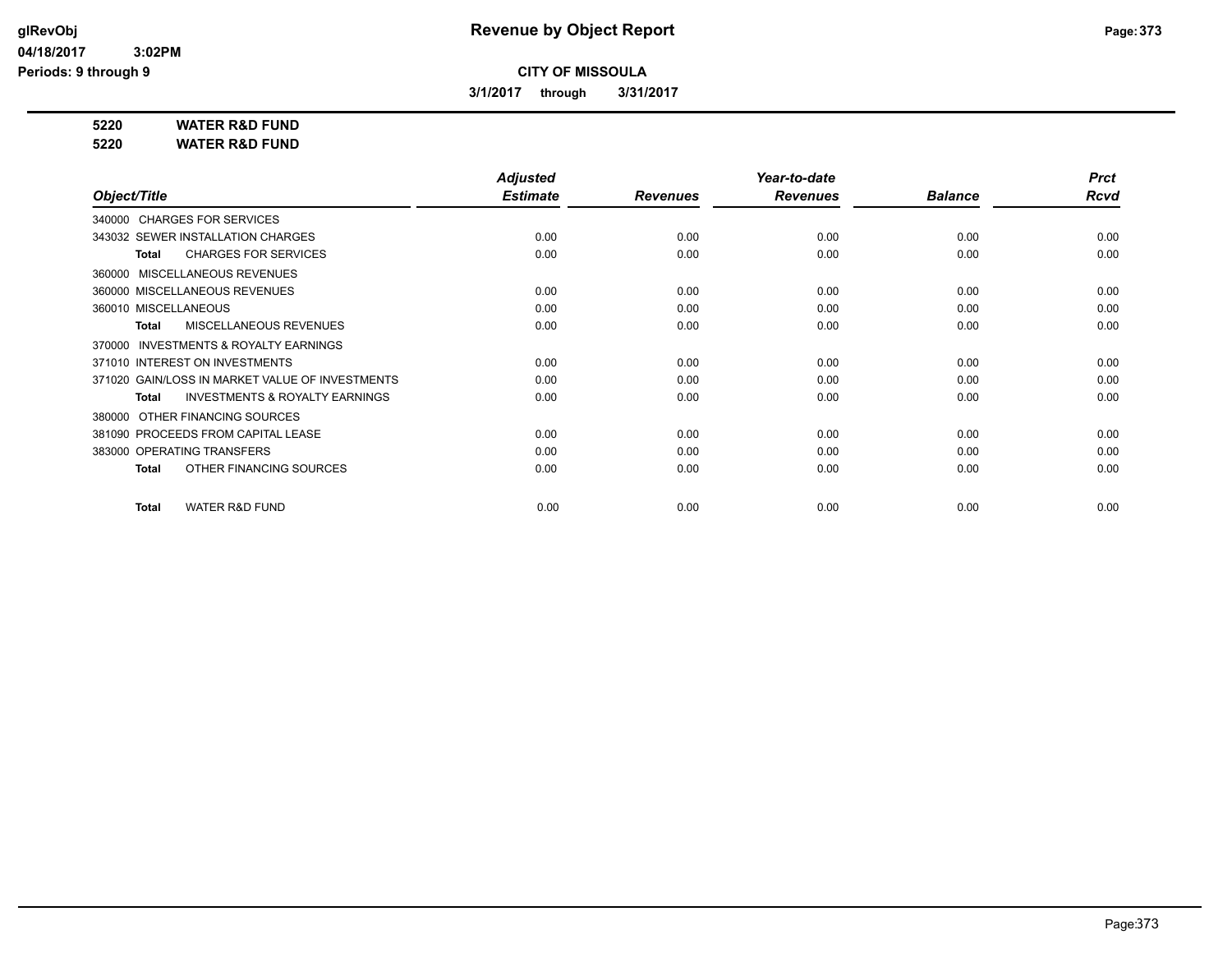**Revenue by Object Report**

**CITY OF MISSOULA**

**3/1/2017 through 3/31/2017**

glRevObj
04/18/2017 3:02PM
Periods: 9 through 9

**5220 WATER R&D FUND**
**5220 WATER R&D FUND**

| Object/Title | Adjusted Estimate | Revenues | Year-to-date Revenues | Balance | Prct Rcvd |
|---|---|---|---|---|---|
| 340000 CHARGES FOR SERVICES | | | | | |
| 343032 SEWER INSTALLATION CHARGES | 0.00 | 0.00 | 0.00 | 0.00 | 0.00 |
| **Total** CHARGES FOR SERVICES | 0.00 | 0.00 | 0.00 | 0.00 | 0.00 |
| 360000 MISCELLANEOUS REVENUES | | | | | |
| 360000 MISCELLANEOUS REVENUES | 0.00 | 0.00 | 0.00 | 0.00 | 0.00 |
| 360010 MISCELLANEOUS | 0.00 | 0.00 | 0.00 | 0.00 | 0.00 |
| **Total** MISCELLANEOUS REVENUES | 0.00 | 0.00 | 0.00 | 0.00 | 0.00 |
| 370000 INVESTMENTS & ROYALTY EARNINGS | | | | | |
| 371010 INTEREST ON INVESTMENTS | 0.00 | 0.00 | 0.00 | 0.00 | 0.00 |
| 371020 GAIN/LOSS IN MARKET VALUE OF INVESTMENTS | 0.00 | 0.00 | 0.00 | 0.00 | 0.00 |
| **Total** INVESTMENTS & ROYALTY EARNINGS | 0.00 | 0.00 | 0.00 | 0.00 | 0.00 |
| 380000 OTHER FINANCING SOURCES | | | | | |
| 381090 PROCEEDS FROM CAPITAL LEASE | 0.00 | 0.00 | 0.00 | 0.00 | 0.00 |
| 383000 OPERATING TRANSFERS | 0.00 | 0.00 | 0.00 | 0.00 | 0.00 |
| **Total** OTHER FINANCING SOURCES | 0.00 | 0.00 | 0.00 | 0.00 | 0.00 |
| **Total** WATER R&D FUND | 0.00 | 0.00 | 0.00 | 0.00 | 0.00 |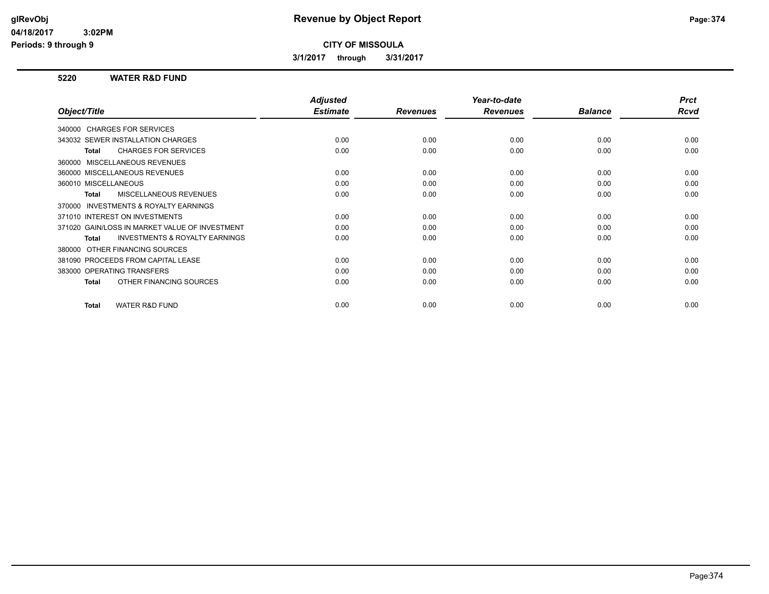**CITY OF MISSOULA**

**3/1/2017 through 3/31/2017**

## 5220 WATER R&D FUND

| Object/Title | Adjusted Estimate | Revenues | Year-to-date Revenues | Balance | Prct Rcvd |
|---|---|---|---|---|---|
| 340000 CHARGES FOR SERVICES | | | | | |
| 343032 SEWER INSTALLATION CHARGES | 0.00 | 0.00 | 0.00 | 0.00 | 0.00 |
| **Total** CHARGES FOR SERVICES | 0.00 | 0.00 | 0.00 | 0.00 | 0.00 |
| 360000 MISCELLANEOUS REVENUES | | | | | |
| 360000 MISCELLANEOUS REVENUES | 0.00 | 0.00 | 0.00 | 0.00 | 0.00 |
| 360010 MISCELLANEOUS | 0.00 | 0.00 | 0.00 | 0.00 | 0.00 |
| **Total** MISCELLANEOUS REVENUES | 0.00 | 0.00 | 0.00 | 0.00 | 0.00 |
| 370000 INVESTMENTS & ROYALTY EARNINGS | | | | | |
| 371010 INTEREST ON INVESTMENTS | 0.00 | 0.00 | 0.00 | 0.00 | 0.00 |
| 371020 GAIN/LOSS IN MARKET VALUE OF INVESTMENT | 0.00 | 0.00 | 0.00 | 0.00 | 0.00 |
| **Total** INVESTMENTS & ROYALTY EARNINGS | 0.00 | 0.00 | 0.00 | 0.00 | 0.00 |
| 380000 OTHER FINANCING SOURCES | | | | | |
| 381090 PROCEEDS FROM CAPITAL LEASE | 0.00 | 0.00 | 0.00 | 0.00 | 0.00 |
| 383000 OPERATING TRANSFERS | 0.00 | 0.00 | 0.00 | 0.00 | 0.00 |
| **Total** OTHER FINANCING SOURCES | 0.00 | 0.00 | 0.00 | 0.00 | 0.00 |
| **Total** WATER R&D FUND | 0.00 | 0.00 | 0.00 | 0.00 | 0.00 |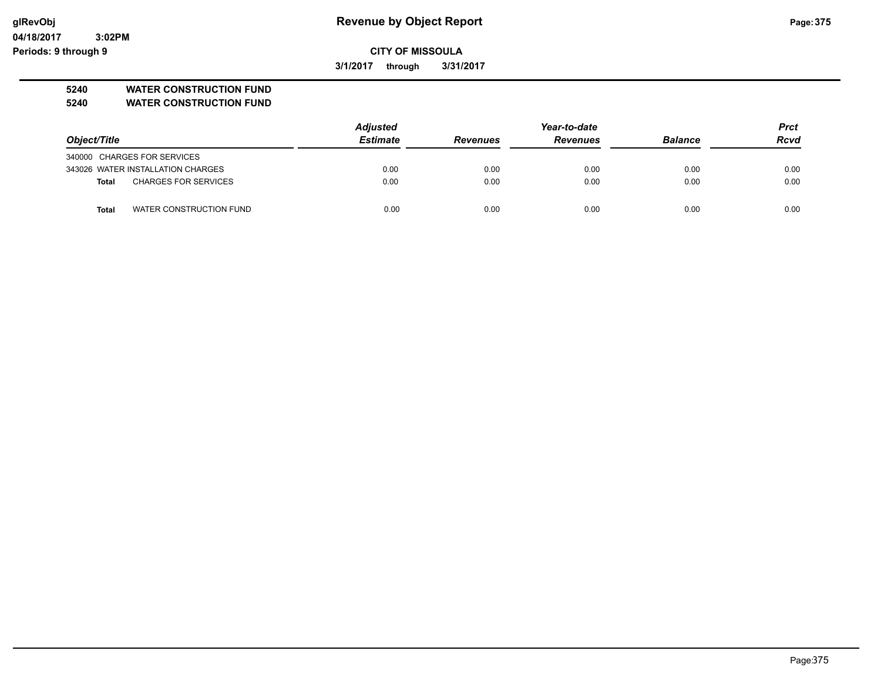**Revenue by Object Report**

**CITY OF MISSOULA**

**3/1/2017 through 3/31/2017**

**5240 WATER CONSTRUCTION FUND**
**5240 WATER CONSTRUCTION FUND**

| Object/Title | | Adjusted Estimate | Revenues | Year-to-date Revenues | Balance | Prct Rcvd |
|---|---|---|---|---|---|---|
| 340000 CHARGES FOR SERVICES | | | | | | |
| 343026 WATER INSTALLATION CHARGES | | 0.00 | 0.00 | 0.00 | 0.00 | 0.00 |
| Total | CHARGES FOR SERVICES | 0.00 | 0.00 | 0.00 | 0.00 | 0.00 |
| Total | WATER CONSTRUCTION FUND | 0.00 | 0.00 | 0.00 | 0.00 | 0.00 |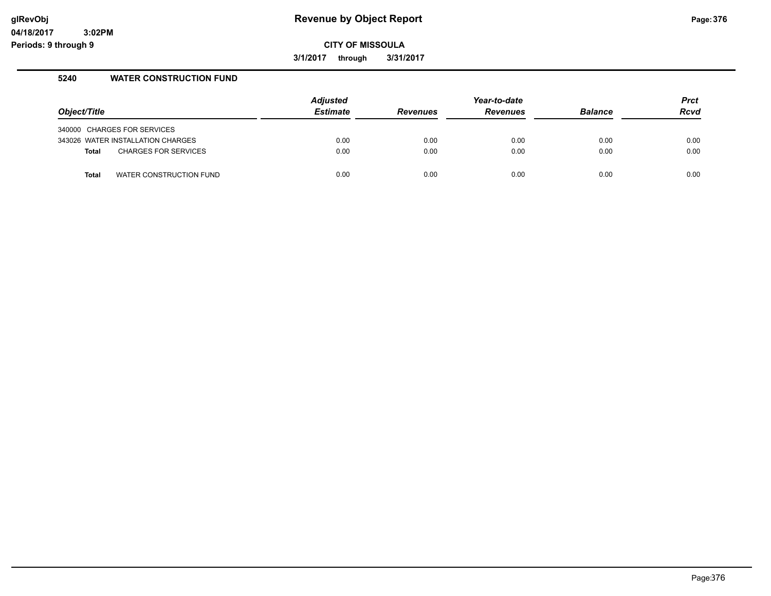glRevObj
04/18/2017 3:02PM
Periods: 9 through 9

# Revenue by Object Report

**CITY OF MISSOULA**

**3/1/2017 through 3/31/2017**

## 5240 WATER CONSTRUCTION FUND

| Object/Title | Adjusted Estimate | Revenues | Year-to-date Revenues | Balance | Prct Rcvd |
|---|---|---|---|---|---|
| 340000 CHARGES FOR SERVICES | | | | | |
| 343026 WATER INSTALLATION CHARGES | 0.00 | 0.00 | 0.00 | 0.00 | 0.00 |
| **Total** CHARGES FOR SERVICES | 0.00 | 0.00 | 0.00 | 0.00 | 0.00 |
| **Total** WATER CONSTRUCTION FUND | 0.00 | 0.00 | 0.00 | 0.00 | 0.00 |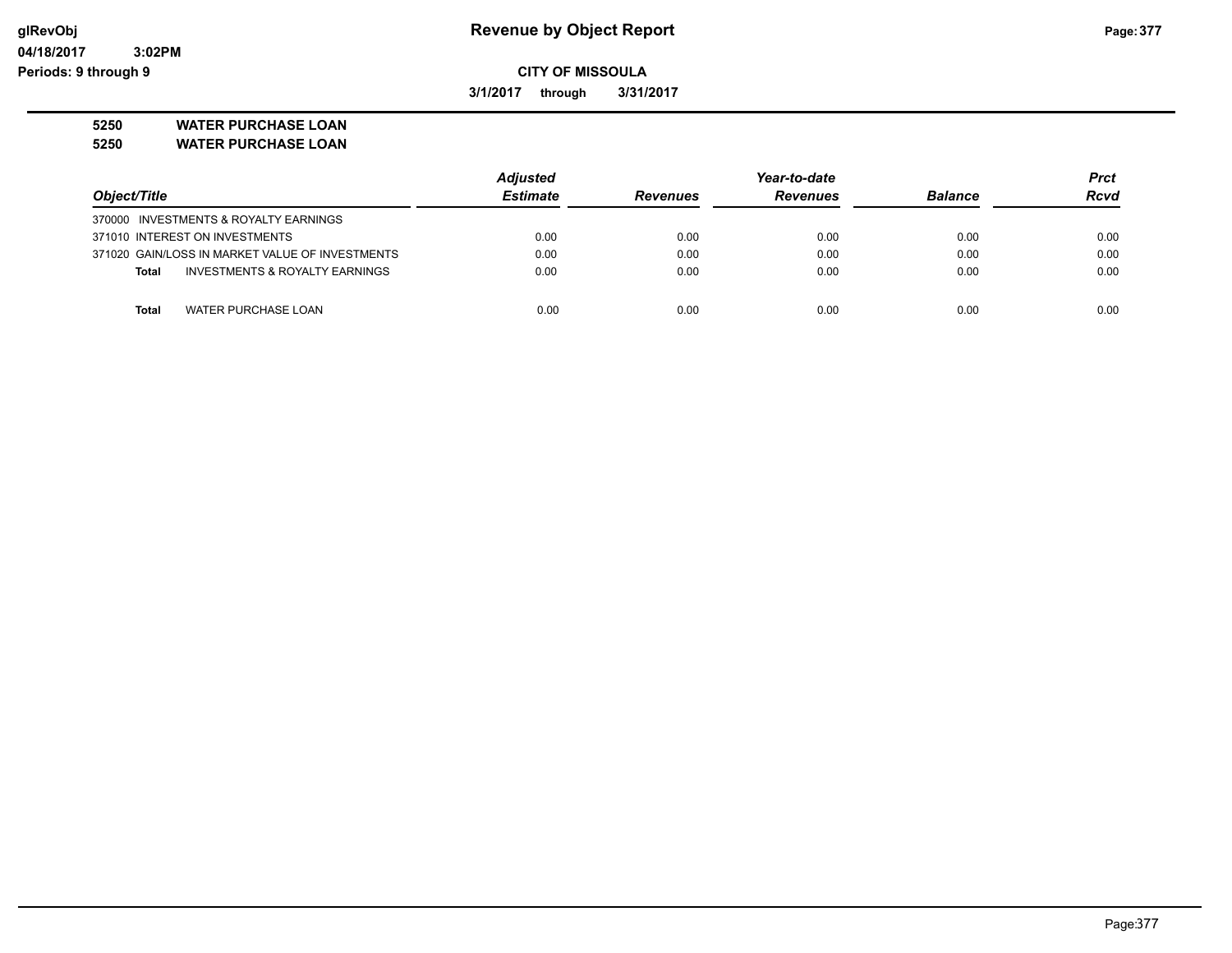# Revenue by Object Report

## CITY OF MISSOULA

**3/1/2017 through 3/31/2017**

glRevObj
04/18/2017 3:02PM
Periods: 9 through 9

**5250 WATER PURCHASE LOAN**
**5250 WATER PURCHASE LOAN**

| Object/Title | Adjusted Estimate | Revenues | Year-to-date Revenues | Balance | Prct Rcvd |
|---|---|---|---|---|---|
| 370000 INVESTMENTS & ROYALTY EARNINGS | | | | | |
| 371010 INTEREST ON INVESTMENTS | 0.00 | 0.00 | 0.00 | 0.00 | 0.00 |
| 371020 GAIN/LOSS IN MARKET VALUE OF INVESTMENTS | 0.00 | 0.00 | 0.00 | 0.00 | 0.00 |
| **Total** INVESTMENTS & ROYALTY EARNINGS | 0.00 | 0.00 | 0.00 | 0.00 | 0.00 |
| **Total** WATER PURCHASE LOAN | 0.00 | 0.00 | 0.00 | 0.00 | 0.00 |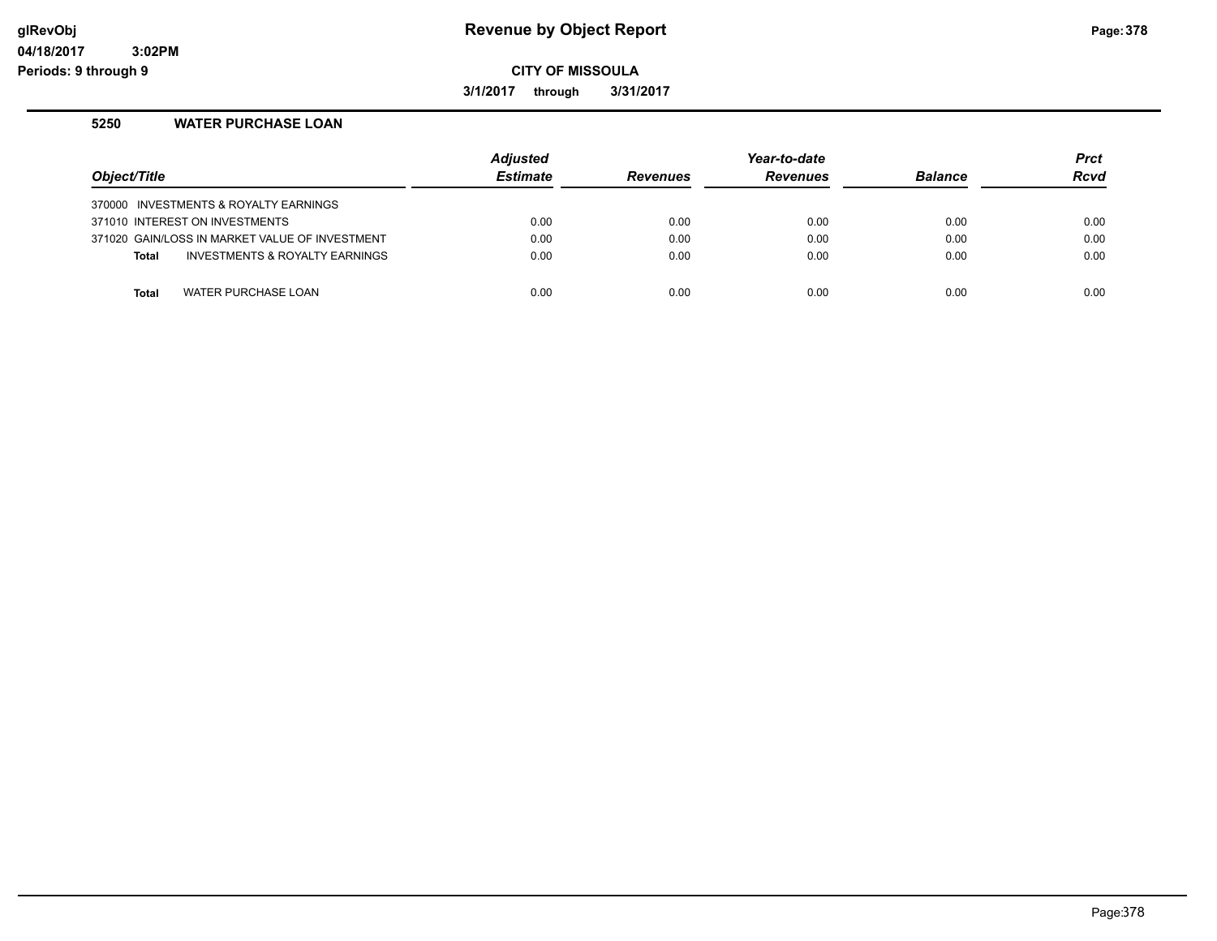# Revenue by Object Report

**CITY OF MISSOULA**

**3/1/2017 through 3/31/2017**

### 5250 WATER PURCHASE LOAN

| Object/Title | Adjusted Estimate | Revenues | Year-to-date Revenues | Balance | Prct Rcvd |
|---|---|---|---|---|---|
| 370000 INVESTMENTS & ROYALTY EARNINGS | | | | | |
| 371010 INTEREST ON INVESTMENTS | 0.00 | 0.00 | 0.00 | 0.00 | 0.00 |
| 371020 GAIN/LOSS IN MARKET VALUE OF INVESTMENT | 0.00 | 0.00 | 0.00 | 0.00 | 0.00 |
| **Total** INVESTMENTS & ROYALTY EARNINGS | 0.00 | 0.00 | 0.00 | 0.00 | 0.00 |
| **Total** WATER PURCHASE LOAN | 0.00 | 0.00 | 0.00 | 0.00 | 0.00 |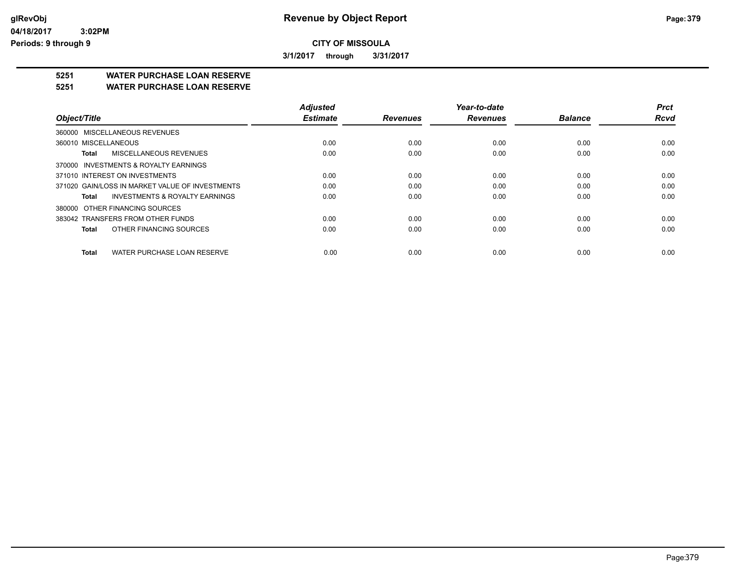# Revenue by Object Report

glRevObj
04/18/2017 3:02PM
Periods: 9 through 9

**CITY OF MISSOULA**

**3/1/2017 through 3/31/2017**

## 5251 WATER PURCHASE LOAN RESERVE
## 5251 WATER PURCHASE LOAN RESERVE

| Object/Title | Adjusted Estimate | Revenues | Year-to-date Revenues | Balance | Prct Rcvd |
|---|---|---|---|---|---|
| 360000 MISCELLANEOUS REVENUES | | | | | |
| 360010 MISCELLANEOUS | 0.00 | 0.00 | 0.00 | 0.00 | 0.00 |
| **Total** MISCELLANEOUS REVENUES | 0.00 | 0.00 | 0.00 | 0.00 | 0.00 |
| 370000 INVESTMENTS & ROYALTY EARNINGS | | | | | |
| 371010 INTEREST ON INVESTMENTS | 0.00 | 0.00 | 0.00 | 0.00 | 0.00 |
| 371020 GAIN/LOSS IN MARKET VALUE OF INVESTMENTS | 0.00 | 0.00 | 0.00 | 0.00 | 0.00 |
| **Total** INVESTMENTS & ROYALTY EARNINGS | 0.00 | 0.00 | 0.00 | 0.00 | 0.00 |
| 380000 OTHER FINANCING SOURCES | | | | | |
| 383042 TRANSFERS FROM OTHER FUNDS | 0.00 | 0.00 | 0.00 | 0.00 | 0.00 |
| **Total** OTHER FINANCING SOURCES | 0.00 | 0.00 | 0.00 | 0.00 | 0.00 |
| **Total** WATER PURCHASE LOAN RESERVE | 0.00 | 0.00 | 0.00 | 0.00 | 0.00 |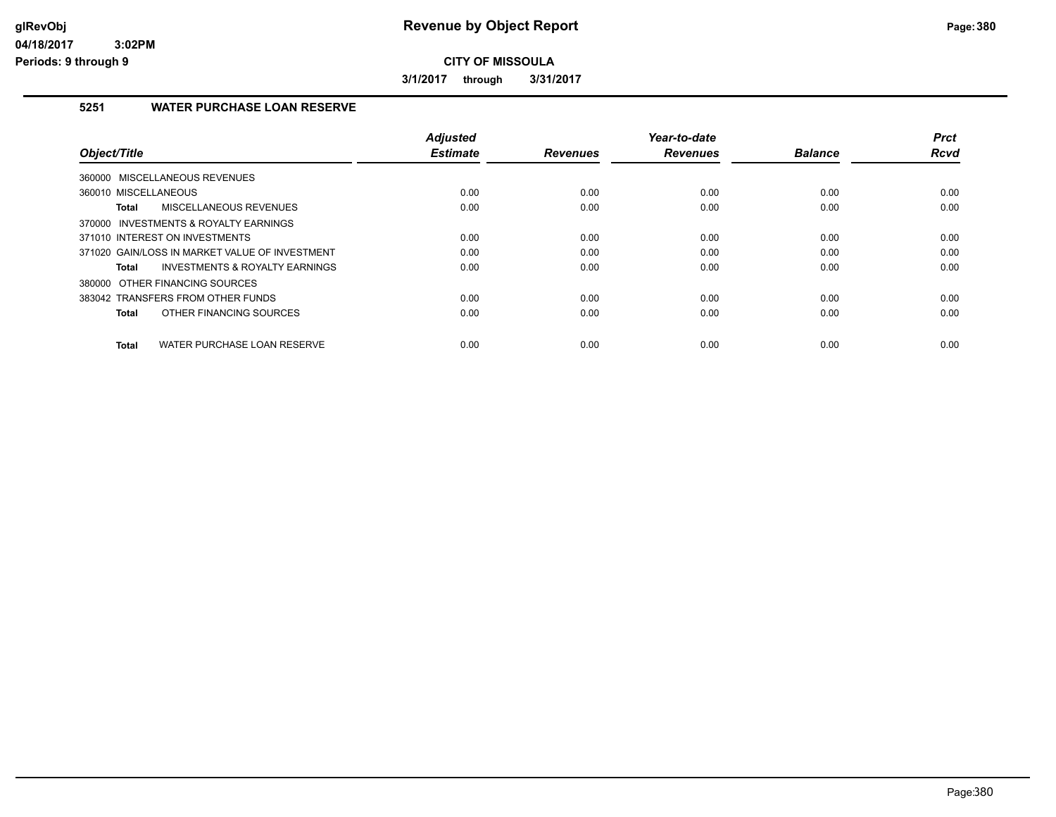# Revenue by Object Report

## CITY OF MISSOULA

**3/1/2017 through 3/31/2017**

### 5251 WATER PURCHASE LOAN RESERVE

| Object/Title | Adjusted Estimate | Revenues | Year-to-date Revenues | Balance | Prct Rcvd |
|---|---|---|---|---|---|
| 360000 MISCELLANEOUS REVENUES | | | | | |
| 360010 MISCELLANEOUS | 0.00 | 0.00 | 0.00 | 0.00 | 0.00 |
| **Total** MISCELLANEOUS REVENUES | 0.00 | 0.00 | 0.00 | 0.00 | 0.00 |
| 370000 INVESTMENTS & ROYALTY EARNINGS | | | | | |
| 371010 INTEREST ON INVESTMENTS | 0.00 | 0.00 | 0.00 | 0.00 | 0.00 |
| 371020 GAIN/LOSS IN MARKET VALUE OF INVESTMENT | 0.00 | 0.00 | 0.00 | 0.00 | 0.00 |
| **Total** INVESTMENTS & ROYALTY EARNINGS | 0.00 | 0.00 | 0.00 | 0.00 | 0.00 |
| 380000 OTHER FINANCING SOURCES | | | | | |
| 383042 TRANSFERS FROM OTHER FUNDS | 0.00 | 0.00 | 0.00 | 0.00 | 0.00 |
| **Total** OTHER FINANCING SOURCES | 0.00 | 0.00 | 0.00 | 0.00 | 0.00 |
| **Total** WATER PURCHASE LOAN RESERVE | 0.00 | 0.00 | 0.00 | 0.00 | 0.00 |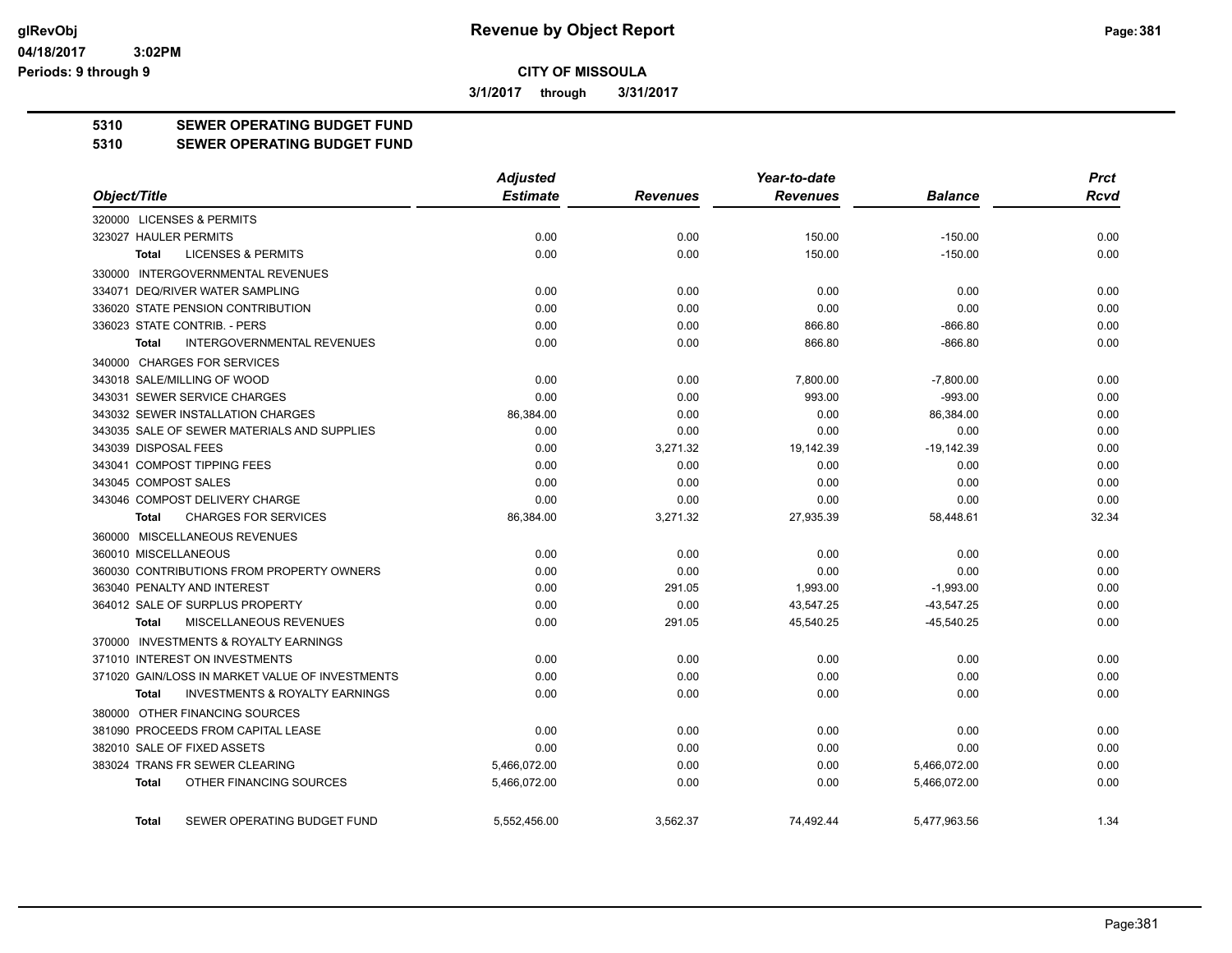**glRevObj** **Revenue by Object Report**
**04/18/2017 3:02PM**
**Periods: 9 through 9**

**CITY OF MISSOULA**

**3/1/2017 through 3/31/2017**

**5310 SEWER OPERATING BUDGET FUND**
**5310 SEWER OPERATING BUDGET FUND**

| Object/Title | Adjusted Estimate | Revenues | Year-to-date Revenues | Balance | Prct Rcvd |
|---|---|---|---|---|---|
| 320000 LICENSES & PERMITS | | | | | |
| 323027 HAULER PERMITS | 0.00 | 0.00 | 150.00 | -150.00 | 0.00 |
| **Total** LICENSES & PERMITS | 0.00 | 0.00 | 150.00 | -150.00 | 0.00 |
| 330000 INTERGOVERNMENTAL REVENUES | | | | | |
| 334071 DEQ/RIVER WATER SAMPLING | 0.00 | 0.00 | 0.00 | 0.00 | 0.00 |
| 336020 STATE PENSION CONTRIBUTION | 0.00 | 0.00 | 0.00 | 0.00 | 0.00 |
| 336023 STATE CONTRIB. - PERS | 0.00 | 0.00 | 866.80 | -866.80 | 0.00 |
| **Total** INTERGOVERNMENTAL REVENUES | 0.00 | 0.00 | 866.80 | -866.80 | 0.00 |
| 340000 CHARGES FOR SERVICES | | | | | |
| 343018 SALE/MILLING OF WOOD | 0.00 | 0.00 | 7,800.00 | -7,800.00 | 0.00 |
| 343031 SEWER SERVICE CHARGES | 0.00 | 0.00 | 993.00 | -993.00 | 0.00 |
| 343032 SEWER INSTALLATION CHARGES | 86,384.00 | 0.00 | 0.00 | 86,384.00 | 0.00 |
| 343035 SALE OF SEWER MATERIALS AND SUPPLIES | 0.00 | 0.00 | 0.00 | 0.00 | 0.00 |
| 343039 DISPOSAL FEES | 0.00 | 3,271.32 | 19,142.39 | -19,142.39 | 0.00 |
| 343041 COMPOST TIPPING FEES | 0.00 | 0.00 | 0.00 | 0.00 | 0.00 |
| 343045 COMPOST SALES | 0.00 | 0.00 | 0.00 | 0.00 | 0.00 |
| 343046 COMPOST DELIVERY CHARGE | 0.00 | 0.00 | 0.00 | 0.00 | 0.00 |
| **Total** CHARGES FOR SERVICES | 86,384.00 | 3,271.32 | 27,935.39 | 58,448.61 | 32.34 |
| 360000 MISCELLANEOUS REVENUES | | | | | |
| 360010 MISCELLANEOUS | 0.00 | 0.00 | 0.00 | 0.00 | 0.00 |
| 360030 CONTRIBUTIONS FROM PROPERTY OWNERS | 0.00 | 0.00 | 0.00 | 0.00 | 0.00 |
| 363040 PENALTY AND INTEREST | 0.00 | 291.05 | 1,993.00 | -1,993.00 | 0.00 |
| 364012 SALE OF SURPLUS PROPERTY | 0.00 | 0.00 | 43,547.25 | -43,547.25 | 0.00 |
| **Total** MISCELLANEOUS REVENUES | 0.00 | 291.05 | 45,540.25 | -45,540.25 | 0.00 |
| 370000 INVESTMENTS & ROYALTY EARNINGS | | | | | |
| 371010 INTEREST ON INVESTMENTS | 0.00 | 0.00 | 0.00 | 0.00 | 0.00 |
| 371020 GAIN/LOSS IN MARKET VALUE OF INVESTMENTS | 0.00 | 0.00 | 0.00 | 0.00 | 0.00 |
| **Total** INVESTMENTS & ROYALTY EARNINGS | 0.00 | 0.00 | 0.00 | 0.00 | 0.00 |
| 380000 OTHER FINANCING SOURCES | | | | | |
| 381090 PROCEEDS FROM CAPITAL LEASE | 0.00 | 0.00 | 0.00 | 0.00 | 0.00 |
| 382010 SALE OF FIXED ASSETS | 0.00 | 0.00 | 0.00 | 0.00 | 0.00 |
| 383024 TRANS FR SEWER CLEARING | 5,466,072.00 | 0.00 | 0.00 | 5,466,072.00 | 0.00 |
| **Total** OTHER FINANCING SOURCES | 5,466,072.00 | 0.00 | 0.00 | 5,466,072.00 | 0.00 |
| **Total** SEWER OPERATING BUDGET FUND | 5,552,456.00 | 3,562.37 | 74,492.44 | 5,477,963.56 | 1.34 |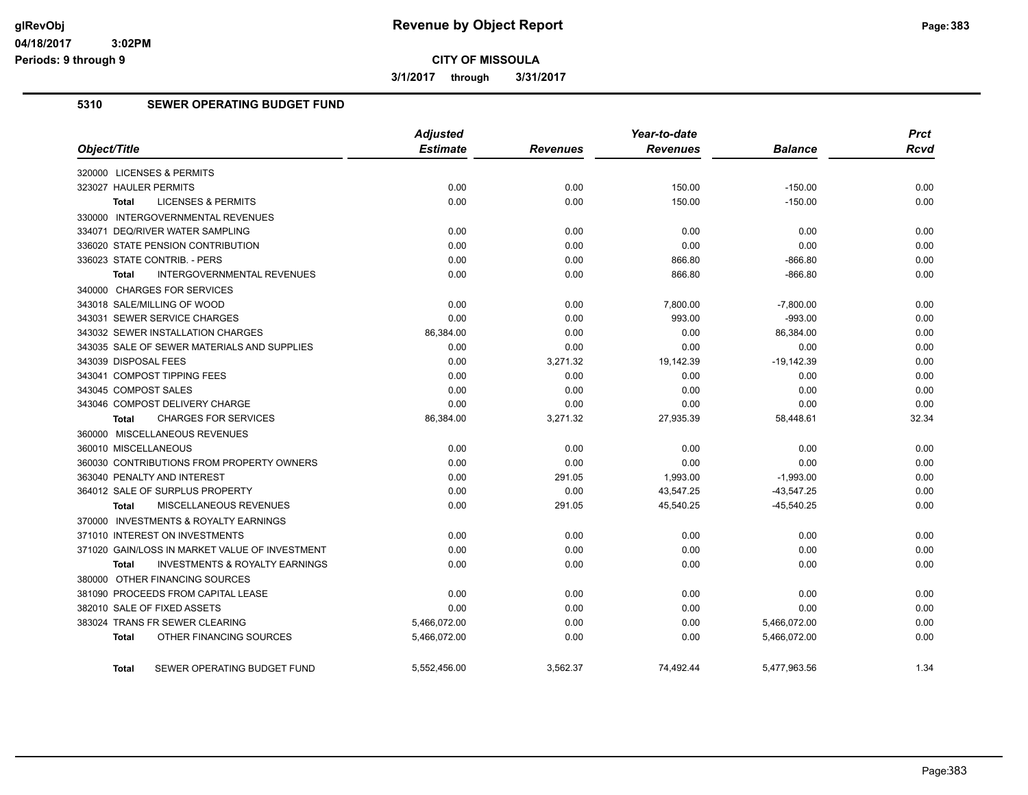**glRevObj** 04/18/2017 3:02PM
Periods: 9 through 9

# Revenue by Object Report

**CITY OF MISSOULA**

3/1/2017 through 3/31/2017

## 5310 SEWER OPERATING BUDGET FUND

| Object/Title | Adjusted Estimate | Revenues | Year-to-date Revenues | Balance | Prct Rcvd |
|---|---|---|---|---|---|
| 320000 LICENSES & PERMITS | | | | | |
| 323027 HAULER PERMITS | 0.00 | 0.00 | 150.00 | -150.00 | 0.00 |
| **Total** LICENSES & PERMITS | 0.00 | 0.00 | 150.00 | -150.00 | 0.00 |
| 330000 INTERGOVERNMENTAL REVENUES | | | | | |
| 334071 DEQ/RIVER WATER SAMPLING | 0.00 | 0.00 | 0.00 | 0.00 | 0.00 |
| 336020 STATE PENSION CONTRIBUTION | 0.00 | 0.00 | 0.00 | 0.00 | 0.00 |
| 336023 STATE CONTRIB. - PERS | 0.00 | 0.00 | 866.80 | -866.80 | 0.00 |
| **Total** INTERGOVERNMENTAL REVENUES | 0.00 | 0.00 | 866.80 | -866.80 | 0.00 |
| 340000 CHARGES FOR SERVICES | | | | | |
| 343018 SALE/MILLING OF WOOD | 0.00 | 0.00 | 7,800.00 | -7,800.00 | 0.00 |
| 343031 SEWER SERVICE CHARGES | 0.00 | 0.00 | 993.00 | -993.00 | 0.00 |
| 343032 SEWER INSTALLATION CHARGES | 86,384.00 | 0.00 | 0.00 | 86,384.00 | 0.00 |
| 343035 SALE OF SEWER MATERIALS AND SUPPLIES | 0.00 | 0.00 | 0.00 | 0.00 | 0.00 |
| 343039 DISPOSAL FEES | 0.00 | 3,271.32 | 19,142.39 | -19,142.39 | 0.00 |
| 343041 COMPOST TIPPING FEES | 0.00 | 0.00 | 0.00 | 0.00 | 0.00 |
| 343045 COMPOST SALES | 0.00 | 0.00 | 0.00 | 0.00 | 0.00 |
| 343046 COMPOST DELIVERY CHARGE | 0.00 | 0.00 | 0.00 | 0.00 | 0.00 |
| **Total** CHARGES FOR SERVICES | 86,384.00 | 3,271.32 | 27,935.39 | 58,448.61 | 32.34 |
| 360000 MISCELLANEOUS REVENUES | | | | | |
| 360010 MISCELLANEOUS | 0.00 | 0.00 | 0.00 | 0.00 | 0.00 |
| 360030 CONTRIBUTIONS FROM PROPERTY OWNERS | 0.00 | 0.00 | 0.00 | 0.00 | 0.00 |
| 363040 PENALTY AND INTEREST | 0.00 | 291.05 | 1,993.00 | -1,993.00 | 0.00 |
| 364012 SALE OF SURPLUS PROPERTY | 0.00 | 0.00 | 43,547.25 | -43,547.25 | 0.00 |
| **Total** MISCELLANEOUS REVENUES | 0.00 | 291.05 | 45,540.25 | -45,540.25 | 0.00 |
| 370000 INVESTMENTS & ROYALTY EARNINGS | | | | | |
| 371010 INTEREST ON INVESTMENTS | 0.00 | 0.00 | 0.00 | 0.00 | 0.00 |
| 371020 GAIN/LOSS IN MARKET VALUE OF INVESTMENT | 0.00 | 0.00 | 0.00 | 0.00 | 0.00 |
| **Total** INVESTMENTS & ROYALTY EARNINGS | 0.00 | 0.00 | 0.00 | 0.00 | 0.00 |
| 380000 OTHER FINANCING SOURCES | | | | | |
| 381090 PROCEEDS FROM CAPITAL LEASE | 0.00 | 0.00 | 0.00 | 0.00 | 0.00 |
| 382010 SALE OF FIXED ASSETS | 0.00 | 0.00 | 0.00 | 0.00 | 0.00 |
| 383024 TRANS FR SEWER CLEARING | 5,466,072.00 | 0.00 | 0.00 | 5,466,072.00 | 0.00 |
| **Total** OTHER FINANCING SOURCES | 5,466,072.00 | 0.00 | 0.00 | 5,466,072.00 | 0.00 |
| **Total** SEWER OPERATING BUDGET FUND | 5,552,456.00 | 3,562.37 | 74,492.44 | 5,477,963.56 | 1.34 |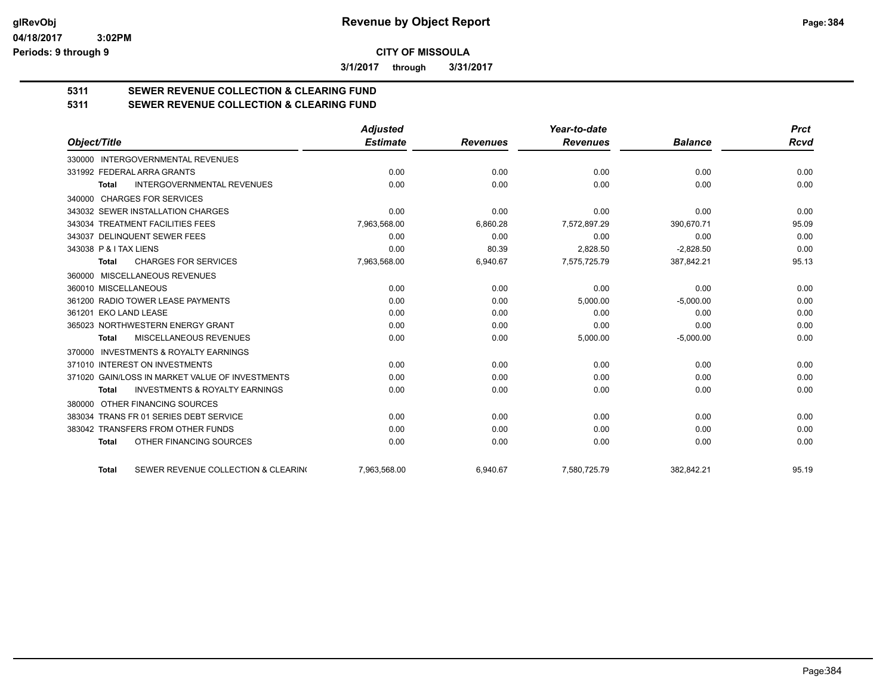**Revenue by Object Report**

**CITY OF MISSOULA**

**3/1/2017 through 3/31/2017**

glRevObj
04/18/2017 3:02PM
Periods: 9 through 9

## 5311 SEWER REVENUE COLLECTION & CLEARING FUND
## 5311 SEWER REVENUE COLLECTION & CLEARING FUND

| Object/Title | Adjusted Estimate | Revenues | Year-to-date Revenues | Balance | Prct Rcvd |
|---|---|---|---|---|---|
| 330000 INTERGOVERNMENTAL REVENUES | | | | | |
| 331992 FEDERAL ARRA GRANTS | 0.00 | 0.00 | 0.00 | 0.00 | 0.00 |
| **Total** INTERGOVERNMENTAL REVENUES | 0.00 | 0.00 | 0.00 | 0.00 | 0.00 |
| 340000 CHARGES FOR SERVICES | | | | | |
| 343032 SEWER INSTALLATION CHARGES | 0.00 | 0.00 | 0.00 | 0.00 | 0.00 |
| 343034 TREATMENT FACILITIES FEES | 7,963,568.00 | 6,860.28 | 7,572,897.29 | 390,670.71 | 95.09 |
| 343037 DELINQUENT SEWER FEES | 0.00 | 0.00 | 0.00 | 0.00 | 0.00 |
| 343038 P & I TAX LIENS | 0.00 | 80.39 | 2,828.50 | -2,828.50 | 0.00 |
| **Total** CHARGES FOR SERVICES | 7,963,568.00 | 6,940.67 | 7,575,725.79 | 387,842.21 | 95.13 |
| 360000 MISCELLANEOUS REVENUES | | | | | |
| 360010 MISCELLANEOUS | 0.00 | 0.00 | 0.00 | 0.00 | 0.00 |
| 361200 RADIO TOWER LEASE PAYMENTS | 0.00 | 0.00 | 5,000.00 | -5,000.00 | 0.00 |
| 361201 EKO LAND LEASE | 0.00 | 0.00 | 0.00 | 0.00 | 0.00 |
| 365023 NORTHWESTERN ENERGY GRANT | 0.00 | 0.00 | 0.00 | 0.00 | 0.00 |
| **Total** MISCELLANEOUS REVENUES | 0.00 | 0.00 | 5,000.00 | -5,000.00 | 0.00 |
| 370000 INVESTMENTS & ROYALTY EARNINGS | | | | | |
| 371010 INTEREST ON INVESTMENTS | 0.00 | 0.00 | 0.00 | 0.00 | 0.00 |
| 371020 GAIN/LOSS IN MARKET VALUE OF INVESTMENTS | 0.00 | 0.00 | 0.00 | 0.00 | 0.00 |
| **Total** INVESTMENTS & ROYALTY EARNINGS | 0.00 | 0.00 | 0.00 | 0.00 | 0.00 |
| 380000 OTHER FINANCING SOURCES | | | | | |
| 383034 TRANS FR 01 SERIES DEBT SERVICE | 0.00 | 0.00 | 0.00 | 0.00 | 0.00 |
| 383042 TRANSFERS FROM OTHER FUNDS | 0.00 | 0.00 | 0.00 | 0.00 | 0.00 |
| **Total** OTHER FINANCING SOURCES | 0.00 | 0.00 | 0.00 | 0.00 | 0.00 |
| **Total** SEWER REVENUE COLLECTION & CLEARIN( | 7,963,568.00 | 6,940.67 | 7,580,725.79 | 382,842.21 | 95.19 |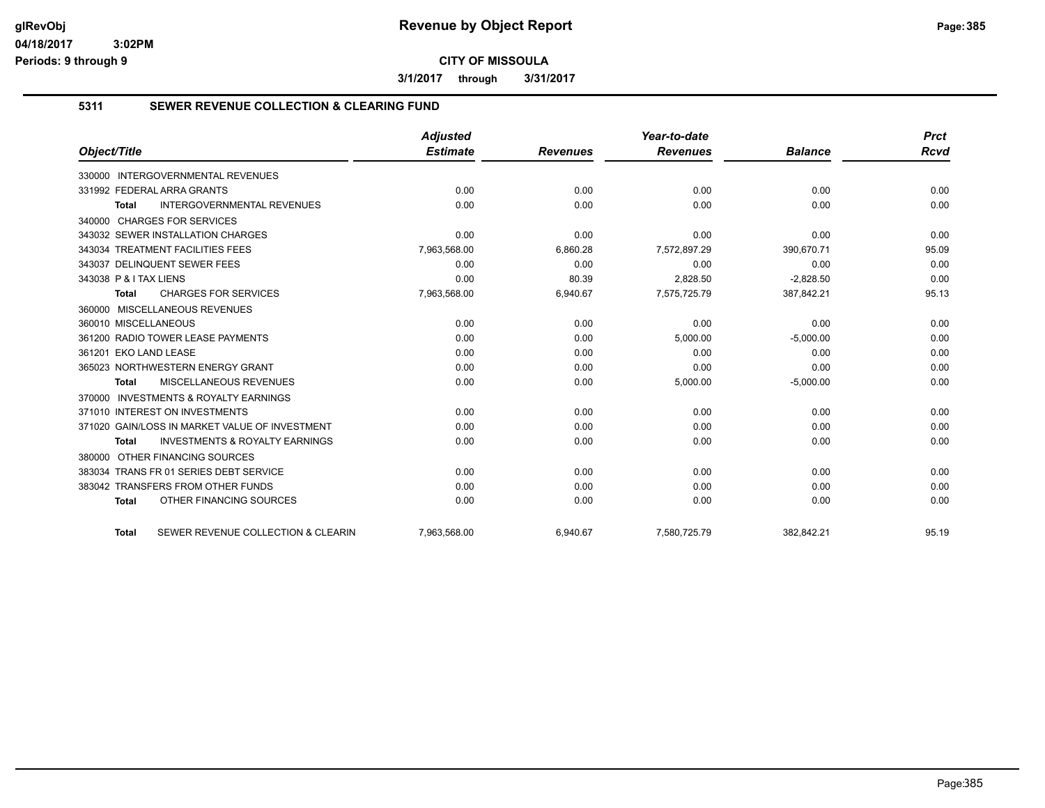# Revenue by Object Report

glRevObj
04/18/2017 3:02PM
Periods: 9 through 9

**CITY OF MISSOULA**

3/1/2017 through 3/31/2017

## 5311 SEWER REVENUE COLLECTION & CLEARING FUND

| Object/Title | Adjusted Estimate | Revenues | Year-to-date Revenues | Balance | Prct Rcvd |
|---|---|---|---|---|---|
| 330000 INTERGOVERNMENTAL REVENUES | | | | | |
| 331992 FEDERAL ARRA GRANTS | 0.00 | 0.00 | 0.00 | 0.00 | 0.00 |
| **Total** INTERGOVERNMENTAL REVENUES | 0.00 | 0.00 | 0.00 | 0.00 | 0.00 |
| 340000 CHARGES FOR SERVICES | | | | | |
| 343032 SEWER INSTALLATION CHARGES | 0.00 | 0.00 | 0.00 | 0.00 | 0.00 |
| 343034 TREATMENT FACILITIES FEES | 7,963,568.00 | 6,860.28 | 7,572,897.29 | 390,670.71 | 95.09 |
| 343037 DELINQUENT SEWER FEES | 0.00 | 0.00 | 0.00 | 0.00 | 0.00 |
| 343038 P & I TAX LIENS | 0.00 | 80.39 | 2,828.50 | -2,828.50 | 0.00 |
| **Total** CHARGES FOR SERVICES | 7,963,568.00 | 6,940.67 | 7,575,725.79 | 387,842.21 | 95.13 |
| 360000 MISCELLANEOUS REVENUES | | | | | |
| 360010 MISCELLANEOUS | 0.00 | 0.00 | 0.00 | 0.00 | 0.00 |
| 361200 RADIO TOWER LEASE PAYMENTS | 0.00 | 0.00 | 5,000.00 | -5,000.00 | 0.00 |
| 361201 EKO LAND LEASE | 0.00 | 0.00 | 0.00 | 0.00 | 0.00 |
| 365023 NORTHWESTERN ENERGY GRANT | 0.00 | 0.00 | 0.00 | 0.00 | 0.00 |
| **Total** MISCELLANEOUS REVENUES | 0.00 | 0.00 | 5,000.00 | -5,000.00 | 0.00 |
| 370000 INVESTMENTS & ROYALTY EARNINGS | | | | | |
| 371010 INTEREST ON INVESTMENTS | 0.00 | 0.00 | 0.00 | 0.00 | 0.00 |
| 371020 GAIN/LOSS IN MARKET VALUE OF INVESTMENT | 0.00 | 0.00 | 0.00 | 0.00 | 0.00 |
| **Total** INVESTMENTS & ROYALTY EARNINGS | 0.00 | 0.00 | 0.00 | 0.00 | 0.00 |
| 380000 OTHER FINANCING SOURCES | | | | | |
| 383034 TRANS FR 01 SERIES DEBT SERVICE | 0.00 | 0.00 | 0.00 | 0.00 | 0.00 |
| 383042 TRANSFERS FROM OTHER FUNDS | 0.00 | 0.00 | 0.00 | 0.00 | 0.00 |
| **Total** OTHER FINANCING SOURCES | 0.00 | 0.00 | 0.00 | 0.00 | 0.00 |
| **Total** SEWER REVENUE COLLECTION & CLEARIN | 7,963,568.00 | 6,940.67 | 7,580,725.79 | 382,842.21 | 95.19 |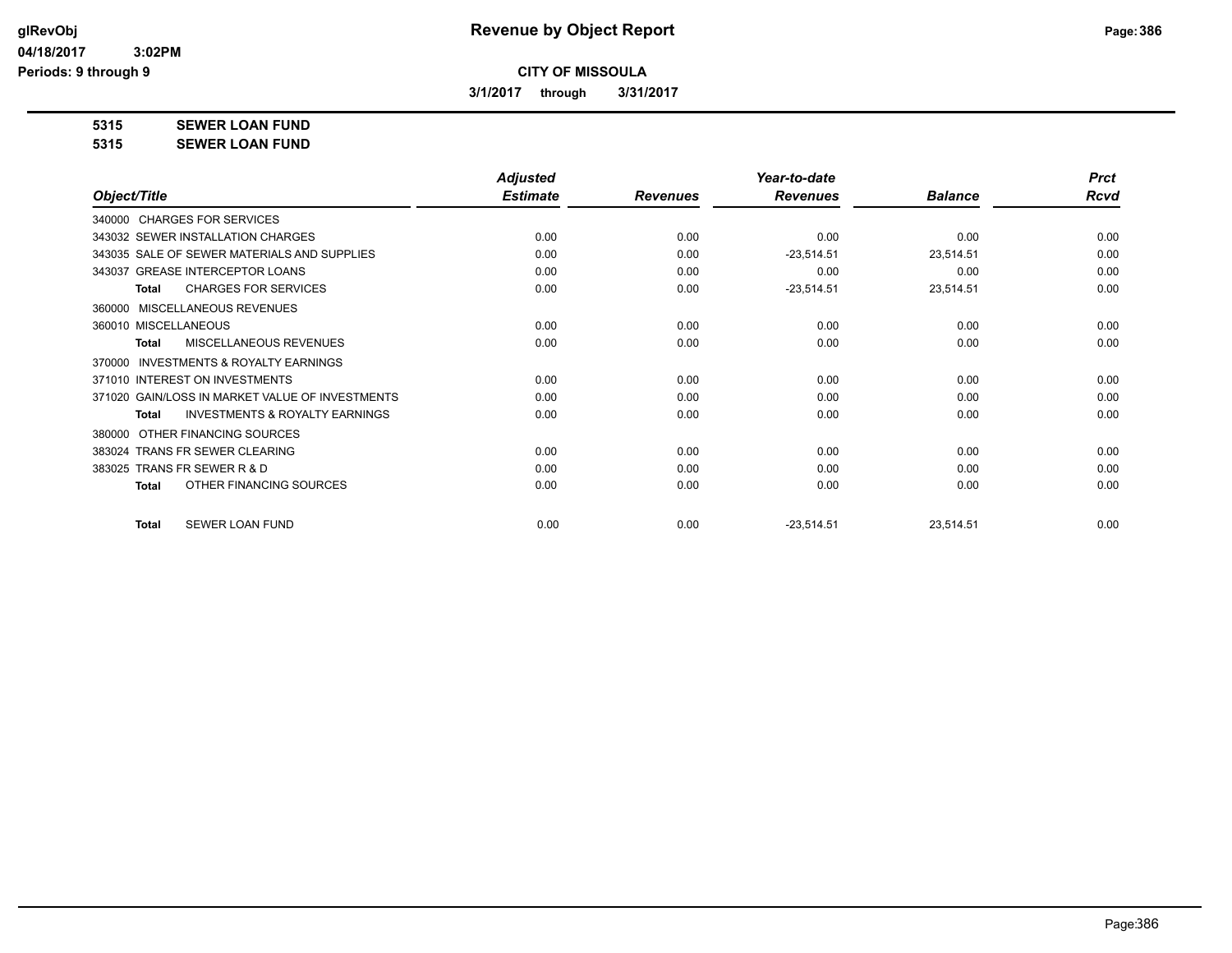**CITY OF MISSOULA**

**3/1/2017 through 3/31/2017**

**5315 SEWER LOAN FUND**
**5315 SEWER LOAN FUND**

| Object/Title | Adjusted Estimate | Revenues | Year-to-date Revenues | Balance | Prct Rcvd |
|---|---|---|---|---|---|
| 340000 CHARGES FOR SERVICES | | | | | |
| 343032 SEWER INSTALLATION CHARGES | 0.00 | 0.00 | 0.00 | 0.00 | 0.00 |
| 343035 SALE OF SEWER MATERIALS AND SUPPLIES | 0.00 | 0.00 | -23,514.51 | 23,514.51 | 0.00 |
| 343037 GREASE INTERCEPTOR LOANS | 0.00 | 0.00 | 0.00 | 0.00 | 0.00 |
| **Total** CHARGES FOR SERVICES | 0.00 | 0.00 | -23,514.51 | 23,514.51 | 0.00 |
| 360000 MISCELLANEOUS REVENUES | | | | | |
| 360010 MISCELLANEOUS | 0.00 | 0.00 | 0.00 | 0.00 | 0.00 |
| **Total** MISCELLANEOUS REVENUES | 0.00 | 0.00 | 0.00 | 0.00 | 0.00 |
| 370000 INVESTMENTS & ROYALTY EARNINGS | | | | | |
| 371010 INTEREST ON INVESTMENTS | 0.00 | 0.00 | 0.00 | 0.00 | 0.00 |
| 371020 GAIN/LOSS IN MARKET VALUE OF INVESTMENTS | 0.00 | 0.00 | 0.00 | 0.00 | 0.00 |
| **Total** INVESTMENTS & ROYALTY EARNINGS | 0.00 | 0.00 | 0.00 | 0.00 | 0.00 |
| 380000 OTHER FINANCING SOURCES | | | | | |
| 383024 TRANS FR SEWER CLEARING | 0.00 | 0.00 | 0.00 | 0.00 | 0.00 |
| 383025 TRANS FR SEWER R & D | 0.00 | 0.00 | 0.00 | 0.00 | 0.00 |
| **Total** OTHER FINANCING SOURCES | 0.00 | 0.00 | 0.00 | 0.00 | 0.00 |
| **Total** SEWER LOAN FUND | 0.00 | 0.00 | -23,514.51 | 23,514.51 | 0.00 |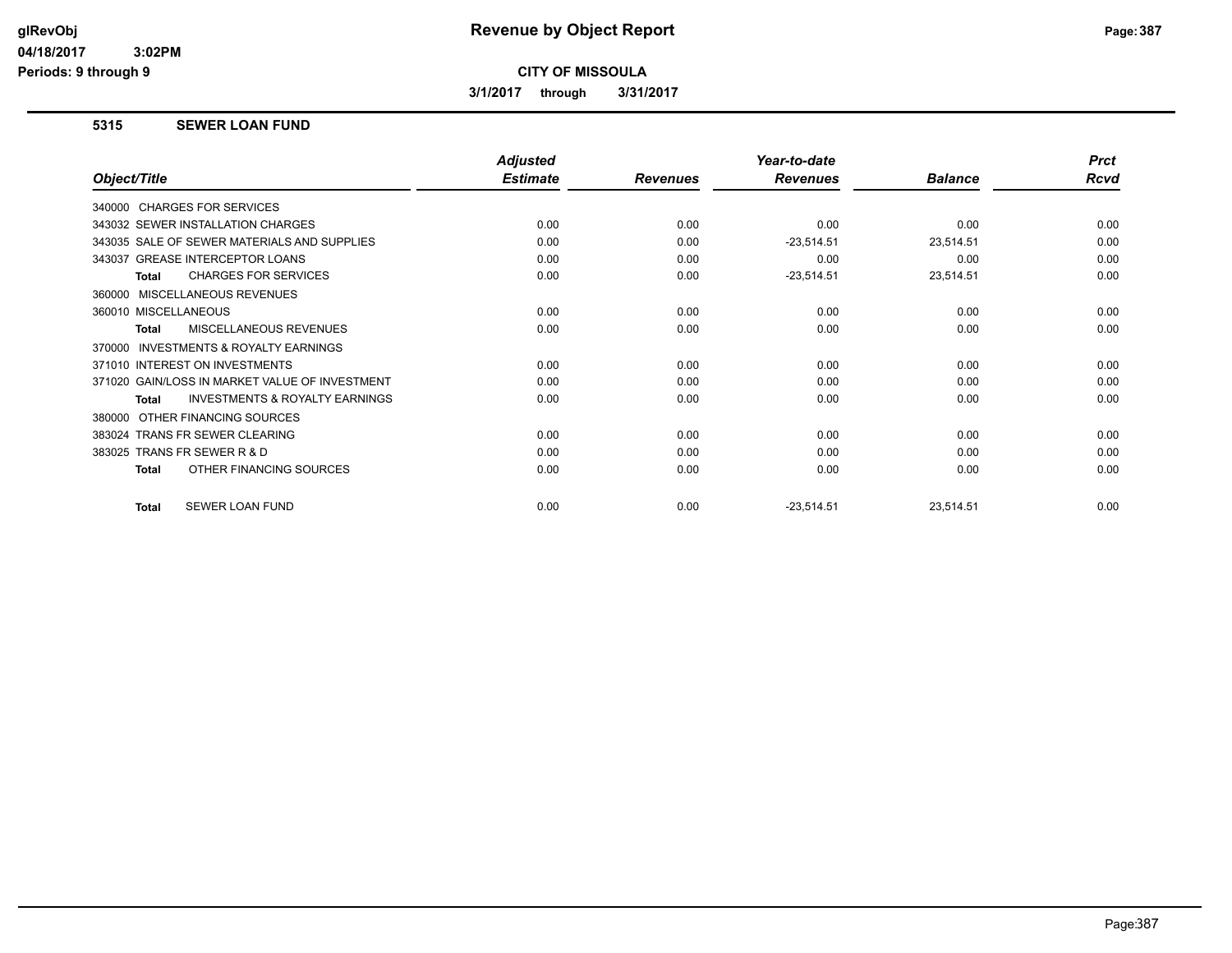# Revenue by Object Report

glRevObj
04/18/2017 3:02PM
Periods: 9 through 9

**CITY OF MISSOULA**

**3/1/2017 through 3/31/2017**

## 5315 SEWER LOAN FUND

| Object/Title | Adjusted Estimate | Revenues | Year-to-date Revenues | Balance | Prct Rcvd |
|---|---|---|---|---|---|
| 340000 CHARGES FOR SERVICES | | | | | |
| 343032 SEWER INSTALLATION CHARGES | 0.00 | 0.00 | 0.00 | 0.00 | 0.00 |
| 343035 SALE OF SEWER MATERIALS AND SUPPLIES | 0.00 | 0.00 | -23,514.51 | 23,514.51 | 0.00 |
| 343037 GREASE INTERCEPTOR LOANS | 0.00 | 0.00 | 0.00 | 0.00 | 0.00 |
| **Total** CHARGES FOR SERVICES | 0.00 | 0.00 | -23,514.51 | 23,514.51 | 0.00 |
| 360000 MISCELLANEOUS REVENUES | | | | | |
| 360010 MISCELLANEOUS | 0.00 | 0.00 | 0.00 | 0.00 | 0.00 |
| **Total** MISCELLANEOUS REVENUES | 0.00 | 0.00 | 0.00 | 0.00 | 0.00 |
| 370000 INVESTMENTS & ROYALTY EARNINGS | | | | | |
| 371010 INTEREST ON INVESTMENTS | 0.00 | 0.00 | 0.00 | 0.00 | 0.00 |
| 371020 GAIN/LOSS IN MARKET VALUE OF INVESTMENT | 0.00 | 0.00 | 0.00 | 0.00 | 0.00 |
| **Total** INVESTMENTS & ROYALTY EARNINGS | 0.00 | 0.00 | 0.00 | 0.00 | 0.00 |
| 380000 OTHER FINANCING SOURCES | | | | | |
| 383024 TRANS FR SEWER CLEARING | 0.00 | 0.00 | 0.00 | 0.00 | 0.00 |
| 383025 TRANS FR SEWER R & D | 0.00 | 0.00 | 0.00 | 0.00 | 0.00 |
| **Total** OTHER FINANCING SOURCES | 0.00 | 0.00 | 0.00 | 0.00 | 0.00 |
| **Total** SEWER LOAN FUND | 0.00 | 0.00 | -23,514.51 | 23,514.51 | 0.00 |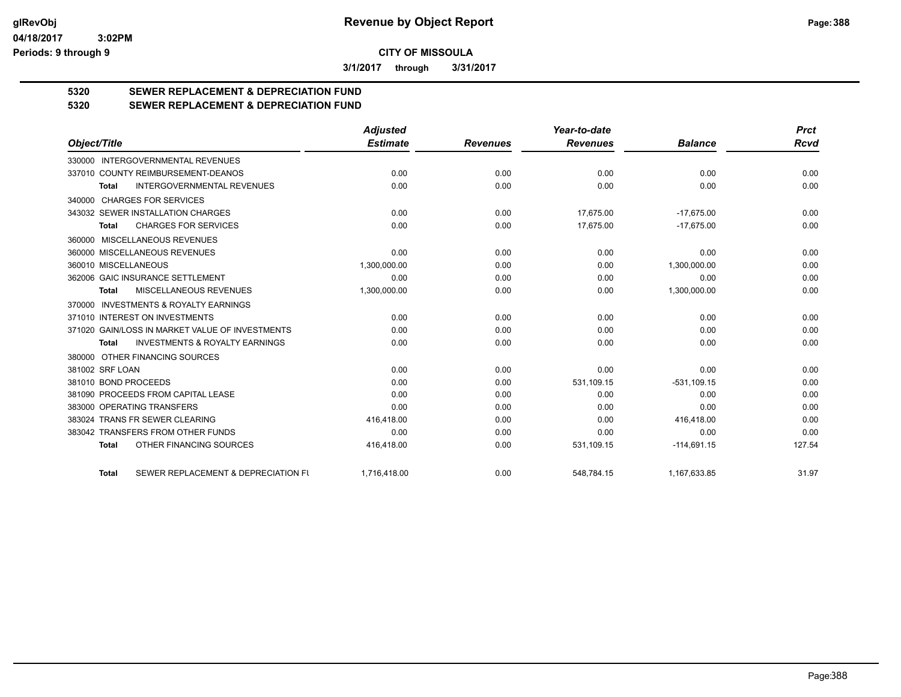# Revenue by Object Report

**CITY OF MISSOULA**

**3/1/2017 through 3/31/2017**

glRevObj
04/18/2017 3:02PM
Periods: 9 through 9

## 5320 SEWER REPLACEMENT & DEPRECIATION FUND
## 5320 SEWER REPLACEMENT & DEPRECIATION FUND

| Object/Title | Adjusted Estimate | Revenues | Year-to-date Revenues | Balance | Prct Rcvd |
|---|---|---|---|---|---|
| 330000 INTERGOVERNMENTAL REVENUES | | | | | |
| 337010 COUNTY REIMBURSEMENT-DEANOS | 0.00 | 0.00 | 0.00 | 0.00 | 0.00 |
| Total INTERGOVERNMENTAL REVENUES | 0.00 | 0.00 | 0.00 | 0.00 | 0.00 |
| 340000 CHARGES FOR SERVICES | | | | | |
| 343032 SEWER INSTALLATION CHARGES | 0.00 | 0.00 | 17,675.00 | -17,675.00 | 0.00 |
| Total CHARGES FOR SERVICES | 0.00 | 0.00 | 17,675.00 | -17,675.00 | 0.00 |
| 360000 MISCELLANEOUS REVENUES | | | | | |
| 360000 MISCELLANEOUS REVENUES | 0.00 | 0.00 | 0.00 | 0.00 | 0.00 |
| 360010 MISCELLANEOUS | 1,300,000.00 | 0.00 | 0.00 | 1,300,000.00 | 0.00 |
| 362006 GAIC INSURANCE SETTLEMENT | 0.00 | 0.00 | 0.00 | 0.00 | 0.00 |
| Total MISCELLANEOUS REVENUES | 1,300,000.00 | 0.00 | 0.00 | 1,300,000.00 | 0.00 |
| 370000 INVESTMENTS & ROYALTY EARNINGS | | | | | |
| 371010 INTEREST ON INVESTMENTS | 0.00 | 0.00 | 0.00 | 0.00 | 0.00 |
| 371020 GAIN/LOSS IN MARKET VALUE OF INVESTMENTS | 0.00 | 0.00 | 0.00 | 0.00 | 0.00 |
| Total INVESTMENTS & ROYALTY EARNINGS | 0.00 | 0.00 | 0.00 | 0.00 | 0.00 |
| 380000 OTHER FINANCING SOURCES | | | | | |
| 381002 SRF LOAN | 0.00 | 0.00 | 0.00 | 0.00 | 0.00 |
| 381010 BOND PROCEEDS | 0.00 | 0.00 | 531,109.15 | -531,109.15 | 0.00 |
| 381090 PROCEEDS FROM CAPITAL LEASE | 0.00 | 0.00 | 0.00 | 0.00 | 0.00 |
| 383000 OPERATING TRANSFERS | 0.00 | 0.00 | 0.00 | 0.00 | 0.00 |
| 383024 TRANS FR SEWER CLEARING | 416,418.00 | 0.00 | 0.00 | 416,418.00 | 0.00 |
| 383042 TRANSFERS FROM OTHER FUNDS | 0.00 | 0.00 | 0.00 | 0.00 | 0.00 |
| Total OTHER FINANCING SOURCES | 416,418.00 | 0.00 | 531,109.15 | -114,691.15 | 127.54 |
| Total SEWER REPLACEMENT & DEPRECIATION FU | 1,716,418.00 | 0.00 | 548,784.15 | 1,167,633.85 | 31.97 |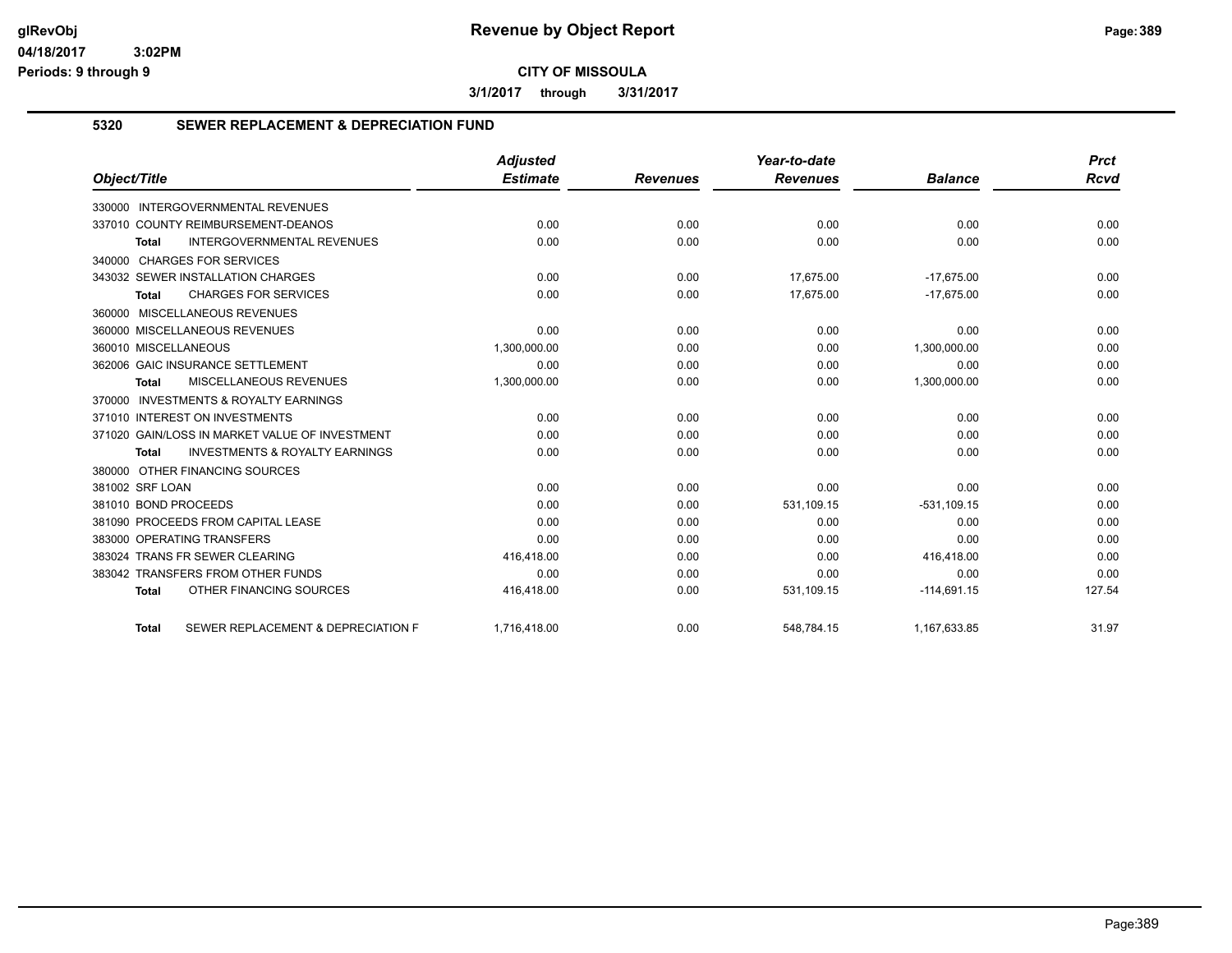# Revenue by Object Report

**CITY OF MISSOULA**

**3/1/2017 through 3/31/2017**

glRevObj
04/18/2017 3:02PM
Periods: 9 through 9

## 5320 SEWER REPLACEMENT & DEPRECIATION FUND

| Object/Title | Adjusted Estimate | Revenues | Year-to-date Revenues | Balance | Prct Rcvd |
|---|---|---|---|---|---|
| 330000 INTERGOVERNMENTAL REVENUES | | | | | |
| 337010 COUNTY REIMBURSEMENT-DEANOS | 0.00 | 0.00 | 0.00 | 0.00 | 0.00 |
| **Total** INTERGOVERNMENTAL REVENUES | 0.00 | 0.00 | 0.00 | 0.00 | 0.00 |
| 340000 CHARGES FOR SERVICES | | | | | |
| 343032 SEWER INSTALLATION CHARGES | 0.00 | 0.00 | 17,675.00 | -17,675.00 | 0.00 |
| **Total** CHARGES FOR SERVICES | 0.00 | 0.00 | 17,675.00 | -17,675.00 | 0.00 |
| 360000 MISCELLANEOUS REVENUES | | | | | |
| 360000 MISCELLANEOUS REVENUES | 0.00 | 0.00 | 0.00 | 0.00 | 0.00 |
| 360010 MISCELLANEOUS | 1,300,000.00 | 0.00 | 0.00 | 1,300,000.00 | 0.00 |
| 362006 GAIC INSURANCE SETTLEMENT | 0.00 | 0.00 | 0.00 | 0.00 | 0.00 |
| **Total** MISCELLANEOUS REVENUES | 1,300,000.00 | 0.00 | 0.00 | 1,300,000.00 | 0.00 |
| 370000 INVESTMENTS & ROYALTY EARNINGS | | | | | |
| 371010 INTEREST ON INVESTMENTS | 0.00 | 0.00 | 0.00 | 0.00 | 0.00 |
| 371020 GAIN/LOSS IN MARKET VALUE OF INVESTMENT | 0.00 | 0.00 | 0.00 | 0.00 | 0.00 |
| **Total** INVESTMENTS & ROYALTY EARNINGS | 0.00 | 0.00 | 0.00 | 0.00 | 0.00 |
| 380000 OTHER FINANCING SOURCES | | | | | |
| 381002 SRF LOAN | 0.00 | 0.00 | 0.00 | 0.00 | 0.00 |
| 381010 BOND PROCEEDS | 0.00 | 0.00 | 531,109.15 | -531,109.15 | 0.00 |
| 381090 PROCEEDS FROM CAPITAL LEASE | 0.00 | 0.00 | 0.00 | 0.00 | 0.00 |
| 383000 OPERATING TRANSFERS | 0.00 | 0.00 | 0.00 | 0.00 | 0.00 |
| 383024 TRANS FR SEWER CLEARING | 416,418.00 | 0.00 | 0.00 | 416,418.00 | 0.00 |
| 383042 TRANSFERS FROM OTHER FUNDS | 0.00 | 0.00 | 0.00 | 0.00 | 0.00 |
| **Total** OTHER FINANCING SOURCES | 416,418.00 | 0.00 | 531,109.15 | -114,691.15 | 127.54 |
| **Total** SEWER REPLACEMENT & DEPRECIATION F | 1,716,418.00 | 0.00 | 548,784.15 | 1,167,633.85 | 31.97 |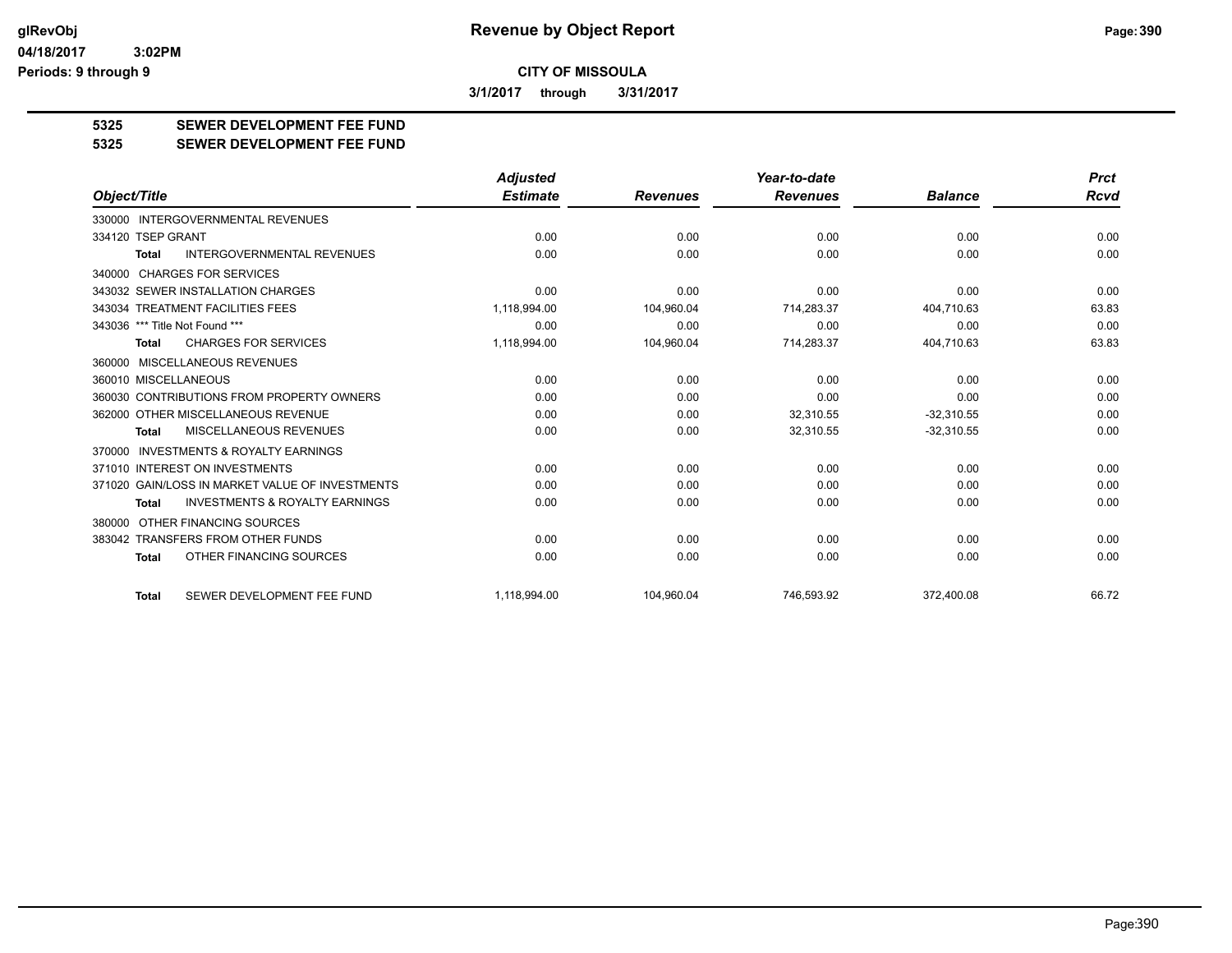# Revenue by Object Report

**CITY OF MISSOULA**

**3/1/2017 through 3/31/2017**

glRevObj
04/18/2017 3:02PM
Periods: 9 through 9

## 5325 SEWER DEVELOPMENT FEE FUND
## 5325 SEWER DEVELOPMENT FEE FUND

| Object/Title | Adjusted Estimate | Revenues | Year-to-date Revenues | Balance | Prct Rcvd |
|---|---|---|---|---|---|
| 330000 INTERGOVERNMENTAL REVENUES | | | | | |
| 334120 TSEP GRANT | 0.00 | 0.00 | 0.00 | 0.00 | 0.00 |
| **Total** INTERGOVERNMENTAL REVENUES | 0.00 | 0.00 | 0.00 | 0.00 | 0.00 |
| 340000 CHARGES FOR SERVICES | | | | | |
| 343032 SEWER INSTALLATION CHARGES | 0.00 | 0.00 | 0.00 | 0.00 | 0.00 |
| 343034 TREATMENT FACILITIES FEES | 1,118,994.00 | 104,960.04 | 714,283.37 | 404,710.63 | 63.83 |
| 343036 *** Title Not Found *** | 0.00 | 0.00 | 0.00 | 0.00 | 0.00 |
| **Total** CHARGES FOR SERVICES | 1,118,994.00 | 104,960.04 | 714,283.37 | 404,710.63 | 63.83 |
| 360000 MISCELLANEOUS REVENUES | | | | | |
| 360010 MISCELLANEOUS | 0.00 | 0.00 | 0.00 | 0.00 | 0.00 |
| 360030 CONTRIBUTIONS FROM PROPERTY OWNERS | 0.00 | 0.00 | 0.00 | 0.00 | 0.00 |
| 362000 OTHER MISCELLANEOUS REVENUE | 0.00 | 0.00 | 32,310.55 | -32,310.55 | 0.00 |
| **Total** MISCELLANEOUS REVENUES | 0.00 | 0.00 | 32,310.55 | -32,310.55 | 0.00 |
| 370000 INVESTMENTS & ROYALTY EARNINGS | | | | | |
| 371010 INTEREST ON INVESTMENTS | 0.00 | 0.00 | 0.00 | 0.00 | 0.00 |
| 371020 GAIN/LOSS IN MARKET VALUE OF INVESTMENTS | 0.00 | 0.00 | 0.00 | 0.00 | 0.00 |
| **Total** INVESTMENTS & ROYALTY EARNINGS | 0.00 | 0.00 | 0.00 | 0.00 | 0.00 |
| 380000 OTHER FINANCING SOURCES | | | | | |
| 383042 TRANSFERS FROM OTHER FUNDS | 0.00 | 0.00 | 0.00 | 0.00 | 0.00 |
| **Total** OTHER FINANCING SOURCES | 0.00 | 0.00 | 0.00 | 0.00 | 0.00 |
| **Total** SEWER DEVELOPMENT FEE FUND | 1,118,994.00 | 104,960.04 | 746,593.92 | 372,400.08 | 66.72 |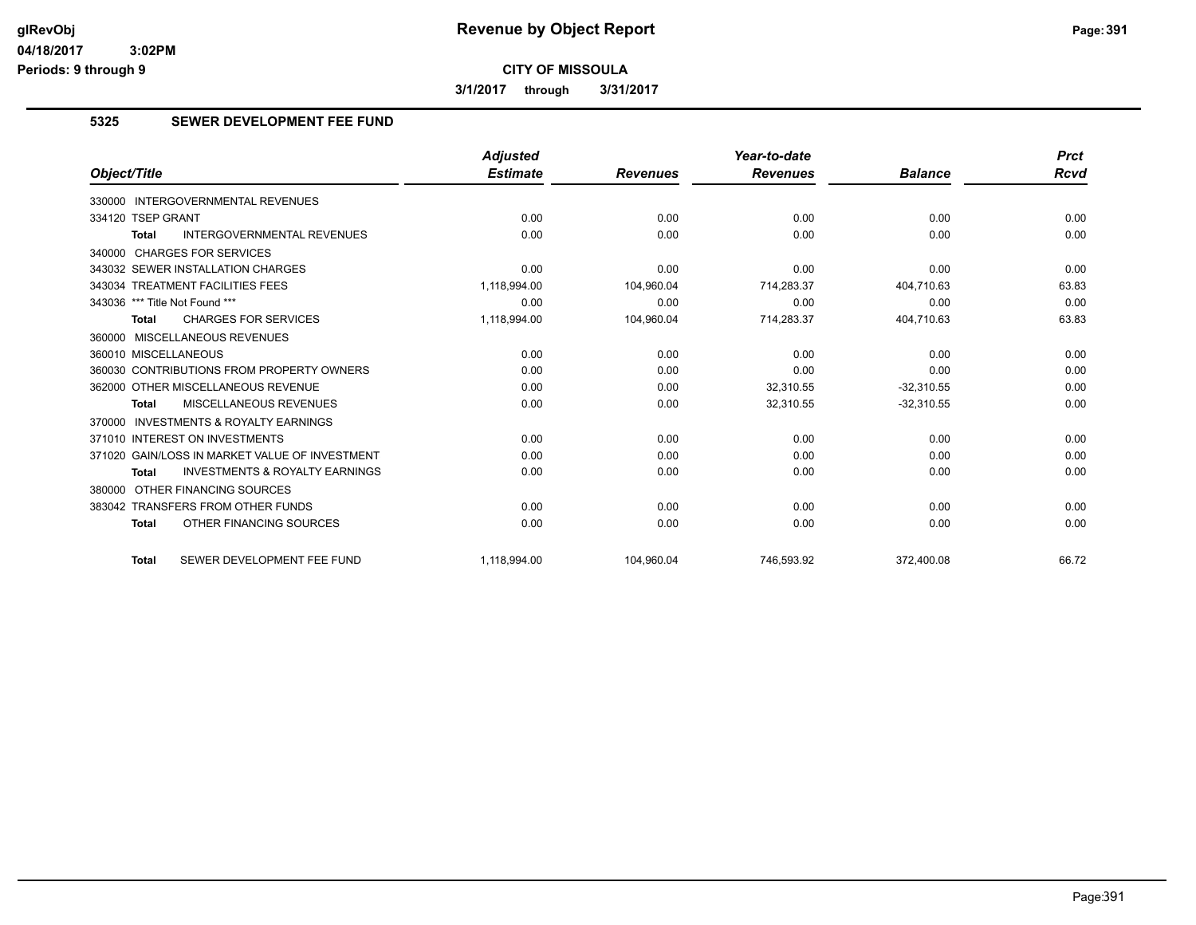# Revenue by Object Report

glRevObj
04/18/2017 3:02PM
Periods: 9 through 9

**CITY OF MISSOULA**

**3/1/2017 through 3/31/2017**

## 5325 SEWER DEVELOPMENT FEE FUND

| Object/Title | Adjusted Estimate | Revenues | Year-to-date Revenues | Balance | Prct Rcvd |
|---|---|---|---|---|---|
| 330000 INTERGOVERNMENTAL REVENUES | | | | | |
| 334120 TSEP GRANT | 0.00 | 0.00 | 0.00 | 0.00 | 0.00 |
| **Total** INTERGOVERNMENTAL REVENUES | 0.00 | 0.00 | 0.00 | 0.00 | 0.00 |
| 340000 CHARGES FOR SERVICES | | | | | |
| 343032 SEWER INSTALLATION CHARGES | 0.00 | 0.00 | 0.00 | 0.00 | 0.00 |
| 343034 TREATMENT FACILITIES FEES | 1,118,994.00 | 104,960.04 | 714,283.37 | 404,710.63 | 63.83 |
| 343036 *** Title Not Found *** | 0.00 | 0.00 | 0.00 | 0.00 | 0.00 |
| **Total** CHARGES FOR SERVICES | 1,118,994.00 | 104,960.04 | 714,283.37 | 404,710.63 | 63.83 |
| 360000 MISCELLANEOUS REVENUES | | | | | |
| 360010 MISCELLANEOUS | 0.00 | 0.00 | 0.00 | 0.00 | 0.00 |
| 360030 CONTRIBUTIONS FROM PROPERTY OWNERS | 0.00 | 0.00 | 0.00 | 0.00 | 0.00 |
| 362000 OTHER MISCELLANEOUS REVENUE | 0.00 | 0.00 | 32,310.55 | -32,310.55 | 0.00 |
| **Total** MISCELLANEOUS REVENUES | 0.00 | 0.00 | 32,310.55 | -32,310.55 | 0.00 |
| 370000 INVESTMENTS & ROYALTY EARNINGS | | | | | |
| 371010 INTEREST ON INVESTMENTS | 0.00 | 0.00 | 0.00 | 0.00 | 0.00 |
| 371020 GAIN/LOSS IN MARKET VALUE OF INVESTMENT | 0.00 | 0.00 | 0.00 | 0.00 | 0.00 |
| **Total** INVESTMENTS & ROYALTY EARNINGS | 0.00 | 0.00 | 0.00 | 0.00 | 0.00 |
| 380000 OTHER FINANCING SOURCES | | | | | |
| 383042 TRANSFERS FROM OTHER FUNDS | 0.00 | 0.00 | 0.00 | 0.00 | 0.00 |
| **Total** OTHER FINANCING SOURCES | 0.00 | 0.00 | 0.00 | 0.00 | 0.00 |
| **Total** SEWER DEVELOPMENT FEE FUND | 1,118,994.00 | 104,960.04 | 746,593.92 | 372,400.08 | 66.72 |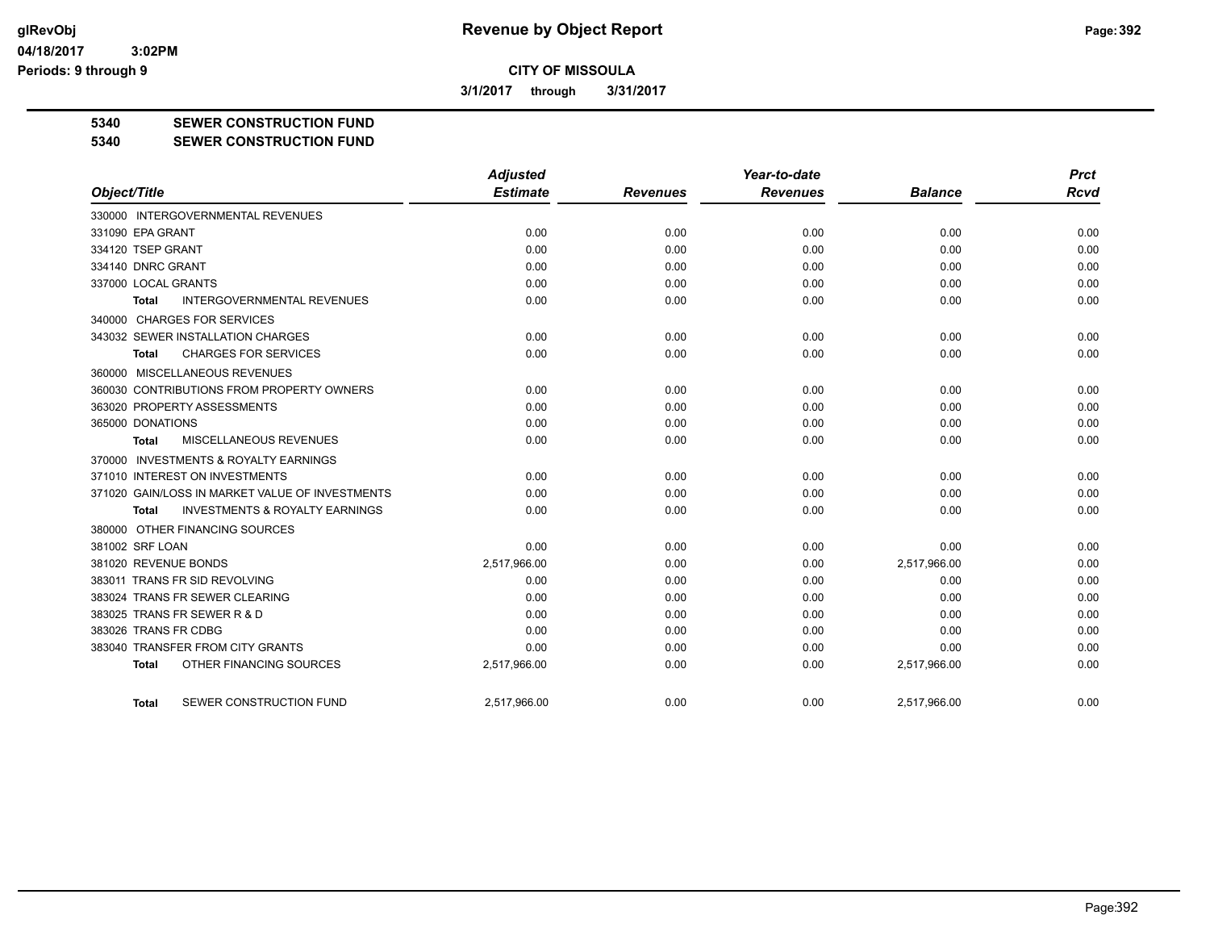**CITY OF MISSOULA**

**3/1/2017 through 3/31/2017**

**5340 SEWER CONSTRUCTION FUND**

**5340 SEWER CONSTRUCTION FUND**

| Object/Title | Adjusted Estimate | Revenues | Year-to-date Revenues | Balance | Prct Rcvd |
|---|---|---|---|---|---|
| 330000 INTERGOVERNMENTAL REVENUES | | | | | |
| 331090 EPA GRANT | 0.00 | 0.00 | 0.00 | 0.00 | 0.00 |
| 334120 TSEP GRANT | 0.00 | 0.00 | 0.00 | 0.00 | 0.00 |
| 334140 DNRC GRANT | 0.00 | 0.00 | 0.00 | 0.00 | 0.00 |
| 337000 LOCAL GRANTS | 0.00 | 0.00 | 0.00 | 0.00 | 0.00 |
| **Total** INTERGOVERNMENTAL REVENUES | 0.00 | 0.00 | 0.00 | 0.00 | 0.00 |
| 340000 CHARGES FOR SERVICES | | | | | |
| 343032 SEWER INSTALLATION CHARGES | 0.00 | 0.00 | 0.00 | 0.00 | 0.00 |
| **Total** CHARGES FOR SERVICES | 0.00 | 0.00 | 0.00 | 0.00 | 0.00 |
| 360000 MISCELLANEOUS REVENUES | | | | | |
| 360030 CONTRIBUTIONS FROM PROPERTY OWNERS | 0.00 | 0.00 | 0.00 | 0.00 | 0.00 |
| 363020 PROPERTY ASSESSMENTS | 0.00 | 0.00 | 0.00 | 0.00 | 0.00 |
| 365000 DONATIONS | 0.00 | 0.00 | 0.00 | 0.00 | 0.00 |
| **Total** MISCELLANEOUS REVENUES | 0.00 | 0.00 | 0.00 | 0.00 | 0.00 |
| 370000 INVESTMENTS & ROYALTY EARNINGS | | | | | |
| 371010 INTEREST ON INVESTMENTS | 0.00 | 0.00 | 0.00 | 0.00 | 0.00 |
| 371020 GAIN/LOSS IN MARKET VALUE OF INVESTMENTS | 0.00 | 0.00 | 0.00 | 0.00 | 0.00 |
| **Total** INVESTMENTS & ROYALTY EARNINGS | 0.00 | 0.00 | 0.00 | 0.00 | 0.00 |
| 380000 OTHER FINANCING SOURCES | | | | | |
| 381002 SRF LOAN | 0.00 | 0.00 | 0.00 | 0.00 | 0.00 |
| 381020 REVENUE BONDS | 2,517,966.00 | 0.00 | 0.00 | 2,517,966.00 | 0.00 |
| 383011 TRANS FR SID REVOLVING | 0.00 | 0.00 | 0.00 | 0.00 | 0.00 |
| 383024 TRANS FR SEWER CLEARING | 0.00 | 0.00 | 0.00 | 0.00 | 0.00 |
| 383025 TRANS FR SEWER R & D | 0.00 | 0.00 | 0.00 | 0.00 | 0.00 |
| 383026 TRANS FR CDBG | 0.00 | 0.00 | 0.00 | 0.00 | 0.00 |
| 383040 TRANSFER FROM CITY GRANTS | 0.00 | 0.00 | 0.00 | 0.00 | 0.00 |
| **Total** OTHER FINANCING SOURCES | 2,517,966.00 | 0.00 | 0.00 | 2,517,966.00 | 0.00 |
| **Total** SEWER CONSTRUCTION FUND | 2,517,966.00 | 0.00 | 0.00 | 2,517,966.00 | 0.00 |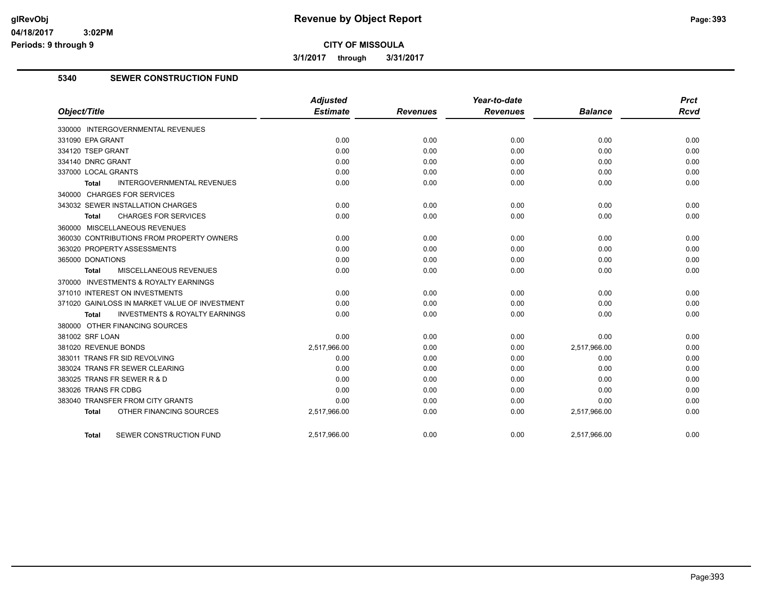# Revenue by Object Report

**CITY OF MISSOULA**

**3/1/2017 through 3/31/2017**

glRevObj
04/18/2017 3:02PM
Periods: 9 through 9

## 5340 SEWER CONSTRUCTION FUND

| Object/Title | Adjusted Estimate | Revenues | Year-to-date Revenues | Balance | Prct Rcvd |
|---|---|---|---|---|---|
| 330000 INTERGOVERNMENTAL REVENUES | | | | | |
| 331090 EPA GRANT | 0.00 | 0.00 | 0.00 | 0.00 | 0.00 |
| 334120 TSEP GRANT | 0.00 | 0.00 | 0.00 | 0.00 | 0.00 |
| 334140 DNRC GRANT | 0.00 | 0.00 | 0.00 | 0.00 | 0.00 |
| 337000 LOCAL GRANTS | 0.00 | 0.00 | 0.00 | 0.00 | 0.00 |
| **Total** INTERGOVERNMENTAL REVENUES | 0.00 | 0.00 | 0.00 | 0.00 | 0.00 |
| 340000 CHARGES FOR SERVICES | | | | | |
| 343032 SEWER INSTALLATION CHARGES | 0.00 | 0.00 | 0.00 | 0.00 | 0.00 |
| **Total** CHARGES FOR SERVICES | 0.00 | 0.00 | 0.00 | 0.00 | 0.00 |
| 360000 MISCELLANEOUS REVENUES | | | | | |
| 360030 CONTRIBUTIONS FROM PROPERTY OWNERS | 0.00 | 0.00 | 0.00 | 0.00 | 0.00 |
| 363020 PROPERTY ASSESSMENTS | 0.00 | 0.00 | 0.00 | 0.00 | 0.00 |
| 365000 DONATIONS | 0.00 | 0.00 | 0.00 | 0.00 | 0.00 |
| **Total** MISCELLANEOUS REVENUES | 0.00 | 0.00 | 0.00 | 0.00 | 0.00 |
| 370000 INVESTMENTS & ROYALTY EARNINGS | | | | | |
| 371010 INTEREST ON INVESTMENTS | 0.00 | 0.00 | 0.00 | 0.00 | 0.00 |
| 371020 GAIN/LOSS IN MARKET VALUE OF INVESTMENT | 0.00 | 0.00 | 0.00 | 0.00 | 0.00 |
| **Total** INVESTMENTS & ROYALTY EARNINGS | 0.00 | 0.00 | 0.00 | 0.00 | 0.00 |
| 380000 OTHER FINANCING SOURCES | | | | | |
| 381002 SRF LOAN | 0.00 | 0.00 | 0.00 | 0.00 | 0.00 |
| 381020 REVENUE BONDS | 2,517,966.00 | 0.00 | 0.00 | 2,517,966.00 | 0.00 |
| 383011 TRANS FR SID REVOLVING | 0.00 | 0.00 | 0.00 | 0.00 | 0.00 |
| 383024 TRANS FR SEWER CLEARING | 0.00 | 0.00 | 0.00 | 0.00 | 0.00 |
| 383025 TRANS FR SEWER R & D | 0.00 | 0.00 | 0.00 | 0.00 | 0.00 |
| 383026 TRANS FR CDBG | 0.00 | 0.00 | 0.00 | 0.00 | 0.00 |
| 383040 TRANSFER FROM CITY GRANTS | 0.00 | 0.00 | 0.00 | 0.00 | 0.00 |
| **Total** OTHER FINANCING SOURCES | 2,517,966.00 | 0.00 | 0.00 | 2,517,966.00 | 0.00 |
| **Total** SEWER CONSTRUCTION FUND | 2,517,966.00 | 0.00 | 0.00 | 2,517,966.00 | 0.00 |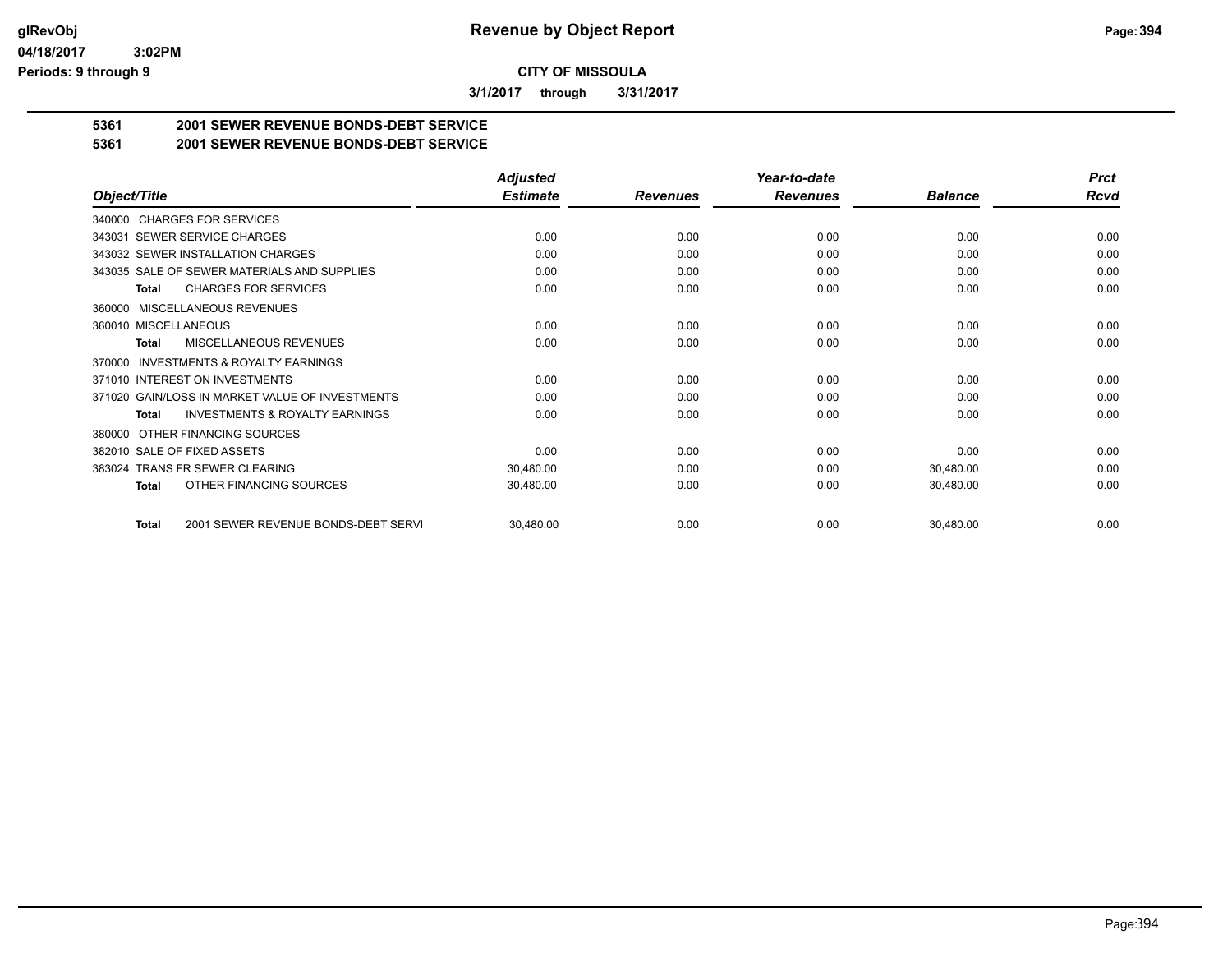**CITY OF MISSOULA**

**3/1/2017 through 3/31/2017**

**5361 2001 SEWER REVENUE BONDS-DEBT SERVICE**

**5361 2001 SEWER REVENUE BONDS-DEBT SERVICE**

| Object/Title | Adjusted Estimate | Revenues | Year-to-date Revenues | Balance | Prct Rcvd |
|---|---|---|---|---|---|
| 340000 CHARGES FOR SERVICES | | | | | |
| 343031 SEWER SERVICE CHARGES | 0.00 | 0.00 | 0.00 | 0.00 | 0.00 |
| 343032 SEWER INSTALLATION CHARGES | 0.00 | 0.00 | 0.00 | 0.00 | 0.00 |
| 343035 SALE OF SEWER MATERIALS AND SUPPLIES | 0.00 | 0.00 | 0.00 | 0.00 | 0.00 |
| **Total** CHARGES FOR SERVICES | 0.00 | 0.00 | 0.00 | 0.00 | 0.00 |
| 360000 MISCELLANEOUS REVENUES | | | | | |
| 360010 MISCELLANEOUS | 0.00 | 0.00 | 0.00 | 0.00 | 0.00 |
| **Total** MISCELLANEOUS REVENUES | 0.00 | 0.00 | 0.00 | 0.00 | 0.00 |
| 370000 INVESTMENTS & ROYALTY EARNINGS | | | | | |
| 371010 INTEREST ON INVESTMENTS | 0.00 | 0.00 | 0.00 | 0.00 | 0.00 |
| 371020 GAIN/LOSS IN MARKET VALUE OF INVESTMENTS | 0.00 | 0.00 | 0.00 | 0.00 | 0.00 |
| **Total** INVESTMENTS & ROYALTY EARNINGS | 0.00 | 0.00 | 0.00 | 0.00 | 0.00 |
| 380000 OTHER FINANCING SOURCES | | | | | |
| 382010 SALE OF FIXED ASSETS | 0.00 | 0.00 | 0.00 | 0.00 | 0.00 |
| 383024 TRANS FR SEWER CLEARING | 30,480.00 | 0.00 | 0.00 | 30,480.00 | 0.00 |
| **Total** OTHER FINANCING SOURCES | 30,480.00 | 0.00 | 0.00 | 30,480.00 | 0.00 |
| **Total** 2001 SEWER REVENUE BONDS-DEBT SERVI | 30,480.00 | 0.00 | 0.00 | 30,480.00 | 0.00 |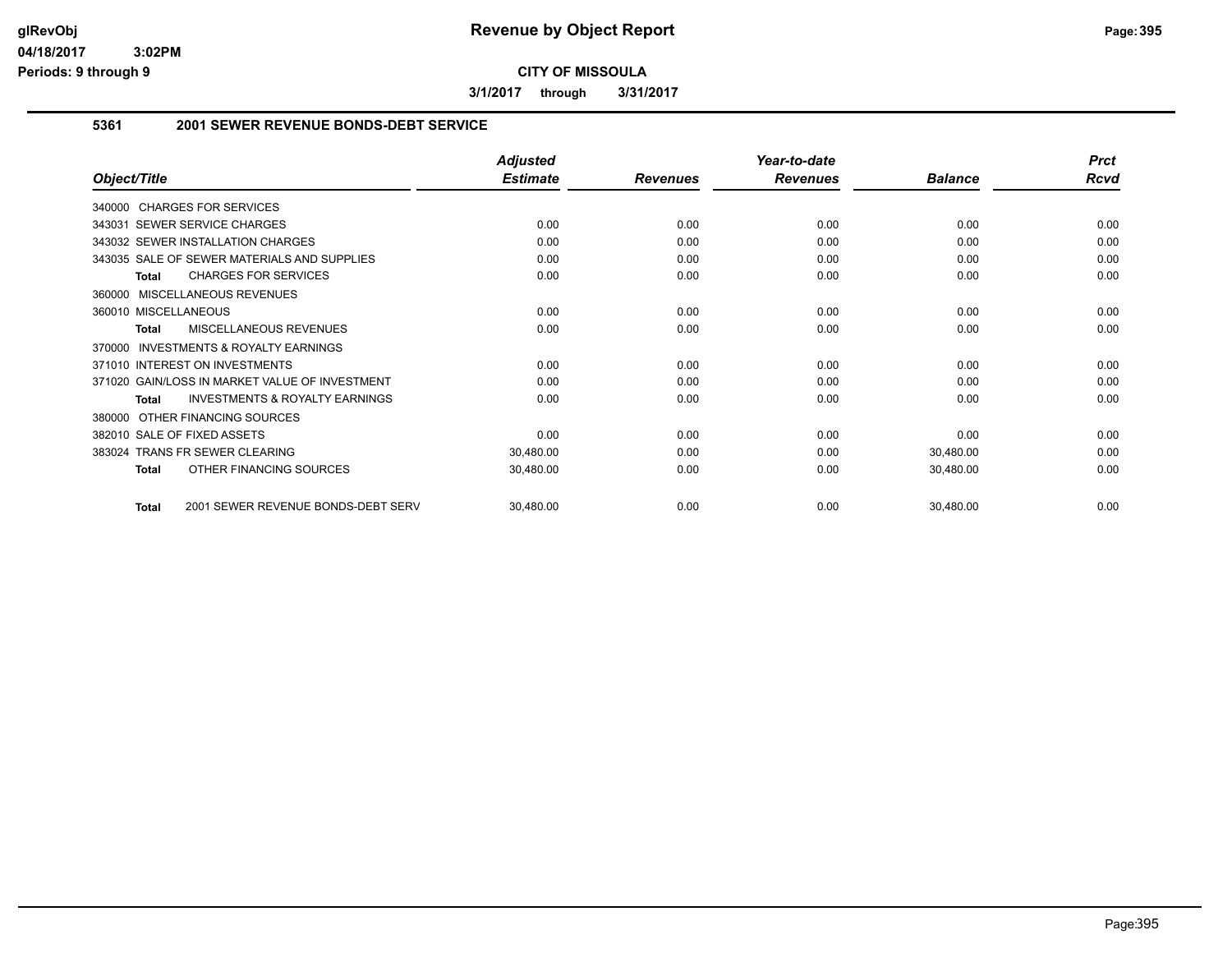**CITY OF MISSOULA**

**3/1/2017 through 3/31/2017**

## 5361 2001 SEWER REVENUE BONDS-DEBT SERVICE

| Object/Title | Adjusted Estimate | Revenues | Year-to-date Revenues | Balance | Prct Rcvd |
|---|---|---|---|---|---|
| 340000 CHARGES FOR SERVICES | | | | | |
| 343031 SEWER SERVICE CHARGES | 0.00 | 0.00 | 0.00 | 0.00 | 0.00 |
| 343032 SEWER INSTALLATION CHARGES | 0.00 | 0.00 | 0.00 | 0.00 | 0.00 |
| 343035 SALE OF SEWER MATERIALS AND SUPPLIES | 0.00 | 0.00 | 0.00 | 0.00 | 0.00 |
| **Total** CHARGES FOR SERVICES | 0.00 | 0.00 | 0.00 | 0.00 | 0.00 |
| 360000 MISCELLANEOUS REVENUES | | | | | |
| 360010 MISCELLANEOUS | 0.00 | 0.00 | 0.00 | 0.00 | 0.00 |
| **Total** MISCELLANEOUS REVENUES | 0.00 | 0.00 | 0.00 | 0.00 | 0.00 |
| 370000 INVESTMENTS & ROYALTY EARNINGS | | | | | |
| 371010 INTEREST ON INVESTMENTS | 0.00 | 0.00 | 0.00 | 0.00 | 0.00 |
| 371020 GAIN/LOSS IN MARKET VALUE OF INVESTMENT | 0.00 | 0.00 | 0.00 | 0.00 | 0.00 |
| **Total** INVESTMENTS & ROYALTY EARNINGS | 0.00 | 0.00 | 0.00 | 0.00 | 0.00 |
| 380000 OTHER FINANCING SOURCES | | | | | |
| 382010 SALE OF FIXED ASSETS | 0.00 | 0.00 | 0.00 | 0.00 | 0.00 |
| 383024 TRANS FR SEWER CLEARING | 30,480.00 | 0.00 | 0.00 | 30,480.00 | 0.00 |
| **Total** OTHER FINANCING SOURCES | 30,480.00 | 0.00 | 0.00 | 30,480.00 | 0.00 |
| **Total** 2001 SEWER REVENUE BONDS-DEBT SERV | 30,480.00 | 0.00 | 0.00 | 30,480.00 | 0.00 |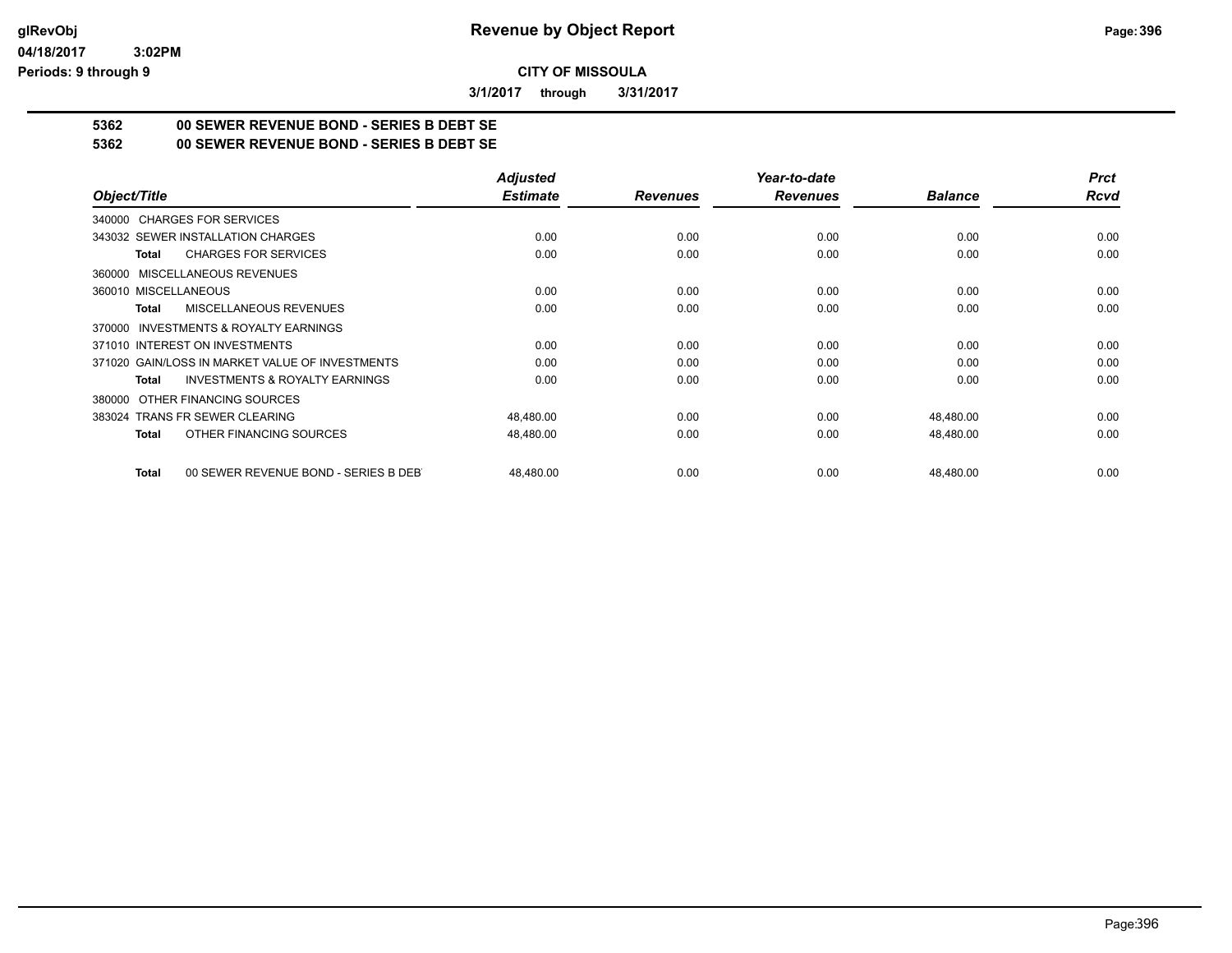# Revenue by Object Report

glRevObj
04/18/2017 3:02PM
Periods: 9 through 9

**CITY OF MISSOULA**

**3/1/2017 through 3/31/2017**

**5362 00 SEWER REVENUE BOND - SERIES B DEBT SE**
**5362 00 SEWER REVENUE BOND - SERIES B DEBT SE**

| Object/Title | Adjusted Estimate | Revenues | Year-to-date Revenues | Balance | Prct Rcvd |
|---|---|---|---|---|---|
| 340000 CHARGES FOR SERVICES | | | | | |
| 343032 SEWER INSTALLATION CHARGES | 0.00 | 0.00 | 0.00 | 0.00 | 0.00 |
| **Total** CHARGES FOR SERVICES | 0.00 | 0.00 | 0.00 | 0.00 | 0.00 |
| 360000 MISCELLANEOUS REVENUES | | | | | |
| 360010 MISCELLANEOUS | 0.00 | 0.00 | 0.00 | 0.00 | 0.00 |
| **Total** MISCELLANEOUS REVENUES | 0.00 | 0.00 | 0.00 | 0.00 | 0.00 |
| 370000 INVESTMENTS & ROYALTY EARNINGS | | | | | |
| 371010 INTEREST ON INVESTMENTS | 0.00 | 0.00 | 0.00 | 0.00 | 0.00 |
| 371020 GAIN/LOSS IN MARKET VALUE OF INVESTMENTS | 0.00 | 0.00 | 0.00 | 0.00 | 0.00 |
| **Total** INVESTMENTS & ROYALTY EARNINGS | 0.00 | 0.00 | 0.00 | 0.00 | 0.00 |
| 380000 OTHER FINANCING SOURCES | | | | | |
| 383024 TRANS FR SEWER CLEARING | 48,480.00 | 0.00 | 0.00 | 48,480.00 | 0.00 |
| **Total** OTHER FINANCING SOURCES | 48,480.00 | 0.00 | 0.00 | 48,480.00 | 0.00 |
| **Total** 00 SEWER REVENUE BOND - SERIES B DEBT | 48,480.00 | 0.00 | 0.00 | 48,480.00 | 0.00 |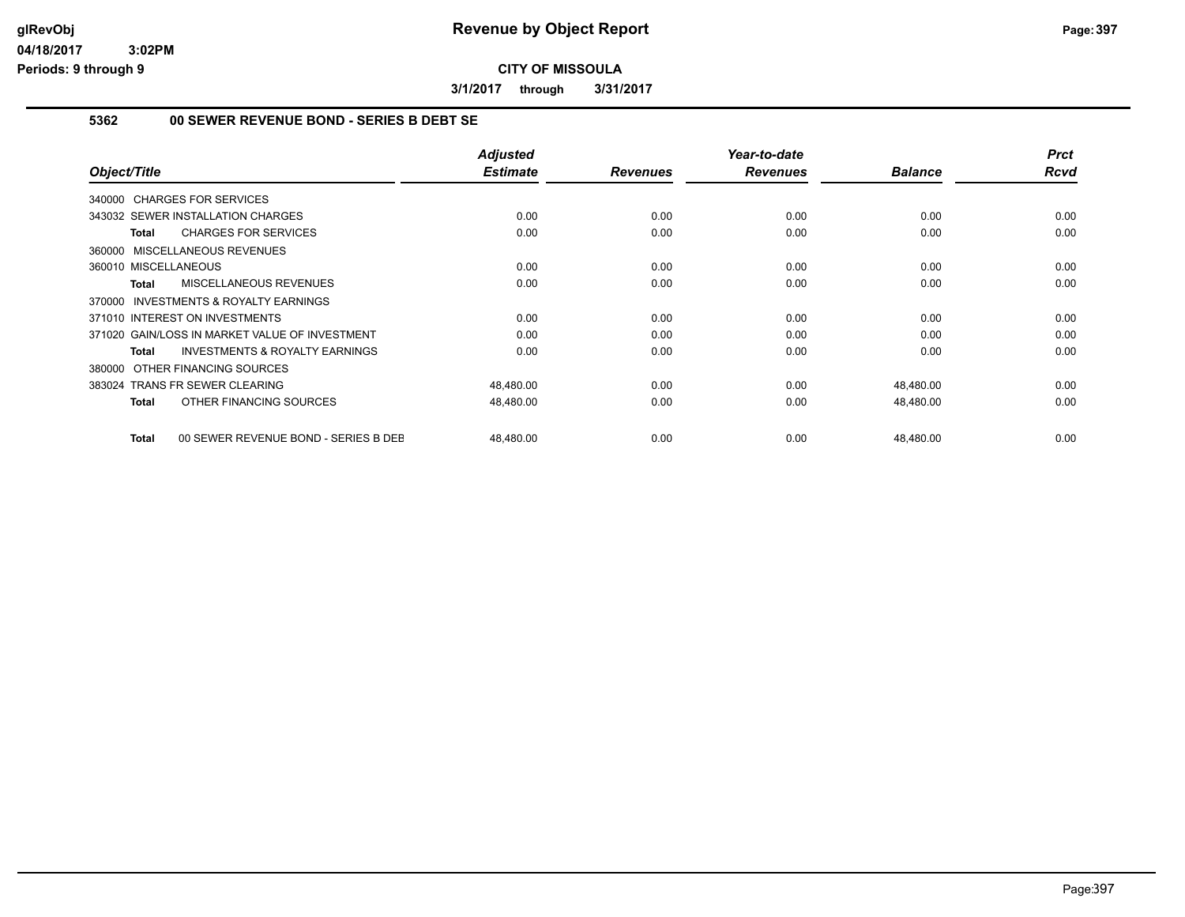**Revenue by Object Report**

**CITY OF MISSOULA**

**3/1/2017 through 3/31/2017**

glRevObj
04/18/2017 3:02PM
Periods: 9 through 9

### 5362 00 SEWER REVENUE BOND - SERIES B DEBT SE

| Object/Title | Adjusted Estimate | Revenues | Year-to-date Revenues | Balance | Prct Rcvd |
|---|---|---|---|---|---|
| 340000 CHARGES FOR SERVICES | | | | | |
| 343032 SEWER INSTALLATION CHARGES | 0.00 | 0.00 | 0.00 | 0.00 | 0.00 |
| **Total** CHARGES FOR SERVICES | 0.00 | 0.00 | 0.00 | 0.00 | 0.00 |
| 360000 MISCELLANEOUS REVENUES | | | | | |
| 360010 MISCELLANEOUS | 0.00 | 0.00 | 0.00 | 0.00 | 0.00 |
| **Total** MISCELLANEOUS REVENUES | 0.00 | 0.00 | 0.00 | 0.00 | 0.00 |
| 370000 INVESTMENTS & ROYALTY EARNINGS | | | | | |
| 371010 INTEREST ON INVESTMENTS | 0.00 | 0.00 | 0.00 | 0.00 | 0.00 |
| 371020 GAIN/LOSS IN MARKET VALUE OF INVESTMENT | 0.00 | 0.00 | 0.00 | 0.00 | 0.00 |
| **Total** INVESTMENTS & ROYALTY EARNINGS | 0.00 | 0.00 | 0.00 | 0.00 | 0.00 |
| 380000 OTHER FINANCING SOURCES | | | | | |
| 383024 TRANS FR SEWER CLEARING | 48,480.00 | 0.00 | 0.00 | 48,480.00 | 0.00 |
| **Total** OTHER FINANCING SOURCES | 48,480.00 | 0.00 | 0.00 | 48,480.00 | 0.00 |
| **Total** 00 SEWER REVENUE BOND - SERIES B DEB | 48,480.00 | 0.00 | 0.00 | 48,480.00 | 0.00 |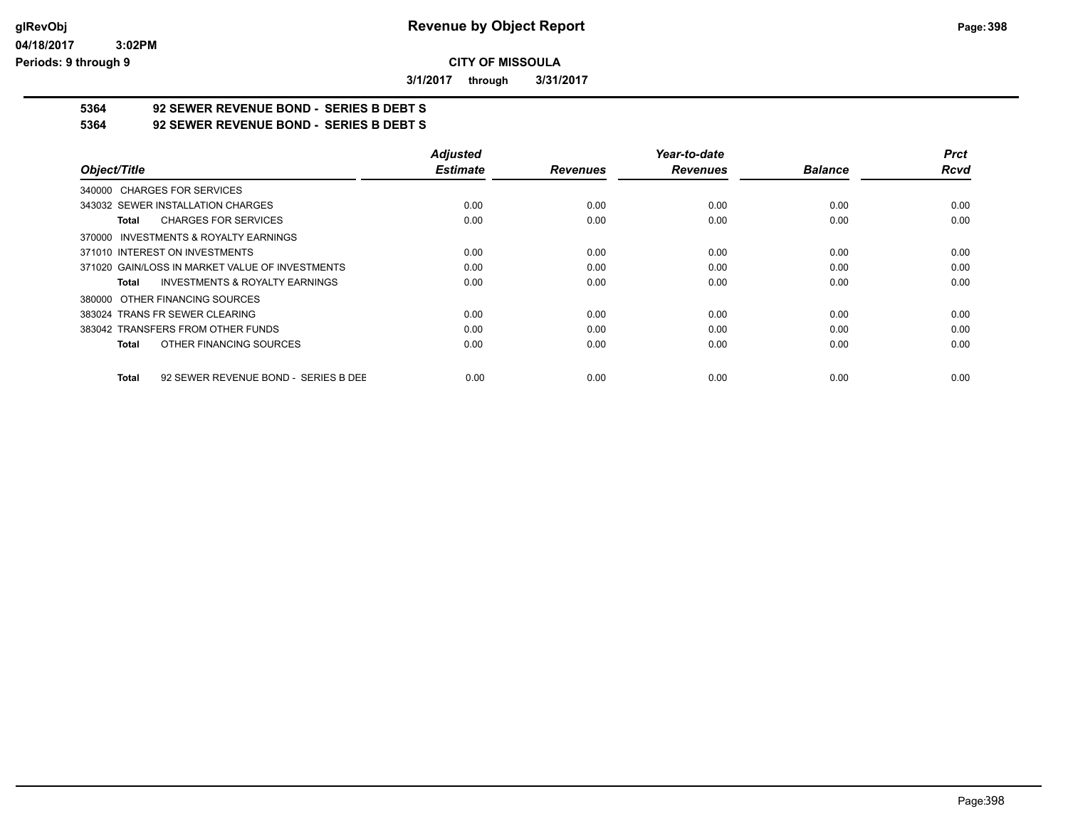**Revenue by Object Report**

**CITY OF MISSOULA**

**3/1/2017 through 3/31/2017**

**5364 92 SEWER REVENUE BOND - SERIES B DEBT S**

**5364 92 SEWER REVENUE BOND - SERIES B DEBT S**

| Object/Title | Adjusted Estimate | Revenues | Year-to-date Revenues | Balance | Prct Rcvd |
|---|---|---|---|---|---|
| 340000 CHARGES FOR SERVICES | | | | | |
| 343032 SEWER INSTALLATION CHARGES | 0.00 | 0.00 | 0.00 | 0.00 | 0.00 |
| **Total** CHARGES FOR SERVICES | 0.00 | 0.00 | 0.00 | 0.00 | 0.00 |
| 370000 INVESTMENTS & ROYALTY EARNINGS | | | | | |
| 371010 INTEREST ON INVESTMENTS | 0.00 | 0.00 | 0.00 | 0.00 | 0.00 |
| 371020 GAIN/LOSS IN MARKET VALUE OF INVESTMENTS | 0.00 | 0.00 | 0.00 | 0.00 | 0.00 |
| **Total** INVESTMENTS & ROYALTY EARNINGS | 0.00 | 0.00 | 0.00 | 0.00 | 0.00 |
| 380000 OTHER FINANCING SOURCES | | | | | |
| 383024 TRANS FR SEWER CLEARING | 0.00 | 0.00 | 0.00 | 0.00 | 0.00 |
| 383042 TRANSFERS FROM OTHER FUNDS | 0.00 | 0.00 | 0.00 | 0.00 | 0.00 |
| **Total** OTHER FINANCING SOURCES | 0.00 | 0.00 | 0.00 | 0.00 | 0.00 |
| **Total** 92 SEWER REVENUE BOND - SERIES B DEE | 0.00 | 0.00 | 0.00 | 0.00 | 0.00 |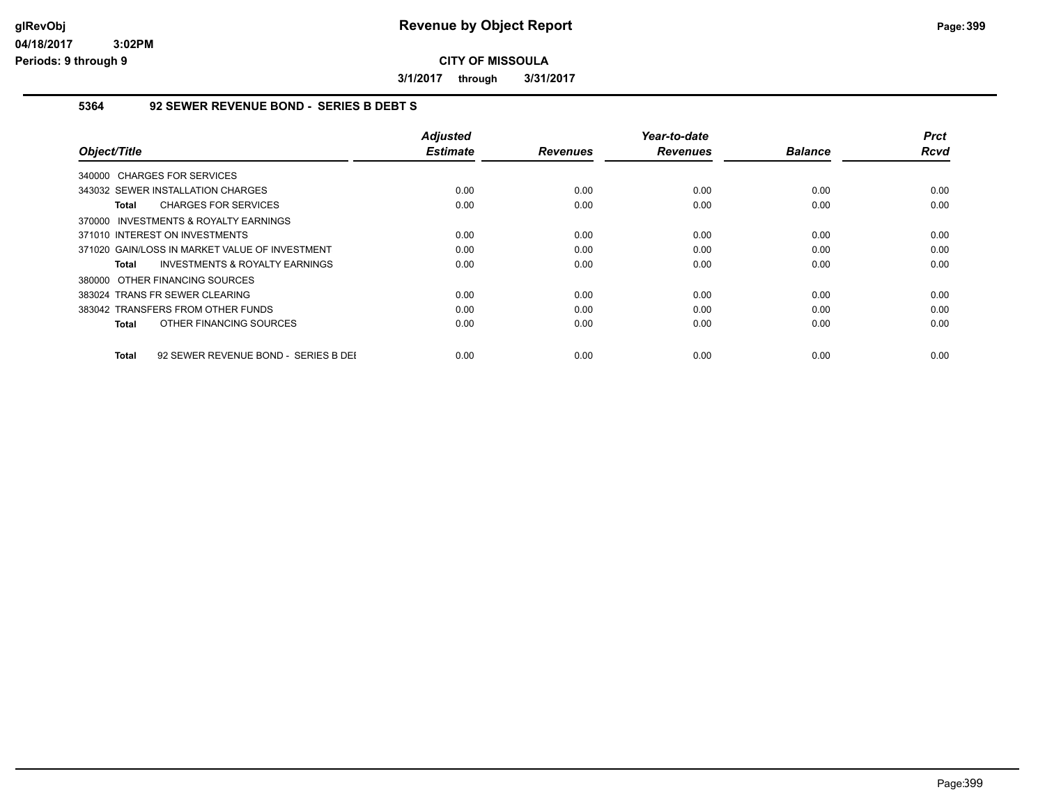**CITY OF MISSOULA**

**3/1/2017 through 3/31/2017**

**5364 92 SEWER REVENUE BOND - SERIES B DEBT S**

| Object/Title | Adjusted Estimate | Revenues | Year-to-date Revenues | Balance | Prct Rcvd |
|---|---|---|---|---|---|
| 340000 CHARGES FOR SERVICES | | | | | |
| 343032 SEWER INSTALLATION CHARGES | 0.00 | 0.00 | 0.00 | 0.00 | 0.00 |
| **Total** CHARGES FOR SERVICES | 0.00 | 0.00 | 0.00 | 0.00 | 0.00 |
| 370000 INVESTMENTS & ROYALTY EARNINGS | | | | | |
| 371010 INTEREST ON INVESTMENTS | 0.00 | 0.00 | 0.00 | 0.00 | 0.00 |
| 371020 GAIN/LOSS IN MARKET VALUE OF INVESTMENT | 0.00 | 0.00 | 0.00 | 0.00 | 0.00 |
| **Total** INVESTMENTS & ROYALTY EARNINGS | 0.00 | 0.00 | 0.00 | 0.00 | 0.00 |
| 380000 OTHER FINANCING SOURCES | | | | | |
| 383024 TRANS FR SEWER CLEARING | 0.00 | 0.00 | 0.00 | 0.00 | 0.00 |
| 383042 TRANSFERS FROM OTHER FUNDS | 0.00 | 0.00 | 0.00 | 0.00 | 0.00 |
| **Total** OTHER FINANCING SOURCES | 0.00 | 0.00 | 0.00 | 0.00 | 0.00 |
| **Total** 92 SEWER REVENUE BOND - SERIES B DEI | 0.00 | 0.00 | 0.00 | 0.00 | 0.00 |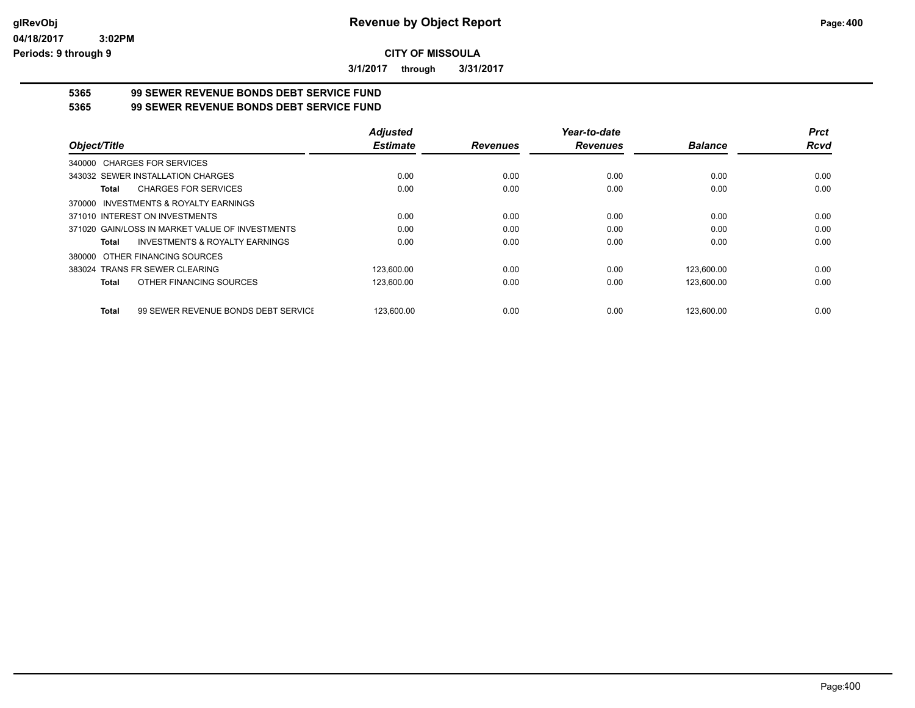# Revenue by Object Report

**CITY OF MISSOULA**

**3/1/2017 through 3/31/2017**

glRevObj
04/18/2017 3:02PM
Periods: 9 through 9

## 5365 99 SEWER REVENUE BONDS DEBT SERVICE FUND
## 5365 99 SEWER REVENUE BONDS DEBT SERVICE FUND

| Object/Title | Adjusted Estimate | Revenues | Year-to-date Revenues | Balance | Prct Rcvd |
|---|---|---|---|---|---|
| 340000 CHARGES FOR SERVICES | | | | | |
| 343032 SEWER INSTALLATION CHARGES | 0.00 | 0.00 | 0.00 | 0.00 | 0.00 |
| **Total** CHARGES FOR SERVICES | 0.00 | 0.00 | 0.00 | 0.00 | 0.00 |
| 370000 INVESTMENTS & ROYALTY EARNINGS | | | | | |
| 371010 INTEREST ON INVESTMENTS | 0.00 | 0.00 | 0.00 | 0.00 | 0.00 |
| 371020 GAIN/LOSS IN MARKET VALUE OF INVESTMENTS | 0.00 | 0.00 | 0.00 | 0.00 | 0.00 |
| **Total** INVESTMENTS & ROYALTY EARNINGS | 0.00 | 0.00 | 0.00 | 0.00 | 0.00 |
| 380000 OTHER FINANCING SOURCES | | | | | |
| 383024 TRANS FR SEWER CLEARING | 123,600.00 | 0.00 | 0.00 | 123,600.00 | 0.00 |
| **Total** OTHER FINANCING SOURCES | 123,600.00 | 0.00 | 0.00 | 123,600.00 | 0.00 |
| **Total** 99 SEWER REVENUE BONDS DEBT SERVICE | 123,600.00 | 0.00 | 0.00 | 123,600.00 | 0.00 |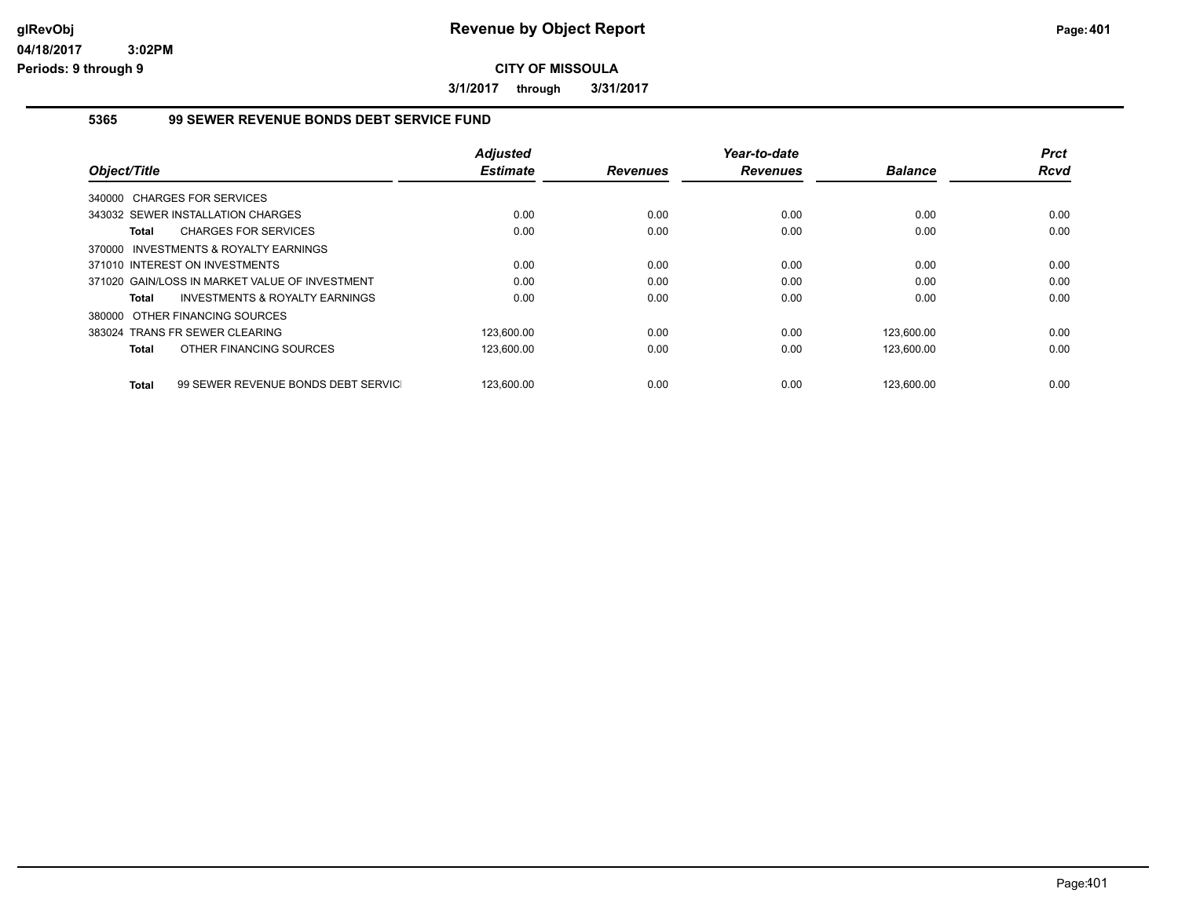**CITY OF MISSOULA**

**3/1/2017 through 3/31/2017**

### 5365 99 SEWER REVENUE BONDS DEBT SERVICE FUND

| Object/Title | Adjusted Estimate | Revenues | Year-to-date Revenues | Balance | Prct Rcvd |
|---|---|---|---|---|---|
| 340000 CHARGES FOR SERVICES | | | | | |
| 343032 SEWER INSTALLATION CHARGES | 0.00 | 0.00 | 0.00 | 0.00 | 0.00 |
| **Total** CHARGES FOR SERVICES | 0.00 | 0.00 | 0.00 | 0.00 | 0.00 |
| 370000 INVESTMENTS & ROYALTY EARNINGS | | | | | |
| 371010 INTEREST ON INVESTMENTS | 0.00 | 0.00 | 0.00 | 0.00 | 0.00 |
| 371020 GAIN/LOSS IN MARKET VALUE OF INVESTMENT | 0.00 | 0.00 | 0.00 | 0.00 | 0.00 |
| **Total** INVESTMENTS & ROYALTY EARNINGS | 0.00 | 0.00 | 0.00 | 0.00 | 0.00 |
| 380000 OTHER FINANCING SOURCES | | | | | |
| 383024 TRANS FR SEWER CLEARING | 123,600.00 | 0.00 | 0.00 | 123,600.00 | 0.00 |
| **Total** OTHER FINANCING SOURCES | 123,600.00 | 0.00 | 0.00 | 123,600.00 | 0.00 |
| **Total** 99 SEWER REVENUE BONDS DEBT SERVIC | 123,600.00 | 0.00 | 0.00 | 123,600.00 | 0.00 |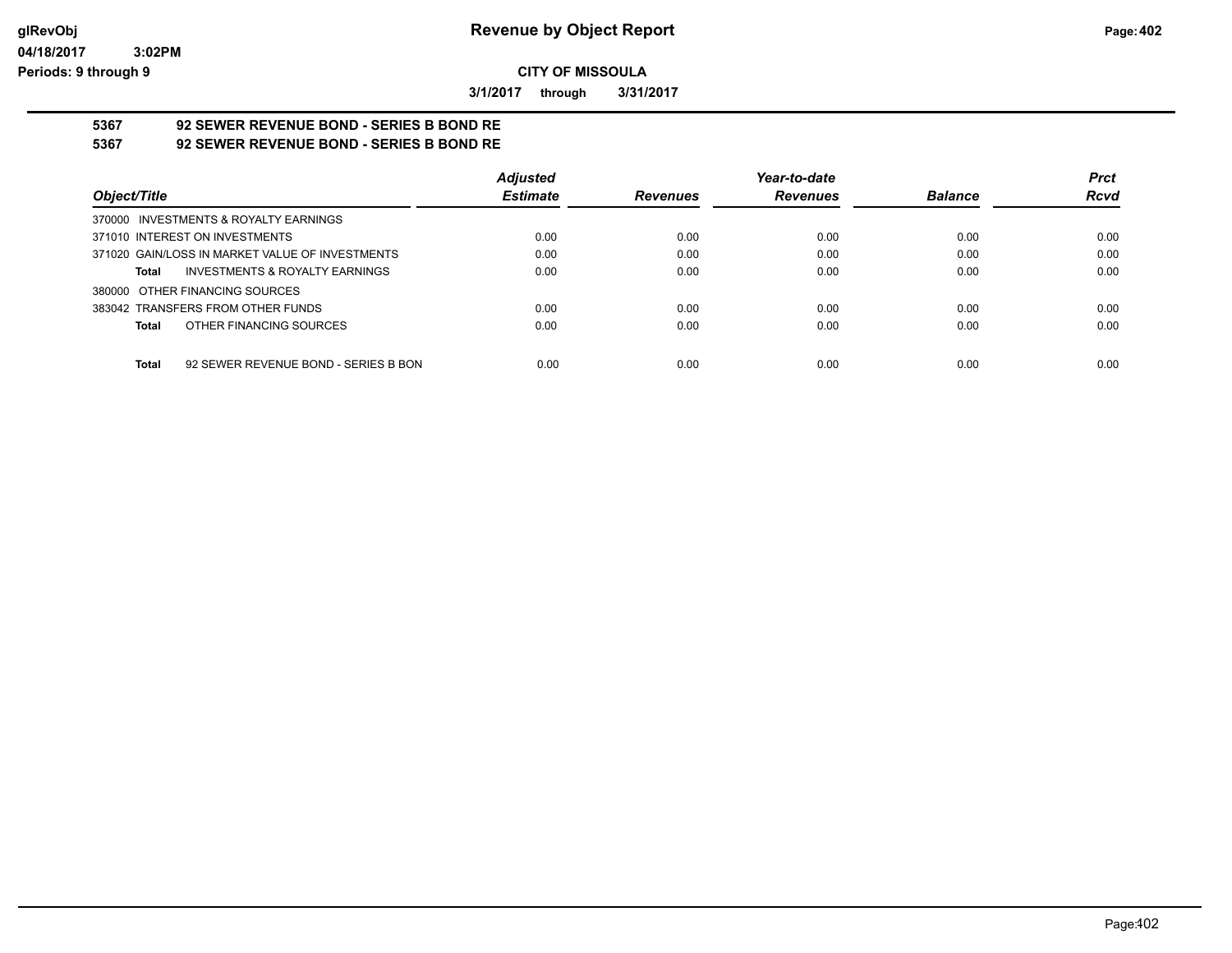**Revenue by Object Report**

glRevObj
04/18/2017 3:02PM
Periods: 9 through 9

**CITY OF MISSOULA**

**3/1/2017 through 3/31/2017**

**5367 92 SEWER REVENUE BOND - SERIES B BOND RE**
**5367 92 SEWER REVENUE BOND - SERIES B BOND RE**

| Object/Title | Adjusted Estimate | Revenues | Year-to-date Revenues | Balance | Prct Rcvd |
|---|---|---|---|---|---|
| 370000 INVESTMENTS & ROYALTY EARNINGS | | | | | |
| 371010 INTEREST ON INVESTMENTS | 0.00 | 0.00 | 0.00 | 0.00 | 0.00 |
| 371020 GAIN/LOSS IN MARKET VALUE OF INVESTMENTS | 0.00 | 0.00 | 0.00 | 0.00 | 0.00 |
| **Total** INVESTMENTS & ROYALTY EARNINGS | 0.00 | 0.00 | 0.00 | 0.00 | 0.00 |
| 380000 OTHER FINANCING SOURCES | | | | | |
| 383042 TRANSFERS FROM OTHER FUNDS | 0.00 | 0.00 | 0.00 | 0.00 | 0.00 |
| **Total** OTHER FINANCING SOURCES | 0.00 | 0.00 | 0.00 | 0.00 | 0.00 |
| **Total** 92 SEWER REVENUE BOND - SERIES B BON | 0.00 | 0.00 | 0.00 | 0.00 | 0.00 |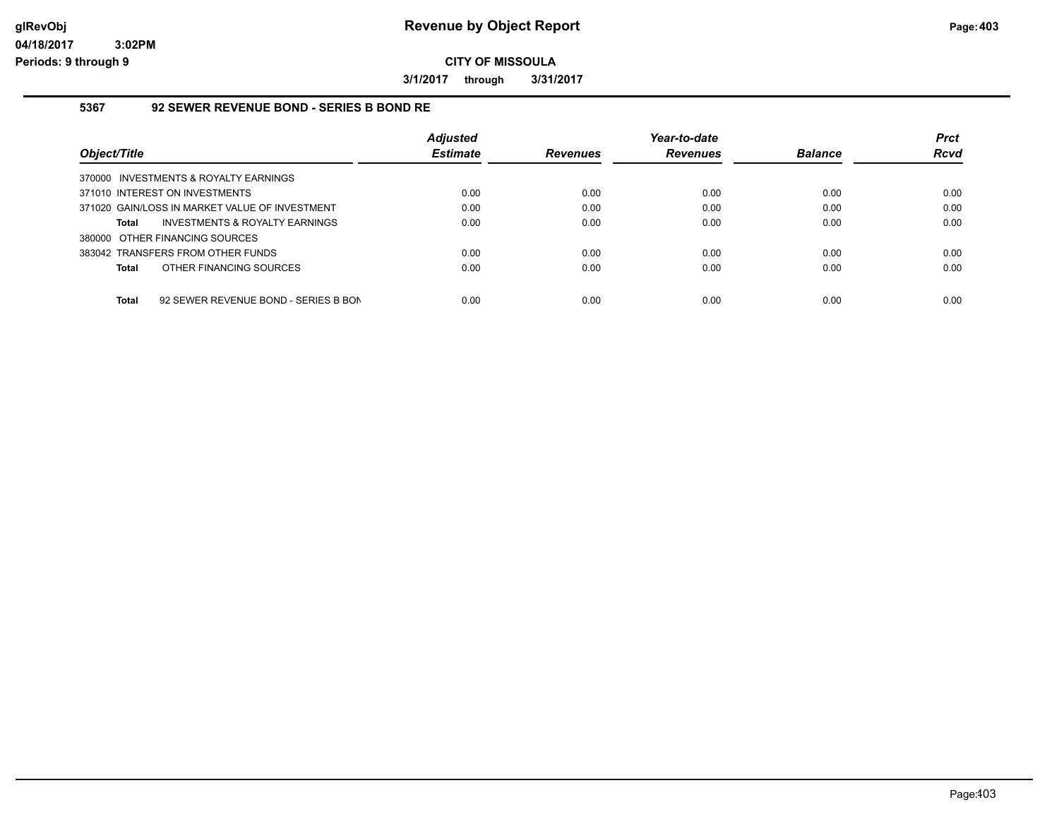**Revenue by Object Report**

**CITY OF MISSOULA**

**3/1/2017 through 3/31/2017**

glRevObj
04/18/2017 3:02PM
Periods: 9 through 9

### 5367 92 SEWER REVENUE BOND - SERIES B BOND RE

| Object/Title | Adjusted Estimate | Revenues | Year-to-date Revenues | Balance | Prct Rcvd |
|---|---|---|---|---|---|
| 370000 INVESTMENTS & ROYALTY EARNINGS | | | | | |
| 371010 INTEREST ON INVESTMENTS | 0.00 | 0.00 | 0.00 | 0.00 | 0.00 |
| 371020 GAIN/LOSS IN MARKET VALUE OF INVESTMENT | 0.00 | 0.00 | 0.00 | 0.00 | 0.00 |
| **Total** INVESTMENTS & ROYALTY EARNINGS | 0.00 | 0.00 | 0.00 | 0.00 | 0.00 |
| 380000 OTHER FINANCING SOURCES | | | | | |
| 383042 TRANSFERS FROM OTHER FUNDS | 0.00 | 0.00 | 0.00 | 0.00 | 0.00 |
| **Total** OTHER FINANCING SOURCES | 0.00 | 0.00 | 0.00 | 0.00 | 0.00 |
| **Total** 92 SEWER REVENUE BOND - SERIES B BON | 0.00 | 0.00 | 0.00 | 0.00 | 0.00 |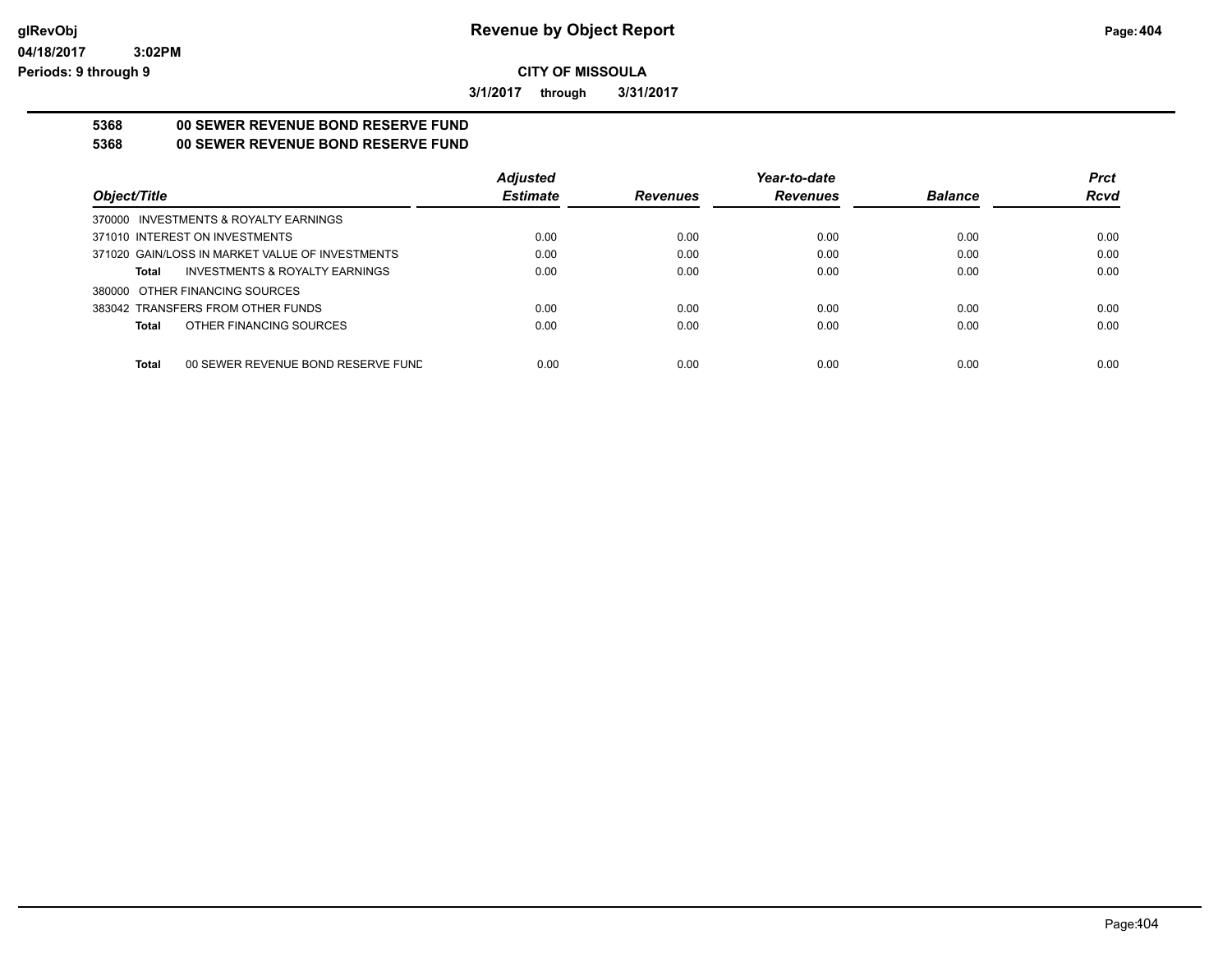**glRevObj** **Revenue by Object Report**

**04/18/2017 3:02PM**

**Periods: 9 through 9**

**CITY OF MISSOULA**

**3/1/2017 through 3/31/2017**

**5368 00 SEWER REVENUE BOND RESERVE FUND**

**5368 00 SEWER REVENUE BOND RESERVE FUND**

| Object/Title | Adjusted Estimate | Revenues | Year-to-date Revenues | Balance | Prct Rcvd |
|---|---|---|---|---|---|
| 370000 INVESTMENTS & ROYALTY EARNINGS | | | | | |
| 371010 INTEREST ON INVESTMENTS | 0.00 | 0.00 | 0.00 | 0.00 | 0.00 |
| 371020 GAIN/LOSS IN MARKET VALUE OF INVESTMENTS | 0.00 | 0.00 | 0.00 | 0.00 | 0.00 |
| **Total** INVESTMENTS & ROYALTY EARNINGS | 0.00 | 0.00 | 0.00 | 0.00 | 0.00 |
| 380000 OTHER FINANCING SOURCES | | | | | |
| 383042 TRANSFERS FROM OTHER FUNDS | 0.00 | 0.00 | 0.00 | 0.00 | 0.00 |
| **Total** OTHER FINANCING SOURCES | 0.00 | 0.00 | 0.00 | 0.00 | 0.00 |
| **Total** 00 SEWER REVENUE BOND RESERVE FUND | 0.00 | 0.00 | 0.00 | 0.00 | 0.00 |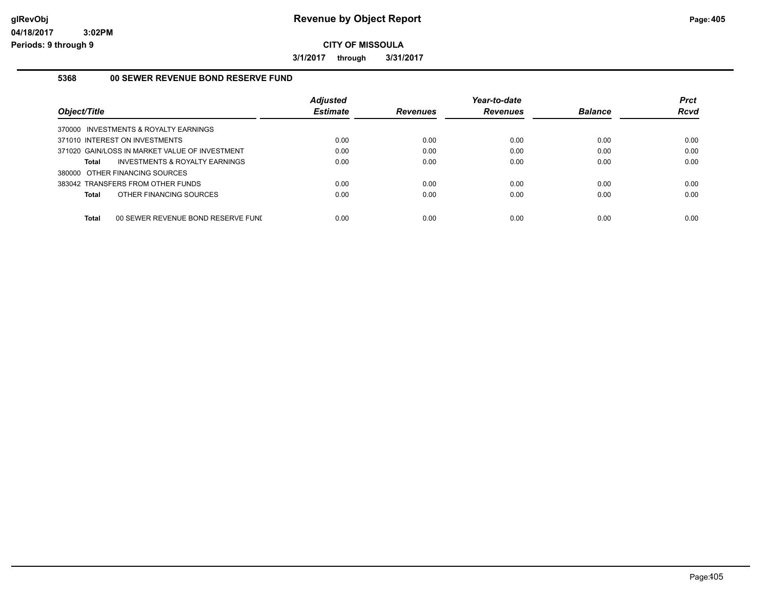**Revenue by Object Report**

**CITY OF MISSOULA**

**3/1/2017 through 3/31/2017**

glRevObj
04/18/2017 3:02PM
Periods: 9 through 9

### 5368 00 SEWER REVENUE BOND RESERVE FUND

| Object/Title | Adjusted Estimate | Revenues | Year-to-date Revenues | Balance | Prct Rcvd |
|---|---|---|---|---|---|
| 370000 INVESTMENTS & ROYALTY EARNINGS | | | | | |
| 371010 INTEREST ON INVESTMENTS | 0.00 | 0.00 | 0.00 | 0.00 | 0.00 |
| 371020 GAIN/LOSS IN MARKET VALUE OF INVESTMENT | 0.00 | 0.00 | 0.00 | 0.00 | 0.00 |
| **Total** INVESTMENTS & ROYALTY EARNINGS | 0.00 | 0.00 | 0.00 | 0.00 | 0.00 |
| 380000 OTHER FINANCING SOURCES | | | | | |
| 383042 TRANSFERS FROM OTHER FUNDS | 0.00 | 0.00 | 0.00 | 0.00 | 0.00 |
| **Total** OTHER FINANCING SOURCES | 0.00 | 0.00 | 0.00 | 0.00 | 0.00 |
| **Total** 00 SEWER REVENUE BOND RESERVE FUNI | 0.00 | 0.00 | 0.00 | 0.00 | 0.00 |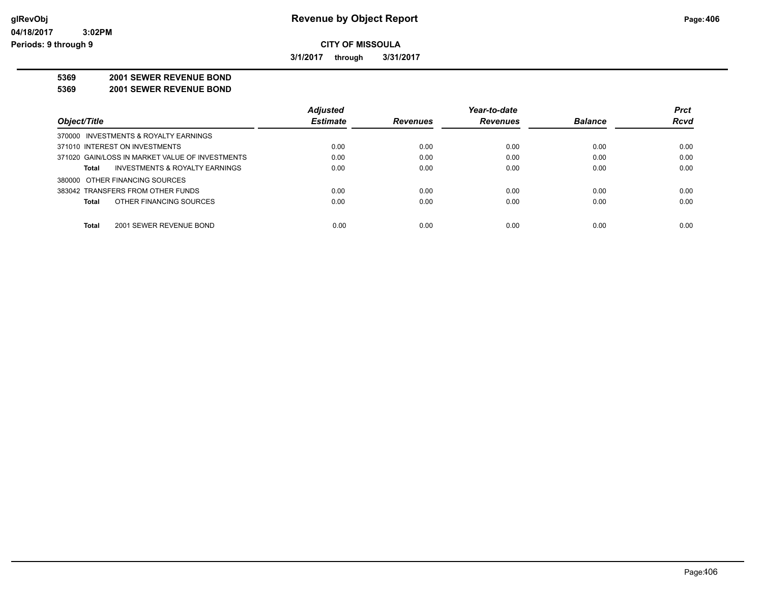# Revenue by Object Report

**CITY OF MISSOULA**

**3/1/2017 through 3/31/2017**

glRevObj
04/18/2017 3:02PM
Periods: 9 through 9

**5369 2001 SEWER REVENUE BOND**
**5369 2001 SEWER REVENUE BOND**

| Object/Title | Adjusted Estimate | Revenues | Year-to-date Revenues | Balance | Prct Rcvd |
|---|---|---|---|---|---|
| 370000 INVESTMENTS & ROYALTY EARNINGS | | | | | |
| 371010 INTEREST ON INVESTMENTS | 0.00 | 0.00 | 0.00 | 0.00 | 0.00 |
| 371020 GAIN/LOSS IN MARKET VALUE OF INVESTMENTS | 0.00 | 0.00 | 0.00 | 0.00 | 0.00 |
| **Total** INVESTMENTS & ROYALTY EARNINGS | 0.00 | 0.00 | 0.00 | 0.00 | 0.00 |
| 380000 OTHER FINANCING SOURCES | | | | | |
| 383042 TRANSFERS FROM OTHER FUNDS | 0.00 | 0.00 | 0.00 | 0.00 | 0.00 |
| **Total** OTHER FINANCING SOURCES | 0.00 | 0.00 | 0.00 | 0.00 | 0.00 |
| **Total** 2001 SEWER REVENUE BOND | 0.00 | 0.00 | 0.00 | 0.00 | 0.00 |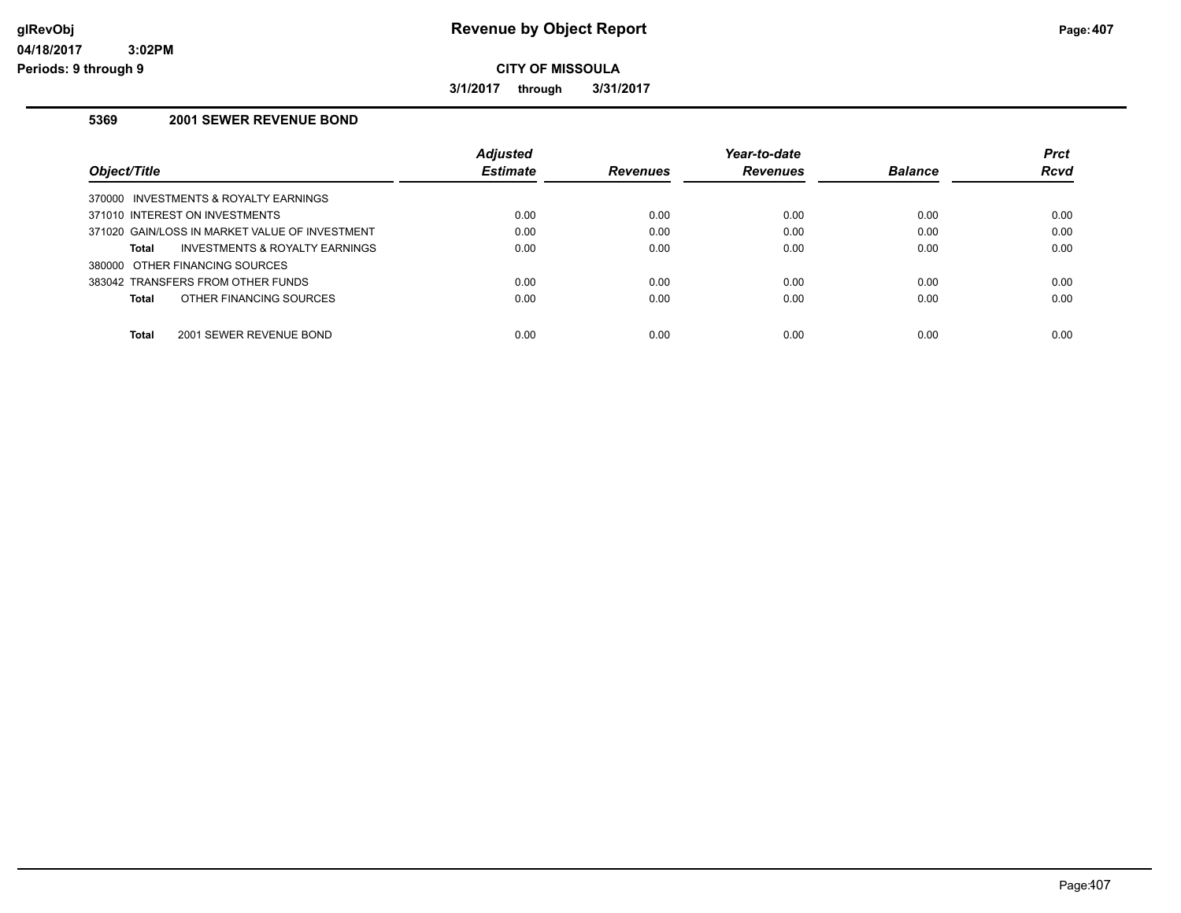# Revenue by Object Report

**CITY OF MISSOULA**

**3/1/2017 through 3/31/2017**

glRevObj
04/18/2017 3:02PM
Periods: 9 through 9

## 5369 2001 SEWER REVENUE BOND

| Object/Title | Adjusted Estimate | Revenues | Year-to-date Revenues | Balance | Prct Rcvd |
|---|---|---|---|---|---|
| 370000 INVESTMENTS & ROYALTY EARNINGS | | | | | |
| 371010 INTEREST ON INVESTMENTS | 0.00 | 0.00 | 0.00 | 0.00 | 0.00 |
| 371020 GAIN/LOSS IN MARKET VALUE OF INVESTMENT | 0.00 | 0.00 | 0.00 | 0.00 | 0.00 |
| **Total** INVESTMENTS & ROYALTY EARNINGS | 0.00 | 0.00 | 0.00 | 0.00 | 0.00 |
| 380000 OTHER FINANCING SOURCES | | | | | |
| 383042 TRANSFERS FROM OTHER FUNDS | 0.00 | 0.00 | 0.00 | 0.00 | 0.00 |
| **Total** OTHER FINANCING SOURCES | 0.00 | 0.00 | 0.00 | 0.00 | 0.00 |
| **Total** 2001 SEWER REVENUE BOND | 0.00 | 0.00 | 0.00 | 0.00 | 0.00 |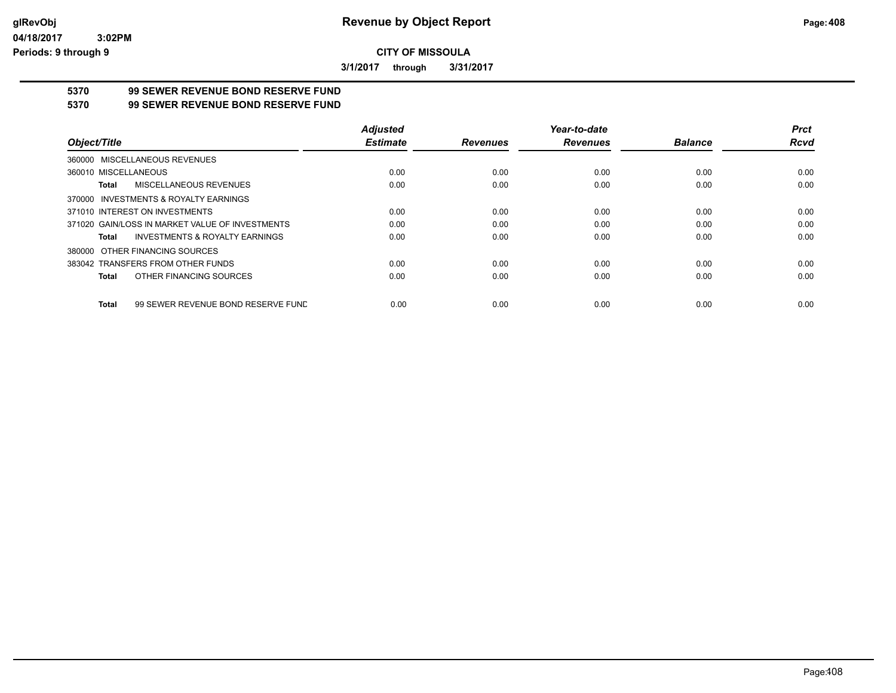# Revenue by Object Report

glRevObj
04/18/2017 3:02PM
Periods: 9 through 9

**CITY OF MISSOULA**

**3/1/2017 through 3/31/2017**

## 5370 99 SEWER REVENUE BOND RESERVE FUND
## 5370 99 SEWER REVENUE BOND RESERVE FUND

| Object/Title | Adjusted Estimate | Revenues | Year-to-date Revenues | Balance | Prct Rcvd |
|---|---|---|---|---|---|
| 360000 MISCELLANEOUS REVENUES | | | | | |
| 360010 MISCELLANEOUS | 0.00 | 0.00 | 0.00 | 0.00 | 0.00 |
| **Total** MISCELLANEOUS REVENUES | 0.00 | 0.00 | 0.00 | 0.00 | 0.00 |
| 370000 INVESTMENTS & ROYALTY EARNINGS | | | | | |
| 371010 INTEREST ON INVESTMENTS | 0.00 | 0.00 | 0.00 | 0.00 | 0.00 |
| 371020 GAIN/LOSS IN MARKET VALUE OF INVESTMENTS | 0.00 | 0.00 | 0.00 | 0.00 | 0.00 |
| **Total** INVESTMENTS & ROYALTY EARNINGS | 0.00 | 0.00 | 0.00 | 0.00 | 0.00 |
| 380000 OTHER FINANCING SOURCES | | | | | |
| 383042 TRANSFERS FROM OTHER FUNDS | 0.00 | 0.00 | 0.00 | 0.00 | 0.00 |
| **Total** OTHER FINANCING SOURCES | 0.00 | 0.00 | 0.00 | 0.00 | 0.00 |
| **Total** 99 SEWER REVENUE BOND RESERVE FUND | 0.00 | 0.00 | 0.00 | 0.00 | 0.00 |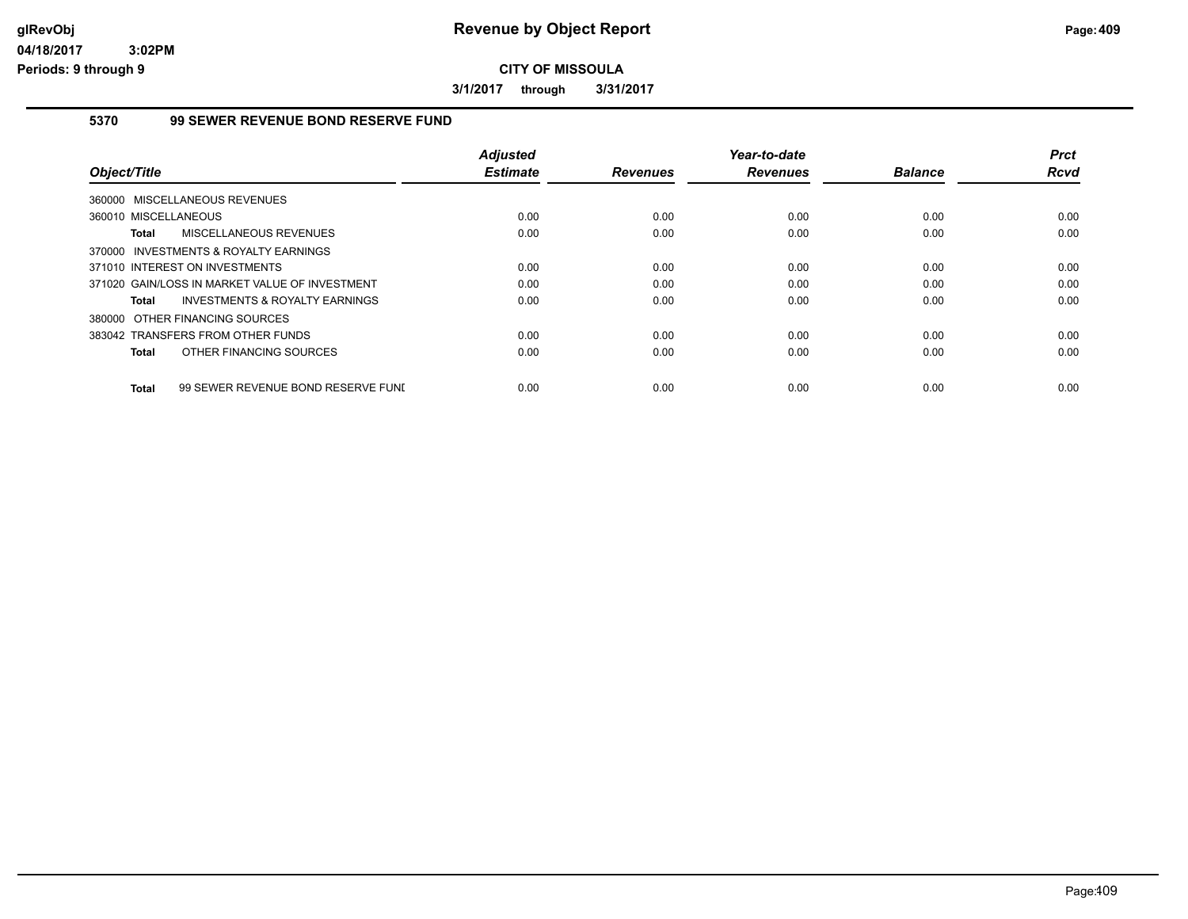# Revenue by Object Report

**CITY OF MISSOULA**

**3/1/2017 through 3/31/2017**

glRevObj
04/18/2017 3:02PM
Periods: 9 through 9

## 5370 99 SEWER REVENUE BOND RESERVE FUND

| Object/Title | Adjusted Estimate | Revenues | Year-to-date Revenues | Balance | Prct Rcvd |
|---|---|---|---|---|---|
| 360000 MISCELLANEOUS REVENUES | | | | | |
| 360010 MISCELLANEOUS | 0.00 | 0.00 | 0.00 | 0.00 | 0.00 |
| **Total** MISCELLANEOUS REVENUES | 0.00 | 0.00 | 0.00 | 0.00 | 0.00 |
| 370000 INVESTMENTS & ROYALTY EARNINGS | | | | | |
| 371010 INTEREST ON INVESTMENTS | 0.00 | 0.00 | 0.00 | 0.00 | 0.00 |
| 371020 GAIN/LOSS IN MARKET VALUE OF INVESTMENT | 0.00 | 0.00 | 0.00 | 0.00 | 0.00 |
| **Total** INVESTMENTS & ROYALTY EARNINGS | 0.00 | 0.00 | 0.00 | 0.00 | 0.00 |
| 380000 OTHER FINANCING SOURCES | | | | | |
| 383042 TRANSFERS FROM OTHER FUNDS | 0.00 | 0.00 | 0.00 | 0.00 | 0.00 |
| **Total** OTHER FINANCING SOURCES | 0.00 | 0.00 | 0.00 | 0.00 | 0.00 |
| **Total** 99 SEWER REVENUE BOND RESERVE FUNI | 0.00 | 0.00 | 0.00 | 0.00 | 0.00 |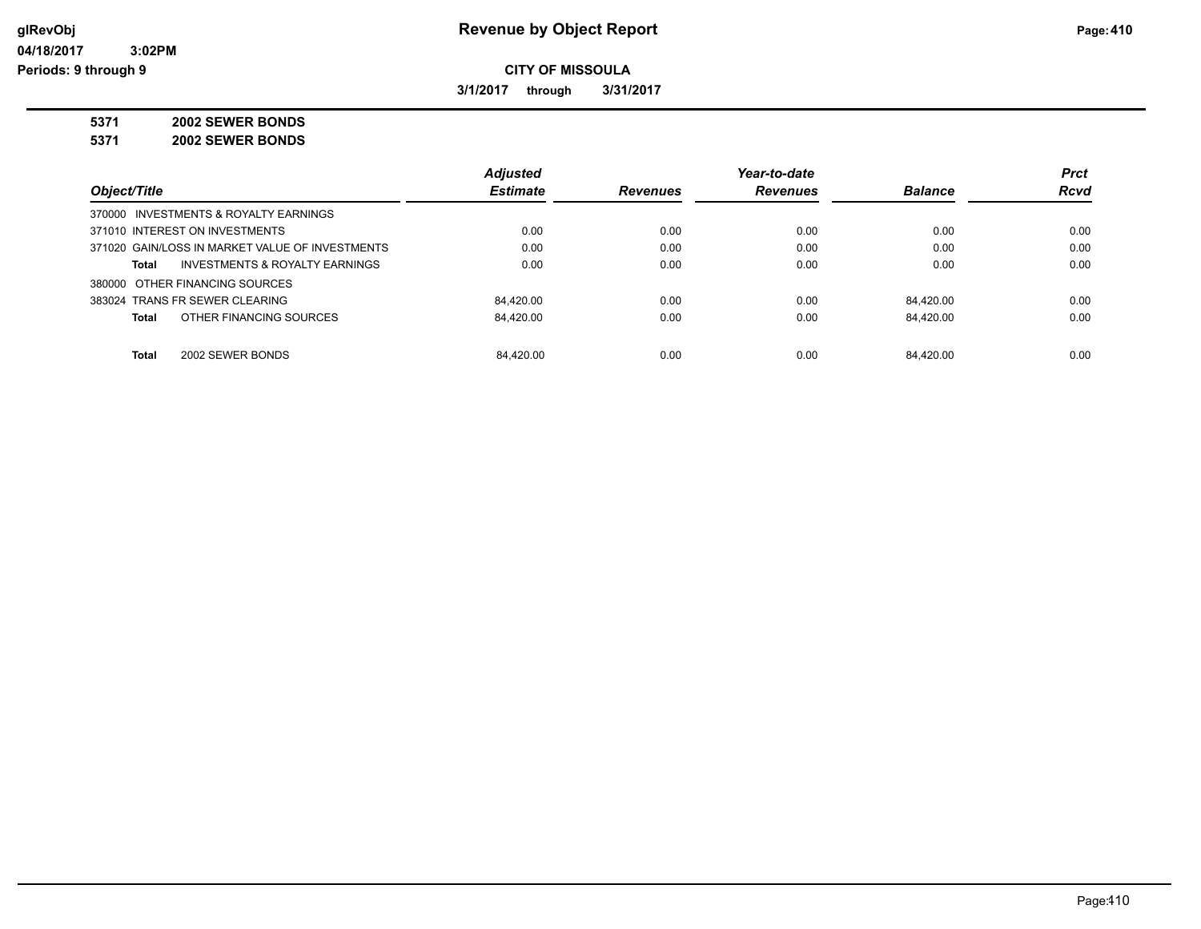**Revenue by Object Report**

glRevObj
04/18/2017 3:02PM
Periods: 9 through 9

**CITY OF MISSOULA**

**3/1/2017 through 3/31/2017**

**5371 2002 SEWER BONDS**
**5371 2002 SEWER BONDS**

| Object/Title | Adjusted Estimate | Revenues | Year-to-date Revenues | Balance | Prct Rcvd |
|---|---|---|---|---|---|
| 370000 INVESTMENTS & ROYALTY EARNINGS | | | | | |
| 371010 INTEREST ON INVESTMENTS | 0.00 | 0.00 | 0.00 | 0.00 | 0.00 |
| 371020 GAIN/LOSS IN MARKET VALUE OF INVESTMENTS | 0.00 | 0.00 | 0.00 | 0.00 | 0.00 |
| **Total** INVESTMENTS & ROYALTY EARNINGS | 0.00 | 0.00 | 0.00 | 0.00 | 0.00 |
| 380000 OTHER FINANCING SOURCES | | | | | |
| 383024 TRANS FR SEWER CLEARING | 84,420.00 | 0.00 | 0.00 | 84,420.00 | 0.00 |
| **Total** OTHER FINANCING SOURCES | 84,420.00 | 0.00 | 0.00 | 84,420.00 | 0.00 |
| **Total** 2002 SEWER BONDS | 84,420.00 | 0.00 | 0.00 | 84,420.00 | 0.00 |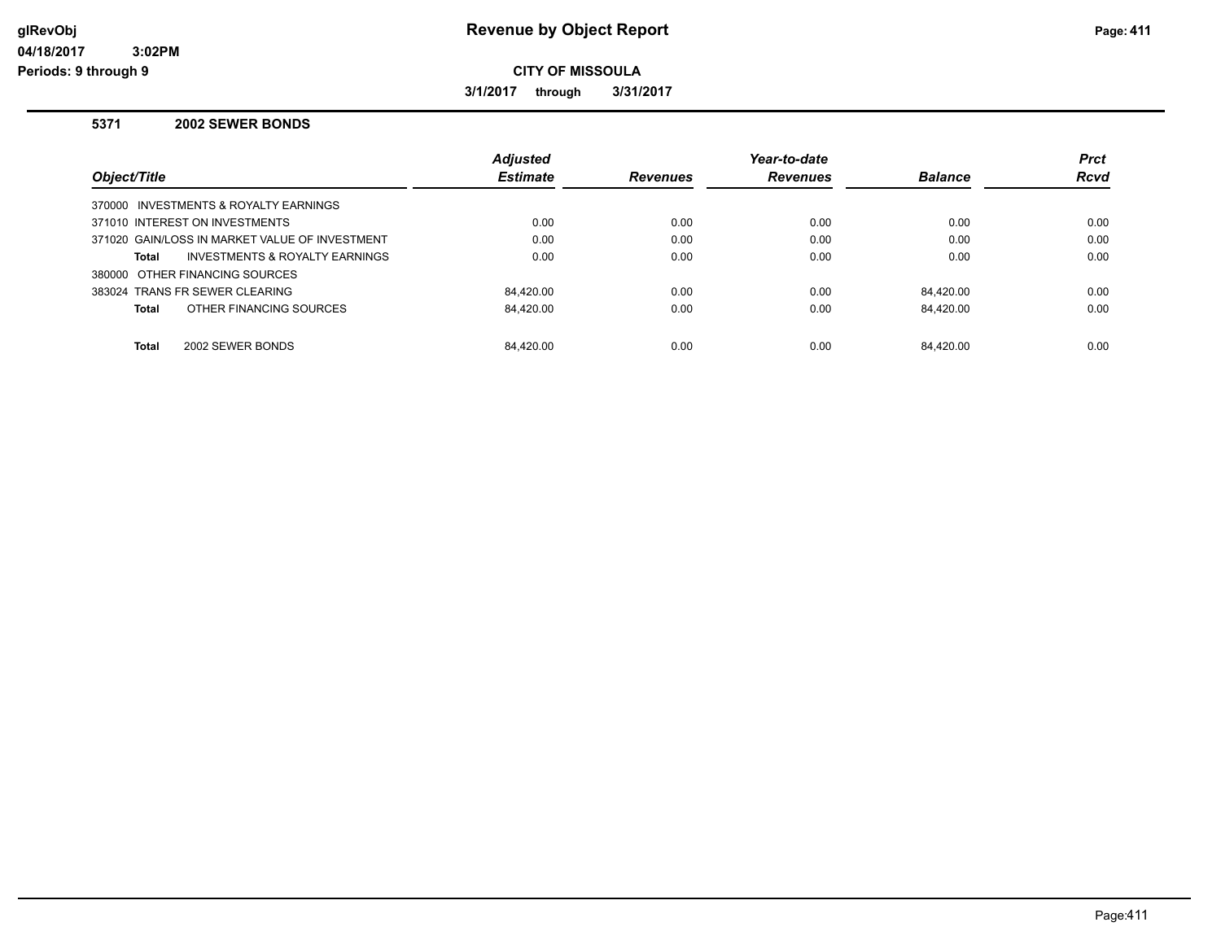**Revenue by Object Report**

**CITY OF MISSOULA**

**3/1/2017 through 3/31/2017**

glRevObj
04/18/2017 3:02PM
Periods: 9 through 9

### 5371 2002 SEWER BONDS

| Object/Title | Adjusted Estimate | Revenues | Year-to-date Revenues | Balance | Prct Rcvd |
|---|---|---|---|---|---|
| 370000 INVESTMENTS & ROYALTY EARNINGS | | | | | |
| 371010 INTEREST ON INVESTMENTS | 0.00 | 0.00 | 0.00 | 0.00 | 0.00 |
| 371020 GAIN/LOSS IN MARKET VALUE OF INVESTMENT | 0.00 | 0.00 | 0.00 | 0.00 | 0.00 |
| **Total** INVESTMENTS & ROYALTY EARNINGS | 0.00 | 0.00 | 0.00 | 0.00 | 0.00 |
| 380000 OTHER FINANCING SOURCES | | | | | |
| 383024 TRANS FR SEWER CLEARING | 84,420.00 | 0.00 | 0.00 | 84,420.00 | 0.00 |
| **Total** OTHER FINANCING SOURCES | 84,420.00 | 0.00 | 0.00 | 84,420.00 | 0.00 |
| **Total** 2002 SEWER BONDS | 84,420.00 | 0.00 | 0.00 | 84,420.00 | 0.00 |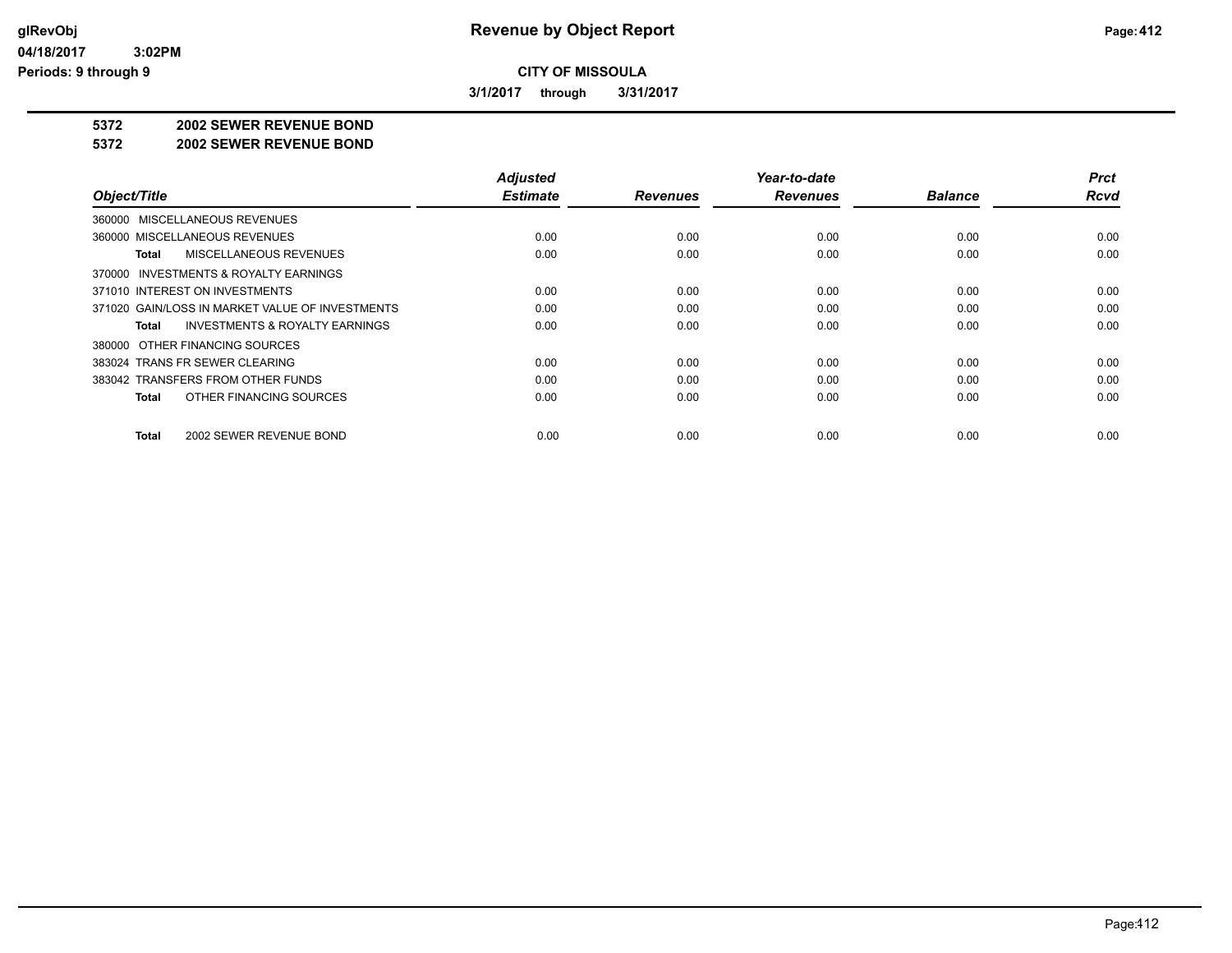# Revenue by Object Report

glRevObj
04/18/2017 3:02PM
Periods: 9 through 9

**CITY OF MISSOULA**

3/1/2017 through 3/31/2017

**5372 2002 SEWER REVENUE BOND**
**5372 2002 SEWER REVENUE BOND**

| Object/Title | Adjusted Estimate | Revenues | Year-to-date Revenues | Balance | Prct Rcvd |
|---|---|---|---|---|---|
| 360000 MISCELLANEOUS REVENUES | | | | | |
| 360000 MISCELLANEOUS REVENUES | 0.00 | 0.00 | 0.00 | 0.00 | 0.00 |
| **Total** MISCELLANEOUS REVENUES | 0.00 | 0.00 | 0.00 | 0.00 | 0.00 |
| 370000 INVESTMENTS & ROYALTY EARNINGS | | | | | |
| 371010 INTEREST ON INVESTMENTS | 0.00 | 0.00 | 0.00 | 0.00 | 0.00 |
| 371020 GAIN/LOSS IN MARKET VALUE OF INVESTMENTS | 0.00 | 0.00 | 0.00 | 0.00 | 0.00 |
| **Total** INVESTMENTS & ROYALTY EARNINGS | 0.00 | 0.00 | 0.00 | 0.00 | 0.00 |
| 380000 OTHER FINANCING SOURCES | | | | | |
| 383024 TRANS FR SEWER CLEARING | 0.00 | 0.00 | 0.00 | 0.00 | 0.00 |
| 383042 TRANSFERS FROM OTHER FUNDS | 0.00 | 0.00 | 0.00 | 0.00 | 0.00 |
| **Total** OTHER FINANCING SOURCES | 0.00 | 0.00 | 0.00 | 0.00 | 0.00 |
| **Total** 2002 SEWER REVENUE BOND | 0.00 | 0.00 | 0.00 | 0.00 | 0.00 |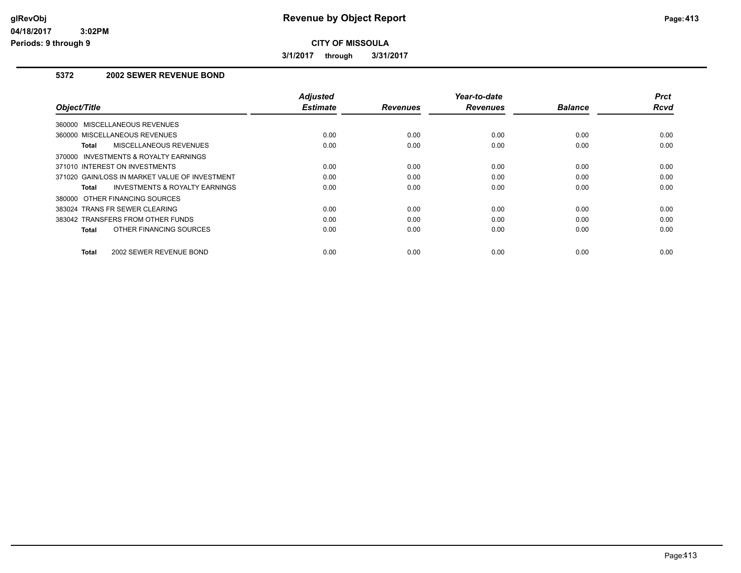# Revenue by Object Report

**CITY OF MISSOULA**

**3/1/2017 through 3/31/2017**

glRevObj
04/18/2017 3:02PM
Periods: 9 through 9

## 5372 2002 SEWER REVENUE BOND

| Object/Title | Adjusted Estimate | Revenues | Year-to-date Revenues | Balance | Prct Rcvd |
|---|---|---|---|---|---|
| 360000 MISCELLANEOUS REVENUES | | | | | |
| 360000 MISCELLANEOUS REVENUES | 0.00 | 0.00 | 0.00 | 0.00 | 0.00 |
| **Total** MISCELLANEOUS REVENUES | 0.00 | 0.00 | 0.00 | 0.00 | 0.00 |
| 370000 INVESTMENTS & ROYALTY EARNINGS | | | | | |
| 371010 INTEREST ON INVESTMENTS | 0.00 | 0.00 | 0.00 | 0.00 | 0.00 |
| 371020 GAIN/LOSS IN MARKET VALUE OF INVESTMENT | 0.00 | 0.00 | 0.00 | 0.00 | 0.00 |
| **Total** INVESTMENTS & ROYALTY EARNINGS | 0.00 | 0.00 | 0.00 | 0.00 | 0.00 |
| 380000 OTHER FINANCING SOURCES | | | | | |
| 383024 TRANS FR SEWER CLEARING | 0.00 | 0.00 | 0.00 | 0.00 | 0.00 |
| 383042 TRANSFERS FROM OTHER FUNDS | 0.00 | 0.00 | 0.00 | 0.00 | 0.00 |
| **Total** OTHER FINANCING SOURCES | 0.00 | 0.00 | 0.00 | 0.00 | 0.00 |
| **Total** 2002 SEWER REVENUE BOND | 0.00 | 0.00 | 0.00 | 0.00 | 0.00 |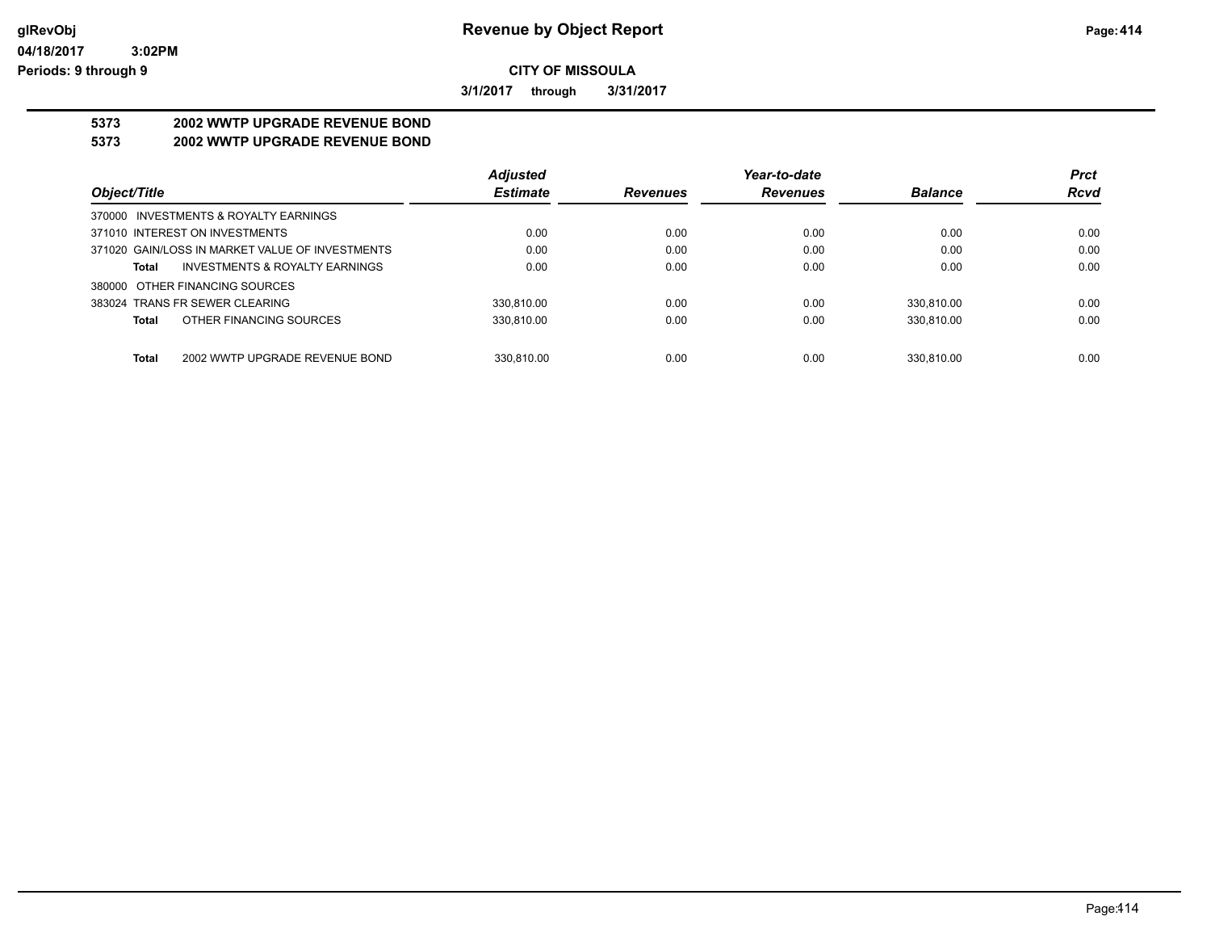# Revenue by Object Report

glRevObj
04/18/2017 3:02PM
Periods: 9 through 9

**CITY OF MISSOULA**

**3/1/2017 through 3/31/2017**

## 5373 2002 WWTP UPGRADE REVENUE BOND
## 5373 2002 WWTP UPGRADE REVENUE BOND

| Object/Title | Adjusted Estimate | Revenues | Year-to-date Revenues | Balance | Prct Rcvd |
|---|---|---|---|---|---|
| 370000 INVESTMENTS & ROYALTY EARNINGS | | | | | |
| 371010 INTEREST ON INVESTMENTS | 0.00 | 0.00 | 0.00 | 0.00 | 0.00 |
| 371020 GAIN/LOSS IN MARKET VALUE OF INVESTMENTS | 0.00 | 0.00 | 0.00 | 0.00 | 0.00 |
| **Total** INVESTMENTS & ROYALTY EARNINGS | 0.00 | 0.00 | 0.00 | 0.00 | 0.00 |
| 380000 OTHER FINANCING SOURCES | | | | | |
| 383024 TRANS FR SEWER CLEARING | 330,810.00 | 0.00 | 0.00 | 330,810.00 | 0.00 |
| **Total** OTHER FINANCING SOURCES | 330,810.00 | 0.00 | 0.00 | 330,810.00 | 0.00 |
| **Total** 2002 WWTP UPGRADE REVENUE BOND | 330,810.00 | 0.00 | 0.00 | 330,810.00 | 0.00 |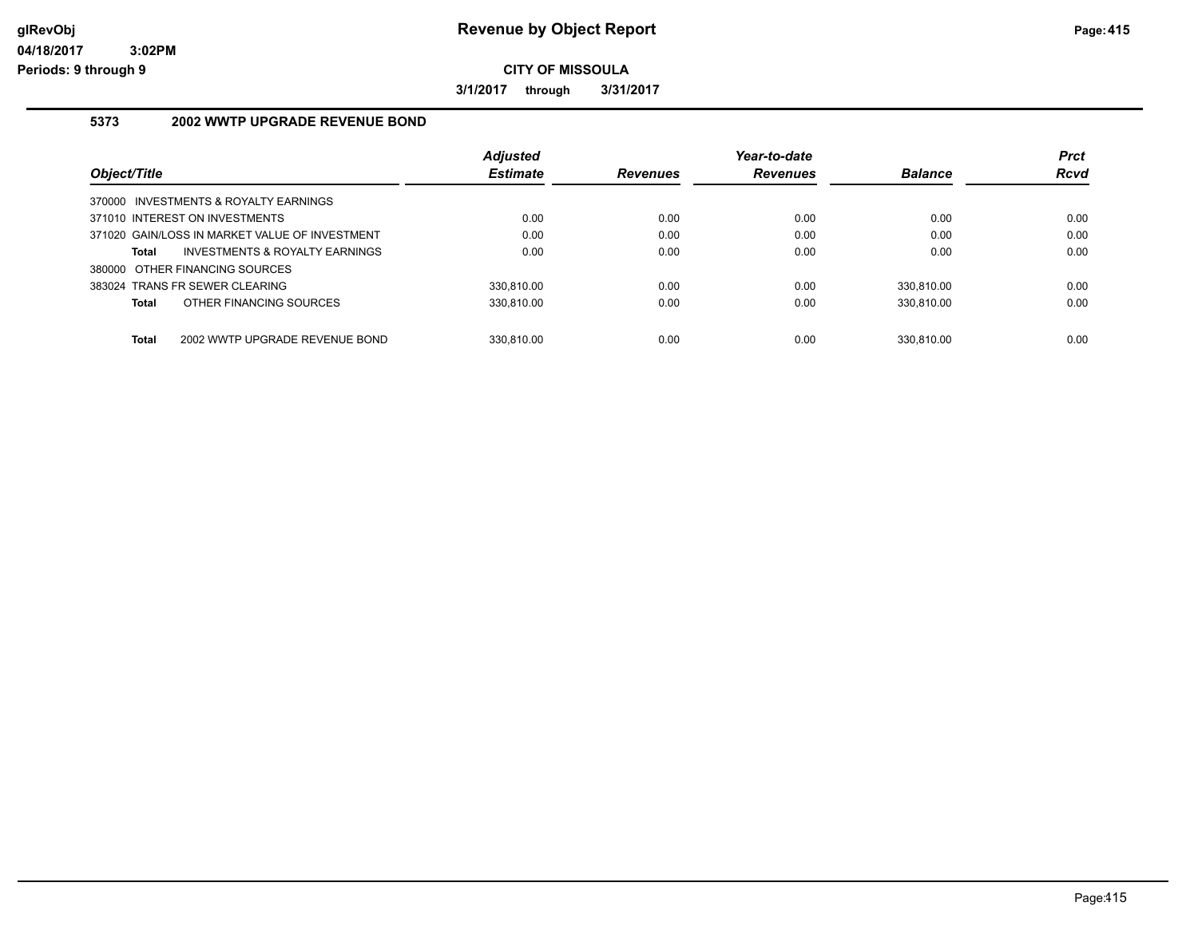**glRevObj**
**04/18/2017 3:02PM**
**Periods: 9 through 9**

# Revenue by Object Report

**CITY OF MISSOULA**

**3/1/2017 through 3/31/2017**

## 5373 2002 WWTP UPGRADE REVENUE BOND

| Object/Title | Adjusted Estimate | Revenues | Year-to-date Revenues | Balance | Prct Rcvd |
|---|---|---|---|---|---|
| 370000 INVESTMENTS & ROYALTY EARNINGS | | | | | |
| 371010 INTEREST ON INVESTMENTS | 0.00 | 0.00 | 0.00 | 0.00 | 0.00 |
| 371020 GAIN/LOSS IN MARKET VALUE OF INVESTMENT | 0.00 | 0.00 | 0.00 | 0.00 | 0.00 |
| **Total** INVESTMENTS & ROYALTY EARNINGS | 0.00 | 0.00 | 0.00 | 0.00 | 0.00 |
| 380000 OTHER FINANCING SOURCES | | | | | |
| 383024 TRANS FR SEWER CLEARING | 330,810.00 | 0.00 | 0.00 | 330,810.00 | 0.00 |
| **Total** OTHER FINANCING SOURCES | 330,810.00 | 0.00 | 0.00 | 330,810.00 | 0.00 |
| **Total** 2002 WWTP UPGRADE REVENUE BOND | 330,810.00 | 0.00 | 0.00 | 330,810.00 | 0.00 |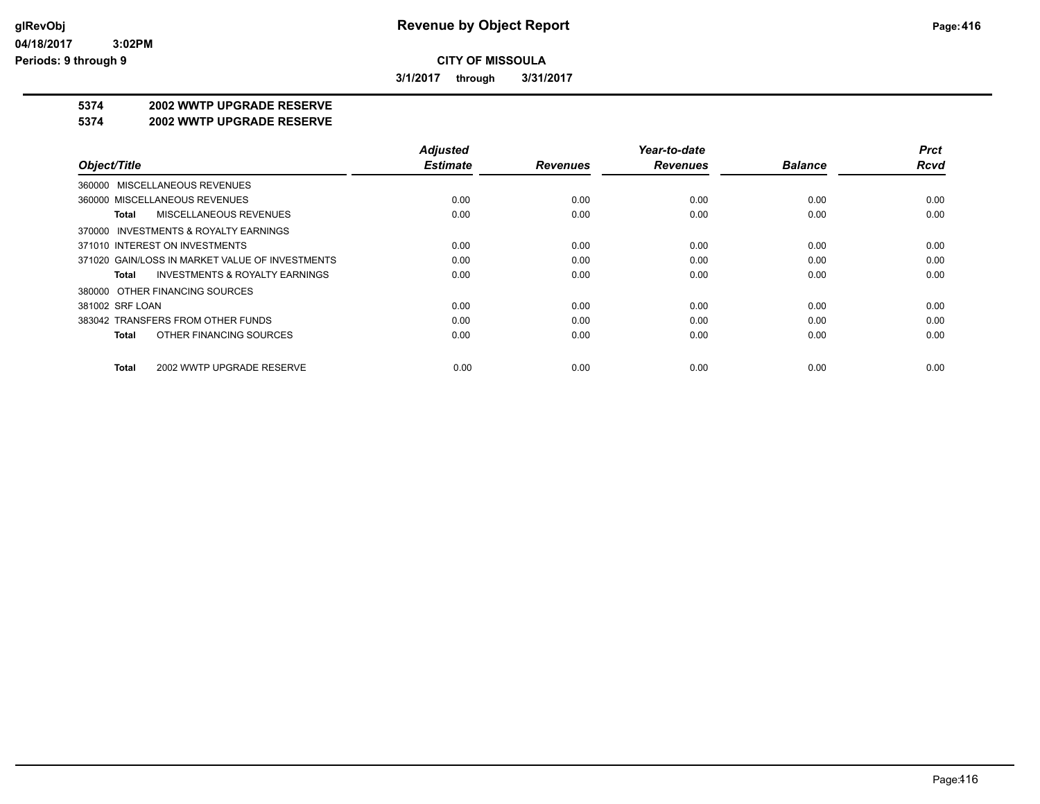# Revenue by Object Report

**CITY OF MISSOULA**

**3/1/2017 through 3/31/2017**

glRevObj
04/18/2017 3:02PM
Periods: 9 through 9

## 5374 2002 WWTP UPGRADE RESERVE
## 5374 2002 WWTP UPGRADE RESERVE

| Object/Title | Adjusted Estimate | Revenues | Year-to-date Revenues | Balance | Prct Rcvd |
|---|---|---|---|---|---|
| 360000 MISCELLANEOUS REVENUES | | | | | |
| 360000 MISCELLANEOUS REVENUES | 0.00 | 0.00 | 0.00 | 0.00 | 0.00 |
| **Total** MISCELLANEOUS REVENUES | 0.00 | 0.00 | 0.00 | 0.00 | 0.00 |
| 370000 INVESTMENTS & ROYALTY EARNINGS | | | | | |
| 371010 INTEREST ON INVESTMENTS | 0.00 | 0.00 | 0.00 | 0.00 | 0.00 |
| 371020 GAIN/LOSS IN MARKET VALUE OF INVESTMENTS | 0.00 | 0.00 | 0.00 | 0.00 | 0.00 |
| **Total** INVESTMENTS & ROYALTY EARNINGS | 0.00 | 0.00 | 0.00 | 0.00 | 0.00 |
| 380000 OTHER FINANCING SOURCES | | | | | |
| 381002 SRF LOAN | 0.00 | 0.00 | 0.00 | 0.00 | 0.00 |
| 383042 TRANSFERS FROM OTHER FUNDS | 0.00 | 0.00 | 0.00 | 0.00 | 0.00 |
| **Total** OTHER FINANCING SOURCES | 0.00 | 0.00 | 0.00 | 0.00 | 0.00 |
| **Total** 2002 WWTP UPGRADE RESERVE | 0.00 | 0.00 | 0.00 | 0.00 | 0.00 |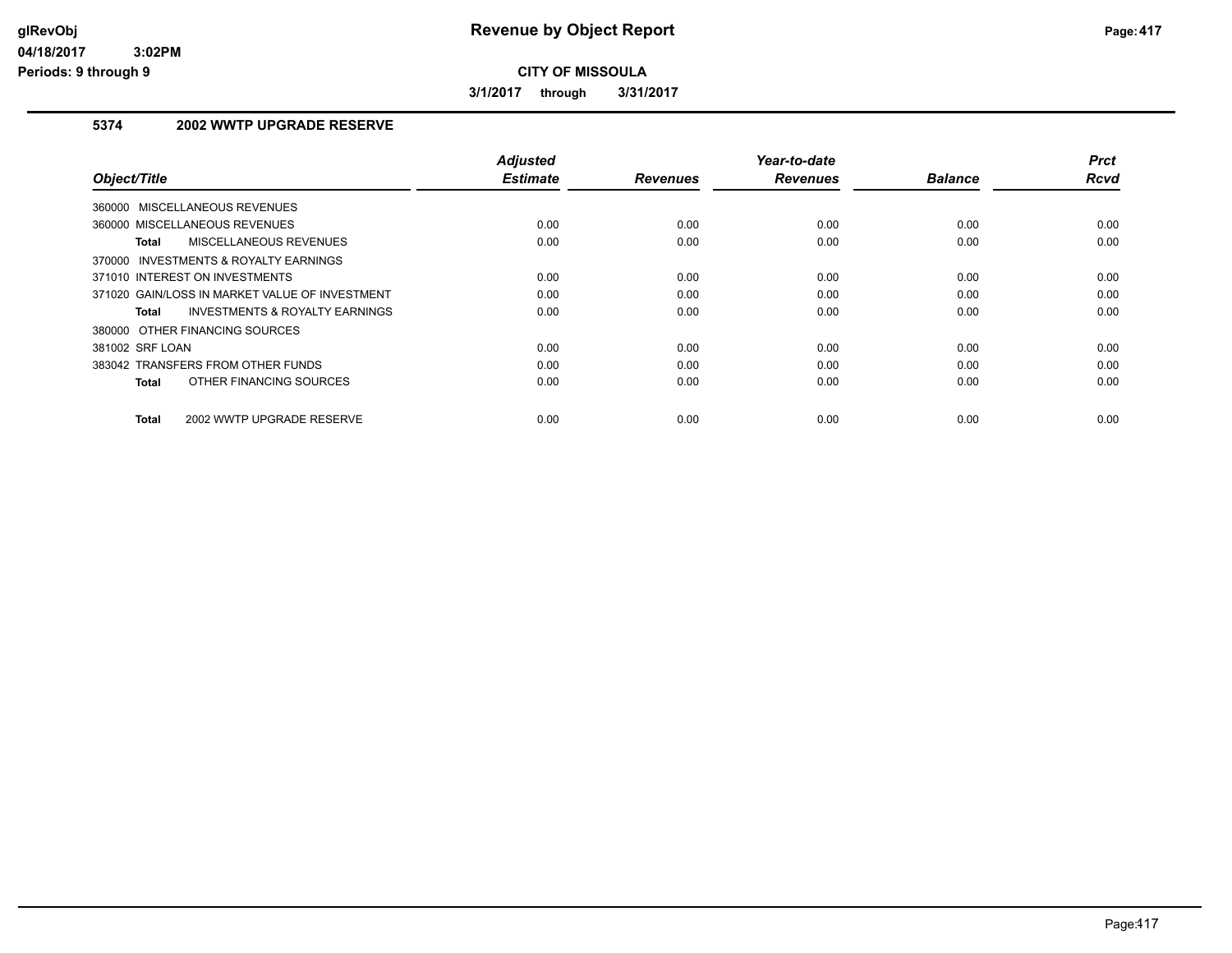# Revenue by Object Report

**CITY OF MISSOULA**

**3/1/2017 through 3/31/2017**

glRevObj
04/18/2017 3:02PM
Periods: 9 through 9

## 5374 2002 WWTP UPGRADE RESERVE

| Object/Title | Adjusted Estimate | Revenues | Year-to-date Revenues | Balance | Prct Rcvd |
|---|---|---|---|---|---|
| 360000 MISCELLANEOUS REVENUES | | | | | |
| 360000 MISCELLANEOUS REVENUES | 0.00 | 0.00 | 0.00 | 0.00 | 0.00 |
| **Total** MISCELLANEOUS REVENUES | 0.00 | 0.00 | 0.00 | 0.00 | 0.00 |
| 370000 INVESTMENTS & ROYALTY EARNINGS | | | | | |
| 371010 INTEREST ON INVESTMENTS | 0.00 | 0.00 | 0.00 | 0.00 | 0.00 |
| 371020 GAIN/LOSS IN MARKET VALUE OF INVESTMENT | 0.00 | 0.00 | 0.00 | 0.00 | 0.00 |
| **Total** INVESTMENTS & ROYALTY EARNINGS | 0.00 | 0.00 | 0.00 | 0.00 | 0.00 |
| 380000 OTHER FINANCING SOURCES | | | | | |
| 381002 SRF LOAN | 0.00 | 0.00 | 0.00 | 0.00 | 0.00 |
| 383042 TRANSFERS FROM OTHER FUNDS | 0.00 | 0.00 | 0.00 | 0.00 | 0.00 |
| **Total** OTHER FINANCING SOURCES | 0.00 | 0.00 | 0.00 | 0.00 | 0.00 |
| **Total** 2002 WWTP UPGRADE RESERVE | 0.00 | 0.00 | 0.00 | 0.00 | 0.00 |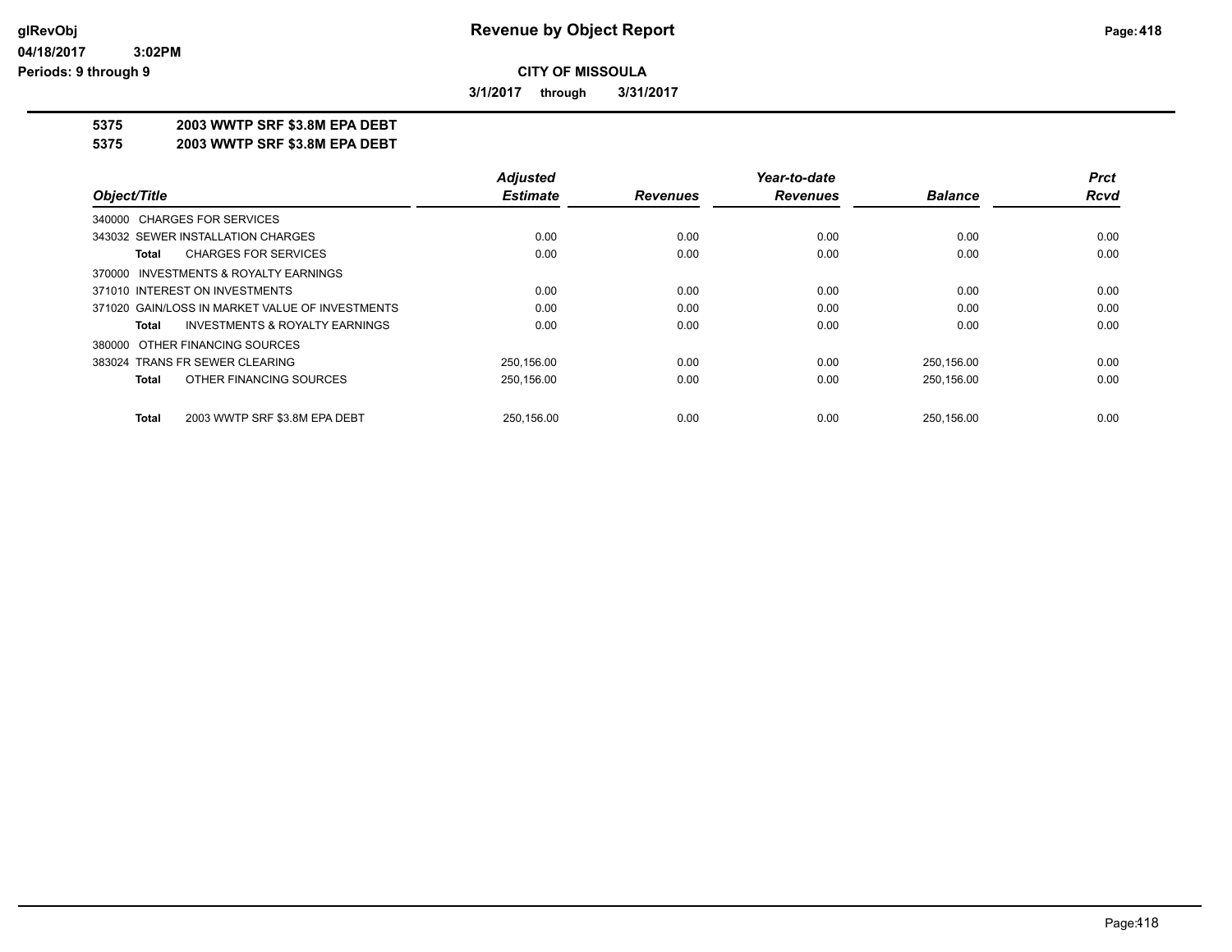# Revenue by Object Report

**CITY OF MISSOULA**

**3/1/2017 through 3/31/2017**

glRevObj
04/18/2017 3:02PM
Periods: 9 through 9

**5375 2003 WWTP SRF $3.8M EPA DEBT**
**5375 2003 WWTP SRF $3.8M EPA DEBT**

| Object/Title | Adjusted Estimate | Revenues | Year-to-date Revenues | Balance | Prct Rcvd |
|---|---|---|---|---|---|
| 340000 CHARGES FOR SERVICES | | | | | |
| 343032 SEWER INSTALLATION CHARGES | 0.00 | 0.00 | 0.00 | 0.00 | 0.00 |
| **Total** CHARGES FOR SERVICES | 0.00 | 0.00 | 0.00 | 0.00 | 0.00 |
| 370000 INVESTMENTS & ROYALTY EARNINGS | | | | | |
| 371010 INTEREST ON INVESTMENTS | 0.00 | 0.00 | 0.00 | 0.00 | 0.00 |
| 371020 GAIN/LOSS IN MARKET VALUE OF INVESTMENTS | 0.00 | 0.00 | 0.00 | 0.00 | 0.00 |
| **Total** INVESTMENTS & ROYALTY EARNINGS | 0.00 | 0.00 | 0.00 | 0.00 | 0.00 |
| 380000 OTHER FINANCING SOURCES | | | | | |
| 383024 TRANS FR SEWER CLEARING | 250,156.00 | 0.00 | 0.00 | 250,156.00 | 0.00 |
| **Total** OTHER FINANCING SOURCES | 250,156.00 | 0.00 | 0.00 | 250,156.00 | 0.00 |
| **Total** 2003 WWTP SRF $3.8M EPA DEBT | 250,156.00 | 0.00 | 0.00 | 250,156.00 | 0.00 |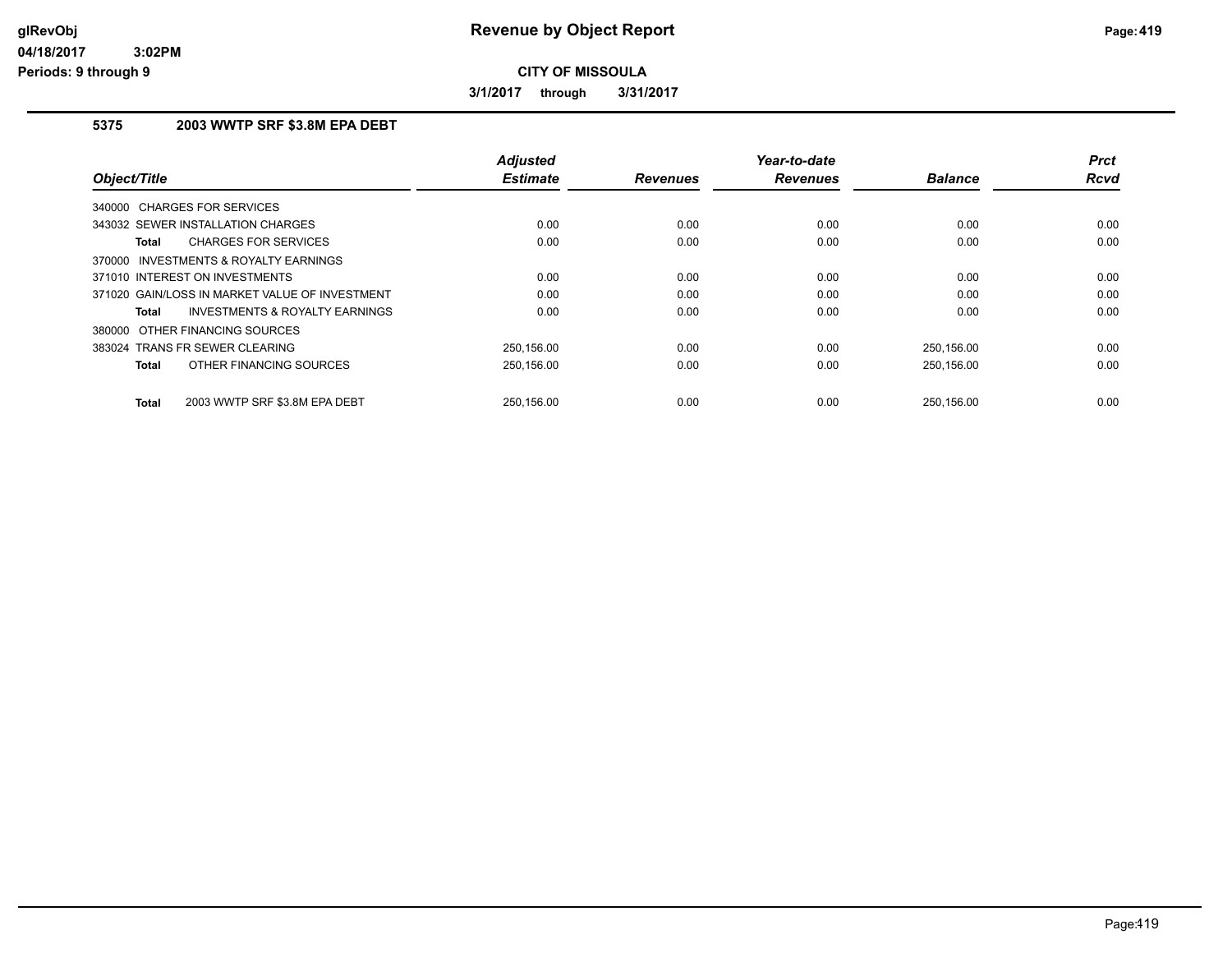# Revenue by Object Report

**CITY OF MISSOULA**

**3/1/2017 through 3/31/2017**

glRevObj
04/18/2017 3:02PM
Periods: 9 through 9

### 5375 2003 WWTP SRF $3.8M EPA DEBT

| Object/Title | Adjusted Estimate | Revenues | Year-to-date Revenues | Balance | Prct Rcvd |
|---|---|---|---|---|---|
| 340000 CHARGES FOR SERVICES | | | | | |
| 343032 SEWER INSTALLATION CHARGES | 0.00 | 0.00 | 0.00 | 0.00 | 0.00 |
| **Total** CHARGES FOR SERVICES | 0.00 | 0.00 | 0.00 | 0.00 | 0.00 |
| 370000 INVESTMENTS & ROYALTY EARNINGS | | | | | |
| 371010 INTEREST ON INVESTMENTS | 0.00 | 0.00 | 0.00 | 0.00 | 0.00 |
| 371020 GAIN/LOSS IN MARKET VALUE OF INVESTMENT | 0.00 | 0.00 | 0.00 | 0.00 | 0.00 |
| **Total** INVESTMENTS & ROYALTY EARNINGS | 0.00 | 0.00 | 0.00 | 0.00 | 0.00 |
| 380000 OTHER FINANCING SOURCES | | | | | |
| 383024 TRANS FR SEWER CLEARING | 250,156.00 | 0.00 | 0.00 | 250,156.00 | 0.00 |
| **Total** OTHER FINANCING SOURCES | 250,156.00 | 0.00 | 0.00 | 250,156.00 | 0.00 |
| **Total** 2003 WWTP SRF $3.8M EPA DEBT | 250,156.00 | 0.00 | 0.00 | 250,156.00 | 0.00 |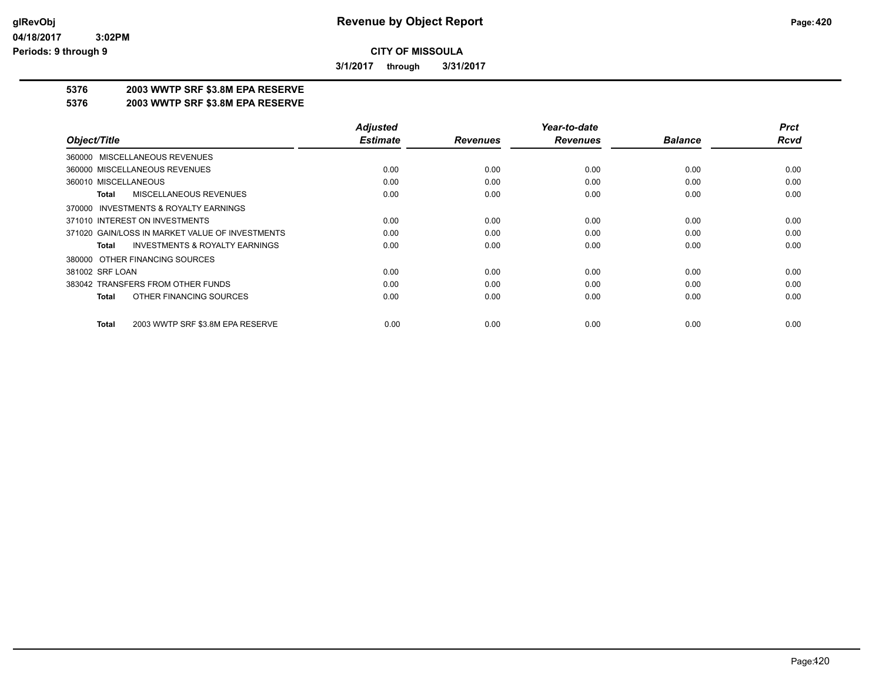**Revenue by Object Report**

**CITY OF MISSOULA**

**3/1/2017 through 3/31/2017**

**5376 2003 WWTP SRF $3.8M EPA RESERVE**

**5376 2003 WWTP SRF $3.8M EPA RESERVE**

| Object/Title | Adjusted Estimate | Revenues | Year-to-date Revenues | Balance | Prct Rcvd |
|---|---|---|---|---|---|
| 360000 MISCELLANEOUS REVENUES | | | | | |
| 360000 MISCELLANEOUS REVENUES | 0.00 | 0.00 | 0.00 | 0.00 | 0.00 |
| 360010 MISCELLANEOUS | 0.00 | 0.00 | 0.00 | 0.00 | 0.00 |
| **Total** MISCELLANEOUS REVENUES | 0.00 | 0.00 | 0.00 | 0.00 | 0.00 |
| 370000 INVESTMENTS & ROYALTY EARNINGS | | | | | |
| 371010 INTEREST ON INVESTMENTS | 0.00 | 0.00 | 0.00 | 0.00 | 0.00 |
| 371020 GAIN/LOSS IN MARKET VALUE OF INVESTMENTS | 0.00 | 0.00 | 0.00 | 0.00 | 0.00 |
| **Total** INVESTMENTS & ROYALTY EARNINGS | 0.00 | 0.00 | 0.00 | 0.00 | 0.00 |
| 380000 OTHER FINANCING SOURCES | | | | | |
| 381002 SRF LOAN | 0.00 | 0.00 | 0.00 | 0.00 | 0.00 |
| 383042 TRANSFERS FROM OTHER FUNDS | 0.00 | 0.00 | 0.00 | 0.00 | 0.00 |
| **Total** OTHER FINANCING SOURCES | 0.00 | 0.00 | 0.00 | 0.00 | 0.00 |
| **Total** 2003 WWTP SRF $3.8M EPA RESERVE | 0.00 | 0.00 | 0.00 | 0.00 | 0.00 |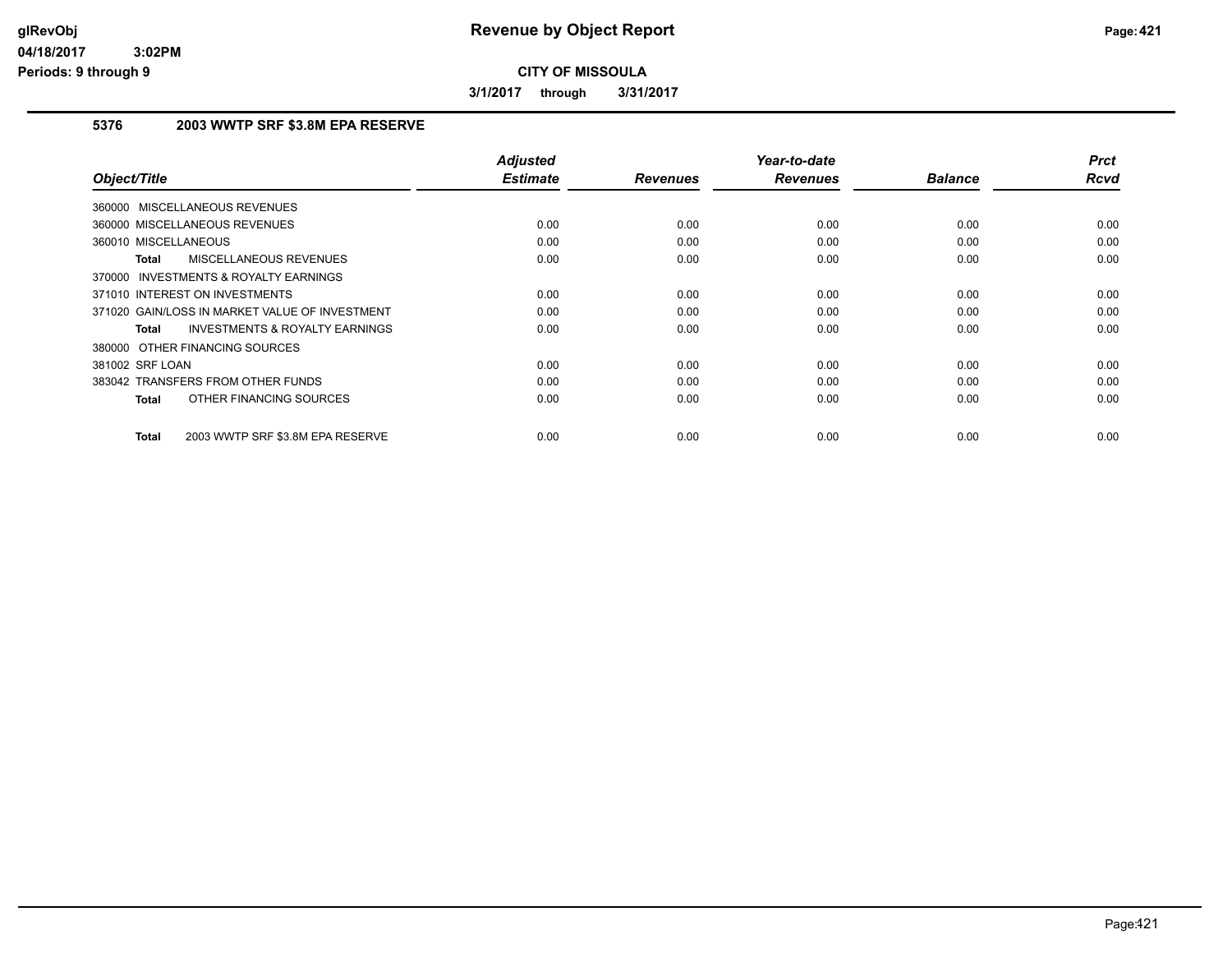# Revenue by Object Report

**CITY OF MISSOULA**

**3/1/2017 through 3/31/2017**

glRevObj
04/18/2017 3:02PM
Periods: 9 through 9

## 5376 2003 WWTP SRF $3.8M EPA RESERVE

| Object/Title | Adjusted Estimate | Revenues | Year-to-date Revenues | Balance | Prct Rcvd |
|---|---|---|---|---|---|
| 360000 MISCELLANEOUS REVENUES | | | | | |
| 360000 MISCELLANEOUS REVENUES | 0.00 | 0.00 | 0.00 | 0.00 | 0.00 |
| 360010 MISCELLANEOUS | 0.00 | 0.00 | 0.00 | 0.00 | 0.00 |
| **Total** MISCELLANEOUS REVENUES | 0.00 | 0.00 | 0.00 | 0.00 | 0.00 |
| 370000 INVESTMENTS & ROYALTY EARNINGS | | | | | |
| 371010 INTEREST ON INVESTMENTS | 0.00 | 0.00 | 0.00 | 0.00 | 0.00 |
| 371020 GAIN/LOSS IN MARKET VALUE OF INVESTMENT | 0.00 | 0.00 | 0.00 | 0.00 | 0.00 |
| **Total** INVESTMENTS & ROYALTY EARNINGS | 0.00 | 0.00 | 0.00 | 0.00 | 0.00 |
| 380000 OTHER FINANCING SOURCES | | | | | |
| 381002 SRF LOAN | 0.00 | 0.00 | 0.00 | 0.00 | 0.00 |
| 383042 TRANSFERS FROM OTHER FUNDS | 0.00 | 0.00 | 0.00 | 0.00 | 0.00 |
| **Total** OTHER FINANCING SOURCES | 0.00 | 0.00 | 0.00 | 0.00 | 0.00 |
| **Total** 2003 WWTP SRF $3.8M EPA RESERVE | 0.00 | 0.00 | 0.00 | 0.00 | 0.00 |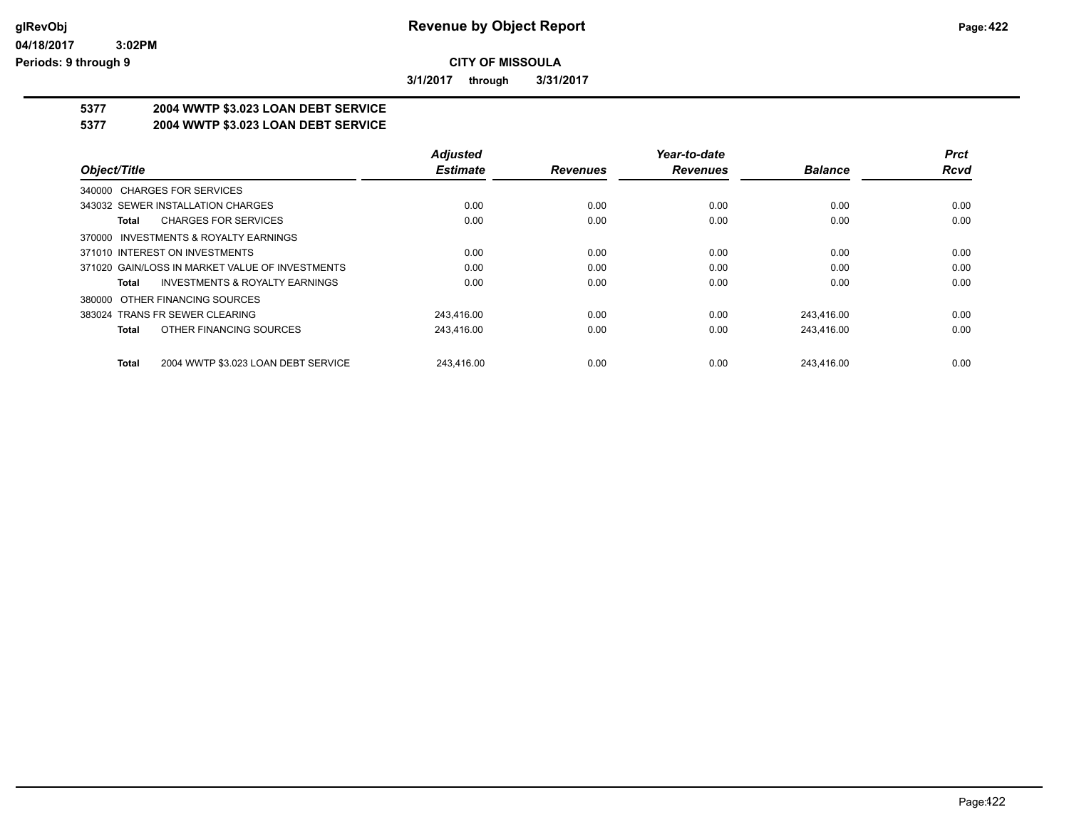# Revenue by Object Report

glRevObj
04/18/2017 3:02PM
Periods: 9 through 9

**CITY OF MISSOULA**

**3/1/2017 through 3/31/2017**

## 5377 2004 WWTP $3.023 LOAN DEBT SERVICE
## 5377 2004 WWTP $3.023 LOAN DEBT SERVICE

| Object/Title | Adjusted Estimate | Revenues | Year-to-date Revenues | Balance | Prct Rcvd |
|---|---|---|---|---|---|
| 340000 CHARGES FOR SERVICES | | | | | |
| 343032 SEWER INSTALLATION CHARGES | 0.00 | 0.00 | 0.00 | 0.00 | 0.00 |
| **Total** CHARGES FOR SERVICES | 0.00 | 0.00 | 0.00 | 0.00 | 0.00 |
| 370000 INVESTMENTS & ROYALTY EARNINGS | | | | | |
| 371010 INTEREST ON INVESTMENTS | 0.00 | 0.00 | 0.00 | 0.00 | 0.00 |
| 371020 GAIN/LOSS IN MARKET VALUE OF INVESTMENTS | 0.00 | 0.00 | 0.00 | 0.00 | 0.00 |
| **Total** INVESTMENTS & ROYALTY EARNINGS | 0.00 | 0.00 | 0.00 | 0.00 | 0.00 |
| 380000 OTHER FINANCING SOURCES | | | | | |
| 383024 TRANS FR SEWER CLEARING | 243,416.00 | 0.00 | 0.00 | 243,416.00 | 0.00 |
| **Total** OTHER FINANCING SOURCES | 243,416.00 | 0.00 | 0.00 | 243,416.00 | 0.00 |
| **Total** 2004 WWTP $3.023 LOAN DEBT SERVICE | 243,416.00 | 0.00 | 0.00 | 243,416.00 | 0.00 |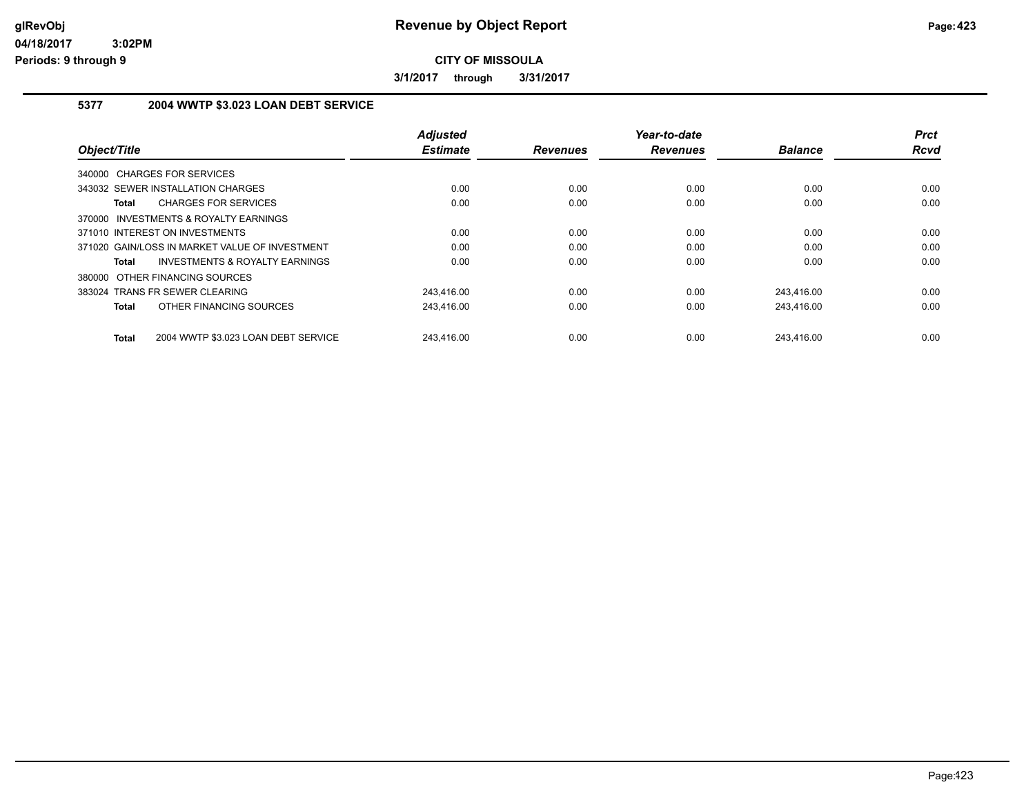# Revenue by Object Report

glRevObj
04/18/2017 3:02PM
Periods: 9 through 9

**CITY OF MISSOULA**

**3/1/2017 through 3/31/2017**

## 5377 2004 WWTP $3.023 LOAN DEBT SERVICE

| Object/Title | Adjusted Estimate | Revenues | Year-to-date Revenues | Balance | Prct Rcvd |
|---|---|---|---|---|---|
| 340000 CHARGES FOR SERVICES | | | | | |
| 343032 SEWER INSTALLATION CHARGES | 0.00 | 0.00 | 0.00 | 0.00 | 0.00 |
| **Total** CHARGES FOR SERVICES | 0.00 | 0.00 | 0.00 | 0.00 | 0.00 |
| 370000 INVESTMENTS & ROYALTY EARNINGS | | | | | |
| 371010 INTEREST ON INVESTMENTS | 0.00 | 0.00 | 0.00 | 0.00 | 0.00 |
| 371020 GAIN/LOSS IN MARKET VALUE OF INVESTMENT | 0.00 | 0.00 | 0.00 | 0.00 | 0.00 |
| **Total** INVESTMENTS & ROYALTY EARNINGS | 0.00 | 0.00 | 0.00 | 0.00 | 0.00 |
| 380000 OTHER FINANCING SOURCES | | | | | |
| 383024 TRANS FR SEWER CLEARING | 243,416.00 | 0.00 | 0.00 | 243,416.00 | 0.00 |
| **Total** OTHER FINANCING SOURCES | 243,416.00 | 0.00 | 0.00 | 243,416.00 | 0.00 |
| **Total** 2004 WWTP $3.023 LOAN DEBT SERVICE | 243,416.00 | 0.00 | 0.00 | 243,416.00 | 0.00 |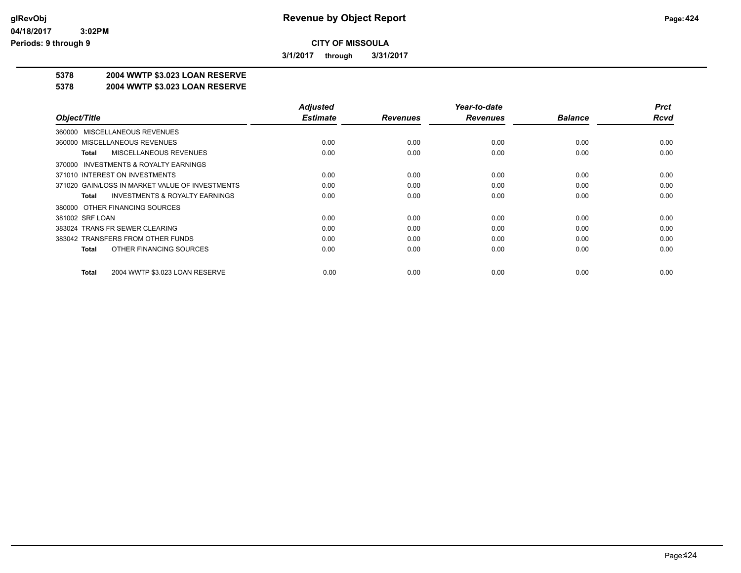# Revenue by Object Report

**CITY OF MISSOULA**

**3/1/2017 through 3/31/2017**

glRevObj
04/18/2017 3:02PM
Periods: 9 through 9

## 5378 2004 WWTP $3.023 LOAN RESERVE
## 5378 2004 WWTP $3.023 LOAN RESERVE

| Object/Title | Adjusted Estimate | Revenues | Year-to-date Revenues | Balance | Prct Rcvd |
|---|---|---|---|---|---|
| 360000 MISCELLANEOUS REVENUES | | | | | |
| 360000 MISCELLANEOUS REVENUES | 0.00 | 0.00 | 0.00 | 0.00 | 0.00 |
| **Total** MISCELLANEOUS REVENUES | 0.00 | 0.00 | 0.00 | 0.00 | 0.00 |
| 370000 INVESTMENTS & ROYALTY EARNINGS | | | | | |
| 371010 INTEREST ON INVESTMENTS | 0.00 | 0.00 | 0.00 | 0.00 | 0.00 |
| 371020 GAIN/LOSS IN MARKET VALUE OF INVESTMENTS | 0.00 | 0.00 | 0.00 | 0.00 | 0.00 |
| **Total** INVESTMENTS & ROYALTY EARNINGS | 0.00 | 0.00 | 0.00 | 0.00 | 0.00 |
| 380000 OTHER FINANCING SOURCES | | | | | |
| 381002 SRF LOAN | 0.00 | 0.00 | 0.00 | 0.00 | 0.00 |
| 383024 TRANS FR SEWER CLEARING | 0.00 | 0.00 | 0.00 | 0.00 | 0.00 |
| 383042 TRANSFERS FROM OTHER FUNDS | 0.00 | 0.00 | 0.00 | 0.00 | 0.00 |
| **Total** OTHER FINANCING SOURCES | 0.00 | 0.00 | 0.00 | 0.00 | 0.00 |
| **Total** 2004 WWTP $3.023 LOAN RESERVE | 0.00 | 0.00 | 0.00 | 0.00 | 0.00 |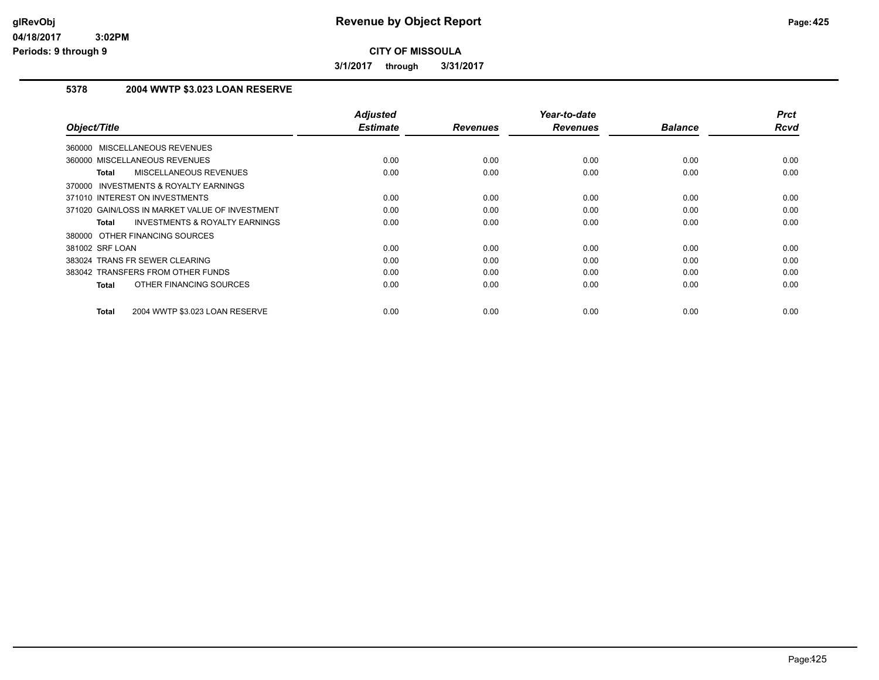# Revenue by Object Report

glRevObj
04/18/2017 3:02PM
Periods: 9 through 9

**CITY OF MISSOULA**

3/1/2017 through 3/31/2017

## 5378 2004 WWTP $3.023 LOAN RESERVE

| Object/Title | Adjusted Estimate | Revenues | Year-to-date Revenues | Balance | Prct Rcvd |
|---|---|---|---|---|---|
| 360000 MISCELLANEOUS REVENUES | | | | | |
| 360000 MISCELLANEOUS REVENUES | 0.00 | 0.00 | 0.00 | 0.00 | 0.00 |
| **Total** MISCELLANEOUS REVENUES | 0.00 | 0.00 | 0.00 | 0.00 | 0.00 |
| 370000 INVESTMENTS & ROYALTY EARNINGS | | | | | |
| 371010 INTEREST ON INVESTMENTS | 0.00 | 0.00 | 0.00 | 0.00 | 0.00 |
| 371020 GAIN/LOSS IN MARKET VALUE OF INVESTMENT | 0.00 | 0.00 | 0.00 | 0.00 | 0.00 |
| **Total** INVESTMENTS & ROYALTY EARNINGS | 0.00 | 0.00 | 0.00 | 0.00 | 0.00 |
| 380000 OTHER FINANCING SOURCES | | | | | |
| 381002 SRF LOAN | 0.00 | 0.00 | 0.00 | 0.00 | 0.00 |
| 383024 TRANS FR SEWER CLEARING | 0.00 | 0.00 | 0.00 | 0.00 | 0.00 |
| 383042 TRANSFERS FROM OTHER FUNDS | 0.00 | 0.00 | 0.00 | 0.00 | 0.00 |
| **Total** OTHER FINANCING SOURCES | 0.00 | 0.00 | 0.00 | 0.00 | 0.00 |
| **Total** 2004 WWTP $3.023 LOAN RESERVE | 0.00 | 0.00 | 0.00 | 0.00 | 0.00 |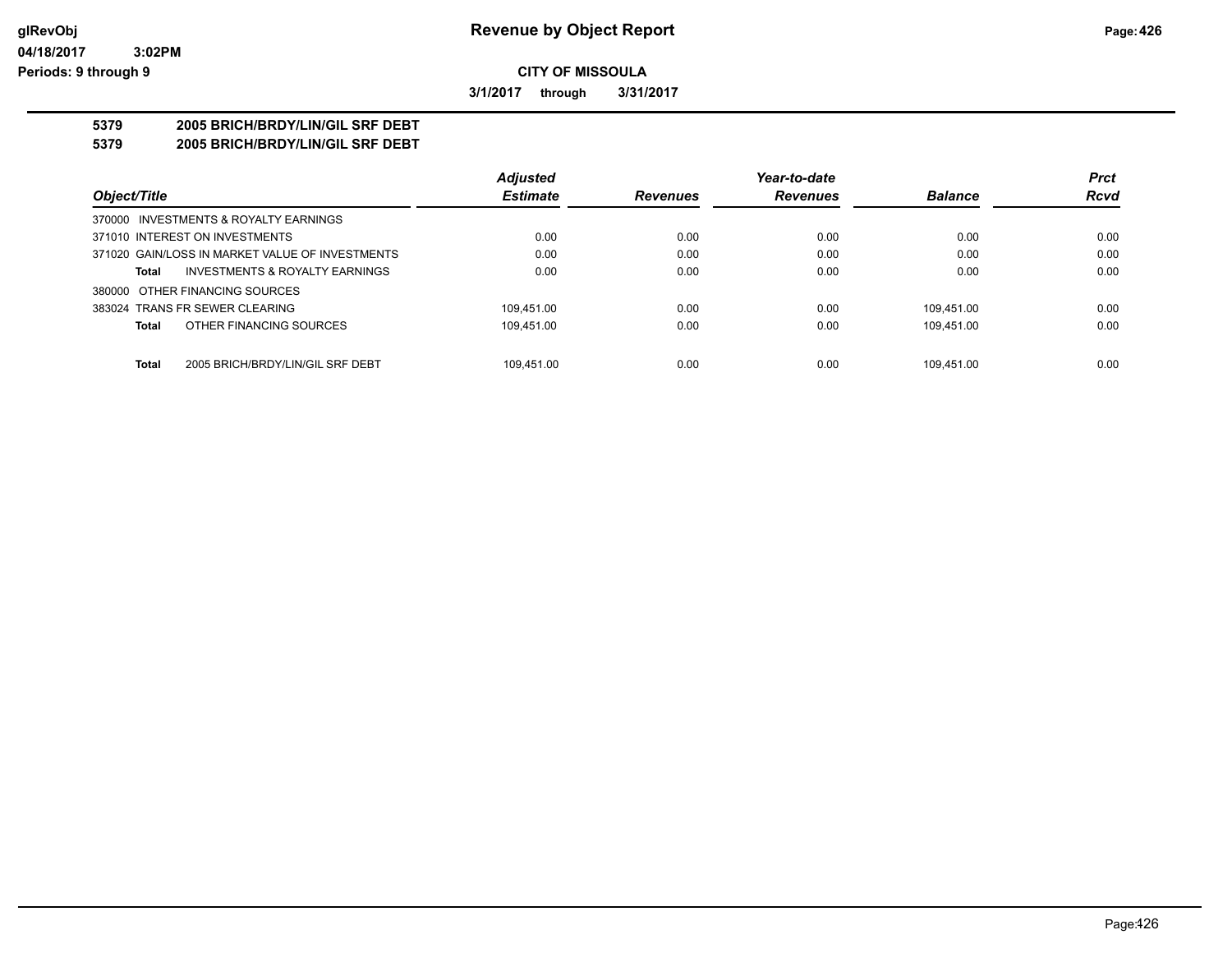# Revenue by Object Report

glRevObj
04/18/2017 3:02PM
Periods: 9 through 9

**CITY OF MISSOULA**

3/1/2017 through 3/31/2017

**5379 2005 BRICH/BRDY/LIN/GIL SRF DEBT**
**5379 2005 BRICH/BRDY/LIN/GIL SRF DEBT**

| Object/Title | Adjusted Estimate | Revenues | Year-to-date Revenues | Balance | Prct Rcvd |
|---|---|---|---|---|---|
| 370000 INVESTMENTS & ROYALTY EARNINGS | | | | | |
| 371010 INTEREST ON INVESTMENTS | 0.00 | 0.00 | 0.00 | 0.00 | 0.00 |
| 371020 GAIN/LOSS IN MARKET VALUE OF INVESTMENTS | 0.00 | 0.00 | 0.00 | 0.00 | 0.00 |
| **Total** INVESTMENTS & ROYALTY EARNINGS | 0.00 | 0.00 | 0.00 | 0.00 | 0.00 |
| 380000 OTHER FINANCING SOURCES | | | | | |
| 383024 TRANS FR SEWER CLEARING | 109,451.00 | 0.00 | 0.00 | 109,451.00 | 0.00 |
| **Total** OTHER FINANCING SOURCES | 109,451.00 | 0.00 | 0.00 | 109,451.00 | 0.00 |
| **Total** 2005 BRICH/BRDY/LIN/GIL SRF DEBT | 109,451.00 | 0.00 | 0.00 | 109,451.00 | 0.00 |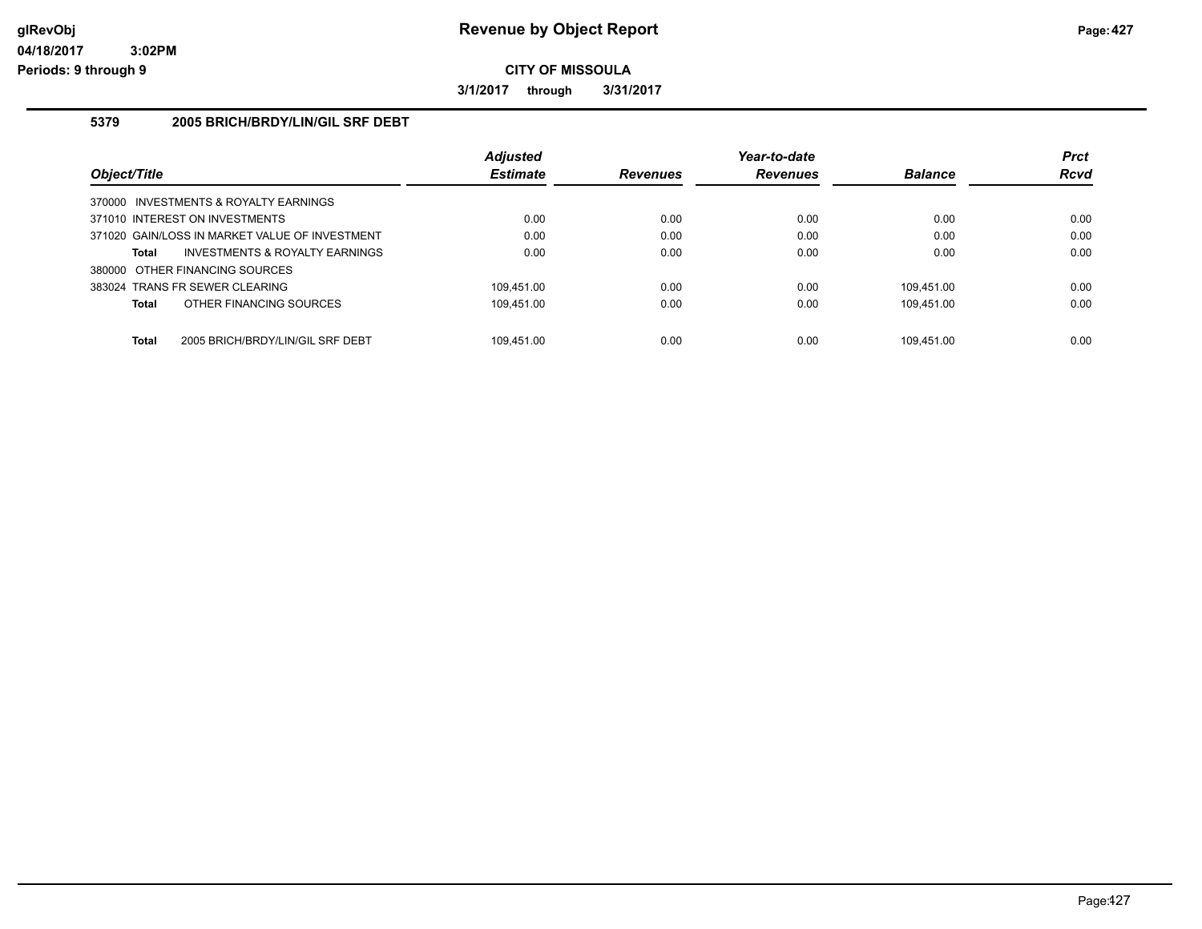# Revenue by Object Report

glRevObj
04/18/2017 3:02PM
Periods: 9 through 9

**CITY OF MISSOULA**

**3/1/2017 through 3/31/2017**

## 5379 2005 BRICH/BRDY/LIN/GIL SRF DEBT

| Object/Title | Adjusted Estimate | Revenues | Year-to-date Revenues | Balance | Prct Rcvd |
|---|---|---|---|---|---|
| 370000 INVESTMENTS & ROYALTY EARNINGS | | | | | |
| 371010 INTEREST ON INVESTMENTS | 0.00 | 0.00 | 0.00 | 0.00 | 0.00 |
| 371020 GAIN/LOSS IN MARKET VALUE OF INVESTMENT | 0.00 | 0.00 | 0.00 | 0.00 | 0.00 |
| **Total** INVESTMENTS & ROYALTY EARNINGS | 0.00 | 0.00 | 0.00 | 0.00 | 0.00 |
| 380000 OTHER FINANCING SOURCES | | | | | |
| 383024 TRANS FR SEWER CLEARING | 109,451.00 | 0.00 | 0.00 | 109,451.00 | 0.00 |
| **Total** OTHER FINANCING SOURCES | 109,451.00 | 0.00 | 0.00 | 109,451.00 | 0.00 |
| **Total** 2005 BRICH/BRDY/LIN/GIL SRF DEBT | 109,451.00 | 0.00 | 0.00 | 109,451.00 | 0.00 |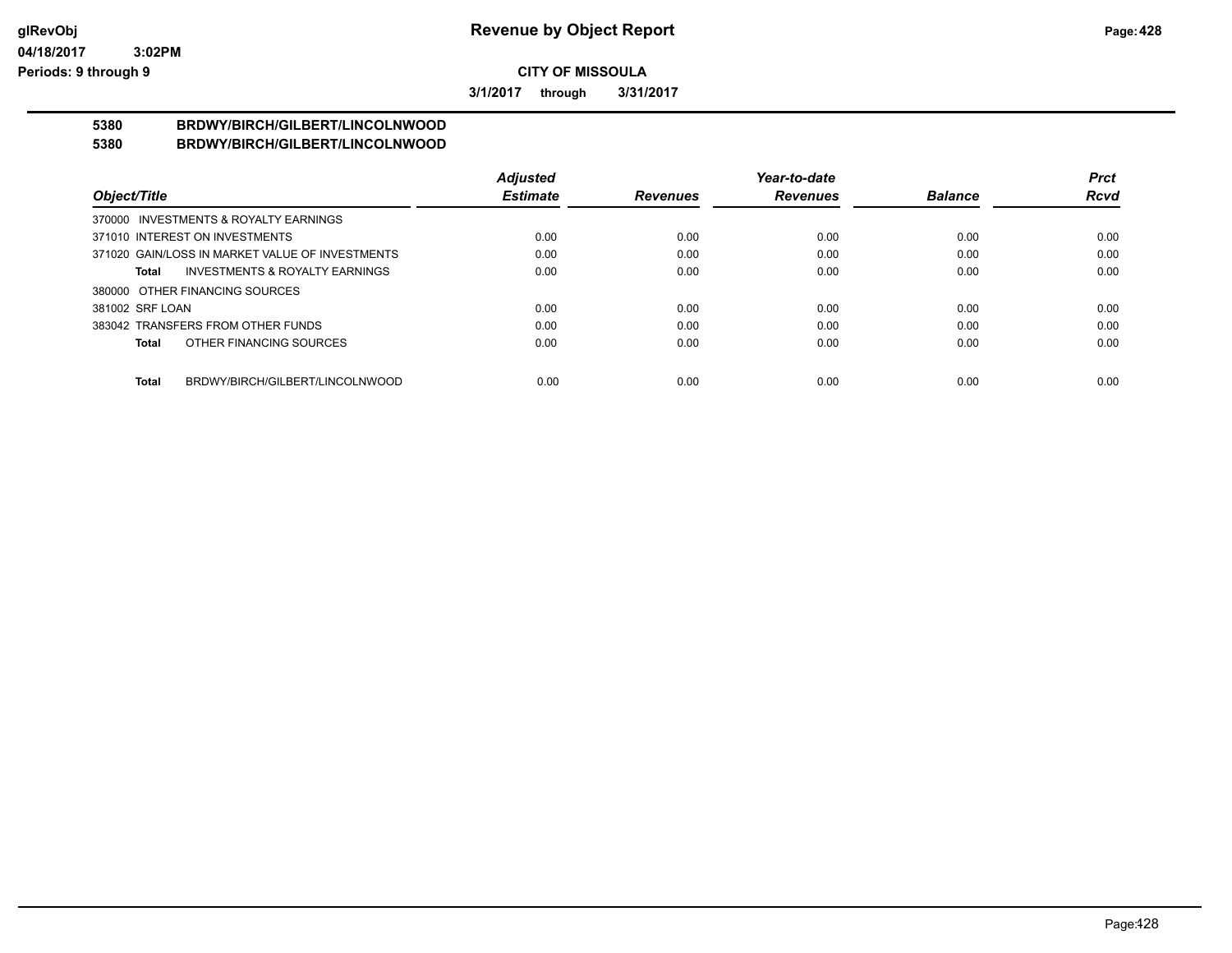# Revenue by Object Report

glRevObj
04/18/2017 3:02PM
Periods: 9 through 9

**CITY OF MISSOULA**

**3/1/2017 through 3/31/2017**

**5380 BRDWY/BIRCH/GILBERT/LINCOLNWOOD**
**5380 BRDWY/BIRCH/GILBERT/LINCOLNWOOD**

| Object/Title | Adjusted Estimate | Revenues | Year-to-date Revenues | Balance | Prct Rcvd |
|---|---|---|---|---|---|
| 370000 INVESTMENTS & ROYALTY EARNINGS | | | | | |
| 371010 INTEREST ON INVESTMENTS | 0.00 | 0.00 | 0.00 | 0.00 | 0.00 |
| 371020 GAIN/LOSS IN MARKET VALUE OF INVESTMENTS | 0.00 | 0.00 | 0.00 | 0.00 | 0.00 |
| **Total** INVESTMENTS & ROYALTY EARNINGS | 0.00 | 0.00 | 0.00 | 0.00 | 0.00 |
| 380000 OTHER FINANCING SOURCES | | | | | |
| 381002 SRF LOAN | 0.00 | 0.00 | 0.00 | 0.00 | 0.00 |
| 383042 TRANSFERS FROM OTHER FUNDS | 0.00 | 0.00 | 0.00 | 0.00 | 0.00 |
| **Total** OTHER FINANCING SOURCES | 0.00 | 0.00 | 0.00 | 0.00 | 0.00 |
| **Total** BRDWY/BIRCH/GILBERT/LINCOLNWOOD | 0.00 | 0.00 | 0.00 | 0.00 | 0.00 |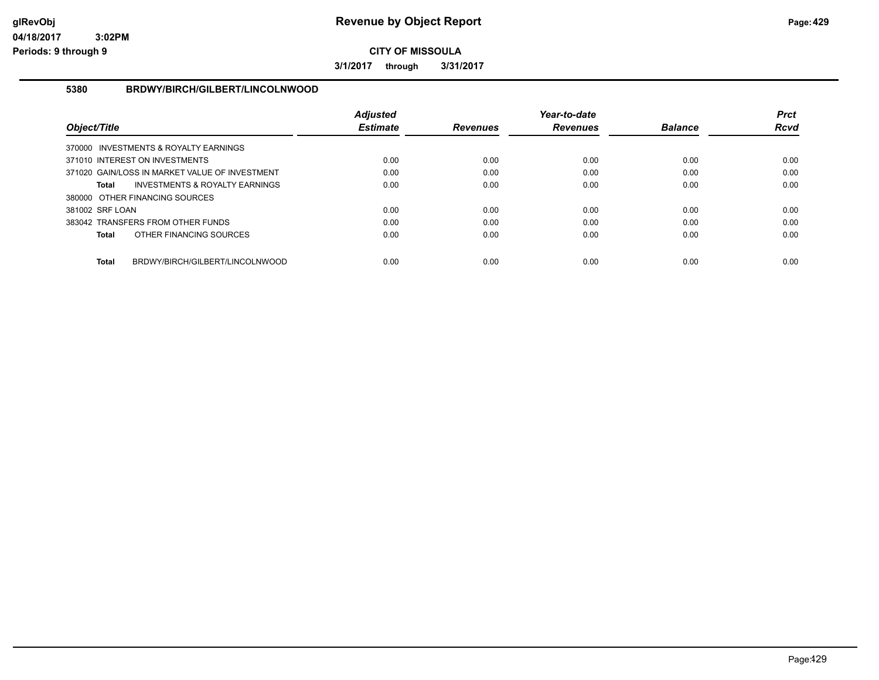# Revenue by Object Report

glRevObj
04/18/2017 3:02PM
Periods: 9 through 9

**CITY OF MISSOULA**

**3/1/2017 through 3/31/2017**

## 5380 BRDWY/BIRCH/GILBERT/LINCOLNWOOD

| Object/Title | Adjusted Estimate | Revenues | Year-to-date Revenues | Balance | Prct Rcvd |
|---|---|---|---|---|---|
| 370000 INVESTMENTS & ROYALTY EARNINGS | | | | | |
| 371010 INTEREST ON INVESTMENTS | 0.00 | 0.00 | 0.00 | 0.00 | 0.00 |
| 371020 GAIN/LOSS IN MARKET VALUE OF INVESTMENT | 0.00 | 0.00 | 0.00 | 0.00 | 0.00 |
| **Total** INVESTMENTS & ROYALTY EARNINGS | 0.00 | 0.00 | 0.00 | 0.00 | 0.00 |
| 380000 OTHER FINANCING SOURCES | | | | | |
| 381002 SRF LOAN | 0.00 | 0.00 | 0.00 | 0.00 | 0.00 |
| 383042 TRANSFERS FROM OTHER FUNDS | 0.00 | 0.00 | 0.00 | 0.00 | 0.00 |
| **Total** OTHER FINANCING SOURCES | 0.00 | 0.00 | 0.00 | 0.00 | 0.00 |
| **Total** BRDWY/BIRCH/GILBERT/LINCOLNWOOD | 0.00 | 0.00 | 0.00 | 0.00 | 0.00 |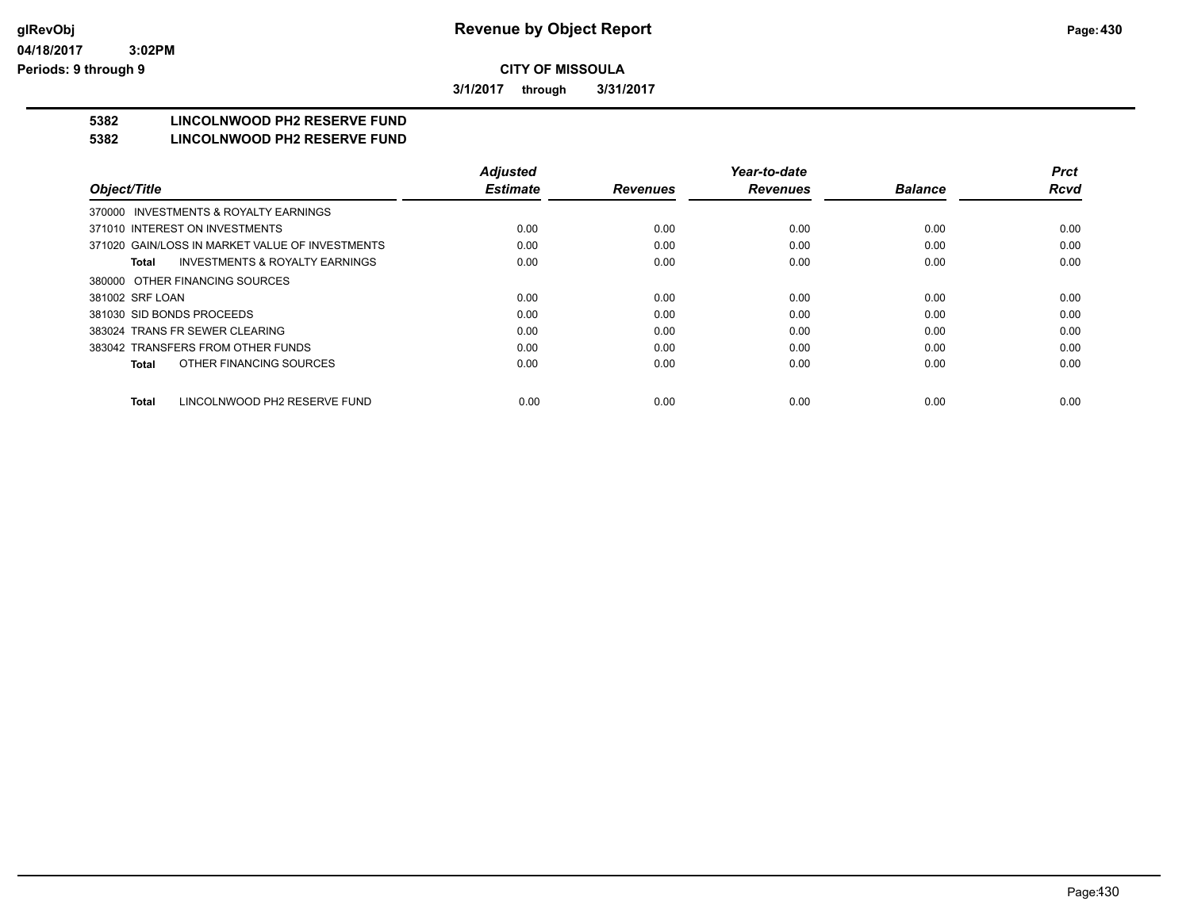**CITY OF MISSOULA**

**3/1/2017 through 3/31/2017**

**5382 LINCOLNWOOD PH2 RESERVE FUND**
**5382 LINCOLNWOOD PH2 RESERVE FUND**

| Object/Title | Adjusted Estimate | Revenues | Year-to-date Revenues | Balance | Prct Rcvd |
|---|---|---|---|---|---|
| 370000 INVESTMENTS & ROYALTY EARNINGS | | | | | |
| 371010 INTEREST ON INVESTMENTS | 0.00 | 0.00 | 0.00 | 0.00 | 0.00 |
| 371020 GAIN/LOSS IN MARKET VALUE OF INVESTMENTS | 0.00 | 0.00 | 0.00 | 0.00 | 0.00 |
| **Total** INVESTMENTS & ROYALTY EARNINGS | 0.00 | 0.00 | 0.00 | 0.00 | 0.00 |
| 380000 OTHER FINANCING SOURCES | | | | | |
| 381002 SRF LOAN | 0.00 | 0.00 | 0.00 | 0.00 | 0.00 |
| 381030 SID BONDS PROCEEDS | 0.00 | 0.00 | 0.00 | 0.00 | 0.00 |
| 383024 TRANS FR SEWER CLEARING | 0.00 | 0.00 | 0.00 | 0.00 | 0.00 |
| 383042 TRANSFERS FROM OTHER FUNDS | 0.00 | 0.00 | 0.00 | 0.00 | 0.00 |
| **Total** OTHER FINANCING SOURCES | 0.00 | 0.00 | 0.00 | 0.00 | 0.00 |
| **Total** LINCOLNWOOD PH2 RESERVE FUND | 0.00 | 0.00 | 0.00 | 0.00 | 0.00 |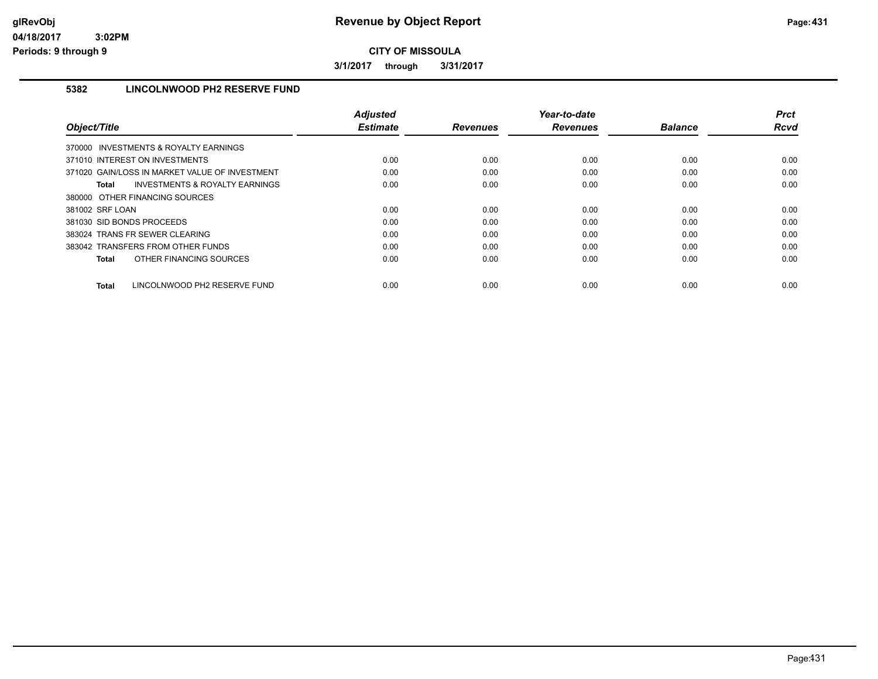# Revenue by Object Report

**CITY OF MISSOULA**

**3/1/2017 through 3/31/2017**

glRevObj
04/18/2017 3:02PM
Periods: 9 through 9

## 5382 LINCOLNWOOD PH2 RESERVE FUND

| Object/Title | Adjusted Estimate | Revenues | Year-to-date Revenues | Balance | Prct Rcvd |
|---|---|---|---|---|---|
| 370000 INVESTMENTS & ROYALTY EARNINGS | | | | | |
| 371010 INTEREST ON INVESTMENTS | 0.00 | 0.00 | 0.00 | 0.00 | 0.00 |
| 371020 GAIN/LOSS IN MARKET VALUE OF INVESTMENT | 0.00 | 0.00 | 0.00 | 0.00 | 0.00 |
| **Total** INVESTMENTS & ROYALTY EARNINGS | 0.00 | 0.00 | 0.00 | 0.00 | 0.00 |
| 380000 OTHER FINANCING SOURCES | | | | | |
| 381002 SRF LOAN | 0.00 | 0.00 | 0.00 | 0.00 | 0.00 |
| 381030 SID BONDS PROCEEDS | 0.00 | 0.00 | 0.00 | 0.00 | 0.00 |
| 383024 TRANS FR SEWER CLEARING | 0.00 | 0.00 | 0.00 | 0.00 | 0.00 |
| 383042 TRANSFERS FROM OTHER FUNDS | 0.00 | 0.00 | 0.00 | 0.00 | 0.00 |
| **Total** OTHER FINANCING SOURCES | 0.00 | 0.00 | 0.00 | 0.00 | 0.00 |
| **Total** LINCOLNWOOD PH2 RESERVE FUND | 0.00 | 0.00 | 0.00 | 0.00 | 0.00 |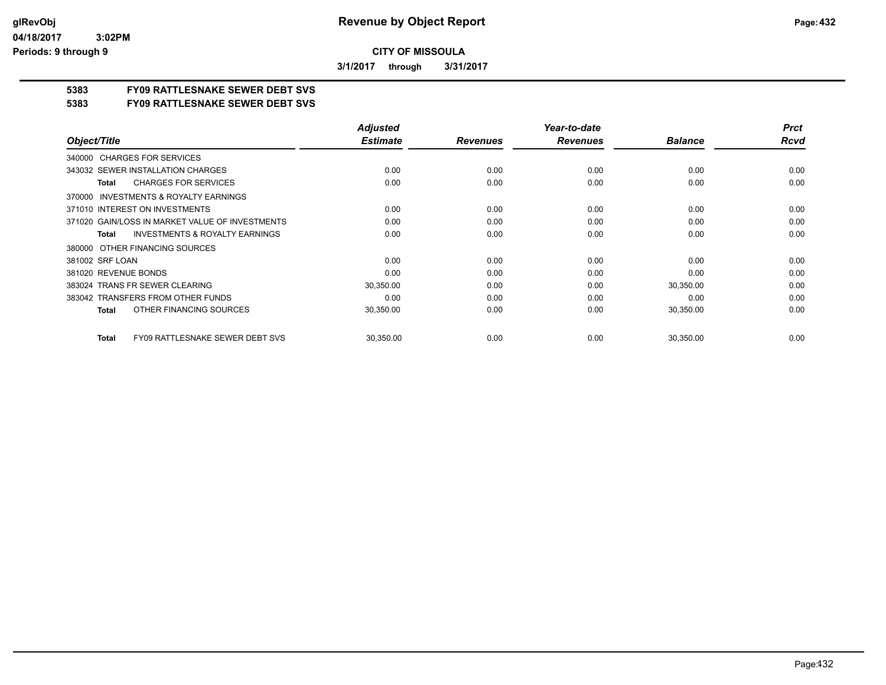**glRevObj**
**04/18/2017 3:02PM**
**Periods: 9 through 9**

# Revenue by Object Report

**CITY OF MISSOULA**

**3/1/2017 through 3/31/2017**

## 5383 FY09 RATTLESNAKE SEWER DEBT SVS
## 5383 FY09 RATTLESNAKE SEWER DEBT SVS

| Object/Title | Adjusted Estimate | Revenues | Year-to-date Revenues | Balance | Prct Rcvd |
|---|---|---|---|---|---|
| 340000 CHARGES FOR SERVICES | | | | | |
| 343032 SEWER INSTALLATION CHARGES | 0.00 | 0.00 | 0.00 | 0.00 | 0.00 |
| **Total** CHARGES FOR SERVICES | 0.00 | 0.00 | 0.00 | 0.00 | 0.00 |
| 370000 INVESTMENTS & ROYALTY EARNINGS | | | | | |
| 371010 INTEREST ON INVESTMENTS | 0.00 | 0.00 | 0.00 | 0.00 | 0.00 |
| 371020 GAIN/LOSS IN MARKET VALUE OF INVESTMENTS | 0.00 | 0.00 | 0.00 | 0.00 | 0.00 |
| **Total** INVESTMENTS & ROYALTY EARNINGS | 0.00 | 0.00 | 0.00 | 0.00 | 0.00 |
| 380000 OTHER FINANCING SOURCES | | | | | |
| 381002 SRF LOAN | 0.00 | 0.00 | 0.00 | 0.00 | 0.00 |
| 381020 REVENUE BONDS | 0.00 | 0.00 | 0.00 | 0.00 | 0.00 |
| 383024 TRANS FR SEWER CLEARING | 30,350.00 | 0.00 | 0.00 | 30,350.00 | 0.00 |
| 383042 TRANSFERS FROM OTHER FUNDS | 0.00 | 0.00 | 0.00 | 0.00 | 0.00 |
| **Total** OTHER FINANCING SOURCES | 30,350.00 | 0.00 | 0.00 | 30,350.00 | 0.00 |
| **Total** FY09 RATTLESNAKE SEWER DEBT SVS | 30,350.00 | 0.00 | 0.00 | 30,350.00 | 0.00 |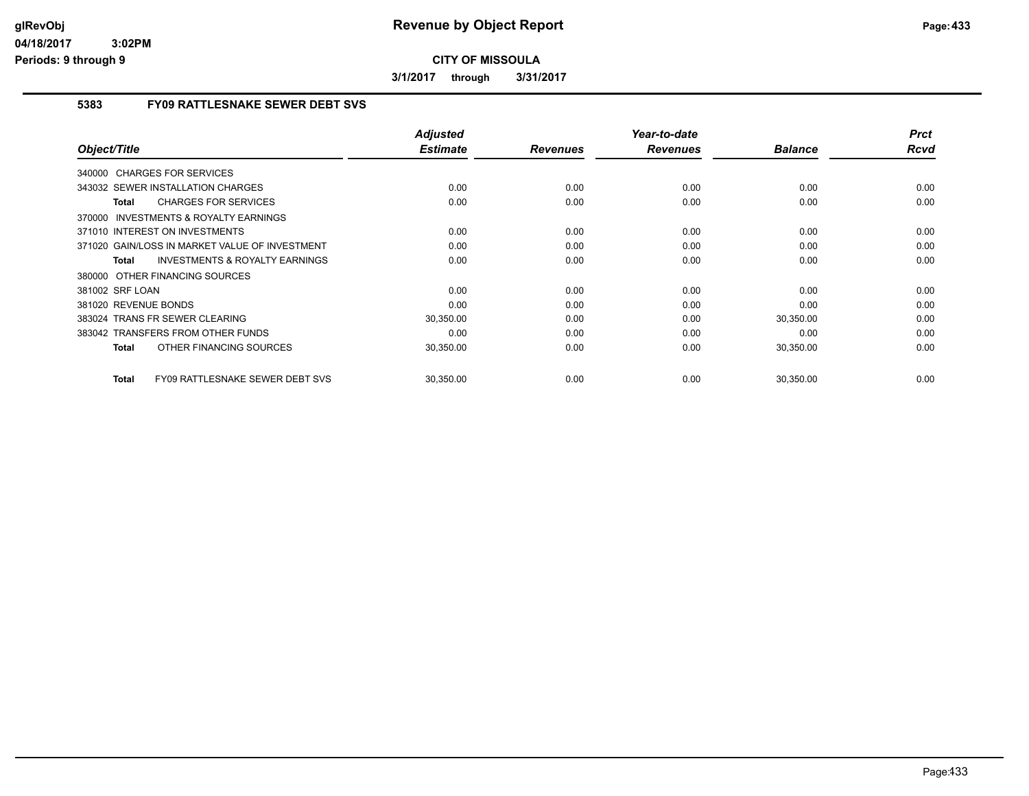**Revenue by Object Report**

**CITY OF MISSOULA**

**3/1/2017 through 3/31/2017**

glRevObj
04/18/2017 3:02PM
Periods: 9 through 9

## 5383 FY09 RATTLESNAKE SEWER DEBT SVS

| Object/Title | Adjusted Estimate | Revenues | Year-to-date Revenues | Balance | Prct Rcvd |
|---|---|---|---|---|---|
| 340000 CHARGES FOR SERVICES | | | | | |
| 343032 SEWER INSTALLATION CHARGES | 0.00 | 0.00 | 0.00 | 0.00 | 0.00 |
| **Total** CHARGES FOR SERVICES | 0.00 | 0.00 | 0.00 | 0.00 | 0.00 |
| 370000 INVESTMENTS & ROYALTY EARNINGS | | | | | |
| 371010 INTEREST ON INVESTMENTS | 0.00 | 0.00 | 0.00 | 0.00 | 0.00 |
| 371020 GAIN/LOSS IN MARKET VALUE OF INVESTMENT | 0.00 | 0.00 | 0.00 | 0.00 | 0.00 |
| **Total** INVESTMENTS & ROYALTY EARNINGS | 0.00 | 0.00 | 0.00 | 0.00 | 0.00 |
| 380000 OTHER FINANCING SOURCES | | | | | |
| 381002 SRF LOAN | 0.00 | 0.00 | 0.00 | 0.00 | 0.00 |
| 381020 REVENUE BONDS | 0.00 | 0.00 | 0.00 | 0.00 | 0.00 |
| 383024 TRANS FR SEWER CLEARING | 30,350.00 | 0.00 | 0.00 | 30,350.00 | 0.00 |
| 383042 TRANSFERS FROM OTHER FUNDS | 0.00 | 0.00 | 0.00 | 0.00 | 0.00 |
| **Total** OTHER FINANCING SOURCES | 30,350.00 | 0.00 | 0.00 | 30,350.00 | 0.00 |
| **Total** FY09 RATTLESNAKE SEWER DEBT SVS | 30,350.00 | 0.00 | 0.00 | 30,350.00 | 0.00 |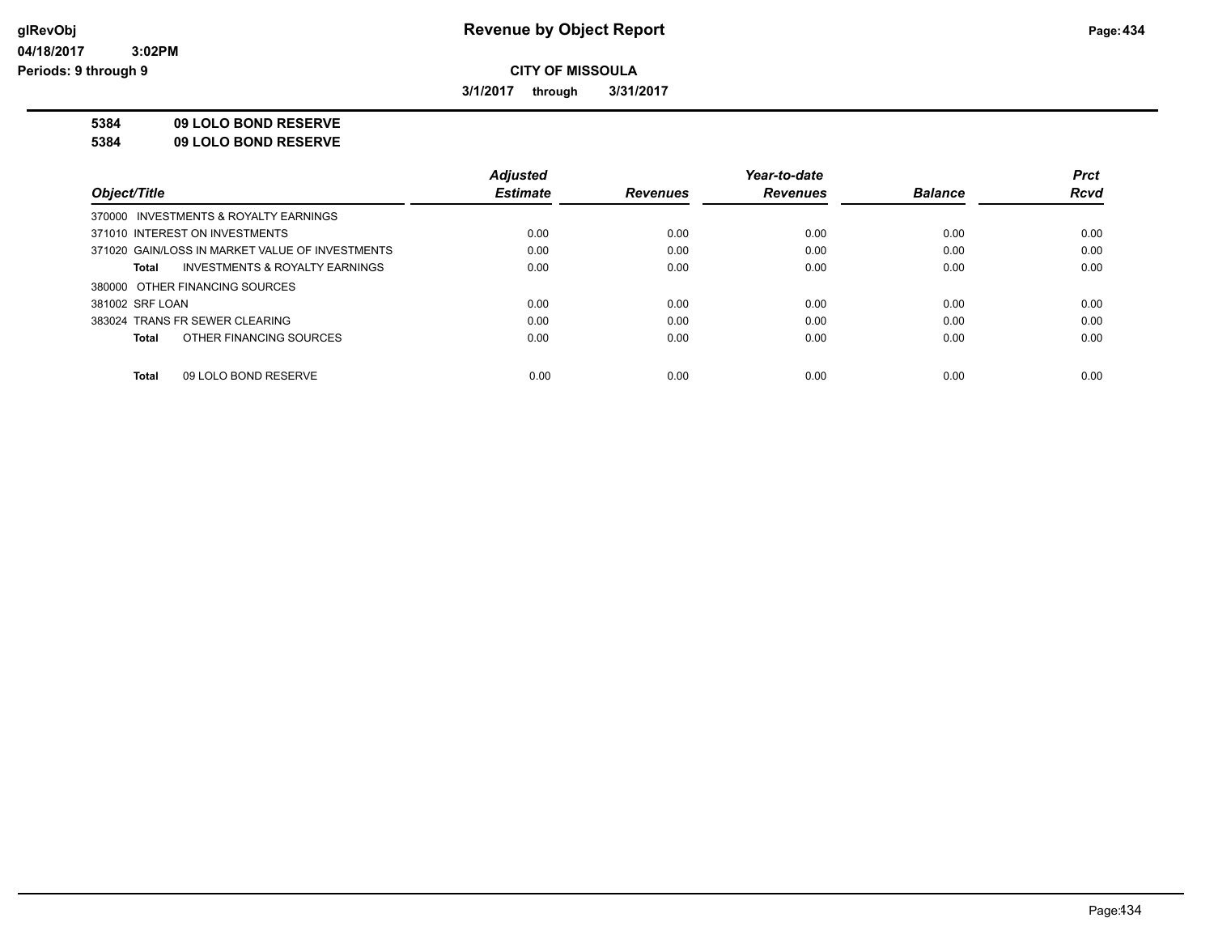**Revenue by Object Report**

**CITY OF MISSOULA**

**3/1/2017 through 3/31/2017**

**5384 09 LOLO BOND RESERVE**

**5384 09 LOLO BOND RESERVE**

| Object/Title | Adjusted Estimate | Revenues | Year-to-date Revenues | Balance | Prct Rcvd |
|---|---|---|---|---|---|
| 370000 INVESTMENTS & ROYALTY EARNINGS | | | | | |
| 371010 INTEREST ON INVESTMENTS | 0.00 | 0.00 | 0.00 | 0.00 | 0.00 |
| 371020 GAIN/LOSS IN MARKET VALUE OF INVESTMENTS | 0.00 | 0.00 | 0.00 | 0.00 | 0.00 |
| **Total** INVESTMENTS & ROYALTY EARNINGS | 0.00 | 0.00 | 0.00 | 0.00 | 0.00 |
| 380000 OTHER FINANCING SOURCES | | | | | |
| 381002 SRF LOAN | 0.00 | 0.00 | 0.00 | 0.00 | 0.00 |
| 383024 TRANS FR SEWER CLEARING | 0.00 | 0.00 | 0.00 | 0.00 | 0.00 |
| **Total** OTHER FINANCING SOURCES | 0.00 | 0.00 | 0.00 | 0.00 | 0.00 |
| **Total** 09 LOLO BOND RESERVE | 0.00 | 0.00 | 0.00 | 0.00 | 0.00 |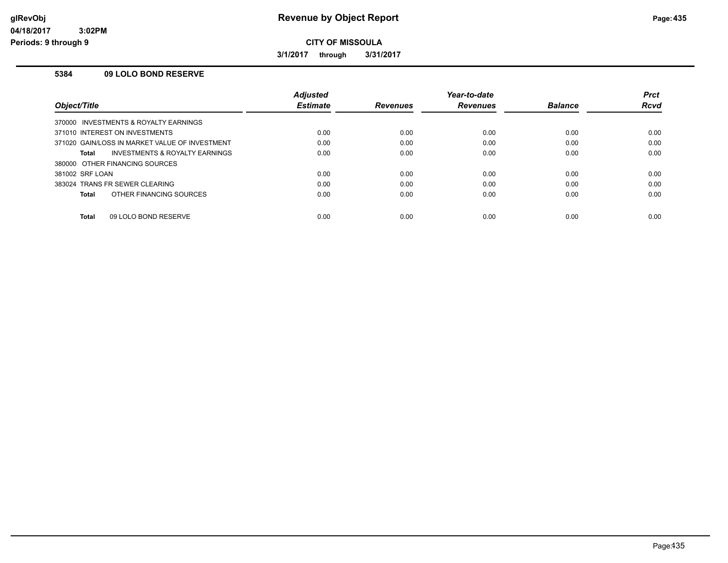# Revenue by Object Report

glRevObj
04/18/2017 3:02PM
Periods: 9 through 9

**CITY OF MISSOULA**

**3/1/2017 through 3/31/2017**

### 5384 09 LOLO BOND RESERVE

| Object/Title | Adjusted Estimate | Revenues | Year-to-date Revenues | Balance | Prct Rcvd |
|---|---|---|---|---|---|
| 370000 INVESTMENTS & ROYALTY EARNINGS | | | | | |
| 371010 INTEREST ON INVESTMENTS | 0.00 | 0.00 | 0.00 | 0.00 | 0.00 |
| 371020 GAIN/LOSS IN MARKET VALUE OF INVESTMENT | 0.00 | 0.00 | 0.00 | 0.00 | 0.00 |
| **Total** INVESTMENTS & ROYALTY EARNINGS | 0.00 | 0.00 | 0.00 | 0.00 | 0.00 |
| 380000 OTHER FINANCING SOURCES | | | | | |
| 381002 SRF LOAN | 0.00 | 0.00 | 0.00 | 0.00 | 0.00 |
| 383024 TRANS FR SEWER CLEARING | 0.00 | 0.00 | 0.00 | 0.00 | 0.00 |
| **Total** OTHER FINANCING SOURCES | 0.00 | 0.00 | 0.00 | 0.00 | 0.00 |
| **Total** 09 LOLO BOND RESERVE | 0.00 | 0.00 | 0.00 | 0.00 | 0.00 |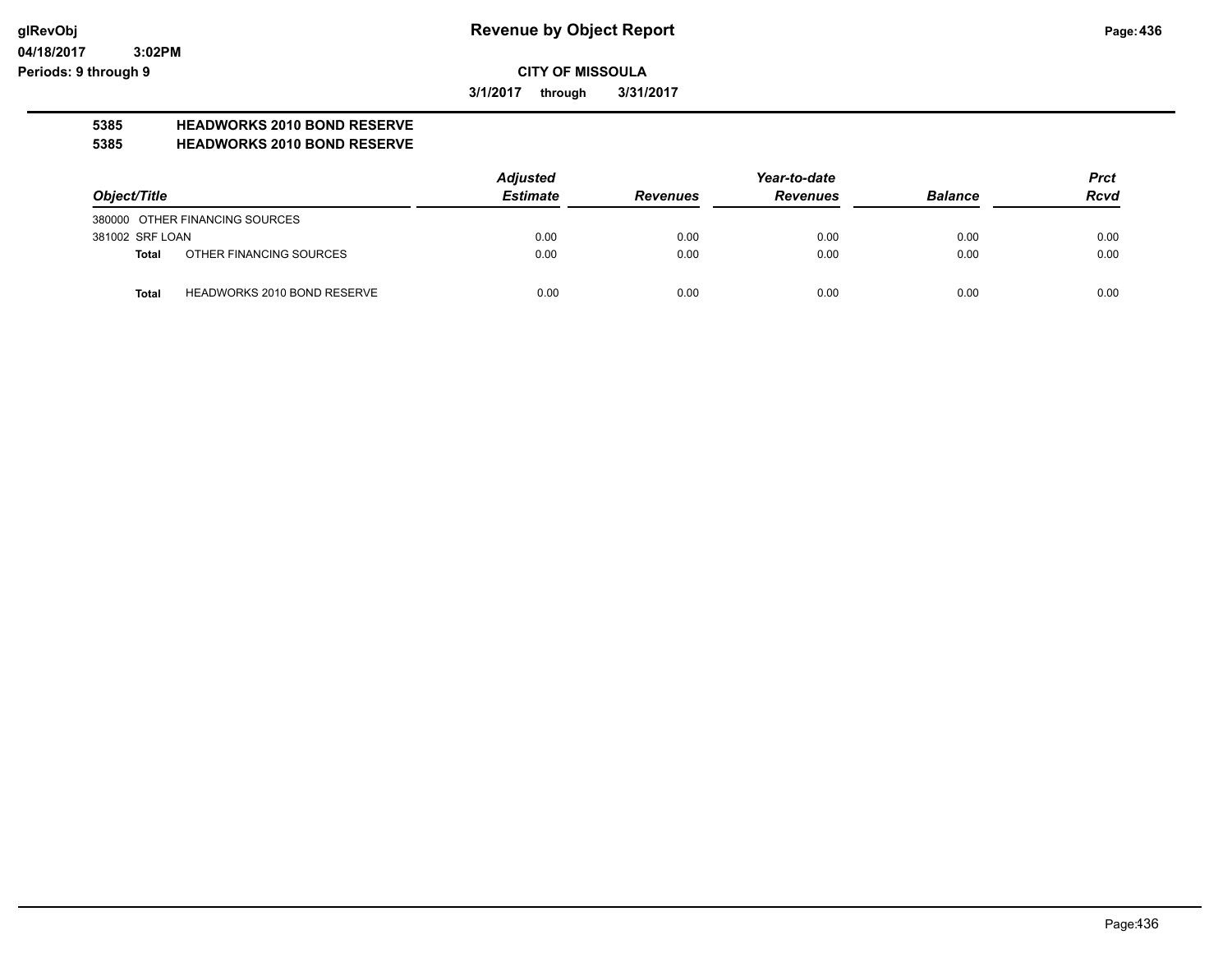**glRevObj**
**04/18/2017 3:02PM**
**Periods: 9 through 9**

# Revenue by Object Report

**CITY OF MISSOULA**

**3/1/2017 through 3/31/2017**

**5385 HEADWORKS 2010 BOND RESERVE**
**5385 HEADWORKS 2010 BOND RESERVE**

| *Object/Title* | *Adjusted Estimate* | *Revenues* | *Year-to-date Revenues* | *Balance* | *Prct Rcvd* |
|---|---|---|---|---|---|
| 380000 OTHER FINANCING SOURCES | | | | | |
| 381002 SRF LOAN | 0.00 | 0.00 | 0.00 | 0.00 | 0.00 |
| **Total** OTHER FINANCING SOURCES | 0.00 | 0.00 | 0.00 | 0.00 | 0.00 |
| **Total** HEADWORKS 2010 BOND RESERVE | 0.00 | 0.00 | 0.00 | 0.00 | 0.00 |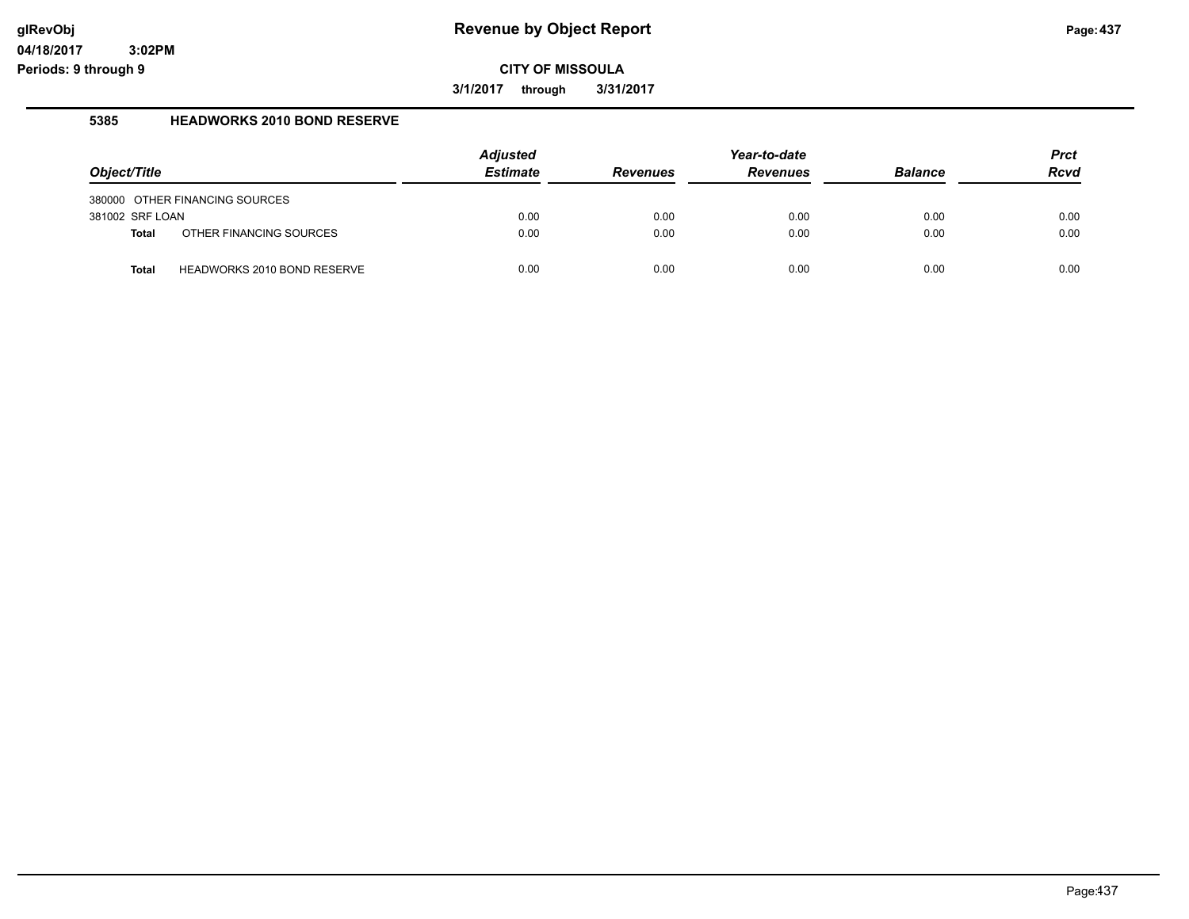# Revenue by Object Report

glRevObj
04/18/2017 3:02PM
Periods: 9 through 9

**CITY OF MISSOULA**

**3/1/2017 through 3/31/2017**

### 5385 HEADWORKS 2010 BOND RESERVE

| Object/Title | | Adjusted Estimate | Revenues | Year-to-date Revenues | Balance | Prct Rcvd |
|---|---|---|---|---|---|---|
| 380000 OTHER FINANCING SOURCES | | | | | | |
| 381002 SRF LOAN | | 0.00 | 0.00 | 0.00 | 0.00 | 0.00 |
| **Total** | OTHER FINANCING SOURCES | 0.00 | 0.00 | 0.00 | 0.00 | 0.00 |
| **Total** | HEADWORKS 2010 BOND RESERVE | 0.00 | 0.00 | 0.00 | 0.00 | 0.00 |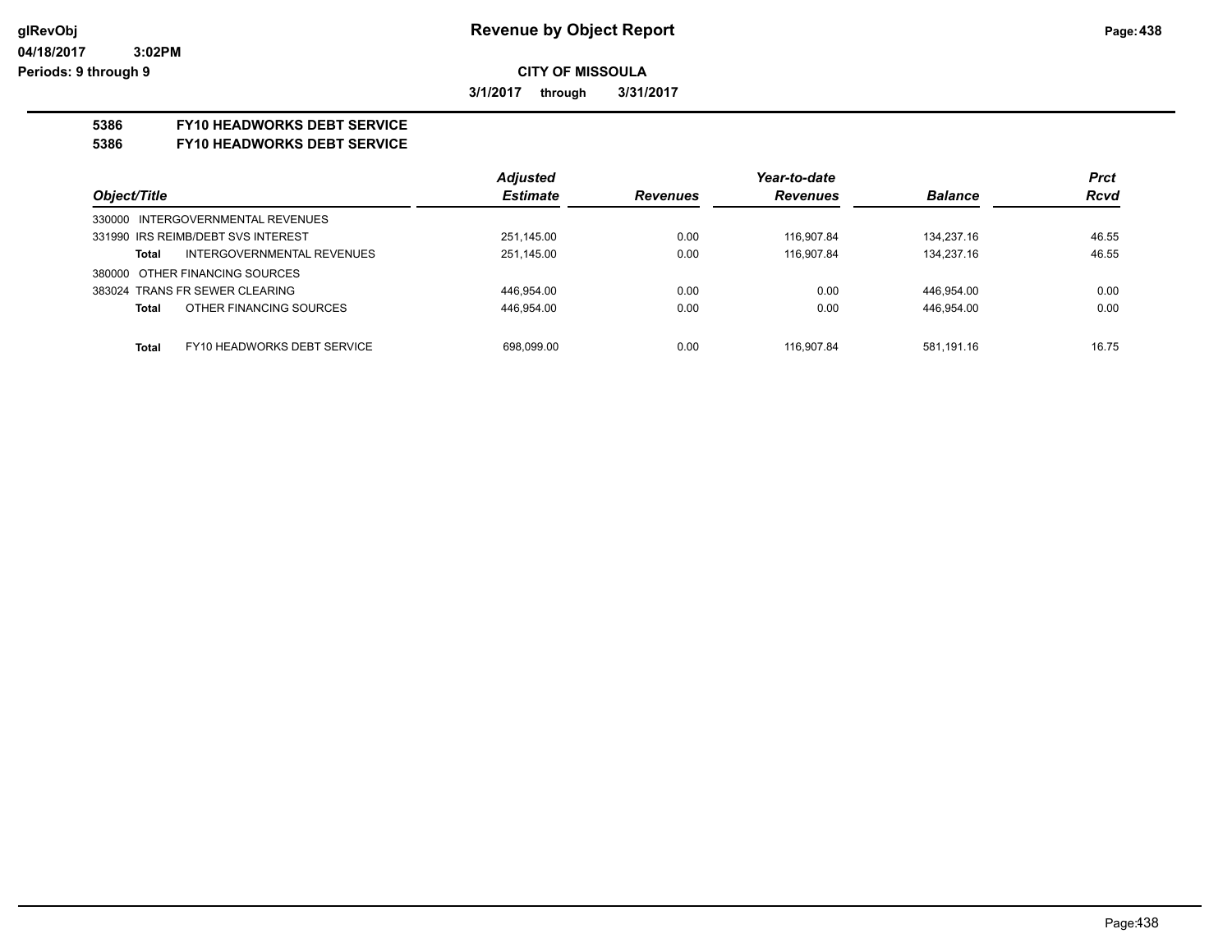# Revenue by Object Report

**CITY OF MISSOULA**

**3/1/2017 through 3/31/2017**

glRevObj
04/18/2017 3:02PM
Periods: 9 through 9

**5386 FY10 HEADWORKS DEBT SERVICE**
**5386 FY10 HEADWORKS DEBT SERVICE**

| Object/Title | | Adjusted Estimate | Revenues | Year-to-date Revenues | Balance | Prct Rcvd |
|---|---|---|---|---|---|---|
| 330000 INTERGOVERNMENTAL REVENUES | | | | | | |
| 331990 IRS REIMB/DEBT SVS INTEREST | | 251,145.00 | 0.00 | 116,907.84 | 134,237.16 | 46.55 |
| Total | INTERGOVERNMENTAL REVENUES | 251,145.00 | 0.00 | 116,907.84 | 134,237.16 | 46.55 |
| 380000 OTHER FINANCING SOURCES | | | | | | |
| 383024 TRANS FR SEWER CLEARING | | 446,954.00 | 0.00 | 0.00 | 446,954.00 | 0.00 |
| Total | OTHER FINANCING SOURCES | 446,954.00 | 0.00 | 0.00 | 446,954.00 | 0.00 |
| Total | FY10 HEADWORKS DEBT SERVICE | 698,099.00 | 0.00 | 116,907.84 | 581,191.16 | 16.75 |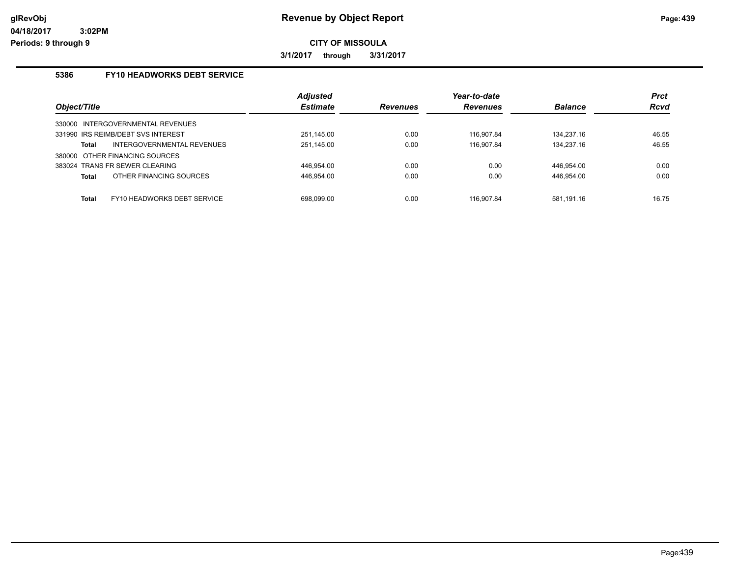# Revenue by Object Report

glRevObj
04/18/2017 3:02PM
Periods: 9 through 9

**CITY OF MISSOULA**

**3/1/2017 through 3/31/2017**

## 5386 FY10 HEADWORKS DEBT SERVICE

| Object/Title | Adjusted Estimate | Revenues | Year-to-date Revenues | Balance | Prct Rcvd |
|---|---|---|---|---|---|
| 330000 INTERGOVERNMENTAL REVENUES | | | | | |
| 331990 IRS REIMB/DEBT SVS INTEREST | 251,145.00 | 0.00 | 116,907.84 | 134,237.16 | 46.55 |
| **Total** INTERGOVERNMENTAL REVENUES | 251,145.00 | 0.00 | 116,907.84 | 134,237.16 | 46.55 |
| 380000 OTHER FINANCING SOURCES | | | | | |
| 383024 TRANS FR SEWER CLEARING | 446,954.00 | 0.00 | 0.00 | 446,954.00 | 0.00 |
| **Total** OTHER FINANCING SOURCES | 446,954.00 | 0.00 | 0.00 | 446,954.00 | 0.00 |
| **Total** FY10 HEADWORKS DEBT SERVICE | 698,099.00 | 0.00 | 116,907.84 | 581,191.16 | 16.75 |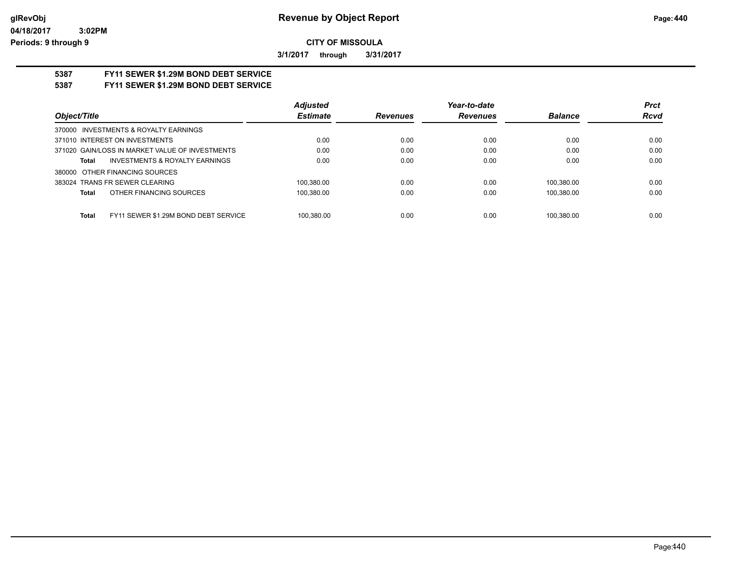**Revenue by Object Report**

glRevObj
04/18/2017 3:02PM
Periods: 9 through 9

**CITY OF MISSOULA**

3/1/2017 through 3/31/2017

### 5387 FY11 SEWER $1.29M BOND DEBT SERVICE
### 5387 FY11 SEWER $1.29M BOND DEBT SERVICE

| Object/Title | Adjusted Estimate | Revenues | Year-to-date Revenues | Balance | Prct Rcvd |
|---|---|---|---|---|---|
| 370000 INVESTMENTS & ROYALTY EARNINGS | | | | | |
| 371010 INTEREST ON INVESTMENTS | 0.00 | 0.00 | 0.00 | 0.00 | 0.00 |
| 371020 GAIN/LOSS IN MARKET VALUE OF INVESTMENTS | 0.00 | 0.00 | 0.00 | 0.00 | 0.00 |
| **Total** INVESTMENTS & ROYALTY EARNINGS | 0.00 | 0.00 | 0.00 | 0.00 | 0.00 |
| 380000 OTHER FINANCING SOURCES | | | | | |
| 383024 TRANS FR SEWER CLEARING | 100,380.00 | 0.00 | 0.00 | 100,380.00 | 0.00 |
| **Total** OTHER FINANCING SOURCES | 100,380.00 | 0.00 | 0.00 | 100,380.00 | 0.00 |
| **Total** FY11 SEWER $1.29M BOND DEBT SERVICE | 100,380.00 | 0.00 | 0.00 | 100,380.00 | 0.00 |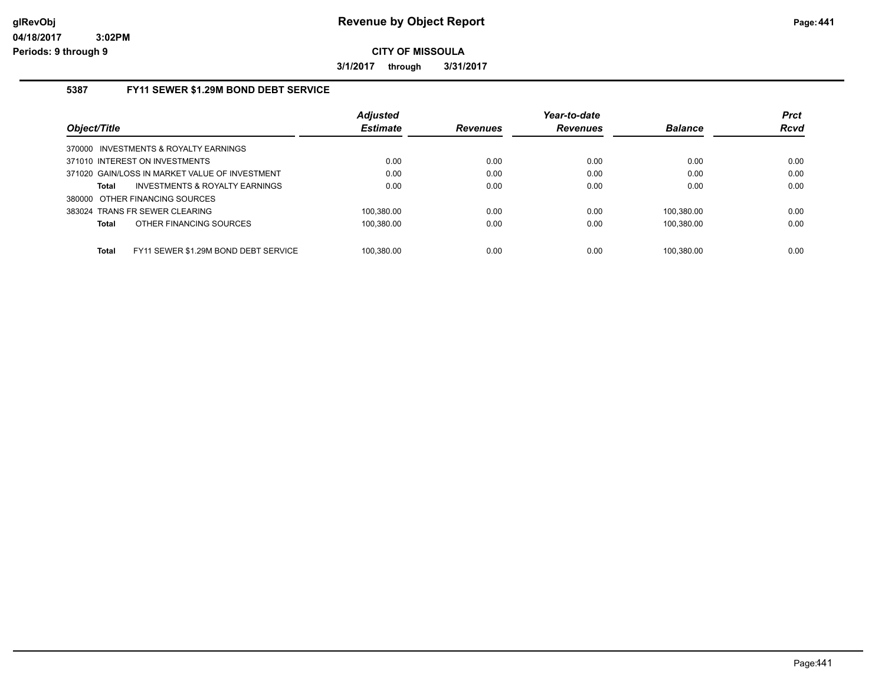**Revenue by Object Report**

**CITY OF MISSOULA**

**3/1/2017 through 3/31/2017**

### 5387 FY11 SEWER $1.29M BOND DEBT SERVICE

| Object/Title | Adjusted Estimate | Revenues | Year-to-date Revenues | Balance | Prct Rcvd |
|---|---|---|---|---|---|
| 370000 INVESTMENTS & ROYALTY EARNINGS | | | | | |
| 371010 INTEREST ON INVESTMENTS | 0.00 | 0.00 | 0.00 | 0.00 | 0.00 |
| 371020 GAIN/LOSS IN MARKET VALUE OF INVESTMENT | 0.00 | 0.00 | 0.00 | 0.00 | 0.00 |
| **Total** INVESTMENTS & ROYALTY EARNINGS | 0.00 | 0.00 | 0.00 | 0.00 | 0.00 |
| 380000 OTHER FINANCING SOURCES | | | | | |
| 383024 TRANS FR SEWER CLEARING | 100,380.00 | 0.00 | 0.00 | 100,380.00 | 0.00 |
| **Total** OTHER FINANCING SOURCES | 100,380.00 | 0.00 | 0.00 | 100,380.00 | 0.00 |
| **Total** FY11 SEWER $1.29M BOND DEBT SERVICE | 100,380.00 | 0.00 | 0.00 | 100,380.00 | 0.00 |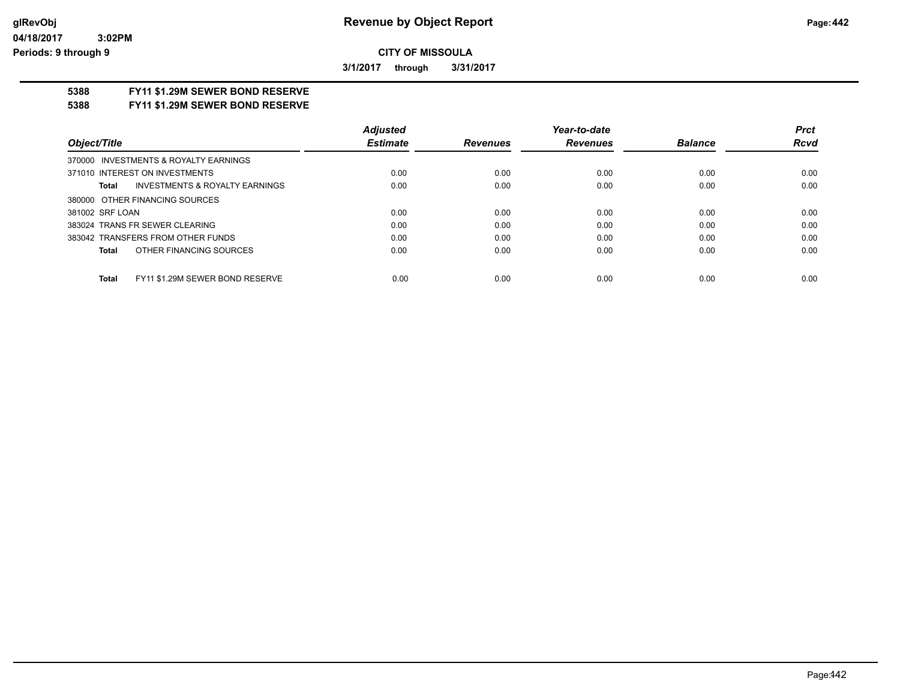**CITY OF MISSOULA**

**3/1/2017 through 3/31/2017**

**5388 FY11 $1.29M SEWER BOND RESERVE**

**5388 FY11 $1.29M SEWER BOND RESERVE**

| Object/Title | Adjusted Estimate | Revenues | Year-to-date Revenues | Balance | Prct Rcvd |
|---|---|---|---|---|---|
| 370000 INVESTMENTS & ROYALTY EARNINGS | | | | | |
| 371010 INTEREST ON INVESTMENTS | 0.00 | 0.00 | 0.00 | 0.00 | 0.00 |
| **Total** INVESTMENTS & ROYALTY EARNINGS | 0.00 | 0.00 | 0.00 | 0.00 | 0.00 |
| 380000 OTHER FINANCING SOURCES | | | | | |
| 381002 SRF LOAN | 0.00 | 0.00 | 0.00 | 0.00 | 0.00 |
| 383024 TRANS FR SEWER CLEARING | 0.00 | 0.00 | 0.00 | 0.00 | 0.00 |
| 383042 TRANSFERS FROM OTHER FUNDS | 0.00 | 0.00 | 0.00 | 0.00 | 0.00 |
| **Total** OTHER FINANCING SOURCES | 0.00 | 0.00 | 0.00 | 0.00 | 0.00 |
| **Total** FY11 $1.29M SEWER BOND RESERVE | 0.00 | 0.00 | 0.00 | 0.00 | 0.00 |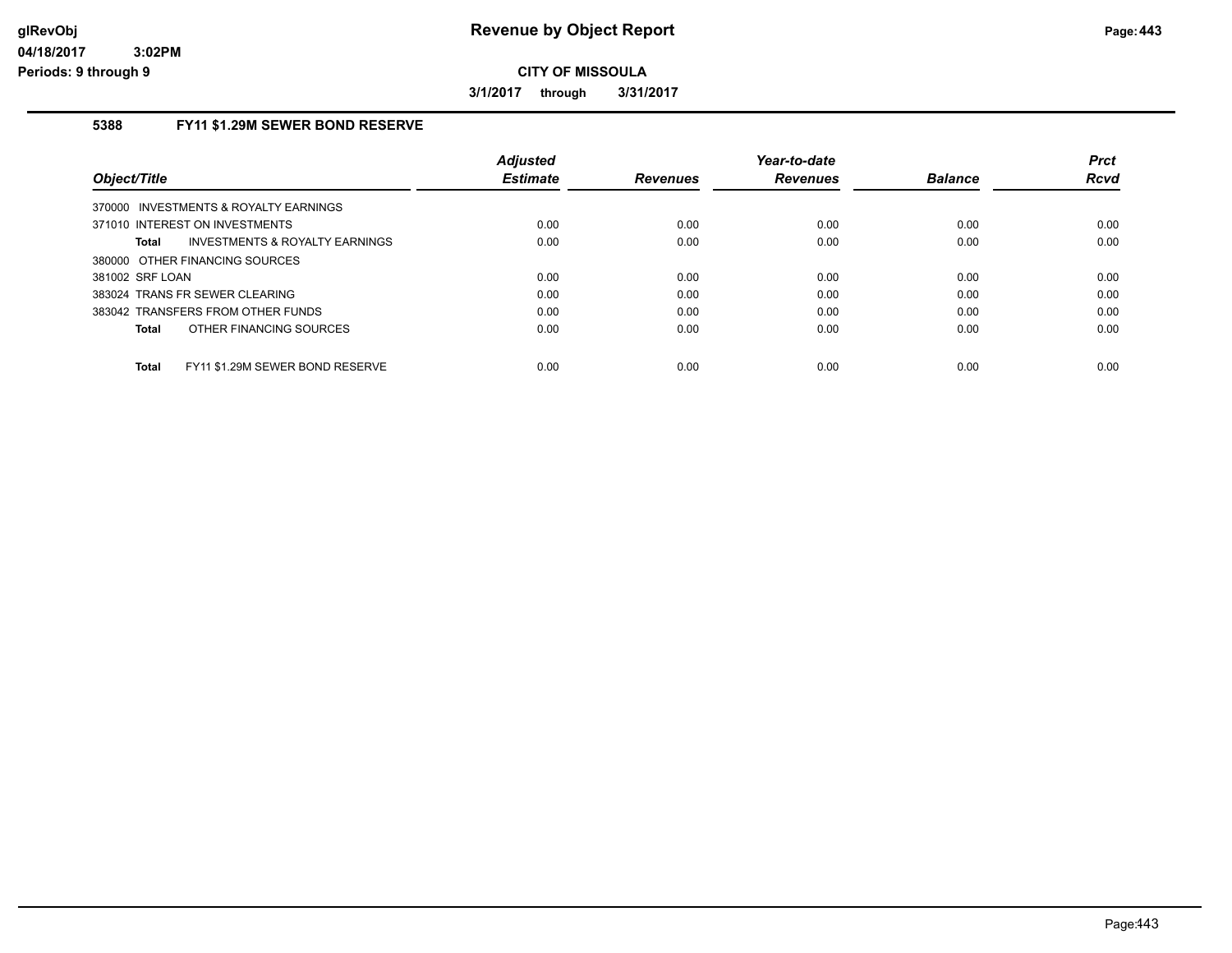**glRevObj**
**04/18/2017 3:02PM**
**Periods: 9 through 9**

# Revenue by Object Report

**CITY OF MISSOULA**

**3/1/2017 through 3/31/2017**

## 5388 FY11 $1.29M SEWER BOND RESERVE

| Object/Title | Adjusted Estimate | Revenues | Year-to-date Revenues | Balance | Prct Rcvd |
|---|---|---|---|---|---|
| 370000 INVESTMENTS & ROYALTY EARNINGS | | | | | |
| 371010 INTEREST ON INVESTMENTS | 0.00 | 0.00 | 0.00 | 0.00 | 0.00 |
| **Total** INVESTMENTS & ROYALTY EARNINGS | 0.00 | 0.00 | 0.00 | 0.00 | 0.00 |
| 380000 OTHER FINANCING SOURCES | | | | | |
| 381002 SRF LOAN | 0.00 | 0.00 | 0.00 | 0.00 | 0.00 |
| 383024 TRANS FR SEWER CLEARING | 0.00 | 0.00 | 0.00 | 0.00 | 0.00 |
| 383042 TRANSFERS FROM OTHER FUNDS | 0.00 | 0.00 | 0.00 | 0.00 | 0.00 |
| **Total** OTHER FINANCING SOURCES | 0.00 | 0.00 | 0.00 | 0.00 | 0.00 |
| **Total** FY11 $1.29M SEWER BOND RESERVE | 0.00 | 0.00 | 0.00 | 0.00 | 0.00 |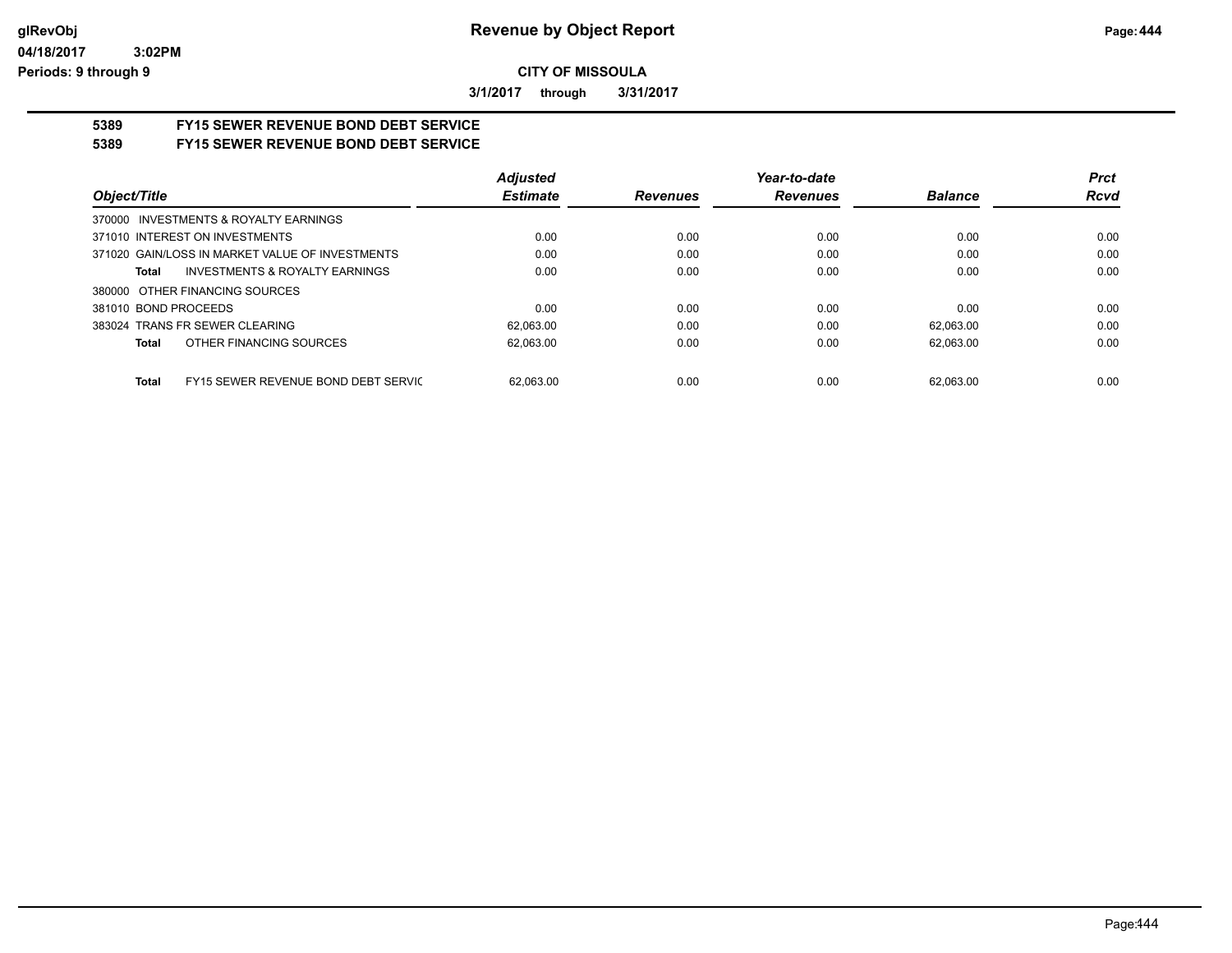**Revenue by Object Report**

**CITY OF MISSOULA**

**3/1/2017 through 3/31/2017**

glRevObj
04/18/2017 3:02PM
Periods: 9 through 9

## 5389 FY15 SEWER REVENUE BOND DEBT SERVICE
## 5389 FY15 SEWER REVENUE BOND DEBT SERVICE

| Object/Title | Adjusted Estimate | Revenues | Year-to-date Revenues | Balance | Prct Rcvd |
|---|---|---|---|---|---|
| 370000 INVESTMENTS & ROYALTY EARNINGS | | | | | |
| 371010 INTEREST ON INVESTMENTS | 0.00 | 0.00 | 0.00 | 0.00 | 0.00 |
| 371020 GAIN/LOSS IN MARKET VALUE OF INVESTMENTS | 0.00 | 0.00 | 0.00 | 0.00 | 0.00 |
| **Total** INVESTMENTS & ROYALTY EARNINGS | 0.00 | 0.00 | 0.00 | 0.00 | 0.00 |
| 380000 OTHER FINANCING SOURCES | | | | | |
| 381010 BOND PROCEEDS | 0.00 | 0.00 | 0.00 | 0.00 | 0.00 |
| 383024 TRANS FR SEWER CLEARING | 62,063.00 | 0.00 | 0.00 | 62,063.00 | 0.00 |
| **Total** OTHER FINANCING SOURCES | 62,063.00 | 0.00 | 0.00 | 62,063.00 | 0.00 |
| **Total** FY15 SEWER REVENUE BOND DEBT SERVIC | 62,063.00 | 0.00 | 0.00 | 62,063.00 | 0.00 |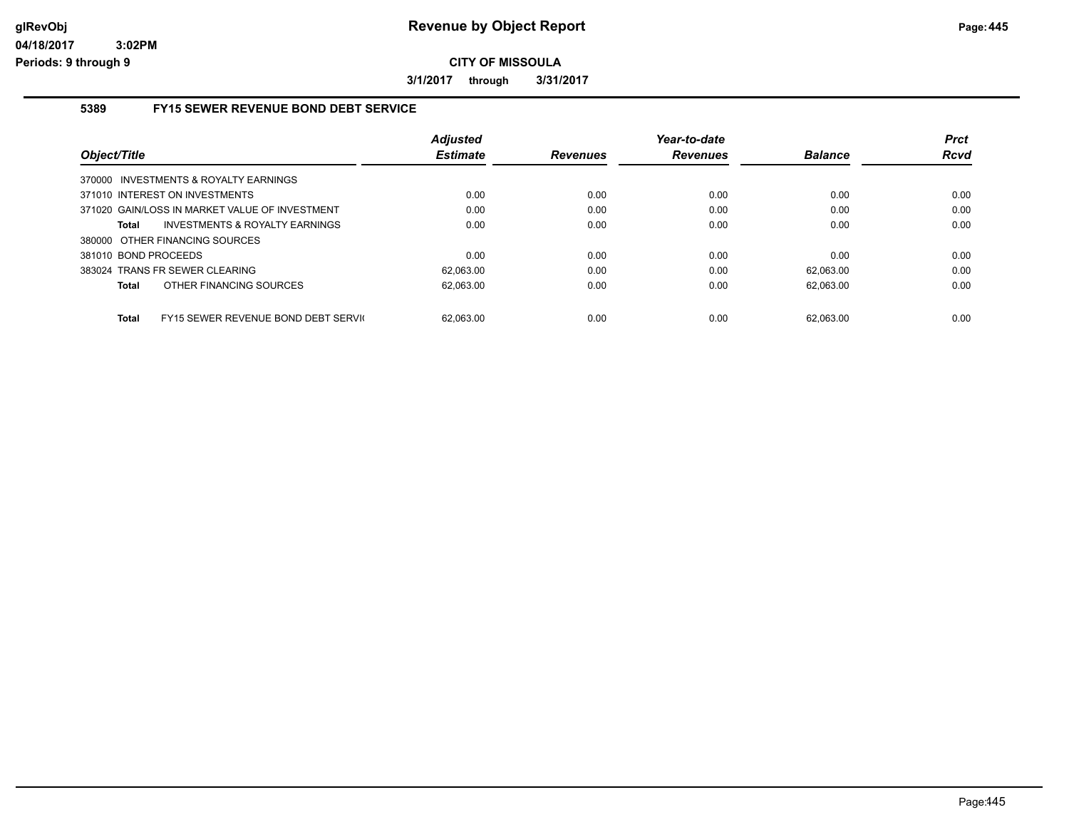glRevObj
04/18/2017 3:02PM
Periods: 9 through 9

# Revenue by Object Report

**CITY OF MISSOULA**

**3/1/2017 through 3/31/2017**

## 5389 FY15 SEWER REVENUE BOND DEBT SERVICE

| Object/Title | Adjusted Estimate | Revenues | Year-to-date Revenues | Balance | Prct Rcvd |
|---|---|---|---|---|---|
| 370000 INVESTMENTS & ROYALTY EARNINGS | | | | | |
| 371010 INTEREST ON INVESTMENTS | 0.00 | 0.00 | 0.00 | 0.00 | 0.00 |
| 371020 GAIN/LOSS IN MARKET VALUE OF INVESTMENT | 0.00 | 0.00 | 0.00 | 0.00 | 0.00 |
| **Total** INVESTMENTS & ROYALTY EARNINGS | 0.00 | 0.00 | 0.00 | 0.00 | 0.00 |
| 380000 OTHER FINANCING SOURCES | | | | | |
| 381010 BOND PROCEEDS | 0.00 | 0.00 | 0.00 | 0.00 | 0.00 |
| 383024 TRANS FR SEWER CLEARING | 62,063.00 | 0.00 | 0.00 | 62,063.00 | 0.00 |
| **Total** OTHER FINANCING SOURCES | 62,063.00 | 0.00 | 0.00 | 62,063.00 | 0.00 |
| **Total** FY15 SEWER REVENUE BOND DEBT SERVI( | 62,063.00 | 0.00 | 0.00 | 62,063.00 | 0.00 |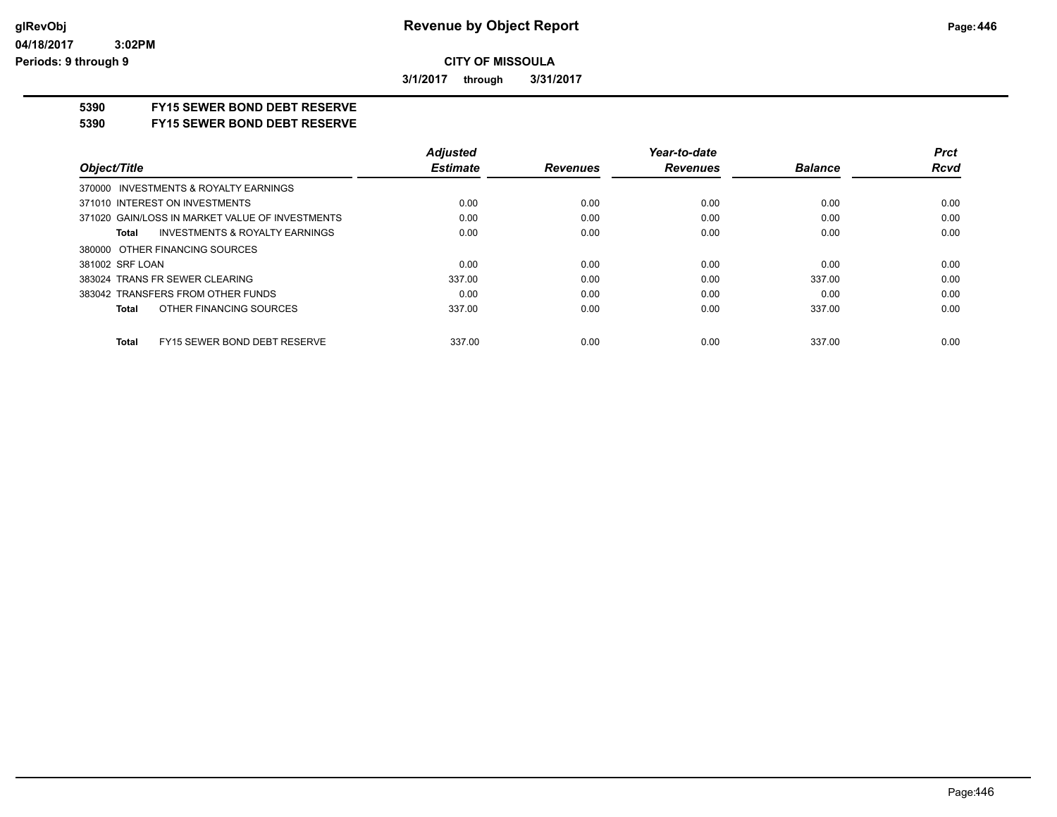**CITY OF MISSOULA**

**3/1/2017 through 3/31/2017**

**5390 FY15 SEWER BOND DEBT RESERVE**

**5390 FY15 SEWER BOND DEBT RESERVE**

| Object/Title | Adjusted Estimate | Revenues | Year-to-date Revenues | Balance | Prct Rcvd |
|---|---|---|---|---|---|
| 370000 INVESTMENTS & ROYALTY EARNINGS | | | | | |
| 371010 INTEREST ON INVESTMENTS | 0.00 | 0.00 | 0.00 | 0.00 | 0.00 |
| 371020 GAIN/LOSS IN MARKET VALUE OF INVESTMENTS | 0.00 | 0.00 | 0.00 | 0.00 | 0.00 |
| **Total** INVESTMENTS & ROYALTY EARNINGS | 0.00 | 0.00 | 0.00 | 0.00 | 0.00 |
| 380000 OTHER FINANCING SOURCES | | | | | |
| 381002 SRF LOAN | 0.00 | 0.00 | 0.00 | 0.00 | 0.00 |
| 383024 TRANS FR SEWER CLEARING | 337.00 | 0.00 | 0.00 | 337.00 | 0.00 |
| 383042 TRANSFERS FROM OTHER FUNDS | 0.00 | 0.00 | 0.00 | 0.00 | 0.00 |
| **Total** OTHER FINANCING SOURCES | 337.00 | 0.00 | 0.00 | 337.00 | 0.00 |
| **Total** FY15 SEWER BOND DEBT RESERVE | 337.00 | 0.00 | 0.00 | 337.00 | 0.00 |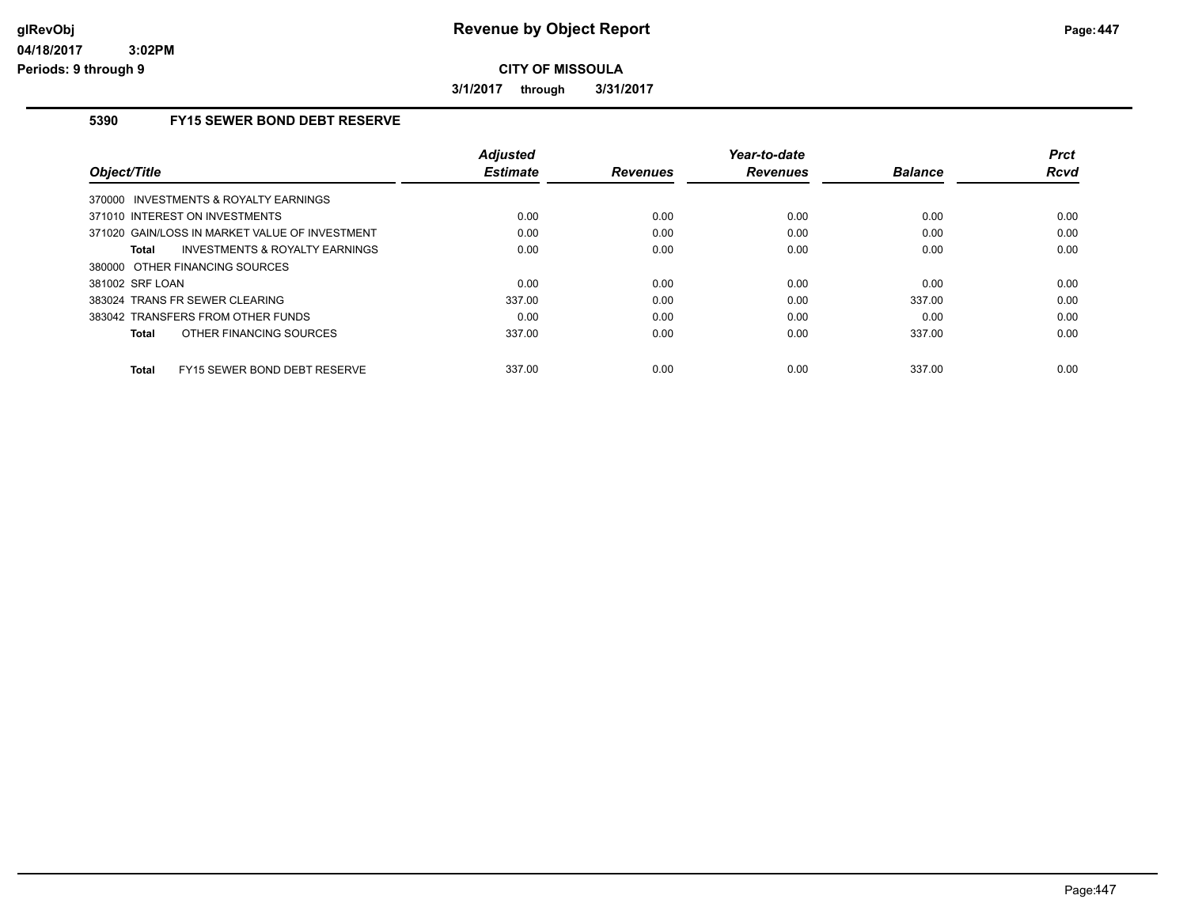glRevObj
04/18/2017 3:02PM
Periods: 9 through 9

# Revenue by Object Report

**CITY OF MISSOULA**

**3/1/2017 through 3/31/2017**

### 5390 FY15 SEWER BOND DEBT RESERVE

| Object/Title | Adjusted Estimate | Revenues | Year-to-date Revenues | Balance | Prct Rcvd |
|---|---|---|---|---|---|
| 370000 INVESTMENTS & ROYALTY EARNINGS | | | | | |
| 371010 INTEREST ON INVESTMENTS | 0.00 | 0.00 | 0.00 | 0.00 | 0.00 |
| 371020 GAIN/LOSS IN MARKET VALUE OF INVESTMENT | 0.00 | 0.00 | 0.00 | 0.00 | 0.00 |
| **Total** INVESTMENTS & ROYALTY EARNINGS | 0.00 | 0.00 | 0.00 | 0.00 | 0.00 |
| 380000 OTHER FINANCING SOURCES | | | | | |
| 381002 SRF LOAN | 0.00 | 0.00 | 0.00 | 0.00 | 0.00 |
| 383024 TRANS FR SEWER CLEARING | 337.00 | 0.00 | 0.00 | 337.00 | 0.00 |
| 383042 TRANSFERS FROM OTHER FUNDS | 0.00 | 0.00 | 0.00 | 0.00 | 0.00 |
| **Total** OTHER FINANCING SOURCES | 337.00 | 0.00 | 0.00 | 337.00 | 0.00 |
| **Total** FY15 SEWER BOND DEBT RESERVE | 337.00 | 0.00 | 0.00 | 337.00 | 0.00 |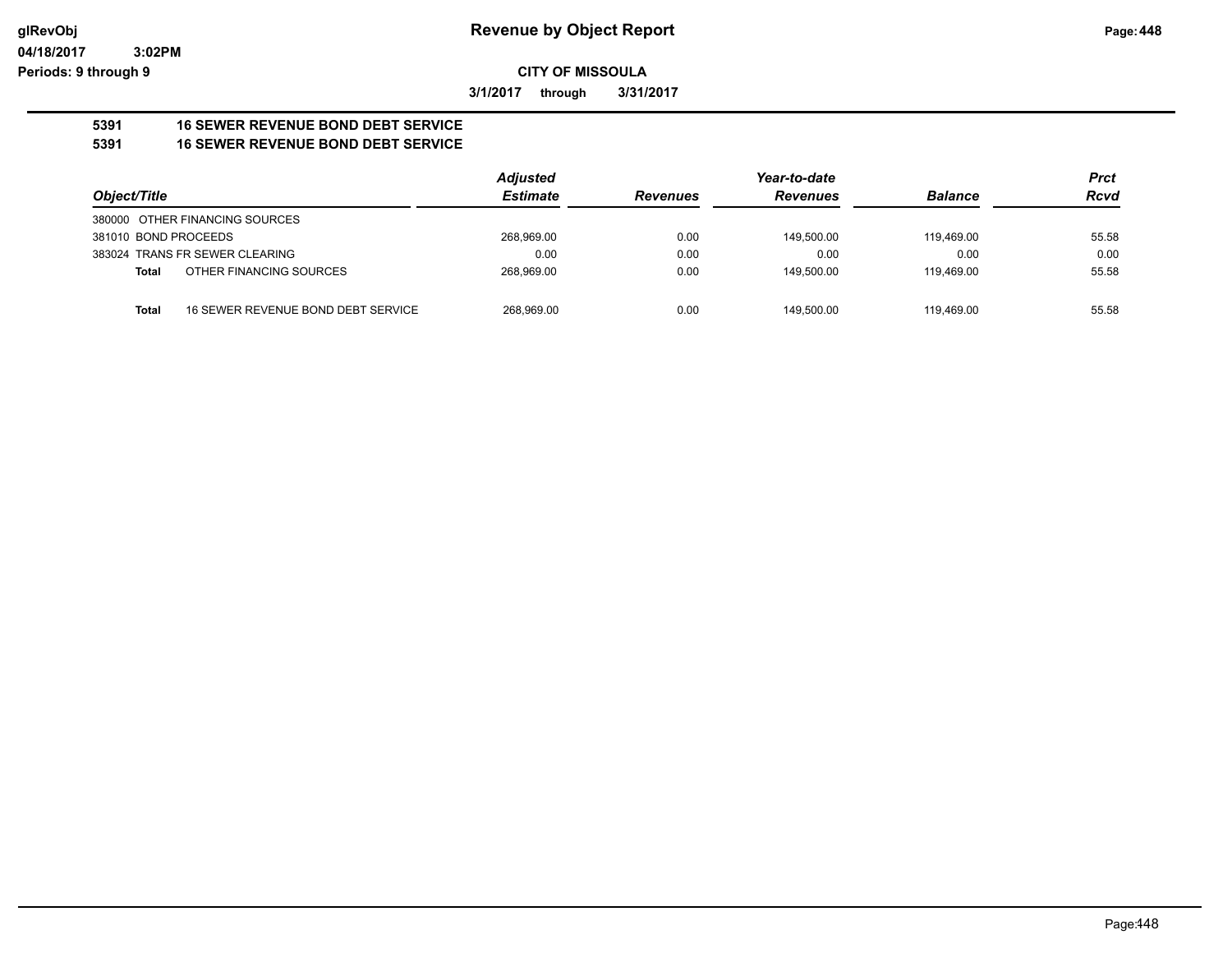**glRevObj** 
**04/18/2017 3:02PM** 
**Periods: 9 through 9**

# Revenue by Object Report

**CITY OF MISSOULA**

**3/1/2017 through 3/31/2017**

**5391 16 SEWER REVENUE BOND DEBT SERVICE** 
**5391 16 SEWER REVENUE BOND DEBT SERVICE**

| Object/Title | Adjusted Estimate | Revenues | Year-to-date Revenues | Balance | Prct Rcvd |
|---|---|---|---|---|---|
| 380000 OTHER FINANCING SOURCES | | | | | |
| 381010 BOND PROCEEDS | 268,969.00 | 0.00 | 149,500.00 | 119,469.00 | 55.58 |
| 383024 TRANS FR SEWER CLEARING | 0.00 | 0.00 | 0.00 | 0.00 | 0.00 |
| **Total** OTHER FINANCING SOURCES | 268,969.00 | 0.00 | 149,500.00 | 119,469.00 | 55.58 |
| **Total** 16 SEWER REVENUE BOND DEBT SERVICE | 268,969.00 | 0.00 | 149,500.00 | 119,469.00 | 55.58 |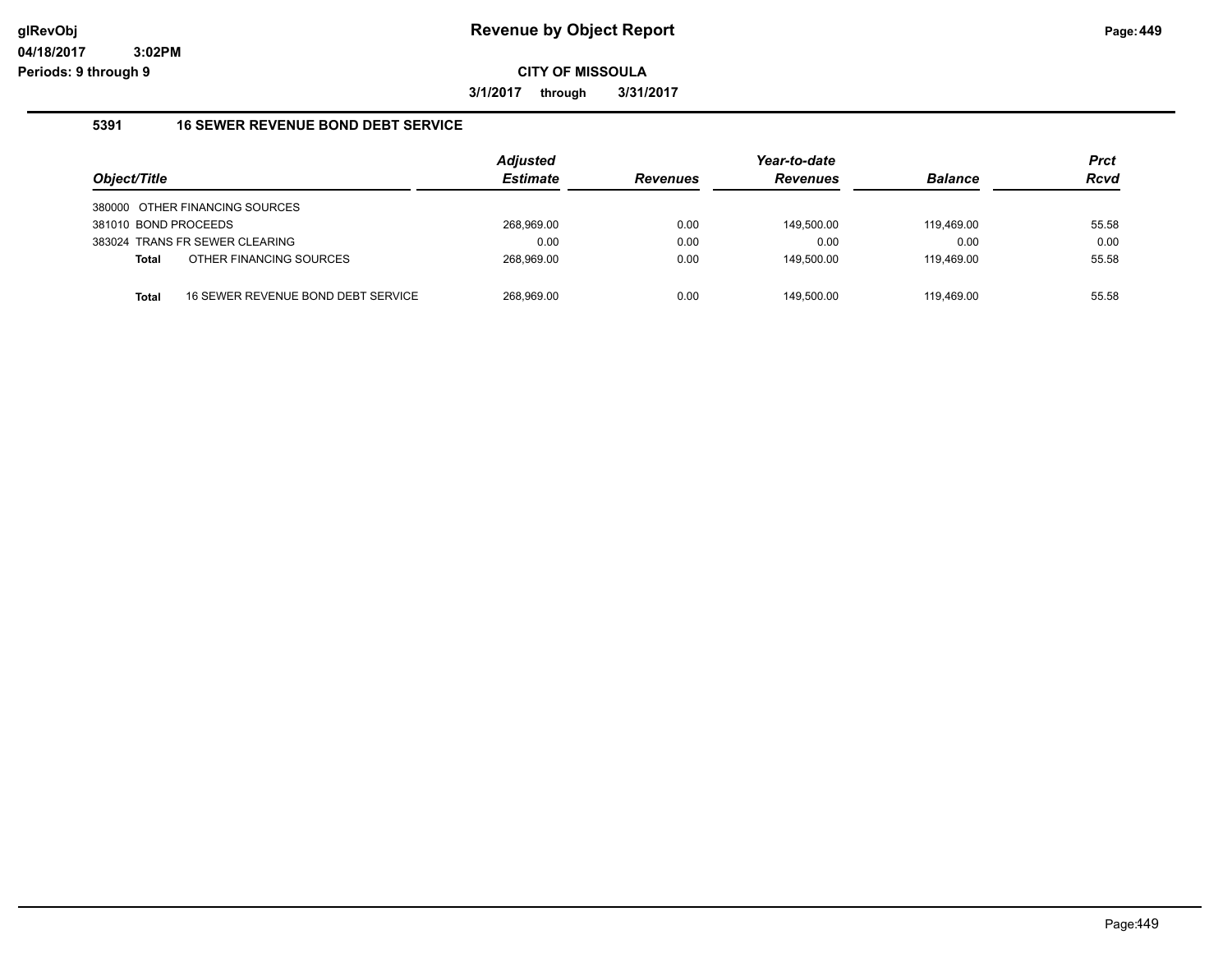# Revenue by Object Report

glRevObj
04/18/2017 3:02PM
Periods: 9 through 9

**CITY OF MISSOULA**

**3/1/2017 through 3/31/2017**

## 5391 16 SEWER REVENUE BOND DEBT SERVICE

| Object/Title | Adjusted Estimate | Revenues | Year-to-date Revenues | Balance | Prct Rcvd |
|---|---|---|---|---|---|
| 380000 OTHER FINANCING SOURCES | | | | | |
| 381010 BOND PROCEEDS | 268,969.00 | 0.00 | 149,500.00 | 119,469.00 | 55.58 |
| 383024 TRANS FR SEWER CLEARING | 0.00 | 0.00 | 0.00 | 0.00 | 0.00 |
| **Total** OTHER FINANCING SOURCES | 268,969.00 | 0.00 | 149,500.00 | 119,469.00 | 55.58 |
| **Total** 16 SEWER REVENUE BOND DEBT SERVICE | 268,969.00 | 0.00 | 149,500.00 | 119,469.00 | 55.58 |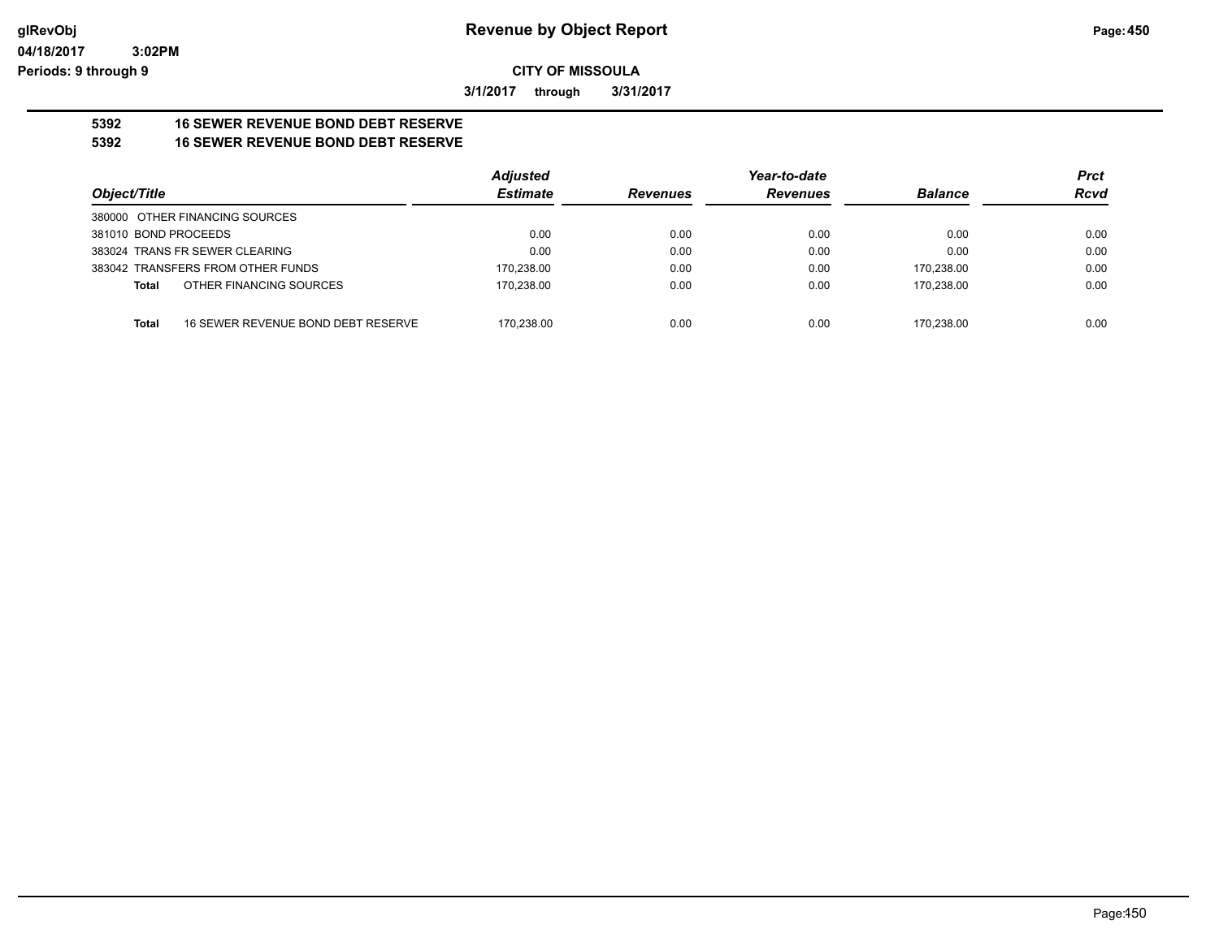# Revenue by Object Report

**CITY OF MISSOULA**

**3/1/2017 through 3/31/2017**

glRevObj
04/18/2017 3:02PM
Periods: 9 through 9

## 5392 16 SEWER REVENUE BOND DEBT RESERVE
## 5392 16 SEWER REVENUE BOND DEBT RESERVE

| Object/Title | Adjusted Estimate | Revenues | Year-to-date Revenues | Balance | Prct Rcvd |
|---|---|---|---|---|---|
| 380000 OTHER FINANCING SOURCES | | | | | |
| 381010 BOND PROCEEDS | 0.00 | 0.00 | 0.00 | 0.00 | 0.00 |
| 383024 TRANS FR SEWER CLEARING | 0.00 | 0.00 | 0.00 | 0.00 | 0.00 |
| 383042 TRANSFERS FROM OTHER FUNDS | 170,238.00 | 0.00 | 0.00 | 170,238.00 | 0.00 |
| **Total** OTHER FINANCING SOURCES | 170,238.00 | 0.00 | 0.00 | 170,238.00 | 0.00 |
| **Total** 16 SEWER REVENUE BOND DEBT RESERVE | 170,238.00 | 0.00 | 0.00 | 170,238.00 | 0.00 |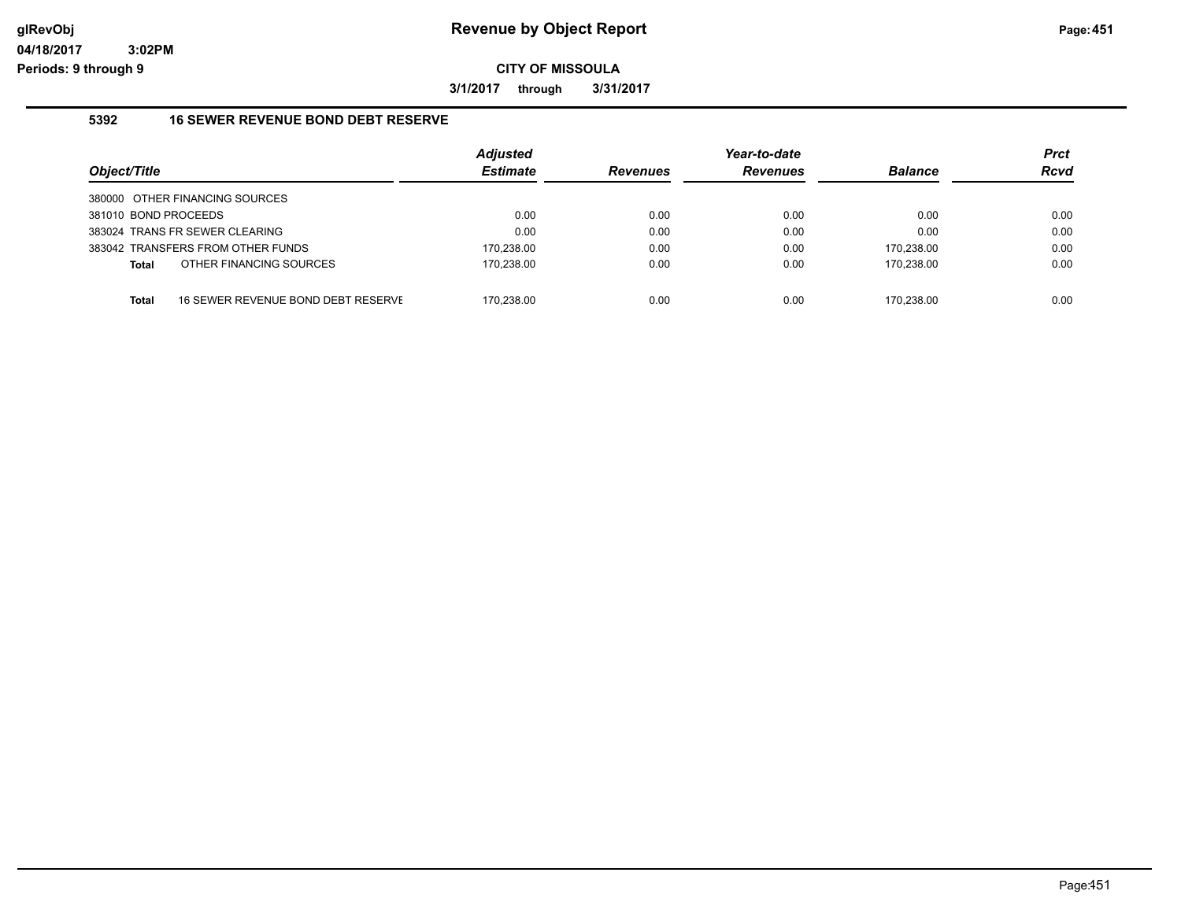# Revenue by Object Report

**CITY OF MISSOULA**

**3/1/2017 through 3/31/2017**

### 5392 16 SEWER REVENUE BOND DEBT RESERVE

| Object/Title | Adjusted Estimate | Revenues | Year-to-date Revenues | Balance | Prct Rcvd |
|---|---|---|---|---|---|
| 380000 OTHER FINANCING SOURCES | | | | | |
| 381010 BOND PROCEEDS | 0.00 | 0.00 | 0.00 | 0.00 | 0.00 |
| 383024 TRANS FR SEWER CLEARING | 0.00 | 0.00 | 0.00 | 0.00 | 0.00 |
| 383042 TRANSFERS FROM OTHER FUNDS | 170,238.00 | 0.00 | 0.00 | 170,238.00 | 0.00 |
| **Total** OTHER FINANCING SOURCES | 170,238.00 | 0.00 | 0.00 | 170,238.00 | 0.00 |
| **Total** 16 SEWER REVENUE BOND DEBT RESERVE | 170,238.00 | 0.00 | 0.00 | 170,238.00 | 0.00 |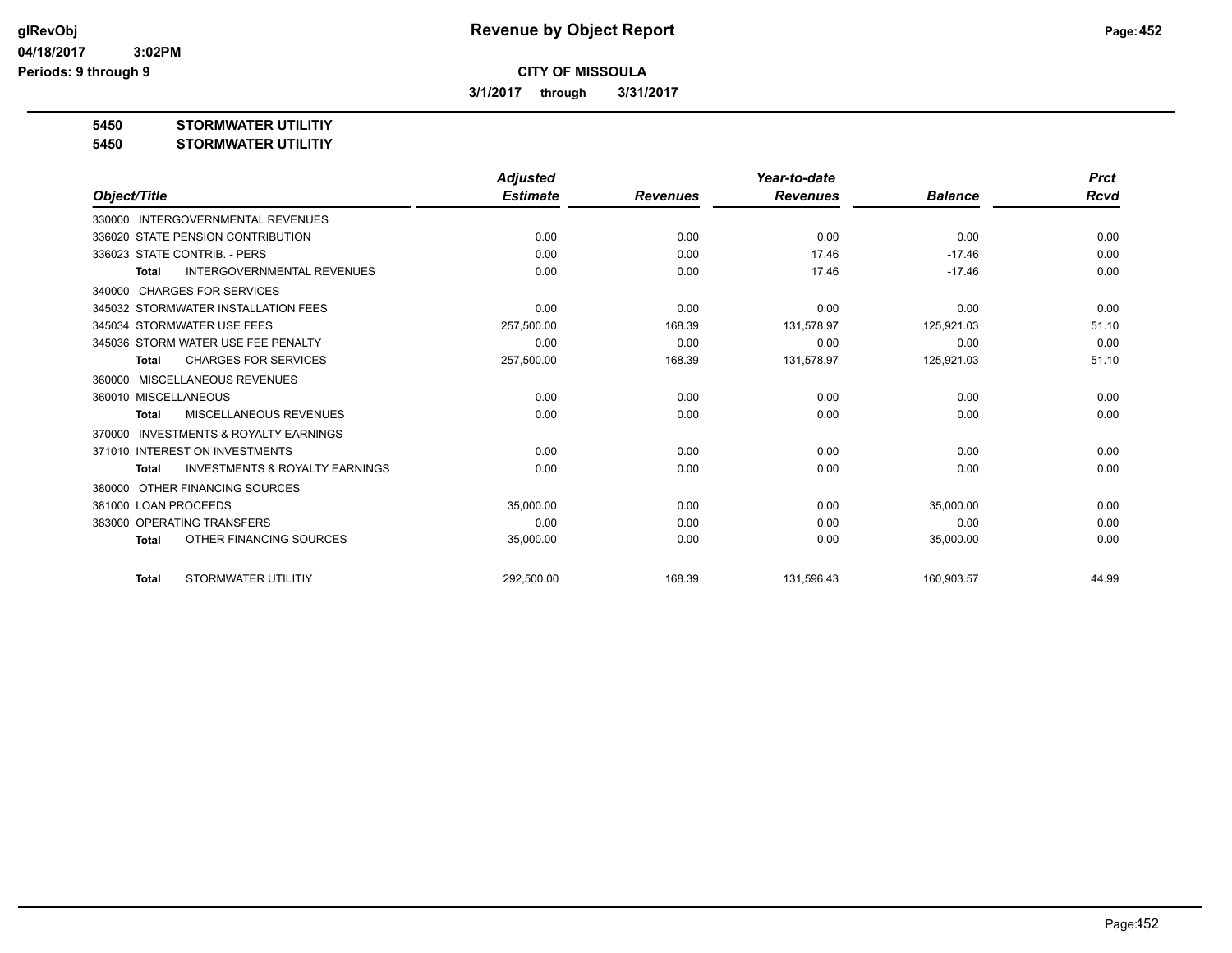**glRevObj** **Revenue by Object Report**

**04/18/2017 3:02PM**

**Periods: 9 through 9**

**CITY OF MISSOULA**

**3/1/2017 through 3/31/2017**

## 5450 STORMWATER UTILITIY
## 5450 STORMWATER UTILITIY

| Object/Title | Adjusted Estimate | Revenues | Year-to-date Revenues | Balance | Prct Rcvd |
|---|---|---|---|---|---|
| 330000 INTERGOVERNMENTAL REVENUES | | | | | |
| 336020 STATE PENSION CONTRIBUTION | 0.00 | 0.00 | 0.00 | 0.00 | 0.00 |
| 336023 STATE CONTRIB. - PERS | 0.00 | 0.00 | 17.46 | -17.46 | 0.00 |
| **Total** INTERGOVERNMENTAL REVENUES | 0.00 | 0.00 | 17.46 | -17.46 | 0.00 |
| 340000 CHARGES FOR SERVICES | | | | | |
| 345032 STORMWATER INSTALLATION FEES | 0.00 | 0.00 | 0.00 | 0.00 | 0.00 |
| 345034 STORMWATER USE FEES | 257,500.00 | 168.39 | 131,578.97 | 125,921.03 | 51.10 |
| 345036 STORM WATER USE FEE PENALTY | 0.00 | 0.00 | 0.00 | 0.00 | 0.00 |
| **Total** CHARGES FOR SERVICES | 257,500.00 | 168.39 | 131,578.97 | 125,921.03 | 51.10 |
| 360000 MISCELLANEOUS REVENUES | | | | | |
| 360010 MISCELLANEOUS | 0.00 | 0.00 | 0.00 | 0.00 | 0.00 |
| **Total** MISCELLANEOUS REVENUES | 0.00 | 0.00 | 0.00 | 0.00 | 0.00 |
| 370000 INVESTMENTS & ROYALTY EARNINGS | | | | | |
| 371010 INTEREST ON INVESTMENTS | 0.00 | 0.00 | 0.00 | 0.00 | 0.00 |
| **Total** INVESTMENTS & ROYALTY EARNINGS | 0.00 | 0.00 | 0.00 | 0.00 | 0.00 |
| 380000 OTHER FINANCING SOURCES | | | | | |
| 381000 LOAN PROCEEDS | 35,000.00 | 0.00 | 0.00 | 35,000.00 | 0.00 |
| 383000 OPERATING TRANSFERS | 0.00 | 0.00 | 0.00 | 0.00 | 0.00 |
| **Total** OTHER FINANCING SOURCES | 35,000.00 | 0.00 | 0.00 | 35,000.00 | 0.00 |
| **Total** STORMWATER UTILITIY | 292,500.00 | 168.39 | 131,596.43 | 160,903.57 | 44.99 |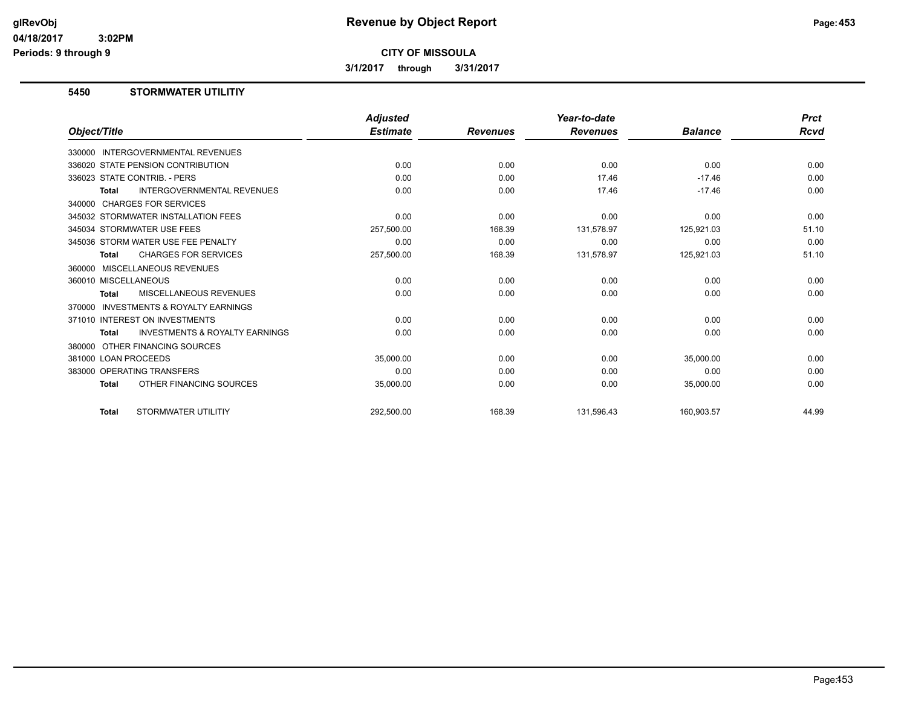# Revenue by Object Report

glRevObj
04/18/2017 3:02PM
Periods: 9 through 9

**CITY OF MISSOULA**

**3/1/2017 through 3/31/2017**

## 5450 STORMWATER UTILITIY

| Object/Title | Adjusted Estimate | Revenues | Year-to-date Revenues | Balance | Prct Rcvd |
|---|---|---|---|---|---|
| 330000 INTERGOVERNMENTAL REVENUES | | | | | |
| 336020 STATE PENSION CONTRIBUTION | 0.00 | 0.00 | 0.00 | 0.00 | 0.00 |
| 336023 STATE CONTRIB. - PERS | 0.00 | 0.00 | 17.46 | -17.46 | 0.00 |
| **Total** INTERGOVERNMENTAL REVENUES | 0.00 | 0.00 | 17.46 | -17.46 | 0.00 |
| 340000 CHARGES FOR SERVICES | | | | | |
| 345032 STORMWATER INSTALLATION FEES | 0.00 | 0.00 | 0.00 | 0.00 | 0.00 |
| 345034 STORMWATER USE FEES | 257,500.00 | 168.39 | 131,578.97 | 125,921.03 | 51.10 |
| 345036 STORM WATER USE FEE PENALTY | 0.00 | 0.00 | 0.00 | 0.00 | 0.00 |
| **Total** CHARGES FOR SERVICES | 257,500.00 | 168.39 | 131,578.97 | 125,921.03 | 51.10 |
| 360000 MISCELLANEOUS REVENUES | | | | | |
| 360010 MISCELLANEOUS | 0.00 | 0.00 | 0.00 | 0.00 | 0.00 |
| **Total** MISCELLANEOUS REVENUES | 0.00 | 0.00 | 0.00 | 0.00 | 0.00 |
| 370000 INVESTMENTS & ROYALTY EARNINGS | | | | | |
| 371010 INTEREST ON INVESTMENTS | 0.00 | 0.00 | 0.00 | 0.00 | 0.00 |
| **Total** INVESTMENTS & ROYALTY EARNINGS | 0.00 | 0.00 | 0.00 | 0.00 | 0.00 |
| 380000 OTHER FINANCING SOURCES | | | | | |
| 381000 LOAN PROCEEDS | 35,000.00 | 0.00 | 0.00 | 35,000.00 | 0.00 |
| 383000 OPERATING TRANSFERS | 0.00 | 0.00 | 0.00 | 0.00 | 0.00 |
| **Total** OTHER FINANCING SOURCES | 35,000.00 | 0.00 | 0.00 | 35,000.00 | 0.00 |
| **Total** STORMWATER UTILITIY | 292,500.00 | 168.39 | 131,596.43 | 160,903.57 | 44.99 |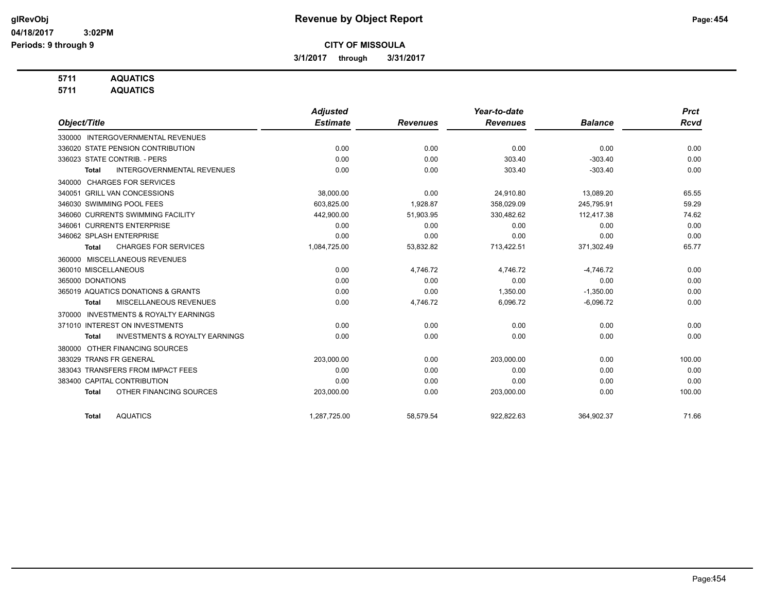**Revenue by Object Report**

**CITY OF MISSOULA**

**3/1/2017 through 3/31/2017**

glRevObj
04/18/2017 3:02PM
Periods: 9 through 9

**5711 AQUATICS**
**5711 AQUATICS**

| Object/Title | Adjusted Estimate | Revenues | Year-to-date Revenues | Balance | Prct Rcvd |
|---|---|---|---|---|---|
| 330000 INTERGOVERNMENTAL REVENUES | | | | | |
| 336020 STATE PENSION CONTRIBUTION | 0.00 | 0.00 | 0.00 | 0.00 | 0.00 |
| 336023 STATE CONTRIB. - PERS | 0.00 | 0.00 | 303.40 | -303.40 | 0.00 |
| **Total** INTERGOVERNMENTAL REVENUES | 0.00 | 0.00 | 303.40 | -303.40 | 0.00 |
| 340000 CHARGES FOR SERVICES | | | | | |
| 340051 GRILL VAN CONCESSIONS | 38,000.00 | 0.00 | 24,910.80 | 13,089.20 | 65.55 |
| 346030 SWIMMING POOL FEES | 603,825.00 | 1,928.87 | 358,029.09 | 245,795.91 | 59.29 |
| 346060 CURRENTS SWIMMING FACILITY | 442,900.00 | 51,903.95 | 330,482.62 | 112,417.38 | 74.62 |
| 346061 CURRENTS ENTERPRISE | 0.00 | 0.00 | 0.00 | 0.00 | 0.00 |
| 346062 SPLASH ENTERPRISE | 0.00 | 0.00 | 0.00 | 0.00 | 0.00 |
| **Total** CHARGES FOR SERVICES | 1,084,725.00 | 53,832.82 | 713,422.51 | 371,302.49 | 65.77 |
| 360000 MISCELLANEOUS REVENUES | | | | | |
| 360010 MISCELLANEOUS | 0.00 | 4,746.72 | 4,746.72 | -4,746.72 | 0.00 |
| 365000 DONATIONS | 0.00 | 0.00 | 0.00 | 0.00 | 0.00 |
| 365019 AQUATICS DONATIONS & GRANTS | 0.00 | 0.00 | 1,350.00 | -1,350.00 | 0.00 |
| **Total** MISCELLANEOUS REVENUES | 0.00 | 4,746.72 | 6,096.72 | -6,096.72 | 0.00 |
| 370000 INVESTMENTS & ROYALTY EARNINGS | | | | | |
| 371010 INTEREST ON INVESTMENTS | 0.00 | 0.00 | 0.00 | 0.00 | 0.00 |
| **Total** INVESTMENTS & ROYALTY EARNINGS | 0.00 | 0.00 | 0.00 | 0.00 | 0.00 |
| 380000 OTHER FINANCING SOURCES | | | | | |
| 383029 TRANS FR GENERAL | 203,000.00 | 0.00 | 203,000.00 | 0.00 | 100.00 |
| 383043 TRANSFERS FROM IMPACT FEES | 0.00 | 0.00 | 0.00 | 0.00 | 0.00 |
| 383400 CAPITAL CONTRIBUTION | 0.00 | 0.00 | 0.00 | 0.00 | 0.00 |
| **Total** OTHER FINANCING SOURCES | 203,000.00 | 0.00 | 203,000.00 | 0.00 | 100.00 |
| **Total** AQUATICS | 1,287,725.00 | 58,579.54 | 922,822.63 | 364,902.37 | 71.66 |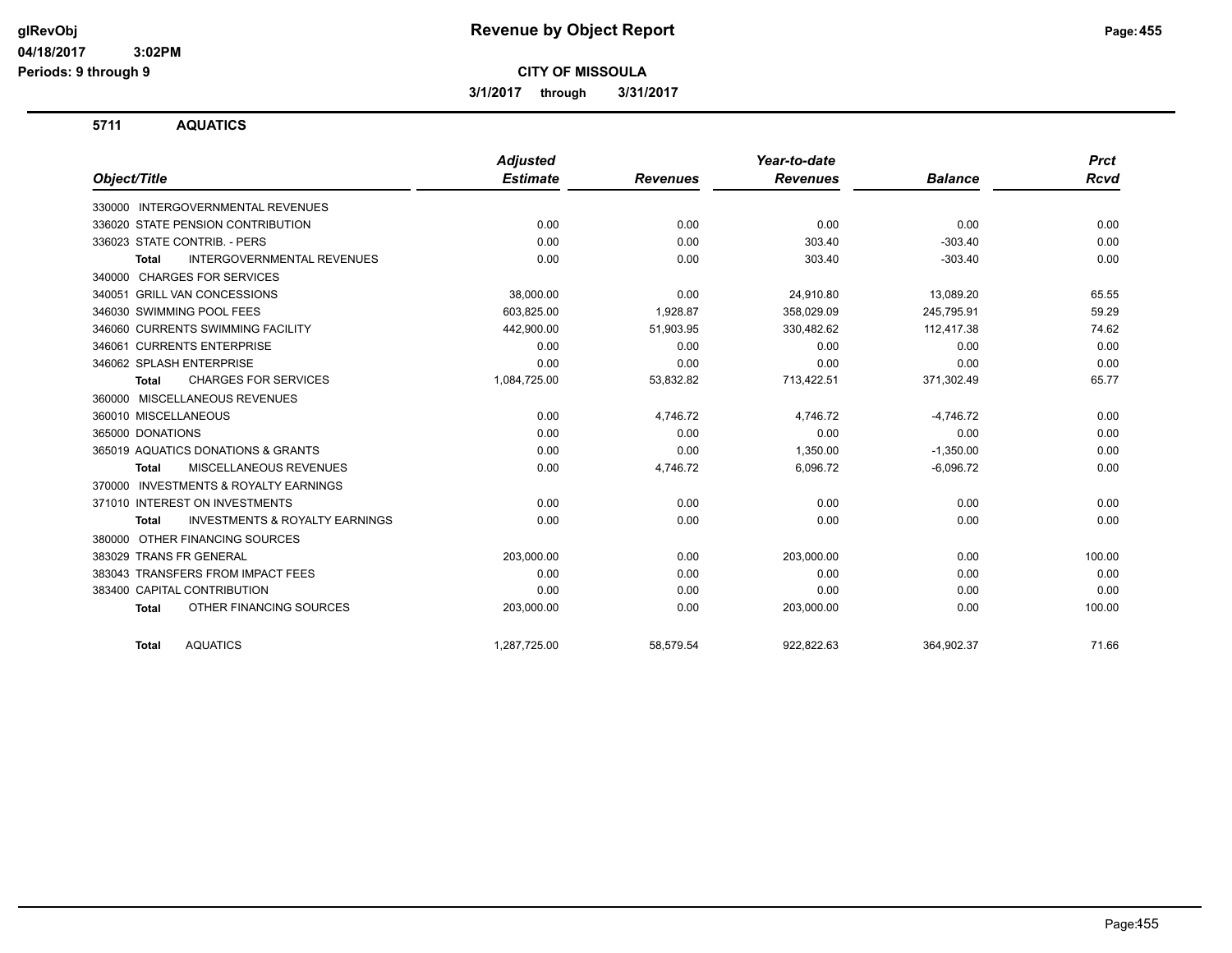# Revenue by Object Report

**CITY OF MISSOULA**

**3/1/2017 through 3/31/2017**

glRevObj
04/18/2017 3:02PM
Periods: 9 through 9

## 5711 AQUATICS

| Object/Title | Adjusted Estimate | Revenues | Year-to-date Revenues | Balance | Prct Rcvd |
|---|---|---|---|---|---|
| 330000 INTERGOVERNMENTAL REVENUES | | | | | |
| 336020 STATE PENSION CONTRIBUTION | 0.00 | 0.00 | 0.00 | 0.00 | 0.00 |
| 336023 STATE CONTRIB. - PERS | 0.00 | 0.00 | 303.40 | -303.40 | 0.00 |
| **Total** INTERGOVERNMENTAL REVENUES | 0.00 | 0.00 | 303.40 | -303.40 | 0.00 |
| 340000 CHARGES FOR SERVICES | | | | | |
| 340051 GRILL VAN CONCESSIONS | 38,000.00 | 0.00 | 24,910.80 | 13,089.20 | 65.55 |
| 346030 SWIMMING POOL FEES | 603,825.00 | 1,928.87 | 358,029.09 | 245,795.91 | 59.29 |
| 346060 CURRENTS SWIMMING FACILITY | 442,900.00 | 51,903.95 | 330,482.62 | 112,417.38 | 74.62 |
| 346061 CURRENTS ENTERPRISE | 0.00 | 0.00 | 0.00 | 0.00 | 0.00 |
| 346062 SPLASH ENTERPRISE | 0.00 | 0.00 | 0.00 | 0.00 | 0.00 |
| **Total** CHARGES FOR SERVICES | 1,084,725.00 | 53,832.82 | 713,422.51 | 371,302.49 | 65.77 |
| 360000 MISCELLANEOUS REVENUES | | | | | |
| 360010 MISCELLANEOUS | 0.00 | 4,746.72 | 4,746.72 | -4,746.72 | 0.00 |
| 365000 DONATIONS | 0.00 | 0.00 | 0.00 | 0.00 | 0.00 |
| 365019 AQUATICS DONATIONS & GRANTS | 0.00 | 0.00 | 1,350.00 | -1,350.00 | 0.00 |
| **Total** MISCELLANEOUS REVENUES | 0.00 | 4,746.72 | 6,096.72 | -6,096.72 | 0.00 |
| 370000 INVESTMENTS & ROYALTY EARNINGS | | | | | |
| 371010 INTEREST ON INVESTMENTS | 0.00 | 0.00 | 0.00 | 0.00 | 0.00 |
| **Total** INVESTMENTS & ROYALTY EARNINGS | 0.00 | 0.00 | 0.00 | 0.00 | 0.00 |
| 380000 OTHER FINANCING SOURCES | | | | | |
| 383029 TRANS FR GENERAL | 203,000.00 | 0.00 | 203,000.00 | 0.00 | 100.00 |
| 383043 TRANSFERS FROM IMPACT FEES | 0.00 | 0.00 | 0.00 | 0.00 | 0.00 |
| 383400 CAPITAL CONTRIBUTION | 0.00 | 0.00 | 0.00 | 0.00 | 0.00 |
| **Total** OTHER FINANCING SOURCES | 203,000.00 | 0.00 | 203,000.00 | 0.00 | 100.00 |
| **Total** AQUATICS | 1,287,725.00 | 58,579.54 | 922,822.63 | 364,902.37 | 71.66 |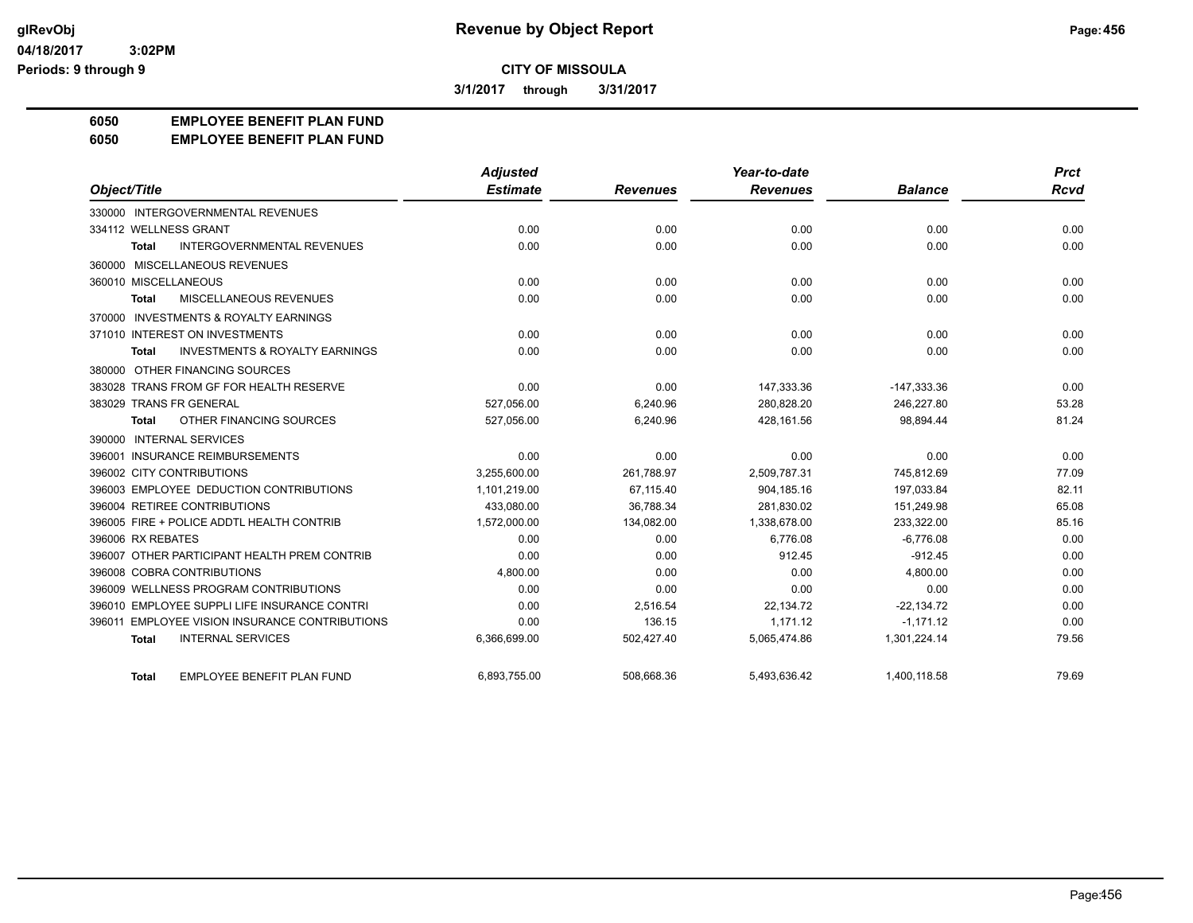# Revenue by Object Report

**CITY OF MISSOULA**

**3/1/2017 through 3/31/2017**

glRevObj
04/18/2017 3:02PM
Periods: 9 through 9

## 6050 EMPLOYEE BENEFIT PLAN FUND
## 6050 EMPLOYEE BENEFIT PLAN FUND

| Object/Title | Adjusted Estimate | Revenues | Year-to-date Revenues | Balance | Prct Rcvd |
|---|---|---|---|---|---|
| 330000 INTERGOVERNMENTAL REVENUES | | | | | |
| 334112 WELLNESS GRANT | 0.00 | 0.00 | 0.00 | 0.00 | 0.00 |
| **Total** INTERGOVERNMENTAL REVENUES | 0.00 | 0.00 | 0.00 | 0.00 | 0.00 |
| 360000 MISCELLANEOUS REVENUES | | | | | |
| 360010 MISCELLANEOUS | 0.00 | 0.00 | 0.00 | 0.00 | 0.00 |
| **Total** MISCELLANEOUS REVENUES | 0.00 | 0.00 | 0.00 | 0.00 | 0.00 |
| 370000 INVESTMENTS & ROYALTY EARNINGS | | | | | |
| 371010 INTEREST ON INVESTMENTS | 0.00 | 0.00 | 0.00 | 0.00 | 0.00 |
| **Total** INVESTMENTS & ROYALTY EARNINGS | 0.00 | 0.00 | 0.00 | 0.00 | 0.00 |
| 380000 OTHER FINANCING SOURCES | | | | | |
| 383028 TRANS FROM GF FOR HEALTH RESERVE | 0.00 | 0.00 | 147,333.36 | -147,333.36 | 0.00 |
| 383029 TRANS FR GENERAL | 527,056.00 | 6,240.96 | 280,828.20 | 246,227.80 | 53.28 |
| **Total** OTHER FINANCING SOURCES | 527,056.00 | 6,240.96 | 428,161.56 | 98,894.44 | 81.24 |
| 390000 INTERNAL SERVICES | | | | | |
| 396001 INSURANCE REIMBURSEMENTS | 0.00 | 0.00 | 0.00 | 0.00 | 0.00 |
| 396002 CITY CONTRIBUTIONS | 3,255,600.00 | 261,788.97 | 2,509,787.31 | 745,812.69 | 77.09 |
| 396003 EMPLOYEE DEDUCTION CONTRIBUTIONS | 1,101,219.00 | 67,115.40 | 904,185.16 | 197,033.84 | 82.11 |
| 396004 RETIREE CONTRIBUTIONS | 433,080.00 | 36,788.34 | 281,830.02 | 151,249.98 | 65.08 |
| 396005 FIRE + POLICE ADDTL HEALTH CONTRIB | 1,572,000.00 | 134,082.00 | 1,338,678.00 | 233,322.00 | 85.16 |
| 396006 RX REBATES | 0.00 | 0.00 | 6,776.08 | -6,776.08 | 0.00 |
| 396007 OTHER PARTICIPANT HEALTH PREM CONTRIB | 0.00 | 0.00 | 912.45 | -912.45 | 0.00 |
| 396008 COBRA CONTRIBUTIONS | 4,800.00 | 0.00 | 0.00 | 4,800.00 | 0.00 |
| 396009 WELLNESS PROGRAM CONTRIBUTIONS | 0.00 | 0.00 | 0.00 | 0.00 | 0.00 |
| 396010 EMPLOYEE SUPPLI LIFE INSURANCE CONTRI | 0.00 | 2,516.54 | 22,134.72 | -22,134.72 | 0.00 |
| 396011 EMPLOYEE VISION INSURANCE CONTRIBUTIONS | 0.00 | 136.15 | 1,171.12 | -1,171.12 | 0.00 |
| **Total** INTERNAL SERVICES | 6,366,699.00 | 502,427.40 | 5,065,474.86 | 1,301,224.14 | 79.56 |
| **Total** EMPLOYEE BENEFIT PLAN FUND | 6,893,755.00 | 508,668.36 | 5,493,636.42 | 1,400,118.58 | 79.69 |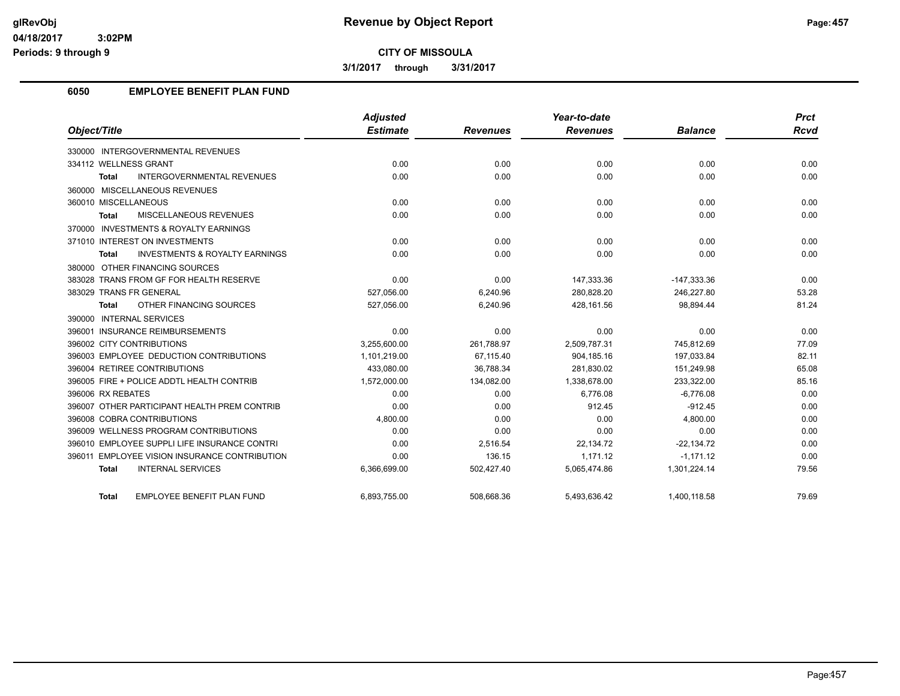# Revenue by Object Report

**CITY OF MISSOULA**

**3/1/2017 through 3/31/2017**

glRevObj
04/18/2017 3:02PM
Periods: 9 through 9

## 6050 EMPLOYEE BENEFIT PLAN FUND

| Object/Title | Adjusted Estimate | Revenues | Year-to-date Revenues | Balance | Prct Rcvd |
|---|---|---|---|---|---|
| 330000 INTERGOVERNMENTAL REVENUES | | | | | |
| 334112 WELLNESS GRANT | 0.00 | 0.00 | 0.00 | 0.00 | 0.00 |
| **Total** INTERGOVERNMENTAL REVENUES | 0.00 | 0.00 | 0.00 | 0.00 | 0.00 |
| 360000 MISCELLANEOUS REVENUES | | | | | |
| 360010 MISCELLANEOUS | 0.00 | 0.00 | 0.00 | 0.00 | 0.00 |
| **Total** MISCELLANEOUS REVENUES | 0.00 | 0.00 | 0.00 | 0.00 | 0.00 |
| 370000 INVESTMENTS & ROYALTY EARNINGS | | | | | |
| 371010 INTEREST ON INVESTMENTS | 0.00 | 0.00 | 0.00 | 0.00 | 0.00 |
| **Total** INVESTMENTS & ROYALTY EARNINGS | 0.00 | 0.00 | 0.00 | 0.00 | 0.00 |
| 380000 OTHER FINANCING SOURCES | | | | | |
| 383028 TRANS FROM GF FOR HEALTH RESERVE | 0.00 | 0.00 | 147,333.36 | -147,333.36 | 0.00 |
| 383029 TRANS FR GENERAL | 527,056.00 | 6,240.96 | 280,828.20 | 246,227.80 | 53.28 |
| **Total** OTHER FINANCING SOURCES | 527,056.00 | 6,240.96 | 428,161.56 | 98,894.44 | 81.24 |
| 390000 INTERNAL SERVICES | | | | | |
| 396001 INSURANCE REIMBURSEMENTS | 0.00 | 0.00 | 0.00 | 0.00 | 0.00 |
| 396002 CITY CONTRIBUTIONS | 3,255,600.00 | 261,788.97 | 2,509,787.31 | 745,812.69 | 77.09 |
| 396003 EMPLOYEE DEDUCTION CONTRIBUTIONS | 1,101,219.00 | 67,115.40 | 904,185.16 | 197,033.84 | 82.11 |
| 396004 RETIREE CONTRIBUTIONS | 433,080.00 | 36,788.34 | 281,830.02 | 151,249.98 | 65.08 |
| 396005 FIRE + POLICE ADDTL HEALTH CONTRIB | 1,572,000.00 | 134,082.00 | 1,338,678.00 | 233,322.00 | 85.16 |
| 396006 RX REBATES | 0.00 | 0.00 | 6,776.08 | -6,776.08 | 0.00 |
| 396007 OTHER PARTICIPANT HEALTH PREM CONTRIB | 0.00 | 0.00 | 912.45 | -912.45 | 0.00 |
| 396008 COBRA CONTRIBUTIONS | 4,800.00 | 0.00 | 0.00 | 4,800.00 | 0.00 |
| 396009 WELLNESS PROGRAM CONTRIBUTIONS | 0.00 | 0.00 | 0.00 | 0.00 | 0.00 |
| 396010 EMPLOYEE SUPPLI LIFE INSURANCE CONTRI | 0.00 | 2,516.54 | 22,134.72 | -22,134.72 | 0.00 |
| 396011 EMPLOYEE VISION INSURANCE CONTRIBUTION | 0.00 | 136.15 | 1,171.12 | -1,171.12 | 0.00 |
| **Total** INTERNAL SERVICES | 6,366,699.00 | 502,427.40 | 5,065,474.86 | 1,301,224.14 | 79.56 |
| **Total** EMPLOYEE BENEFIT PLAN FUND | 6,893,755.00 | 508,668.36 | 5,493,636.42 | 1,400,118.58 | 79.69 |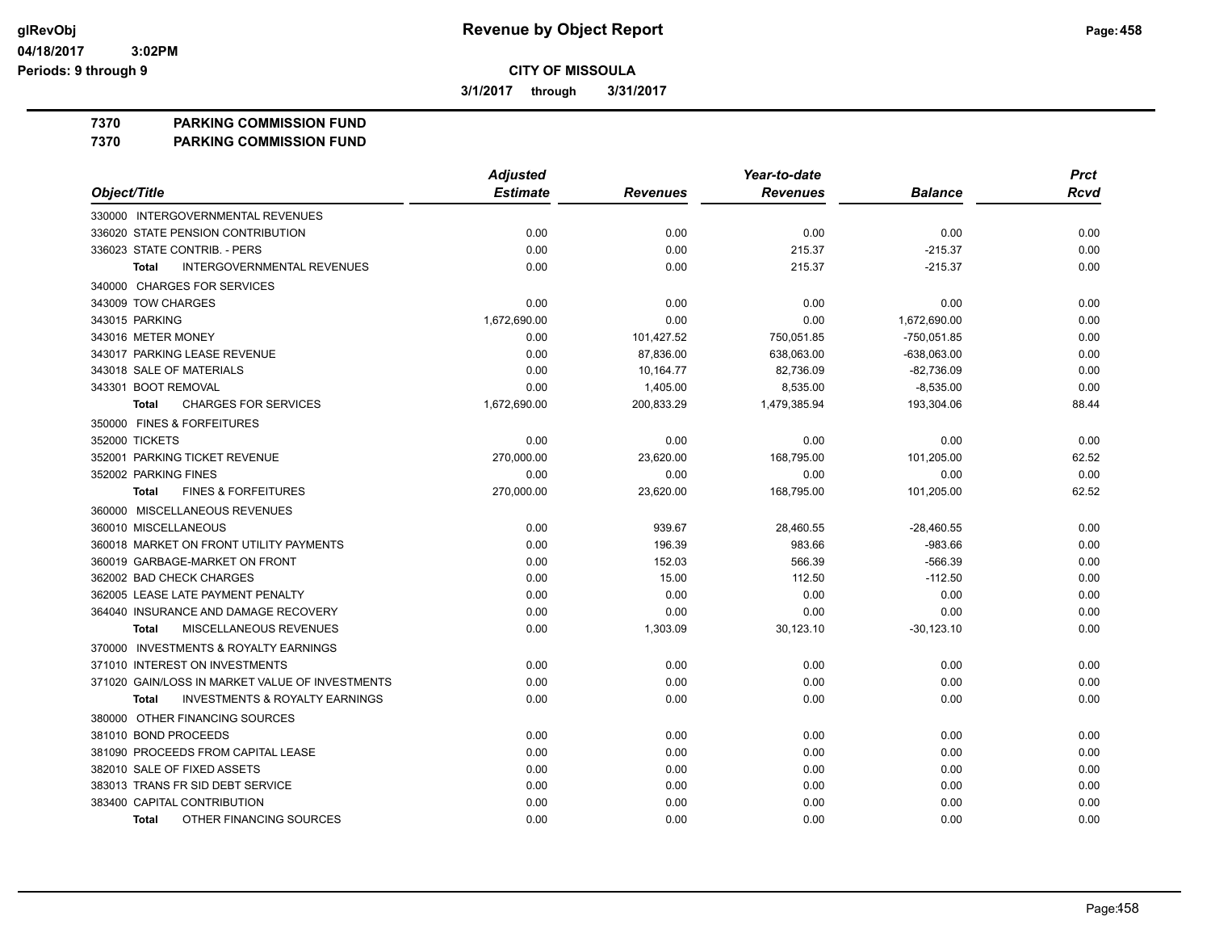# Revenue by Object Report

glRevObj
04/18/2017 3:02PM
Periods: 9 through 9

**CITY OF MISSOULA**

**3/1/2017 through 3/31/2017**

**7370 PARKING COMMISSION FUND**
**7370 PARKING COMMISSION FUND**

| Object/Title | Adjusted Estimate | Revenues | Year-to-date Revenues | Balance | Prct Rcvd |
|---|---|---|---|---|---|
| 330000 INTERGOVERNMENTAL REVENUES | | | | | |
| 336020 STATE PENSION CONTRIBUTION | 0.00 | 0.00 | 0.00 | 0.00 | 0.00 |
| 336023 STATE CONTRIB. - PERS | 0.00 | 0.00 | 215.37 | -215.37 | 0.00 |
| **Total** INTERGOVERNMENTAL REVENUES | 0.00 | 0.00 | 215.37 | -215.37 | 0.00 |
| 340000 CHARGES FOR SERVICES | | | | | |
| 343009 TOW CHARGES | 0.00 | 0.00 | 0.00 | 0.00 | 0.00 |
| 343015 PARKING | 1,672,690.00 | 0.00 | 0.00 | 1,672,690.00 | 0.00 |
| 343016 METER MONEY | 0.00 | 101,427.52 | 750,051.85 | -750,051.85 | 0.00 |
| 343017 PARKING LEASE REVENUE | 0.00 | 87,836.00 | 638,063.00 | -638,063.00 | 0.00 |
| 343018 SALE OF MATERIALS | 0.00 | 10,164.77 | 82,736.09 | -82,736.09 | 0.00 |
| 343301 BOOT REMOVAL | 0.00 | 1,405.00 | 8,535.00 | -8,535.00 | 0.00 |
| **Total** CHARGES FOR SERVICES | 1,672,690.00 | 200,833.29 | 1,479,385.94 | 193,304.06 | 88.44 |
| 350000 FINES & FORFEITURES | | | | | |
| 352000 TICKETS | 0.00 | 0.00 | 0.00 | 0.00 | 0.00 |
| 352001 PARKING TICKET REVENUE | 270,000.00 | 23,620.00 | 168,795.00 | 101,205.00 | 62.52 |
| 352002 PARKING FINES | 0.00 | 0.00 | 0.00 | 0.00 | 0.00 |
| **Total** FINES & FORFEITURES | 270,000.00 | 23,620.00 | 168,795.00 | 101,205.00 | 62.52 |
| 360000 MISCELLANEOUS REVENUES | | | | | |
| 360010 MISCELLANEOUS | 0.00 | 939.67 | 28,460.55 | -28,460.55 | 0.00 |
| 360018 MARKET ON FRONT UTILITY PAYMENTS | 0.00 | 196.39 | 983.66 | -983.66 | 0.00 |
| 360019 GARBAGE-MARKET ON FRONT | 0.00 | 152.03 | 566.39 | -566.39 | 0.00 |
| 362002 BAD CHECK CHARGES | 0.00 | 15.00 | 112.50 | -112.50 | 0.00 |
| 362005 LEASE LATE PAYMENT PENALTY | 0.00 | 0.00 | 0.00 | 0.00 | 0.00 |
| 364040 INSURANCE AND DAMAGE RECOVERY | 0.00 | 0.00 | 0.00 | 0.00 | 0.00 |
| **Total** MISCELLANEOUS REVENUES | 0.00 | 1,303.09 | 30,123.10 | -30,123.10 | 0.00 |
| 370000 INVESTMENTS & ROYALTY EARNINGS | | | | | |
| 371010 INTEREST ON INVESTMENTS | 0.00 | 0.00 | 0.00 | 0.00 | 0.00 |
| 371020 GAIN/LOSS IN MARKET VALUE OF INVESTMENTS | 0.00 | 0.00 | 0.00 | 0.00 | 0.00 |
| **Total** INVESTMENTS & ROYALTY EARNINGS | 0.00 | 0.00 | 0.00 | 0.00 | 0.00 |
| 380000 OTHER FINANCING SOURCES | | | | | |
| 381010 BOND PROCEEDS | 0.00 | 0.00 | 0.00 | 0.00 | 0.00 |
| 381090 PROCEEDS FROM CAPITAL LEASE | 0.00 | 0.00 | 0.00 | 0.00 | 0.00 |
| 382010 SALE OF FIXED ASSETS | 0.00 | 0.00 | 0.00 | 0.00 | 0.00 |
| 383013 TRANS FR SID DEBT SERVICE | 0.00 | 0.00 | 0.00 | 0.00 | 0.00 |
| 383400 CAPITAL CONTRIBUTION | 0.00 | 0.00 | 0.00 | 0.00 | 0.00 |
| **Total** OTHER FINANCING SOURCES | 0.00 | 0.00 | 0.00 | 0.00 | 0.00 |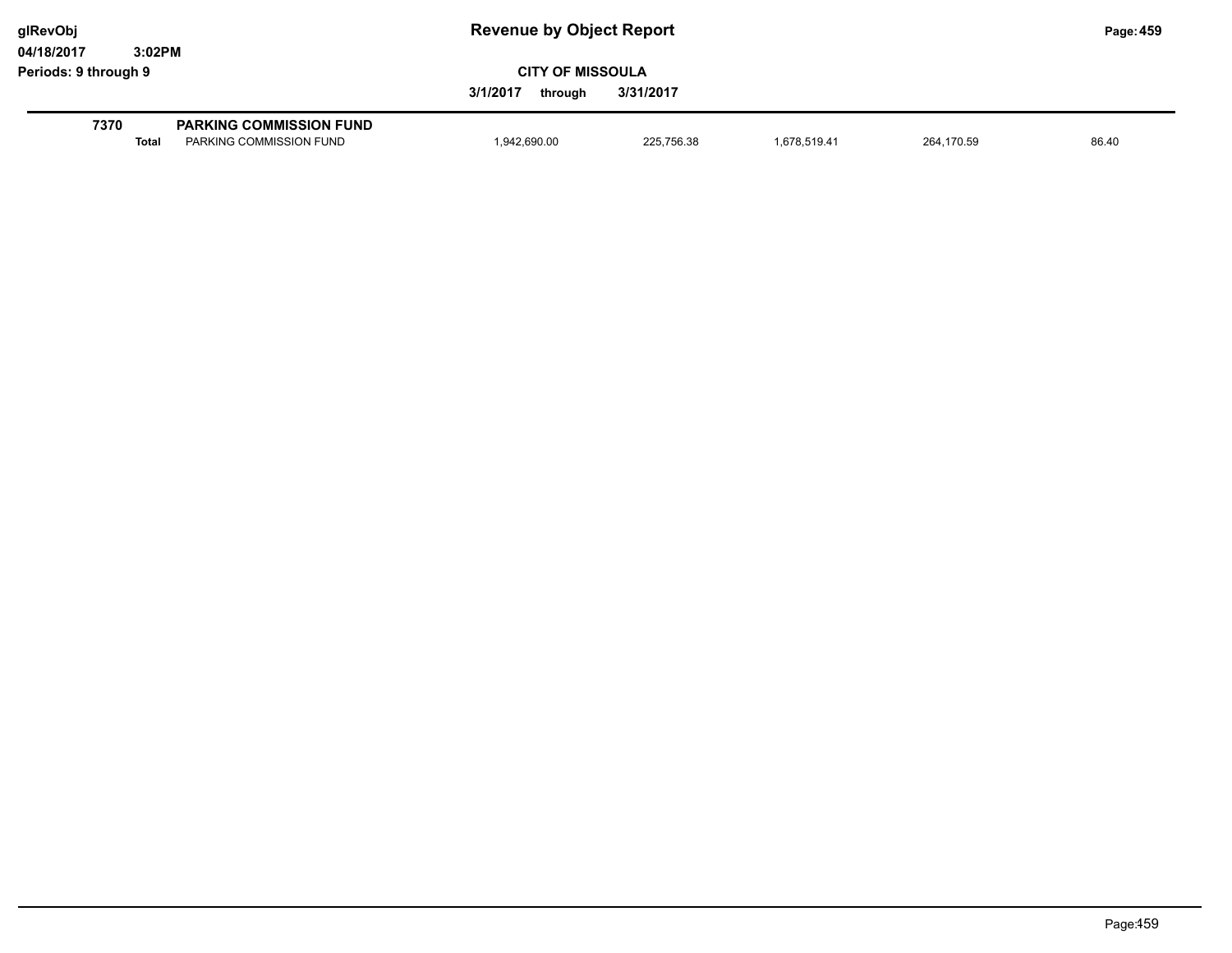**Revenue by Object Report**

**CITY OF MISSOULA**

**3/1/2017 through 3/31/2017**

| | | | | | | |
|---|---|---|---|---|---|---|
| **7370** | **PARKING COMMISSION FUND** | | | | | |
| **Total** | PARKING COMMISSION FUND | 1,942,690.00 | 225,756.38 | 1,678,519.41 | 264,170.59 | 86.40 |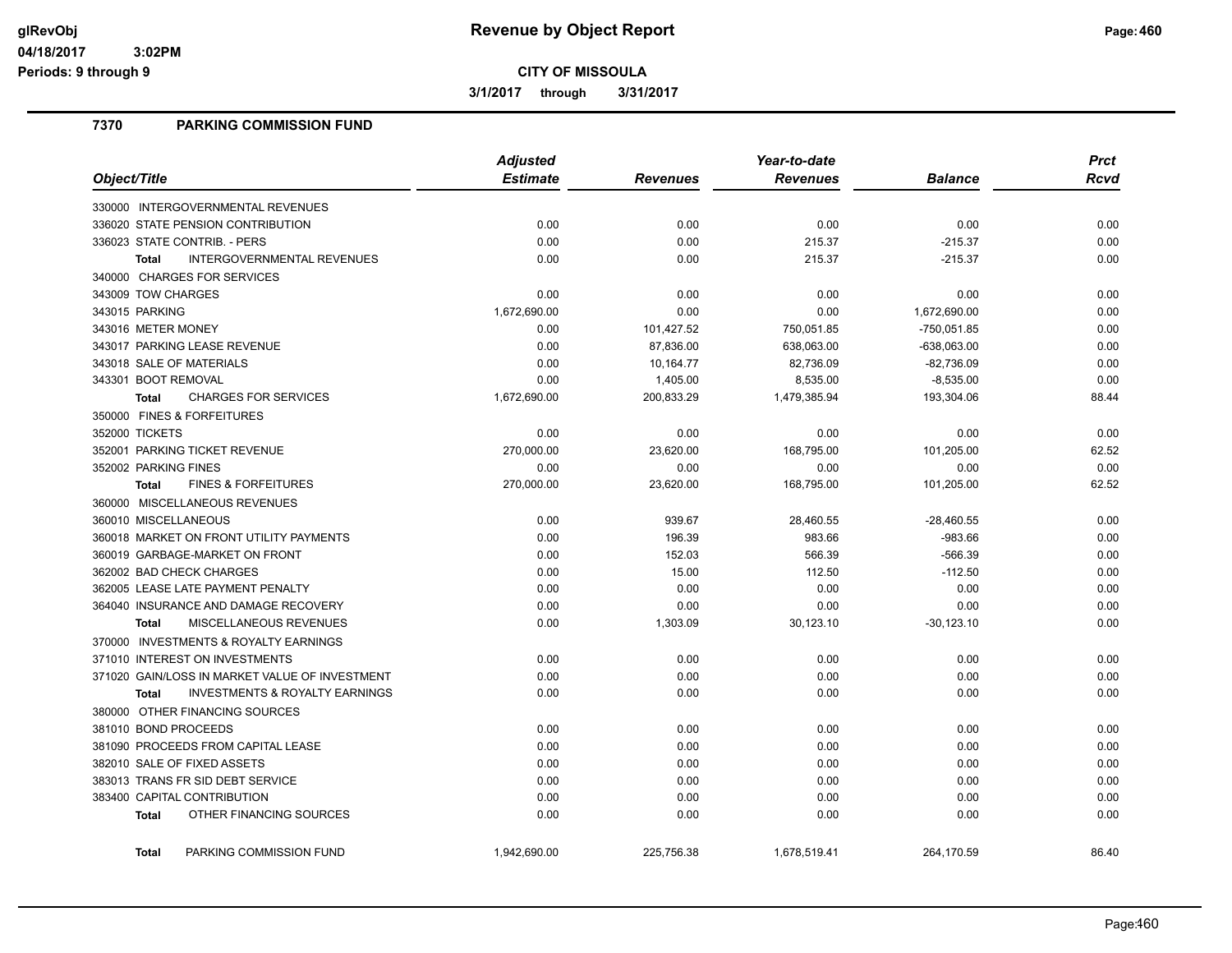**glRevObj**
**04/18/2017 3:02PM**
**Periods: 9 through 9**

# Revenue by Object Report

**CITY OF MISSOULA**

**3/1/2017 through 3/31/2017**

## 7370 PARKING COMMISSION FUND

| Object/Title | Adjusted Estimate | Revenues | Year-to-date Revenues | Balance | Prct Rcvd |
|---|---|---|---|---|---|
| 330000 INTERGOVERNMENTAL REVENUES | | | | | |
| 336020 STATE PENSION CONTRIBUTION | 0.00 | 0.00 | 0.00 | 0.00 | 0.00 |
| 336023 STATE CONTRIB. - PERS | 0.00 | 0.00 | 215.37 | -215.37 | 0.00 |
| **Total** INTERGOVERNMENTAL REVENUES | 0.00 | 0.00 | 215.37 | -215.37 | 0.00 |
| 340000 CHARGES FOR SERVICES | | | | | |
| 343009 TOW CHARGES | 0.00 | 0.00 | 0.00 | 0.00 | 0.00 |
| 343015 PARKING | 1,672,690.00 | 0.00 | 0.00 | 1,672,690.00 | 0.00 |
| 343016 METER MONEY | 0.00 | 101,427.52 | 750,051.85 | -750,051.85 | 0.00 |
| 343017 PARKING LEASE REVENUE | 0.00 | 87,836.00 | 638,063.00 | -638,063.00 | 0.00 |
| 343018 SALE OF MATERIALS | 0.00 | 10,164.77 | 82,736.09 | -82,736.09 | 0.00 |
| 343301 BOOT REMOVAL | 0.00 | 1,405.00 | 8,535.00 | -8,535.00 | 0.00 |
| **Total** CHARGES FOR SERVICES | 1,672,690.00 | 200,833.29 | 1,479,385.94 | 193,304.06 | 88.44 |
| 350000 FINES & FORFEITURES | | | | | |
| 352000 TICKETS | 0.00 | 0.00 | 0.00 | 0.00 | 0.00 |
| 352001 PARKING TICKET REVENUE | 270,000.00 | 23,620.00 | 168,795.00 | 101,205.00 | 62.52 |
| 352002 PARKING FINES | 0.00 | 0.00 | 0.00 | 0.00 | 0.00 |
| **Total** FINES & FORFEITURES | 270,000.00 | 23,620.00 | 168,795.00 | 101,205.00 | 62.52 |
| 360000 MISCELLANEOUS REVENUES | | | | | |
| 360010 MISCELLANEOUS | 0.00 | 939.67 | 28,460.55 | -28,460.55 | 0.00 |
| 360018 MARKET ON FRONT UTILITY PAYMENTS | 0.00 | 196.39 | 983.66 | -983.66 | 0.00 |
| 360019 GARBAGE-MARKET ON FRONT | 0.00 | 152.03 | 566.39 | -566.39 | 0.00 |
| 362002 BAD CHECK CHARGES | 0.00 | 15.00 | 112.50 | -112.50 | 0.00 |
| 362005 LEASE LATE PAYMENT PENALTY | 0.00 | 0.00 | 0.00 | 0.00 | 0.00 |
| 364040 INSURANCE AND DAMAGE RECOVERY | 0.00 | 0.00 | 0.00 | 0.00 | 0.00 |
| **Total** MISCELLANEOUS REVENUES | 0.00 | 1,303.09 | 30,123.10 | -30,123.10 | 0.00 |
| 370000 INVESTMENTS & ROYALTY EARNINGS | | | | | |
| 371010 INTEREST ON INVESTMENTS | 0.00 | 0.00 | 0.00 | 0.00 | 0.00 |
| 371020 GAIN/LOSS IN MARKET VALUE OF INVESTMENT | 0.00 | 0.00 | 0.00 | 0.00 | 0.00 |
| **Total** INVESTMENTS & ROYALTY EARNINGS | 0.00 | 0.00 | 0.00 | 0.00 | 0.00 |
| 380000 OTHER FINANCING SOURCES | | | | | |
| 381010 BOND PROCEEDS | 0.00 | 0.00 | 0.00 | 0.00 | 0.00 |
| 381090 PROCEEDS FROM CAPITAL LEASE | 0.00 | 0.00 | 0.00 | 0.00 | 0.00 |
| 382010 SALE OF FIXED ASSETS | 0.00 | 0.00 | 0.00 | 0.00 | 0.00 |
| 383013 TRANS FR SID DEBT SERVICE | 0.00 | 0.00 | 0.00 | 0.00 | 0.00 |
| 383400 CAPITAL CONTRIBUTION | 0.00 | 0.00 | 0.00 | 0.00 | 0.00 |
| **Total** OTHER FINANCING SOURCES | 0.00 | 0.00 | 0.00 | 0.00 | 0.00 |
| **Total** PARKING COMMISSION FUND | 1,942,690.00 | 225,756.38 | 1,678,519.41 | 264,170.59 | 86.40 |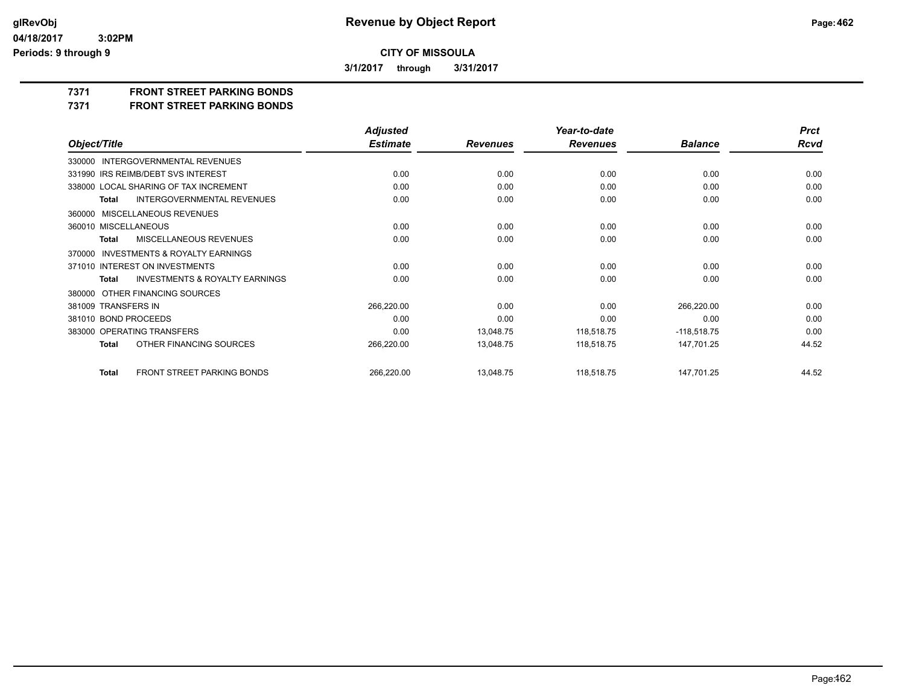# Revenue by Object Report

glRevObj
04/18/2017 3:02PM
Periods: 9 through 9

## CITY OF MISSOULA

3/1/2017 through 3/31/2017

**7371 FRONT STREET PARKING BONDS**
**7371 FRONT STREET PARKING BONDS**

| Object/Title | Adjusted Estimate | Revenues | Year-to-date Revenues | Balance | Prct Rcvd |
|---|---|---|---|---|---|
| 330000 INTERGOVERNMENTAL REVENUES | | | | | |
| 331990 IRS REIMB/DEBT SVS INTEREST | 0.00 | 0.00 | 0.00 | 0.00 | 0.00 |
| 338000 LOCAL SHARING OF TAX INCREMENT | 0.00 | 0.00 | 0.00 | 0.00 | 0.00 |
| **Total** INTERGOVERNMENTAL REVENUES | 0.00 | 0.00 | 0.00 | 0.00 | 0.00 |
| 360000 MISCELLANEOUS REVENUES | | | | | |
| 360010 MISCELLANEOUS | 0.00 | 0.00 | 0.00 | 0.00 | 0.00 |
| **Total** MISCELLANEOUS REVENUES | 0.00 | 0.00 | 0.00 | 0.00 | 0.00 |
| 370000 INVESTMENTS & ROYALTY EARNINGS | | | | | |
| 371010 INTEREST ON INVESTMENTS | 0.00 | 0.00 | 0.00 | 0.00 | 0.00 |
| **Total** INVESTMENTS & ROYALTY EARNINGS | 0.00 | 0.00 | 0.00 | 0.00 | 0.00 |
| 380000 OTHER FINANCING SOURCES | | | | | |
| 381009 TRANSFERS IN | 266,220.00 | 0.00 | 0.00 | 266,220.00 | 0.00 |
| 381010 BOND PROCEEDS | 0.00 | 0.00 | 0.00 | 0.00 | 0.00 |
| 383000 OPERATING TRANSFERS | 0.00 | 13,048.75 | 118,518.75 | -118,518.75 | 0.00 |
| **Total** OTHER FINANCING SOURCES | 266,220.00 | 13,048.75 | 118,518.75 | 147,701.25 | 44.52 |
| **Total** FRONT STREET PARKING BONDS | 266,220.00 | 13,048.75 | 118,518.75 | 147,701.25 | 44.52 |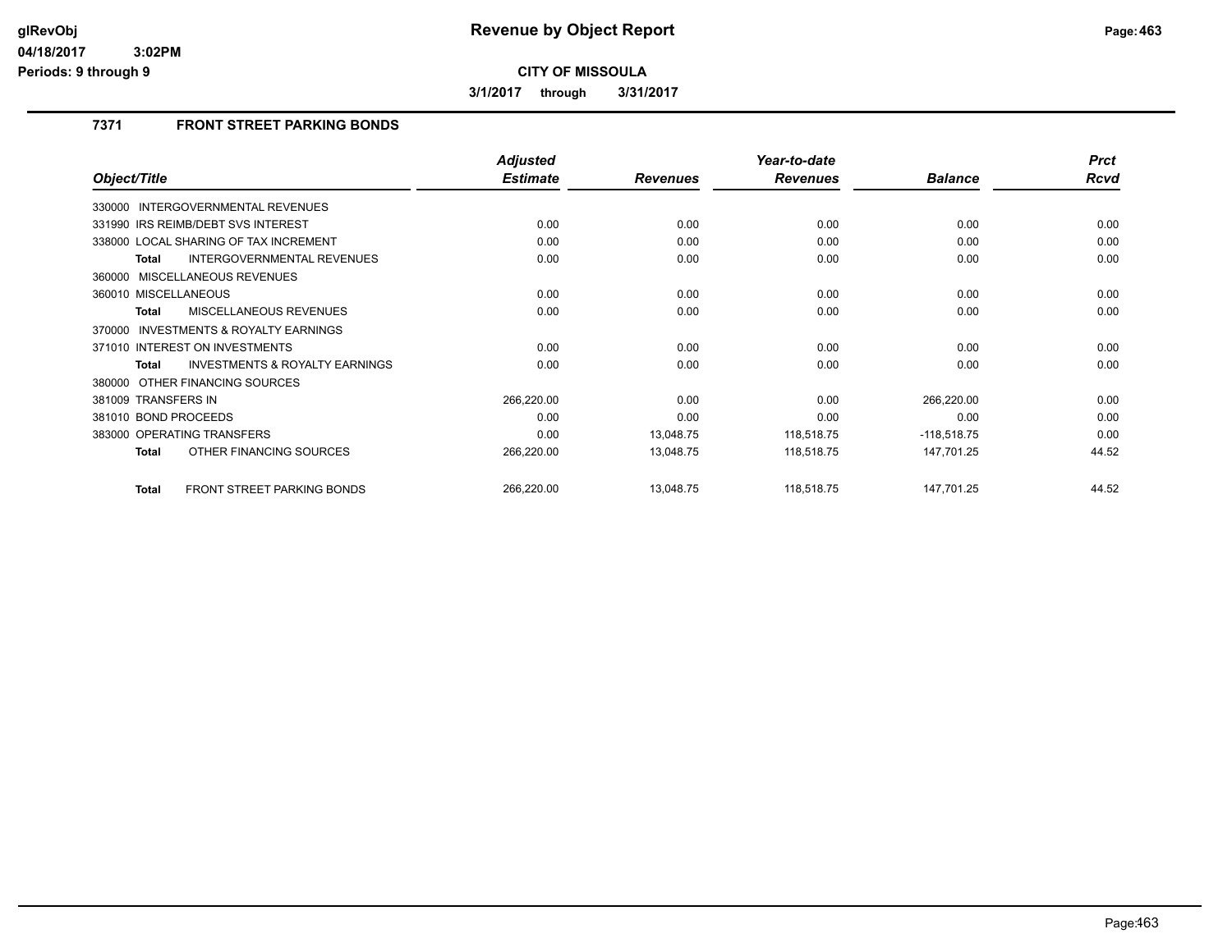**Revenue by Object Report**

**CITY OF MISSOULA**

**3/1/2017 through 3/31/2017**

glRevObj
04/18/2017 3:02PM
Periods: 9 through 9

## 7371 FRONT STREET PARKING BONDS

| Object/Title | Adjusted Estimate | Revenues | Year-to-date Revenues | Balance | Prct Rcvd |
|---|---|---|---|---|---|
| 330000 INTERGOVERNMENTAL REVENUES | | | | | |
| 331990 IRS REIMB/DEBT SVS INTEREST | 0.00 | 0.00 | 0.00 | 0.00 | 0.00 |
| 338000 LOCAL SHARING OF TAX INCREMENT | 0.00 | 0.00 | 0.00 | 0.00 | 0.00 |
| **Total** INTERGOVERNMENTAL REVENUES | 0.00 | 0.00 | 0.00 | 0.00 | 0.00 |
| 360000 MISCELLANEOUS REVENUES | | | | | |
| 360010 MISCELLANEOUS | 0.00 | 0.00 | 0.00 | 0.00 | 0.00 |
| **Total** MISCELLANEOUS REVENUES | 0.00 | 0.00 | 0.00 | 0.00 | 0.00 |
| 370000 INVESTMENTS & ROYALTY EARNINGS | | | | | |
| 371010 INTEREST ON INVESTMENTS | 0.00 | 0.00 | 0.00 | 0.00 | 0.00 |
| **Total** INVESTMENTS & ROYALTY EARNINGS | 0.00 | 0.00 | 0.00 | 0.00 | 0.00 |
| 380000 OTHER FINANCING SOURCES | | | | | |
| 381009 TRANSFERS IN | 266,220.00 | 0.00 | 0.00 | 266,220.00 | 0.00 |
| 381010 BOND PROCEEDS | 0.00 | 0.00 | 0.00 | 0.00 | 0.00 |
| 383000 OPERATING TRANSFERS | 0.00 | 13,048.75 | 118,518.75 | -118,518.75 | 0.00 |
| **Total** OTHER FINANCING SOURCES | 266,220.00 | 13,048.75 | 118,518.75 | 147,701.25 | 44.52 |
| **Total** FRONT STREET PARKING BONDS | 266,220.00 | 13,048.75 | 118,518.75 | 147,701.25 | 44.52 |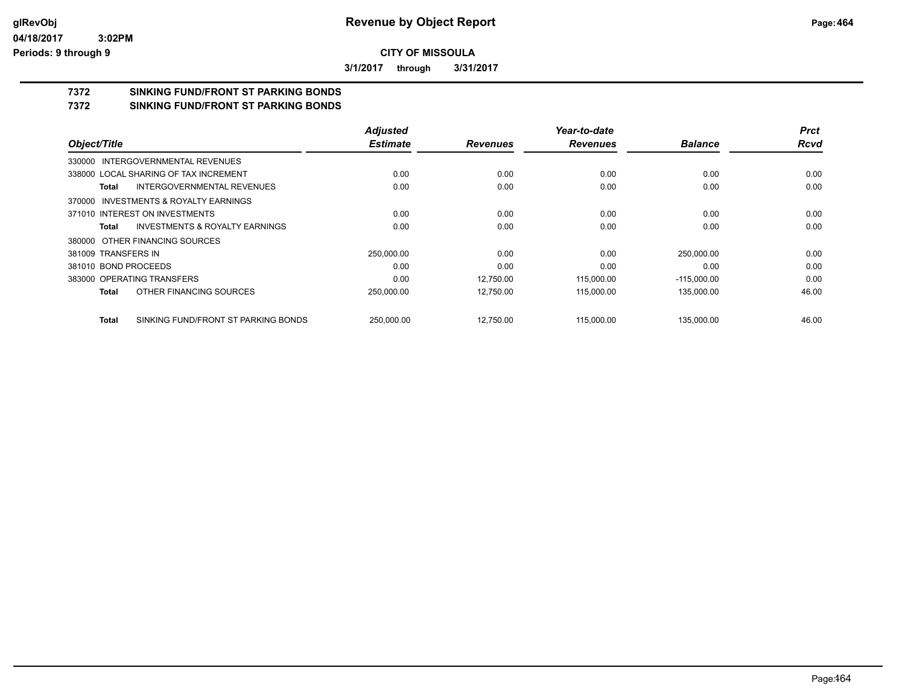**CITY OF MISSOULA**

**3/1/2017 through 3/31/2017**

## 7372 SINKING FUND/FRONT ST PARKING BONDS
## 7372 SINKING FUND/FRONT ST PARKING BONDS

| Object/Title | Adjusted Estimate | Revenues | Year-to-date Revenues | Balance | Prct Rcvd |
|---|---|---|---|---|---|
| 330000 INTERGOVERNMENTAL REVENUES | | | | | |
| 338000 LOCAL SHARING OF TAX INCREMENT | 0.00 | 0.00 | 0.00 | 0.00 | 0.00 |
| **Total** INTERGOVERNMENTAL REVENUES | 0.00 | 0.00 | 0.00 | 0.00 | 0.00 |
| 370000 INVESTMENTS & ROYALTY EARNINGS | | | | | |
| 371010 INTEREST ON INVESTMENTS | 0.00 | 0.00 | 0.00 | 0.00 | 0.00 |
| **Total** INVESTMENTS & ROYALTY EARNINGS | 0.00 | 0.00 | 0.00 | 0.00 | 0.00 |
| 380000 OTHER FINANCING SOURCES | | | | | |
| 381009 TRANSFERS IN | 250,000.00 | 0.00 | 0.00 | 250,000.00 | 0.00 |
| 381010 BOND PROCEEDS | 0.00 | 0.00 | 0.00 | 0.00 | 0.00 |
| 383000 OPERATING TRANSFERS | 0.00 | 12,750.00 | 115,000.00 | -115,000.00 | 0.00 |
| **Total** OTHER FINANCING SOURCES | 250,000.00 | 12,750.00 | 115,000.00 | 135,000.00 | 46.00 |
| **Total** SINKING FUND/FRONT ST PARKING BONDS | 250,000.00 | 12,750.00 | 115,000.00 | 135,000.00 | 46.00 |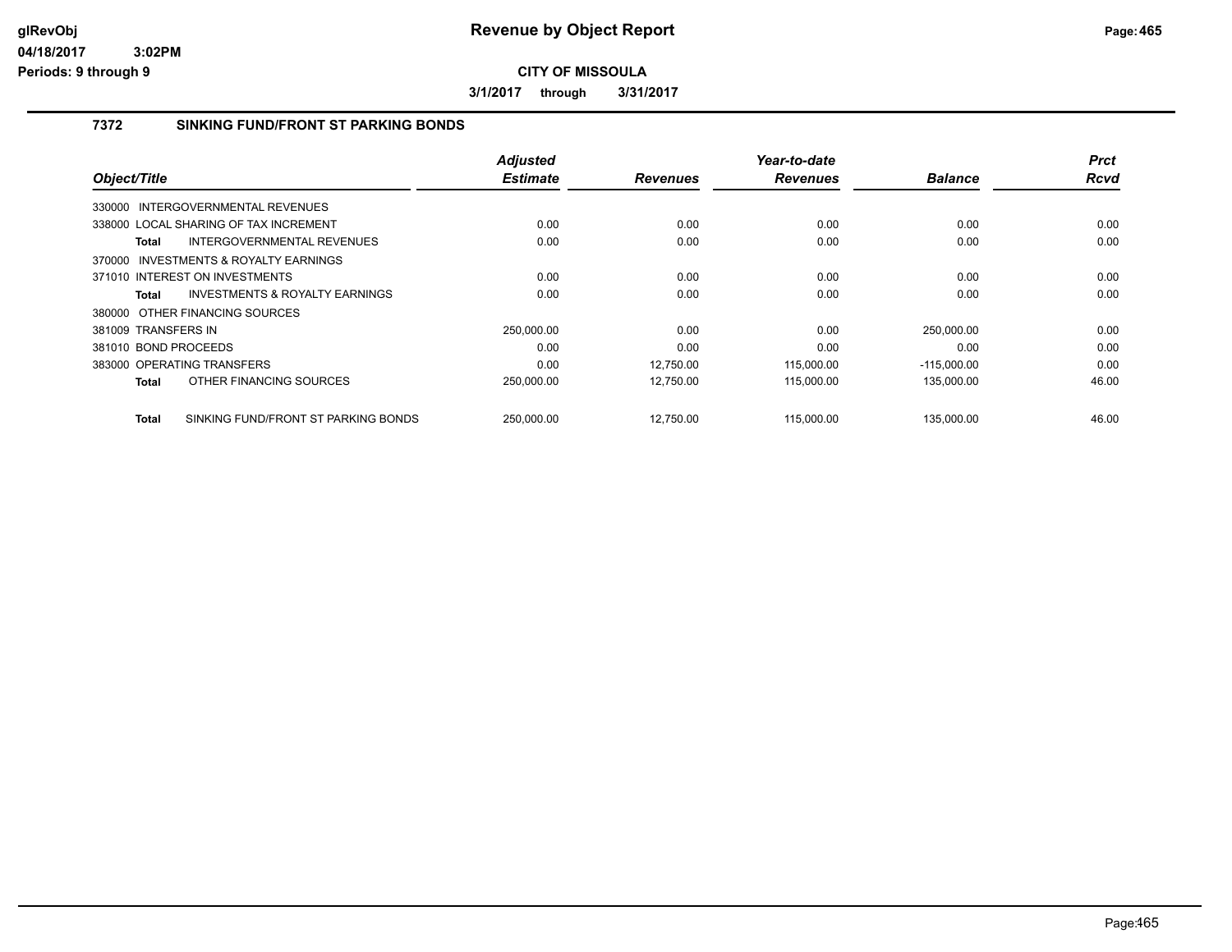# Revenue by Object Report

**CITY OF MISSOULA**

**3/1/2017 through 3/31/2017**

glRevObj
04/18/2017 3:02PM
Periods: 9 through 9

## 7372 SINKING FUND/FRONT ST PARKING BONDS

| Object/Title | Adjusted Estimate | Revenues | Year-to-date Revenues | Balance | Prct Rcvd |
|---|---|---|---|---|---|
| 330000 INTERGOVERNMENTAL REVENUES | | | | | |
| 338000 LOCAL SHARING OF TAX INCREMENT | 0.00 | 0.00 | 0.00 | 0.00 | 0.00 |
| **Total** INTERGOVERNMENTAL REVENUES | 0.00 | 0.00 | 0.00 | 0.00 | 0.00 |
| 370000 INVESTMENTS & ROYALTY EARNINGS | | | | | |
| 371010 INTEREST ON INVESTMENTS | 0.00 | 0.00 | 0.00 | 0.00 | 0.00 |
| **Total** INVESTMENTS & ROYALTY EARNINGS | 0.00 | 0.00 | 0.00 | 0.00 | 0.00 |
| 380000 OTHER FINANCING SOURCES | | | | | |
| 381009 TRANSFERS IN | 250,000.00 | 0.00 | 0.00 | 250,000.00 | 0.00 |
| 381010 BOND PROCEEDS | 0.00 | 0.00 | 0.00 | 0.00 | 0.00 |
| 383000 OPERATING TRANSFERS | 0.00 | 12,750.00 | 115,000.00 | -115,000.00 | 0.00 |
| **Total** OTHER FINANCING SOURCES | 250,000.00 | 12,750.00 | 115,000.00 | 135,000.00 | 46.00 |
| **Total** SINKING FUND/FRONT ST PARKING BONDS | 250,000.00 | 12,750.00 | 115,000.00 | 135,000.00 | 46.00 |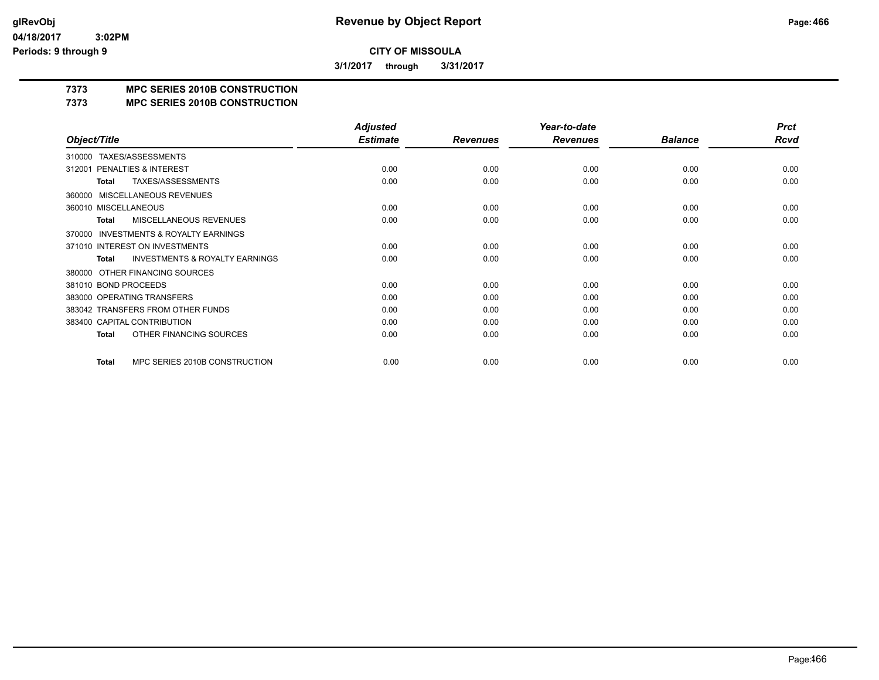# Revenue by Object Report

glRevObj
04/18/2017 3:02PM
Periods: 9 through 9

**CITY OF MISSOULA**

**3/1/2017 through 3/31/2017**

## 7373 MPC SERIES 2010B CONSTRUCTION
## 7373 MPC SERIES 2010B CONSTRUCTION

| Object/Title | Adjusted Estimate | Revenues | Year-to-date Revenues | Balance | Prct Rcvd |
|---|---|---|---|---|---|
| 310000 TAXES/ASSESSMENTS | | | | | |
| 312001 PENALTIES & INTEREST | 0.00 | 0.00 | 0.00 | 0.00 | 0.00 |
| **Total** TAXES/ASSESSMENTS | 0.00 | 0.00 | 0.00 | 0.00 | 0.00 |
| 360000 MISCELLANEOUS REVENUES | | | | | |
| 360010 MISCELLANEOUS | 0.00 | 0.00 | 0.00 | 0.00 | 0.00 |
| **Total** MISCELLANEOUS REVENUES | 0.00 | 0.00 | 0.00 | 0.00 | 0.00 |
| 370000 INVESTMENTS & ROYALTY EARNINGS | | | | | |
| 371010 INTEREST ON INVESTMENTS | 0.00 | 0.00 | 0.00 | 0.00 | 0.00 |
| **Total** INVESTMENTS & ROYALTY EARNINGS | 0.00 | 0.00 | 0.00 | 0.00 | 0.00 |
| 380000 OTHER FINANCING SOURCES | | | | | |
| 381010 BOND PROCEEDS | 0.00 | 0.00 | 0.00 | 0.00 | 0.00 |
| 383000 OPERATING TRANSFERS | 0.00 | 0.00 | 0.00 | 0.00 | 0.00 |
| 383042 TRANSFERS FROM OTHER FUNDS | 0.00 | 0.00 | 0.00 | 0.00 | 0.00 |
| 383400 CAPITAL CONTRIBUTION | 0.00 | 0.00 | 0.00 | 0.00 | 0.00 |
| **Total** OTHER FINANCING SOURCES | 0.00 | 0.00 | 0.00 | 0.00 | 0.00 |
| **Total** MPC SERIES 2010B CONSTRUCTION | 0.00 | 0.00 | 0.00 | 0.00 | 0.00 |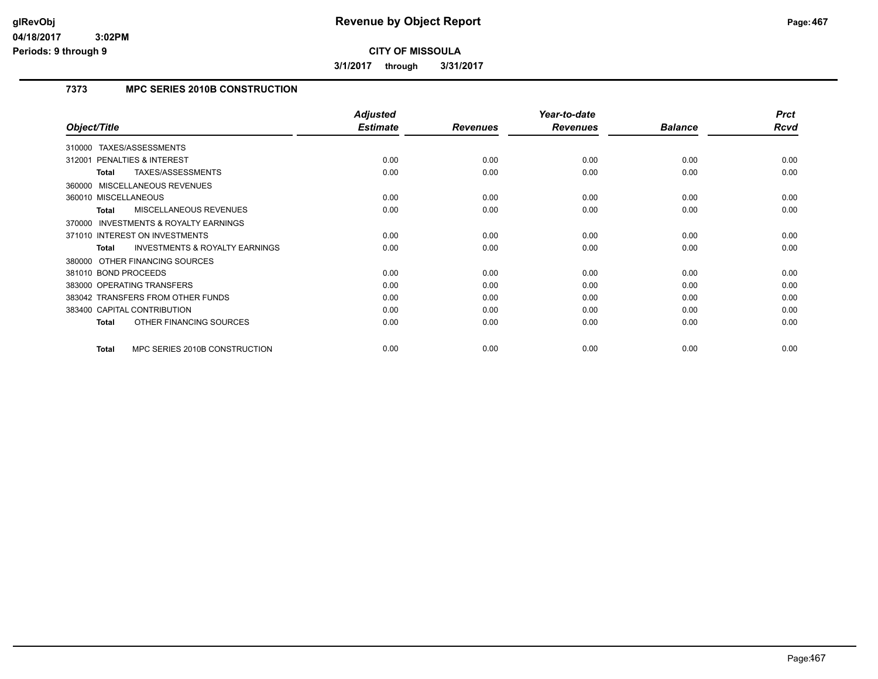**Revenue by Object Report**

**CITY OF MISSOULA**

**3/1/2017 through 3/31/2017**

## 7373 MPC SERIES 2010B CONSTRUCTION

| Object/Title | Adjusted Estimate | Revenues | Year-to-date Revenues | Balance | Prct Rcvd |
|---|---|---|---|---|---|
| 310000 TAXES/ASSESSMENTS | | | | | |
| 312001 PENALTIES & INTEREST | 0.00 | 0.00 | 0.00 | 0.00 | 0.00 |
| **Total** TAXES/ASSESSMENTS | 0.00 | 0.00 | 0.00 | 0.00 | 0.00 |
| 360000 MISCELLANEOUS REVENUES | | | | | |
| 360010 MISCELLANEOUS | 0.00 | 0.00 | 0.00 | 0.00 | 0.00 |
| **Total** MISCELLANEOUS REVENUES | 0.00 | 0.00 | 0.00 | 0.00 | 0.00 |
| 370000 INVESTMENTS & ROYALTY EARNINGS | | | | | |
| 371010 INTEREST ON INVESTMENTS | 0.00 | 0.00 | 0.00 | 0.00 | 0.00 |
| **Total** INVESTMENTS & ROYALTY EARNINGS | 0.00 | 0.00 | 0.00 | 0.00 | 0.00 |
| 380000 OTHER FINANCING SOURCES | | | | | |
| 381010 BOND PROCEEDS | 0.00 | 0.00 | 0.00 | 0.00 | 0.00 |
| 383000 OPERATING TRANSFERS | 0.00 | 0.00 | 0.00 | 0.00 | 0.00 |
| 383042 TRANSFERS FROM OTHER FUNDS | 0.00 | 0.00 | 0.00 | 0.00 | 0.00 |
| 383400 CAPITAL CONTRIBUTION | 0.00 | 0.00 | 0.00 | 0.00 | 0.00 |
| **Total** OTHER FINANCING SOURCES | 0.00 | 0.00 | 0.00 | 0.00 | 0.00 |
| **Total** MPC SERIES 2010B CONSTRUCTION | 0.00 | 0.00 | 0.00 | 0.00 | 0.00 |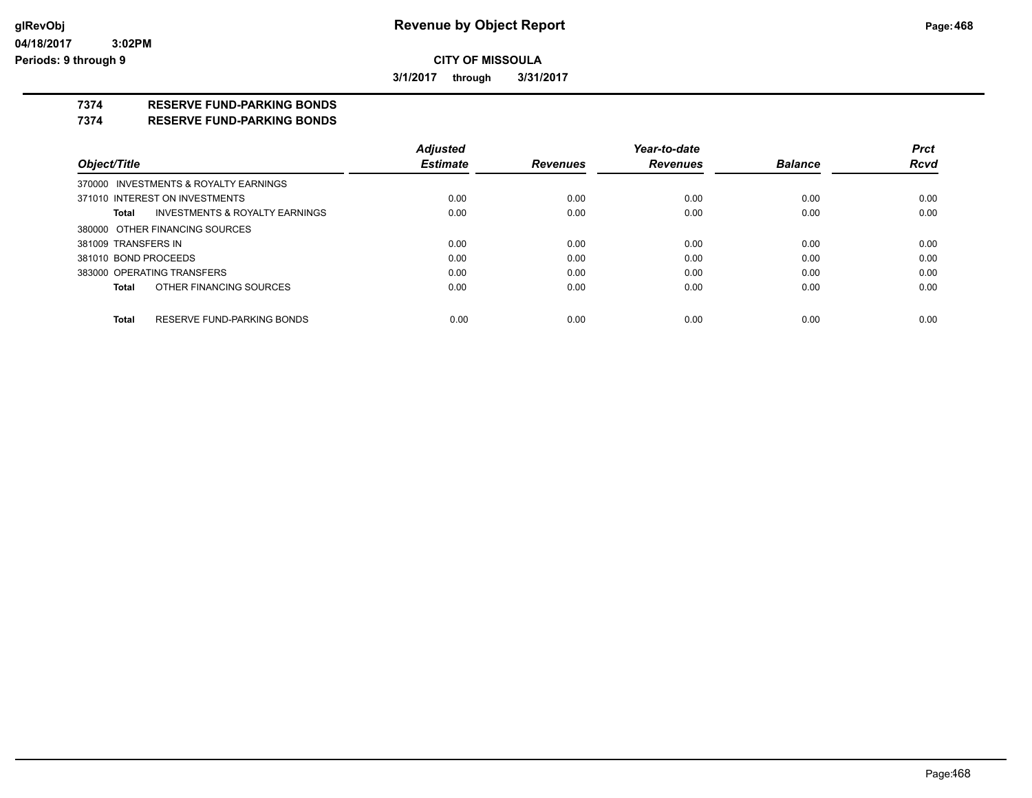**glRevObj**
**04/18/2017 3:02PM**
**Periods: 9 through 9**

# Revenue by Object Report

**CITY OF MISSOULA**

**3/1/2017 through 3/31/2017**

## 7374 RESERVE FUND-PARKING BONDS
## 7374 RESERVE FUND-PARKING BONDS

| Object/Title | Adjusted Estimate | Revenues | Year-to-date Revenues | Balance | Prct Rcvd |
|---|---|---|---|---|---|
| 370000 INVESTMENTS & ROYALTY EARNINGS | | | | | |
| 371010 INTEREST ON INVESTMENTS | 0.00 | 0.00 | 0.00 | 0.00 | 0.00 |
| **Total** INVESTMENTS & ROYALTY EARNINGS | 0.00 | 0.00 | 0.00 | 0.00 | 0.00 |
| 380000 OTHER FINANCING SOURCES | | | | | |
| 381009 TRANSFERS IN | 0.00 | 0.00 | 0.00 | 0.00 | 0.00 |
| 381010 BOND PROCEEDS | 0.00 | 0.00 | 0.00 | 0.00 | 0.00 |
| 383000 OPERATING TRANSFERS | 0.00 | 0.00 | 0.00 | 0.00 | 0.00 |
| **Total** OTHER FINANCING SOURCES | 0.00 | 0.00 | 0.00 | 0.00 | 0.00 |
| **Total** RESERVE FUND-PARKING BONDS | 0.00 | 0.00 | 0.00 | 0.00 | 0.00 |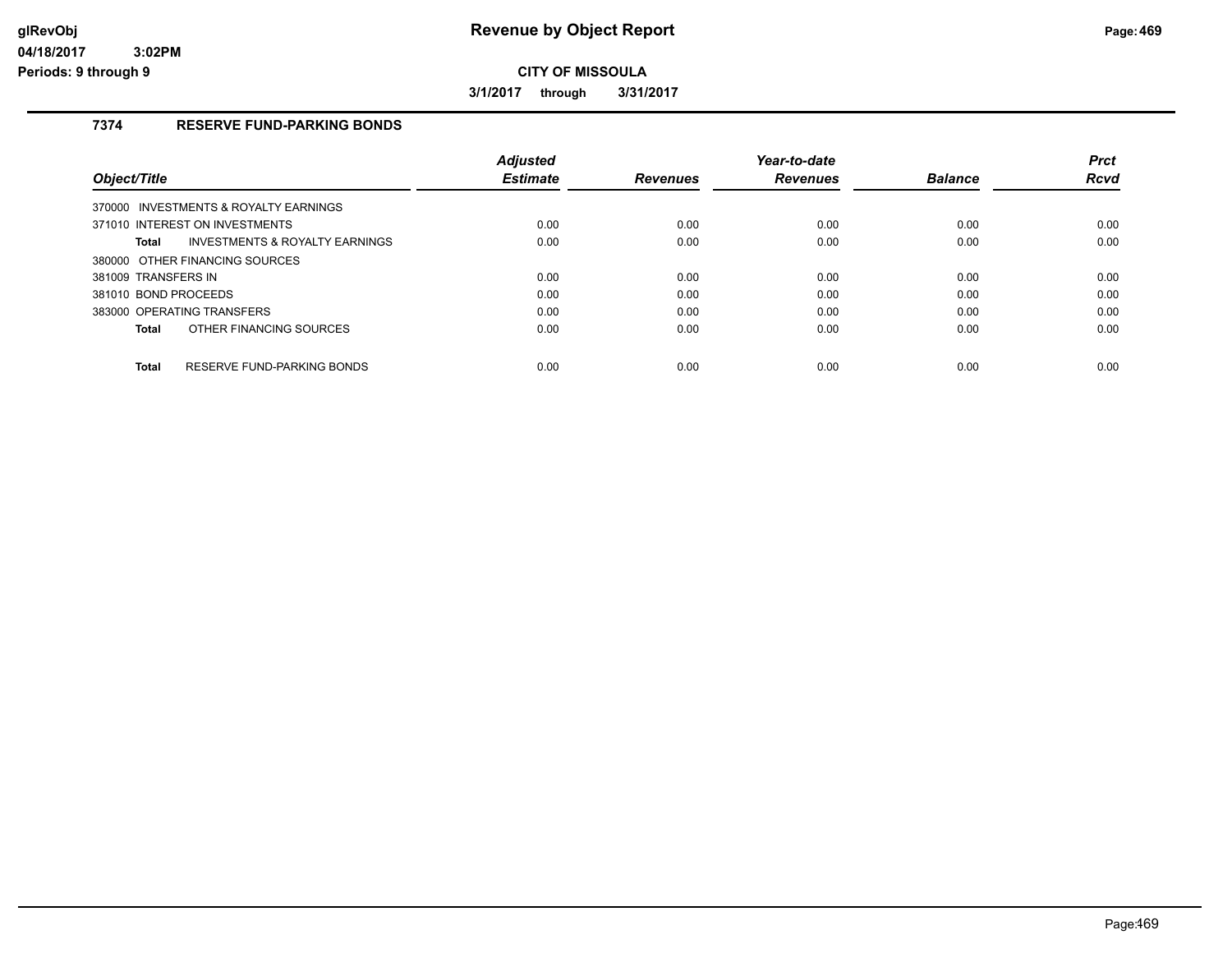# Revenue by Object Report

**CITY OF MISSOULA**

**3/1/2017 through 3/31/2017**

glRevObj
04/18/2017 3:02PM
Periods: 9 through 9

## 7374 RESERVE FUND-PARKING BONDS

| Object/Title | Adjusted Estimate | Revenues | Year-to-date Revenues | Balance | Prct Rcvd |
|---|---|---|---|---|---|
| 370000 INVESTMENTS & ROYALTY EARNINGS | | | | | |
| 371010 INTEREST ON INVESTMENTS | 0.00 | 0.00 | 0.00 | 0.00 | 0.00 |
| **Total** INVESTMENTS & ROYALTY EARNINGS | 0.00 | 0.00 | 0.00 | 0.00 | 0.00 |
| 380000 OTHER FINANCING SOURCES | | | | | |
| 381009 TRANSFERS IN | 0.00 | 0.00 | 0.00 | 0.00 | 0.00 |
| 381010 BOND PROCEEDS | 0.00 | 0.00 | 0.00 | 0.00 | 0.00 |
| 383000 OPERATING TRANSFERS | 0.00 | 0.00 | 0.00 | 0.00 | 0.00 |
| **Total** OTHER FINANCING SOURCES | 0.00 | 0.00 | 0.00 | 0.00 | 0.00 |
| **Total** RESERVE FUND-PARKING BONDS | 0.00 | 0.00 | 0.00 | 0.00 | 0.00 |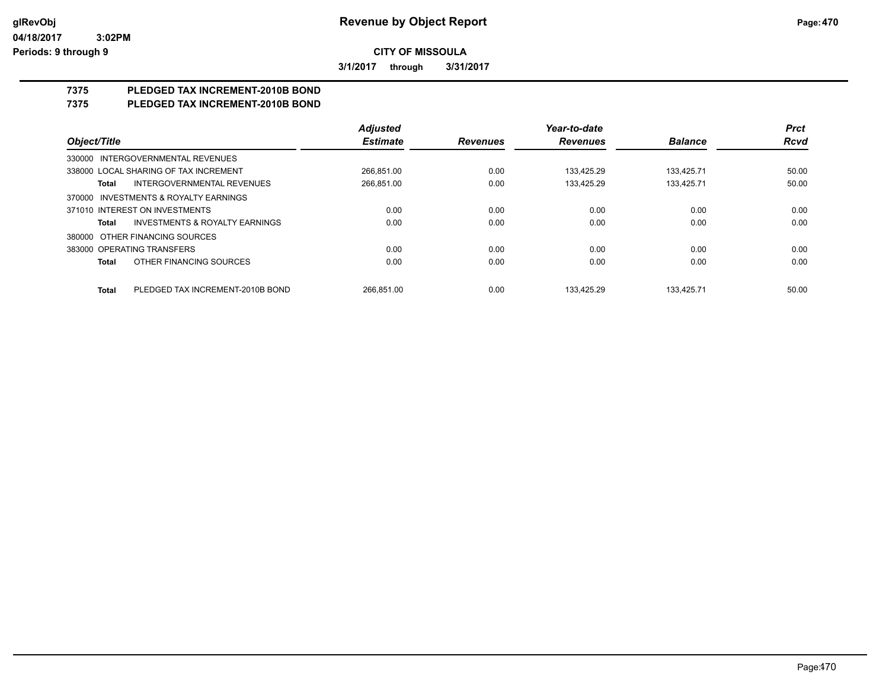# Revenue by Object Report

glRevObj
04/18/2017 3:02PM
Periods: 9 through 9

**CITY OF MISSOULA**

**3/1/2017 through 3/31/2017**

## 7375 PLEDGED TAX INCREMENT-2010B BOND
## 7375 PLEDGED TAX INCREMENT-2010B BOND

| Object/Title | Adjusted Estimate | Revenues | Year-to-date Revenues | Balance | Prct Rcvd |
|---|---|---|---|---|---|
| 330000 INTERGOVERNMENTAL REVENUES | | | | | |
| 338000 LOCAL SHARING OF TAX INCREMENT | 266,851.00 | 0.00 | 133,425.29 | 133,425.71 | 50.00 |
| **Total** INTERGOVERNMENTAL REVENUES | 266,851.00 | 0.00 | 133,425.29 | 133,425.71 | 50.00 |
| 370000 INVESTMENTS & ROYALTY EARNINGS | | | | | |
| 371010 INTEREST ON INVESTMENTS | 0.00 | 0.00 | 0.00 | 0.00 | 0.00 |
| **Total** INVESTMENTS & ROYALTY EARNINGS | 0.00 | 0.00 | 0.00 | 0.00 | 0.00 |
| 380000 OTHER FINANCING SOURCES | | | | | |
| 383000 OPERATING TRANSFERS | 0.00 | 0.00 | 0.00 | 0.00 | 0.00 |
| **Total** OTHER FINANCING SOURCES | 0.00 | 0.00 | 0.00 | 0.00 | 0.00 |
| **Total** PLEDGED TAX INCREMENT-2010B BOND | 266,851.00 | 0.00 | 133,425.29 | 133,425.71 | 50.00 |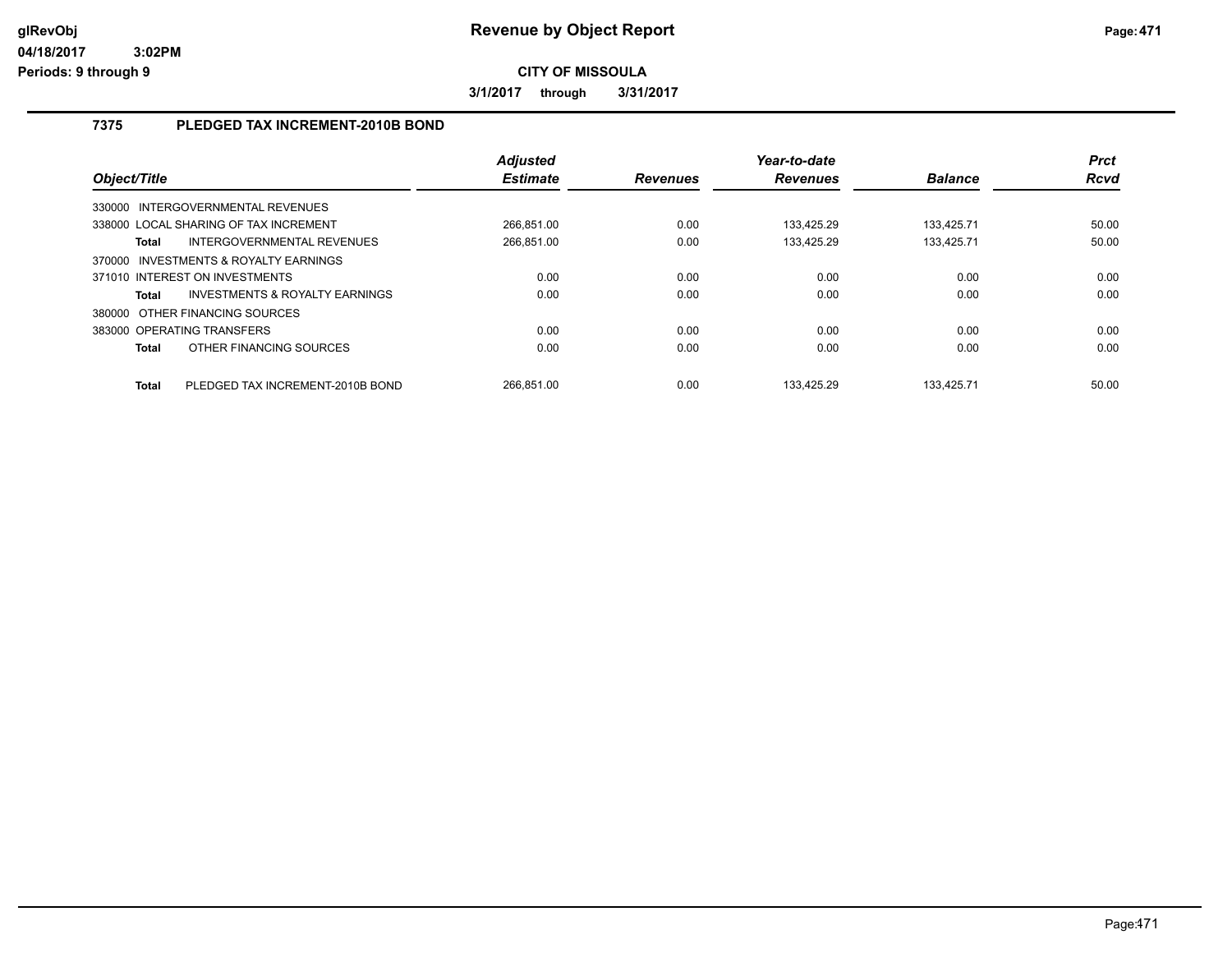# Revenue by Object Report

**CITY OF MISSOULA**

**3/1/2017 through 3/31/2017**

glRevObj
04/18/2017 3:02PM
Periods: 9 through 9

## 7375 PLEDGED TAX INCREMENT-2010B BOND

| Object/Title | | Adjusted Estimate | Revenues | Year-to-date Revenues | Balance | Prct Rcvd |
|---|---|---|---|---|---|---|
| 330000 INTERGOVERNMENTAL REVENUES | | | | | | |
| 338000 LOCAL SHARING OF TAX INCREMENT | | 266,851.00 | 0.00 | 133,425.29 | 133,425.71 | 50.00 |
| **Total** | INTERGOVERNMENTAL REVENUES | 266,851.00 | 0.00 | 133,425.29 | 133,425.71 | 50.00 |
| 370000 INVESTMENTS & ROYALTY EARNINGS | | | | | | |
| 371010 INTEREST ON INVESTMENTS | | 0.00 | 0.00 | 0.00 | 0.00 | 0.00 |
| **Total** | INVESTMENTS & ROYALTY EARNINGS | 0.00 | 0.00 | 0.00 | 0.00 | 0.00 |
| 380000 OTHER FINANCING SOURCES | | | | | | |
| 383000 OPERATING TRANSFERS | | 0.00 | 0.00 | 0.00 | 0.00 | 0.00 |
| **Total** | OTHER FINANCING SOURCES | 0.00 | 0.00 | 0.00 | 0.00 | 0.00 |
| **Total** | PLEDGED TAX INCREMENT-2010B BOND | 266,851.00 | 0.00 | 133,425.29 | 133,425.71 | 50.00 |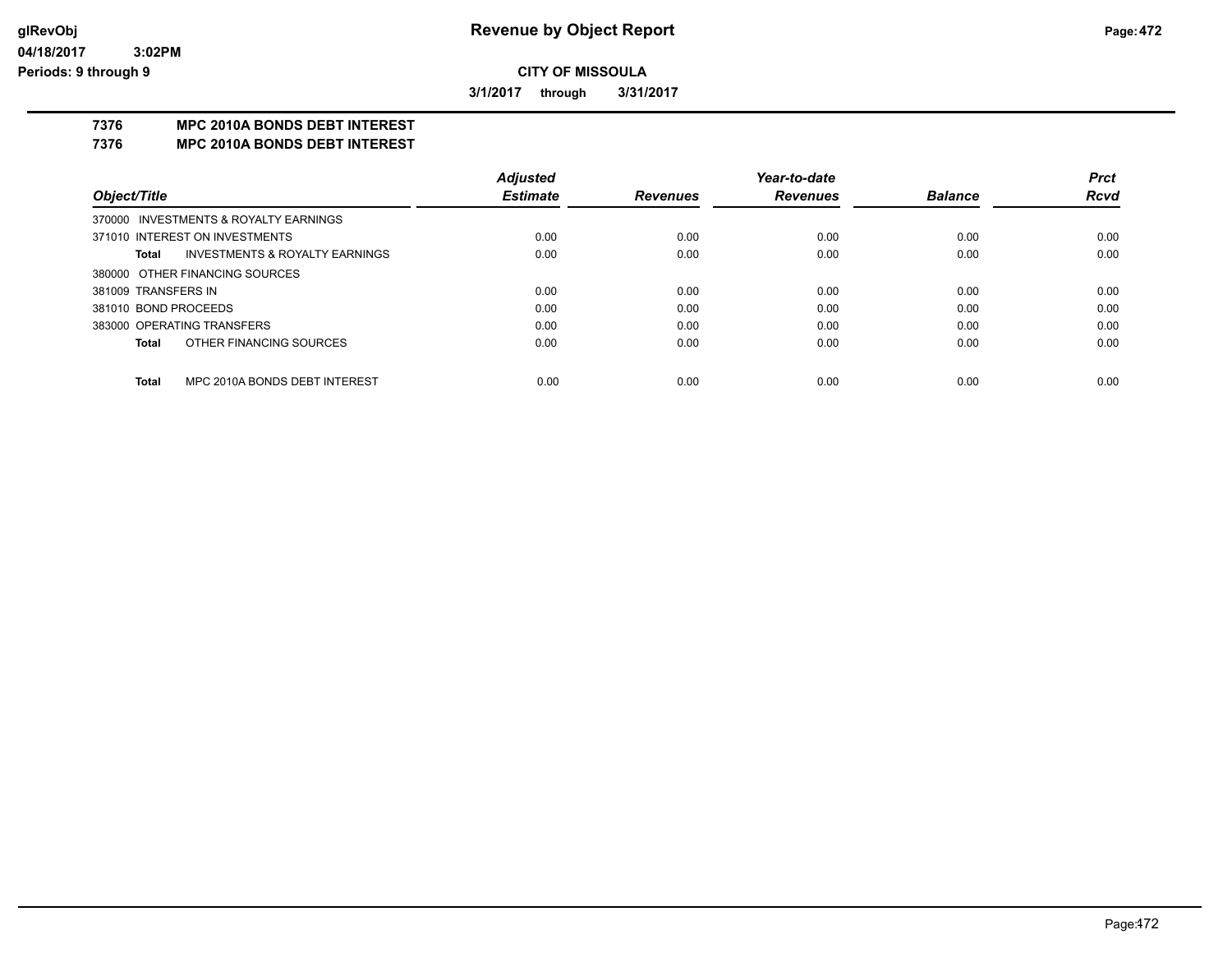# Revenue by Object Report

**CITY OF MISSOULA**

**3/1/2017 through 3/31/2017**

glRevObj
04/18/2017 3:02PM
Periods: 9 through 9

## 7376 MPC 2010A BONDS DEBT INTEREST
## 7376 MPC 2010A BONDS DEBT INTEREST

| Object/Title | Adjusted Estimate | Revenues | Year-to-date Revenues | Balance | Prct Rcvd |
|---|---|---|---|---|---|
| 370000 INVESTMENTS & ROYALTY EARNINGS | | | | | |
| 371010 INTEREST ON INVESTMENTS | 0.00 | 0.00 | 0.00 | 0.00 | 0.00 |
| **Total** INVESTMENTS & ROYALTY EARNINGS | 0.00 | 0.00 | 0.00 | 0.00 | 0.00 |
| 380000 OTHER FINANCING SOURCES | | | | | |
| 381009 TRANSFERS IN | 0.00 | 0.00 | 0.00 | 0.00 | 0.00 |
| 381010 BOND PROCEEDS | 0.00 | 0.00 | 0.00 | 0.00 | 0.00 |
| 383000 OPERATING TRANSFERS | 0.00 | 0.00 | 0.00 | 0.00 | 0.00 |
| **Total** OTHER FINANCING SOURCES | 0.00 | 0.00 | 0.00 | 0.00 | 0.00 |
| **Total** MPC 2010A BONDS DEBT INTEREST | 0.00 | 0.00 | 0.00 | 0.00 | 0.00 |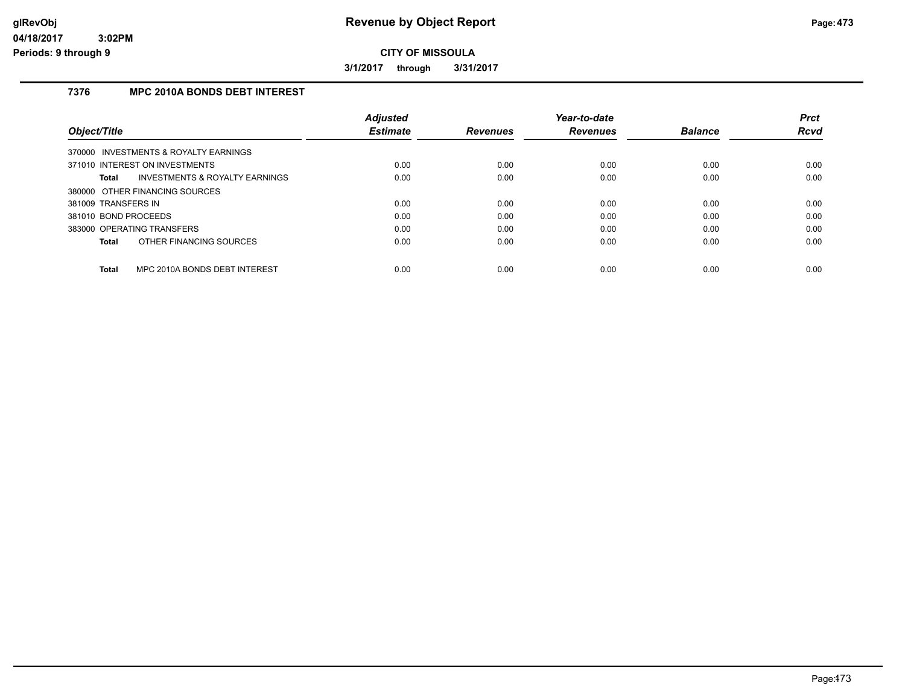glRevObj
04/18/2017 3:02PM
Periods: 9 through 9

# Revenue by Object Report

**CITY OF MISSOULA**

**3/1/2017 through 3/31/2017**

## 7376 MPC 2010A BONDS DEBT INTEREST

| Object/Title | Adjusted Estimate | Revenues | Year-to-date Revenues | Balance | Prct Rcvd |
|---|---|---|---|---|---|
| 370000 INVESTMENTS & ROYALTY EARNINGS | | | | | |
| 371010 INTEREST ON INVESTMENTS | 0.00 | 0.00 | 0.00 | 0.00 | 0.00 |
| **Total** INVESTMENTS & ROYALTY EARNINGS | 0.00 | 0.00 | 0.00 | 0.00 | 0.00 |
| 380000 OTHER FINANCING SOURCES | | | | | |
| 381009 TRANSFERS IN | 0.00 | 0.00 | 0.00 | 0.00 | 0.00 |
| 381010 BOND PROCEEDS | 0.00 | 0.00 | 0.00 | 0.00 | 0.00 |
| 383000 OPERATING TRANSFERS | 0.00 | 0.00 | 0.00 | 0.00 | 0.00 |
| **Total** OTHER FINANCING SOURCES | 0.00 | 0.00 | 0.00 | 0.00 | 0.00 |
| **Total** MPC 2010A BONDS DEBT INTEREST | 0.00 | 0.00 | 0.00 | 0.00 | 0.00 |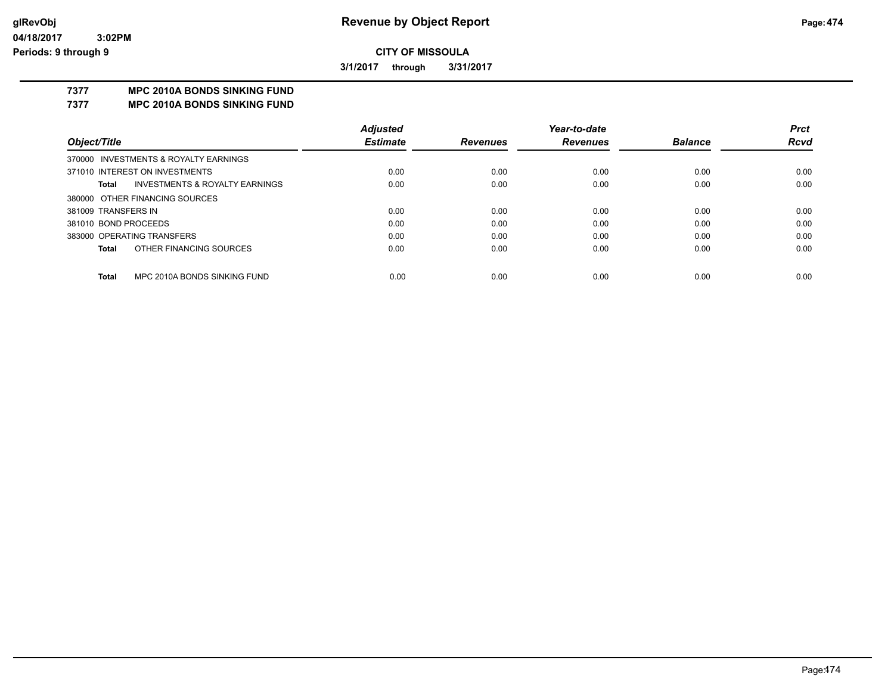glRevObj
04/18/2017 3:02PM
Periods: 9 through 9

# Revenue by Object Report

**CITY OF MISSOULA**

**3/1/2017 through 3/31/2017**

**7377 MPC 2010A BONDS SINKING FUND**
**7377 MPC 2010A BONDS SINKING FUND**

| Object/Title | | Adjusted Estimate | Revenues | Year-to-date Revenues | Balance | Prct Rcvd |
|---|---|---|---|---|---|---|
| 370000 INVESTMENTS & ROYALTY EARNINGS | | | | | | |
| 371010 INTEREST ON INVESTMENTS | | 0.00 | 0.00 | 0.00 | 0.00 | 0.00 |
| Total | INVESTMENTS & ROYALTY EARNINGS | 0.00 | 0.00 | 0.00 | 0.00 | 0.00 |
| 380000 OTHER FINANCING SOURCES | | | | | | |
| 381009 TRANSFERS IN | | 0.00 | 0.00 | 0.00 | 0.00 | 0.00 |
| 381010 BOND PROCEEDS | | 0.00 | 0.00 | 0.00 | 0.00 | 0.00 |
| 383000 OPERATING TRANSFERS | | 0.00 | 0.00 | 0.00 | 0.00 | 0.00 |
| Total | OTHER FINANCING SOURCES | 0.00 | 0.00 | 0.00 | 0.00 | 0.00 |
| Total | MPC 2010A BONDS SINKING FUND | 0.00 | 0.00 | 0.00 | 0.00 | 0.00 |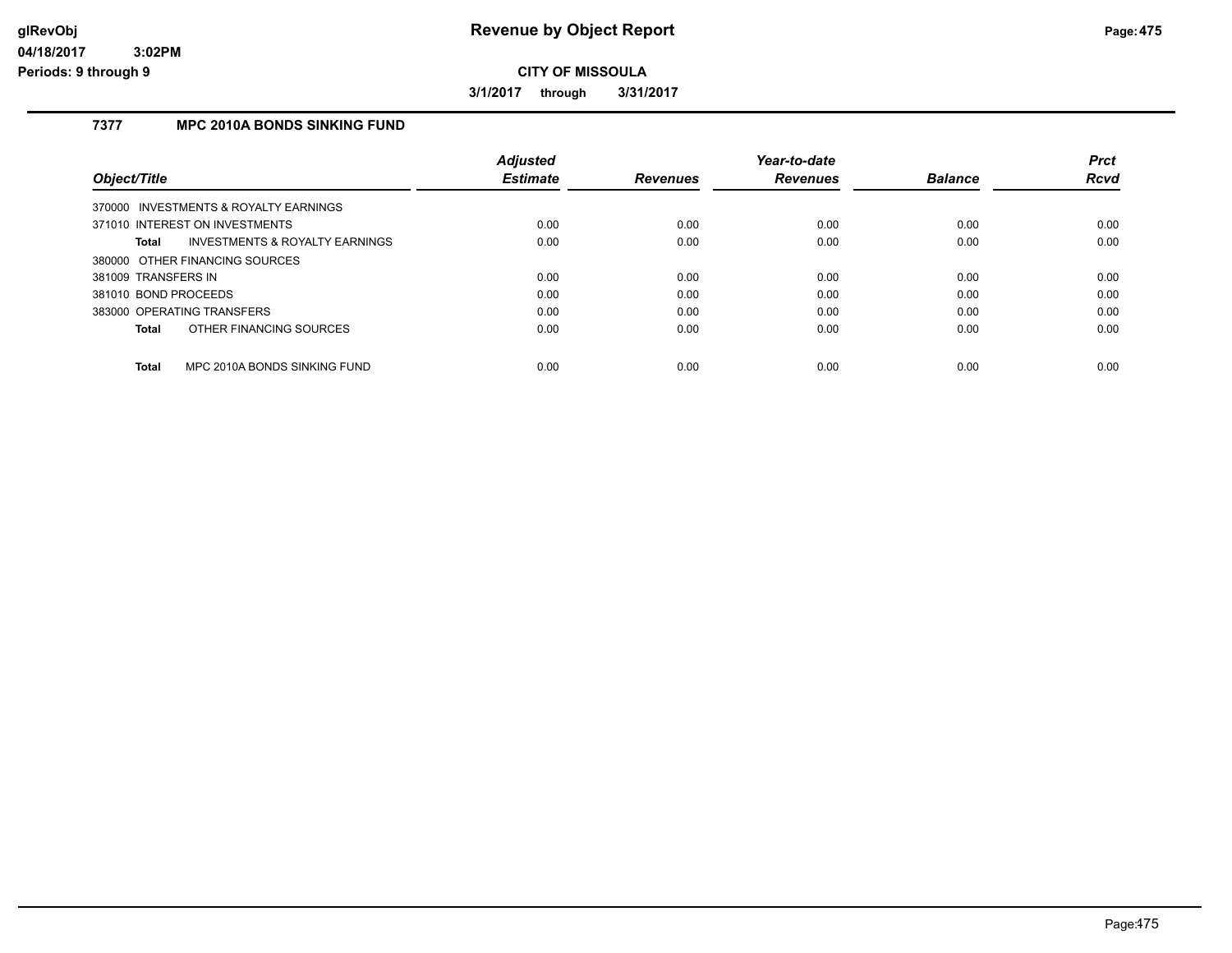**CITY OF MISSOULA**

**3/1/2017 through 3/31/2017**

### 7377 MPC 2010A BONDS SINKING FUND

| Object/Title | Adjusted Estimate | Revenues | Year-to-date Revenues | Balance | Prct Rcvd |
|---|---|---|---|---|---|
| 370000 INVESTMENTS & ROYALTY EARNINGS | | | | | |
| 371010 INTEREST ON INVESTMENTS | 0.00 | 0.00 | 0.00 | 0.00 | 0.00 |
| **Total** INVESTMENTS & ROYALTY EARNINGS | 0.00 | 0.00 | 0.00 | 0.00 | 0.00 |
| 380000 OTHER FINANCING SOURCES | | | | | |
| 381009 TRANSFERS IN | 0.00 | 0.00 | 0.00 | 0.00 | 0.00 |
| 381010 BOND PROCEEDS | 0.00 | 0.00 | 0.00 | 0.00 | 0.00 |
| 383000 OPERATING TRANSFERS | 0.00 | 0.00 | 0.00 | 0.00 | 0.00 |
| **Total** OTHER FINANCING SOURCES | 0.00 | 0.00 | 0.00 | 0.00 | 0.00 |
| **Total** MPC 2010A BONDS SINKING FUND | 0.00 | 0.00 | 0.00 | 0.00 | 0.00 |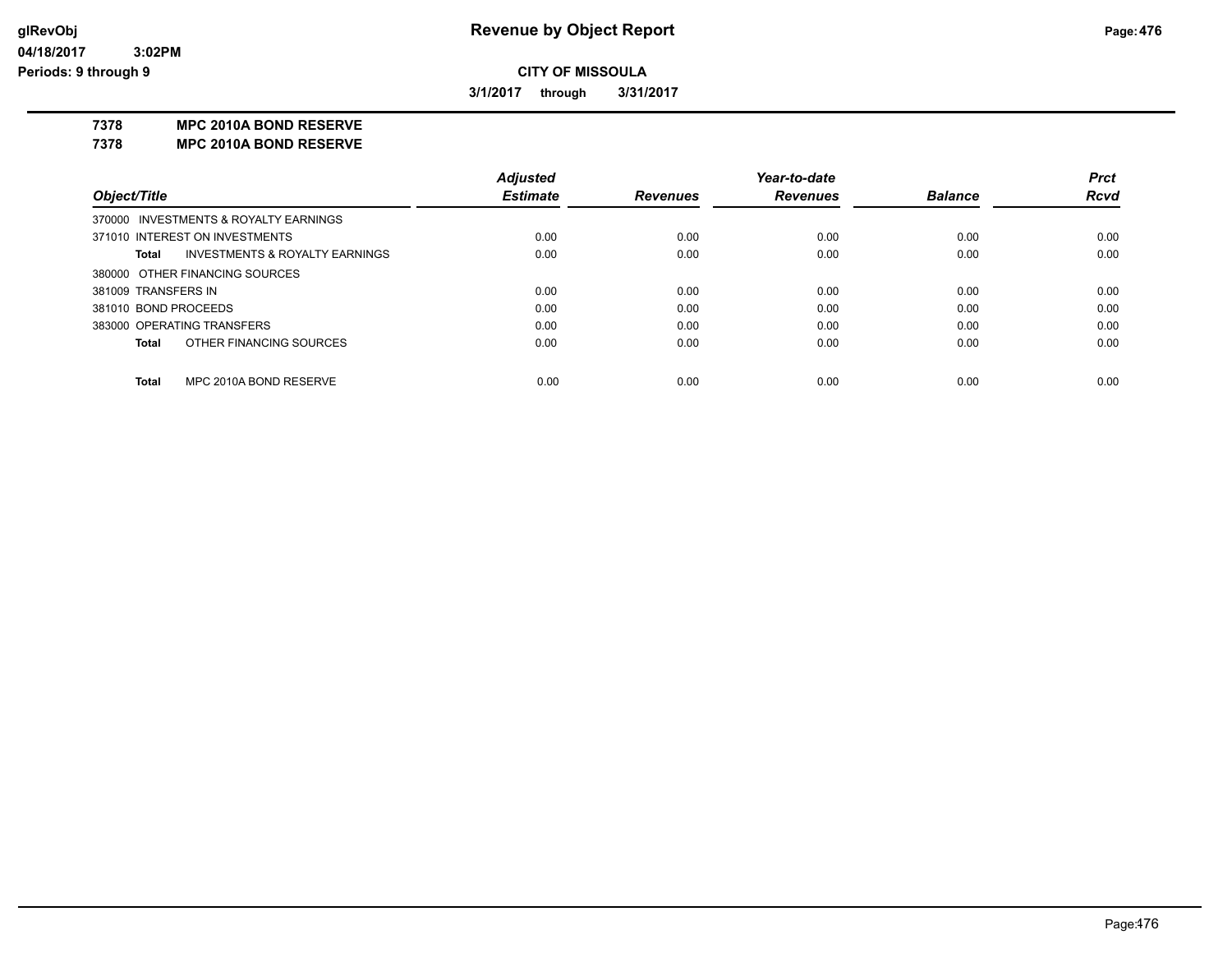# Revenue by Object Report

**CITY OF MISSOULA**

**3/1/2017 through 3/31/2017**

glRevObj
04/18/2017 3:02PM
Periods: 9 through 9

## 7378 MPC 2010A BOND RESERVE
## 7378 MPC 2010A BOND RESERVE

| Object/Title | Adjusted Estimate | Revenues | Year-to-date Revenues | Balance | Prct Rcvd |
|---|---|---|---|---|---|
| 370000 INVESTMENTS & ROYALTY EARNINGS | | | | | |
| 371010 INTEREST ON INVESTMENTS | 0.00 | 0.00 | 0.00 | 0.00 | 0.00 |
| **Total** INVESTMENTS & ROYALTY EARNINGS | 0.00 | 0.00 | 0.00 | 0.00 | 0.00 |
| 380000 OTHER FINANCING SOURCES | | | | | |
| 381009 TRANSFERS IN | 0.00 | 0.00 | 0.00 | 0.00 | 0.00 |
| 381010 BOND PROCEEDS | 0.00 | 0.00 | 0.00 | 0.00 | 0.00 |
| 383000 OPERATING TRANSFERS | 0.00 | 0.00 | 0.00 | 0.00 | 0.00 |
| **Total** OTHER FINANCING SOURCES | 0.00 | 0.00 | 0.00 | 0.00 | 0.00 |
| **Total** MPC 2010A BOND RESERVE | 0.00 | 0.00 | 0.00 | 0.00 | 0.00 |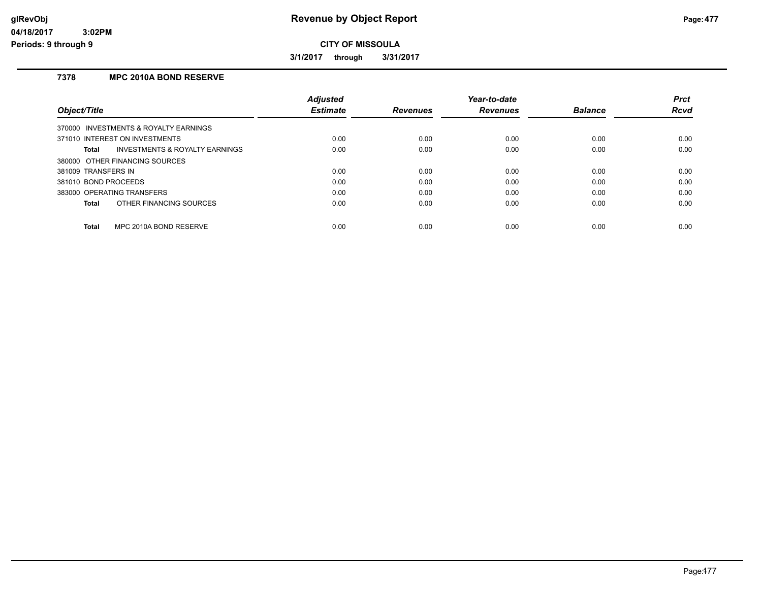# Revenue by Object Report

**CITY OF MISSOULA**

**3/1/2017 through 3/31/2017**

glRevObj
04/18/2017 3:02PM
Periods: 9 through 9

### 7378 MPC 2010A BOND RESERVE

| Object/Title | Adjusted Estimate | Revenues | Year-to-date Revenues | Balance | Prct Rcvd |
|---|---|---|---|---|---|
| 370000 INVESTMENTS & ROYALTY EARNINGS | | | | | |
| 371010 INTEREST ON INVESTMENTS | 0.00 | 0.00 | 0.00 | 0.00 | 0.00 |
| **Total** INVESTMENTS & ROYALTY EARNINGS | 0.00 | 0.00 | 0.00 | 0.00 | 0.00 |
| 380000 OTHER FINANCING SOURCES | | | | | |
| 381009 TRANSFERS IN | 0.00 | 0.00 | 0.00 | 0.00 | 0.00 |
| 381010 BOND PROCEEDS | 0.00 | 0.00 | 0.00 | 0.00 | 0.00 |
| 383000 OPERATING TRANSFERS | 0.00 | 0.00 | 0.00 | 0.00 | 0.00 |
| **Total** OTHER FINANCING SOURCES | 0.00 | 0.00 | 0.00 | 0.00 | 0.00 |
| **Total** MPC 2010A BOND RESERVE | 0.00 | 0.00 | 0.00 | 0.00 | 0.00 |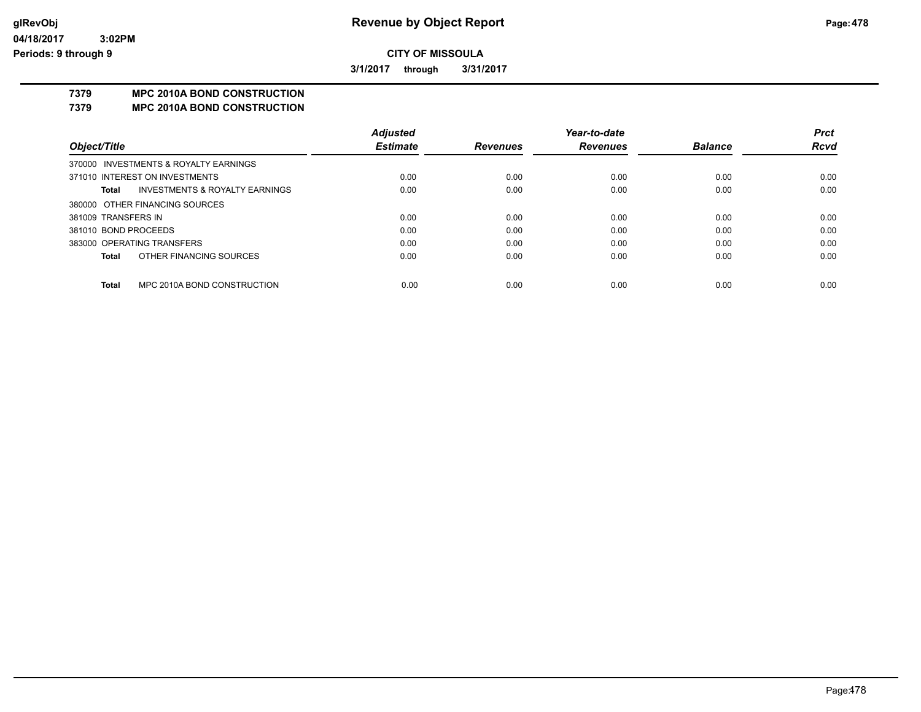# Revenue by Object Report

glRevObj
04/18/2017 3:02PM
Periods: 9 through 9

**CITY OF MISSOULA**

**3/1/2017 through 3/31/2017**

**7379 MPC 2010A BOND CONSTRUCTION**
**7379 MPC 2010A BOND CONSTRUCTION**

| Object/Title | Adjusted Estimate | Revenues | Year-to-date Revenues | Balance | Prct Rcvd |
|---|---|---|---|---|---|
| 370000 INVESTMENTS & ROYALTY EARNINGS | | | | | |
| 371010 INTEREST ON INVESTMENTS | 0.00 | 0.00 | 0.00 | 0.00 | 0.00 |
| **Total** INVESTMENTS & ROYALTY EARNINGS | 0.00 | 0.00 | 0.00 | 0.00 | 0.00 |
| 380000 OTHER FINANCING SOURCES | | | | | |
| 381009 TRANSFERS IN | 0.00 | 0.00 | 0.00 | 0.00 | 0.00 |
| 381010 BOND PROCEEDS | 0.00 | 0.00 | 0.00 | 0.00 | 0.00 |
| 383000 OPERATING TRANSFERS | 0.00 | 0.00 | 0.00 | 0.00 | 0.00 |
| **Total** OTHER FINANCING SOURCES | 0.00 | 0.00 | 0.00 | 0.00 | 0.00 |
| **Total** MPC 2010A BOND CONSTRUCTION | 0.00 | 0.00 | 0.00 | 0.00 | 0.00 |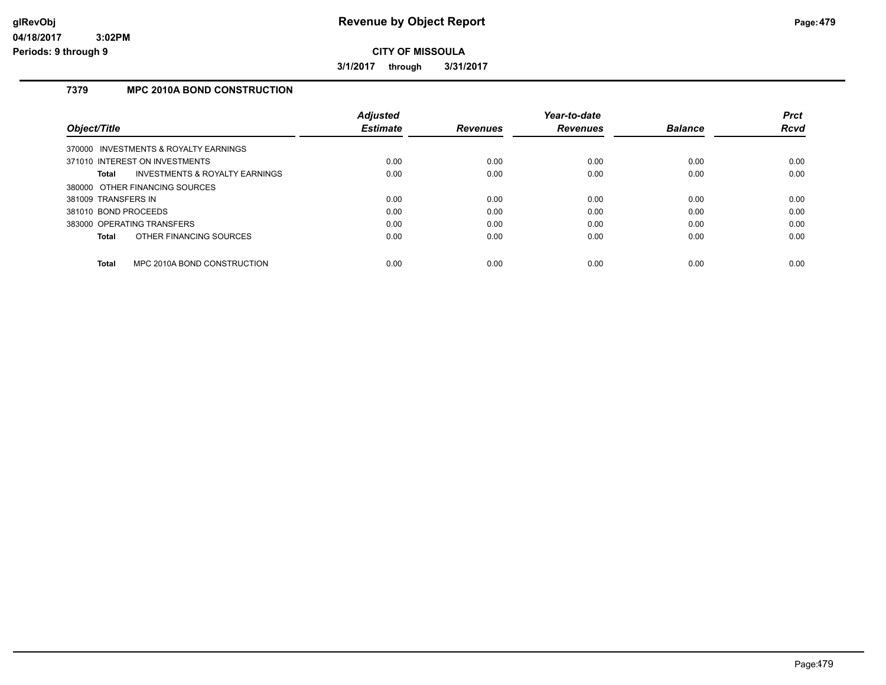# Revenue by Object Report

**CITY OF MISSOULA**

**3/1/2017 through 3/31/2017**

glRevObj
04/18/2017 3:02PM
Periods: 9 through 9

### 7379 MPC 2010A BOND CONSTRUCTION

| Object/Title | Adjusted Estimate | Revenues | Year-to-date Revenues | Balance | Prct Rcvd |
|---|---|---|---|---|---|
| 370000 INVESTMENTS & ROYALTY EARNINGS | | | | | |
| 371010 INTEREST ON INVESTMENTS | 0.00 | 0.00 | 0.00 | 0.00 | 0.00 |
| **Total** INVESTMENTS & ROYALTY EARNINGS | 0.00 | 0.00 | 0.00 | 0.00 | 0.00 |
| 380000 OTHER FINANCING SOURCES | | | | | |
| 381009 TRANSFERS IN | 0.00 | 0.00 | 0.00 | 0.00 | 0.00 |
| 381010 BOND PROCEEDS | 0.00 | 0.00 | 0.00 | 0.00 | 0.00 |
| 383000 OPERATING TRANSFERS | 0.00 | 0.00 | 0.00 | 0.00 | 0.00 |
| **Total** OTHER FINANCING SOURCES | 0.00 | 0.00 | 0.00 | 0.00 | 0.00 |
| **Total** MPC 2010A BOND CONSTRUCTION | 0.00 | 0.00 | 0.00 | 0.00 | 0.00 |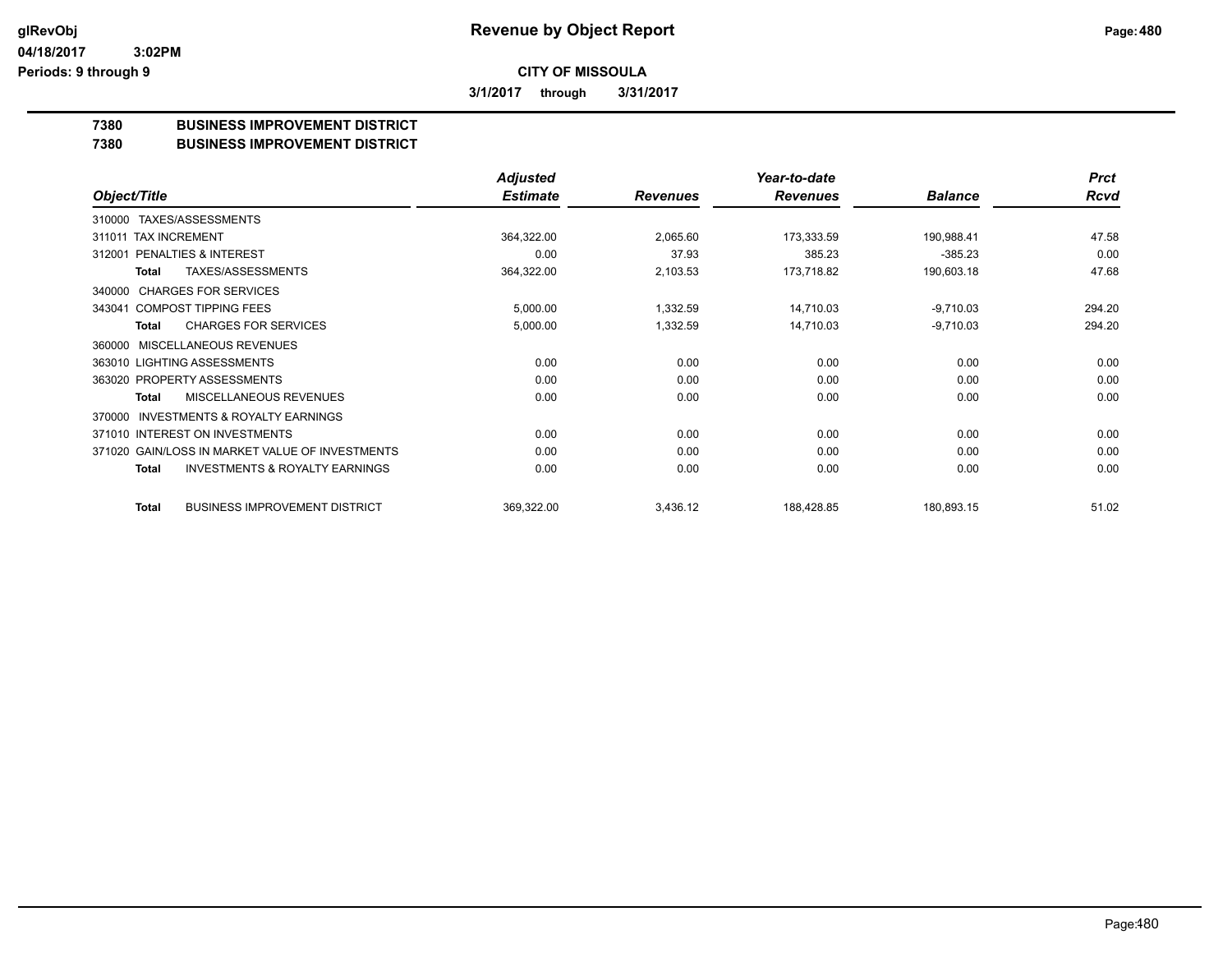**Revenue by Object Report**

**CITY OF MISSOULA**

**3/1/2017 through 3/31/2017**

glRevObj
04/18/2017 3:02PM
Periods: 9 through 9

## 7380 BUSINESS IMPROVEMENT DISTRICT
## 7380 BUSINESS IMPROVEMENT DISTRICT

| Object/Title | Adjusted Estimate | Revenues | Year-to-date Revenues | Balance | Prct Rcvd |
|---|---|---|---|---|---|
| 310000 TAXES/ASSESSMENTS | | | | | |
| 311011 TAX INCREMENT | 364,322.00 | 2,065.60 | 173,333.59 | 190,988.41 | 47.58 |
| 312001 PENALTIES & INTEREST | 0.00 | 37.93 | 385.23 | -385.23 | 0.00 |
| **Total** TAXES/ASSESSMENTS | 364,322.00 | 2,103.53 | 173,718.82 | 190,603.18 | 47.68 |
| 340000 CHARGES FOR SERVICES | | | | | |
| 343041 COMPOST TIPPING FEES | 5,000.00 | 1,332.59 | 14,710.03 | -9,710.03 | 294.20 |
| **Total** CHARGES FOR SERVICES | 5,000.00 | 1,332.59 | 14,710.03 | -9,710.03 | 294.20 |
| 360000 MISCELLANEOUS REVENUES | | | | | |
| 363010 LIGHTING ASSESSMENTS | 0.00 | 0.00 | 0.00 | 0.00 | 0.00 |
| 363020 PROPERTY ASSESSMENTS | 0.00 | 0.00 | 0.00 | 0.00 | 0.00 |
| **Total** MISCELLANEOUS REVENUES | 0.00 | 0.00 | 0.00 | 0.00 | 0.00 |
| 370000 INVESTMENTS & ROYALTY EARNINGS | | | | | |
| 371010 INTEREST ON INVESTMENTS | 0.00 | 0.00 | 0.00 | 0.00 | 0.00 |
| 371020 GAIN/LOSS IN MARKET VALUE OF INVESTMENTS | 0.00 | 0.00 | 0.00 | 0.00 | 0.00 |
| **Total** INVESTMENTS & ROYALTY EARNINGS | 0.00 | 0.00 | 0.00 | 0.00 | 0.00 |
| **Total** BUSINESS IMPROVEMENT DISTRICT | 369,322.00 | 3,436.12 | 188,428.85 | 180,893.15 | 51.02 |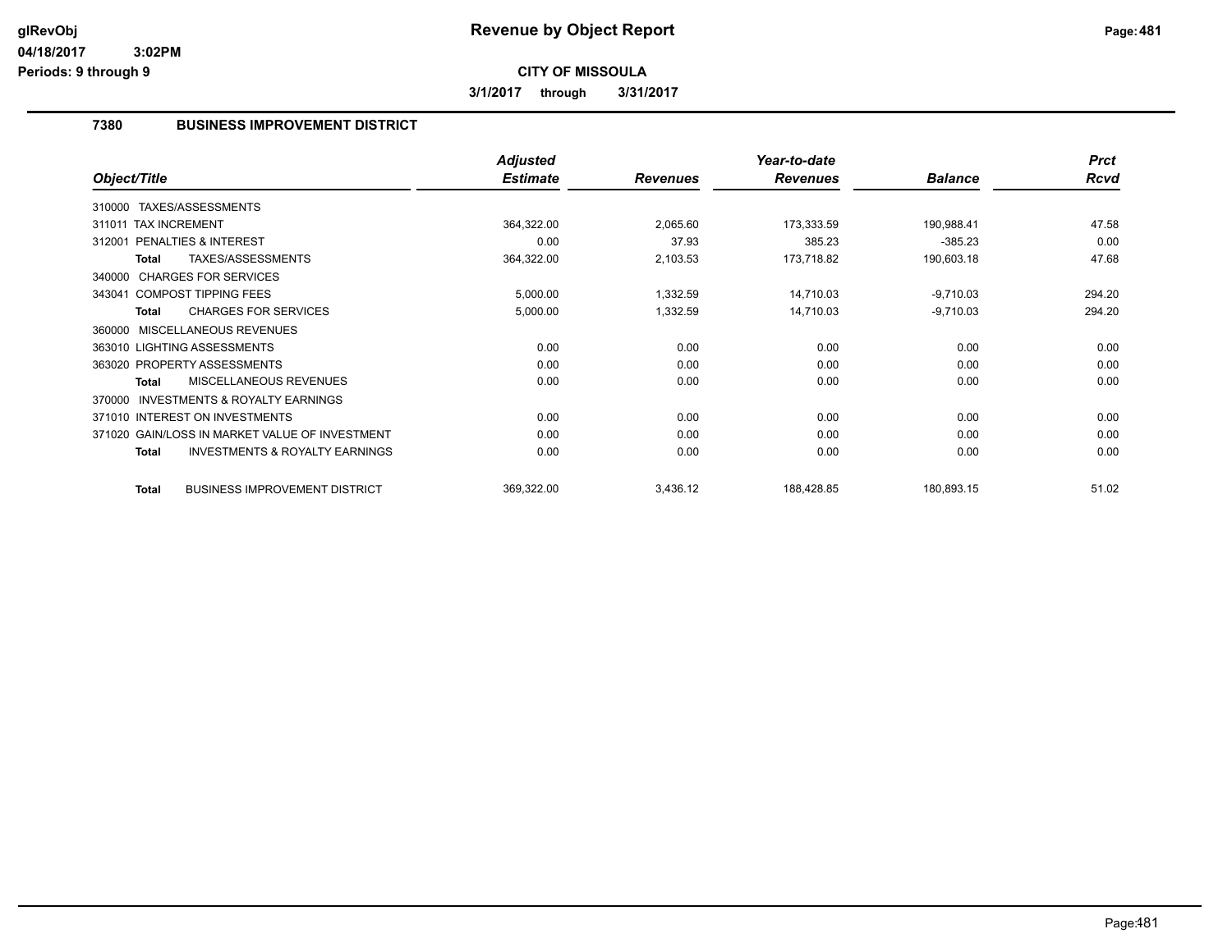# Revenue by Object Report

**CITY OF MISSOULA**

**3/1/2017 through 3/31/2017**

glRevObj
04/18/2017 3:02PM
Periods: 9 through 9

## 7380 BUSINESS IMPROVEMENT DISTRICT

| Object/Title | Adjusted Estimate | Revenues | Year-to-date Revenues | Balance | Prct Rcvd |
|---|---|---|---|---|---|
| 310000 TAXES/ASSESSMENTS | | | | | |
| 311011 TAX INCREMENT | 364,322.00 | 2,065.60 | 173,333.59 | 190,988.41 | 47.58 |
| 312001 PENALTIES & INTEREST | 0.00 | 37.93 | 385.23 | -385.23 | 0.00 |
| **Total** TAXES/ASSESSMENTS | 364,322.00 | 2,103.53 | 173,718.82 | 190,603.18 | 47.68 |
| 340000 CHARGES FOR SERVICES | | | | | |
| 343041 COMPOST TIPPING FEES | 5,000.00 | 1,332.59 | 14,710.03 | -9,710.03 | 294.20 |
| **Total** CHARGES FOR SERVICES | 5,000.00 | 1,332.59 | 14,710.03 | -9,710.03 | 294.20 |
| 360000 MISCELLANEOUS REVENUES | | | | | |
| 363010 LIGHTING ASSESSMENTS | 0.00 | 0.00 | 0.00 | 0.00 | 0.00 |
| 363020 PROPERTY ASSESSMENTS | 0.00 | 0.00 | 0.00 | 0.00 | 0.00 |
| **Total** MISCELLANEOUS REVENUES | 0.00 | 0.00 | 0.00 | 0.00 | 0.00 |
| 370000 INVESTMENTS & ROYALTY EARNINGS | | | | | |
| 371010 INTEREST ON INVESTMENTS | 0.00 | 0.00 | 0.00 | 0.00 | 0.00 |
| 371020 GAIN/LOSS IN MARKET VALUE OF INVESTMENT | 0.00 | 0.00 | 0.00 | 0.00 | 0.00 |
| **Total** INVESTMENTS & ROYALTY EARNINGS | 0.00 | 0.00 | 0.00 | 0.00 | 0.00 |
| **Total** BUSINESS IMPROVEMENT DISTRICT | 369,322.00 | 3,436.12 | 188,428.85 | 180,893.15 | 51.02 |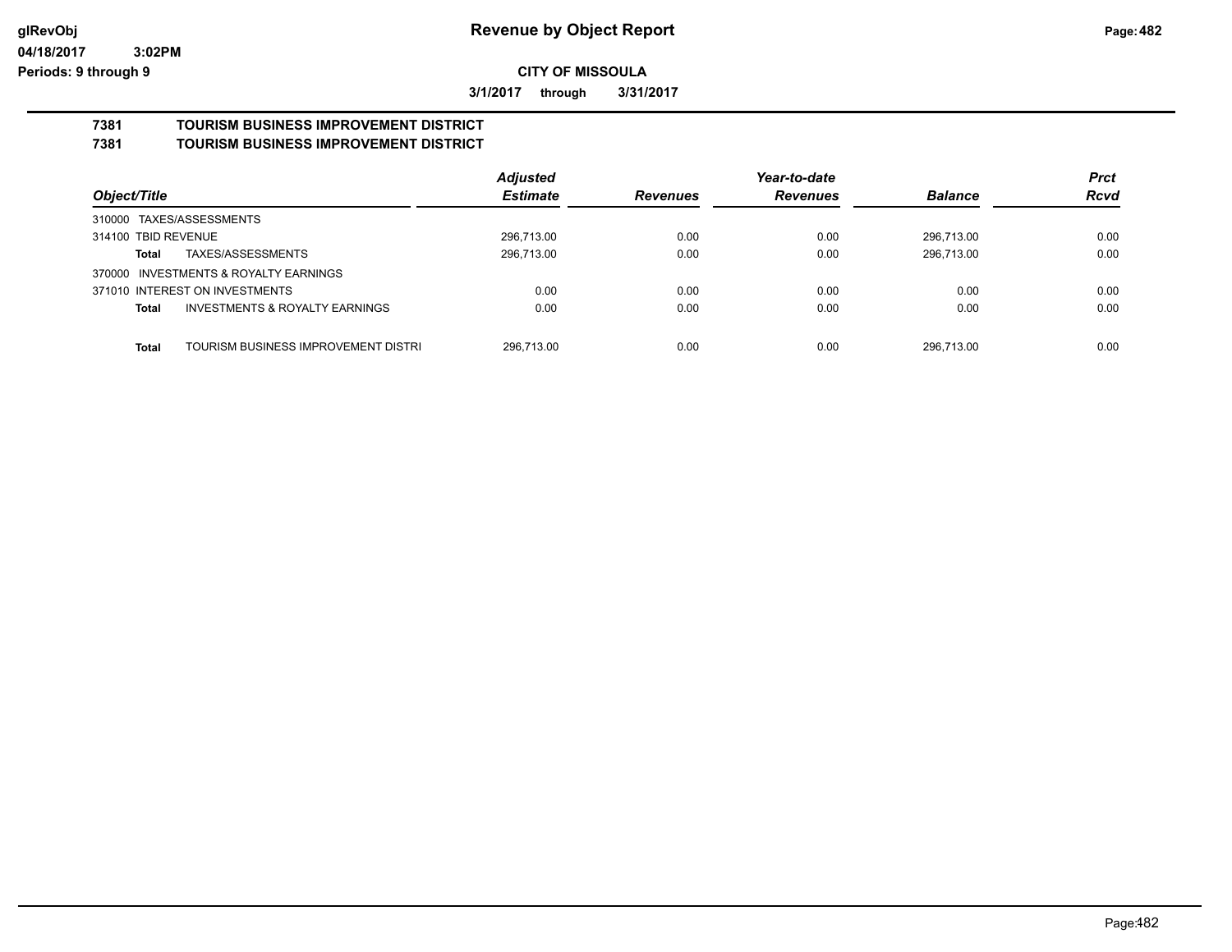**Revenue by Object Report**

**CITY OF MISSOULA**

**3/1/2017 through 3/31/2017**

glRevObj
04/18/2017 3:02PM
Periods: 9 through 9

## 7381 TOURISM BUSINESS IMPROVEMENT DISTRICT
## 7381 TOURISM BUSINESS IMPROVEMENT DISTRICT

| Object/Title | Adjusted Estimate | Revenues | Year-to-date Revenues | Balance | Prct Rcvd |
|---|---|---|---|---|---|
| 310000 TAXES/ASSESSMENTS | | | | | |
| 314100 TBID REVENUE | 296,713.00 | 0.00 | 0.00 | 296,713.00 | 0.00 |
| **Total** TAXES/ASSESSMENTS | 296,713.00 | 0.00 | 0.00 | 296,713.00 | 0.00 |
| 370000 INVESTMENTS & ROYALTY EARNINGS | | | | | |
| 371010 INTEREST ON INVESTMENTS | 0.00 | 0.00 | 0.00 | 0.00 | 0.00 |
| **Total** INVESTMENTS & ROYALTY EARNINGS | 0.00 | 0.00 | 0.00 | 0.00 | 0.00 |
| **Total** TOURISM BUSINESS IMPROVEMENT DISTRI | 296,713.00 | 0.00 | 0.00 | 296,713.00 | 0.00 |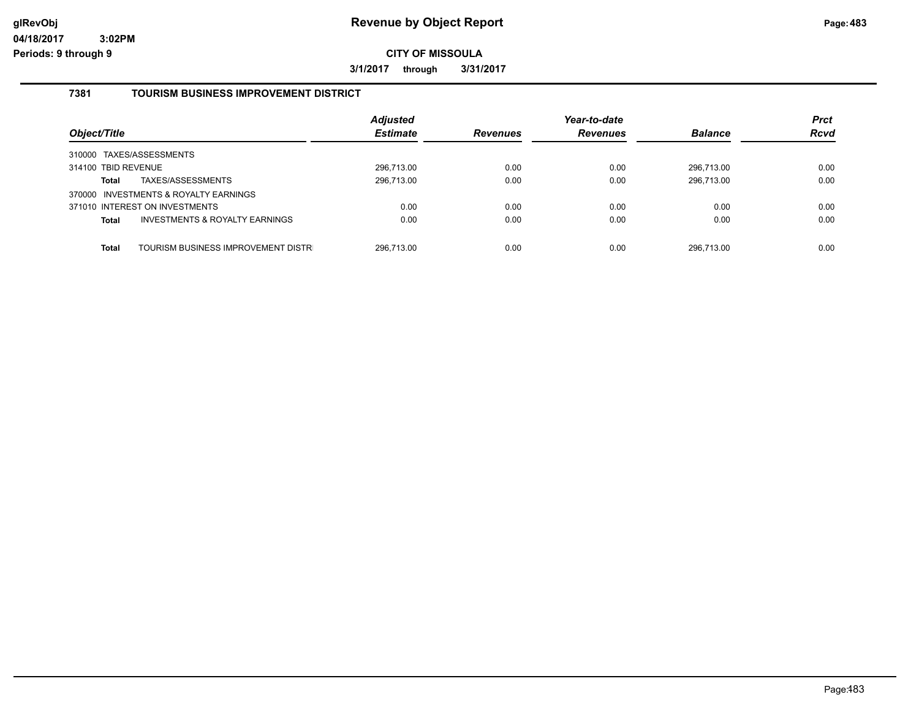# Revenue by Object Report

**CITY OF MISSOULA**

**3/1/2017 through 3/31/2017**

glRevObj
04/18/2017 3:02PM
Periods: 9 through 9

## 7381 TOURISM BUSINESS IMPROVEMENT DISTRICT

| Object/Title | Adjusted Estimate | Revenues | Year-to-date Revenues | Balance | Prct Rcvd |
|---|---|---|---|---|---|
| 310000 TAXES/ASSESSMENTS | | | | | |
| 314100 TBID REVENUE | 296,713.00 | 0.00 | 0.00 | 296,713.00 | 0.00 |
| **Total** TAXES/ASSESSMENTS | 296,713.00 | 0.00 | 0.00 | 296,713.00 | 0.00 |
| 370000 INVESTMENTS & ROYALTY EARNINGS | | | | | |
| 371010 INTEREST ON INVESTMENTS | 0.00 | 0.00 | 0.00 | 0.00 | 0.00 |
| **Total** INVESTMENTS & ROYALTY EARNINGS | 0.00 | 0.00 | 0.00 | 0.00 | 0.00 |
| **Total** TOURISM BUSINESS IMPROVEMENT DISTR | 296,713.00 | 0.00 | 0.00 | 296,713.00 | 0.00 |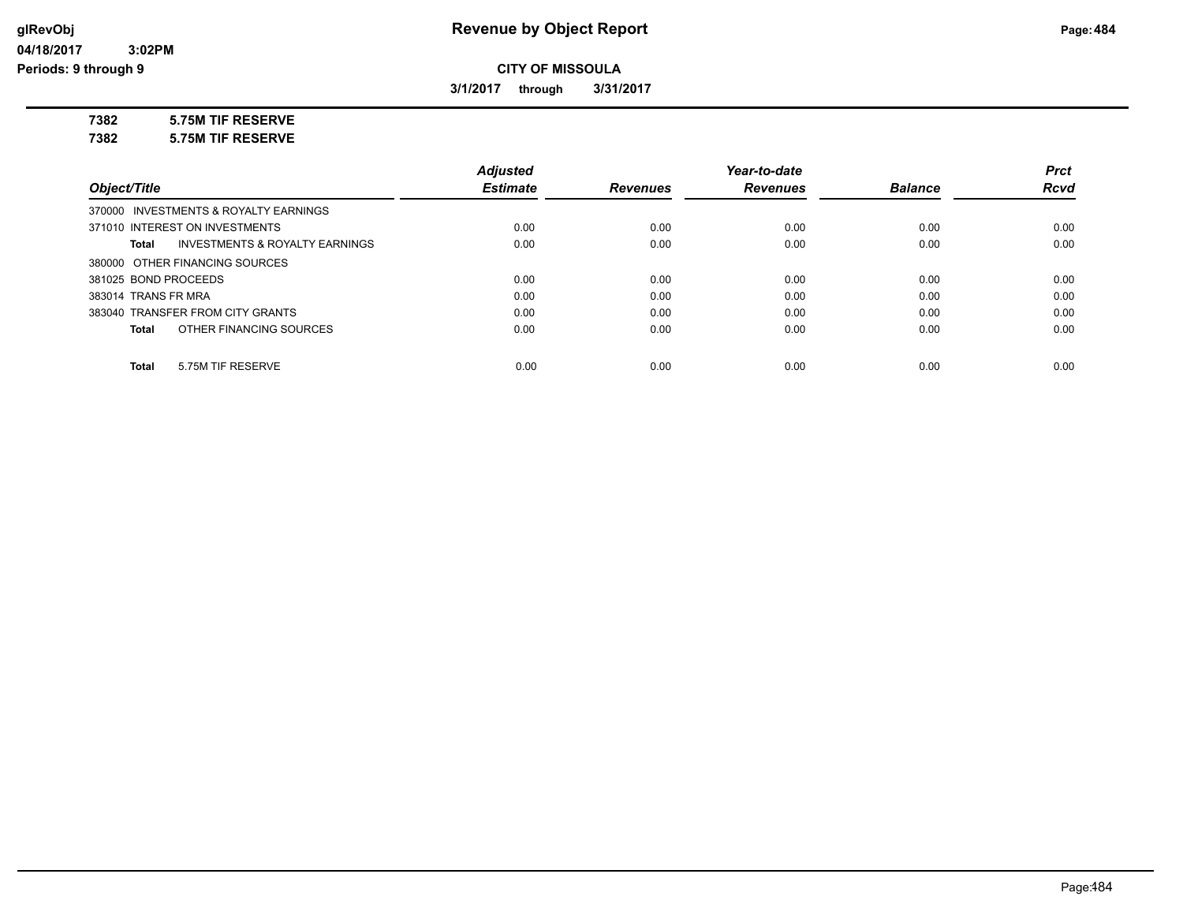**glRevObj** **Revenue by Object Report**

**04/18/2017 3:02PM**

**Periods: 9 through 9**

**CITY OF MISSOULA**

**3/1/2017 through 3/31/2017**

**7382 5.75M TIF RESERVE**

**7382 5.75M TIF RESERVE**

| *Object/Title* | *Adjusted Estimate* | *Revenues* | *Year-to-date Revenues* | *Balance* | *Prct Rcvd* |
|---|---|---|---|---|---|
| 370000 INVESTMENTS & ROYALTY EARNINGS | | | | | |
| 371010 INTEREST ON INVESTMENTS | 0.00 | 0.00 | 0.00 | 0.00 | 0.00 |
| **Total** INVESTMENTS & ROYALTY EARNINGS | 0.00 | 0.00 | 0.00 | 0.00 | 0.00 |
| 380000 OTHER FINANCING SOURCES | | | | | |
| 381025 BOND PROCEEDS | 0.00 | 0.00 | 0.00 | 0.00 | 0.00 |
| 383014 TRANS FR MRA | 0.00 | 0.00 | 0.00 | 0.00 | 0.00 |
| 383040 TRANSFER FROM CITY GRANTS | 0.00 | 0.00 | 0.00 | 0.00 | 0.00 |
| **Total** OTHER FINANCING SOURCES | 0.00 | 0.00 | 0.00 | 0.00 | 0.00 |
| **Total** 5.75M TIF RESERVE | 0.00 | 0.00 | 0.00 | 0.00 | 0.00 |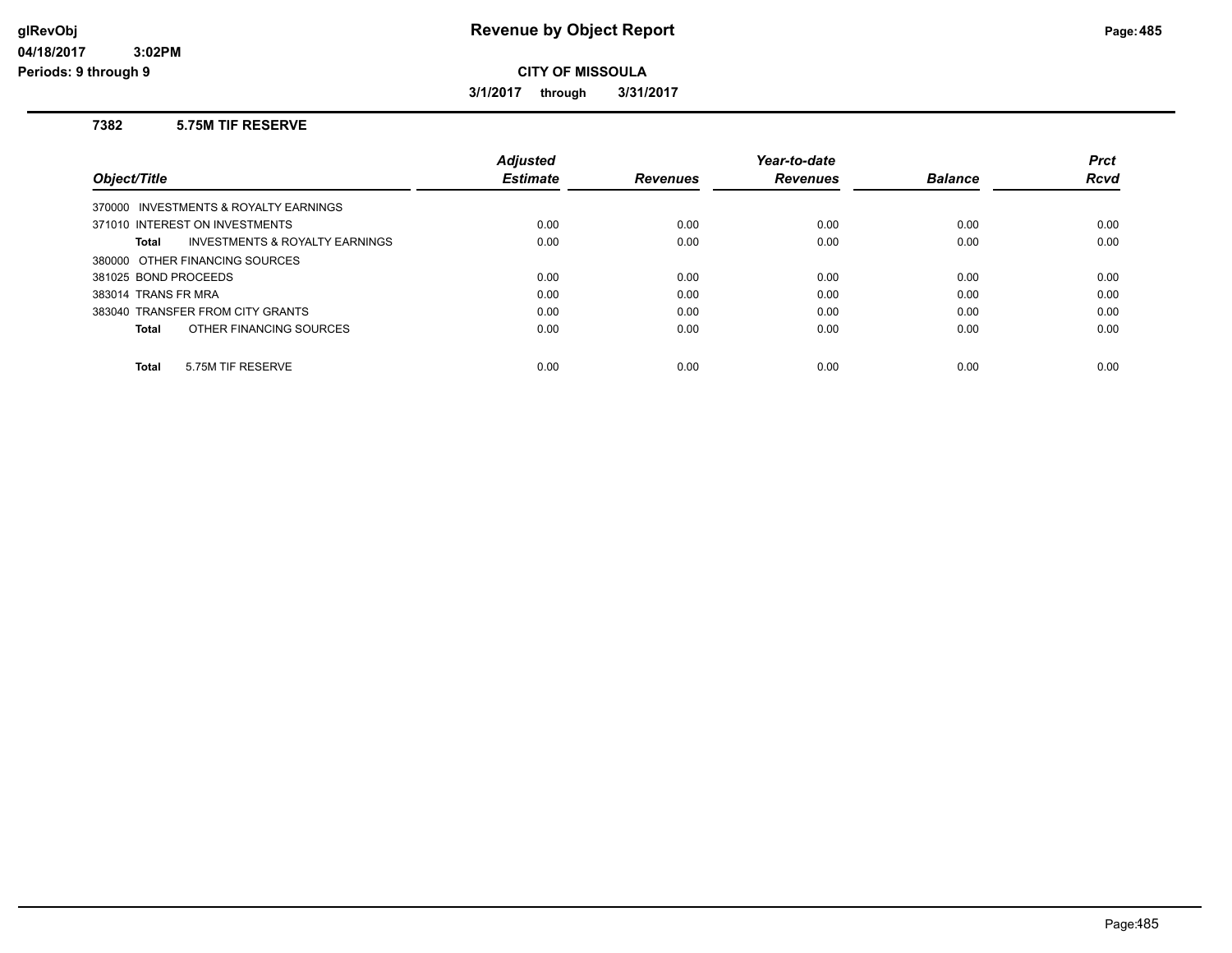# Revenue by Object Report

glRevObj
04/18/2017 3:02PM
Periods: 9 through 9

**CITY OF MISSOULA**

**3/1/2017 through 3/31/2017**

### 7382 5.75M TIF RESERVE

| Object/Title | Adjusted Estimate | Revenues | Year-to-date Revenues | Balance | Prct Rcvd |
|---|---|---|---|---|---|
| 370000 INVESTMENTS & ROYALTY EARNINGS | | | | | |
| 371010 INTEREST ON INVESTMENTS | 0.00 | 0.00 | 0.00 | 0.00 | 0.00 |
| **Total** INVESTMENTS & ROYALTY EARNINGS | 0.00 | 0.00 | 0.00 | 0.00 | 0.00 |
| 380000 OTHER FINANCING SOURCES | | | | | |
| 381025 BOND PROCEEDS | 0.00 | 0.00 | 0.00 | 0.00 | 0.00 |
| 383014 TRANS FR MRA | 0.00 | 0.00 | 0.00 | 0.00 | 0.00 |
| 383040 TRANSFER FROM CITY GRANTS | 0.00 | 0.00 | 0.00 | 0.00 | 0.00 |
| **Total** OTHER FINANCING SOURCES | 0.00 | 0.00 | 0.00 | 0.00 | 0.00 |
| **Total** 5.75M TIF RESERVE | 0.00 | 0.00 | 0.00 | 0.00 | 0.00 |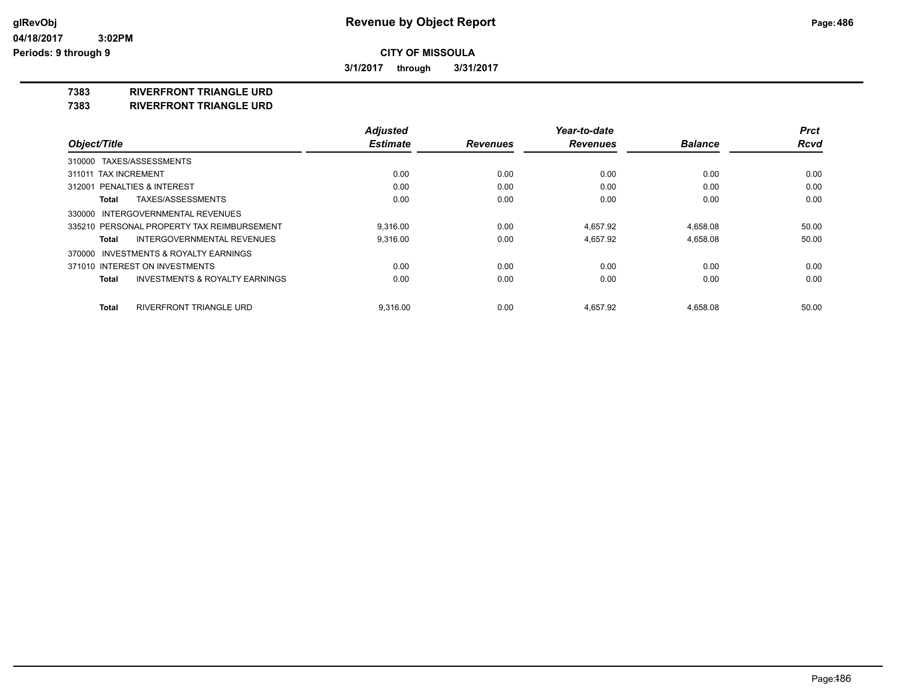# Revenue by Object Report

glRevObj
04/18/2017 3:02PM
Periods: 9 through 9

**CITY OF MISSOULA**

**3/1/2017 through 3/31/2017**

## 7383 RIVERFRONT TRIANGLE URD
## 7383 RIVERFRONT TRIANGLE URD

| Object/Title | Adjusted Estimate | Revenues | Year-to-date Revenues | Balance | Prct Rcvd |
|---|---|---|---|---|---|
| 310000 TAXES/ASSESSMENTS | | | | | |
| 311011 TAX INCREMENT | 0.00 | 0.00 | 0.00 | 0.00 | 0.00 |
| 312001 PENALTIES & INTEREST | 0.00 | 0.00 | 0.00 | 0.00 | 0.00 |
| **Total** TAXES/ASSESSMENTS | 0.00 | 0.00 | 0.00 | 0.00 | 0.00 |
| 330000 INTERGOVERNMENTAL REVENUES | | | | | |
| 335210 PERSONAL PROPERTY TAX REIMBURSEMENT | 9,316.00 | 0.00 | 4,657.92 | 4,658.08 | 50.00 |
| **Total** INTERGOVERNMENTAL REVENUES | 9,316.00 | 0.00 | 4,657.92 | 4,658.08 | 50.00 |
| 370000 INVESTMENTS & ROYALTY EARNINGS | | | | | |
| 371010 INTEREST ON INVESTMENTS | 0.00 | 0.00 | 0.00 | 0.00 | 0.00 |
| **Total** INVESTMENTS & ROYALTY EARNINGS | 0.00 | 0.00 | 0.00 | 0.00 | 0.00 |
| **Total** RIVERFRONT TRIANGLE URD | 9,316.00 | 0.00 | 4,657.92 | 4,658.08 | 50.00 |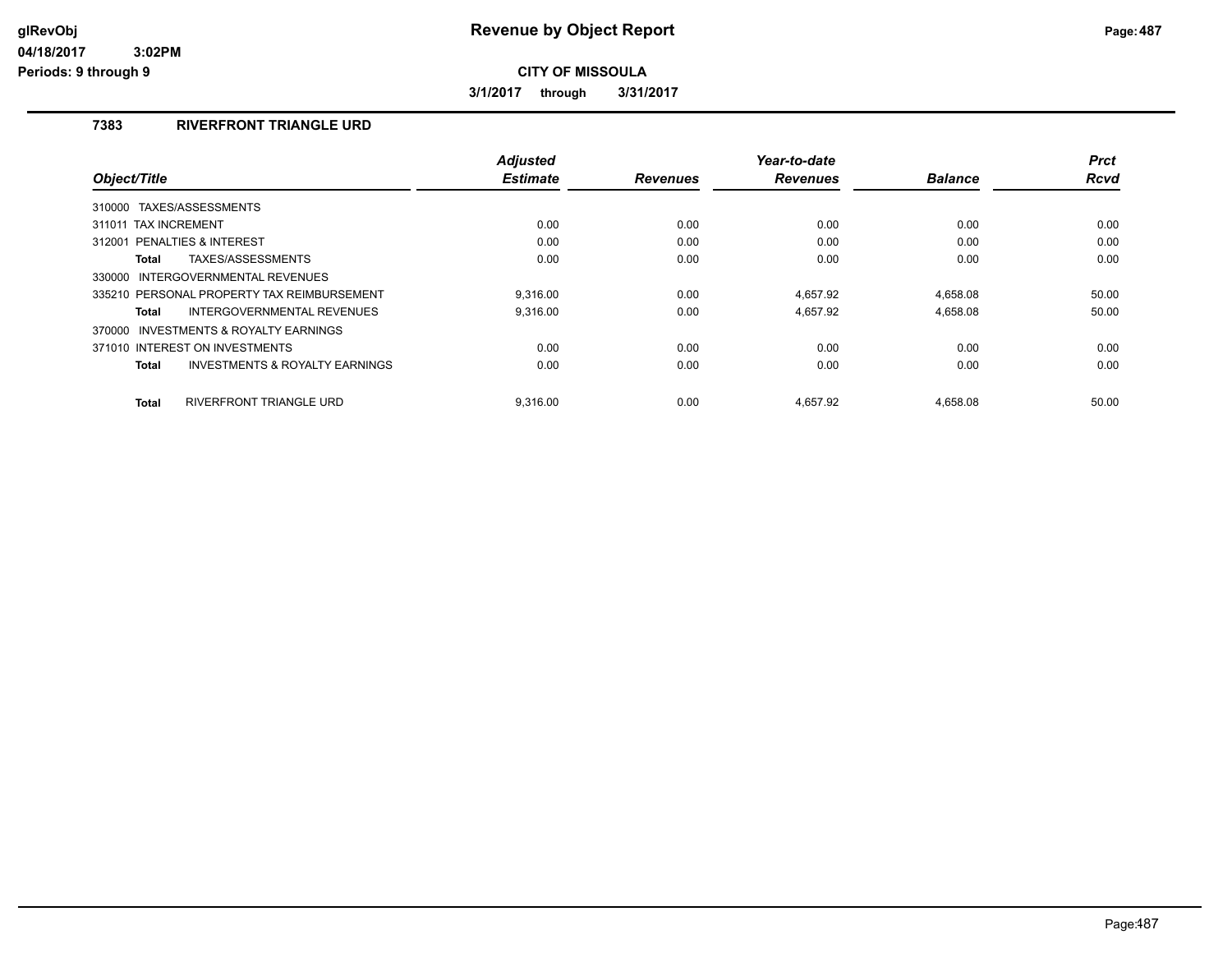**Revenue by Object Report**

**CITY OF MISSOULA**

**3/1/2017 through 3/31/2017**

glRevObj
04/18/2017 3:02PM
Periods: 9 through 9

## 7383 RIVERFRONT TRIANGLE URD

| Object/Title | Adjusted Estimate | Revenues | Year-to-date Revenues | Balance | Prct Rcvd |
|---|---|---|---|---|---|
| 310000 TAXES/ASSESSMENTS | | | | | |
| 311011 TAX INCREMENT | 0.00 | 0.00 | 0.00 | 0.00 | 0.00 |
| 312001 PENALTIES & INTEREST | 0.00 | 0.00 | 0.00 | 0.00 | 0.00 |
| **Total** TAXES/ASSESSMENTS | 0.00 | 0.00 | 0.00 | 0.00 | 0.00 |
| 330000 INTERGOVERNMENTAL REVENUES | | | | | |
| 335210 PERSONAL PROPERTY TAX REIMBURSEMENT | 9,316.00 | 0.00 | 4,657.92 | 4,658.08 | 50.00 |
| **Total** INTERGOVERNMENTAL REVENUES | 9,316.00 | 0.00 | 4,657.92 | 4,658.08 | 50.00 |
| 370000 INVESTMENTS & ROYALTY EARNINGS | | | | | |
| 371010 INTEREST ON INVESTMENTS | 0.00 | 0.00 | 0.00 | 0.00 | 0.00 |
| **Total** INVESTMENTS & ROYALTY EARNINGS | 0.00 | 0.00 | 0.00 | 0.00 | 0.00 |
| **Total** RIVERFRONT TRIANGLE URD | 9,316.00 | 0.00 | 4,657.92 | 4,658.08 | 50.00 |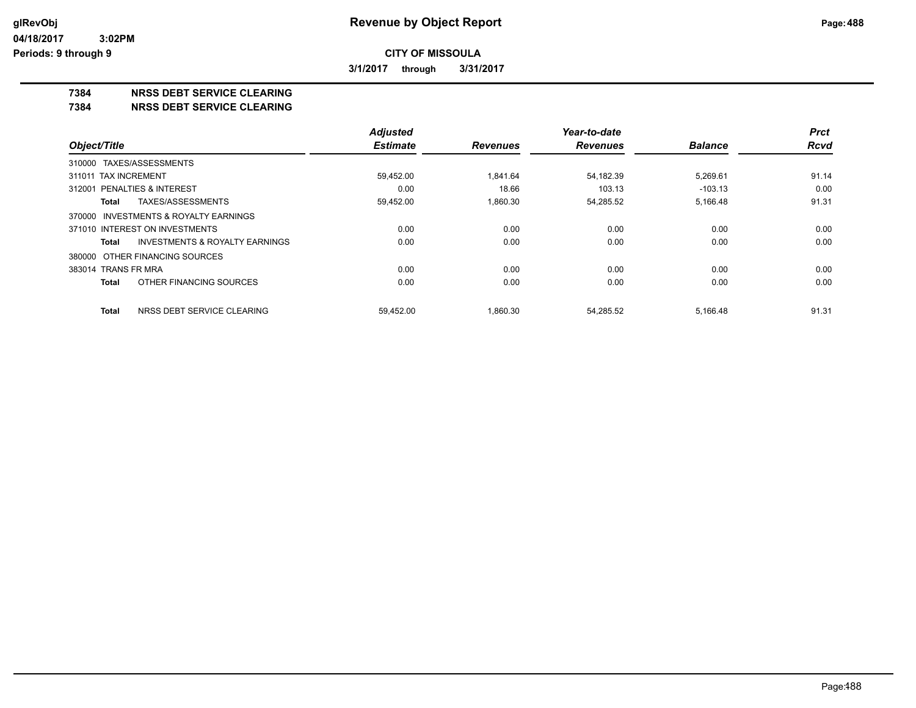# Revenue by Object Report

glRevObj
04/18/2017 3:02PM
Periods: 9 through 9

**CITY OF MISSOULA**

**3/1/2017 through 3/31/2017**

**7384 NRSS DEBT SERVICE CLEARING**
**7384 NRSS DEBT SERVICE CLEARING**

| Object/Title | Adjusted Estimate | Revenues | Year-to-date Revenues | Balance | Prct Rcvd |
|---|---|---|---|---|---|
| 310000 TAXES/ASSESSMENTS | | | | | |
| 311011 TAX INCREMENT | 59,452.00 | 1,841.64 | 54,182.39 | 5,269.61 | 91.14 |
| 312001 PENALTIES & INTEREST | 0.00 | 18.66 | 103.13 | -103.13 | 0.00 |
| **Total** TAXES/ASSESSMENTS | 59,452.00 | 1,860.30 | 54,285.52 | 5,166.48 | 91.31 |
| 370000 INVESTMENTS & ROYALTY EARNINGS | | | | | |
| 371010 INTEREST ON INVESTMENTS | 0.00 | 0.00 | 0.00 | 0.00 | 0.00 |
| **Total** INVESTMENTS & ROYALTY EARNINGS | 0.00 | 0.00 | 0.00 | 0.00 | 0.00 |
| 380000 OTHER FINANCING SOURCES | | | | | |
| 383014 TRANS FR MRA | 0.00 | 0.00 | 0.00 | 0.00 | 0.00 |
| **Total** OTHER FINANCING SOURCES | 0.00 | 0.00 | 0.00 | 0.00 | 0.00 |
| **Total** NRSS DEBT SERVICE CLEARING | 59,452.00 | 1,860.30 | 54,285.52 | 5,166.48 | 91.31 |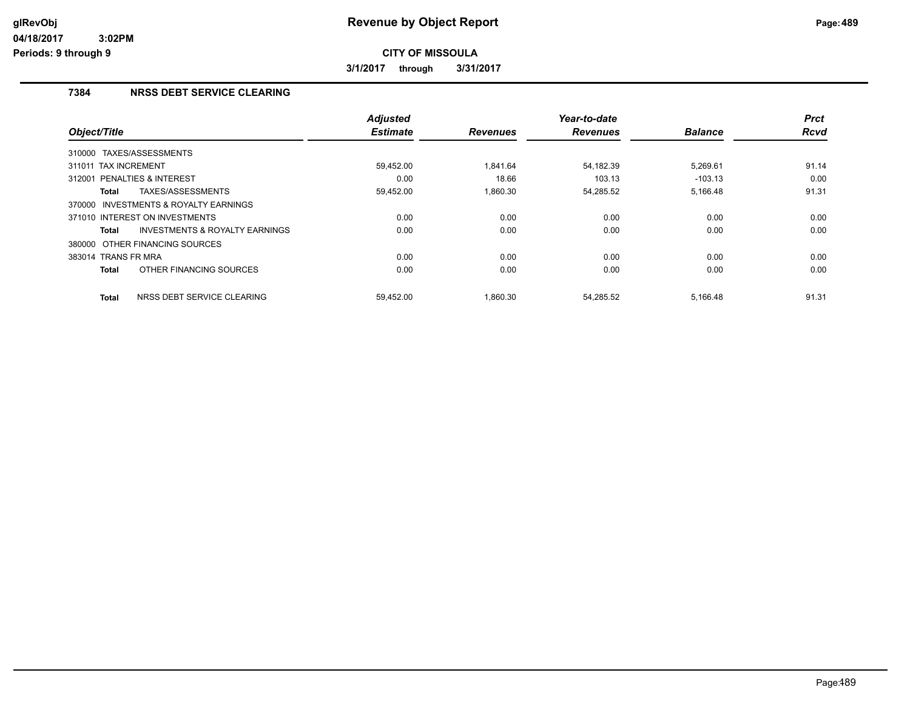**Revenue by Object Report**

**CITY OF MISSOULA**

**3/1/2017 through 3/31/2017**

glRevObj
04/18/2017 3:02PM
Periods: 9 through 9

## 7384 NRSS DEBT SERVICE CLEARING

| Object/Title | Adjusted Estimate | Revenues | Year-to-date Revenues | Balance | Prct Rcvd |
|---|---|---|---|---|---|
| 310000 TAXES/ASSESSMENTS | | | | | |
| 311011 TAX INCREMENT | 59,452.00 | 1,841.64 | 54,182.39 | 5,269.61 | 91.14 |
| 312001 PENALTIES & INTEREST | 0.00 | 18.66 | 103.13 | -103.13 | 0.00 |
| **Total** TAXES/ASSESSMENTS | 59,452.00 | 1,860.30 | 54,285.52 | 5,166.48 | 91.31 |
| 370000 INVESTMENTS & ROYALTY EARNINGS | | | | | |
| 371010 INTEREST ON INVESTMENTS | 0.00 | 0.00 | 0.00 | 0.00 | 0.00 |
| **Total** INVESTMENTS & ROYALTY EARNINGS | 0.00 | 0.00 | 0.00 | 0.00 | 0.00 |
| 380000 OTHER FINANCING SOURCES | | | | | |
| 383014 TRANS FR MRA | 0.00 | 0.00 | 0.00 | 0.00 | 0.00 |
| **Total** OTHER FINANCING SOURCES | 0.00 | 0.00 | 0.00 | 0.00 | 0.00 |
| **Total** NRSS DEBT SERVICE CLEARING | 59,452.00 | 1,860.30 | 54,285.52 | 5,166.48 | 91.31 |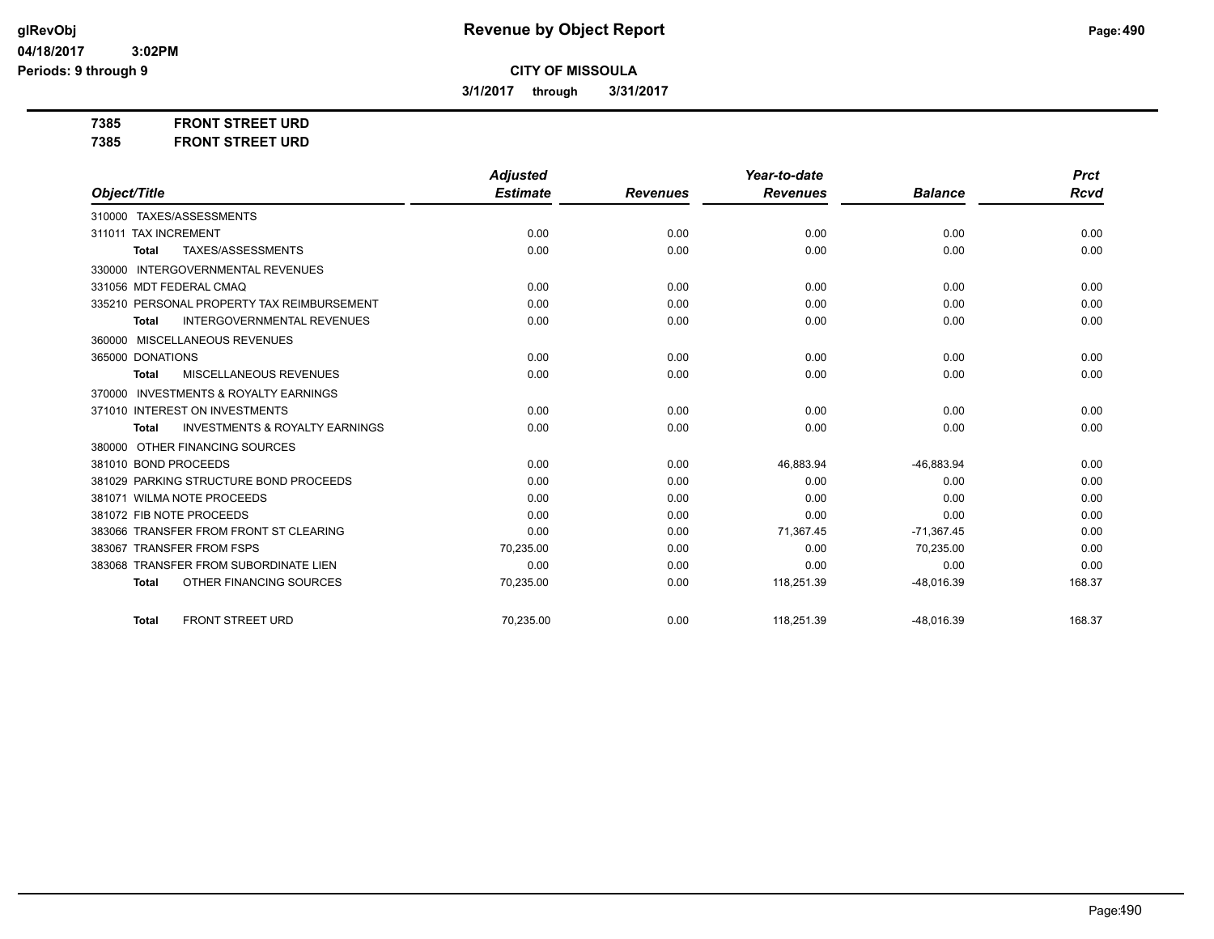# Revenue by Object Report

glRevObj
04/18/2017 3:02PM
Periods: 9 through 9

**CITY OF MISSOULA**

**3/1/2017 through 3/31/2017**

**7385 FRONT STREET URD**
**7385 FRONT STREET URD**

| Object/Title | Adjusted Estimate | Revenues | Year-to-date Revenues | Balance | Prct Rcvd |
|---|---|---|---|---|---|
| 310000 TAXES/ASSESSMENTS | | | | | |
| 311011 TAX INCREMENT | 0.00 | 0.00 | 0.00 | 0.00 | 0.00 |
| **Total** TAXES/ASSESSMENTS | 0.00 | 0.00 | 0.00 | 0.00 | 0.00 |
| 330000 INTERGOVERNMENTAL REVENUES | | | | | |
| 331056 MDT FEDERAL CMAQ | 0.00 | 0.00 | 0.00 | 0.00 | 0.00 |
| 335210 PERSONAL PROPERTY TAX REIMBURSEMENT | 0.00 | 0.00 | 0.00 | 0.00 | 0.00 |
| **Total** INTERGOVERNMENTAL REVENUES | 0.00 | 0.00 | 0.00 | 0.00 | 0.00 |
| 360000 MISCELLANEOUS REVENUES | | | | | |
| 365000 DONATIONS | 0.00 | 0.00 | 0.00 | 0.00 | 0.00 |
| **Total** MISCELLANEOUS REVENUES | 0.00 | 0.00 | 0.00 | 0.00 | 0.00 |
| 370000 INVESTMENTS & ROYALTY EARNINGS | | | | | |
| 371010 INTEREST ON INVESTMENTS | 0.00 | 0.00 | 0.00 | 0.00 | 0.00 |
| **Total** INVESTMENTS & ROYALTY EARNINGS | 0.00 | 0.00 | 0.00 | 0.00 | 0.00 |
| 380000 OTHER FINANCING SOURCES | | | | | |
| 381010 BOND PROCEEDS | 0.00 | 0.00 | 46,883.94 | -46,883.94 | 0.00 |
| 381029 PARKING STRUCTURE BOND PROCEEDS | 0.00 | 0.00 | 0.00 | 0.00 | 0.00 |
| 381071 WILMA NOTE PROCEEDS | 0.00 | 0.00 | 0.00 | 0.00 | 0.00 |
| 381072 FIB NOTE PROCEEDS | 0.00 | 0.00 | 0.00 | 0.00 | 0.00 |
| 383066 TRANSFER FROM FRONT ST CLEARING | 0.00 | 0.00 | 71,367.45 | -71,367.45 | 0.00 |
| 383067 TRANSFER FROM FSPS | 70,235.00 | 0.00 | 0.00 | 70,235.00 | 0.00 |
| 383068 TRANSFER FROM SUBORDINATE LIEN | 0.00 | 0.00 | 0.00 | 0.00 | 0.00 |
| **Total** OTHER FINANCING SOURCES | 70,235.00 | 0.00 | 118,251.39 | -48,016.39 | 168.37 |
| **Total** FRONT STREET URD | 70,235.00 | 0.00 | 118,251.39 | -48,016.39 | 168.37 |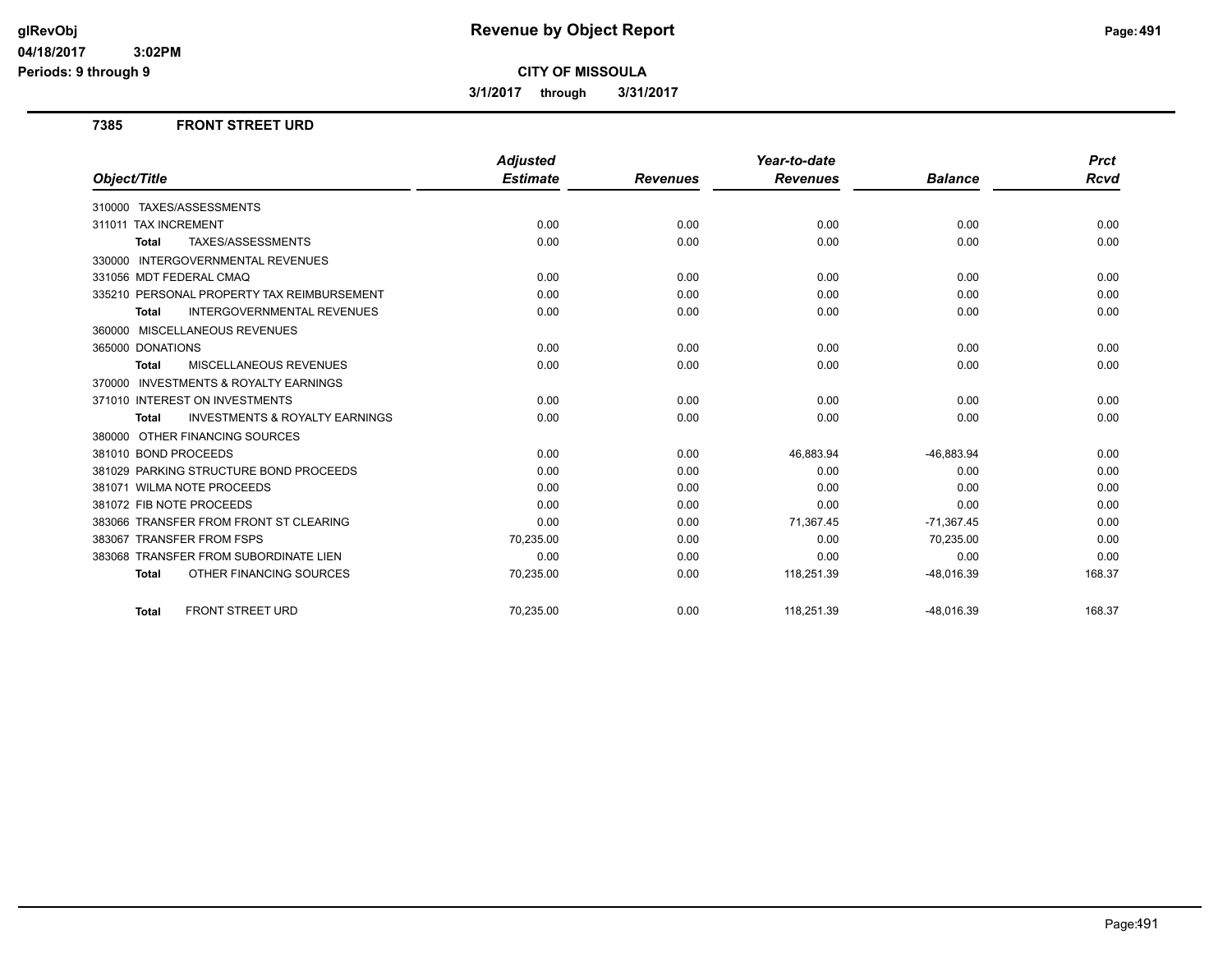**glRevObj** **Revenue by Object Report**

**04/18/2017 3:02PM**

**Periods: 9 through 9**

**CITY OF MISSOULA**

**3/1/2017 through 3/31/2017**

## 7385 FRONT STREET URD

| Object/Title | Adjusted Estimate | Revenues | Year-to-date Revenues | Balance | Prct Rcvd |
|---|---|---|---|---|---|
| 310000 TAXES/ASSESSMENTS | | | | | |
| 311011 TAX INCREMENT | 0.00 | 0.00 | 0.00 | 0.00 | 0.00 |
| **Total** TAXES/ASSESSMENTS | 0.00 | 0.00 | 0.00 | 0.00 | 0.00 |
| 330000 INTERGOVERNMENTAL REVENUES | | | | | |
| 331056 MDT FEDERAL CMAQ | 0.00 | 0.00 | 0.00 | 0.00 | 0.00 |
| 335210 PERSONAL PROPERTY TAX REIMBURSEMENT | 0.00 | 0.00 | 0.00 | 0.00 | 0.00 |
| **Total** INTERGOVERNMENTAL REVENUES | 0.00 | 0.00 | 0.00 | 0.00 | 0.00 |
| 360000 MISCELLANEOUS REVENUES | | | | | |
| 365000 DONATIONS | 0.00 | 0.00 | 0.00 | 0.00 | 0.00 |
| **Total** MISCELLANEOUS REVENUES | 0.00 | 0.00 | 0.00 | 0.00 | 0.00 |
| 370000 INVESTMENTS & ROYALTY EARNINGS | | | | | |
| 371010 INTEREST ON INVESTMENTS | 0.00 | 0.00 | 0.00 | 0.00 | 0.00 |
| **Total** INVESTMENTS & ROYALTY EARNINGS | 0.00 | 0.00 | 0.00 | 0.00 | 0.00 |
| 380000 OTHER FINANCING SOURCES | | | | | |
| 381010 BOND PROCEEDS | 0.00 | 0.00 | 46,883.94 | -46,883.94 | 0.00 |
| 381029 PARKING STRUCTURE BOND PROCEEDS | 0.00 | 0.00 | 0.00 | 0.00 | 0.00 |
| 381071 WILMA NOTE PROCEEDS | 0.00 | 0.00 | 0.00 | 0.00 | 0.00 |
| 381072 FIB NOTE PROCEEDS | 0.00 | 0.00 | 0.00 | 0.00 | 0.00 |
| 383066 TRANSFER FROM FRONT ST CLEARING | 0.00 | 0.00 | 71,367.45 | -71,367.45 | 0.00 |
| 383067 TRANSFER FROM FSPS | 70,235.00 | 0.00 | 0.00 | 70,235.00 | 0.00 |
| 383068 TRANSFER FROM SUBORDINATE LIEN | 0.00 | 0.00 | 0.00 | 0.00 | 0.00 |
| **Total** OTHER FINANCING SOURCES | 70,235.00 | 0.00 | 118,251.39 | -48,016.39 | 168.37 |
| **Total** FRONT STREET URD | 70,235.00 | 0.00 | 118,251.39 | -48,016.39 | 168.37 |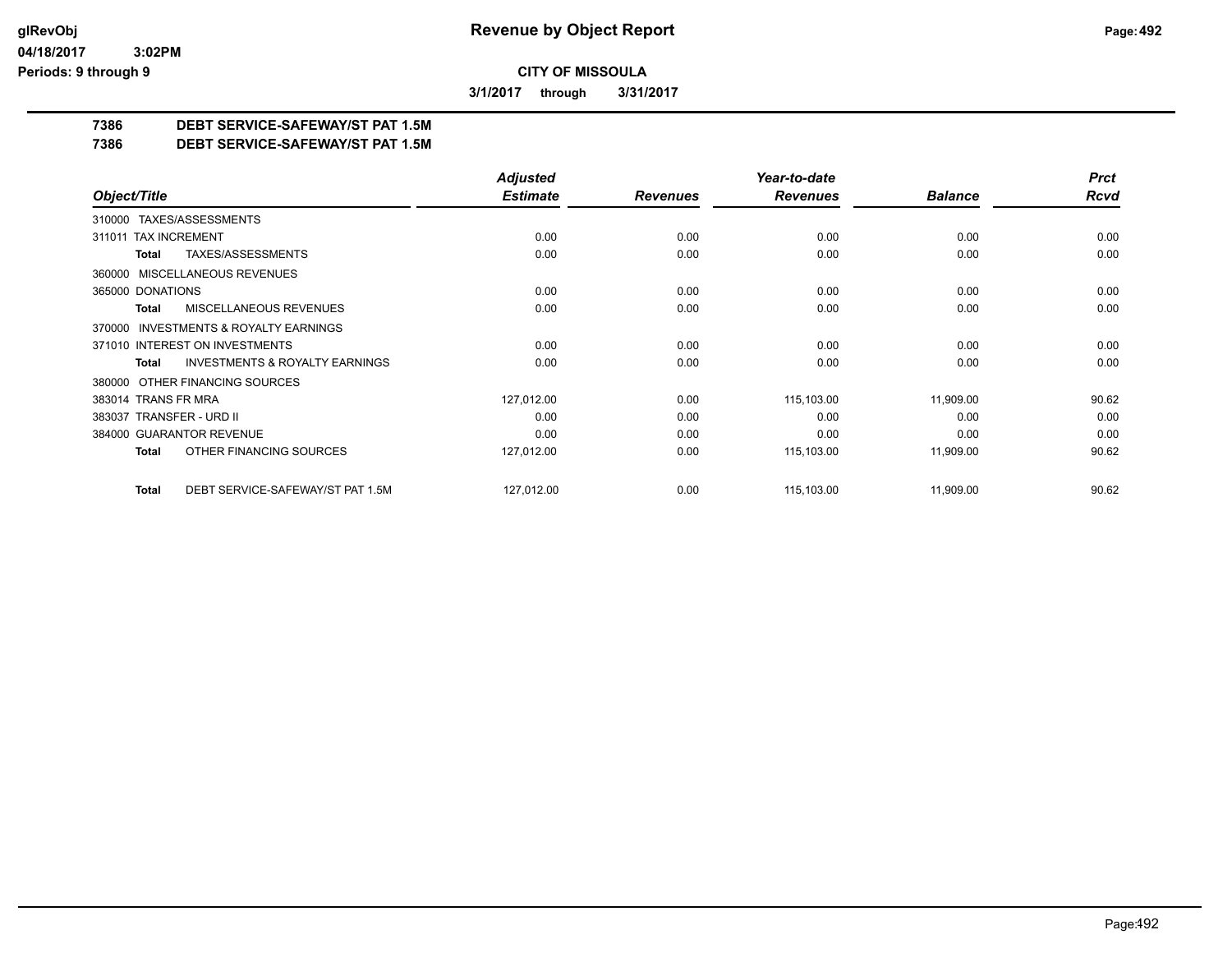# Revenue by Object Report

**CITY OF MISSOULA**

**3/1/2017 through 3/31/2017**

glRevObj
04/18/2017 3:02PM
Periods: 9 through 9

**7386 DEBT SERVICE-SAFEWAY/ST PAT 1.5M**
**7386 DEBT SERVICE-SAFEWAY/ST PAT 1.5M**

| Object/Title | Adjusted Estimate | Revenues | Year-to-date Revenues | Balance | Prct Rcvd |
|---|---|---|---|---|---|
| 310000 TAXES/ASSESSMENTS | | | | | |
| 311011 TAX INCREMENT | 0.00 | 0.00 | 0.00 | 0.00 | 0.00 |
| **Total** TAXES/ASSESSMENTS | 0.00 | 0.00 | 0.00 | 0.00 | 0.00 |
| 360000 MISCELLANEOUS REVENUES | | | | | |
| 365000 DONATIONS | 0.00 | 0.00 | 0.00 | 0.00 | 0.00 |
| **Total** MISCELLANEOUS REVENUES | 0.00 | 0.00 | 0.00 | 0.00 | 0.00 |
| 370000 INVESTMENTS & ROYALTY EARNINGS | | | | | |
| 371010 INTEREST ON INVESTMENTS | 0.00 | 0.00 | 0.00 | 0.00 | 0.00 |
| **Total** INVESTMENTS & ROYALTY EARNINGS | 0.00 | 0.00 | 0.00 | 0.00 | 0.00 |
| 380000 OTHER FINANCING SOURCES | | | | | |
| 383014 TRANS FR MRA | 127,012.00 | 0.00 | 115,103.00 | 11,909.00 | 90.62 |
| 383037 TRANSFER - URD II | 0.00 | 0.00 | 0.00 | 0.00 | 0.00 |
| 384000 GUARANTOR REVENUE | 0.00 | 0.00 | 0.00 | 0.00 | 0.00 |
| **Total** OTHER FINANCING SOURCES | 127,012.00 | 0.00 | 115,103.00 | 11,909.00 | 90.62 |
| **Total** DEBT SERVICE-SAFEWAY/ST PAT 1.5M | 127,012.00 | 0.00 | 115,103.00 | 11,909.00 | 90.62 |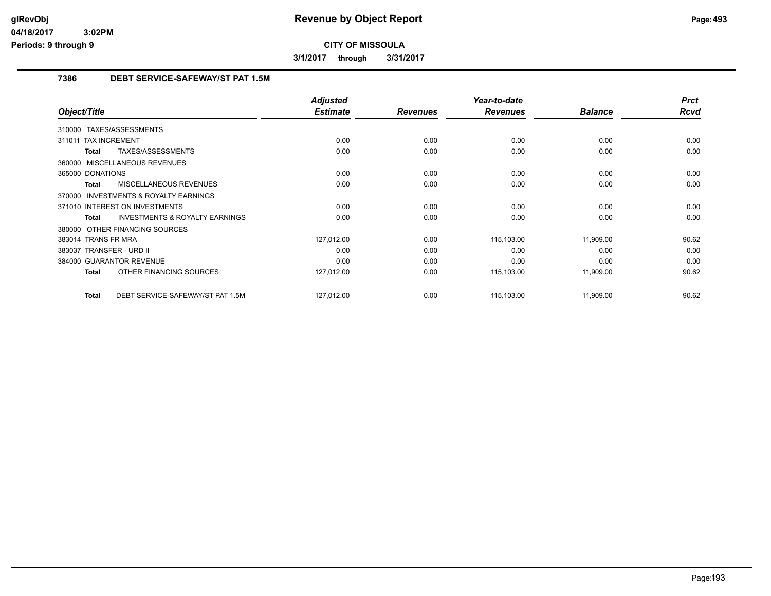**CITY OF MISSOULA**

**3/1/2017 through 3/31/2017**

## 7386 DEBT SERVICE-SAFEWAY/ST PAT 1.5M

| Object/Title | Adjusted Estimate | Revenues | Year-to-date Revenues | Balance | Prct Rcvd |
|---|---|---|---|---|---|
| 310000 TAXES/ASSESSMENTS | | | | | |
| 311011 TAX INCREMENT | 0.00 | 0.00 | 0.00 | 0.00 | 0.00 |
| **Total** TAXES/ASSESSMENTS | 0.00 | 0.00 | 0.00 | 0.00 | 0.00 |
| 360000 MISCELLANEOUS REVENUES | | | | | |
| 365000 DONATIONS | 0.00 | 0.00 | 0.00 | 0.00 | 0.00 |
| **Total** MISCELLANEOUS REVENUES | 0.00 | 0.00 | 0.00 | 0.00 | 0.00 |
| 370000 INVESTMENTS & ROYALTY EARNINGS | | | | | |
| 371010 INTEREST ON INVESTMENTS | 0.00 | 0.00 | 0.00 | 0.00 | 0.00 |
| **Total** INVESTMENTS & ROYALTY EARNINGS | 0.00 | 0.00 | 0.00 | 0.00 | 0.00 |
| 380000 OTHER FINANCING SOURCES | | | | | |
| 383014 TRANS FR MRA | 127,012.00 | 0.00 | 115,103.00 | 11,909.00 | 90.62 |
| 383037 TRANSFER - URD II | 0.00 | 0.00 | 0.00 | 0.00 | 0.00 |
| 384000 GUARANTOR REVENUE | 0.00 | 0.00 | 0.00 | 0.00 | 0.00 |
| **Total** OTHER FINANCING SOURCES | 127,012.00 | 0.00 | 115,103.00 | 11,909.00 | 90.62 |
| **Total** DEBT SERVICE-SAFEWAY/ST PAT 1.5M | 127,012.00 | 0.00 | 115,103.00 | 11,909.00 | 90.62 |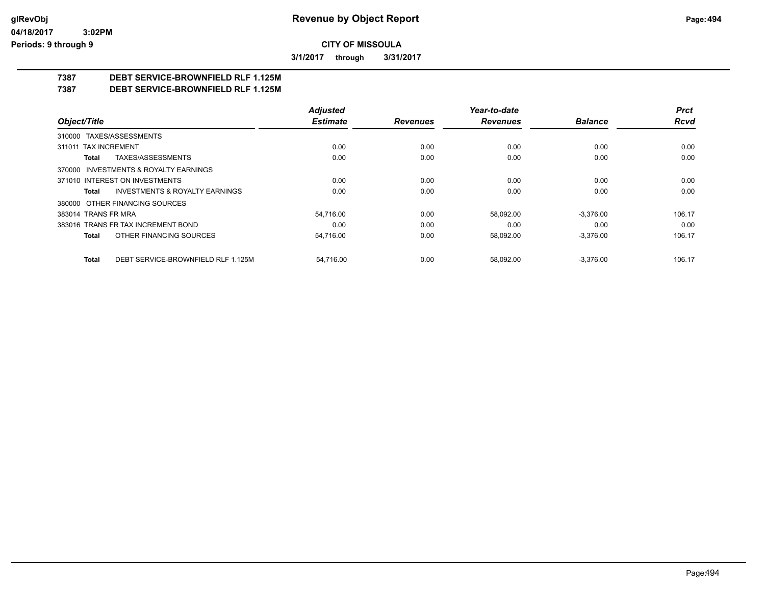# Revenue by Object Report

**CITY OF MISSOULA**

**3/1/2017 through 3/31/2017**

glRevObj
04/18/2017 3:02PM
Periods: 9 through 9

## 7387 DEBT SERVICE-BROWNFIELD RLF 1.125M
## 7387 DEBT SERVICE-BROWNFIELD RLF 1.125M

| Object/Title | Adjusted Estimate | Revenues | Year-to-date Revenues | Balance | Prct Rcvd |
|---|---|---|---|---|---|
| 310000 TAXES/ASSESSMENTS | | | | | |
| 311011 TAX INCREMENT | 0.00 | 0.00 | 0.00 | 0.00 | 0.00 |
| **Total** TAXES/ASSESSMENTS | 0.00 | 0.00 | 0.00 | 0.00 | 0.00 |
| 370000 INVESTMENTS & ROYALTY EARNINGS | | | | | |
| 371010 INTEREST ON INVESTMENTS | 0.00 | 0.00 | 0.00 | 0.00 | 0.00 |
| **Total** INVESTMENTS & ROYALTY EARNINGS | 0.00 | 0.00 | 0.00 | 0.00 | 0.00 |
| 380000 OTHER FINANCING SOURCES | | | | | |
| 383014 TRANS FR MRA | 54,716.00 | 0.00 | 58,092.00 | -3,376.00 | 106.17 |
| 383016 TRANS FR TAX INCREMENT BOND | 0.00 | 0.00 | 0.00 | 0.00 | 0.00 |
| **Total** OTHER FINANCING SOURCES | 54,716.00 | 0.00 | 58,092.00 | -3,376.00 | 106.17 |
| **Total** DEBT SERVICE-BROWNFIELD RLF 1.125M | 54,716.00 | 0.00 | 58,092.00 | -3,376.00 | 106.17 |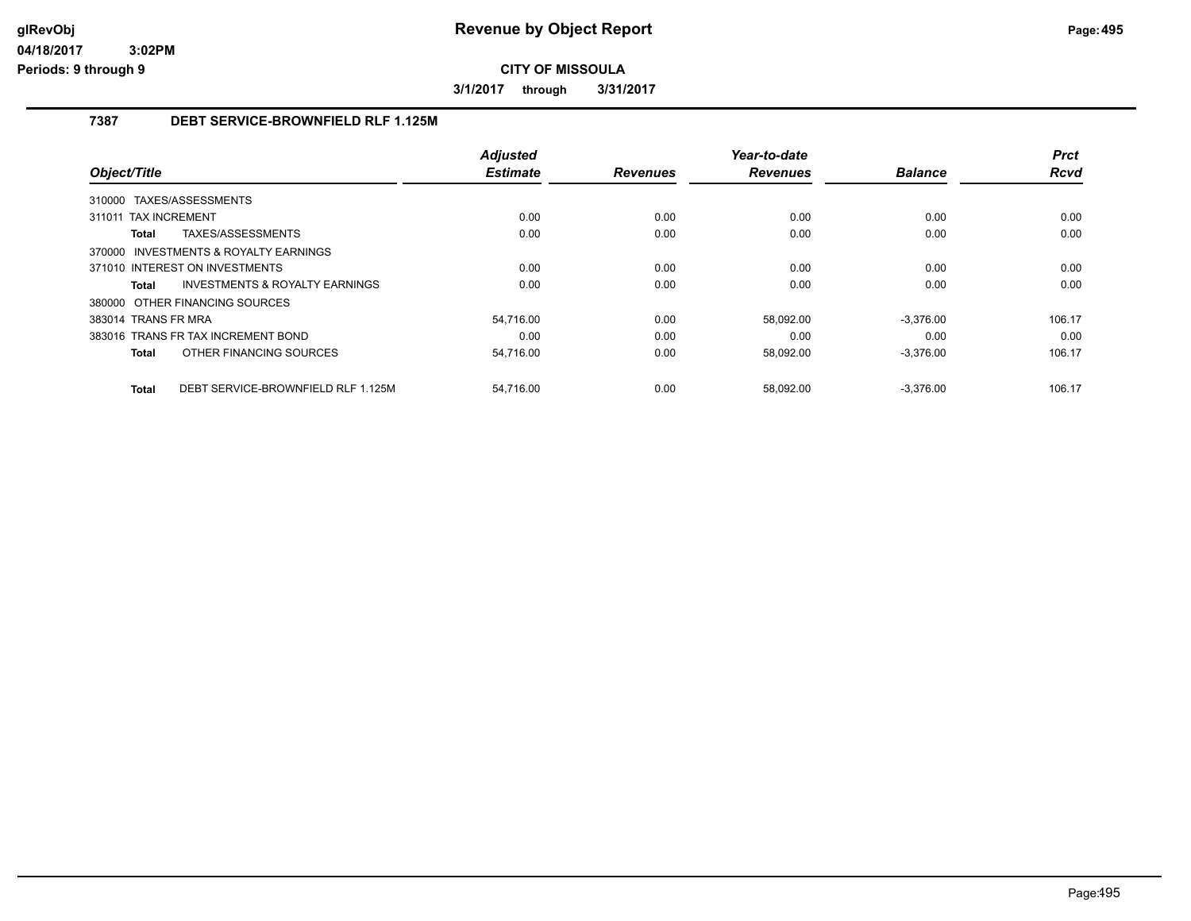# Revenue by Object Report

glRevObj
04/18/2017 3:02PM
Periods: 9 through 9

**CITY OF MISSOULA**

3/1/2017 through 3/31/2017

## 7387 DEBT SERVICE-BROWNFIELD RLF 1.125M

| Object/Title | Adjusted Estimate | Revenues | Year-to-date Revenues | Balance | Prct Rcvd |
|---|---|---|---|---|---|
| 310000 TAXES/ASSESSMENTS | | | | | |
| 311011 TAX INCREMENT | 0.00 | 0.00 | 0.00 | 0.00 | 0.00 |
| **Total** TAXES/ASSESSMENTS | 0.00 | 0.00 | 0.00 | 0.00 | 0.00 |
| 370000 INVESTMENTS & ROYALTY EARNINGS | | | | | |
| 371010 INTEREST ON INVESTMENTS | 0.00 | 0.00 | 0.00 | 0.00 | 0.00 |
| **Total** INVESTMENTS & ROYALTY EARNINGS | 0.00 | 0.00 | 0.00 | 0.00 | 0.00 |
| 380000 OTHER FINANCING SOURCES | | | | | |
| 383014 TRANS FR MRA | 54,716.00 | 0.00 | 58,092.00 | -3,376.00 | 106.17 |
| 383016 TRANS FR TAX INCREMENT BOND | 0.00 | 0.00 | 0.00 | 0.00 | 0.00 |
| **Total** OTHER FINANCING SOURCES | 54,716.00 | 0.00 | 58,092.00 | -3,376.00 | 106.17 |
| **Total** DEBT SERVICE-BROWNFIELD RLF 1.125M | 54,716.00 | 0.00 | 58,092.00 | -3,376.00 | 106.17 |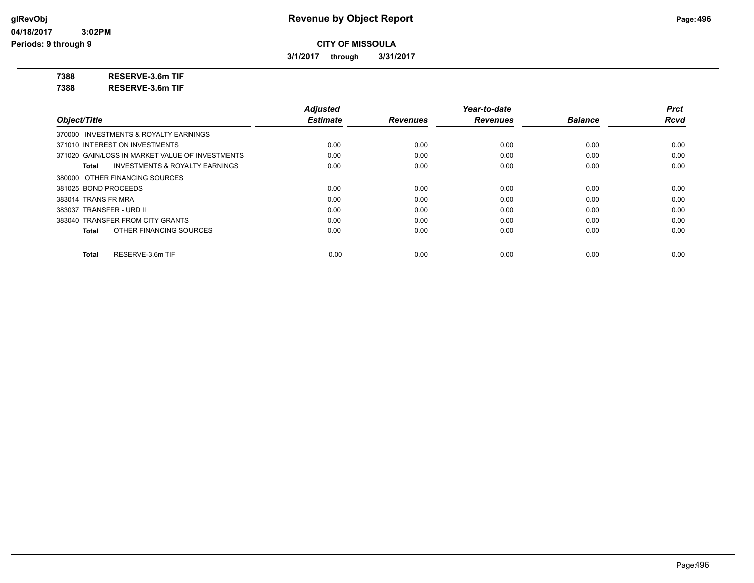**glRevObj**
**04/18/2017 3:02PM**
**Periods: 9 through 9**

# Revenue by Object Report

**CITY OF MISSOULA**

**3/1/2017 through 3/31/2017**

**7388 RESERVE-3.6m TIF**
**7388 RESERVE-3.6m TIF**

| Object/Title | Adjusted Estimate | Revenues | Year-to-date Revenues | Balance | Prct Rcvd |
|---|---|---|---|---|---|
| 370000 INVESTMENTS & ROYALTY EARNINGS | | | | | |
| 371010 INTEREST ON INVESTMENTS | 0.00 | 0.00 | 0.00 | 0.00 | 0.00 |
| 371020 GAIN/LOSS IN MARKET VALUE OF INVESTMENTS | 0.00 | 0.00 | 0.00 | 0.00 | 0.00 |
| **Total** INVESTMENTS & ROYALTY EARNINGS | 0.00 | 0.00 | 0.00 | 0.00 | 0.00 |
| 380000 OTHER FINANCING SOURCES | | | | | |
| 381025 BOND PROCEEDS | 0.00 | 0.00 | 0.00 | 0.00 | 0.00 |
| 383014 TRANS FR MRA | 0.00 | 0.00 | 0.00 | 0.00 | 0.00 |
| 383037 TRANSFER - URD II | 0.00 | 0.00 | 0.00 | 0.00 | 0.00 |
| 383040 TRANSFER FROM CITY GRANTS | 0.00 | 0.00 | 0.00 | 0.00 | 0.00 |
| **Total** OTHER FINANCING SOURCES | 0.00 | 0.00 | 0.00 | 0.00 | 0.00 |
| **Total** RESERVE-3.6m TIF | 0.00 | 0.00 | 0.00 | 0.00 | 0.00 |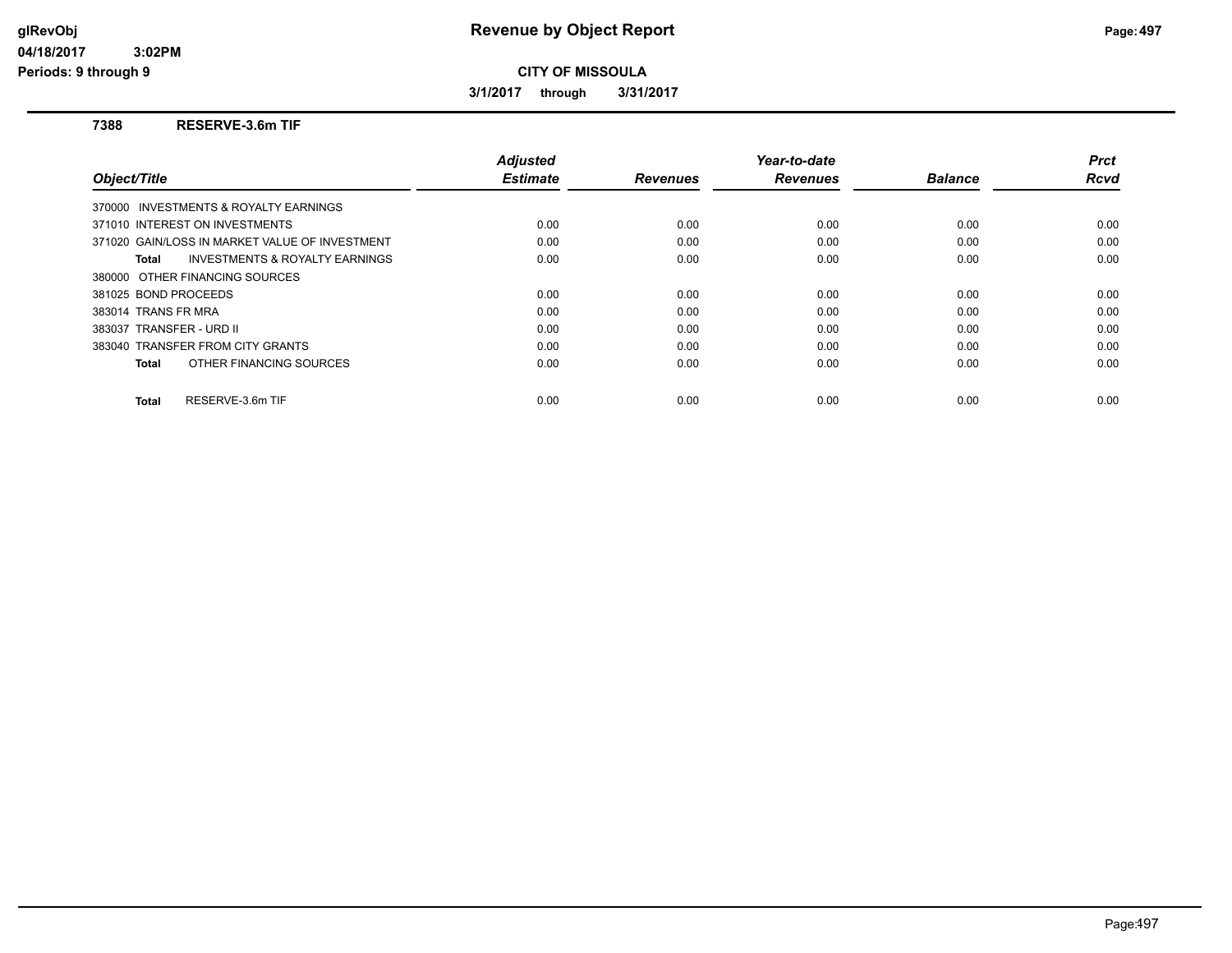# Revenue by Object Report

**CITY OF MISSOULA**

**3/1/2017 through 3/31/2017**

glRevObj
04/18/2017 3:02PM
Periods: 9 through 9

## 7388 RESERVE-3.6m TIF

| Object/Title | Adjusted Estimate | Revenues | Year-to-date Revenues | Balance | Prct Rcvd |
|---|---|---|---|---|---|
| 370000 INVESTMENTS & ROYALTY EARNINGS | | | | | |
| 371010 INTEREST ON INVESTMENTS | 0.00 | 0.00 | 0.00 | 0.00 | 0.00 |
| 371020 GAIN/LOSS IN MARKET VALUE OF INVESTMENT | 0.00 | 0.00 | 0.00 | 0.00 | 0.00 |
| **Total** INVESTMENTS & ROYALTY EARNINGS | 0.00 | 0.00 | 0.00 | 0.00 | 0.00 |
| 380000 OTHER FINANCING SOURCES | | | | | |
| 381025 BOND PROCEEDS | 0.00 | 0.00 | 0.00 | 0.00 | 0.00 |
| 383014 TRANS FR MRA | 0.00 | 0.00 | 0.00 | 0.00 | 0.00 |
| 383037 TRANSFER - URD II | 0.00 | 0.00 | 0.00 | 0.00 | 0.00 |
| 383040 TRANSFER FROM CITY GRANTS | 0.00 | 0.00 | 0.00 | 0.00 | 0.00 |
| **Total** OTHER FINANCING SOURCES | 0.00 | 0.00 | 0.00 | 0.00 | 0.00 |
| **Total** RESERVE-3.6m TIF | 0.00 | 0.00 | 0.00 | 0.00 | 0.00 |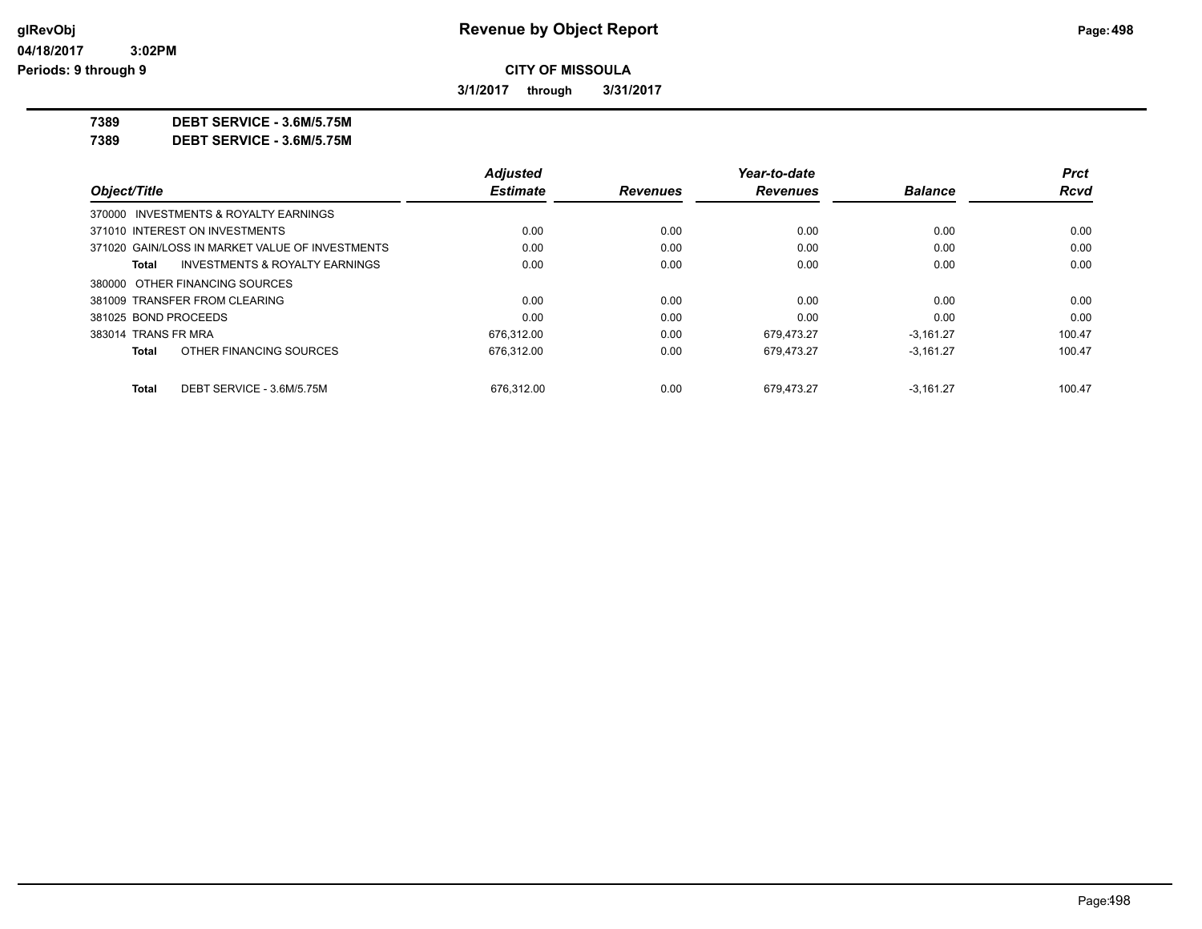# Revenue by Object Report

glRevObj
04/18/2017 3:02PM
Periods: 9 through 9

**CITY OF MISSOULA**

**3/1/2017 through 3/31/2017**

**7389 DEBT SERVICE - 3.6M/5.75M**
**7389 DEBT SERVICE - 3.6M/5.75M**

| Object/Title | Adjusted Estimate | Revenues | Year-to-date Revenues | Balance | Prct Rcvd |
|---|---|---|---|---|---|
| 370000 INVESTMENTS & ROYALTY EARNINGS | | | | | |
| 371010 INTEREST ON INVESTMENTS | 0.00 | 0.00 | 0.00 | 0.00 | 0.00 |
| 371020 GAIN/LOSS IN MARKET VALUE OF INVESTMENTS | 0.00 | 0.00 | 0.00 | 0.00 | 0.00 |
| **Total** INVESTMENTS & ROYALTY EARNINGS | 0.00 | 0.00 | 0.00 | 0.00 | 0.00 |
| 380000 OTHER FINANCING SOURCES | | | | | |
| 381009 TRANSFER FROM CLEARING | 0.00 | 0.00 | 0.00 | 0.00 | 0.00 |
| 381025 BOND PROCEEDS | 0.00 | 0.00 | 0.00 | 0.00 | 0.00 |
| 383014 TRANS FR MRA | 676,312.00 | 0.00 | 679,473.27 | -3,161.27 | 100.47 |
| **Total** OTHER FINANCING SOURCES | 676,312.00 | 0.00 | 679,473.27 | -3,161.27 | 100.47 |
| **Total** DEBT SERVICE - 3.6M/5.75M | 676,312.00 | 0.00 | 679,473.27 | -3,161.27 | 100.47 |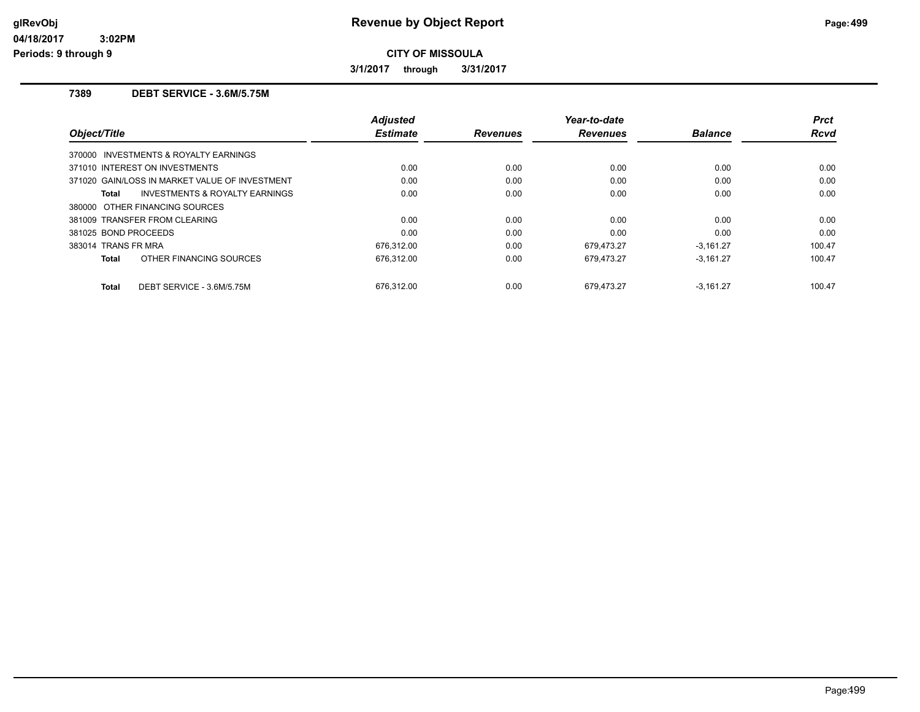# Revenue by Object Report

**CITY OF MISSOULA**

**3/1/2017 through 3/31/2017**

glRevObj
04/18/2017 3:02PM
Periods: 9 through 9

## 7389 DEBT SERVICE - 3.6M/5.75M

| Object/Title | Adjusted Estimate | Revenues | Year-to-date Revenues | Balance | Prct Rcvd |
|---|---|---|---|---|---|
| 370000 INVESTMENTS & ROYALTY EARNINGS | | | | | |
| 371010 INTEREST ON INVESTMENTS | 0.00 | 0.00 | 0.00 | 0.00 | 0.00 |
| 371020 GAIN/LOSS IN MARKET VALUE OF INVESTMENT | 0.00 | 0.00 | 0.00 | 0.00 | 0.00 |
| **Total** INVESTMENTS & ROYALTY EARNINGS | 0.00 | 0.00 | 0.00 | 0.00 | 0.00 |
| 380000 OTHER FINANCING SOURCES | | | | | |
| 381009 TRANSFER FROM CLEARING | 0.00 | 0.00 | 0.00 | 0.00 | 0.00 |
| 381025 BOND PROCEEDS | 0.00 | 0.00 | 0.00 | 0.00 | 0.00 |
| 383014 TRANS FR MRA | 676,312.00 | 0.00 | 679,473.27 | -3,161.27 | 100.47 |
| **Total** OTHER FINANCING SOURCES | 676,312.00 | 0.00 | 679,473.27 | -3,161.27 | 100.47 |
| **Total** DEBT SERVICE - 3.6M/5.75M | 676,312.00 | 0.00 | 679,473.27 | -3,161.27 | 100.47 |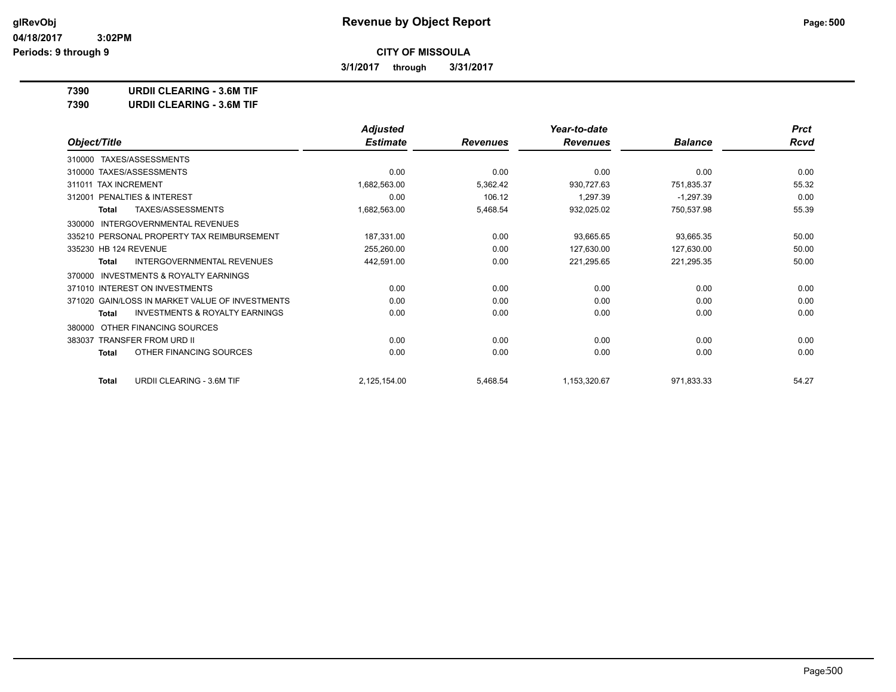**glRevObj**
**04/18/2017 3:02PM**
**Periods: 9 through 9**

# Revenue by Object Report

**CITY OF MISSOULA**

**3/1/2017 through 3/31/2017**

**7390 URDII CLEARING - 3.6M TIF**
**7390 URDII CLEARING - 3.6M TIF**

| Object/Title | Adjusted Estimate | Revenues | Year-to-date Revenues | Balance | Prct Rcvd |
|---|---|---|---|---|---|
| 310000 TAXES/ASSESSMENTS | | | | | |
| 310000 TAXES/ASSESSMENTS | 0.00 | 0.00 | 0.00 | 0.00 | 0.00 |
| 311011 TAX INCREMENT | 1,682,563.00 | 5,362.42 | 930,727.63 | 751,835.37 | 55.32 |
| 312001 PENALTIES & INTEREST | 0.00 | 106.12 | 1,297.39 | -1,297.39 | 0.00 |
| **Total** TAXES/ASSESSMENTS | 1,682,563.00 | 5,468.54 | 932,025.02 | 750,537.98 | 55.39 |
| 330000 INTERGOVERNMENTAL REVENUES | | | | | |
| 335210 PERSONAL PROPERTY TAX REIMBURSEMENT | 187,331.00 | 0.00 | 93,665.65 | 93,665.35 | 50.00 |
| 335230 HB 124 REVENUE | 255,260.00 | 0.00 | 127,630.00 | 127,630.00 | 50.00 |
| **Total** INTERGOVERNMENTAL REVENUES | 442,591.00 | 0.00 | 221,295.65 | 221,295.35 | 50.00 |
| 370000 INVESTMENTS & ROYALTY EARNINGS | | | | | |
| 371010 INTEREST ON INVESTMENTS | 0.00 | 0.00 | 0.00 | 0.00 | 0.00 |
| 371020 GAIN/LOSS IN MARKET VALUE OF INVESTMENTS | 0.00 | 0.00 | 0.00 | 0.00 | 0.00 |
| **Total** INVESTMENTS & ROYALTY EARNINGS | 0.00 | 0.00 | 0.00 | 0.00 | 0.00 |
| 380000 OTHER FINANCING SOURCES | | | | | |
| 383037 TRANSFER FROM URD II | 0.00 | 0.00 | 0.00 | 0.00 | 0.00 |
| **Total** OTHER FINANCING SOURCES | 0.00 | 0.00 | 0.00 | 0.00 | 0.00 |
| **Total** URDII CLEARING - 3.6M TIF | 2,125,154.00 | 5,468.54 | 1,153,320.67 | 971,833.33 | 54.27 |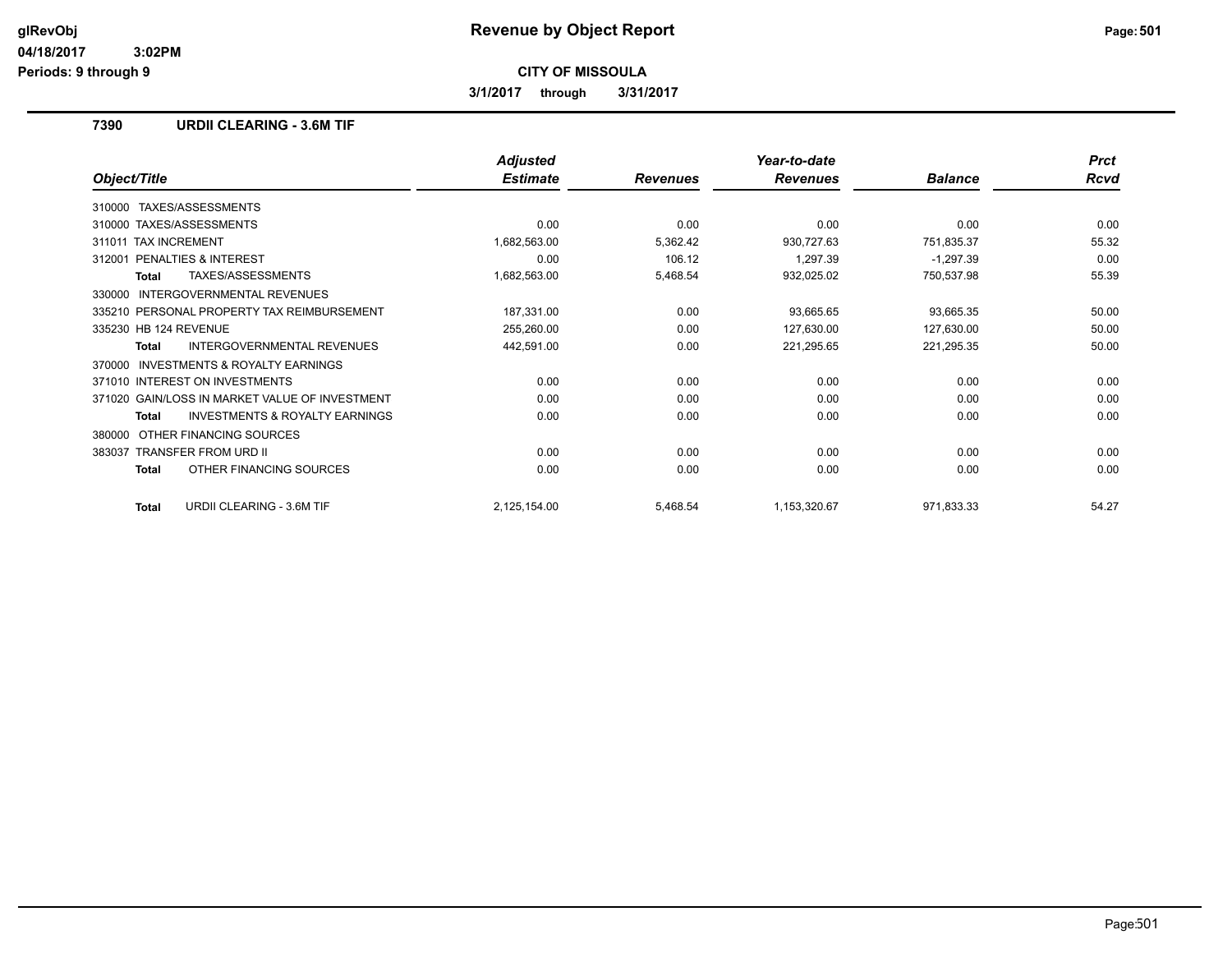# Revenue by Object Report

glRevObj
04/18/2017 3:02PM
Periods: 9 through 9

**CITY OF MISSOULA**

3/1/2017 through 3/31/2017

## 7390 URDII CLEARING - 3.6M TIF

| Object/Title | Adjusted Estimate | Revenues | Year-to-date Revenues | Balance | Prct Rcvd |
|---|---|---|---|---|---|
| 310000 TAXES/ASSESSMENTS | | | | | |
| 310000 TAXES/ASSESSMENTS | 0.00 | 0.00 | 0.00 | 0.00 | 0.00 |
| 311011 TAX INCREMENT | 1,682,563.00 | 5,362.42 | 930,727.63 | 751,835.37 | 55.32 |
| 312001 PENALTIES & INTEREST | 0.00 | 106.12 | 1,297.39 | -1,297.39 | 0.00 |
| **Total** TAXES/ASSESSMENTS | 1,682,563.00 | 5,468.54 | 932,025.02 | 750,537.98 | 55.39 |
| 330000 INTERGOVERNMENTAL REVENUES | | | | | |
| 335210 PERSONAL PROPERTY TAX REIMBURSEMENT | 187,331.00 | 0.00 | 93,665.65 | 93,665.35 | 50.00 |
| 335230 HB 124 REVENUE | 255,260.00 | 0.00 | 127,630.00 | 127,630.00 | 50.00 |
| **Total** INTERGOVERNMENTAL REVENUES | 442,591.00 | 0.00 | 221,295.65 | 221,295.35 | 50.00 |
| 370000 INVESTMENTS & ROYALTY EARNINGS | | | | | |
| 371010 INTEREST ON INVESTMENTS | 0.00 | 0.00 | 0.00 | 0.00 | 0.00 |
| 371020 GAIN/LOSS IN MARKET VALUE OF INVESTMENT | 0.00 | 0.00 | 0.00 | 0.00 | 0.00 |
| **Total** INVESTMENTS & ROYALTY EARNINGS | 0.00 | 0.00 | 0.00 | 0.00 | 0.00 |
| 380000 OTHER FINANCING SOURCES | | | | | |
| 383037 TRANSFER FROM URD II | 0.00 | 0.00 | 0.00 | 0.00 | 0.00 |
| **Total** OTHER FINANCING SOURCES | 0.00 | 0.00 | 0.00 | 0.00 | 0.00 |
| **Total** URDII CLEARING - 3.6M TIF | 2,125,154.00 | 5,468.54 | 1,153,320.67 | 971,833.33 | 54.27 |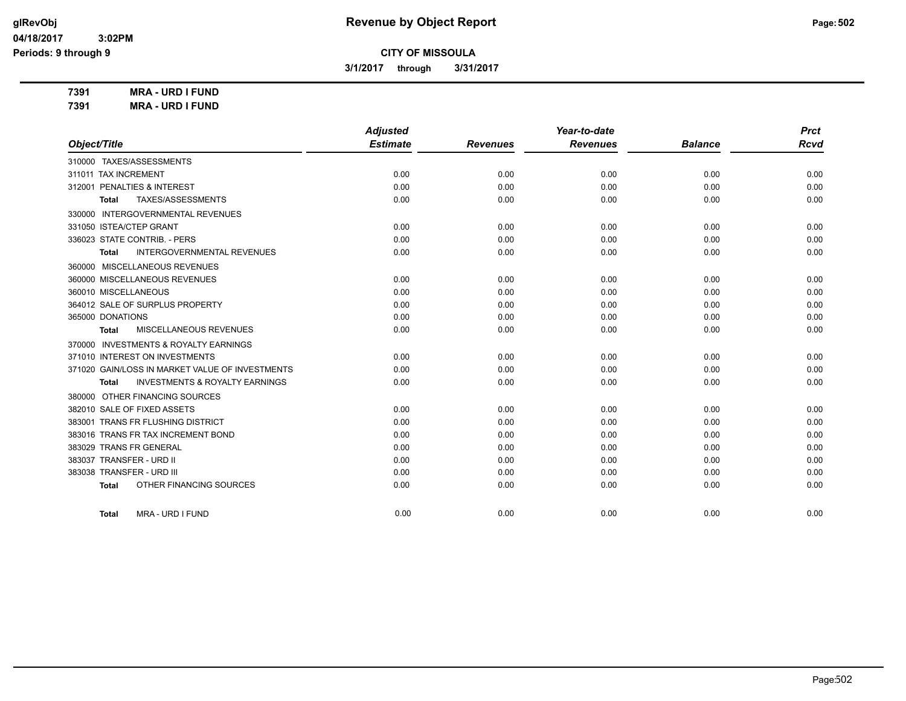**CITY OF MISSOULA**

**3/1/2017 through 3/31/2017**

**7391 MRA - URD I FUND**

**7391 MRA - URD I FUND**

| Object/Title | Adjusted Estimate | Revenues | Year-to-date Revenues | Balance | Prct Rcvd |
|---|---|---|---|---|---|
| 310000 TAXES/ASSESSMENTS | | | | | |
| 311011 TAX INCREMENT | 0.00 | 0.00 | 0.00 | 0.00 | 0.00 |
| 312001 PENALTIES & INTEREST | 0.00 | 0.00 | 0.00 | 0.00 | 0.00 |
| **Total** TAXES/ASSESSMENTS | 0.00 | 0.00 | 0.00 | 0.00 | 0.00 |
| 330000 INTERGOVERNMENTAL REVENUES | | | | | |
| 331050 ISTEA/CTEP GRANT | 0.00 | 0.00 | 0.00 | 0.00 | 0.00 |
| 336023 STATE CONTRIB. - PERS | 0.00 | 0.00 | 0.00 | 0.00 | 0.00 |
| **Total** INTERGOVERNMENTAL REVENUES | 0.00 | 0.00 | 0.00 | 0.00 | 0.00 |
| 360000 MISCELLANEOUS REVENUES | | | | | |
| 360000 MISCELLANEOUS REVENUES | 0.00 | 0.00 | 0.00 | 0.00 | 0.00 |
| 360010 MISCELLANEOUS | 0.00 | 0.00 | 0.00 | 0.00 | 0.00 |
| 364012 SALE OF SURPLUS PROPERTY | 0.00 | 0.00 | 0.00 | 0.00 | 0.00 |
| 365000 DONATIONS | 0.00 | 0.00 | 0.00 | 0.00 | 0.00 |
| **Total** MISCELLANEOUS REVENUES | 0.00 | 0.00 | 0.00 | 0.00 | 0.00 |
| 370000 INVESTMENTS & ROYALTY EARNINGS | | | | | |
| 371010 INTEREST ON INVESTMENTS | 0.00 | 0.00 | 0.00 | 0.00 | 0.00 |
| 371020 GAIN/LOSS IN MARKET VALUE OF INVESTMENTS | 0.00 | 0.00 | 0.00 | 0.00 | 0.00 |
| **Total** INVESTMENTS & ROYALTY EARNINGS | 0.00 | 0.00 | 0.00 | 0.00 | 0.00 |
| 380000 OTHER FINANCING SOURCES | | | | | |
| 382010 SALE OF FIXED ASSETS | 0.00 | 0.00 | 0.00 | 0.00 | 0.00 |
| 383001 TRANS FR FLUSHING DISTRICT | 0.00 | 0.00 | 0.00 | 0.00 | 0.00 |
| 383016 TRANS FR TAX INCREMENT BOND | 0.00 | 0.00 | 0.00 | 0.00 | 0.00 |
| 383029 TRANS FR GENERAL | 0.00 | 0.00 | 0.00 | 0.00 | 0.00 |
| 383037 TRANSFER - URD II | 0.00 | 0.00 | 0.00 | 0.00 | 0.00 |
| 383038 TRANSFER - URD III | 0.00 | 0.00 | 0.00 | 0.00 | 0.00 |
| **Total** OTHER FINANCING SOURCES | 0.00 | 0.00 | 0.00 | 0.00 | 0.00 |
| **Total** MRA - URD I FUND | 0.00 | 0.00 | 0.00 | 0.00 | 0.00 |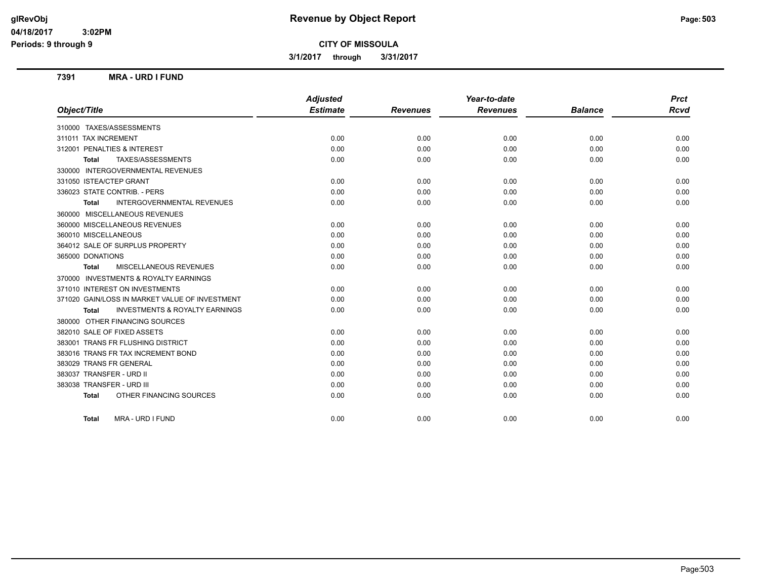# Revenue by Object Report

glRevObj
04/18/2017 3:02PM
Periods: 9 through 9

**CITY OF MISSOULA**

**3/1/2017 through 3/31/2017**

## 7391 MRA - URD I FUND

| Object/Title | Adjusted Estimate | Revenues | Year-to-date Revenues | Balance | Prct Rcvd |
|---|---|---|---|---|---|
| 310000 TAXES/ASSESSMENTS | | | | | |
| 311011 TAX INCREMENT | 0.00 | 0.00 | 0.00 | 0.00 | 0.00 |
| 312001 PENALTIES & INTEREST | 0.00 | 0.00 | 0.00 | 0.00 | 0.00 |
| **Total** TAXES/ASSESSMENTS | 0.00 | 0.00 | 0.00 | 0.00 | 0.00 |
| 330000 INTERGOVERNMENTAL REVENUES | | | | | |
| 331050 ISTEA/CTEP GRANT | 0.00 | 0.00 | 0.00 | 0.00 | 0.00 |
| 336023 STATE CONTRIB. - PERS | 0.00 | 0.00 | 0.00 | 0.00 | 0.00 |
| **Total** INTERGOVERNMENTAL REVENUES | 0.00 | 0.00 | 0.00 | 0.00 | 0.00 |
| 360000 MISCELLANEOUS REVENUES | | | | | |
| 360000 MISCELLANEOUS REVENUES | 0.00 | 0.00 | 0.00 | 0.00 | 0.00 |
| 360010 MISCELLANEOUS | 0.00 | 0.00 | 0.00 | 0.00 | 0.00 |
| 364012 SALE OF SURPLUS PROPERTY | 0.00 | 0.00 | 0.00 | 0.00 | 0.00 |
| 365000 DONATIONS | 0.00 | 0.00 | 0.00 | 0.00 | 0.00 |
| **Total** MISCELLANEOUS REVENUES | 0.00 | 0.00 | 0.00 | 0.00 | 0.00 |
| 370000 INVESTMENTS & ROYALTY EARNINGS | | | | | |
| 371010 INTEREST ON INVESTMENTS | 0.00 | 0.00 | 0.00 | 0.00 | 0.00 |
| 371020 GAIN/LOSS IN MARKET VALUE OF INVESTMENT | 0.00 | 0.00 | 0.00 | 0.00 | 0.00 |
| **Total** INVESTMENTS & ROYALTY EARNINGS | 0.00 | 0.00 | 0.00 | 0.00 | 0.00 |
| 380000 OTHER FINANCING SOURCES | | | | | |
| 382010 SALE OF FIXED ASSETS | 0.00 | 0.00 | 0.00 | 0.00 | 0.00 |
| 383001 TRANS FR FLUSHING DISTRICT | 0.00 | 0.00 | 0.00 | 0.00 | 0.00 |
| 383016 TRANS FR TAX INCREMENT BOND | 0.00 | 0.00 | 0.00 | 0.00 | 0.00 |
| 383029 TRANS FR GENERAL | 0.00 | 0.00 | 0.00 | 0.00 | 0.00 |
| 383037 TRANSFER - URD II | 0.00 | 0.00 | 0.00 | 0.00 | 0.00 |
| 383038 TRANSFER - URD III | 0.00 | 0.00 | 0.00 | 0.00 | 0.00 |
| **Total** OTHER FINANCING SOURCES | 0.00 | 0.00 | 0.00 | 0.00 | 0.00 |
| **Total** MRA - URD I FUND | 0.00 | 0.00 | 0.00 | 0.00 | 0.00 |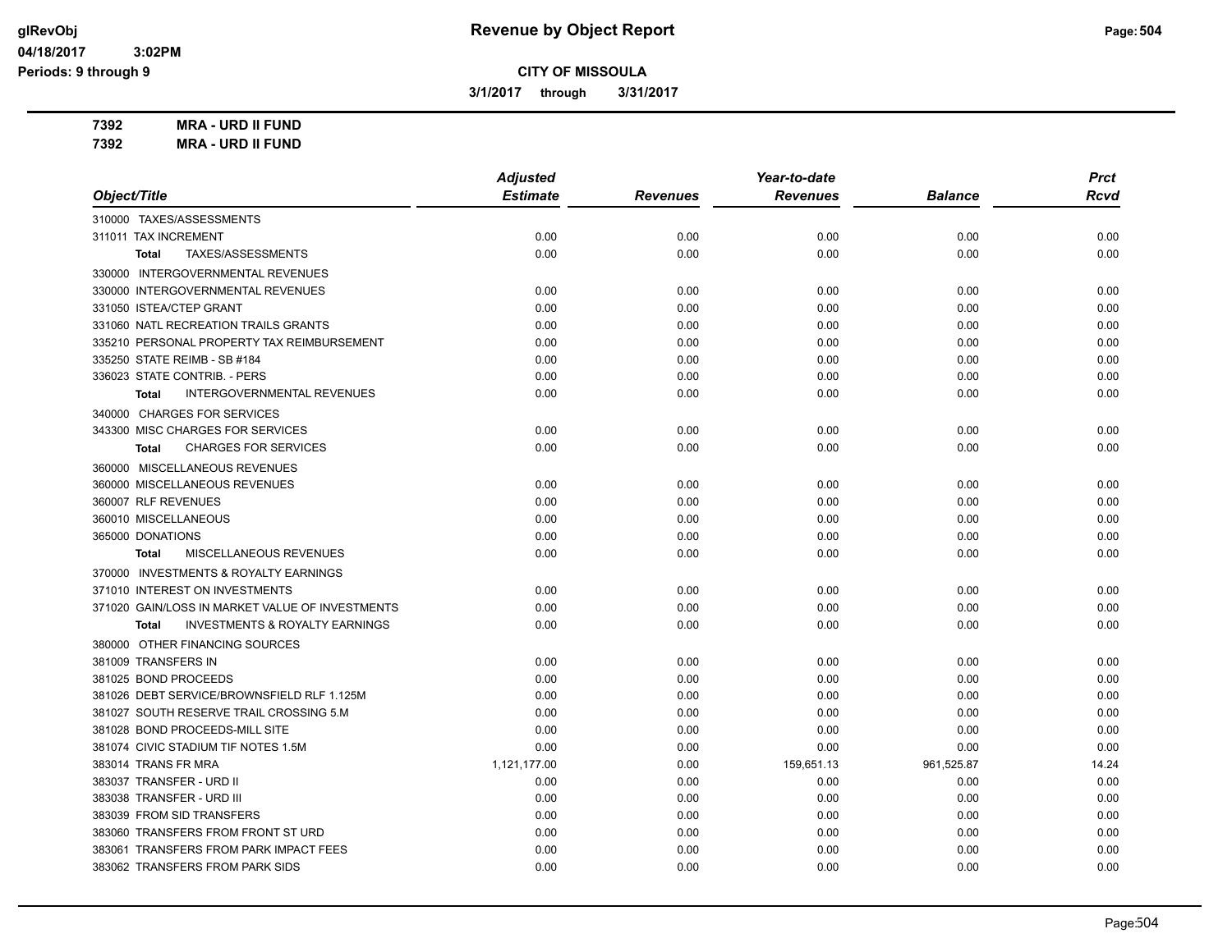# Revenue by Object Report

**CITY OF MISSOULA**

**3/1/2017 through 3/31/2017**

glRevObj
04/18/2017 3:02PM
Periods: 9 through 9

**7392 MRA - URD II FUND**
**7392 MRA - URD II FUND**

| Object/Title | Adjusted Estimate | Revenues | Year-to-date Revenues | Balance | Prct Rcvd |
|---|---|---|---|---|---|
| 310000 TAXES/ASSESSMENTS | | | | | |
| 311011 TAX INCREMENT | 0.00 | 0.00 | 0.00 | 0.00 | 0.00 |
| **Total** TAXES/ASSESSMENTS | 0.00 | 0.00 | 0.00 | 0.00 | 0.00 |
| 330000 INTERGOVERNMENTAL REVENUES | | | | | |
| 330000 INTERGOVERNMENTAL REVENUES | 0.00 | 0.00 | 0.00 | 0.00 | 0.00 |
| 331050 ISTEA/CTEP GRANT | 0.00 | 0.00 | 0.00 | 0.00 | 0.00 |
| 331060 NATL RECREATION TRAILS GRANTS | 0.00 | 0.00 | 0.00 | 0.00 | 0.00 |
| 335210 PERSONAL PROPERTY TAX REIMBURSEMENT | 0.00 | 0.00 | 0.00 | 0.00 | 0.00 |
| 335250 STATE REIMB - SB #184 | 0.00 | 0.00 | 0.00 | 0.00 | 0.00 |
| 336023 STATE CONTRIB. - PERS | 0.00 | 0.00 | 0.00 | 0.00 | 0.00 |
| **Total** INTERGOVERNMENTAL REVENUES | 0.00 | 0.00 | 0.00 | 0.00 | 0.00 |
| 340000 CHARGES FOR SERVICES | | | | | |
| 343300 MISC CHARGES FOR SERVICES | 0.00 | 0.00 | 0.00 | 0.00 | 0.00 |
| **Total** CHARGES FOR SERVICES | 0.00 | 0.00 | 0.00 | 0.00 | 0.00 |
| 360000 MISCELLANEOUS REVENUES | | | | | |
| 360000 MISCELLANEOUS REVENUES | 0.00 | 0.00 | 0.00 | 0.00 | 0.00 |
| 360007 RLF REVENUES | 0.00 | 0.00 | 0.00 | 0.00 | 0.00 |
| 360010 MISCELLANEOUS | 0.00 | 0.00 | 0.00 | 0.00 | 0.00 |
| 365000 DONATIONS | 0.00 | 0.00 | 0.00 | 0.00 | 0.00 |
| **Total** MISCELLANEOUS REVENUES | 0.00 | 0.00 | 0.00 | 0.00 | 0.00 |
| 370000 INVESTMENTS & ROYALTY EARNINGS | | | | | |
| 371010 INTEREST ON INVESTMENTS | 0.00 | 0.00 | 0.00 | 0.00 | 0.00 |
| 371020 GAIN/LOSS IN MARKET VALUE OF INVESTMENTS | 0.00 | 0.00 | 0.00 | 0.00 | 0.00 |
| **Total** INVESTMENTS & ROYALTY EARNINGS | 0.00 | 0.00 | 0.00 | 0.00 | 0.00 |
| 380000 OTHER FINANCING SOURCES | | | | | |
| 381009 TRANSFERS IN | 0.00 | 0.00 | 0.00 | 0.00 | 0.00 |
| 381025 BOND PROCEEDS | 0.00 | 0.00 | 0.00 | 0.00 | 0.00 |
| 381026 DEBT SERVICE/BROWNSFIELD RLF 1.125M | 0.00 | 0.00 | 0.00 | 0.00 | 0.00 |
| 381027 SOUTH RESERVE TRAIL CROSSING 5.M | 0.00 | 0.00 | 0.00 | 0.00 | 0.00 |
| 381028 BOND PROCEEDS-MILL SITE | 0.00 | 0.00 | 0.00 | 0.00 | 0.00 |
| 381074 CIVIC STADIUM TIF NOTES 1.5M | 0.00 | 0.00 | 0.00 | 0.00 | 0.00 |
| 383014 TRANS FR MRA | 1,121,177.00 | 0.00 | 159,651.13 | 961,525.87 | 14.24 |
| 383037 TRANSFER - URD II | 0.00 | 0.00 | 0.00 | 0.00 | 0.00 |
| 383038 TRANSFER - URD III | 0.00 | 0.00 | 0.00 | 0.00 | 0.00 |
| 383039 FROM SID TRANSFERS | 0.00 | 0.00 | 0.00 | 0.00 | 0.00 |
| 383060 TRANSFERS FROM FRONT ST URD | 0.00 | 0.00 | 0.00 | 0.00 | 0.00 |
| 383061 TRANSFERS FROM PARK IMPACT FEES | 0.00 | 0.00 | 0.00 | 0.00 | 0.00 |
| 383062 TRANSFERS FROM PARK SIDS | 0.00 | 0.00 | 0.00 | 0.00 | 0.00 |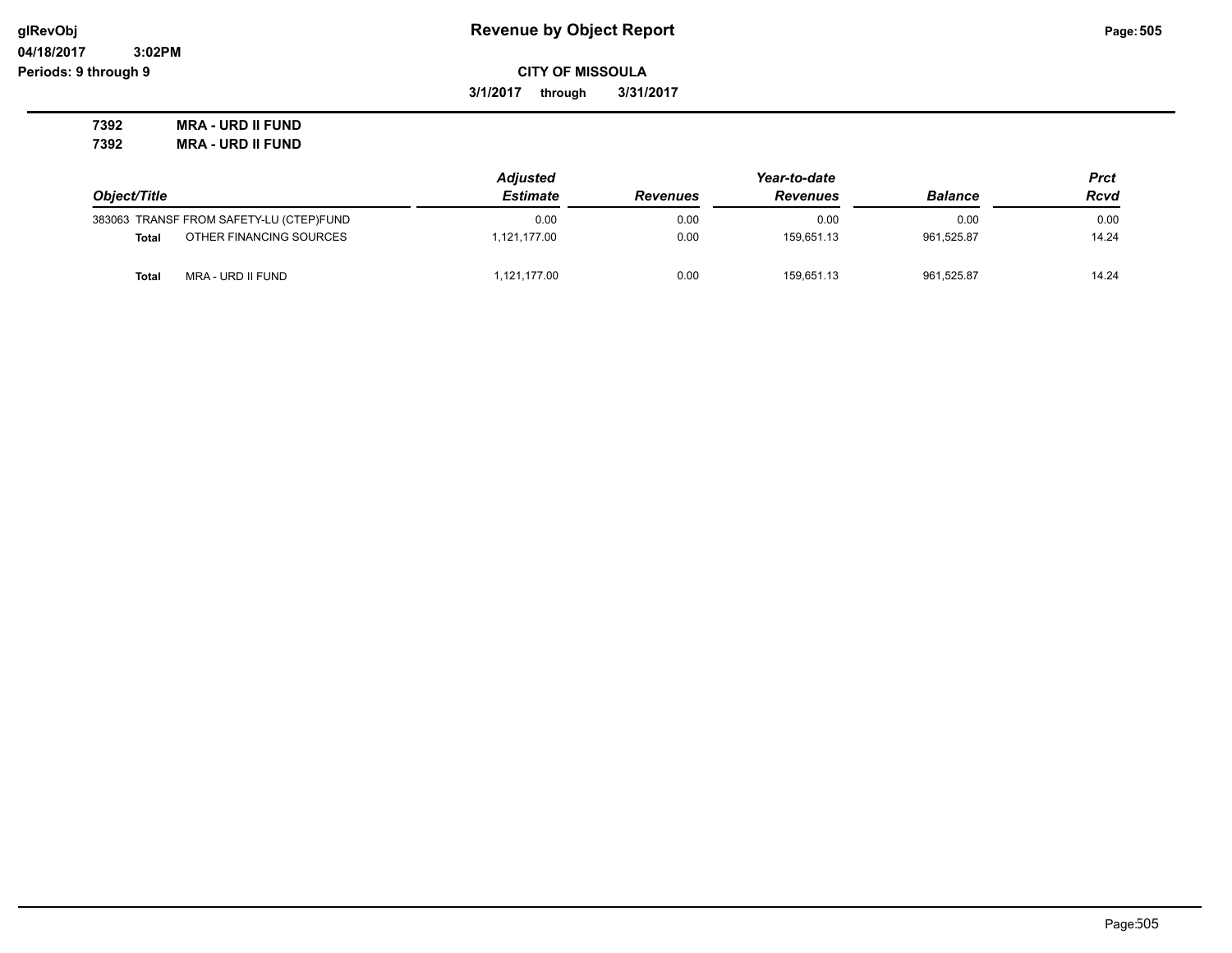# Revenue by Object Report

glRevObj
04/18/2017 3:02PM
Periods: 9 through 9

**CITY OF MISSOULA**

**3/1/2017 through 3/31/2017**

**7392 MRA - URD II FUND**
**7392 MRA - URD II FUND**

| Object/Title | Adjusted Estimate | Revenues | Year-to-date Revenues | Balance | Prct Rcvd |
|---|---|---|---|---|---|
| 383063 TRANSF FROM SAFETY-LU (CTEP)FUND | 0.00 | 0.00 | 0.00 | 0.00 | 0.00 |
| **Total** OTHER FINANCING SOURCES | 1,121,177.00 | 0.00 | 159,651.13 | 961,525.87 | 14.24 |
| **Total** MRA - URD II FUND | 1,121,177.00 | 0.00 | 159,651.13 | 961,525.87 | 14.24 |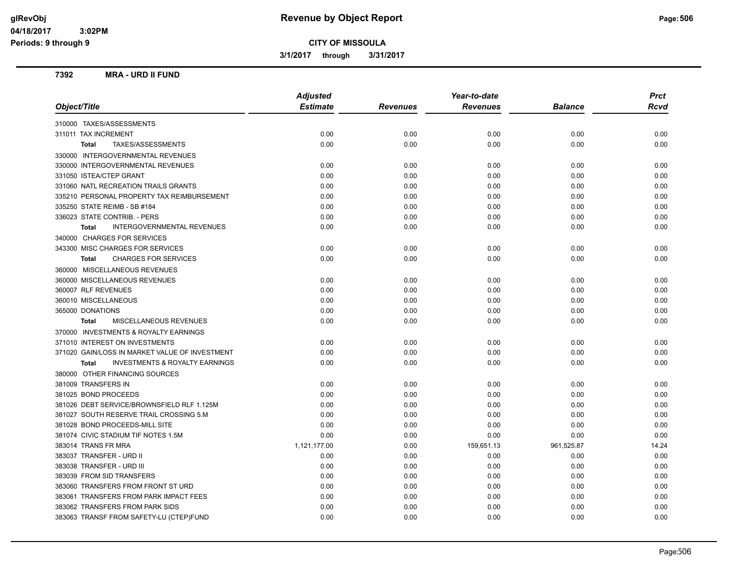**Revenue by Object Report**

**CITY OF MISSOULA**

**3/1/2017 through 3/31/2017**

glRevObj
04/18/2017 3:02PM
Periods: 9 through 9

## 7392 MRA - URD II FUND

| Object/Title | Adjusted Estimate | Revenues | Year-to-date Revenues | Balance | Prct Rcvd |
|---|---|---|---|---|---|
| 310000 TAXES/ASSESSMENTS | | | | | |
| 311011 TAX INCREMENT | 0.00 | 0.00 | 0.00 | 0.00 | 0.00 |
| **Total** TAXES/ASSESSMENTS | 0.00 | 0.00 | 0.00 | 0.00 | 0.00 |
| 330000 INTERGOVERNMENTAL REVENUES | | | | | |
| 330000 INTERGOVERNMENTAL REVENUES | 0.00 | 0.00 | 0.00 | 0.00 | 0.00 |
| 331050 ISTEA/CTEP GRANT | 0.00 | 0.00 | 0.00 | 0.00 | 0.00 |
| 331060 NATL RECREATION TRAILS GRANTS | 0.00 | 0.00 | 0.00 | 0.00 | 0.00 |
| 335210 PERSONAL PROPERTY TAX REIMBURSEMENT | 0.00 | 0.00 | 0.00 | 0.00 | 0.00 |
| 335250 STATE REIMB - SB #184 | 0.00 | 0.00 | 0.00 | 0.00 | 0.00 |
| 336023 STATE CONTRIB. - PERS | 0.00 | 0.00 | 0.00 | 0.00 | 0.00 |
| **Total** INTERGOVERNMENTAL REVENUES | 0.00 | 0.00 | 0.00 | 0.00 | 0.00 |
| 340000 CHARGES FOR SERVICES | | | | | |
| 343300 MISC CHARGES FOR SERVICES | 0.00 | 0.00 | 0.00 | 0.00 | 0.00 |
| **Total** CHARGES FOR SERVICES | 0.00 | 0.00 | 0.00 | 0.00 | 0.00 |
| 360000 MISCELLANEOUS REVENUES | | | | | |
| 360000 MISCELLANEOUS REVENUES | 0.00 | 0.00 | 0.00 | 0.00 | 0.00 |
| 360007 RLF REVENUES | 0.00 | 0.00 | 0.00 | 0.00 | 0.00 |
| 360010 MISCELLANEOUS | 0.00 | 0.00 | 0.00 | 0.00 | 0.00 |
| 365000 DONATIONS | 0.00 | 0.00 | 0.00 | 0.00 | 0.00 |
| **Total** MISCELLANEOUS REVENUES | 0.00 | 0.00 | 0.00 | 0.00 | 0.00 |
| 370000 INVESTMENTS & ROYALTY EARNINGS | | | | | |
| 371010 INTEREST ON INVESTMENTS | 0.00 | 0.00 | 0.00 | 0.00 | 0.00 |
| 371020 GAIN/LOSS IN MARKET VALUE OF INVESTMENT | 0.00 | 0.00 | 0.00 | 0.00 | 0.00 |
| **Total** INVESTMENTS & ROYALTY EARNINGS | 0.00 | 0.00 | 0.00 | 0.00 | 0.00 |
| 380000 OTHER FINANCING SOURCES | | | | | |
| 381009 TRANSFERS IN | 0.00 | 0.00 | 0.00 | 0.00 | 0.00 |
| 381025 BOND PROCEEDS | 0.00 | 0.00 | 0.00 | 0.00 | 0.00 |
| 381026 DEBT SERVICE/BROWNSFIELD RLF 1.125M | 0.00 | 0.00 | 0.00 | 0.00 | 0.00 |
| 381027 SOUTH RESERVE TRAIL CROSSING 5.M | 0.00 | 0.00 | 0.00 | 0.00 | 0.00 |
| 381028 BOND PROCEEDS-MILL SITE | 0.00 | 0.00 | 0.00 | 0.00 | 0.00 |
| 381074 CIVIC STADIUM TIF NOTES 1.5M | 0.00 | 0.00 | 0.00 | 0.00 | 0.00 |
| 383014 TRANS FR MRA | 1,121,177.00 | 0.00 | 159,651.13 | 961,525.87 | 14.24 |
| 383037 TRANSFER - URD II | 0.00 | 0.00 | 0.00 | 0.00 | 0.00 |
| 383038 TRANSFER - URD III | 0.00 | 0.00 | 0.00 | 0.00 | 0.00 |
| 383039 FROM SID TRANSFERS | 0.00 | 0.00 | 0.00 | 0.00 | 0.00 |
| 383060 TRANSFERS FROM FRONT ST URD | 0.00 | 0.00 | 0.00 | 0.00 | 0.00 |
| 383061 TRANSFERS FROM PARK IMPACT FEES | 0.00 | 0.00 | 0.00 | 0.00 | 0.00 |
| 383062 TRANSFERS FROM PARK SIDS | 0.00 | 0.00 | 0.00 | 0.00 | 0.00 |
| 383063 TRANSF FROM SAFETY-LU (CTEP)FUND | 0.00 | 0.00 | 0.00 | 0.00 | 0.00 |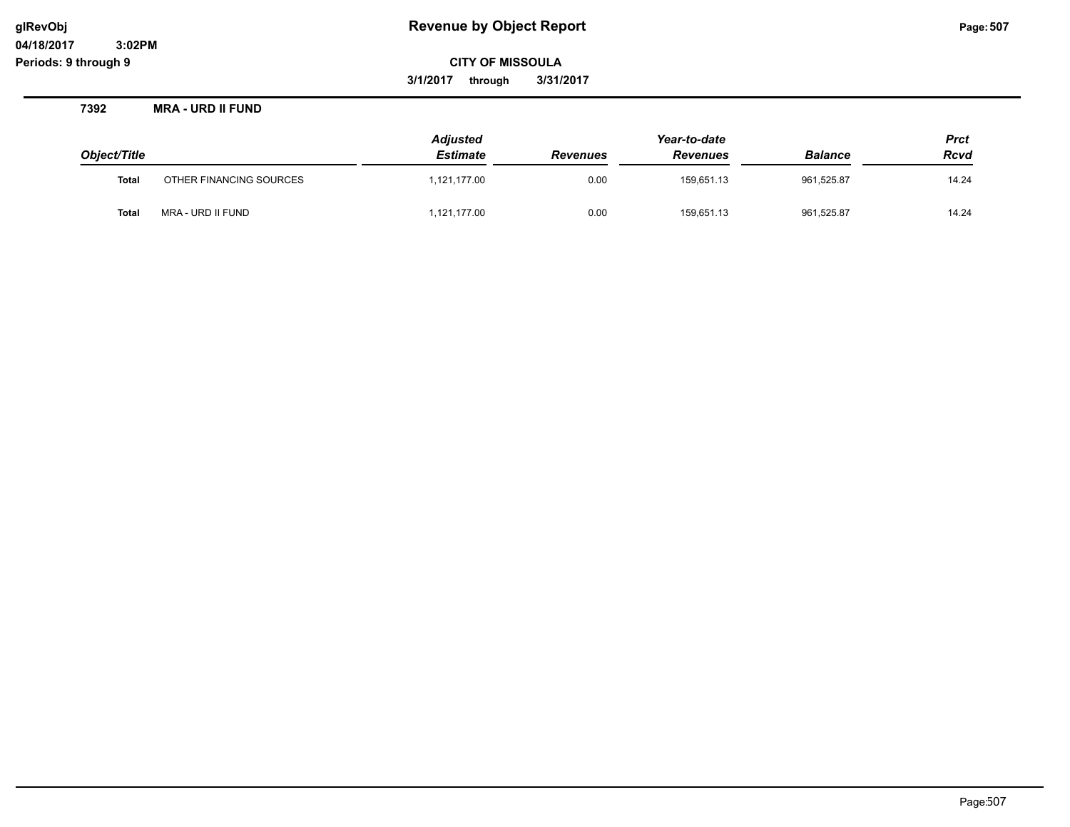# Revenue by Object Report

glRevObj
04/18/2017 3:02PM
Periods: 9 through 9

**CITY OF MISSOULA**

**3/1/2017 through 3/31/2017**

**7392 MRA - URD II FUND**

| Object/Title | | Adjusted Estimate | Revenues | Year-to-date Revenues | Balance | Prct Rcvd |
|---|---|---|---|---|---|---|
| **Total** | OTHER FINANCING SOURCES | 1,121,177.00 | 0.00 | 159,651.13 | 961,525.87 | 14.24 |
| **Total** | MRA - URD II FUND | 1,121,177.00 | 0.00 | 159,651.13 | 961,525.87 | 14.24 |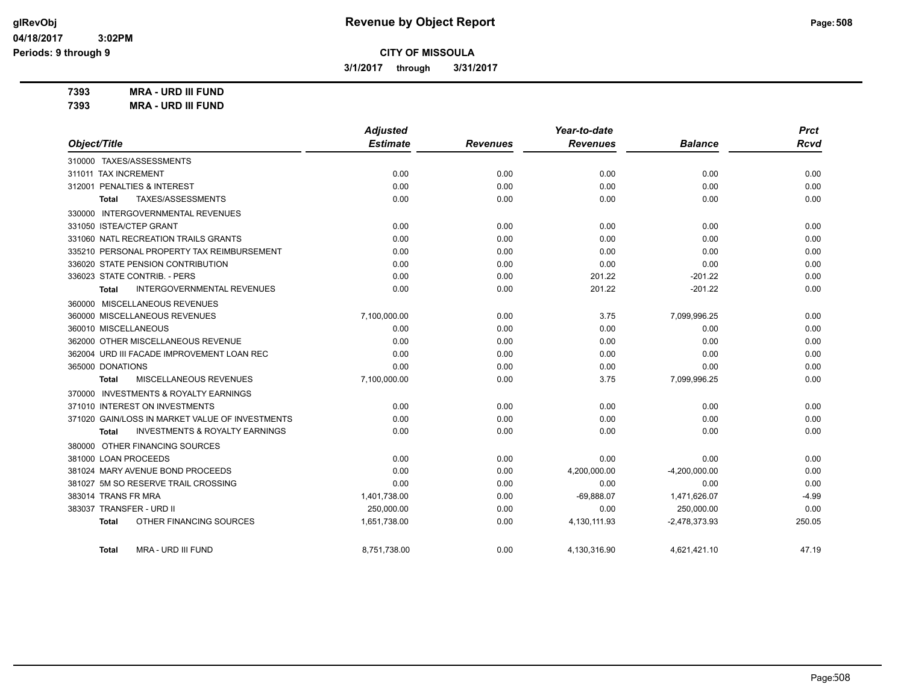# Revenue by Object Report

glRevObj
04/18/2017 3:02PM
Periods: 9 through 9

**CITY OF MISSOULA**

**3/1/2017 through 3/31/2017**

**7393 MRA - URD III FUND**
**7393 MRA - URD III FUND**

| Object/Title | Adjusted Estimate | Revenues | Year-to-date Revenues | Balance | Prct Rcvd |
|---|---|---|---|---|---|
| 310000 TAXES/ASSESSMENTS | | | | | |
| 311011 TAX INCREMENT | 0.00 | 0.00 | 0.00 | 0.00 | 0.00 |
| 312001 PENALTIES & INTEREST | 0.00 | 0.00 | 0.00 | 0.00 | 0.00 |
| **Total** TAXES/ASSESSMENTS | 0.00 | 0.00 | 0.00 | 0.00 | 0.00 |
| 330000 INTERGOVERNMENTAL REVENUES | | | | | |
| 331050 ISTEA/CTEP GRANT | 0.00 | 0.00 | 0.00 | 0.00 | 0.00 |
| 331060 NATL RECREATION TRAILS GRANTS | 0.00 | 0.00 | 0.00 | 0.00 | 0.00 |
| 335210 PERSONAL PROPERTY TAX REIMBURSEMENT | 0.00 | 0.00 | 0.00 | 0.00 | 0.00 |
| 336020 STATE PENSION CONTRIBUTION | 0.00 | 0.00 | 0.00 | 0.00 | 0.00 |
| 336023 STATE CONTRIB. - PERS | 0.00 | 0.00 | 201.22 | -201.22 | 0.00 |
| **Total** INTERGOVERNMENTAL REVENUES | 0.00 | 0.00 | 201.22 | -201.22 | 0.00 |
| 360000 MISCELLANEOUS REVENUES | | | | | |
| 360000 MISCELLANEOUS REVENUES | 7,100,000.00 | 0.00 | 3.75 | 7,099,996.25 | 0.00 |
| 360010 MISCELLANEOUS | 0.00 | 0.00 | 0.00 | 0.00 | 0.00 |
| 362000 OTHER MISCELLANEOUS REVENUE | 0.00 | 0.00 | 0.00 | 0.00 | 0.00 |
| 362004 URD III FACADE IMPROVEMENT LOAN REC | 0.00 | 0.00 | 0.00 | 0.00 | 0.00 |
| 365000 DONATIONS | 0.00 | 0.00 | 0.00 | 0.00 | 0.00 |
| **Total** MISCELLANEOUS REVENUES | 7,100,000.00 | 0.00 | 3.75 | 7,099,996.25 | 0.00 |
| 370000 INVESTMENTS & ROYALTY EARNINGS | | | | | |
| 371010 INTEREST ON INVESTMENTS | 0.00 | 0.00 | 0.00 | 0.00 | 0.00 |
| 371020 GAIN/LOSS IN MARKET VALUE OF INVESTMENTS | 0.00 | 0.00 | 0.00 | 0.00 | 0.00 |
| **Total** INVESTMENTS & ROYALTY EARNINGS | 0.00 | 0.00 | 0.00 | 0.00 | 0.00 |
| 380000 OTHER FINANCING SOURCES | | | | | |
| 381000 LOAN PROCEEDS | 0.00 | 0.00 | 0.00 | 0.00 | 0.00 |
| 381024 MARY AVENUE BOND PROCEEDS | 0.00 | 0.00 | 4,200,000.00 | -4,200,000.00 | 0.00 |
| 381027 5M SO RESERVE TRAIL CROSSING | 0.00 | 0.00 | 0.00 | 0.00 | 0.00 |
| 383014 TRANS FR MRA | 1,401,738.00 | 0.00 | -69,888.07 | 1,471,626.07 | -4.99 |
| 383037 TRANSFER - URD II | 250,000.00 | 0.00 | 0.00 | 250,000.00 | 0.00 |
| **Total** OTHER FINANCING SOURCES | 1,651,738.00 | 0.00 | 4,130,111.93 | -2,478,373.93 | 250.05 |
| **Total** MRA - URD III FUND | 8,751,738.00 | 0.00 | 4,130,316.90 | 4,621,421.10 | 47.19 |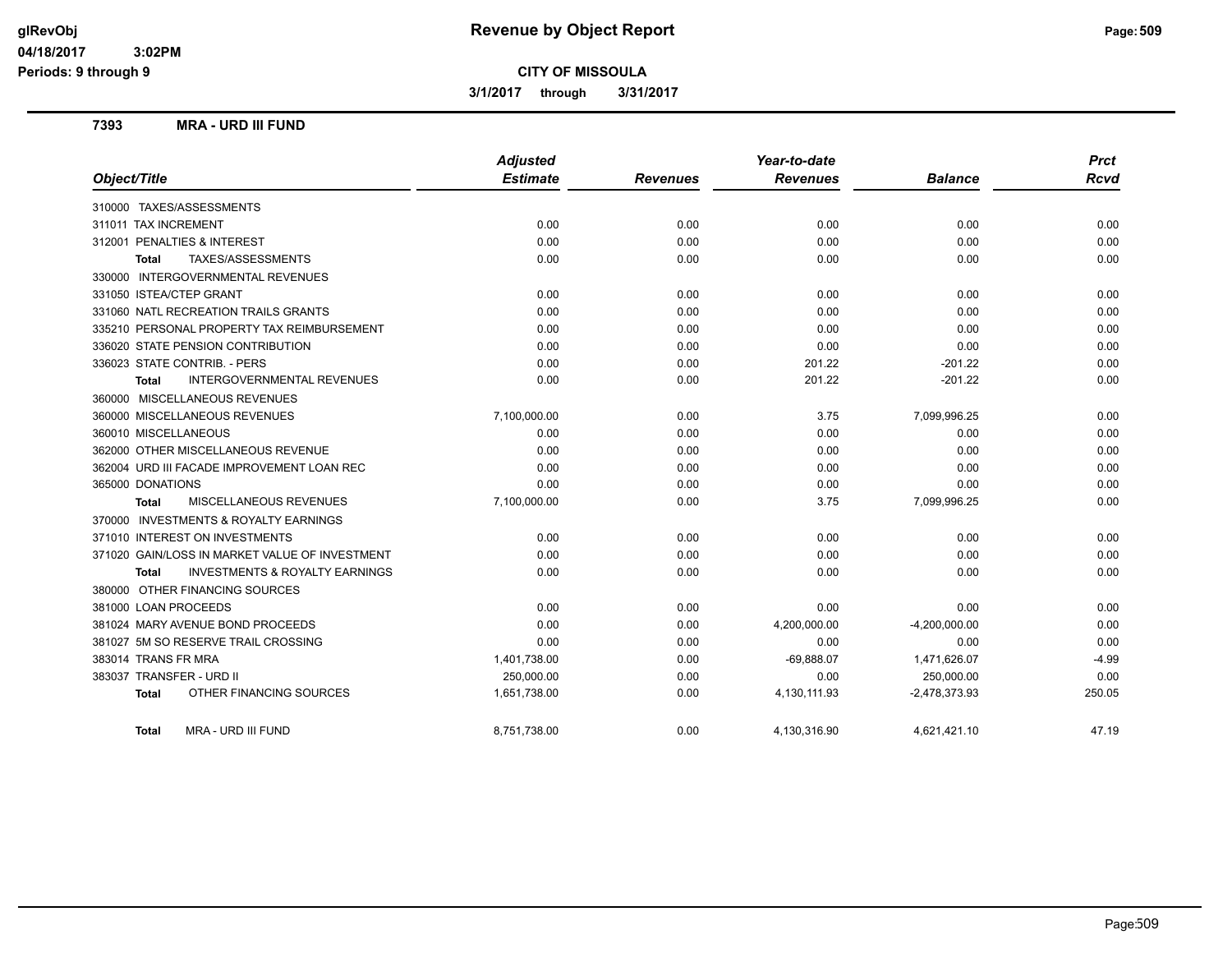# Revenue by Object Report

glRevObj
04/18/2017 3:02PM
Periods: 9 through 9

**CITY OF MISSOULA**

**3/1/2017 through 3/31/2017**

## 7393 MRA - URD III FUND

| Object/Title | Adjusted Estimate | Revenues | Year-to-date Revenues | Balance | Prct Rcvd |
|---|---|---|---|---|---|
| 310000 TAXES/ASSESSMENTS | | | | | |
| 311011 TAX INCREMENT | 0.00 | 0.00 | 0.00 | 0.00 | 0.00 |
| 312001 PENALTIES & INTEREST | 0.00 | 0.00 | 0.00 | 0.00 | 0.00 |
| **Total** TAXES/ASSESSMENTS | 0.00 | 0.00 | 0.00 | 0.00 | 0.00 |
| 330000 INTERGOVERNMENTAL REVENUES | | | | | |
| 331050 ISTEA/CTEP GRANT | 0.00 | 0.00 | 0.00 | 0.00 | 0.00 |
| 331060 NATL RECREATION TRAILS GRANTS | 0.00 | 0.00 | 0.00 | 0.00 | 0.00 |
| 335210 PERSONAL PROPERTY TAX REIMBURSEMENT | 0.00 | 0.00 | 0.00 | 0.00 | 0.00 |
| 336020 STATE PENSION CONTRIBUTION | 0.00 | 0.00 | 0.00 | 0.00 | 0.00 |
| 336023 STATE CONTRIB. - PERS | 0.00 | 0.00 | 201.22 | -201.22 | 0.00 |
| **Total** INTERGOVERNMENTAL REVENUES | 0.00 | 0.00 | 201.22 | -201.22 | 0.00 |
| 360000 MISCELLANEOUS REVENUES | | | | | |
| 360000 MISCELLANEOUS REVENUES | 7,100,000.00 | 0.00 | 3.75 | 7,099,996.25 | 0.00 |
| 360010 MISCELLANEOUS | 0.00 | 0.00 | 0.00 | 0.00 | 0.00 |
| 362000 OTHER MISCELLANEOUS REVENUE | 0.00 | 0.00 | 0.00 | 0.00 | 0.00 |
| 362004 URD III FACADE IMPROVEMENT LOAN REC | 0.00 | 0.00 | 0.00 | 0.00 | 0.00 |
| 365000 DONATIONS | 0.00 | 0.00 | 0.00 | 0.00 | 0.00 |
| **Total** MISCELLANEOUS REVENUES | 7,100,000.00 | 0.00 | 3.75 | 7,099,996.25 | 0.00 |
| 370000 INVESTMENTS & ROYALTY EARNINGS | | | | | |
| 371010 INTEREST ON INVESTMENTS | 0.00 | 0.00 | 0.00 | 0.00 | 0.00 |
| 371020 GAIN/LOSS IN MARKET VALUE OF INVESTMENT | 0.00 | 0.00 | 0.00 | 0.00 | 0.00 |
| **Total** INVESTMENTS & ROYALTY EARNINGS | 0.00 | 0.00 | 0.00 | 0.00 | 0.00 |
| 380000 OTHER FINANCING SOURCES | | | | | |
| 381000 LOAN PROCEEDS | 0.00 | 0.00 | 0.00 | 0.00 | 0.00 |
| 381024 MARY AVENUE BOND PROCEEDS | 0.00 | 0.00 | 4,200,000.00 | -4,200,000.00 | 0.00 |
| 381027 5M SO RESERVE TRAIL CROSSING | 0.00 | 0.00 | 0.00 | 0.00 | 0.00 |
| 383014 TRANS FR MRA | 1,401,738.00 | 0.00 | -69,888.07 | 1,471,626.07 | -4.99 |
| 383037 TRANSFER - URD II | 250,000.00 | 0.00 | 0.00 | 250,000.00 | 0.00 |
| **Total** OTHER FINANCING SOURCES | 1,651,738.00 | 0.00 | 4,130,111.93 | -2,478,373.93 | 250.05 |
| **Total** MRA - URD III FUND | 8,751,738.00 | 0.00 | 4,130,316.90 | 4,621,421.10 | 47.19 |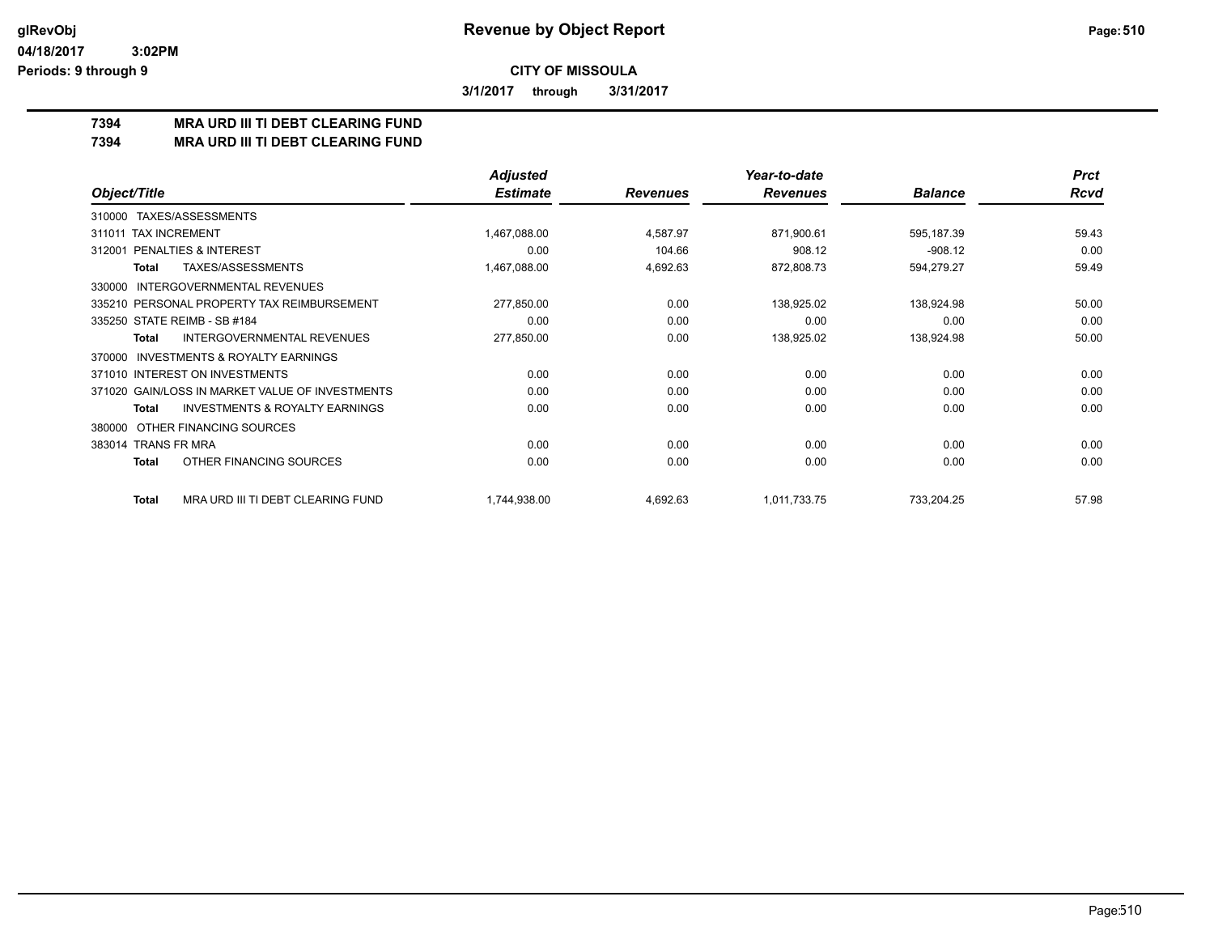**Revenue by Object Report**

**CITY OF MISSOULA**

**3/1/2017 through 3/31/2017**

glRevObj
04/18/2017 3:02PM
Periods: 9 through 9

## 7394 MRA URD III TI DEBT CLEARING FUND
## 7394 MRA URD III TI DEBT CLEARING FUND

| Object/Title | Adjusted Estimate | Revenues | Year-to-date Revenues | Balance | Prct Rcvd |
|---|---|---|---|---|---|
| 310000 TAXES/ASSESSMENTS | | | | | |
| 311011 TAX INCREMENT | 1,467,088.00 | 4,587.97 | 871,900.61 | 595,187.39 | 59.43 |
| 312001 PENALTIES & INTEREST | 0.00 | 104.66 | 908.12 | -908.12 | 0.00 |
| **Total** TAXES/ASSESSMENTS | 1,467,088.00 | 4,692.63 | 872,808.73 | 594,279.27 | 59.49 |
| 330000 INTERGOVERNMENTAL REVENUES | | | | | |
| 335210 PERSONAL PROPERTY TAX REIMBURSEMENT | 277,850.00 | 0.00 | 138,925.02 | 138,924.98 | 50.00 |
| 335250 STATE REIMB - SB #184 | 0.00 | 0.00 | 0.00 | 0.00 | 0.00 |
| **Total** INTERGOVERNMENTAL REVENUES | 277,850.00 | 0.00 | 138,925.02 | 138,924.98 | 50.00 |
| 370000 INVESTMENTS & ROYALTY EARNINGS | | | | | |
| 371010 INTEREST ON INVESTMENTS | 0.00 | 0.00 | 0.00 | 0.00 | 0.00 |
| 371020 GAIN/LOSS IN MARKET VALUE OF INVESTMENTS | 0.00 | 0.00 | 0.00 | 0.00 | 0.00 |
| **Total** INVESTMENTS & ROYALTY EARNINGS | 0.00 | 0.00 | 0.00 | 0.00 | 0.00 |
| 380000 OTHER FINANCING SOURCES | | | | | |
| 383014 TRANS FR MRA | 0.00 | 0.00 | 0.00 | 0.00 | 0.00 |
| **Total** OTHER FINANCING SOURCES | 0.00 | 0.00 | 0.00 | 0.00 | 0.00 |
| **Total** MRA URD III TI DEBT CLEARING FUND | 1,744,938.00 | 4,692.63 | 1,011,733.75 | 733,204.25 | 57.98 |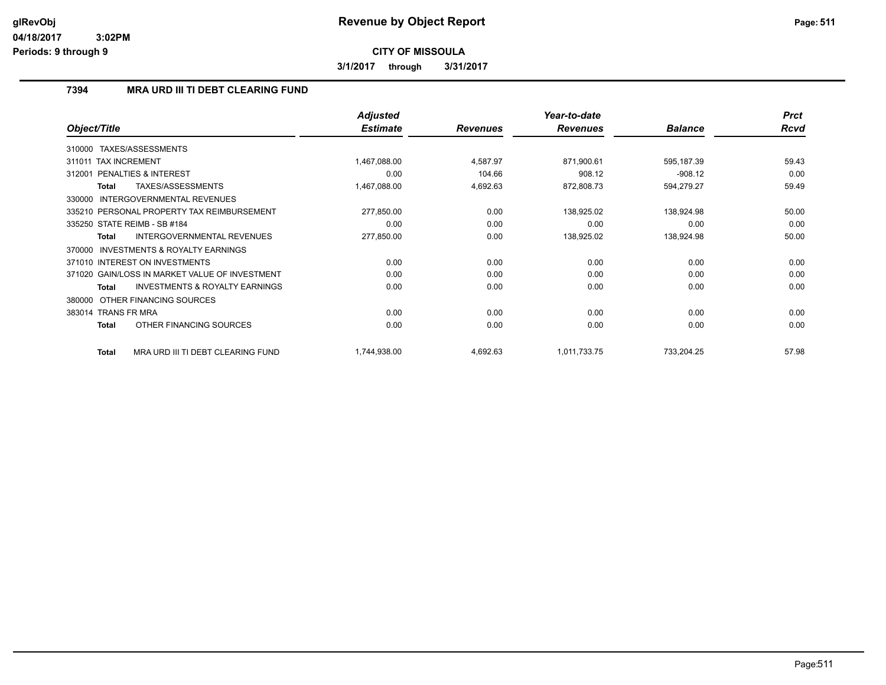# Revenue by Object Report

**CITY OF MISSOULA**

**3/1/2017 through 3/31/2017**

glRevObj
04/18/2017 3:02PM
Periods: 9 through 9

## 7394 MRA URD III TI DEBT CLEARING FUND

| Object/Title | Adjusted Estimate | Revenues | Year-to-date Revenues | Balance | Prct Rcvd |
|---|---|---|---|---|---|
| 310000 TAXES/ASSESSMENTS | | | | | |
| 311011 TAX INCREMENT | 1,467,088.00 | 4,587.97 | 871,900.61 | 595,187.39 | 59.43 |
| 312001 PENALTIES & INTEREST | 0.00 | 104.66 | 908.12 | -908.12 | 0.00 |
| **Total** TAXES/ASSESSMENTS | 1,467,088.00 | 4,692.63 | 872,808.73 | 594,279.27 | 59.49 |
| 330000 INTERGOVERNMENTAL REVENUES | | | | | |
| 335210 PERSONAL PROPERTY TAX REIMBURSEMENT | 277,850.00 | 0.00 | 138,925.02 | 138,924.98 | 50.00 |
| 335250 STATE REIMB - SB #184 | 0.00 | 0.00 | 0.00 | 0.00 | 0.00 |
| **Total** INTERGOVERNMENTAL REVENUES | 277,850.00 | 0.00 | 138,925.02 | 138,924.98 | 50.00 |
| 370000 INVESTMENTS & ROYALTY EARNINGS | | | | | |
| 371010 INTEREST ON INVESTMENTS | 0.00 | 0.00 | 0.00 | 0.00 | 0.00 |
| 371020 GAIN/LOSS IN MARKET VALUE OF INVESTMENT | 0.00 | 0.00 | 0.00 | 0.00 | 0.00 |
| **Total** INVESTMENTS & ROYALTY EARNINGS | 0.00 | 0.00 | 0.00 | 0.00 | 0.00 |
| 380000 OTHER FINANCING SOURCES | | | | | |
| 383014 TRANS FR MRA | 0.00 | 0.00 | 0.00 | 0.00 | 0.00 |
| **Total** OTHER FINANCING SOURCES | 0.00 | 0.00 | 0.00 | 0.00 | 0.00 |
| **Total** MRA URD III TI DEBT CLEARING FUND | 1,744,938.00 | 4,692.63 | 1,011,733.75 | 733,204.25 | 57.98 |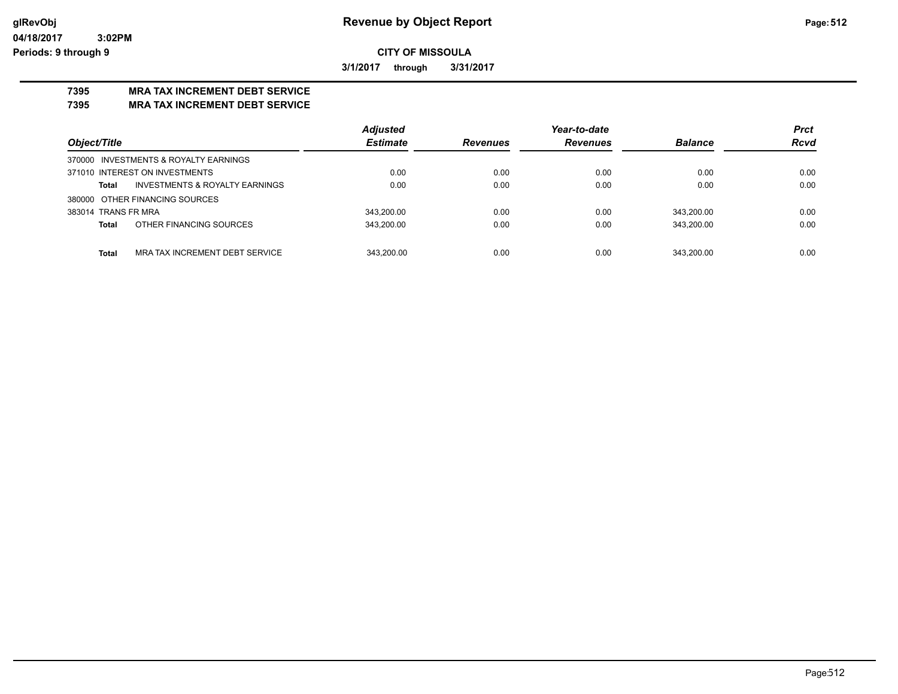# Revenue by Object Report

glRevObj
04/18/2017 3:02PM
Periods: 9 through 9

**CITY OF MISSOULA**

**3/1/2017 through 3/31/2017**

## 7395 MRA TAX INCREMENT DEBT SERVICE
## 7395 MRA TAX INCREMENT DEBT SERVICE

| Object/Title | Adjusted Estimate | Revenues | Year-to-date Revenues | Balance | Prct Rcvd |
|---|---|---|---|---|---|
| 370000 INVESTMENTS & ROYALTY EARNINGS | | | | | |
| 371010 INTEREST ON INVESTMENTS | 0.00 | 0.00 | 0.00 | 0.00 | 0.00 |
| **Total** INVESTMENTS & ROYALTY EARNINGS | 0.00 | 0.00 | 0.00 | 0.00 | 0.00 |
| 380000 OTHER FINANCING SOURCES | | | | | |
| 383014 TRANS FR MRA | 343,200.00 | 0.00 | 0.00 | 343,200.00 | 0.00 |
| **Total** OTHER FINANCING SOURCES | 343,200.00 | 0.00 | 0.00 | 343,200.00 | 0.00 |
| **Total** MRA TAX INCREMENT DEBT SERVICE | 343,200.00 | 0.00 | 0.00 | 343,200.00 | 0.00 |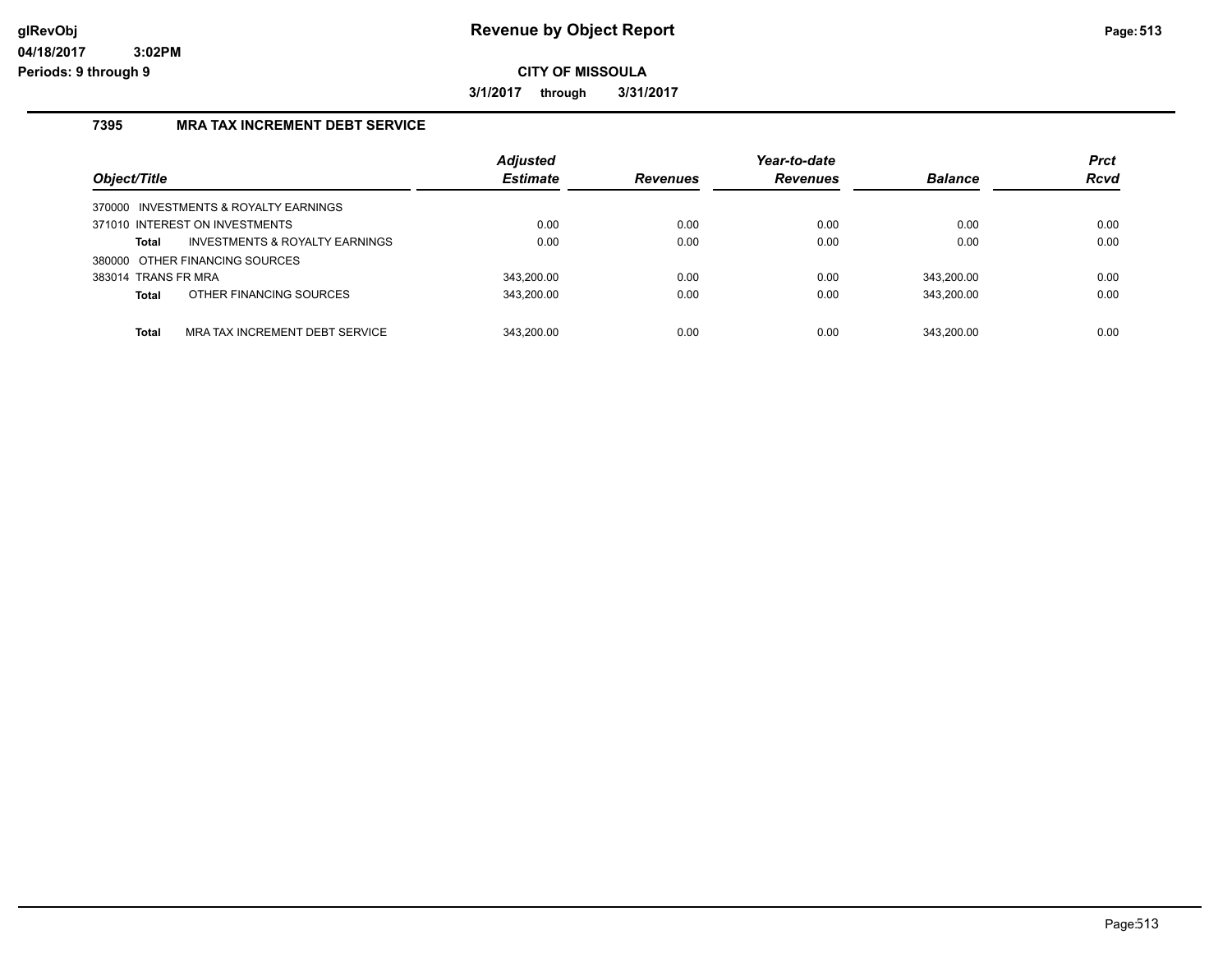# Revenue by Object Report

glRevObj
04/18/2017 3:02PM
Periods: 9 through 9

**CITY OF MISSOULA**

**3/1/2017 through 3/31/2017**

## 7395 MRA TAX INCREMENT DEBT SERVICE

| Object/Title | Adjusted Estimate | Revenues | Year-to-date Revenues | Balance | Prct Rcvd |
|---|---|---|---|---|---|
| 370000 INVESTMENTS & ROYALTY EARNINGS | | | | | |
| 371010 INTEREST ON INVESTMENTS | 0.00 | 0.00 | 0.00 | 0.00 | 0.00 |
| **Total** INVESTMENTS & ROYALTY EARNINGS | 0.00 | 0.00 | 0.00 | 0.00 | 0.00 |
| 380000 OTHER FINANCING SOURCES | | | | | |
| 383014 TRANS FR MRA | 343,200.00 | 0.00 | 0.00 | 343,200.00 | 0.00 |
| **Total** OTHER FINANCING SOURCES | 343,200.00 | 0.00 | 0.00 | 343,200.00 | 0.00 |
| **Total** MRA TAX INCREMENT DEBT SERVICE | 343,200.00 | 0.00 | 0.00 | 343,200.00 | 0.00 |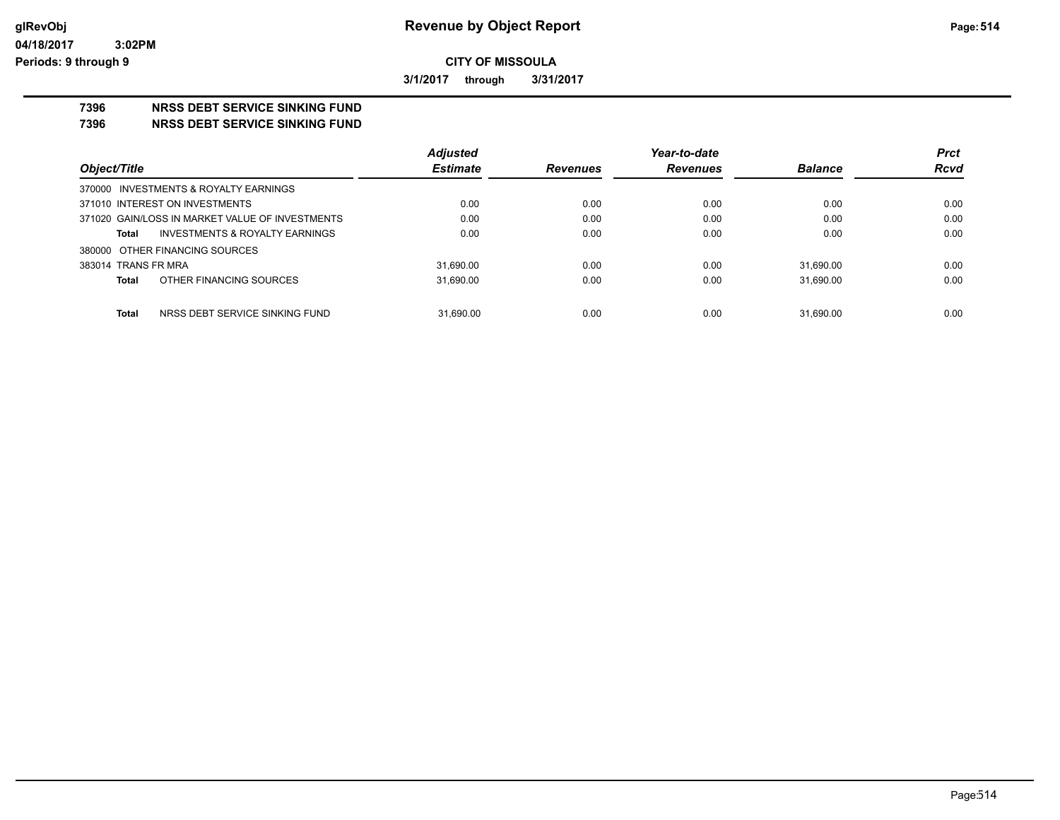# Revenue by Object Report

**CITY OF MISSOULA**

**3/1/2017 through 3/31/2017**

glRevObj
04/18/2017 3:02PM
Periods: 9 through 9

## 7396 NRSS DEBT SERVICE SINKING FUND
## 7396 NRSS DEBT SERVICE SINKING FUND

| Object/Title | Adjusted Estimate | Revenues | Year-to-date Revenues | Balance | Prct Rcvd |
|---|---|---|---|---|---|
| 370000 INVESTMENTS & ROYALTY EARNINGS | | | | | |
| 371010 INTEREST ON INVESTMENTS | 0.00 | 0.00 | 0.00 | 0.00 | 0.00 |
| 371020 GAIN/LOSS IN MARKET VALUE OF INVESTMENTS | 0.00 | 0.00 | 0.00 | 0.00 | 0.00 |
| **Total** INVESTMENTS & ROYALTY EARNINGS | 0.00 | 0.00 | 0.00 | 0.00 | 0.00 |
| 380000 OTHER FINANCING SOURCES | | | | | |
| 383014 TRANS FR MRA | 31,690.00 | 0.00 | 0.00 | 31,690.00 | 0.00 |
| **Total** OTHER FINANCING SOURCES | 31,690.00 | 0.00 | 0.00 | 31,690.00 | 0.00 |
| **Total** NRSS DEBT SERVICE SINKING FUND | 31,690.00 | 0.00 | 0.00 | 31,690.00 | 0.00 |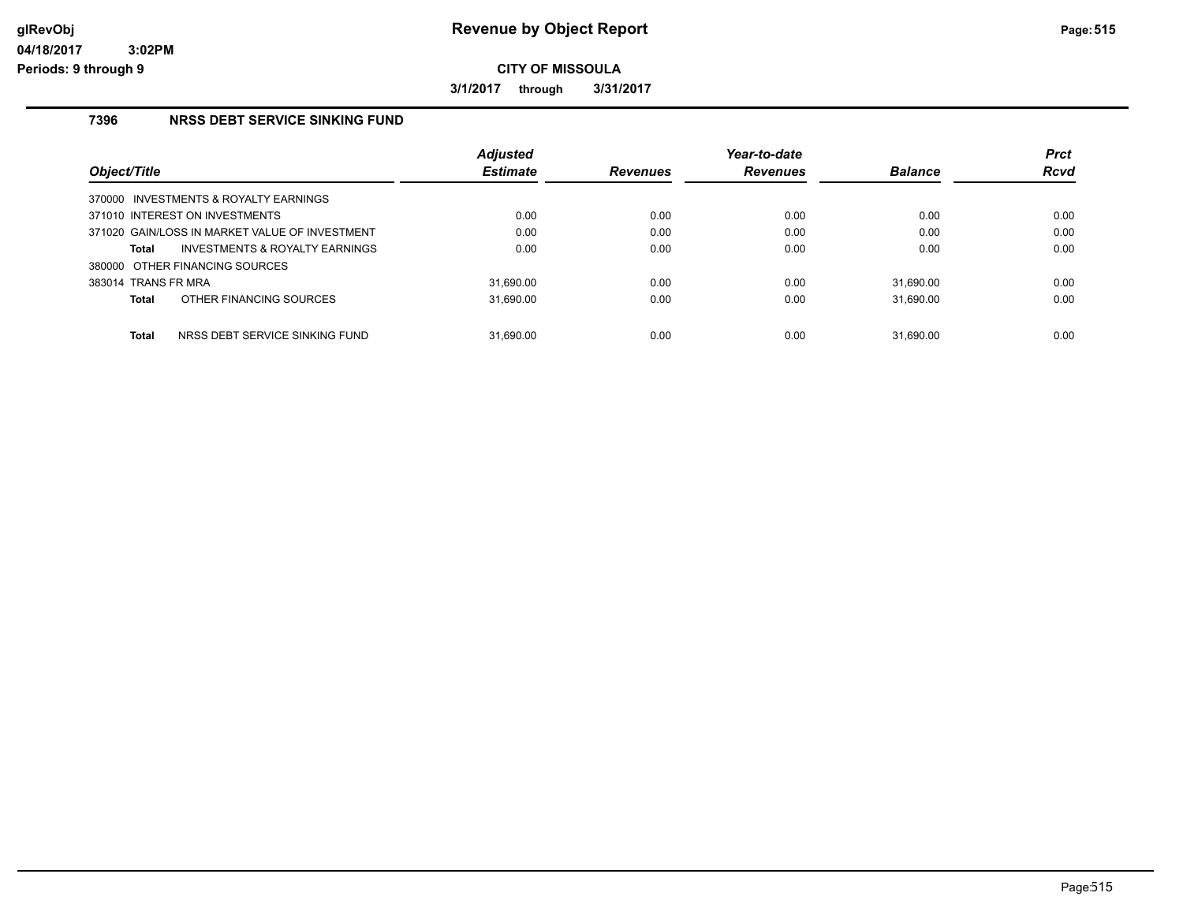# Revenue by Object Report

**CITY OF MISSOULA**

**3/1/2017 through 3/31/2017**

glRevObj
04/18/2017 3:02PM
Periods: 9 through 9

## 7396 NRSS DEBT SERVICE SINKING FUND

| Object/Title | Adjusted Estimate | Revenues | Year-to-date Revenues | Balance | Prct Rcvd |
|---|---|---|---|---|---|
| 370000 INVESTMENTS & ROYALTY EARNINGS | | | | | |
| 371010 INTEREST ON INVESTMENTS | 0.00 | 0.00 | 0.00 | 0.00 | 0.00 |
| 371020 GAIN/LOSS IN MARKET VALUE OF INVESTMENT | 0.00 | 0.00 | 0.00 | 0.00 | 0.00 |
| **Total** INVESTMENTS & ROYALTY EARNINGS | 0.00 | 0.00 | 0.00 | 0.00 | 0.00 |
| 380000 OTHER FINANCING SOURCES | | | | | |
| 383014 TRANS FR MRA | 31,690.00 | 0.00 | 0.00 | 31,690.00 | 0.00 |
| **Total** OTHER FINANCING SOURCES | 31,690.00 | 0.00 | 0.00 | 31,690.00 | 0.00 |
| **Total** NRSS DEBT SERVICE SINKING FUND | 31,690.00 | 0.00 | 0.00 | 31,690.00 | 0.00 |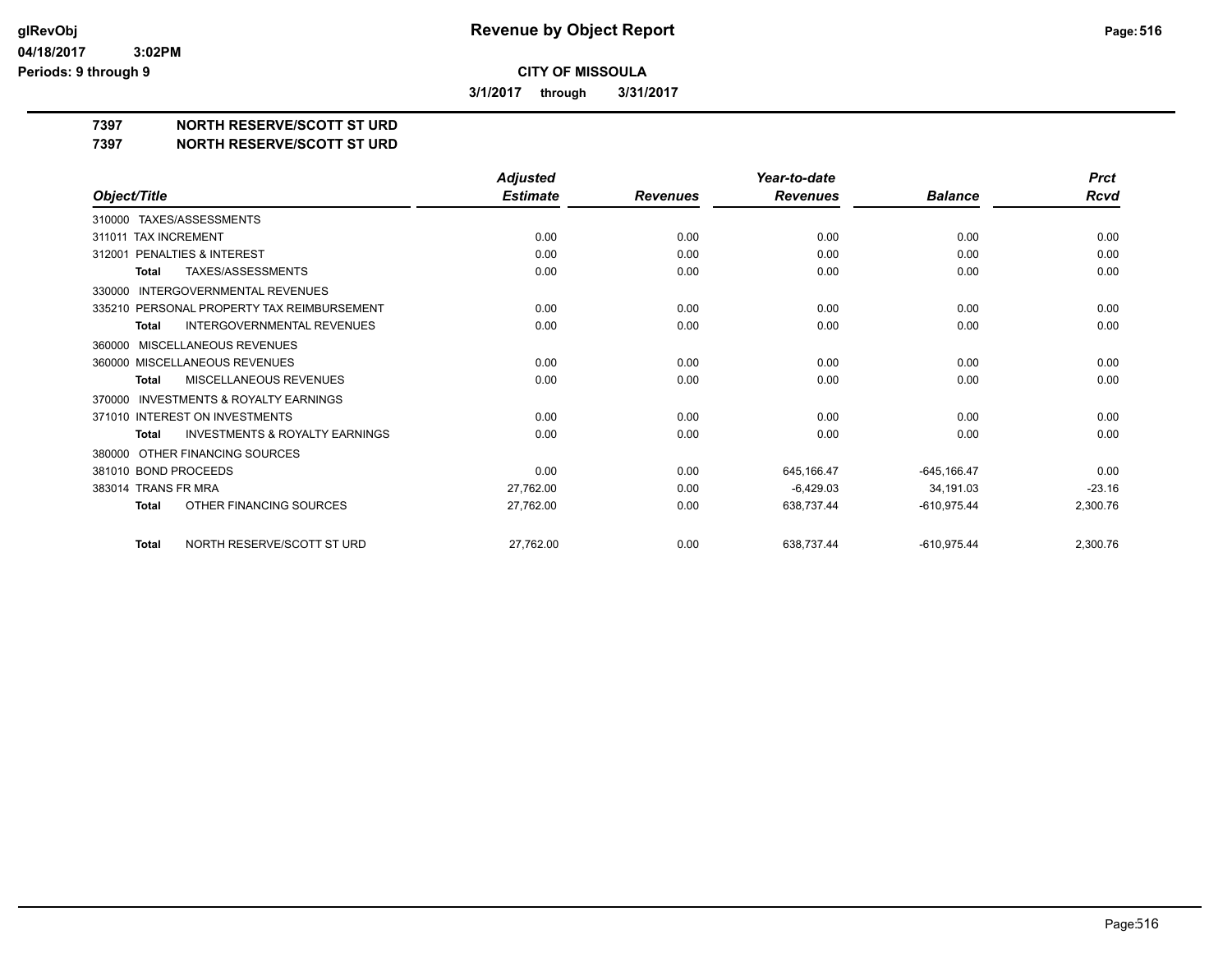# Revenue by Object Report

glRevObj
04/18/2017 3:02PM
Periods: 9 through 9

**CITY OF MISSOULA**

**3/1/2017 through 3/31/2017**

**7397 NORTH RESERVE/SCOTT ST URD**
**7397 NORTH RESERVE/SCOTT ST URD**

| Object/Title | Adjusted Estimate | Revenues | Year-to-date Revenues | Balance | Prct Rcvd |
|---|---|---|---|---|---|
| 310000 TAXES/ASSESSMENTS | | | | | |
| 311011 TAX INCREMENT | 0.00 | 0.00 | 0.00 | 0.00 | 0.00 |
| 312001 PENALTIES & INTEREST | 0.00 | 0.00 | 0.00 | 0.00 | 0.00 |
| **Total** TAXES/ASSESSMENTS | 0.00 | 0.00 | 0.00 | 0.00 | 0.00 |
| 330000 INTERGOVERNMENTAL REVENUES | | | | | |
| 335210 PERSONAL PROPERTY TAX REIMBURSEMENT | 0.00 | 0.00 | 0.00 | 0.00 | 0.00 |
| **Total** INTERGOVERNMENTAL REVENUES | 0.00 | 0.00 | 0.00 | 0.00 | 0.00 |
| 360000 MISCELLANEOUS REVENUES | | | | | |
| 360000 MISCELLANEOUS REVENUES | 0.00 | 0.00 | 0.00 | 0.00 | 0.00 |
| **Total** MISCELLANEOUS REVENUES | 0.00 | 0.00 | 0.00 | 0.00 | 0.00 |
| 370000 INVESTMENTS & ROYALTY EARNINGS | | | | | |
| 371010 INTEREST ON INVESTMENTS | 0.00 | 0.00 | 0.00 | 0.00 | 0.00 |
| **Total** INVESTMENTS & ROYALTY EARNINGS | 0.00 | 0.00 | 0.00 | 0.00 | 0.00 |
| 380000 OTHER FINANCING SOURCES | | | | | |
| 381010 BOND PROCEEDS | 0.00 | 0.00 | 645,166.47 | -645,166.47 | 0.00 |
| 383014 TRANS FR MRA | 27,762.00 | 0.00 | -6,429.03 | 34,191.03 | -23.16 |
| **Total** OTHER FINANCING SOURCES | 27,762.00 | 0.00 | 638,737.44 | -610,975.44 | 2,300.76 |
| **Total** NORTH RESERVE/SCOTT ST URD | 27,762.00 | 0.00 | 638,737.44 | -610,975.44 | 2,300.76 |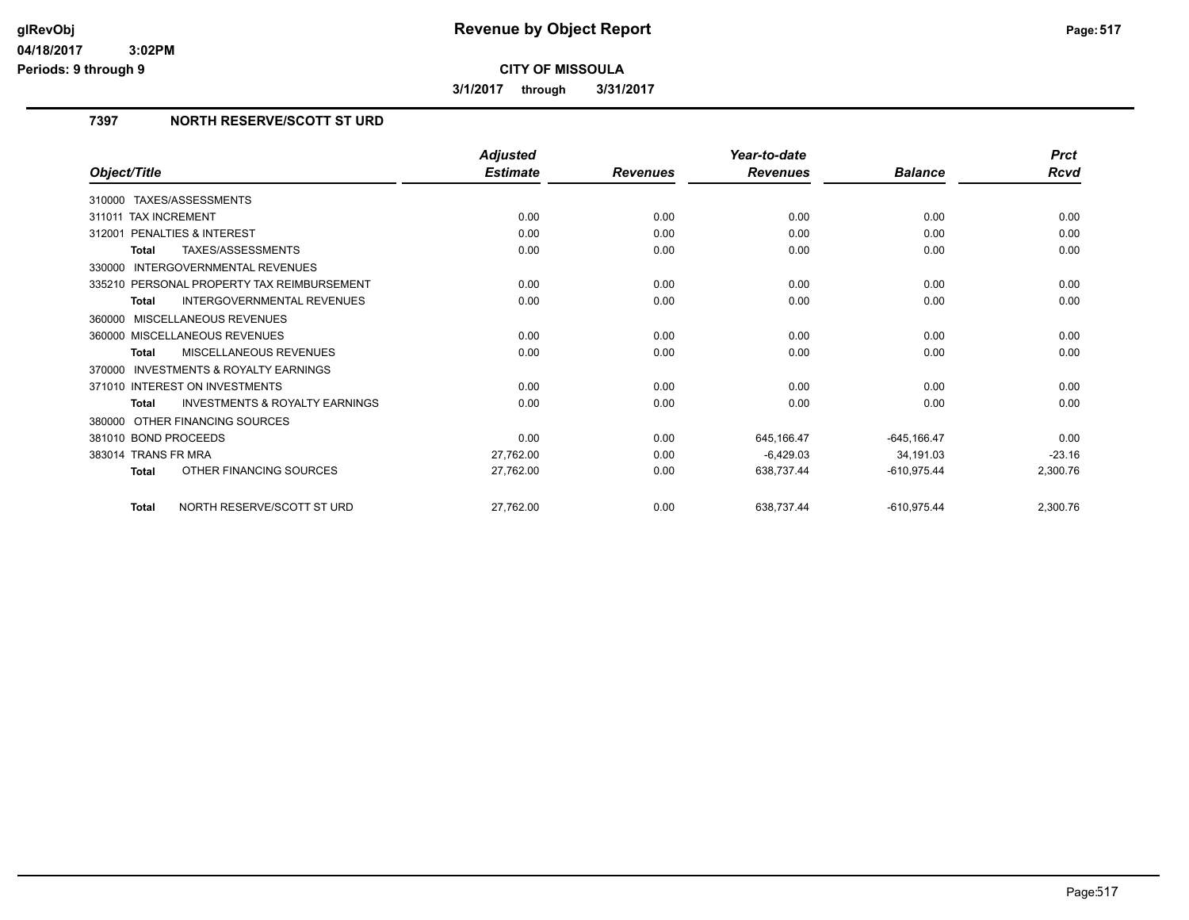**Revenue by Object Report**

**CITY OF MISSOULA**

**3/1/2017 through 3/31/2017**

glRevObj
04/18/2017 3:02PM
Periods: 9 through 9

## 7397 NORTH RESERVE/SCOTT ST URD

| Object/Title | Adjusted Estimate | Revenues | Year-to-date Revenues | Balance | Prct Rcvd |
|---|---|---|---|---|---|
| 310000 TAXES/ASSESSMENTS | | | | | |
| 311011 TAX INCREMENT | 0.00 | 0.00 | 0.00 | 0.00 | 0.00 |
| 312001 PENALTIES & INTEREST | 0.00 | 0.00 | 0.00 | 0.00 | 0.00 |
| **Total** TAXES/ASSESSMENTS | 0.00 | 0.00 | 0.00 | 0.00 | 0.00 |
| 330000 INTERGOVERNMENTAL REVENUES | | | | | |
| 335210 PERSONAL PROPERTY TAX REIMBURSEMENT | 0.00 | 0.00 | 0.00 | 0.00 | 0.00 |
| **Total** INTERGOVERNMENTAL REVENUES | 0.00 | 0.00 | 0.00 | 0.00 | 0.00 |
| 360000 MISCELLANEOUS REVENUES | | | | | |
| 360000 MISCELLANEOUS REVENUES | 0.00 | 0.00 | 0.00 | 0.00 | 0.00 |
| **Total** MISCELLANEOUS REVENUES | 0.00 | 0.00 | 0.00 | 0.00 | 0.00 |
| 370000 INVESTMENTS & ROYALTY EARNINGS | | | | | |
| 371010 INTEREST ON INVESTMENTS | 0.00 | 0.00 | 0.00 | 0.00 | 0.00 |
| **Total** INVESTMENTS & ROYALTY EARNINGS | 0.00 | 0.00 | 0.00 | 0.00 | 0.00 |
| 380000 OTHER FINANCING SOURCES | | | | | |
| 381010 BOND PROCEEDS | 0.00 | 0.00 | 645,166.47 | -645,166.47 | 0.00 |
| 383014 TRANS FR MRA | 27,762.00 | 0.00 | -6,429.03 | 34,191.03 | -23.16 |
| **Total** OTHER FINANCING SOURCES | 27,762.00 | 0.00 | 638,737.44 | -610,975.44 | 2,300.76 |
| **Total** NORTH RESERVE/SCOTT ST URD | 27,762.00 | 0.00 | 638,737.44 | -610,975.44 | 2,300.76 |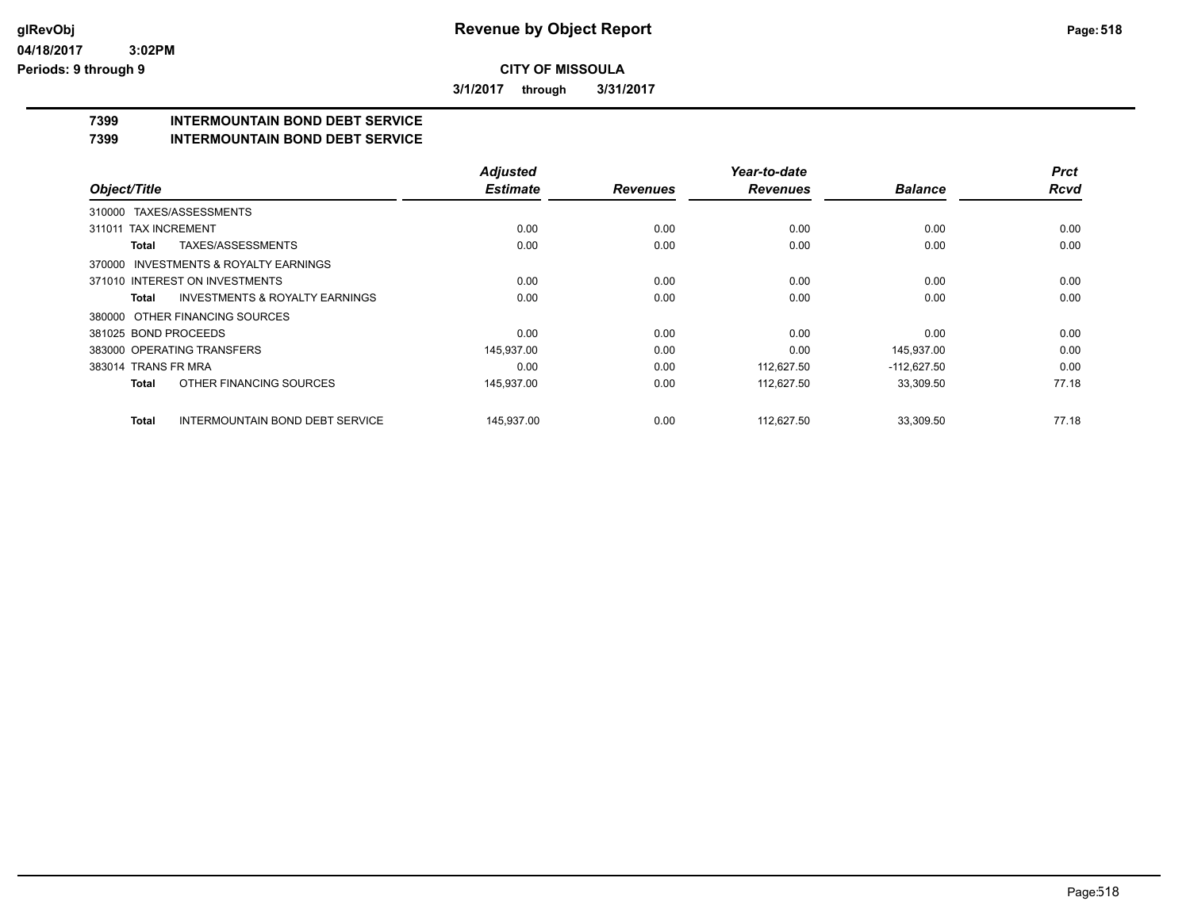**CITY OF MISSOULA**

**3/1/2017 through 3/31/2017**

## 7399 INTERMOUNTAIN BOND DEBT SERVICE
## 7399 INTERMOUNTAIN BOND DEBT SERVICE

| Object/Title | Adjusted Estimate | Revenues | Year-to-date Revenues | Balance | Prct Rcvd |
|---|---|---|---|---|---|
| 310000 TAXES/ASSESSMENTS | | | | | |
| 311011 TAX INCREMENT | 0.00 | 0.00 | 0.00 | 0.00 | 0.00 |
| **Total** TAXES/ASSESSMENTS | 0.00 | 0.00 | 0.00 | 0.00 | 0.00 |
| 370000 INVESTMENTS & ROYALTY EARNINGS | | | | | |
| 371010 INTEREST ON INVESTMENTS | 0.00 | 0.00 | 0.00 | 0.00 | 0.00 |
| **Total** INVESTMENTS & ROYALTY EARNINGS | 0.00 | 0.00 | 0.00 | 0.00 | 0.00 |
| 380000 OTHER FINANCING SOURCES | | | | | |
| 381025 BOND PROCEEDS | 0.00 | 0.00 | 0.00 | 0.00 | 0.00 |
| 383000 OPERATING TRANSFERS | 145,937.00 | 0.00 | 0.00 | 145,937.00 | 0.00 |
| 383014 TRANS FR MRA | 0.00 | 0.00 | 112,627.50 | -112,627.50 | 0.00 |
| **Total** OTHER FINANCING SOURCES | 145,937.00 | 0.00 | 112,627.50 | 33,309.50 | 77.18 |
| **Total** INTERMOUNTAIN BOND DEBT SERVICE | 145,937.00 | 0.00 | 112,627.50 | 33,309.50 | 77.18 |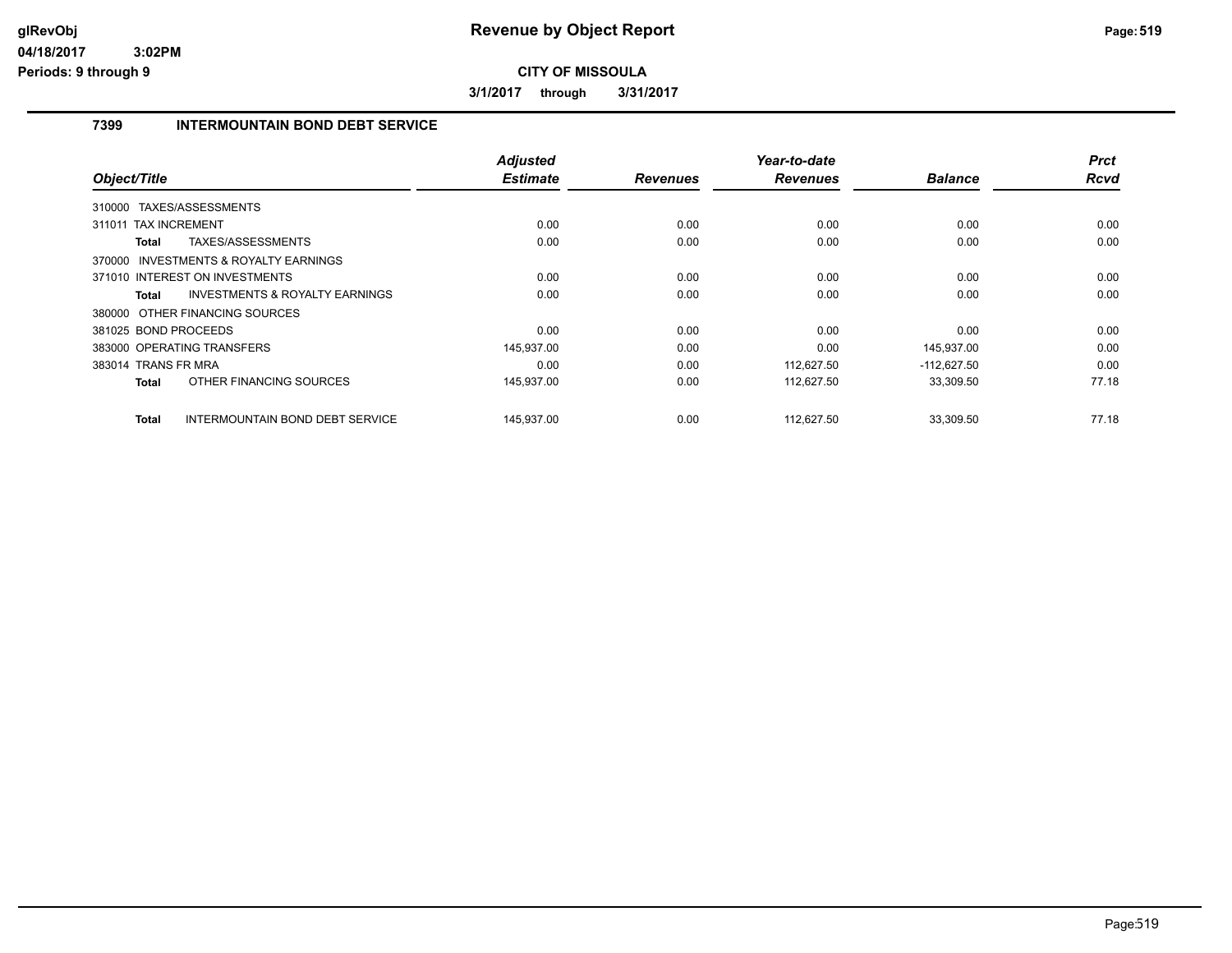**glRevObj**
**04/18/2017 3:02PM**
**Periods: 9 through 9**

# Revenue by Object Report

**CITY OF MISSOULA**

**3/1/2017 through 3/31/2017**

## 7399 INTERMOUNTAIN BOND DEBT SERVICE

| Object/Title | Adjusted Estimate | Revenues | Year-to-date Revenues | Balance | Prct Rcvd |
|---|---|---|---|---|---|
| 310000 TAXES/ASSESSMENTS | | | | | |
| 311011 TAX INCREMENT | 0.00 | 0.00 | 0.00 | 0.00 | 0.00 |
| **Total** TAXES/ASSESSMENTS | 0.00 | 0.00 | 0.00 | 0.00 | 0.00 |
| 370000 INVESTMENTS & ROYALTY EARNINGS | | | | | |
| 371010 INTEREST ON INVESTMENTS | 0.00 | 0.00 | 0.00 | 0.00 | 0.00 |
| **Total** INVESTMENTS & ROYALTY EARNINGS | 0.00 | 0.00 | 0.00 | 0.00 | 0.00 |
| 380000 OTHER FINANCING SOURCES | | | | | |
| 381025 BOND PROCEEDS | 0.00 | 0.00 | 0.00 | 0.00 | 0.00 |
| 383000 OPERATING TRANSFERS | 145,937.00 | 0.00 | 0.00 | 145,937.00 | 0.00 |
| 383014 TRANS FR MRA | 0.00 | 0.00 | 112,627.50 | -112,627.50 | 0.00 |
| **Total** OTHER FINANCING SOURCES | 145,937.00 | 0.00 | 112,627.50 | 33,309.50 | 77.18 |
| **Total** INTERMOUNTAIN BOND DEBT SERVICE | 145,937.00 | 0.00 | 112,627.50 | 33,309.50 | 77.18 |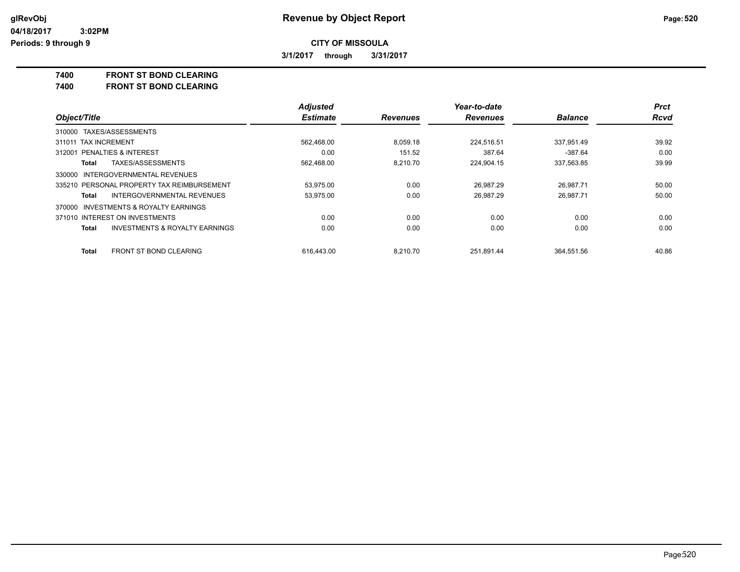**CITY OF MISSOULA**

**3/1/2017 through 3/31/2017**

**Revenue by Object Report**

glRevObj
04/18/2017 3:02PM
Periods: 9 through 9

## 7400 FRONT ST BOND CLEARING
## 7400 FRONT ST BOND CLEARING

| Object/Title | Adjusted Estimate | Revenues | Year-to-date Revenues | Balance | Prct Rcvd |
|---|---|---|---|---|---|
| 310000 TAXES/ASSESSMENTS | | | | | |
| 311011 TAX INCREMENT | 562,468.00 | 8,059.18 | 224,516.51 | 337,951.49 | 39.92 |
| 312001 PENALTIES & INTEREST | 0.00 | 151.52 | 387.64 | -387.64 | 0.00 |
| **Total** TAXES/ASSESSMENTS | 562,468.00 | 8,210.70 | 224,904.15 | 337,563.85 | 39.99 |
| 330000 INTERGOVERNMENTAL REVENUES | | | | | |
| 335210 PERSONAL PROPERTY TAX REIMBURSEMENT | 53,975.00 | 0.00 | 26,987.29 | 26,987.71 | 50.00 |
| **Total** INTERGOVERNMENTAL REVENUES | 53,975.00 | 0.00 | 26,987.29 | 26,987.71 | 50.00 |
| 370000 INVESTMENTS & ROYALTY EARNINGS | | | | | |
| 371010 INTEREST ON INVESTMENTS | 0.00 | 0.00 | 0.00 | 0.00 | 0.00 |
| **Total** INVESTMENTS & ROYALTY EARNINGS | 0.00 | 0.00 | 0.00 | 0.00 | 0.00 |
| **Total** FRONT ST BOND CLEARING | 616,443.00 | 8,210.70 | 251,891.44 | 364,551.56 | 40.86 |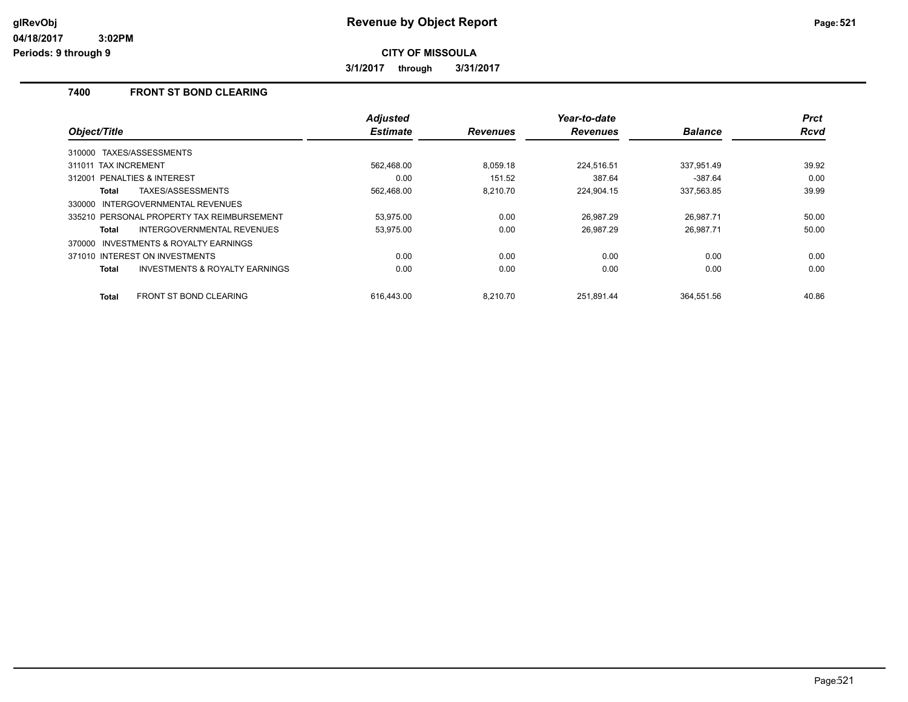**Revenue by Object Report**

**CITY OF MISSOULA**

**3/1/2017 through 3/31/2017**

glRevObj
04/18/2017 3:02PM
Periods: 9 through 9

## 7400 FRONT ST BOND CLEARING

| Object/Title | Adjusted Estimate | Revenues | Year-to-date Revenues | Balance | Prct Rcvd |
|---|---|---|---|---|---|
| 310000 TAXES/ASSESSMENTS | | | | | |
| 311011 TAX INCREMENT | 562,468.00 | 8,059.18 | 224,516.51 | 337,951.49 | 39.92 |
| 312001 PENALTIES & INTEREST | 0.00 | 151.52 | 387.64 | -387.64 | 0.00 |
| **Total** TAXES/ASSESSMENTS | 562,468.00 | 8,210.70 | 224,904.15 | 337,563.85 | 39.99 |
| 330000 INTERGOVERNMENTAL REVENUES | | | | | |
| 335210 PERSONAL PROPERTY TAX REIMBURSEMENT | 53,975.00 | 0.00 | 26,987.29 | 26,987.71 | 50.00 |
| **Total** INTERGOVERNMENTAL REVENUES | 53,975.00 | 0.00 | 26,987.29 | 26,987.71 | 50.00 |
| 370000 INVESTMENTS & ROYALTY EARNINGS | | | | | |
| 371010 INTEREST ON INVESTMENTS | 0.00 | 0.00 | 0.00 | 0.00 | 0.00 |
| **Total** INVESTMENTS & ROYALTY EARNINGS | 0.00 | 0.00 | 0.00 | 0.00 | 0.00 |
| **Total** FRONT ST BOND CLEARING | 616,443.00 | 8,210.70 | 251,891.44 | 364,551.56 | 40.86 |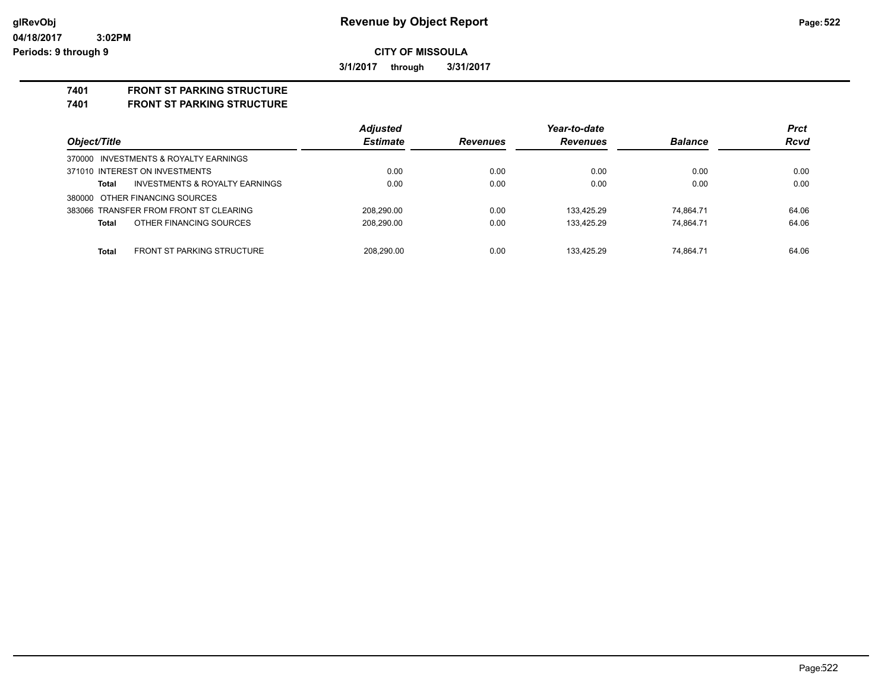# Revenue by Object Report

glRevObj
04/18/2017 3:02PM
Periods: 9 through 9

**CITY OF MISSOULA**

**3/1/2017 through 3/31/2017**

**7401 FRONT ST PARKING STRUCTURE**
**7401 FRONT ST PARKING STRUCTURE**

| Object/Title | Adjusted Estimate | Revenues | Year-to-date Revenues | Balance | Prct Rcvd |
|---|---|---|---|---|---|
| 370000 INVESTMENTS & ROYALTY EARNINGS | | | | | |
| 371010 INTEREST ON INVESTMENTS | 0.00 | 0.00 | 0.00 | 0.00 | 0.00 |
| **Total** INVESTMENTS & ROYALTY EARNINGS | 0.00 | 0.00 | 0.00 | 0.00 | 0.00 |
| 380000 OTHER FINANCING SOURCES | | | | | |
| 383066 TRANSFER FROM FRONT ST CLEARING | 208,290.00 | 0.00 | 133,425.29 | 74,864.71 | 64.06 |
| **Total** OTHER FINANCING SOURCES | 208,290.00 | 0.00 | 133,425.29 | 74,864.71 | 64.06 |
| **Total** FRONT ST PARKING STRUCTURE | 208,290.00 | 0.00 | 133,425.29 | 74,864.71 | 64.06 |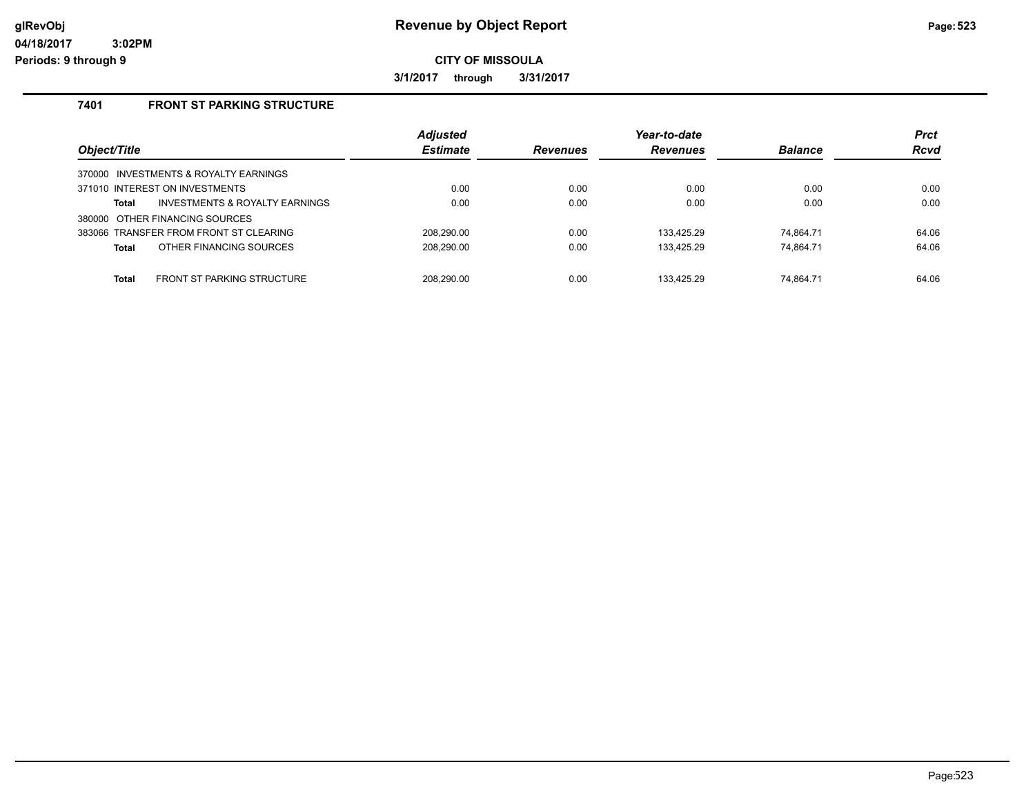# Revenue by Object Report

**CITY OF MISSOULA**

**3/1/2017 through 3/31/2017**

glRevObj
04/18/2017 3:02PM
Periods: 9 through 9

### 7401 FRONT ST PARKING STRUCTURE

| Object/Title | Adjusted Estimate | Revenues | Year-to-date Revenues | Balance | Prct Rcvd |
|---|---|---|---|---|---|
| 370000 INVESTMENTS & ROYALTY EARNINGS | | | | | |
| 371010 INTEREST ON INVESTMENTS | 0.00 | 0.00 | 0.00 | 0.00 | 0.00 |
| **Total** INVESTMENTS & ROYALTY EARNINGS | 0.00 | 0.00 | 0.00 | 0.00 | 0.00 |
| 380000 OTHER FINANCING SOURCES | | | | | |
| 383066 TRANSFER FROM FRONT ST CLEARING | 208,290.00 | 0.00 | 133,425.29 | 74,864.71 | 64.06 |
| **Total** OTHER FINANCING SOURCES | 208,290.00 | 0.00 | 133,425.29 | 74,864.71 | 64.06 |
| **Total** FRONT ST PARKING STRUCTURE | 208,290.00 | 0.00 | 133,425.29 | 74,864.71 | 64.06 |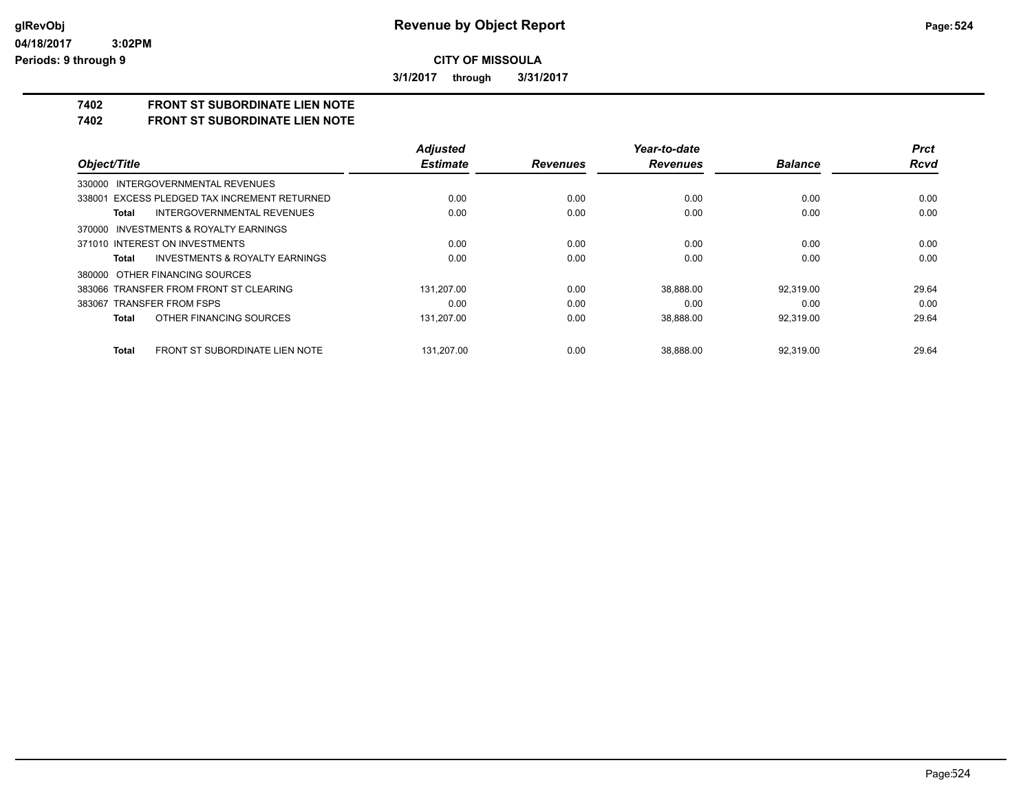**CITY OF MISSOULA**

**3/1/2017 through 3/31/2017**

**7402 FRONT ST SUBORDINATE LIEN NOTE**
**7402 FRONT ST SUBORDINATE LIEN NOTE**

| Object/Title | Adjusted Estimate | Revenues | Year-to-date Revenues | Balance | Prct Rcvd |
|---|---|---|---|---|---|
| 330000 INTERGOVERNMENTAL REVENUES | | | | | |
| 338001 EXCESS PLEDGED TAX INCREMENT RETURNED | 0.00 | 0.00 | 0.00 | 0.00 | 0.00 |
| **Total** INTERGOVERNMENTAL REVENUES | 0.00 | 0.00 | 0.00 | 0.00 | 0.00 |
| 370000 INVESTMENTS & ROYALTY EARNINGS | | | | | |
| 371010 INTEREST ON INVESTMENTS | 0.00 | 0.00 | 0.00 | 0.00 | 0.00 |
| **Total** INVESTMENTS & ROYALTY EARNINGS | 0.00 | 0.00 | 0.00 | 0.00 | 0.00 |
| 380000 OTHER FINANCING SOURCES | | | | | |
| 383066 TRANSFER FROM FRONT ST CLEARING | 131,207.00 | 0.00 | 38,888.00 | 92,319.00 | 29.64 |
| 383067 TRANSFER FROM FSPS | 0.00 | 0.00 | 0.00 | 0.00 | 0.00 |
| **Total** OTHER FINANCING SOURCES | 131,207.00 | 0.00 | 38,888.00 | 92,319.00 | 29.64 |
| **Total** FRONT ST SUBORDINATE LIEN NOTE | 131,207.00 | 0.00 | 38,888.00 | 92,319.00 | 29.64 |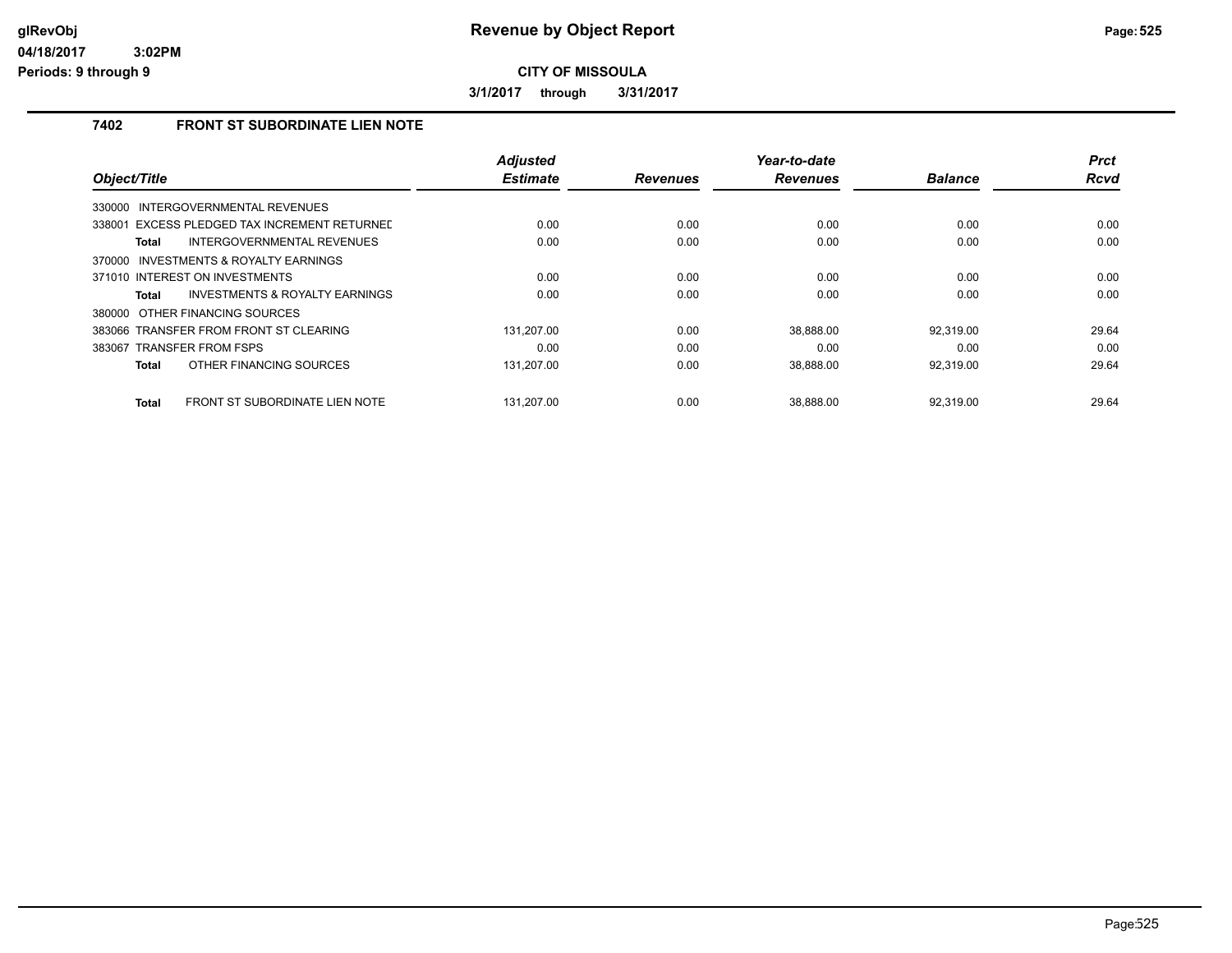**Revenue by Object Report**

**CITY OF MISSOULA**

**3/1/2017 through 3/31/2017**

glRevObj
04/18/2017 3:02PM
Periods: 9 through 9

## 7402 FRONT ST SUBORDINATE LIEN NOTE

| Object/Title | Adjusted Estimate | Revenues | Year-to-date Revenues | Balance | Prct Rcvd |
|---|---|---|---|---|---|
| 330000 INTERGOVERNMENTAL REVENUES | | | | | |
| 338001 EXCESS PLEDGED TAX INCREMENT RETURNED | 0.00 | 0.00 | 0.00 | 0.00 | 0.00 |
| **Total** INTERGOVERNMENTAL REVENUES | 0.00 | 0.00 | 0.00 | 0.00 | 0.00 |
| 370000 INVESTMENTS & ROYALTY EARNINGS | | | | | |
| 371010 INTEREST ON INVESTMENTS | 0.00 | 0.00 | 0.00 | 0.00 | 0.00 |
| **Total** INVESTMENTS & ROYALTY EARNINGS | 0.00 | 0.00 | 0.00 | 0.00 | 0.00 |
| 380000 OTHER FINANCING SOURCES | | | | | |
| 383066 TRANSFER FROM FRONT ST CLEARING | 131,207.00 | 0.00 | 38,888.00 | 92,319.00 | 29.64 |
| 383067 TRANSFER FROM FSPS | 0.00 | 0.00 | 0.00 | 0.00 | 0.00 |
| **Total** OTHER FINANCING SOURCES | 131,207.00 | 0.00 | 38,888.00 | 92,319.00 | 29.64 |
| **Total** FRONT ST SUBORDINATE LIEN NOTE | 131,207.00 | 0.00 | 38,888.00 | 92,319.00 | 29.64 |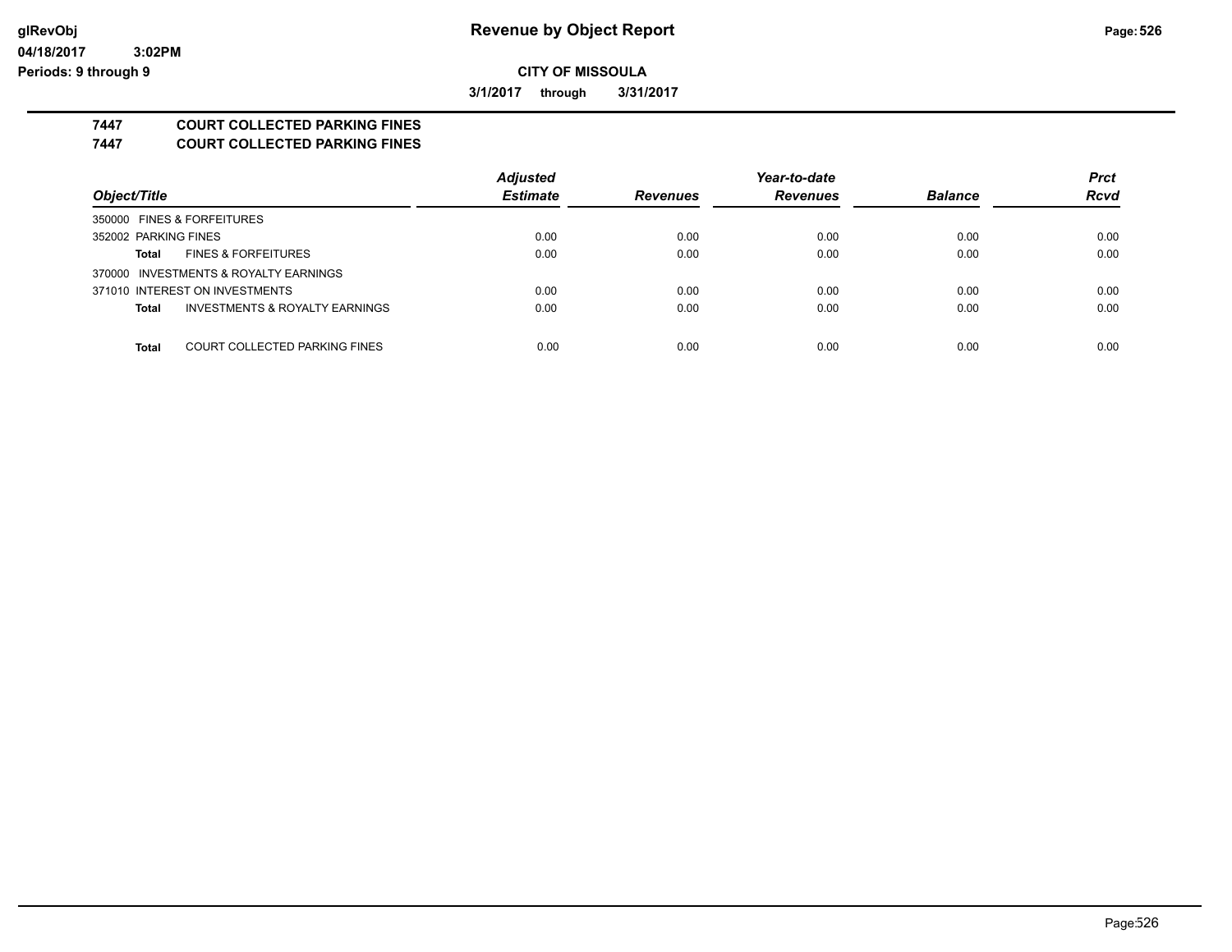**Revenue by Object Report**

glRevObj
04/18/2017 3:02PM
Periods: 9 through 9

**CITY OF MISSOULA**

**3/1/2017 through 3/31/2017**

## 7447 COURT COLLECTED PARKING FINES
## 7447 COURT COLLECTED PARKING FINES

| Object/Title | Adjusted Estimate | Revenues | Year-to-date Revenues | Balance | Prct Rcvd |
|---|---|---|---|---|---|
| 350000 FINES & FORFEITURES | | | | | |
| 352002 PARKING FINES | 0.00 | 0.00 | 0.00 | 0.00 | 0.00 |
| **Total** FINES & FORFEITURES | 0.00 | 0.00 | 0.00 | 0.00 | 0.00 |
| 370000 INVESTMENTS & ROYALTY EARNINGS | | | | | |
| 371010 INTEREST ON INVESTMENTS | 0.00 | 0.00 | 0.00 | 0.00 | 0.00 |
| **Total** INVESTMENTS & ROYALTY EARNINGS | 0.00 | 0.00 | 0.00 | 0.00 | 0.00 |
| **Total** COURT COLLECTED PARKING FINES | 0.00 | 0.00 | 0.00 | 0.00 | 0.00 |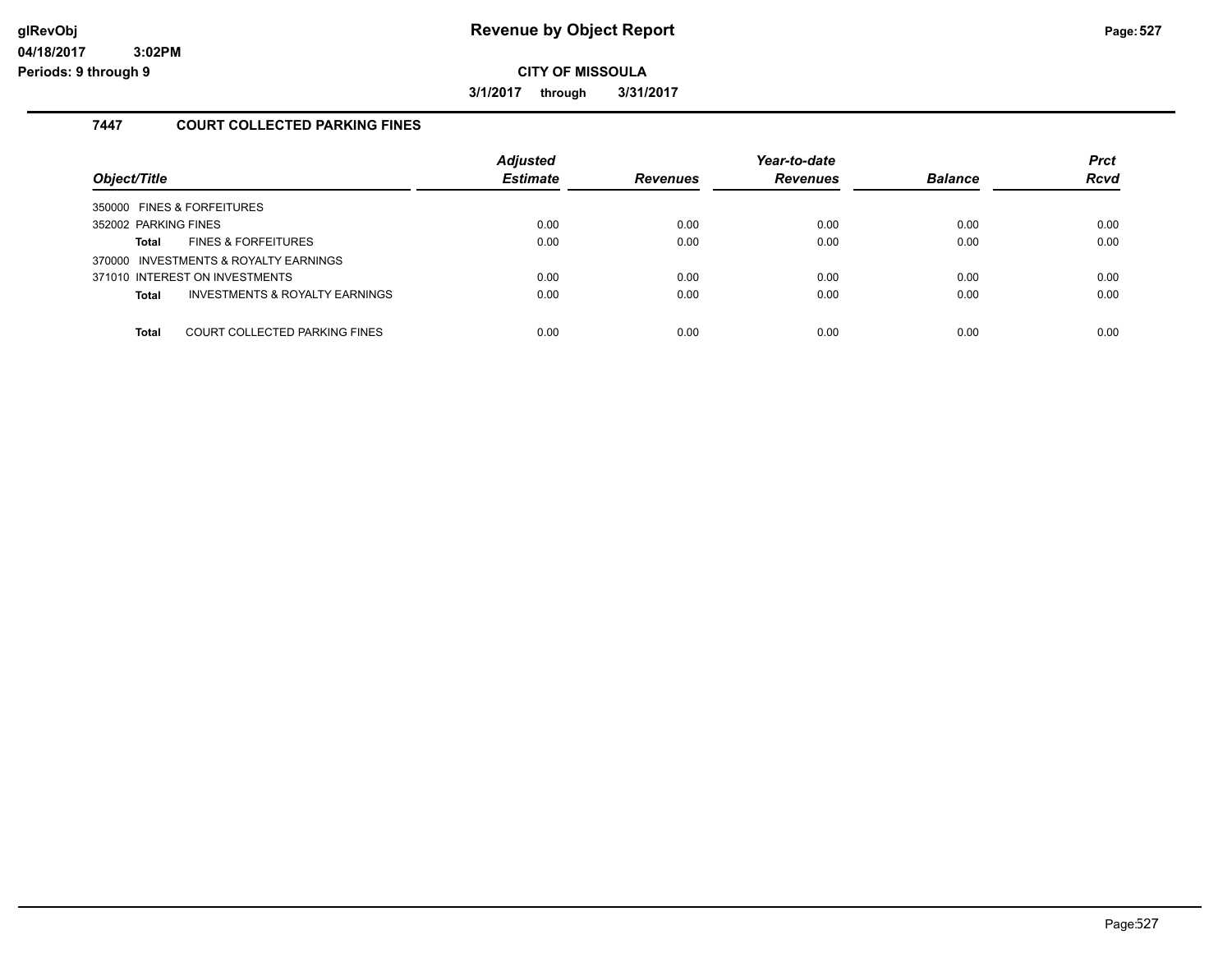**CITY OF MISSOULA**

**3/1/2017 through 3/31/2017**

## 7447 COURT COLLECTED PARKING FINES

| Object/Title | | Adjusted Estimate | Revenues | Year-to-date Revenues | Balance | Prct Rcvd |
|---|---|---|---|---|---|---|
| 350000 FINES & FORFEITURES | | | | | | |
| 352002 PARKING FINES | | 0.00 | 0.00 | 0.00 | 0.00 | 0.00 |
| **Total** | FINES & FORFEITURES | 0.00 | 0.00 | 0.00 | 0.00 | 0.00 |
| 370000 INVESTMENTS & ROYALTY EARNINGS | | | | | | |
| 371010 INTEREST ON INVESTMENTS | | 0.00 | 0.00 | 0.00 | 0.00 | 0.00 |
| **Total** | INVESTMENTS & ROYALTY EARNINGS | 0.00 | 0.00 | 0.00 | 0.00 | 0.00 |
| **Total** | COURT COLLECTED PARKING FINES | 0.00 | 0.00 | 0.00 | 0.00 | 0.00 |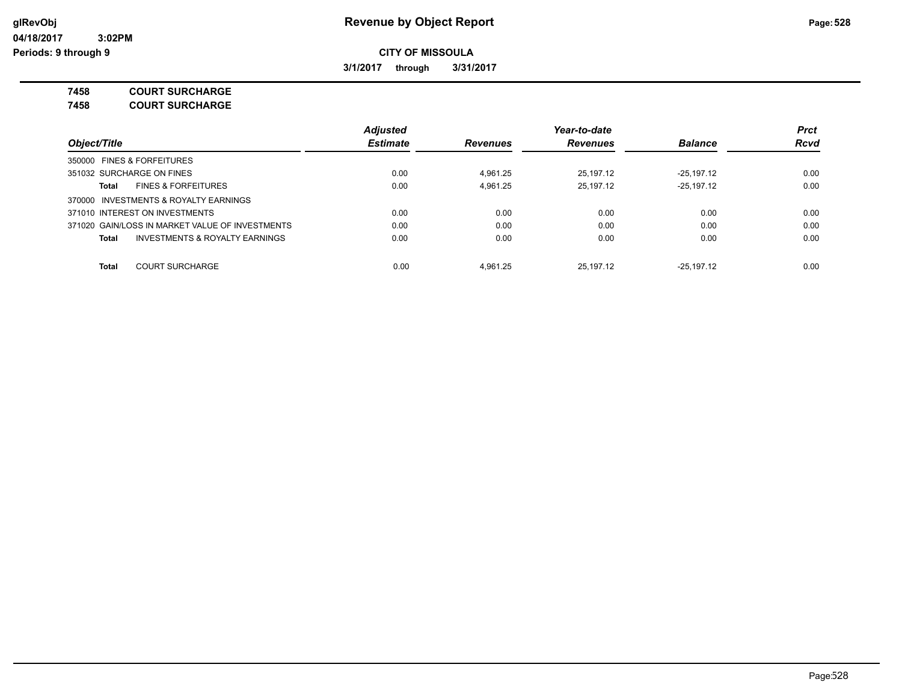**glRevObj** **Revenue by Object Report**

**04/18/2017 3:02PM**

**Periods: 9 through 9**

**CITY OF MISSOULA**

**3/1/2017 through 3/31/2017**

## 7458 COURT SURCHARGE
## 7458 COURT SURCHARGE

| Object/Title | Adjusted Estimate | Revenues | Year-to-date Revenues | Balance | Prct Rcvd |
|---|---|---|---|---|---|
| 350000 FINES & FORFEITURES | | | | | |
| 351032 SURCHARGE ON FINES | 0.00 | 4,961.25 | 25,197.12 | -25,197.12 | 0.00 |
| **Total** FINES & FORFEITURES | 0.00 | 4,961.25 | 25,197.12 | -25,197.12 | 0.00 |
| 370000 INVESTMENTS & ROYALTY EARNINGS | | | | | |
| 371010 INTEREST ON INVESTMENTS | 0.00 | 0.00 | 0.00 | 0.00 | 0.00 |
| 371020 GAIN/LOSS IN MARKET VALUE OF INVESTMENTS | 0.00 | 0.00 | 0.00 | 0.00 | 0.00 |
| **Total** INVESTMENTS & ROYALTY EARNINGS | 0.00 | 0.00 | 0.00 | 0.00 | 0.00 |
| **Total** COURT SURCHARGE | 0.00 | 4,961.25 | 25,197.12 | -25,197.12 | 0.00 |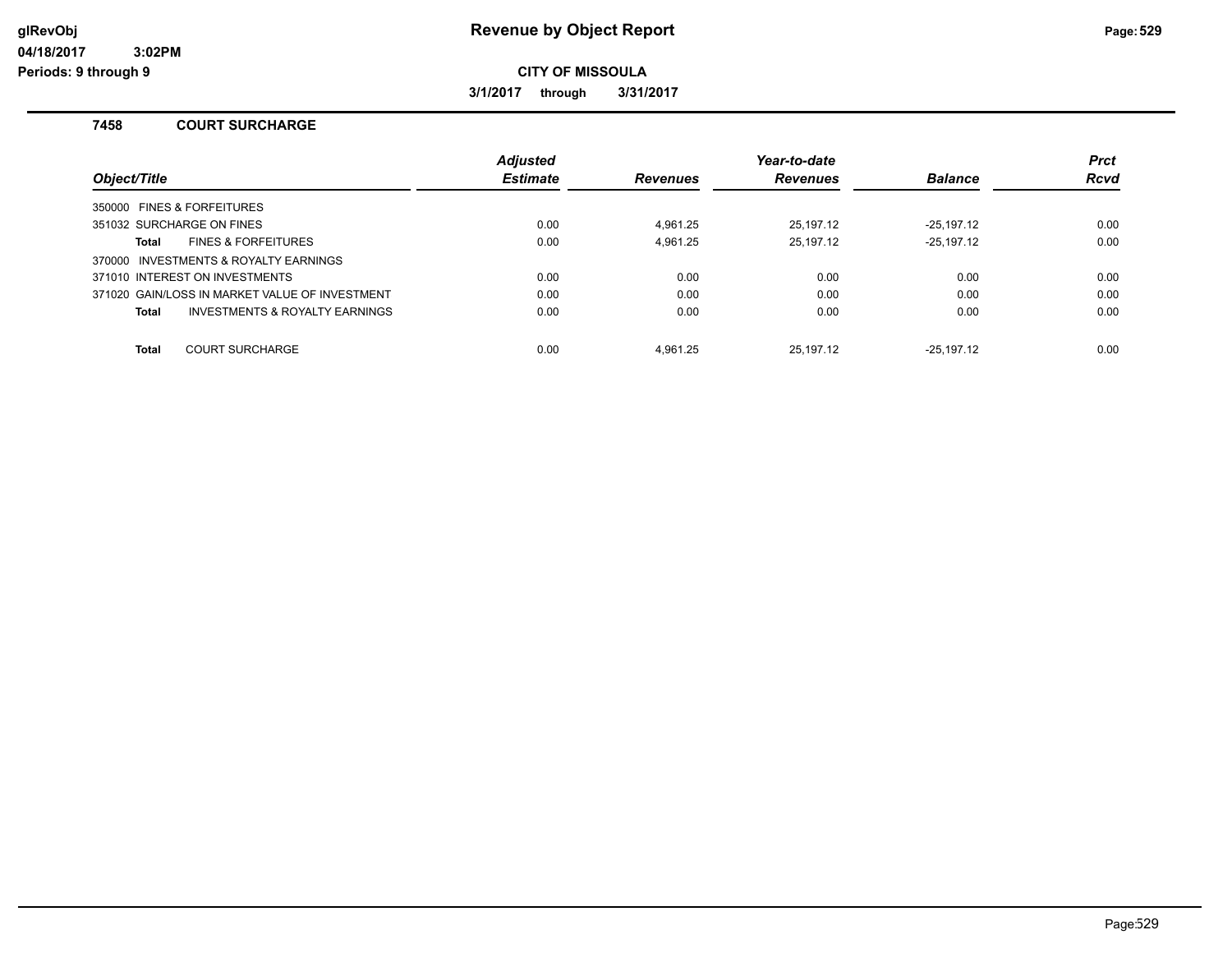# Revenue by Object Report

glRevObj
04/18/2017 3:02PM
Periods: 9 through 9

**CITY OF MISSOULA**

**3/1/2017 through 3/31/2017**

## 7458 COURT SURCHARGE

| Object/Title | Adjusted Estimate | Revenues | Year-to-date Revenues | Balance | Prct Rcvd |
|---|---|---|---|---|---|
| 350000 FINES & FORFEITURES | | | | | |
| 351032 SURCHARGE ON FINES | 0.00 | 4,961.25 | 25,197.12 | -25,197.12 | 0.00 |
| **Total** FINES & FORFEITURES | 0.00 | 4,961.25 | 25,197.12 | -25,197.12 | 0.00 |
| 370000 INVESTMENTS & ROYALTY EARNINGS | | | | | |
| 371010 INTEREST ON INVESTMENTS | 0.00 | 0.00 | 0.00 | 0.00 | 0.00 |
| 371020 GAIN/LOSS IN MARKET VALUE OF INVESTMENT | 0.00 | 0.00 | 0.00 | 0.00 | 0.00 |
| **Total** INVESTMENTS & ROYALTY EARNINGS | 0.00 | 0.00 | 0.00 | 0.00 | 0.00 |
| **Total** COURT SURCHARGE | 0.00 | 4,961.25 | 25,197.12 | -25,197.12 | 0.00 |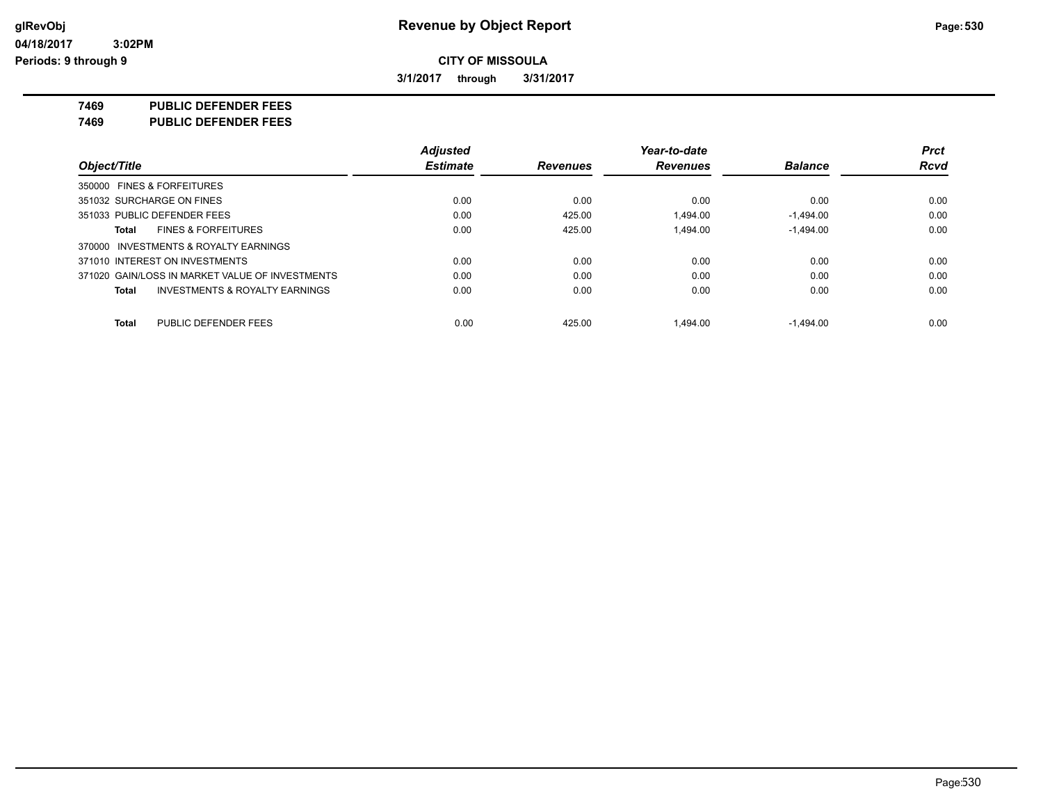**Revenue by Object Report**

**CITY OF MISSOULA**

**3/1/2017 through 3/31/2017**

glRevObj
04/18/2017 3:02PM
Periods: 9 through 9

## 7469 PUBLIC DEFENDER FEES
## 7469 PUBLIC DEFENDER FEES

| Object/Title | Adjusted Estimate | Revenues | Year-to-date Revenues | Balance | Prct Rcvd |
|---|---|---|---|---|---|
| 350000 FINES & FORFEITURES | | | | | |
| 351032 SURCHARGE ON FINES | 0.00 | 0.00 | 0.00 | 0.00 | 0.00 |
| 351033 PUBLIC DEFENDER FEES | 0.00 | 425.00 | 1,494.00 | -1,494.00 | 0.00 |
| **Total** FINES & FORFEITURES | 0.00 | 425.00 | 1,494.00 | -1,494.00 | 0.00 |
| 370000 INVESTMENTS & ROYALTY EARNINGS | | | | | |
| 371010 INTEREST ON INVESTMENTS | 0.00 | 0.00 | 0.00 | 0.00 | 0.00 |
| 371020 GAIN/LOSS IN MARKET VALUE OF INVESTMENTS | 0.00 | 0.00 | 0.00 | 0.00 | 0.00 |
| **Total** INVESTMENTS & ROYALTY EARNINGS | 0.00 | 0.00 | 0.00 | 0.00 | 0.00 |
| **Total** PUBLIC DEFENDER FEES | 0.00 | 425.00 | 1,494.00 | -1,494.00 | 0.00 |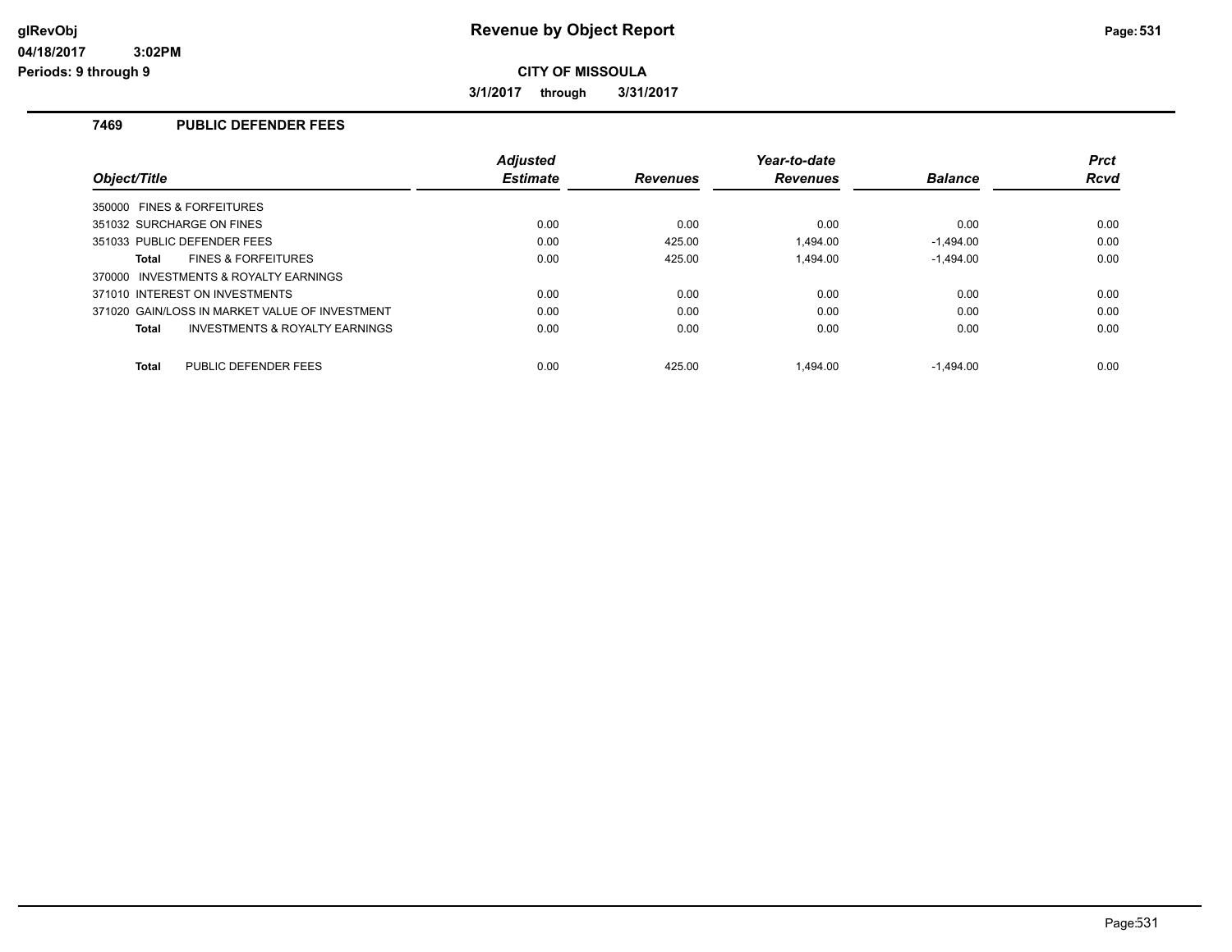# Revenue by Object Report

**CITY OF MISSOULA**

**3/1/2017 through 3/31/2017**

glRevObj
04/18/2017 3:02PM
Periods: 9 through 9

## 7469 PUBLIC DEFENDER FEES

| Object/Title | Adjusted Estimate | Revenues | Year-to-date Revenues | Balance | Prct Rcvd |
|---|---|---|---|---|---|
| 350000 FINES & FORFEITURES | | | | | |
| 351032 SURCHARGE ON FINES | 0.00 | 0.00 | 0.00 | 0.00 | 0.00 |
| 351033 PUBLIC DEFENDER FEES | 0.00 | 425.00 | 1,494.00 | -1,494.00 | 0.00 |
| **Total** FINES & FORFEITURES | 0.00 | 425.00 | 1,494.00 | -1,494.00 | 0.00 |
| 370000 INVESTMENTS & ROYALTY EARNINGS | | | | | |
| 371010 INTEREST ON INVESTMENTS | 0.00 | 0.00 | 0.00 | 0.00 | 0.00 |
| 371020 GAIN/LOSS IN MARKET VALUE OF INVESTMENT | 0.00 | 0.00 | 0.00 | 0.00 | 0.00 |
| **Total** INVESTMENTS & ROYALTY EARNINGS | 0.00 | 0.00 | 0.00 | 0.00 | 0.00 |
| **Total** PUBLIC DEFENDER FEES | 0.00 | 425.00 | 1,494.00 | -1,494.00 | 0.00 |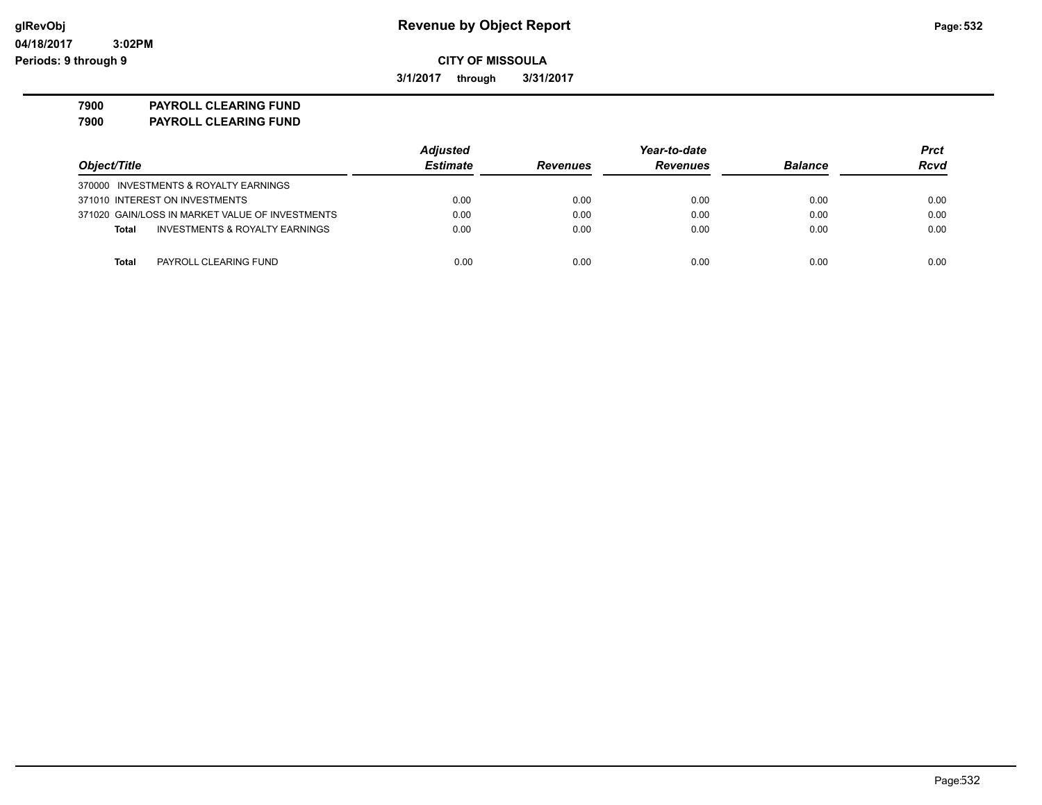# Revenue by Object Report

glRevObj
04/18/2017 3:02PM
Periods: 9 through 9

**CITY OF MISSOULA**

**3/1/2017 through 3/31/2017**

**7900 PAYROLL CLEARING FUND**
**7900 PAYROLL CLEARING FUND**

| Object/Title | Adjusted Estimate | Revenues | Year-to-date Revenues | Balance | Prct Rcvd |
|---|---|---|---|---|---|
| 370000 INVESTMENTS & ROYALTY EARNINGS | | | | | |
| 371010 INTEREST ON INVESTMENTS | 0.00 | 0.00 | 0.00 | 0.00 | 0.00 |
| 371020 GAIN/LOSS IN MARKET VALUE OF INVESTMENTS | 0.00 | 0.00 | 0.00 | 0.00 | 0.00 |
| **Total** INVESTMENTS & ROYALTY EARNINGS | 0.00 | 0.00 | 0.00 | 0.00 | 0.00 |
| **Total** PAYROLL CLEARING FUND | 0.00 | 0.00 | 0.00 | 0.00 | 0.00 |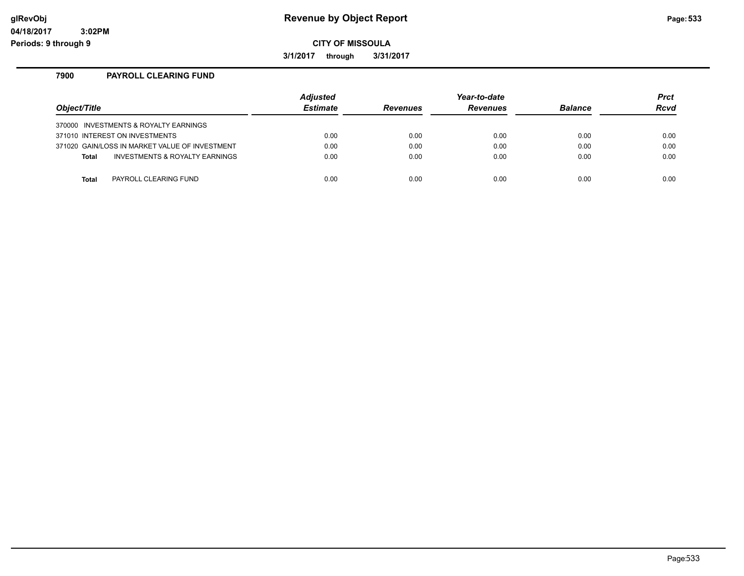**Revenue by Object Report**

**CITY OF MISSOULA**

**3/1/2017 through 3/31/2017**

glRevObj
04/18/2017 3:02PM
Periods: 9 through 9

## 7900 PAYROLL CLEARING FUND

| Object/Title | Adjusted Estimate | Revenues | Year-to-date Revenues | Balance | Prct Rcvd |
|---|---|---|---|---|---|
| 370000 INVESTMENTS & ROYALTY EARNINGS | | | | | |
| 371010 INTEREST ON INVESTMENTS | 0.00 | 0.00 | 0.00 | 0.00 | 0.00 |
| 371020 GAIN/LOSS IN MARKET VALUE OF INVESTMENT | 0.00 | 0.00 | 0.00 | 0.00 | 0.00 |
| **Total** INVESTMENTS & ROYALTY EARNINGS | 0.00 | 0.00 | 0.00 | 0.00 | 0.00 |
| **Total** PAYROLL CLEARING FUND | 0.00 | 0.00 | 0.00 | 0.00 | 0.00 |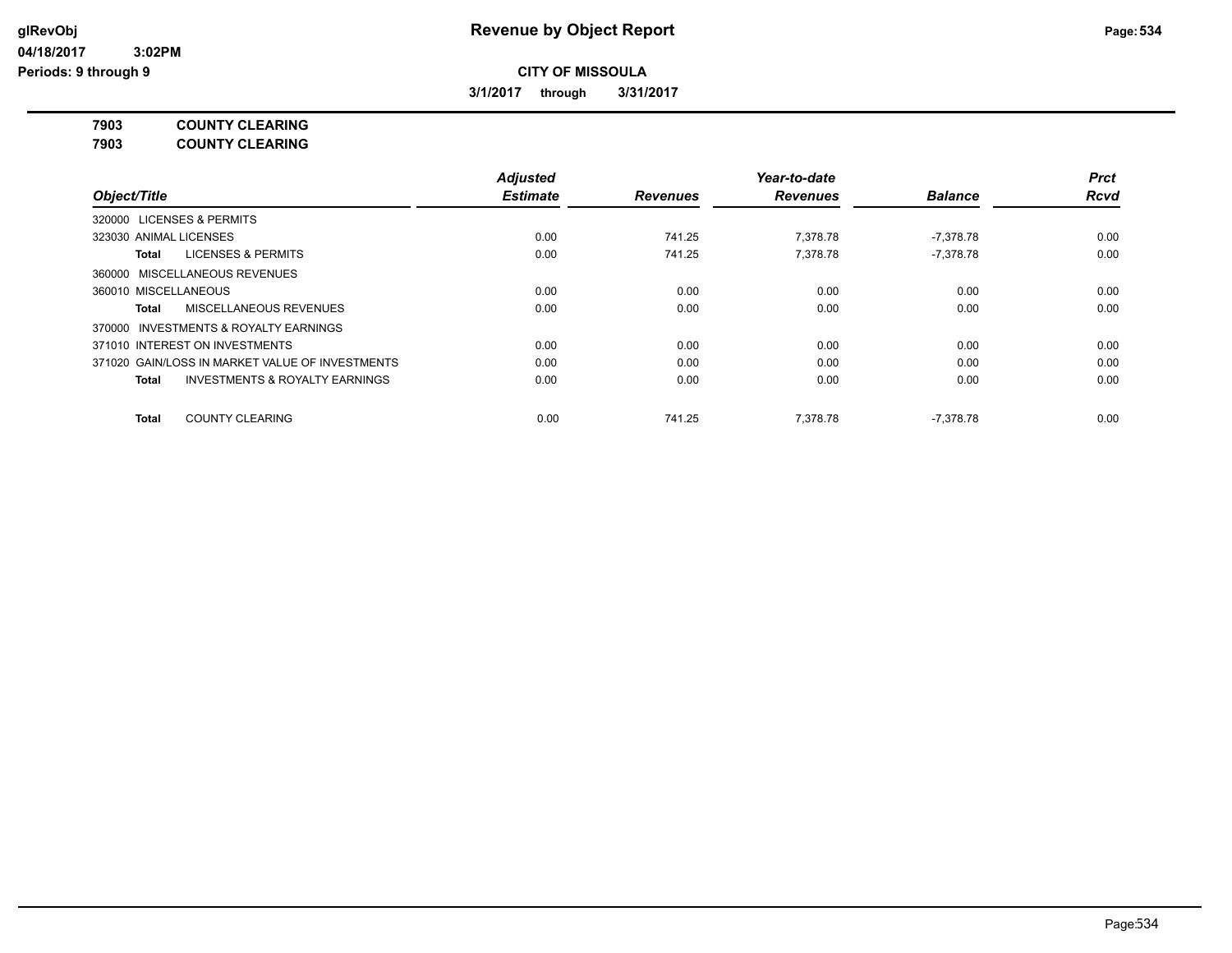# Revenue by Object Report

glRevObj
04/18/2017 3:02PM
Periods: 9 through 9

**CITY OF MISSOULA**

**3/1/2017 through 3/31/2017**

**7903 COUNTY CLEARING**
**7903 COUNTY CLEARING**

| Object/Title | Adjusted Estimate | Revenues | Year-to-date Revenues | Balance | Prct Rcvd |
|---|---|---|---|---|---|
| 320000 LICENSES & PERMITS | | | | | |
| 323030 ANIMAL LICENSES | 0.00 | 741.25 | 7,378.78 | -7,378.78 | 0.00 |
| **Total** LICENSES & PERMITS | 0.00 | 741.25 | 7,378.78 | -7,378.78 | 0.00 |
| 360000 MISCELLANEOUS REVENUES | | | | | |
| 360010 MISCELLANEOUS | 0.00 | 0.00 | 0.00 | 0.00 | 0.00 |
| **Total** MISCELLANEOUS REVENUES | 0.00 | 0.00 | 0.00 | 0.00 | 0.00 |
| 370000 INVESTMENTS & ROYALTY EARNINGS | | | | | |
| 371010 INTEREST ON INVESTMENTS | 0.00 | 0.00 | 0.00 | 0.00 | 0.00 |
| 371020 GAIN/LOSS IN MARKET VALUE OF INVESTMENTS | 0.00 | 0.00 | 0.00 | 0.00 | 0.00 |
| **Total** INVESTMENTS & ROYALTY EARNINGS | 0.00 | 0.00 | 0.00 | 0.00 | 0.00 |
| **Total** COUNTY CLEARING | 0.00 | 741.25 | 7,378.78 | -7,378.78 | 0.00 |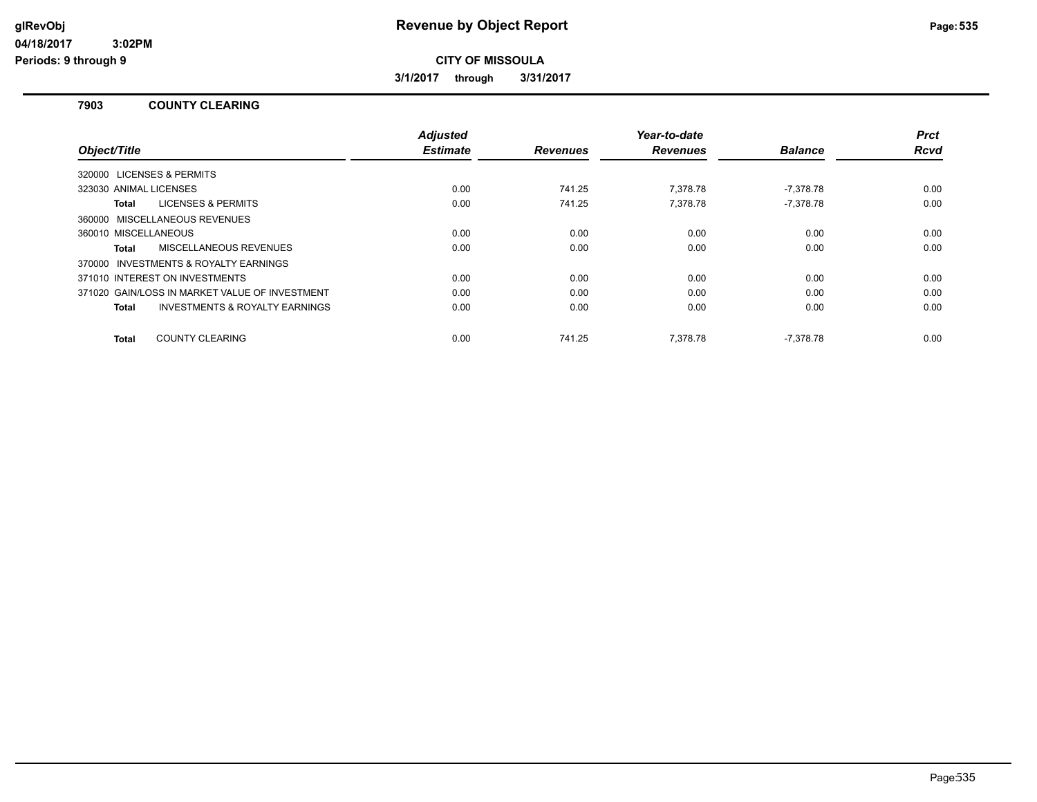# Revenue by Object Report

**CITY OF MISSOULA**

**3/1/2017 through 3/31/2017**

glRevObj
04/18/2017 3:02PM
Periods: 9 through 9

## 7903 COUNTY CLEARING

| Object/Title | | Adjusted Estimate | Revenues | Year-to-date Revenues | Balance | Prct Rcvd |
|---|---|---|---|---|---|---|
| 320000 LICENSES & PERMITS | | | | | | |
| 323030 ANIMAL LICENSES | | 0.00 | 741.25 | 7,378.78 | -7,378.78 | 0.00 |
| **Total** | LICENSES & PERMITS | 0.00 | 741.25 | 7,378.78 | -7,378.78 | 0.00 |
| 360000 MISCELLANEOUS REVENUES | | | | | | |
| 360010 MISCELLANEOUS | | 0.00 | 0.00 | 0.00 | 0.00 | 0.00 |
| **Total** | MISCELLANEOUS REVENUES | 0.00 | 0.00 | 0.00 | 0.00 | 0.00 |
| 370000 INVESTMENTS & ROYALTY EARNINGS | | | | | | |
| 371010 INTEREST ON INVESTMENTS | | 0.00 | 0.00 | 0.00 | 0.00 | 0.00 |
| 371020 GAIN/LOSS IN MARKET VALUE OF INVESTMENT | | 0.00 | 0.00 | 0.00 | 0.00 | 0.00 |
| **Total** | INVESTMENTS & ROYALTY EARNINGS | 0.00 | 0.00 | 0.00 | 0.00 | 0.00 |
| **Total** | COUNTY CLEARING | 0.00 | 741.25 | 7,378.78 | -7,378.78 | 0.00 |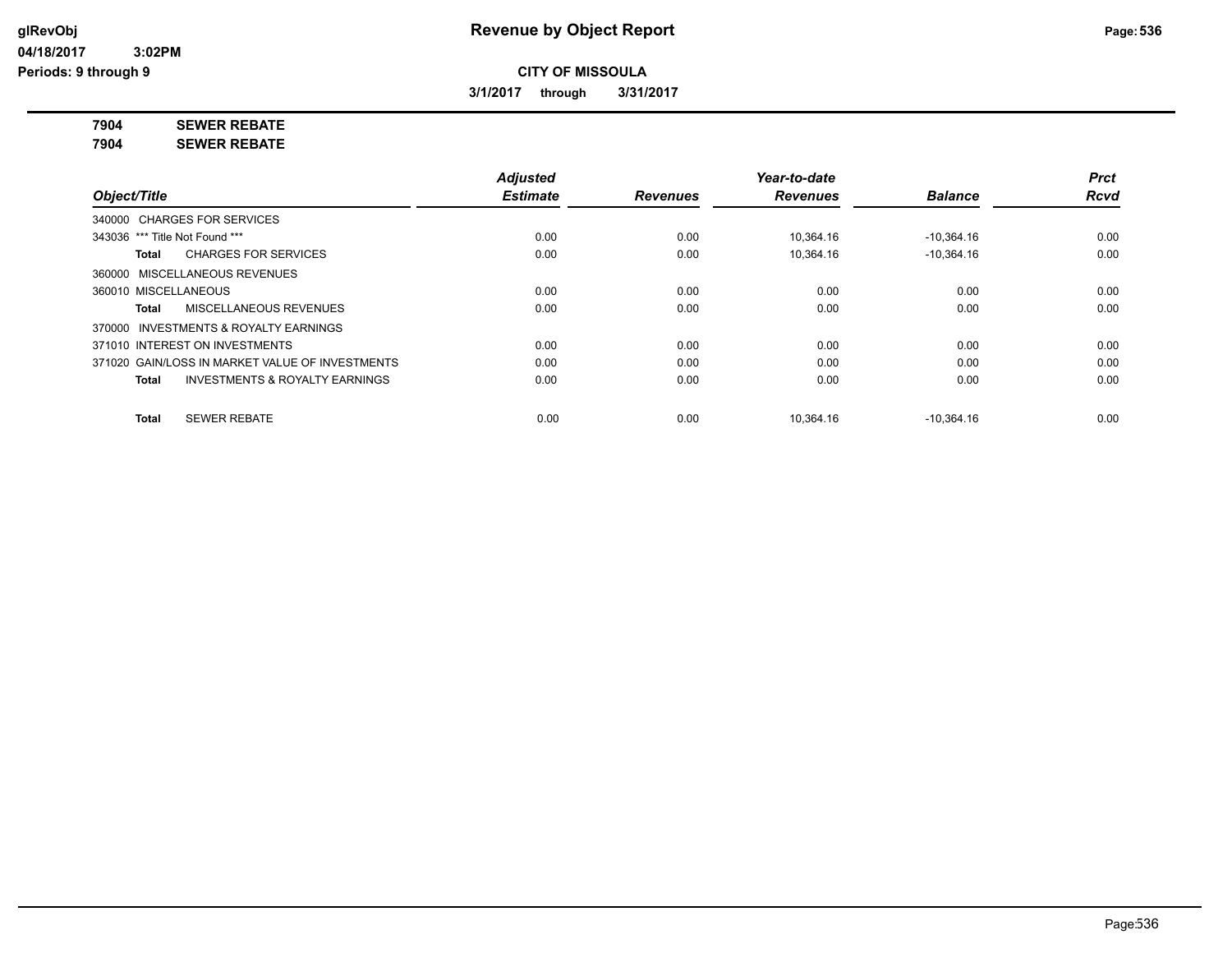# Revenue by Object Report

**CITY OF MISSOULA**

**3/1/2017 through 3/31/2017**

glRevObj
04/18/2017 3:02PM
Periods: 9 through 9

**7904 SEWER REBATE**
**7904 SEWER REBATE**

| Object/Title | Adjusted Estimate | Revenues | Year-to-date Revenues | Balance | Prct Rcvd |
|---|---|---|---|---|---|
| 340000 CHARGES FOR SERVICES | | | | | |
| 343036 *** Title Not Found *** | 0.00 | 0.00 | 10,364.16 | -10,364.16 | 0.00 |
| **Total** CHARGES FOR SERVICES | 0.00 | 0.00 | 10,364.16 | -10,364.16 | 0.00 |
| 360000 MISCELLANEOUS REVENUES | | | | | |
| 360010 MISCELLANEOUS | 0.00 | 0.00 | 0.00 | 0.00 | 0.00 |
| **Total** MISCELLANEOUS REVENUES | 0.00 | 0.00 | 0.00 | 0.00 | 0.00 |
| 370000 INVESTMENTS & ROYALTY EARNINGS | | | | | |
| 371010 INTEREST ON INVESTMENTS | 0.00 | 0.00 | 0.00 | 0.00 | 0.00 |
| 371020 GAIN/LOSS IN MARKET VALUE OF INVESTMENTS | 0.00 | 0.00 | 0.00 | 0.00 | 0.00 |
| **Total** INVESTMENTS & ROYALTY EARNINGS | 0.00 | 0.00 | 0.00 | 0.00 | 0.00 |
| **Total** SEWER REBATE | 0.00 | 0.00 | 10,364.16 | -10,364.16 | 0.00 |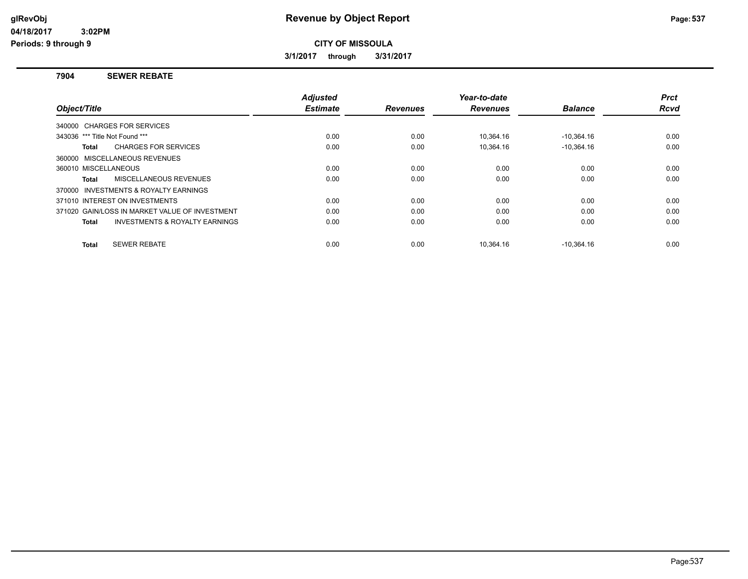# Revenue by Object Report

**CITY OF MISSOULA**

**3/1/2017 through 3/31/2017**

glRevObj
04/18/2017 3:02PM
Periods: 9 through 9

## 7904 SEWER REBATE

| Object/Title | Adjusted Estimate | Revenues | Year-to-date Revenues | Balance | Prct Rcvd |
|---|---|---|---|---|---|
| 340000 CHARGES FOR SERVICES | | | | | |
| 343036 *** Title Not Found *** | 0.00 | 0.00 | 10,364.16 | -10,364.16 | 0.00 |
| **Total** CHARGES FOR SERVICES | 0.00 | 0.00 | 10,364.16 | -10,364.16 | 0.00 |
| 360000 MISCELLANEOUS REVENUES | | | | | |
| 360010 MISCELLANEOUS | 0.00 | 0.00 | 0.00 | 0.00 | 0.00 |
| **Total** MISCELLANEOUS REVENUES | 0.00 | 0.00 | 0.00 | 0.00 | 0.00 |
| 370000 INVESTMENTS & ROYALTY EARNINGS | | | | | |
| 371010 INTEREST ON INVESTMENTS | 0.00 | 0.00 | 0.00 | 0.00 | 0.00 |
| 371020 GAIN/LOSS IN MARKET VALUE OF INVESTMENT | 0.00 | 0.00 | 0.00 | 0.00 | 0.00 |
| **Total** INVESTMENTS & ROYALTY EARNINGS | 0.00 | 0.00 | 0.00 | 0.00 | 0.00 |
| **Total** SEWER REBATE | 0.00 | 0.00 | 10,364.16 | -10,364.16 | 0.00 |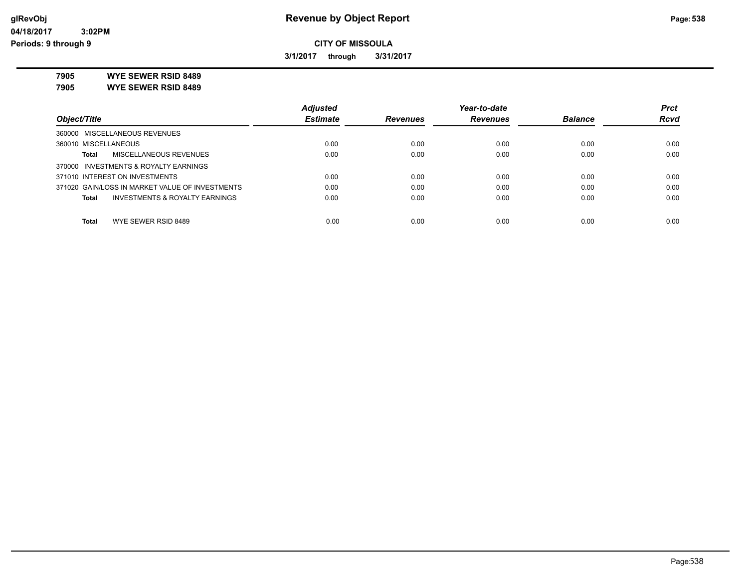**Revenue by Object Report**

**CITY OF MISSOULA**

**3/1/2017 through 3/31/2017**

glRevObj
04/18/2017 3:02PM
Periods: 9 through 9

**7905 WYE SEWER RSID 8489**
**7905 WYE SEWER RSID 8489**

| Object/Title | | Adjusted Estimate | Revenues | Year-to-date Revenues | Balance | Prct Rcvd |
|---|---|---|---|---|---|---|
| 360000 MISCELLANEOUS REVENUES | | | | | | |
| 360010 MISCELLANEOUS | | 0.00 | 0.00 | 0.00 | 0.00 | 0.00 |
| **Total** | MISCELLANEOUS REVENUES | 0.00 | 0.00 | 0.00 | 0.00 | 0.00 |
| 370000 INVESTMENTS & ROYALTY EARNINGS | | | | | | |
| 371010 INTEREST ON INVESTMENTS | | 0.00 | 0.00 | 0.00 | 0.00 | 0.00 |
| 371020 GAIN/LOSS IN MARKET VALUE OF INVESTMENTS | | 0.00 | 0.00 | 0.00 | 0.00 | 0.00 |
| **Total** | INVESTMENTS & ROYALTY EARNINGS | 0.00 | 0.00 | 0.00 | 0.00 | 0.00 |
| **Total** | WYE SEWER RSID 8489 | 0.00 | 0.00 | 0.00 | 0.00 | 0.00 |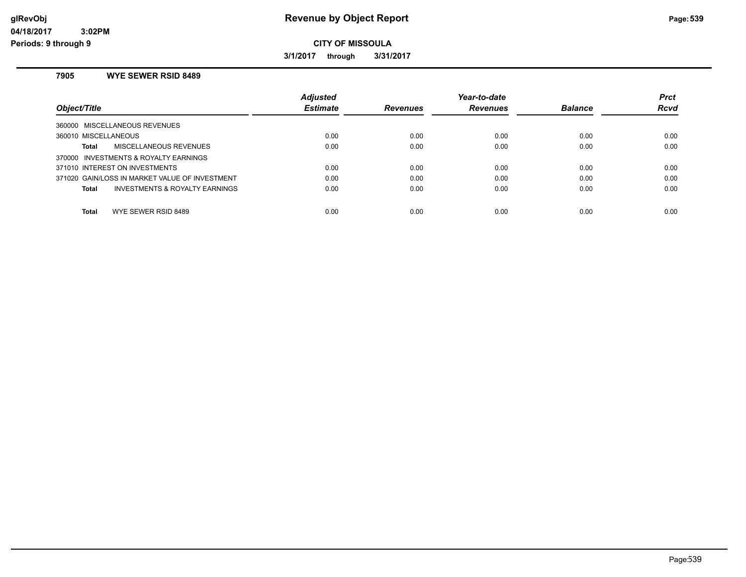# Revenue by Object Report

glRevObj
04/18/2017 3:02PM
Periods: 9 through 9

**CITY OF MISSOULA**

**3/1/2017 through 3/31/2017**

## 7905 WYE SEWER RSID 8489

| Object/Title | Adjusted Estimate | Revenues | Year-to-date Revenues | Balance | Prct Rcvd |
|---|---|---|---|---|---|
| 360000 MISCELLANEOUS REVENUES | | | | | |
| 360010 MISCELLANEOUS | 0.00 | 0.00 | 0.00 | 0.00 | 0.00 |
| **Total** MISCELLANEOUS REVENUES | 0.00 | 0.00 | 0.00 | 0.00 | 0.00 |
| 370000 INVESTMENTS & ROYALTY EARNINGS | | | | | |
| 371010 INTEREST ON INVESTMENTS | 0.00 | 0.00 | 0.00 | 0.00 | 0.00 |
| 371020 GAIN/LOSS IN MARKET VALUE OF INVESTMENT | 0.00 | 0.00 | 0.00 | 0.00 | 0.00 |
| **Total** INVESTMENTS & ROYALTY EARNINGS | 0.00 | 0.00 | 0.00 | 0.00 | 0.00 |
| **Total** WYE SEWER RSID 8489 | 0.00 | 0.00 | 0.00 | 0.00 | 0.00 |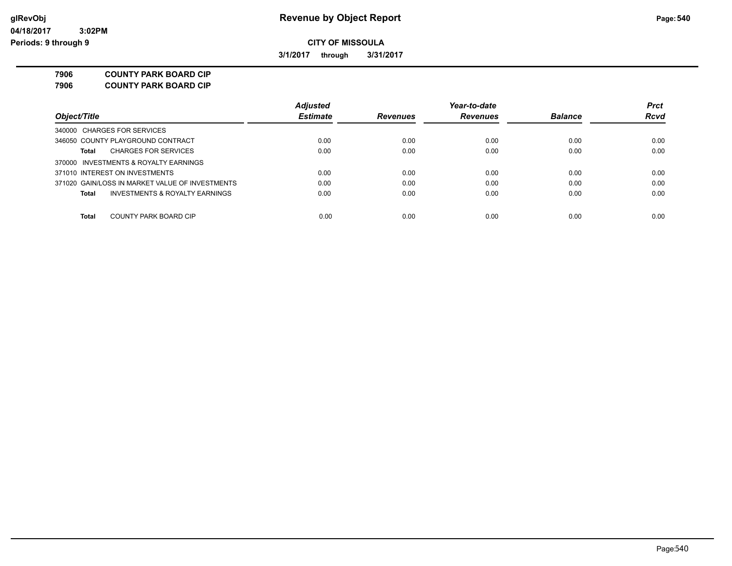# Revenue by Object Report

glRevObj
04/18/2017 3:02PM
Periods: 9 through 9

**CITY OF MISSOULA**

**3/1/2017 through 3/31/2017**

**7906 COUNTY PARK BOARD CIP**
**7906 COUNTY PARK BOARD CIP**

| Object/Title | Adjusted Estimate | Revenues | Year-to-date Revenues | Balance | Prct Rcvd |
|---|---|---|---|---|---|
| 340000 CHARGES FOR SERVICES | | | | | |
| 346050 COUNTY PLAYGROUND CONTRACT | 0.00 | 0.00 | 0.00 | 0.00 | 0.00 |
| **Total** CHARGES FOR SERVICES | 0.00 | 0.00 | 0.00 | 0.00 | 0.00 |
| 370000 INVESTMENTS & ROYALTY EARNINGS | | | | | |
| 371010 INTEREST ON INVESTMENTS | 0.00 | 0.00 | 0.00 | 0.00 | 0.00 |
| 371020 GAIN/LOSS IN MARKET VALUE OF INVESTMENTS | 0.00 | 0.00 | 0.00 | 0.00 | 0.00 |
| **Total** INVESTMENTS & ROYALTY EARNINGS | 0.00 | 0.00 | 0.00 | 0.00 | 0.00 |
| **Total** COUNTY PARK BOARD CIP | 0.00 | 0.00 | 0.00 | 0.00 | 0.00 |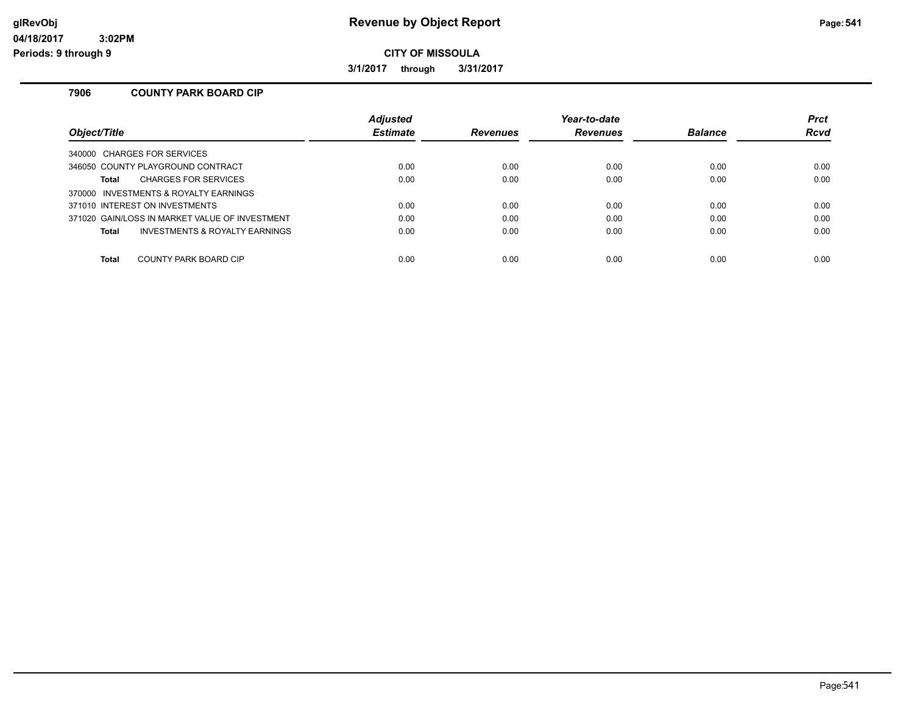glRevObj
04/18/2017 3:02PM
Periods: 9 through 9

# Revenue by Object Report

**CITY OF MISSOULA**

**3/1/2017 through 3/31/2017**

## 7906 COUNTY PARK BOARD CIP

| Object/Title | Adjusted Estimate | Revenues | Year-to-date Revenues | Balance | Prct Rcvd |
|---|---|---|---|---|---|
| 340000 CHARGES FOR SERVICES | | | | | |
| 346050 COUNTY PLAYGROUND CONTRACT | 0.00 | 0.00 | 0.00 | 0.00 | 0.00 |
| **Total** CHARGES FOR SERVICES | 0.00 | 0.00 | 0.00 | 0.00 | 0.00 |
| 370000 INVESTMENTS & ROYALTY EARNINGS | | | | | |
| 371010 INTEREST ON INVESTMENTS | 0.00 | 0.00 | 0.00 | 0.00 | 0.00 |
| 371020 GAIN/LOSS IN MARKET VALUE OF INVESTMENT | 0.00 | 0.00 | 0.00 | 0.00 | 0.00 |
| **Total** INVESTMENTS & ROYALTY EARNINGS | 0.00 | 0.00 | 0.00 | 0.00 | 0.00 |
| **Total** COUNTY PARK BOARD CIP | 0.00 | 0.00 | 0.00 | 0.00 | 0.00 |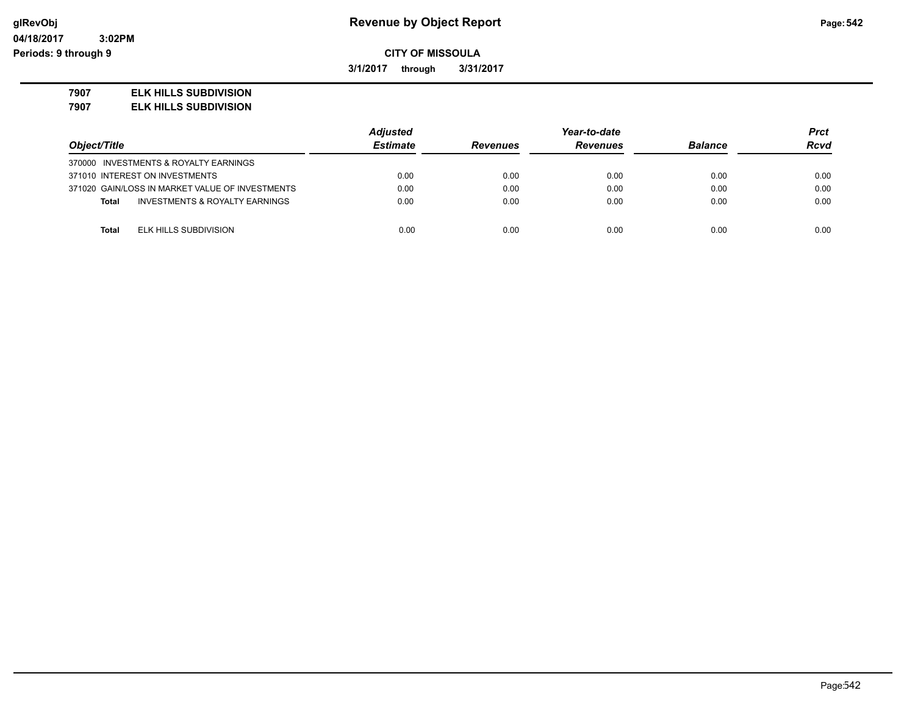# Revenue by Object Report

glRevObj
04/18/2017 3:02PM
Periods: 9 through 9

**CITY OF MISSOULA**

**3/1/2017 through 3/31/2017**

**7907 ELK HILLS SUBDIVISION**
**7907 ELK HILLS SUBDIVISION**

| Object/Title | Adjusted Estimate | Revenues | Year-to-date Revenues | Balance | Prct Rcvd |
|---|---|---|---|---|---|
| 370000 INVESTMENTS & ROYALTY EARNINGS | | | | | |
| 371010 INTEREST ON INVESTMENTS | 0.00 | 0.00 | 0.00 | 0.00 | 0.00 |
| 371020 GAIN/LOSS IN MARKET VALUE OF INVESTMENTS | 0.00 | 0.00 | 0.00 | 0.00 | 0.00 |
| **Total** INVESTMENTS & ROYALTY EARNINGS | 0.00 | 0.00 | 0.00 | 0.00 | 0.00 |
| **Total** ELK HILLS SUBDIVISION | 0.00 | 0.00 | 0.00 | 0.00 | 0.00 |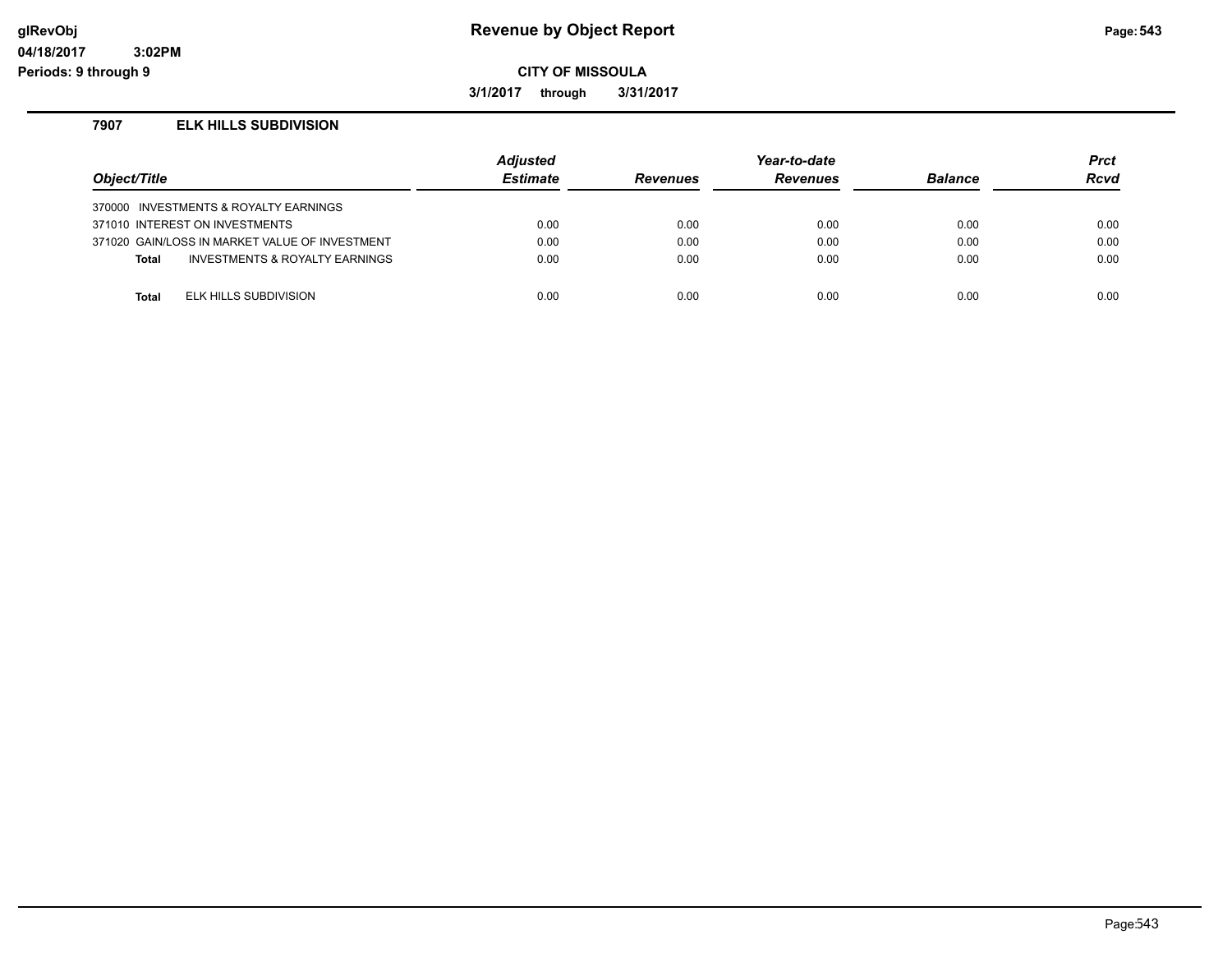**Revenue by Object Report**

**CITY OF MISSOULA**

**3/1/2017 through 3/31/2017**

### 7907 ELK HILLS SUBDIVISION

| Object/Title | Adjusted Estimate | Revenues | Year-to-date Revenues | Balance | Prct Rcvd |
|---|---|---|---|---|---|
| 370000 INVESTMENTS & ROYALTY EARNINGS | | | | | |
| 371010 INTEREST ON INVESTMENTS | 0.00 | 0.00 | 0.00 | 0.00 | 0.00 |
| 371020 GAIN/LOSS IN MARKET VALUE OF INVESTMENT | 0.00 | 0.00 | 0.00 | 0.00 | 0.00 |
| **Total** INVESTMENTS & ROYALTY EARNINGS | 0.00 | 0.00 | 0.00 | 0.00 | 0.00 |
| **Total** ELK HILLS SUBDIVISION | 0.00 | 0.00 | 0.00 | 0.00 | 0.00 |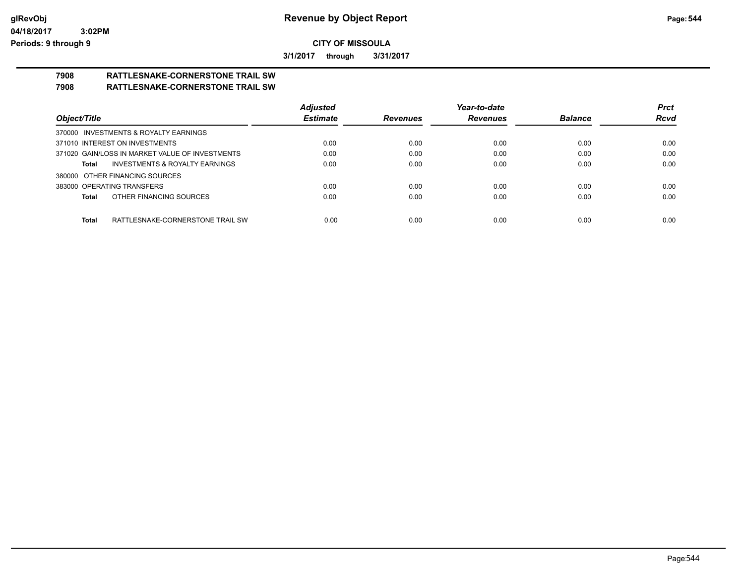**Revenue by Object Report**

**CITY OF MISSOULA**

**3/1/2017 through 3/31/2017**

**7908 RATTLESNAKE-CORNERSTONE TRAIL SW**
**7908 RATTLESNAKE-CORNERSTONE TRAIL SW**

| Object/Title | Adjusted Estimate | Revenues | Year-to-date Revenues | Balance | Prct Rcvd |
|---|---|---|---|---|---|
| 370000 INVESTMENTS & ROYALTY EARNINGS | | | | | |
| 371010 INTEREST ON INVESTMENTS | 0.00 | 0.00 | 0.00 | 0.00 | 0.00 |
| 371020 GAIN/LOSS IN MARKET VALUE OF INVESTMENTS | 0.00 | 0.00 | 0.00 | 0.00 | 0.00 |
| **Total** INVESTMENTS & ROYALTY EARNINGS | 0.00 | 0.00 | 0.00 | 0.00 | 0.00 |
| 380000 OTHER FINANCING SOURCES | | | | | |
| 383000 OPERATING TRANSFERS | 0.00 | 0.00 | 0.00 | 0.00 | 0.00 |
| **Total** OTHER FINANCING SOURCES | 0.00 | 0.00 | 0.00 | 0.00 | 0.00 |
| **Total** RATTLESNAKE-CORNERSTONE TRAIL SW | 0.00 | 0.00 | 0.00 | 0.00 | 0.00 |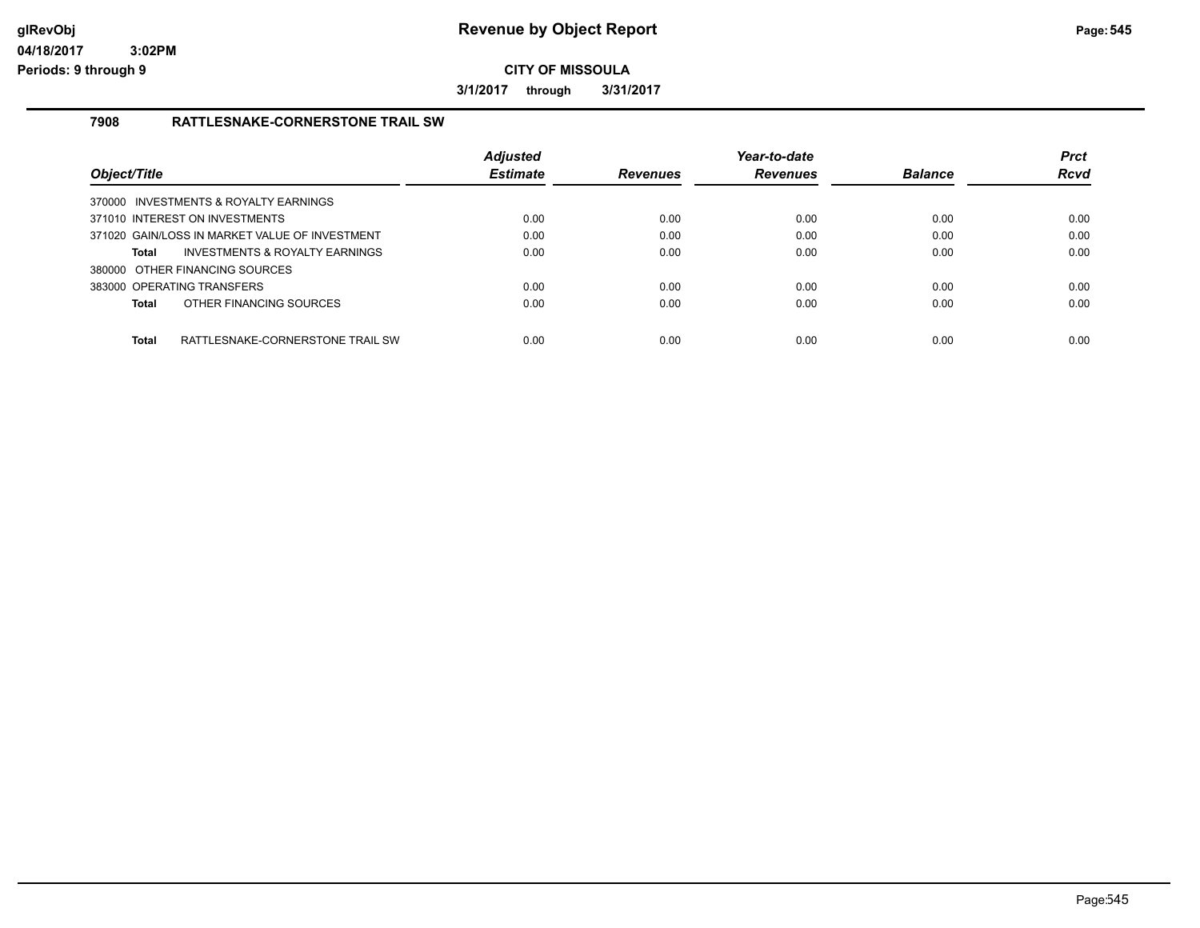# Revenue by Object Report

**CITY OF MISSOULA**

**3/1/2017 through 3/31/2017**

glRevObj
04/18/2017 3:02PM
Periods: 9 through 9

## 7908 RATTLESNAKE-CORNERSTONE TRAIL SW

| Object/Title | Adjusted Estimate | Revenues | Year-to-date Revenues | Balance | Prct Rcvd |
|---|---|---|---|---|---|
| 370000 INVESTMENTS & ROYALTY EARNINGS | | | | | |
| 371010 INTEREST ON INVESTMENTS | 0.00 | 0.00 | 0.00 | 0.00 | 0.00 |
| 371020 GAIN/LOSS IN MARKET VALUE OF INVESTMENT | 0.00 | 0.00 | 0.00 | 0.00 | 0.00 |
| **Total** INVESTMENTS & ROYALTY EARNINGS | 0.00 | 0.00 | 0.00 | 0.00 | 0.00 |
| 380000 OTHER FINANCING SOURCES | | | | | |
| 383000 OPERATING TRANSFERS | 0.00 | 0.00 | 0.00 | 0.00 | 0.00 |
| **Total** OTHER FINANCING SOURCES | 0.00 | 0.00 | 0.00 | 0.00 | 0.00 |
| **Total** RATTLESNAKE-CORNERSTONE TRAIL SW | 0.00 | 0.00 | 0.00 | 0.00 | 0.00 |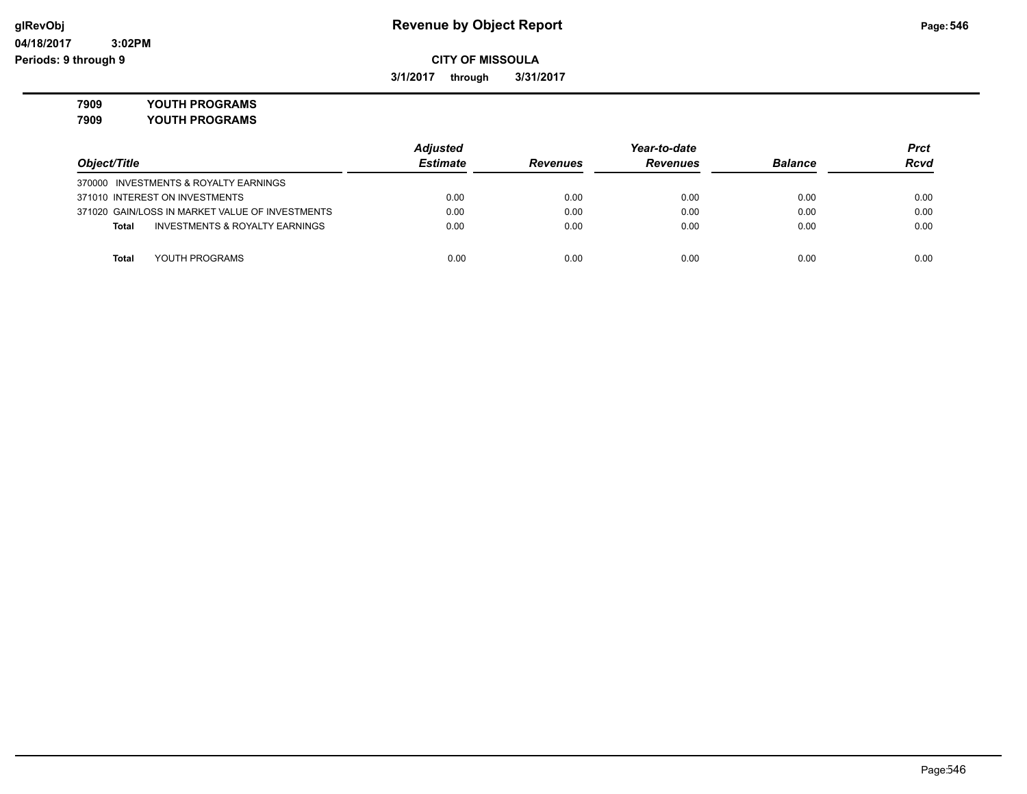# Revenue by Object Report

glRevObj
04/18/2017 3:02PM
Periods: 9 through 9

**CITY OF MISSOULA**

**3/1/2017 through 3/31/2017**

**7909 YOUTH PROGRAMS**
**7909 YOUTH PROGRAMS**

| Object/Title | Adjusted Estimate | Revenues | Year-to-date Revenues | Balance | Prct Rcvd |
|---|---|---|---|---|---|
| 370000 INVESTMENTS & ROYALTY EARNINGS | | | | | |
| 371010 INTEREST ON INVESTMENTS | 0.00 | 0.00 | 0.00 | 0.00 | 0.00 |
| 371020 GAIN/LOSS IN MARKET VALUE OF INVESTMENTS | 0.00 | 0.00 | 0.00 | 0.00 | 0.00 |
| **Total** INVESTMENTS & ROYALTY EARNINGS | 0.00 | 0.00 | 0.00 | 0.00 | 0.00 |
| **Total** YOUTH PROGRAMS | 0.00 | 0.00 | 0.00 | 0.00 | 0.00 |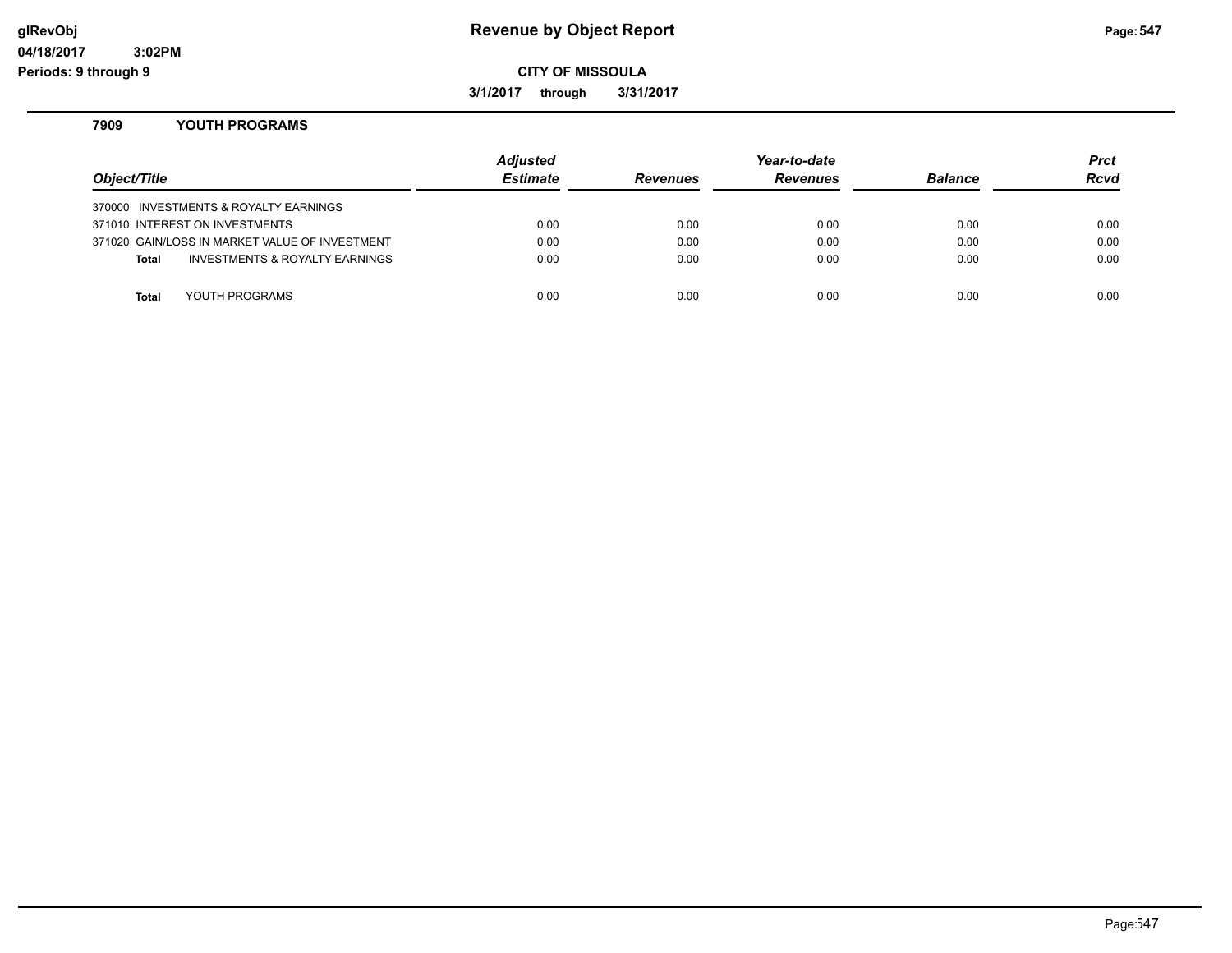**7909 YOUTH PROGRAMS**

| Object/Title | Adjusted Estimate | Revenues | Year-to-date Revenues | Balance | Prct Rcvd |
|---|---|---|---|---|---|
| 370000 INVESTMENTS & ROYALTY EARNINGS | | | | | |
| 371010 INTEREST ON INVESTMENTS | 0.00 | 0.00 | 0.00 | 0.00 | 0.00 |
| 371020 GAIN/LOSS IN MARKET VALUE OF INVESTMENT | 0.00 | 0.00 | 0.00 | 0.00 | 0.00 |
| **Total** INVESTMENTS & ROYALTY EARNINGS | 0.00 | 0.00 | 0.00 | 0.00 | 0.00 |
| **Total** YOUTH PROGRAMS | 0.00 | 0.00 | 0.00 | 0.00 | 0.00 |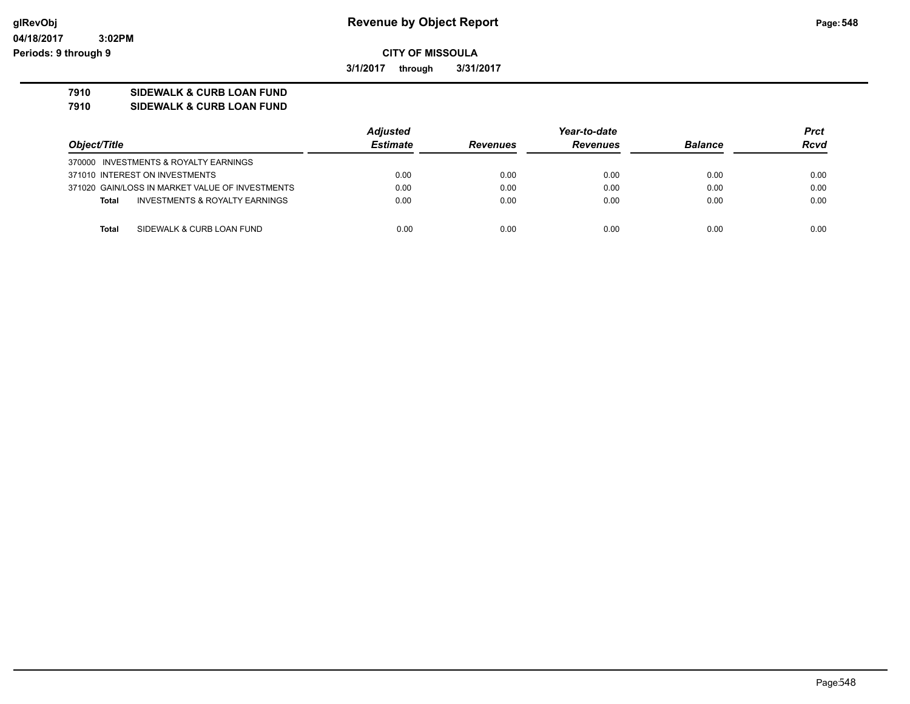**Revenue by Object Report**

**CITY OF MISSOULA**

**3/1/2017 through 3/31/2017**

glRevObj
04/18/2017 3:02PM
Periods: 9 through 9

**7910 SIDEWALK & CURB LOAN FUND**
**7910 SIDEWALK & CURB LOAN FUND**

| Object/Title | Adjusted Estimate | Revenues | Year-to-date Revenues | Balance | Prct Rcvd |
|---|---|---|---|---|---|
| 370000 INVESTMENTS & ROYALTY EARNINGS | | | | | |
| 371010 INTEREST ON INVESTMENTS | 0.00 | 0.00 | 0.00 | 0.00 | 0.00 |
| 371020 GAIN/LOSS IN MARKET VALUE OF INVESTMENTS | 0.00 | 0.00 | 0.00 | 0.00 | 0.00 |
| **Total** INVESTMENTS & ROYALTY EARNINGS | 0.00 | 0.00 | 0.00 | 0.00 | 0.00 |
| **Total** SIDEWALK & CURB LOAN FUND | 0.00 | 0.00 | 0.00 | 0.00 | 0.00 |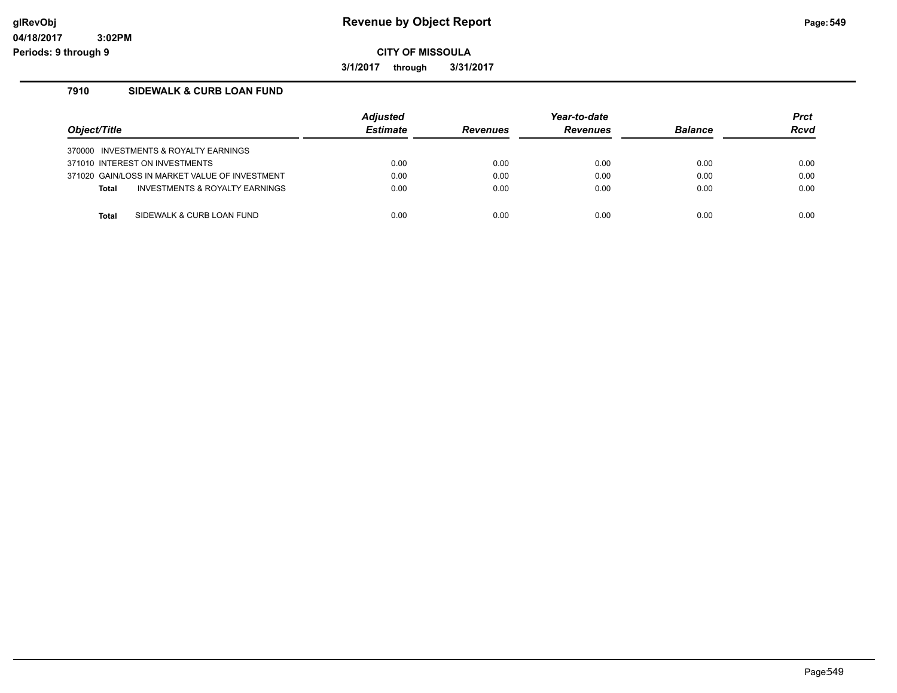# Revenue by Object Report

**CITY OF MISSOULA**

**3/1/2017 through 3/31/2017**

glRevObj
04/18/2017 3:02PM
Periods: 9 through 9

### 7910 SIDEWALK & CURB LOAN FUND

| Object/Title | Adjusted Estimate | Revenues | Year-to-date Revenues | Balance | Prct Rcvd |
|---|---|---|---|---|---|
| 370000 INVESTMENTS & ROYALTY EARNINGS | | | | | |
| 371010 INTEREST ON INVESTMENTS | 0.00 | 0.00 | 0.00 | 0.00 | 0.00 |
| 371020 GAIN/LOSS IN MARKET VALUE OF INVESTMENT | 0.00 | 0.00 | 0.00 | 0.00 | 0.00 |
| **Total** INVESTMENTS & ROYALTY EARNINGS | 0.00 | 0.00 | 0.00 | 0.00 | 0.00 |
| **Total** SIDEWALK & CURB LOAN FUND | 0.00 | 0.00 | 0.00 | 0.00 | 0.00 |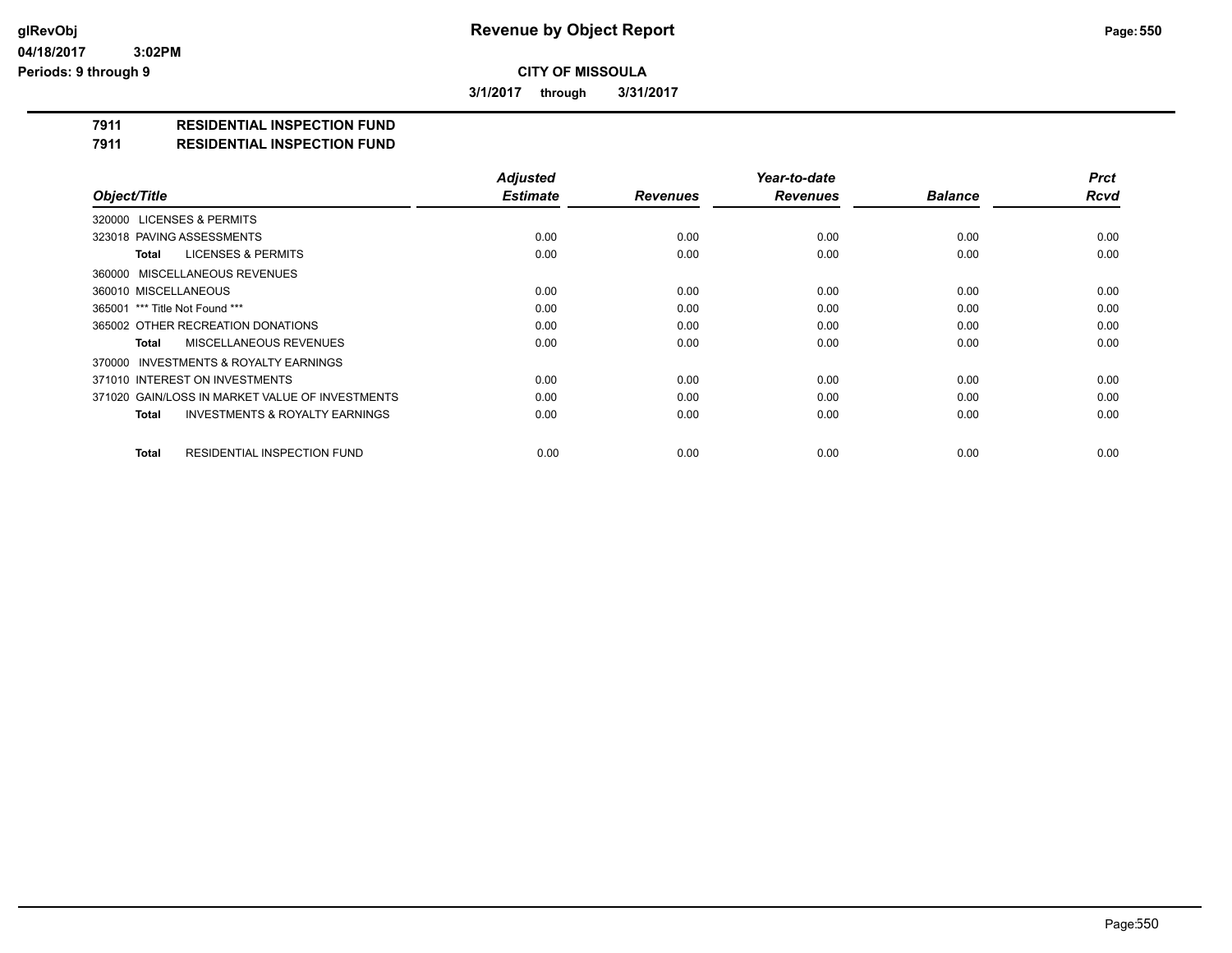glRevObj

04/18/2017 3:02PM

Periods: 9 through 9

# Revenue by Object Report

**CITY OF MISSOULA**

**3/1/2017 through 3/31/2017**

**7911 RESIDENTIAL INSPECTION FUND**

**7911 RESIDENTIAL INSPECTION FUND**

| Object/Title | Adjusted Estimate | Revenues | Year-to-date Revenues | Balance | Prct Rcvd |
|---|---|---|---|---|---|
| 320000 LICENSES & PERMITS | | | | | |
| 323018 PAVING ASSESSMENTS | 0.00 | 0.00 | 0.00 | 0.00 | 0.00 |
| **Total** LICENSES & PERMITS | 0.00 | 0.00 | 0.00 | 0.00 | 0.00 |
| 360000 MISCELLANEOUS REVENUES | | | | | |
| 360010 MISCELLANEOUS | 0.00 | 0.00 | 0.00 | 0.00 | 0.00 |
| 365001 *** Title Not Found *** | 0.00 | 0.00 | 0.00 | 0.00 | 0.00 |
| 365002 OTHER RECREATION DONATIONS | 0.00 | 0.00 | 0.00 | 0.00 | 0.00 |
| **Total** MISCELLANEOUS REVENUES | 0.00 | 0.00 | 0.00 | 0.00 | 0.00 |
| 370000 INVESTMENTS & ROYALTY EARNINGS | | | | | |
| 371010 INTEREST ON INVESTMENTS | 0.00 | 0.00 | 0.00 | 0.00 | 0.00 |
| 371020 GAIN/LOSS IN MARKET VALUE OF INVESTMENTS | 0.00 | 0.00 | 0.00 | 0.00 | 0.00 |
| **Total** INVESTMENTS & ROYALTY EARNINGS | 0.00 | 0.00 | 0.00 | 0.00 | 0.00 |
| **Total** RESIDENTIAL INSPECTION FUND | 0.00 | 0.00 | 0.00 | 0.00 | 0.00 |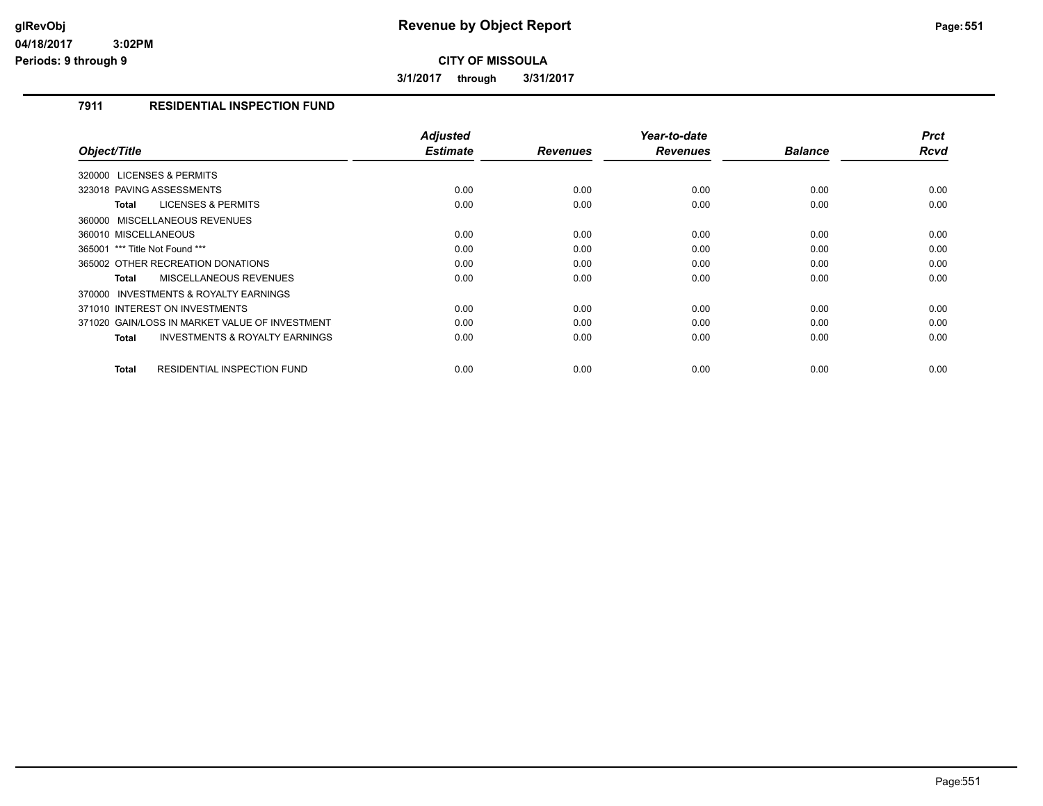# Revenue by Object Report

glRevObj
04/18/2017 3:02PM
Periods: 9 through 9

**CITY OF MISSOULA**

**3/1/2017 through 3/31/2017**

## 7911 RESIDENTIAL INSPECTION FUND

| Object/Title | Adjusted Estimate | Revenues | Year-to-date Revenues | Balance | Prct Rcvd |
|---|---|---|---|---|---|
| 320000 LICENSES & PERMITS | | | | | |
| 323018 PAVING ASSESSMENTS | 0.00 | 0.00 | 0.00 | 0.00 | 0.00 |
| **Total** LICENSES & PERMITS | 0.00 | 0.00 | 0.00 | 0.00 | 0.00 |
| 360000 MISCELLANEOUS REVENUES | | | | | |
| 360010 MISCELLANEOUS | 0.00 | 0.00 | 0.00 | 0.00 | 0.00 |
| 365001 *** Title Not Found *** | 0.00 | 0.00 | 0.00 | 0.00 | 0.00 |
| 365002 OTHER RECREATION DONATIONS | 0.00 | 0.00 | 0.00 | 0.00 | 0.00 |
| **Total** MISCELLANEOUS REVENUES | 0.00 | 0.00 | 0.00 | 0.00 | 0.00 |
| 370000 INVESTMENTS & ROYALTY EARNINGS | | | | | |
| 371010 INTEREST ON INVESTMENTS | 0.00 | 0.00 | 0.00 | 0.00 | 0.00 |
| 371020 GAIN/LOSS IN MARKET VALUE OF INVESTMENT | 0.00 | 0.00 | 0.00 | 0.00 | 0.00 |
| **Total** INVESTMENTS & ROYALTY EARNINGS | 0.00 | 0.00 | 0.00 | 0.00 | 0.00 |
| **Total** RESIDENTIAL INSPECTION FUND | 0.00 | 0.00 | 0.00 | 0.00 | 0.00 |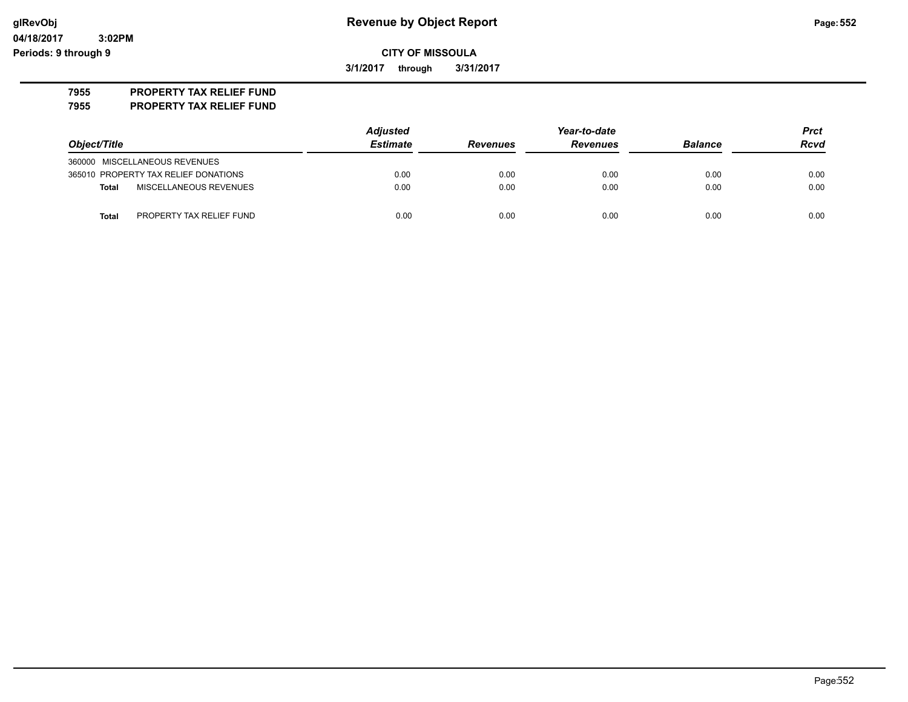**glRevObj**
**04/18/2017 3:02PM**
**Periods: 9 through 9**

# Revenue by Object Report

**CITY OF MISSOULA**

**3/1/2017 through 3/31/2017**

**7955 PROPERTY TAX RELIEF FUND**
**7955 PROPERTY TAX RELIEF FUND**

| Object/Title | Adjusted Estimate | Revenues | Year-to-date Revenues | Balance | Prct Rcvd |
|---|---|---|---|---|---|
| 360000 MISCELLANEOUS REVENUES | | | | | |
| 365010 PROPERTY TAX RELIEF DONATIONS | 0.00 | 0.00 | 0.00 | 0.00 | 0.00 |
| **Total** MISCELLANEOUS REVENUES | 0.00 | 0.00 | 0.00 | 0.00 | 0.00 |
| **Total** PROPERTY TAX RELIEF FUND | 0.00 | 0.00 | 0.00 | 0.00 | 0.00 |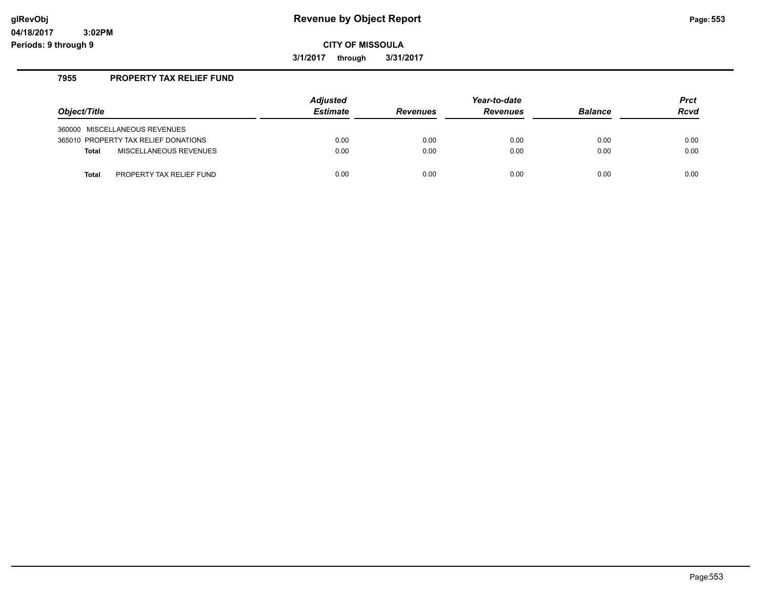# Revenue by Object Report

glRevObj
04/18/2017 3:02PM
Periods: 9 through 9

**CITY OF MISSOULA**

**3/1/2017 through 3/31/2017**

### 7955 PROPERTY TAX RELIEF FUND

| Object/Title | Adjusted Estimate | Revenues | Year-to-date Revenues | Balance | Prct Rcvd |
|---|---|---|---|---|---|
| 360000 MISCELLANEOUS REVENUES | | | | | |
| 365010 PROPERTY TAX RELIEF DONATIONS | 0.00 | 0.00 | 0.00 | 0.00 | 0.00 |
| **Total** MISCELLANEOUS REVENUES | 0.00 | 0.00 | 0.00 | 0.00 | 0.00 |
| **Total** PROPERTY TAX RELIEF FUND | 0.00 | 0.00 | 0.00 | 0.00 | 0.00 |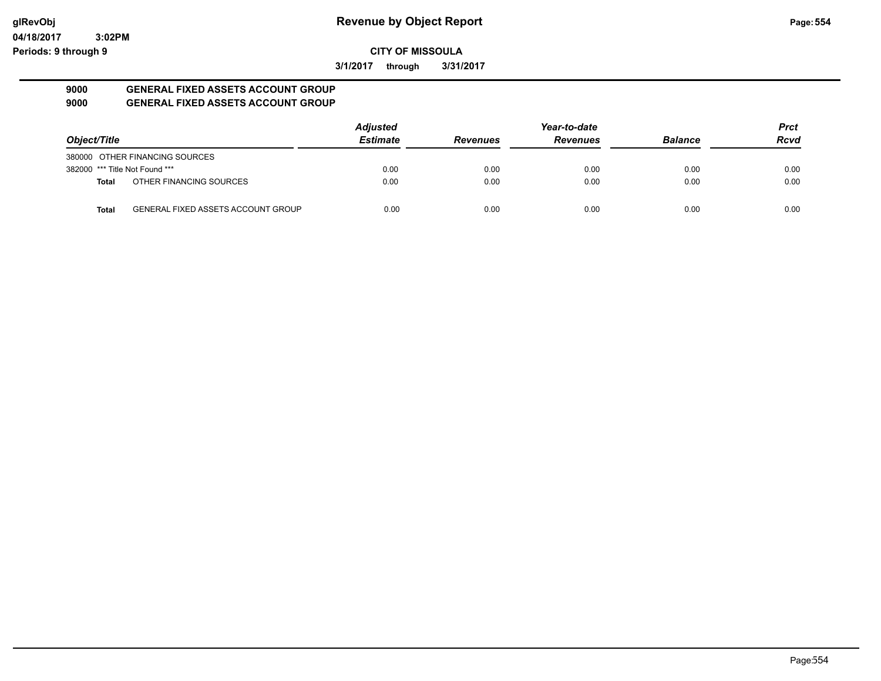**glRevObj** **Revenue by Object Report**
**04/18/2017 3:02PM**
**Periods: 9 through 9**

**CITY OF MISSOULA**

**3/1/2017 through 3/31/2017**

**9000 GENERAL FIXED ASSETS ACCOUNT GROUP**
**9000 GENERAL FIXED ASSETS ACCOUNT GROUP**

| Object/Title | | Adjusted Estimate | Revenues | Year-to-date Revenues | Balance | Prct Rcvd |
|---|---|---|---|---|---|---|
| 380000 OTHER FINANCING SOURCES | | | | | | |
| 382000 *** Title Not Found *** | | 0.00 | 0.00 | 0.00 | 0.00 | 0.00 |
| **Total** | OTHER FINANCING SOURCES | 0.00 | 0.00 | 0.00 | 0.00 | 0.00 |
| **Total** | GENERAL FIXED ASSETS ACCOUNT GROUP | 0.00 | 0.00 | 0.00 | 0.00 | 0.00 |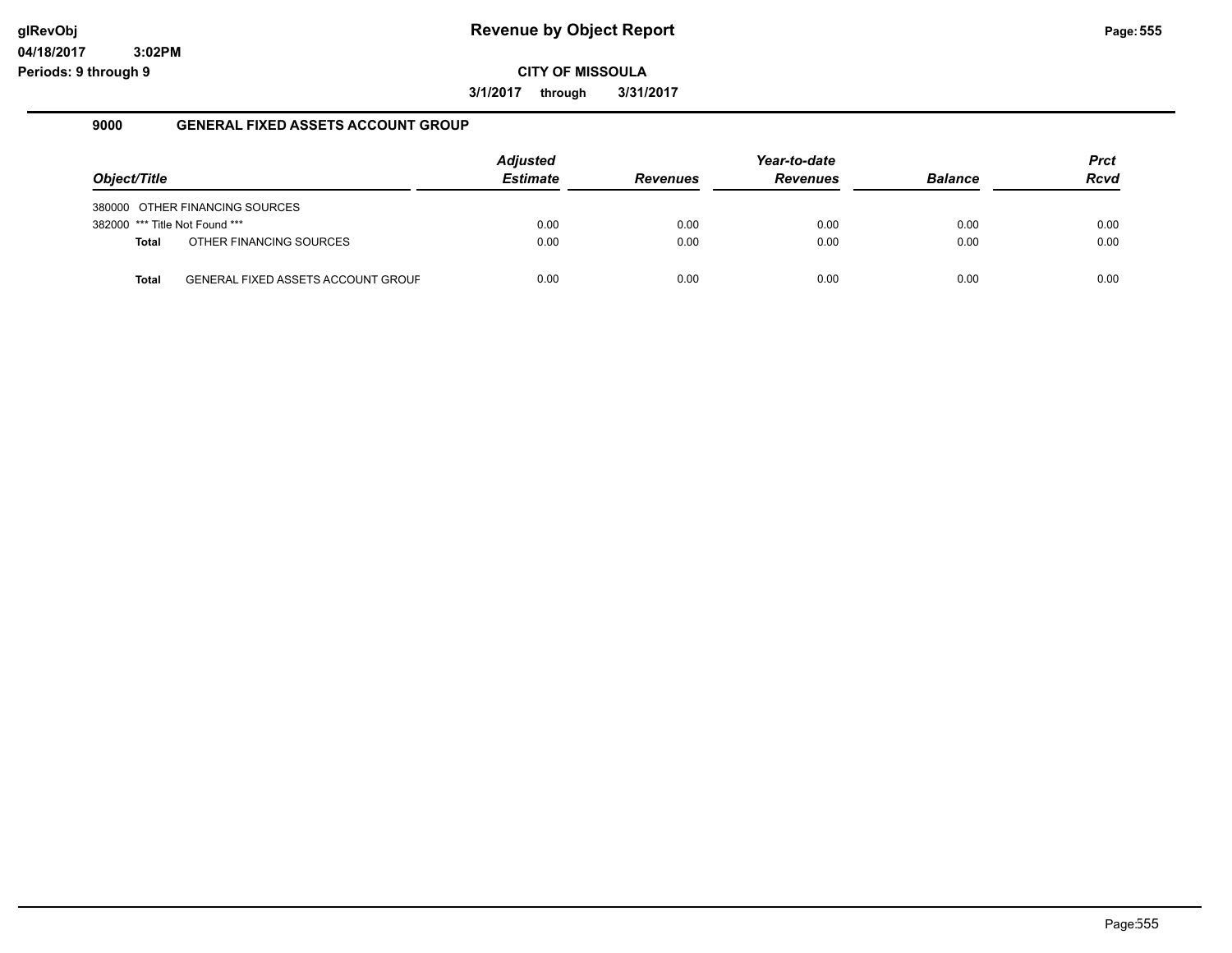# Revenue by Object Report

glRevObj
04/18/2017 3:02PM
Periods: 9 through 9

**CITY OF MISSOULA**

**3/1/2017 through 3/31/2017**

## 9000 GENERAL FIXED ASSETS ACCOUNT GROUP

| Object/Title | Adjusted Estimate | Revenues | Year-to-date Revenues | Balance | Prct Rcvd |
|---|---|---|---|---|---|
| 380000 OTHER FINANCING SOURCES | | | | | |
| 382000 *** Title Not Found *** | 0.00 | 0.00 | 0.00 | 0.00 | 0.00 |
| **Total** OTHER FINANCING SOURCES | 0.00 | 0.00 | 0.00 | 0.00 | 0.00 |
| **Total** GENERAL FIXED ASSETS ACCOUNT GROUF | 0.00 | 0.00 | 0.00 | 0.00 | 0.00 |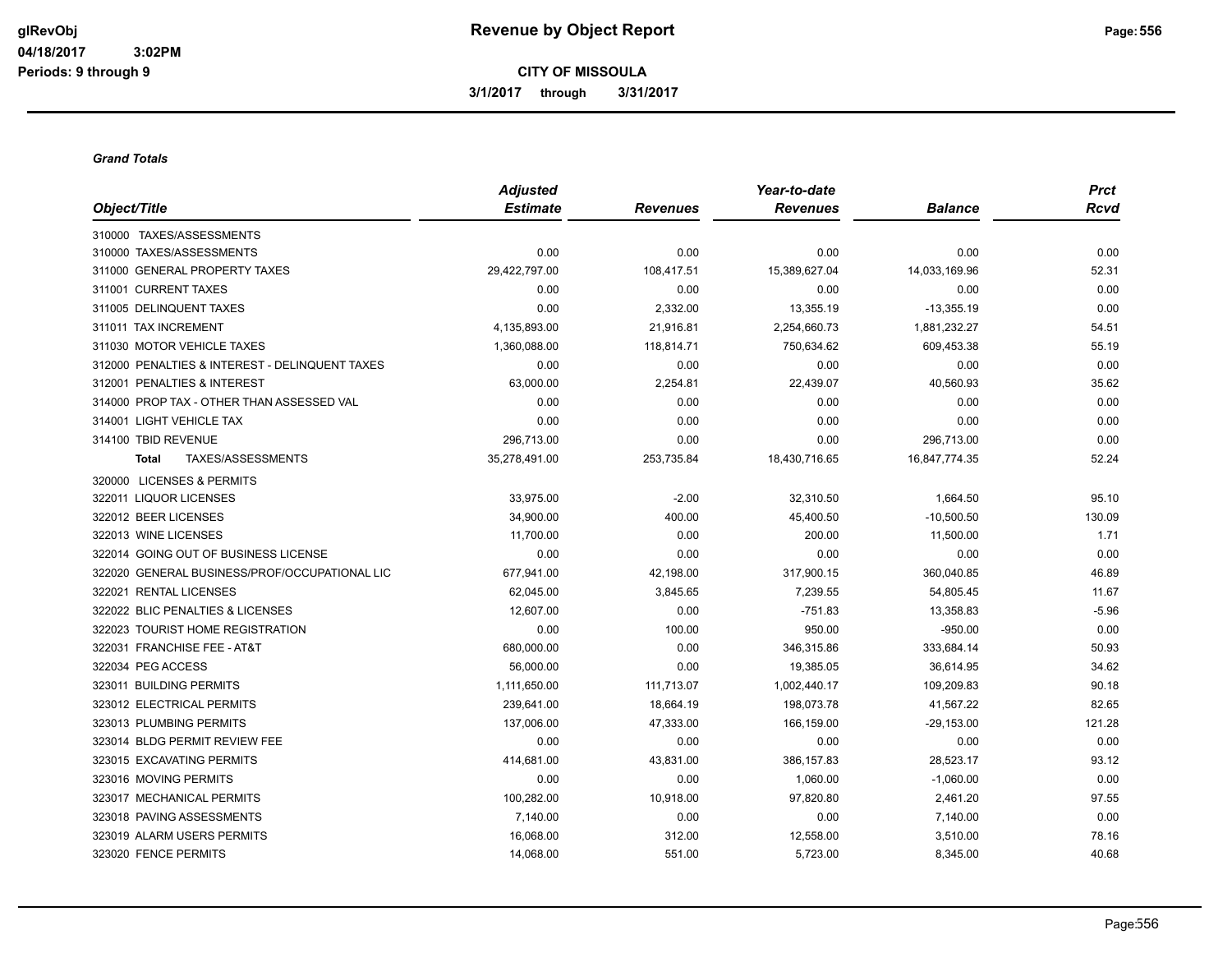# Revenue by Object Report

**CITY OF MISSOULA**

**3/1/2017 through 3/31/2017**

glRevObj
04/18/2017 3:02PM
Periods: 9 through 9

*Grand Totals*

| Object/Title | Adjusted Estimate | Revenues | Year-to-date Revenues | Balance | Prct Rcvd |
|---|---|---|---|---|---|
| 310000 TAXES/ASSESSMENTS | | | | | |
| 310000 TAXES/ASSESSMENTS | 0.00 | 0.00 | 0.00 | 0.00 | 0.00 |
| 311000 GENERAL PROPERTY TAXES | 29,422,797.00 | 108,417.51 | 15,389,627.04 | 14,033,169.96 | 52.31 |
| 311001 CURRENT TAXES | 0.00 | 0.00 | 0.00 | 0.00 | 0.00 |
| 311005 DELINQUENT TAXES | 0.00 | 2,332.00 | 13,355.19 | -13,355.19 | 0.00 |
| 311011 TAX INCREMENT | 4,135,893.00 | 21,916.81 | 2,254,660.73 | 1,881,232.27 | 54.51 |
| 311030 MOTOR VEHICLE TAXES | 1,360,088.00 | 118,814.71 | 750,634.62 | 609,453.38 | 55.19 |
| 312000 PENALTIES & INTEREST - DELINQUENT TAXES | 0.00 | 0.00 | 0.00 | 0.00 | 0.00 |
| 312001 PENALTIES & INTEREST | 63,000.00 | 2,254.81 | 22,439.07 | 40,560.93 | 35.62 |
| 314000 PROP TAX - OTHER THAN ASSESSED VAL | 0.00 | 0.00 | 0.00 | 0.00 | 0.00 |
| 314001 LIGHT VEHICLE TAX | 0.00 | 0.00 | 0.00 | 0.00 | 0.00 |
| 314100 TBID REVENUE | 296,713.00 | 0.00 | 0.00 | 296,713.00 | 0.00 |
| **Total** TAXES/ASSESSMENTS | 35,278,491.00 | 253,735.84 | 18,430,716.65 | 16,847,774.35 | 52.24 |
| 320000 LICENSES & PERMITS | | | | | |
| 322011 LIQUOR LICENSES | 33,975.00 | -2.00 | 32,310.50 | 1,664.50 | 95.10 |
| 322012 BEER LICENSES | 34,900.00 | 400.00 | 45,400.50 | -10,500.50 | 130.09 |
| 322013 WINE LICENSES | 11,700.00 | 0.00 | 200.00 | 11,500.00 | 1.71 |
| 322014 GOING OUT OF BUSINESS LICENSE | 0.00 | 0.00 | 0.00 | 0.00 | 0.00 |
| 322020 GENERAL BUSINESS/PROF/OCCUPATIONAL LIC | 677,941.00 | 42,198.00 | 317,900.15 | 360,040.85 | 46.89 |
| 322021 RENTAL LICENSES | 62,045.00 | 3,845.65 | 7,239.55 | 54,805.45 | 11.67 |
| 322022 BLIC PENALTIES & LICENSES | 12,607.00 | 0.00 | -751.83 | 13,358.83 | -5.96 |
| 322023 TOURIST HOME REGISTRATION | 0.00 | 100.00 | 950.00 | -950.00 | 0.00 |
| 322031 FRANCHISE FEE - AT&T | 680,000.00 | 0.00 | 346,315.86 | 333,684.14 | 50.93 |
| 322034 PEG ACCESS | 56,000.00 | 0.00 | 19,385.05 | 36,614.95 | 34.62 |
| 323011 BUILDING PERMITS | 1,111,650.00 | 111,713.07 | 1,002,440.17 | 109,209.83 | 90.18 |
| 323012 ELECTRICAL PERMITS | 239,641.00 | 18,664.19 | 198,073.78 | 41,567.22 | 82.65 |
| 323013 PLUMBING PERMITS | 137,006.00 | 47,333.00 | 166,159.00 | -29,153.00 | 121.28 |
| 323014 BLDG PERMIT REVIEW FEE | 0.00 | 0.00 | 0.00 | 0.00 | 0.00 |
| 323015 EXCAVATING PERMITS | 414,681.00 | 43,831.00 | 386,157.83 | 28,523.17 | 93.12 |
| 323016 MOVING PERMITS | 0.00 | 0.00 | 1,060.00 | -1,060.00 | 0.00 |
| 323017 MECHANICAL PERMITS | 100,282.00 | 10,918.00 | 97,820.80 | 2,461.20 | 97.55 |
| 323018 PAVING ASSESSMENTS | 7,140.00 | 0.00 | 0.00 | 7,140.00 | 0.00 |
| 323019 ALARM USERS PERMITS | 16,068.00 | 312.00 | 12,558.00 | 3,510.00 | 78.16 |
| 323020 FENCE PERMITS | 14,068.00 | 551.00 | 5,723.00 | 8,345.00 | 40.68 |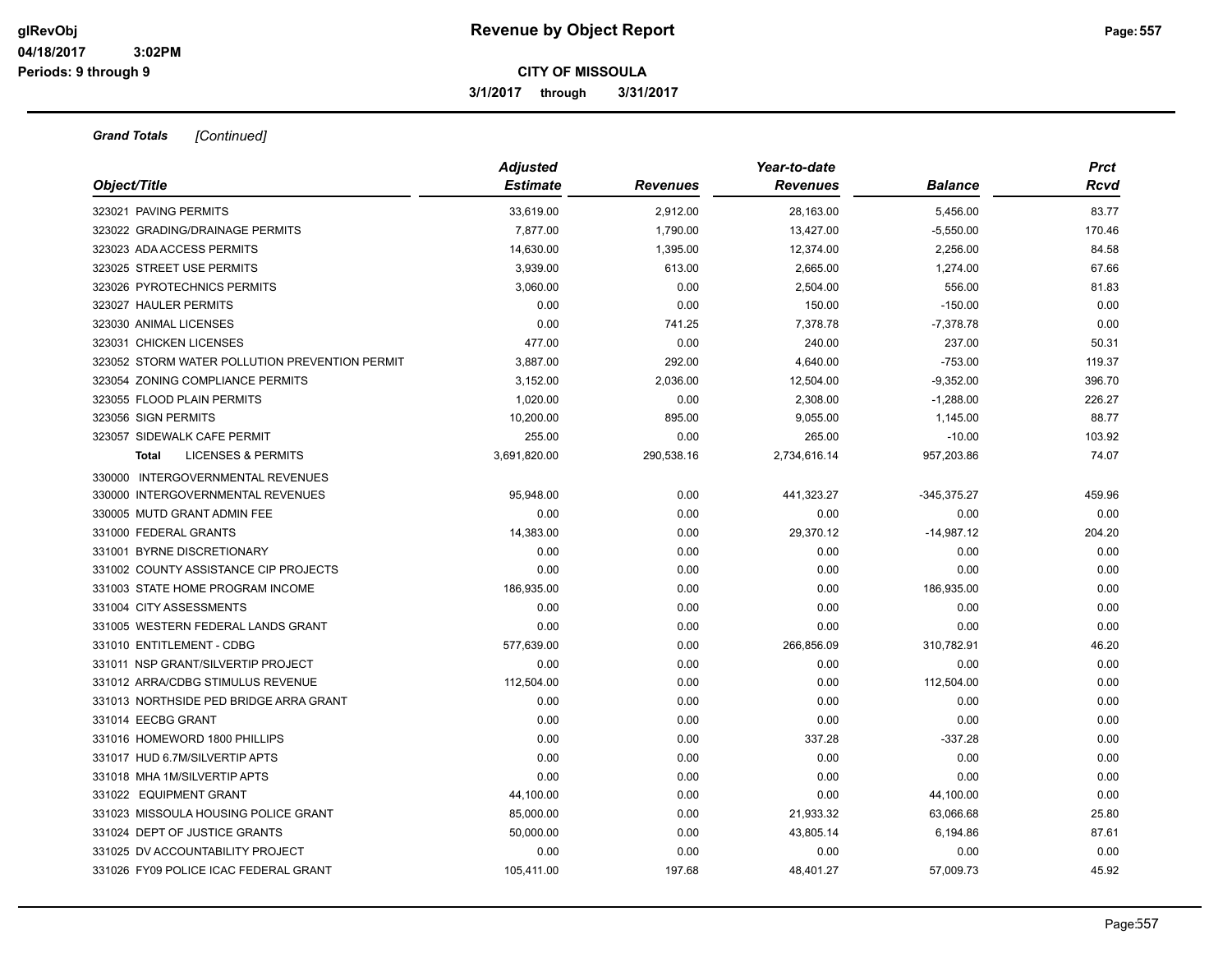# Revenue by Object Report

**CITY OF MISSOULA**

**3/1/2017 through 3/31/2017**

glRevObj
04/18/2017 3:02PM
Periods: 9 through 9

***Grand Totals*** *[Continued]*

| Object/Title | Adjusted Estimate | Revenues | Year-to-date Revenues | Balance | Prct Rcvd |
|---|---|---|---|---|---|
| 323021 PAVING PERMITS | 33,619.00 | 2,912.00 | 28,163.00 | 5,456.00 | 83.77 |
| 323022 GRADING/DRAINAGE PERMITS | 7,877.00 | 1,790.00 | 13,427.00 | -5,550.00 | 170.46 |
| 323023 ADA ACCESS PERMITS | 14,630.00 | 1,395.00 | 12,374.00 | 2,256.00 | 84.58 |
| 323025 STREET USE PERMITS | 3,939.00 | 613.00 | 2,665.00 | 1,274.00 | 67.66 |
| 323026 PYROTECHNICS PERMITS | 3,060.00 | 0.00 | 2,504.00 | 556.00 | 81.83 |
| 323027 HAULER PERMITS | 0.00 | 0.00 | 150.00 | -150.00 | 0.00 |
| 323030 ANIMAL LICENSES | 0.00 | 741.25 | 7,378.78 | -7,378.78 | 0.00 |
| 323031 CHICKEN LICENSES | 477.00 | 0.00 | 240.00 | 237.00 | 50.31 |
| 323052 STORM WATER POLLUTION PREVENTION PERMIT | 3,887.00 | 292.00 | 4,640.00 | -753.00 | 119.37 |
| 323054 ZONING COMPLIANCE PERMITS | 3,152.00 | 2,036.00 | 12,504.00 | -9,352.00 | 396.70 |
| 323055 FLOOD PLAIN PERMITS | 1,020.00 | 0.00 | 2,308.00 | -1,288.00 | 226.27 |
| 323056 SIGN PERMITS | 10,200.00 | 895.00 | 9,055.00 | 1,145.00 | 88.77 |
| 323057 SIDEWALK CAFE PERMIT | 255.00 | 0.00 | 265.00 | -10.00 | 103.92 |
| **Total** LICENSES & PERMITS | 3,691,820.00 | 290,538.16 | 2,734,616.14 | 957,203.86 | 74.07 |
| 330000 INTERGOVERNMENTAL REVENUES | | | | | |
| 330000 INTERGOVERNMENTAL REVENUES | 95,948.00 | 0.00 | 441,323.27 | -345,375.27 | 459.96 |
| 330005 MUTD GRANT ADMIN FEE | 0.00 | 0.00 | 0.00 | 0.00 | 0.00 |
| 331000 FEDERAL GRANTS | 14,383.00 | 0.00 | 29,370.12 | -14,987.12 | 204.20 |
| 331001 BYRNE DISCRETIONARY | 0.00 | 0.00 | 0.00 | 0.00 | 0.00 |
| 331002 COUNTY ASSISTANCE CIP PROJECTS | 0.00 | 0.00 | 0.00 | 0.00 | 0.00 |
| 331003 STATE HOME PROGRAM INCOME | 186,935.00 | 0.00 | 0.00 | 186,935.00 | 0.00 |
| 331004 CITY ASSESSMENTS | 0.00 | 0.00 | 0.00 | 0.00 | 0.00 |
| 331005 WESTERN FEDERAL LANDS GRANT | 0.00 | 0.00 | 0.00 | 0.00 | 0.00 |
| 331010 ENTITLEMENT - CDBG | 577,639.00 | 0.00 | 266,856.09 | 310,782.91 | 46.20 |
| 331011 NSP GRANT/SILVERTIP PROJECT | 0.00 | 0.00 | 0.00 | 0.00 | 0.00 |
| 331012 ARRA/CDBG STIMULUS REVENUE | 112,504.00 | 0.00 | 0.00 | 112,504.00 | 0.00 |
| 331013 NORTHSIDE PED BRIDGE ARRA GRANT | 0.00 | 0.00 | 0.00 | 0.00 | 0.00 |
| 331014 EECBG GRANT | 0.00 | 0.00 | 0.00 | 0.00 | 0.00 |
| 331016 HOMEWORD 1800 PHILLIPS | 0.00 | 0.00 | 337.28 | -337.28 | 0.00 |
| 331017 HUD 6.7M/SILVERTIP APTS | 0.00 | 0.00 | 0.00 | 0.00 | 0.00 |
| 331018 MHA 1M/SILVERTIP APTS | 0.00 | 0.00 | 0.00 | 0.00 | 0.00 |
| 331022 EQUIPMENT GRANT | 44,100.00 | 0.00 | 0.00 | 44,100.00 | 0.00 |
| 331023 MISSOULA HOUSING POLICE GRANT | 85,000.00 | 0.00 | 21,933.32 | 63,066.68 | 25.80 |
| 331024 DEPT OF JUSTICE GRANTS | 50,000.00 | 0.00 | 43,805.14 | 6,194.86 | 87.61 |
| 331025 DV ACCOUNTABILITY PROJECT | 0.00 | 0.00 | 0.00 | 0.00 | 0.00 |
| 331026 FY09 POLICE ICAC FEDERAL GRANT | 105,411.00 | 197.68 | 48,401.27 | 57,009.73 | 45.92 |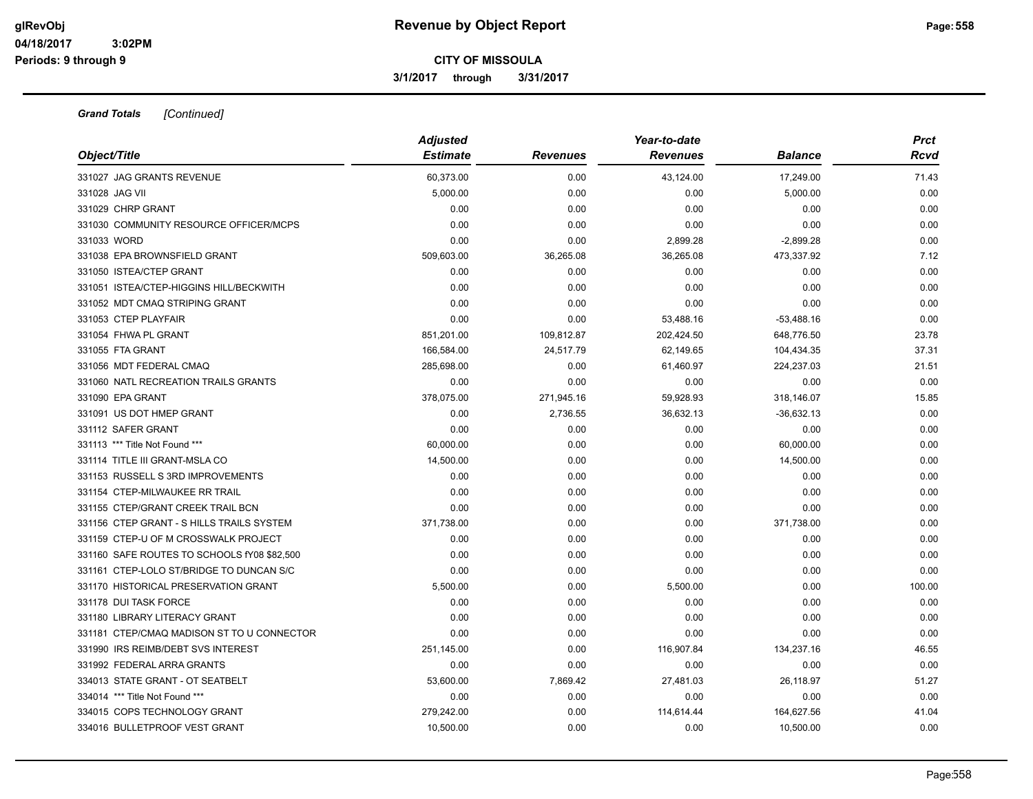**Revenue by Object Report**

**CITY OF MISSOULA**

**3/1/2017 through 3/31/2017**

glRevObj
04/18/2017 3:02PM
Periods: 9 through 9

***Grand Totals*** *[Continued]*

| *Object/Title* | *Adjusted Estimate* | *Revenues* | *Year-to-date Revenues* | *Balance* | *Prct Rcvd* |
|---|---|---|---|---|---|
| 331027 JAG GRANTS REVENUE | 60,373.00 | 0.00 | 43,124.00 | 17,249.00 | 71.43 |
| 331028 JAG VII | 5,000.00 | 0.00 | 0.00 | 5,000.00 | 0.00 |
| 331029 CHRP GRANT | 0.00 | 0.00 | 0.00 | 0.00 | 0.00 |
| 331030 COMMUNITY RESOURCE OFFICER/MCPS | 0.00 | 0.00 | 0.00 | 0.00 | 0.00 |
| 331033 WORD | 0.00 | 0.00 | 2,899.28 | -2,899.28 | 0.00 |
| 331038 EPA BROWNSFIELD GRANT | 509,603.00 | 36,265.08 | 36,265.08 | 473,337.92 | 7.12 |
| 331050 ISTEA/CTEP GRANT | 0.00 | 0.00 | 0.00 | 0.00 | 0.00 |
| 331051 ISTEA/CTEP-HIGGINS HILL/BECKWITH | 0.00 | 0.00 | 0.00 | 0.00 | 0.00 |
| 331052 MDT CMAQ STRIPING GRANT | 0.00 | 0.00 | 0.00 | 0.00 | 0.00 |
| 331053 CTEP PLAYFAIR | 0.00 | 0.00 | 53,488.16 | -53,488.16 | 0.00 |
| 331054 FHWA PL GRANT | 851,201.00 | 109,812.87 | 202,424.50 | 648,776.50 | 23.78 |
| 331055 FTA GRANT | 166,584.00 | 24,517.79 | 62,149.65 | 104,434.35 | 37.31 |
| 331056 MDT FEDERAL CMAQ | 285,698.00 | 0.00 | 61,460.97 | 224,237.03 | 21.51 |
| 331060 NATL RECREATION TRAILS GRANTS | 0.00 | 0.00 | 0.00 | 0.00 | 0.00 |
| 331090 EPA GRANT | 378,075.00 | 271,945.16 | 59,928.93 | 318,146.07 | 15.85 |
| 331091 US DOT HMEP GRANT | 0.00 | 2,736.55 | 36,632.13 | -36,632.13 | 0.00 |
| 331112 SAFER GRANT | 0.00 | 0.00 | 0.00 | 0.00 | 0.00 |
| 331113 *** Title Not Found *** | 60,000.00 | 0.00 | 0.00 | 60,000.00 | 0.00 |
| 331114 TITLE III GRANT-MSLA CO | 14,500.00 | 0.00 | 0.00 | 14,500.00 | 0.00 |
| 331153 RUSSELL S 3RD IMPROVEMENTS | 0.00 | 0.00 | 0.00 | 0.00 | 0.00 |
| 331154 CTEP-MILWAUKEE RR TRAIL | 0.00 | 0.00 | 0.00 | 0.00 | 0.00 |
| 331155 CTEP/GRANT CREEK TRAIL BCN | 0.00 | 0.00 | 0.00 | 0.00 | 0.00 |
| 331156 CTEP GRANT - S HILLS TRAILS SYSTEM | 371,738.00 | 0.00 | 0.00 | 371,738.00 | 0.00 |
| 331159 CTEP-U OF M CROSSWALK PROJECT | 0.00 | 0.00 | 0.00 | 0.00 | 0.00 |
| 331160 SAFE ROUTES TO SCHOOLS fY08 $82,500 | 0.00 | 0.00 | 0.00 | 0.00 | 0.00 |
| 331161 CTEP-LOLO ST/BRIDGE TO DUNCAN S/C | 0.00 | 0.00 | 0.00 | 0.00 | 0.00 |
| 331170 HISTORICAL PRESERVATION GRANT | 5,500.00 | 0.00 | 5,500.00 | 0.00 | 100.00 |
| 331178 DUI TASK FORCE | 0.00 | 0.00 | 0.00 | 0.00 | 0.00 |
| 331180 LIBRARY LITERACY GRANT | 0.00 | 0.00 | 0.00 | 0.00 | 0.00 |
| 331181 CTEP/CMAQ MADISON ST TO U CONNECTOR | 0.00 | 0.00 | 0.00 | 0.00 | 0.00 |
| 331990 IRS REIMB/DEBT SVS INTEREST | 251,145.00 | 0.00 | 116,907.84 | 134,237.16 | 46.55 |
| 331992 FEDERAL ARRA GRANTS | 0.00 | 0.00 | 0.00 | 0.00 | 0.00 |
| 334013 STATE GRANT - OT SEATBELT | 53,600.00 | 7,869.42 | 27,481.03 | 26,118.97 | 51.27 |
| 334014 *** Title Not Found *** | 0.00 | 0.00 | 0.00 | 0.00 | 0.00 |
| 334015 COPS TECHNOLOGY GRANT | 279,242.00 | 0.00 | 114,614.44 | 164,627.56 | 41.04 |
| 334016 BULLETPROOF VEST GRANT | 10,500.00 | 0.00 | 0.00 | 10,500.00 | 0.00 |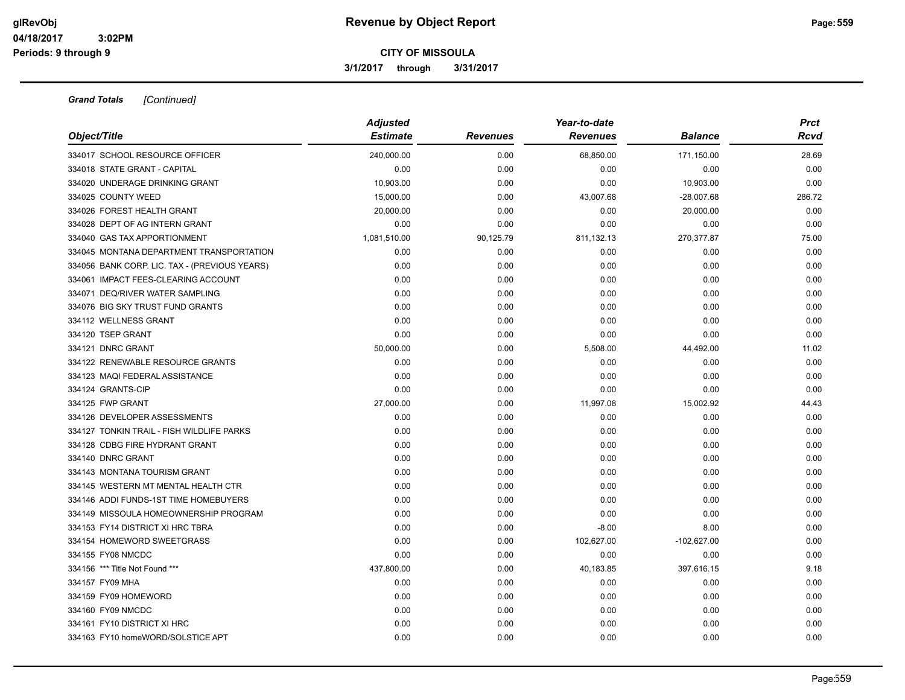**Grand Totals** *[Continued]*

| Object/Title | Adjusted Estimate | Revenues | Year-to-date Revenues | Balance | Prct Rcvd |
|---|---|---|---|---|---|
| 334017 SCHOOL RESOURCE OFFICER | 240,000.00 | 0.00 | 68,850.00 | 171,150.00 | 28.69 |
| 334018 STATE GRANT - CAPITAL | 0.00 | 0.00 | 0.00 | 0.00 | 0.00 |
| 334020 UNDERAGE DRINKING GRANT | 10,903.00 | 0.00 | 0.00 | 10,903.00 | 0.00 |
| 334025 COUNTY WEED | 15,000.00 | 0.00 | 43,007.68 | -28,007.68 | 286.72 |
| 334026 FOREST HEALTH GRANT | 20,000.00 | 0.00 | 0.00 | 20,000.00 | 0.00 |
| 334028 DEPT OF AG INTERN GRANT | 0.00 | 0.00 | 0.00 | 0.00 | 0.00 |
| 334040 GAS TAX APPORTIONMENT | 1,081,510.00 | 90,125.79 | 811,132.13 | 270,377.87 | 75.00 |
| 334045 MONTANA DEPARTMENT TRANSPORTATION | 0.00 | 0.00 | 0.00 | 0.00 | 0.00 |
| 334056 BANK CORP. LIC. TAX - (PREVIOUS YEARS) | 0.00 | 0.00 | 0.00 | 0.00 | 0.00 |
| 334061 IMPACT FEES-CLEARING ACCOUNT | 0.00 | 0.00 | 0.00 | 0.00 | 0.00 |
| 334071 DEQ/RIVER WATER SAMPLING | 0.00 | 0.00 | 0.00 | 0.00 | 0.00 |
| 334076 BIG SKY TRUST FUND GRANTS | 0.00 | 0.00 | 0.00 | 0.00 | 0.00 |
| 334112 WELLNESS GRANT | 0.00 | 0.00 | 0.00 | 0.00 | 0.00 |
| 334120 TSEP GRANT | 0.00 | 0.00 | 0.00 | 0.00 | 0.00 |
| 334121 DNRC GRANT | 50,000.00 | 0.00 | 5,508.00 | 44,492.00 | 11.02 |
| 334122 RENEWABLE RESOURCE GRANTS | 0.00 | 0.00 | 0.00 | 0.00 | 0.00 |
| 334123 MAQI FEDERAL ASSISTANCE | 0.00 | 0.00 | 0.00 | 0.00 | 0.00 |
| 334124 GRANTS-CIP | 0.00 | 0.00 | 0.00 | 0.00 | 0.00 |
| 334125 FWP GRANT | 27,000.00 | 0.00 | 11,997.08 | 15,002.92 | 44.43 |
| 334126 DEVELOPER ASSESSMENTS | 0.00 | 0.00 | 0.00 | 0.00 | 0.00 |
| 334127 TONKIN TRAIL - FISH WILDLIFE PARKS | 0.00 | 0.00 | 0.00 | 0.00 | 0.00 |
| 334128 CDBG FIRE HYDRANT GRANT | 0.00 | 0.00 | 0.00 | 0.00 | 0.00 |
| 334140 DNRC GRANT | 0.00 | 0.00 | 0.00 | 0.00 | 0.00 |
| 334143 MONTANA TOURISM GRANT | 0.00 | 0.00 | 0.00 | 0.00 | 0.00 |
| 334145 WESTERN MT MENTAL HEALTH CTR | 0.00 | 0.00 | 0.00 | 0.00 | 0.00 |
| 334146 ADDI FUNDS-1ST TIME HOMEBUYERS | 0.00 | 0.00 | 0.00 | 0.00 | 0.00 |
| 334149 MISSOULA HOMEOWNERSHIP PROGRAM | 0.00 | 0.00 | 0.00 | 0.00 | 0.00 |
| 334153 FY14 DISTRICT XI HRC TBRA | 0.00 | 0.00 | -8.00 | 8.00 | 0.00 |
| 334154 HOMEWORD SWEETGRASS | 0.00 | 0.00 | 102,627.00 | -102,627.00 | 0.00 |
| 334155 FY08 NMCDC | 0.00 | 0.00 | 0.00 | 0.00 | 0.00 |
| 334156 *** Title Not Found *** | 437,800.00 | 0.00 | 40,183.85 | 397,616.15 | 9.18 |
| 334157 FY09 MHA | 0.00 | 0.00 | 0.00 | 0.00 | 0.00 |
| 334159 FY09 HOMEWORD | 0.00 | 0.00 | 0.00 | 0.00 | 0.00 |
| 334160 FY09 NMCDC | 0.00 | 0.00 | 0.00 | 0.00 | 0.00 |
| 334161 FY10 DISTRICT XI HRC | 0.00 | 0.00 | 0.00 | 0.00 | 0.00 |
| 334163 FY10 homeWORD/SOLSTICE APT | 0.00 | 0.00 | 0.00 | 0.00 | 0.00 |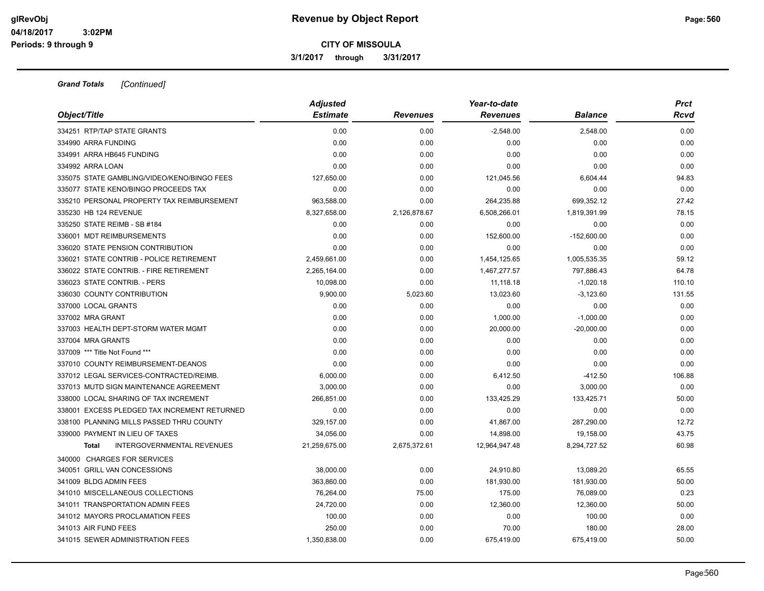**Revenue by Object Report**

**CITY OF MISSOULA**

**3/1/2017 through 3/31/2017**

glRevObj
04/18/2017 3:02PM
Periods: 9 through 9

***Grand Totals [Continued]***

| Object/Title | Adjusted Estimate | Revenues | Year-to-date Revenues | Balance | Prct Rcvd |
|---|---|---|---|---|---|
| 334251 RTP/TAP STATE GRANTS | 0.00 | 0.00 | -2,548.00 | 2,548.00 | 0.00 |
| 334990 ARRA FUNDING | 0.00 | 0.00 | 0.00 | 0.00 | 0.00 |
| 334991 ARRA HB645 FUNDING | 0.00 | 0.00 | 0.00 | 0.00 | 0.00 |
| 334992 ARRA LOAN | 0.00 | 0.00 | 0.00 | 0.00 | 0.00 |
| 335075 STATE GAMBLING/VIDEO/KENO/BINGO FEES | 127,650.00 | 0.00 | 121,045.56 | 6,604.44 | 94.83 |
| 335077 STATE KENO/BINGO PROCEEDS TAX | 0.00 | 0.00 | 0.00 | 0.00 | 0.00 |
| 335210 PERSONAL PROPERTY TAX REIMBURSEMENT | 963,588.00 | 0.00 | 264,235.88 | 699,352.12 | 27.42 |
| 335230 HB 124 REVENUE | 8,327,658.00 | 2,126,878.67 | 6,508,266.01 | 1,819,391.99 | 78.15 |
| 335250 STATE REIMB - SB #184 | 0.00 | 0.00 | 0.00 | 0.00 | 0.00 |
| 336001 MDT REIMBURSEMENTS | 0.00 | 0.00 | 152,600.00 | -152,600.00 | 0.00 |
| 336020 STATE PENSION CONTRIBUTION | 0.00 | 0.00 | 0.00 | 0.00 | 0.00 |
| 336021 STATE CONTRIB - POLICE RETIREMENT | 2,459,661.00 | 0.00 | 1,454,125.65 | 1,005,535.35 | 59.12 |
| 336022 STATE CONTRIB. - FIRE RETIREMENT | 2,265,164.00 | 0.00 | 1,467,277.57 | 797,886.43 | 64.78 |
| 336023 STATE CONTRIB. - PERS | 10,098.00 | 0.00 | 11,118.18 | -1,020.18 | 110.10 |
| 336030 COUNTY CONTRIBUTION | 9,900.00 | 5,023.60 | 13,023.60 | -3,123.60 | 131.55 |
| 337000 LOCAL GRANTS | 0.00 | 0.00 | 0.00 | 0.00 | 0.00 |
| 337002 MRA GRANT | 0.00 | 0.00 | 1,000.00 | -1,000.00 | 0.00 |
| 337003 HEALTH DEPT-STORM WATER MGMT | 0.00 | 0.00 | 20,000.00 | -20,000.00 | 0.00 |
| 337004 MRA GRANTS | 0.00 | 0.00 | 0.00 | 0.00 | 0.00 |
| 337009 *** Title Not Found *** | 0.00 | 0.00 | 0.00 | 0.00 | 0.00 |
| 337010 COUNTY REIMBURSEMENT-DEANOS | 0.00 | 0.00 | 0.00 | 0.00 | 0.00 |
| 337012 LEGAL SERVICES-CONTRACTED/REIMB. | 6,000.00 | 0.00 | 6,412.50 | -412.50 | 106.88 |
| 337013 MUTD SIGN MAINTENANCE AGREEMENT | 3,000.00 | 0.00 | 0.00 | 3,000.00 | 0.00 |
| 338000 LOCAL SHARING OF TAX INCREMENT | 266,851.00 | 0.00 | 133,425.29 | 133,425.71 | 50.00 |
| 338001 EXCESS PLEDGED TAX INCREMENT RETURNED | 0.00 | 0.00 | 0.00 | 0.00 | 0.00 |
| 338100 PLANNING MILLS PASSED THRU COUNTY | 329,157.00 | 0.00 | 41,867.00 | 287,290.00 | 12.72 |
| 339000 PAYMENT IN LIEU OF TAXES | 34,056.00 | 0.00 | 14,898.00 | 19,158.00 | 43.75 |
| **Total** INTERGOVERNMENTAL REVENUES | 21,259,675.00 | 2,675,372.61 | 12,964,947.48 | 8,294,727.52 | 60.98 |
| 340000 CHARGES FOR SERVICES | | | | | |
| 340051 GRILL VAN CONCESSIONS | 38,000.00 | 0.00 | 24,910.80 | 13,089.20 | 65.55 |
| 341009 BLDG ADMIN FEES | 363,860.00 | 0.00 | 181,930.00 | 181,930.00 | 50.00 |
| 341010 MISCELLANEOUS COLLECTIONS | 76,264.00 | 75.00 | 175.00 | 76,089.00 | 0.23 |
| 341011 TRANSPORTATION ADMIN FEES | 24,720.00 | 0.00 | 12,360.00 | 12,360.00 | 50.00 |
| 341012 MAYORS PROCLAMATION FEES | 100.00 | 0.00 | 0.00 | 100.00 | 0.00 |
| 341013 AIR FUND FEES | 250.00 | 0.00 | 70.00 | 180.00 | 28.00 |
| 341015 SEWER ADMINISTRATION FEES | 1,350,838.00 | 0.00 | 675,419.00 | 675,419.00 | 50.00 |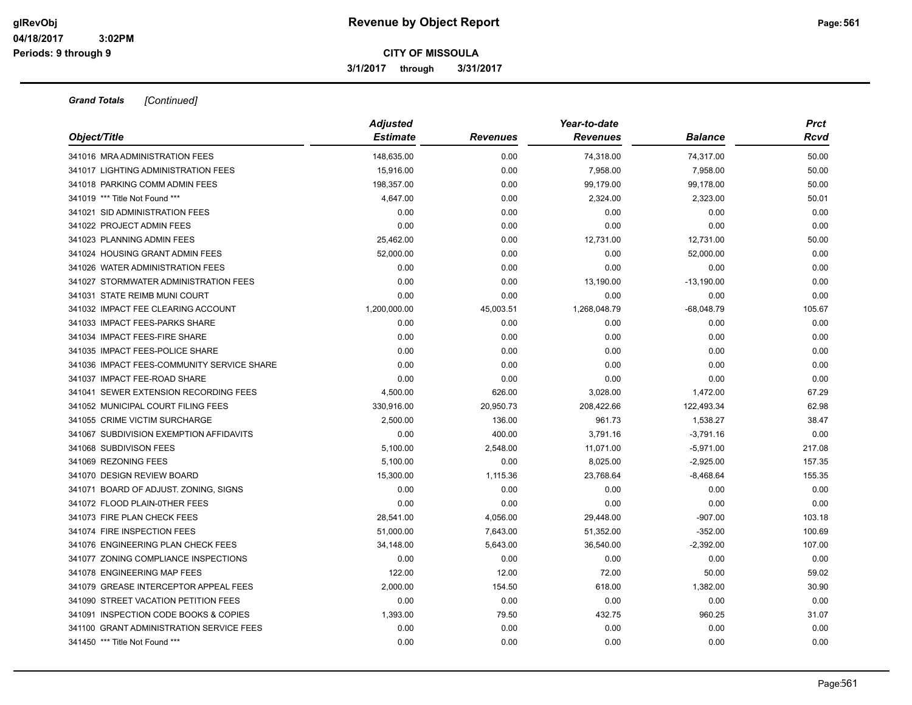**Grand Totals** *[Continued]*

| Object/Title | Adjusted Estimate | Revenues | Year-to-date Revenues | Balance | Prct Rcvd |
|---|---|---|---|---|---|
| 341016 MRA ADMINISTRATION FEES | 148,635.00 | 0.00 | 74,318.00 | 74,317.00 | 50.00 |
| 341017 LIGHTING ADMINISTRATION FEES | 15,916.00 | 0.00 | 7,958.00 | 7,958.00 | 50.00 |
| 341018 PARKING COMM ADMIN FEES | 198,357.00 | 0.00 | 99,179.00 | 99,178.00 | 50.00 |
| 341019 *** Title Not Found *** | 4,647.00 | 0.00 | 2,324.00 | 2,323.00 | 50.01 |
| 341021 SID ADMINISTRATION FEES | 0.00 | 0.00 | 0.00 | 0.00 | 0.00 |
| 341022 PROJECT ADMIN FEES | 0.00 | 0.00 | 0.00 | 0.00 | 0.00 |
| 341023 PLANNING ADMIN FEES | 25,462.00 | 0.00 | 12,731.00 | 12,731.00 | 50.00 |
| 341024 HOUSING GRANT ADMIN FEES | 52,000.00 | 0.00 | 0.00 | 52,000.00 | 0.00 |
| 341026 WATER ADMINISTRATION FEES | 0.00 | 0.00 | 0.00 | 0.00 | 0.00 |
| 341027 STORMWATER ADMINISTRATION FEES | 0.00 | 0.00 | 13,190.00 | -13,190.00 | 0.00 |
| 341031 STATE REIMB MUNI COURT | 0.00 | 0.00 | 0.00 | 0.00 | 0.00 |
| 341032 IMPACT FEE CLEARING ACCOUNT | 1,200,000.00 | 45,003.51 | 1,268,048.79 | -68,048.79 | 105.67 |
| 341033 IMPACT FEES-PARKS SHARE | 0.00 | 0.00 | 0.00 | 0.00 | 0.00 |
| 341034 IMPACT FEES-FIRE SHARE | 0.00 | 0.00 | 0.00 | 0.00 | 0.00 |
| 341035 IMPACT FEES-POLICE SHARE | 0.00 | 0.00 | 0.00 | 0.00 | 0.00 |
| 341036 IMPACT FEES-COMMUNITY SERVICE SHARE | 0.00 | 0.00 | 0.00 | 0.00 | 0.00 |
| 341037 IMPACT FEE-ROAD SHARE | 0.00 | 0.00 | 0.00 | 0.00 | 0.00 |
| 341041 SEWER EXTENSION RECORDING FEES | 4,500.00 | 626.00 | 3,028.00 | 1,472.00 | 67.29 |
| 341052 MUNICIPAL COURT FILING FEES | 330,916.00 | 20,950.73 | 208,422.66 | 122,493.34 | 62.98 |
| 341055 CRIME VICTIM SURCHARGE | 2,500.00 | 136.00 | 961.73 | 1,538.27 | 38.47 |
| 341067 SUBDIVISION EXEMPTION AFFIDAVITS | 0.00 | 400.00 | 3,791.16 | -3,791.16 | 0.00 |
| 341068 SUBDIVISON FEES | 5,100.00 | 2,548.00 | 11,071.00 | -5,971.00 | 217.08 |
| 341069 REZONING FEES | 5,100.00 | 0.00 | 8,025.00 | -2,925.00 | 157.35 |
| 341070 DESIGN REVIEW BOARD | 15,300.00 | 1,115.36 | 23,768.64 | -8,468.64 | 155.35 |
| 341071 BOARD OF ADJUST. ZONING, SIGNS | 0.00 | 0.00 | 0.00 | 0.00 | 0.00 |
| 341072 FLOOD PLAIN-0THER FEES | 0.00 | 0.00 | 0.00 | 0.00 | 0.00 |
| 341073 FIRE PLAN CHECK FEES | 28,541.00 | 4,056.00 | 29,448.00 | -907.00 | 103.18 |
| 341074 FIRE INSPECTION FEES | 51,000.00 | 7,643.00 | 51,352.00 | -352.00 | 100.69 |
| 341076 ENGINEERING PLAN CHECK FEES | 34,148.00 | 5,643.00 | 36,540.00 | -2,392.00 | 107.00 |
| 341077 ZONING COMPLIANCE INSPECTIONS | 0.00 | 0.00 | 0.00 | 0.00 | 0.00 |
| 341078 ENGINEERING MAP FEES | 122.00 | 12.00 | 72.00 | 50.00 | 59.02 |
| 341079 GREASE INTERCEPTOR APPEAL FEES | 2,000.00 | 154.50 | 618.00 | 1,382.00 | 30.90 |
| 341090 STREET VACATION PETITION FEES | 0.00 | 0.00 | 0.00 | 0.00 | 0.00 |
| 341091 INSPECTION CODE BOOKS & COPIES | 1,393.00 | 79.50 | 432.75 | 960.25 | 31.07 |
| 341100 GRANT ADMINISTRATION SERVICE FEES | 0.00 | 0.00 | 0.00 | 0.00 | 0.00 |
| 341450 *** Title Not Found *** | 0.00 | 0.00 | 0.00 | 0.00 | 0.00 |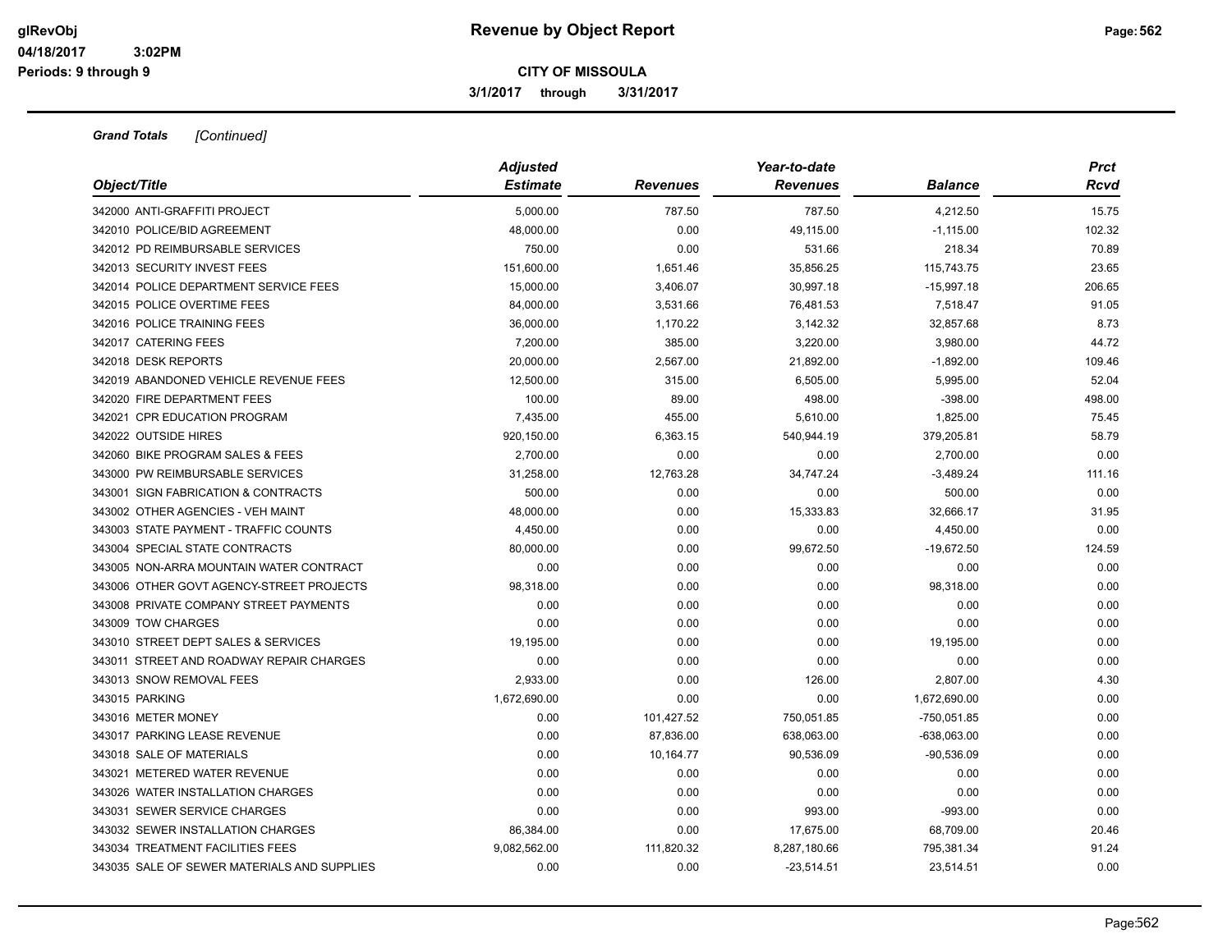**Grand Totals** *[Continued]*

| Object/Title | Adjusted Estimate | Revenues | Year-to-date Revenues | Balance | Prct Rcvd |
|---|---|---|---|---|---|
| 342000 ANTI-GRAFFITI PROJECT | 5,000.00 | 787.50 | 787.50 | 4,212.50 | 15.75 |
| 342010 POLICE/BID AGREEMENT | 48,000.00 | 0.00 | 49,115.00 | -1,115.00 | 102.32 |
| 342012 PD REIMBURSABLE SERVICES | 750.00 | 0.00 | 531.66 | 218.34 | 70.89 |
| 342013 SECURITY INVEST FEES | 151,600.00 | 1,651.46 | 35,856.25 | 115,743.75 | 23.65 |
| 342014 POLICE DEPARTMENT SERVICE FEES | 15,000.00 | 3,406.07 | 30,997.18 | -15,997.18 | 206.65 |
| 342015 POLICE OVERTIME FEES | 84,000.00 | 3,531.66 | 76,481.53 | 7,518.47 | 91.05 |
| 342016 POLICE TRAINING FEES | 36,000.00 | 1,170.22 | 3,142.32 | 32,857.68 | 8.73 |
| 342017 CATERING FEES | 7,200.00 | 385.00 | 3,220.00 | 3,980.00 | 44.72 |
| 342018 DESK REPORTS | 20,000.00 | 2,567.00 | 21,892.00 | -1,892.00 | 109.46 |
| 342019 ABANDONED VEHICLE REVENUE FEES | 12,500.00 | 315.00 | 6,505.00 | 5,995.00 | 52.04 |
| 342020 FIRE DEPARTMENT FEES | 100.00 | 89.00 | 498.00 | -398.00 | 498.00 |
| 342021 CPR EDUCATION PROGRAM | 7,435.00 | 455.00 | 5,610.00 | 1,825.00 | 75.45 |
| 342022 OUTSIDE HIRES | 920,150.00 | 6,363.15 | 540,944.19 | 379,205.81 | 58.79 |
| 342060 BIKE PROGRAM SALES & FEES | 2,700.00 | 0.00 | 0.00 | 2,700.00 | 0.00 |
| 343000 PW REIMBURSABLE SERVICES | 31,258.00 | 12,763.28 | 34,747.24 | -3,489.24 | 111.16 |
| 343001 SIGN FABRICATION & CONTRACTS | 500.00 | 0.00 | 0.00 | 500.00 | 0.00 |
| 343002 OTHER AGENCIES - VEH MAINT | 48,000.00 | 0.00 | 15,333.83 | 32,666.17 | 31.95 |
| 343003 STATE PAYMENT - TRAFFIC COUNTS | 4,450.00 | 0.00 | 0.00 | 4,450.00 | 0.00 |
| 343004 SPECIAL STATE CONTRACTS | 80,000.00 | 0.00 | 99,672.50 | -19,672.50 | 124.59 |
| 343005 NON-ARRA MOUNTAIN WATER CONTRACT | 0.00 | 0.00 | 0.00 | 0.00 | 0.00 |
| 343006 OTHER GOVT AGENCY-STREET PROJECTS | 98,318.00 | 0.00 | 0.00 | 98,318.00 | 0.00 |
| 343008 PRIVATE COMPANY STREET PAYMENTS | 0.00 | 0.00 | 0.00 | 0.00 | 0.00 |
| 343009 TOW CHARGES | 0.00 | 0.00 | 0.00 | 0.00 | 0.00 |
| 343010 STREET DEPT SALES & SERVICES | 19,195.00 | 0.00 | 0.00 | 19,195.00 | 0.00 |
| 343011 STREET AND ROADWAY REPAIR CHARGES | 0.00 | 0.00 | 0.00 | 0.00 | 0.00 |
| 343013 SNOW REMOVAL FEES | 2,933.00 | 0.00 | 126.00 | 2,807.00 | 4.30 |
| 343015 PARKING | 1,672,690.00 | 0.00 | 0.00 | 1,672,690.00 | 0.00 |
| 343016 METER MONEY | 0.00 | 101,427.52 | 750,051.85 | -750,051.85 | 0.00 |
| 343017 PARKING LEASE REVENUE | 0.00 | 87,836.00 | 638,063.00 | -638,063.00 | 0.00 |
| 343018 SALE OF MATERIALS | 0.00 | 10,164.77 | 90,536.09 | -90,536.09 | 0.00 |
| 343021 METERED WATER REVENUE | 0.00 | 0.00 | 0.00 | 0.00 | 0.00 |
| 343026 WATER INSTALLATION CHARGES | 0.00 | 0.00 | 0.00 | 0.00 | 0.00 |
| 343031 SEWER SERVICE CHARGES | 0.00 | 0.00 | 993.00 | -993.00 | 0.00 |
| 343032 SEWER INSTALLATION CHARGES | 86,384.00 | 0.00 | 17,675.00 | 68,709.00 | 20.46 |
| 343034 TREATMENT FACILITIES FEES | 9,082,562.00 | 111,820.32 | 8,287,180.66 | 795,381.34 | 91.24 |
| 343035 SALE OF SEWER MATERIALS AND SUPPLIES | 0.00 | 0.00 | -23,514.51 | 23,514.51 | 0.00 |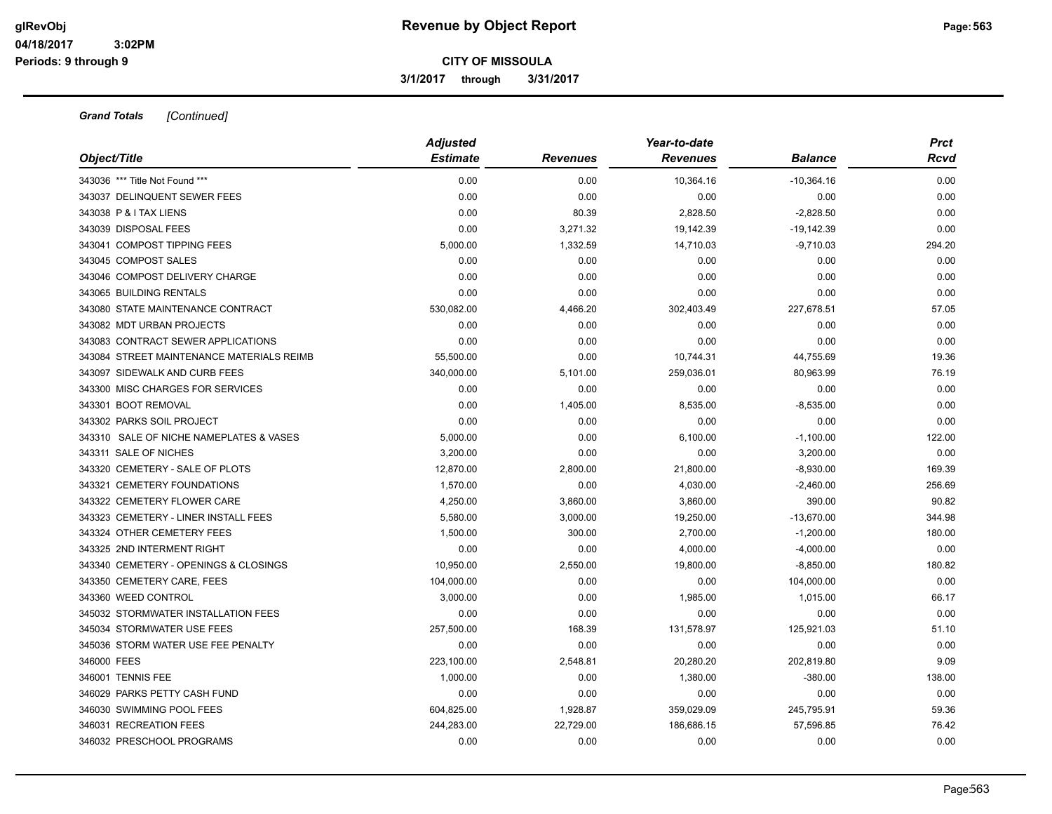# Revenue by Object Report

glRevObj
04/18/2017 3:02PM
Periods: 9 through 9

**CITY OF MISSOULA**

**3/1/2017 through 3/31/2017**

***Grand Totals*** *[Continued]*

| Object/Title | Adjusted Estimate | Revenues | Year-to-date Revenues | Balance | Prct Rcvd |
|---|---|---|---|---|---|
| 343036 *** Title Not Found *** | 0.00 | 0.00 | 10,364.16 | -10,364.16 | 0.00 |
| 343037 DELINQUENT SEWER FEES | 0.00 | 0.00 | 0.00 | 0.00 | 0.00 |
| 343038 P & I TAX LIENS | 0.00 | 80.39 | 2,828.50 | -2,828.50 | 0.00 |
| 343039 DISPOSAL FEES | 0.00 | 3,271.32 | 19,142.39 | -19,142.39 | 0.00 |
| 343041 COMPOST TIPPING FEES | 5,000.00 | 1,332.59 | 14,710.03 | -9,710.03 | 294.20 |
| 343045 COMPOST SALES | 0.00 | 0.00 | 0.00 | 0.00 | 0.00 |
| 343046 COMPOST DELIVERY CHARGE | 0.00 | 0.00 | 0.00 | 0.00 | 0.00 |
| 343065 BUILDING RENTALS | 0.00 | 0.00 | 0.00 | 0.00 | 0.00 |
| 343080 STATE MAINTENANCE CONTRACT | 530,082.00 | 4,466.20 | 302,403.49 | 227,678.51 | 57.05 |
| 343082 MDT URBAN PROJECTS | 0.00 | 0.00 | 0.00 | 0.00 | 0.00 |
| 343083 CONTRACT SEWER APPLICATIONS | 0.00 | 0.00 | 0.00 | 0.00 | 0.00 |
| 343084 STREET MAINTENANCE MATERIALS REIMB | 55,500.00 | 0.00 | 10,744.31 | 44,755.69 | 19.36 |
| 343097 SIDEWALK AND CURB FEES | 340,000.00 | 5,101.00 | 259,036.01 | 80,963.99 | 76.19 |
| 343300 MISC CHARGES FOR SERVICES | 0.00 | 0.00 | 0.00 | 0.00 | 0.00 |
| 343301 BOOT REMOVAL | 0.00 | 1,405.00 | 8,535.00 | -8,535.00 | 0.00 |
| 343302 PARKS SOIL PROJECT | 0.00 | 0.00 | 0.00 | 0.00 | 0.00 |
| 343310 SALE OF NICHE NAMEPLATES & VASES | 5,000.00 | 0.00 | 6,100.00 | -1,100.00 | 122.00 |
| 343311 SALE OF NICHES | 3,200.00 | 0.00 | 0.00 | 3,200.00 | 0.00 |
| 343320 CEMETERY - SALE OF PLOTS | 12,870.00 | 2,800.00 | 21,800.00 | -8,930.00 | 169.39 |
| 343321 CEMETERY FOUNDATIONS | 1,570.00 | 0.00 | 4,030.00 | -2,460.00 | 256.69 |
| 343322 CEMETERY FLOWER CARE | 4,250.00 | 3,860.00 | 3,860.00 | 390.00 | 90.82 |
| 343323 CEMETERY - LINER INSTALL FEES | 5,580.00 | 3,000.00 | 19,250.00 | -13,670.00 | 344.98 |
| 343324 OTHER CEMETERY FEES | 1,500.00 | 300.00 | 2,700.00 | -1,200.00 | 180.00 |
| 343325 2ND INTERMENT RIGHT | 0.00 | 0.00 | 4,000.00 | -4,000.00 | 0.00 |
| 343340 CEMETERY - OPENINGS & CLOSINGS | 10,950.00 | 2,550.00 | 19,800.00 | -8,850.00 | 180.82 |
| 343350 CEMETERY CARE, FEES | 104,000.00 | 0.00 | 0.00 | 104,000.00 | 0.00 |
| 343360 WEED CONTROL | 3,000.00 | 0.00 | 1,985.00 | 1,015.00 | 66.17 |
| 345032 STORMWATER INSTALLATION FEES | 0.00 | 0.00 | 0.00 | 0.00 | 0.00 |
| 345034 STORMWATER USE FEES | 257,500.00 | 168.39 | 131,578.97 | 125,921.03 | 51.10 |
| 345036 STORM WATER USE FEE PENALTY | 0.00 | 0.00 | 0.00 | 0.00 | 0.00 |
| 346000 FEES | 223,100.00 | 2,548.81 | 20,280.20 | 202,819.80 | 9.09 |
| 346001 TENNIS FEE | 1,000.00 | 0.00 | 1,380.00 | -380.00 | 138.00 |
| 346029 PARKS PETTY CASH FUND | 0.00 | 0.00 | 0.00 | 0.00 | 0.00 |
| 346030 SWIMMING POOL FEES | 604,825.00 | 1,928.87 | 359,029.09 | 245,795.91 | 59.36 |
| 346031 RECREATION FEES | 244,283.00 | 22,729.00 | 186,686.15 | 57,596.85 | 76.42 |
| 346032 PRESCHOOL PROGRAMS | 0.00 | 0.00 | 0.00 | 0.00 | 0.00 |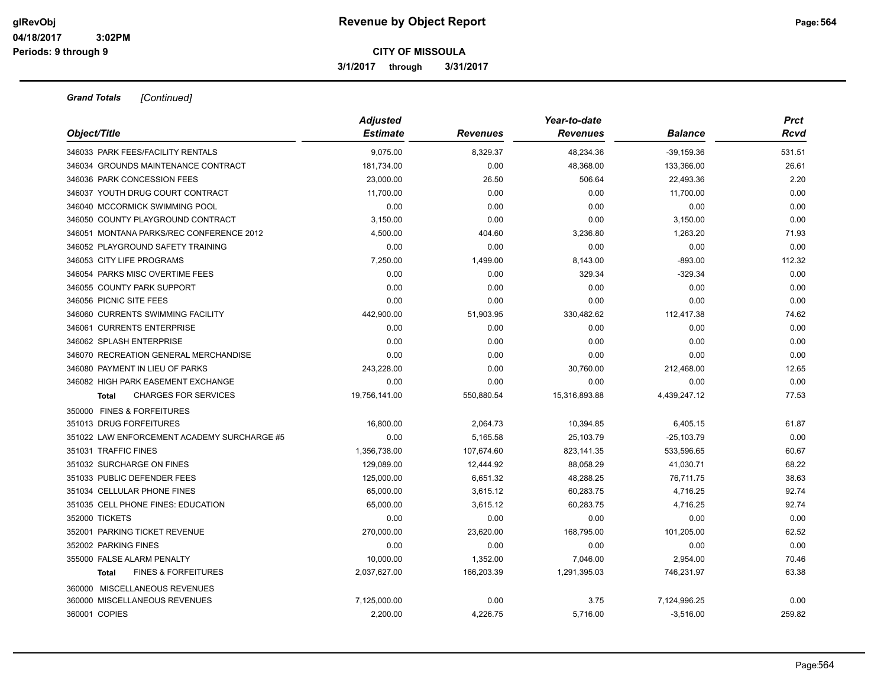# Revenue by Object Report

**CITY OF MISSOULA**

**3/1/2017 through 3/31/2017**

glRevObj
04/18/2017 3:02PM
Periods: 9 through 9

***Grand Totals*** *[Continued]*

| Object/Title | Adjusted Estimate | Revenues | Year-to-date Revenues | Balance | Prct Rcvd |
|---|---|---|---|---|---|
| 346033 PARK FEES/FACILITY RENTALS | 9,075.00 | 8,329.37 | 48,234.36 | -39,159.36 | 531.51 |
| 346034 GROUNDS MAINTENANCE CONTRACT | 181,734.00 | 0.00 | 48,368.00 | 133,366.00 | 26.61 |
| 346036 PARK CONCESSION FEES | 23,000.00 | 26.50 | 506.64 | 22,493.36 | 2.20 |
| 346037 YOUTH DRUG COURT CONTRACT | 11,700.00 | 0.00 | 0.00 | 11,700.00 | 0.00 |
| 346040 MCCORMICK SWIMMING POOL | 0.00 | 0.00 | 0.00 | 0.00 | 0.00 |
| 346050 COUNTY PLAYGROUND CONTRACT | 3,150.00 | 0.00 | 0.00 | 3,150.00 | 0.00 |
| 346051 MONTANA PARKS/REC CONFERENCE 2012 | 4,500.00 | 404.60 | 3,236.80 | 1,263.20 | 71.93 |
| 346052 PLAYGROUND SAFETY TRAINING | 0.00 | 0.00 | 0.00 | 0.00 | 0.00 |
| 346053 CITY LIFE PROGRAMS | 7,250.00 | 1,499.00 | 8,143.00 | -893.00 | 112.32 |
| 346054 PARKS MISC OVERTIME FEES | 0.00 | 0.00 | 329.34 | -329.34 | 0.00 |
| 346055 COUNTY PARK SUPPORT | 0.00 | 0.00 | 0.00 | 0.00 | 0.00 |
| 346056 PICNIC SITE FEES | 0.00 | 0.00 | 0.00 | 0.00 | 0.00 |
| 346060 CURRENTS SWIMMING FACILITY | 442,900.00 | 51,903.95 | 330,482.62 | 112,417.38 | 74.62 |
| 346061 CURRENTS ENTERPRISE | 0.00 | 0.00 | 0.00 | 0.00 | 0.00 |
| 346062 SPLASH ENTERPRISE | 0.00 | 0.00 | 0.00 | 0.00 | 0.00 |
| 346070 RECREATION GENERAL MERCHANDISE | 0.00 | 0.00 | 0.00 | 0.00 | 0.00 |
| 346080 PAYMENT IN LIEU OF PARKS | 243,228.00 | 0.00 | 30,760.00 | 212,468.00 | 12.65 |
| 346082 HIGH PARK EASEMENT EXCHANGE | 0.00 | 0.00 | 0.00 | 0.00 | 0.00 |
| **Total** CHARGES FOR SERVICES | 19,756,141.00 | 550,880.54 | 15,316,893.88 | 4,439,247.12 | 77.53 |
| 350000 FINES & FORFEITURES | | | | | |
| 351013 DRUG FORFEITURES | 16,800.00 | 2,064.73 | 10,394.85 | 6,405.15 | 61.87 |
| 351022 LAW ENFORCEMENT ACADEMY SURCHARGE #5 | 0.00 | 5,165.58 | 25,103.79 | -25,103.79 | 0.00 |
| 351031 TRAFFIC FINES | 1,356,738.00 | 107,674.60 | 823,141.35 | 533,596.65 | 60.67 |
| 351032 SURCHARGE ON FINES | 129,089.00 | 12,444.92 | 88,058.29 | 41,030.71 | 68.22 |
| 351033 PUBLIC DEFENDER FEES | 125,000.00 | 6,651.32 | 48,288.25 | 76,711.75 | 38.63 |
| 351034 CELLULAR PHONE FINES | 65,000.00 | 3,615.12 | 60,283.75 | 4,716.25 | 92.74 |
| 351035 CELL PHONE FINES: EDUCATION | 65,000.00 | 3,615.12 | 60,283.75 | 4,716.25 | 92.74 |
| 352000 TICKETS | 0.00 | 0.00 | 0.00 | 0.00 | 0.00 |
| 352001 PARKING TICKET REVENUE | 270,000.00 | 23,620.00 | 168,795.00 | 101,205.00 | 62.52 |
| 352002 PARKING FINES | 0.00 | 0.00 | 0.00 | 0.00 | 0.00 |
| 355000 FALSE ALARM PENALTY | 10,000.00 | 1,352.00 | 7,046.00 | 2,954.00 | 70.46 |
| **Total** FINES & FORFEITURES | 2,037,627.00 | 166,203.39 | 1,291,395.03 | 746,231.97 | 63.38 |
| 360000 MISCELLANEOUS REVENUES | | | | | |
| 360000 MISCELLANEOUS REVENUES | 7,125,000.00 | 0.00 | 3.75 | 7,124,996.25 | 0.00 |
| 360001 COPIES | 2,200.00 | 4,226.75 | 5,716.00 | -3,516.00 | 259.82 |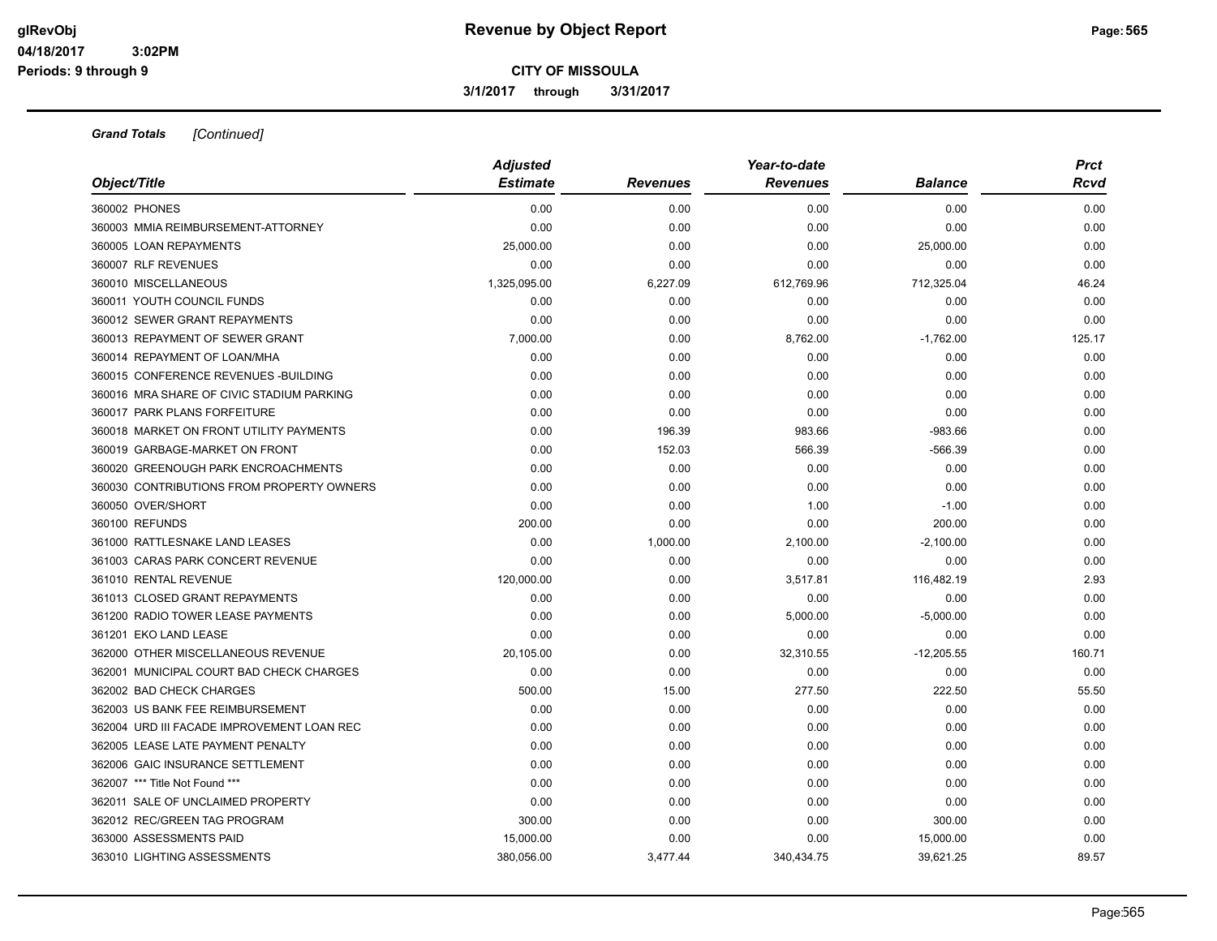**CITY OF MISSOULA**

**3/1/2017 through 3/31/2017**

***Grand Totals*** *[Continued]*

| *Object/Title* | *Adjusted Estimate* | *Revenues* | *Year-to-date Revenues* | *Balance* | *Prct Rcvd* |
|---|---|---|---|---|---|
| 360002 PHONES | 0.00 | 0.00 | 0.00 | 0.00 | 0.00 |
| 360003 MMIA REIMBURSEMENT-ATTORNEY | 0.00 | 0.00 | 0.00 | 0.00 | 0.00 |
| 360005 LOAN REPAYMENTS | 25,000.00 | 0.00 | 0.00 | 25,000.00 | 0.00 |
| 360007 RLF REVENUES | 0.00 | 0.00 | 0.00 | 0.00 | 0.00 |
| 360010 MISCELLANEOUS | 1,325,095.00 | 6,227.09 | 612,769.96 | 712,325.04 | 46.24 |
| 360011 YOUTH COUNCIL FUNDS | 0.00 | 0.00 | 0.00 | 0.00 | 0.00 |
| 360012 SEWER GRANT REPAYMENTS | 0.00 | 0.00 | 0.00 | 0.00 | 0.00 |
| 360013 REPAYMENT OF SEWER GRANT | 7,000.00 | 0.00 | 8,762.00 | -1,762.00 | 125.17 |
| 360014 REPAYMENT OF LOAN/MHA | 0.00 | 0.00 | 0.00 | 0.00 | 0.00 |
| 360015 CONFERENCE REVENUES -BUILDING | 0.00 | 0.00 | 0.00 | 0.00 | 0.00 |
| 360016 MRA SHARE OF CIVIC STADIUM PARKING | 0.00 | 0.00 | 0.00 | 0.00 | 0.00 |
| 360017 PARK PLANS FORFEITURE | 0.00 | 0.00 | 0.00 | 0.00 | 0.00 |
| 360018 MARKET ON FRONT UTILITY PAYMENTS | 0.00 | 196.39 | 983.66 | -983.66 | 0.00 |
| 360019 GARBAGE-MARKET ON FRONT | 0.00 | 152.03 | 566.39 | -566.39 | 0.00 |
| 360020 GREENOUGH PARK ENCROACHMENTS | 0.00 | 0.00 | 0.00 | 0.00 | 0.00 |
| 360030 CONTRIBUTIONS FROM PROPERTY OWNERS | 0.00 | 0.00 | 0.00 | 0.00 | 0.00 |
| 360050 OVER/SHORT | 0.00 | 0.00 | 1.00 | -1.00 | 0.00 |
| 360100 REFUNDS | 200.00 | 0.00 | 0.00 | 200.00 | 0.00 |
| 361000 RATTLESNAKE LAND LEASES | 0.00 | 1,000.00 | 2,100.00 | -2,100.00 | 0.00 |
| 361003 CARAS PARK CONCERT REVENUE | 0.00 | 0.00 | 0.00 | 0.00 | 0.00 |
| 361010 RENTAL REVENUE | 120,000.00 | 0.00 | 3,517.81 | 116,482.19 | 2.93 |
| 361013 CLOSED GRANT REPAYMENTS | 0.00 | 0.00 | 0.00 | 0.00 | 0.00 |
| 361200 RADIO TOWER LEASE PAYMENTS | 0.00 | 0.00 | 5,000.00 | -5,000.00 | 0.00 |
| 361201 EKO LAND LEASE | 0.00 | 0.00 | 0.00 | 0.00 | 0.00 |
| 362000 OTHER MISCELLANEOUS REVENUE | 20,105.00 | 0.00 | 32,310.55 | -12,205.55 | 160.71 |
| 362001 MUNICIPAL COURT BAD CHECK CHARGES | 0.00 | 0.00 | 0.00 | 0.00 | 0.00 |
| 362002 BAD CHECK CHARGES | 500.00 | 15.00 | 277.50 | 222.50 | 55.50 |
| 362003 US BANK FEE REIMBURSEMENT | 0.00 | 0.00 | 0.00 | 0.00 | 0.00 |
| 362004 URD III FACADE IMPROVEMENT LOAN REC | 0.00 | 0.00 | 0.00 | 0.00 | 0.00 |
| 362005 LEASE LATE PAYMENT PENALTY | 0.00 | 0.00 | 0.00 | 0.00 | 0.00 |
| 362006 GAIC INSURANCE SETTLEMENT | 0.00 | 0.00 | 0.00 | 0.00 | 0.00 |
| 362007 *** Title Not Found *** | 0.00 | 0.00 | 0.00 | 0.00 | 0.00 |
| 362011 SALE OF UNCLAIMED PROPERTY | 0.00 | 0.00 | 0.00 | 0.00 | 0.00 |
| 362012 REC/GREEN TAG PROGRAM | 300.00 | 0.00 | 0.00 | 300.00 | 0.00 |
| 363000 ASSESSMENTS PAID | 15,000.00 | 0.00 | 0.00 | 15,000.00 | 0.00 |
| 363010 LIGHTING ASSESSMENTS | 380,056.00 | 3,477.44 | 340,434.75 | 39,621.25 | 89.57 |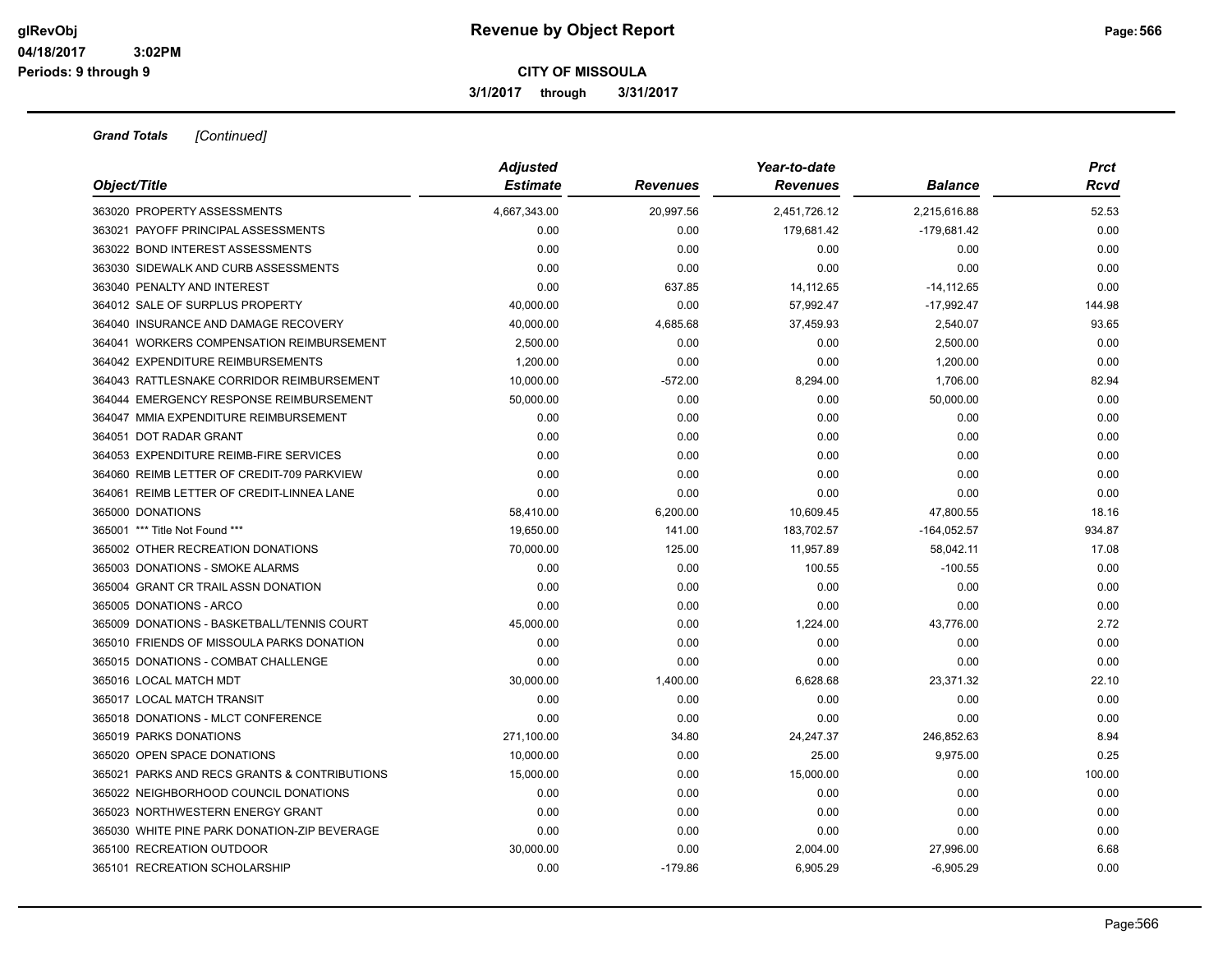**CITY OF MISSOULA**

**3/1/2017 through 3/31/2017**

***Grand Totals*** *[Continued]*

| *Object/Title* | *Adjusted Estimate* | *Revenues* | *Year-to-date Revenues* | *Balance* | *Prct Rcvd* |
|---|---|---|---|---|---|
| 363020 PROPERTY ASSESSMENTS | 4,667,343.00 | 20,997.56 | 2,451,726.12 | 2,215,616.88 | 52.53 |
| 363021 PAYOFF PRINCIPAL ASSESSMENTS | 0.00 | 0.00 | 179,681.42 | -179,681.42 | 0.00 |
| 363022 BOND INTEREST ASSESSMENTS | 0.00 | 0.00 | 0.00 | 0.00 | 0.00 |
| 363030 SIDEWALK AND CURB ASSESSMENTS | 0.00 | 0.00 | 0.00 | 0.00 | 0.00 |
| 363040 PENALTY AND INTEREST | 0.00 | 637.85 | 14,112.65 | -14,112.65 | 0.00 |
| 364012 SALE OF SURPLUS PROPERTY | 40,000.00 | 0.00 | 57,992.47 | -17,992.47 | 144.98 |
| 364040 INSURANCE AND DAMAGE RECOVERY | 40,000.00 | 4,685.68 | 37,459.93 | 2,540.07 | 93.65 |
| 364041 WORKERS COMPENSATION REIMBURSEMENT | 2,500.00 | 0.00 | 0.00 | 2,500.00 | 0.00 |
| 364042 EXPENDITURE REIMBURSEMENTS | 1,200.00 | 0.00 | 0.00 | 1,200.00 | 0.00 |
| 364043 RATTLESNAKE CORRIDOR REIMBURSEMENT | 10,000.00 | -572.00 | 8,294.00 | 1,706.00 | 82.94 |
| 364044 EMERGENCY RESPONSE REIMBURSEMENT | 50,000.00 | 0.00 | 0.00 | 50,000.00 | 0.00 |
| 364047 MMIA EXPENDITURE REIMBURSEMENT | 0.00 | 0.00 | 0.00 | 0.00 | 0.00 |
| 364051 DOT RADAR GRANT | 0.00 | 0.00 | 0.00 | 0.00 | 0.00 |
| 364053 EXPENDITURE REIMB-FIRE SERVICES | 0.00 | 0.00 | 0.00 | 0.00 | 0.00 |
| 364060 REIMB LETTER OF CREDIT-709 PARKVIEW | 0.00 | 0.00 | 0.00 | 0.00 | 0.00 |
| 364061 REIMB LETTER OF CREDIT-LINNEA LANE | 0.00 | 0.00 | 0.00 | 0.00 | 0.00 |
| 365000 DONATIONS | 58,410.00 | 6,200.00 | 10,609.45 | 47,800.55 | 18.16 |
| 365001 *** Title Not Found *** | 19,650.00 | 141.00 | 183,702.57 | -164,052.57 | 934.87 |
| 365002 OTHER RECREATION DONATIONS | 70,000.00 | 125.00 | 11,957.89 | 58,042.11 | 17.08 |
| 365003 DONATIONS - SMOKE ALARMS | 0.00 | 0.00 | 100.55 | -100.55 | 0.00 |
| 365004 GRANT CR TRAIL ASSN DONATION | 0.00 | 0.00 | 0.00 | 0.00 | 0.00 |
| 365005 DONATIONS - ARCO | 0.00 | 0.00 | 0.00 | 0.00 | 0.00 |
| 365009 DONATIONS - BASKETBALL/TENNIS COURT | 45,000.00 | 0.00 | 1,224.00 | 43,776.00 | 2.72 |
| 365010 FRIENDS OF MISSOULA PARKS DONATION | 0.00 | 0.00 | 0.00 | 0.00 | 0.00 |
| 365015 DONATIONS - COMBAT CHALLENGE | 0.00 | 0.00 | 0.00 | 0.00 | 0.00 |
| 365016 LOCAL MATCH MDT | 30,000.00 | 1,400.00 | 6,628.68 | 23,371.32 | 22.10 |
| 365017 LOCAL MATCH TRANSIT | 0.00 | 0.00 | 0.00 | 0.00 | 0.00 |
| 365018 DONATIONS - MLCT CONFERENCE | 0.00 | 0.00 | 0.00 | 0.00 | 0.00 |
| 365019 PARKS DONATIONS | 271,100.00 | 34.80 | 24,247.37 | 246,852.63 | 8.94 |
| 365020 OPEN SPACE DONATIONS | 10,000.00 | 0.00 | 25.00 | 9,975.00 | 0.25 |
| 365021 PARKS AND RECS GRANTS & CONTRIBUTIONS | 15,000.00 | 0.00 | 15,000.00 | 0.00 | 100.00 |
| 365022 NEIGHBORHOOD COUNCIL DONATIONS | 0.00 | 0.00 | 0.00 | 0.00 | 0.00 |
| 365023 NORTHWESTERN ENERGY GRANT | 0.00 | 0.00 | 0.00 | 0.00 | 0.00 |
| 365030 WHITE PINE PARK DONATION-ZIP BEVERAGE | 0.00 | 0.00 | 0.00 | 0.00 | 0.00 |
| 365100 RECREATION OUTDOOR | 30,000.00 | 0.00 | 2,004.00 | 27,996.00 | 6.68 |
| 365101 RECREATION SCHOLARSHIP | 0.00 | -179.86 | 6,905.29 | -6,905.29 | 0.00 |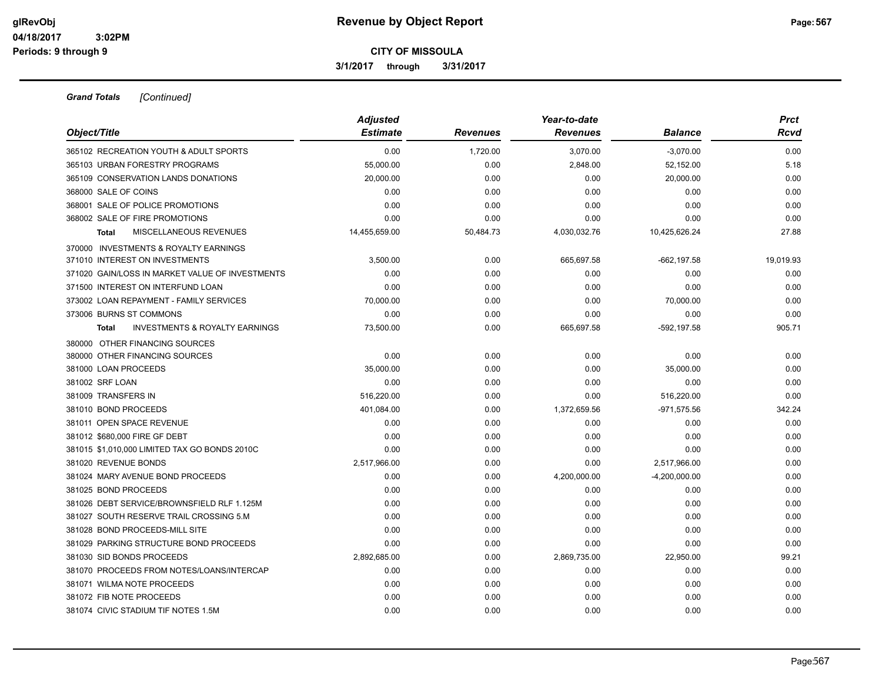**Revenue by Object Report**

glRevObj
04/18/2017 3:02PM
Periods: 9 through 9

**CITY OF MISSOULA**

**3/1/2017 through 3/31/2017**

***Grand Totals*** *[Continued]*

| Object/Title | Adjusted Estimate | Revenues | Year-to-date Revenues | Balance | Prct Rcvd |
|---|---|---|---|---|---|
| 365102 RECREATION YOUTH & ADULT SPORTS | 0.00 | 1,720.00 | 3,070.00 | -3,070.00 | 0.00 |
| 365103 URBAN FORESTRY PROGRAMS | 55,000.00 | 0.00 | 2,848.00 | 52,152.00 | 5.18 |
| 365109 CONSERVATION LANDS DONATIONS | 20,000.00 | 0.00 | 0.00 | 20,000.00 | 0.00 |
| 368000 SALE OF COINS | 0.00 | 0.00 | 0.00 | 0.00 | 0.00 |
| 368001 SALE OF POLICE PROMOTIONS | 0.00 | 0.00 | 0.00 | 0.00 | 0.00 |
| 368002 SALE OF FIRE PROMOTIONS | 0.00 | 0.00 | 0.00 | 0.00 | 0.00 |
| **Total** MISCELLANEOUS REVENUES | 14,455,659.00 | 50,484.73 | 4,030,032.76 | 10,425,626.24 | 27.88 |
| 370000 INVESTMENTS & ROYALTY EARNINGS | | | | | |
| 371010 INTEREST ON INVESTMENTS | 3,500.00 | 0.00 | 665,697.58 | -662,197.58 | 19,019.93 |
| 371020 GAIN/LOSS IN MARKET VALUE OF INVESTMENTS | 0.00 | 0.00 | 0.00 | 0.00 | 0.00 |
| 371500 INTEREST ON INTERFUND LOAN | 0.00 | 0.00 | 0.00 | 0.00 | 0.00 |
| 373002 LOAN REPAYMENT - FAMILY SERVICES | 70,000.00 | 0.00 | 0.00 | 70,000.00 | 0.00 |
| 373006 BURNS ST COMMONS | 0.00 | 0.00 | 0.00 | 0.00 | 0.00 |
| **Total** INVESTMENTS & ROYALTY EARNINGS | 73,500.00 | 0.00 | 665,697.58 | -592,197.58 | 905.71 |
| 380000 OTHER FINANCING SOURCES | | | | | |
| 380000 OTHER FINANCING SOURCES | 0.00 | 0.00 | 0.00 | 0.00 | 0.00 |
| 381000 LOAN PROCEEDS | 35,000.00 | 0.00 | 0.00 | 35,000.00 | 0.00 |
| 381002 SRF LOAN | 0.00 | 0.00 | 0.00 | 0.00 | 0.00 |
| 381009 TRANSFERS IN | 516,220.00 | 0.00 | 0.00 | 516,220.00 | 0.00 |
| 381010 BOND PROCEEDS | 401,084.00 | 0.00 | 1,372,659.56 | -971,575.56 | 342.24 |
| 381011 OPEN SPACE REVENUE | 0.00 | 0.00 | 0.00 | 0.00 | 0.00 |
| 381012 $680,000 FIRE GF DEBT | 0.00 | 0.00 | 0.00 | 0.00 | 0.00 |
| 381015 $1,010,000 LIMITED TAX GO BONDS 2010C | 0.00 | 0.00 | 0.00 | 0.00 | 0.00 |
| 381020 REVENUE BONDS | 2,517,966.00 | 0.00 | 0.00 | 2,517,966.00 | 0.00 |
| 381024 MARY AVENUE BOND PROCEEDS | 0.00 | 0.00 | 4,200,000.00 | -4,200,000.00 | 0.00 |
| 381025 BOND PROCEEDS | 0.00 | 0.00 | 0.00 | 0.00 | 0.00 |
| 381026 DEBT SERVICE/BROWNSFIELD RLF 1.125M | 0.00 | 0.00 | 0.00 | 0.00 | 0.00 |
| 381027 SOUTH RESERVE TRAIL CROSSING 5.M | 0.00 | 0.00 | 0.00 | 0.00 | 0.00 |
| 381028 BOND PROCEEDS-MILL SITE | 0.00 | 0.00 | 0.00 | 0.00 | 0.00 |
| 381029 PARKING STRUCTURE BOND PROCEEDS | 0.00 | 0.00 | 0.00 | 0.00 | 0.00 |
| 381030 SID BONDS PROCEEDS | 2,892,685.00 | 0.00 | 2,869,735.00 | 22,950.00 | 99.21 |
| 381070 PROCEEDS FROM NOTES/LOANS/INTERCAP | 0.00 | 0.00 | 0.00 | 0.00 | 0.00 |
| 381071 WILMA NOTE PROCEEDS | 0.00 | 0.00 | 0.00 | 0.00 | 0.00 |
| 381072 FIB NOTE PROCEEDS | 0.00 | 0.00 | 0.00 | 0.00 | 0.00 |
| 381074 CIVIC STADIUM TIF NOTES 1.5M | 0.00 | 0.00 | 0.00 | 0.00 | 0.00 |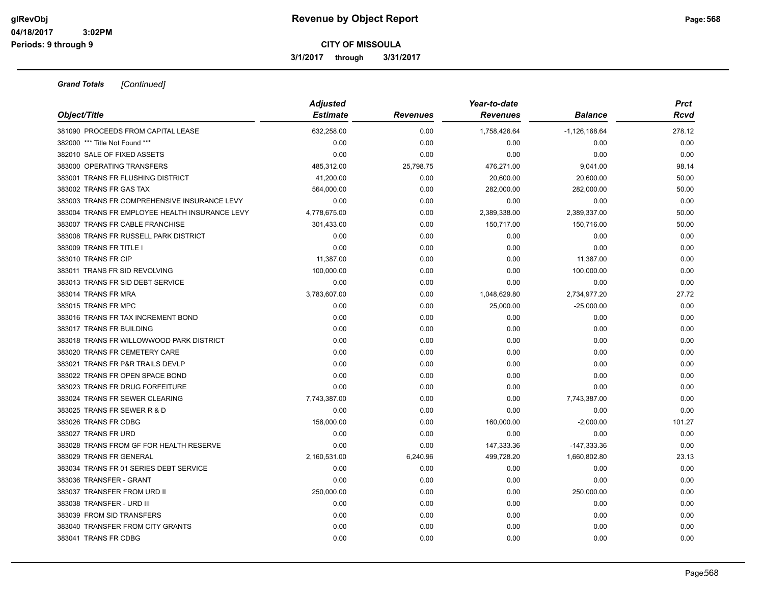**Revenue by Object Report**

**CITY OF MISSOULA**

**3/1/2017 through 3/31/2017**

glRevObj
04/18/2017 3:02PM
Periods: 9 through 9

***Grand Totals*** *[Continued]*

| Object/Title | Adjusted Estimate | Revenues | Year-to-date Revenues | Balance | Prct Rcvd |
|---|---|---|---|---|---|
| 381090 PROCEEDS FROM CAPITAL LEASE | 632,258.00 | 0.00 | 1,758,426.64 | -1,126,168.64 | 278.12 |
| 382000 *** Title Not Found *** | 0.00 | 0.00 | 0.00 | 0.00 | 0.00 |
| 382010 SALE OF FIXED ASSETS | 0.00 | 0.00 | 0.00 | 0.00 | 0.00 |
| 383000 OPERATING TRANSFERS | 485,312.00 | 25,798.75 | 476,271.00 | 9,041.00 | 98.14 |
| 383001 TRANS FR FLUSHING DISTRICT | 41,200.00 | 0.00 | 20,600.00 | 20,600.00 | 50.00 |
| 383002 TRANS FR GAS TAX | 564,000.00 | 0.00 | 282,000.00 | 282,000.00 | 50.00 |
| 383003 TRANS FR COMPREHENSIVE INSURANCE LEVY | 0.00 | 0.00 | 0.00 | 0.00 | 0.00 |
| 383004 TRANS FR EMPLOYEE HEALTH INSURANCE LEVY | 4,778,675.00 | 0.00 | 2,389,338.00 | 2,389,337.00 | 50.00 |
| 383007 TRANS FR CABLE FRANCHISE | 301,433.00 | 0.00 | 150,717.00 | 150,716.00 | 50.00 |
| 383008 TRANS FR RUSSELL PARK DISTRICT | 0.00 | 0.00 | 0.00 | 0.00 | 0.00 |
| 383009 TRANS FR TITLE I | 0.00 | 0.00 | 0.00 | 0.00 | 0.00 |
| 383010 TRANS FR CIP | 11,387.00 | 0.00 | 0.00 | 11,387.00 | 0.00 |
| 383011 TRANS FR SID REVOLVING | 100,000.00 | 0.00 | 0.00 | 100,000.00 | 0.00 |
| 383013 TRANS FR SID DEBT SERVICE | 0.00 | 0.00 | 0.00 | 0.00 | 0.00 |
| 383014 TRANS FR MRA | 3,783,607.00 | 0.00 | 1,048,629.80 | 2,734,977.20 | 27.72 |
| 383015 TRANS FR MPC | 0.00 | 0.00 | 25,000.00 | -25,000.00 | 0.00 |
| 383016 TRANS FR TAX INCREMENT BOND | 0.00 | 0.00 | 0.00 | 0.00 | 0.00 |
| 383017 TRANS FR BUILDING | 0.00 | 0.00 | 0.00 | 0.00 | 0.00 |
| 383018 TRANS FR WILLOWWOOD PARK DISTRICT | 0.00 | 0.00 | 0.00 | 0.00 | 0.00 |
| 383020 TRANS FR CEMETERY CARE | 0.00 | 0.00 | 0.00 | 0.00 | 0.00 |
| 383021 TRANS FR P&R TRAILS DEVLP | 0.00 | 0.00 | 0.00 | 0.00 | 0.00 |
| 383022 TRANS FR OPEN SPACE BOND | 0.00 | 0.00 | 0.00 | 0.00 | 0.00 |
| 383023 TRANS FR DRUG FORFEITURE | 0.00 | 0.00 | 0.00 | 0.00 | 0.00 |
| 383024 TRANS FR SEWER CLEARING | 7,743,387.00 | 0.00 | 0.00 | 7,743,387.00 | 0.00 |
| 383025 TRANS FR SEWER R & D | 0.00 | 0.00 | 0.00 | 0.00 | 0.00 |
| 383026 TRANS FR CDBG | 158,000.00 | 0.00 | 160,000.00 | -2,000.00 | 101.27 |
| 383027 TRANS FR URD | 0.00 | 0.00 | 0.00 | 0.00 | 0.00 |
| 383028 TRANS FROM GF FOR HEALTH RESERVE | 0.00 | 0.00 | 147,333.36 | -147,333.36 | 0.00 |
| 383029 TRANS FR GENERAL | 2,160,531.00 | 6,240.96 | 499,728.20 | 1,660,802.80 | 23.13 |
| 383034 TRANS FR 01 SERIES DEBT SERVICE | 0.00 | 0.00 | 0.00 | 0.00 | 0.00 |
| 383036 TRANSFER - GRANT | 0.00 | 0.00 | 0.00 | 0.00 | 0.00 |
| 383037 TRANSFER FROM URD II | 250,000.00 | 0.00 | 0.00 | 250,000.00 | 0.00 |
| 383038 TRANSFER - URD III | 0.00 | 0.00 | 0.00 | 0.00 | 0.00 |
| 383039 FROM SID TRANSFERS | 0.00 | 0.00 | 0.00 | 0.00 | 0.00 |
| 383040 TRANSFER FROM CITY GRANTS | 0.00 | 0.00 | 0.00 | 0.00 | 0.00 |
| 383041 TRANS FR CDBG | 0.00 | 0.00 | 0.00 | 0.00 | 0.00 |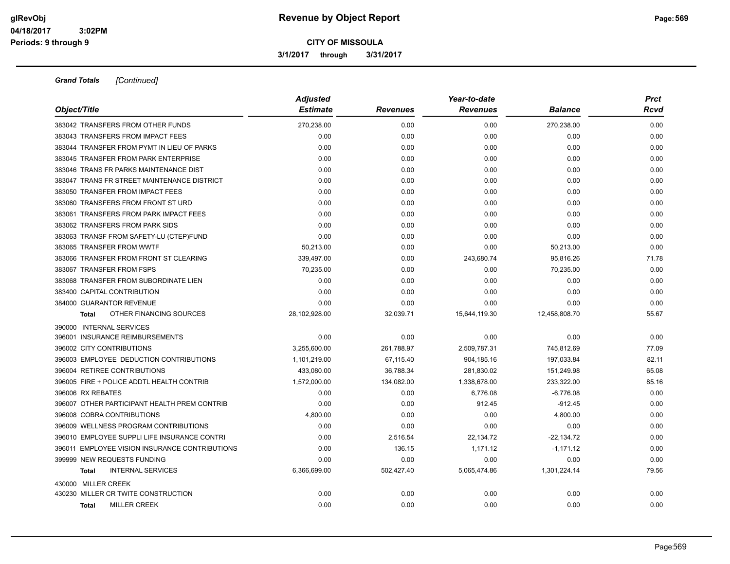**Grand Totals** *[Continued]*

| Object/Title | Adjusted Estimate | Revenues | Year-to-date Revenues | Balance | Prct Rcvd |
|---|---|---|---|---|---|
| 383042 TRANSFERS FROM OTHER FUNDS | 270,238.00 | 0.00 | 0.00 | 270,238.00 | 0.00 |
| 383043 TRANSFERS FROM IMPACT FEES | 0.00 | 0.00 | 0.00 | 0.00 | 0.00 |
| 383044 TRANSFER FROM PYMT IN LIEU OF PARKS | 0.00 | 0.00 | 0.00 | 0.00 | 0.00 |
| 383045 TRANSFER FROM PARK ENTERPRISE | 0.00 | 0.00 | 0.00 | 0.00 | 0.00 |
| 383046 TRANS FR PARKS MAINTENANCE DIST | 0.00 | 0.00 | 0.00 | 0.00 | 0.00 |
| 383047 TRANS FR STREET MAINTENANCE DISTRICT | 0.00 | 0.00 | 0.00 | 0.00 | 0.00 |
| 383050 TRANSFER FROM IMPACT FEES | 0.00 | 0.00 | 0.00 | 0.00 | 0.00 |
| 383060 TRANSFERS FROM FRONT ST URD | 0.00 | 0.00 | 0.00 | 0.00 | 0.00 |
| 383061 TRANSFERS FROM PARK IMPACT FEES | 0.00 | 0.00 | 0.00 | 0.00 | 0.00 |
| 383062 TRANSFERS FROM PARK SIDS | 0.00 | 0.00 | 0.00 | 0.00 | 0.00 |
| 383063 TRANSF FROM SAFETY-LU (CTEP)FUND | 0.00 | 0.00 | 0.00 | 0.00 | 0.00 |
| 383065 TRANSFER FROM WWTF | 50,213.00 | 0.00 | 0.00 | 50,213.00 | 0.00 |
| 383066 TRANSFER FROM FRONT ST CLEARING | 339,497.00 | 0.00 | 243,680.74 | 95,816.26 | 71.78 |
| 383067 TRANSFER FROM FSPS | 70,235.00 | 0.00 | 0.00 | 70,235.00 | 0.00 |
| 383068 TRANSFER FROM SUBORDINATE LIEN | 0.00 | 0.00 | 0.00 | 0.00 | 0.00 |
| 383400 CAPITAL CONTRIBUTION | 0.00 | 0.00 | 0.00 | 0.00 | 0.00 |
| 384000 GUARANTOR REVENUE | 0.00 | 0.00 | 0.00 | 0.00 | 0.00 |
| **Total** OTHER FINANCING SOURCES | 28,102,928.00 | 32,039.71 | 15,644,119.30 | 12,458,808.70 | 55.67 |
| 390000 INTERNAL SERVICES | | | | | |
| 396001 INSURANCE REIMBURSEMENTS | 0.00 | 0.00 | 0.00 | 0.00 | 0.00 |
| 396002 CITY CONTRIBUTIONS | 3,255,600.00 | 261,788.97 | 2,509,787.31 | 745,812.69 | 77.09 |
| 396003 EMPLOYEE DEDUCTION CONTRIBUTIONS | 1,101,219.00 | 67,115.40 | 904,185.16 | 197,033.84 | 82.11 |
| 396004 RETIREE CONTRIBUTIONS | 433,080.00 | 36,788.34 | 281,830.02 | 151,249.98 | 65.08 |
| 396005 FIRE + POLICE ADDTL HEALTH CONTRIB | 1,572,000.00 | 134,082.00 | 1,338,678.00 | 233,322.00 | 85.16 |
| 396006 RX REBATES | 0.00 | 0.00 | 6,776.08 | -6,776.08 | 0.00 |
| 396007 OTHER PARTICIPANT HEALTH PREM CONTRIB | 0.00 | 0.00 | 912.45 | -912.45 | 0.00 |
| 396008 COBRA CONTRIBUTIONS | 4,800.00 | 0.00 | 0.00 | 4,800.00 | 0.00 |
| 396009 WELLNESS PROGRAM CONTRIBUTIONS | 0.00 | 0.00 | 0.00 | 0.00 | 0.00 |
| 396010 EMPLOYEE SUPPLI LIFE INSURANCE CONTRI | 0.00 | 2,516.54 | 22,134.72 | -22,134.72 | 0.00 |
| 396011 EMPLOYEE VISION INSURANCE CONTRIBUTIONS | 0.00 | 136.15 | 1,171.12 | -1,171.12 | 0.00 |
| 399999 NEW REQUESTS FUNDING | 0.00 | 0.00 | 0.00 | 0.00 | 0.00 |
| **Total** INTERNAL SERVICES | 6,366,699.00 | 502,427.40 | 5,065,474.86 | 1,301,224.14 | 79.56 |
| 430000 MILLER CREEK | | | | | |
| 430230 MILLER CR TWITE CONSTRUCTION | 0.00 | 0.00 | 0.00 | 0.00 | 0.00 |
| **Total** MILLER CREEK | 0.00 | 0.00 | 0.00 | 0.00 | 0.00 |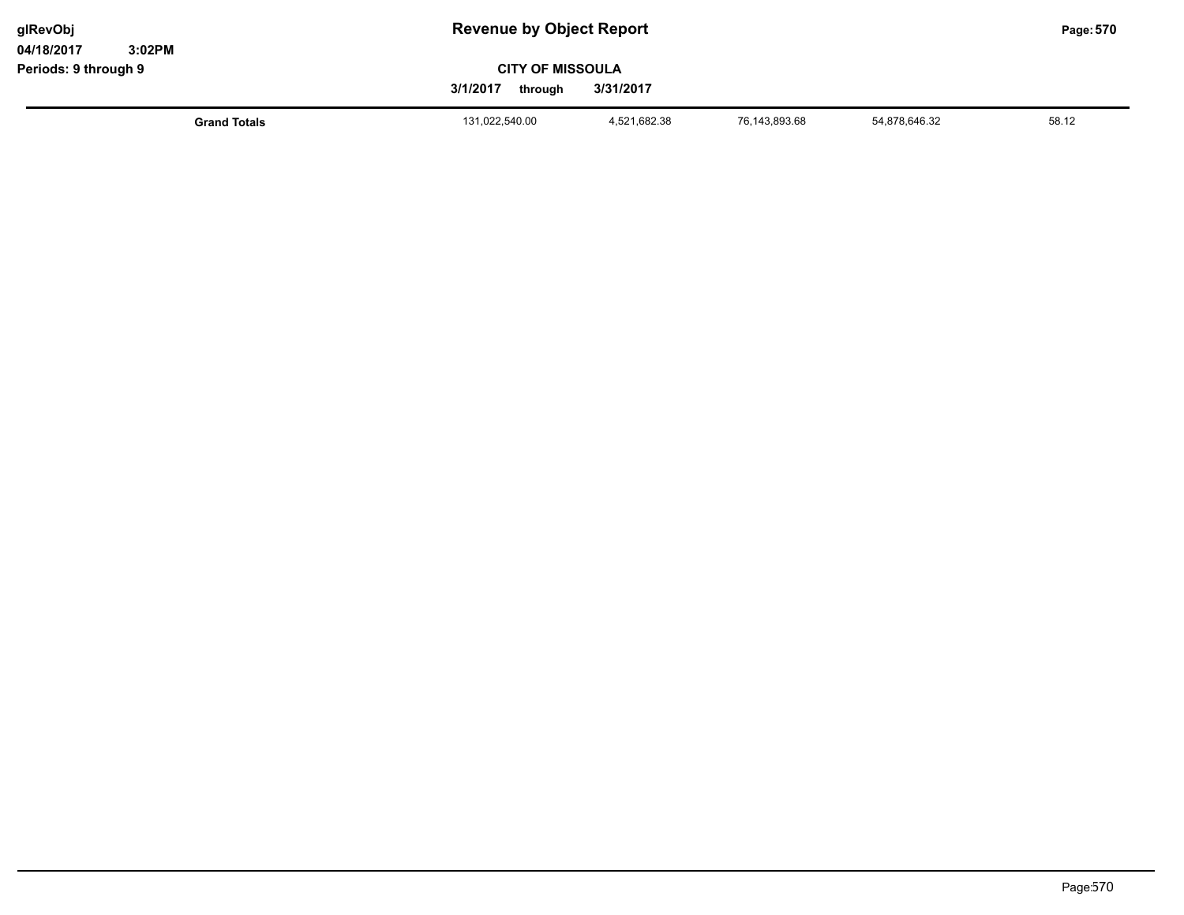| | | | | | |
|---|---|---|---|---|---|
| **Grand Totals** | 131,022,540.00 | 4,521,682.38 | 76,143,893.68 | 54,878,646.32 | 58.12 |